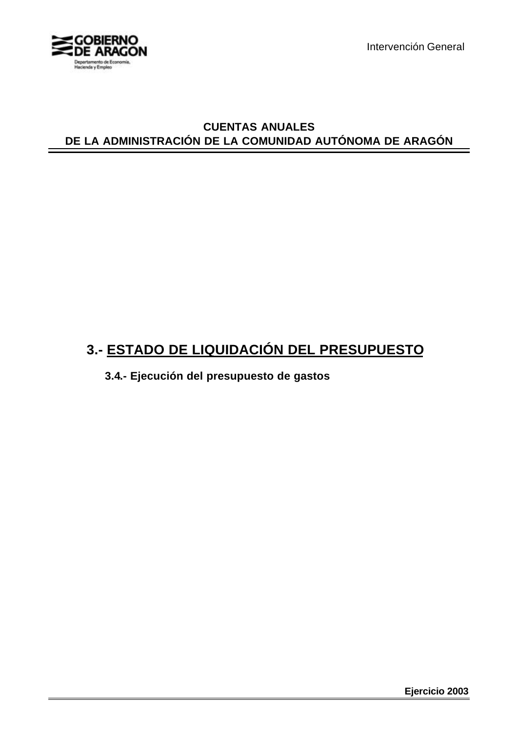GOBIERNO DE ARAGON

Departamento de Economía, Hacienda y Empleo

Intervención General

**CUENTAS ANUALES**
**DE LA ADMINISTRACIÓN DE LA COMUNIDAD AUTÓNOMA DE ARAGÓN**

# 3.- ESTADO DE LIQUIDACIÓN DEL PRESUPUESTO

## 3.4.- Ejecución del presupuesto de gastos

**Ejercicio 2003**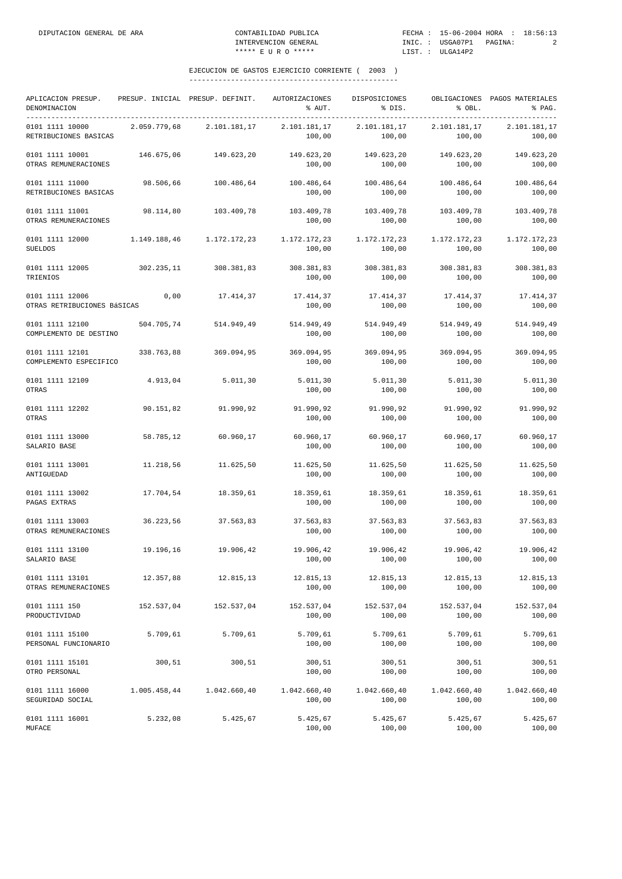## EJECUCION DE GASTOS EJERCICIO CORRIENTE ( 2003 )

| APLICACION PRESUP. DENOMINACION | PRESUP. INICIAL | PRESUP. DEFINIT. | AUTORIZACIONES % AUT. | DISPOSICIONES % DIS. | OBLIGACIONES % OBL. | PAGOS MATERIALES % PAG. |
|---|---|---|---|---|---|---|
| 0101 1111 10000 RETRIBUCIONES BASICAS | 2.059.779,68 | 2.101.181,17 | 2.101.181,17 100,00 | 2.101.181,17 100,00 | 2.101.181,17 100,00 | 2.101.181,17 100,00 |
| 0101 1111 10001 OTRAS REMUNERACIONES | 146.675,06 | 149.623,20 | 149.623,20 100,00 | 149.623,20 100,00 | 149.623,20 100,00 | 149.623,20 100,00 |
| 0101 1111 11000 RETRIBUCIONES BASICAS | 98.506,66 | 100.486,64 | 100.486,64 100,00 | 100.486,64 100,00 | 100.486,64 100,00 | 100.486,64 100,00 |
| 0101 1111 11001 OTRAS REMUNERACIONES | 98.114,80 | 103.409,78 | 103.409,78 100,00 | 103.409,78 100,00 | 103.409,78 100,00 | 103.409,78 100,00 |
| 0101 1111 12000 SUELDOS | 1.149.188,46 | 1.172.172,23 | 1.172.172,23 100,00 | 1.172.172,23 100,00 | 1.172.172,23 100,00 | 1.172.172,23 100,00 |
| 0101 1111 12005 TRIENIOS | 302.235,11 | 308.381,83 | 308.381,83 100,00 | 308.381,83 100,00 | 308.381,83 100,00 | 308.381,83 100,00 |
| 0101 1111 12006 OTRAS RETRIBUCIONES BáSICAS | 0,00 | 17.414,37 | 17.414,37 100,00 | 17.414,37 100,00 | 17.414,37 100,00 | 17.414,37 100,00 |
| 0101 1111 12100 COMPLEMENTO DE DESTINO | 504.705,74 | 514.949,49 | 514.949,49 100,00 | 514.949,49 100,00 | 514.949,49 100,00 | 514.949,49 100,00 |
| 0101 1111 12101 COMPLEMENTO ESPECIFICO | 338.763,88 | 369.094,95 | 369.094,95 100,00 | 369.094,95 100,00 | 369.094,95 100,00 | 369.094,95 100,00 |
| 0101 1111 12109 OTRAS | 4.913,04 | 5.011,30 | 5.011,30 100,00 | 5.011,30 100,00 | 5.011,30 100,00 | 5.011,30 100,00 |
| 0101 1111 12202 OTRAS | 90.151,82 | 91.990,92 | 91.990,92 100,00 | 91.990,92 100,00 | 91.990,92 100,00 | 91.990,92 100,00 |
| 0101 1111 13000 SALARIO BASE | 58.785,12 | 60.960,17 | 60.960,17 100,00 | 60.960,17 100,00 | 60.960,17 100,00 | 60.960,17 100,00 |
| 0101 1111 13001 ANTIGUEDAD | 11.218,56 | 11.625,50 | 11.625,50 100,00 | 11.625,50 100,00 | 11.625,50 100,00 | 11.625,50 100,00 |
| 0101 1111 13002 PAGAS EXTRAS | 17.704,54 | 18.359,61 | 18.359,61 100,00 | 18.359,61 100,00 | 18.359,61 100,00 | 18.359,61 100,00 |
| 0101 1111 13003 OTRAS REMUNERACIONES | 36.223,56 | 37.563,83 | 37.563,83 100,00 | 37.563,83 100,00 | 37.563,83 100,00 | 37.563,83 100,00 |
| 0101 1111 13100 SALARIO BASE | 19.196,16 | 19.906,42 | 19.906,42 100,00 | 19.906,42 100,00 | 19.906,42 100,00 | 19.906,42 100,00 |
| 0101 1111 13101 OTRAS REMUNERACIONES | 12.357,88 | 12.815,13 | 12.815,13 100,00 | 12.815,13 100,00 | 12.815,13 100,00 | 12.815,13 100,00 |
| 0101 1111 150 PRODUCTIVIDAD | 152.537,04 | 152.537,04 | 152.537,04 100,00 | 152.537,04 100,00 | 152.537,04 100,00 | 152.537,04 100,00 |
| 0101 1111 15100 PERSONAL FUNCIONARIO | 5.709,61 | 5.709,61 | 5.709,61 100,00 | 5.709,61 100,00 | 5.709,61 100,00 | 5.709,61 100,00 |
| 0101 1111 15101 OTRO PERSONAL | 300,51 | 300,51 | 300,51 100,00 | 300,51 100,00 | 300,51 100,00 | 300,51 100,00 |
| 0101 1111 16000 SEGURIDAD SOCIAL | 1.005.458,44 | 1.042.660,40 | 1.042.660,40 100,00 | 1.042.660,40 100,00 | 1.042.660,40 100,00 | 1.042.660,40 100,00 |
| 0101 1111 16001 MUFACE | 5.232,08 | 5.425,67 | 5.425,67 100,00 | 5.425,67 100,00 | 5.425,67 100,00 | 5.425,67 100,00 |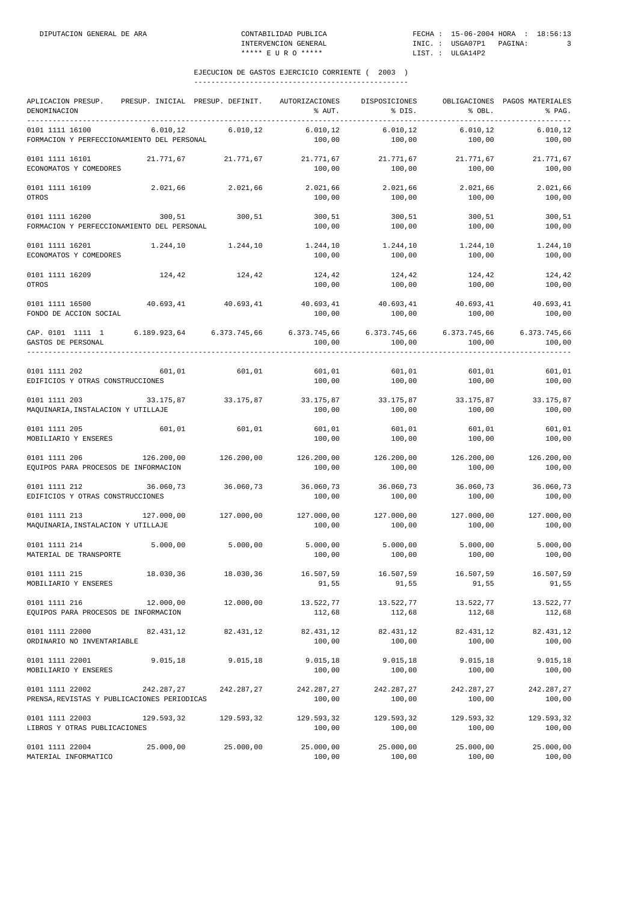## EJECUCION DE GASTOS EJERCICIO CORRIENTE ( 2003 )

| APLICACION PRESUP. DENOMINACION | PRESUP. INICIAL | PRESUP. DEFINIT. | AUTORIZACIONES % AUT. | DISPOSICIONES % DIS. | OBLIGACIONES % OBL. | PAGOS MATERIALES % PAG. |
|---|---|---|---|---|---|---|
| 0101 1111 16100 FORMACION Y PERFECCIONAMIENTO DEL PERSONAL | 6.010,12 | 6.010,12 | 6.010,12 100,00 | 6.010,12 100,00 | 6.010,12 100,00 | 6.010,12 100,00 |
| 0101 1111 16101 ECONOMATOS Y COMEDORES | 21.771,67 | 21.771,67 | 21.771,67 100,00 | 21.771,67 100,00 | 21.771,67 100,00 | 21.771,67 100,00 |
| 0101 1111 16109 OTROS | 2.021,66 | 2.021,66 | 2.021,66 100,00 | 2.021,66 100,00 | 2.021,66 100,00 | 2.021,66 100,00 |
| 0101 1111 16200 FORMACION Y PERFECCIONAMIENTO DEL PERSONAL | 300,51 | 300,51 | 300,51 100,00 | 300,51 100,00 | 300,51 100,00 | 300,51 100,00 |
| 0101 1111 16201 ECONOMATOS Y COMEDORES | 1.244,10 | 1.244,10 | 1.244,10 100,00 | 1.244,10 100,00 | 1.244,10 100,00 | 1.244,10 100,00 |
| 0101 1111 16209 OTROS | 124,42 | 124,42 | 124,42 100,00 | 124,42 100,00 | 124,42 100,00 | 124,42 100,00 |
| 0101 1111 16500 FONDO DE ACCION SOCIAL | 40.693,41 | 40.693,41 | 40.693,41 100,00 | 40.693,41 100,00 | 40.693,41 100,00 | 40.693,41 100,00 |
| CAP. 0101 1111 1 GASTOS DE PERSONAL | 6.189.923,64 | 6.373.745,66 | 6.373.745,66 100,00 | 6.373.745,66 100,00 | 6.373.745,66 100,00 | 6.373.745,66 100,00 |
| 0101 1111 202 EDIFICIOS Y OTRAS CONSTRUCCIONES | 601,01 | 601,01 | 601,01 100,00 | 601,01 100,00 | 601,01 100,00 | 601,01 100,00 |
| 0101 1111 203 MAQUINARIA,INSTALACION Y UTILLAJE | 33.175,87 | 33.175,87 | 33.175,87 100,00 | 33.175,87 100,00 | 33.175,87 100,00 | 33.175,87 100,00 |
| 0101 1111 205 MOBILIARIO Y ENSERES | 601,01 | 601,01 | 601,01 100,00 | 601,01 100,00 | 601,01 100,00 | 601,01 100,00 |
| 0101 1111 206 EQUIPOS PARA PROCESOS DE INFORMACION | 126.200,00 | 126.200,00 | 126.200,00 100,00 | 126.200,00 100,00 | 126.200,00 100,00 | 126.200,00 100,00 |
| 0101 1111 212 EDIFICIOS Y OTRAS CONSTRUCCIONES | 36.060,73 | 36.060,73 | 36.060,73 100,00 | 36.060,73 100,00 | 36.060,73 100,00 | 36.060,73 100,00 |
| 0101 1111 213 MAQUINARIA,INSTALACION Y UTILLAJE | 127.000,00 | 127.000,00 | 127.000,00 100,00 | 127.000,00 100,00 | 127.000,00 100,00 | 127.000,00 100,00 |
| 0101 1111 214 MATERIAL DE TRANSPORTE | 5.000,00 | 5.000,00 | 5.000,00 100,00 | 5.000,00 100,00 | 5.000,00 100,00 | 5.000,00 100,00 |
| 0101 1111 215 MOBILIARIO Y ENSERES | 18.030,36 | 18.030,36 | 16.507,59 91,55 | 16.507,59 91,55 | 16.507,59 91,55 | 16.507,59 91,55 |
| 0101 1111 216 EQUIPOS PARA PROCESOS DE INFORMACION | 12.000,00 | 12.000,00 | 13.522,77 112,68 | 13.522,77 112,68 | 13.522,77 112,68 | 13.522,77 112,68 |
| 0101 1111 22000 ORDINARIO NO INVENTARIABLE | 82.431,12 | 82.431,12 | 82.431,12 100,00 | 82.431,12 100,00 | 82.431,12 100,00 | 82.431,12 100,00 |
| 0101 1111 22001 MOBILIARIO Y ENSERES | 9.015,18 | 9.015,18 | 9.015,18 100,00 | 9.015,18 100,00 | 9.015,18 100,00 | 9.015,18 100,00 |
| 0101 1111 22002 PRENSA,REVISTAS Y PUBLICACIONES PERIODICAS | 242.287,27 | 242.287,27 | 242.287,27 100,00 | 242.287,27 100,00 | 242.287,27 100,00 | 242.287,27 100,00 |
| 0101 1111 22003 LIBROS Y OTRAS PUBLICACIONES | 129.593,32 | 129.593,32 | 129.593,32 100,00 | 129.593,32 100,00 | 129.593,32 100,00 | 129.593,32 100,00 |
| 0101 1111 22004 MATERIAL INFORMATICO | 25.000,00 | 25.000,00 | 25.000,00 100,00 | 25.000,00 100,00 | 25.000,00 100,00 | 25.000,00 100,00 |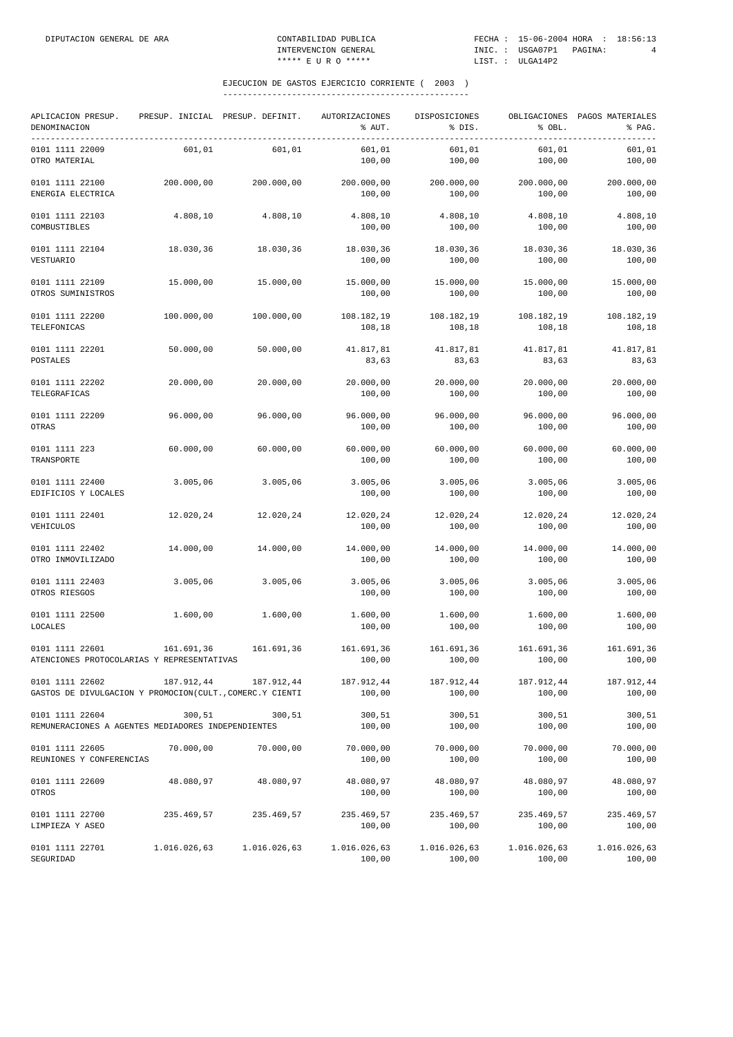## EJECUCION DE GASTOS EJERCICIO CORRIENTE ( 2003 )

| APLICACION PRESUP. DENOMINACION | PRESUP. INICIAL | PRESUP. DEFINIT. | AUTORIZACIONES % AUT. | DISPOSICIONES % DIS. | OBLIGACIONES % OBL. | PAGOS MATERIALES % PAG. |
|---|---|---|---|---|---|---|
| 0101 1111 22009 OTRO MATERIAL | 601,01 | 601,01 | 601,01 100,00 | 601,01 100,00 | 601,01 100,00 | 601,01 100,00 |
| 0101 1111 22100 ENERGIA ELECTRICA | 200.000,00 | 200.000,00 | 200.000,00 100,00 | 200.000,00 100,00 | 200.000,00 100,00 | 200.000,00 100,00 |
| 0101 1111 22103 COMBUSTIBLES | 4.808,10 | 4.808,10 | 4.808,10 100,00 | 4.808,10 100,00 | 4.808,10 100,00 | 4.808,10 100,00 |
| 0101 1111 22104 VESTUARIO | 18.030,36 | 18.030,36 | 18.030,36 100,00 | 18.030,36 100,00 | 18.030,36 100,00 | 18.030,36 100,00 |
| 0101 1111 22109 OTROS SUMINISTROS | 15.000,00 | 15.000,00 | 15.000,00 100,00 | 15.000,00 100,00 | 15.000,00 100,00 | 15.000,00 100,00 |
| 0101 1111 22200 TELEFONICAS | 100.000,00 | 100.000,00 | 108.182,19 108,18 | 108.182,19 108,18 | 108.182,19 108,18 | 108.182,19 108,18 |
| 0101 1111 22201 POSTALES | 50.000,00 | 50.000,00 | 41.817,81 83,63 | 41.817,81 83,63 | 41.817,81 83,63 | 41.817,81 83,63 |
| 0101 1111 22202 TELEGRAFICAS | 20.000,00 | 20.000,00 | 20.000,00 100,00 | 20.000,00 100,00 | 20.000,00 100,00 | 20.000,00 100,00 |
| 0101 1111 22209 OTRAS | 96.000,00 | 96.000,00 | 96.000,00 100,00 | 96.000,00 100,00 | 96.000,00 100,00 | 96.000,00 100,00 |
| 0101 1111 223 TRANSPORTE | 60.000,00 | 60.000,00 | 60.000,00 100,00 | 60.000,00 100,00 | 60.000,00 100,00 | 60.000,00 100,00 |
| 0101 1111 22400 EDIFICIOS Y LOCALES | 3.005,06 | 3.005,06 | 3.005,06 100,00 | 3.005,06 100,00 | 3.005,06 100,00 | 3.005,06 100,00 |
| 0101 1111 22401 VEHICULOS | 12.020,24 | 12.020,24 | 12.020,24 100,00 | 12.020,24 100,00 | 12.020,24 100,00 | 12.020,24 100,00 |
| 0101 1111 22402 OTRO INMOVILIZADO | 14.000,00 | 14.000,00 | 14.000,00 100,00 | 14.000,00 100,00 | 14.000,00 100,00 | 14.000,00 100,00 |
| 0101 1111 22403 OTROS RIESGOS | 3.005,06 | 3.005,06 | 3.005,06 100,00 | 3.005,06 100,00 | 3.005,06 100,00 | 3.005,06 100,00 |
| 0101 1111 22500 LOCALES | 1.600,00 | 1.600,00 | 1.600,00 100,00 | 1.600,00 100,00 | 1.600,00 100,00 | 1.600,00 100,00 |
| 0101 1111 22601 ATENCIONES PROTOCOLARIAS Y REPRESENTATIVAS | 161.691,36 | 161.691,36 | 161.691,36 100,00 | 161.691,36 100,00 | 161.691,36 100,00 | 161.691,36 100,00 |
| 0101 1111 22602 GASTOS DE DIVULGACION Y PROMOCION(CULT.,COMERC.Y CIENTI | 187.912,44 | 187.912,44 | 187.912,44 100,00 | 187.912,44 100,00 | 187.912,44 100,00 | 187.912,44 100,00 |
| 0101 1111 22604 REMUNERACIONES A AGENTES MEDIADORES INDEPENDIENTES | 300,51 | 300,51 | 300,51 100,00 | 300,51 100,00 | 300,51 100,00 | 300,51 100,00 |
| 0101 1111 22605 REUNIONES Y CONFERENCIAS | 70.000,00 | 70.000,00 | 70.000,00 100,00 | 70.000,00 100,00 | 70.000,00 100,00 | 70.000,00 100,00 |
| 0101 1111 22609 OTROS | 48.080,97 | 48.080,97 | 48.080,97 100,00 | 48.080,97 100,00 | 48.080,97 100,00 | 48.080,97 100,00 |
| 0101 1111 22700 LIMPIEZA Y ASEO | 235.469,57 | 235.469,57 | 235.469,57 100,00 | 235.469,57 100,00 | 235.469,57 100,00 | 235.469,57 100,00 |
| 0101 1111 22701 SEGURIDAD | 1.016.026,63 | 1.016.026,63 | 1.016.026,63 100,00 | 1.016.026,63 100,00 | 1.016.026,63 100,00 | 1.016.026,63 100,00 |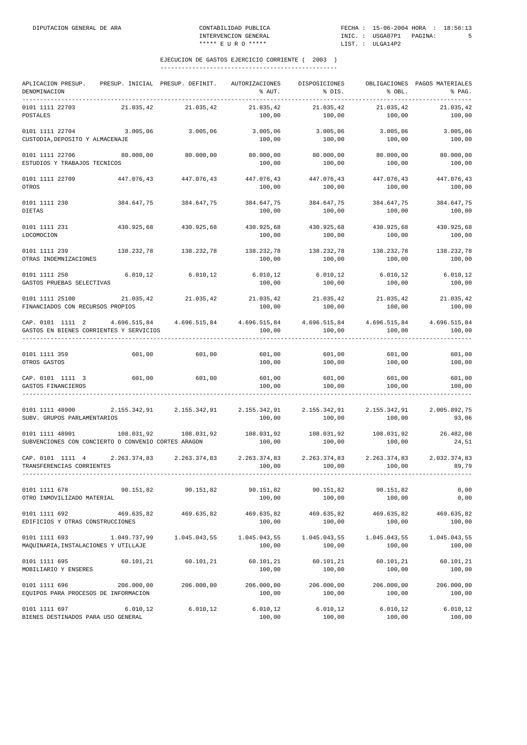## EJECUCION DE GASTOS EJERCICIO CORRIENTE ( 2003 )

| APLICACION PRESUP. DENOMINACION | PRESUP. INICIAL | PRESUP. DEFINIT. | AUTORIZACIONES % AUT. | DISPOSICIONES % DIS. | OBLIGACIONES % OBL. | PAGOS MATERIALES % PAG. |
|---|---|---|---|---|---|---|
| 0101 1111 22703 POSTALES | 21.035,42 | 21.035,42 | 21.035,42 100,00 | 21.035,42 100,00 | 21.035,42 100,00 | 21.035,42 100,00 |
| 0101 1111 22704 CUSTODIA,DEPOSITO Y ALMACENAJE | 3.005,06 | 3.005,06 | 3.005,06 100,00 | 3.005,06 100,00 | 3.005,06 100,00 | 3.005,06 100,00 |
| 0101 1111 22706 ESTUDIOS Y TRABAJOS TECNICOS | 80.000,00 | 80.000,00 | 80.000,00 100,00 | 80.000,00 100,00 | 80.000,00 100,00 | 80.000,00 100,00 |
| 0101 1111 22709 OTROS | 447.076,43 | 447.076,43 | 447.076,43 100,00 | 447.076,43 100,00 | 447.076,43 100,00 | 447.076,43 100,00 |
| 0101 1111 230 DIETAS | 384.647,75 | 384.647,75 | 384.647,75 100,00 | 384.647,75 100,00 | 384.647,75 100,00 | 384.647,75 100,00 |
| 0101 1111 231 LOCOMOCION | 430.925,68 | 430.925,68 | 430.925,68 100,00 | 430.925,68 100,00 | 430.925,68 100,00 | 430.925,68 100,00 |
| 0101 1111 239 OTRAS INDEMNIZACIONES | 138.232,78 | 138.232,78 | 138.232,78 100,00 | 138.232,78 100,00 | 138.232,78 100,00 | 138.232,78 100,00 |
| 0101 1111 250 GASTOS PRUEBAS SELECTIVAS | 6.010,12 | 6.010,12 | 6.010,12 100,00 | 6.010,12 100,00 | 6.010,12 100,00 | 6.010,12 100,00 |
| 0101 1111 25100 FINANCIADOS CON RECURSOS PROPIOS | 21.035,42 | 21.035,42 | 21.035,42 100,00 | 21.035,42 100,00 | 21.035,42 100,00 | 21.035,42 100,00 |
| CAP. 0101 1111 2 GASTOS EN BIENES CORRIENTES Y SERVICIOS | 4.696.515,84 | 4.696.515,84 | 4.696.515,84 100,00 | 4.696.515,84 100,00 | 4.696.515,84 100,00 | 4.696.515,84 100,00 |
| 0101 1111 359 OTROS GASTOS | 601,00 | 601,00 | 601,00 100,00 | 601,00 100,00 | 601,00 100,00 | 601,00 100,00 |
| CAP. 0101 1111 3 GASTOS FINANCIEROS | 601,00 | 601,00 | 601,00 100,00 | 601,00 100,00 | 601,00 100,00 | 601,00 100,00 |
| 0101 1111 48900 SUBV. GRUPOS PARLAMENTARIOS | 2.155.342,91 | 2.155.342,91 | 2.155.342,91 100,00 | 2.155.342,91 100,00 | 2.155.342,91 100,00 | 2.005.892,75 93,06 |
| 0101 1111 48901 SUBVENCIONES CON CONCIERTO O CONVENIO CORTES ARAGON | 108.031,92 | 108.031,92 | 108.031,92 100,00 | 108.031,92 100,00 | 108.031,92 100,00 | 26.482,08 24,51 |
| CAP. 0101 1111 4 TRANSFERENCIAS CORRIENTES | 2.263.374,83 | 2.263.374,83 | 2.263.374,83 100,00 | 2.263.374,83 100,00 | 2.263.374,83 100,00 | 2.032.374,83 89,79 |
| 0101 1111 678 OTRO INMOVILIZADO MATERIAL | 90.151,82 | 90.151,82 | 90.151,82 100,00 | 90.151,82 100,00 | 90.151,82 100,00 | 0,00 0,00 |
| 0101 1111 692 EDIFICIOS Y OTRAS CONSTRUCCIONES | 469.635,82 | 469.635,82 | 469.635,82 100,00 | 469.635,82 100,00 | 469.635,82 100,00 | 469.635,82 100,00 |
| 0101 1111 693 MAQUINARIA,INSTALACIONES Y UTILLAJE | 1.049.737,99 | 1.045.043,55 | 1.045.043,55 100,00 | 1.045.043,55 100,00 | 1.045.043,55 100,00 | 1.045.043,55 100,00 |
| 0101 1111 695 MOBILIARIO Y ENSERES | 60.101,21 | 60.101,21 | 60.101,21 100,00 | 60.101,21 100,00 | 60.101,21 100,00 | 60.101,21 100,00 |
| 0101 1111 696 EQUIPOS PARA PROCESOS DE INFORMACION | 206.000,00 | 206.000,00 | 206.000,00 100,00 | 206.000,00 100,00 | 206.000,00 100,00 | 206.000,00 100,00 |
| 0101 1111 697 BIENES DESTINADOS PARA USO GENERAL | 6.010,12 | 6.010,12 | 6.010,12 100,00 | 6.010,12 100,00 | 6.010,12 100,00 | 6.010,12 100,00 |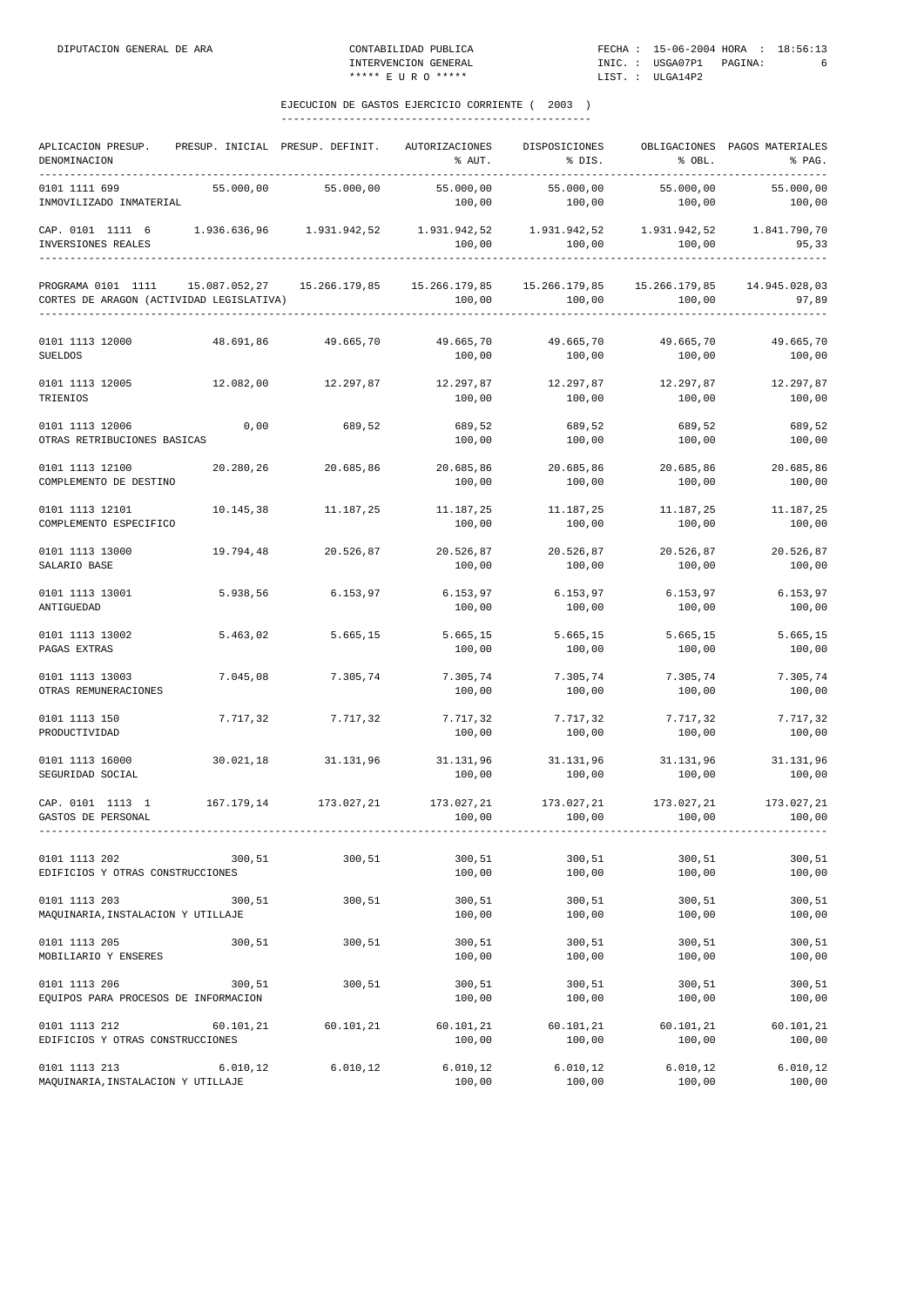## EJECUCION DE GASTOS EJERCICIO CORRIENTE ( 2003 )

| APLICACION PRESUP. DENOMINACION | PRESUP. INICIAL | PRESUP. DEFINIT. | AUTORIZACIONES % AUT. | DISPOSICIONES % DIS. | OBLIGACIONES % OBL. | PAGOS MATERIALES % PAG. |
|---|---|---|---|---|---|---|
| 0101 1111 699 INMOVILIZADO INMATERIAL | 55.000,00 | 55.000,00 | 55.000,00 100,00 | 55.000,00 100,00 | 55.000,00 100,00 | 55.000,00 100,00 |
| CAP. 0101 1111 6 INVERSIONES REALES | 1.936.636,96 | 1.931.942,52 | 1.931.942,52 100,00 | 1.931.942,52 100,00 | 1.931.942,52 100,00 | 1.841.790,70 95,33 |
| PROGRAMA 0101 1111 CORTES DE ARAGON (ACTIVIDAD LEGISLATIVA) | 15.087.052,27 | 15.266.179,85 | 15.266.179,85 100,00 | 15.266.179,85 100,00 | 15.266.179,85 100,00 | 14.945.028,03 97,89 |
| 0101 1113 12000 SUELDOS | 48.691,86 | 49.665,70 | 49.665,70 100,00 | 49.665,70 100,00 | 49.665,70 100,00 | 49.665,70 100,00 |
| 0101 1113 12005 TRIENIOS | 12.082,00 | 12.297,87 | 12.297,87 100,00 | 12.297,87 100,00 | 12.297,87 100,00 | 12.297,87 100,00 |
| 0101 1113 12006 OTRAS RETRIBUCIONES BASICAS | 0,00 | 689,52 | 689,52 100,00 | 689,52 100,00 | 689,52 100,00 | 689,52 100,00 |
| 0101 1113 12100 COMPLEMENTO DE DESTINO | 20.280,26 | 20.685,86 | 20.685,86 100,00 | 20.685,86 100,00 | 20.685,86 100,00 | 20.685,86 100,00 |
| 0101 1113 12101 COMPLEMENTO ESPECIFICO | 10.145,38 | 11.187,25 | 11.187,25 100,00 | 11.187,25 100,00 | 11.187,25 100,00 | 11.187,25 100,00 |
| 0101 1113 13000 SALARIO BASE | 19.794,48 | 20.526,87 | 20.526,87 100,00 | 20.526,87 100,00 | 20.526,87 100,00 | 20.526,87 100,00 |
| 0101 1113 13001 ANTIGUEDAD | 5.938,56 | 6.153,97 | 6.153,97 100,00 | 6.153,97 100,00 | 6.153,97 100,00 | 6.153,97 100,00 |
| 0101 1113 13002 PAGAS EXTRAS | 5.463,02 | 5.665,15 | 5.665,15 100,00 | 5.665,15 100,00 | 5.665,15 100,00 | 5.665,15 100,00 |
| 0101 1113 13003 OTRAS REMUNERACIONES | 7.045,08 | 7.305,74 | 7.305,74 100,00 | 7.305,74 100,00 | 7.305,74 100,00 | 7.305,74 100,00 |
| 0101 1113 150 PRODUCTIVIDAD | 7.717,32 | 7.717,32 | 7.717,32 100,00 | 7.717,32 100,00 | 7.717,32 100,00 | 7.717,32 100,00 |
| 0101 1113 16000 SEGURIDAD SOCIAL | 30.021,18 | 31.131,96 | 31.131,96 100,00 | 31.131,96 100,00 | 31.131,96 100,00 | 31.131,96 100,00 |
| CAP. 0101 1113 1 GASTOS DE PERSONAL | 167.179,14 | 173.027,21 | 173.027,21 100,00 | 173.027,21 100,00 | 173.027,21 100,00 | 173.027,21 100,00 |
| 0101 1113 202 EDIFICIOS Y OTRAS CONSTRUCCIONES | 300,51 | 300,51 | 300,51 100,00 | 300,51 100,00 | 300,51 100,00 | 300,51 100,00 |
| 0101 1113 203 MAQUINARIA,INSTALACION Y UTILLAJE | 300,51 | 300,51 | 300,51 100,00 | 300,51 100,00 | 300,51 100,00 | 300,51 100,00 |
| 0101 1113 205 MOBILIARIO Y ENSERES | 300,51 | 300,51 | 300,51 100,00 | 300,51 100,00 | 300,51 100,00 | 300,51 100,00 |
| 0101 1113 206 EQUIPOS PARA PROCESOS DE INFORMACION | 300,51 | 300,51 | 300,51 100,00 | 300,51 100,00 | 300,51 100,00 | 300,51 100,00 |
| 0101 1113 212 EDIFICIOS Y OTRAS CONSTRUCCIONES | 60.101,21 | 60.101,21 | 60.101,21 100,00 | 60.101,21 100,00 | 60.101,21 100,00 | 60.101,21 100,00 |
| 0101 1113 213 MAQUINARIA,INSTALACION Y UTILLAJE | 6.010,12 | 6.010,12 | 6.010,12 100,00 | 6.010,12 100,00 | 6.010,12 100,00 | 6.010,12 100,00 |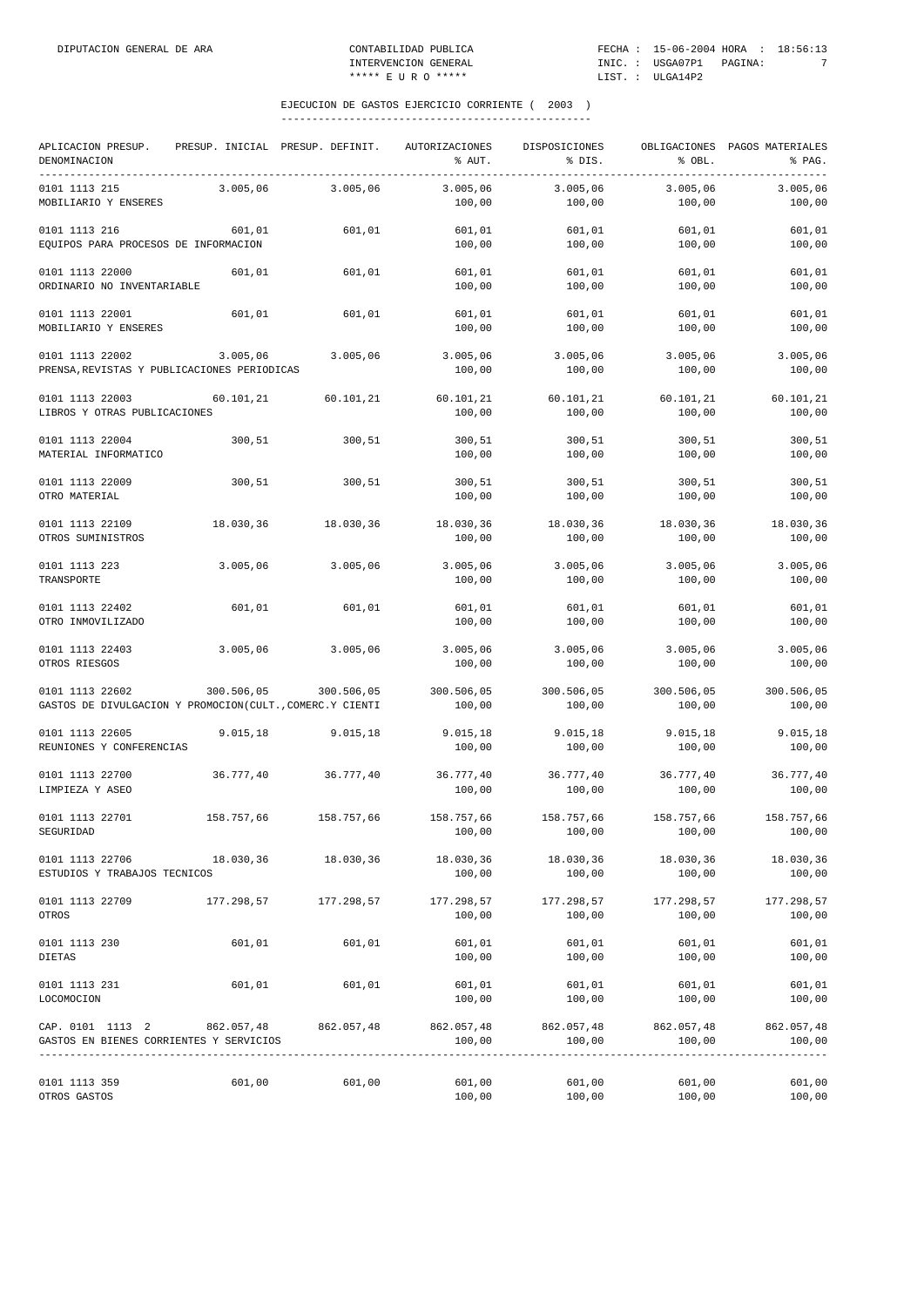## EJECUCION DE GASTOS EJERCICIO CORRIENTE ( 2003 )

| APLICACION PRESUP. DENOMINACION | PRESUP. INICIAL | PRESUP. DEFINIT. | AUTORIZACIONES % AUT. | DISPOSICIONES % DIS. | OBLIGACIONES % OBL. | PAGOS MATERIALES % PAG. |
|---|---|---|---|---|---|---|
| 0101 1113 215 MOBILIARIO Y ENSERES | 3.005,06 | 3.005,06 | 3.005,06  100,00 | 3.005,06 100,00 | 3.005,06 100,00 | 3.005,06 100,00 |
| 0101 1113 216 EQUIPOS PARA PROCESOS DE INFORMACION | 601,01 | 601,01 | 601,01 100,00 | 601,01 100,00 | 601,01 100,00 | 601,01 100,00 |
| 0101 1113 22000 ORDINARIO NO INVENTARIABLE | 601,01 | 601,01 | 601,01 100,00 | 601,01 100,00 | 601,01 100,00 | 601,01 100,00 |
| 0101 1113 22001 MOBILIARIO Y ENSERES | 601,01 | 601,01 | 601,01 100,00 | 601,01 100,00 | 601,01 100,00 | 601,01 100,00 |
| 0101 1113 22002 PRENSA,REVISTAS Y PUBLICACIONES PERIODICAS | 3.005,06 | 3.005,06 | 3.005,06 100,00 | 3.005,06 100,00 | 3.005,06 100,00 | 3.005,06 100,00 |
| 0101 1113 22003 LIBROS Y OTRAS PUBLICACIONES | 60.101,21 | 60.101,21 | 60.101,21 100,00 | 60.101,21 100,00 | 60.101,21 100,00 | 60.101,21 100,00 |
| 0101 1113 22004 MATERIAL INFORMATICO | 300,51 | 300,51 | 300,51 100,00 | 300,51 100,00 | 300,51 100,00 | 300,51 100,00 |
| 0101 1113 22009 OTRO MATERIAL | 300,51 | 300,51 | 300,51 100,00 | 300,51 100,00 | 300,51 100,00 | 300,51 100,00 |
| 0101 1113 22109 OTROS SUMINISTROS | 18.030,36 | 18.030,36 | 18.030,36 100,00 | 18.030,36 100,00 | 18.030,36 100,00 | 18.030,36 100,00 |
| 0101 1113 223 TRANSPORTE | 3.005,06 | 3.005,06 | 3.005,06 100,00 | 3.005,06 100,00 | 3.005,06 100,00 | 3.005,06 100,00 |
| 0101 1113 22402 OTRO INMOVILIZADO | 601,01 | 601,01 | 601,01 100,00 | 601,01 100,00 | 601,01 100,00 | 601,01 100,00 |
| 0101 1113 22403 OTROS RIESGOS | 3.005,06 | 3.005,06 | 3.005,06 100,00 | 3.005,06 100,00 | 3.005,06 100,00 | 3.005,06 100,00 |
| 0101 1113 22602 GASTOS DE DIVULGACION Y PROMOCION(CULT.,COMERC.Y CIENTI | 300.506,05 | 300.506,05 | 300.506,05 100,00 | 300.506,05 100,00 | 300.506,05 100,00 | 300.506,05 100,00 |
| 0101 1113 22605 REUNIONES Y CONFERENCIAS | 9.015,18 | 9.015,18 | 9.015,18 100,00 | 9.015,18 100,00 | 9.015,18 100,00 | 9.015,18 100,00 |
| 0101 1113 22700 LIMPIEZA Y ASEO | 36.777,40 | 36.777,40 | 36.777,40 100,00 | 36.777,40 100,00 | 36.777,40 100,00 | 36.777,40 100,00 |
| 0101 1113 22701 SEGURIDAD | 158.757,66 | 158.757,66 | 158.757,66 100,00 | 158.757,66 100,00 | 158.757,66 100,00 | 158.757,66 100,00 |
| 0101 1113 22706 ESTUDIOS Y TRABAJOS TECNICOS | 18.030,36 | 18.030,36 | 18.030,36 100,00 | 18.030,36 100,00 | 18.030,36 100,00 | 18.030,36 100,00 |
| 0101 1113 22709 OTROS | 177.298,57 | 177.298,57 | 177.298,57 100,00 | 177.298,57 100,00 | 177.298,57 100,00 | 177.298,57 100,00 |
| 0101 1113 230 DIETAS | 601,01 | 601,01 | 601,01 100,00 | 601,01 100,00 | 601,01 100,00 | 601,01 100,00 |
| 0101 1113 231 LOCOMOCION | 601,01 | 601,01 | 601,01 100,00 | 601,01 100,00 | 601,01 100,00 | 601,01 100,00 |
| CAP. 0101 1113 2 GASTOS EN BIENES CORRIENTES Y SERVICIOS | 862.057,48 | 862.057,48 | 862.057,48 100,00 | 862.057,48 100,00 | 862.057,48 100,00 | 862.057,48 100,00 |
| 0101 1113 359 OTROS GASTOS | 601,00 | 601,00 | 601,00 100,00 | 601,00 100,00 | 601,00 100,00 | 601,00 100,00 |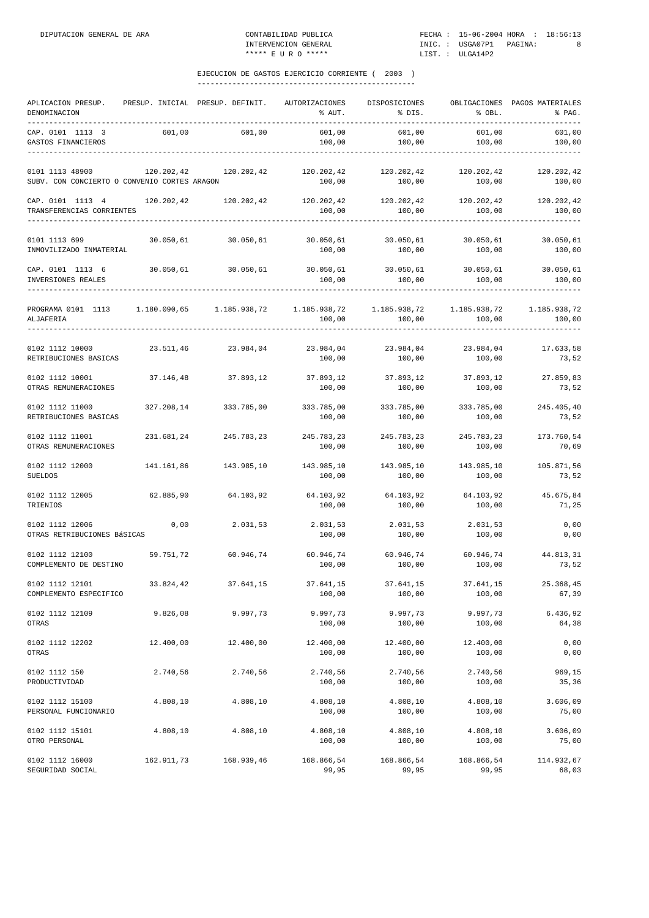EJECUCION DE GASTOS EJERCICIO CORRIENTE ( 2003 )

| APLICACION PRESUP. DENOMINACION | PRESUP. INICIAL | PRESUP. DEFINIT. | AUTORIZACIONES % AUT. | DISPOSICIONES % DIS. | OBLIGACIONES % OBL. | PAGOS MATERIALES % PAG. |
|---|---|---|---|---|---|---|
| CAP. 0101 1113 3 GASTOS FINANCIEROS | 601,00 | 601,00 | 601,00 100,00 | 601,00 100,00 | 601,00 100,00 | 601,00 100,00 |
| 0101 1113 48900 SUBV. CON CONCIERTO O CONVENIO CORTES ARAGON | 120.202,42 | 120.202,42 | 120.202,42 100,00 | 120.202,42 100,00 | 120.202,42 100,00 | 120.202,42 100,00 |
| CAP. 0101 1113 4 TRANSFERENCIAS CORRIENTES | 120.202,42 | 120.202,42 | 120.202,42 100,00 | 120.202,42 100,00 | 120.202,42 100,00 | 120.202,42 100,00 |
| 0101 1113 699 INMOVILIZADO INMATERIAL | 30.050,61 | 30.050,61 | 30.050,61 100,00 | 30.050,61 100,00 | 30.050,61 100,00 | 30.050,61 100,00 |
| CAP. 0101 1113 6 INVERSIONES REALES | 30.050,61 | 30.050,61 | 30.050,61 100,00 | 30.050,61 100,00 | 30.050,61 100,00 | 30.050,61 100,00 |
| PROGRAMA 0101 1113 ALJAFERIA | 1.180.090,65 | 1.185.938,72 | 1.185.938,72 100,00 | 1.185.938,72 100,00 | 1.185.938,72 100,00 | 1.185.938,72 100,00 |
| 0102 1112 10000 RETRIBUCIONES BASICAS | 23.511,46 | 23.984,04 | 23.984,04 100,00 | 23.984,04 100,00 | 23.984,04 100,00 | 17.633,58 73,52 |
| 0102 1112 10001 OTRAS REMUNERACIONES | 37.146,48 | 37.893,12 | 37.893,12 100,00 | 37.893,12 100,00 | 37.893,12 100,00 | 27.859,83 73,52 |
| 0102 1112 11000 RETRIBUCIONES BASICAS | 327.208,14 | 333.785,00 | 333.785,00 100,00 | 333.785,00 100,00 | 333.785,00 100,00 | 245.405,40 73,52 |
| 0102 1112 11001 OTRAS REMUNERACIONES | 231.681,24 | 245.783,23 | 245.783,23 100,00 | 245.783,23 100,00 | 245.783,23 100,00 | 173.760,54 70,69 |
| 0102 1112 12000 SUELDOS | 141.161,86 | 143.985,10 | 143.985,10 100,00 | 143.985,10 100,00 | 143.985,10 100,00 | 105.871,56 73,52 |
| 0102 1112 12005 TRIENIOS | 62.885,90 | 64.103,92 | 64.103,92 100,00 | 64.103,92 100,00 | 64.103,92 100,00 | 45.675,84 71,25 |
| 0102 1112 12006 OTRAS RETRIBUCIONES BáSICAS | 0,00 | 2.031,53 | 2.031,53 100,00 | 2.031,53 100,00 | 2.031,53 100,00 | 0,00 0,00 |
| 0102 1112 12100 COMPLEMENTO DE DESTINO | 59.751,72 | 60.946,74 | 60.946,74 100,00 | 60.946,74 100,00 | 60.946,74 100,00 | 44.813,31 73,52 |
| 0102 1112 12101 COMPLEMENTO ESPECIFICO | 33.824,42 | 37.641,15 | 37.641,15 100,00 | 37.641,15 100,00 | 37.641,15 100,00 | 25.368,45 67,39 |
| 0102 1112 12109 OTRAS | 9.826,08 | 9.997,73 | 9.997,73 100,00 | 9.997,73 100,00 | 9.997,73 100,00 | 6.436,92 64,38 |
| 0102 1112 12202 OTRAS | 12.400,00 | 12.400,00 | 12.400,00 100,00 | 12.400,00 100,00 | 12.400,00 100,00 | 0,00 0,00 |
| 0102 1112 150 PRODUCTIVIDAD | 2.740,56 | 2.740,56 | 2.740,56 100,00 | 2.740,56 100,00 | 2.740,56 100,00 | 969,15 35,36 |
| 0102 1112 15100 PERSONAL FUNCIONARIO | 4.808,10 | 4.808,10 | 4.808,10 100,00 | 4.808,10 100,00 | 4.808,10 100,00 | 3.606,09 75,00 |
| 0102 1112 15101 OTRO PERSONAL | 4.808,10 | 4.808,10 | 4.808,10 100,00 | 4.808,10 100,00 | 4.808,10 100,00 | 3.606,09 75,00 |
| 0102 1112 16000 SEGURIDAD SOCIAL | 162.911,73 | 168.939,46 | 168.866,54 99,95 | 168.866,54 99,95 | 168.866,54 99,95 | 114.932,67 68,03 |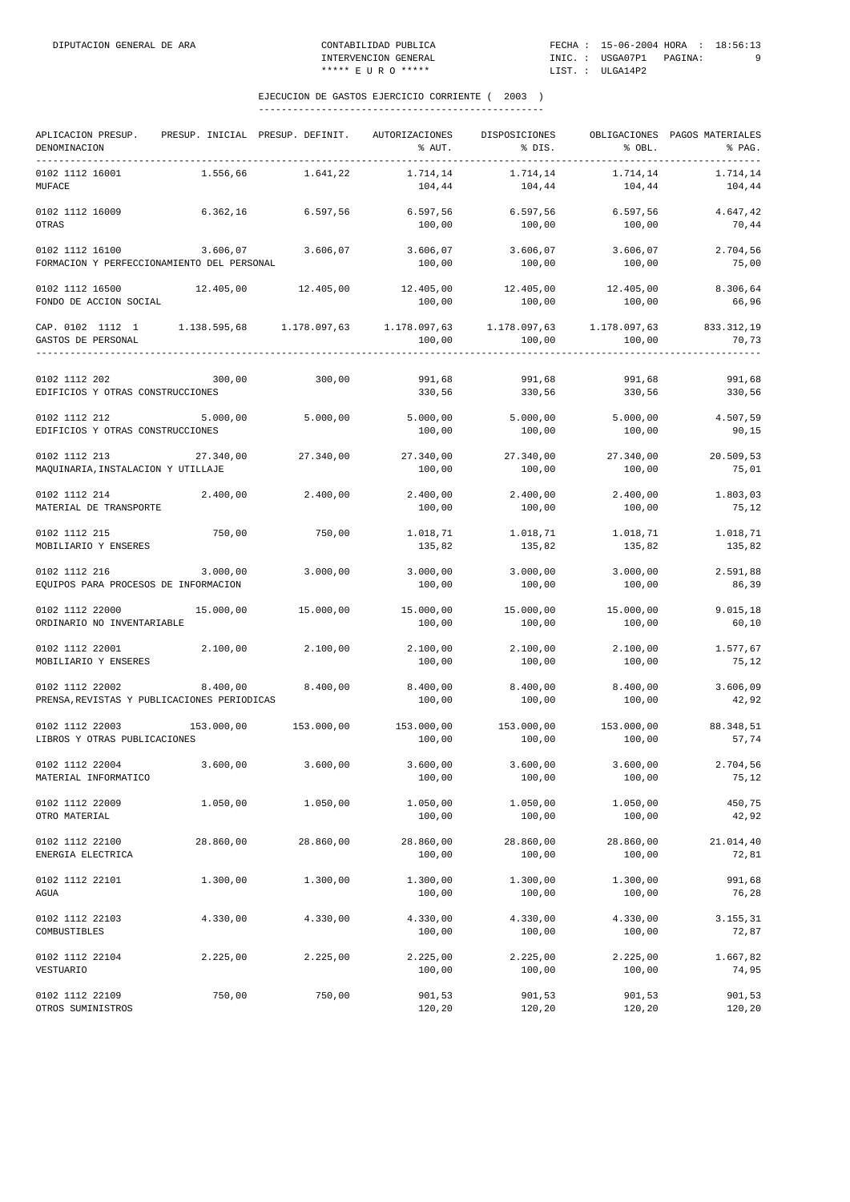DIPUTACION GENERAL DE ARA — CONTABILIDAD PUBLICA — INTERVENCION GENERAL — ***** E U R O ***** — FECHA : 15-06-2004 HORA : 18:56:13 — INIC. : USGA07P1 — LIST. : ULGA14P2

## EJECUCION DE GASTOS EJERCICIO CORRIENTE ( 2003 )

| APLICACION PRESUP. DENOMINACION | PRESUP. INICIAL | PRESUP. DEFINIT. | AUTORIZACIONES % AUT. | DISPOSICIONES % DIS. | OBLIGACIONES % OBL. | PAGOS MATERIALES % PAG. |
|---|---|---|---|---|---|---|
| 0102 1112 16001 MUFACE | 1.556,66 | 1.641,22 | 1.714,14 / 104,44 | 1.714,14 / 104,44 | 1.714,14 / 104,44 | 1.714,14 / 104,44 |
| 0102 1112 16009 OTRAS | 6.362,16 | 6.597,56 | 6.597,56 / 100,00 | 6.597,56 / 100,00 | 6.597,56 / 100,00 | 4.647,42 / 70,44 |
| 0102 1112 16100 FORMACION Y PERFECCIONAMIENTO DEL PERSONAL | 3.606,07 | 3.606,07 | 3.606,07 / 100,00 | 3.606,07 / 100,00 | 3.606,07 / 100,00 | 2.704,56 / 75,00 |
| 0102 1112 16500 FONDO DE ACCION SOCIAL | 12.405,00 | 12.405,00 | 12.405,00 / 100,00 | 12.405,00 / 100,00 | 12.405,00 / 100,00 | 8.306,64 / 66,96 |
| CAP. 0102 1112 1 GASTOS DE PERSONAL | 1.138.595,68 | 1.178.097,63 | 1.178.097,63 / 100,00 | 1.178.097,63 / 100,00 | 1.178.097,63 / 100,00 | 833.312,19 / 70,73 |
| 0102 1112 202 EDIFICIOS Y OTRAS CONSTRUCCIONES | 300,00 | 300,00 | 991,68 / 330,56 | 991,68 / 330,56 | 991,68 / 330,56 | 991,68 / 330,56 |
| 0102 1112 212 EDIFICIOS Y OTRAS CONSTRUCCIONES | 5.000,00 | 5.000,00 | 5.000,00 / 100,00 | 5.000,00 / 100,00 | 5.000,00 / 100,00 | 4.507,59 / 90,15 |
| 0102 1112 213 MAQUINARIA,INSTALACION Y UTILLAJE | 27.340,00 | 27.340,00 | 27.340,00 / 100,00 | 27.340,00 / 100,00 | 27.340,00 / 100,00 | 20.509,53 / 75,01 |
| 0102 1112 214 MATERIAL DE TRANSPORTE | 2.400,00 | 2.400,00 | 2.400,00 / 100,00 | 2.400,00 / 100,00 | 2.400,00 / 100,00 | 1.803,03 / 75,12 |
| 0102 1112 215 MOBILIARIO Y ENSERES | 750,00 | 750,00 | 1.018,71 / 135,82 | 1.018,71 / 135,82 | 1.018,71 / 135,82 | 1.018,71 / 135,82 |
| 0102 1112 216 EQUIPOS PARA PROCESOS DE INFORMACION | 3.000,00 | 3.000,00 | 3.000,00 / 100,00 | 3.000,00 / 100,00 | 3.000,00 / 100,00 | 2.591,88 / 86,39 |
| 0102 1112 22000 ORDINARIO NO INVENTARIABLE | 15.000,00 | 15.000,00 | 15.000,00 / 100,00 | 15.000,00 / 100,00 | 15.000,00 / 100,00 | 9.015,18 / 60,10 |
| 0102 1112 22001 MOBILIARIO Y ENSERES | 2.100,00 | 2.100,00 | 2.100,00 / 100,00 | 2.100,00 / 100,00 | 2.100,00 / 100,00 | 1.577,67 / 75,12 |
| 0102 1112 22002 PRENSA,REVISTAS Y PUBLICACIONES PERIODICAS | 8.400,00 | 8.400,00 | 8.400,00 / 100,00 | 8.400,00 / 100,00 | 8.400,00 / 100,00 | 3.606,09 / 42,92 |
| 0102 1112 22003 LIBROS Y OTRAS PUBLICACIONES | 153.000,00 | 153.000,00 | 153.000,00 / 100,00 | 153.000,00 / 100,00 | 153.000,00 / 100,00 | 88.348,51 / 57,74 |
| 0102 1112 22004 MATERIAL INFORMATICO | 3.600,00 | 3.600,00 | 3.600,00 / 100,00 | 3.600,00 / 100,00 | 3.600,00 / 100,00 | 2.704,56 / 75,12 |
| 0102 1112 22009 OTRO MATERIAL | 1.050,00 | 1.050,00 | 1.050,00 / 100,00 | 1.050,00 / 100,00 | 1.050,00 / 100,00 | 450,75 / 42,92 |
| 0102 1112 22100 ENERGIA ELECTRICA | 28.860,00 | 28.860,00 | 28.860,00 / 100,00 | 28.860,00 / 100,00 | 28.860,00 / 100,00 | 21.014,40 / 72,81 |
| 0102 1112 22101 AGUA | 1.300,00 | 1.300,00 | 1.300,00 / 100,00 | 1.300,00 / 100,00 | 1.300,00 / 100,00 | 991,68 / 76,28 |
| 0102 1112 22103 COMBUSTIBLES | 4.330,00 | 4.330,00 | 4.330,00 / 100,00 | 4.330,00 / 100,00 | 4.330,00 / 100,00 | 3.155,31 / 72,87 |
| 0102 1112 22104 VESTUARIO | 2.225,00 | 2.225,00 | 2.225,00 / 100,00 | 2.225,00 / 100,00 | 2.225,00 / 100,00 | 1.667,82 / 74,95 |
| 0102 1112 22109 OTROS SUMINISTROS | 750,00 | 750,00 | 901,53 / 120,20 | 901,53 / 120,20 | 901,53 / 120,20 | 901,53 / 120,20 |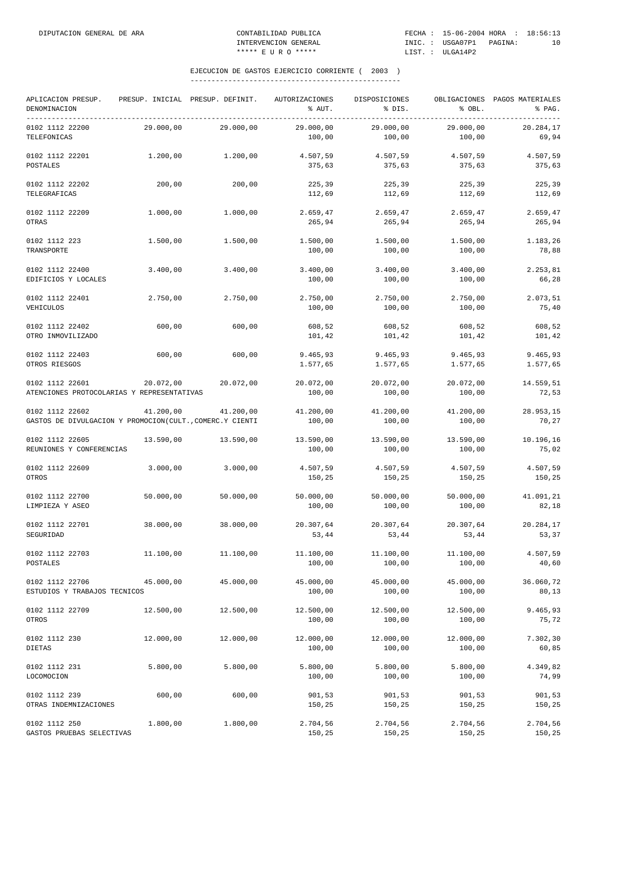EJECUCION DE GASTOS EJERCICIO CORRIENTE ( 2003 )

| APLICACION PRESUP. DENOMINACION | PRESUP. INICIAL | PRESUP. DEFINIT. | AUTORIZACIONES % AUT. | DISPOSICIONES % DIS. | OBLIGACIONES % OBL. | PAGOS MATERIALES % PAG. |
|---|---|---|---|---|---|---|
| 0102 1112 22200 TELEFONICAS | 29.000,00 | 29.000,00 | 29.000,00 100,00 | 29.000,00 100,00 | 29.000,00 100,00 | 20.284,17 69,94 |
| 0102 1112 22201 POSTALES | 1.200,00 | 1.200,00 | 4.507,59 375,63 | 4.507,59 375,63 | 4.507,59 375,63 | 4.507,59 375,63 |
| 0102 1112 22202 TELEGRAFICAS | 200,00 | 200,00 | 225,39 112,69 | 225,39 112,69 | 225,39 112,69 | 225,39 112,69 |
| 0102 1112 22209 OTRAS | 1.000,00 | 1.000,00 | 2.659,47 265,94 | 2.659,47 265,94 | 2.659,47 265,94 | 2.659,47 265,94 |
| 0102 1112 223 TRANSPORTE | 1.500,00 | 1.500,00 | 1.500,00 100,00 | 1.500,00 100,00 | 1.500,00 100,00 | 1.183,26 78,88 |
| 0102 1112 22400 EDIFICIOS Y LOCALES | 3.400,00 | 3.400,00 | 3.400,00 100,00 | 3.400,00 100,00 | 3.400,00 100,00 | 2.253,81 66,28 |
| 0102 1112 22401 VEHICULOS | 2.750,00 | 2.750,00 | 2.750,00 100,00 | 2.750,00 100,00 | 2.750,00 100,00 | 2.073,51 75,40 |
| 0102 1112 22402 OTRO INMOVILIZADO | 600,00 | 600,00 | 608,52 101,42 | 608,52 101,42 | 608,52 101,42 | 608,52 101,42 |
| 0102 1112 22403 OTROS RIESGOS | 600,00 | 600,00 | 9.465,93 1.577,65 | 9.465,93 1.577,65 | 9.465,93 1.577,65 | 9.465,93 1.577,65 |
| 0102 1112 22601 ATENCIONES PROTOCOLARIAS Y REPRESENTATIVAS | 20.072,00 | 20.072,00 | 20.072,00 100,00 | 20.072,00 100,00 | 20.072,00 100,00 | 14.559,51 72,53 |
| 0102 1112 22602 GASTOS DE DIVULGACION Y PROMOCION(CULT.,COMERC.Y CIENTI | 41.200,00 | 41.200,00 | 41.200,00 100,00 | 41.200,00 100,00 | 41.200,00 100,00 | 28.953,15 70,27 |
| 0102 1112 22605 REUNIONES Y CONFERENCIAS | 13.590,00 | 13.590,00 | 13.590,00 100,00 | 13.590,00 100,00 | 13.590,00 100,00 | 10.196,16 75,02 |
| 0102 1112 22609 OTROS | 3.000,00 | 3.000,00 | 4.507,59 150,25 | 4.507,59 150,25 | 4.507,59 150,25 | 4.507,59 150,25 |
| 0102 1112 22700 LIMPIEZA Y ASEO | 50.000,00 | 50.000,00 | 50.000,00 100,00 | 50.000,00 100,00 | 50.000,00 100,00 | 41.091,21 82,18 |
| 0102 1112 22701 SEGURIDAD | 38.000,00 | 38.000,00 | 20.307,64 53,44 | 20.307,64 53,44 | 20.307,64 53,44 | 20.284,17 53,37 |
| 0102 1112 22703 POSTALES | 11.100,00 | 11.100,00 | 11.100,00 100,00 | 11.100,00 100,00 | 11.100,00 100,00 | 4.507,59 40,60 |
| 0102 1112 22706 ESTUDIOS Y TRABAJOS TECNICOS | 45.000,00 | 45.000,00 | 45.000,00 100,00 | 45.000,00 100,00 | 45.000,00 100,00 | 36.060,72 80,13 |
| 0102 1112 22709 OTROS | 12.500,00 | 12.500,00 | 12.500,00 100,00 | 12.500,00 100,00 | 12.500,00 100,00 | 9.465,93 75,72 |
| 0102 1112 230 DIETAS | 12.000,00 | 12.000,00 | 12.000,00 100,00 | 12.000,00 100,00 | 12.000,00 100,00 | 7.302,30 60,85 |
| 0102 1112 231 LOCOMOCION | 5.800,00 | 5.800,00 | 5.800,00 100,00 | 5.800,00 100,00 | 5.800,00 100,00 | 4.349,82 74,99 |
| 0102 1112 239 OTRAS INDEMNIZACIONES | 600,00 | 600,00 | 901,53 150,25 | 901,53 150,25 | 901,53 150,25 | 901,53 150,25 |
| 0102 1112 250 GASTOS PRUEBAS SELECTIVAS | 1.800,00 | 1.800,00 | 2.704,56 150,25 | 2.704,56 150,25 | 2.704,56 150,25 | 2.704,56 150,25 |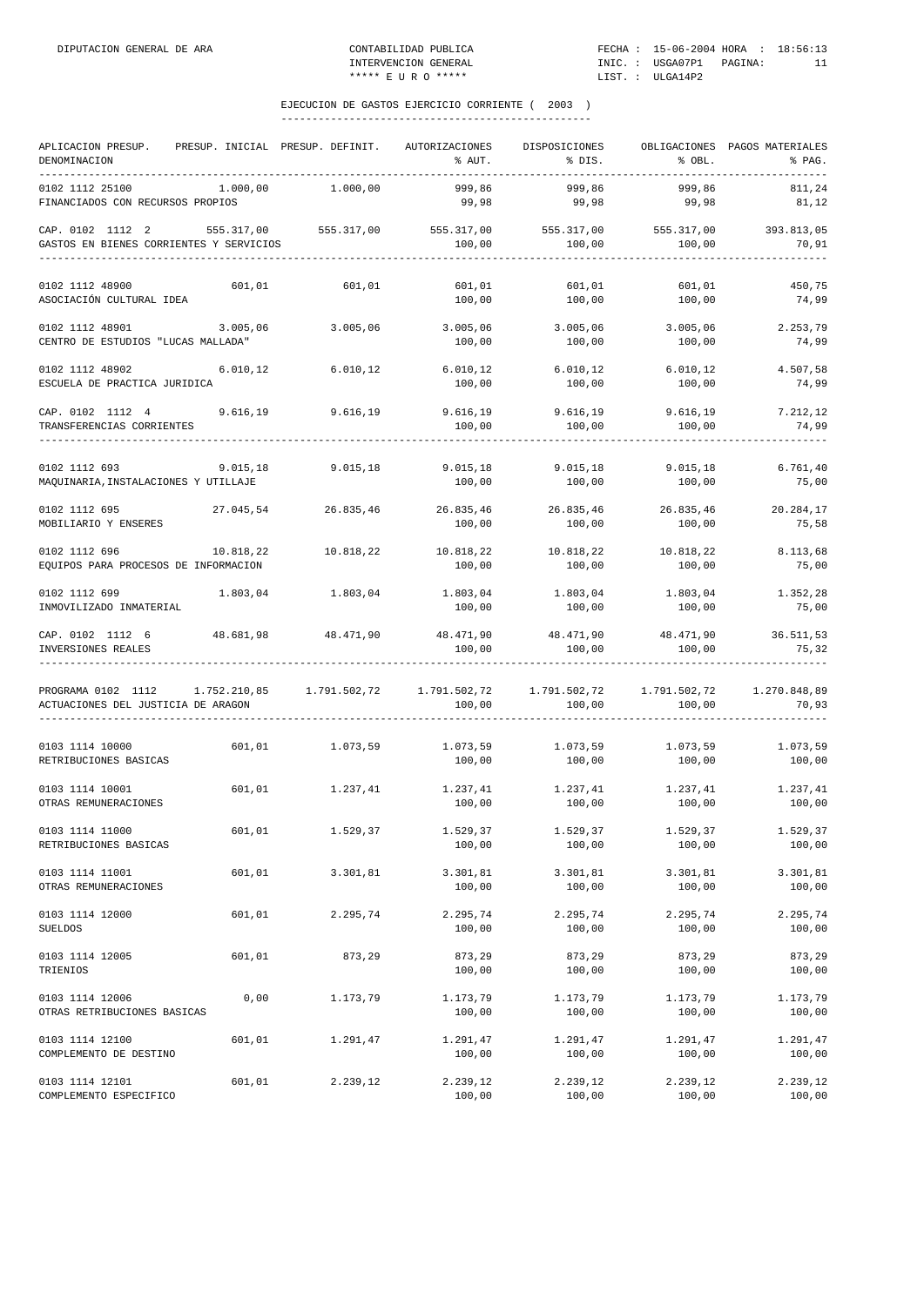## EJECUCION DE GASTOS EJERCICIO CORRIENTE ( 2003 )

| APLICACION PRESUP. DENOMINACION | PRESUP. INICIAL | PRESUP. DEFINIT. | AUTORIZACIONES % AUT. | DISPOSICIONES % DIS. | OBLIGACIONES % OBL. | PAGOS MATERIALES % PAG. |
|---|---|---|---|---|---|---|
| 0102 1112 25100 FINANCIADOS CON RECURSOS PROPIOS | 1.000,00 | 1.000,00 | 999,86 99,98 | 999,86 99,98 | 999,86 99,98 | 811,24 81,12 |
| CAP. 0102 1112 2 GASTOS EN BIENES CORRIENTES Y SERVICIOS | 555.317,00 | 555.317,00 | 555.317,00 100,00 | 555.317,00 100,00 | 555.317,00 100,00 | 393.813,05 70,91 |
| 0102 1112 48900 ASOCIACIÓN CULTURAL IDEA | 601,01 | 601,01 | 601,01 100,00 | 601,01 100,00 | 601,01 100,00 | 450,75 74,99 |
| 0102 1112 48901 CENTRO DE ESTUDIOS "LUCAS MALLADA" | 3.005,06 | 3.005,06 | 3.005,06 100,00 | 3.005,06 100,00 | 3.005,06 100,00 | 2.253,79 74,99 |
| 0102 1112 48902 ESCUELA DE PRACTICA JURIDICA | 6.010,12 | 6.010,12 | 6.010,12 100,00 | 6.010,12 100,00 | 6.010,12 100,00 | 4.507,58 74,99 |
| CAP. 0102 1112 4 TRANSFERENCIAS CORRIENTES | 9.616,19 | 9.616,19 | 9.616,19 100,00 | 9.616,19 100,00 | 9.616,19 100,00 | 7.212,12 74,99 |
| 0102 1112 693 MAQUINARIA,INSTALACIONES Y UTILLAJE | 9.015,18 | 9.015,18 | 9.015,18 100,00 | 9.015,18 100,00 | 9.015,18 100,00 | 6.761,40 75,00 |
| 0102 1112 695 MOBILIARIO Y ENSERES | 27.045,54 | 26.835,46 | 26.835,46 100,00 | 26.835,46 100,00 | 26.835,46 100,00 | 20.284,17 75,58 |
| 0102 1112 696 EQUIPOS PARA PROCESOS DE INFORMACION | 10.818,22 | 10.818,22 | 10.818,22 100,00 | 10.818,22 100,00 | 10.818,22 100,00 | 8.113,68 75,00 |
| 0102 1112 699 INMOVILIZADO INMATERIAL | 1.803,04 | 1.803,04 | 1.803,04 100,00 | 1.803,04 100,00 | 1.803,04 100,00 | 1.352,28 75,00 |
| CAP. 0102 1112 6 INVERSIONES REALES | 48.681,98 | 48.471,90 | 48.471,90 100,00 | 48.471,90 100,00 | 48.471,90 100,00 | 36.511,53 75,32 |
| PROGRAMA 0102 1112 ACTUACIONES DEL JUSTICIA DE ARAGON | 1.752.210,85 | 1.791.502,72 | 1.791.502,72 100,00 | 1.791.502,72 100,00 | 1.791.502,72 100,00 | 1.270.848,89 70,93 |
| 0103 1114 10000 RETRIBUCIONES BASICAS | 601,01 | 1.073,59 | 1.073,59 100,00 | 1.073,59 100,00 | 1.073,59 100,00 | 1.073,59 100,00 |
| 0103 1114 10001 OTRAS REMUNERACIONES | 601,01 | 1.237,41 | 1.237,41 100,00 | 1.237,41 100,00 | 1.237,41 100,00 | 1.237,41 100,00 |
| 0103 1114 11000 RETRIBUCIONES BASICAS | 601,01 | 1.529,37 | 1.529,37 100,00 | 1.529,37 100,00 | 1.529,37 100,00 | 1.529,37 100,00 |
| 0103 1114 11001 OTRAS REMUNERACIONES | 601,01 | 3.301,81 | 3.301,81 100,00 | 3.301,81 100,00 | 3.301,81 100,00 | 3.301,81 100,00 |
| 0103 1114 12000 SUELDOS | 601,01 | 2.295,74 | 2.295,74 100,00 | 2.295,74 100,00 | 2.295,74 100,00 | 2.295,74 100,00 |
| 0103 1114 12005 TRIENIOS | 601,01 | 873,29 | 873,29 100,00 | 873,29 100,00 | 873,29 100,00 | 873,29 100,00 |
| 0103 1114 12006 OTRAS RETRIBUCIONES BASICAS | 0,00 | 1.173,79 | 1.173,79 100,00 | 1.173,79 100,00 | 1.173,79 100,00 | 1.173,79 100,00 |
| 0103 1114 12100 COMPLEMENTO DE DESTINO | 601,01 | 1.291,47 | 1.291,47 100,00 | 1.291,47 100,00 | 1.291,47 100,00 | 1.291,47 100,00 |
| 0103 1114 12101 COMPLEMENTO ESPECIFICO | 601,01 | 2.239,12 | 2.239,12 100,00 | 2.239,12 100,00 | 2.239,12 100,00 | 2.239,12 100,00 |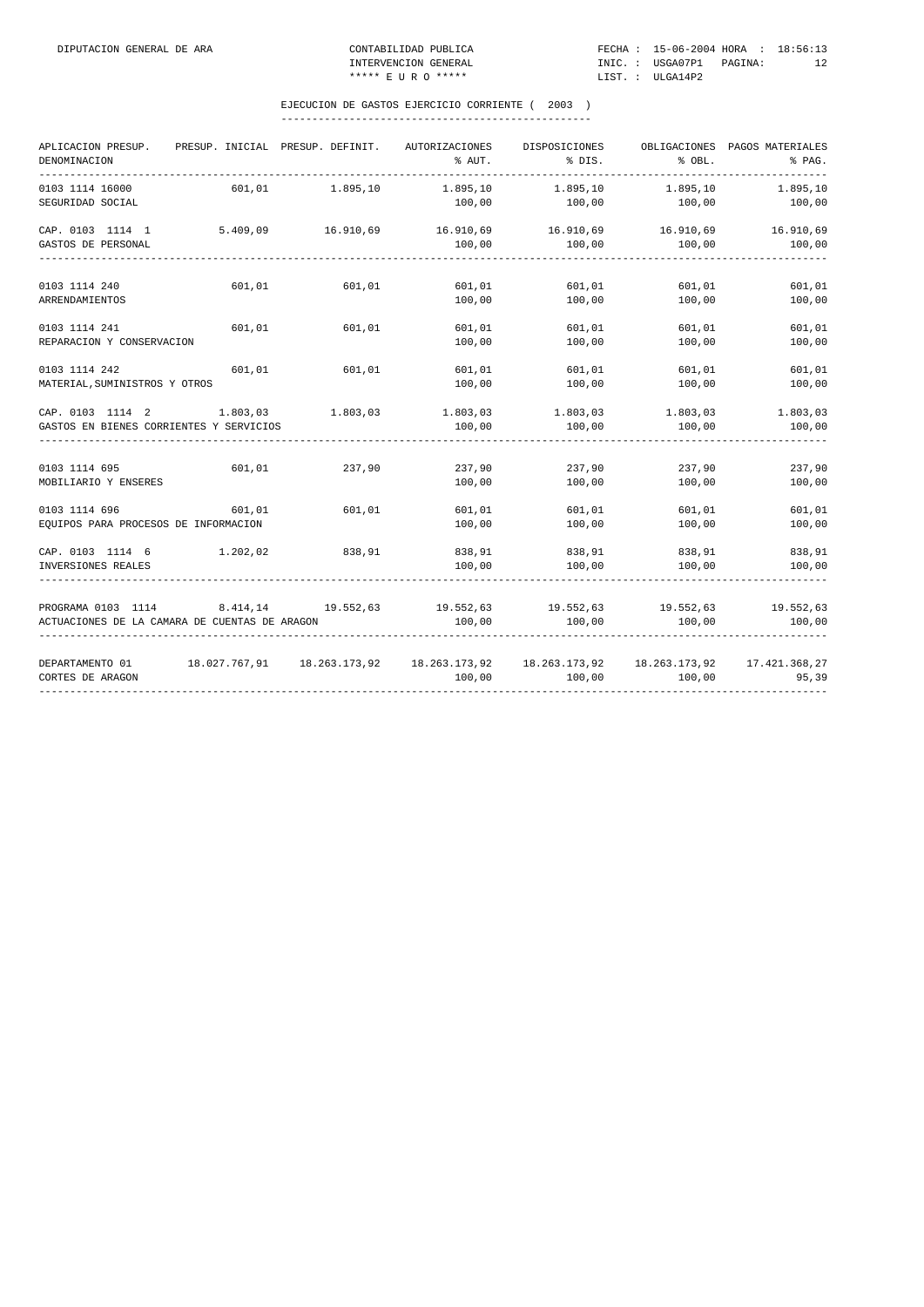## EJECUCION DE GASTOS EJERCICIO CORRIENTE ( 2003 )

| APLICACION PRESUP. DENOMINACION | PRESUP. INICIAL | PRESUP. DEFINIT. | AUTORIZACIONES % AUT. | DISPOSICIONES % DIS. | OBLIGACIONES % OBL. | PAGOS MATERIALES % PAG. |
|---|---|---|---|---|---|---|
| 0103 1114 16000 | 601,01 | 1.895,10 | 1.895,10 | 1.895,10 | 1.895,10 | 1.895,10 |
| SEGURIDAD SOCIAL | | | 100,00 | 100,00 | 100,00 | 100,00 |
| CAP. 0103 1114 1 | 5.409,09 | 16.910,69 | 16.910,69 | 16.910,69 | 16.910,69 | 16.910,69 |
| GASTOS DE PERSONAL | | | 100,00 | 100,00 | 100,00 | 100,00 |
| 0103 1114 240 | 601,01 | 601,01 | 601,01 | 601,01 | 601,01 | 601,01 |
| ARRENDAMIENTOS | | | 100,00 | 100,00 | 100,00 | 100,00 |
| 0103 1114 241 | 601,01 | 601,01 | 601,01 | 601,01 | 601,01 | 601,01 |
| REPARACION Y CONSERVACION | | | 100,00 | 100,00 | 100,00 | 100,00 |
| 0103 1114 242 | 601,01 | 601,01 | 601,01 | 601,01 | 601,01 | 601,01 |
| MATERIAL,SUMINISTROS Y OTROS | | | 100,00 | 100,00 | 100,00 | 100,00 |
| CAP. 0103 1114 2 | 1.803,03 | 1.803,03 | 1.803,03 | 1.803,03 | 1.803,03 | 1.803,03 |
| GASTOS EN BIENES CORRIENTES Y SERVICIOS | | | 100,00 | 100,00 | 100,00 | 100,00 |
| 0103 1114 695 | 601,01 | 237,90 | 237,90 | 237,90 | 237,90 | 237,90 |
| MOBILIARIO Y ENSERES | | | 100,00 | 100,00 | 100,00 | 100,00 |
| 0103 1114 696 | 601,01 | 601,01 | 601,01 | 601,01 | 601,01 | 601,01 |
| EQUIPOS PARA PROCESOS DE INFORMACION | | | 100,00 | 100,00 | 100,00 | 100,00 |
| CAP. 0103 1114 6 | 1.202,02 | 838,91 | 838,91 | 838,91 | 838,91 | 838,91 |
| INVERSIONES REALES | | | 100,00 | 100,00 | 100,00 | 100,00 |
| PROGRAMA 0103 1114 | 8.414,14 | 19.552,63 | 19.552,63 | 19.552,63 | 19.552,63 | 19.552,63 |
| ACTUACIONES DE LA CAMARA DE CUENTAS DE ARAGON | | | 100,00 | 100,00 | 100,00 | 100,00 |
| DEPARTAMENTO 01 | 18.027.767,91 | 18.263.173,92 | 18.263.173,92 | 18.263.173,92 | 18.263.173,92 | 17.421.368,27 |
| CORTES DE ARAGON | | | 100,00 | 100,00 | 100,00 | 95,39 |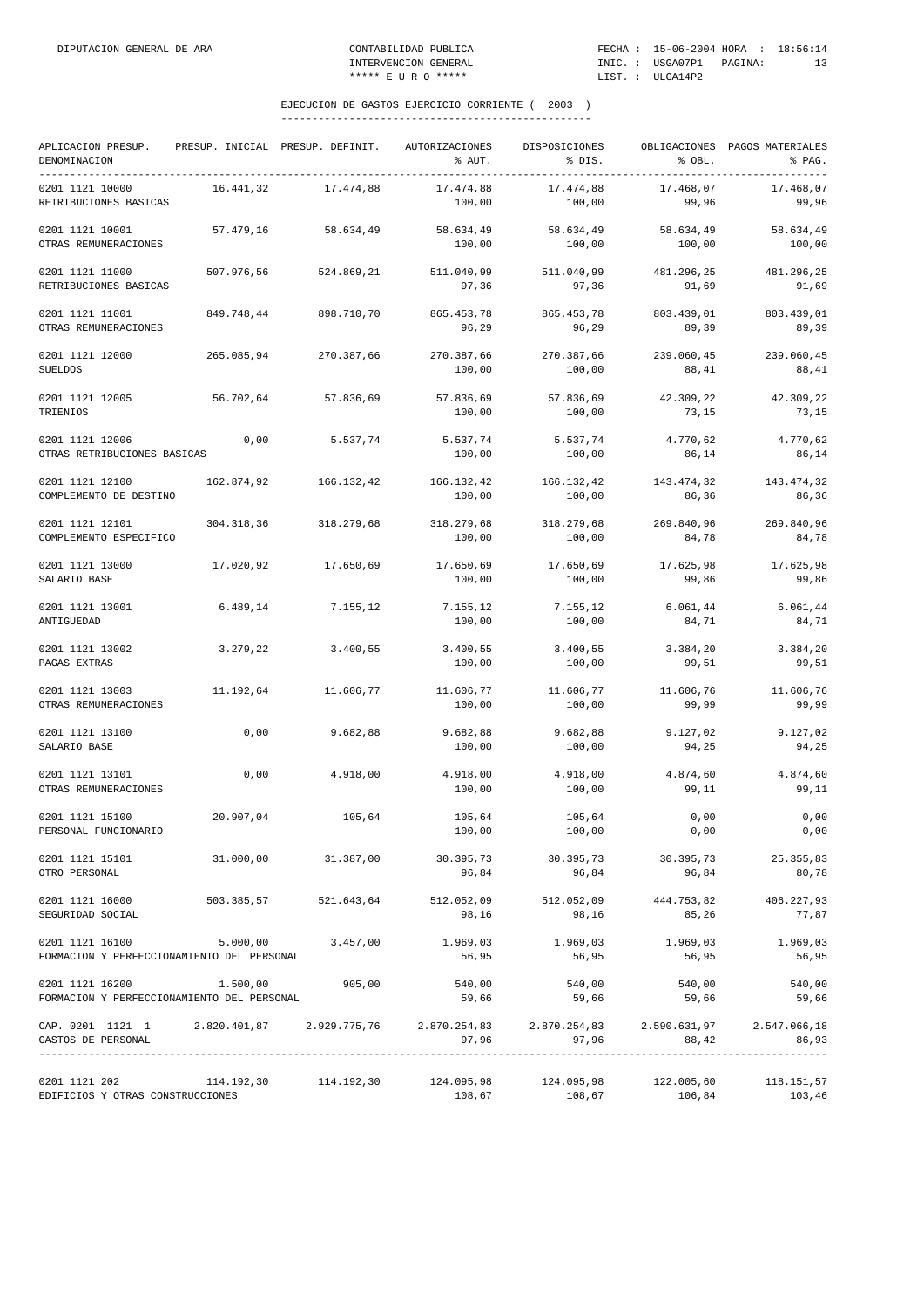## EJECUCION DE GASTOS EJERCICIO CORRIENTE ( 2003 )

| APLICACION PRESUP. DENOMINACION | PRESUP. INICIAL | PRESUP. DEFINIT. | AUTORIZACIONES % AUT. | DISPOSICIONES % DIS. | OBLIGACIONES % OBL. | PAGOS MATERIALES % PAG. |
|---|---|---|---|---|---|---|
| 0201 1121 10000 RETRIBUCIONES BASICAS | 16.441,32 | 17.474,88 | 17.474,88 100,00 | 17.474,88 100,00 | 17.468,07 99,96 | 17.468,07 99,96 |
| 0201 1121 10001 OTRAS REMUNERACIONES | 57.479,16 | 58.634,49 | 58.634,49 100,00 | 58.634,49 100,00 | 58.634,49 100,00 | 58.634,49 100,00 |
| 0201 1121 11000 RETRIBUCIONES BASICAS | 507.976,56 | 524.869,21 | 511.040,99 97,36 | 511.040,99 97,36 | 481.296,25 91,69 | 481.296,25 91,69 |
| 0201 1121 11001 OTRAS REMUNERACIONES | 849.748,44 | 898.710,70 | 865.453,78 96,29 | 865.453,78 96,29 | 803.439,01 89,39 | 803.439,01 89,39 |
| 0201 1121 12000 SUELDOS | 265.085,94 | 270.387,66 | 270.387,66 100,00 | 270.387,66 100,00 | 239.060,45 88,41 | 239.060,45 88,41 |
| 0201 1121 12005 TRIENIOS | 56.702,64 | 57.836,69 | 57.836,69 100,00 | 57.836,69 100,00 | 42.309,22 73,15 | 42.309,22 73,15 |
| 0201 1121 12006 OTRAS RETRIBUCIONES BASICAS | 0,00 | 5.537,74 | 5.537,74 100,00 | 5.537,74 100,00 | 4.770,62 86,14 | 4.770,62 86,14 |
| 0201 1121 12100 COMPLEMENTO DE DESTINO | 162.874,92 | 166.132,42 | 166.132,42 100,00 | 166.132,42 100,00 | 143.474,32 86,36 | 143.474,32 86,36 |
| 0201 1121 12101 COMPLEMENTO ESPECIFICO | 304.318,36 | 318.279,68 | 318.279,68 100,00 | 318.279,68 100,00 | 269.840,96 84,78 | 269.840,96 84,78 |
| 0201 1121 13000 SALARIO BASE | 17.020,92 | 17.650,69 | 17.650,69 100,00 | 17.650,69 100,00 | 17.625,98 99,86 | 17.625,98 99,86 |
| 0201 1121 13001 ANTIGUEDAD | 6.489,14 | 7.155,12 | 7.155,12 100,00 | 7.155,12 100,00 | 6.061,44 84,71 | 6.061,44 84,71 |
| 0201 1121 13002 PAGAS EXTRAS | 3.279,22 | 3.400,55 | 3.400,55 100,00 | 3.400,55 100,00 | 3.384,20 99,51 | 3.384,20 99,51 |
| 0201 1121 13003 OTRAS REMUNERACIONES | 11.192,64 | 11.606,77 | 11.606,77 100,00 | 11.606,77 100,00 | 11.606,76 99,99 | 11.606,76 99,99 |
| 0201 1121 13100 SALARIO BASE | 0,00 | 9.682,88 | 9.682,88 100,00 | 9.682,88 100,00 | 9.127,02 94,25 | 9.127,02 94,25 |
| 0201 1121 13101 OTRAS REMUNERACIONES | 0,00 | 4.918,00 | 4.918,00 100,00 | 4.918,00 100,00 | 4.874,60 99,11 | 4.874,60 99,11 |
| 0201 1121 15100 PERSONAL FUNCIONARIO | 20.907,04 | 105,64 | 105,64 100,00 | 105,64 100,00 | 0,00 0,00 | 0,00 0,00 |
| 0201 1121 15101 OTRO PERSONAL | 31.000,00 | 31.387,00 | 30.395,73 96,84 | 30.395,73 96,84 | 30.395,73 96,84 | 25.355,83 80,78 |
| 0201 1121 16000 SEGURIDAD SOCIAL | 503.385,57 | 521.643,64 | 512.052,09 98,16 | 512.052,09 98,16 | 444.753,82 85,26 | 406.227,93 77,87 |
| 0201 1121 16100 FORMACION Y PERFECCIONAMIENTO DEL PERSONAL | 5.000,00 | 3.457,00 | 1.969,03 56,95 | 1.969,03 56,95 | 1.969,03 56,95 | 1.969,03 56,95 |
| 0201 1121 16200 FORMACION Y PERFECCIONAMIENTO DEL PERSONAL | 1.500,00 | 905,00 | 540,00 59,66 | 540,00 59,66 | 540,00 59,66 | 540,00 59,66 |
| CAP. 0201 1121 1 GASTOS DE PERSONAL | 2.820.401,87 | 2.929.775,76 | 2.870.254,83 97,96 | 2.870.254,83 97,96 | 2.590.631,97 88,42 | 2.547.066,18 86,93 |
| 0201 1121 202 EDIFICIOS Y OTRAS CONSTRUCCIONES | 114.192,30 | 114.192,30 | 124.095,98 108,67 | 124.095,98 108,67 | 122.005,60 106,84 | 118.151,57 103,46 |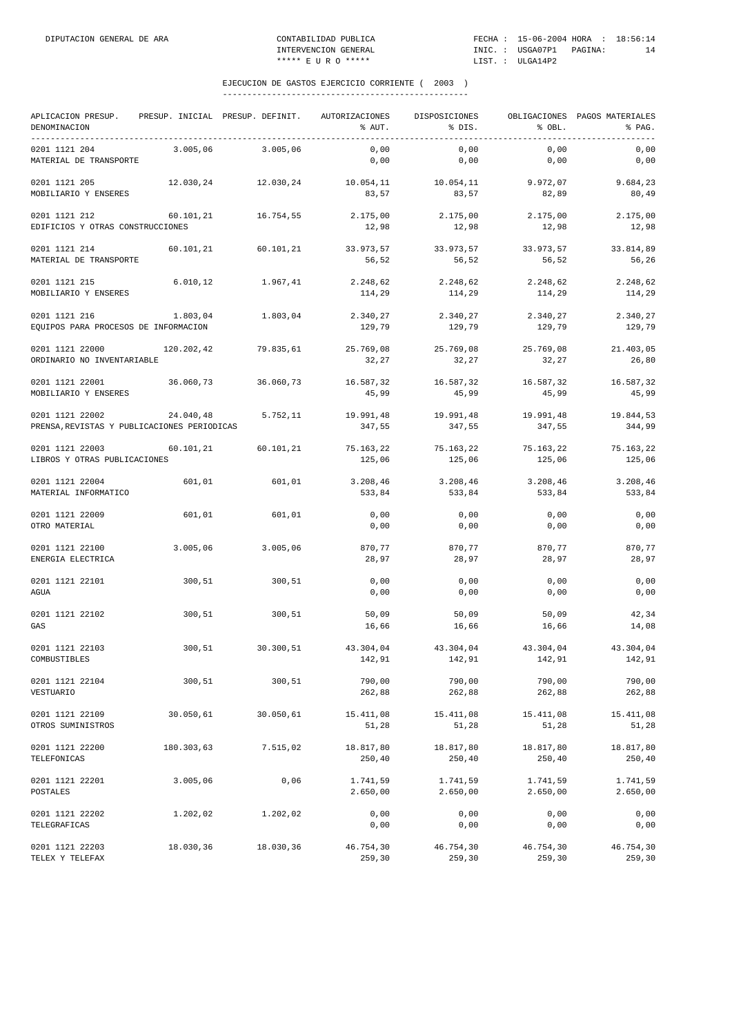EJECUCION DE GASTOS EJERCICIO CORRIENTE ( 2003 )

| APLICACION PRESUP. DENOMINACION | PRESUP. INICIAL | PRESUP. DEFINIT. | AUTORIZACIONES % AUT. | DISPOSICIONES % DIS. | OBLIGACIONES % OBL. | PAGOS MATERIALES % PAG. |
|---|---|---|---|---|---|---|
| 0201 1121 204 MATERIAL DE TRANSPORTE | 3.005,06 | 3.005,06 | 0,00 / 0,00 | 0,00 / 0,00 | 0,00 / 0,00 | 0,00 / 0,00 |
| 0201 1121 205 MOBILIARIO Y ENSERES | 12.030,24 | 12.030,24 | 10.054,11 / 83,57 | 10.054,11 / 83,57 | 9.972,07 / 82,89 | 9.684,23 / 80,49 |
| 0201 1121 212 EDIFICIOS Y OTRAS CONSTRUCCIONES | 60.101,21 | 16.754,55 | 2.175,00 / 12,98 | 2.175,00 / 12,98 | 2.175,00 / 12,98 | 2.175,00 / 12,98 |
| 0201 1121 214 MATERIAL DE TRANSPORTE | 60.101,21 | 60.101,21 | 33.973,57 / 56,52 | 33.973,57 / 56,52 | 33.973,57 / 56,52 | 33.814,89 / 56,26 |
| 0201 1121 215 MOBILIARIO Y ENSERES | 6.010,12 | 1.967,41 | 2.248,62 / 114,29 | 2.248,62 / 114,29 | 2.248,62 / 114,29 | 2.248,62 / 114,29 |
| 0201 1121 216 EQUIPOS PARA PROCESOS DE INFORMACION | 1.803,04 | 1.803,04 | 2.340,27 / 129,79 | 2.340,27 / 129,79 | 2.340,27 / 129,79 | 2.340,27 / 129,79 |
| 0201 1121 22000 ORDINARIO NO INVENTARIABLE | 120.202,42 | 79.835,61 | 25.769,08 / 32,27 | 25.769,08 / 32,27 | 25.769,08 / 32,27 | 21.403,05 / 26,80 |
| 0201 1121 22001 MOBILIARIO Y ENSERES | 36.060,73 | 36.060,73 | 16.587,32 / 45,99 | 16.587,32 / 45,99 | 16.587,32 / 45,99 | 16.587,32 / 45,99 |
| 0201 1121 22002 PRENSA,REVISTAS Y PUBLICACIONES PERIODICAS | 24.040,48 | 5.752,11 | 19.991,48 / 347,55 | 19.991,48 / 347,55 | 19.991,48 / 347,55 | 19.844,53 / 344,99 |
| 0201 1121 22003 LIBROS Y OTRAS PUBLICACIONES | 60.101,21 | 60.101,21 | 75.163,22 / 125,06 | 75.163,22 / 125,06 | 75.163,22 / 125,06 | 75.163,22 / 125,06 |
| 0201 1121 22004 MATERIAL INFORMATICO | 601,01 | 601,01 | 3.208,46 / 533,84 | 3.208,46 / 533,84 | 3.208,46 / 533,84 | 3.208,46 / 533,84 |
| 0201 1121 22009 OTRO MATERIAL | 601,01 | 601,01 | 0,00 / 0,00 | 0,00 / 0,00 | 0,00 / 0,00 | 0,00 / 0,00 |
| 0201 1121 22100 ENERGIA ELECTRICA | 3.005,06 | 3.005,06 | 870,77 / 28,97 | 870,77 / 28,97 | 870,77 / 28,97 | 870,77 / 28,97 |
| 0201 1121 22101 AGUA | 300,51 | 300,51 | 0,00 / 0,00 | 0,00 / 0,00 | 0,00 / 0,00 | 0,00 / 0,00 |
| 0201 1121 22102 GAS | 300,51 | 300,51 | 50,09 / 16,66 | 50,09 / 16,66 | 50,09 / 16,66 | 42,34 / 14,08 |
| 0201 1121 22103 COMBUSTIBLES | 300,51 | 30.300,51 | 43.304,04 / 142,91 | 43.304,04 / 142,91 | 43.304,04 / 142,91 | 43.304,04 / 142,91 |
| 0201 1121 22104 VESTUARIO | 300,51 | 300,51 | 790,00 / 262,88 | 790,00 / 262,88 | 790,00 / 262,88 | 790,00 / 262,88 |
| 0201 1121 22109 OTROS SUMINISTROS | 30.050,61 | 30.050,61 | 15.411,08 / 51,28 | 15.411,08 / 51,28 | 15.411,08 / 51,28 | 15.411,08 / 51,28 |
| 0201 1121 22200 TELEFONICAS | 180.303,63 | 7.515,02 | 18.817,80 / 250,40 | 18.817,80 / 250,40 | 18.817,80 / 250,40 | 18.817,80 / 250,40 |
| 0201 1121 22201 POSTALES | 3.005,06 | 0,06 | 1.741,59 / 2.650,00 | 1.741,59 / 2.650,00 | 1.741,59 / 2.650,00 | 1.741,59 / 2.650,00 |
| 0201 1121 22202 TELEGRAFICAS | 1.202,02 | 1.202,02 | 0,00 / 0,00 | 0,00 / 0,00 | 0,00 / 0,00 | 0,00 / 0,00 |
| 0201 1121 22203 TELEX Y TELEFAX | 18.030,36 | 18.030,36 | 46.754,30 / 259,30 | 46.754,30 / 259,30 | 46.754,30 / 259,30 | 46.754,30 / 259,30 |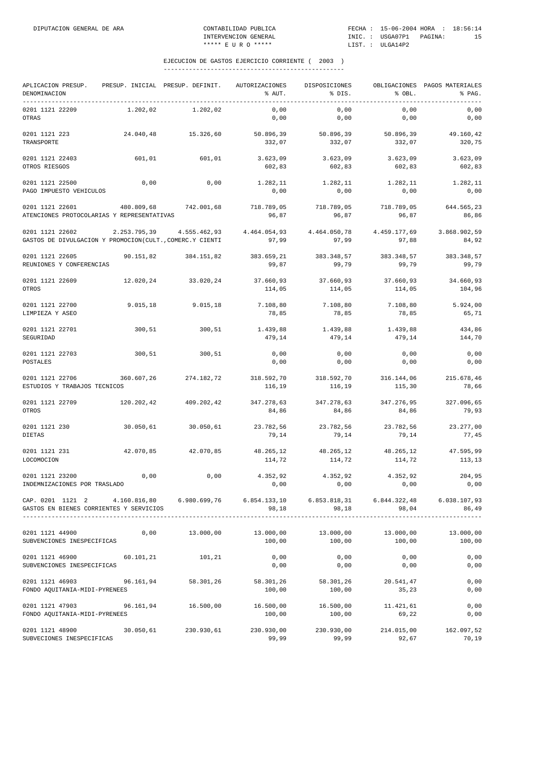EJECUCION DE GASTOS EJERCICIO CORRIENTE ( 2003 )

| APLICACION PRESUP. DENOMINACION | PRESUP. INICIAL | PRESUP. DEFINIT. | AUTORIZACIONES % AUT. | DISPOSICIONES % DIS. | OBLIGACIONES % OBL. | PAGOS MATERIALES % PAG. |
|---|---|---|---|---|---|---|
| 0201 1121 22209 OTRAS | 1.202,02 | 1.202,02 | 0,00 / 0,00 | 0,00 / 0,00 | 0,00 / 0,00 | 0,00 / 0,00 |
| 0201 1121 223 TRANSPORTE | 24.040,48 | 15.326,60 | 50.896,39 / 332,07 | 50.896,39 / 332,07 | 50.896,39 / 332,07 | 49.160,42 / 320,75 |
| 0201 1121 22403 OTROS RIESGOS | 601,01 | 601,01 | 3.623,09 / 602,83 | 3.623,09 / 602,83 | 3.623,09 / 602,83 | 3.623,09 / 602,83 |
| 0201 1121 22500 PAGO IMPUESTO VEHICULOS | 0,00 | 0,00 | 1.282,11 / 0,00 | 1.282,11 / 0,00 | 1.282,11 / 0,00 | 1.282,11 / 0,00 |
| 0201 1121 22601 ATENCIONES PROTOCOLARIAS Y REPRESENTATIVAS | 480.809,68 | 742.001,68 | 718.789,05 / 96,87 | 718.789,05 / 96,87 | 718.789,05 / 96,87 | 644.565,23 / 86,86 |
| 0201 1121 22602 GASTOS DE DIVULGACION Y PROMOCION(CULT.,COMERC.Y CIENTI | 2.253.795,39 | 4.555.462,93 | 4.464.054,93 / 97,99 | 4.464.050,78 / 97,99 | 4.459.177,69 / 97,88 | 3.868.902,59 / 84,92 |
| 0201 1121 22605 REUNIONES Y CONFERENCIAS | 90.151,82 | 384.151,82 | 383.659,21 / 99,87 | 383.348,57 / 99,79 | 383.348,57 / 99,79 | 383.348,57 / 99,79 |
| 0201 1121 22609 OTROS | 12.020,24 | 33.020,24 | 37.660,93 / 114,05 | 37.660,93 / 114,05 | 37.660,93 / 114,05 | 34.660,93 / 104,96 |
| 0201 1121 22700 LIMPIEZA Y ASEO | 9.015,18 | 9.015,18 | 7.108,80 / 78,85 | 7.108,80 / 78,85 | 7.108,80 / 78,85 | 5.924,00 / 65,71 |
| 0201 1121 22701 SEGURIDAD | 300,51 | 300,51 | 1.439,88 / 479,14 | 1.439,88 / 479,14 | 1.439,88 / 479,14 | 434,86 / 144,70 |
| 0201 1121 22703 POSTALES | 300,51 | 300,51 | 0,00 / 0,00 | 0,00 / 0,00 | 0,00 / 0,00 | 0,00 / 0,00 |
| 0201 1121 22706 ESTUDIOS Y TRABAJOS TECNICOS | 360.607,26 | 274.182,72 | 318.592,70 / 116,19 | 318.592,70 / 116,19 | 316.144,06 / 115,30 | 215.678,46 / 78,66 |
| 0201 1121 22709 OTROS | 120.202,42 | 409.202,42 | 347.278,63 / 84,86 | 347.278,63 / 84,86 | 347.276,95 / 84,86 | 327.096,65 / 79,93 |
| 0201 1121 230 DIETAS | 30.050,61 | 30.050,61 | 23.782,56 / 79,14 | 23.782,56 / 79,14 | 23.782,56 / 79,14 | 23.277,00 / 77,45 |
| 0201 1121 231 LOCOMOCION | 42.070,85 | 42.070,85 | 48.265,12 / 114,72 | 48.265,12 / 114,72 | 48.265,12 / 114,72 | 47.595,99 / 113,13 |
| 0201 1121 23200 INDEMNIZACIONES POR TRASLADO | 0,00 | 0,00 | 4.352,92 / 0,00 | 4.352,92 / 0,00 | 4.352,92 / 0,00 | 204,95 / 0,00 |
| CAP. 0201 1121 2 GASTOS EN BIENES CORRIENTES Y SERVICIOS | 4.160.816,80 | 6.980.699,76 | 6.854.133,10 / 98,18 | 6.853.818,31 / 98,18 | 6.844.322,48 / 98,04 | 6.038.107,93 / 86,49 |
| 0201 1121 44900 SUBVENCIONES INESPECIFICAS | 0,00 | 13.000,00 | 13.000,00 / 100,00 | 13.000,00 / 100,00 | 13.000,00 / 100,00 | 13.000,00 / 100,00 |
| 0201 1121 46900 SUBVENCIONES INESPECIFICAS | 60.101,21 | 101,21 | 0,00 / 0,00 | 0,00 / 0,00 | 0,00 / 0,00 | 0,00 / 0,00 |
| 0201 1121 46903 FONDO AQUITANIA-MIDI-PYRENEES | 96.161,94 | 58.301,26 | 58.301,26 / 100,00 | 58.301,26 / 100,00 | 20.541,47 / 35,23 | 0,00 / 0,00 |
| 0201 1121 47903 FONDO AQUITANIA-MIDI-PYRENEES | 96.161,94 | 16.500,00 | 16.500,00 / 100,00 | 16.500,00 / 100,00 | 11.421,61 / 69,22 | 0,00 / 0,00 |
| 0201 1121 48900 SUBVECIONES INESPECIFICAS | 30.050,61 | 230.930,61 | 230.930,00 / 99,99 | 230.930,00 / 99,99 | 214.015,00 / 92,67 | 162.097,52 / 70,19 |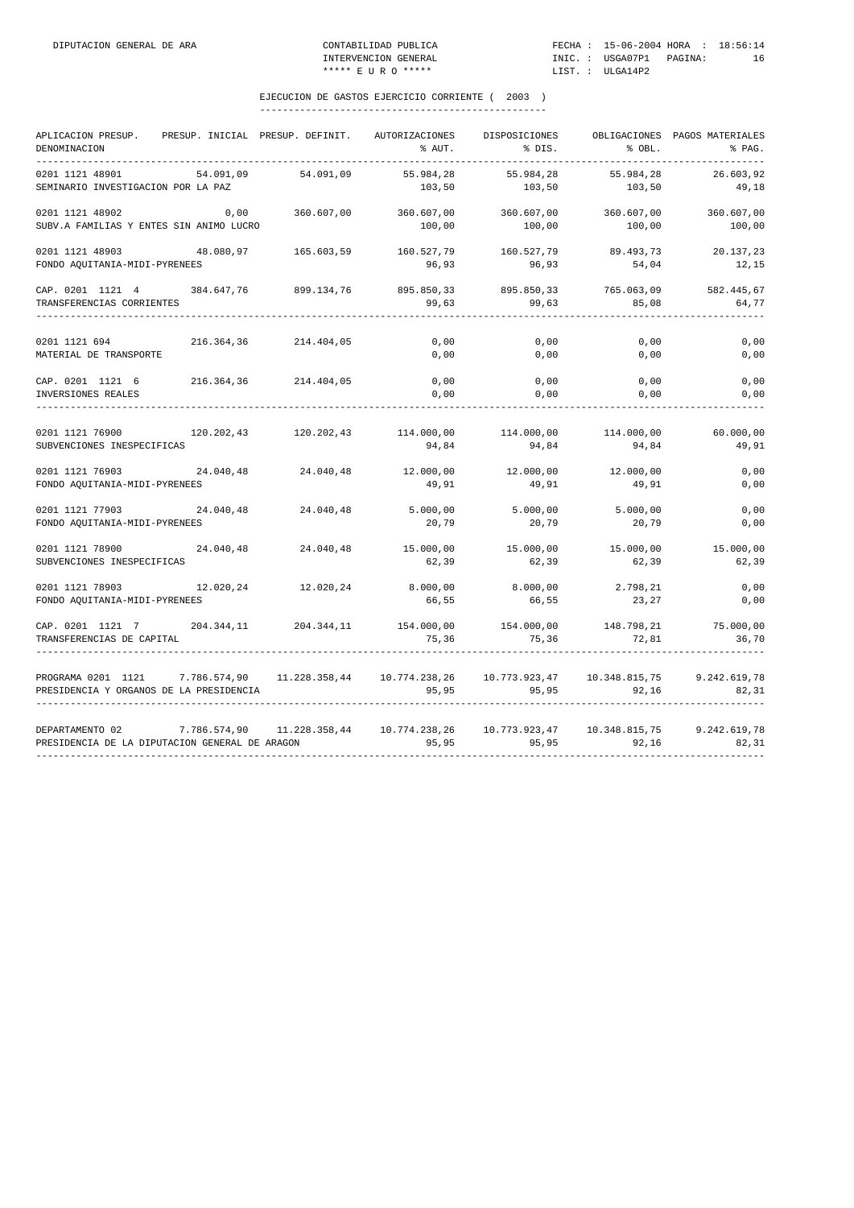DIPUTACION GENERAL DE ARA — CONTABILIDAD PUBLICA — INTERVENCION GENERAL — ***** E U R O ***** — FECHA : 15-06-2004 HORA : 18:56:14 — INIC. : USGA07P1 — LIST. : ULGA14P2

## EJECUCION DE GASTOS EJERCICIO CORRIENTE ( 2003 )

| APLICACION PRESUP. / DENOMINACION | PRESUP. INICIAL | PRESUP. DEFINIT. | AUTORIZACIONES / % AUT. | DISPOSICIONES / % DIS. | OBLIGACIONES / % OBL. | PAGOS MATERIALES / % PAG. |
|---|---|---|---|---|---|---|
| 0201 1121 48901 | 54.091,09 | 54.091,09 | 55.984,28 | 55.984,28 | 55.984,28 | 26.603,92 |
| SEMINARIO INVESTIGACION POR LA PAZ | | | 103,50 | 103,50 | 103,50 | 49,18 |
| 0201 1121 48902 | 0,00 | 360.607,00 | 360.607,00 | 360.607,00 | 360.607,00 | 360.607,00 |
| SUBV.A FAMILIAS Y ENTES SIN ANIMO LUCRO | | | 100,00 | 100,00 | 100,00 | 100,00 |
| 0201 1121 48903 | 48.080,97 | 165.603,59 | 160.527,79 | 160.527,79 | 89.493,73 | 20.137,23 |
| FONDO AQUITANIA-MIDI-PYRENEES | | | 96,93 | 96,93 | 54,04 | 12,15 |
| CAP. 0201 1121 4 | 384.647,76 | 899.134,76 | 895.850,33 | 895.850,33 | 765.063,09 | 582.445,67 |
| TRANSFERENCIAS CORRIENTES | | | 99,63 | 99,63 | 85,08 | 64,77 |
| 0201 1121 694 | 216.364,36 | 214.404,05 | 0,00 | 0,00 | 0,00 | 0,00 |
| MATERIAL DE TRANSPORTE | | | 0,00 | 0,00 | 0,00 | 0,00 |
| CAP. 0201 1121 6 | 216.364,36 | 214.404,05 | 0,00 | 0,00 | 0,00 | 0,00 |
| INVERSIONES REALES | | | 0,00 | 0,00 | 0,00 | 0,00 |
| 0201 1121 76900 | 120.202,43 | 120.202,43 | 114.000,00 | 114.000,00 | 114.000,00 | 60.000,00 |
| SUBVENCIONES INESPECIFICAS | | | 94,84 | 94,84 | 94,84 | 49,91 |
| 0201 1121 76903 | 24.040,48 | 24.040,48 | 12.000,00 | 12.000,00 | 12.000,00 | 0,00 |
| FONDO AQUITANIA-MIDI-PYRENEES | | | 49,91 | 49,91 | 49,91 | 0,00 |
| 0201 1121 77903 | 24.040,48 | 24.040,48 | 5.000,00 | 5.000,00 | 5.000,00 | 0,00 |
| FONDO AQUITANIA-MIDI-PYRENEES | | | 20,79 | 20,79 | 20,79 | 0,00 |
| 0201 1121 78900 | 24.040,48 | 24.040,48 | 15.000,00 | 15.000,00 | 15.000,00 | 15.000,00 |
| SUBVENCIONES INESPECIFICAS | | | 62,39 | 62,39 | 62,39 | 62,39 |
| 0201 1121 78903 | 12.020,24 | 12.020,24 | 8.000,00 | 8.000,00 | 2.798,21 | 0,00 |
| FONDO AQUITANIA-MIDI-PYRENEES | | | 66,55 | 66,55 | 23,27 | 0,00 |
| CAP. 0201 1121 7 | 204.344,11 | 204.344,11 | 154.000,00 | 154.000,00 | 148.798,21 | 75.000,00 |
| TRANSFERENCIAS DE CAPITAL | | | 75,36 | 75,36 | 72,81 | 36,70 |
| PROGRAMA 0201 1121 | 7.786.574,90 | 11.228.358,44 | 10.774.238,26 | 10.773.923,47 | 10.348.815,75 | 9.242.619,78 |
| PRESIDENCIA Y ORGANOS DE LA PRESIDENCIA | | | 95,95 | 95,95 | 92,16 | 82,31 |
| DEPARTAMENTO 02 | 7.786.574,90 | 11.228.358,44 | 10.774.238,26 | 10.773.923,47 | 10.348.815,75 | 9.242.619,78 |
| PRESIDENCIA DE LA DIPUTACION GENERAL DE ARAGON | | | 95,95 | 95,95 | 92,16 | 82,31 |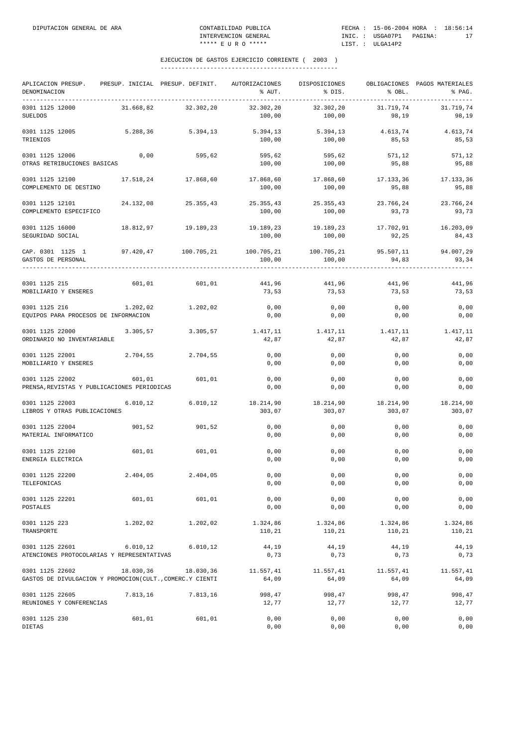DIPUTACION GENERAL DE ARA — CONTABILIDAD PUBLICA — INTERVENCION GENERAL — ***** E U R O ***** — FECHA : 15-06-2004 HORA : 18:56:14 — INIC. : USGA07P1 PAGINA: 17 — LIST. : ULGA14P2

## EJECUCION DE GASTOS EJERCICIO CORRIENTE ( 2003 )

| APLICACION PRESUP. DENOMINACION | PRESUP. INICIAL | PRESUP. DEFINIT. | AUTORIZACIONES % AUT. | DISPOSICIONES % DIS. | OBLIGACIONES % OBL. | PAGOS MATERIALES % PAG. |
|---|---|---|---|---|---|---|
| 0301 1125 12000 SUELDOS | 31.668,82 | 32.302,20 | 32.302,20 100,00 | 32.302,20 100,00 | 31.719,74 98,19 | 31.719,74 98,19 |
| 0301 1125 12005 TRIENIOS | 5.288,36 | 5.394,13 | 5.394,13 100,00 | 5.394,13 100,00 | 4.613,74 85,53 | 4.613,74 85,53 |
| 0301 1125 12006 OTRAS RETRIBUCIONES BASICAS | 0,00 | 595,62 | 595,62 100,00 | 595,62 100,00 | 571,12 95,88 | 571,12 95,88 |
| 0301 1125 12100 COMPLEMENTO DE DESTINO | 17.518,24 | 17.868,60 | 17.868,60 100,00 | 17.868,60 100,00 | 17.133,36 95,88 | 17.133,36 95,88 |
| 0301 1125 12101 COMPLEMENTO ESPECIFICO | 24.132,08 | 25.355,43 | 25.355,43 100,00 | 25.355,43 100,00 | 23.766,24 93,73 | 23.766,24 93,73 |
| 0301 1125 16000 SEGURIDAD SOCIAL | 18.812,97 | 19.189,23 | 19.189,23 100,00 | 19.189,23 100,00 | 17.702,91 92,25 | 16.203,09 84,43 |
| CAP. 0301 1125 1 GASTOS DE PERSONAL | 97.420,47 | 100.705,21 | 100.705,21 100,00 | 100.705,21 100,00 | 95.507,11 94,83 | 94.007,29 93,34 |
| 0301 1125 215 MOBILIARIO Y ENSERES | 601,01 | 601,01 | 441,96 73,53 | 441,96 73,53 | 441,96 73,53 | 441,96 73,53 |
| 0301 1125 216 EQUIPOS PARA PROCESOS DE INFORMACION | 1.202,02 | 1.202,02 | 0,00 0,00 | 0,00 0,00 | 0,00 0,00 | 0,00 0,00 |
| 0301 1125 22000 ORDINARIO NO INVENTARIABLE | 3.305,57 | 3.305,57 | 1.417,11 42,87 | 1.417,11 42,87 | 1.417,11 42,87 | 1.417,11 42,87 |
| 0301 1125 22001 MOBILIARIO Y ENSERES | 2.704,55 | 2.704,55 | 0,00 0,00 | 0,00 0,00 | 0,00 0,00 | 0,00 0,00 |
| 0301 1125 22002 PRENSA,REVISTAS Y PUBLICACIONES PERIODICAS | 601,01 | 601,01 | 0,00 0,00 | 0,00 0,00 | 0,00 0,00 | 0,00 0,00 |
| 0301 1125 22003 LIBROS Y OTRAS PUBLICACIONES | 6.010,12 | 6.010,12 | 18.214,90 303,07 | 18.214,90 303,07 | 18.214,90 303,07 | 18.214,90 303,07 |
| 0301 1125 22004 MATERIAL INFORMATICO | 901,52 | 901,52 | 0,00 0,00 | 0,00 0,00 | 0,00 0,00 | 0,00 0,00 |
| 0301 1125 22100 ENERGIA ELECTRICA | 601,01 | 601,01 | 0,00 0,00 | 0,00 0,00 | 0,00 0,00 | 0,00 0,00 |
| 0301 1125 22200 TELEFONICAS | 2.404,05 | 2.404,05 | 0,00 0,00 | 0,00 0,00 | 0,00 0,00 | 0,00 0,00 |
| 0301 1125 22201 POSTALES | 601,01 | 601,01 | 0,00 0,00 | 0,00 0,00 | 0,00 0,00 | 0,00 0,00 |
| 0301 1125 223 TRANSPORTE | 1.202,02 | 1.202,02 | 1.324,86 110,21 | 1.324,86 110,21 | 1.324,86 110,21 | 1.324,86 110,21 |
| 0301 1125 22601 ATENCIONES PROTOCOLARIAS Y REPRESENTATIVAS | 6.010,12 | 6.010,12 | 44,19 0,73 | 44,19 0,73 | 44,19 0,73 | 44,19 0,73 |
| 0301 1125 22602 GASTOS DE DIVULGACION Y PROMOCION(CULT.,COMERC.Y CIENTI | 18.030,36 | 18.030,36 | 11.557,41 64,09 | 11.557,41 64,09 | 11.557,41 64,09 | 11.557,41 64,09 |
| 0301 1125 22605 REUNIONES Y CONFERENCIAS | 7.813,16 | 7.813,16 | 998,47 12,77 | 998,47 12,77 | 998,47 12,77 | 998,47 12,77 |
| 0301 1125 230 DIETAS | 601,01 | 601,01 | 0,00 0,00 | 0,00 0,00 | 0,00 0,00 | 0,00 0,00 |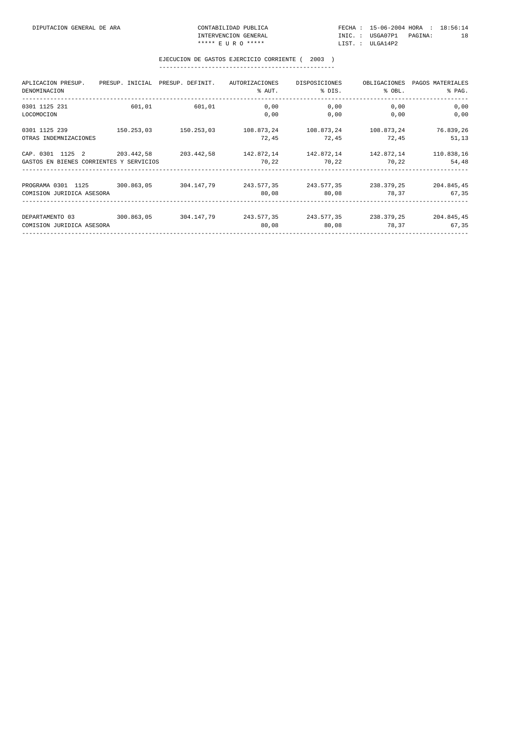DIPUTACION GENERAL DE ARA — CONTABILIDAD PUBLICA — INTERVENCION GENERAL — ***** E U R O *****

FECHA : 15-06-2004 HORA : 18:56:14 — INIC. : USGA07P1 — LIST. : ULGA14P2

## EJECUCION DE GASTOS EJERCICIO CORRIENTE ( 2003 )

| APLICACION PRESUP. DENOMINACION | PRESUP. INICIAL | PRESUP. DEFINIT. | AUTORIZACIONES % AUT. | DISPOSICIONES % DIS. | OBLIGACIONES % OBL. | PAGOS MATERIALES % PAG. |
|---|---|---|---|---|---|---|
| 0301 1125 231 | 601,01 | 601,01 | 0,00 | 0,00 | 0,00 | 0,00 |
| LOCOMOCION | | | 0,00 | 0,00 | 0,00 | 0,00 |
| 0301 1125 239 | 150.253,03 | 150.253,03 | 108.873,24 | 108.873,24 | 108.873,24 | 76.839,26 |
| OTRAS INDEMNIZACIONES | | | 72,45 | 72,45 | 72,45 | 51,13 |
| CAP. 0301 1125 2 | 203.442,58 | 203.442,58 | 142.872,14 | 142.872,14 | 142.872,14 | 110.838,16 |
| GASTOS EN BIENES CORRIENTES Y SERVICIOS | | | 70,22 | 70,22 | 70,22 | 54,48 |
| PROGRAMA 0301 1125 | 300.863,05 | 304.147,79 | 243.577,35 | 243.577,35 | 238.379,25 | 204.845,45 |
| COMISION JURIDICA ASESORA | | | 80,08 | 80,08 | 78,37 | 67,35 |
| DEPARTAMENTO 03 | 300.863,05 | 304.147,79 | 243.577,35 | 243.577,35 | 238.379,25 | 204.845,45 |
| COMISION JURIDICA ASESORA | | | 80,08 | 80,08 | 78,37 | 67,35 |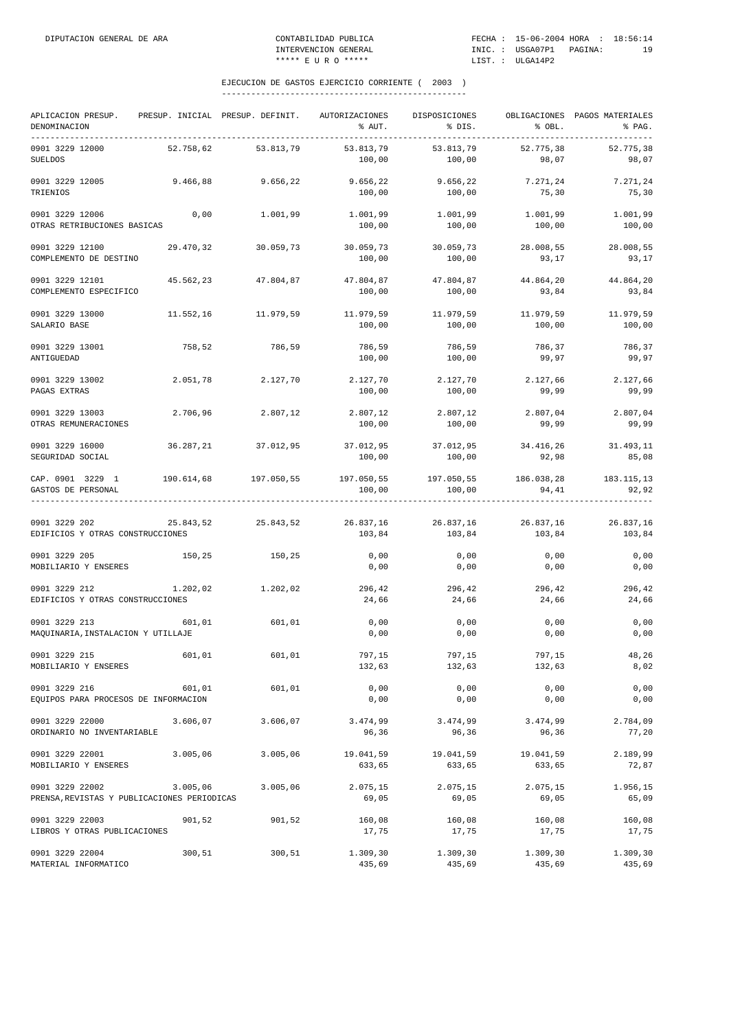## EJECUCION DE GASTOS EJERCICIO CORRIENTE ( 2003 )

| APLICACION PRESUP. DENOMINACION | PRESUP. INICIAL | PRESUP. DEFINIT. | AUTORIZACIONES % AUT. | DISPOSICIONES % DIS. | OBLIGACIONES % OBL. | PAGOS MATERIALES % PAG. |
|---|---|---|---|---|---|---|
| 0901 3229 12000 SUELDOS | 52.758,62 | 53.813,79 | 53.813,79 100,00 | 53.813,79 100,00 | 52.775,38 98,07 | 52.775,38 98,07 |
| 0901 3229 12005 TRIENIOS | 9.466,88 | 9.656,22 | 9.656,22 100,00 | 9.656,22 100,00 | 7.271,24 75,30 | 7.271,24 75,30 |
| 0901 3229 12006 OTRAS RETRIBUCIONES BASICAS | 0,00 | 1.001,99 | 1.001,99 100,00 | 1.001,99 100,00 | 1.001,99 100,00 | 1.001,99 100,00 |
| 0901 3229 12100 COMPLEMENTO DE DESTINO | 29.470,32 | 30.059,73 | 30.059,73 100,00 | 30.059,73 100,00 | 28.008,55 93,17 | 28.008,55 93,17 |
| 0901 3229 12101 COMPLEMENTO ESPECIFICO | 45.562,23 | 47.804,87 | 47.804,87 100,00 | 47.804,87 100,00 | 44.864,20 93,84 | 44.864,20 93,84 |
| 0901 3229 13000 SALARIO BASE | 11.552,16 | 11.979,59 | 11.979,59 100,00 | 11.979,59 100,00 | 11.979,59 100,00 | 11.979,59 100,00 |
| 0901 3229 13001 ANTIGUEDAD | 758,52 | 786,59 | 786,59 100,00 | 786,59 100,00 | 786,37 99,97 | 786,37 99,97 |
| 0901 3229 13002 PAGAS EXTRAS | 2.051,78 | 2.127,70 | 2.127,70 100,00 | 2.127,70 100,00 | 2.127,66 99,99 | 2.127,66 99,99 |
| 0901 3229 13003 OTRAS REMUNERACIONES | 2.706,96 | 2.807,12 | 2.807,12 100,00 | 2.807,12 100,00 | 2.807,04 99,99 | 2.807,04 99,99 |
| 0901 3229 16000 SEGURIDAD SOCIAL | 36.287,21 | 37.012,95 | 37.012,95 100,00 | 37.012,95 100,00 | 34.416,26 92,98 | 31.493,11 85,08 |
| CAP. 0901 3229 1 GASTOS DE PERSONAL | 190.614,68 | 197.050,55 | 197.050,55 100,00 | 197.050,55 100,00 | 186.038,28 94,41 | 183.115,13 92,92 |
| 0901 3229 202 EDIFICIOS Y OTRAS CONSTRUCCIONES | 25.843,52 | 25.843,52 | 26.837,16 103,84 | 26.837,16 103,84 | 26.837,16 103,84 | 26.837,16 103,84 |
| 0901 3229 205 MOBILIARIO Y ENSERES | 150,25 | 150,25 | 0,00 0,00 | 0,00 0,00 | 0,00 0,00 | 0,00 0,00 |
| 0901 3229 212 EDIFICIOS Y OTRAS CONSTRUCCIONES | 1.202,02 | 1.202,02 | 296,42 24,66 | 296,42 24,66 | 296,42 24,66 | 296,42 24,66 |
| 0901 3229 213 MAQUINARIA,INSTALACION Y UTILLAJE | 601,01 | 601,01 | 0,00 0,00 | 0,00 0,00 | 0,00 0,00 | 0,00 0,00 |
| 0901 3229 215 MOBILIARIO Y ENSERES | 601,01 | 601,01 | 797,15 132,63 | 797,15 132,63 | 797,15 132,63 | 48,26 8,02 |
| 0901 3229 216 EQUIPOS PARA PROCESOS DE INFORMACION | 601,01 | 601,01 | 0,00 0,00 | 0,00 0,00 | 0,00 0,00 | 0,00 0,00 |
| 0901 3229 22000 ORDINARIO NO INVENTARIABLE | 3.606,07 | 3.606,07 | 3.474,99 96,36 | 3.474,99 96,36 | 3.474,99 96,36 | 2.784,09 77,20 |
| 0901 3229 22001 MOBILIARIO Y ENSERES | 3.005,06 | 3.005,06 | 19.041,59 633,65 | 19.041,59 633,65 | 19.041,59 633,65 | 2.189,99 72,87 |
| 0901 3229 22002 PRENSA,REVISTAS Y PUBLICACIONES PERIODICAS | 3.005,06 | 3.005,06 | 2.075,15 69,05 | 2.075,15 69,05 | 2.075,15 69,05 | 1.956,15 65,09 |
| 0901 3229 22003 LIBROS Y OTRAS PUBLICACIONES | 901,52 | 901,52 | 160,08 17,75 | 160,08 17,75 | 160,08 17,75 | 160,08 17,75 |
| 0901 3229 22004 MATERIAL INFORMATICO | 300,51 | 300,51 | 1.309,30 435,69 | 1.309,30 435,69 | 1.309,30 435,69 | 1.309,30 435,69 |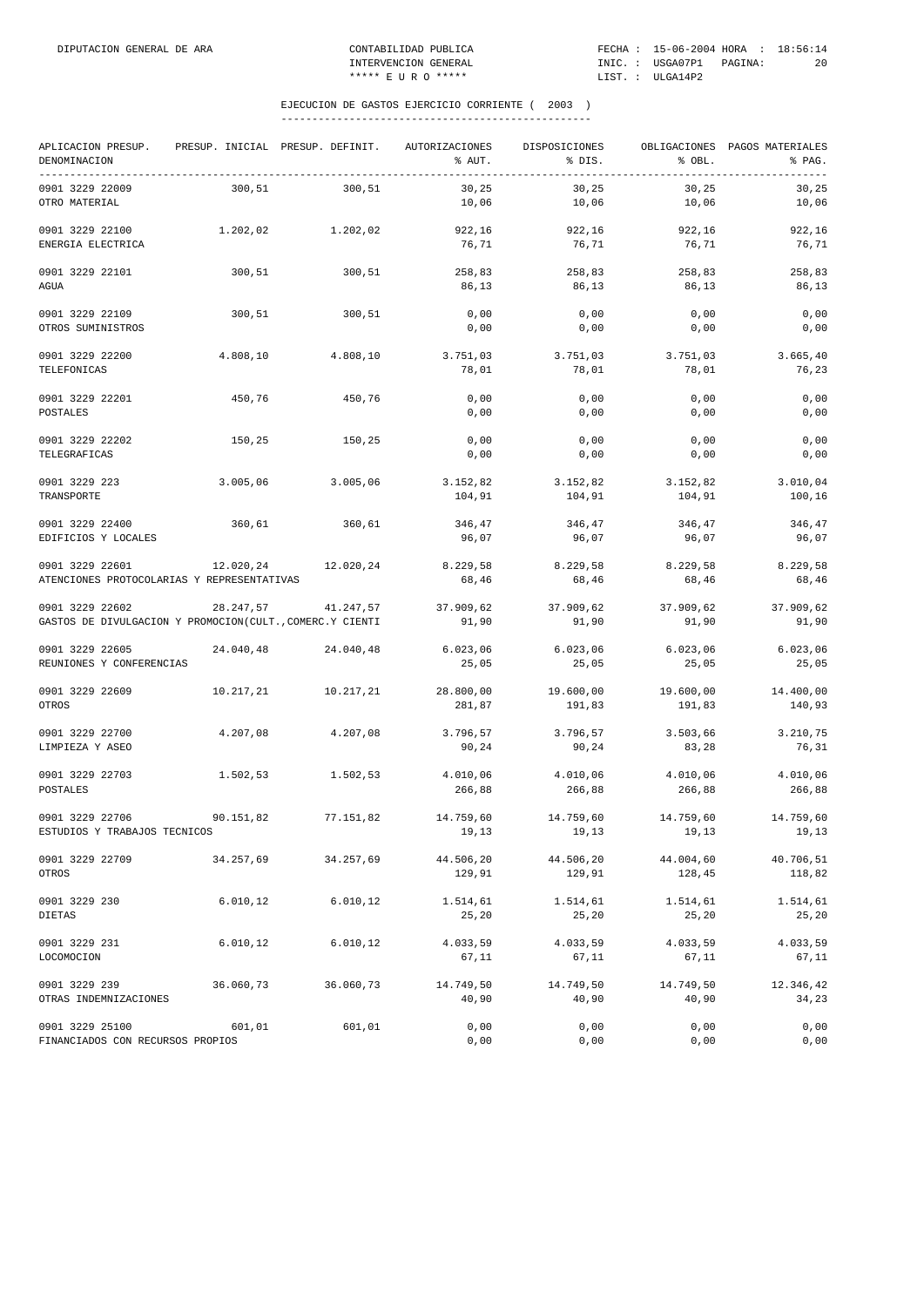EJECUCION DE GASTOS EJERCICIO CORRIENTE ( 2003 )

| APLICACION PRESUP. DENOMINACION | PRESUP. INICIAL | PRESUP. DEFINIT. | AUTORIZACIONES % AUT. | DISPOSICIONES % DIS. | OBLIGACIONES % OBL. | PAGOS MATERIALES % PAG. |
|---|---|---|---|---|---|---|
| 0901 3229 22009 OTRO MATERIAL | 300,51 | 300,51 | 30,25 / 10,06 | 30,25 / 10,06 | 30,25 / 10,06 | 30,25 / 10,06 |
| 0901 3229 22100 ENERGIA ELECTRICA | 1.202,02 | 1.202,02 | 922,16 / 76,71 | 922,16 / 76,71 | 922,16 / 76,71 | 922,16 / 76,71 |
| 0901 3229 22101 AGUA | 300,51 | 300,51 | 258,83 / 86,13 | 258,83 / 86,13 | 258,83 / 86,13 | 258,83 / 86,13 |
| 0901 3229 22109 OTROS SUMINISTROS | 300,51 | 300,51 | 0,00 / 0,00 | 0,00 / 0,00 | 0,00 / 0,00 | 0,00 / 0,00 |
| 0901 3229 22200 TELEFONICAS | 4.808,10 | 4.808,10 | 3.751,03 / 78,01 | 3.751,03 / 78,01 | 3.751,03 / 78,01 | 3.665,40 / 76,23 |
| 0901 3229 22201 POSTALES | 450,76 | 450,76 | 0,00 / 0,00 | 0,00 / 0,00 | 0,00 / 0,00 | 0,00 / 0,00 |
| 0901 3229 22202 TELEGRAFICAS | 150,25 | 150,25 | 0,00 / 0,00 | 0,00 / 0,00 | 0,00 / 0,00 | 0,00 / 0,00 |
| 0901 3229 223 TRANSPORTE | 3.005,06 | 3.005,06 | 3.152,82 / 104,91 | 3.152,82 / 104,91 | 3.152,82 / 104,91 | 3.010,04 / 100,16 |
| 0901 3229 22400 EDIFICIOS Y LOCALES | 360,61 | 360,61 | 346,47 / 96,07 | 346,47 / 96,07 | 346,47 / 96,07 | 346,47 / 96,07 |
| 0901 3229 22601 ATENCIONES PROTOCOLARIAS Y REPRESENTATIVAS | 12.020,24 | 12.020,24 | 8.229,58 / 68,46 | 8.229,58 / 68,46 | 8.229,58 / 68,46 | 8.229,58 / 68,46 |
| 0901 3229 22602 GASTOS DE DIVULGACION Y PROMOCION(CULT.,COMERC.Y CIENTI | 28.247,57 | 41.247,57 | 37.909,62 / 91,90 | 37.909,62 / 91,90 | 37.909,62 / 91,90 | 37.909,62 / 91,90 |
| 0901 3229 22605 REUNIONES Y CONFERENCIAS | 24.040,48 | 24.040,48 | 6.023,06 / 25,05 | 6.023,06 / 25,05 | 6.023,06 / 25,05 | 6.023,06 / 25,05 |
| 0901 3229 22609 OTROS | 10.217,21 | 10.217,21 | 28.800,00 / 281,87 | 19.600,00 / 191,83 | 19.600,00 / 191,83 | 14.400,00 / 140,93 |
| 0901 3229 22700 LIMPIEZA Y ASEO | 4.207,08 | 4.207,08 | 3.796,57 / 90,24 | 3.796,57 / 90,24 | 3.503,66 / 83,28 | 3.210,75 / 76,31 |
| 0901 3229 22703 POSTALES | 1.502,53 | 1.502,53 | 4.010,06 / 266,88 | 4.010,06 / 266,88 | 4.010,06 / 266,88 | 4.010,06 / 266,88 |
| 0901 3229 22706 ESTUDIOS Y TRABAJOS TECNICOS | 90.151,82 | 77.151,82 | 14.759,60 / 19,13 | 14.759,60 / 19,13 | 14.759,60 / 19,13 | 14.759,60 / 19,13 |
| 0901 3229 22709 OTROS | 34.257,69 | 34.257,69 | 44.506,20 / 129,91 | 44.506,20 / 129,91 | 44.004,60 / 128,45 | 40.706,51 / 118,82 |
| 0901 3229 230 DIETAS | 6.010,12 | 6.010,12 | 1.514,61 / 25,20 | 1.514,61 / 25,20 | 1.514,61 / 25,20 | 1.514,61 / 25,20 |
| 0901 3229 231 LOCOMOCION | 6.010,12 | 6.010,12 | 4.033,59 / 67,11 | 4.033,59 / 67,11 | 4.033,59 / 67,11 | 4.033,59 / 67,11 |
| 0901 3229 239 OTRAS INDEMNIZACIONES | 36.060,73 | 36.060,73 | 14.749,50 / 40,90 | 14.749,50 / 40,90 | 14.749,50 / 40,90 | 12.346,42 / 34,23 |
| 0901 3229 25100 FINANCIADOS CON RECURSOS PROPIOS | 601,01 | 601,01 | 0,00 / 0,00 | 0,00 / 0,00 | 0,00 / 0,00 | 0,00 / 0,00 |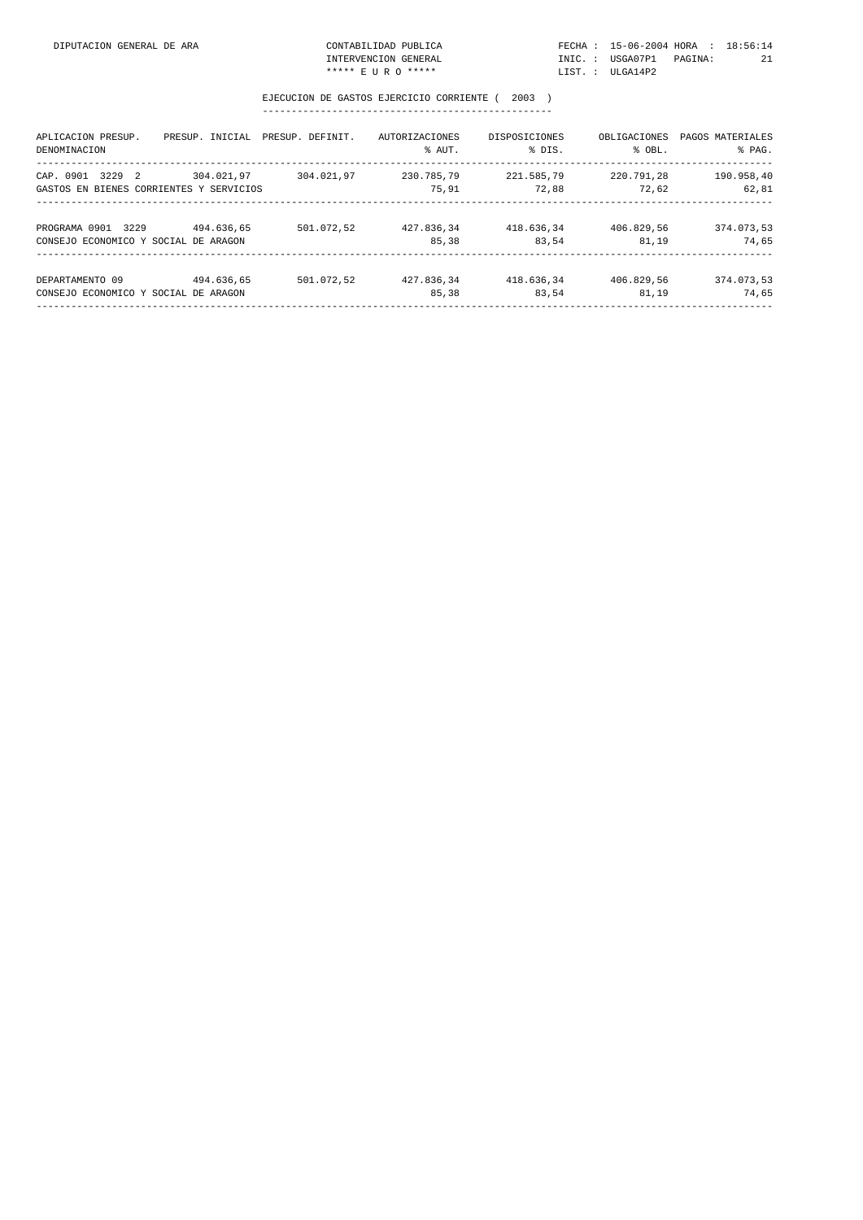DIPUTACION GENERAL DE ARA — CONTABILIDAD PUBLICA — INTERVENCION GENERAL — ***** E U R O *****

FECHA : 15-06-2004 HORA : 18:56:14
INIC. : USGA07P1
LIST. : ULGA14P2

## EJECUCION DE GASTOS EJERCICIO CORRIENTE ( 2003 )

| APLICACION PRESUP. / DENOMINACION | PRESUP. INICIAL | PRESUP. DEFINIT. | AUTORIZACIONES / % AUT. | DISPOSICIONES / % DIS. | OBLIGACIONES / % OBL. | PAGOS MATERIALES / % PAG. |
|---|---|---|---|---|---|---|
| CAP. 0901 3229 2 | 304.021,97 | 304.021,97 | 230.785,79 | 221.585,79 | 220.791,28 | 190.958,40 |
| GASTOS EN BIENES CORRIENTES Y SERVICIOS | | | 75,91 | 72,88 | 72,62 | 62,81 |
| PROGRAMA 0901 3229 | 494.636,65 | 501.072,52 | 427.836,34 | 418.636,34 | 406.829,56 | 374.073,53 |
| CONSEJO ECONOMICO Y SOCIAL DE ARAGON | | | 85,38 | 83,54 | 81,19 | 74,65 |
| DEPARTAMENTO 09 | 494.636,65 | 501.072,52 | 427.836,34 | 418.636,34 | 406.829,56 | 374.073,53 |
| CONSEJO ECONOMICO Y SOCIAL DE ARAGON | | | 85,38 | 83,54 | 81,19 | 74,65 |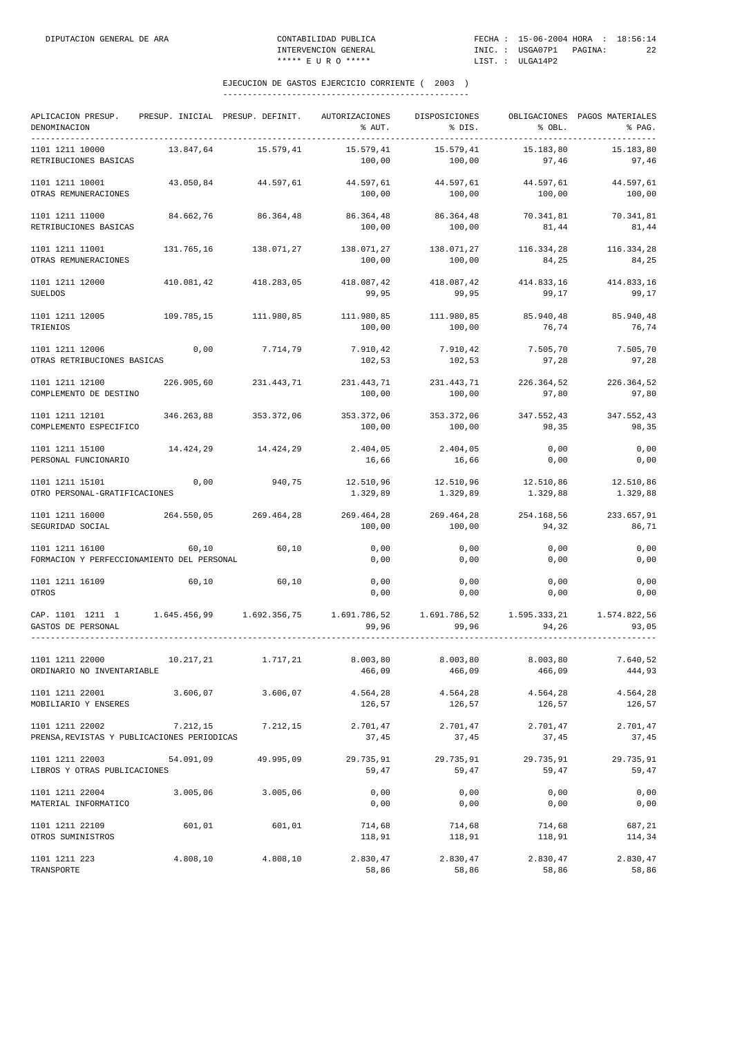EJECUCION DE GASTOS EJERCICIO CORRIENTE ( 2003 )

| APLICACION PRESUP. DENOMINACION | PRESUP. INICIAL | PRESUP. DEFINIT. | AUTORIZACIONES % AUT. | DISPOSICIONES % DIS. | OBLIGACIONES % OBL. | PAGOS MATERIALES % PAG. |
|---|---|---|---|---|---|---|
| 1101 1211 10000 RETRIBUCIONES BASICAS | 13.847,64 | 15.579,41 | 15.579,41 100,00 | 15.579,41 100,00 | 15.183,80 97,46 | 15.183,80 97,46 |
| 1101 1211 10001 OTRAS REMUNERACIONES | 43.050,84 | 44.597,61 | 44.597,61 100,00 | 44.597,61 100,00 | 44.597,61 100,00 | 44.597,61 100,00 |
| 1101 1211 11000 RETRIBUCIONES BASICAS | 84.662,76 | 86.364,48 | 86.364,48 100,00 | 86.364,48 100,00 | 70.341,81 81,44 | 70.341,81 81,44 |
| 1101 1211 11001 OTRAS REMUNERACIONES | 131.765,16 | 138.071,27 | 138.071,27 100,00 | 138.071,27 100,00 | 116.334,28 84,25 | 116.334,28 84,25 |
| 1101 1211 12000 SUELDOS | 410.081,42 | 418.283,05 | 418.087,42 99,95 | 418.087,42 99,95 | 414.833,16 99,17 | 414.833,16 99,17 |
| 1101 1211 12005 TRIENIOS | 109.785,15 | 111.980,85 | 111.980,85 100,00 | 111.980,85 100,00 | 85.940,48 76,74 | 85.940,48 76,74 |
| 1101 1211 12006 OTRAS RETRIBUCIONES BASICAS | 0,00 | 7.714,79 | 7.910,42 102,53 | 7.910,42 102,53 | 7.505,70 97,28 | 7.505,70 97,28 |
| 1101 1211 12100 COMPLEMENTO DE DESTINO | 226.905,60 | 231.443,71 | 231.443,71 100,00 | 231.443,71 100,00 | 226.364,52 97,80 | 226.364,52 97,80 |
| 1101 1211 12101 COMPLEMENTO ESPECIFICO | 346.263,88 | 353.372,06 | 353.372,06 100,00 | 353.372,06 100,00 | 347.552,43 98,35 | 347.552,43 98,35 |
| 1101 1211 15100 PERSONAL FUNCIONARIO | 14.424,29 | 14.424,29 | 2.404,05 16,66 | 2.404,05 16,66 | 0,00 0,00 | 0,00 0,00 |
| 1101 1211 15101 OTRO PERSONAL-GRATIFICACIONES | 0,00 | 940,75 | 12.510,96 1.329,89 | 12.510,96 1.329,89 | 12.510,86 1.329,88 | 12.510,86 1.329,88 |
| 1101 1211 16000 SEGURIDAD SOCIAL | 264.550,05 | 269.464,28 | 269.464,28 100,00 | 269.464,28 100,00 | 254.168,56 94,32 | 233.657,91 86,71 |
| 1101 1211 16100 FORMACION Y PERFECCIONAMIENTO DEL PERSONAL | 60,10 | 60,10 | 0,00 0,00 | 0,00 0,00 | 0,00 0,00 | 0,00 0,00 |
| 1101 1211 16109 OTROS | 60,10 | 60,10 | 0,00 0,00 | 0,00 0,00 | 0,00 0,00 | 0,00 0,00 |
| CAP. 1101 1211 1 GASTOS DE PERSONAL | 1.645.456,99 | 1.692.356,75 | 1.691.786,52 99,96 | 1.691.786,52 99,96 | 1.595.333,21 94,26 | 1.574.822,56 93,05 |
| 1101 1211 22000 ORDINARIO NO INVENTARIABLE | 10.217,21 | 1.717,21 | 8.003,80 466,09 | 8.003,80 466,09 | 8.003,80 466,09 | 7.640,52 444,93 |
| 1101 1211 22001 MOBILIARIO Y ENSERES | 3.606,07 | 3.606,07 | 4.564,28 126,57 | 4.564,28 126,57 | 4.564,28 126,57 | 4.564,28 126,57 |
| 1101 1211 22002 PRENSA,REVISTAS Y PUBLICACIONES PERIODICAS | 7.212,15 | 7.212,15 | 2.701,47 37,45 | 2.701,47 37,45 | 2.701,47 37,45 | 2.701,47 37,45 |
| 1101 1211 22003 LIBROS Y OTRAS PUBLICACIONES | 54.091,09 | 49.995,09 | 29.735,91 59,47 | 29.735,91 59,47 | 29.735,91 59,47 | 29.735,91 59,47 |
| 1101 1211 22004 MATERIAL INFORMATICO | 3.005,06 | 3.005,06 | 0,00 0,00 | 0,00 0,00 | 0,00 0,00 | 0,00 0,00 |
| 1101 1211 22109 OTROS SUMINISTROS | 601,01 | 601,01 | 714,68 118,91 | 714,68 118,91 | 714,68 118,91 | 687,21 114,34 |
| 1101 1211 223 TRANSPORTE | 4.808,10 | 4.808,10 | 2.830,47 58,86 | 2.830,47 58,86 | 2.830,47 58,86 | 2.830,47 58,86 |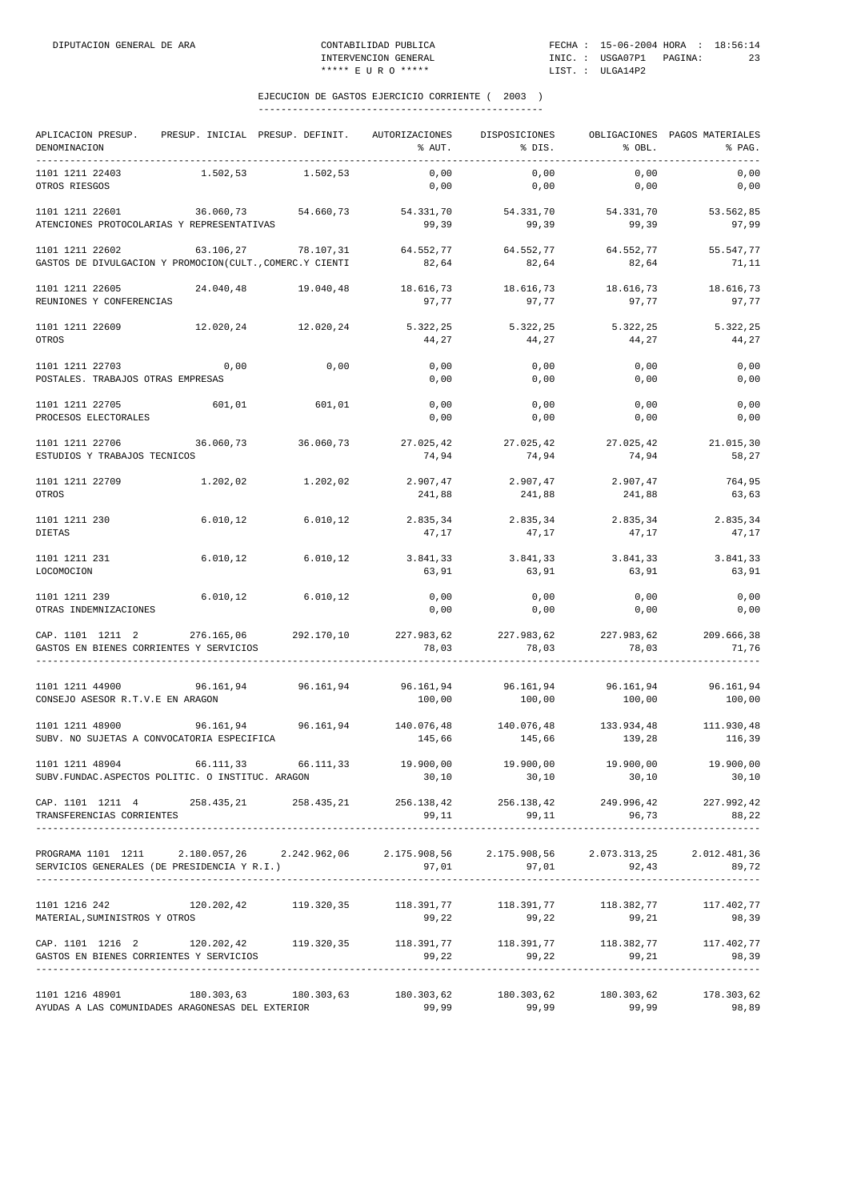## EJECUCION DE GASTOS EJERCICIO CORRIENTE ( 2003 )

| APLICACION PRESUP. DENOMINACION | PRESUP. INICIAL | PRESUP. DEFINIT. | AUTORIZACIONES % AUT. | DISPOSICIONES % DIS. | OBLIGACIONES % OBL. | PAGOS MATERIALES % PAG. |
|---|---|---|---|---|---|---|
| 1101 1211 22403 | 1.502,53 | 1.502,53 | 0,00 | 0,00 | 0,00 | 0,00 |
| OTROS RIESGOS | | | 0,00 | 0,00 | 0,00 | 0,00 |
| 1101 1211 22601 | 36.060,73 | 54.660,73 | 54.331,70 | 54.331,70 | 54.331,70 | 53.562,85 |
| ATENCIONES PROTOCOLARIAS Y REPRESENTATIVAS | | | 99,39 | 99,39 | 99,39 | 97,99 |
| 1101 1211 22602 | 63.106,27 | 78.107,31 | 64.552,77 | 64.552,77 | 64.552,77 | 55.547,77 |
| GASTOS DE DIVULGACION Y PROMOCION(CULT.,COMERC.Y CIENTI | | | 82,64 | 82,64 | 82,64 | 71,11 |
| 1101 1211 22605 | 24.040,48 | 19.040,48 | 18.616,73 | 18.616,73 | 18.616,73 | 18.616,73 |
| REUNIONES Y CONFERENCIAS | | | 97,77 | 97,77 | 97,77 | 97,77 |
| 1101 1211 22609 | 12.020,24 | 12.020,24 | 5.322,25 | 5.322,25 | 5.322,25 | 5.322,25 |
| OTROS | | | 44,27 | 44,27 | 44,27 | 44,27 |
| 1101 1211 22703 | 0,00 | 0,00 | 0,00 | 0,00 | 0,00 | 0,00 |
| POSTALES. TRABAJOS OTRAS EMPRESAS | | | 0,00 | 0,00 | 0,00 | 0,00 |
| 1101 1211 22705 | 601,01 | 601,01 | 0,00 | 0,00 | 0,00 | 0,00 |
| PROCESOS ELECTORALES | | | 0,00 | 0,00 | 0,00 | 0,00 |
| 1101 1211 22706 | 36.060,73 | 36.060,73 | 27.025,42 | 27.025,42 | 27.025,42 | 21.015,30 |
| ESTUDIOS Y TRABAJOS TECNICOS | | | 74,94 | 74,94 | 74,94 | 58,27 |
| 1101 1211 22709 | 1.202,02 | 1.202,02 | 2.907,47 | 2.907,47 | 2.907,47 | 764,95 |
| OTROS | | | 241,88 | 241,88 | 241,88 | 63,63 |
| 1101 1211 230 | 6.010,12 | 6.010,12 | 2.835,34 | 2.835,34 | 2.835,34 | 2.835,34 |
| DIETAS | | | 47,17 | 47,17 | 47,17 | 47,17 |
| 1101 1211 231 | 6.010,12 | 6.010,12 | 3.841,33 | 3.841,33 | 3.841,33 | 3.841,33 |
| LOCOMOCION | | | 63,91 | 63,91 | 63,91 | 63,91 |
| 1101 1211 239 | 6.010,12 | 6.010,12 | 0,00 | 0,00 | 0,00 | 0,00 |
| OTRAS INDEMNIZACIONES | | | 0,00 | 0,00 | 0,00 | 0,00 |
| CAP. 1101 1211 2 | 276.165,06 | 292.170,10 | 227.983,62 | 227.983,62 | 227.983,62 | 209.666,38 |
| GASTOS EN BIENES CORRIENTES Y SERVICIOS | | | 78,03 | 78,03 | 78,03 | 71,76 |
| 1101 1211 44900 | 96.161,94 | 96.161,94 | 96.161,94 | 96.161,94 | 96.161,94 | 96.161,94 |
| CONSEJO ASESOR R.T.V.E EN ARAGON | | | 100,00 | 100,00 | 100,00 | 100,00 |
| 1101 1211 48900 | 96.161,94 | 96.161,94 | 140.076,48 | 140.076,48 | 133.934,48 | 111.930,48 |
| SUBV. NO SUJETAS A CONVOCATORIA ESPECIFICA | | | 145,66 | 145,66 | 139,28 | 116,39 |
| 1101 1211 48904 | 66.111,33 | 66.111,33 | 19.900,00 | 19.900,00 | 19.900,00 | 19.900,00 |
| SUBV.FUNDAC.ASPECTOS POLITIC. O INSTITUC. ARAGON | | | 30,10 | 30,10 | 30,10 | 30,10 |
| CAP. 1101 1211 4 | 258.435,21 | 258.435,21 | 256.138,42 | 256.138,42 | 249.996,42 | 227.992,42 |
| TRANSFERENCIAS CORRIENTES | | | 99,11 | 99,11 | 96,73 | 88,22 |
| PROGRAMA 1101 1211 | 2.180.057,26 | 2.242.962,06 | 2.175.908,56 | 2.175.908,56 | 2.073.313,25 | 2.012.481,36 |
| SERVICIOS GENERALES (DE PRESIDENCIA Y R.I.) | | | 97,01 | 97,01 | 92,43 | 89,72 |
| 1101 1216 242 | 120.202,42 | 119.320,35 | 118.391,77 | 118.391,77 | 118.382,77 | 117.402,77 |
| MATERIAL,SUMINISTROS Y OTROS | | | 99,22 | 99,22 | 99,21 | 98,39 |
| CAP. 1101 1216 2 | 120.202,42 | 119.320,35 | 118.391,77 | 118.391,77 | 118.382,77 | 117.402,77 |
| GASTOS EN BIENES CORRIENTES Y SERVICIOS | | | 99,22 | 99,22 | 99,21 | 98,39 |
| 1101 1216 48901 | 180.303,63 | 180.303,63 | 180.303,62 | 180.303,62 | 180.303,62 | 178.303,62 |
| AYUDAS A LAS COMUNIDADES ARAGONESAS DEL EXTERIOR | | | 99,99 | 99,99 | 99,99 | 98,89 |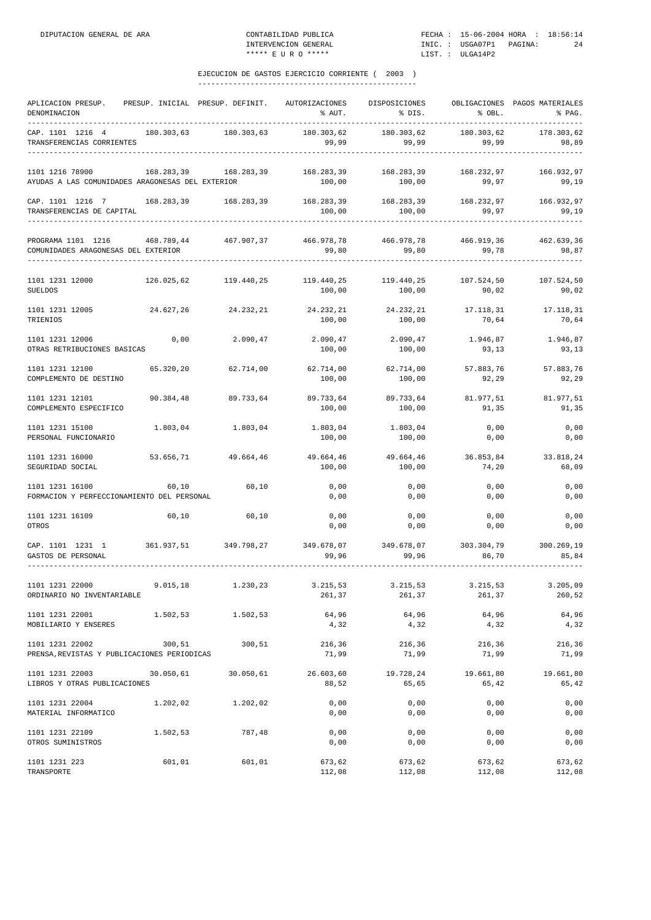## EJECUCION DE GASTOS EJERCICIO CORRIENTE ( 2003 )

| APLICACION PRESUP. DENOMINACION | PRESUP. INICIAL | PRESUP. DEFINIT. | AUTORIZACIONES % AUT. | DISPOSICIONES % DIS. | OBLIGACIONES % OBL. | PAGOS MATERIALES % PAG. |
|---|---|---|---|---|---|---|
| CAP. 1101 1216 4 TRANSFERENCIAS CORRIENTES | 180.303,63 | 180.303,63 | 180.303,62 / 99,99 | 180.303,62 / 99,99 | 180.303,62 / 99,99 | 178.303,62 / 98,89 |
| 1101 1216 78900 AYUDAS A LAS COMUNIDADES ARAGONESAS DEL EXTERIOR | 168.283,39 | 168.283,39 | 168.283,39 / 100,00 | 168.283,39 / 100,00 | 168.232,97 / 99,97 | 166.932,97 / 99,19 |
| CAP. 1101 1216 7 TRANSFERENCIAS DE CAPITAL | 168.283,39 | 168.283,39 | 168.283,39 / 100,00 | 168.283,39 / 100,00 | 168.232,97 / 99,97 | 166.932,97 / 99,19 |
| PROGRAMA 1101 1216 COMUNIDADES ARAGONESAS DEL EXTERIOR | 468.789,44 | 467.907,37 | 466.978,78 / 99,80 | 466.978,78 / 99,80 | 466.919,36 / 99,78 | 462.639,36 / 98,87 |
| 1101 1231 12000 SUELDOS | 126.025,62 | 119.440,25 | 119.440,25 / 100,00 | 119.440,25 / 100,00 | 107.524,50 / 90,02 | 107.524,50 / 90,02 |
| 1101 1231 12005 TRIENIOS | 24.627,26 | 24.232,21 | 24.232,21 / 100,00 | 24.232,21 / 100,00 | 17.118,31 / 70,64 | 17.118,31 / 70,64 |
| 1101 1231 12006 OTRAS RETRIBUCIONES BASICAS | 0,00 | 2.090,47 | 2.090,47 / 100,00 | 2.090,47 / 100,00 | 1.946,87 / 93,13 | 1.946,87 / 93,13 |
| 1101 1231 12100 COMPLEMENTO DE DESTINO | 65.320,20 | 62.714,00 | 62.714,00 / 100,00 | 62.714,00 / 100,00 | 57.883,76 / 92,29 | 57.883,76 / 92,29 |
| 1101 1231 12101 COMPLEMENTO ESPECIFICO | 90.384,48 | 89.733,64 | 89.733,64 / 100,00 | 89.733,64 / 100,00 | 81.977,51 / 91,35 | 81.977,51 / 91,35 |
| 1101 1231 15100 PERSONAL FUNCIONARIO | 1.803,04 | 1.803,04 | 1.803,04 / 100,00 | 1.803,04 / 100,00 | 0,00 / 0,00 | 0,00 / 0,00 |
| 1101 1231 16000 SEGURIDAD SOCIAL | 53.656,71 | 49.664,46 | 49.664,46 / 100,00 | 49.664,46 / 100,00 | 36.853,84 / 74,20 | 33.818,24 / 68,09 |
| 1101 1231 16100 FORMACION Y PERFECCIONAMIENTO DEL PERSONAL | 60,10 | 60,10 | 0,00 / 0,00 | 0,00 / 0,00 | 0,00 / 0,00 | 0,00 / 0,00 |
| 1101 1231 16109 OTROS | 60,10 | 60,10 | 0,00 / 0,00 | 0,00 / 0,00 | 0,00 / 0,00 | 0,00 / 0,00 |
| CAP. 1101 1231 1 GASTOS DE PERSONAL | 361.937,51 | 349.798,27 | 349.678,07 / 99,96 | 349.678,07 / 99,96 | 303.304,79 / 86,70 | 300.269,19 / 85,84 |
| 1101 1231 22000 ORDINARIO NO INVENTARIABLE | 9.015,18 | 1.230,23 | 3.215,53 / 261,37 | 3.215,53 / 261,37 | 3.215,53 / 261,37 | 3.205,09 / 260,52 |
| 1101 1231 22001 MOBILIARIO Y ENSERES | 1.502,53 | 1.502,53 | 64,96 / 4,32 | 64,96 / 4,32 | 64,96 / 4,32 | 64,96 / 4,32 |
| 1101 1231 22002 PRENSA,REVISTAS Y PUBLICACIONES PERIODICAS | 300,51 | 300,51 | 216,36 / 71,99 | 216,36 / 71,99 | 216,36 / 71,99 | 216,36 / 71,99 |
| 1101 1231 22003 LIBROS Y OTRAS PUBLICACIONES | 30.050,61 | 30.050,61 | 26.603,60 / 88,52 | 19.728,24 / 65,65 | 19.661,80 / 65,42 | 19.661,80 / 65,42 |
| 1101 1231 22004 MATERIAL INFORMATICO | 1.202,02 | 1.202,02 | 0,00 / 0,00 | 0,00 / 0,00 | 0,00 / 0,00 | 0,00 / 0,00 |
| 1101 1231 22109 OTROS SUMINISTROS | 1.502,53 | 787,48 | 0,00 / 0,00 | 0,00 / 0,00 | 0,00 / 0,00 | 0,00 / 0,00 |
| 1101 1231 223 TRANSPORTE | 601,01 | 601,01 | 673,62 / 112,08 | 673,62 / 112,08 | 673,62 / 112,08 | 673,62 / 112,08 |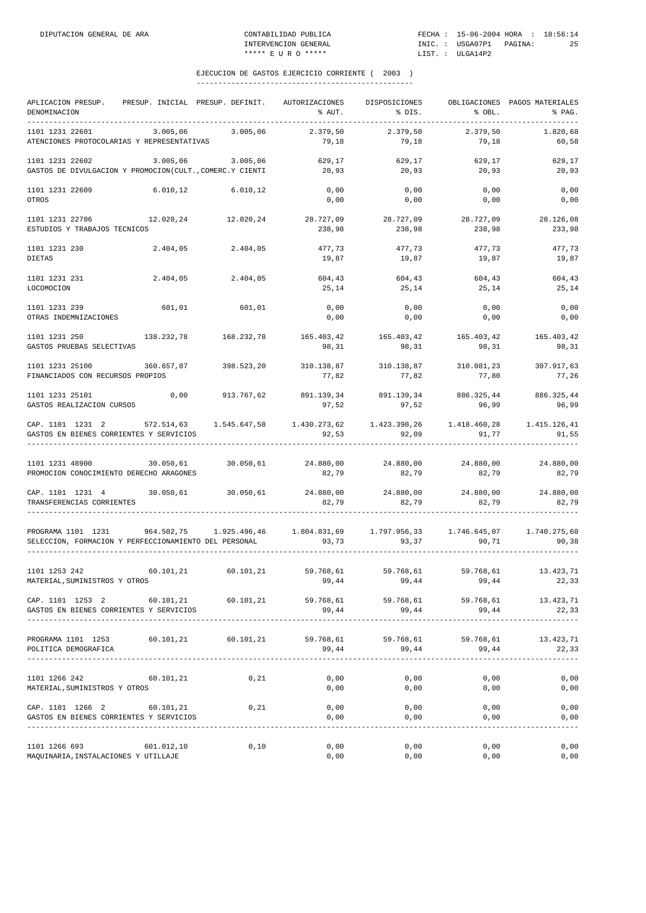## EJECUCION DE GASTOS EJERCICIO CORRIENTE ( 2003 )

| APLICACION PRESUP. DENOMINACION | PRESUP. INICIAL | PRESUP. DEFINIT. | AUTORIZACIONES % AUT. | DISPOSICIONES % DIS. | OBLIGACIONES % OBL. | PAGOS MATERIALES % PAG. |
|---|---|---|---|---|---|---|
| 1101 1231 22601 ATENCIONES PROTOCOLARIAS Y REPRESENTATIVAS | 3.005,06 | 3.005,06 | 2.379,50 79,18 | 2.379,50 79,18 | 2.379,50 79,18 | 1.820,68 60,58 |
| 1101 1231 22602 GASTOS DE DIVULGACION Y PROMOCION(CULT.,COMERC.Y CIENTI | 3.005,06 | 3.005,06 | 629,17 20,93 | 629,17 20,93 | 629,17 20,93 | 629,17 20,93 |
| 1101 1231 22609 OTROS | 6.010,12 | 6.010,12 | 0,00 0,00 | 0,00 0,00 | 0,00 0,00 | 0,00 0,00 |
| 1101 1231 22706 ESTUDIOS Y TRABAJOS TECNICOS | 12.020,24 | 12.020,24 | 28.727,09 238,98 | 28.727,09 238,98 | 28.727,09 238,98 | 28.126,08 233,98 |
| 1101 1231 230 DIETAS | 2.404,05 | 2.404,05 | 477,73 19,87 | 477,73 19,87 | 477,73 19,87 | 477,73 19,87 |
| 1101 1231 231 LOCOMOCION | 2.404,05 | 2.404,05 | 604,43 25,14 | 604,43 25,14 | 604,43 25,14 | 604,43 25,14 |
| 1101 1231 239 OTRAS INDEMNIZACIONES | 601,01 | 601,01 | 0,00 0,00 | 0,00 0,00 | 0,00 0,00 | 0,00 0,00 |
| 1101 1231 250 GASTOS PRUEBAS SELECTIVAS | 138.232,78 | 168.232,78 | 165.403,42 98,31 | 165.403,42 98,31 | 165.403,42 98,31 | 165.403,42 98,31 |
| 1101 1231 25100 FINANCIADOS CON RECURSOS PROPIOS | 360.657,87 | 398.523,20 | 310.138,87 77,82 | 310.138,87 77,82 | 310.081,23 77,80 | 307.917,63 77,26 |
| 1101 1231 25101 GASTOS REALIZACION CURSOS | 0,00 | 913.767,62 | 891.139,34 97,52 | 891.139,34 97,52 | 886.325,44 96,99 | 886.325,44 96,99 |
| CAP. 1101 1231 2 GASTOS EN BIENES CORRIENTES Y SERVICIOS | 572.514,63 | 1.545.647,58 | 1.430.273,62 92,53 | 1.423.398,26 92,09 | 1.418.460,28 91,77 | 1.415.126,41 91,55 |
| 1101 1231 48900 PROMOCION CONOCIMIENTO DERECHO ARAGONES | 30.050,61 | 30.050,61 | 24.880,00 82,79 | 24.880,00 82,79 | 24.880,00 82,79 | 24.880,00 82,79 |
| CAP. 1101 1231 4 TRANSFERENCIAS CORRIENTES | 30.050,61 | 30.050,61 | 24.880,00 82,79 | 24.880,00 82,79 | 24.880,00 82,79 | 24.880,00 82,79 |
| PROGRAMA 1101 1231 SELECCION, FORMACION Y PERFECCIONAMIENTO DEL PERSONAL | 964.502,75 | 1.925.496,46 | 1.804.831,69 93,73 | 1.797.956,33 93,37 | 1.746.645,07 90,71 | 1.740.275,60 90,38 |
| 1101 1253 242 MATERIAL,SUMINISTROS Y OTROS | 60.101,21 | 60.101,21 | 59.768,61 99,44 | 59.768,61 99,44 | 59.768,61 99,44 | 13.423,71 22,33 |
| CAP. 1101 1253 2 GASTOS EN BIENES CORRIENTES Y SERVICIOS | 60.101,21 | 60.101,21 | 59.768,61 99,44 | 59.768,61 99,44 | 59.768,61 99,44 | 13.423,71 22,33 |
| PROGRAMA 1101 1253 POLITICA DEMOGRAFICA | 60.101,21 | 60.101,21 | 59.768,61 99,44 | 59.768,61 99,44 | 59.768,61 99,44 | 13.423,71 22,33 |
| 1101 1266 242 MATERIAL,SUMINISTROS Y OTROS | 60.101,21 | 0,21 | 0,00 0,00 | 0,00 0,00 | 0,00 0,00 | 0,00 0,00 |
| CAP. 1101 1266 2 GASTOS EN BIENES CORRIENTES Y SERVICIOS | 60.101,21 | 0,21 | 0,00 0,00 | 0,00 0,00 | 0,00 0,00 | 0,00 0,00 |
| 1101 1266 693 MAQUINARIA,INSTALACIONES Y UTILLAJE | 601.012,10 | 0,10 | 0,00 0,00 | 0,00 0,00 | 0,00 0,00 | 0,00 0,00 |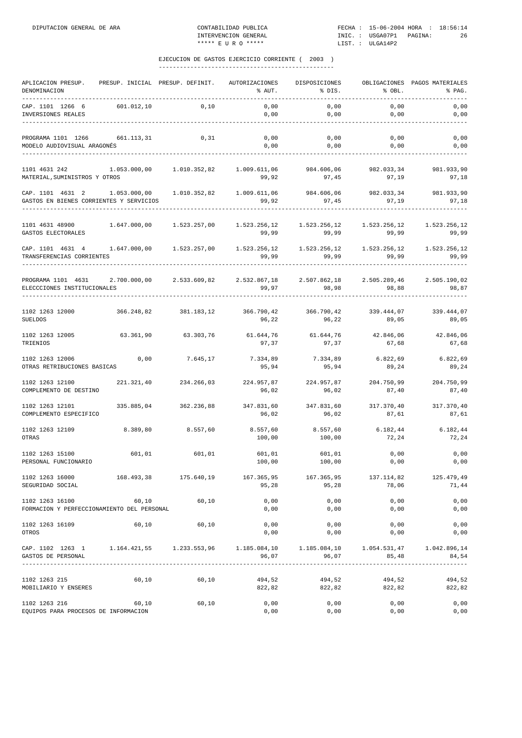EJECUCION DE GASTOS EJERCICIO CORRIENTE ( 2003 )

| APLICACION PRESUP. DENOMINACION | PRESUP. INICIAL | PRESUP. DEFINIT. | AUTORIZACIONES % AUT. | DISPOSICIONES % DIS. | OBLIGACIONES % OBL. | PAGOS MATERIALES % PAG. |
|---|---|---|---|---|---|---|
| CAP. 1101 1266 6 | 601.012,10 | 0,10 | 0,00 | 0,00 | 0,00 | 0,00 |
| INVERSIONES REALES | | | 0,00 | 0,00 | 0,00 | 0,00 |
| PROGRAMA 1101 1266 | 661.113,31 | 0,31 | 0,00 | 0,00 | 0,00 | 0,00 |
| MODELO AUDIOVISUAL ARAGONÉS | | | 0,00 | 0,00 | 0,00 | 0,00 |
| 1101 4631 242 | 1.053.000,00 | 1.010.352,82 | 1.009.611,06 | 984.606,06 | 982.033,34 | 981.933,90 |
| MATERIAL,SUMINISTROS Y OTROS | | | 99,92 | 97,45 | 97,19 | 97,18 |
| CAP. 1101 4631 2 | 1.053.000,00 | 1.010.352,82 | 1.009.611,06 | 984.606,06 | 982.033,34 | 981.933,90 |
| GASTOS EN BIENES CORRIENTES Y SERVICIOS | | | 99,92 | 97,45 | 97,19 | 97,18 |
| 1101 4631 48900 | 1.647.000,00 | 1.523.257,00 | 1.523.256,12 | 1.523.256,12 | 1.523.256,12 | 1.523.256,12 |
| GASTOS ELECTORALES | | | 99,99 | 99,99 | 99,99 | 99,99 |
| CAP. 1101 4631 4 | 1.647.000,00 | 1.523.257,00 | 1.523.256,12 | 1.523.256,12 | 1.523.256,12 | 1.523.256,12 |
| TRANSFERENCIAS CORRIENTES | | | 99,99 | 99,99 | 99,99 | 99,99 |
| PROGRAMA 1101 4631 | 2.700.000,00 | 2.533.609,82 | 2.532.867,18 | 2.507.862,18 | 2.505.289,46 | 2.505.190,02 |
| ELECCCIONES INSTITUCIONALES | | | 99,97 | 98,98 | 98,88 | 98,87 |
| 1102 1263 12000 | 366.248,82 | 381.183,12 | 366.790,42 | 366.790,42 | 339.444,07 | 339.444,07 |
| SUELDOS | | | 96,22 | 96,22 | 89,05 | 89,05 |
| 1102 1263 12005 | 63.361,90 | 63.303,76 | 61.644,76 | 61.644,76 | 42.846,06 | 42.846,06 |
| TRIENIOS | | | 97,37 | 97,37 | 67,68 | 67,68 |
| 1102 1263 12006 | 0,00 | 7.645,17 | 7.334,89 | 7.334,89 | 6.822,69 | 6.822,69 |
| OTRAS RETRIBUCIONES BASICAS | | | 95,94 | 95,94 | 89,24 | 89,24 |
| 1102 1263 12100 | 221.321,40 | 234.266,03 | 224.957,87 | 224.957,87 | 204.750,99 | 204.750,99 |
| COMPLEMENTO DE DESTINO | | | 96,02 | 96,02 | 87,40 | 87,40 |
| 1102 1263 12101 | 335.885,04 | 362.236,88 | 347.831,60 | 347.831,60 | 317.370,40 | 317.370,40 |
| COMPLEMENTO ESPECIFICO | | | 96,02 | 96,02 | 87,61 | 87,61 |
| 1102 1263 12109 | 8.389,80 | 8.557,60 | 8.557,60 | 8.557,60 | 6.182,44 | 6.182,44 |
| OTRAS | | | 100,00 | 100,00 | 72,24 | 72,24 |
| 1102 1263 15100 | 601,01 | 601,01 | 601,01 | 601,01 | 0,00 | 0,00 |
| PERSONAL FUNCIONARIO | | | 100,00 | 100,00 | 0,00 | 0,00 |
| 1102 1263 16000 | 168.493,38 | 175.640,19 | 167.365,95 | 167.365,95 | 137.114,82 | 125.479,49 |
| SEGURIDAD SOCIAL | | | 95,28 | 95,28 | 78,06 | 71,44 |
| 1102 1263 16100 | 60,10 | 60,10 | 0,00 | 0,00 | 0,00 | 0,00 |
| FORMACION Y PERFECCIONAMIENTO DEL PERSONAL | | | 0,00 | 0,00 | 0,00 | 0,00 |
| 1102 1263 16109 | 60,10 | 60,10 | 0,00 | 0,00 | 0,00 | 0,00 |
| OTROS | | | 0,00 | 0,00 | 0,00 | 0,00 |
| CAP. 1102 1263 1 | 1.164.421,55 | 1.233.553,96 | 1.185.084,10 | 1.185.084,10 | 1.054.531,47 | 1.042.896,14 |
| GASTOS DE PERSONAL | | | 96,07 | 96,07 | 85,48 | 84,54 |
| 1102 1263 215 | 60,10 | 60,10 | 494,52 | 494,52 | 494,52 | 494,52 |
| MOBILIARIO Y ENSERES | | | 822,82 | 822,82 | 822,82 | 822,82 |
| 1102 1263 216 | 60,10 | 60,10 | 0,00 | 0,00 | 0,00 | 0,00 |
| EQUIPOS PARA PROCESOS DE INFORMACION | | | 0,00 | 0,00 | 0,00 | 0,00 |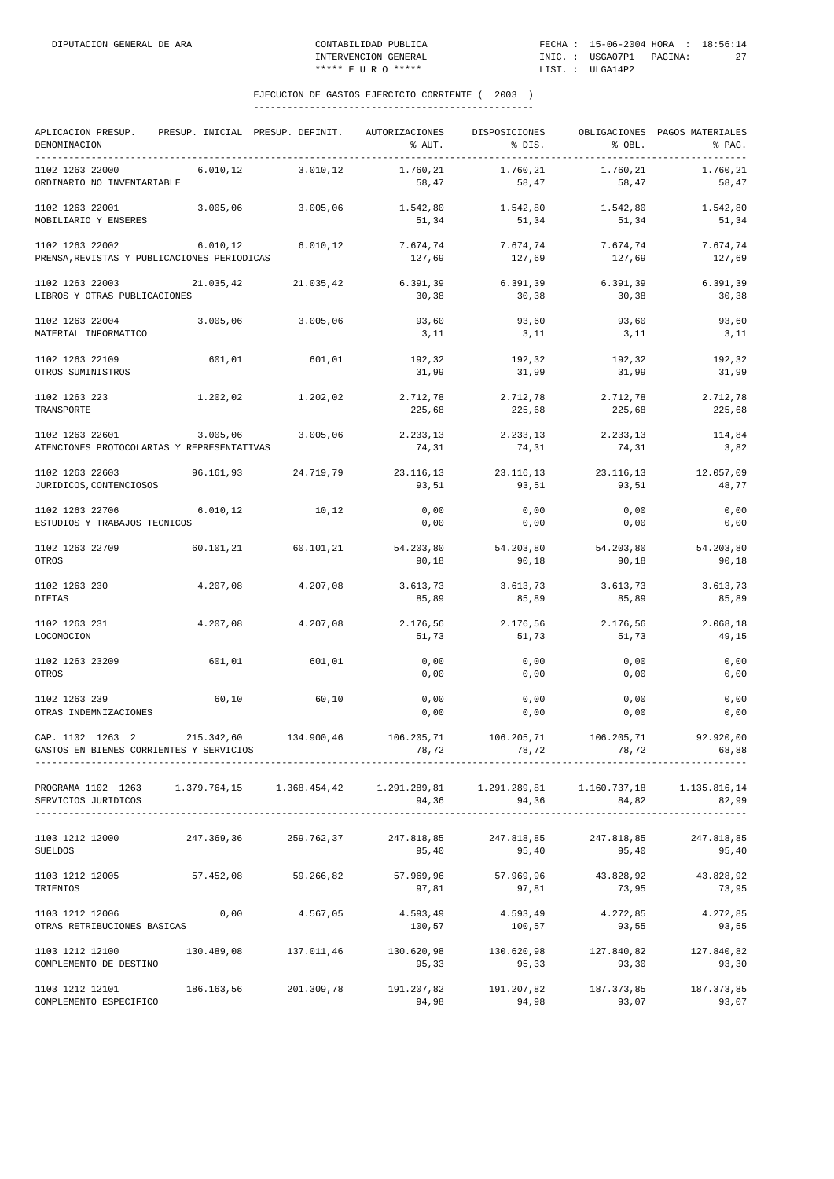DIPUTACION GENERAL DE ARA — CONTABILIDAD PUBLICA — INTERVENCION GENERAL — ***** E U R O ***** — FECHA : 15-06-2004 HORA : 18:56:14 — INIC. : USGA07P1 PAGINA: 27 — LIST. : ULGA14P2

## EJECUCION DE GASTOS EJERCICIO CORRIENTE ( 2003 )

| APLICACION PRESUP. DENOMINACION | PRESUP. INICIAL | PRESUP. DEFINIT. | AUTORIZACIONES % AUT. | DISPOSICIONES % DIS. | OBLIGACIONES % OBL. | PAGOS MATERIALES % PAG. |
|---|---|---|---|---|---|---|
| 1102 1263 22000 ORDINARIO NO INVENTARIABLE | 6.010,12 | 3.010,12 | 1.760,21 58,47 | 1.760,21 58,47 | 1.760,21 58,47 | 1.760,21 58,47 |
| 1102 1263 22001 MOBILIARIO Y ENSERES | 3.005,06 | 3.005,06 | 1.542,80 51,34 | 1.542,80 51,34 | 1.542,80 51,34 | 1.542,80 51,34 |
| 1102 1263 22002 PRENSA,REVISTAS Y PUBLICACIONES PERIODICAS | 6.010,12 | 6.010,12 | 7.674,74 127,69 | 7.674,74 127,69 | 7.674,74 127,69 | 7.674,74 127,69 |
| 1102 1263 22003 LIBROS Y OTRAS PUBLICACIONES | 21.035,42 | 21.035,42 | 6.391,39 30,38 | 6.391,39 30,38 | 6.391,39 30,38 | 6.391,39 30,38 |
| 1102 1263 22004 MATERIAL INFORMATICO | 3.005,06 | 3.005,06 | 93,60 3,11 | 93,60 3,11 | 93,60 3,11 | 93,60 3,11 |
| 1102 1263 22109 OTROS SUMINISTROS | 601,01 | 601,01 | 192,32 31,99 | 192,32 31,99 | 192,32 31,99 | 192,32 31,99 |
| 1102 1263 223 TRANSPORTE | 1.202,02 | 1.202,02 | 2.712,78 225,68 | 2.712,78 225,68 | 2.712,78 225,68 | 2.712,78 225,68 |
| 1102 1263 22601 ATENCIONES PROTOCOLARIAS Y REPRESENTATIVAS | 3.005,06 | 3.005,06 | 2.233,13 74,31 | 2.233,13 74,31 | 2.233,13 74,31 | 114,84 3,82 |
| 1102 1263 22603 JURIDICOS,CONTENCIOSOS | 96.161,93 | 24.719,79 | 23.116,13 93,51 | 23.116,13 93,51 | 23.116,13 93,51 | 12.057,09 48,77 |
| 1102 1263 22706 ESTUDIOS Y TRABAJOS TECNICOS | 6.010,12 | 10,12 | 0,00 0,00 | 0,00 0,00 | 0,00 0,00 | 0,00 0,00 |
| 1102 1263 22709 OTROS | 60.101,21 | 60.101,21 | 54.203,80 90,18 | 54.203,80 90,18 | 54.203,80 90,18 | 54.203,80 90,18 |
| 1102 1263 230 DIETAS | 4.207,08 | 4.207,08 | 3.613,73 85,89 | 3.613,73 85,89 | 3.613,73 85,89 | 3.613,73 85,89 |
| 1102 1263 231 LOCOMOCION | 4.207,08 | 4.207,08 | 2.176,56 51,73 | 2.176,56 51,73 | 2.176,56 51,73 | 2.068,18 49,15 |
| 1102 1263 23209 OTROS | 601,01 | 601,01 | 0,00 0,00 | 0,00 0,00 | 0,00 0,00 | 0,00 0,00 |
| 1102 1263 239 OTRAS INDEMNIZACIONES | 60,10 | 60,10 | 0,00 0,00 | 0,00 0,00 | 0,00 0,00 | 0,00 0,00 |
| CAP. 1102 1263 2 GASTOS EN BIENES CORRIENTES Y SERVICIOS | 215.342,60 | 134.900,46 | 106.205,71 78,72 | 106.205,71 78,72 | 106.205,71 78,72 | 92.920,00 68,88 |
| PROGRAMA 1102 1263 SERVICIOS JURIDICOS | 1.379.764,15 | 1.368.454,42 | 1.291.289,81 94,36 | 1.291.289,81 94,36 | 1.160.737,18 84,82 | 1.135.816,14 82,99 |
| 1103 1212 12000 SUELDOS | 247.369,36 | 259.762,37 | 247.818,85 95,40 | 247.818,85 95,40 | 247.818,85 95,40 | 247.818,85 95,40 |
| 1103 1212 12005 TRIENIOS | 57.452,08 | 59.266,82 | 57.969,96 97,81 | 57.969,96 97,81 | 43.828,92 73,95 | 43.828,92 73,95 |
| 1103 1212 12006 OTRAS RETRIBUCIONES BASICAS | 0,00 | 4.567,05 | 4.593,49 100,57 | 4.593,49 100,57 | 4.272,85 93,55 | 4.272,85 93,55 |
| 1103 1212 12100 COMPLEMENTO DE DESTINO | 130.489,08 | 137.011,46 | 130.620,98 95,33 | 130.620,98 95,33 | 127.840,82 93,30 | 127.840,82 93,30 |
| 1103 1212 12101 COMPLEMENTO ESPECIFICO | 186.163,56 | 201.309,78 | 191.207,82 94,98 | 191.207,82 94,98 | 187.373,85 93,07 | 187.373,85 93,07 |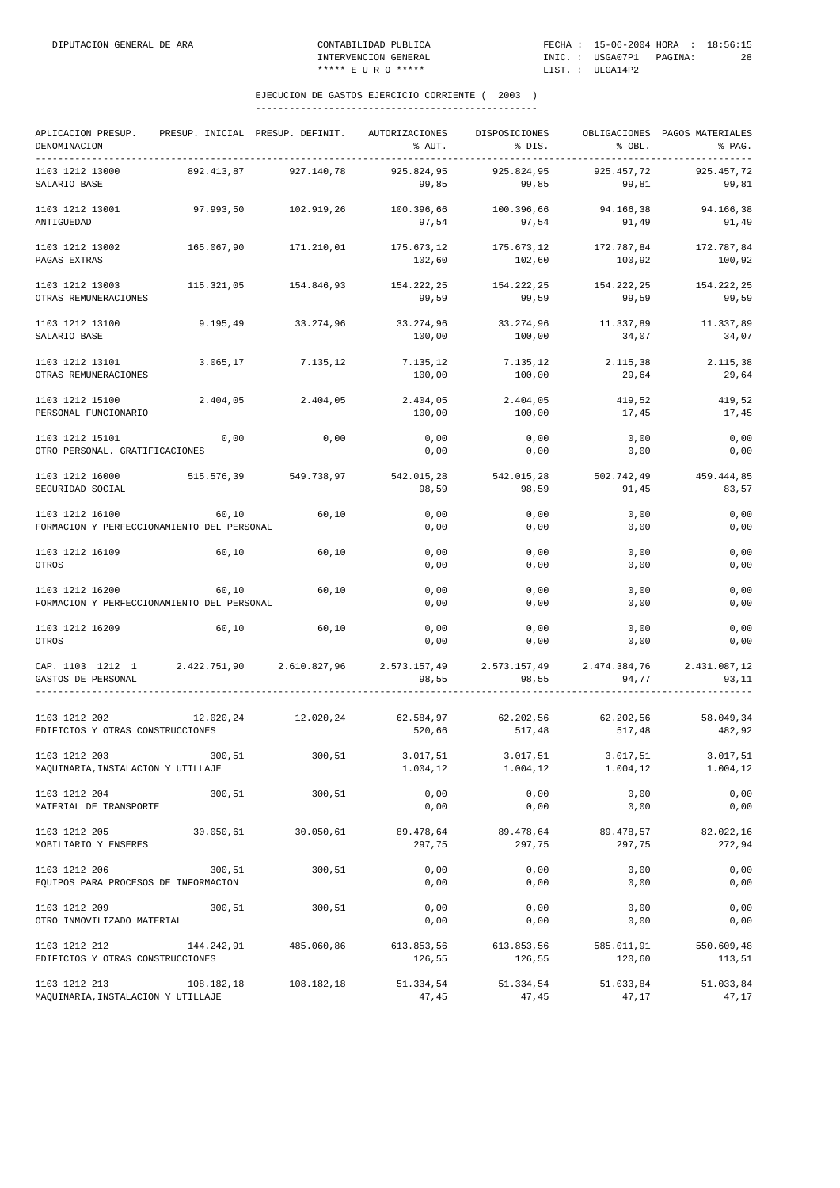EJECUCION DE GASTOS EJERCICIO CORRIENTE ( 2003 )

| APLICACION PRESUP. DENOMINACION | PRESUP. INICIAL | PRESUP. DEFINIT. | AUTORIZACIONES % AUT. | DISPOSICIONES % DIS. | OBLIGACIONES % OBL. | PAGOS MATERIALES % PAG. |
|---|---|---|---|---|---|---|
| 1103 1212 13000 SALARIO BASE | 892.413,87 | 927.140,78 | 925.824,95 99,85 | 925.824,95 99,85 | 925.457,72 99,81 | 925.457,72 99,81 |
| 1103 1212 13001 ANTIGUEDAD | 97.993,50 | 102.919,26 | 100.396,66 97,54 | 100.396,66 97,54 | 94.166,38 91,49 | 94.166,38 91,49 |
| 1103 1212 13002 PAGAS EXTRAS | 165.067,90 | 171.210,01 | 175.673,12 102,60 | 175.673,12 102,60 | 172.787,84 100,92 | 172.787,84 100,92 |
| 1103 1212 13003 OTRAS REMUNERACIONES | 115.321,05 | 154.846,93 | 154.222,25 99,59 | 154.222,25 99,59 | 154.222,25 99,59 | 154.222,25 99,59 |
| 1103 1212 13100 SALARIO BASE | 9.195,49 | 33.274,96 | 33.274,96 100,00 | 33.274,96 100,00 | 11.337,89 34,07 | 11.337,89 34,07 |
| 1103 1212 13101 OTRAS REMUNERACIONES | 3.065,17 | 7.135,12 | 7.135,12 100,00 | 7.135,12 100,00 | 2.115,38 29,64 | 2.115,38 29,64 |
| 1103 1212 15100 PERSONAL FUNCIONARIO | 2.404,05 | 2.404,05 | 2.404,05 100,00 | 2.404,05 100,00 | 419,52 17,45 | 419,52 17,45 |
| 1103 1212 15101 OTRO PERSONAL. GRATIFICACIONES | 0,00 | 0,00 | 0,00 0,00 | 0,00 0,00 | 0,00 0,00 | 0,00 0,00 |
| 1103 1212 16000 SEGURIDAD SOCIAL | 515.576,39 | 549.738,97 | 542.015,28 98,59 | 542.015,28 98,59 | 502.742,49 91,45 | 459.444,85 83,57 |
| 1103 1212 16100 FORMACION Y PERFECCIONAMIENTO DEL PERSONAL | 60,10 | 60,10 | 0,00 0,00 | 0,00 0,00 | 0,00 0,00 | 0,00 0,00 |
| 1103 1212 16109 OTROS | 60,10 | 60,10 | 0,00 0,00 | 0,00 0,00 | 0,00 0,00 | 0,00 0,00 |
| 1103 1212 16200 FORMACION Y PERFECCIONAMIENTO DEL PERSONAL | 60,10 | 60,10 | 0,00 0,00 | 0,00 0,00 | 0,00 0,00 | 0,00 0,00 |
| 1103 1212 16209 OTROS | 60,10 | 60,10 | 0,00 0,00 | 0,00 0,00 | 0,00 0,00 | 0,00 0,00 |
| CAP. 1103 1212 1 GASTOS DE PERSONAL | 2.422.751,90 | 2.610.827,96 | 2.573.157,49 98,55 | 2.573.157,49 98,55 | 2.474.384,76 94,77 | 2.431.087,12 93,11 |
| 1103 1212 202 EDIFICIOS Y OTRAS CONSTRUCCIONES | 12.020,24 | 12.020,24 | 62.584,97 520,66 | 62.202,56 517,48 | 62.202,56 517,48 | 58.049,34 482,92 |
| 1103 1212 203 MAQUINARIA,INSTALACION Y UTILLAJE | 300,51 | 300,51 | 3.017,51 1.004,12 | 3.017,51 1.004,12 | 3.017,51 1.004,12 | 3.017,51 1.004,12 |
| 1103 1212 204 MATERIAL DE TRANSPORTE | 300,51 | 300,51 | 0,00 0,00 | 0,00 0,00 | 0,00 0,00 | 0,00 0,00 |
| 1103 1212 205 MOBILIARIO Y ENSERES | 30.050,61 | 30.050,61 | 89.478,64 297,75 | 89.478,64 297,75 | 89.478,57 297,75 | 82.022,16 272,94 |
| 1103 1212 206 EQUIPOS PARA PROCESOS DE INFORMACION | 300,51 | 300,51 | 0,00 0,00 | 0,00 0,00 | 0,00 0,00 | 0,00 0,00 |
| 1103 1212 209 OTRO INMOVILIZADO MATERIAL | 300,51 | 300,51 | 0,00 0,00 | 0,00 0,00 | 0,00 0,00 | 0,00 0,00 |
| 1103 1212 212 EDIFICIOS Y OTRAS CONSTRUCCIONES | 144.242,91 | 485.060,86 | 613.853,56 126,55 | 613.853,56 126,55 | 585.011,91 120,60 | 550.609,48 113,51 |
| 1103 1212 213 MAQUINARIA,INSTALACION Y UTILLAJE | 108.182,18 | 108.182,18 | 51.334,54 47,45 | 51.334,54 47,45 | 51.033,84 47,17 | 51.033,84 47,17 |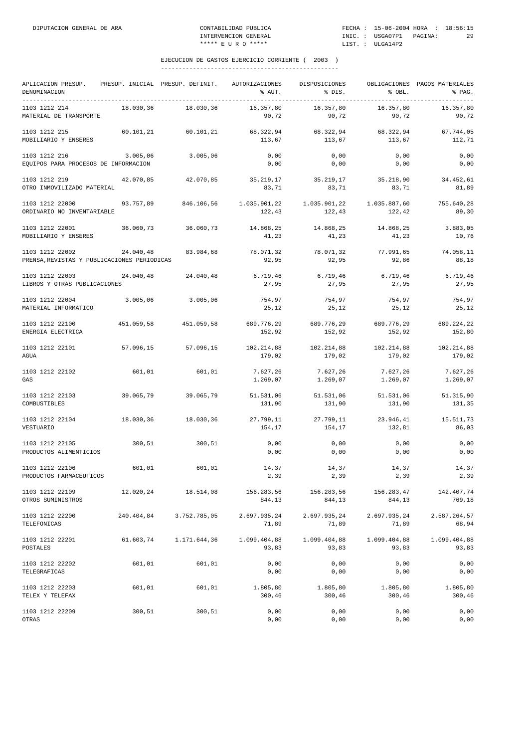## EJECUCION DE GASTOS EJERCICIO CORRIENTE ( 2003 )

| APLICACION PRESUP. DENOMINACION | PRESUP. INICIAL | PRESUP. DEFINIT. | AUTORIZACIONES % AUT. | DISPOSICIONES % DIS. | OBLIGACIONES % OBL. | PAGOS MATERIALES % PAG. |
|---|---|---|---|---|---|---|
| 1103 1212 214 MATERIAL DE TRANSPORTE | 18.030,36 | 18.030,36 | 16.357,80 90,72 | 16.357,80 90,72 | 16.357,80 90,72 | 16.357,80 90,72 |
| 1103 1212 215 MOBILIARIO Y ENSERES | 60.101,21 | 60.101,21 | 68.322,94 113,67 | 68.322,94 113,67 | 68.322,94 113,67 | 67.744,05 112,71 |
| 1103 1212 216 EQUIPOS PARA PROCESOS DE INFORMACION | 3.005,06 | 3.005,06 | 0,00 0,00 | 0,00 0,00 | 0,00 0,00 | 0,00 0,00 |
| 1103 1212 219 OTRO INMOVILIZADO MATERIAL | 42.070,85 | 42.070,85 | 35.219,17 83,71 | 35.219,17 83,71 | 35.218,90 83,71 | 34.452,61 81,89 |
| 1103 1212 22000 ORDINARIO NO INVENTARIABLE | 93.757,89 | 846.106,56 | 1.035.901,22 122,43 | 1.035.901,22 122,43 | 1.035.887,60 122,42 | 755.640,28 89,30 |
| 1103 1212 22001 MOBILIARIO Y ENSERES | 36.060,73 | 36.060,73 | 14.868,25 41,23 | 14.868,25 41,23 | 14.868,25 41,23 | 3.883,05 10,76 |
| 1103 1212 22002 PRENSA,REVISTAS Y PUBLICACIONES PERIODICAS | 24.040,48 | 83.984,68 | 78.071,32 92,95 | 78.071,32 92,95 | 77.991,65 92,86 | 74.058,11 88,18 |
| 1103 1212 22003 LIBROS Y OTRAS PUBLICACIONES | 24.040,48 | 24.040,48 | 6.719,46 27,95 | 6.719,46 27,95 | 6.719,46 27,95 | 6.719,46 27,95 |
| 1103 1212 22004 MATERIAL INFORMATICO | 3.005,06 | 3.005,06 | 754,97 25,12 | 754,97 25,12 | 754,97 25,12 | 754,97 25,12 |
| 1103 1212 22100 ENERGIA ELECTRICA | 451.059,58 | 451.059,58 | 689.776,29 152,92 | 689.776,29 152,92 | 689.776,29 152,92 | 689.224,22 152,80 |
| 1103 1212 22101 AGUA | 57.096,15 | 57.096,15 | 102.214,88 179,02 | 102.214,88 179,02 | 102.214,88 179,02 | 102.214,88 179,02 |
| 1103 1212 22102 GAS | 601,01 | 601,01 | 7.627,26 1.269,07 | 7.627,26 1.269,07 | 7.627,26 1.269,07 | 7.627,26 1.269,07 |
| 1103 1212 22103 COMBUSTIBLES | 39.065,79 | 39.065,79 | 51.531,06 131,90 | 51.531,06 131,90 | 51.531,06 131,90 | 51.315,90 131,35 |
| 1103 1212 22104 VESTUARIO | 18.030,36 | 18.030,36 | 27.799,11 154,17 | 27.799,11 154,17 | 23.946,41 132,81 | 15.511,73 86,03 |
| 1103 1212 22105 PRODUCTOS ALIMENTICIOS | 300,51 | 300,51 | 0,00 0,00 | 0,00 0,00 | 0,00 0,00 | 0,00 0,00 |
| 1103 1212 22106 PRODUCTOS FARMACEUTICOS | 601,01 | 601,01 | 14,37 2,39 | 14,37 2,39 | 14,37 2,39 | 14,37 2,39 |
| 1103 1212 22109 OTROS SUMINISTROS | 12.020,24 | 18.514,08 | 156.283,56 844,13 | 156.283,56 844,13 | 156.283,47 844,13 | 142.407,74 769,18 |
| 1103 1212 22200 TELEFONICAS | 240.404,84 | 3.752.785,05 | 2.697.935,24 71,89 | 2.697.935,24 71,89 | 2.697.935,24 71,89 | 2.587.264,57 68,94 |
| 1103 1212 22201 POSTALES | 61.603,74 | 1.171.644,36 | 1.099.404,88 93,83 | 1.099.404,88 93,83 | 1.099.404,88 93,83 | 1.099.404,88 93,83 |
| 1103 1212 22202 TELEGRAFICAS | 601,01 | 601,01 | 0,00 0,00 | 0,00 0,00 | 0,00 0,00 | 0,00 0,00 |
| 1103 1212 22203 TELEX Y TELEFAX | 601,01 | 601,01 | 1.805,80 300,46 | 1.805,80 300,46 | 1.805,80 300,46 | 1.805,80 300,46 |
| 1103 1212 22209 OTRAS | 300,51 | 300,51 | 0,00 0,00 | 0,00 0,00 | 0,00 0,00 | 0,00 0,00 |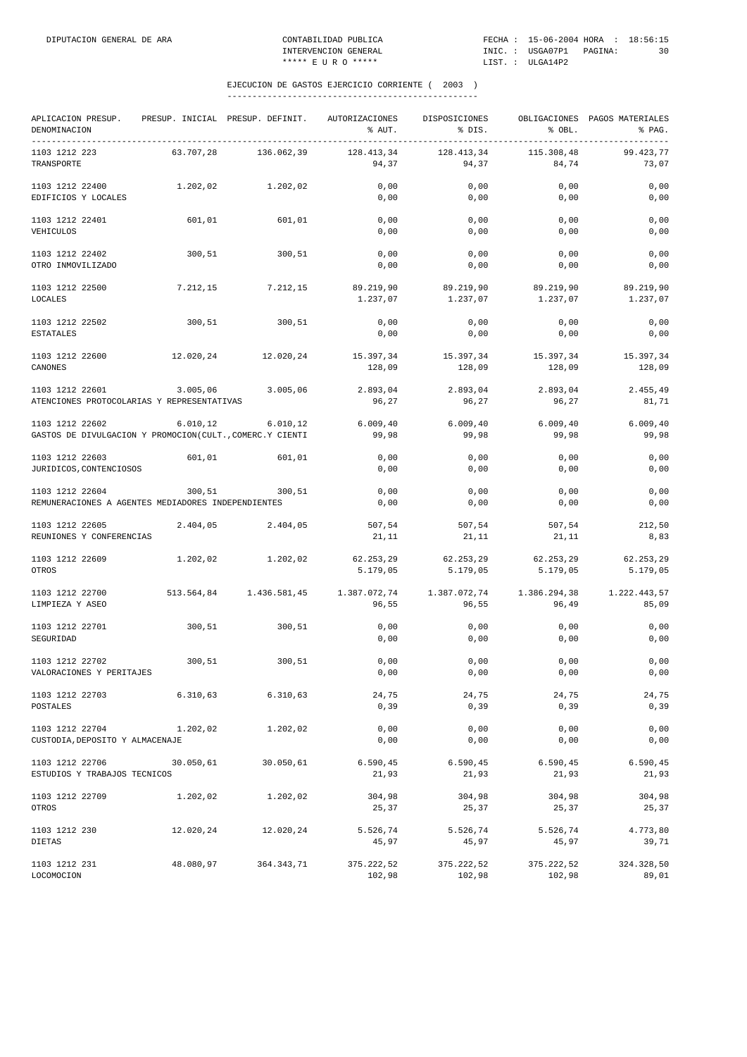## EJECUCION DE GASTOS EJERCICIO CORRIENTE ( 2003 )

| APLICACION PRESUP. DENOMINACION | PRESUP. INICIAL | PRESUP. DEFINIT. | AUTORIZACIONES % AUT. | DISPOSICIONES % DIS. | OBLIGACIONES % OBL. | PAGOS MATERIALES % PAG. |
|---|---|---|---|---|---|---|
| 1103 1212 223 TRANSPORTE | 63.707,28 | 136.062,39 | 128.413,34 94,37 | 128.413,34 94,37 | 115.308,48 84,74 | 99.423,77 73,07 |
| 1103 1212 22400 EDIFICIOS Y LOCALES | 1.202,02 | 1.202,02 | 0,00 0,00 | 0,00 0,00 | 0,00 0,00 | 0,00 0,00 |
| 1103 1212 22401 VEHICULOS | 601,01 | 601,01 | 0,00 0,00 | 0,00 0,00 | 0,00 0,00 | 0,00 0,00 |
| 1103 1212 22402 OTRO INMOVILIZADO | 300,51 | 300,51 | 0,00 0,00 | 0,00 0,00 | 0,00 0,00 | 0,00 0,00 |
| 1103 1212 22500 LOCALES | 7.212,15 | 7.212,15 | 89.219,90 1.237,07 | 89.219,90 1.237,07 | 89.219,90 1.237,07 | 89.219,90 1.237,07 |
| 1103 1212 22502 ESTATALES | 300,51 | 300,51 | 0,00 0,00 | 0,00 0,00 | 0,00 0,00 | 0,00 0,00 |
| 1103 1212 22600 CANONES | 12.020,24 | 12.020,24 | 15.397,34 128,09 | 15.397,34 128,09 | 15.397,34 128,09 | 15.397,34 128,09 |
| 1103 1212 22601 ATENCIONES PROTOCOLARIAS Y REPRESENTATIVAS | 3.005,06 | 3.005,06 | 2.893,04 96,27 | 2.893,04 96,27 | 2.893,04 96,27 | 2.455,49 81,71 |
| 1103 1212 22602 GASTOS DE DIVULGACION Y PROMOCION(CULT.,COMERC.Y CIENTI | 6.010,12 | 6.010,12 | 6.009,40 99,98 | 6.009,40 99,98 | 6.009,40 99,98 | 6.009,40 99,98 |
| 1103 1212 22603 JURIDICOS,CONTENCIOSOS | 601,01 | 601,01 | 0,00 0,00 | 0,00 0,00 | 0,00 0,00 | 0,00 0,00 |
| 1103 1212 22604 REMUNERACIONES A AGENTES MEDIADORES INDEPENDIENTES | 300,51 | 300,51 | 0,00 0,00 | 0,00 0,00 | 0,00 0,00 | 0,00 0,00 |
| 1103 1212 22605 REUNIONES Y CONFERENCIAS | 2.404,05 | 2.404,05 | 507,54 21,11 | 507,54 21,11 | 507,54 21,11 | 212,50 8,83 |
| 1103 1212 22609 OTROS | 1.202,02 | 1.202,02 | 62.253,29 5.179,05 | 62.253,29 5.179,05 | 62.253,29 5.179,05 | 62.253,29 5.179,05 |
| 1103 1212 22700 LIMPIEZA Y ASEO | 513.564,84 | 1.436.581,45 | 1.387.072,74 96,55 | 1.387.072,74 96,55 | 1.386.294,38 96,49 | 1.222.443,57 85,09 |
| 1103 1212 22701 SEGURIDAD | 300,51 | 300,51 | 0,00 0,00 | 0,00 0,00 | 0,00 0,00 | 0,00 0,00 |
| 1103 1212 22702 VALORACIONES Y PERITAJES | 300,51 | 300,51 | 0,00 0,00 | 0,00 0,00 | 0,00 0,00 | 0,00 0,00 |
| 1103 1212 22703 POSTALES | 6.310,63 | 6.310,63 | 24,75 0,39 | 24,75 0,39 | 24,75 0,39 | 24,75 0,39 |
| 1103 1212 22704 CUSTODIA,DEPOSITO Y ALMACENAJE | 1.202,02 | 1.202,02 | 0,00 0,00 | 0,00 0,00 | 0,00 0,00 | 0,00 0,00 |
| 1103 1212 22706 ESTUDIOS Y TRABAJOS TECNICOS | 30.050,61 | 30.050,61 | 6.590,45 21,93 | 6.590,45 21,93 | 6.590,45 21,93 | 6.590,45 21,93 |
| 1103 1212 22709 OTROS | 1.202,02 | 1.202,02 | 304,98 25,37 | 304,98 25,37 | 304,98 25,37 | 304,98 25,37 |
| 1103 1212 230 DIETAS | 12.020,24 | 12.020,24 | 5.526,74 45,97 | 5.526,74 45,97 | 5.526,74 45,97 | 4.773,80 39,71 |
| 1103 1212 231 LOCOMOCION | 48.080,97 | 364.343,71 | 375.222,52 102,98 | 375.222,52 102,98 | 375.222,52 102,98 | 324.328,50 89,01 |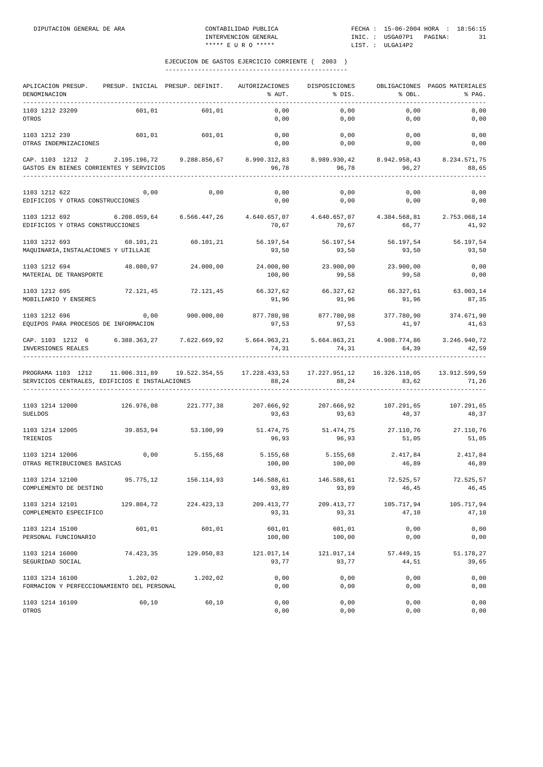DIPUTACION GENERAL DE ARA — CONTABILIDAD PUBLICA — INTERVENCION GENERAL — ***** E U R O ***** — FECHA : 15-06-2004 HORA : 18:56:15 — INIC. : USGA07P1 — LIST. : ULGA14P2

## EJECUCION DE GASTOS EJERCICIO CORRIENTE ( 2003 )

| APLICACION PRESUP. DENOMINACION | PRESUP. INICIAL | PRESUP. DEFINIT. | AUTORIZACIONES % AUT. | DISPOSICIONES % DIS. | OBLIGACIONES % OBL. | PAGOS MATERIALES % PAG. |
|---|---|---|---|---|---|---|
| 1103 1212 23209 | 601,01 | 601,01 | 0,00 | 0,00 | 0,00 | 0,00 |
| OTROS | | | 0,00 | 0,00 | 0,00 | 0,00 |
| 1103 1212 239 | 601,01 | 601,01 | 0,00 | 0,00 | 0,00 | 0,00 |
| OTRAS INDEMNIZACIONES | | | 0,00 | 0,00 | 0,00 | 0,00 |
| CAP. 1103 1212 2 | 2.195.196,72 | 9.288.856,67 | 8.990.312,83 | 8.989.930,42 | 8.942.958,43 | 8.234.571,75 |
| GASTOS EN BIENES CORRIENTES Y SERVICIOS | | | 96,78 | 96,78 | 96,27 | 88,65 |
| 1103 1212 622 | 0,00 | 0,00 | 0,00 | 0,00 | 0,00 | 0,00 |
| EDIFICIOS Y OTRAS CONSTRUCCIONES | | | 0,00 | 0,00 | 0,00 | 0,00 |
| 1103 1212 692 | 6.208.059,64 | 6.566.447,26 | 4.640.657,07 | 4.640.657,07 | 4.384.568,81 | 2.753.068,14 |
| EDIFICIOS Y OTRAS CONSTRUCCIONES | | | 70,67 | 70,67 | 66,77 | 41,92 |
| 1103 1212 693 | 60.101,21 | 60.101,21 | 56.197,54 | 56.197,54 | 56.197,54 | 56.197,54 |
| MAQUINARIA,INSTALACIONES Y UTILLAJE | | | 93,50 | 93,50 | 93,50 | 93,50 |
| 1103 1212 694 | 48.080,97 | 24.000,00 | 24.000,00 | 23.900,00 | 23.900,00 | 0,00 |
| MATERIAL DE TRANSPORTE | | | 100,00 | 99,58 | 99,58 | 0,00 |
| 1103 1212 695 | 72.121,45 | 72.121,45 | 66.327,62 | 66.327,62 | 66.327,61 | 63.003,14 |
| MOBILIARIO Y ENSERES | | | 91,96 | 91,96 | 91,96 | 87,35 |
| 1103 1212 696 | 0,00 | 900.000,00 | 877.780,98 | 877.780,98 | 377.780,90 | 374.671,90 |
| EQUIPOS PARA PROCESOS DE INFORMACION | | | 97,53 | 97,53 | 41,97 | 41,63 |
| CAP. 1103 1212 6 | 6.388.363,27 | 7.622.669,92 | 5.664.963,21 | 5.664.863,21 | 4.908.774,86 | 3.246.940,72 |
| INVERSIONES REALES | | | 74,31 | 74,31 | 64,39 | 42,59 |
| PROGRAMA 1103 1212 | 11.006.311,89 | 19.522.354,55 | 17.228.433,53 | 17.227.951,12 | 16.326.118,05 | 13.912.599,59 |
| SERVICIOS CENTRALES, EDIFICIOS E INSTALACIONES | | | 88,24 | 88,24 | 83,62 | 71,26 |
| 1103 1214 12000 | 126.976,08 | 221.777,38 | 207.666,92 | 207.666,92 | 107.291,65 | 107.291,65 |
| SUELDOS | | | 93,63 | 93,63 | 48,37 | 48,37 |
| 1103 1214 12005 | 39.853,94 | 53.100,99 | 51.474,75 | 51.474,75 | 27.110,76 | 27.110,76 |
| TRIENIOS | | | 96,93 | 96,93 | 51,05 | 51,05 |
| 1103 1214 12006 | 0,00 | 5.155,68 | 5.155,68 | 5.155,68 | 2.417,84 | 2.417,84 |
| OTRAS RETRIBUCIONES BASICAS | | | 100,00 | 100,00 | 46,89 | 46,89 |
| 1103 1214 12100 | 95.775,12 | 156.114,93 | 146.588,61 | 146.588,61 | 72.525,57 | 72.525,57 |
| COMPLEMENTO DE DESTINO | | | 93,89 | 93,89 | 46,45 | 46,45 |
| 1103 1214 12101 | 129.804,72 | 224.423,13 | 209.413,77 | 209.413,77 | 105.717,94 | 105.717,94 |
| COMPLEMENTO ESPECIFICO | | | 93,31 | 93,31 | 47,10 | 47,10 |
| 1103 1214 15100 | 601,01 | 601,01 | 601,01 | 601,01 | 0,00 | 0,00 |
| PERSONAL FUNCIONARIO | | | 100,00 | 100,00 | 0,00 | 0,00 |
| 1103 1214 16000 | 74.423,35 | 129.050,83 | 121.017,14 | 121.017,14 | 57.449,15 | 51.178,27 |
| SEGURIDAD SOCIAL | | | 93,77 | 93,77 | 44,51 | 39,65 |
| 1103 1214 16100 | 1.202,02 | 1.202,02 | 0,00 | 0,00 | 0,00 | 0,00 |
| FORMACION Y PERFECCIONAMIENTO DEL PERSONAL | | | 0,00 | 0,00 | 0,00 | 0,00 |
| 1103 1214 16109 | 60,10 | 60,10 | 0,00 | 0,00 | 0,00 | 0,00 |
| OTROS | | | 0,00 | 0,00 | 0,00 | 0,00 |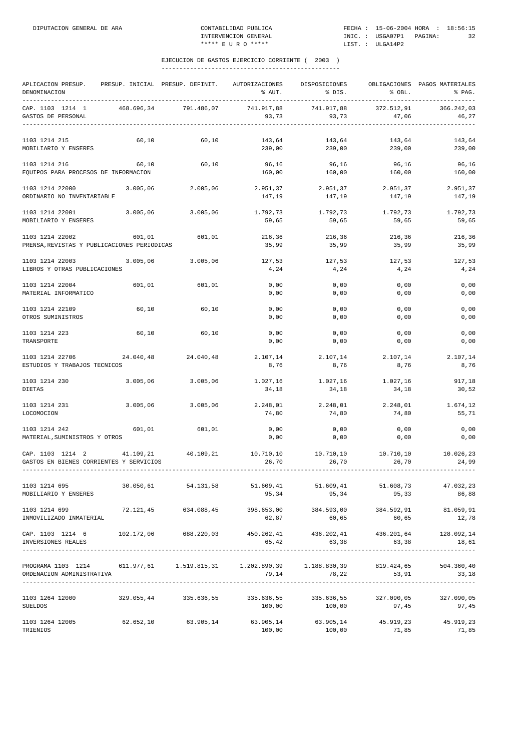## EJECUCION DE GASTOS EJERCICIO CORRIENTE ( 2003 )

| APLICACION PRESUP. DENOMINACION | PRESUP. INICIAL | PRESUP. DEFINIT. | AUTORIZACIONES % AUT. | DISPOSICIONES % DIS. | OBLIGACIONES % OBL. | PAGOS MATERIALES % PAG. |
|---|---|---|---|---|---|---|
| CAP. 1103 1214 1 GASTOS DE PERSONAL | 468.696,34 | 791.486,07 | 741.917,88 93,73 | 741.917,88 93,73 | 372.512,91 47,06 | 366.242,03 46,27 |
| 1103 1214 215 MOBILIARIO Y ENSERES | 60,10 | 60,10 | 143,64 239,00 | 143,64 239,00 | 143,64 239,00 | 143,64 239,00 |
| 1103 1214 216 EQUIPOS PARA PROCESOS DE INFORMACION | 60,10 | 60,10 | 96,16 160,00 | 96,16 160,00 | 96,16 160,00 | 96,16 160,00 |
| 1103 1214 22000 ORDINARIO NO INVENTARIABLE | 3.005,06 | 2.005,06 | 2.951,37 147,19 | 2.951,37 147,19 | 2.951,37 147,19 | 2.951,37 147,19 |
| 1103 1214 22001 MOBILIARIO Y ENSERES | 3.005,06 | 3.005,06 | 1.792,73 59,65 | 1.792,73 59,65 | 1.792,73 59,65 | 1.792,73 59,65 |
| 1103 1214 22002 PRENSA,REVISTAS Y PUBLICACIONES PERIODICAS | 601,01 | 601,01 | 216,36 35,99 | 216,36 35,99 | 216,36 35,99 | 216,36 35,99 |
| 1103 1214 22003 LIBROS Y OTRAS PUBLICACIONES | 3.005,06 | 3.005,06 | 127,53 4,24 | 127,53 4,24 | 127,53 4,24 | 127,53 4,24 |
| 1103 1214 22004 MATERIAL INFORMATICO | 601,01 | 601,01 | 0,00 0,00 | 0,00 0,00 | 0,00 0,00 | 0,00 0,00 |
| 1103 1214 22109 OTROS SUMINISTROS | 60,10 | 60,10 | 0,00 0,00 | 0,00 0,00 | 0,00 0,00 | 0,00 0,00 |
| 1103 1214 223 TRANSPORTE | 60,10 | 60,10 | 0,00 0,00 | 0,00 0,00 | 0,00 0,00 | 0,00 0,00 |
| 1103 1214 22706 ESTUDIOS Y TRABAJOS TECNICOS | 24.040,48 | 24.040,48 | 2.107,14 8,76 | 2.107,14 8,76 | 2.107,14 8,76 | 2.107,14 8,76 |
| 1103 1214 230 DIETAS | 3.005,06 | 3.005,06 | 1.027,16 34,18 | 1.027,16 34,18 | 1.027,16 34,18 | 917,18 30,52 |
| 1103 1214 231 LOCOMOCION | 3.005,06 | 3.005,06 | 2.248,01 74,80 | 2.248,01 74,80 | 2.248,01 74,80 | 1.674,12 55,71 |
| 1103 1214 242 MATERIAL,SUMINISTROS Y OTROS | 601,01 | 601,01 | 0,00 0,00 | 0,00 0,00 | 0,00 0,00 | 0,00 0,00 |
| CAP. 1103 1214 2 GASTOS EN BIENES CORRIENTES Y SERVICIOS | 41.109,21 | 40.109,21 | 10.710,10 26,70 | 10.710,10 26,70 | 10.710,10 26,70 | 10.026,23 24,99 |
| 1103 1214 695 MOBILIARIO Y ENSERES | 30.050,61 | 54.131,58 | 51.609,41 95,34 | 51.609,41 95,34 | 51.608,73 95,33 | 47.032,23 86,88 |
| 1103 1214 699 INMOVILIZADO INMATERIAL | 72.121,45 | 634.088,45 | 398.653,00 62,87 | 384.593,00 60,65 | 384.592,91 60,65 | 81.059,91 12,78 |
| CAP. 1103 1214 6 INVERSIONES REALES | 102.172,06 | 688.220,03 | 450.262,41 65,42 | 436.202,41 63,38 | 436.201,64 63,38 | 128.092,14 18,61 |
| PROGRAMA 1103 1214 ORDENACION ADMINISTRATIVA | 611.977,61 | 1.519.815,31 | 1.202.890,39 79,14 | 1.188.830,39 78,22 | 819.424,65 53,91 | 504.360,40 33,18 |
| 1103 1264 12000 SUELDOS | 329.055,44 | 335.636,55 | 335.636,55 100,00 | 335.636,55 100,00 | 327.090,05 97,45 | 327.090,05 97,45 |
| 1103 1264 12005 TRIENIOS | 62.652,10 | 63.905,14 | 63.905,14 100,00 | 63.905,14 100,00 | 45.919,23 71,85 | 45.919,23 71,85 |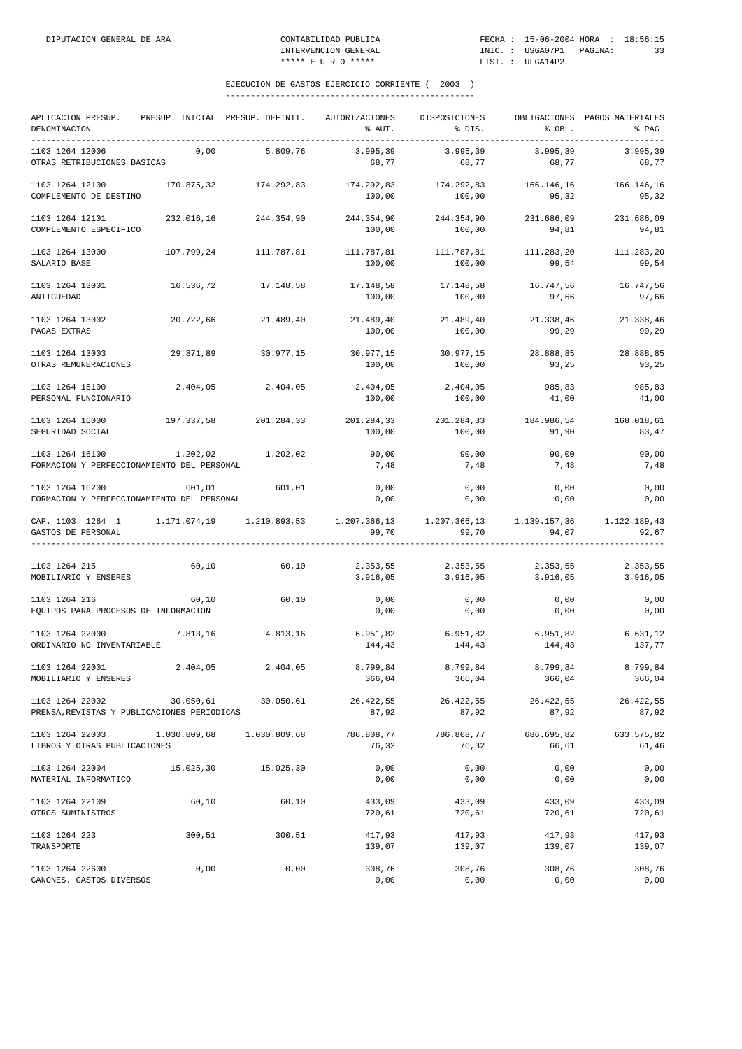EJECUCION DE GASTOS EJERCICIO CORRIENTE ( 2003 )

| APLICACION PRESUP. DENOMINACION | PRESUP. INICIAL | PRESUP. DEFINIT. | AUTORIZACIONES % AUT. | DISPOSICIONES % DIS. | OBLIGACIONES % OBL. | PAGOS MATERIALES % PAG. |
|---|---|---|---|---|---|---|
| 1103 1264 12006 OTRAS RETRIBUCIONES BASICAS | 0,00 | 5.809,76 | 3.995,39 68,77 | 3.995,39 68,77 | 3.995,39 68,77 | 3.995,39 68,77 |
| 1103 1264 12100 COMPLEMENTO DE DESTINO | 170.875,32 | 174.292,83 | 174.292,83 100,00 | 174.292,83 100,00 | 166.146,16 95,32 | 166.146,16 95,32 |
| 1103 1264 12101 COMPLEMENTO ESPECIFICO | 232.016,16 | 244.354,90 | 244.354,90 100,00 | 244.354,90 100,00 | 231.686,09 94,81 | 231.686,09 94,81 |
| 1103 1264 13000 SALARIO BASE | 107.799,24 | 111.787,81 | 111.787,81 100,00 | 111.787,81 100,00 | 111.283,20 99,54 | 111.283,20 99,54 |
| 1103 1264 13001 ANTIGUEDAD | 16.536,72 | 17.148,58 | 17.148,58 100,00 | 17.148,58 100,00 | 16.747,56 97,66 | 16.747,56 97,66 |
| 1103 1264 13002 PAGAS EXTRAS | 20.722,66 | 21.489,40 | 21.489,40 100,00 | 21.489,40 100,00 | 21.338,46 99,29 | 21.338,46 99,29 |
| 1103 1264 13003 OTRAS REMUNERACIONES | 29.871,89 | 30.977,15 | 30.977,15 100,00 | 30.977,15 100,00 | 28.888,85 93,25 | 28.888,85 93,25 |
| 1103 1264 15100 PERSONAL FUNCIONARIO | 2.404,05 | 2.404,05 | 2.404,05 100,00 | 2.404,05 100,00 | 985,83 41,00 | 985,83 41,00 |
| 1103 1264 16000 SEGURIDAD SOCIAL | 197.337,58 | 201.284,33 | 201.284,33 100,00 | 201.284,33 100,00 | 184.986,54 91,90 | 168.018,61 83,47 |
| 1103 1264 16100 FORMACION Y PERFECCIONAMIENTO DEL PERSONAL | 1.202,02 | 1.202,02 | 90,00 7,48 | 90,00 7,48 | 90,00 7,48 | 90,00 7,48 |
| 1103 1264 16200 FORMACION Y PERFECCIONAMIENTO DEL PERSONAL | 601,01 | 601,01 | 0,00 0,00 | 0,00 0,00 | 0,00 0,00 | 0,00 0,00 |
| CAP. 1103 1264 1 GASTOS DE PERSONAL | 1.171.074,19 | 1.210.893,53 | 1.207.366,13 99,70 | 1.207.366,13 99,70 | 1.139.157,36 94,07 | 1.122.189,43 92,67 |
| 1103 1264 215 MOBILIARIO Y ENSERES | 60,10 | 60,10 | 2.353,55 3.916,05 | 2.353,55 3.916,05 | 2.353,55 3.916,05 | 2.353,55 3.916,05 |
| 1103 1264 216 EQUIPOS PARA PROCESOS DE INFORMACION | 60,10 | 60,10 | 0,00 0,00 | 0,00 0,00 | 0,00 0,00 | 0,00 0,00 |
| 1103 1264 22000 ORDINARIO NO INVENTARIABLE | 7.813,16 | 4.813,16 | 6.951,82 144,43 | 6.951,82 144,43 | 6.951,82 144,43 | 6.631,12 137,77 |
| 1103 1264 22001 MOBILIARIO Y ENSERES | 2.404,05 | 2.404,05 | 8.799,84 366,04 | 8.799,84 366,04 | 8.799,84 366,04 | 8.799,84 366,04 |
| 1103 1264 22002 PRENSA,REVISTAS Y PUBLICACIONES PERIODICAS | 30.050,61 | 30.050,61 | 26.422,55 87,92 | 26.422,55 87,92 | 26.422,55 87,92 | 26.422,55 87,92 |
| 1103 1264 22003 LIBROS Y OTRAS PUBLICACIONES | 1.030.809,68 | 1.030.809,68 | 786.808,77 76,32 | 786.808,77 76,32 | 686.695,82 66,61 | 633.575,82 61,46 |
| 1103 1264 22004 MATERIAL INFORMATICO | 15.025,30 | 15.025,30 | 0,00 0,00 | 0,00 0,00 | 0,00 0,00 | 0,00 0,00 |
| 1103 1264 22109 OTROS SUMINISTROS | 60,10 | 60,10 | 433,09 720,61 | 433,09 720,61 | 433,09 720,61 | 433,09 720,61 |
| 1103 1264 223 TRANSPORTE | 300,51 | 300,51 | 417,93 139,07 | 417,93 139,07 | 417,93 139,07 | 417,93 139,07 |
| 1103 1264 22600 CANONES. GASTOS DIVERSOS | 0,00 | 0,00 | 308,76 0,00 | 308,76 0,00 | 308,76 0,00 | 308,76 0,00 |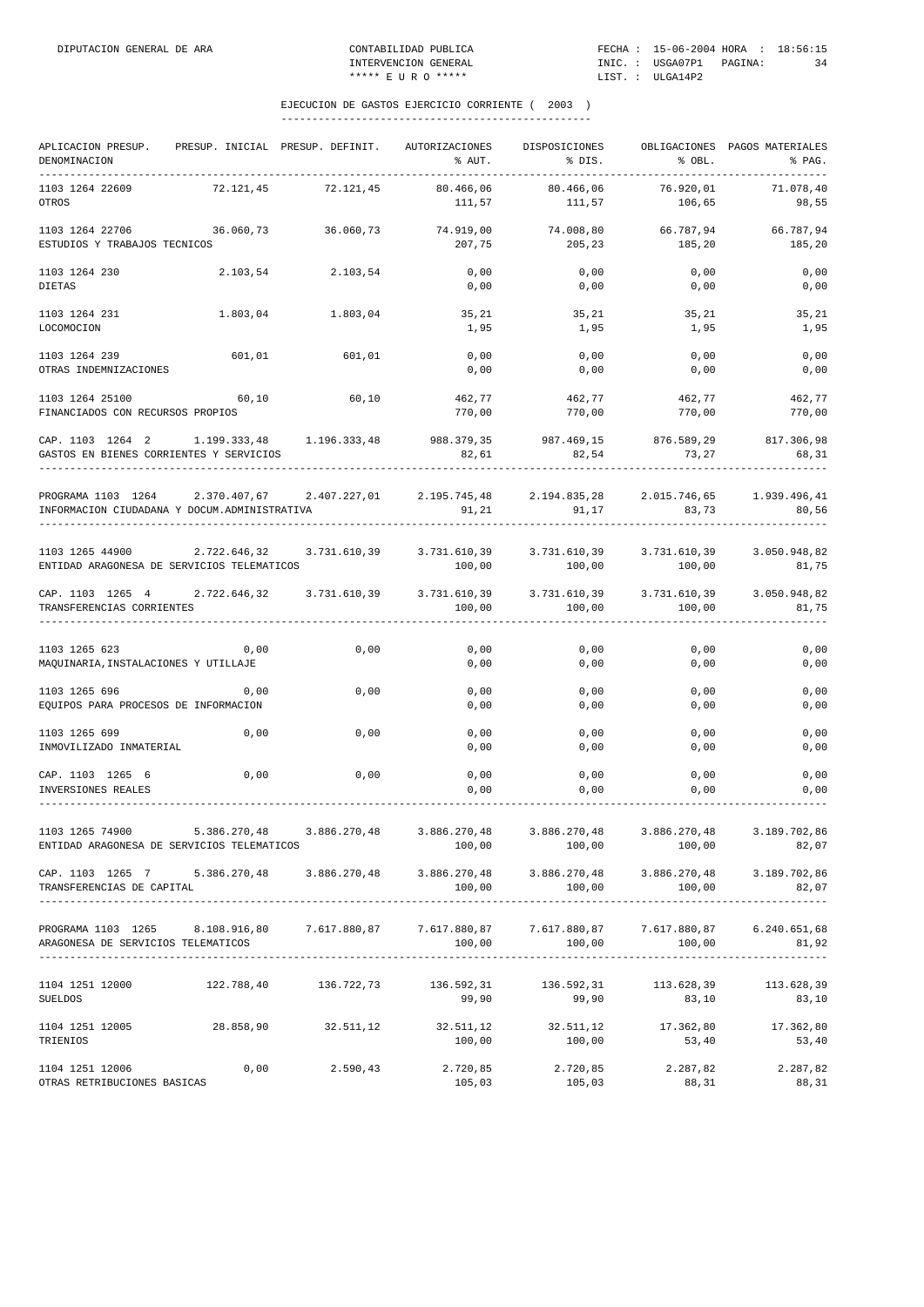## EJECUCION DE GASTOS EJERCICIO CORRIENTE ( 2003 )

| APLICACION PRESUP. DENOMINACION | PRESUP. INICIAL | PRESUP. DEFINIT. | AUTORIZACIONES % AUT. | DISPOSICIONES % DIS. | OBLIGACIONES % OBL. | PAGOS MATERIALES % PAG. |
|---|---|---|---|---|---|---|
| 1103 1264 22609 OTROS | 72.121,45 | 72.121,45 | 80.466,06 / 111,57 | 80.466,06 / 111,57 | 76.920,01 / 106,65 | 71.078,40 / 98,55 |
| 1103 1264 22706 ESTUDIOS Y TRABAJOS TECNICOS | 36.060,73 | 36.060,73 | 74.919,00 / 207,75 | 74.008,80 / 205,23 | 66.787,94 / 185,20 | 66.787,94 / 185,20 |
| 1103 1264 230 DIETAS | 2.103,54 | 2.103,54 | 0,00 / 0,00 | 0,00 / 0,00 | 0,00 / 0,00 | 0,00 / 0,00 |
| 1103 1264 231 LOCOMOCION | 1.803,04 | 1.803,04 | 35,21 / 1,95 | 35,21 / 1,95 | 35,21 / 1,95 | 35,21 / 1,95 |
| 1103 1264 239 OTRAS INDEMNIZACIONES | 601,01 | 601,01 | 0,00 / 0,00 | 0,00 / 0,00 | 0,00 / 0,00 | 0,00 / 0,00 |
| 1103 1264 25100 FINANCIADOS CON RECURSOS PROPIOS | 60,10 | 60,10 | 462,77 / 770,00 | 462,77 / 770,00 | 462,77 / 770,00 | 462,77 / 770,00 |
| CAP. 1103 1264 2 GASTOS EN BIENES CORRIENTES Y SERVICIOS | 1.199.333,48 | 1.196.333,48 | 988.379,35 / 82,61 | 987.469,15 / 82,54 | 876.589,29 / 73,27 | 817.306,98 / 68,31 |
| PROGRAMA 1103 1264 INFORMACION CIUDADANA Y DOCUM.ADMINISTRATIVA | 2.370.407,67 | 2.407.227,01 | 2.195.745,48 / 91,21 | 2.194.835,28 / 91,17 | 2.015.746,65 / 83,73 | 1.939.496,41 / 80,56 |
| 1103 1265 44900 ENTIDAD ARAGONESA DE SERVICIOS TELEMATICOS | 2.722.646,32 | 3.731.610,39 | 3.731.610,39 / 100,00 | 3.731.610,39 / 100,00 | 3.731.610,39 / 100,00 | 3.050.948,82 / 81,75 |
| CAP. 1103 1265 4 TRANSFERENCIAS CORRIENTES | 2.722.646,32 | 3.731.610,39 | 3.731.610,39 / 100,00 | 3.731.610,39 / 100,00 | 3.731.610,39 / 100,00 | 3.050.948,82 / 81,75 |
| 1103 1265 623 MAQUINARIA,INSTALACIONES Y UTILLAJE | 0,00 | 0,00 | 0,00 / 0,00 | 0,00 / 0,00 | 0,00 / 0,00 | 0,00 / 0,00 |
| 1103 1265 696 EQUIPOS PARA PROCESOS DE INFORMACION | 0,00 | 0,00 | 0,00 / 0,00 | 0,00 / 0,00 | 0,00 / 0,00 | 0,00 / 0,00 |
| 1103 1265 699 INMOVILIZADO INMATERIAL | 0,00 | 0,00 | 0,00 / 0,00 | 0,00 / 0,00 | 0,00 / 0,00 | 0,00 / 0,00 |
| CAP. 1103 1265 6 INVERSIONES REALES | 0,00 | 0,00 | 0,00 / 0,00 | 0,00 / 0,00 | 0,00 / 0,00 | 0,00 / 0,00 |
| 1103 1265 74900 ENTIDAD ARAGONESA DE SERVICIOS TELEMATICOS | 5.386.270,48 | 3.886.270,48 | 3.886.270,48 / 100,00 | 3.886.270,48 / 100,00 | 3.886.270,48 / 100,00 | 3.189.702,86 / 82,07 |
| CAP. 1103 1265 7 TRANSFERENCIAS DE CAPITAL | 5.386.270,48 | 3.886.270,48 | 3.886.270,48 / 100,00 | 3.886.270,48 / 100,00 | 3.886.270,48 / 100,00 | 3.189.702,86 / 82,07 |
| PROGRAMA 1103 1265 ARAGONESA DE SERVICIOS TELEMATICOS | 8.108.916,80 | 7.617.880,87 | 7.617.880,87 / 100,00 | 7.617.880,87 / 100,00 | 7.617.880,87 / 100,00 | 6.240.651,68 / 81,92 |
| 1104 1251 12000 SUELDOS | 122.788,40 | 136.722,73 | 136.592,31 / 99,90 | 136.592,31 / 99,90 | 113.628,39 / 83,10 | 113.628,39 / 83,10 |
| 1104 1251 12005 TRIENIOS | 28.858,90 | 32.511,12 | 32.511,12 / 100,00 | 32.511,12 / 100,00 | 17.362,80 / 53,40 | 17.362,80 / 53,40 |
| 1104 1251 12006 OTRAS RETRIBUCIONES BASICAS | 0,00 | 2.590,43 | 2.720,85 / 105,03 | 2.720,85 / 105,03 | 2.287,82 / 88,31 | 2.287,82 / 88,31 |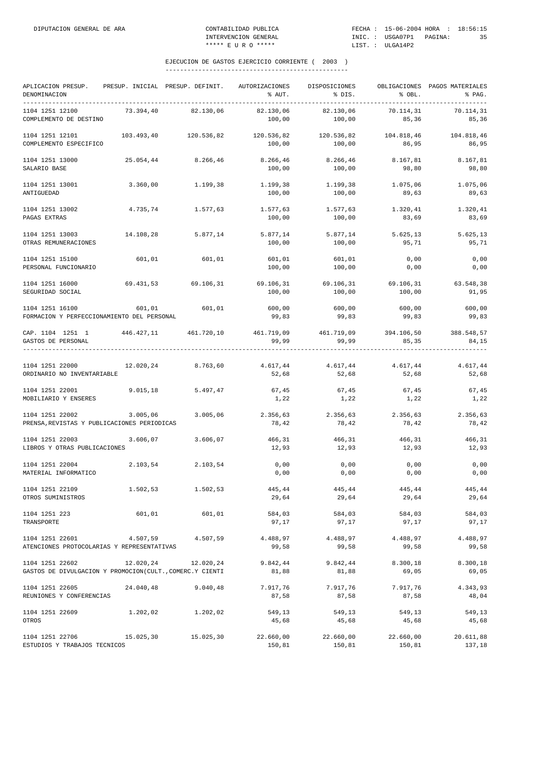DIPUTACION GENERAL DE ARA — CONTABILIDAD PUBLICA — INTERVENCION GENERAL — ***** E U R O ***** — FECHA : 15-06-2004 HORA : 18:56:15 — INIC. : USGA07P1 — LIST. : ULGA14P2

## EJECUCION DE GASTOS EJERCICIO CORRIENTE ( 2003 )

| APLICACION PRESUP. DENOMINACION | PRESUP. INICIAL | PRESUP. DEFINIT. | AUTORIZACIONES % AUT. | DISPOSICIONES % DIS. | OBLIGACIONES % OBL. | PAGOS MATERIALES % PAG. |
|---|---|---|---|---|---|---|
| 1104 1251 12100 COMPLEMENTO DE DESTINO | 73.394,40 | 82.130,06 | 82.130,06<br>100,00 | 82.130,06<br>100,00 | 70.114,31<br>85,36 | 70.114,31<br>85,36 |
| 1104 1251 12101 COMPLEMENTO ESPECIFICO | 103.493,40 | 120.536,82 | 120.536,82<br>100,00 | 120.536,82<br>100,00 | 104.818,46<br>86,95 | 104.818,46<br>86,95 |
| 1104 1251 13000 SALARIO BASE | 25.054,44 | 8.266,46 | 8.266,46<br>100,00 | 8.266,46<br>100,00 | 8.167,81<br>98,80 | 8.167,81<br>98,80 |
| 1104 1251 13001 ANTIGUEDAD | 3.360,00 | 1.199,38 | 1.199,38<br>100,00 | 1.199,38<br>100,00 | 1.075,06<br>89,63 | 1.075,06<br>89,63 |
| 1104 1251 13002 PAGAS EXTRAS | 4.735,74 | 1.577,63 | 1.577,63<br>100,00 | 1.577,63<br>100,00 | 1.320,41<br>83,69 | 1.320,41<br>83,69 |
| 1104 1251 13003 OTRAS REMUNERACIONES | 14.108,28 | 5.877,14 | 5.877,14<br>100,00 | 5.877,14<br>100,00 | 5.625,13<br>95,71 | 5.625,13<br>95,71 |
| 1104 1251 15100 PERSONAL FUNCIONARIO | 601,01 | 601,01 | 601,01<br>100,00 | 601,01<br>100,00 | 0,00<br>0,00 | 0,00<br>0,00 |
| 1104 1251 16000 SEGURIDAD SOCIAL | 69.431,53 | 69.106,31 | 69.106,31<br>100,00 | 69.106,31<br>100,00 | 69.106,31<br>100,00 | 63.548,38<br>91,95 |
| 1104 1251 16100 FORMACION Y PERFECCIONAMIENTO DEL PERSONAL | 601,01 | 601,01 | 600,00<br>99,83 | 600,00<br>99,83 | 600,00<br>99,83 | 600,00<br>99,83 |
| CAP. 1104 1251 1 GASTOS DE PERSONAL | 446.427,11 | 461.720,10 | 461.719,09<br>99,99 | 461.719,09<br>99,99 | 394.106,50<br>85,35 | 388.548,57<br>84,15 |
| 1104 1251 22000 ORDINARIO NO INVENTARIABLE | 12.020,24 | 8.763,60 | 4.617,44<br>52,68 | 4.617,44<br>52,68 | 4.617,44<br>52,68 | 4.617,44<br>52,68 |
| 1104 1251 22001 MOBILIARIO Y ENSERES | 9.015,18 | 5.497,47 | 67,45<br>1,22 | 67,45<br>1,22 | 67,45<br>1,22 | 67,45<br>1,22 |
| 1104 1251 22002 PRENSA,REVISTAS Y PUBLICACIONES PERIODICAS | 3.005,06 | 3.005,06 | 2.356,63<br>78,42 | 2.356,63<br>78,42 | 2.356,63<br>78,42 | 2.356,63<br>78,42 |
| 1104 1251 22003 LIBROS Y OTRAS PUBLICACIONES | 3.606,07 | 3.606,07 | 466,31<br>12,93 | 466,31<br>12,93 | 466,31<br>12,93 | 466,31<br>12,93 |
| 1104 1251 22004 MATERIAL INFORMATICO | 2.103,54 | 2.103,54 | 0,00<br>0,00 | 0,00<br>0,00 | 0,00<br>0,00 | 0,00<br>0,00 |
| 1104 1251 22109 OTROS SUMINISTROS | 1.502,53 | 1.502,53 | 445,44<br>29,64 | 445,44<br>29,64 | 445,44<br>29,64 | 445,44<br>29,64 |
| 1104 1251 223 TRANSPORTE | 601,01 | 601,01 | 584,03<br>97,17 | 584,03<br>97,17 | 584,03<br>97,17 | 584,03<br>97,17 |
| 1104 1251 22601 ATENCIONES PROTOCOLARIAS Y REPRESENTATIVAS | 4.507,59 | 4.507,59 | 4.488,97<br>99,58 | 4.488,97<br>99,58 | 4.488,97<br>99,58 | 4.488,97<br>99,58 |
| 1104 1251 22602 GASTOS DE DIVULGACION Y PROMOCION(CULT.,COMERC.Y CIENTI | 12.020,24 | 12.020,24 | 9.842,44<br>81,88 | 9.842,44<br>81,88 | 8.300,18<br>69,05 | 8.300,18<br>69,05 |
| 1104 1251 22605 REUNIONES Y CONFERENCIAS | 24.040,48 | 9.040,48 | 7.917,76<br>87,58 | 7.917,76<br>87,58 | 7.917,76<br>87,58 | 4.343,93<br>48,04 |
| 1104 1251 22609 OTROS | 1.202,02 | 1.202,02 | 549,13<br>45,68 | 549,13<br>45,68 | 549,13<br>45,68 | 549,13<br>45,68 |
| 1104 1251 22706 ESTUDIOS Y TRABAJOS TECNICOS | 15.025,30 | 15.025,30 | 22.660,00<br>150,81 | 22.660,00<br>150,81 | 22.660,00<br>150,81 | 20.611,88<br>137,18 |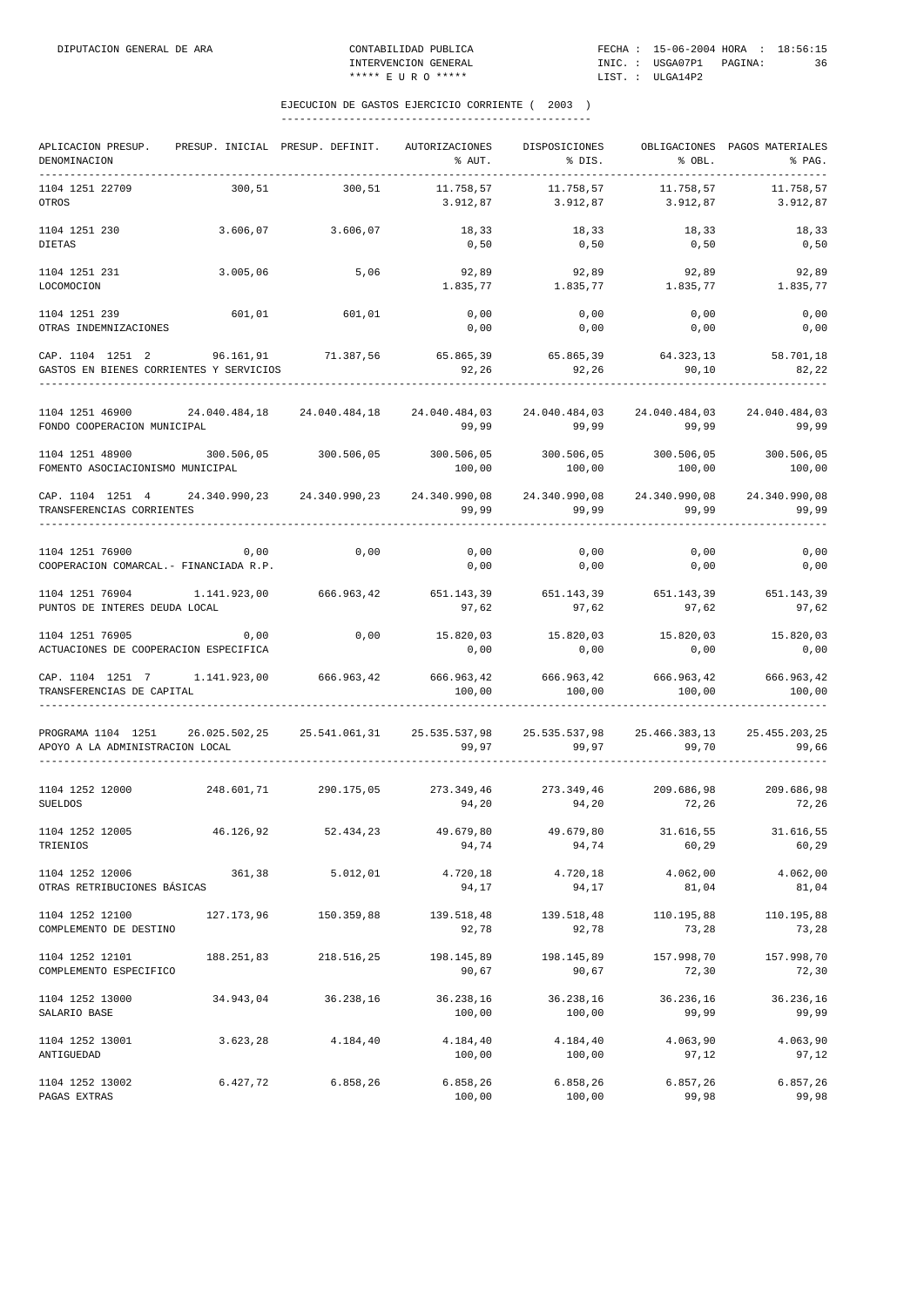EJECUCION DE GASTOS EJERCICIO CORRIENTE ( 2003 )

| APLICACION PRESUP. DENOMINACION | PRESUP. INICIAL | PRESUP. DEFINIT. | AUTORIZACIONES % AUT. | DISPOSICIONES % DIS. | OBLIGACIONES % OBL. | PAGOS MATERIALES % PAG. |
|---|---|---|---|---|---|---|
| 1104 1251 22709 OTROS | 300,51 | 300,51 | 11.758,57 3.912,87 | 11.758,57 3.912,87 | 11.758,57 3.912,87 | 11.758,57 3.912,87 |
| 1104 1251 230 DIETAS | 3.606,07 | 3.606,07 | 18,33 0,50 | 18,33 0,50 | 18,33 0,50 | 18,33 0,50 |
| 1104 1251 231 LOCOMOCION | 3.005,06 | 5,06 | 92,89 1.835,77 | 92,89 1.835,77 | 92,89 1.835,77 | 92,89 1.835,77 |
| 1104 1251 239 OTRAS INDEMNIZACIONES | 601,01 | 601,01 | 0,00 0,00 | 0,00 0,00 | 0,00 0,00 | 0,00 0,00 |
| CAP. 1104 1251 2 GASTOS EN BIENES CORRIENTES Y SERVICIOS | 96.161,91 | 71.387,56 | 65.865,39 92,26 | 65.865,39 92,26 | 64.323,13 90,10 | 58.701,18 82,22 |
| 1104 1251 46900 FONDO COOPERACION MUNICIPAL | 24.040.484,18 | 24.040.484,18 | 24.040.484,03 99,99 | 24.040.484,03 99,99 | 24.040.484,03 99,99 | 24.040.484,03 99,99 |
| 1104 1251 48900 FOMENTO ASOCIACIONISMO MUNICIPAL | 300.506,05 | 300.506,05 | 300.506,05 100,00 | 300.506,05 100,00 | 300.506,05 100,00 | 300.506,05 100,00 |
| CAP. 1104 1251 4 TRANSFERENCIAS CORRIENTES | 24.340.990,23 | 24.340.990,23 | 24.340.990,08 99,99 | 24.340.990,08 99,99 | 24.340.990,08 99,99 | 24.340.990,08 99,99 |
| 1104 1251 76900 COOPERACION COMARCAL.- FINANCIADA R.P. | 0,00 | 0,00 | 0,00 0,00 | 0,00 0,00 | 0,00 0,00 | 0,00 0,00 |
| 1104 1251 76904 PUNTOS DE INTERES DEUDA LOCAL | 1.141.923,00 | 666.963,42 | 651.143,39 97,62 | 651.143,39 97,62 | 651.143,39 97,62 | 651.143,39 97,62 |
| 1104 1251 76905 ACTUACIONES DE COOPERACION ESPECIFICA | 0,00 | 0,00 | 15.820,03 0,00 | 15.820,03 0,00 | 15.820,03 0,00 | 15.820,03 0,00 |
| CAP. 1104 1251 7 TRANSFERENCIAS DE CAPITAL | 1.141.923,00 | 666.963,42 | 666.963,42 100,00 | 666.963,42 100,00 | 666.963,42 100,00 | 666.963,42 100,00 |
| PROGRAMA 1104 1251 APOYO A LA ADMINISTRACION LOCAL | 26.025.502,25 | 25.541.061,31 | 25.535.537,98 99,97 | 25.535.537,98 99,97 | 25.466.383,13 99,70 | 25.455.203,25 99,66 |
| 1104 1252 12000 SUELDOS | 248.601,71 | 290.175,05 | 273.349,46 94,20 | 273.349,46 94,20 | 209.686,98 72,26 | 209.686,98 72,26 |
| 1104 1252 12005 TRIENIOS | 46.126,92 | 52.434,23 | 49.679,80 94,74 | 49.679,80 94,74 | 31.616,55 60,29 | 31.616,55 60,29 |
| 1104 1252 12006 OTRAS RETRIBUCIONES BÁSICAS | 361,38 | 5.012,01 | 4.720,18 94,17 | 4.720,18 94,17 | 4.062,00 81,04 | 4.062,00 81,04 |
| 1104 1252 12100 COMPLEMENTO DE DESTINO | 127.173,96 | 150.359,88 | 139.518,48 92,78 | 139.518,48 92,78 | 110.195,88 73,28 | 110.195,88 73,28 |
| 1104 1252 12101 COMPLEMENTO ESPECIFICO | 188.251,83 | 218.516,25 | 198.145,89 90,67 | 198.145,89 90,67 | 157.998,70 72,30 | 157.998,70 72,30 |
| 1104 1252 13000 SALARIO BASE | 34.943,04 | 36.238,16 | 36.238,16 100,00 | 36.238,16 100,00 | 36.236,16 99,99 | 36.236,16 99,99 |
| 1104 1252 13001 ANTIGUEDAD | 3.623,28 | 4.184,40 | 4.184,40 100,00 | 4.184,40 100,00 | 4.063,90 97,12 | 4.063,90 97,12 |
| 1104 1252 13002 PAGAS EXTRAS | 6.427,72 | 6.858,26 | 6.858,26 100,00 | 6.858,26 100,00 | 6.857,26 99,98 | 6.857,26 99,98 |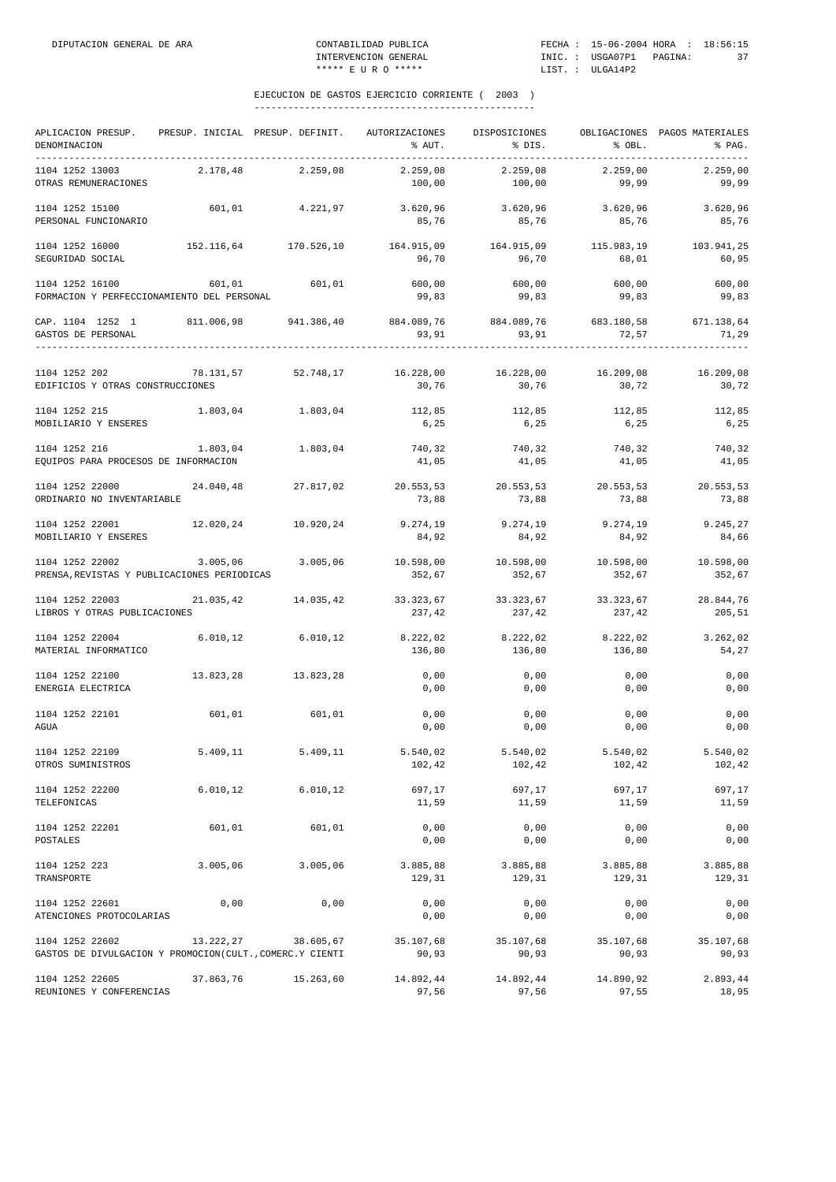DIPUTACION GENERAL DE ARA — CONTABILIDAD PUBLICA — INTERVENCION GENERAL — ***** E U R O ***** — FECHA : 15-06-2004 HORA : 18:56:15 — INIC. : USGA07P1 — LIST. : ULGA14P2

## EJECUCION DE GASTOS EJERCICIO CORRIENTE ( 2003 )

| APLICACION PRESUP. DENOMINACION | PRESUP. INICIAL | PRESUP. DEFINIT. | AUTORIZACIONES % AUT. | DISPOSICIONES % DIS. | OBLIGACIONES % OBL. | PAGOS MATERIALES % PAG. |
|---|---|---|---|---|---|---|
| 1104 1252 13003 OTRAS REMUNERACIONES | 2.178,48 | 2.259,08 | 2.259,08 100,00 | 2.259,08 100,00 | 2.259,00 99,99 | 2.259,00 99,99 |
| 1104 1252 15100 PERSONAL FUNCIONARIO | 601,01 | 4.221,97 | 3.620,96 85,76 | 3.620,96 85,76 | 3.620,96 85,76 | 3.620,96 85,76 |
| 1104 1252 16000 SEGURIDAD SOCIAL | 152.116,64 | 170.526,10 | 164.915,09 96,70 | 164.915,09 96,70 | 115.983,19 68,01 | 103.941,25 60,95 |
| 1104 1252 16100 FORMACION Y PERFECCIONAMIENTO DEL PERSONAL | 601,01 | 601,01 | 600,00 99,83 | 600,00 99,83 | 600,00 99,83 | 600,00 99,83 |
| CAP. 1104 1252 1 GASTOS DE PERSONAL | 811.006,98 | 941.386,40 | 884.089,76 93,91 | 884.089,76 93,91 | 683.180,58 72,57 | 671.138,64 71,29 |
| 1104 1252 202 EDIFICIOS Y OTRAS CONSTRUCCIONES | 78.131,57 | 52.748,17 | 16.228,00 30,76 | 16.228,00 30,76 | 16.209,08 30,72 | 16.209,08 30,72 |
| 1104 1252 215 MOBILIARIO Y ENSERES | 1.803,04 | 1.803,04 | 112,85 6,25 | 112,85 6,25 | 112,85 6,25 | 112,85 6,25 |
| 1104 1252 216 EQUIPOS PARA PROCESOS DE INFORMACION | 1.803,04 | 1.803,04 | 740,32 41,05 | 740,32 41,05 | 740,32 41,05 | 740,32 41,05 |
| 1104 1252 22000 ORDINARIO NO INVENTARIABLE | 24.040,48 | 27.817,02 | 20.553,53 73,88 | 20.553,53 73,88 | 20.553,53 73,88 | 20.553,53 73,88 |
| 1104 1252 22001 MOBILIARIO Y ENSERES | 12.020,24 | 10.920,24 | 9.274,19 84,92 | 9.274,19 84,92 | 9.274,19 84,92 | 9.245,27 84,66 |
| 1104 1252 22002 PRENSA,REVISTAS Y PUBLICACIONES PERIODICAS | 3.005,06 | 3.005,06 | 10.598,00 352,67 | 10.598,00 352,67 | 10.598,00 352,67 | 10.598,00 352,67 |
| 1104 1252 22003 LIBROS Y OTRAS PUBLICACIONES | 21.035,42 | 14.035,42 | 33.323,67 237,42 | 33.323,67 237,42 | 33.323,67 237,42 | 28.844,76 205,51 |
| 1104 1252 22004 MATERIAL INFORMATICO | 6.010,12 | 6.010,12 | 8.222,02 136,80 | 8.222,02 136,80 | 8.222,02 136,80 | 3.262,02 54,27 |
| 1104 1252 22100 ENERGIA ELECTRICA | 13.823,28 | 13.823,28 | 0,00 0,00 | 0,00 0,00 | 0,00 0,00 | 0,00 0,00 |
| 1104 1252 22101 AGUA | 601,01 | 601,01 | 0,00 0,00 | 0,00 0,00 | 0,00 0,00 | 0,00 0,00 |
| 1104 1252 22109 OTROS SUMINISTROS | 5.409,11 | 5.409,11 | 5.540,02 102,42 | 5.540,02 102,42 | 5.540,02 102,42 | 5.540,02 102,42 |
| 1104 1252 22200 TELEFONICAS | 6.010,12 | 6.010,12 | 697,17 11,59 | 697,17 11,59 | 697,17 11,59 | 697,17 11,59 |
| 1104 1252 22201 POSTALES | 601,01 | 601,01 | 0,00 0,00 | 0,00 0,00 | 0,00 0,00 | 0,00 0,00 |
| 1104 1252 223 TRANSPORTE | 3.005,06 | 3.005,06 | 3.885,88 129,31 | 3.885,88 129,31 | 3.885,88 129,31 | 3.885,88 129,31 |
| 1104 1252 22601 ATENCIONES PROTOCOLARIAS | 0,00 | 0,00 | 0,00 0,00 | 0,00 0,00 | 0,00 0,00 | 0,00 0,00 |
| 1104 1252 22602 GASTOS DE DIVULGACION Y PROMOCION(CULT.,COMERC.Y CIENTI | 13.222,27 | 38.605,67 | 35.107,68 90,93 | 35.107,68 90,93 | 35.107,68 90,93 | 35.107,68 90,93 |
| 1104 1252 22605 REUNIONES Y CONFERENCIAS | 37.863,76 | 15.263,60 | 14.892,44 97,56 | 14.892,44 97,56 | 14.890,92 97,55 | 2.893,44 18,95 |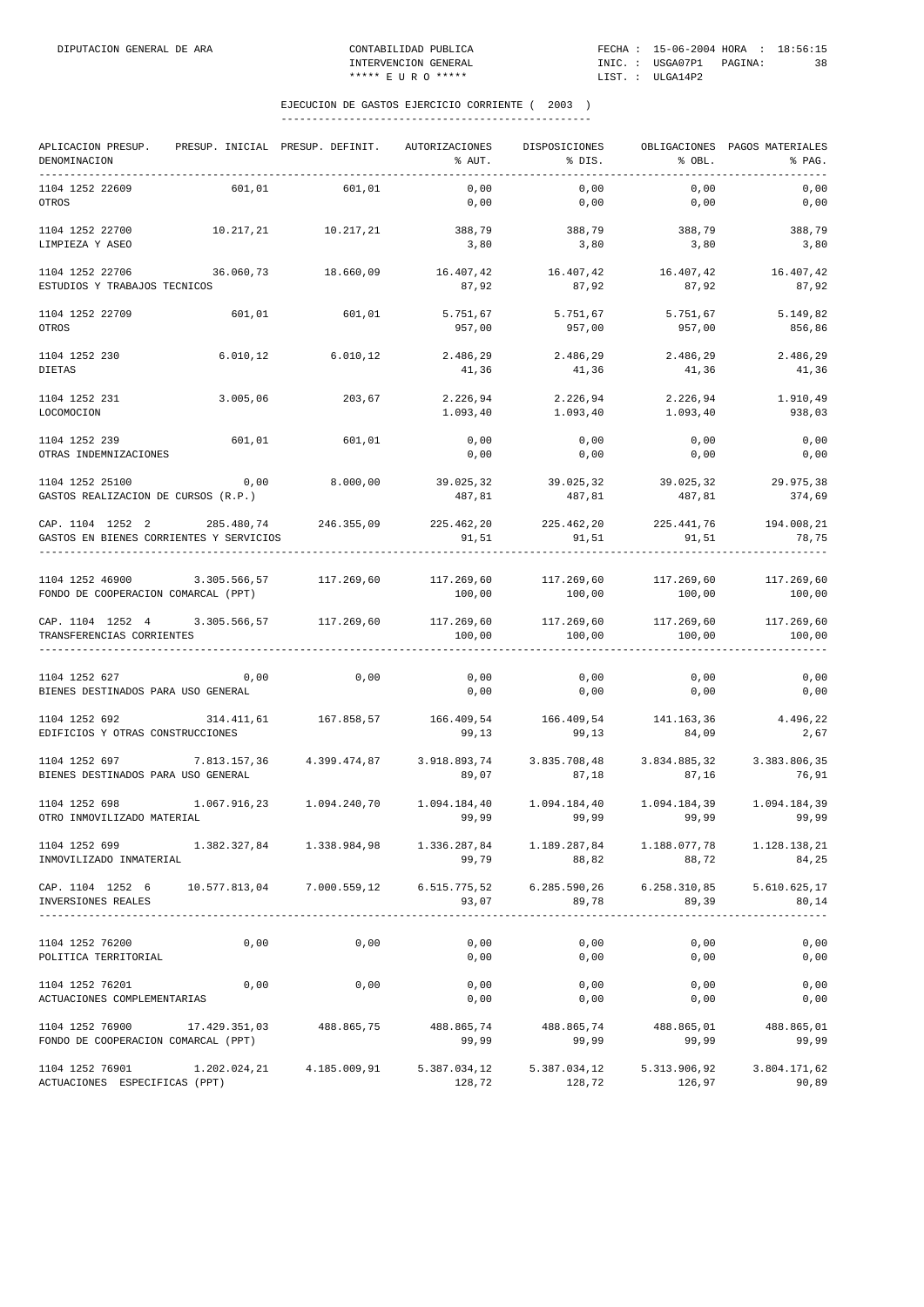EJECUCION DE GASTOS EJERCICIO CORRIENTE ( 2003 )

| APLICACION PRESUP. DENOMINACION | PRESUP. INICIAL | PRESUP. DEFINIT. | AUTORIZACIONES % AUT. | DISPOSICIONES % DIS. | OBLIGACIONES % OBL. | PAGOS MATERIALES % PAG. |
|---|---|---|---|---|---|---|
| 1104 1252 22609 OTROS | 601,01 | 601,01 | 0,00<br>0,00 | 0,00<br>0,00 | 0,00<br>0,00 | 0,00<br>0,00 |
| 1104 1252 22700 LIMPIEZA Y ASEO | 10.217,21 | 10.217,21 | 388,79<br>3,80 | 388,79<br>3,80 | 388,79<br>3,80 | 388,79<br>3,80 |
| 1104 1252 22706 ESTUDIOS Y TRABAJOS TECNICOS | 36.060,73 | 18.660,09 | 16.407,42<br>87,92 | 16.407,42<br>87,92 | 16.407,42<br>87,92 | 16.407,42<br>87,92 |
| 1104 1252 22709 OTROS | 601,01 | 601,01 | 5.751,67<br>957,00 | 5.751,67<br>957,00 | 5.751,67<br>957,00 | 5.149,82<br>856,86 |
| 1104 1252 230 DIETAS | 6.010,12 | 6.010,12 | 2.486,29<br>41,36 | 2.486,29<br>41,36 | 2.486,29<br>41,36 | 2.486,29<br>41,36 |
| 1104 1252 231 LOCOMOCION | 3.005,06 | 203,67 | 2.226,94<br>1.093,40 | 2.226,94<br>1.093,40 | 2.226,94<br>1.093,40 | 1.910,49<br>938,03 |
| 1104 1252 239 OTRAS INDEMNIZACIONES | 601,01 | 601,01 | 0,00<br>0,00 | 0,00<br>0,00 | 0,00<br>0,00 | 0,00<br>0,00 |
| 1104 1252 25100 GASTOS REALIZACION DE CURSOS (R.P.) | 0,00 | 8.000,00 | 39.025,32<br>487,81 | 39.025,32<br>487,81 | 39.025,32<br>487,81 | 29.975,38<br>374,69 |
| CAP. 1104 1252 2 GASTOS EN BIENES CORRIENTES Y SERVICIOS | 285.480,74 | 246.355,09 | 225.462,20<br>91,51 | 225.462,20<br>91,51 | 225.441,76<br>91,51 | 194.008,21<br>78,75 |
| 1104 1252 46900 FONDO DE COOPERACION COMARCAL (PPT) | 3.305.566,57 | 117.269,60 | 117.269,60<br>100,00 | 117.269,60<br>100,00 | 117.269,60<br>100,00 | 117.269,60<br>100,00 |
| CAP. 1104 1252 4 TRANSFERENCIAS CORRIENTES | 3.305.566,57 | 117.269,60 | 117.269,60<br>100,00 | 117.269,60<br>100,00 | 117.269,60<br>100,00 | 117.269,60<br>100,00 |
| 1104 1252 627 BIENES DESTINADOS PARA USO GENERAL | 0,00 | 0,00 | 0,00<br>0,00 | 0,00<br>0,00 | 0,00<br>0,00 | 0,00<br>0,00 |
| 1104 1252 692 EDIFICIOS Y OTRAS CONSTRUCCIONES | 314.411,61 | 167.858,57 | 166.409,54<br>99,13 | 166.409,54<br>99,13 | 141.163,36<br>84,09 | 4.496,22<br>2,67 |
| 1104 1252 697 BIENES DESTINADOS PARA USO GENERAL | 7.813.157,36 | 4.399.474,87 | 3.918.893,74<br>89,07 | 3.835.708,48<br>87,18 | 3.834.885,32<br>87,16 | 3.383.806,35<br>76,91 |
| 1104 1252 698 OTRO INMOVILIZADO MATERIAL | 1.067.916,23 | 1.094.240,70 | 1.094.184,40<br>99,99 | 1.094.184,40<br>99,99 | 1.094.184,39<br>99,99 | 1.094.184,39<br>99,99 |
| 1104 1252 699 INMOVILIZADO INMATERIAL | 1.382.327,84 | 1.338.984,98 | 1.336.287,84<br>99,79 | 1.189.287,84<br>88,82 | 1.188.077,78<br>88,72 | 1.128.138,21<br>84,25 |
| CAP. 1104 1252 6 INVERSIONES REALES | 10.577.813,04 | 7.000.559,12 | 6.515.775,52<br>93,07 | 6.285.590,26<br>89,78 | 6.258.310,85<br>89,39 | 5.610.625,17<br>80,14 |
| 1104 1252 76200 POLITICA TERRITORIAL | 0,00 | 0,00 | 0,00<br>0,00 | 0,00<br>0,00 | 0,00<br>0,00 | 0,00<br>0,00 |
| 1104 1252 76201 ACTUACIONES COMPLEMENTARIAS | 0,00 | 0,00 | 0,00<br>0,00 | 0,00<br>0,00 | 0,00<br>0,00 | 0,00<br>0,00 |
| 1104 1252 76900 FONDO DE COOPERACION COMARCAL (PPT) | 17.429.351,03 | 488.865,75 | 488.865,74<br>99,99 | 488.865,74<br>99,99 | 488.865,01<br>99,99 | 488.865,01<br>99,99 |
| 1104 1252 76901 ACTUACIONES ESPECIFICAS (PPT) | 1.202.024,21 | 4.185.009,91 | 5.387.034,12<br>128,72 | 5.387.034,12<br>128,72 | 5.313.906,92<br>126,97 | 3.804.171,62<br>90,89 |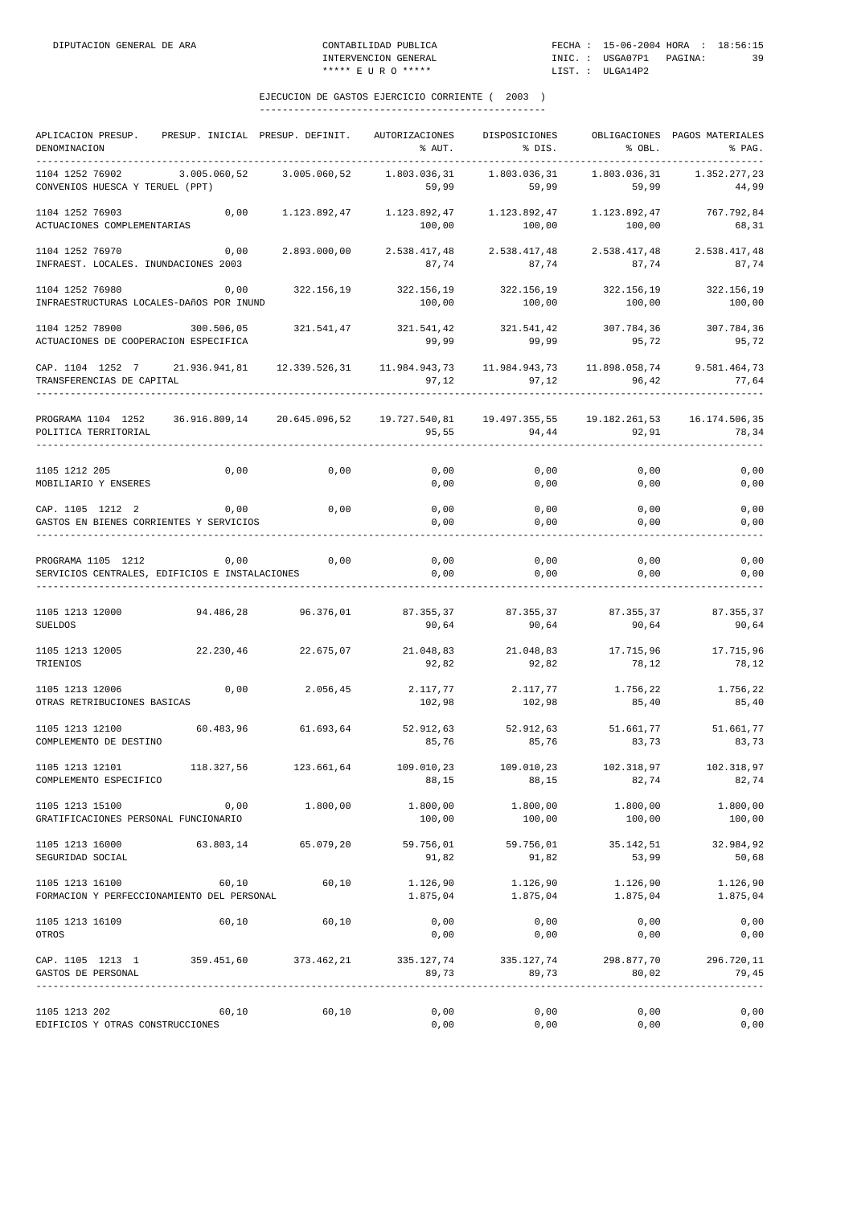DIPUTACION GENERAL DE ARA — CONTABILIDAD PUBLICA — INTERVENCION GENERAL — ***** E U R O ***** — FECHA : 15-06-2004 HORA : 18:56:15 — INIC. : USGA07P1 — LIST. : ULGA14P2

## EJECUCION DE GASTOS EJERCICIO CORRIENTE ( 2003 )

| APLICACION PRESUP. DENOMINACION | PRESUP. INICIAL | PRESUP. DEFINIT. | AUTORIZACIONES % AUT. | DISPOSICIONES % DIS. | OBLIGACIONES % OBL. | PAGOS MATERIALES % PAG. |
|---|---|---|---|---|---|---|
| 1104 1252 76902 CONVENIOS HUESCA Y TERUEL (PPT) | 3.005.060,52 | 3.005.060,52 | 1.803.036,31 / 59,99 | 1.803.036,31 / 59,99 | 1.803.036,31 / 59,99 | 1.352.277,23 / 44,99 |
| 1104 1252 76903 ACTUACIONES COMPLEMENTARIAS | 0,00 | 1.123.892,47 | 1.123.892,47 / 100,00 | 1.123.892,47 / 100,00 | 1.123.892,47 / 100,00 | 767.792,84 / 68,31 |
| 1104 1252 76970 INFRAEST. LOCALES. INUNDACIONES 2003 | 0,00 | 2.893.000,00 | 2.538.417,48 / 87,74 | 2.538.417,48 / 87,74 | 2.538.417,48 / 87,74 | 2.538.417,48 / 87,74 |
| 1104 1252 76980 INFRAESTRUCTURAS LOCALES-DAñOS POR INUND | 0,00 | 322.156,19 | 322.156,19 / 100,00 | 322.156,19 / 100,00 | 322.156,19 / 100,00 | 322.156,19 / 100,00 |
| 1104 1252 78900 ACTUACIONES DE COOPERACION ESPECIFICA | 300.506,05 | 321.541,47 | 321.541,42 / 99,99 | 321.541,42 / 99,99 | 307.784,36 / 95,72 | 307.784,36 / 95,72 |
| CAP. 1104 1252 7 TRANSFERENCIAS DE CAPITAL | 21.936.941,81 | 12.339.526,31 | 11.984.943,73 / 97,12 | 11.984.943,73 / 97,12 | 11.898.058,74 / 96,42 | 9.581.464,73 / 77,64 |
| PROGRAMA 1104 1252 POLITICA TERRITORIAL | 36.916.809,14 | 20.645.096,52 | 19.727.540,81 / 95,55 | 19.497.355,55 / 94,44 | 19.182.261,53 / 92,91 | 16.174.506,35 / 78,34 |
| 1105 1212 205 MOBILIARIO Y ENSERES | 0,00 | 0,00 | 0,00 / 0,00 | 0,00 / 0,00 | 0,00 / 0,00 | 0,00 / 0,00 |
| CAP. 1105 1212 2 GASTOS EN BIENES CORRIENTES Y SERVICIOS | 0,00 | 0,00 | 0,00 / 0,00 | 0,00 / 0,00 | 0,00 / 0,00 | 0,00 / 0,00 |
| PROGRAMA 1105 1212 SERVICIOS CENTRALES, EDIFICIOS E INSTALACIONES | 0,00 | 0,00 | 0,00 / 0,00 | 0,00 / 0,00 | 0,00 / 0,00 | 0,00 / 0,00 |
| 1105 1213 12000 SUELDOS | 94.486,28 | 96.376,01 | 87.355,37 / 90,64 | 87.355,37 / 90,64 | 87.355,37 / 90,64 | 87.355,37 / 90,64 |
| 1105 1213 12005 TRIENIOS | 22.230,46 | 22.675,07 | 21.048,83 / 92,82 | 21.048,83 / 92,82 | 17.715,96 / 78,12 | 17.715,96 / 78,12 |
| 1105 1213 12006 OTRAS RETRIBUCIONES BASICAS | 0,00 | 2.056,45 | 2.117,77 / 102,98 | 2.117,77 / 102,98 | 1.756,22 / 85,40 | 1.756,22 / 85,40 |
| 1105 1213 12100 COMPLEMENTO DE DESTINO | 60.483,96 | 61.693,64 | 52.912,63 / 85,76 | 52.912,63 / 85,76 | 51.661,77 / 83,73 | 51.661,77 / 83,73 |
| 1105 1213 12101 COMPLEMENTO ESPECIFICO | 118.327,56 | 123.661,64 | 109.010,23 / 88,15 | 109.010,23 / 88,15 | 102.318,97 / 82,74 | 102.318,97 / 82,74 |
| 1105 1213 15100 GRATIFICACIONES PERSONAL FUNCIONARIO | 0,00 | 1.800,00 | 1.800,00 / 100,00 | 1.800,00 / 100,00 | 1.800,00 / 100,00 | 1.800,00 / 100,00 |
| 1105 1213 16000 SEGURIDAD SOCIAL | 63.803,14 | 65.079,20 | 59.756,01 / 91,82 | 59.756,01 / 91,82 | 35.142,51 / 53,99 | 32.984,92 / 50,68 |
| 1105 1213 16100 FORMACION Y PERFECCIONAMIENTO DEL PERSONAL | 60,10 | 60,10 | 1.126,90 / 1.875,04 | 1.126,90 / 1.875,04 | 1.126,90 / 1.875,04 | 1.126,90 / 1.875,04 |
| 1105 1213 16109 OTROS | 60,10 | 60,10 | 0,00 / 0,00 | 0,00 / 0,00 | 0,00 / 0,00 | 0,00 / 0,00 |
| CAP. 1105 1213 1 GASTOS DE PERSONAL | 359.451,60 | 373.462,21 | 335.127,74 / 89,73 | 335.127,74 / 89,73 | 298.877,70 / 80,02 | 296.720,11 / 79,45 |
| 1105 1213 202 EDIFICIOS Y OTRAS CONSTRUCCIONES | 60,10 | 60,10 | 0,00 / 0,00 | 0,00 / 0,00 | 0,00 / 0,00 | 0,00 / 0,00 |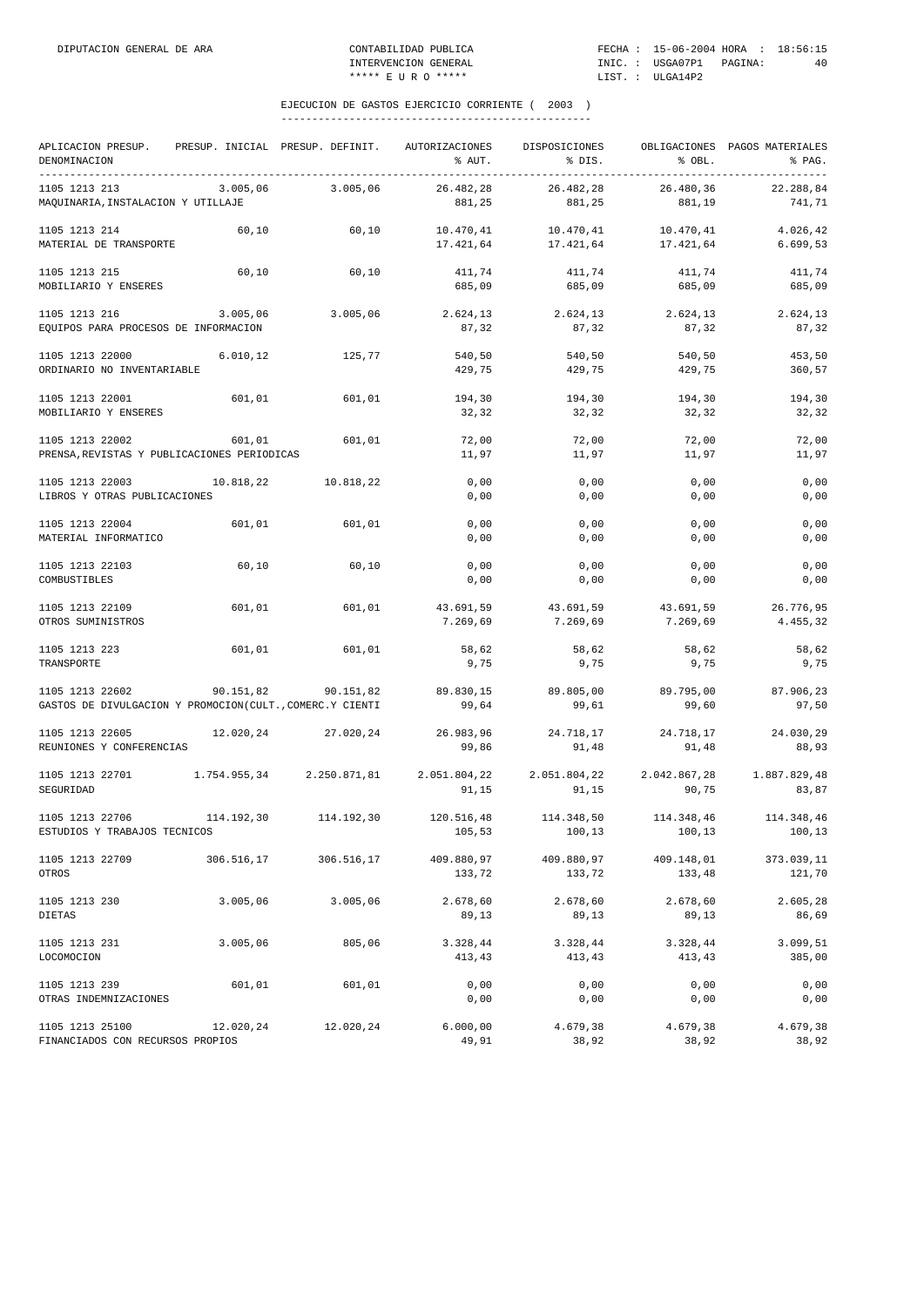EJECUCION DE GASTOS EJERCICIO CORRIENTE ( 2003 )

| APLICACION PRESUP. DENOMINACION | PRESUP. INICIAL | PRESUP. DEFINIT. | AUTORIZACIONES % AUT. | DISPOSICIONES % DIS. | OBLIGACIONES % OBL. | PAGOS MATERIALES % PAG. |
|---|---|---|---|---|---|---|
| 1105 1213 213 MAQUINARIA,INSTALACION Y UTILLAJE | 3.005,06 | 3.005,06 | 26.482,28 881,25 | 26.482,28 881,25 | 26.480,36 881,19 | 22.288,84 741,71 |
| 1105 1213 214 MATERIAL DE TRANSPORTE | 60,10 | 60,10 | 10.470,41 17.421,64 | 10.470,41 17.421,64 | 10.470,41 17.421,64 | 4.026,42 6.699,53 |
| 1105 1213 215 MOBILIARIO Y ENSERES | 60,10 | 60,10 | 411,74 685,09 | 411,74 685,09 | 411,74 685,09 | 411,74 685,09 |
| 1105 1213 216 EQUIPOS PARA PROCESOS DE INFORMACION | 3.005,06 | 3.005,06 | 2.624,13 87,32 | 2.624,13 87,32 | 2.624,13 87,32 | 2.624,13 87,32 |
| 1105 1213 22000 ORDINARIO NO INVENTARIABLE | 6.010,12 | 125,77 | 540,50 429,75 | 540,50 429,75 | 540,50 429,75 | 453,50 360,57 |
| 1105 1213 22001 MOBILIARIO Y ENSERES | 601,01 | 601,01 | 194,30 32,32 | 194,30 32,32 | 194,30 32,32 | 194,30 32,32 |
| 1105 1213 22002 PRENSA,REVISTAS Y PUBLICACIONES PERIODICAS | 601,01 | 601,01 | 72,00 11,97 | 72,00 11,97 | 72,00 11,97 | 72,00 11,97 |
| 1105 1213 22003 LIBROS Y OTRAS PUBLICACIONES | 10.818,22 | 10.818,22 | 0,00 0,00 | 0,00 0,00 | 0,00 0,00 | 0,00 0,00 |
| 1105 1213 22004 MATERIAL INFORMATICO | 601,01 | 601,01 | 0,00 0,00 | 0,00 0,00 | 0,00 0,00 | 0,00 0,00 |
| 1105 1213 22103 COMBUSTIBLES | 60,10 | 60,10 | 0,00 0,00 | 0,00 0,00 | 0,00 0,00 | 0,00 0,00 |
| 1105 1213 22109 OTROS SUMINISTROS | 601,01 | 601,01 | 43.691,59 7.269,69 | 43.691,59 7.269,69 | 43.691,59 7.269,69 | 26.776,95 4.455,32 |
| 1105 1213 223 TRANSPORTE | 601,01 | 601,01 | 58,62 9,75 | 58,62 9,75 | 58,62 9,75 | 58,62 9,75 |
| 1105 1213 22602 GASTOS DE DIVULGACION Y PROMOCION(CULT.,COMERC.Y CIENTI | 90.151,82 | 90.151,82 | 89.830,15 99,64 | 89.805,00 99,61 | 89.795,00 99,60 | 87.906,23 97,50 |
| 1105 1213 22605 REUNIONES Y CONFERENCIAS | 12.020,24 | 27.020,24 | 26.983,96 99,86 | 24.718,17 91,48 | 24.718,17 91,48 | 24.030,29 88,93 |
| 1105 1213 22701 SEGURIDAD | 1.754.955,34 | 2.250.871,81 | 2.051.804,22 91,15 | 2.051.804,22 91,15 | 2.042.867,28 90,75 | 1.887.829,48 83,87 |
| 1105 1213 22706 ESTUDIOS Y TRABAJOS TECNICOS | 114.192,30 | 114.192,30 | 120.516,48 105,53 | 114.348,50 100,13 | 114.348,46 100,13 | 114.348,46 100,13 |
| 1105 1213 22709 OTROS | 306.516,17 | 306.516,17 | 409.880,97 133,72 | 409.880,97 133,72 | 409.148,01 133,48 | 373.039,11 121,70 |
| 1105 1213 230 DIETAS | 3.005,06 | 3.005,06 | 2.678,60 89,13 | 2.678,60 89,13 | 2.678,60 89,13 | 2.605,28 86,69 |
| 1105 1213 231 LOCOMOCION | 3.005,06 | 805,06 | 3.328,44 413,43 | 3.328,44 413,43 | 3.328,44 413,43 | 3.099,51 385,00 |
| 1105 1213 239 OTRAS INDEMNIZACIONES | 601,01 | 601,01 | 0,00 0,00 | 0,00 0,00 | 0,00 0,00 | 0,00 0,00 |
| 1105 1213 25100 FINANCIADOS CON RECURSOS PROPIOS | 12.020,24 | 12.020,24 | 6.000,00 49,91 | 4.679,38 38,92 | 4.679,38 38,92 | 4.679,38 38,92 |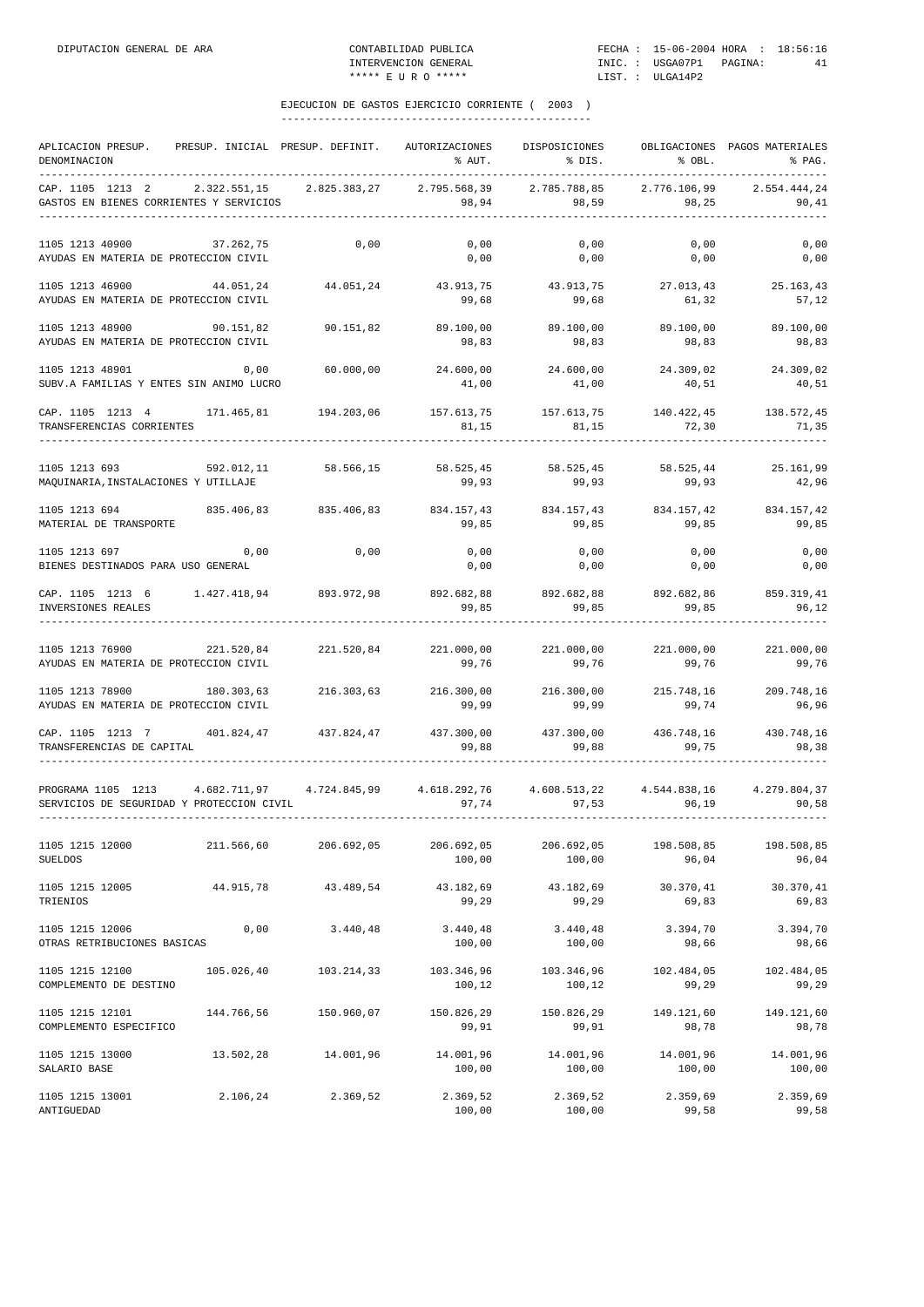## EJECUCION DE GASTOS EJERCICIO CORRIENTE ( 2003 )

| APLICACION PRESUP. DENOMINACION | PRESUP. INICIAL | PRESUP. DEFINIT. | AUTORIZACIONES % AUT. | DISPOSICIONES % DIS. | OBLIGACIONES % OBL. | PAGOS MATERIALES % PAG. |
|---|---|---|---|---|---|---|
| CAP. 1105 1213 2 | 2.322.551,15 | 2.825.383,27 | 2.795.568,39 | 2.785.788,85 | 2.776.106,99 | 2.554.444,24 |
| GASTOS EN BIENES CORRIENTES Y SERVICIOS | | | 98,94 | 98,59 | 98,25 | 90,41 |
| 1105 1213 40900 | 37.262,75 | 0,00 | 0,00 | 0,00 | 0,00 | 0,00 |
| AYUDAS EN MATERIA DE PROTECCION CIVIL | | | 0,00 | 0,00 | 0,00 | 0,00 |
| 1105 1213 46900 | 44.051,24 | 44.051,24 | 43.913,75 | 43.913,75 | 27.013,43 | 25.163,43 |
| AYUDAS EN MATERIA DE PROTECCION CIVIL | | | 99,68 | 99,68 | 61,32 | 57,12 |
| 1105 1213 48900 | 90.151,82 | 90.151,82 | 89.100,00 | 89.100,00 | 89.100,00 | 89.100,00 |
| AYUDAS EN MATERIA DE PROTECCION CIVIL | | | 98,83 | 98,83 | 98,83 | 98,83 |
| 1105 1213 48901 | 0,00 | 60.000,00 | 24.600,00 | 24.600,00 | 24.309,02 | 24.309,02 |
| SUBV.A FAMILIAS Y ENTES SIN ANIMO LUCRO | | | 41,00 | 41,00 | 40,51 | 40,51 |
| CAP. 1105 1213 4 | 171.465,81 | 194.203,06 | 157.613,75 | 157.613,75 | 140.422,45 | 138.572,45 |
| TRANSFERENCIAS CORRIENTES | | | 81,15 | 81,15 | 72,30 | 71,35 |
| 1105 1213 693 | 592.012,11 | 58.566,15 | 58.525,45 | 58.525,45 | 58.525,44 | 25.161,99 |
| MAQUINARIA,INSTALACIONES Y UTILLAJE | | | 99,93 | 99,93 | 99,93 | 42,96 |
| 1105 1213 694 | 835.406,83 | 835.406,83 | 834.157,43 | 834.157,43 | 834.157,42 | 834.157,42 |
| MATERIAL DE TRANSPORTE | | | 99,85 | 99,85 | 99,85 | 99,85 |
| 1105 1213 697 | 0,00 | 0,00 | 0,00 | 0,00 | 0,00 | 0,00 |
| BIENES DESTINADOS PARA USO GENERAL | | | 0,00 | 0,00 | 0,00 | 0,00 |
| CAP. 1105 1213 6 | 1.427.418,94 | 893.972,98 | 892.682,88 | 892.682,88 | 892.682,86 | 859.319,41 |
| INVERSIONES REALES | | | 99,85 | 99,85 | 99,85 | 96,12 |
| 1105 1213 76900 | 221.520,84 | 221.520,84 | 221.000,00 | 221.000,00 | 221.000,00 | 221.000,00 |
| AYUDAS EN MATERIA DE PROTECCION CIVIL | | | 99,76 | 99,76 | 99,76 | 99,76 |
| 1105 1213 78900 | 180.303,63 | 216.303,63 | 216.300,00 | 216.300,00 | 215.748,16 | 209.748,16 |
| AYUDAS EN MATERIA DE PROTECCION CIVIL | | | 99,99 | 99,99 | 99,74 | 96,96 |
| CAP. 1105 1213 7 | 401.824,47 | 437.824,47 | 437.300,00 | 437.300,00 | 436.748,16 | 430.748,16 |
| TRANSFERENCIAS DE CAPITAL | | | 99,88 | 99,88 | 99,75 | 98,38 |
| PROGRAMA 1105 1213 | 4.682.711,97 | 4.724.845,99 | 4.618.292,76 | 4.608.513,22 | 4.544.838,16 | 4.279.804,37 |
| SERVICIOS DE SEGURIDAD Y PROTECCION CIVIL | | | 97,74 | 97,53 | 96,19 | 90,58 |
| 1105 1215 12000 | 211.566,60 | 206.692,05 | 206.692,05 | 206.692,05 | 198.508,85 | 198.508,85 |
| SUELDOS | | | 100,00 | 100,00 | 96,04 | 96,04 |
| 1105 1215 12005 | 44.915,78 | 43.489,54 | 43.182,69 | 43.182,69 | 30.370,41 | 30.370,41 |
| TRIENIOS | | | 99,29 | 99,29 | 69,83 | 69,83 |
| 1105 1215 12006 | 0,00 | 3.440,48 | 3.440,48 | 3.440,48 | 3.394,70 | 3.394,70 |
| OTRAS RETRIBUCIONES BASICAS | | | 100,00 | 100,00 | 98,66 | 98,66 |
| 1105 1215 12100 | 105.026,40 | 103.214,33 | 103.346,96 | 103.346,96 | 102.484,05 | 102.484,05 |
| COMPLEMENTO DE DESTINO | | | 100,12 | 100,12 | 99,29 | 99,29 |
| 1105 1215 12101 | 144.766,56 | 150.960,07 | 150.826,29 | 150.826,29 | 149.121,60 | 149.121,60 |
| COMPLEMENTO ESPECIFICO | | | 99,91 | 99,91 | 98,78 | 98,78 |
| 1105 1215 13000 | 13.502,28 | 14.001,96 | 14.001,96 | 14.001,96 | 14.001,96 | 14.001,96 |
| SALARIO BASE | | | 100,00 | 100,00 | 100,00 | 100,00 |
| 1105 1215 13001 | 2.106,24 | 2.369,52 | 2.369,52 | 2.369,52 | 2.359,69 | 2.359,69 |
| ANTIGUEDAD | | | 100,00 | 100,00 | 99,58 | 99,58 |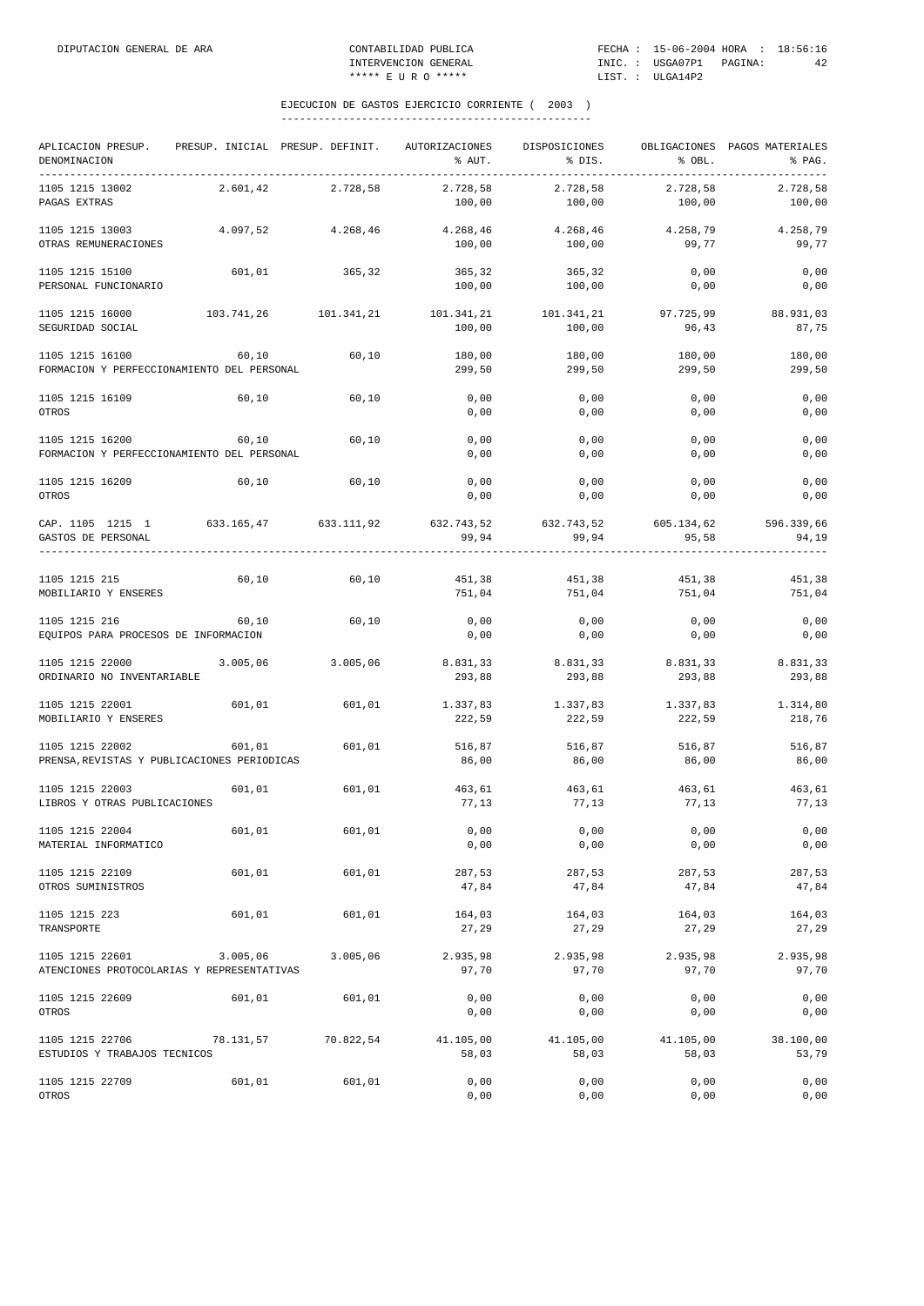# EJECUCION DE GASTOS EJERCICIO CORRIENTE ( 2003 )

| APLICACION PRESUP. DENOMINACION | PRESUP. INICIAL | PRESUP. DEFINIT. | AUTORIZACIONES % AUT. | DISPOSICIONES % DIS. | OBLIGACIONES % OBL. | PAGOS MATERIALES % PAG. |
|---|---|---|---|---|---|---|
| 1105 1215 13002 PAGAS EXTRAS | 2.601,42 | 2.728,58 | 2.728,58 100,00 | 2.728,58 100,00 | 2.728,58 100,00 | 2.728,58 100,00 |
| 1105 1215 13003 OTRAS REMUNERACIONES | 4.097,52 | 4.268,46 | 4.268,46 100,00 | 4.268,46 100,00 | 4.258,79 99,77 | 4.258,79 99,77 |
| 1105 1215 15100 PERSONAL FUNCIONARIO | 601,01 | 365,32 | 365,32 100,00 | 365,32 100,00 | 0,00 0,00 | 0,00 0,00 |
| 1105 1215 16000 SEGURIDAD SOCIAL | 103.741,26 | 101.341,21 | 101.341,21 100,00 | 101.341,21 100,00 | 97.725,99 96,43 | 88.931,03 87,75 |
| 1105 1215 16100 FORMACION Y PERFECCIONAMIENTO DEL PERSONAL | 60,10 | 60,10 | 180,00 299,50 | 180,00 299,50 | 180,00 299,50 | 180,00 299,50 |
| 1105 1215 16109 OTROS | 60,10 | 60,10 | 0,00 0,00 | 0,00 0,00 | 0,00 0,00 | 0,00 0,00 |
| 1105 1215 16200 FORMACION Y PERFECCIONAMIENTO DEL PERSONAL | 60,10 | 60,10 | 0,00 0,00 | 0,00 0,00 | 0,00 0,00 | 0,00 0,00 |
| 1105 1215 16209 OTROS | 60,10 | 60,10 | 0,00 0,00 | 0,00 0,00 | 0,00 0,00 | 0,00 0,00 |
| CAP. 1105 1215 1 GASTOS DE PERSONAL | 633.165,47 | 633.111,92 | 632.743,52 99,94 | 632.743,52 99,94 | 605.134,62 95,58 | 596.339,66 94,19 |
| 1105 1215 215 MOBILIARIO Y ENSERES | 60,10 | 60,10 | 451,38 751,04 | 451,38 751,04 | 451,38 751,04 | 451,38 751,04 |
| 1105 1215 216 EQUIPOS PARA PROCESOS DE INFORMACION | 60,10 | 60,10 | 0,00 0,00 | 0,00 0,00 | 0,00 0,00 | 0,00 0,00 |
| 1105 1215 22000 ORDINARIO NO INVENTARIABLE | 3.005,06 | 3.005,06 | 8.831,33 293,88 | 8.831,33 293,88 | 8.831,33 293,88 | 8.831,33 293,88 |
| 1105 1215 22001 MOBILIARIO Y ENSERES | 601,01 | 601,01 | 1.337,83 222,59 | 1.337,83 222,59 | 1.337,83 222,59 | 1.314,80 218,76 |
| 1105 1215 22002 PRENSA,REVISTAS Y PUBLICACIONES PERIODICAS | 601,01 | 601,01 | 516,87 86,00 | 516,87 86,00 | 516,87 86,00 | 516,87 86,00 |
| 1105 1215 22003 LIBROS Y OTRAS PUBLICACIONES | 601,01 | 601,01 | 463,61 77,13 | 463,61 77,13 | 463,61 77,13 | 463,61 77,13 |
| 1105 1215 22004 MATERIAL INFORMATICO | 601,01 | 601,01 | 0,00 0,00 | 0,00 0,00 | 0,00 0,00 | 0,00 0,00 |
| 1105 1215 22109 OTROS SUMINISTROS | 601,01 | 601,01 | 287,53 47,84 | 287,53 47,84 | 287,53 47,84 | 287,53 47,84 |
| 1105 1215 223 TRANSPORTE | 601,01 | 601,01 | 164,03 27,29 | 164,03 27,29 | 164,03 27,29 | 164,03 27,29 |
| 1105 1215 22601 ATENCIONES PROTOCOLARIAS Y REPRESENTATIVAS | 3.005,06 | 3.005,06 | 2.935,98 97,70 | 2.935,98 97,70 | 2.935,98 97,70 | 2.935,98 97,70 |
| 1105 1215 22609 OTROS | 601,01 | 601,01 | 0,00 0,00 | 0,00 0,00 | 0,00 0,00 | 0,00 0,00 |
| 1105 1215 22706 ESTUDIOS Y TRABAJOS TECNICOS | 78.131,57 | 70.822,54 | 41.105,00 58,03 | 41.105,00 58,03 | 41.105,00 58,03 | 38.100,00 53,79 |
| 1105 1215 22709 OTROS | 601,01 | 601,01 | 0,00 0,00 | 0,00 0,00 | 0,00 0,00 | 0,00 0,00 |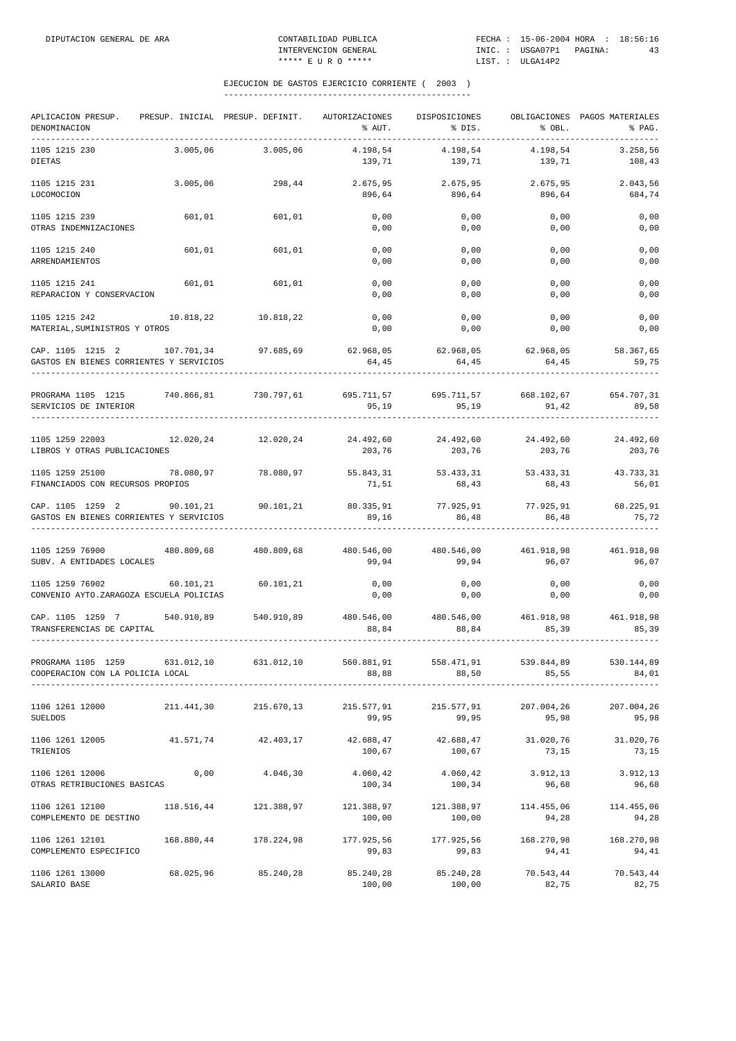## EJECUCION DE GASTOS EJERCICIO CORRIENTE ( 2003 )

| APLICACION PRESUP. DENOMINACION | PRESUP. INICIAL | PRESUP. DEFINIT. | AUTORIZACIONES % AUT. | DISPOSICIONES % DIS. | OBLIGACIONES % OBL. | PAGOS MATERIALES % PAG. |
|---|---|---|---|---|---|---|
| 1105 1215 230 DIETAS | 3.005,06 | 3.005,06 | 4.198,54<br>139,71 | 4.198,54<br>139,71 | 4.198,54<br>139,71 | 3.258,56<br>108,43 |
| 1105 1215 231 LOCOMOCION | 3.005,06 | 298,44 | 2.675,95<br>896,64 | 2.675,95<br>896,64 | 2.675,95<br>896,64 | 2.043,56<br>684,74 |
| 1105 1215 239 OTRAS INDEMNIZACIONES | 601,01 | 601,01 | 0,00<br>0,00 | 0,00<br>0,00 | 0,00<br>0,00 | 0,00<br>0,00 |
| 1105 1215 240 ARRENDAMIENTOS | 601,01 | 601,01 | 0,00<br>0,00 | 0,00<br>0,00 | 0,00<br>0,00 | 0,00<br>0,00 |
| 1105 1215 241 REPARACION Y CONSERVACION | 601,01 | 601,01 | 0,00<br>0,00 | 0,00<br>0,00 | 0,00<br>0,00 | 0,00<br>0,00 |
| 1105 1215 242 MATERIAL,SUMINISTROS Y OTROS | 10.818,22 | 10.818,22 | 0,00<br>0,00 | 0,00<br>0,00 | 0,00<br>0,00 | 0,00<br>0,00 |
| CAP. 1105 1215 2 GASTOS EN BIENES CORRIENTES Y SERVICIOS | 107.701,34 | 97.685,69 | 62.968,05<br>64,45 | 62.968,05<br>64,45 | 62.968,05<br>64,45 | 58.367,65<br>59,75 |
| PROGRAMA 1105 1215 SERVICIOS DE INTERIOR | 740.866,81 | 730.797,61 | 695.711,57<br>95,19 | 695.711,57<br>95,19 | 668.102,67<br>91,42 | 654.707,31<br>89,58 |
| 1105 1259 22003 LIBROS Y OTRAS PUBLICACIONES | 12.020,24 | 12.020,24 | 24.492,60<br>203,76 | 24.492,60<br>203,76 | 24.492,60<br>203,76 | 24.492,60<br>203,76 |
| 1105 1259 25100 FINANCIADOS CON RECURSOS PROPIOS | 78.080,97 | 78.080,97 | 55.843,31<br>71,51 | 53.433,31<br>68,43 | 53.433,31<br>68,43 | 43.733,31<br>56,01 |
| CAP. 1105 1259 2 GASTOS EN BIENES CORRIENTES Y SERVICIOS | 90.101,21 | 90.101,21 | 80.335,91<br>89,16 | 77.925,91<br>86,48 | 77.925,91<br>86,48 | 68.225,91<br>75,72 |
| 1105 1259 76900 SUBV. A ENTIDADES LOCALES | 480.809,68 | 480.809,68 | 480.546,00<br>99,94 | 480.546,00<br>99,94 | 461.918,98<br>96,07 | 461.918,98<br>96,07 |
| 1105 1259 76902 CONVENIO AYTO.ZARAGOZA ESCUELA POLICIAS | 60.101,21 | 60.101,21 | 0,00<br>0,00 | 0,00<br>0,00 | 0,00<br>0,00 | 0,00<br>0,00 |
| CAP. 1105 1259 7 TRANSFERENCIAS DE CAPITAL | 540.910,89 | 540.910,89 | 480.546,00<br>88,84 | 480.546,00<br>88,84 | 461.918,98<br>85,39 | 461.918,98<br>85,39 |
| PROGRAMA 1105 1259 COOPERACION CON LA POLICIA LOCAL | 631.012,10 | 631.012,10 | 560.881,91<br>88,88 | 558.471,91<br>88,50 | 539.844,89<br>85,55 | 530.144,89<br>84,01 |
| 1106 1261 12000 SUELDOS | 211.441,30 | 215.670,13 | 215.577,91<br>99,95 | 215.577,91<br>99,95 | 207.004,26<br>95,98 | 207.004,26<br>95,98 |
| 1106 1261 12005 TRIENIOS | 41.571,74 | 42.403,17 | 42.688,47<br>100,67 | 42.688,47<br>100,67 | 31.020,76<br>73,15 | 31.020,76<br>73,15 |
| 1106 1261 12006 OTRAS RETRIBUCIONES BASICAS | 0,00 | 4.046,30 | 4.060,42<br>100,34 | 4.060,42<br>100,34 | 3.912,13<br>96,68 | 3.912,13<br>96,68 |
| 1106 1261 12100 COMPLEMENTO DE DESTINO | 118.516,44 | 121.388,97 | 121.388,97<br>100,00 | 121.388,97<br>100,00 | 114.455,06<br>94,28 | 114.455,06<br>94,28 |
| 1106 1261 12101 COMPLEMENTO ESPECIFICO | 168.880,44 | 178.224,98 | 177.925,56<br>99,83 | 177.925,56<br>99,83 | 168.270,98<br>94,41 | 168.270,98<br>94,41 |
| 1106 1261 13000 SALARIO BASE | 68.025,96 | 85.240,28 | 85.240,28<br>100,00 | 85.240,28<br>100,00 | 70.543,44<br>82,75 | 70.543,44<br>82,75 |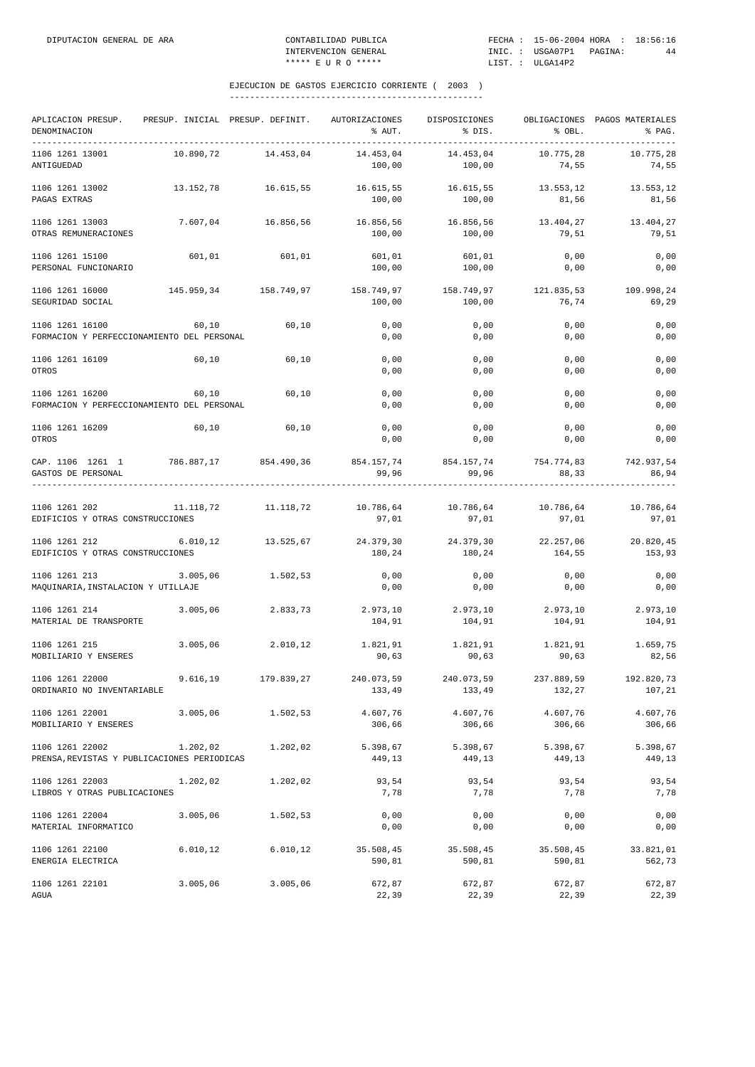DIPUTACION GENERAL DE ARA CONTABILIDAD PUBLICA FECHA : 15-06-2004 HORA : 18:56:16
INTERVENCION GENERAL INIC. : USGA07P1 PAGINA: 44
***** E U R O ***** LIST. : ULGA14P2

## EJECUCION DE GASTOS EJERCICIO CORRIENTE ( 2003 )

| APLICACION PRESUP. DENOMINACION | PRESUP. INICIAL | PRESUP. DEFINIT. | AUTORIZACIONES % AUT. | DISPOSICIONES % DIS. | OBLIGACIONES % OBL. | PAGOS MATERIALES % PAG. |
|---|---|---|---|---|---|---|
| 1106 1261 13001 ANTIGUEDAD | 10.890,72 | 14.453,04 | 14.453,04 100,00 | 14.453,04 100,00 | 10.775,28 74,55 | 10.775,28 74,55 |
| 1106 1261 13002 PAGAS EXTRAS | 13.152,78 | 16.615,55 | 16.615,55 100,00 | 16.615,55 100,00 | 13.553,12 81,56 | 13.553,12 81,56 |
| 1106 1261 13003 OTRAS REMUNERACIONES | 7.607,04 | 16.856,56 | 16.856,56 100,00 | 16.856,56 100,00 | 13.404,27 79,51 | 13.404,27 79,51 |
| 1106 1261 15100 PERSONAL FUNCIONARIO | 601,01 | 601,01 | 601,01 100,00 | 601,01 100,00 | 0,00 0,00 | 0,00 0,00 |
| 1106 1261 16000 SEGURIDAD SOCIAL | 145.959,34 | 158.749,97 | 158.749,97 100,00 | 158.749,97 100,00 | 121.835,53 76,74 | 109.998,24 69,29 |
| 1106 1261 16100 FORMACION Y PERFECCIONAMIENTO DEL PERSONAL | 60,10 | 60,10 | 0,00 0,00 | 0,00 0,00 | 0,00 0,00 | 0,00 0,00 |
| 1106 1261 16109 OTROS | 60,10 | 60,10 | 0,00 0,00 | 0,00 0,00 | 0,00 0,00 | 0,00 0,00 |
| 1106 1261 16200 FORMACION Y PERFECCIONAMIENTO DEL PERSONAL | 60,10 | 60,10 | 0,00 0,00 | 0,00 0,00 | 0,00 0,00 | 0,00 0,00 |
| 1106 1261 16209 OTROS | 60,10 | 60,10 | 0,00 0,00 | 0,00 0,00 | 0,00 0,00 | 0,00 0,00 |
| CAP. 1106 1261 1 GASTOS DE PERSONAL | 786.887,17 | 854.490,36 | 854.157,74 99,96 | 854.157,74 99,96 | 754.774,83 88,33 | 742.937,54 86,94 |
| 1106 1261 202 EDIFICIOS Y OTRAS CONSTRUCCIONES | 11.118,72 | 11.118,72 | 10.786,64 97,01 | 10.786,64 97,01 | 10.786,64 97,01 | 10.786,64 97,01 |
| 1106 1261 212 EDIFICIOS Y OTRAS CONSTRUCCIONES | 6.010,12 | 13.525,67 | 24.379,30 180,24 | 24.379,30 180,24 | 22.257,06 164,55 | 20.820,45 153,93 |
| 1106 1261 213 MAQUINARIA,INSTALACION Y UTILLAJE | 3.005,06 | 1.502,53 | 0,00 0,00 | 0,00 0,00 | 0,00 0,00 | 0,00 0,00 |
| 1106 1261 214 MATERIAL DE TRANSPORTE | 3.005,06 | 2.833,73 | 2.973,10 104,91 | 2.973,10 104,91 | 2.973,10 104,91 | 2.973,10 104,91 |
| 1106 1261 215 MOBILIARIO Y ENSERES | 3.005,06 | 2.010,12 | 1.821,91 90,63 | 1.821,91 90,63 | 1.821,91 90,63 | 1.659,75 82,56 |
| 1106 1261 22000 ORDINARIO NO INVENTARIABLE | 9.616,19 | 179.839,27 | 240.073,59 133,49 | 240.073,59 133,49 | 237.889,59 132,27 | 192.820,73 107,21 |
| 1106 1261 22001 MOBILIARIO Y ENSERES | 3.005,06 | 1.502,53 | 4.607,76 306,66 | 4.607,76 306,66 | 4.607,76 306,66 | 4.607,76 306,66 |
| 1106 1261 22002 PRENSA,REVISTAS Y PUBLICACIONES PERIODICAS | 1.202,02 | 1.202,02 | 5.398,67 449,13 | 5.398,67 449,13 | 5.398,67 449,13 | 5.398,67 449,13 |
| 1106 1261 22003 LIBROS Y OTRAS PUBLICACIONES | 1.202,02 | 1.202,02 | 93,54 7,78 | 93,54 7,78 | 93,54 7,78 | 93,54 7,78 |
| 1106 1261 22004 MATERIAL INFORMATICO | 3.005,06 | 1.502,53 | 0,00 0,00 | 0,00 0,00 | 0,00 0,00 | 0,00 0,00 |
| 1106 1261 22100 ENERGIA ELECTRICA | 6.010,12 | 6.010,12 | 35.508,45 590,81 | 35.508,45 590,81 | 35.508,45 590,81 | 33.821,01 562,73 |
| 1106 1261 22101 AGUA | 3.005,06 | 3.005,06 | 672,87 22,39 | 672,87 22,39 | 672,87 22,39 | 672,87 22,39 |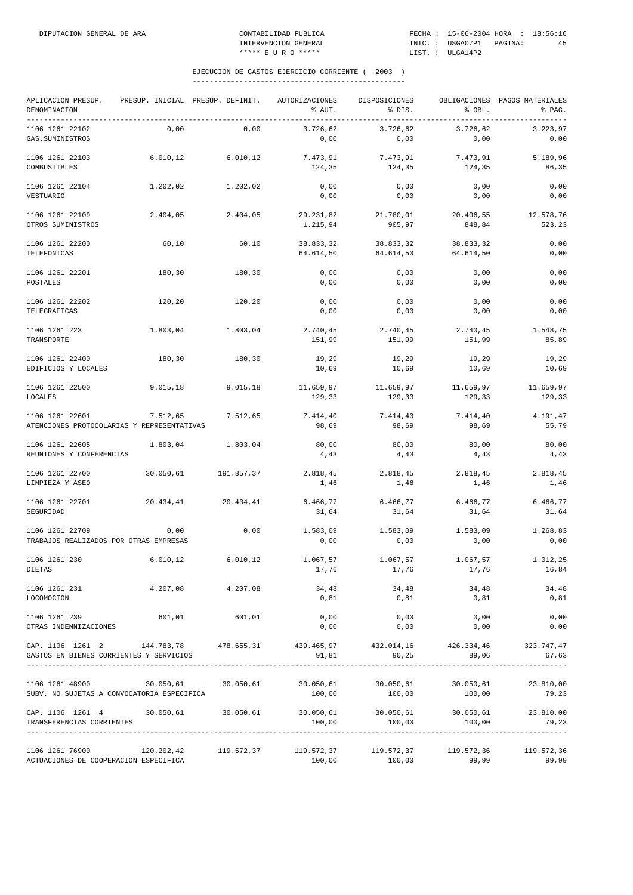DIPUTACION GENERAL DE ARA

CONTABILIDAD PUBLICA
INTERVENCION GENERAL
***** E U R O *****

FECHA : 15-06-2004 HORA : 18:56:16
INIC. : USGA07P1 PAGINA: 45
LIST. : ULGA14P2

## EJECUCION DE GASTOS EJERCICIO CORRIENTE ( 2003 )

| APLICACION PRESUP. DENOMINACION | PRESUP. INICIAL | PRESUP. DEFINIT. | AUTORIZACIONES % AUT. | DISPOSICIONES % DIS. | OBLIGACIONES % OBL. | PAGOS MATERIALES % PAG. |
|---|---|---|---|---|---|---|
| 1106 1261 22102 GAS.SUMINISTROS | 0,00 | 0,00 | 3.726,62 / 0,00 | 3.726,62 / 0,00 | 3.726,62 / 0,00 | 3.223,97 / 0,00 |
| 1106 1261 22103 COMBUSTIBLES | 6.010,12 | 6.010,12 | 7.473,91 / 124,35 | 7.473,91 / 124,35 | 7.473,91 / 124,35 | 5.189,96 / 86,35 |
| 1106 1261 22104 VESTUARIO | 1.202,02 | 1.202,02 | 0,00 / 0,00 | 0,00 / 0,00 | 0,00 / 0,00 | 0,00 / 0,00 |
| 1106 1261 22109 OTROS SUMINISTROS | 2.404,05 | 2.404,05 | 29.231,82 / 1.215,94 | 21.780,01 / 905,97 | 20.406,55 / 848,84 | 12.578,76 / 523,23 |
| 1106 1261 22200 TELEFONICAS | 60,10 | 60,10 | 38.833,32 / 64.614,50 | 38.833,32 / 64.614,50 | 38.833,32 / 64.614,50 | 0,00 / 0,00 |
| 1106 1261 22201 POSTALES | 180,30 | 180,30 | 0,00 / 0,00 | 0,00 / 0,00 | 0,00 / 0,00 | 0,00 / 0,00 |
| 1106 1261 22202 TELEGRAFICAS | 120,20 | 120,20 | 0,00 / 0,00 | 0,00 / 0,00 | 0,00 / 0,00 | 0,00 / 0,00 |
| 1106 1261 223 TRANSPORTE | 1.803,04 | 1.803,04 | 2.740,45 / 151,99 | 2.740,45 / 151,99 | 2.740,45 / 151,99 | 1.548,75 / 85,89 |
| 1106 1261 22400 EDIFICIOS Y LOCALES | 180,30 | 180,30 | 19,29 / 10,69 | 19,29 / 10,69 | 19,29 / 10,69 | 19,29 / 10,69 |
| 1106 1261 22500 LOCALES | 9.015,18 | 9.015,18 | 11.659,97 / 129,33 | 11.659,97 / 129,33 | 11.659,97 / 129,33 | 11.659,97 / 129,33 |
| 1106 1261 22601 ATENCIONES PROTOCOLARIAS Y REPRESENTATIVAS | 7.512,65 | 7.512,65 | 7.414,40 / 98,69 | 7.414,40 / 98,69 | 7.414,40 / 98,69 | 4.191,47 / 55,79 |
| 1106 1261 22605 REUNIONES Y CONFERENCIAS | 1.803,04 | 1.803,04 | 80,00 / 4,43 | 80,00 / 4,43 | 80,00 / 4,43 | 80,00 / 4,43 |
| 1106 1261 22700 LIMPIEZA Y ASEO | 30.050,61 | 191.857,37 | 2.818,45 / 1,46 | 2.818,45 / 1,46 | 2.818,45 / 1,46 | 2.818,45 / 1,46 |
| 1106 1261 22701 SEGURIDAD | 20.434,41 | 20.434,41 | 6.466,77 / 31,64 | 6.466,77 / 31,64 | 6.466,77 / 31,64 | 6.466,77 / 31,64 |
| 1106 1261 22709 TRABAJOS REALIZADOS POR OTRAS EMPRESAS | 0,00 | 0,00 | 1.583,09 / 0,00 | 1.583,09 / 0,00 | 1.583,09 / 0,00 | 1.268,83 / 0,00 |
| 1106 1261 230 DIETAS | 6.010,12 | 6.010,12 | 1.067,57 / 17,76 | 1.067,57 / 17,76 | 1.067,57 / 17,76 | 1.012,25 / 16,84 |
| 1106 1261 231 LOCOMOCION | 4.207,08 | 4.207,08 | 34,48 / 0,81 | 34,48 / 0,81 | 34,48 / 0,81 | 34,48 / 0,81 |
| 1106 1261 239 OTRAS INDEMNIZACIONES | 601,01 | 601,01 | 0,00 / 0,00 | 0,00 / 0,00 | 0,00 / 0,00 | 0,00 / 0,00 |
| CAP. 1106 1261 2 GASTOS EN BIENES CORRIENTES Y SERVICIOS | 144.783,78 | 478.655,31 | 439.465,97 / 91,81 | 432.014,16 / 90,25 | 426.334,46 / 89,06 | 323.747,47 / 67,63 |
| 1106 1261 48900 SUBV. NO SUJETAS A CONVOCATORIA ESPECIFICA | 30.050,61 | 30.050,61 | 30.050,61 / 100,00 | 30.050,61 / 100,00 | 30.050,61 / 100,00 | 23.810,00 / 79,23 |
| CAP. 1106 1261 4 TRANSFERENCIAS CORRIENTES | 30.050,61 | 30.050,61 | 30.050,61 / 100,00 | 30.050,61 / 100,00 | 30.050,61 / 100,00 | 23.810,00 / 79,23 |
| 1106 1261 76900 ACTUACIONES DE COOPERACION ESPECIFICA | 120.202,42 | 119.572,37 | 119.572,37 / 100,00 | 119.572,37 / 100,00 | 119.572,36 / 99,99 | 119.572,36 / 99,99 |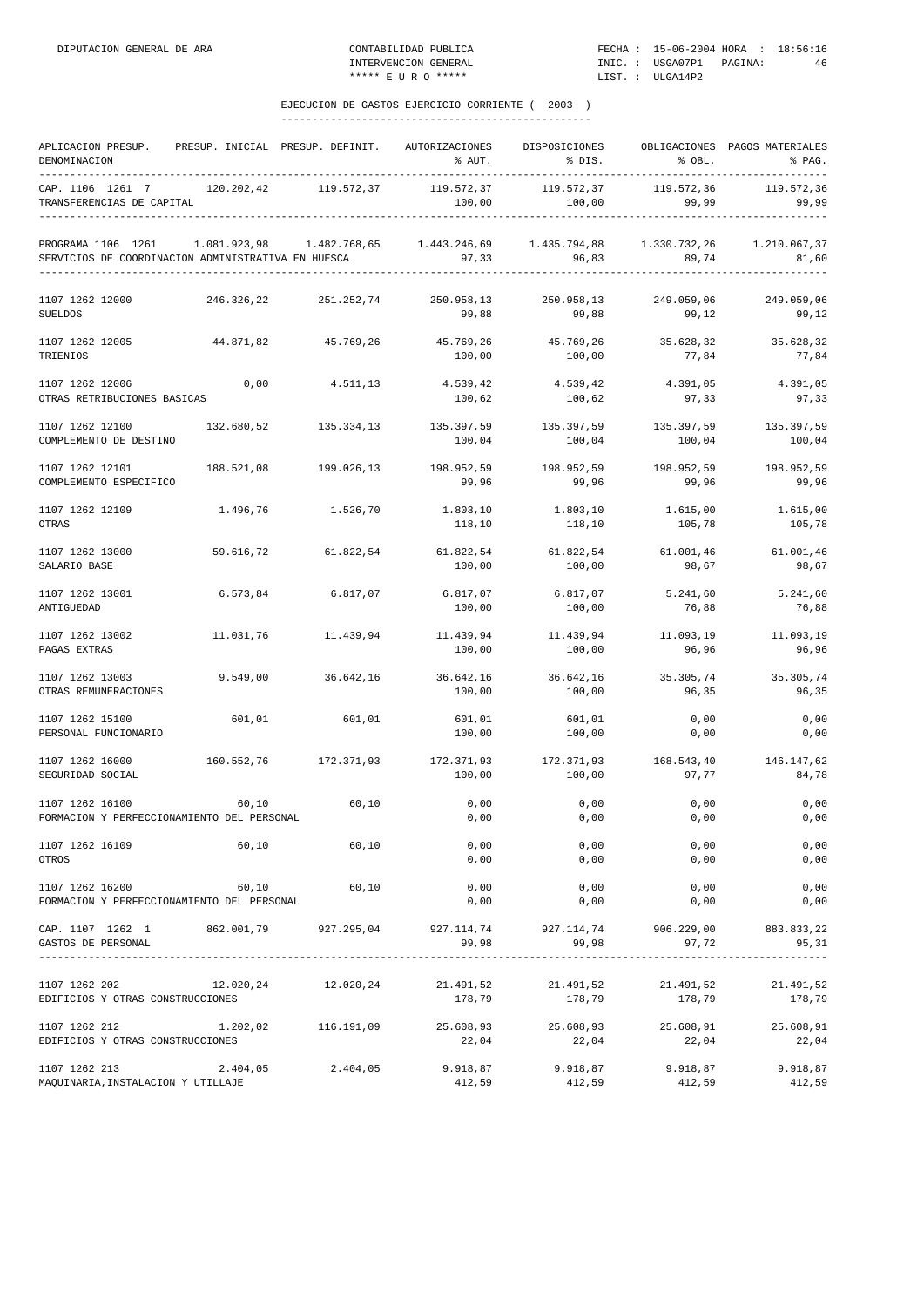## EJECUCION DE GASTOS EJERCICIO CORRIENTE ( 2003 )

| APLICACION PRESUP. DENOMINACION | PRESUP. INICIAL | PRESUP. DEFINIT. | AUTORIZACIONES % AUT. | DISPOSICIONES % DIS. | OBLIGACIONES % OBL. | PAGOS MATERIALES % PAG. |
|---|---|---|---|---|---|---|
| CAP. 1106 1261 7 TRANSFERENCIAS DE CAPITAL | 120.202,42 | 119.572,37 | 119.572,37<br>100,00 | 119.572,37<br>100,00 | 119.572,36<br>99,99 | 119.572,36<br>99,99 |
| PROGRAMA 1106 1261 SERVICIOS DE COORDINACION ADMINISTRATIVA EN HUESCA | 1.081.923,98 | 1.482.768,65 | 1.443.246,69<br>97,33 | 1.435.794,88<br>96,83 | 1.330.732,26<br>89,74 | 1.210.067,37<br>81,60 |
| 1107 1262 12000 SUELDOS | 246.326,22 | 251.252,74 | 250.958,13<br>99,88 | 250.958,13<br>99,88 | 249.059,06<br>99,12 | 249.059,06<br>99,12 |
| 1107 1262 12005 TRIENIOS | 44.871,82 | 45.769,26 | 45.769,26<br>100,00 | 45.769,26<br>100,00 | 35.628,32<br>77,84 | 35.628,32<br>77,84 |
| 1107 1262 12006 OTRAS RETRIBUCIONES BASICAS | 0,00 | 4.511,13 | 4.539,42<br>100,62 | 4.539,42<br>100,62 | 4.391,05<br>97,33 | 4.391,05<br>97,33 |
| 1107 1262 12100 COMPLEMENTO DE DESTINO | 132.680,52 | 135.334,13 | 135.397,59<br>100,04 | 135.397,59<br>100,04 | 135.397,59<br>100,04 | 135.397,59<br>100,04 |
| 1107 1262 12101 COMPLEMENTO ESPECIFICO | 188.521,08 | 199.026,13 | 198.952,59<br>99,96 | 198.952,59<br>99,96 | 198.952,59<br>99,96 | 198.952,59<br>99,96 |
| 1107 1262 12109 OTRAS | 1.496,76 | 1.526,70 | 1.803,10<br>118,10 | 1.803,10<br>118,10 | 1.615,00<br>105,78 | 1.615,00<br>105,78 |
| 1107 1262 13000 SALARIO BASE | 59.616,72 | 61.822,54 | 61.822,54<br>100,00 | 61.822,54<br>100,00 | 61.001,46<br>98,67 | 61.001,46<br>98,67 |
| 1107 1262 13001 ANTIGUEDAD | 6.573,84 | 6.817,07 | 6.817,07<br>100,00 | 6.817,07<br>100,00 | 5.241,60<br>76,88 | 5.241,60<br>76,88 |
| 1107 1262 13002 PAGAS EXTRAS | 11.031,76 | 11.439,94 | 11.439,94<br>100,00 | 11.439,94<br>100,00 | 11.093,19<br>96,96 | 11.093,19<br>96,96 |
| 1107 1262 13003 OTRAS REMUNERACIONES | 9.549,00 | 36.642,16 | 36.642,16<br>100,00 | 36.642,16<br>100,00 | 35.305,74<br>96,35 | 35.305,74<br>96,35 |
| 1107 1262 15100 PERSONAL FUNCIONARIO | 601,01 | 601,01 | 601,01<br>100,00 | 601,01<br>100,00 | 0,00<br>0,00 | 0,00<br>0,00 |
| 1107 1262 16000 SEGURIDAD SOCIAL | 160.552,76 | 172.371,93 | 172.371,93<br>100,00 | 172.371,93<br>100,00 | 168.543,40<br>97,77 | 146.147,62<br>84,78 |
| 1107 1262 16100 FORMACION Y PERFECCIONAMIENTO DEL PERSONAL | 60,10 | 60,10 | 0,00<br>0,00 | 0,00<br>0,00 | 0,00<br>0,00 | 0,00<br>0,00 |
| 1107 1262 16109 OTROS | 60,10 | 60,10 | 0,00<br>0,00 | 0,00<br>0,00 | 0,00<br>0,00 | 0,00<br>0,00 |
| 1107 1262 16200 FORMACION Y PERFECCIONAMIENTO DEL PERSONAL | 60,10 | 60,10 | 0,00<br>0,00 | 0,00<br>0,00 | 0,00<br>0,00 | 0,00<br>0,00 |
| CAP. 1107 1262 1 GASTOS DE PERSONAL | 862.001,79 | 927.295,04 | 927.114,74<br>99,98 | 927.114,74<br>99,98 | 906.229,00<br>97,72 | 883.833,22<br>95,31 |
| 1107 1262 202 EDIFICIOS Y OTRAS CONSTRUCCIONES | 12.020,24 | 12.020,24 | 21.491,52<br>178,79 | 21.491,52<br>178,79 | 21.491,52<br>178,79 | 21.491,52<br>178,79 |
| 1107 1262 212 EDIFICIOS Y OTRAS CONSTRUCCIONES | 1.202,02 | 116.191,09 | 25.608,93<br>22,04 | 25.608,93<br>22,04 | 25.608,91<br>22,04 | 25.608,91<br>22,04 |
| 1107 1262 213 MAQUINARIA,INSTALACION Y UTILLAJE | 2.404,05 | 2.404,05 | 9.918,87<br>412,59 | 9.918,87<br>412,59 | 9.918,87<br>412,59 | 9.918,87<br>412,59 |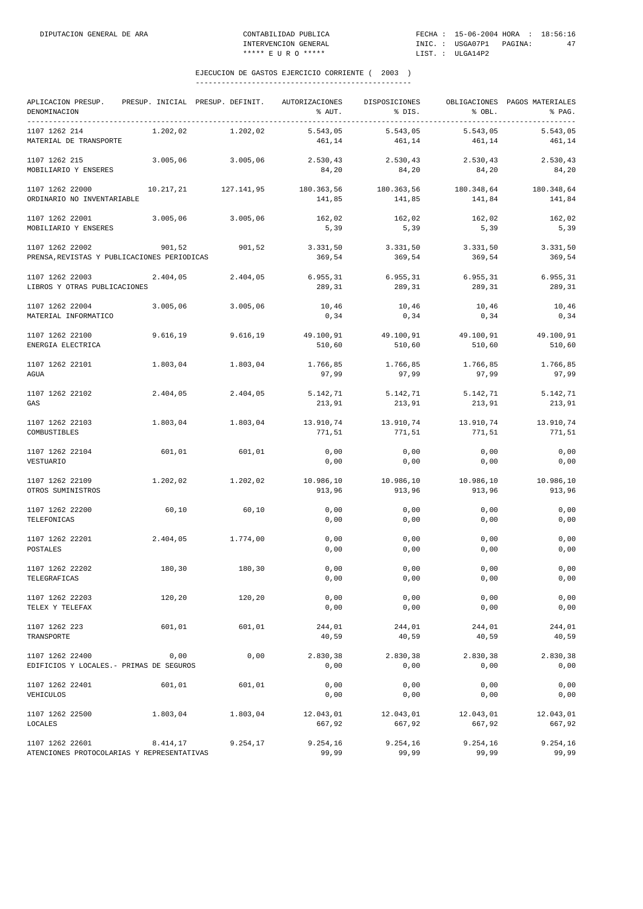## EJECUCION DE GASTOS EJERCICIO CORRIENTE ( 2003 )

| APLICACION PRESUP. DENOMINACION | PRESUP. INICIAL | PRESUP. DEFINIT. | AUTORIZACIONES % AUT. | DISPOSICIONES % DIS. | OBLIGACIONES % OBL. | PAGOS MATERIALES % PAG. |
|---|---|---|---|---|---|---|
| 1107 1262 214 MATERIAL DE TRANSPORTE | 1.202,02 | 1.202,02 | 5.543,05 461,14 | 5.543,05 461,14 | 5.543,05 461,14 | 5.543,05 461,14 |
| 1107 1262 215 MOBILIARIO Y ENSERES | 3.005,06 | 3.005,06 | 2.530,43 84,20 | 2.530,43 84,20 | 2.530,43 84,20 | 2.530,43 84,20 |
| 1107 1262 22000 ORDINARIO NO INVENTARIABLE | 10.217,21 | 127.141,95 | 180.363,56 141,85 | 180.363,56 141,85 | 180.348,64 141,84 | 180.348,64 141,84 |
| 1107 1262 22001 MOBILIARIO Y ENSERES | 3.005,06 | 3.005,06 | 162,02 5,39 | 162,02 5,39 | 162,02 5,39 | 162,02 5,39 |
| 1107 1262 22002 PRENSA,REVISTAS Y PUBLICACIONES PERIODICAS | 901,52 | 901,52 | 3.331,50 369,54 | 3.331,50 369,54 | 3.331,50 369,54 | 3.331,50 369,54 |
| 1107 1262 22003 LIBROS Y OTRAS PUBLICACIONES | 2.404,05 | 2.404,05 | 6.955,31 289,31 | 6.955,31 289,31 | 6.955,31 289,31 | 6.955,31 289,31 |
| 1107 1262 22004 MATERIAL INFORMATICO | 3.005,06 | 3.005,06 | 10,46 0,34 | 10,46 0,34 | 10,46 0,34 | 10,46 0,34 |
| 1107 1262 22100 ENERGIA ELECTRICA | 9.616,19 | 9.616,19 | 49.100,91 510,60 | 49.100,91 510,60 | 49.100,91 510,60 | 49.100,91 510,60 |
| 1107 1262 22101 AGUA | 1.803,04 | 1.803,04 | 1.766,85 97,99 | 1.766,85 97,99 | 1.766,85 97,99 | 1.766,85 97,99 |
| 1107 1262 22102 GAS | 2.404,05 | 2.404,05 | 5.142,71 213,91 | 5.142,71 213,91 | 5.142,71 213,91 | 5.142,71 213,91 |
| 1107 1262 22103 COMBUSTIBLES | 1.803,04 | 1.803,04 | 13.910,74 771,51 | 13.910,74 771,51 | 13.910,74 771,51 | 13.910,74 771,51 |
| 1107 1262 22104 VESTUARIO | 601,01 | 601,01 | 0,00 0,00 | 0,00 0,00 | 0,00 0,00 | 0,00 0,00 |
| 1107 1262 22109 OTROS SUMINISTROS | 1.202,02 | 1.202,02 | 10.986,10 913,96 | 10.986,10 913,96 | 10.986,10 913,96 | 10.986,10 913,96 |
| 1107 1262 22200 TELEFONICAS | 60,10 | 60,10 | 0,00 0,00 | 0,00 0,00 | 0,00 0,00 | 0,00 0,00 |
| 1107 1262 22201 POSTALES | 2.404,05 | 1.774,00 | 0,00 0,00 | 0,00 0,00 | 0,00 0,00 | 0,00 0,00 |
| 1107 1262 22202 TELEGRAFICAS | 180,30 | 180,30 | 0,00 0,00 | 0,00 0,00 | 0,00 0,00 | 0,00 0,00 |
| 1107 1262 22203 TELEX Y TELEFAX | 120,20 | 120,20 | 0,00 0,00 | 0,00 0,00 | 0,00 0,00 | 0,00 0,00 |
| 1107 1262 223 TRANSPORTE | 601,01 | 601,01 | 244,01 40,59 | 244,01 40,59 | 244,01 40,59 | 244,01 40,59 |
| 1107 1262 22400 EDIFICIOS Y LOCALES.- PRIMAS DE SEGUROS | 0,00 | 0,00 | 2.830,38 0,00 | 2.830,38 0,00 | 2.830,38 0,00 | 2.830,38 0,00 |
| 1107 1262 22401 VEHICULOS | 601,01 | 601,01 | 0,00 0,00 | 0,00 0,00 | 0,00 0,00 | 0,00 0,00 |
| 1107 1262 22500 LOCALES | 1.803,04 | 1.803,04 | 12.043,01 667,92 | 12.043,01 667,92 | 12.043,01 667,92 | 12.043,01 667,92 |
| 1107 1262 22601 ATENCIONES PROTOCOLARIAS Y REPRESENTATIVAS | 8.414,17 | 9.254,17 | 9.254,16 99,99 | 9.254,16 99,99 | 9.254,16 99,99 | 9.254,16 99,99 |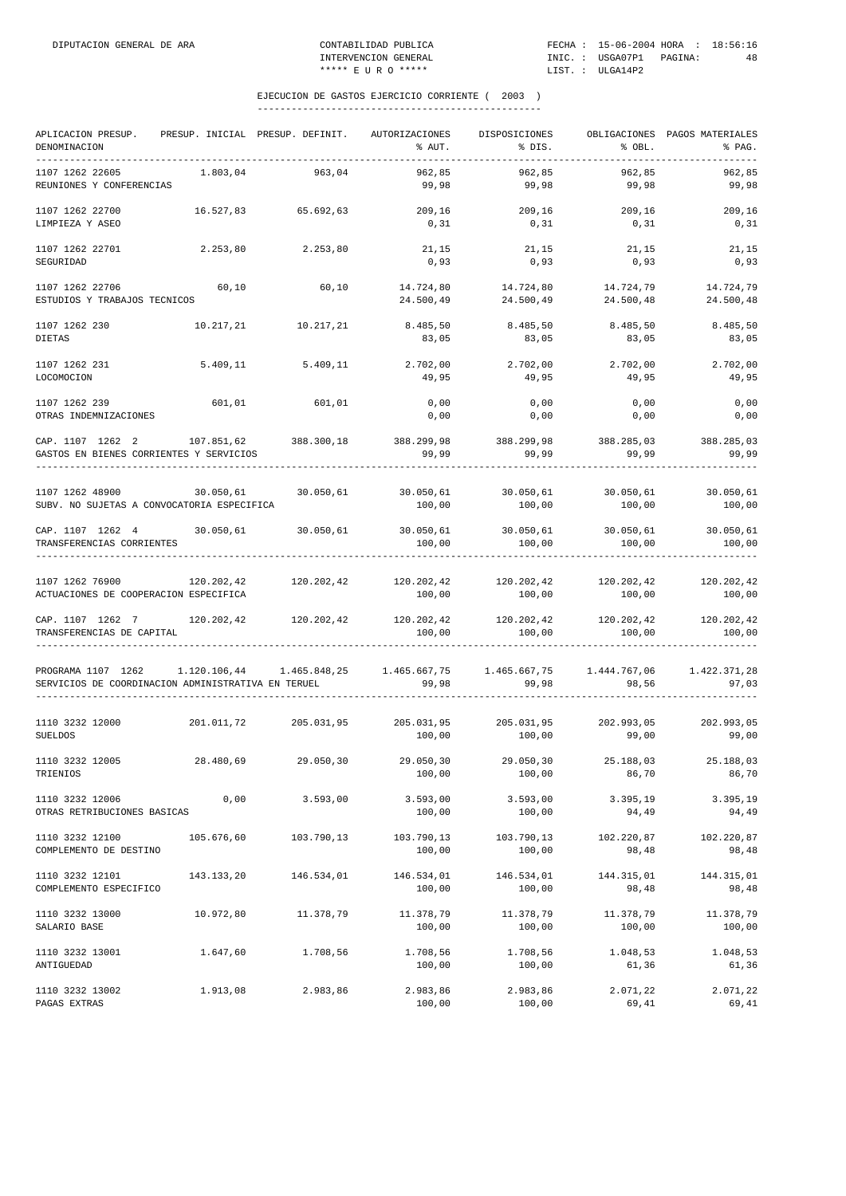## EJECUCION DE GASTOS EJERCICIO CORRIENTE ( 2003 )

| APLICACION PRESUP. DENOMINACION | PRESUP. INICIAL | PRESUP. DEFINIT. | AUTORIZACIONES % AUT. | DISPOSICIONES % DIS. | OBLIGACIONES % OBL. | PAGOS MATERIALES % PAG. |
|---|---|---|---|---|---|---|
| 1107 1262 22605 REUNIONES Y CONFERENCIAS | 1.803,04 | 963,04 | 962,85 / 99,98 | 962,85 / 99,98 | 962,85 / 99,98 | 962,85 / 99,98 |
| 1107 1262 22700 LIMPIEZA Y ASEO | 16.527,83 | 65.692,63 | 209,16 / 0,31 | 209,16 / 0,31 | 209,16 / 0,31 | 209,16 / 0,31 |
| 1107 1262 22701 SEGURIDAD | 2.253,80 | 2.253,80 | 21,15 / 0,93 | 21,15 / 0,93 | 21,15 / 0,93 | 21,15 / 0,93 |
| 1107 1262 22706 ESTUDIOS Y TRABAJOS TECNICOS | 60,10 | 60,10 | 14.724,80 / 24.500,49 | 14.724,80 / 24.500,49 | 14.724,79 / 24.500,48 | 14.724,79 / 24.500,48 |
| 1107 1262 230 DIETAS | 10.217,21 | 10.217,21 | 8.485,50 / 83,05 | 8.485,50 / 83,05 | 8.485,50 / 83,05 | 8.485,50 / 83,05 |
| 1107 1262 231 LOCOMOCION | 5.409,11 | 5.409,11 | 2.702,00 / 49,95 | 2.702,00 / 49,95 | 2.702,00 / 49,95 | 2.702,00 / 49,95 |
| 1107 1262 239 OTRAS INDEMNIZACIONES | 601,01 | 601,01 | 0,00 / 0,00 | 0,00 / 0,00 | 0,00 / 0,00 | 0,00 / 0,00 |
| CAP. 1107 1262 2 GASTOS EN BIENES CORRIENTES Y SERVICIOS | 107.851,62 | 388.300,18 | 388.299,98 / 99,99 | 388.299,98 / 99,99 | 388.285,03 / 99,99 | 388.285,03 / 99,99 |
| 1107 1262 48900 SUBV. NO SUJETAS A CONVOCATORIA ESPECIFICA | 30.050,61 | 30.050,61 | 30.050,61 / 100,00 | 30.050,61 / 100,00 | 30.050,61 / 100,00 | 30.050,61 / 100,00 |
| CAP. 1107 1262 4 TRANSFERENCIAS CORRIENTES | 30.050,61 | 30.050,61 | 30.050,61 / 100,00 | 30.050,61 / 100,00 | 30.050,61 / 100,00 | 30.050,61 / 100,00 |
| 1107 1262 76900 ACTUACIONES DE COOPERACION ESPECIFICA | 120.202,42 | 120.202,42 | 120.202,42 / 100,00 | 120.202,42 / 100,00 | 120.202,42 / 100,00 | 120.202,42 / 100,00 |
| CAP. 1107 1262 7 TRANSFERENCIAS DE CAPITAL | 120.202,42 | 120.202,42 | 120.202,42 / 100,00 | 120.202,42 / 100,00 | 120.202,42 / 100,00 | 120.202,42 / 100,00 |
| PROGRAMA 1107 1262 SERVICIOS DE COORDINACION ADMINISTRATIVA EN TERUEL | 1.120.106,44 | 1.465.848,25 | 1.465.667,75 / 99,98 | 1.465.667,75 / 99,98 | 1.444.767,06 / 98,56 | 1.422.371,28 / 97,03 |
| 1110 3232 12000 SUELDOS | 201.011,72 | 205.031,95 | 205.031,95 / 100,00 | 205.031,95 / 100,00 | 202.993,05 / 99,00 | 202.993,05 / 99,00 |
| 1110 3232 12005 TRIENIOS | 28.480,69 | 29.050,30 | 29.050,30 / 100,00 | 29.050,30 / 100,00 | 25.188,03 / 86,70 | 25.188,03 / 86,70 |
| 1110 3232 12006 OTRAS RETRIBUCIONES BASICAS | 0,00 | 3.593,00 | 3.593,00 / 100,00 | 3.593,00 / 100,00 | 3.395,19 / 94,49 | 3.395,19 / 94,49 |
| 1110 3232 12100 COMPLEMENTO DE DESTINO | 105.676,60 | 103.790,13 | 103.790,13 / 100,00 | 103.790,13 / 100,00 | 102.220,87 / 98,48 | 102.220,87 / 98,48 |
| 1110 3232 12101 COMPLEMENTO ESPECIFICO | 143.133,20 | 146.534,01 | 146.534,01 / 100,00 | 146.534,01 / 100,00 | 144.315,01 / 98,48 | 144.315,01 / 98,48 |
| 1110 3232 13000 SALARIO BASE | 10.972,80 | 11.378,79 | 11.378,79 / 100,00 | 11.378,79 / 100,00 | 11.378,79 / 100,00 | 11.378,79 / 100,00 |
| 1110 3232 13001 ANTIGUEDAD | 1.647,60 | 1.708,56 | 1.708,56 / 100,00 | 1.708,56 / 100,00 | 1.048,53 / 61,36 | 1.048,53 / 61,36 |
| 1110 3232 13002 PAGAS EXTRAS | 1.913,08 | 2.983,86 | 2.983,86 / 100,00 | 2.983,86 / 100,00 | 2.071,22 / 69,41 | 2.071,22 / 69,41 |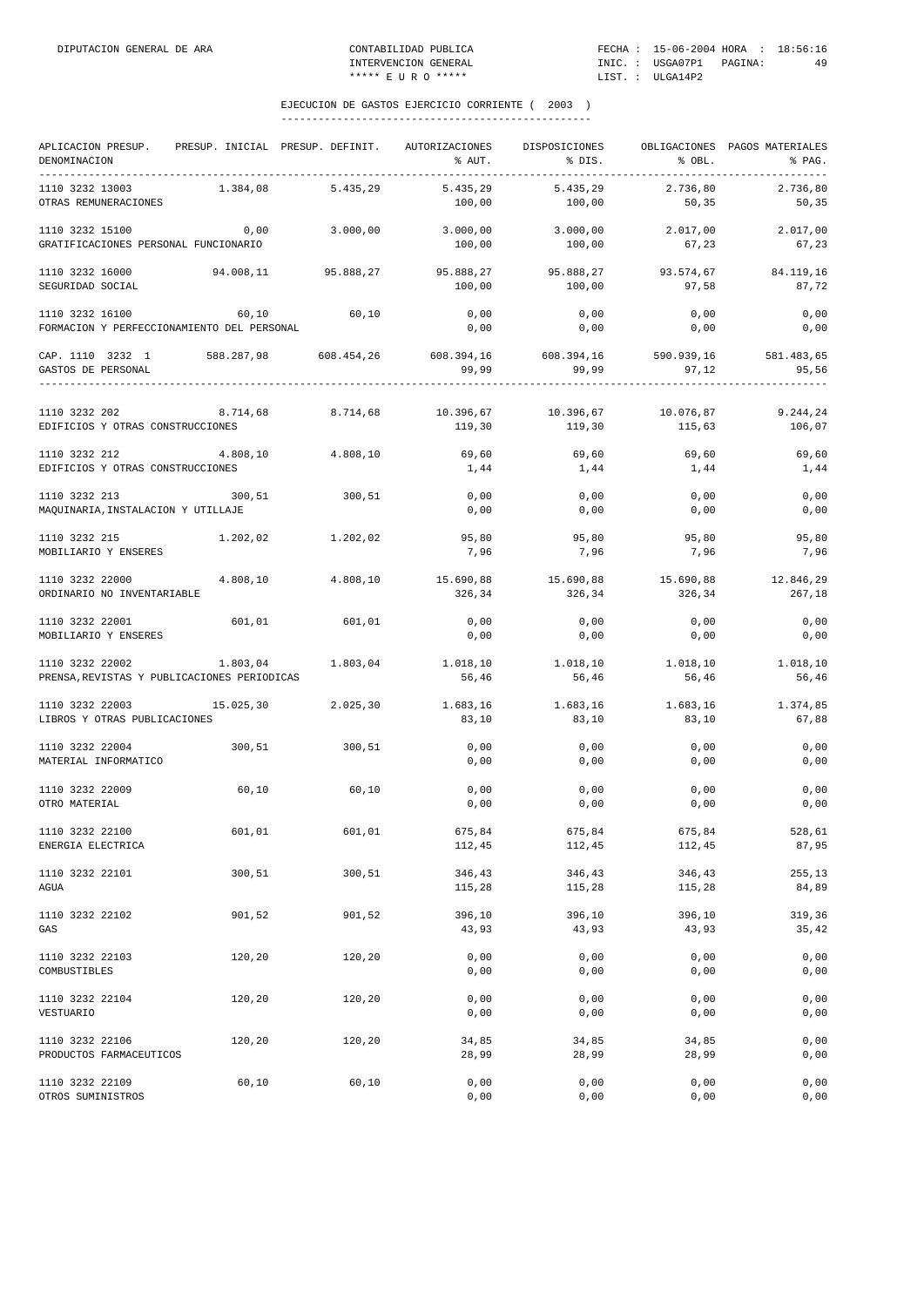EJECUCION DE GASTOS EJERCICIO CORRIENTE ( 2003 )

| APLICACION PRESUP. DENOMINACION | PRESUP. INICIAL | PRESUP. DEFINIT. | AUTORIZACIONES % AUT. | DISPOSICIONES % DIS. | OBLIGACIONES % OBL. | PAGOS MATERIALES % PAG. |
|---|---|---|---|---|---|---|
| 1110 3232 13003 OTRAS REMUNERACIONES | 1.384,08 | 5.435,29 | 5.435,29 100,00 | 5.435,29 100,00 | 2.736,80 50,35 | 2.736,80 50,35 |
| 1110 3232 15100 GRATIFICACIONES PERSONAL FUNCIONARIO | 0,00 | 3.000,00 | 3.000,00 100,00 | 3.000,00 100,00 | 2.017,00 67,23 | 2.017,00 67,23 |
| 1110 3232 16000 SEGURIDAD SOCIAL | 94.008,11 | 95.888,27 | 95.888,27 100,00 | 95.888,27 100,00 | 93.574,67 97,58 | 84.119,16 87,72 |
| 1110 3232 16100 FORMACION Y PERFECCIONAMIENTO DEL PERSONAL | 60,10 | 60,10 | 0,00 0,00 | 0,00 0,00 | 0,00 0,00 | 0,00 0,00 |
| CAP. 1110 3232 1 GASTOS DE PERSONAL | 588.287,98 | 608.454,26 | 608.394,16 99,99 | 608.394,16 99,99 | 590.939,16 97,12 | 581.483,65 95,56 |
| 1110 3232 202 EDIFICIOS Y OTRAS CONSTRUCCIONES | 8.714,68 | 8.714,68 | 10.396,67 119,30 | 10.396,67 119,30 | 10.076,87 115,63 | 9.244,24 106,07 |
| 1110 3232 212 EDIFICIOS Y OTRAS CONSTRUCCIONES | 4.808,10 | 4.808,10 | 69,60 1,44 | 69,60 1,44 | 69,60 1,44 | 69,60 1,44 |
| 1110 3232 213 MAQUINARIA,INSTALACION Y UTILLAJE | 300,51 | 300,51 | 0,00 0,00 | 0,00 0,00 | 0,00 0,00 | 0,00 0,00 |
| 1110 3232 215 MOBILIARIO Y ENSERES | 1.202,02 | 1.202,02 | 95,80 7,96 | 95,80 7,96 | 95,80 7,96 | 95,80 7,96 |
| 1110 3232 22000 ORDINARIO NO INVENTARIABLE | 4.808,10 | 4.808,10 | 15.690,88 326,34 | 15.690,88 326,34 | 15.690,88 326,34 | 12.846,29 267,18 |
| 1110 3232 22001 MOBILIARIO Y ENSERES | 601,01 | 601,01 | 0,00 0,00 | 0,00 0,00 | 0,00 0,00 | 0,00 0,00 |
| 1110 3232 22002 PRENSA,REVISTAS Y PUBLICACIONES PERIODICAS | 1.803,04 | 1.803,04 | 1.018,10 56,46 | 1.018,10 56,46 | 1.018,10 56,46 | 1.018,10 56,46 |
| 1110 3232 22003 LIBROS Y OTRAS PUBLICACIONES | 15.025,30 | 2.025,30 | 1.683,16 83,10 | 1.683,16 83,10 | 1.683,16 83,10 | 1.374,85 67,88 |
| 1110 3232 22004 MATERIAL INFORMATICO | 300,51 | 300,51 | 0,00 0,00 | 0,00 0,00 | 0,00 0,00 | 0,00 0,00 |
| 1110 3232 22009 OTRO MATERIAL | 60,10 | 60,10 | 0,00 0,00 | 0,00 0,00 | 0,00 0,00 | 0,00 0,00 |
| 1110 3232 22100 ENERGIA ELECTRICA | 601,01 | 601,01 | 675,84 112,45 | 675,84 112,45 | 675,84 112,45 | 528,61 87,95 |
| 1110 3232 22101 AGUA | 300,51 | 300,51 | 346,43 115,28 | 346,43 115,28 | 346,43 115,28 | 255,13 84,89 |
| 1110 3232 22102 GAS | 901,52 | 901,52 | 396,10 43,93 | 396,10 43,93 | 396,10 43,93 | 319,36 35,42 |
| 1110 3232 22103 COMBUSTIBLES | 120,20 | 120,20 | 0,00 0,00 | 0,00 0,00 | 0,00 0,00 | 0,00 0,00 |
| 1110 3232 22104 VESTUARIO | 120,20 | 120,20 | 0,00 0,00 | 0,00 0,00 | 0,00 0,00 | 0,00 0,00 |
| 1110 3232 22106 PRODUCTOS FARMACEUTICOS | 120,20 | 120,20 | 34,85 28,99 | 34,85 28,99 | 34,85 28,99 | 0,00 0,00 |
| 1110 3232 22109 OTROS SUMINISTROS | 60,10 | 60,10 | 0,00 0,00 | 0,00 0,00 | 0,00 0,00 | 0,00 0,00 |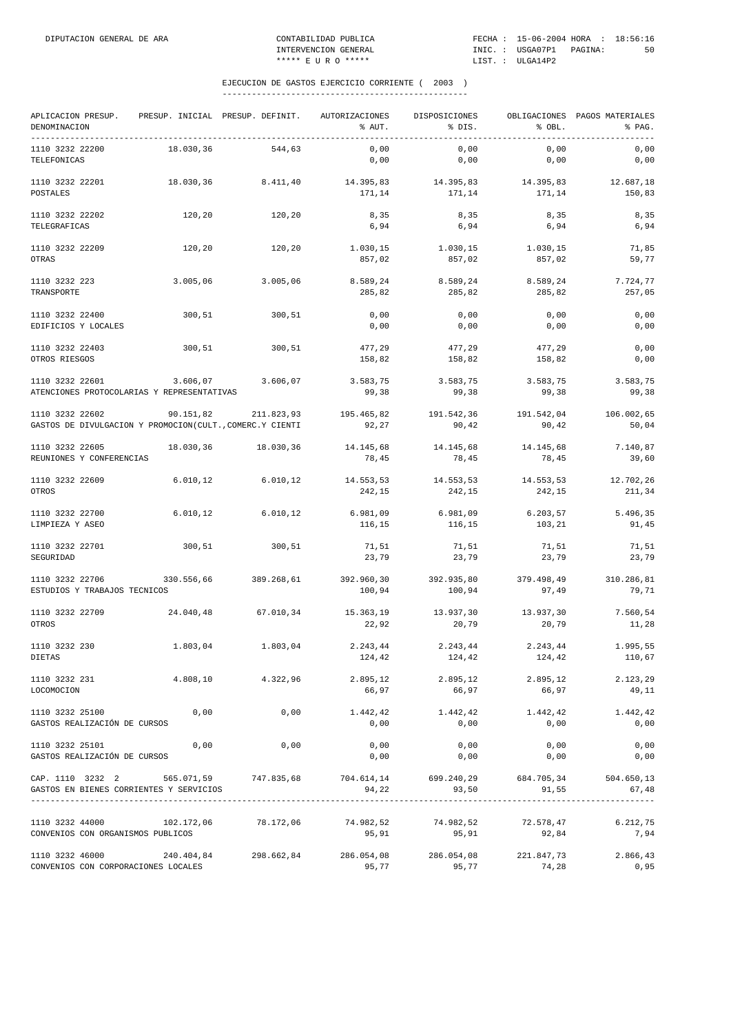## EJECUCION DE GASTOS EJERCICIO CORRIENTE ( 2003 )

| APLICACION PRESUP. DENOMINACION | PRESUP. INICIAL | PRESUP. DEFINIT. | AUTORIZACIONES % AUT. | DISPOSICIONES % DIS. | OBLIGACIONES % OBL. | PAGOS MATERIALES % PAG. |
|---|---|---|---|---|---|---|
| 1110 3232 22200 TELEFONICAS | 18.030,36 | 544,63 | 0,00 / 0,00 | 0,00 / 0,00 | 0,00 / 0,00 | 0,00 / 0,00 |
| 1110 3232 22201 POSTALES | 18.030,36 | 8.411,40 | 14.395,83 / 171,14 | 14.395,83 / 171,14 | 14.395,83 / 171,14 | 12.687,18 / 150,83 |
| 1110 3232 22202 TELEGRAFICAS | 120,20 | 120,20 | 8,35 / 6,94 | 8,35 / 6,94 | 8,35 / 6,94 | 8,35 / 6,94 |
| 1110 3232 22209 OTRAS | 120,20 | 120,20 | 1.030,15 / 857,02 | 1.030,15 / 857,02 | 1.030,15 / 857,02 | 71,85 / 59,77 |
| 1110 3232 223 TRANSPORTE | 3.005,06 | 3.005,06 | 8.589,24 / 285,82 | 8.589,24 / 285,82 | 8.589,24 / 285,82 | 7.724,77 / 257,05 |
| 1110 3232 22400 EDIFICIOS Y LOCALES | 300,51 | 300,51 | 0,00 / 0,00 | 0,00 / 0,00 | 0,00 / 0,00 | 0,00 / 0,00 |
| 1110 3232 22403 OTROS RIESGOS | 300,51 | 300,51 | 477,29 / 158,82 | 477,29 / 158,82 | 477,29 / 158,82 | 0,00 / 0,00 |
| 1110 3232 22601 ATENCIONES PROTOCOLARIAS Y REPRESENTATIVAS | 3.606,07 | 3.606,07 | 3.583,75 / 99,38 | 3.583,75 / 99,38 | 3.583,75 / 99,38 | 3.583,75 / 99,38 |
| 1110 3232 22602 GASTOS DE DIVULGACION Y PROMOCION(CULT.,COMERC.Y CIENTI | 90.151,82 | 211.823,93 | 195.465,82 / 92,27 | 191.542,36 / 90,42 | 191.542,04 / 90,42 | 106.002,65 / 50,04 |
| 1110 3232 22605 REUNIONES Y CONFERENCIAS | 18.030,36 | 18.030,36 | 14.145,68 / 78,45 | 14.145,68 / 78,45 | 14.145,68 / 78,45 | 7.140,87 / 39,60 |
| 1110 3232 22609 OTROS | 6.010,12 | 6.010,12 | 14.553,53 / 242,15 | 14.553,53 / 242,15 | 14.553,53 / 242,15 | 12.702,26 / 211,34 |
| 1110 3232 22700 LIMPIEZA Y ASEO | 6.010,12 | 6.010,12 | 6.981,09 / 116,15 | 6.981,09 / 116,15 | 6.203,57 / 103,21 | 5.496,35 / 91,45 |
| 1110 3232 22701 SEGURIDAD | 300,51 | 300,51 | 71,51 / 23,79 | 71,51 / 23,79 | 71,51 / 23,79 | 71,51 / 23,79 |
| 1110 3232 22706 ESTUDIOS Y TRABAJOS TECNICOS | 330.556,66 | 389.268,61 | 392.960,30 / 100,94 | 392.935,80 / 100,94 | 379.498,49 / 97,49 | 310.286,81 / 79,71 |
| 1110 3232 22709 OTROS | 24.040,48 | 67.010,34 | 15.363,19 / 22,92 | 13.937,30 / 20,79 | 13.937,30 / 20,79 | 7.560,54 / 11,28 |
| 1110 3232 230 DIETAS | 1.803,04 | 1.803,04 | 2.243,44 / 124,42 | 2.243,44 / 124,42 | 2.243,44 / 124,42 | 1.995,55 / 110,67 |
| 1110 3232 231 LOCOMOCION | 4.808,10 | 4.322,96 | 2.895,12 / 66,97 | 2.895,12 / 66,97 | 2.895,12 / 66,97 | 2.123,29 / 49,11 |
| 1110 3232 25100 GASTOS REALIZACIÓN DE CURSOS | 0,00 | 0,00 | 1.442,42 / 0,00 | 1.442,42 / 0,00 | 1.442,42 / 0,00 | 1.442,42 / 0,00 |
| 1110 3232 25101 GASTOS REALIZACIÓN DE CURSOS | 0,00 | 0,00 | 0,00 / 0,00 | 0,00 / 0,00 | 0,00 / 0,00 | 0,00 / 0,00 |
| CAP. 1110 3232 2 GASTOS EN BIENES CORRIENTES Y SERVICIOS | 565.071,59 | 747.835,68 | 704.614,14 / 94,22 | 699.240,29 / 93,50 | 684.705,34 / 91,55 | 504.650,13 / 67,48 |
| 1110 3232 44000 CONVENIOS CON ORGANISMOS PUBLICOS | 102.172,06 | 78.172,06 | 74.982,52 / 95,91 | 74.982,52 / 95,91 | 72.578,47 / 92,84 | 6.212,75 / 7,94 |
| 1110 3232 46000 CONVENIOS CON CORPORACIONES LOCALES | 240.404,84 | 298.662,84 | 286.054,08 / 95,77 | 286.054,08 / 95,77 | 221.847,73 / 74,28 | 2.866,43 / 0,95 |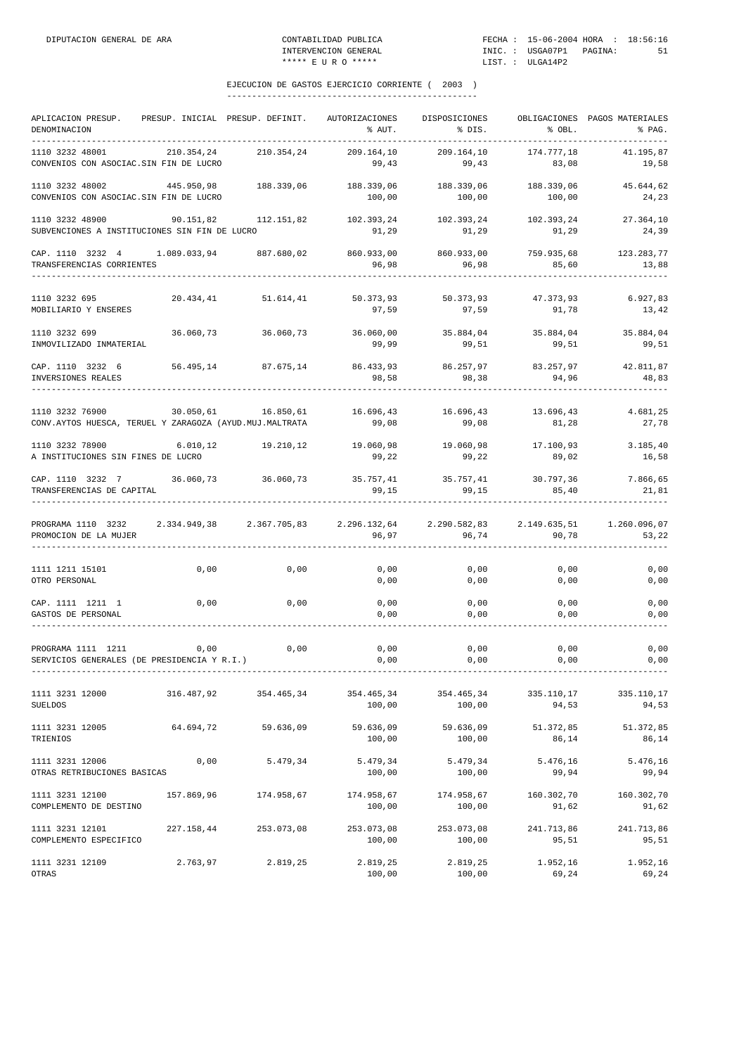EJECUCION DE GASTOS EJERCICIO CORRIENTE ( 2003 )

| APLICACION PRESUP. DENOMINACION | PRESUP. INICIAL | PRESUP. DEFINIT. | AUTORIZACIONES % AUT. | DISPOSICIONES % DIS. | OBLIGACIONES % OBL. | PAGOS MATERIALES % PAG. |
|---|---|---|---|---|---|---|
| 1110 3232 48001 CONVENIOS CON ASOCIAC.SIN FIN DE LUCRO | 210.354,24 | 210.354,24 | 209.164,10 99,43 | 209.164,10 99,43 | 174.777,18 83,08 | 41.195,87 19,58 |
| 1110 3232 48002 CONVENIOS CON ASOCIAC.SIN FIN DE LUCRO | 445.950,98 | 188.339,06 | 188.339,06 100,00 | 188.339,06 100,00 | 188.339,06 100,00 | 45.644,62 24,23 |
| 1110 3232 48900 SUBVENCIONES A INSTITUCIONES SIN FIN DE LUCRO | 90.151,82 | 112.151,82 | 102.393,24 91,29 | 102.393,24 91,29 | 102.393,24 91,29 | 27.364,10 24,39 |
| CAP. 1110 3232 4 TRANSFERENCIAS CORRIENTES | 1.089.033,94 | 887.680,02 | 860.933,00 96,98 | 860.933,00 96,98 | 759.935,68 85,60 | 123.283,77 13,88 |
| 1110 3232 695 MOBILIARIO Y ENSERES | 20.434,41 | 51.614,41 | 50.373,93 97,59 | 50.373,93 97,59 | 47.373,93 91,78 | 6.927,83 13,42 |
| 1110 3232 699 INMOVILIZADO INMATERIAL | 36.060,73 | 36.060,73 | 36.060,00 99,99 | 35.884,04 99,51 | 35.884,04 99,51 | 35.884,04 99,51 |
| CAP. 1110 3232 6 INVERSIONES REALES | 56.495,14 | 87.675,14 | 86.433,93 98,58 | 86.257,97 98,38 | 83.257,97 94,96 | 42.811,87 48,83 |
| 1110 3232 76900 CONV.AYTOS HUESCA, TERUEL Y ZARAGOZA (AYUD.MUJ.MALTRATA | 30.050,61 | 16.850,61 | 16.696,43 99,08 | 16.696,43 99,08 | 13.696,43 81,28 | 4.681,25 27,78 |
| 1110 3232 78900 A INSTITUCIONES SIN FINES DE LUCRO | 6.010,12 | 19.210,12 | 19.060,98 99,22 | 19.060,98 99,22 | 17.100,93 89,02 | 3.185,40 16,58 |
| CAP. 1110 3232 7 TRANSFERENCIAS DE CAPITAL | 36.060,73 | 36.060,73 | 35.757,41 99,15 | 35.757,41 99,15 | 30.797,36 85,40 | 7.866,65 21,81 |
| PROGRAMA 1110 3232 PROMOCION DE LA MUJER | 2.334.949,38 | 2.367.705,83 | 2.296.132,64 96,97 | 2.290.582,83 96,74 | 2.149.635,51 90,78 | 1.260.096,07 53,22 |
| 1111 1211 15101 OTRO PERSONAL | 0,00 | 0,00 | 0,00 0,00 | 0,00 0,00 | 0,00 0,00 | 0,00 0,00 |
| CAP. 1111 1211 1 GASTOS DE PERSONAL | 0,00 | 0,00 | 0,00 0,00 | 0,00 0,00 | 0,00 0,00 | 0,00 0,00 |
| PROGRAMA 1111 1211 SERVICIOS GENERALES (DE PRESIDENCIA Y R.I.) | 0,00 | 0,00 | 0,00 0,00 | 0,00 0,00 | 0,00 0,00 | 0,00 0,00 |
| 1111 3231 12000 SUELDOS | 316.487,92 | 354.465,34 | 354.465,34 100,00 | 354.465,34 100,00 | 335.110,17 94,53 | 335.110,17 94,53 |
| 1111 3231 12005 TRIENIOS | 64.694,72 | 59.636,09 | 59.636,09 100,00 | 59.636,09 100,00 | 51.372,85 86,14 | 51.372,85 86,14 |
| 1111 3231 12006 OTRAS RETRIBUCIONES BASICAS | 0,00 | 5.479,34 | 5.479,34 100,00 | 5.479,34 100,00 | 5.476,16 99,94 | 5.476,16 99,94 |
| 1111 3231 12100 COMPLEMENTO DE DESTINO | 157.869,96 | 174.958,67 | 174.958,67 100,00 | 174.958,67 100,00 | 160.302,70 91,62 | 160.302,70 91,62 |
| 1111 3231 12101 COMPLEMENTO ESPECIFICO | 227.158,44 | 253.073,08 | 253.073,08 100,00 | 253.073,08 100,00 | 241.713,86 95,51 | 241.713,86 95,51 |
| 1111 3231 12109 OTRAS | 2.763,97 | 2.819,25 | 2.819,25 100,00 | 2.819,25 100,00 | 1.952,16 69,24 | 1.952,16 69,24 |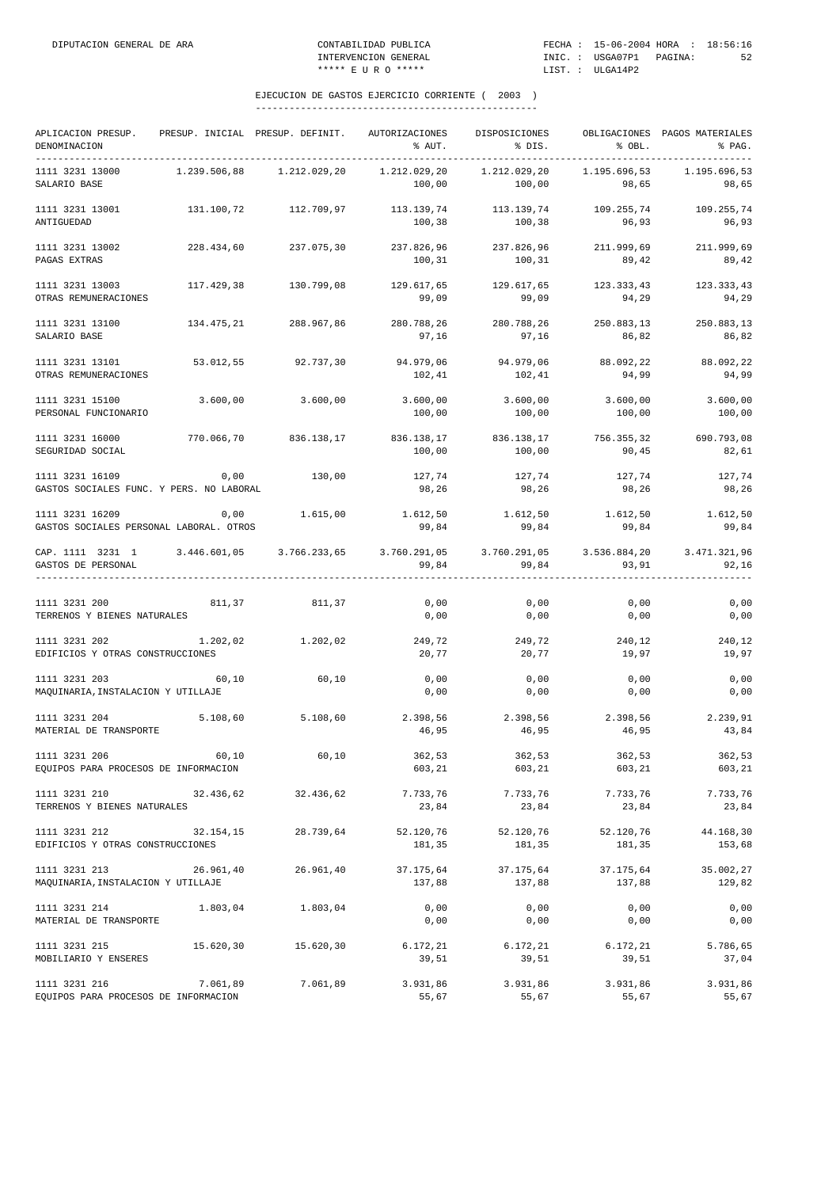# EJECUCION DE GASTOS EJERCICIO CORRIENTE ( 2003 )

| APLICACION PRESUP. DENOMINACION | PRESUP. INICIAL | PRESUP. DEFINIT. | AUTORIZACIONES % AUT. | DISPOSICIONES % DIS. | OBLIGACIONES % OBL. | PAGOS MATERIALES % PAG. |
|---|---|---|---|---|---|---|
| 1111 3231 13000 SALARIO BASE | 1.239.506,88 | 1.212.029,20 | 1.212.029,20 100,00 | 1.212.029,20 100,00 | 1.195.696,53 98,65 | 1.195.696,53 98,65 |
| 1111 3231 13001 ANTIGUEDAD | 131.100,72 | 112.709,97 | 113.139,74 100,38 | 113.139,74 100,38 | 109.255,74 96,93 | 109.255,74 96,93 |
| 1111 3231 13002 PAGAS EXTRAS | 228.434,60 | 237.075,30 | 237.826,96 100,31 | 237.826,96 100,31 | 211.999,69 89,42 | 211.999,69 89,42 |
| 1111 3231 13003 OTRAS REMUNERACIONES | 117.429,38 | 130.799,08 | 129.617,65 99,09 | 129.617,65 99,09 | 123.333,43 94,29 | 123.333,43 94,29 |
| 1111 3231 13100 SALARIO BASE | 134.475,21 | 288.967,86 | 280.788,26 97,16 | 280.788,26 97,16 | 250.883,13 86,82 | 250.883,13 86,82 |
| 1111 3231 13101 OTRAS REMUNERACIONES | 53.012,55 | 92.737,30 | 94.979,06 102,41 | 94.979,06 102,41 | 88.092,22 94,99 | 88.092,22 94,99 |
| 1111 3231 15100 PERSONAL FUNCIONARIO | 3.600,00 | 3.600,00 | 3.600,00 100,00 | 3.600,00 100,00 | 3.600,00 100,00 | 3.600,00 100,00 |
| 1111 3231 16000 SEGURIDAD SOCIAL | 770.066,70 | 836.138,17 | 836.138,17 100,00 | 836.138,17 100,00 | 756.355,32 90,45 | 690.793,08 82,61 |
| 1111 3231 16109 GASTOS SOCIALES FUNC. Y PERS. NO LABORAL | 0,00 | 130,00 | 127,74 98,26 | 127,74 98,26 | 127,74 98,26 | 127,74 98,26 |
| 1111 3231 16209 GASTOS SOCIALES PERSONAL LABORAL. OTROS | 0,00 | 1.615,00 | 1.612,50 99,84 | 1.612,50 99,84 | 1.612,50 99,84 | 1.612,50 99,84 |
| CAP. 1111 3231 1 GASTOS DE PERSONAL | 3.446.601,05 | 3.766.233,65 | 3.760.291,05 99,84 | 3.760.291,05 99,84 | 3.536.884,20 93,91 | 3.471.321,96 92,16 |
| 1111 3231 200 TERRENOS Y BIENES NATURALES | 811,37 | 811,37 | 0,00 0,00 | 0,00 0,00 | 0,00 0,00 | 0,00 0,00 |
| 1111 3231 202 EDIFICIOS Y OTRAS CONSTRUCCIONES | 1.202,02 | 1.202,02 | 249,72 20,77 | 249,72 20,77 | 240,12 19,97 | 240,12 19,97 |
| 1111 3231 203 MAQUINARIA,INSTALACION Y UTILLAJE | 60,10 | 60,10 | 0,00 0,00 | 0,00 0,00 | 0,00 0,00 | 0,00 0,00 |
| 1111 3231 204 MATERIAL DE TRANSPORTE | 5.108,60 | 5.108,60 | 2.398,56 46,95 | 2.398,56 46,95 | 2.398,56 46,95 | 2.239,91 43,84 |
| 1111 3231 206 EQUIPOS PARA PROCESOS DE INFORMACION | 60,10 | 60,10 | 362,53 603,21 | 362,53 603,21 | 362,53 603,21 | 362,53 603,21 |
| 1111 3231 210 TERRENOS Y BIENES NATURALES | 32.436,62 | 32.436,62 | 7.733,76 23,84 | 7.733,76 23,84 | 7.733,76 23,84 | 7.733,76 23,84 |
| 1111 3231 212 EDIFICIOS Y OTRAS CONSTRUCCIONES | 32.154,15 | 28.739,64 | 52.120,76 181,35 | 52.120,76 181,35 | 52.120,76 181,35 | 44.168,30 153,68 |
| 1111 3231 213 MAQUINARIA,INSTALACION Y UTILLAJE | 26.961,40 | 26.961,40 | 37.175,64 137,88 | 37.175,64 137,88 | 37.175,64 137,88 | 35.002,27 129,82 |
| 1111 3231 214 MATERIAL DE TRANSPORTE | 1.803,04 | 1.803,04 | 0,00 0,00 | 0,00 0,00 | 0,00 0,00 | 0,00 0,00 |
| 1111 3231 215 MOBILIARIO Y ENSERES | 15.620,30 | 15.620,30 | 6.172,21 39,51 | 6.172,21 39,51 | 6.172,21 39,51 | 5.786,65 37,04 |
| 1111 3231 216 EQUIPOS PARA PROCESOS DE INFORMACION | 7.061,89 | 7.061,89 | 3.931,86 55,67 | 3.931,86 55,67 | 3.931,86 55,67 | 3.931,86 55,67 |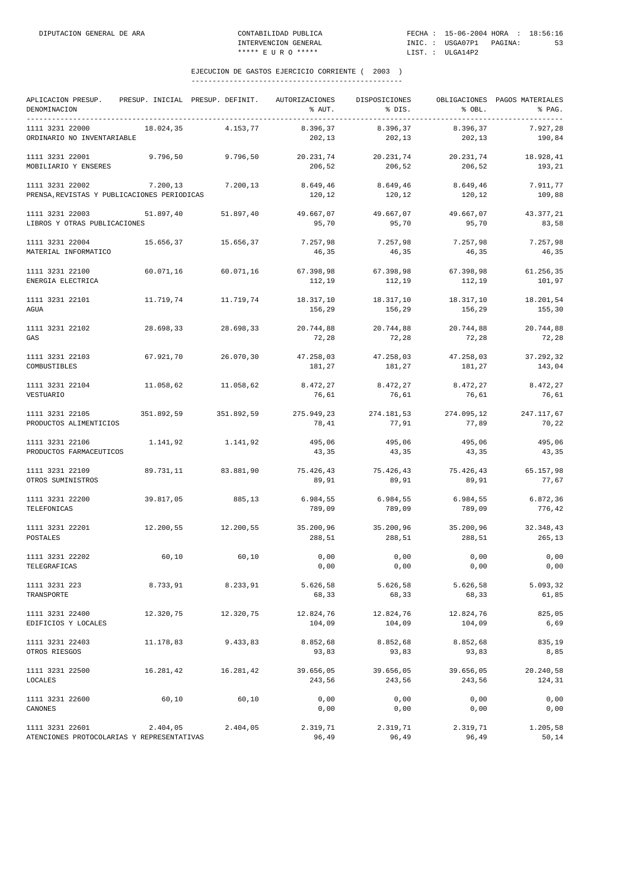DIPUTACION GENERAL DE ARA — CONTABILIDAD PUBLICA — INTERVENCION GENERAL — ***** E U R O ***** — FECHA : 15-06-2004 HORA : 18:56:16 — INIC. : USGA07P1 PAGINA: 53 — LIST. : ULGA14P2

## EJECUCION DE GASTOS EJERCICIO CORRIENTE ( 2003 )

| APLICACION PRESUP. DENOMINACION | PRESUP. INICIAL | PRESUP. DEFINIT. | AUTORIZACIONES % AUT. | DISPOSICIONES % DIS. | OBLIGACIONES % OBL. | PAGOS MATERIALES % PAG. |
|---|---|---|---|---|---|---|
| 1111 3231 22000 ORDINARIO NO INVENTARIABLE | 18.024,35 | 4.153,77 | 8.396,37 / 202,13 | 8.396,37 / 202,13 | 8.396,37 / 202,13 | 7.927,28 / 190,84 |
| 1111 3231 22001 MOBILIARIO Y ENSERES | 9.796,50 | 9.796,50 | 20.231,74 / 206,52 | 20.231,74 / 206,52 | 20.231,74 / 206,52 | 18.928,41 / 193,21 |
| 1111 3231 22002 PRENSA,REVISTAS Y PUBLICACIONES PERIODICAS | 7.200,13 | 7.200,13 | 8.649,46 / 120,12 | 8.649,46 / 120,12 | 8.649,46 / 120,12 | 7.911,77 / 109,88 |
| 1111 3231 22003 LIBROS Y OTRAS PUBLICACIONES | 51.897,40 | 51.897,40 | 49.667,07 / 95,70 | 49.667,07 / 95,70 | 49.667,07 / 95,70 | 43.377,21 / 83,58 |
| 1111 3231 22004 MATERIAL INFORMATICO | 15.656,37 | 15.656,37 | 7.257,98 / 46,35 | 7.257,98 / 46,35 | 7.257,98 / 46,35 | 7.257,98 / 46,35 |
| 1111 3231 22100 ENERGIA ELECTRICA | 60.071,16 | 60.071,16 | 67.398,98 / 112,19 | 67.398,98 / 112,19 | 67.398,98 / 112,19 | 61.256,35 / 101,97 |
| 1111 3231 22101 AGUA | 11.719,74 | 11.719,74 | 18.317,10 / 156,29 | 18.317,10 / 156,29 | 18.317,10 / 156,29 | 18.201,54 / 155,30 |
| 1111 3231 22102 GAS | 28.698,33 | 28.698,33 | 20.744,88 / 72,28 | 20.744,88 / 72,28 | 20.744,88 / 72,28 | 20.744,88 / 72,28 |
| 1111 3231 22103 COMBUSTIBLES | 67.921,70 | 26.070,30 | 47.258,03 / 181,27 | 47.258,03 / 181,27 | 47.258,03 / 181,27 | 37.292,32 / 143,04 |
| 1111 3231 22104 VESTUARIO | 11.058,62 | 11.058,62 | 8.472,27 / 76,61 | 8.472,27 / 76,61 | 8.472,27 / 76,61 | 8.472,27 / 76,61 |
| 1111 3231 22105 PRODUCTOS ALIMENTICIOS | 351.892,59 | 351.892,59 | 275.949,23 / 78,41 | 274.181,53 / 77,91 | 274.095,12 / 77,89 | 247.117,67 / 70,22 |
| 1111 3231 22106 PRODUCTOS FARMACEUTICOS | 1.141,92 | 1.141,92 | 495,06 / 43,35 | 495,06 / 43,35 | 495,06 / 43,35 | 495,06 / 43,35 |
| 1111 3231 22109 OTROS SUMINISTROS | 89.731,11 | 83.881,90 | 75.426,43 / 89,91 | 75.426,43 / 89,91 | 75.426,43 / 89,91 | 65.157,98 / 77,67 |
| 1111 3231 22200 TELEFONICAS | 39.817,05 | 885,13 | 6.984,55 / 789,09 | 6.984,55 / 789,09 | 6.984,55 / 789,09 | 6.872,36 / 776,42 |
| 1111 3231 22201 POSTALES | 12.200,55 | 12.200,55 | 35.200,96 / 288,51 | 35.200,96 / 288,51 | 35.200,96 / 288,51 | 32.348,43 / 265,13 |
| 1111 3231 22202 TELEGRAFICAS | 60,10 | 60,10 | 0,00 / 0,00 | 0,00 / 0,00 | 0,00 / 0,00 | 0,00 / 0,00 |
| 1111 3231 223 TRANSPORTE | 8.733,91 | 8.233,91 | 5.626,58 / 68,33 | 5.626,58 / 68,33 | 5.626,58 / 68,33 | 5.093,32 / 61,85 |
| 1111 3231 22400 EDIFICIOS Y LOCALES | 12.320,75 | 12.320,75 | 12.824,76 / 104,09 | 12.824,76 / 104,09 | 12.824,76 / 104,09 | 825,05 / 6,69 |
| 1111 3231 22403 OTROS RIESGOS | 11.178,83 | 9.433,83 | 8.852,68 / 93,83 | 8.852,68 / 93,83 | 8.852,68 / 93,83 | 835,19 / 8,85 |
| 1111 3231 22500 LOCALES | 16.281,42 | 16.281,42 | 39.656,05 / 243,56 | 39.656,05 / 243,56 | 39.656,05 / 243,56 | 20.240,58 / 124,31 |
| 1111 3231 22600 CANONES | 60,10 | 60,10 | 0,00 / 0,00 | 0,00 / 0,00 | 0,00 / 0,00 | 0,00 / 0,00 |
| 1111 3231 22601 ATENCIONES PROTOCOLARIAS Y REPRESENTATIVAS | 2.404,05 | 2.404,05 | 2.319,71 / 96,49 | 2.319,71 / 96,49 | 2.319,71 / 96,49 | 1.205,58 / 50,14 |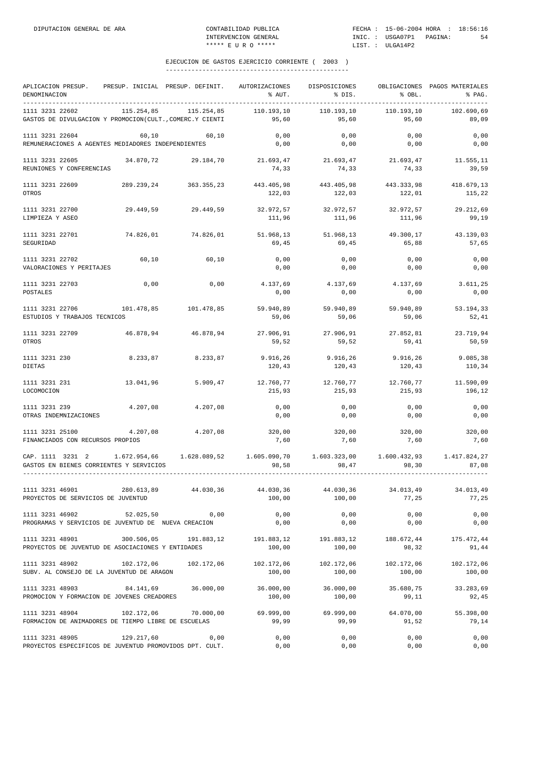DIPUTACION GENERAL DE ARA — CONTABILIDAD PUBLICA — INTERVENCION GENERAL — ***** E U R O ***** — FECHA : 15-06-2004 HORA : 18:56:16 — INIC. : USGA07P1 — LIST. : ULGA14P2

## EJECUCION DE GASTOS EJERCICIO CORRIENTE ( 2003 )

| APLICACION PRESUP. / DENOMINACION | PRESUP. INICIAL | PRESUP. DEFINIT. | AUTORIZACIONES / % AUT. | DISPOSICIONES / % DIS. | OBLIGACIONES / % OBL. | PAGOS MATERIALES / % PAG. |
|---|---|---|---|---|---|---|
| 1111 3231 22602 | 115.254,85 | 115.254,85 | 110.193,10 | 110.193,10 | 110.193,10 | 102.690,69 |
| GASTOS DE DIVULGACION Y PROMOCION(CULT.,COMERC.Y CIENTI | | | 95,60 | 95,60 | 95,60 | 89,09 |
| 1111 3231 22604 | 60,10 | 60,10 | 0,00 | 0,00 | 0,00 | 0,00 |
| REMUNERACIONES A AGENTES MEDIADORES INDEPENDIENTES | | | 0,00 | 0,00 | 0,00 | 0,00 |
| 1111 3231 22605 | 34.870,72 | 29.184,70 | 21.693,47 | 21.693,47 | 21.693,47 | 11.555,11 |
| REUNIONES Y CONFERENCIAS | | | 74,33 | 74,33 | 74,33 | 39,59 |
| 1111 3231 22609 | 289.239,24 | 363.355,23 | 443.405,98 | 443.405,98 | 443.333,98 | 418.679,13 |
| OTROS | | | 122,03 | 122,03 | 122,01 | 115,22 |
| 1111 3231 22700 | 29.449,59 | 29.449,59 | 32.972,57 | 32.972,57 | 32.972,57 | 29.212,69 |
| LIMPIEZA Y ASEO | | | 111,96 | 111,96 | 111,96 | 99,19 |
| 1111 3231 22701 | 74.826,01 | 74.826,01 | 51.968,13 | 51.968,13 | 49.300,17 | 43.139,03 |
| SEGURIDAD | | | 69,45 | 69,45 | 65,88 | 57,65 |
| 1111 3231 22702 | 60,10 | 60,10 | 0,00 | 0,00 | 0,00 | 0,00 |
| VALORACIONES Y PERITAJES | | | 0,00 | 0,00 | 0,00 | 0,00 |
| 1111 3231 22703 | 0,00 | 0,00 | 4.137,69 | 4.137,69 | 4.137,69 | 3.611,25 |
| POSTALES | | | 0,00 | 0,00 | 0,00 | 0,00 |
| 1111 3231 22706 | 101.478,85 | 101.478,85 | 59.940,89 | 59.940,89 | 59.940,89 | 53.194,33 |
| ESTUDIOS Y TRABAJOS TECNICOS | | | 59,06 | 59,06 | 59,06 | 52,41 |
| 1111 3231 22709 | 46.878,94 | 46.878,94 | 27.906,91 | 27.906,91 | 27.852,81 | 23.719,94 |
| OTROS | | | 59,52 | 59,52 | 59,41 | 50,59 |
| 1111 3231 230 | 8.233,87 | 8.233,87 | 9.916,26 | 9.916,26 | 9.916,26 | 9.085,38 |
| DIETAS | | | 120,43 | 120,43 | 120,43 | 110,34 |
| 1111 3231 231 | 13.041,96 | 5.909,47 | 12.760,77 | 12.760,77 | 12.760,77 | 11.590,09 |
| LOCOMOCION | | | 215,93 | 215,93 | 215,93 | 196,12 |
| 1111 3231 239 | 4.207,08 | 4.207,08 | 0,00 | 0,00 | 0,00 | 0,00 |
| OTRAS INDEMNIZACIONES | | | 0,00 | 0,00 | 0,00 | 0,00 |
| 1111 3231 25100 | 4.207,08 | 4.207,08 | 320,00 | 320,00 | 320,00 | 320,00 |
| FINANCIADOS CON RECURSOS PROPIOS | | | 7,60 | 7,60 | 7,60 | 7,60 |
| CAP. 1111 3231 2 | 1.672.954,66 | 1.628.089,52 | 1.605.090,70 | 1.603.323,00 | 1.600.432,93 | 1.417.824,27 |
| GASTOS EN BIENES CORRIENTES Y SERVICIOS | | | 98,58 | 98,47 | 98,30 | 87,08 |
| 1111 3231 46901 | 280.613,89 | 44.030,36 | 44.030,36 | 44.030,36 | 34.013,49 | 34.013,49 |
| PROYECTOS DE SERVICIOS DE JUVENTUD | | | 100,00 | 100,00 | 77,25 | 77,25 |
| 1111 3231 46902 | 52.025,50 | 0,00 | 0,00 | 0,00 | 0,00 | 0,00 |
| PROGRAMAS Y SERVICIOS DE JUVENTUD DE NUEVA CREACION | | | 0,00 | 0,00 | 0,00 | 0,00 |
| 1111 3231 48901 | 300.506,05 | 191.883,12 | 191.883,12 | 191.883,12 | 188.672,44 | 175.472,44 |
| PROYECTOS DE JUVENTUD DE ASOCIACIONES Y ENTIDADES | | | 100,00 | 100,00 | 98,32 | 91,44 |
| 1111 3231 48902 | 102.172,06 | 102.172,06 | 102.172,06 | 102.172,06 | 102.172,06 | 102.172,06 |
| SUBV. AL CONSEJO DE LA JUVENTUD DE ARAGON | | | 100,00 | 100,00 | 100,00 | 100,00 |
| 1111 3231 48903 | 84.141,69 | 36.000,00 | 36.000,00 | 36.000,00 | 35.680,75 | 33.283,69 |
| PROMOCION Y FORMACION DE JOVENES CREADORES | | | 100,00 | 100,00 | 99,11 | 92,45 |
| 1111 3231 48904 | 102.172,06 | 70.000,00 | 69.999,00 | 69.999,00 | 64.070,00 | 55.398,00 |
| FORMACION DE ANIMADORES DE TIEMPO LIBRE DE ESCUELAS | | | 99,99 | 99,99 | 91,52 | 79,14 |
| 1111 3231 48905 | 129.217,60 | 0,00 | 0,00 | 0,00 | 0,00 | 0,00 |
| PROYECTOS ESPECIFICOS DE JUVENTUD PROMOVIDOS DPT. CULT. | | | 0,00 | 0,00 | 0,00 | 0,00 |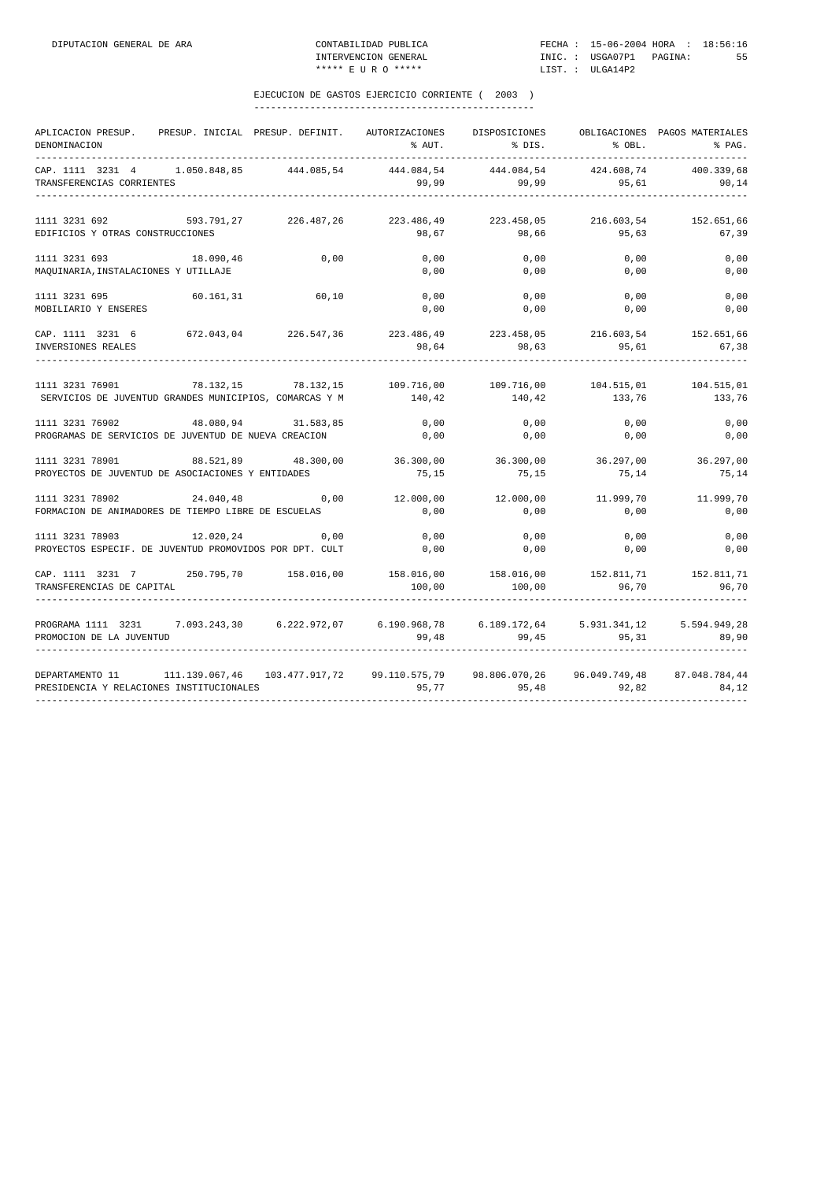DIPUTACION GENERAL DE ARA — CONTABILIDAD PUBLICA — INTERVENCION GENERAL — ***** E U R O *****

FECHA : 15-06-2004 HORA : 18:56:16 — INIC. : USGA07P1 — LIST. : ULGA14P2

## EJECUCION DE GASTOS EJERCICIO CORRIENTE ( 2003 )

| APLICACION PRESUP. DENOMINACION | PRESUP. INICIAL | PRESUP. DEFINIT. | AUTORIZACIONES % AUT. | DISPOSICIONES % DIS. | OBLIGACIONES % OBL. | PAGOS MATERIALES % PAG. |
|---|---|---|---|---|---|---|
| CAP. 1111 3231 4 | 1.050.848,85 | 444.085,54 | 444.084,54 | 444.084,54 | 424.608,74 | 400.339,68 |
| TRANSFERENCIAS CORRIENTES | | | 99,99 | 99,99 | 95,61 | 90,14 |
| 1111 3231 692 | 593.791,27 | 226.487,26 | 223.486,49 | 223.458,05 | 216.603,54 | 152.651,66 |
| EDIFICIOS Y OTRAS CONSTRUCCIONES | | | 98,67 | 98,66 | 95,63 | 67,39 |
| 1111 3231 693 | 18.090,46 | 0,00 | 0,00 | 0,00 | 0,00 | 0,00 |
| MAQUINARIA,INSTALACIONES Y UTILLAJE | | | 0,00 | 0,00 | 0,00 | 0,00 |
| 1111 3231 695 | 60.161,31 | 60,10 | 0,00 | 0,00 | 0,00 | 0,00 |
| MOBILIARIO Y ENSERES | | | 0,00 | 0,00 | 0,00 | 0,00 |
| CAP. 1111 3231 6 | 672.043,04 | 226.547,36 | 223.486,49 | 223.458,05 | 216.603,54 | 152.651,66 |
| INVERSIONES REALES | | | 98,64 | 98,63 | 95,61 | 67,38 |
| 1111 3231 76901 | 78.132,15 | 78.132,15 | 109.716,00 | 109.716,00 | 104.515,01 | 104.515,01 |
| SERVICIOS DE JUVENTUD GRANDES MUNICIPIOS, COMARCAS Y M | | | 140,42 | 140,42 | 133,76 | 133,76 |
| 1111 3231 76902 | 48.080,94 | 31.583,85 | 0,00 | 0,00 | 0,00 | 0,00 |
| PROGRAMAS DE SERVICIOS DE JUVENTUD DE NUEVA CREACION | | | 0,00 | 0,00 | 0,00 | 0,00 |
| 1111 3231 78901 | 88.521,89 | 48.300,00 | 36.300,00 | 36.300,00 | 36.297,00 | 36.297,00 |
| PROYECTOS DE JUVENTUD DE ASOCIACIONES Y ENTIDADES | | | 75,15 | 75,15 | 75,14 | 75,14 |
| 1111 3231 78902 | 24.040,48 | 0,00 | 12.000,00 | 12.000,00 | 11.999,70 | 11.999,70 |
| FORMACION DE ANIMADORES DE TIEMPO LIBRE DE ESCUELAS | | | 0,00 | 0,00 | 0,00 | 0,00 |
| 1111 3231 78903 | 12.020,24 | 0,00 | 0,00 | 0,00 | 0,00 | 0,00 |
| PROYECTOS ESPECIF. DE JUVENTUD PROMOVIDOS POR DPT. CULT | | | 0,00 | 0,00 | 0,00 | 0,00 |
| CAP. 1111 3231 7 | 250.795,70 | 158.016,00 | 158.016,00 | 158.016,00 | 152.811,71 | 152.811,71 |
| TRANSFERENCIAS DE CAPITAL | | | 100,00 | 100,00 | 96,70 | 96,70 |
| PROGRAMA 1111 3231 | 7.093.243,30 | 6.222.972,07 | 6.190.968,78 | 6.189.172,64 | 5.931.341,12 | 5.594.949,28 |
| PROMOCION DE LA JUVENTUD | | | 99,48 | 99,45 | 95,31 | 89,90 |
| DEPARTAMENTO 11 | 111.139.067,46 | 103.477.917,72 | 99.110.575,79 | 98.806.070,26 | 96.049.749,48 | 87.048.784,44 |
| PRESIDENCIA Y RELACIONES INSTITUCIONALES | | | 95,77 | 95,48 | 92,82 | 84,12 |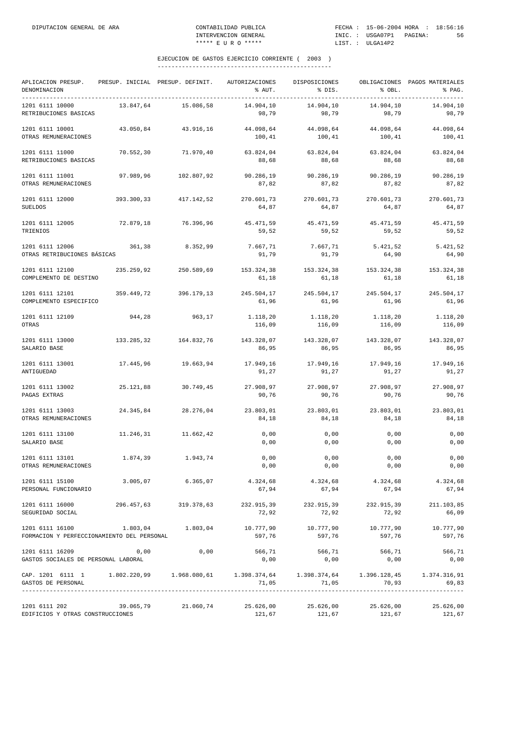DIPUTACION GENERAL DE ARA

CONTABILIDAD PUBLICA
INTERVENCION GENERAL
***** E U R O *****

FECHA : 15-06-2004 HORA : 18:56:16
INIC. : USGA07P1 PAGINA: 56
LIST. : ULGA14P2

## EJECUCION DE GASTOS EJERCICIO CORRIENTE ( 2003 )

| APLICACION PRESUP. DENOMINACION | PRESUP. INICIAL | PRESUP. DEFINIT. | AUTORIZACIONES % AUT. | DISPOSICIONES % DIS. | OBLIGACIONES % OBL. | PAGOS MATERIALES % PAG. |
|---|---|---|---|---|---|---|
| 1201 6111 10000 RETRIBUCIONES BASICAS | 13.847,64 | 15.086,58 | 14.904,10<br>98,79 | 14.904,10<br>98,79 | 14.904,10<br>98,79 | 14.904,10<br>98,79 |
| 1201 6111 10001 OTRAS REMUNERACIONES | 43.050,84 | 43.916,16 | 44.098,64<br>100,41 | 44.098,64<br>100,41 | 44.098,64<br>100,41 | 44.098,64<br>100,41 |
| 1201 6111 11000 RETRIBUCIONES BASICAS | 70.552,30 | 71.970,40 | 63.824,04<br>88,68 | 63.824,04<br>88,68 | 63.824,04<br>88,68 | 63.824,04<br>88,68 |
| 1201 6111 11001 OTRAS REMUNERACIONES | 97.989,96 | 102.807,92 | 90.286,19<br>87,82 | 90.286,19<br>87,82 | 90.286,19<br>87,82 | 90.286,19<br>87,82 |
| 1201 6111 12000 SUELDOS | 393.300,33 | 417.142,52 | 270.601,73<br>64,87 | 270.601,73<br>64,87 | 270.601,73<br>64,87 | 270.601,73<br>64,87 |
| 1201 6111 12005 TRIENIOS | 72.879,18 | 76.396,96 | 45.471,59<br>59,52 | 45.471,59<br>59,52 | 45.471,59<br>59,52 | 45.471,59<br>59,52 |
| 1201 6111 12006 OTRAS RETRIBUCIONES BÁSICAS | 361,38 | 8.352,99 | 7.667,71<br>91,79 | 7.667,71<br>91,79 | 5.421,52<br>64,90 | 5.421,52<br>64,90 |
| 1201 6111 12100 COMPLEMENTO DE DESTINO | 235.259,92 | 250.589,69 | 153.324,38<br>61,18 | 153.324,38<br>61,18 | 153.324,38<br>61,18 | 153.324,38<br>61,18 |
| 1201 6111 12101 COMPLEMENTO ESPECIFICO | 359.449,72 | 396.179,13 | 245.504,17<br>61,96 | 245.504,17<br>61,96 | 245.504,17<br>61,96 | 245.504,17<br>61,96 |
| 1201 6111 12109 OTRAS | 944,28 | 963,17 | 1.118,20<br>116,09 | 1.118,20<br>116,09 | 1.118,20<br>116,09 | 1.118,20<br>116,09 |
| 1201 6111 13000 SALARIO BASE | 133.285,32 | 164.832,76 | 143.328,07<br>86,95 | 143.328,07<br>86,95 | 143.328,07<br>86,95 | 143.328,07<br>86,95 |
| 1201 6111 13001 ANTIGUEDAD | 17.445,96 | 19.663,94 | 17.949,16<br>91,27 | 17.949,16<br>91,27 | 17.949,16<br>91,27 | 17.949,16<br>91,27 |
| 1201 6111 13002 PAGAS EXTRAS | 25.121,88 | 30.749,45 | 27.908,97<br>90,76 | 27.908,97<br>90,76 | 27.908,97<br>90,76 | 27.908,97<br>90,76 |
| 1201 6111 13003 OTRAS REMUNERACIONES | 24.345,84 | 28.276,04 | 23.803,01<br>84,18 | 23.803,01<br>84,18 | 23.803,01<br>84,18 | 23.803,01<br>84,18 |
| 1201 6111 13100 SALARIO BASE | 11.246,31 | 11.662,42 | 0,00<br>0,00 | 0,00<br>0,00 | 0,00<br>0,00 | 0,00<br>0,00 |
| 1201 6111 13101 OTRAS REMUNERACIONES | 1.874,39 | 1.943,74 | 0,00<br>0,00 | 0,00<br>0,00 | 0,00<br>0,00 | 0,00<br>0,00 |
| 1201 6111 15100 PERSONAL FUNCIONARIO | 3.005,07 | 6.365,07 | 4.324,68<br>67,94 | 4.324,68<br>67,94 | 4.324,68<br>67,94 | 4.324,68<br>67,94 |
| 1201 6111 16000 SEGURIDAD SOCIAL | 296.457,63 | 319.378,63 | 232.915,39<br>72,92 | 232.915,39<br>72,92 | 232.915,39<br>72,92 | 211.103,85<br>66,09 |
| 1201 6111 16100 FORMACION Y PERFECCIONAMIENTO DEL PERSONAL | 1.803,04 | 1.803,04 | 10.777,90<br>597,76 | 10.777,90<br>597,76 | 10.777,90<br>597,76 | 10.777,90<br>597,76 |
| 1201 6111 16209 GASTOS SOCIALES DE PERSONAL LABORAL | 0,00 | 0,00 | 566,71<br>0,00 | 566,71<br>0,00 | 566,71<br>0,00 | 566,71<br>0,00 |
| CAP. 1201 6111 1 GASTOS DE PERSONAL | 1.802.220,99 | 1.968.080,61 | 1.398.374,64<br>71,05 | 1.398.374,64<br>71,05 | 1.396.128,45<br>70,93 | 1.374.316,91<br>69,83 |
| 1201 6111 202 EDIFICIOS Y OTRAS CONSTRUCCIONES | 39.065,79 | 21.060,74 | 25.626,00<br>121,67 | 25.626,00<br>121,67 | 25.626,00<br>121,67 | 25.626,00<br>121,67 |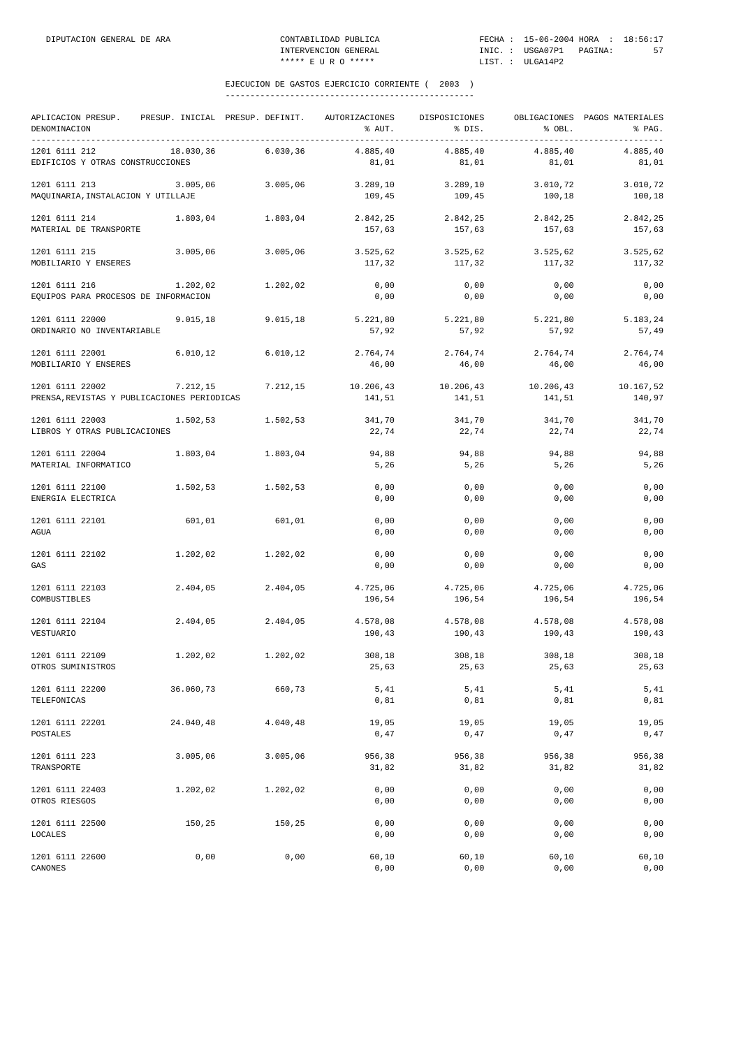## EJECUCION DE GASTOS EJERCICIO CORRIENTE ( 2003 )

| APLICACION PRESUP. DENOMINACION | PRESUP. INICIAL | PRESUP. DEFINIT. | AUTORIZACIONES % AUT. | DISPOSICIONES % DIS. | OBLIGACIONES % OBL. | PAGOS MATERIALES % PAG. |
|---|---|---|---|---|---|---|
| 1201 6111 212 EDIFICIOS Y OTRAS CONSTRUCCIONES | 18.030,36 | 6.030,36 | 4.885,40 81,01 | 4.885,40 81,01 | 4.885,40 81,01 | 4.885,40 81,01 |
| 1201 6111 213 MAQUINARIA,INSTALACION Y UTILLAJE | 3.005,06 | 3.005,06 | 3.289,10 109,45 | 3.289,10 109,45 | 3.010,72 100,18 | 3.010,72 100,18 |
| 1201 6111 214 MATERIAL DE TRANSPORTE | 1.803,04 | 1.803,04 | 2.842,25 157,63 | 2.842,25 157,63 | 2.842,25 157,63 | 2.842,25 157,63 |
| 1201 6111 215 MOBILIARIO Y ENSERES | 3.005,06 | 3.005,06 | 3.525,62 117,32 | 3.525,62 117,32 | 3.525,62 117,32 | 3.525,62 117,32 |
| 1201 6111 216 EQUIPOS PARA PROCESOS DE INFORMACION | 1.202,02 | 1.202,02 | 0,00 0,00 | 0,00 0,00 | 0,00 0,00 | 0,00 0,00 |
| 1201 6111 22000 ORDINARIO NO INVENTARIABLE | 9.015,18 | 9.015,18 | 5.221,80 57,92 | 5.221,80 57,92 | 5.221,80 57,92 | 5.183,24 57,49 |
| 1201 6111 22001 MOBILIARIO Y ENSERES | 6.010,12 | 6.010,12 | 2.764,74 46,00 | 2.764,74 46,00 | 2.764,74 46,00 | 2.764,74 46,00 |
| 1201 6111 22002 PRENSA,REVISTAS Y PUBLICACIONES PERIODICAS | 7.212,15 | 7.212,15 | 10.206,43 141,51 | 10.206,43 141,51 | 10.206,43 141,51 | 10.167,52 140,97 |
| 1201 6111 22003 LIBROS Y OTRAS PUBLICACIONES | 1.502,53 | 1.502,53 | 341,70 22,74 | 341,70 22,74 | 341,70 22,74 | 341,70 22,74 |
| 1201 6111 22004 MATERIAL INFORMATICO | 1.803,04 | 1.803,04 | 94,88 5,26 | 94,88 5,26 | 94,88 5,26 | 94,88 5,26 |
| 1201 6111 22100 ENERGIA ELECTRICA | 1.502,53 | 1.502,53 | 0,00 0,00 | 0,00 0,00 | 0,00 0,00 | 0,00 0,00 |
| 1201 6111 22101 AGUA | 601,01 | 601,01 | 0,00 0,00 | 0,00 0,00 | 0,00 0,00 | 0,00 0,00 |
| 1201 6111 22102 GAS | 1.202,02 | 1.202,02 | 0,00 0,00 | 0,00 0,00 | 0,00 0,00 | 0,00 0,00 |
| 1201 6111 22103 COMBUSTIBLES | 2.404,05 | 2.404,05 | 4.725,06 196,54 | 4.725,06 196,54 | 4.725,06 196,54 | 4.725,06 196,54 |
| 1201 6111 22104 VESTUARIO | 2.404,05 | 2.404,05 | 4.578,08 190,43 | 4.578,08 190,43 | 4.578,08 190,43 | 4.578,08 190,43 |
| 1201 6111 22109 OTROS SUMINISTROS | 1.202,02 | 1.202,02 | 308,18 25,63 | 308,18 25,63 | 308,18 25,63 | 308,18 25,63 |
| 1201 6111 22200 TELEFONICAS | 36.060,73 | 660,73 | 5,41 0,81 | 5,41 0,81 | 5,41 0,81 | 5,41 0,81 |
| 1201 6111 22201 POSTALES | 24.040,48 | 4.040,48 | 19,05 0,47 | 19,05 0,47 | 19,05 0,47 | 19,05 0,47 |
| 1201 6111 223 TRANSPORTE | 3.005,06 | 3.005,06 | 956,38 31,82 | 956,38 31,82 | 956,38 31,82 | 956,38 31,82 |
| 1201 6111 22403 OTROS RIESGOS | 1.202,02 | 1.202,02 | 0,00 0,00 | 0,00 0,00 | 0,00 0,00 | 0,00 0,00 |
| 1201 6111 22500 LOCALES | 150,25 | 150,25 | 0,00 0,00 | 0,00 0,00 | 0,00 0,00 | 0,00 0,00 |
| 1201 6111 22600 CANONES | 0,00 | 0,00 | 60,10 0,00 | 60,10 0,00 | 60,10 0,00 | 60,10 0,00 |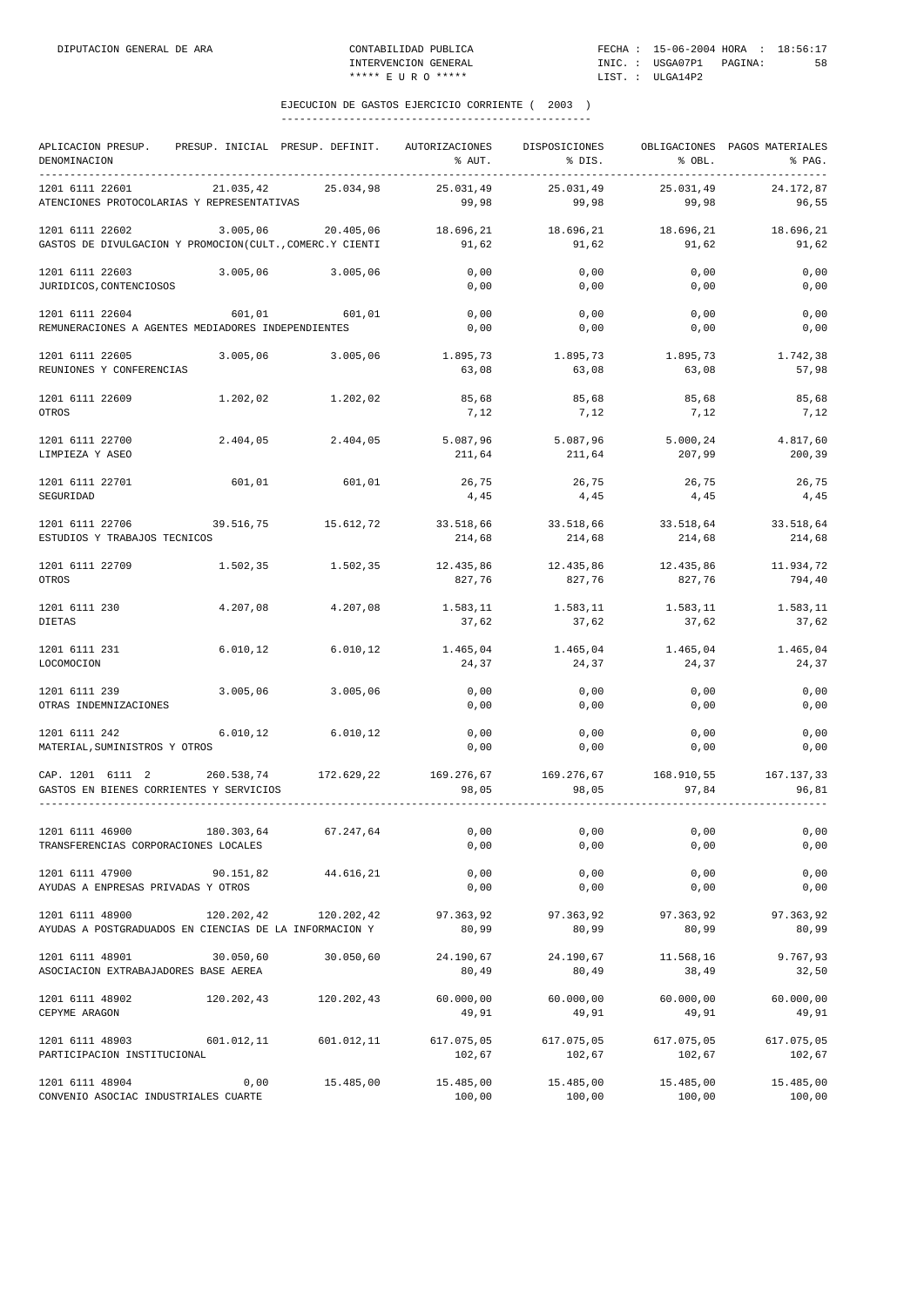EJECUCION DE GASTOS EJERCICIO CORRIENTE ( 2003 )

| APLICACION PRESUP. DENOMINACION | PRESUP. INICIAL | PRESUP. DEFINIT. | AUTORIZACIONES % AUT. | DISPOSICIONES % DIS. | OBLIGACIONES % OBL. | PAGOS MATERIALES % PAG. |
|---|---|---|---|---|---|---|
| 1201 6111 22601 ATENCIONES PROTOCOLARIAS Y REPRESENTATIVAS | 21.035,42 | 25.034,98 | 25.031,49 / 99,98 | 25.031,49 / 99,98 | 25.031,49 / 99,98 | 24.172,87 / 96,55 |
| 1201 6111 22602 GASTOS DE DIVULGACION Y PROMOCION(CULT.,COMERC.Y CIENTI | 3.005,06 | 20.405,06 | 18.696,21 / 91,62 | 18.696,21 / 91,62 | 18.696,21 / 91,62 | 18.696,21 / 91,62 |
| 1201 6111 22603 JURIDICOS,CONTENCIOSOS | 3.005,06 | 3.005,06 | 0,00 / 0,00 | 0,00 / 0,00 | 0,00 / 0,00 | 0,00 / 0,00 |
| 1201 6111 22604 REMUNERACIONES A AGENTES MEDIADORES INDEPENDIENTES | 601,01 | 601,01 | 0,00 / 0,00 | 0,00 / 0,00 | 0,00 / 0,00 | 0,00 / 0,00 |
| 1201 6111 22605 REUNIONES Y CONFERENCIAS | 3.005,06 | 3.005,06 | 1.895,73 / 63,08 | 1.895,73 / 63,08 | 1.895,73 / 63,08 | 1.742,38 / 57,98 |
| 1201 6111 22609 OTROS | 1.202,02 | 1.202,02 | 85,68 / 7,12 | 85,68 / 7,12 | 85,68 / 7,12 | 85,68 / 7,12 |
| 1201 6111 22700 LIMPIEZA Y ASEO | 2.404,05 | 2.404,05 | 5.087,96 / 211,64 | 5.087,96 / 211,64 | 5.000,24 / 207,99 | 4.817,60 / 200,39 |
| 1201 6111 22701 SEGURIDAD | 601,01 | 601,01 | 26,75 / 4,45 | 26,75 / 4,45 | 26,75 / 4,45 | 26,75 / 4,45 |
| 1201 6111 22706 ESTUDIOS Y TRABAJOS TECNICOS | 39.516,75 | 15.612,72 | 33.518,66 / 214,68 | 33.518,66 / 214,68 | 33.518,64 / 214,68 | 33.518,64 / 214,68 |
| 1201 6111 22709 OTROS | 1.502,35 | 1.502,35 | 12.435,86 / 827,76 | 12.435,86 / 827,76 | 12.435,86 / 827,76 | 11.934,72 / 794,40 |
| 1201 6111 230 DIETAS | 4.207,08 | 4.207,08 | 1.583,11 / 37,62 | 1.583,11 / 37,62 | 1.583,11 / 37,62 | 1.583,11 / 37,62 |
| 1201 6111 231 LOCOMOCION | 6.010,12 | 6.010,12 | 1.465,04 / 24,37 | 1.465,04 / 24,37 | 1.465,04 / 24,37 | 1.465,04 / 24,37 |
| 1201 6111 239 OTRAS INDEMNIZACIONES | 3.005,06 | 3.005,06 | 0,00 / 0,00 | 0,00 / 0,00 | 0,00 / 0,00 | 0,00 / 0,00 |
| 1201 6111 242 MATERIAL,SUMINISTROS Y OTROS | 6.010,12 | 6.010,12 | 0,00 / 0,00 | 0,00 / 0,00 | 0,00 / 0,00 | 0,00 / 0,00 |
| CAP. 1201 6111 2 GASTOS EN BIENES CORRIENTES Y SERVICIOS | 260.538,74 | 172.629,22 | 169.276,67 / 98,05 | 169.276,67 / 98,05 | 168.910,55 / 97,84 | 167.137,33 / 96,81 |
| 1201 6111 46900 TRANSFERENCIAS CORPORACIONES LOCALES | 180.303,64 | 67.247,64 | 0,00 / 0,00 | 0,00 / 0,00 | 0,00 / 0,00 | 0,00 / 0,00 |
| 1201 6111 47900 AYUDAS A ENPRESAS PRIVADAS Y OTROS | 90.151,82 | 44.616,21 | 0,00 / 0,00 | 0,00 / 0,00 | 0,00 / 0,00 | 0,00 / 0,00 |
| 1201 6111 48900 AYUDAS A POSTGRADUADOS EN CIENCIAS DE LA INFORMACION Y | 120.202,42 | 120.202,42 | 97.363,92 / 80,99 | 97.363,92 / 80,99 | 97.363,92 / 80,99 | 97.363,92 / 80,99 |
| 1201 6111 48901 ASOCIACION EXTRABAJADORES BASE AEREA | 30.050,60 | 30.050,60 | 24.190,67 / 80,49 | 24.190,67 / 80,49 | 11.568,16 / 38,49 | 9.767,93 / 32,50 |
| 1201 6111 48902 CEPYME ARAGON | 120.202,43 | 120.202,43 | 60.000,00 / 49,91 | 60.000,00 / 49,91 | 60.000,00 / 49,91 | 60.000,00 / 49,91 |
| 1201 6111 48903 PARTICIPACION INSTITUCIONAL | 601.012,11 | 601.012,11 | 617.075,05 / 102,67 | 617.075,05 / 102,67 | 617.075,05 / 102,67 | 617.075,05 / 102,67 |
| 1201 6111 48904 CONVENIO ASOCIAC INDUSTRIALES CUARTE | 0,00 | 15.485,00 | 15.485,00 / 100,00 | 15.485,00 / 100,00 | 15.485,00 / 100,00 | 15.485,00 / 100,00 |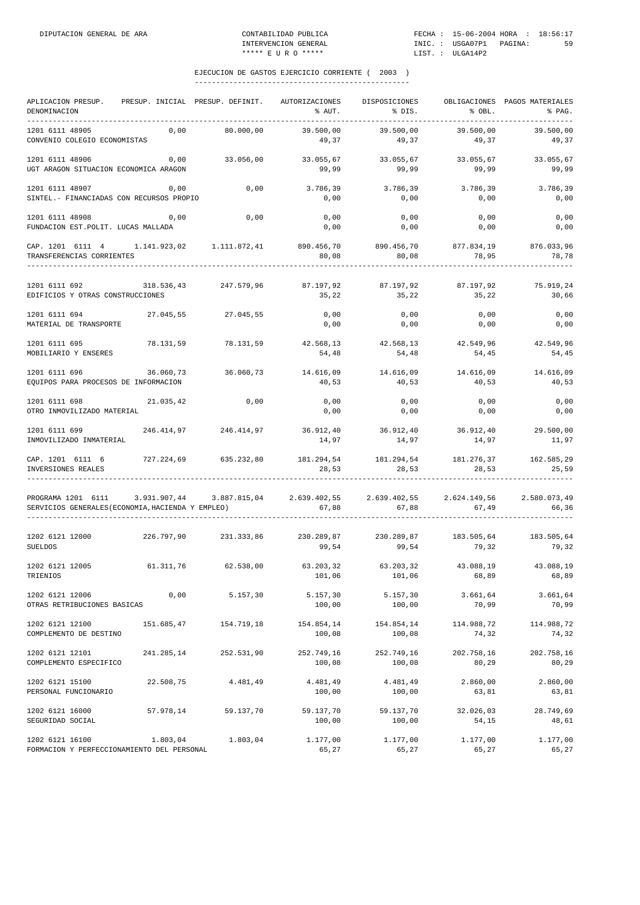DIPUTACION GENERAL DE ARA — CONTABILIDAD PUBLICA — INTERVENCION GENERAL — ***** E U R O ***** — FECHA : 15-06-2004 HORA : 18:56:17 — INIC. : USGA07P1 — LIST. : ULGA14P2

## EJECUCION DE GASTOS EJERCICIO CORRIENTE ( 2003 )

| APLICACION PRESUP. DENOMINACION | PRESUP. INICIAL | PRESUP. DEFINIT. | AUTORIZACIONES % AUT. | DISPOSICIONES % DIS. | OBLIGACIONES % OBL. | PAGOS MATERIALES % PAG. |
|---|---|---|---|---|---|---|
| 1201 6111 48905 | 0,00 | 80.000,00 | 39.500,00 | 39.500,00 | 39.500,00 | 39.500,00 |
| CONVENIO COLEGIO ECONOMISTAS | | | 49,37 | 49,37 | 49,37 | 49,37 |
| 1201 6111 48906 | 0,00 | 33.056,00 | 33.055,67 | 33.055,67 | 33.055,67 | 33.055,67 |
| UGT ARAGON SITUACION ECONOMICA ARAGON | | | 99,99 | 99,99 | 99,99 | 99,99 |
| 1201 6111 48907 | 0,00 | 0,00 | 3.786,39 | 3.786,39 | 3.786,39 | 3.786,39 |
| SINTEL.- FINANCIADAS CON RECURSOS PROPIO | | | 0,00 | 0,00 | 0,00 | 0,00 |
| 1201 6111 48908 | 0,00 | 0,00 | 0,00 | 0,00 | 0,00 | 0,00 |
| FUNDACION EST.POLIT. LUCAS MALLADA | | | 0,00 | 0,00 | 0,00 | 0,00 |
| CAP. 1201 6111 4 | 1.141.923,02 | 1.111.872,41 | 890.456,70 | 890.456,70 | 877.834,19 | 876.033,96 |
| TRANSFERENCIAS CORRIENTES | | | 80,08 | 80,08 | 78,95 | 78,78 |
| 1201 6111 692 | 318.536,43 | 247.579,96 | 87.197,92 | 87.197,92 | 87.197,92 | 75.919,24 |
| EDIFICIOS Y OTRAS CONSTRUCCIONES | | | 35,22 | 35,22 | 35,22 | 30,66 |
| 1201 6111 694 | 27.045,55 | 27.045,55 | 0,00 | 0,00 | 0,00 | 0,00 |
| MATERIAL DE TRANSPORTE | | | 0,00 | 0,00 | 0,00 | 0,00 |
| 1201 6111 695 | 78.131,59 | 78.131,59 | 42.568,13 | 42.568,13 | 42.549,96 | 42.549,96 |
| MOBILIARIO Y ENSERES | | | 54,48 | 54,48 | 54,45 | 54,45 |
| 1201 6111 696 | 36.060,73 | 36.060,73 | 14.616,09 | 14.616,09 | 14.616,09 | 14.616,09 |
| EQUIPOS PARA PROCESOS DE INFORMACION | | | 40,53 | 40,53 | 40,53 | 40,53 |
| 1201 6111 698 | 21.035,42 | 0,00 | 0,00 | 0,00 | 0,00 | 0,00 |
| OTRO INMOVILIZADO MATERIAL | | | 0,00 | 0,00 | 0,00 | 0,00 |
| 1201 6111 699 | 246.414,97 | 246.414,97 | 36.912,40 | 36.912,40 | 36.912,40 | 29.500,00 |
| INMOVILIZADO INMATERIAL | | | 14,97 | 14,97 | 14,97 | 11,97 |
| CAP. 1201 6111 6 | 727.224,69 | 635.232,80 | 181.294,54 | 181.294,54 | 181.276,37 | 162.585,29 |
| INVERSIONES REALES | | | 28,53 | 28,53 | 28,53 | 25,59 |
| PROGRAMA 1201 6111 | 3.931.907,44 | 3.887.815,04 | 2.639.402,55 | 2.639.402,55 | 2.624.149,56 | 2.580.073,49 |
| SERVICIOS GENERALES(ECONOMIA,HACIENDA Y EMPLEO) | | | 67,88 | 67,88 | 67,49 | 66,36 |
| 1202 6121 12000 | 226.797,90 | 231.333,86 | 230.289,87 | 230.289,87 | 183.505,64 | 183.505,64 |
| SUELDOS | | | 99,54 | 99,54 | 79,32 | 79,32 |
| 1202 6121 12005 | 61.311,76 | 62.538,00 | 63.203,32 | 63.203,32 | 43.088,19 | 43.088,19 |
| TRIENIOS | | | 101,06 | 101,06 | 68,89 | 68,89 |
| 1202 6121 12006 | 0,00 | 5.157,30 | 5.157,30 | 5.157,30 | 3.661,64 | 3.661,64 |
| OTRAS RETRIBUCIONES BASICAS | | | 100,00 | 100,00 | 70,99 | 70,99 |
| 1202 6121 12100 | 151.685,47 | 154.719,18 | 154.854,14 | 154.854,14 | 114.988,72 | 114.988,72 |
| COMPLEMENTO DE DESTINO | | | 100,08 | 100,08 | 74,32 | 74,32 |
| 1202 6121 12101 | 241.285,14 | 252.531,90 | 252.749,16 | 252.749,16 | 202.758,16 | 202.758,16 |
| COMPLEMENTO ESPECIFICO | | | 100,08 | 100,08 | 80,29 | 80,29 |
| 1202 6121 15100 | 22.508,75 | 4.481,49 | 4.481,49 | 4.481,49 | 2.860,00 | 2.860,00 |
| PERSONAL FUNCIONARIO | | | 100,00 | 100,00 | 63,81 | 63,81 |
| 1202 6121 16000 | 57.978,14 | 59.137,70 | 59.137,70 | 59.137,70 | 32.026,03 | 28.749,69 |
| SEGURIDAD SOCIAL | | | 100,00 | 100,00 | 54,15 | 48,61 |
| 1202 6121 16100 | 1.803,04 | 1.803,04 | 1.177,00 | 1.177,00 | 1.177,00 | 1.177,00 |
| FORMACION Y PERFECCIONAMIENTO DEL PERSONAL | | | 65,27 | 65,27 | 65,27 | 65,27 |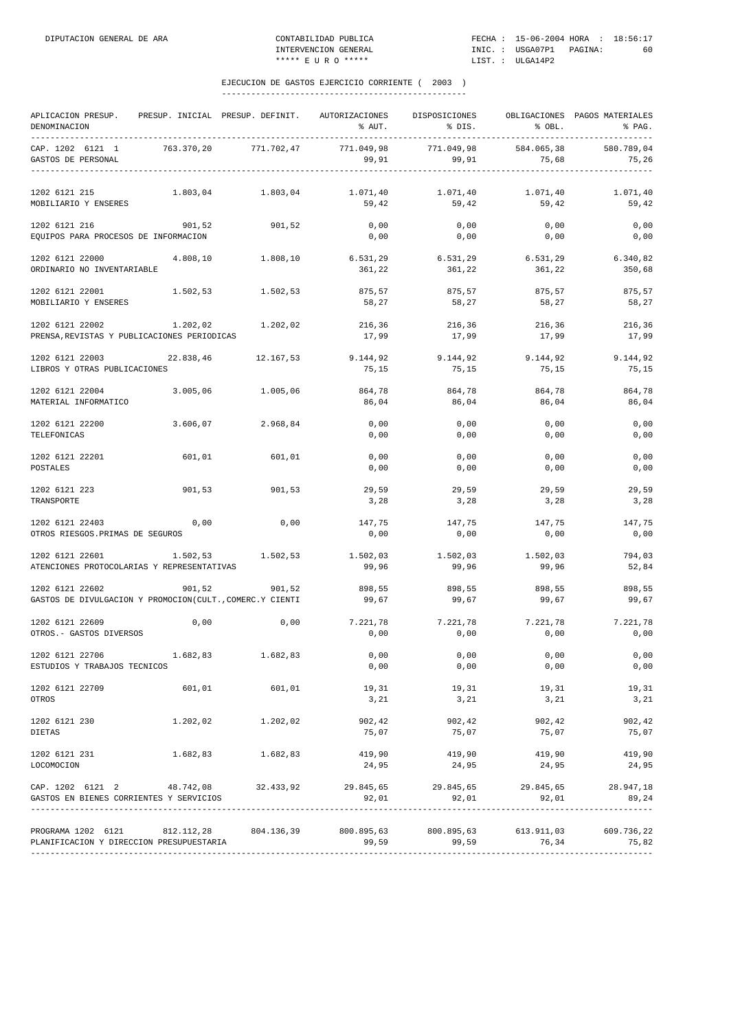## EJECUCION DE GASTOS EJERCICIO CORRIENTE ( 2003 )

| APLICACION PRESUP. DENOMINACION | PRESUP. INICIAL | PRESUP. DEFINIT. | AUTORIZACIONES % AUT. | DISPOSICIONES % DIS. | OBLIGACIONES % OBL. | PAGOS MATERIALES % PAG. |
|---|---|---|---|---|---|---|
| CAP. 1202 6121 1 | 763.370,20 | 771.702,47 | 771.049,98 | 771.049,98 | 584.065,38 | 580.789,04 |
| GASTOS DE PERSONAL | | | 99,91 | 99,91 | 75,68 | 75,26 |
| 1202 6121 215 | 1.803,04 | 1.803,04 | 1.071,40 | 1.071,40 | 1.071,40 | 1.071,40 |
| MOBILIARIO Y ENSERES | | | 59,42 | 59,42 | 59,42 | 59,42 |
| 1202 6121 216 | 901,52 | 901,52 | 0,00 | 0,00 | 0,00 | 0,00 |
| EQUIPOS PARA PROCESOS DE INFORMACION | | | 0,00 | 0,00 | 0,00 | 0,00 |
| 1202 6121 22000 | 4.808,10 | 1.808,10 | 6.531,29 | 6.531,29 | 6.531,29 | 6.340,82 |
| ORDINARIO NO INVENTARIABLE | | | 361,22 | 361,22 | 361,22 | 350,68 |
| 1202 6121 22001 | 1.502,53 | 1.502,53 | 875,57 | 875,57 | 875,57 | 875,57 |
| MOBILIARIO Y ENSERES | | | 58,27 | 58,27 | 58,27 | 58,27 |
| 1202 6121 22002 | 1.202,02 | 1.202,02 | 216,36 | 216,36 | 216,36 | 216,36 |
| PRENSA,REVISTAS Y PUBLICACIONES PERIODICAS | | | 17,99 | 17,99 | 17,99 | 17,99 |
| 1202 6121 22003 | 22.838,46 | 12.167,53 | 9.144,92 | 9.144,92 | 9.144,92 | 9.144,92 |
| LIBROS Y OTRAS PUBLICACIONES | | | 75,15 | 75,15 | 75,15 | 75,15 |
| 1202 6121 22004 | 3.005,06 | 1.005,06 | 864,78 | 864,78 | 864,78 | 864,78 |
| MATERIAL INFORMATICO | | | 86,04 | 86,04 | 86,04 | 86,04 |
| 1202 6121 22200 | 3.606,07 | 2.968,84 | 0,00 | 0,00 | 0,00 | 0,00 |
| TELEFONICAS | | | 0,00 | 0,00 | 0,00 | 0,00 |
| 1202 6121 22201 | 601,01 | 601,01 | 0,00 | 0,00 | 0,00 | 0,00 |
| POSTALES | | | 0,00 | 0,00 | 0,00 | 0,00 |
| 1202 6121 223 | 901,53 | 901,53 | 29,59 | 29,59 | 29,59 | 29,59 |
| TRANSPORTE | | | 3,28 | 3,28 | 3,28 | 3,28 |
| 1202 6121 22403 | 0,00 | 0,00 | 147,75 | 147,75 | 147,75 | 147,75 |
| OTROS RIESGOS.PRIMAS DE SEGUROS | | | 0,00 | 0,00 | 0,00 | 0,00 |
| 1202 6121 22601 | 1.502,53 | 1.502,53 | 1.502,03 | 1.502,03 | 1.502,03 | 794,03 |
| ATENCIONES PROTOCOLARIAS Y REPRESENTATIVAS | | | 99,96 | 99,96 | 99,96 | 52,84 |
| 1202 6121 22602 | 901,52 | 901,52 | 898,55 | 898,55 | 898,55 | 898,55 |
| GASTOS DE DIVULGACION Y PROMOCION(CULT.,COMERC.Y CIENTI | | | 99,67 | 99,67 | 99,67 | 99,67 |
| 1202 6121 22609 | 0,00 | 0,00 | 7.221,78 | 7.221,78 | 7.221,78 | 7.221,78 |
| OTROS.- GASTOS DIVERSOS | | | 0,00 | 0,00 | 0,00 | 0,00 |
| 1202 6121 22706 | 1.682,83 | 1.682,83 | 0,00 | 0,00 | 0,00 | 0,00 |
| ESTUDIOS Y TRABAJOS TECNICOS | | | 0,00 | 0,00 | 0,00 | 0,00 |
| 1202 6121 22709 | 601,01 | 601,01 | 19,31 | 19,31 | 19,31 | 19,31 |
| OTROS | | | 3,21 | 3,21 | 3,21 | 3,21 |
| 1202 6121 230 | 1.202,02 | 1.202,02 | 902,42 | 902,42 | 902,42 | 902,42 |
| DIETAS | | | 75,07 | 75,07 | 75,07 | 75,07 |
| 1202 6121 231 | 1.682,83 | 1.682,83 | 419,90 | 419,90 | 419,90 | 419,90 |
| LOCOMOCION | | | 24,95 | 24,95 | 24,95 | 24,95 |
| CAP. 1202 6121 2 | 48.742,08 | 32.433,92 | 29.845,65 | 29.845,65 | 29.845,65 | 28.947,18 |
| GASTOS EN BIENES CORRIENTES Y SERVICIOS | | | 92,01 | 92,01 | 92,01 | 89,24 |
| PROGRAMA 1202 6121 | 812.112,28 | 804.136,39 | 800.895,63 | 800.895,63 | 613.911,03 | 609.736,22 |
| PLANIFICACION Y DIRECCION PRESUPUESTARIA | | | 99,59 | 99,59 | 76,34 | 75,82 |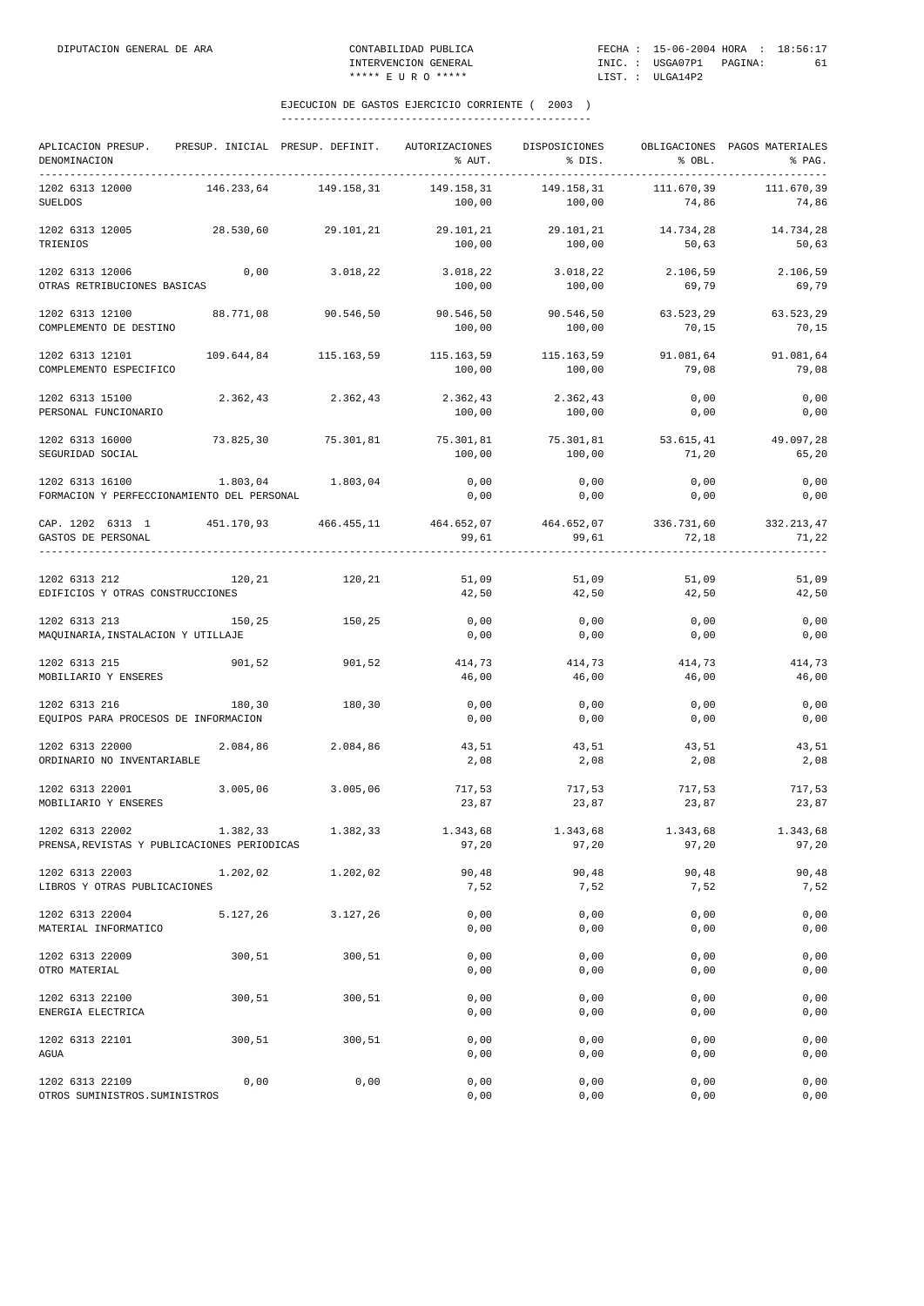DIPUTACION GENERAL DE ARA — CONTABILIDAD PUBLICA — INTERVENCION GENERAL — ***** E U R O ***** — FECHA : 15-06-2004 HORA : 18:56:17 — INIC. : USGA07P1 PAGINA: 61 — LIST. : ULGA14P2

## EJECUCION DE GASTOS EJERCICIO CORRIENTE ( 2003 )

| APLICACION PRESUP. DENOMINACION | PRESUP. INICIAL | PRESUP. DEFINIT. | AUTORIZACIONES % AUT. | DISPOSICIONES % DIS. | OBLIGACIONES % OBL. | PAGOS MATERIALES % PAG. |
|---|---|---|---|---|---|---|
| 1202 6313 12000 SUELDOS | 146.233,64 | 149.158,31 | 149.158,31 / 100,00 | 149.158,31 / 100,00 | 111.670,39 / 74,86 | 111.670,39 / 74,86 |
| 1202 6313 12005 TRIENIOS | 28.530,60 | 29.101,21 | 29.101,21 / 100,00 | 29.101,21 / 100,00 | 14.734,28 / 50,63 | 14.734,28 / 50,63 |
| 1202 6313 12006 OTRAS RETRIBUCIONES BASICAS | 0,00 | 3.018,22 | 3.018,22 / 100,00 | 3.018,22 / 100,00 | 2.106,59 / 69,79 | 2.106,59 / 69,79 |
| 1202 6313 12100 COMPLEMENTO DE DESTINO | 88.771,08 | 90.546,50 | 90.546,50 / 100,00 | 90.546,50 / 100,00 | 63.523,29 / 70,15 | 63.523,29 / 70,15 |
| 1202 6313 12101 COMPLEMENTO ESPECIFICO | 109.644,84 | 115.163,59 | 115.163,59 / 100,00 | 115.163,59 / 100,00 | 91.081,64 / 79,08 | 91.081,64 / 79,08 |
| 1202 6313 15100 PERSONAL FUNCIONARIO | 2.362,43 | 2.362,43 | 2.362,43 / 100,00 | 2.362,43 / 100,00 | 0,00 / 0,00 | 0,00 / 0,00 |
| 1202 6313 16000 SEGURIDAD SOCIAL | 73.825,30 | 75.301,81 | 75.301,81 / 100,00 | 75.301,81 / 100,00 | 53.615,41 / 71,20 | 49.097,28 / 65,20 |
| 1202 6313 16100 FORMACION Y PERFECCIONAMIENTO DEL PERSONAL | 1.803,04 | 1.803,04 | 0,00 / 0,00 | 0,00 / 0,00 | 0,00 / 0,00 | 0,00 / 0,00 |
| CAP. 1202 6313 1 GASTOS DE PERSONAL | 451.170,93 | 466.455,11 | 464.652,07 / 99,61 | 464.652,07 / 99,61 | 336.731,60 / 72,18 | 332.213,47 / 71,22 |
| 1202 6313 212 EDIFICIOS Y OTRAS CONSTRUCCIONES | 120,21 | 120,21 | 51,09 / 42,50 | 51,09 / 42,50 | 51,09 / 42,50 | 51,09 / 42,50 |
| 1202 6313 213 MAQUINARIA,INSTALACION Y UTILLAJE | 150,25 | 150,25 | 0,00 / 0,00 | 0,00 / 0,00 | 0,00 / 0,00 | 0,00 / 0,00 |
| 1202 6313 215 MOBILIARIO Y ENSERES | 901,52 | 901,52 | 414,73 / 46,00 | 414,73 / 46,00 | 414,73 / 46,00 | 414,73 / 46,00 |
| 1202 6313 216 EQUIPOS PARA PROCESOS DE INFORMACION | 180,30 | 180,30 | 0,00 / 0,00 | 0,00 / 0,00 | 0,00 / 0,00 | 0,00 / 0,00 |
| 1202 6313 22000 ORDINARIO NO INVENTARIABLE | 2.084,86 | 2.084,86 | 43,51 / 2,08 | 43,51 / 2,08 | 43,51 / 2,08 | 43,51 / 2,08 |
| 1202 6313 22001 MOBILIARIO Y ENSERES | 3.005,06 | 3.005,06 | 717,53 / 23,87 | 717,53 / 23,87 | 717,53 / 23,87 | 717,53 / 23,87 |
| 1202 6313 22002 PRENSA,REVISTAS Y PUBLICACIONES PERIODICAS | 1.382,33 | 1.382,33 | 1.343,68 / 97,20 | 1.343,68 / 97,20 | 1.343,68 / 97,20 | 1.343,68 / 97,20 |
| 1202 6313 22003 LIBROS Y OTRAS PUBLICACIONES | 1.202,02 | 1.202,02 | 90,48 / 7,52 | 90,48 / 7,52 | 90,48 / 7,52 | 90,48 / 7,52 |
| 1202 6313 22004 MATERIAL INFORMATICO | 5.127,26 | 3.127,26 | 0,00 / 0,00 | 0,00 / 0,00 | 0,00 / 0,00 | 0,00 / 0,00 |
| 1202 6313 22009 OTRO MATERIAL | 300,51 | 300,51 | 0,00 / 0,00 | 0,00 / 0,00 | 0,00 / 0,00 | 0,00 / 0,00 |
| 1202 6313 22100 ENERGIA ELECTRICA | 300,51 | 300,51 | 0,00 / 0,00 | 0,00 / 0,00 | 0,00 / 0,00 | 0,00 / 0,00 |
| 1202 6313 22101 AGUA | 300,51 | 300,51 | 0,00 / 0,00 | 0,00 / 0,00 | 0,00 / 0,00 | 0,00 / 0,00 |
| 1202 6313 22109 OTROS SUMINISTROS.SUMINISTROS | 0,00 | 0,00 | 0,00 / 0,00 | 0,00 / 0,00 | 0,00 / 0,00 | 0,00 / 0,00 |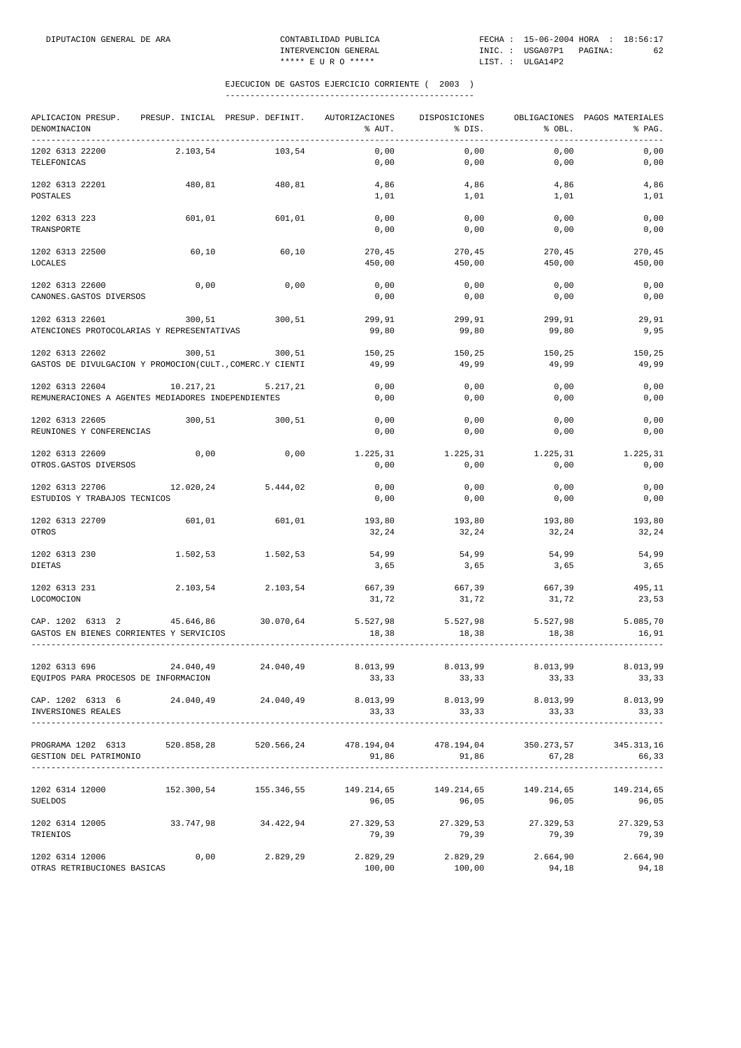DIPUTACION GENERAL DE ARA — CONTABILIDAD PUBLICA — INTERVENCION GENERAL — ***** E U R O ***** — FECHA : 15-06-2004 HORA : 18:56:17 — INIC. : USGA07P1 — LIST. : ULGA14P2

## EJECUCION DE GASTOS EJERCICIO CORRIENTE ( 2003 )

| APLICACION PRESUP. / DENOMINACION | PRESUP. INICIAL | PRESUP. DEFINIT. | AUTORIZACIONES / % AUT. | DISPOSICIONES / % DIS. | OBLIGACIONES / % OBL. | PAGOS MATERIALES / % PAG. |
|---|---|---|---|---|---|---|
| 1202 6313 22200 TELEFONICAS | 2.103,54 | 103,54 | 0,00 / 0,00 | 0,00 / 0,00 | 0,00 / 0,00 | 0,00 / 0,00 |
| 1202 6313 22201 POSTALES | 480,81 | 480,81 | 4,86 / 1,01 | 4,86 / 1,01 | 4,86 / 1,01 | 4,86 / 1,01 |
| 1202 6313 223 TRANSPORTE | 601,01 | 601,01 | 0,00 / 0,00 | 0,00 / 0,00 | 0,00 / 0,00 | 0,00 / 0,00 |
| 1202 6313 22500 LOCALES | 60,10 | 60,10 | 270,45 / 450,00 | 270,45 / 450,00 | 270,45 / 450,00 | 270,45 / 450,00 |
| 1202 6313 22600 CANONES.GASTOS DIVERSOS | 0,00 | 0,00 | 0,00 / 0,00 | 0,00 / 0,00 | 0,00 / 0,00 | 0,00 / 0,00 |
| 1202 6313 22601 ATENCIONES PROTOCOLARIAS Y REPRESENTATIVAS | 300,51 | 300,51 | 299,91 / 99,80 | 299,91 / 99,80 | 299,91 / 99,80 | 29,91 / 9,95 |
| 1202 6313 22602 GASTOS DE DIVULGACION Y PROMOCION(CULT.,COMERC.Y CIENTI | 300,51 | 300,51 | 150,25 / 49,99 | 150,25 / 49,99 | 150,25 / 49,99 | 150,25 / 49,99 |
| 1202 6313 22604 REMUNERACIONES A AGENTES MEDIADORES INDEPENDIENTES | 10.217,21 | 5.217,21 | 0,00 / 0,00 | 0,00 / 0,00 | 0,00 / 0,00 | 0,00 / 0,00 |
| 1202 6313 22605 REUNIONES Y CONFERENCIAS | 300,51 | 300,51 | 0,00 / 0,00 | 0,00 / 0,00 | 0,00 / 0,00 | 0,00 / 0,00 |
| 1202 6313 22609 OTROS.GASTOS DIVERSOS | 0,00 | 0,00 | 1.225,31 / 0,00 | 1.225,31 / 0,00 | 1.225,31 / 0,00 | 1.225,31 / 0,00 |
| 1202 6313 22706 ESTUDIOS Y TRABAJOS TECNICOS | 12.020,24 | 5.444,02 | 0,00 / 0,00 | 0,00 / 0,00 | 0,00 / 0,00 | 0,00 / 0,00 |
| 1202 6313 22709 OTROS | 601,01 | 601,01 | 193,80 / 32,24 | 193,80 / 32,24 | 193,80 / 32,24 | 193,80 / 32,24 |
| 1202 6313 230 DIETAS | 1.502,53 | 1.502,53 | 54,99 / 3,65 | 54,99 / 3,65 | 54,99 / 3,65 | 54,99 / 3,65 |
| 1202 6313 231 LOCOMOCION | 2.103,54 | 2.103,54 | 667,39 / 31,72 | 667,39 / 31,72 | 667,39 / 31,72 | 495,11 / 23,53 |
| CAP. 1202 6313 2 GASTOS EN BIENES CORRIENTES Y SERVICIOS | 45.646,86 | 30.070,64 | 5.527,98 / 18,38 | 5.527,98 / 18,38 | 5.527,98 / 18,38 | 5.085,70 / 16,91 |
| 1202 6313 696 EQUIPOS PARA PROCESOS DE INFORMACION | 24.040,49 | 24.040,49 | 8.013,99 / 33,33 | 8.013,99 / 33,33 | 8.013,99 / 33,33 | 8.013,99 / 33,33 |
| CAP. 1202 6313 6 INVERSIONES REALES | 24.040,49 | 24.040,49 | 8.013,99 / 33,33 | 8.013,99 / 33,33 | 8.013,99 / 33,33 | 8.013,99 / 33,33 |
| PROGRAMA 1202 6313 GESTION DEL PATRIMONIO | 520.858,28 | 520.566,24 | 478.194,04 / 91,86 | 478.194,04 / 91,86 | 350.273,57 / 67,28 | 345.313,16 / 66,33 |
| 1202 6314 12000 SUELDOS | 152.300,54 | 155.346,55 | 149.214,65 / 96,05 | 149.214,65 / 96,05 | 149.214,65 / 96,05 | 149.214,65 / 96,05 |
| 1202 6314 12005 TRIENIOS | 33.747,98 | 34.422,94 | 27.329,53 / 79,39 | 27.329,53 / 79,39 | 27.329,53 / 79,39 | 27.329,53 / 79,39 |
| 1202 6314 12006 OTRAS RETRIBUCIONES BASICAS | 0,00 | 2.829,29 | 2.829,29 / 100,00 | 2.829,29 / 100,00 | 2.664,90 / 94,18 | 2.664,90 / 94,18 |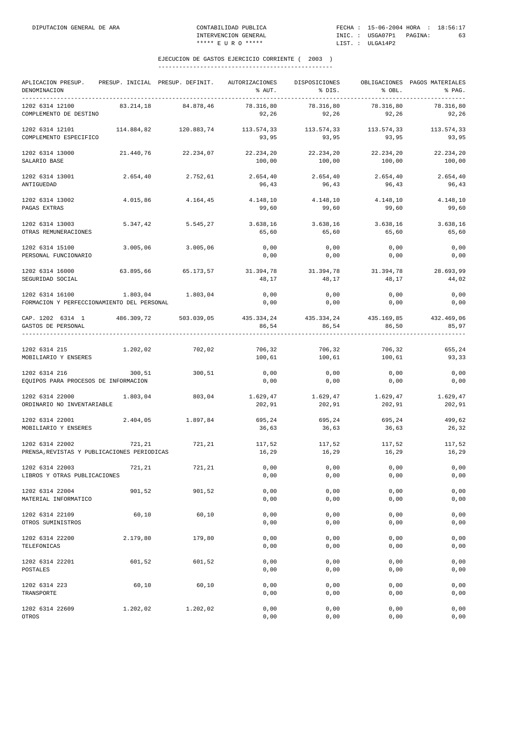EJECUCION DE GASTOS EJERCICIO CORRIENTE ( 2003 )

| APLICACION PRESUP. DENOMINACION | PRESUP. INICIAL | PRESUP. DEFINIT. | AUTORIZACIONES % AUT. | DISPOSICIONES % DIS. | OBLIGACIONES % OBL. | PAGOS MATERIALES % PAG. |
|---|---|---|---|---|---|---|
| 1202 6314 12100 COMPLEMENTO DE DESTINO | 83.214,18 | 84.878,46 | 78.316,80 92,26 | 78.316,80 92,26 | 78.316,80 92,26 | 78.316,80 92,26 |
| 1202 6314 12101 COMPLEMENTO ESPECIFICO | 114.884,82 | 120.883,74 | 113.574,33 93,95 | 113.574,33 93,95 | 113.574,33 93,95 | 113.574,33 93,95 |
| 1202 6314 13000 SALARIO BASE | 21.440,76 | 22.234,07 | 22.234,20 100,00 | 22.234,20 100,00 | 22.234,20 100,00 | 22.234,20 100,00 |
| 1202 6314 13001 ANTIGUEDAD | 2.654,40 | 2.752,61 | 2.654,40 96,43 | 2.654,40 96,43 | 2.654,40 96,43 | 2.654,40 96,43 |
| 1202 6314 13002 PAGAS EXTRAS | 4.015,86 | 4.164,45 | 4.148,10 99,60 | 4.148,10 99,60 | 4.148,10 99,60 | 4.148,10 99,60 |
| 1202 6314 13003 OTRAS REMUNERACIONES | 5.347,42 | 5.545,27 | 3.638,16 65,60 | 3.638,16 65,60 | 3.638,16 65,60 | 3.638,16 65,60 |
| 1202 6314 15100 PERSONAL FUNCIONARIO | 3.005,06 | 3.005,06 | 0,00 0,00 | 0,00 0,00 | 0,00 0,00 | 0,00 0,00 |
| 1202 6314 16000 SEGURIDAD SOCIAL | 63.895,66 | 65.173,57 | 31.394,78 48,17 | 31.394,78 48,17 | 31.394,78 48,17 | 28.693,99 44,02 |
| 1202 6314 16100 FORMACION Y PERFECCIONAMIENTO DEL PERSONAL | 1.803,04 | 1.803,04 | 0,00 0,00 | 0,00 0,00 | 0,00 0,00 | 0,00 0,00 |
| CAP. 1202 6314 1 GASTOS DE PERSONAL | 486.309,72 | 503.039,05 | 435.334,24 86,54 | 435.334,24 86,54 | 435.169,85 86,50 | 432.469,06 85,97 |
| 1202 6314 215 MOBILIARIO Y ENSERES | 1.202,02 | 702,02 | 706,32 100,61 | 706,32 100,61 | 706,32 100,61 | 655,24 93,33 |
| 1202 6314 216 EQUIPOS PARA PROCESOS DE INFORMACION | 300,51 | 300,51 | 0,00 0,00 | 0,00 0,00 | 0,00 0,00 | 0,00 0,00 |
| 1202 6314 22000 ORDINARIO NO INVENTARIABLE | 1.803,04 | 803,04 | 1.629,47 202,91 | 1.629,47 202,91 | 1.629,47 202,91 | 1.629,47 202,91 |
| 1202 6314 22001 MOBILIARIO Y ENSERES | 2.404,05 | 1.897,84 | 695,24 36,63 | 695,24 36,63 | 695,24 36,63 | 499,62 26,32 |
| 1202 6314 22002 PRENSA,REVISTAS Y PUBLICACIONES PERIODICAS | 721,21 | 721,21 | 117,52 16,29 | 117,52 16,29 | 117,52 16,29 | 117,52 16,29 |
| 1202 6314 22003 LIBROS Y OTRAS PUBLICACIONES | 721,21 | 721,21 | 0,00 0,00 | 0,00 0,00 | 0,00 0,00 | 0,00 0,00 |
| 1202 6314 22004 MATERIAL INFORMATICO | 901,52 | 901,52 | 0,00 0,00 | 0,00 0,00 | 0,00 0,00 | 0,00 0,00 |
| 1202 6314 22109 OTROS SUMINISTROS | 60,10 | 60,10 | 0,00 0,00 | 0,00 0,00 | 0,00 0,00 | 0,00 0,00 |
| 1202 6314 22200 TELEFONICAS | 2.179,80 | 179,80 | 0,00 0,00 | 0,00 0,00 | 0,00 0,00 | 0,00 0,00 |
| 1202 6314 22201 POSTALES | 601,52 | 601,52 | 0,00 0,00 | 0,00 0,00 | 0,00 0,00 | 0,00 0,00 |
| 1202 6314 223 TRANSPORTE | 60,10 | 60,10 | 0,00 0,00 | 0,00 0,00 | 0,00 0,00 | 0,00 0,00 |
| 1202 6314 22609 OTROS | 1.202,02 | 1.202,02 | 0,00 0,00 | 0,00 0,00 | 0,00 0,00 | 0,00 0,00 |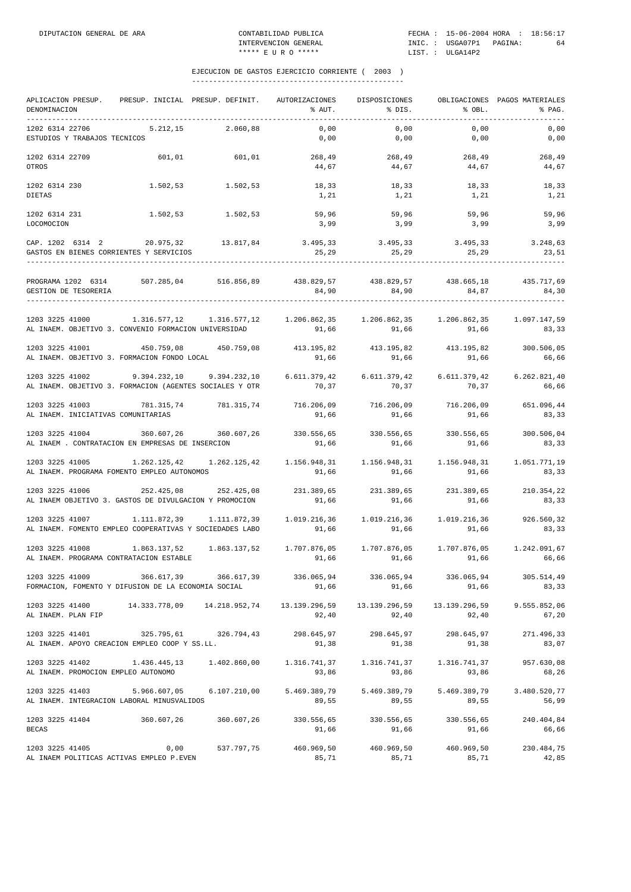## EJECUCION DE GASTOS EJERCICIO CORRIENTE ( 2003 )

| APLICACION PRESUP. DENOMINACION | PRESUP. INICIAL | PRESUP. DEFINIT. | AUTORIZACIONES % AUT. | DISPOSICIONES % DIS. | OBLIGACIONES % OBL. | PAGOS MATERIALES % PAG. |
|---|---|---|---|---|---|---|
| 1202 6314 22706 | 5.212,15 | 2.060,88 | 0,00 | 0,00 | 0,00 | 0,00 |
| ESTUDIOS Y TRABAJOS TECNICOS | | | 0,00 | 0,00 | 0,00 | 0,00 |
| 1202 6314 22709 | 601,01 | 601,01 | 268,49 | 268,49 | 268,49 | 268,49 |
| OTROS | | | 44,67 | 44,67 | 44,67 | 44,67 |
| 1202 6314 230 | 1.502,53 | 1.502,53 | 18,33 | 18,33 | 18,33 | 18,33 |
| DIETAS | | | 1,21 | 1,21 | 1,21 | 1,21 |
| 1202 6314 231 | 1.502,53 | 1.502,53 | 59,96 | 59,96 | 59,96 | 59,96 |
| LOCOMOCION | | | 3,99 | 3,99 | 3,99 | 3,99 |
| CAP. 1202 6314 2 | 20.975,32 | 13.817,84 | 3.495,33 | 3.495,33 | 3.495,33 | 3.248,63 |
| GASTOS EN BIENES CORRIENTES Y SERVICIOS | | | 25,29 | 25,29 | 25,29 | 23,51 |
| PROGRAMA 1202 6314 | 507.285,04 | 516.856,89 | 438.829,57 | 438.829,57 | 438.665,18 | 435.717,69 |
| GESTION DE TESORERIA | | | 84,90 | 84,90 | 84,87 | 84,30 |
| 1203 3225 41000 | 1.316.577,12 | 1.316.577,12 | 1.206.862,35 | 1.206.862,35 | 1.206.862,35 | 1.097.147,59 |
| AL INAEM. OBJETIVO 3. CONVENIO FORMACION UNIVERSIDAD | | | 91,66 | 91,66 | 91,66 | 83,33 |
| 1203 3225 41001 | 450.759,08 | 450.759,08 | 413.195,82 | 413.195,82 | 413.195,82 | 300.506,05 |
| AL INAEM. OBJETIVO 3. FORMACION FONDO LOCAL | | | 91,66 | 91,66 | 91,66 | 66,66 |
| 1203 3225 41002 | 9.394.232,10 | 9.394.232,10 | 6.611.379,42 | 6.611.379,42 | 6.611.379,42 | 6.262.821,40 |
| AL INAEM. OBJETIVO 3. FORMACION (AGENTES SOCIALES Y OTR | | | 70,37 | 70,37 | 70,37 | 66,66 |
| 1203 3225 41003 | 781.315,74 | 781.315,74 | 716.206,09 | 716.206,09 | 716.206,09 | 651.096,44 |
| AL INAEM. INICIATIVAS COMUNITARIAS | | | 91,66 | 91,66 | 91,66 | 83,33 |
| 1203 3225 41004 | 360.607,26 | 360.607,26 | 330.556,65 | 330.556,65 | 330.556,65 | 300.506,04 |
| AL INAEM . CONTRATACION EN EMPRESAS DE INSERCION | | | 91,66 | 91,66 | 91,66 | 83,33 |
| 1203 3225 41005 | 1.262.125,42 | 1.262.125,42 | 1.156.948,31 | 1.156.948,31 | 1.156.948,31 | 1.051.771,19 |
| AL INAEM. PROGRAMA FOMENTO EMPLEO AUTONOMOS | | | 91,66 | 91,66 | 91,66 | 83,33 |
| 1203 3225 41006 | 252.425,08 | 252.425,08 | 231.389,65 | 231.389,65 | 231.389,65 | 210.354,22 |
| AL INAEM OBJETIVO 3. GASTOS DE DIVULGACION Y PROMOCION | | | 91,66 | 91,66 | 91,66 | 83,33 |
| 1203 3225 41007 | 1.111.872,39 | 1.111.872,39 | 1.019.216,36 | 1.019.216,36 | 1.019.216,36 | 926.560,32 |
| AL INAEM. FOMENTO EMPLEO COOPERATIVAS Y SOCIEDADES LABO | | | 91,66 | 91,66 | 91,66 | 83,33 |
| 1203 3225 41008 | 1.863.137,52 | 1.863.137,52 | 1.707.876,05 | 1.707.876,05 | 1.707.876,05 | 1.242.091,67 |
| AL INAEM. PROGRAMA CONTRATACION ESTABLE | | | 91,66 | 91,66 | 91,66 | 66,66 |
| 1203 3225 41009 | 366.617,39 | 366.617,39 | 336.065,94 | 336.065,94 | 336.065,94 | 305.514,49 |
| FORMACION, FOMENTO Y DIFUSION DE LA ECONOMIA SOCIAL | | | 91,66 | 91,66 | 91,66 | 83,33 |
| 1203 3225 41400 | 14.333.778,09 | 14.218.952,74 | 13.139.296,59 | 13.139.296,59 | 13.139.296,59 | 9.555.852,06 |
| AL INAEM. PLAN FIP | | | 92,40 | 92,40 | 92,40 | 67,20 |
| 1203 3225 41401 | 325.795,61 | 326.794,43 | 298.645,97 | 298.645,97 | 298.645,97 | 271.496,33 |
| AL INAEM. APOYO CREACION EMPLEO COOP Y SS.LL. | | | 91,38 | 91,38 | 91,38 | 83,07 |
| 1203 3225 41402 | 1.436.445,13 | 1.402.860,00 | 1.316.741,37 | 1.316.741,37 | 1.316.741,37 | 957.630,08 |
| AL INAEM. PROMOCION EMPLEO AUTONOMO | | | 93,86 | 93,86 | 93,86 | 68,26 |
| 1203 3225 41403 | 5.966.607,05 | 6.107.210,00 | 5.469.389,79 | 5.469.389,79 | 5.469.389,79 | 3.480.520,77 |
| AL INAEM. INTEGRACION LABORAL MINUSVALIDOS | | | 89,55 | 89,55 | 89,55 | 56,99 |
| 1203 3225 41404 | 360.607,26 | 360.607,26 | 330.556,65 | 330.556,65 | 330.556,65 | 240.404,84 |
| BECAS | | | 91,66 | 91,66 | 91,66 | 66,66 |
| 1203 3225 41405 | 0,00 | 537.797,75 | 460.969,50 | 460.969,50 | 460.969,50 | 230.484,75 |
| AL INAEM POLITICAS ACTIVAS EMPLEO P.EVEN | | | 85,71 | 85,71 | 85,71 | 42,85 |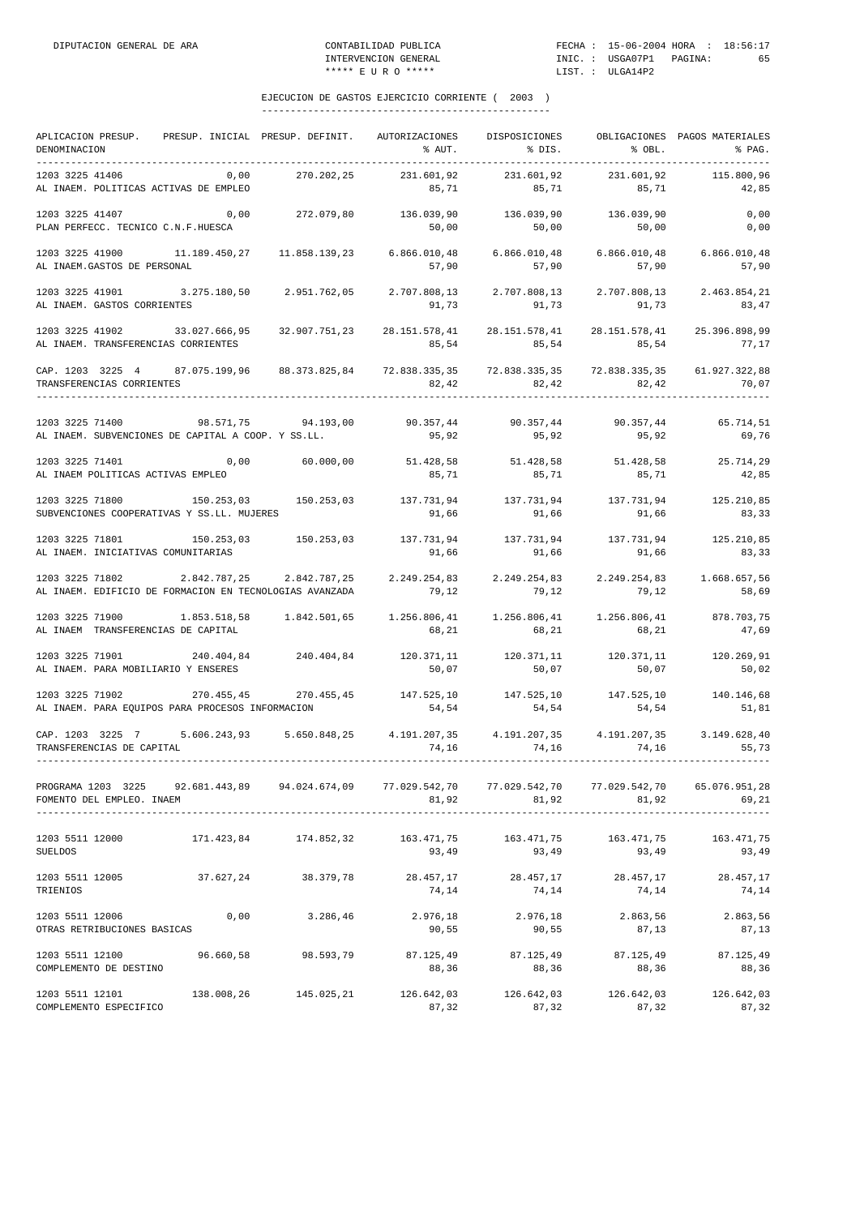## EJECUCION DE GASTOS EJERCICIO CORRIENTE ( 2003 )

| APLICACION PRESUP. DENOMINACION | PRESUP. INICIAL | PRESUP. DEFINIT. | AUTORIZACIONES % AUT. | DISPOSICIONES % DIS. | OBLIGACIONES % OBL. | PAGOS MATERIALES % PAG. |
|---|---|---|---|---|---|---|
| 1203 3225 41406 AL INAEM. POLITICAS ACTIVAS DE EMPLEO | 0,00 | 270.202,25 | 231.601,92 85,71 | 231.601,92 85,71 | 231.601,92 85,71 | 115.800,96 42,85 |
| 1203 3225 41407 PLAN PERFECC. TECNICO C.N.F.HUESCA | 0,00 | 272.079,80 | 136.039,90 50,00 | 136.039,90 50,00 | 136.039,90 50,00 | 0,00 0,00 |
| 1203 3225 41900 AL INAEM.GASTOS DE PERSONAL | 11.189.450,27 | 11.858.139,23 | 6.866.010,48 57,90 | 6.866.010,48 57,90 | 6.866.010,48 57,90 | 6.866.010,48 57,90 |
| 1203 3225 41901 AL INAEM. GASTOS CORRIENTES | 3.275.180,50 | 2.951.762,05 | 2.707.808,13 91,73 | 2.707.808,13 91,73 | 2.707.808,13 91,73 | 2.463.854,21 83,47 |
| 1203 3225 41902 AL INAEM. TRANSFERENCIAS CORRIENTES | 33.027.666,95 | 32.907.751,23 | 28.151.578,41 85,54 | 28.151.578,41 85,54 | 28.151.578,41 85,54 | 25.396.898,99 77,17 |
| CAP. 1203 3225 4 TRANSFERENCIAS CORRIENTES | 87.075.199,96 | 88.373.825,84 | 72.838.335,35 82,42 | 72.838.335,35 82,42 | 72.838.335,35 82,42 | 61.927.322,88 70,07 |
| 1203 3225 71400 AL INAEM. SUBVENCIONES DE CAPITAL A COOP. Y SS.LL. | 98.571,75 | 94.193,00 | 90.357,44 95,92 | 90.357,44 95,92 | 90.357,44 95,92 | 65.714,51 69,76 |
| 1203 3225 71401 AL INAEM POLITICAS ACTIVAS EMPLEO | 0,00 | 60.000,00 | 51.428,58 85,71 | 51.428,58 85,71 | 51.428,58 85,71 | 25.714,29 42,85 |
| 1203 3225 71800 SUBVENCIONES COOPERATIVAS Y SS.LL. MUJERES | 150.253,03 | 150.253,03 | 137.731,94 91,66 | 137.731,94 91,66 | 137.731,94 91,66 | 125.210,85 83,33 |
| 1203 3225 71801 AL INAEM. INICIATIVAS COMUNITARIAS | 150.253,03 | 150.253,03 | 137.731,94 91,66 | 137.731,94 91,66 | 137.731,94 91,66 | 125.210,85 83,33 |
| 1203 3225 71802 AL INAEM. EDIFICIO DE FORMACION EN TECNOLOGIAS AVANZADA | 2.842.787,25 | 2.842.787,25 | 2.249.254,83 79,12 | 2.249.254,83 79,12 | 2.249.254,83 79,12 | 1.668.657,56 58,69 |
| 1203 3225 71900 AL INAEM TRANSFERENCIAS DE CAPITAL | 1.853.518,58 | 1.842.501,65 | 1.256.806,41 68,21 | 1.256.806,41 68,21 | 1.256.806,41 68,21 | 878.703,75 47,69 |
| 1203 3225 71901 AL INAEM. PARA MOBILIARIO Y ENSERES | 240.404,84 | 240.404,84 | 120.371,11 50,07 | 120.371,11 50,07 | 120.371,11 50,07 | 120.269,91 50,02 |
| 1203 3225 71902 AL INAEM. PARA EQUIPOS PARA PROCESOS INFORMACION | 270.455,45 | 270.455,45 | 147.525,10 54,54 | 147.525,10 54,54 | 147.525,10 54,54 | 140.146,68 51,81 |
| CAP. 1203 3225 7 TRANSFERENCIAS DE CAPITAL | 5.606.243,93 | 5.650.848,25 | 4.191.207,35 74,16 | 4.191.207,35 74,16 | 4.191.207,35 74,16 | 3.149.628,40 55,73 |
| PROGRAMA 1203 3225 FOMENTO DEL EMPLEO. INAEM | 92.681.443,89 | 94.024.674,09 | 77.029.542,70 81,92 | 77.029.542,70 81,92 | 77.029.542,70 81,92 | 65.076.951,28 69,21 |
| 1203 5511 12000 SUELDOS | 171.423,84 | 174.852,32 | 163.471,75 93,49 | 163.471,75 93,49 | 163.471,75 93,49 | 163.471,75 93,49 |
| 1203 5511 12005 TRIENIOS | 37.627,24 | 38.379,78 | 28.457,17 74,14 | 28.457,17 74,14 | 28.457,17 74,14 | 28.457,17 74,14 |
| 1203 5511 12006 OTRAS RETRIBUCIONES BASICAS | 0,00 | 3.286,46 | 2.976,18 90,55 | 2.976,18 90,55 | 2.863,56 87,13 | 2.863,56 87,13 |
| 1203 5511 12100 COMPLEMENTO DE DESTINO | 96.660,58 | 98.593,79 | 87.125,49 88,36 | 87.125,49 88,36 | 87.125,49 88,36 | 87.125,49 88,36 |
| 1203 5511 12101 COMPLEMENTO ESPECIFICO | 138.008,26 | 145.025,21 | 126.642,03 87,32 | 126.642,03 87,32 | 126.642,03 87,32 | 126.642,03 87,32 |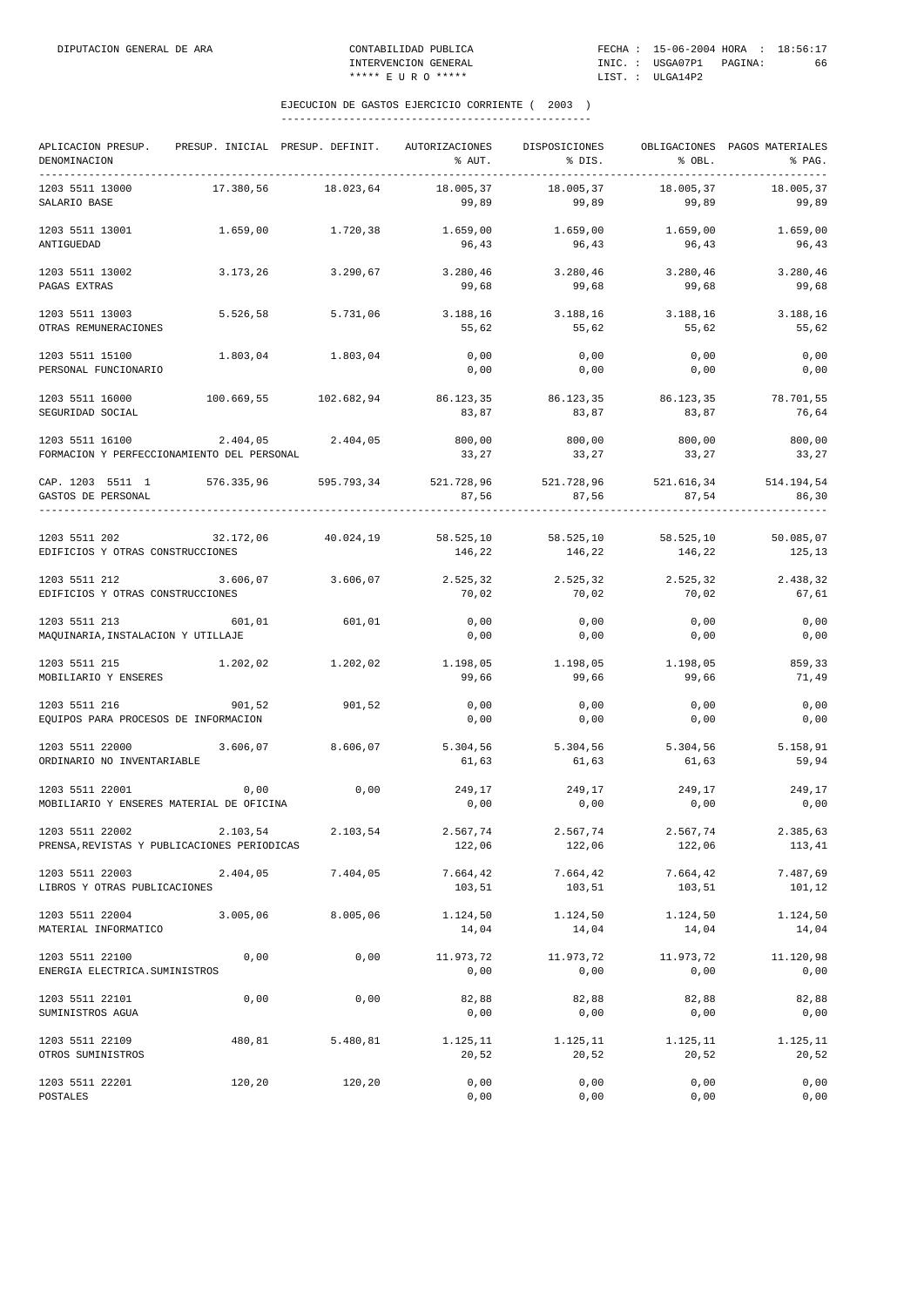DIPUTACION GENERAL DE ARA CONTABILIDAD PUBLICA INTERVENCION GENERAL ***** E U R O ***** FECHA : 15-06-2004 HORA : 18:56:17 INIC. : USGA07P1 PAGINA: 66 LIST. : ULGA14P2

## EJECUCION DE GASTOS EJERCICIO CORRIENTE ( 2003 )

| APLICACION PRESUP. DENOMINACION | PRESUP. INICIAL | PRESUP. DEFINIT. | AUTORIZACIONES % AUT. | DISPOSICIONES % DIS. | OBLIGACIONES % OBL. | PAGOS MATERIALES % PAG. |
|---|---|---|---|---|---|---|
| 1203 5511 13000 SALARIO BASE | 17.380,56 | 18.023,64 | 18.005,37 99,89 | 18.005,37 99,89 | 18.005,37 99,89 | 18.005,37 99,89 |
| 1203 5511 13001 ANTIGUEDAD | 1.659,00 | 1.720,38 | 1.659,00 96,43 | 1.659,00 96,43 | 1.659,00 96,43 | 1.659,00 96,43 |
| 1203 5511 13002 PAGAS EXTRAS | 3.173,26 | 3.290,67 | 3.280,46 99,68 | 3.280,46 99,68 | 3.280,46 99,68 | 3.280,46 99,68 |
| 1203 5511 13003 OTRAS REMUNERACIONES | 5.526,58 | 5.731,06 | 3.188,16 55,62 | 3.188,16 55,62 | 3.188,16 55,62 | 3.188,16 55,62 |
| 1203 5511 15100 PERSONAL FUNCIONARIO | 1.803,04 | 1.803,04 | 0,00 0,00 | 0,00 0,00 | 0,00 0,00 | 0,00 0,00 |
| 1203 5511 16000 SEGURIDAD SOCIAL | 100.669,55 | 102.682,94 | 86.123,35 83,87 | 86.123,35 83,87 | 86.123,35 83,87 | 78.701,55 76,64 |
| 1203 5511 16100 FORMACION Y PERFECCIONAMIENTO DEL PERSONAL | 2.404,05 | 2.404,05 | 800,00 33,27 | 800,00 33,27 | 800,00 33,27 | 800,00 33,27 |
| CAP. 1203 5511 1 GASTOS DE PERSONAL | 576.335,96 | 595.793,34 | 521.728,96 87,56 | 521.728,96 87,56 | 521.616,34 87,54 | 514.194,54 86,30 |
| 1203 5511 202 EDIFICIOS Y OTRAS CONSTRUCCIONES | 32.172,06 | 40.024,19 | 58.525,10 146,22 | 58.525,10 146,22 | 58.525,10 146,22 | 50.085,07 125,13 |
| 1203 5511 212 EDIFICIOS Y OTRAS CONSTRUCCIONES | 3.606,07 | 3.606,07 | 2.525,32 70,02 | 2.525,32 70,02 | 2.525,32 70,02 | 2.438,32 67,61 |
| 1203 5511 213 MAQUINARIA,INSTALACION Y UTILLAJE | 601,01 | 601,01 | 0,00 0,00 | 0,00 0,00 | 0,00 0,00 | 0,00 0,00 |
| 1203 5511 215 MOBILIARIO Y ENSERES | 1.202,02 | 1.202,02 | 1.198,05 99,66 | 1.198,05 99,66 | 1.198,05 99,66 | 859,33 71,49 |
| 1203 5511 216 EQUIPOS PARA PROCESOS DE INFORMACION | 901,52 | 901,52 | 0,00 0,00 | 0,00 0,00 | 0,00 0,00 | 0,00 0,00 |
| 1203 5511 22000 ORDINARIO NO INVENTARIABLE | 3.606,07 | 8.606,07 | 5.304,56 61,63 | 5.304,56 61,63 | 5.304,56 61,63 | 5.158,91 59,94 |
| 1203 5511 22001 MOBILIARIO Y ENSERES MATERIAL DE OFICINA | 0,00 | 0,00 | 249,17 0,00 | 249,17 0,00 | 249,17 0,00 | 249,17 0,00 |
| 1203 5511 22002 PRENSA,REVISTAS Y PUBLICACIONES PERIODICAS | 2.103,54 | 2.103,54 | 2.567,74 122,06 | 2.567,74 122,06 | 2.567,74 122,06 | 2.385,63 113,41 |
| 1203 5511 22003 LIBROS Y OTRAS PUBLICACIONES | 2.404,05 | 7.404,05 | 7.664,42 103,51 | 7.664,42 103,51 | 7.664,42 103,51 | 7.487,69 101,12 |
| 1203 5511 22004 MATERIAL INFORMATICO | 3.005,06 | 8.005,06 | 1.124,50 14,04 | 1.124,50 14,04 | 1.124,50 14,04 | 1.124,50 14,04 |
| 1203 5511 22100 ENERGIA ELECTRICA.SUMINISTROS | 0,00 | 0,00 | 11.973,72 0,00 | 11.973,72 0,00 | 11.973,72 0,00 | 11.120,98 0,00 |
| 1203 5511 22101 SUMINISTROS AGUA | 0,00 | 0,00 | 82,88 0,00 | 82,88 0,00 | 82,88 0,00 | 82,88 0,00 |
| 1203 5511 22109 OTROS SUMINISTROS | 480,81 | 5.480,81 | 1.125,11 20,52 | 1.125,11 20,52 | 1.125,11 20,52 | 1.125,11 20,52 |
| 1203 5511 22201 POSTALES | 120,20 | 120,20 | 0,00 0,00 | 0,00 0,00 | 0,00 0,00 | 0,00 0,00 |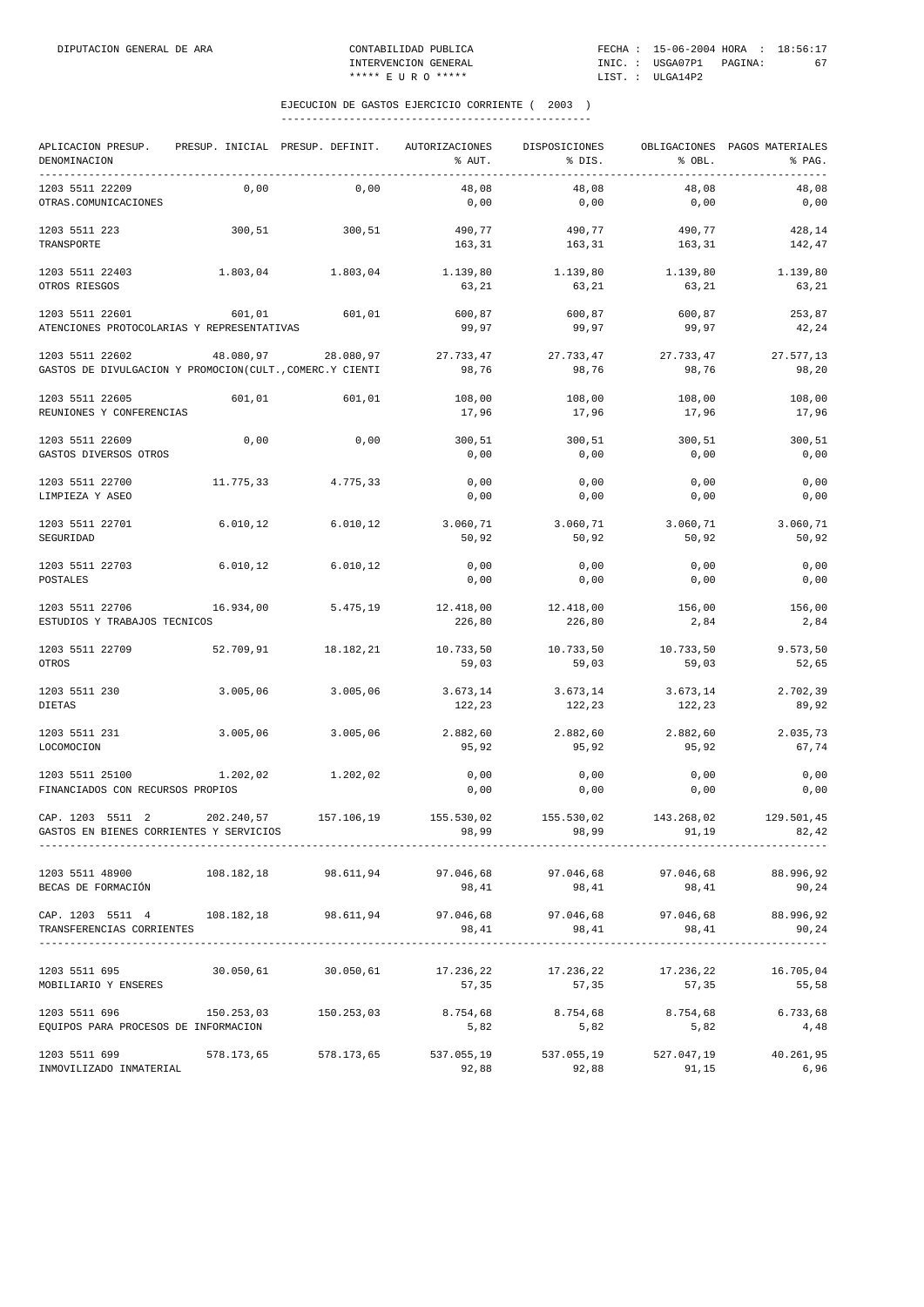## EJECUCION DE GASTOS EJERCICIO CORRIENTE ( 2003 )

| APLICACION PRESUP. DENOMINACION | PRESUP. INICIAL | PRESUP. DEFINIT. | AUTORIZACIONES % AUT. | DISPOSICIONES % DIS. | OBLIGACIONES % OBL. | PAGOS MATERIALES % PAG. |
|---|---|---|---|---|---|---|
| 1203 5511 22209 OTRAS.COMUNICACIONES | 0,00 | 0,00 | 48,08 / 0,00 | 48,08 / 0,00 | 48,08 / 0,00 | 48,08 / 0,00 |
| 1203 5511 223 TRANSPORTE | 300,51 | 300,51 | 490,77 / 163,31 | 490,77 / 163,31 | 490,77 / 163,31 | 428,14 / 142,47 |
| 1203 5511 22403 OTROS RIESGOS | 1.803,04 | 1.803,04 | 1.139,80 / 63,21 | 1.139,80 / 63,21 | 1.139,80 / 63,21 | 1.139,80 / 63,21 |
| 1203 5511 22601 ATENCIONES PROTOCOLARIAS Y REPRESENTATIVAS | 601,01 | 601,01 | 600,87 / 99,97 | 600,87 / 99,97 | 600,87 / 99,97 | 253,87 / 42,24 |
| 1203 5511 22602 GASTOS DE DIVULGACION Y PROMOCION(CULT.,COMERC.Y CIENTI | 48.080,97 | 28.080,97 | 27.733,47 / 98,76 | 27.733,47 / 98,76 | 27.733,47 / 98,76 | 27.577,13 / 98,20 |
| 1203 5511 22605 REUNIONES Y CONFERENCIAS | 601,01 | 601,01 | 108,00 / 17,96 | 108,00 / 17,96 | 108,00 / 17,96 | 108,00 / 17,96 |
| 1203 5511 22609 GASTOS DIVERSOS OTROS | 0,00 | 0,00 | 300,51 / 0,00 | 300,51 / 0,00 | 300,51 / 0,00 | 300,51 / 0,00 |
| 1203 5511 22700 LIMPIEZA Y ASEO | 11.775,33 | 4.775,33 | 0,00 / 0,00 | 0,00 / 0,00 | 0,00 / 0,00 | 0,00 / 0,00 |
| 1203 5511 22701 SEGURIDAD | 6.010,12 | 6.010,12 | 3.060,71 / 50,92 | 3.060,71 / 50,92 | 3.060,71 / 50,92 | 3.060,71 / 50,92 |
| 1203 5511 22703 POSTALES | 6.010,12 | 6.010,12 | 0,00 / 0,00 | 0,00 / 0,00 | 0,00 / 0,00 | 0,00 / 0,00 |
| 1203 5511 22706 ESTUDIOS Y TRABAJOS TECNICOS | 16.934,00 | 5.475,19 | 12.418,00 / 226,80 | 12.418,00 / 226,80 | 156,00 / 2,84 | 156,00 / 2,84 |
| 1203 5511 22709 OTROS | 52.709,91 | 18.182,21 | 10.733,50 / 59,03 | 10.733,50 / 59,03 | 10.733,50 / 59,03 | 9.573,50 / 52,65 |
| 1203 5511 230 DIETAS | 3.005,06 | 3.005,06 | 3.673,14 / 122,23 | 3.673,14 / 122,23 | 3.673,14 / 122,23 | 2.702,39 / 89,92 |
| 1203 5511 231 LOCOMOCION | 3.005,06 | 3.005,06 | 2.882,60 / 95,92 | 2.882,60 / 95,92 | 2.882,60 / 95,92 | 2.035,73 / 67,74 |
| 1203 5511 25100 FINANCIADOS CON RECURSOS PROPIOS | 1.202,02 | 1.202,02 | 0,00 / 0,00 | 0,00 / 0,00 | 0,00 / 0,00 | 0,00 / 0,00 |
| CAP. 1203 5511 2 GASTOS EN BIENES CORRIENTES Y SERVICIOS | 202.240,57 | 157.106,19 | 155.530,02 / 98,99 | 155.530,02 / 98,99 | 143.268,02 / 91,19 | 129.501,45 / 82,42 |
| 1203 5511 48900 BECAS DE FORMACIÓN | 108.182,18 | 98.611,94 | 97.046,68 / 98,41 | 97.046,68 / 98,41 | 97.046,68 / 98,41 | 88.996,92 / 90,24 |
| CAP. 1203 5511 4 TRANSFERENCIAS CORRIENTES | 108.182,18 | 98.611,94 | 97.046,68 / 98,41 | 97.046,68 / 98,41 | 97.046,68 / 98,41 | 88.996,92 / 90,24 |
| 1203 5511 695 MOBILIARIO Y ENSERES | 30.050,61 | 30.050,61 | 17.236,22 / 57,35 | 17.236,22 / 57,35 | 17.236,22 / 57,35 | 16.705,04 / 55,58 |
| 1203 5511 696 EQUIPOS PARA PROCESOS DE INFORMACION | 150.253,03 | 150.253,03 | 8.754,68 / 5,82 | 8.754,68 / 5,82 | 8.754,68 / 5,82 | 6.733,68 / 4,48 |
| 1203 5511 699 INMOVILIZADO INMATERIAL | 578.173,65 | 578.173,65 | 537.055,19 / 92,88 | 537.055,19 / 92,88 | 527.047,19 / 91,15 | 40.261,95 / 6,96 |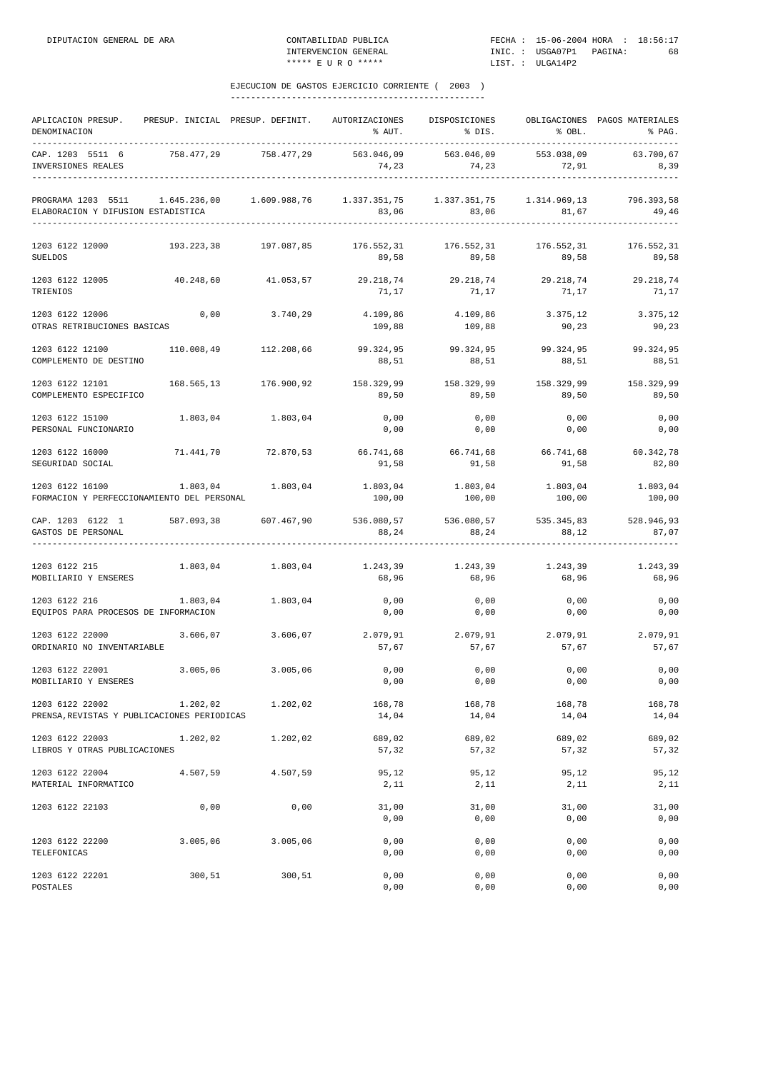DIPUTACION GENERAL DE ARA — CONTABILIDAD PUBLICA — INTERVENCION GENERAL — ***** E U R O *****

FECHA : 15-06-2004 HORA : 18:56:17 — INIC. : USGA07P1 — LIST. : ULGA14P2

## EJECUCION DE GASTOS EJERCICIO CORRIENTE ( 2003 )

| APLICACION PRESUP. DENOMINACION | PRESUP. INICIAL | PRESUP. DEFINIT. | AUTORIZACIONES % AUT. | DISPOSICIONES % DIS. | OBLIGACIONES % OBL. | PAGOS MATERIALES % PAG. |
|---|---|---|---|---|---|---|
| CAP. 1203 5511 6 | 758.477,29 | 758.477,29 | 563.046,09 | 563.046,09 | 553.038,09 | 63.700,67 |
| INVERSIONES REALES | | | 74,23 | 74,23 | 72,91 | 8,39 |
| PROGRAMA 1203 5511 | 1.645.236,00 | 1.609.988,76 | 1.337.351,75 | 1.337.351,75 | 1.314.969,13 | 796.393,58 |
| ELABORACION Y DIFUSION ESTADISTICA | | | 83,06 | 83,06 | 81,67 | 49,46 |
| 1203 6122 12000 | 193.223,38 | 197.087,85 | 176.552,31 | 176.552,31 | 176.552,31 | 176.552,31 |
| SUELDOS | | | 89,58 | 89,58 | 89,58 | 89,58 |
| 1203 6122 12005 | 40.248,60 | 41.053,57 | 29.218,74 | 29.218,74 | 29.218,74 | 29.218,74 |
| TRIENIOS | | | 71,17 | 71,17 | 71,17 | 71,17 |
| 1203 6122 12006 | 0,00 | 3.740,29 | 4.109,86 | 4.109,86 | 3.375,12 | 3.375,12 |
| OTRAS RETRIBUCIONES BASICAS | | | 109,88 | 109,88 | 90,23 | 90,23 |
| 1203 6122 12100 | 110.008,49 | 112.208,66 | 99.324,95 | 99.324,95 | 99.324,95 | 99.324,95 |
| COMPLEMENTO DE DESTINO | | | 88,51 | 88,51 | 88,51 | 88,51 |
| 1203 6122 12101 | 168.565,13 | 176.900,92 | 158.329,99 | 158.329,99 | 158.329,99 | 158.329,99 |
| COMPLEMENTO ESPECIFICO | | | 89,50 | 89,50 | 89,50 | 89,50 |
| 1203 6122 15100 | 1.803,04 | 1.803,04 | 0,00 | 0,00 | 0,00 | 0,00 |
| PERSONAL FUNCIONARIO | | | 0,00 | 0,00 | 0,00 | 0,00 |
| 1203 6122 16000 | 71.441,70 | 72.870,53 | 66.741,68 | 66.741,68 | 66.741,68 | 60.342,78 |
| SEGURIDAD SOCIAL | | | 91,58 | 91,58 | 91,58 | 82,80 |
| 1203 6122 16100 | 1.803,04 | 1.803,04 | 1.803,04 | 1.803,04 | 1.803,04 | 1.803,04 |
| FORMACION Y PERFECCIONAMIENTO DEL PERSONAL | | | 100,00 | 100,00 | 100,00 | 100,00 |
| CAP. 1203 6122 1 | 587.093,38 | 607.467,90 | 536.080,57 | 536.080,57 | 535.345,83 | 528.946,93 |
| GASTOS DE PERSONAL | | | 88,24 | 88,24 | 88,12 | 87,07 |
| 1203 6122 215 | 1.803,04 | 1.803,04 | 1.243,39 | 1.243,39 | 1.243,39 | 1.243,39 |
| MOBILIARIO Y ENSERES | | | 68,96 | 68,96 | 68,96 | 68,96 |
| 1203 6122 216 | 1.803,04 | 1.803,04 | 0,00 | 0,00 | 0,00 | 0,00 |
| EQUIPOS PARA PROCESOS DE INFORMACION | | | 0,00 | 0,00 | 0,00 | 0,00 |
| 1203 6122 22000 | 3.606,07 | 3.606,07 | 2.079,91 | 2.079,91 | 2.079,91 | 2.079,91 |
| ORDINARIO NO INVENTARIABLE | | | 57,67 | 57,67 | 57,67 | 57,67 |
| 1203 6122 22001 | 3.005,06 | 3.005,06 | 0,00 | 0,00 | 0,00 | 0,00 |
| MOBILIARIO Y ENSERES | | | 0,00 | 0,00 | 0,00 | 0,00 |
| 1203 6122 22002 | 1.202,02 | 1.202,02 | 168,78 | 168,78 | 168,78 | 168,78 |
| PRENSA,REVISTAS Y PUBLICACIONES PERIODICAS | | | 14,04 | 14,04 | 14,04 | 14,04 |
| 1203 6122 22003 | 1.202,02 | 1.202,02 | 689,02 | 689,02 | 689,02 | 689,02 |
| LIBROS Y OTRAS PUBLICACIONES | | | 57,32 | 57,32 | 57,32 | 57,32 |
| 1203 6122 22004 | 4.507,59 | 4.507,59 | 95,12 | 95,12 | 95,12 | 95,12 |
| MATERIAL INFORMATICO | | | 2,11 | 2,11 | 2,11 | 2,11 |
| 1203 6122 22103 | 0,00 | 0,00 | 31,00 | 31,00 | 31,00 | 31,00 |
| | | | 0,00 | 0,00 | 0,00 | 0,00 |
| 1203 6122 22200 | 3.005,06 | 3.005,06 | 0,00 | 0,00 | 0,00 | 0,00 |
| TELEFONICAS | | | 0,00 | 0,00 | 0,00 | 0,00 |
| 1203 6122 22201 | 300,51 | 300,51 | 0,00 | 0,00 | 0,00 | 0,00 |
| POSTALES | | | 0,00 | 0,00 | 0,00 | 0,00 |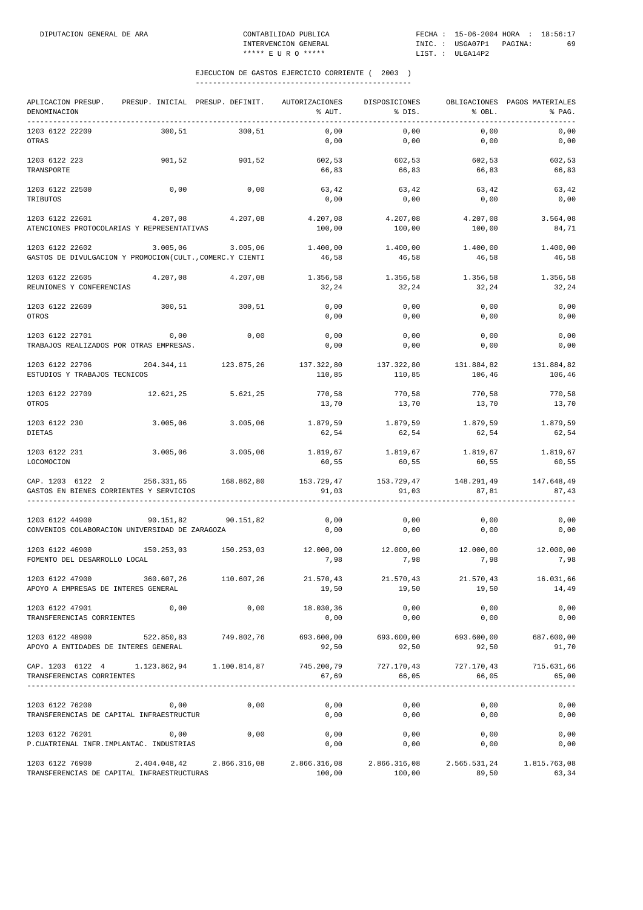EJECUCION DE GASTOS EJERCICIO CORRIENTE ( 2003 )

| APLICACION PRESUP. DENOMINACION | PRESUP. INICIAL | PRESUP. DEFINIT. | AUTORIZACIONES % AUT. | DISPOSICIONES % DIS. | OBLIGACIONES % OBL. | PAGOS MATERIALES % PAG. |
|---|---|---|---|---|---|---|
| 1203 6122 22209 OTRAS | 300,51 | 300,51 | 0,00 / 0,00 | 0,00 / 0,00 | 0,00 / 0,00 | 0,00 / 0,00 |
| 1203 6122 223 TRANSPORTE | 901,52 | 901,52 | 602,53 / 66,83 | 602,53 / 66,83 | 602,53 / 66,83 | 602,53 / 66,83 |
| 1203 6122 22500 TRIBUTOS | 0,00 | 0,00 | 63,42 / 0,00 | 63,42 / 0,00 | 63,42 / 0,00 | 63,42 / 0,00 |
| 1203 6122 22601 ATENCIONES PROTOCOLARIAS Y REPRESENTATIVAS | 4.207,08 | 4.207,08 | 4.207,08 / 100,00 | 4.207,08 / 100,00 | 4.207,08 / 100,00 | 3.564,08 / 84,71 |
| 1203 6122 22602 GASTOS DE DIVULGACION Y PROMOCION(CULT.,COMERC.Y CIENTI | 3.005,06 | 3.005,06 | 1.400,00 / 46,58 | 1.400,00 / 46,58 | 1.400,00 / 46,58 | 1.400,00 / 46,58 |
| 1203 6122 22605 REUNIONES Y CONFERENCIAS | 4.207,08 | 4.207,08 | 1.356,58 / 32,24 | 1.356,58 / 32,24 | 1.356,58 / 32,24 | 1.356,58 / 32,24 |
| 1203 6122 22609 OTROS | 300,51 | 300,51 | 0,00 / 0,00 | 0,00 / 0,00 | 0,00 / 0,00 | 0,00 / 0,00 |
| 1203 6122 22701 TRABAJOS REALIZADOS POR OTRAS EMPRESAS. | 0,00 | 0,00 | 0,00 / 0,00 | 0,00 / 0,00 | 0,00 / 0,00 | 0,00 / 0,00 |
| 1203 6122 22706 ESTUDIOS Y TRABAJOS TECNICOS | 204.344,11 | 123.875,26 | 137.322,80 / 110,85 | 137.322,80 / 110,85 | 131.884,82 / 106,46 | 131.884,82 / 106,46 |
| 1203 6122 22709 OTROS | 12.621,25 | 5.621,25 | 770,58 / 13,70 | 770,58 / 13,70 | 770,58 / 13,70 | 770,58 / 13,70 |
| 1203 6122 230 DIETAS | 3.005,06 | 3.005,06 | 1.879,59 / 62,54 | 1.879,59 / 62,54 | 1.879,59 / 62,54 | 1.879,59 / 62,54 |
| 1203 6122 231 LOCOMOCION | 3.005,06 | 3.005,06 | 1.819,67 / 60,55 | 1.819,67 / 60,55 | 1.819,67 / 60,55 | 1.819,67 / 60,55 |
| CAP. 1203 6122 2 GASTOS EN BIENES CORRIENTES Y SERVICIOS | 256.331,65 | 168.862,80 | 153.729,47 / 91,03 | 153.729,47 / 91,03 | 148.291,49 / 87,81 | 147.648,49 / 87,43 |
| 1203 6122 44900 CONVENIOS COLABORACION UNIVERSIDAD DE ZARAGOZA | 90.151,82 | 90.151,82 | 0,00 / 0,00 | 0,00 / 0,00 | 0,00 / 0,00 | 0,00 / 0,00 |
| 1203 6122 46900 FOMENTO DEL DESARROLLO LOCAL | 150.253,03 | 150.253,03 | 12.000,00 / 7,98 | 12.000,00 / 7,98 | 12.000,00 / 7,98 | 12.000,00 / 7,98 |
| 1203 6122 47900 APOYO A EMPRESAS DE INTERES GENERAL | 360.607,26 | 110.607,26 | 21.570,43 / 19,50 | 21.570,43 / 19,50 | 21.570,43 / 19,50 | 16.031,66 / 14,49 |
| 1203 6122 47901 TRANSFERENCIAS CORRIENTES | 0,00 | 0,00 | 18.030,36 / 0,00 | 0,00 / 0,00 | 0,00 / 0,00 | 0,00 / 0,00 |
| 1203 6122 48900 APOYO A ENTIDADES DE INTERES GENERAL | 522.850,83 | 749.802,76 | 693.600,00 / 92,50 | 693.600,00 / 92,50 | 693.600,00 / 92,50 | 687.600,00 / 91,70 |
| CAP. 1203 6122 4 TRANSFERENCIAS CORRIENTES | 1.123.862,94 | 1.100.814,87 | 745.200,79 / 67,69 | 727.170,43 / 66,05 | 727.170,43 / 66,05 | 715.631,66 / 65,00 |
| 1203 6122 76200 TRANSFERENCIAS DE CAPITAL INFRAESTRUCTUR | 0,00 | 0,00 | 0,00 / 0,00 | 0,00 / 0,00 | 0,00 / 0,00 | 0,00 / 0,00 |
| 1203 6122 76201 P.CUATRIENAL INFR.IMPLANTAC. INDUSTRIAS | 0,00 | 0,00 | 0,00 / 0,00 | 0,00 / 0,00 | 0,00 / 0,00 | 0,00 / 0,00 |
| 1203 6122 76900 TRANSFERENCIAS DE CAPITAL INFRAESTRUCTURAS | 2.404.048,42 | 2.866.316,08 | 2.866.316,08 / 100,00 | 2.866.316,08 / 100,00 | 2.565.531,24 / 89,50 | 1.815.763,08 / 63,34 |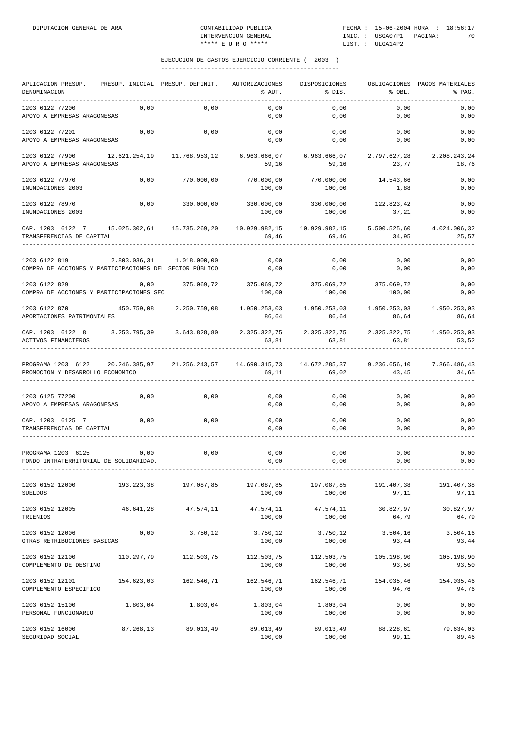DIPUTACION GENERAL DE ARA — CONTABILIDAD PUBLICA — INTERVENCION GENERAL — ***** E U R O ***** — FECHA : 15-06-2004 HORA : 18:56:17 — INIC. : USGA07P1 PAGINA: 70 — LIST. : ULGA14P2

## EJECUCION DE GASTOS EJERCICIO CORRIENTE ( 2003 )

| APLICACION PRESUP. DENOMINACION | PRESUP. INICIAL | PRESUP. DEFINIT. | AUTORIZACIONES % AUT. | DISPOSICIONES % DIS. | OBLIGACIONES % OBL. | PAGOS MATERIALES % PAG. |
|---|---|---|---|---|---|---|
| 1203 6122 77200 APOYO A EMPRESAS ARAGONESAS | 0,00 | 0,00 | 0,00 / 0,00 | 0,00 / 0,00 | 0,00 / 0,00 | 0,00 / 0,00 |
| 1203 6122 77201 APOYO A EMPRESAS ARAGONESAS | 0,00 | 0,00 | 0,00 / 0,00 | 0,00 / 0,00 | 0,00 / 0,00 | 0,00 / 0,00 |
| 1203 6122 77900 APOYO A EMPRESAS ARAGONESAS | 12.621.254,19 | 11.768.953,12 | 6.963.666,07 / 59,16 | 6.963.666,07 / 59,16 | 2.797.627,28 / 23,77 | 2.208.243,24 / 18,76 |
| 1203 6122 77970 INUNDACIONES 2003 | 0,00 | 770.000,00 | 770.000,00 / 100,00 | 770.000,00 / 100,00 | 14.543,66 / 1,88 | 0,00 / 0,00 |
| 1203 6122 78970 INUNDACIONES 2003 | 0,00 | 330.000,00 | 330.000,00 / 100,00 | 330.000,00 / 100,00 | 122.823,42 / 37,21 | 0,00 / 0,00 |
| CAP. 1203 6122 7 TRANSFERENCIAS DE CAPITAL | 15.025.302,61 | 15.735.269,20 | 10.929.982,15 / 69,46 | 10.929.982,15 / 69,46 | 5.500.525,60 / 34,95 | 4.024.006,32 / 25,57 |
| 1203 6122 819 COMPRA DE ACCIONES Y PARTICIPACIONES DEL SECTOR PÚBLICO | 2.803.036,31 | 1.018.000,00 | 0,00 / 0,00 | 0,00 / 0,00 | 0,00 / 0,00 | 0,00 / 0,00 |
| 1203 6122 829 COMPRA DE ACCIONES Y PARTICIPACIONES SEC | 0,00 | 375.069,72 | 375.069,72 / 100,00 | 375.069,72 / 100,00 | 375.069,72 / 100,00 | 0,00 / 0,00 |
| 1203 6122 870 APORTACIONES PATRIMONIALES | 450.759,08 | 2.250.759,08 | 1.950.253,03 / 86,64 | 1.950.253,03 / 86,64 | 1.950.253,03 / 86,64 | 1.950.253,03 / 86,64 |
| CAP. 1203 6122 8 ACTIVOS FINANCIEROS | 3.253.795,39 | 3.643.828,80 | 2.325.322,75 / 63,81 | 2.325.322,75 / 63,81 | 2.325.322,75 / 63,81 | 1.950.253,03 / 53,52 |
| PROGRAMA 1203 6122 PROMOCION Y DESARROLLO ECONOMICO | 20.246.385,97 | 21.256.243,57 | 14.690.315,73 / 69,11 | 14.672.285,37 / 69,02 | 9.236.656,10 / 43,45 | 7.366.486,43 / 34,65 |
| 1203 6125 77200 APOYO A EMPRESAS ARAGONESAS | 0,00 | 0,00 | 0,00 / 0,00 | 0,00 / 0,00 | 0,00 / 0,00 | 0,00 / 0,00 |
| CAP. 1203 6125 7 TRANSFERENCIAS DE CAPITAL | 0,00 | 0,00 | 0,00 / 0,00 | 0,00 / 0,00 | 0,00 / 0,00 | 0,00 / 0,00 |
| PROGRAMA 1203 6125 FONDO INTRATERRITORIAL DE SOLIDARIDAD. | 0,00 | 0,00 | 0,00 / 0,00 | 0,00 / 0,00 | 0,00 / 0,00 | 0,00 / 0,00 |
| 1203 6152 12000 SUELDOS | 193.223,38 | 197.087,85 | 197.087,85 / 100,00 | 197.087,85 / 100,00 | 191.407,38 / 97,11 | 191.407,38 / 97,11 |
| 1203 6152 12005 TRIENIOS | 46.641,28 | 47.574,11 | 47.574,11 / 100,00 | 47.574,11 / 100,00 | 30.827,97 / 64,79 | 30.827,97 / 64,79 |
| 1203 6152 12006 OTRAS RETRIBUCIONES BASICAS | 0,00 | 3.750,12 | 3.750,12 / 100,00 | 3.750,12 / 100,00 | 3.504,16 / 93,44 | 3.504,16 / 93,44 |
| 1203 6152 12100 COMPLEMENTO DE DESTINO | 110.297,79 | 112.503,75 | 112.503,75 / 100,00 | 112.503,75 / 100,00 | 105.198,90 / 93,50 | 105.198,90 / 93,50 |
| 1203 6152 12101 COMPLEMENTO ESPECIFICO | 154.623,03 | 162.546,71 | 162.546,71 / 100,00 | 162.546,71 / 100,00 | 154.035,46 / 94,76 | 154.035,46 / 94,76 |
| 1203 6152 15100 PERSONAL FUNCIONARIO | 1.803,04 | 1.803,04 | 1.803,04 / 100,00 | 1.803,04 / 100,00 | 0,00 / 0,00 | 0,00 / 0,00 |
| 1203 6152 16000 SEGURIDAD SOCIAL | 87.268,13 | 89.013,49 | 89.013,49 / 100,00 | 89.013,49 / 100,00 | 88.228,61 / 99,11 | 79.634,03 / 89,46 |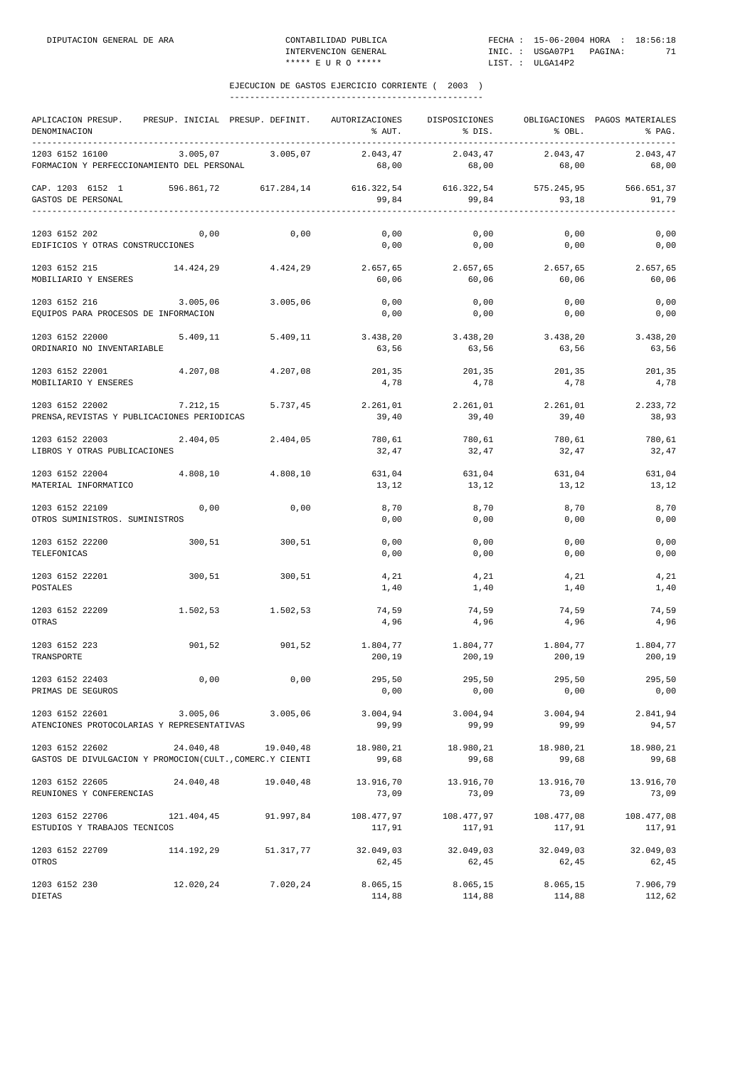## EJECUCION DE GASTOS EJERCICIO CORRIENTE ( 2003 )

| APLICACION PRESUP. DENOMINACION | PRESUP. INICIAL | PRESUP. DEFINIT. | AUTORIZACIONES % AUT. | DISPOSICIONES % DIS. | OBLIGACIONES % OBL. | PAGOS MATERIALES % PAG. |
|---|---|---|---|---|---|---|
| 1203 6152 16100 FORMACION Y PERFECCIONAMIENTO DEL PERSONAL | 3.005,07 | 3.005,07 | 2.043,47 68,00 | 2.043,47 68,00 | 2.043,47 68,00 | 2.043,47 68,00 |
| CAP. 1203 6152 1 GASTOS DE PERSONAL | 596.861,72 | 617.284,14 | 616.322,54 99,84 | 616.322,54 99,84 | 575.245,95 93,18 | 566.651,37 91,79 |
| 1203 6152 202 EDIFICIOS Y OTRAS CONSTRUCCIONES | 0,00 | 0,00 | 0,00 0,00 | 0,00 0,00 | 0,00 0,00 | 0,00 0,00 |
| 1203 6152 215 MOBILIARIO Y ENSERES | 14.424,29 | 4.424,29 | 2.657,65 60,06 | 2.657,65 60,06 | 2.657,65 60,06 | 2.657,65 60,06 |
| 1203 6152 216 EQUIPOS PARA PROCESOS DE INFORMACION | 3.005,06 | 3.005,06 | 0,00 0,00 | 0,00 0,00 | 0,00 0,00 | 0,00 0,00 |
| 1203 6152 22000 ORDINARIO NO INVENTARIABLE | 5.409,11 | 5.409,11 | 3.438,20 63,56 | 3.438,20 63,56 | 3.438,20 63,56 | 3.438,20 63,56 |
| 1203 6152 22001 MOBILIARIO Y ENSERES | 4.207,08 | 4.207,08 | 201,35 4,78 | 201,35 4,78 | 201,35 4,78 | 201,35 4,78 |
| 1203 6152 22002 PRENSA,REVISTAS Y PUBLICACIONES PERIODICAS | 7.212,15 | 5.737,45 | 2.261,01 39,40 | 2.261,01 39,40 | 2.261,01 39,40 | 2.233,72 38,93 |
| 1203 6152 22003 LIBROS Y OTRAS PUBLICACIONES | 2.404,05 | 2.404,05 | 780,61 32,47 | 780,61 32,47 | 780,61 32,47 | 780,61 32,47 |
| 1203 6152 22004 MATERIAL INFORMATICO | 4.808,10 | 4.808,10 | 631,04 13,12 | 631,04 13,12 | 631,04 13,12 | 631,04 13,12 |
| 1203 6152 22109 OTROS SUMINISTROS. SUMINISTROS | 0,00 | 0,00 | 8,70 0,00 | 8,70 0,00 | 8,70 0,00 | 8,70 0,00 |
| 1203 6152 22200 TELEFONICAS | 300,51 | 300,51 | 0,00 0,00 | 0,00 0,00 | 0,00 0,00 | 0,00 0,00 |
| 1203 6152 22201 POSTALES | 300,51 | 300,51 | 4,21 1,40 | 4,21 1,40 | 4,21 1,40 | 4,21 1,40 |
| 1203 6152 22209 OTRAS | 1.502,53 | 1.502,53 | 74,59 4,96 | 74,59 4,96 | 74,59 4,96 | 74,59 4,96 |
| 1203 6152 223 TRANSPORTE | 901,52 | 901,52 | 1.804,77 200,19 | 1.804,77 200,19 | 1.804,77 200,19 | 1.804,77 200,19 |
| 1203 6152 22403 PRIMAS DE SEGUROS | 0,00 | 0,00 | 295,50 0,00 | 295,50 0,00 | 295,50 0,00 | 295,50 0,00 |
| 1203 6152 22601 ATENCIONES PROTOCOLARIAS Y REPRESENTATIVAS | 3.005,06 | 3.005,06 | 3.004,94 99,99 | 3.004,94 99,99 | 3.004,94 99,99 | 2.841,94 94,57 |
| 1203 6152 22602 GASTOS DE DIVULGACION Y PROMOCION(CULT.,COMERC.Y CIENTI | 24.040,48 | 19.040,48 | 18.980,21 99,68 | 18.980,21 99,68 | 18.980,21 99,68 | 18.980,21 99,68 |
| 1203 6152 22605 REUNIONES Y CONFERENCIAS | 24.040,48 | 19.040,48 | 13.916,70 73,09 | 13.916,70 73,09 | 13.916,70 73,09 | 13.916,70 73,09 |
| 1203 6152 22706 ESTUDIOS Y TRABAJOS TECNICOS | 121.404,45 | 91.997,84 | 108.477,97 117,91 | 108.477,97 117,91 | 108.477,08 117,91 | 108.477,08 117,91 |
| 1203 6152 22709 OTROS | 114.192,29 | 51.317,77 | 32.049,03 62,45 | 32.049,03 62,45 | 32.049,03 62,45 | 32.049,03 62,45 |
| 1203 6152 230 DIETAS | 12.020,24 | 7.020,24 | 8.065,15 114,88 | 8.065,15 114,88 | 8.065,15 114,88 | 7.906,79 112,62 |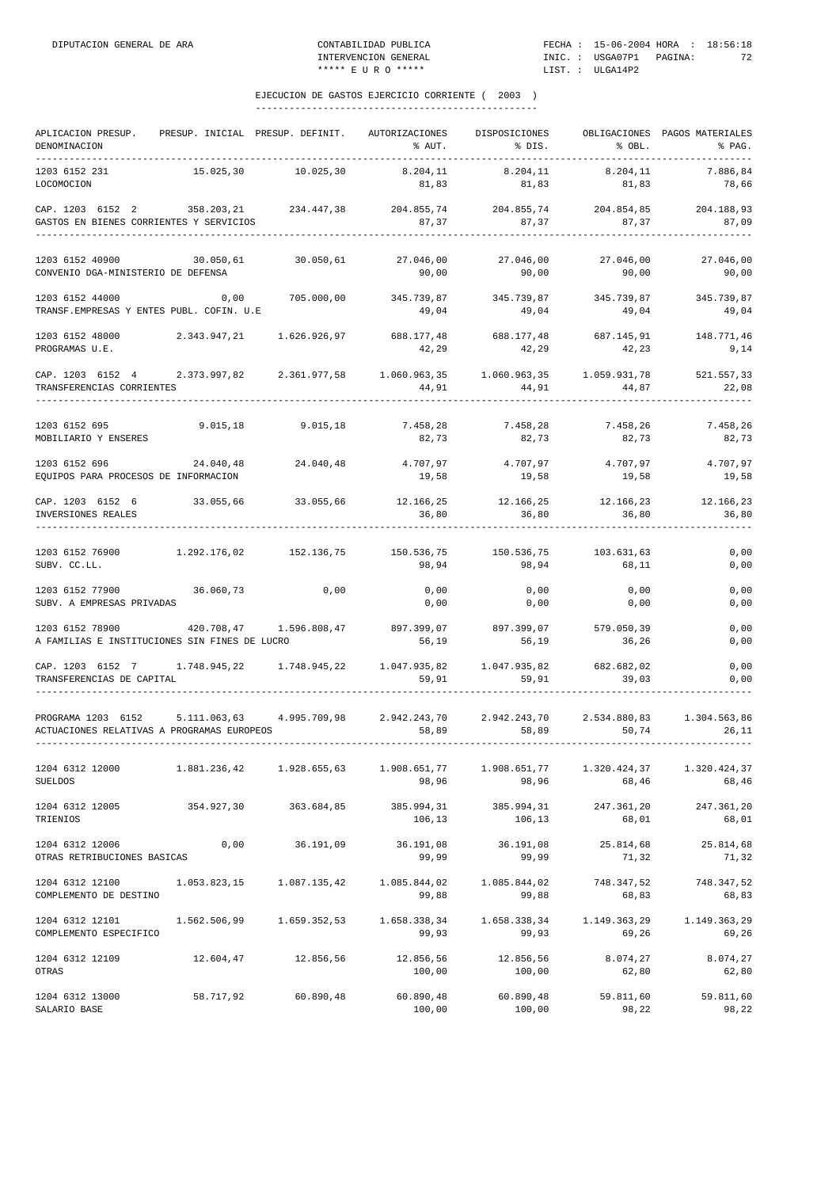EJECUCION DE GASTOS EJERCICIO CORRIENTE ( 2003 )

| APLICACION PRESUP. DENOMINACION | PRESUP. INICIAL | PRESUP. DEFINIT. | AUTORIZACIONES % AUT. | DISPOSICIONES % DIS. | OBLIGACIONES % OBL. | PAGOS MATERIALES % PAG. |
|---|---|---|---|---|---|---|
| 1203 6152 231 LOCOMOCION | 15.025,30 | 10.025,30 | 8.204,11 81,83 | 8.204,11 81,83 | 8.204,11 81,83 | 7.886,84 78,66 |
| CAP. 1203 6152 2 GASTOS EN BIENES CORRIENTES Y SERVICIOS | 358.203,21 | 234.447,38 | 204.855,74 87,37 | 204.855,74 87,37 | 204.854,85 87,37 | 204.188,93 87,09 |
| 1203 6152 40900 CONVENIO DGA-MINISTERIO DE DEFENSA | 30.050,61 | 30.050,61 | 27.046,00 90,00 | 27.046,00 90,00 | 27.046,00 90,00 | 27.046,00 90,00 |
| 1203 6152 44000 TRANSF.EMPRESAS Y ENTES PUBL. COFIN. U.E | 0,00 | 705.000,00 | 345.739,87 49,04 | 345.739,87 49,04 | 345.739,87 49,04 | 345.739,87 49,04 |
| 1203 6152 48000 PROGRAMAS U.E. | 2.343.947,21 | 1.626.926,97 | 688.177,48 42,29 | 688.177,48 42,29 | 687.145,91 42,23 | 148.771,46 9,14 |
| CAP. 1203 6152 4 TRANSFERENCIAS CORRIENTES | 2.373.997,82 | 2.361.977,58 | 1.060.963,35 44,91 | 1.060.963,35 44,91 | 1.059.931,78 44,87 | 521.557,33 22,08 |
| 1203 6152 695 MOBILIARIO Y ENSERES | 9.015,18 | 9.015,18 | 7.458,28 82,73 | 7.458,28 82,73 | 7.458,26 82,73 | 7.458,26 82,73 |
| 1203 6152 696 EQUIPOS PARA PROCESOS DE INFORMACION | 24.040,48 | 24.040,48 | 4.707,97 19,58 | 4.707,97 19,58 | 4.707,97 19,58 | 4.707,97 19,58 |
| CAP. 1203 6152 6 INVERSIONES REALES | 33.055,66 | 33.055,66 | 12.166,25 36,80 | 12.166,25 36,80 | 12.166,23 36,80 | 12.166,23 36,80 |
| 1203 6152 76900 SUBV. CC.LL. | 1.292.176,02 | 152.136,75 | 150.536,75 98,94 | 150.536,75 98,94 | 103.631,63 68,11 | 0,00 0,00 |
| 1203 6152 77900 SUBV. A EMPRESAS PRIVADAS | 36.060,73 | 0,00 | 0,00 0,00 | 0,00 0,00 | 0,00 0,00 | 0,00 0,00 |
| 1203 6152 78900 A FAMILIAS E INSTITUCIONES SIN FINES DE LUCRO | 420.708,47 | 1.596.808,47 | 897.399,07 56,19 | 897.399,07 56,19 | 579.050,39 36,26 | 0,00 0,00 |
| CAP. 1203 6152 7 TRANSFERENCIAS DE CAPITAL | 1.748.945,22 | 1.748.945,22 | 1.047.935,82 59,91 | 1.047.935,82 59,91 | 682.682,02 39,03 | 0,00 0,00 |
| PROGRAMA 1203 6152 ACTUACIONES RELATIVAS A PROGRAMAS EUROPEOS | 5.111.063,63 | 4.995.709,98 | 2.942.243,70 58,89 | 2.942.243,70 58,89 | 2.534.880,83 50,74 | 1.304.563,86 26,11 |
| 1204 6312 12000 SUELDOS | 1.881.236,42 | 1.928.655,63 | 1.908.651,77 98,96 | 1.908.651,77 98,96 | 1.320.424,37 68,46 | 1.320.424,37 68,46 |
| 1204 6312 12005 TRIENIOS | 354.927,30 | 363.684,85 | 385.994,31 106,13 | 385.994,31 106,13 | 247.361,20 68,01 | 247.361,20 68,01 |
| 1204 6312 12006 OTRAS RETRIBUCIONES BASICAS | 0,00 | 36.191,09 | 36.191,08 99,99 | 36.191,08 99,99 | 25.814,68 71,32 | 25.814,68 71,32 |
| 1204 6312 12100 COMPLEMENTO DE DESTINO | 1.053.823,15 | 1.087.135,42 | 1.085.844,02 99,88 | 1.085.844,02 99,88 | 748.347,52 68,83 | 748.347,52 68,83 |
| 1204 6312 12101 COMPLEMENTO ESPECIFICO | 1.562.506,99 | 1.659.352,53 | 1.658.338,34 99,93 | 1.658.338,34 99,93 | 1.149.363,29 69,26 | 1.149.363,29 69,26 |
| 1204 6312 12109 OTRAS | 12.604,47 | 12.856,56 | 12.856,56 100,00 | 12.856,56 100,00 | 8.074,27 62,80 | 8.074,27 62,80 |
| 1204 6312 13000 SALARIO BASE | 58.717,92 | 60.890,48 | 60.890,48 100,00 | 60.890,48 100,00 | 59.811,60 98,22 | 59.811,60 98,22 |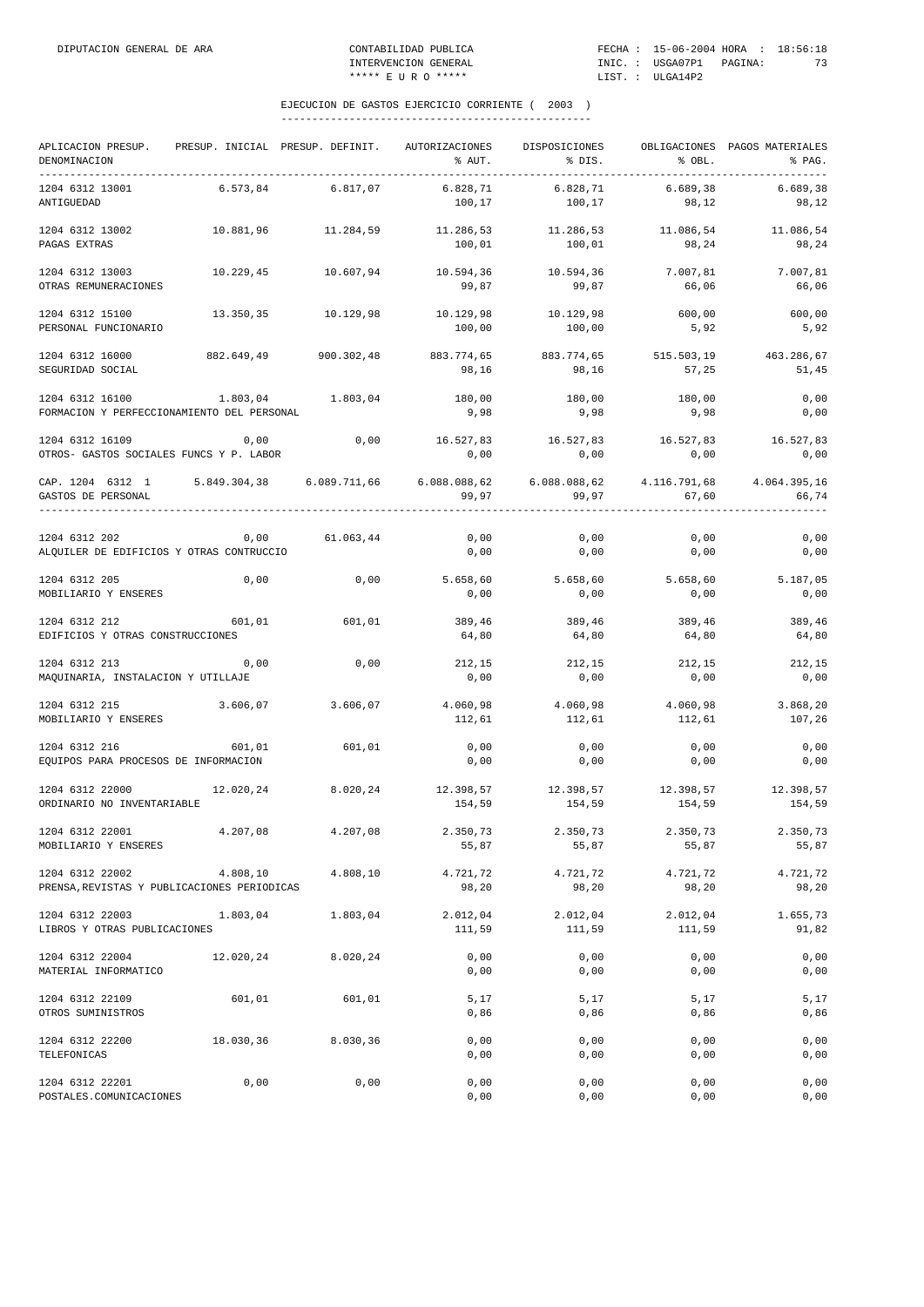DIPUTACION GENERAL DE ARA — CONTABILIDAD PUBLICA — INTERVENCION GENERAL — ***** E U R O ***** — FECHA : 15-06-2004 HORA : 18:56:18 — INIC. : USGA07P1 — LIST. : ULGA14P2

## EJECUCION DE GASTOS EJERCICIO CORRIENTE ( 2003 )

| APLICACION PRESUP. DENOMINACION | PRESUP. INICIAL | PRESUP. DEFINIT. | AUTORIZACIONES % AUT. | DISPOSICIONES % DIS. | OBLIGACIONES % OBL. | PAGOS MATERIALES % PAG. |
|---|---|---|---|---|---|---|
| 1204 6312 13001 ANTIGUEDAD | 6.573,84 | 6.817,07 | 6.828,71 / 100,17 | 6.828,71 / 100,17 | 6.689,38 / 98,12 | 6.689,38 / 98,12 |
| 1204 6312 13002 PAGAS EXTRAS | 10.881,96 | 11.284,59 | 11.286,53 / 100,01 | 11.286,53 / 100,01 | 11.086,54 / 98,24 | 11.086,54 / 98,24 |
| 1204 6312 13003 OTRAS REMUNERACIONES | 10.229,45 | 10.607,94 | 10.594,36 / 99,87 | 10.594,36 / 99,87 | 7.007,81 / 66,06 | 7.007,81 / 66,06 |
| 1204 6312 15100 PERSONAL FUNCIONARIO | 13.350,35 | 10.129,98 | 10.129,98 / 100,00 | 10.129,98 / 100,00 | 600,00 / 5,92 | 600,00 / 5,92 |
| 1204 6312 16000 SEGURIDAD SOCIAL | 882.649,49 | 900.302,48 | 883.774,65 / 98,16 | 883.774,65 / 98,16 | 515.503,19 / 57,25 | 463.286,67 / 51,45 |
| 1204 6312 16100 FORMACION Y PERFECCIONAMIENTO DEL PERSONAL | 1.803,04 | 1.803,04 | 180,00 / 9,98 | 180,00 / 9,98 | 180,00 / 9,98 | 0,00 / 0,00 |
| 1204 6312 16109 OTROS- GASTOS SOCIALES FUNCS Y P. LABOR | 0,00 | 0,00 | 16.527,83 / 0,00 | 16.527,83 / 0,00 | 16.527,83 / 0,00 | 16.527,83 / 0,00 |
| CAP. 1204 6312 1 GASTOS DE PERSONAL | 5.849.304,38 | 6.089.711,66 | 6.088.088,62 / 99,97 | 6.088.088,62 / 99,97 | 4.116.791,68 / 67,60 | 4.064.395,16 / 66,74 |
| 1204 6312 202 ALQUILER DE EDIFICIOS Y OTRAS CONTRUCCIO | 0,00 | 61.063,44 | 0,00 / 0,00 | 0,00 / 0,00 | 0,00 / 0,00 | 0,00 / 0,00 |
| 1204 6312 205 MOBILIARIO Y ENSERES | 0,00 | 0,00 | 5.658,60 / 0,00 | 5.658,60 / 0,00 | 5.658,60 / 0,00 | 5.187,05 / 0,00 |
| 1204 6312 212 EDIFICIOS Y OTRAS CONSTRUCCIONES | 601,01 | 601,01 | 389,46 / 64,80 | 389,46 / 64,80 | 389,46 / 64,80 | 389,46 / 64,80 |
| 1204 6312 213 MAQUINARIA, INSTALACION Y UTILLAJE | 0,00 | 0,00 | 212,15 / 0,00 | 212,15 / 0,00 | 212,15 / 0,00 | 212,15 / 0,00 |
| 1204 6312 215 MOBILIARIO Y ENSERES | 3.606,07 | 3.606,07 | 4.060,98 / 112,61 | 4.060,98 / 112,61 | 4.060,98 / 112,61 | 3.868,20 / 107,26 |
| 1204 6312 216 EQUIPOS PARA PROCESOS DE INFORMACION | 601,01 | 601,01 | 0,00 / 0,00 | 0,00 / 0,00 | 0,00 / 0,00 | 0,00 / 0,00 |
| 1204 6312 22000 ORDINARIO NO INVENTARIABLE | 12.020,24 | 8.020,24 | 12.398,57 / 154,59 | 12.398,57 / 154,59 | 12.398,57 / 154,59 | 12.398,57 / 154,59 |
| 1204 6312 22001 MOBILIARIO Y ENSERES | 4.207,08 | 4.207,08 | 2.350,73 / 55,87 | 2.350,73 / 55,87 | 2.350,73 / 55,87 | 2.350,73 / 55,87 |
| 1204 6312 22002 PRENSA,REVISTAS Y PUBLICACIONES PERIODICAS | 4.808,10 | 4.808,10 | 4.721,72 / 98,20 | 4.721,72 / 98,20 | 4.721,72 / 98,20 | 4.721,72 / 98,20 |
| 1204 6312 22003 LIBROS Y OTRAS PUBLICACIONES | 1.803,04 | 1.803,04 | 2.012,04 / 111,59 | 2.012,04 / 111,59 | 2.012,04 / 111,59 | 1.655,73 / 91,82 |
| 1204 6312 22004 MATERIAL INFORMATICO | 12.020,24 | 8.020,24 | 0,00 / 0,00 | 0,00 / 0,00 | 0,00 / 0,00 | 0,00 / 0,00 |
| 1204 6312 22109 OTROS SUMINISTROS | 601,01 | 601,01 | 5,17 / 0,86 | 5,17 / 0,86 | 5,17 / 0,86 | 5,17 / 0,86 |
| 1204 6312 22200 TELEFONICAS | 18.030,36 | 8.030,36 | 0,00 / 0,00 | 0,00 / 0,00 | 0,00 / 0,00 | 0,00 / 0,00 |
| 1204 6312 22201 POSTALES.COMUNICACIONES | 0,00 | 0,00 | 0,00 / 0,00 | 0,00 / 0,00 | 0,00 / 0,00 | 0,00 / 0,00 |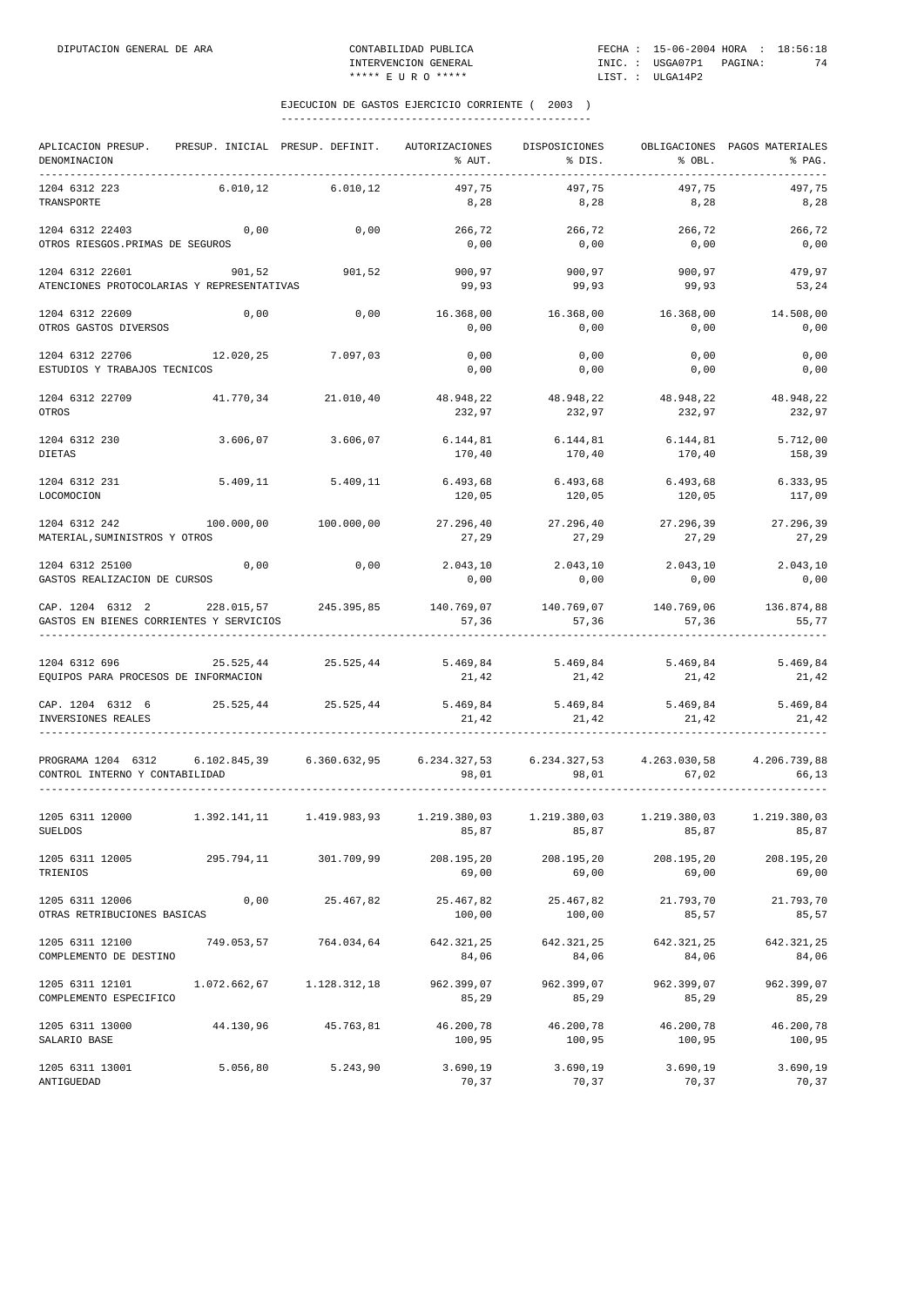EJECUCION DE GASTOS EJERCICIO CORRIENTE ( 2003 )

| APLICACION PRESUP. DENOMINACION | PRESUP. INICIAL | PRESUP. DEFINIT. | AUTORIZACIONES % AUT. | DISPOSICIONES % DIS. | OBLIGACIONES % OBL. | PAGOS MATERIALES % PAG. |
|---|---|---|---|---|---|---|
| 1204 6312 223 TRANSPORTE | 6.010,12 | 6.010,12 | 497,75 8,28 | 497,75 8,28 | 497,75 8,28 | 497,75 8,28 |
| 1204 6312 22403 OTROS RIESGOS.PRIMAS DE SEGUROS | 0,00 | 0,00 | 266,72 0,00 | 266,72 0,00 | 266,72 0,00 | 266,72 0,00 |
| 1204 6312 22601 ATENCIONES PROTOCOLARIAS Y REPRESENTATIVAS | 901,52 | 901,52 | 900,97 99,93 | 900,97 99,93 | 900,97 99,93 | 479,97 53,24 |
| 1204 6312 22609 OTROS GASTOS DIVERSOS | 0,00 | 0,00 | 16.368,00 0,00 | 16.368,00 0,00 | 16.368,00 0,00 | 14.508,00 0,00 |
| 1204 6312 22706 ESTUDIOS Y TRABAJOS TECNICOS | 12.020,25 | 7.097,03 | 0,00 0,00 | 0,00 0,00 | 0,00 0,00 | 0,00 0,00 |
| 1204 6312 22709 OTROS | 41.770,34 | 21.010,40 | 48.948,22 232,97 | 48.948,22 232,97 | 48.948,22 232,97 | 48.948,22 232,97 |
| 1204 6312 230 DIETAS | 3.606,07 | 3.606,07 | 6.144,81 170,40 | 6.144,81 170,40 | 6.144,81 170,40 | 5.712,00 158,39 |
| 1204 6312 231 LOCOMOCION | 5.409,11 | 5.409,11 | 6.493,68 120,05 | 6.493,68 120,05 | 6.493,68 120,05 | 6.333,95 117,09 |
| 1204 6312 242 MATERIAL,SUMINISTROS Y OTROS | 100.000,00 | 100.000,00 | 27.296,40 27,29 | 27.296,40 27,29 | 27.296,39 27,29 | 27.296,39 27,29 |
| 1204 6312 25100 GASTOS REALIZACION DE CURSOS | 0,00 | 0,00 | 2.043,10 0,00 | 2.043,10 0,00 | 2.043,10 0,00 | 2.043,10 0,00 |
| CAP. 1204 6312 2 GASTOS EN BIENES CORRIENTES Y SERVICIOS | 228.015,57 | 245.395,85 | 140.769,07 57,36 | 140.769,07 57,36 | 140.769,06 57,36 | 136.874,88 55,77 |
| 1204 6312 696 EQUIPOS PARA PROCESOS DE INFORMACION | 25.525,44 | 25.525,44 | 5.469,84 21,42 | 5.469,84 21,42 | 5.469,84 21,42 | 5.469,84 21,42 |
| CAP. 1204 6312 6 INVERSIONES REALES | 25.525,44 | 25.525,44 | 5.469,84 21,42 | 5.469,84 21,42 | 5.469,84 21,42 | 5.469,84 21,42 |
| PROGRAMA 1204 6312 CONTROL INTERNO Y CONTABILIDAD | 6.102.845,39 | 6.360.632,95 | 6.234.327,53 98,01 | 6.234.327,53 98,01 | 4.263.030,58 67,02 | 4.206.739,88 66,13 |
| 1205 6311 12000 SUELDOS | 1.392.141,11 | 1.419.983,93 | 1.219.380,03 85,87 | 1.219.380,03 85,87 | 1.219.380,03 85,87 | 1.219.380,03 85,87 |
| 1205 6311 12005 TRIENIOS | 295.794,11 | 301.709,99 | 208.195,20 69,00 | 208.195,20 69,00 | 208.195,20 69,00 | 208.195,20 69,00 |
| 1205 6311 12006 OTRAS RETRIBUCIONES BASICAS | 0,00 | 25.467,82 | 25.467,82 100,00 | 25.467,82 100,00 | 21.793,70 85,57 | 21.793,70 85,57 |
| 1205 6311 12100 COMPLEMENTO DE DESTINO | 749.053,57 | 764.034,64 | 642.321,25 84,06 | 642.321,25 84,06 | 642.321,25 84,06 | 642.321,25 84,06 |
| 1205 6311 12101 COMPLEMENTO ESPECIFICO | 1.072.662,67 | 1.128.312,18 | 962.399,07 85,29 | 962.399,07 85,29 | 962.399,07 85,29 | 962.399,07 85,29 |
| 1205 6311 13000 SALARIO BASE | 44.130,96 | 45.763,81 | 46.200,78 100,95 | 46.200,78 100,95 | 46.200,78 100,95 | 46.200,78 100,95 |
| 1205 6311 13001 ANTIGUEDAD | 5.056,80 | 5.243,90 | 3.690,19 70,37 | 3.690,19 70,37 | 3.690,19 70,37 | 3.690,19 70,37 |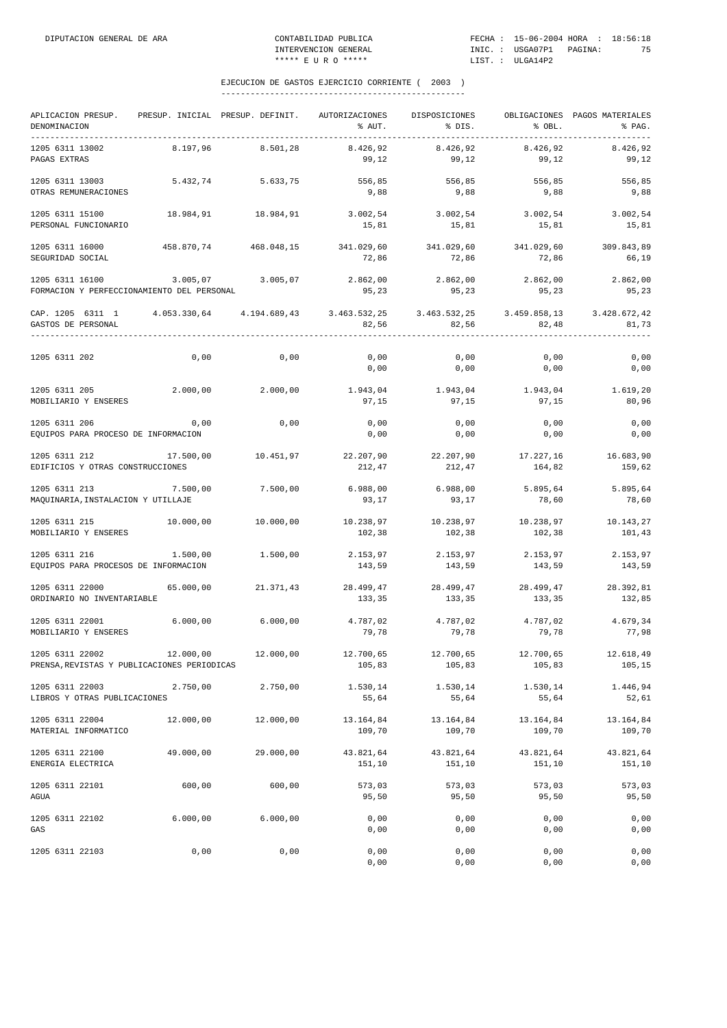## EJECUCION DE GASTOS EJERCICIO CORRIENTE ( 2003 )

| APLICACION PRESUP. DENOMINACION | PRESUP. INICIAL | PRESUP. DEFINIT. | AUTORIZACIONES % AUT. | DISPOSICIONES % DIS. | OBLIGACIONES % OBL. | PAGOS MATERIALES % PAG. |
|---|---|---|---|---|---|---|
| 1205 6311 13002 PAGAS EXTRAS | 8.197,96 | 8.501,28 | 8.426,92 99,12 | 8.426,92 99,12 | 8.426,92 99,12 | 8.426,92 99,12 |
| 1205 6311 13003 OTRAS REMUNERACIONES | 5.432,74 | 5.633,75 | 556,85 9,88 | 556,85 9,88 | 556,85 9,88 | 556,85 9,88 |
| 1205 6311 15100 PERSONAL FUNCIONARIO | 18.984,91 | 18.984,91 | 3.002,54 15,81 | 3.002,54 15,81 | 3.002,54 15,81 | 3.002,54 15,81 |
| 1205 6311 16000 SEGURIDAD SOCIAL | 458.870,74 | 468.048,15 | 341.029,60 72,86 | 341.029,60 72,86 | 341.029,60 72,86 | 309.843,89 66,19 |
| 1205 6311 16100 FORMACION Y PERFECCIONAMIENTO DEL PERSONAL | 3.005,07 | 3.005,07 | 2.862,00 95,23 | 2.862,00 95,23 | 2.862,00 95,23 | 2.862,00 95,23 |
| CAP. 1205 6311 1 GASTOS DE PERSONAL | 4.053.330,64 | 4.194.689,43 | 3.463.532,25 82,56 | 3.463.532,25 82,56 | 3.459.858,13 82,48 | 3.428.672,42 81,73 |
| 1205 6311 202 | 0,00 | 0,00 | 0,00 0,00 | 0,00 0,00 | 0,00 0,00 | 0,00 0,00 |
| 1205 6311 205 MOBILIARIO Y ENSERES | 2.000,00 | 2.000,00 | 1.943,04 97,15 | 1.943,04 97,15 | 1.943,04 97,15 | 1.619,20 80,96 |
| 1205 6311 206 EQUIPOS PARA PROCESO DE INFORMACION | 0,00 | 0,00 | 0,00 0,00 | 0,00 0,00 | 0,00 0,00 | 0,00 0,00 |
| 1205 6311 212 EDIFICIOS Y OTRAS CONSTRUCCIONES | 17.500,00 | 10.451,97 | 22.207,90 212,47 | 22.207,90 212,47 | 17.227,16 164,82 | 16.683,90 159,62 |
| 1205 6311 213 MAQUINARIA,INSTALACION Y UTILLAJE | 7.500,00 | 7.500,00 | 6.988,00 93,17 | 6.988,00 93,17 | 5.895,64 78,60 | 5.895,64 78,60 |
| 1205 6311 215 MOBILIARIO Y ENSERES | 10.000,00 | 10.000,00 | 10.238,97 102,38 | 10.238,97 102,38 | 10.238,97 102,38 | 10.143,27 101,43 |
| 1205 6311 216 EQUIPOS PARA PROCESOS DE INFORMACION | 1.500,00 | 1.500,00 | 2.153,97 143,59 | 2.153,97 143,59 | 2.153,97 143,59 | 2.153,97 143,59 |
| 1205 6311 22000 ORDINARIO NO INVENTARIABLE | 65.000,00 | 21.371,43 | 28.499,47 133,35 | 28.499,47 133,35 | 28.499,47 133,35 | 28.392,81 132,85 |
| 1205 6311 22001 MOBILIARIO Y ENSERES | 6.000,00 | 6.000,00 | 4.787,02 79,78 | 4.787,02 79,78 | 4.787,02 79,78 | 4.679,34 77,98 |
| 1205 6311 22002 PRENSA,REVISTAS Y PUBLICACIONES PERIODICAS | 12.000,00 | 12.000,00 | 12.700,65 105,83 | 12.700,65 105,83 | 12.700,65 105,83 | 12.618,49 105,15 |
| 1205 6311 22003 LIBROS Y OTRAS PUBLICACIONES | 2.750,00 | 2.750,00 | 1.530,14 55,64 | 1.530,14 55,64 | 1.530,14 55,64 | 1.446,94 52,61 |
| 1205 6311 22004 MATERIAL INFORMATICO | 12.000,00 | 12.000,00 | 13.164,84 109,70 | 13.164,84 109,70 | 13.164,84 109,70 | 13.164,84 109,70 |
| 1205 6311 22100 ENERGIA ELECTRICA | 49.000,00 | 29.000,00 | 43.821,64 151,10 | 43.821,64 151,10 | 43.821,64 151,10 | 43.821,64 151,10 |
| 1205 6311 22101 AGUA | 600,00 | 600,00 | 573,03 95,50 | 573,03 95,50 | 573,03 95,50 | 573,03 95,50 |
| 1205 6311 22102 GAS | 6.000,00 | 6.000,00 | 0,00 0,00 | 0,00 0,00 | 0,00 0,00 | 0,00 0,00 |
| 1205 6311 22103 | 0,00 | 0,00 | 0,00 0,00 | 0,00 0,00 | 0,00 0,00 | 0,00 0,00 |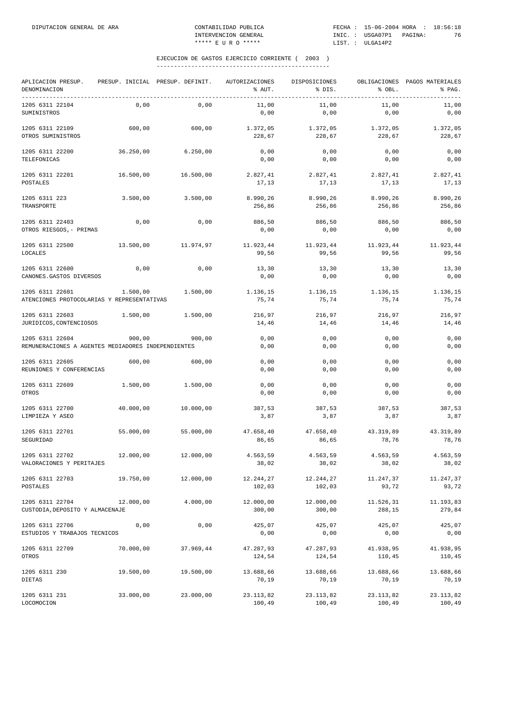## EJECUCION DE GASTOS EJERCICIO CORRIENTE ( 2003 )

| APLICACION PRESUP. DENOMINACION | PRESUP. INICIAL | PRESUP. DEFINIT. | AUTORIZACIONES % AUT. | DISPOSICIONES % DIS. | OBLIGACIONES % OBL. | PAGOS MATERIALES % PAG. |
|---|---|---|---|---|---|---|
| 1205 6311 22104 SUMINISTROS | 0,00 | 0,00 | 11,00 / 0,00 | 11,00 / 0,00 | 11,00 / 0,00 | 11,00 / 0,00 |
| 1205 6311 22109 OTROS SUMINISTROS | 600,00 | 600,00 | 1.372,05 / 228,67 | 1.372,05 / 228,67 | 1.372,05 / 228,67 | 1.372,05 / 228,67 |
| 1205 6311 22200 TELEFONICAS | 36.250,00 | 6.250,00 | 0,00 / 0,00 | 0,00 / 0,00 | 0,00 / 0,00 | 0,00 / 0,00 |
| 1205 6311 22201 POSTALES | 16.500,00 | 16.500,00 | 2.827,41 / 17,13 | 2.827,41 / 17,13 | 2.827,41 / 17,13 | 2.827,41 / 17,13 |
| 1205 6311 223 TRANSPORTE | 3.500,00 | 3.500,00 | 8.990,26 / 256,86 | 8.990,26 / 256,86 | 8.990,26 / 256,86 | 8.990,26 / 256,86 |
| 1205 6311 22403 OTROS RIESGOS,- PRIMAS | 0,00 | 0,00 | 886,50 / 0,00 | 886,50 / 0,00 | 886,50 / 0,00 | 886,50 / 0,00 |
| 1205 6311 22500 LOCALES | 13.500,00 | 11.974,97 | 11.923,44 / 99,56 | 11.923,44 / 99,56 | 11.923,44 / 99,56 | 11.923,44 / 99,56 |
| 1205 6311 22600 CANONES.GASTOS DIVERSOS | 0,00 | 0,00 | 13,30 / 0,00 | 13,30 / 0,00 | 13,30 / 0,00 | 13,30 / 0,00 |
| 1205 6311 22601 ATENCIONES PROTOCOLARIAS Y REPRESENTATIVAS | 1.500,00 | 1.500,00 | 1.136,15 / 75,74 | 1.136,15 / 75,74 | 1.136,15 / 75,74 | 1.136,15 / 75,74 |
| 1205 6311 22603 JURIDICOS,CONTENCIOSOS | 1.500,00 | 1.500,00 | 216,97 / 14,46 | 216,97 / 14,46 | 216,97 / 14,46 | 216,97 / 14,46 |
| 1205 6311 22604 REMUNERACIONES A AGENTES MEDIADORES INDEPENDIENTES | 900,00 | 900,00 | 0,00 / 0,00 | 0,00 / 0,00 | 0,00 / 0,00 | 0,00 / 0,00 |
| 1205 6311 22605 REUNIONES Y CONFERENCIAS | 600,00 | 600,00 | 0,00 / 0,00 | 0,00 / 0,00 | 0,00 / 0,00 | 0,00 / 0,00 |
| 1205 6311 22609 OTROS | 1.500,00 | 1.500,00 | 0,00 / 0,00 | 0,00 / 0,00 | 0,00 / 0,00 | 0,00 / 0,00 |
| 1205 6311 22700 LIMPIEZA Y ASEO | 40.000,00 | 10.000,00 | 387,53 / 3,87 | 387,53 / 3,87 | 387,53 / 3,87 | 387,53 / 3,87 |
| 1205 6311 22701 SEGURIDAD | 55.000,00 | 55.000,00 | 47.658,40 / 86,65 | 47.658,40 / 86,65 | 43.319,89 / 78,76 | 43.319,89 / 78,76 |
| 1205 6311 22702 VALORACIONES Y PERITAJES | 12.000,00 | 12.000,00 | 4.563,59 / 38,02 | 4.563,59 / 38,02 | 4.563,59 / 38,02 | 4.563,59 / 38,02 |
| 1205 6311 22703 POSTALES | 19.750,00 | 12.000,00 | 12.244,27 / 102,03 | 12.244,27 / 102,03 | 11.247,37 / 93,72 | 11.247,37 / 93,72 |
| 1205 6311 22704 CUSTODIA,DEPOSITO Y ALMACENAJE | 12.000,00 | 4.000,00 | 12.000,00 / 300,00 | 12.000,00 / 300,00 | 11.526,31 / 288,15 | 11.193,83 / 279,84 |
| 1205 6311 22706 ESTUDIOS Y TRABAJOS TECNICOS | 0,00 | 0,00 | 425,07 / 0,00 | 425,07 / 0,00 | 425,07 / 0,00 | 425,07 / 0,00 |
| 1205 6311 22709 OTROS | 70.000,00 | 37.969,44 | 47.287,93 / 124,54 | 47.287,93 / 124,54 | 41.938,95 / 110,45 | 41.938,95 / 110,45 |
| 1205 6311 230 DIETAS | 19.500,00 | 19.500,00 | 13.688,66 / 70,19 | 13.688,66 / 70,19 | 13.688,66 / 70,19 | 13.688,66 / 70,19 |
| 1205 6311 231 LOCOMOCION | 33.000,00 | 23.000,00 | 23.113,82 / 100,49 | 23.113,82 / 100,49 | 23.113,82 / 100,49 | 23.113,82 / 100,49 |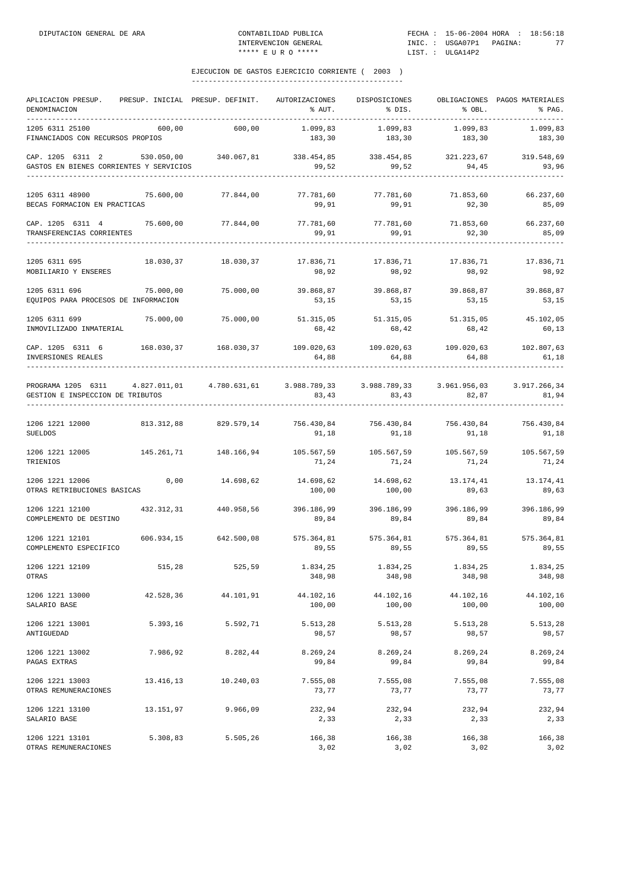## EJECUCION DE GASTOS EJERCICIO CORRIENTE ( 2003 )

| APLICACION PRESUP. DENOMINACION | PRESUP. INICIAL | PRESUP. DEFINIT. | AUTORIZACIONES % AUT. | DISPOSICIONES % DIS. | OBLIGACIONES % OBL. | PAGOS MATERIALES % PAG. |
|---|---|---|---|---|---|---|
| 1205 6311 25100 FINANCIADOS CON RECURSOS PROPIOS | 600,00 | 600,00 | 1.099,83 183,30 | 1.099,83 183,30 | 1.099,83 183,30 | 1.099,83 183,30 |
| CAP. 1205 6311 2 GASTOS EN BIENES CORRIENTES Y SERVICIOS | 530.050,00 | 340.067,81 | 338.454,85 99,52 | 338.454,85 99,52 | 321.223,67 94,45 | 319.548,69 93,96 |
| 1205 6311 48900 BECAS FORMACION EN PRACTICAS | 75.600,00 | 77.844,00 | 77.781,60 99,91 | 77.781,60 99,91 | 71.853,60 92,30 | 66.237,60 85,09 |
| CAP. 1205 6311 4 TRANSFERENCIAS CORRIENTES | 75.600,00 | 77.844,00 | 77.781,60 99,91 | 77.781,60 99,91 | 71.853,60 92,30 | 66.237,60 85,09 |
| 1205 6311 695 MOBILIARIO Y ENSERES | 18.030,37 | 18.030,37 | 17.836,71 98,92 | 17.836,71 98,92 | 17.836,71 98,92 | 17.836,71 98,92 |
| 1205 6311 696 EQUIPOS PARA PROCESOS DE INFORMACION | 75.000,00 | 75.000,00 | 39.868,87 53,15 | 39.868,87 53,15 | 39.868,87 53,15 | 39.868,87 53,15 |
| 1205 6311 699 INMOVILIZADO INMATERIAL | 75.000,00 | 75.000,00 | 51.315,05 68,42 | 51.315,05 68,42 | 51.315,05 68,42 | 45.102,05 60,13 |
| CAP. 1205 6311 6 INVERSIONES REALES | 168.030,37 | 168.030,37 | 109.020,63 64,88 | 109.020,63 64,88 | 109.020,63 64,88 | 102.807,63 61,18 |
| PROGRAMA 1205 6311 GESTION E INSPECCION DE TRIBUTOS | 4.827.011,01 | 4.780.631,61 | 3.988.789,33 83,43 | 3.988.789,33 83,43 | 3.961.956,03 82,87 | 3.917.266,34 81,94 |
| 1206 1221 12000 SUELDOS | 813.312,88 | 829.579,14 | 756.430,84 91,18 | 756.430,84 91,18 | 756.430,84 91,18 | 756.430,84 91,18 |
| 1206 1221 12005 TRIENIOS | 145.261,71 | 148.166,94 | 105.567,59 71,24 | 105.567,59 71,24 | 105.567,59 71,24 | 105.567,59 71,24 |
| 1206 1221 12006 OTRAS RETRIBUCIONES BASICAS | 0,00 | 14.698,62 | 14.698,62 100,00 | 14.698,62 100,00 | 13.174,41 89,63 | 13.174,41 89,63 |
| 1206 1221 12100 COMPLEMENTO DE DESTINO | 432.312,31 | 440.958,56 | 396.186,99 89,84 | 396.186,99 89,84 | 396.186,99 89,84 | 396.186,99 89,84 |
| 1206 1221 12101 COMPLEMENTO ESPECIFICO | 606.934,15 | 642.500,08 | 575.364,81 89,55 | 575.364,81 89,55 | 575.364,81 89,55 | 575.364,81 89,55 |
| 1206 1221 12109 OTRAS | 515,28 | 525,59 | 1.834,25 348,98 | 1.834,25 348,98 | 1.834,25 348,98 | 1.834,25 348,98 |
| 1206 1221 13000 SALARIO BASE | 42.528,36 | 44.101,91 | 44.102,16 100,00 | 44.102,16 100,00 | 44.102,16 100,00 | 44.102,16 100,00 |
| 1206 1221 13001 ANTIGUEDAD | 5.393,16 | 5.592,71 | 5.513,28 98,57 | 5.513,28 98,57 | 5.513,28 98,57 | 5.513,28 98,57 |
| 1206 1221 13002 PAGAS EXTRAS | 7.986,92 | 8.282,44 | 8.269,24 99,84 | 8.269,24 99,84 | 8.269,24 99,84 | 8.269,24 99,84 |
| 1206 1221 13003 OTRAS REMUNERACIONES | 13.416,13 | 10.240,03 | 7.555,08 73,77 | 7.555,08 73,77 | 7.555,08 73,77 | 7.555,08 73,77 |
| 1206 1221 13100 SALARIO BASE | 13.151,97 | 9.966,09 | 232,94 2,33 | 232,94 2,33 | 232,94 2,33 | 232,94 2,33 |
| 1206 1221 13101 OTRAS REMUNERACIONES | 5.308,83 | 5.505,26 | 166,38 3,02 | 166,38 3,02 | 166,38 3,02 | 166,38 3,02 |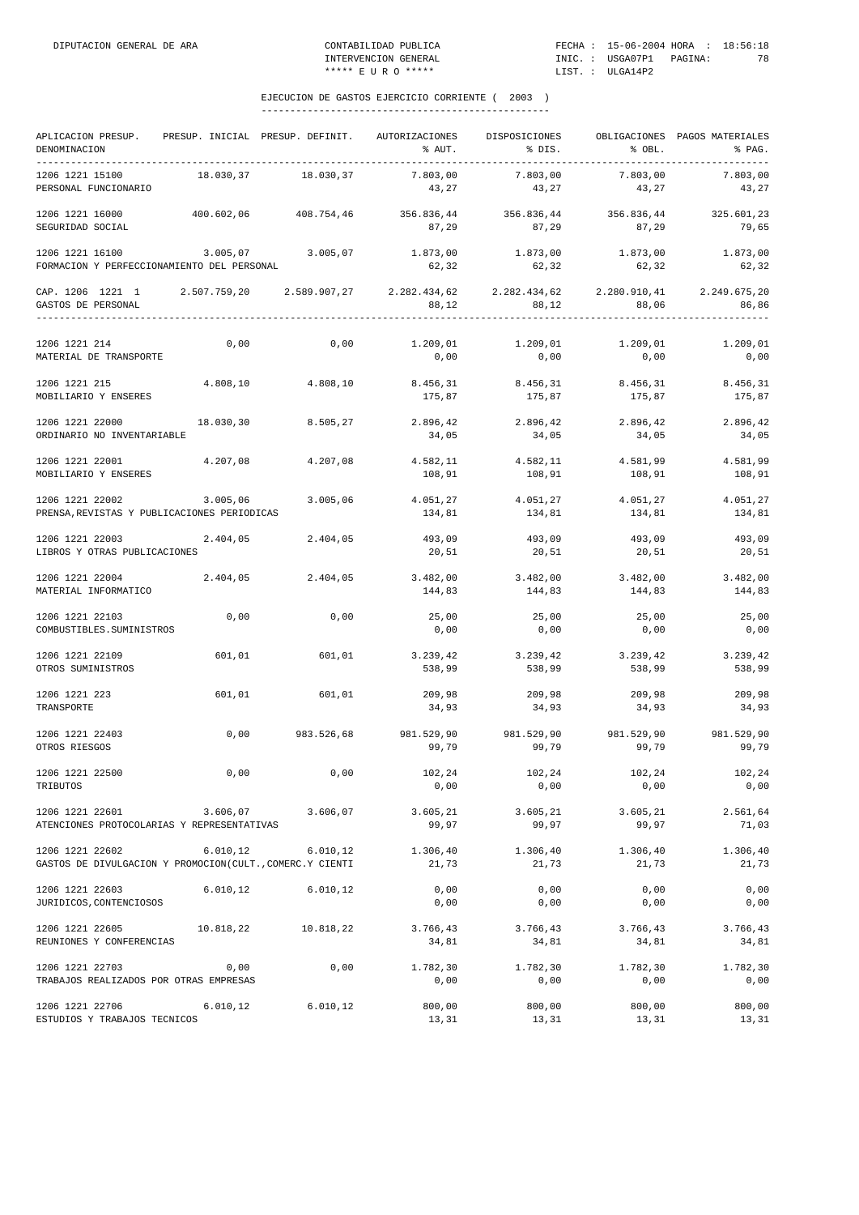DIPUTACION GENERAL DE ARA | CONTABILIDAD PUBLICA | FECHA : 15-06-2004 HORA : 18:56:18
INTERVENCION GENERAL | INIC. : USGA07P1 PAGINA: 78
***** E U R O ***** | LIST. : ULGA14P2

## EJECUCION DE GASTOS EJERCICIO CORRIENTE ( 2003 )

| APLICACION PRESUP. DENOMINACION | PRESUP. INICIAL | PRESUP. DEFINIT. | AUTORIZACIONES % AUT. | DISPOSICIONES % DIS. | OBLIGACIONES % OBL. | PAGOS MATERIALES % PAG. |
|---|---|---|---|---|---|---|
| 1206 1221 15100 PERSONAL FUNCIONARIO | 18.030,37 | 18.030,37 | 7.803,00<br>43,27 | 7.803,00<br>43,27 | 7.803,00<br>43,27 | 7.803,00<br>43,27 |
| 1206 1221 16000 SEGURIDAD SOCIAL | 400.602,06 | 408.754,46 | 356.836,44<br>87,29 | 356.836,44<br>87,29 | 356.836,44<br>87,29 | 325.601,23<br>79,65 |
| 1206 1221 16100 FORMACION Y PERFECCIONAMIENTO DEL PERSONAL | 3.005,07 | 3.005,07 | 1.873,00<br>62,32 | 1.873,00<br>62,32 | 1.873,00<br>62,32 | 1.873,00<br>62,32 |
| CAP. 1206 1221 1 GASTOS DE PERSONAL | 2.507.759,20 | 2.589.907,27 | 2.282.434,62<br>88,12 | 2.282.434,62<br>88,12 | 2.280.910,41<br>88,06 | 2.249.675,20<br>86,86 |
| 1206 1221 214 MATERIAL DE TRANSPORTE | 0,00 | 0,00 | 1.209,01<br>0,00 | 1.209,01<br>0,00 | 1.209,01<br>0,00 | 1.209,01<br>0,00 |
| 1206 1221 215 MOBILIARIO Y ENSERES | 4.808,10 | 4.808,10 | 8.456,31<br>175,87 | 8.456,31<br>175,87 | 8.456,31<br>175,87 | 8.456,31<br>175,87 |
| 1206 1221 22000 ORDINARIO NO INVENTARIABLE | 18.030,30 | 8.505,27 | 2.896,42<br>34,05 | 2.896,42<br>34,05 | 2.896,42<br>34,05 | 2.896,42<br>34,05 |
| 1206 1221 22001 MOBILIARIO Y ENSERES | 4.207,08 | 4.207,08 | 4.582,11<br>108,91 | 4.582,11<br>108,91 | 4.581,99<br>108,91 | 4.581,99<br>108,91 |
| 1206 1221 22002 PRENSA,REVISTAS Y PUBLICACIONES PERIODICAS | 3.005,06 | 3.005,06 | 4.051,27<br>134,81 | 4.051,27<br>134,81 | 4.051,27<br>134,81 | 4.051,27<br>134,81 |
| 1206 1221 22003 LIBROS Y OTRAS PUBLICACIONES | 2.404,05 | 2.404,05 | 493,09<br>20,51 | 493,09<br>20,51 | 493,09<br>20,51 | 493,09<br>20,51 |
| 1206 1221 22004 MATERIAL INFORMATICO | 2.404,05 | 2.404,05 | 3.482,00<br>144,83 | 3.482,00<br>144,83 | 3.482,00<br>144,83 | 3.482,00<br>144,83 |
| 1206 1221 22103 COMBUSTIBLES.SUMINISTROS | 0,00 | 0,00 | 25,00<br>0,00 | 25,00<br>0,00 | 25,00<br>0,00 | 25,00<br>0,00 |
| 1206 1221 22109 OTROS SUMINISTROS | 601,01 | 601,01 | 3.239,42<br>538,99 | 3.239,42<br>538,99 | 3.239,42<br>538,99 | 3.239,42<br>538,99 |
| 1206 1221 223 TRANSPORTE | 601,01 | 601,01 | 209,98<br>34,93 | 209,98<br>34,93 | 209,98<br>34,93 | 209,98<br>34,93 |
| 1206 1221 22403 OTROS RIESGOS | 0,00 | 983.526,68 | 981.529,90<br>99,79 | 981.529,90<br>99,79 | 981.529,90<br>99,79 | 981.529,90<br>99,79 |
| 1206 1221 22500 TRIBUTOS | 0,00 | 0,00 | 102,24<br>0,00 | 102,24<br>0,00 | 102,24<br>0,00 | 102,24<br>0,00 |
| 1206 1221 22601 ATENCIONES PROTOCOLARIAS Y REPRESENTATIVAS | 3.606,07 | 3.606,07 | 3.605,21<br>99,97 | 3.605,21<br>99,97 | 3.605,21<br>99,97 | 2.561,64<br>71,03 |
| 1206 1221 22602 GASTOS DE DIVULGACION Y PROMOCION(CULT.,COMERC.Y CIENTI | 6.010,12 | 6.010,12 | 1.306,40<br>21,73 | 1.306,40<br>21,73 | 1.306,40<br>21,73 | 1.306,40<br>21,73 |
| 1206 1221 22603 JURIDICOS,CONTENCIOSOS | 6.010,12 | 6.010,12 | 0,00<br>0,00 | 0,00<br>0,00 | 0,00<br>0,00 | 0,00<br>0,00 |
| 1206 1221 22605 REUNIONES Y CONFERENCIAS | 10.818,22 | 10.818,22 | 3.766,43<br>34,81 | 3.766,43<br>34,81 | 3.766,43<br>34,81 | 3.766,43<br>34,81 |
| 1206 1221 22703 TRABAJOS REALIZADOS POR OTRAS EMPRESAS | 0,00 | 0,00 | 1.782,30<br>0,00 | 1.782,30<br>0,00 | 1.782,30<br>0,00 | 1.782,30<br>0,00 |
| 1206 1221 22706 ESTUDIOS Y TRABAJOS TECNICOS | 6.010,12 | 6.010,12 | 800,00<br>13,31 | 800,00<br>13,31 | 800,00<br>13,31 | 800,00<br>13,31 |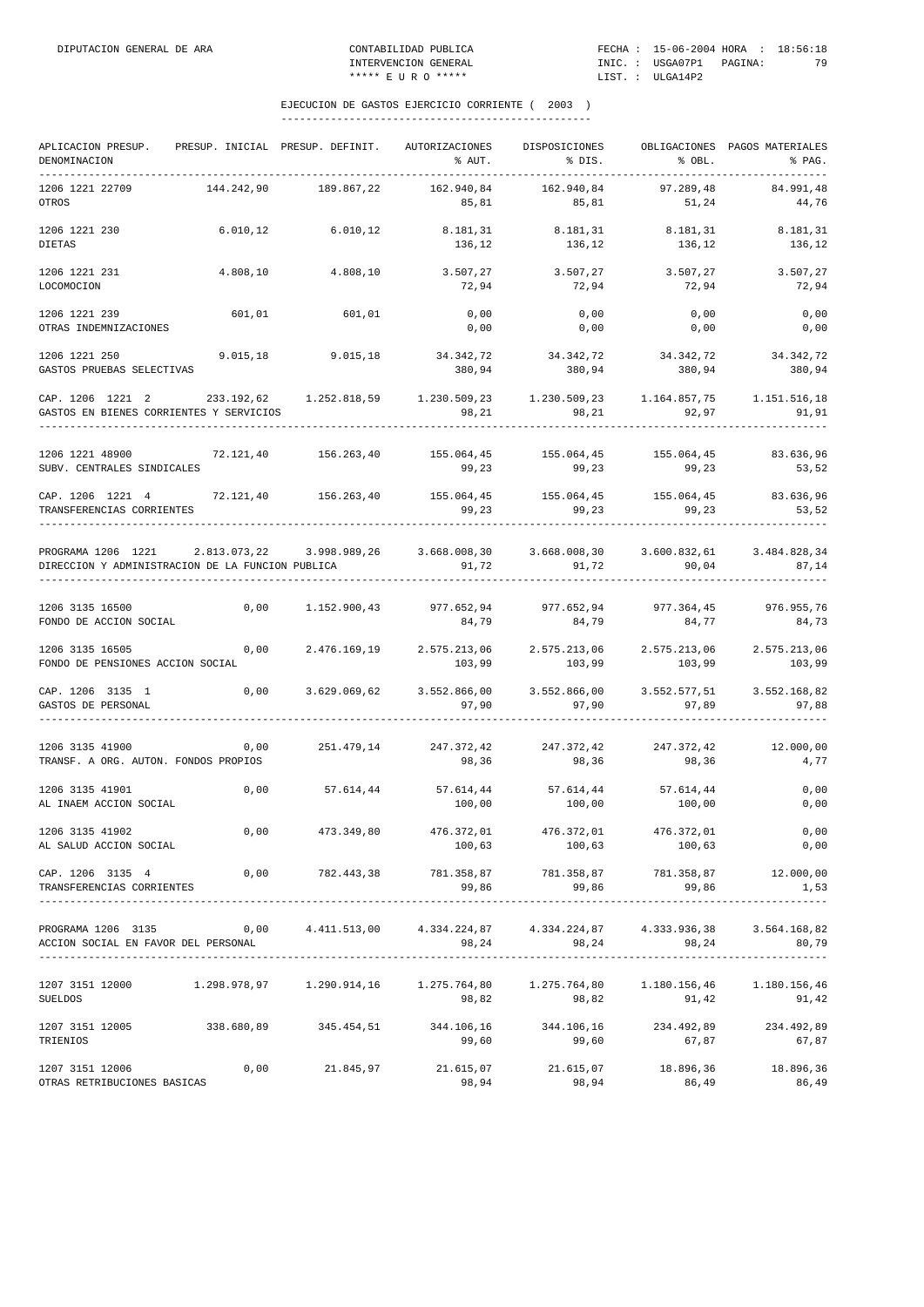## EJECUCION DE GASTOS EJERCICIO CORRIENTE ( 2003 )

| APLICACION PRESUP. DENOMINACION | PRESUP. INICIAL | PRESUP. DEFINIT. | AUTORIZACIONES % AUT. | DISPOSICIONES % DIS. | OBLIGACIONES % OBL. | PAGOS MATERIALES % PAG. |
|---|---|---|---|---|---|---|
| 1206 1221 22709 | 144.242,90 | 189.867,22 | 162.940,84 | 162.940,84 | 97.289,48 | 84.991,48 |
| OTROS | | | 85,81 | 85,81 | 51,24 | 44,76 |
| 1206 1221 230 | 6.010,12 | 6.010,12 | 8.181,31 | 8.181,31 | 8.181,31 | 8.181,31 |
| DIETAS | | | 136,12 | 136,12 | 136,12 | 136,12 |
| 1206 1221 231 | 4.808,10 | 4.808,10 | 3.507,27 | 3.507,27 | 3.507,27 | 3.507,27 |
| LOCOMOCION | | | 72,94 | 72,94 | 72,94 | 72,94 |
| 1206 1221 239 | 601,01 | 601,01 | 0,00 | 0,00 | 0,00 | 0,00 |
| OTRAS INDEMNIZACIONES | | | 0,00 | 0,00 | 0,00 | 0,00 |
| 1206 1221 250 | 9.015,18 | 9.015,18 | 34.342,72 | 34.342,72 | 34.342,72 | 34.342,72 |
| GASTOS PRUEBAS SELECTIVAS | | | 380,94 | 380,94 | 380,94 | 380,94 |
| CAP. 1206 1221 2 | 233.192,62 | 1.252.818,59 | 1.230.509,23 | 1.230.509,23 | 1.164.857,75 | 1.151.516,18 |
| GASTOS EN BIENES CORRIENTES Y SERVICIOS | | | 98,21 | 98,21 | 92,97 | 91,91 |
| 1206 1221 48900 | 72.121,40 | 156.263,40 | 155.064,45 | 155.064,45 | 155.064,45 | 83.636,96 |
| SUBV. CENTRALES SINDICALES | | | 99,23 | 99,23 | 99,23 | 53,52 |
| CAP. 1206 1221 4 | 72.121,40 | 156.263,40 | 155.064,45 | 155.064,45 | 155.064,45 | 83.636,96 |
| TRANSFERENCIAS CORRIENTES | | | 99,23 | 99,23 | 99,23 | 53,52 |
| PROGRAMA 1206 1221 | 2.813.073,22 | 3.998.989,26 | 3.668.008,30 | 3.668.008,30 | 3.600.832,61 | 3.484.828,34 |
| DIRECCION Y ADMINISTRACION DE LA FUNCION PUBLICA | | | 91,72 | 91,72 | 90,04 | 87,14 |
| 1206 3135 16500 | 0,00 | 1.152.900,43 | 977.652,94 | 977.652,94 | 977.364,45 | 976.955,76 |
| FONDO DE ACCION SOCIAL | | | 84,79 | 84,79 | 84,77 | 84,73 |
| 1206 3135 16505 | 0,00 | 2.476.169,19 | 2.575.213,06 | 2.575.213,06 | 2.575.213,06 | 2.575.213,06 |
| FONDO DE PENSIONES ACCION SOCIAL | | | 103,99 | 103,99 | 103,99 | 103,99 |
| CAP. 1206 3135 1 | 0,00 | 3.629.069,62 | 3.552.866,00 | 3.552.866,00 | 3.552.577,51 | 3.552.168,82 |
| GASTOS DE PERSONAL | | | 97,90 | 97,90 | 97,89 | 97,88 |
| 1206 3135 41900 | 0,00 | 251.479,14 | 247.372,42 | 247.372,42 | 247.372,42 | 12.000,00 |
| TRANSF. A ORG. AUTON. FONDOS PROPIOS | | | 98,36 | 98,36 | 98,36 | 4,77 |
| 1206 3135 41901 | 0,00 | 57.614,44 | 57.614,44 | 57.614,44 | 57.614,44 | 0,00 |
| AL INAEM ACCION SOCIAL | | | 100,00 | 100,00 | 100,00 | 0,00 |
| 1206 3135 41902 | 0,00 | 473.349,80 | 476.372,01 | 476.372,01 | 476.372,01 | 0,00 |
| AL SALUD ACCION SOCIAL | | | 100,63 | 100,63 | 100,63 | 0,00 |
| CAP. 1206 3135 4 | 0,00 | 782.443,38 | 781.358,87 | 781.358,87 | 781.358,87 | 12.000,00 |
| TRANSFERENCIAS CORRIENTES | | | 99,86 | 99,86 | 99,86 | 1,53 |
| PROGRAMA 1206 3135 | 0,00 | 4.411.513,00 | 4.334.224,87 | 4.334.224,87 | 4.333.936,38 | 3.564.168,82 |
| ACCION SOCIAL EN FAVOR DEL PERSONAL | | | 98,24 | 98,24 | 98,24 | 80,79 |
| 1207 3151 12000 | 1.298.978,97 | 1.290.914,16 | 1.275.764,80 | 1.275.764,80 | 1.180.156,46 | 1.180.156,46 |
| SUELDOS | | | 98,82 | 98,82 | 91,42 | 91,42 |
| 1207 3151 12005 | 338.680,89 | 345.454,51 | 344.106,16 | 344.106,16 | 234.492,89 | 234.492,89 |
| TRIENIOS | | | 99,60 | 99,60 | 67,87 | 67,87 |
| 1207 3151 12006 | 0,00 | 21.845,97 | 21.615,07 | 21.615,07 | 18.896,36 | 18.896,36 |
| OTRAS RETRIBUCIONES BASICAS | | | 98,94 | 98,94 | 86,49 | 86,49 |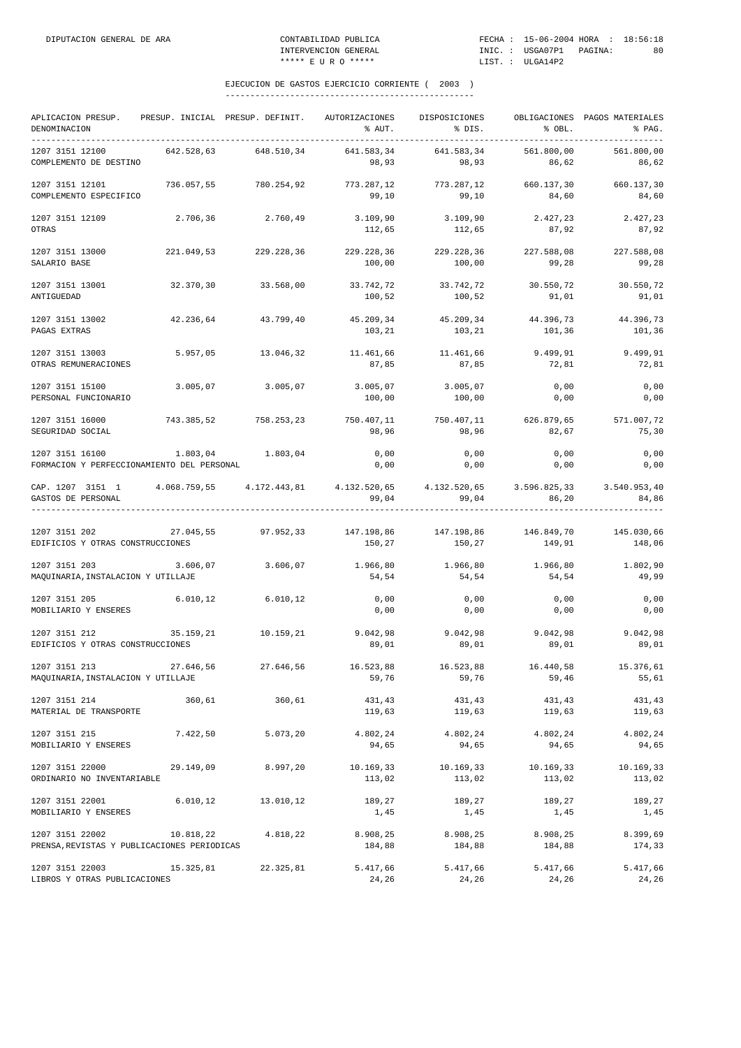EJECUCION DE GASTOS EJERCICIO CORRIENTE ( 2003 )

| APLICACION PRESUP. DENOMINACION | PRESUP. INICIAL | PRESUP. DEFINIT. | AUTORIZACIONES % AUT. | DISPOSICIONES % DIS. | OBLIGACIONES % OBL. | PAGOS MATERIALES % PAG. |
|---|---|---|---|---|---|---|
| 1207 3151 12100 COMPLEMENTO DE DESTINO | 642.528,63 | 648.510,34 | 641.583,34 98,93 | 641.583,34 98,93 | 561.800,00 86,62 | 561.800,00 86,62 |
| 1207 3151 12101 COMPLEMENTO ESPECIFICO | 736.057,55 | 780.254,92 | 773.287,12 99,10 | 773.287,12 99,10 | 660.137,30 84,60 | 660.137,30 84,60 |
| 1207 3151 12109 OTRAS | 2.706,36 | 2.760,49 | 3.109,90 112,65 | 3.109,90 112,65 | 2.427,23 87,92 | 2.427,23 87,92 |
| 1207 3151 13000 SALARIO BASE | 221.049,53 | 229.228,36 | 229.228,36 100,00 | 229.228,36 100,00 | 227.588,08 99,28 | 227.588,08 99,28 |
| 1207 3151 13001 ANTIGUEDAD | 32.370,30 | 33.568,00 | 33.742,72 100,52 | 33.742,72 100,52 | 30.550,72 91,01 | 30.550,72 91,01 |
| 1207 3151 13002 PAGAS EXTRAS | 42.236,64 | 43.799,40 | 45.209,34 103,21 | 45.209,34 103,21 | 44.396,73 101,36 | 44.396,73 101,36 |
| 1207 3151 13003 OTRAS REMUNERACIONES | 5.957,05 | 13.046,32 | 11.461,66 87,85 | 11.461,66 87,85 | 9.499,91 72,81 | 9.499,91 72,81 |
| 1207 3151 15100 PERSONAL FUNCIONARIO | 3.005,07 | 3.005,07 | 3.005,07 100,00 | 3.005,07 100,00 | 0,00 0,00 | 0,00 0,00 |
| 1207 3151 16000 SEGURIDAD SOCIAL | 743.385,52 | 758.253,23 | 750.407,11 98,96 | 750.407,11 98,96 | 626.879,65 82,67 | 571.007,72 75,30 |
| 1207 3151 16100 FORMACION Y PERFECCIONAMIENTO DEL PERSONAL | 1.803,04 | 1.803,04 | 0,00 0,00 | 0,00 0,00 | 0,00 0,00 | 0,00 0,00 |
| CAP. 1207 3151 1 GASTOS DE PERSONAL | 4.068.759,55 | 4.172.443,81 | 4.132.520,65 99,04 | 4.132.520,65 99,04 | 3.596.825,33 86,20 | 3.540.953,40 84,86 |
| 1207 3151 202 EDIFICIOS Y OTRAS CONSTRUCCIONES | 27.045,55 | 97.952,33 | 147.198,86 150,27 | 147.198,86 150,27 | 146.849,70 149,91 | 145.030,66 148,06 |
| 1207 3151 203 MAQUINARIA,INSTALACION Y UTILLAJE | 3.606,07 | 3.606,07 | 1.966,80 54,54 | 1.966,80 54,54 | 1.966,80 54,54 | 1.802,90 49,99 |
| 1207 3151 205 MOBILIARIO Y ENSERES | 6.010,12 | 6.010,12 | 0,00 0,00 | 0,00 0,00 | 0,00 0,00 | 0,00 0,00 |
| 1207 3151 212 EDIFICIOS Y OTRAS CONSTRUCCIONES | 35.159,21 | 10.159,21 | 9.042,98 89,01 | 9.042,98 89,01 | 9.042,98 89,01 | 9.042,98 89,01 |
| 1207 3151 213 MAQUINARIA,INSTALACION Y UTILLAJE | 27.646,56 | 27.646,56 | 16.523,88 59,76 | 16.523,88 59,76 | 16.440,58 59,46 | 15.376,61 55,61 |
| 1207 3151 214 MATERIAL DE TRANSPORTE | 360,61 | 360,61 | 431,43 119,63 | 431,43 119,63 | 431,43 119,63 | 431,43 119,63 |
| 1207 3151 215 MOBILIARIO Y ENSERES | 7.422,50 | 5.073,20 | 4.802,24 94,65 | 4.802,24 94,65 | 4.802,24 94,65 | 4.802,24 94,65 |
| 1207 3151 22000 ORDINARIO NO INVENTARIABLE | 29.149,09 | 8.997,20 | 10.169,33 113,02 | 10.169,33 113,02 | 10.169,33 113,02 | 10.169,33 113,02 |
| 1207 3151 22001 MOBILIARIO Y ENSERES | 6.010,12 | 13.010,12 | 189,27 1,45 | 189,27 1,45 | 189,27 1,45 | 189,27 1,45 |
| 1207 3151 22002 PRENSA,REVISTAS Y PUBLICACIONES PERIODICAS | 10.818,22 | 4.818,22 | 8.908,25 184,88 | 8.908,25 184,88 | 8.908,25 184,88 | 8.399,69 174,33 |
| 1207 3151 22003 LIBROS Y OTRAS PUBLICACIONES | 15.325,81 | 22.325,81 | 5.417,66 24,26 | 5.417,66 24,26 | 5.417,66 24,26 | 5.417,66 24,26 |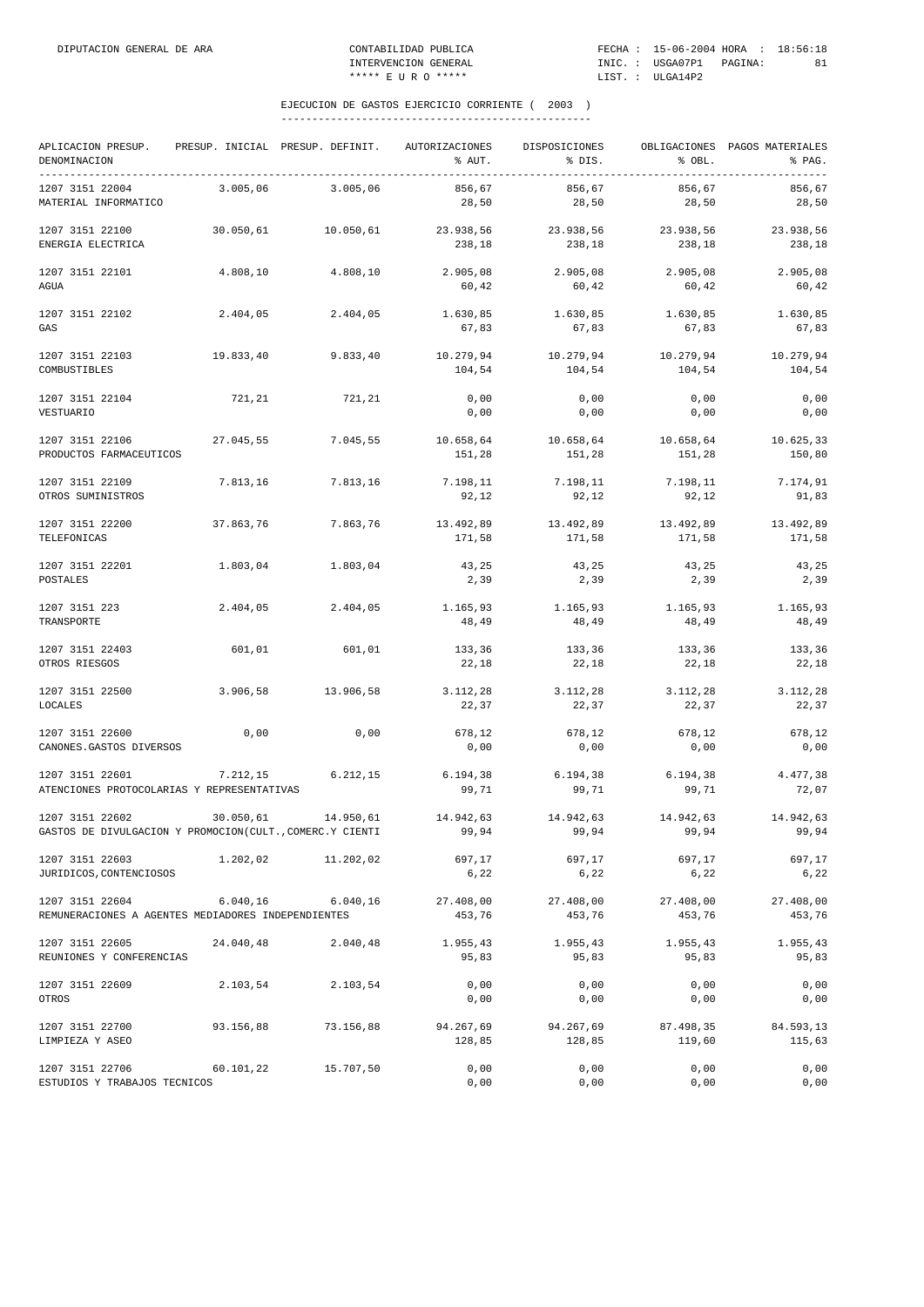## EJECUCION DE GASTOS EJERCICIO CORRIENTE ( 2003 )

| APLICACION PRESUP. DENOMINACION | PRESUP. INICIAL | PRESUP. DEFINIT. | AUTORIZACIONES % AUT. | DISPOSICIONES % DIS. | OBLIGACIONES % OBL. | PAGOS MATERIALES % PAG. |
|---|---|---|---|---|---|---|
| 1207 3151 22004 MATERIAL INFORMATICO | 3.005,06 | 3.005,06 | 856,67 / 28,50 | 856,67 / 28,50 | 856,67 / 28,50 | 856,67 / 28,50 |
| 1207 3151 22100 ENERGIA ELECTRICA | 30.050,61 | 10.050,61 | 23.938,56 / 238,18 | 23.938,56 / 238,18 | 23.938,56 / 238,18 | 23.938,56 / 238,18 |
| 1207 3151 22101 AGUA | 4.808,10 | 4.808,10 | 2.905,08 / 60,42 | 2.905,08 / 60,42 | 2.905,08 / 60,42 | 2.905,08 / 60,42 |
| 1207 3151 22102 GAS | 2.404,05 | 2.404,05 | 1.630,85 / 67,83 | 1.630,85 / 67,83 | 1.630,85 / 67,83 | 1.630,85 / 67,83 |
| 1207 3151 22103 COMBUSTIBLES | 19.833,40 | 9.833,40 | 10.279,94 / 104,54 | 10.279,94 / 104,54 | 10.279,94 / 104,54 | 10.279,94 / 104,54 |
| 1207 3151 22104 VESTUARIO | 721,21 | 721,21 | 0,00 / 0,00 | 0,00 / 0,00 | 0,00 / 0,00 | 0,00 / 0,00 |
| 1207 3151 22106 PRODUCTOS FARMACEUTICOS | 27.045,55 | 7.045,55 | 10.658,64 / 151,28 | 10.658,64 / 151,28 | 10.658,64 / 151,28 | 10.625,33 / 150,80 |
| 1207 3151 22109 OTROS SUMINISTROS | 7.813,16 | 7.813,16 | 7.198,11 / 92,12 | 7.198,11 / 92,12 | 7.198,11 / 92,12 | 7.174,91 / 91,83 |
| 1207 3151 22200 TELEFONICAS | 37.863,76 | 7.863,76 | 13.492,89 / 171,58 | 13.492,89 / 171,58 | 13.492,89 / 171,58 | 13.492,89 / 171,58 |
| 1207 3151 22201 POSTALES | 1.803,04 | 1.803,04 | 43,25 / 2,39 | 43,25 / 2,39 | 43,25 / 2,39 | 43,25 / 2,39 |
| 1207 3151 223 TRANSPORTE | 2.404,05 | 2.404,05 | 1.165,93 / 48,49 | 1.165,93 / 48,49 | 1.165,93 / 48,49 | 1.165,93 / 48,49 |
| 1207 3151 22403 OTROS RIESGOS | 601,01 | 601,01 | 133,36 / 22,18 | 133,36 / 22,18 | 133,36 / 22,18 | 133,36 / 22,18 |
| 1207 3151 22500 LOCALES | 3.906,58 | 13.906,58 | 3.112,28 / 22,37 | 3.112,28 / 22,37 | 3.112,28 / 22,37 | 3.112,28 / 22,37 |
| 1207 3151 22600 CANONES.GASTOS DIVERSOS | 0,00 | 0,00 | 678,12 / 0,00 | 678,12 / 0,00 | 678,12 / 0,00 | 678,12 / 0,00 |
| 1207 3151 22601 ATENCIONES PROTOCOLARIAS Y REPRESENTATIVAS | 7.212,15 | 6.212,15 | 6.194,38 / 99,71 | 6.194,38 / 99,71 | 6.194,38 / 99,71 | 4.477,38 / 72,07 |
| 1207 3151 22602 GASTOS DE DIVULGACION Y PROMOCION(CULT.,COMERC.Y CIENTI | 30.050,61 | 14.950,61 | 14.942,63 / 99,94 | 14.942,63 / 99,94 | 14.942,63 / 99,94 | 14.942,63 / 99,94 |
| 1207 3151 22603 JURIDICOS,CONTENCIOSOS | 1.202,02 | 11.202,02 | 697,17 / 6,22 | 697,17 / 6,22 | 697,17 / 6,22 | 697,17 / 6,22 |
| 1207 3151 22604 REMUNERACIONES A AGENTES MEDIADORES INDEPENDIENTES | 6.040,16 | 6.040,16 | 27.408,00 / 453,76 | 27.408,00 / 453,76 | 27.408,00 / 453,76 | 27.408,00 / 453,76 |
| 1207 3151 22605 REUNIONES Y CONFERENCIAS | 24.040,48 | 2.040,48 | 1.955,43 / 95,83 | 1.955,43 / 95,83 | 1.955,43 / 95,83 | 1.955,43 / 95,83 |
| 1207 3151 22609 OTROS | 2.103,54 | 2.103,54 | 0,00 / 0,00 | 0,00 / 0,00 | 0,00 / 0,00 | 0,00 / 0,00 |
| 1207 3151 22700 LIMPIEZA Y ASEO | 93.156,88 | 73.156,88 | 94.267,69 / 128,85 | 94.267,69 / 128,85 | 87.498,35 / 119,60 | 84.593,13 / 115,63 |
| 1207 3151 22706 ESTUDIOS Y TRABAJOS TECNICOS | 60.101,22 | 15.707,50 | 0,00 / 0,00 | 0,00 / 0,00 | 0,00 / 0,00 | 0,00 / 0,00 |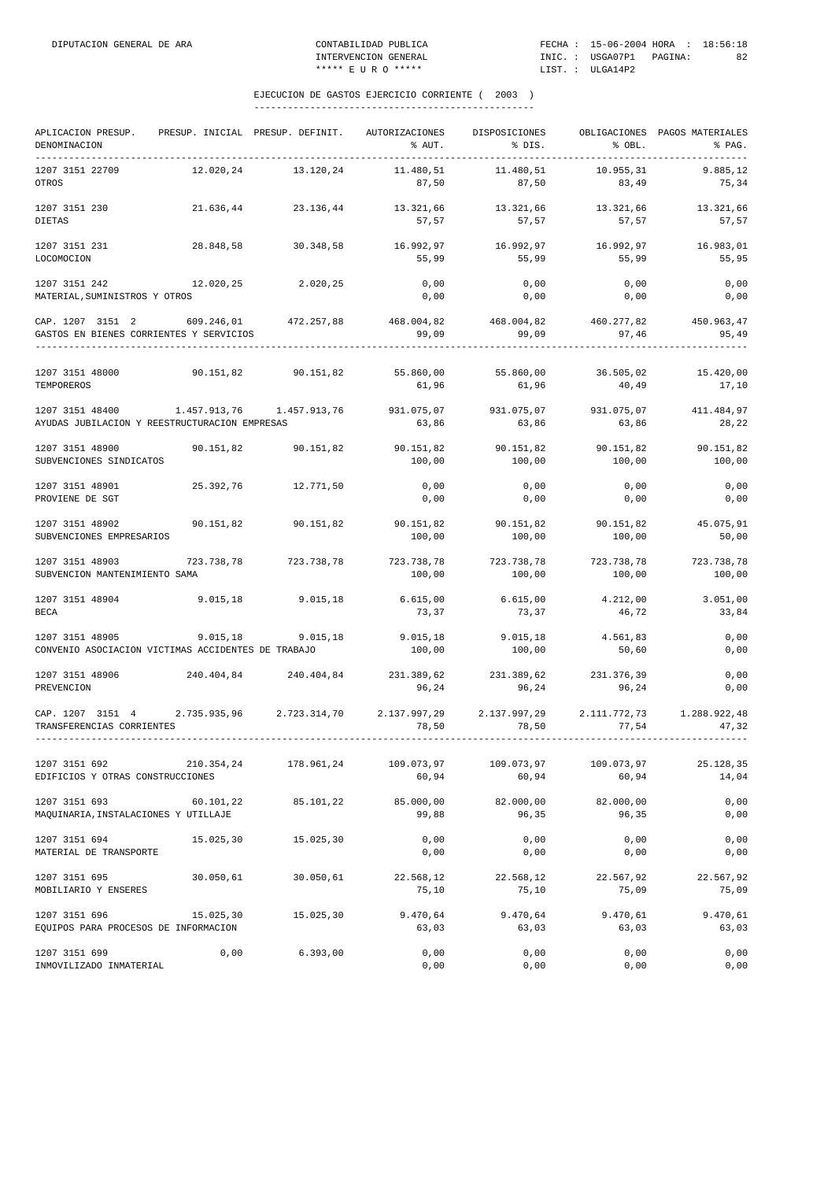EJECUCION DE GASTOS EJERCICIO CORRIENTE ( 2003 )

| APLICACION PRESUP. DENOMINACION | PRESUP. INICIAL | PRESUP. DEFINIT. | AUTORIZACIONES % AUT. | DISPOSICIONES % DIS. | OBLIGACIONES % OBL. | PAGOS MATERIALES % PAG. |
|---|---|---|---|---|---|---|
| 1207 3151 22709 OTROS | 12.020,24 | 13.120,24 | 11.480,51 87,50 | 11.480,51 87,50 | 10.955,31 83,49 | 9.885,12 75,34 |
| 1207 3151 230 DIETAS | 21.636,44 | 23.136,44 | 13.321,66 57,57 | 13.321,66 57,57 | 13.321,66 57,57 | 13.321,66 57,57 |
| 1207 3151 231 LOCOMOCION | 28.848,58 | 30.348,58 | 16.992,97 55,99 | 16.992,97 55,99 | 16.992,97 55,99 | 16.983,01 55,95 |
| 1207 3151 242 MATERIAL,SUMINISTROS Y OTROS | 12.020,25 | 2.020,25 | 0,00 0,00 | 0,00 0,00 | 0,00 0,00 | 0,00 0,00 |
| CAP. 1207 3151 2 GASTOS EN BIENES CORRIENTES Y SERVICIOS | 609.246,01 | 472.257,88 | 468.004,82 99,09 | 468.004,82 99,09 | 460.277,82 97,46 | 450.963,47 95,49 |
| 1207 3151 48000 TEMPOREROS | 90.151,82 | 90.151,82 | 55.860,00 61,96 | 55.860,00 61,96 | 36.505,02 40,49 | 15.420,00 17,10 |
| 1207 3151 48400 AYUDAS JUBILACION Y REESTRUCTURACION EMPRESAS | 1.457.913,76 | 1.457.913,76 | 931.075,07 63,86 | 931.075,07 63,86 | 931.075,07 63,86 | 411.484,97 28,22 |
| 1207 3151 48900 SUBVENCIONES SINDICATOS | 90.151,82 | 90.151,82 | 90.151,82 100,00 | 90.151,82 100,00 | 90.151,82 100,00 | 90.151,82 100,00 |
| 1207 3151 48901 PROVIENE DE SGT | 25.392,76 | 12.771,50 | 0,00 0,00 | 0,00 0,00 | 0,00 0,00 | 0,00 0,00 |
| 1207 3151 48902 SUBVENCIONES EMPRESARIOS | 90.151,82 | 90.151,82 | 90.151,82 100,00 | 90.151,82 100,00 | 90.151,82 100,00 | 45.075,91 50,00 |
| 1207 3151 48903 SUBVENCION MANTENIMIENTO SAMA | 723.738,78 | 723.738,78 | 723.738,78 100,00 | 723.738,78 100,00 | 723.738,78 100,00 | 723.738,78 100,00 |
| 1207 3151 48904 BECA | 9.015,18 | 9.015,18 | 6.615,00 73,37 | 6.615,00 73,37 | 4.212,00 46,72 | 3.051,00 33,84 |
| 1207 3151 48905 CONVENIO ASOCIACION VICTIMAS ACCIDENTES DE TRABAJO | 9.015,18 | 9.015,18 | 9.015,18 100,00 | 9.015,18 100,00 | 4.561,83 50,60 | 0,00 0,00 |
| 1207 3151 48906 PREVENCION | 240.404,84 | 240.404,84 | 231.389,62 96,24 | 231.389,62 96,24 | 231.376,39 96,24 | 0,00 0,00 |
| CAP. 1207 3151 4 TRANSFERENCIAS CORRIENTES | 2.735.935,96 | 2.723.314,70 | 2.137.997,29 78,50 | 2.137.997,29 78,50 | 2.111.772,73 77,54 | 1.288.922,48 47,32 |
| 1207 3151 692 EDIFICIOS Y OTRAS CONSTRUCCIONES | 210.354,24 | 178.961,24 | 109.073,97 60,94 | 109.073,97 60,94 | 109.073,97 60,94 | 25.128,35 14,04 |
| 1207 3151 693 MAQUINARIA,INSTALACIONES Y UTILLAJE | 60.101,22 | 85.101,22 | 85.000,00 99,88 | 82.000,00 96,35 | 82.000,00 96,35 | 0,00 0,00 |
| 1207 3151 694 MATERIAL DE TRANSPORTE | 15.025,30 | 15.025,30 | 0,00 0,00 | 0,00 0,00 | 0,00 0,00 | 0,00 0,00 |
| 1207 3151 695 MOBILIARIO Y ENSERES | 30.050,61 | 30.050,61 | 22.568,12 75,10 | 22.568,12 75,10 | 22.567,92 75,09 | 22.567,92 75,09 |
| 1207 3151 696 EQUIPOS PARA PROCESOS DE INFORMACION | 15.025,30 | 15.025,30 | 9.470,64 63,03 | 9.470,64 63,03 | 9.470,61 63,03 | 9.470,61 63,03 |
| 1207 3151 699 INMOVILIZADO INMATERIAL | 0,00 | 6.393,00 | 0,00 0,00 | 0,00 0,00 | 0,00 0,00 | 0,00 0,00 |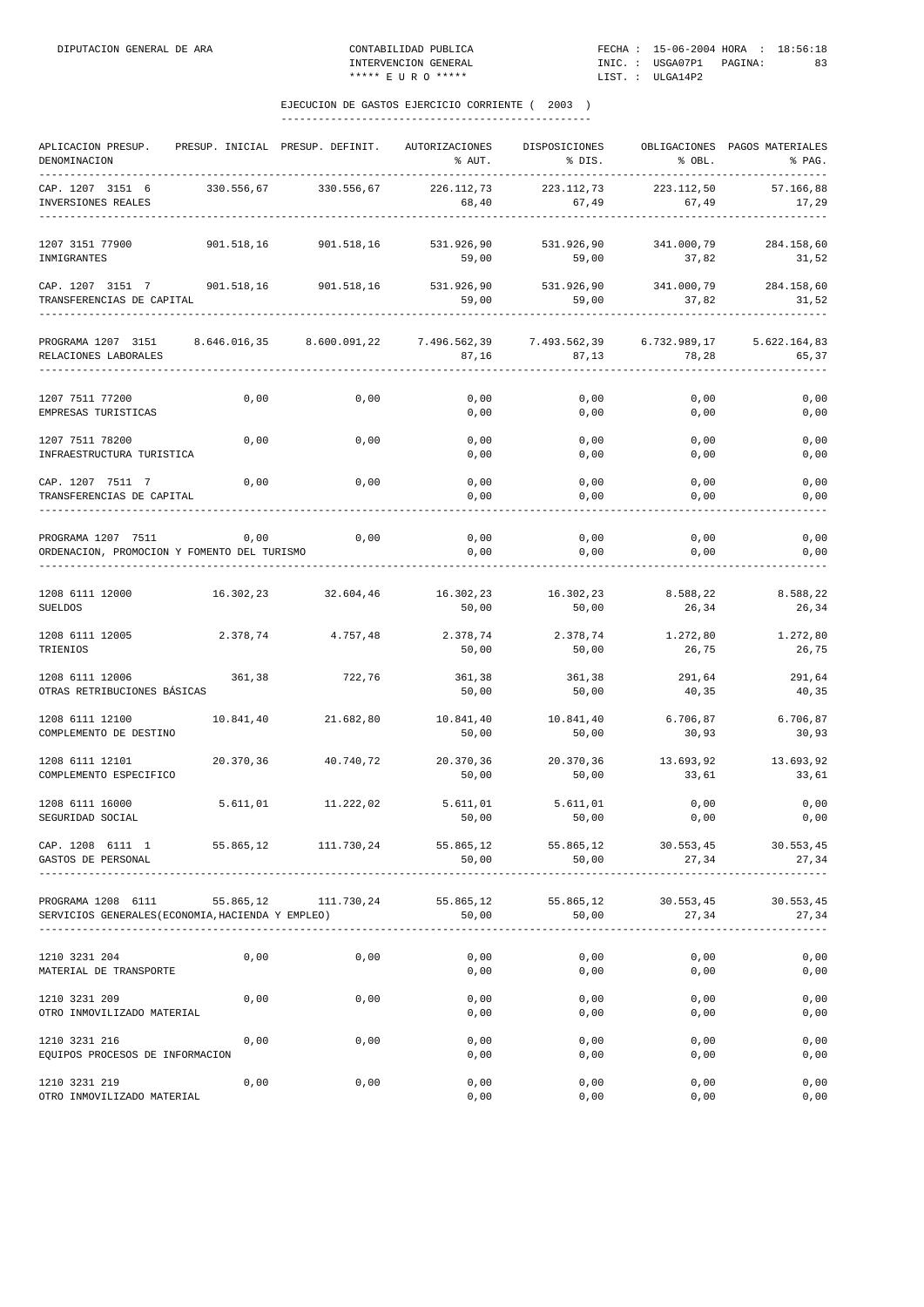## EJECUCION DE GASTOS EJERCICIO CORRIENTE ( 2003 )

| APLICACION PRESUP. DENOMINACION | PRESUP. INICIAL | PRESUP. DEFINIT. | AUTORIZACIONES % AUT. | DISPOSICIONES % DIS. | OBLIGACIONES % OBL. | PAGOS MATERIALES % PAG. |
|---|---|---|---|---|---|---|
| CAP. 1207 3151 6 INVERSIONES REALES | 330.556,67 | 330.556,67 | 226.112,73 68,40 | 223.112,73 67,49 | 223.112,50 67,49 | 57.166,88 17,29 |
| 1207 3151 77900 INMIGRANTES | 901.518,16 | 901.518,16 | 531.926,90 59,00 | 531.926,90 59,00 | 341.000,79 37,82 | 284.158,60 31,52 |
| CAP. 1207 3151 7 TRANSFERENCIAS DE CAPITAL | 901.518,16 | 901.518,16 | 531.926,90 59,00 | 531.926,90 59,00 | 341.000,79 37,82 | 284.158,60 31,52 |
| PROGRAMA 1207 3151 RELACIONES LABORALES | 8.646.016,35 | 8.600.091,22 | 7.496.562,39 87,16 | 7.493.562,39 87,13 | 6.732.989,17 78,28 | 5.622.164,83 65,37 |
| 1207 7511 77200 EMPRESAS TURISTICAS | 0,00 | 0,00 | 0,00 0,00 | 0,00 0,00 | 0,00 0,00 | 0,00 0,00 |
| 1207 7511 78200 INFRAESTRUCTURA TURISTICA | 0,00 | 0,00 | 0,00 0,00 | 0,00 0,00 | 0,00 0,00 | 0,00 0,00 |
| CAP. 1207 7511 7 TRANSFERENCIAS DE CAPITAL | 0,00 | 0,00 | 0,00 0,00 | 0,00 0,00 | 0,00 0,00 | 0,00 0,00 |
| PROGRAMA 1207 7511 ORDENACION, PROMOCION Y FOMENTO DEL TURISMO | 0,00 | 0,00 | 0,00 0,00 | 0,00 0,00 | 0,00 0,00 | 0,00 0,00 |
| 1208 6111 12000 SUELDOS | 16.302,23 | 32.604,46 | 16.302,23 50,00 | 16.302,23 50,00 | 8.588,22 26,34 | 8.588,22 26,34 |
| 1208 6111 12005 TRIENIOS | 2.378,74 | 4.757,48 | 2.378,74 50,00 | 2.378,74 50,00 | 1.272,80 26,75 | 1.272,80 26,75 |
| 1208 6111 12006 OTRAS RETRIBUCIONES BÁSICAS | 361,38 | 722,76 | 361,38 50,00 | 361,38 50,00 | 291,64 40,35 | 291,64 40,35 |
| 1208 6111 12100 COMPLEMENTO DE DESTINO | 10.841,40 | 21.682,80 | 10.841,40 50,00 | 10.841,40 50,00 | 6.706,87 30,93 | 6.706,87 30,93 |
| 1208 6111 12101 COMPLEMENTO ESPECIFICO | 20.370,36 | 40.740,72 | 20.370,36 50,00 | 20.370,36 50,00 | 13.693,92 33,61 | 13.693,92 33,61 |
| 1208 6111 16000 SEGURIDAD SOCIAL | 5.611,01 | 11.222,02 | 5.611,01 50,00 | 5.611,01 50,00 | 0,00 0,00 | 0,00 0,00 |
| CAP. 1208 6111 1 GASTOS DE PERSONAL | 55.865,12 | 111.730,24 | 55.865,12 50,00 | 55.865,12 50,00 | 30.553,45 27,34 | 30.553,45 27,34 |
| PROGRAMA 1208 6111 SERVICIOS GENERALES(ECONOMIA,HACIENDA Y EMPLEO) | 55.865,12 | 111.730,24 | 55.865,12 50,00 | 55.865,12 50,00 | 30.553,45 27,34 | 30.553,45 27,34 |
| 1210 3231 204 MATERIAL DE TRANSPORTE | 0,00 | 0,00 | 0,00 0,00 | 0,00 0,00 | 0,00 0,00 | 0,00 0,00 |
| 1210 3231 209 OTRO INMOVILIZADO MATERIAL | 0,00 | 0,00 | 0,00 0,00 | 0,00 0,00 | 0,00 0,00 | 0,00 0,00 |
| 1210 3231 216 EQUIPOS PROCESOS DE INFORMACION | 0,00 | 0,00 | 0,00 0,00 | 0,00 0,00 | 0,00 0,00 | 0,00 0,00 |
| 1210 3231 219 OTRO INMOVILIZADO MATERIAL | 0,00 | 0,00 | 0,00 0,00 | 0,00 0,00 | 0,00 0,00 | 0,00 0,00 |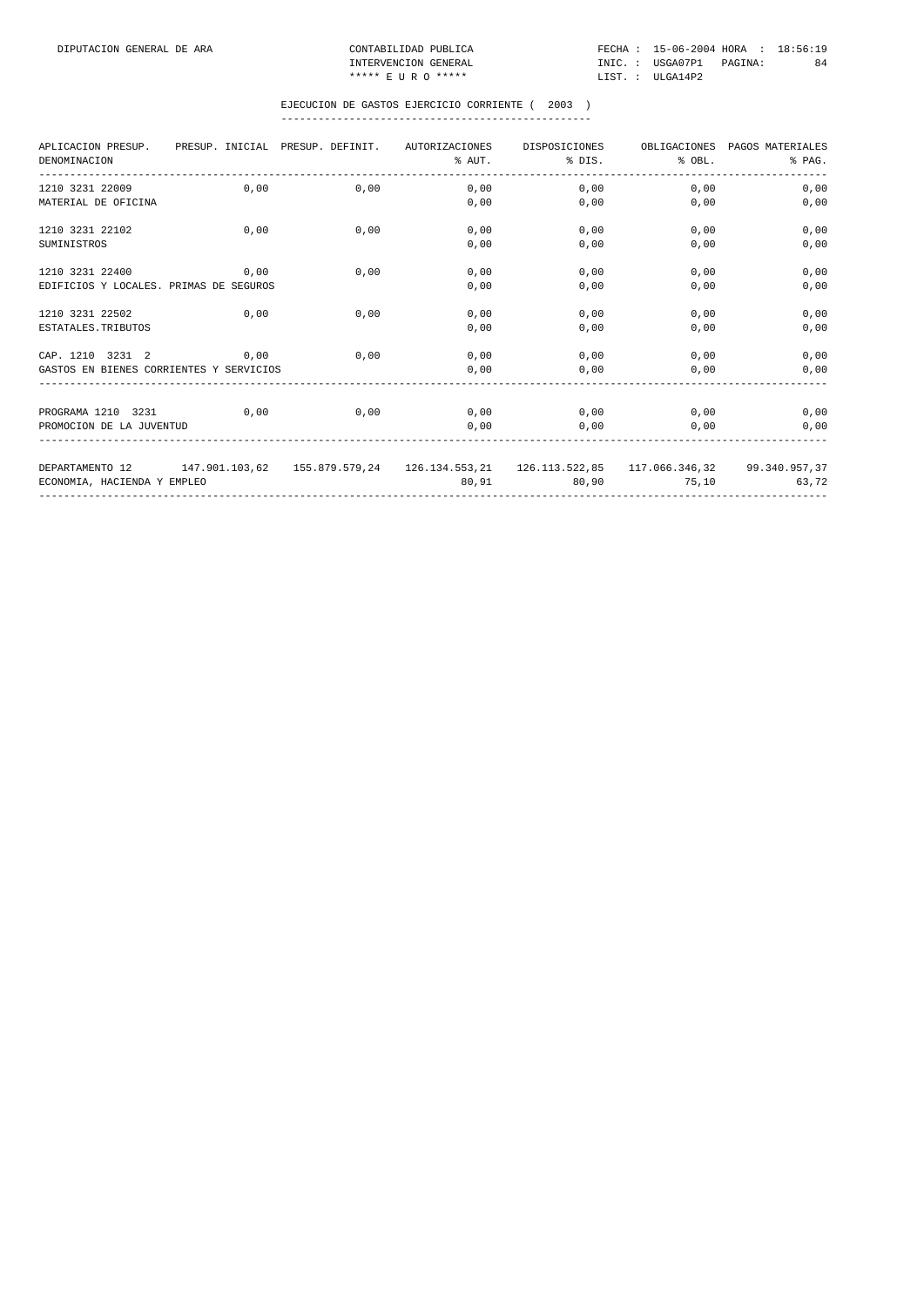## EJECUCION DE GASTOS EJERCICIO CORRIENTE ( 2003 )

| APLICACION PRESUP. DENOMINACION | PRESUP. INICIAL | PRESUP. DEFINIT. | AUTORIZACIONES % AUT. | DISPOSICIONES % DIS. | OBLIGACIONES % OBL. | PAGOS MATERIALES % PAG. |
|---|---|---|---|---|---|---|
| 1210 3231 22009 | 0,00 | 0,00 | 0,00 | 0,00 | 0,00 | 0,00 |
| MATERIAL DE OFICINA | | | 0,00 | 0,00 | 0,00 | 0,00 |
| 1210 3231 22102 | 0,00 | 0,00 | 0,00 | 0,00 | 0,00 | 0,00 |
| SUMINISTROS | | | 0,00 | 0,00 | 0,00 | 0,00 |
| 1210 3231 22400 | 0,00 | 0,00 | 0,00 | 0,00 | 0,00 | 0,00 |
| EDIFICIOS Y LOCALES. PRIMAS DE SEGUROS | | | 0,00 | 0,00 | 0,00 | 0,00 |
| 1210 3231 22502 | 0,00 | 0,00 | 0,00 | 0,00 | 0,00 | 0,00 |
| ESTATALES.TRIBUTOS | | | 0,00 | 0,00 | 0,00 | 0,00 |
| CAP. 1210 3231 2 | 0,00 | 0,00 | 0,00 | 0,00 | 0,00 | 0,00 |
| GASTOS EN BIENES CORRIENTES Y SERVICIOS | | | 0,00 | 0,00 | 0,00 | 0,00 |
| PROGRAMA 1210 3231 | 0,00 | 0,00 | 0,00 | 0,00 | 0,00 | 0,00 |
| PROMOCION DE LA JUVENTUD | | | 0,00 | 0,00 | 0,00 | 0,00 |
| DEPARTAMENTO 12 | 147.901.103,62 | 155.879.579,24 | 126.134.553,21 | 126.113.522,85 | 117.066.346,32 | 99.340.957,37 |
| ECONOMIA, HACIENDA Y EMPLEO | | | 80,91 | 80,90 | 75,10 | 63,72 |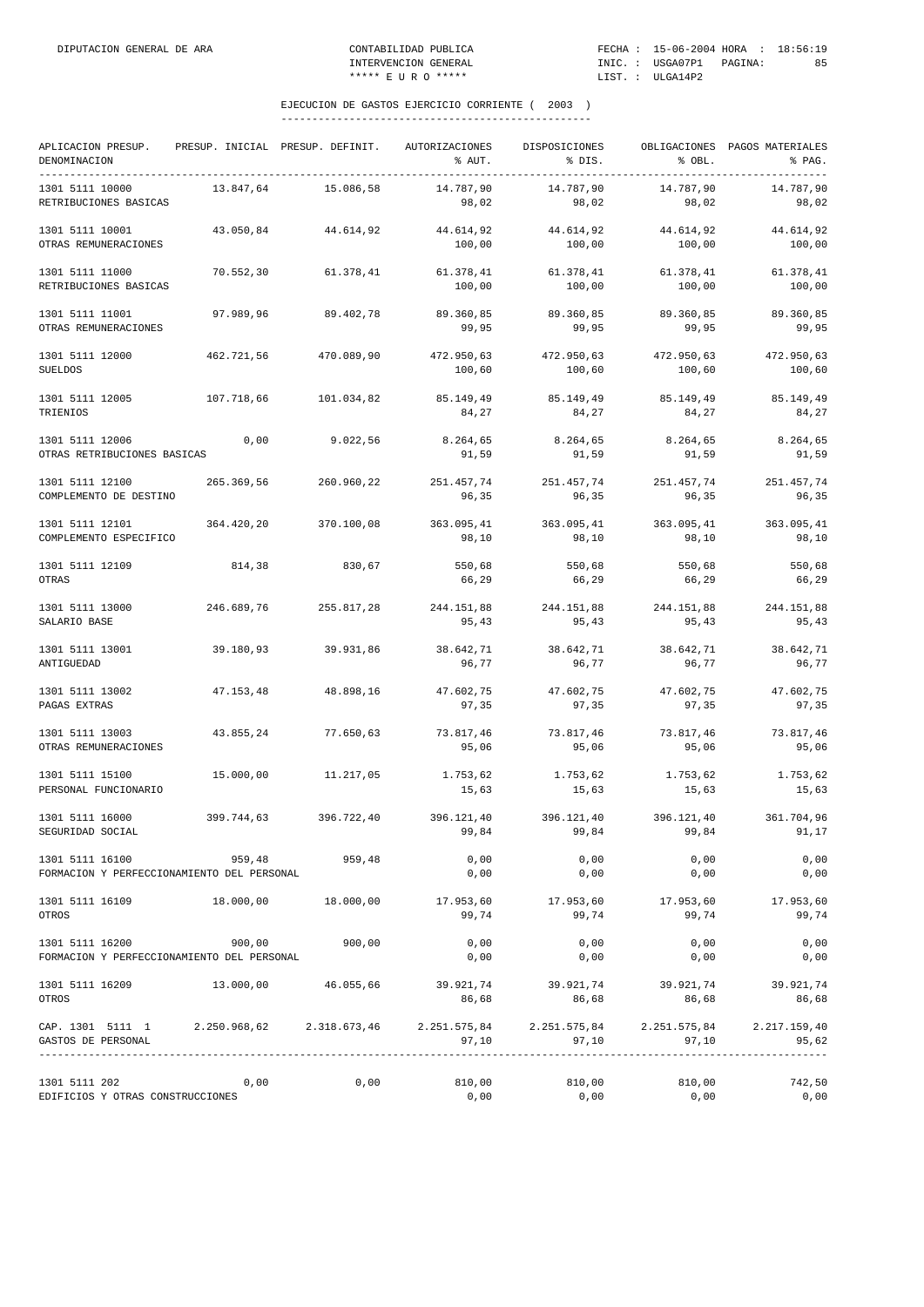## EJECUCION DE GASTOS EJERCICIO CORRIENTE ( 2003 )

| APLICACION PRESUP. DENOMINACION | PRESUP. INICIAL | PRESUP. DEFINIT. | AUTORIZACIONES % AUT. | DISPOSICIONES % DIS. | OBLIGACIONES % OBL. | PAGOS MATERIALES % PAG. |
|---|---|---|---|---|---|---|
| 1301 5111 10000 RETRIBUCIONES BASICAS | 13.847,64 | 15.086,58 | 14.787,90 98,02 | 14.787,90 98,02 | 14.787,90 98,02 | 14.787,90 98,02 |
| 1301 5111 10001 OTRAS REMUNERACIONES | 43.050,84 | 44.614,92 | 44.614,92 100,00 | 44.614,92 100,00 | 44.614,92 100,00 | 44.614,92 100,00 |
| 1301 5111 11000 RETRIBUCIONES BASICAS | 70.552,30 | 61.378,41 | 61.378,41 100,00 | 61.378,41 100,00 | 61.378,41 100,00 | 61.378,41 100,00 |
| 1301 5111 11001 OTRAS REMUNERACIONES | 97.989,96 | 89.402,78 | 89.360,85 99,95 | 89.360,85 99,95 | 89.360,85 99,95 | 89.360,85 99,95 |
| 1301 5111 12000 SUELDOS | 462.721,56 | 470.089,90 | 472.950,63 100,60 | 472.950,63 100,60 | 472.950,63 100,60 | 472.950,63 100,60 |
| 1301 5111 12005 TRIENIOS | 107.718,66 | 101.034,82 | 85.149,49 84,27 | 85.149,49 84,27 | 85.149,49 84,27 | 85.149,49 84,27 |
| 1301 5111 12006 OTRAS RETRIBUCIONES BASICAS | 0,00 | 9.022,56 | 8.264,65 91,59 | 8.264,65 91,59 | 8.264,65 91,59 | 8.264,65 91,59 |
| 1301 5111 12100 COMPLEMENTO DE DESTINO | 265.369,56 | 260.960,22 | 251.457,74 96,35 | 251.457,74 96,35 | 251.457,74 96,35 | 251.457,74 96,35 |
| 1301 5111 12101 COMPLEMENTO ESPECIFICO | 364.420,20 | 370.100,08 | 363.095,41 98,10 | 363.095,41 98,10 | 363.095,41 98,10 | 363.095,41 98,10 |
| 1301 5111 12109 OTRAS | 814,38 | 830,67 | 550,68 66,29 | 550,68 66,29 | 550,68 66,29 | 550,68 66,29 |
| 1301 5111 13000 SALARIO BASE | 246.689,76 | 255.817,28 | 244.151,88 95,43 | 244.151,88 95,43 | 244.151,88 95,43 | 244.151,88 95,43 |
| 1301 5111 13001 ANTIGUEDAD | 39.180,93 | 39.931,86 | 38.642,71 96,77 | 38.642,71 96,77 | 38.642,71 96,77 | 38.642,71 96,77 |
| 1301 5111 13002 PAGAS EXTRAS | 47.153,48 | 48.898,16 | 47.602,75 97,35 | 47.602,75 97,35 | 47.602,75 97,35 | 47.602,75 97,35 |
| 1301 5111 13003 OTRAS REMUNERACIONES | 43.855,24 | 77.650,63 | 73.817,46 95,06 | 73.817,46 95,06 | 73.817,46 95,06 | 73.817,46 95,06 |
| 1301 5111 15100 PERSONAL FUNCIONARIO | 15.000,00 | 11.217,05 | 1.753,62 15,63 | 1.753,62 15,63 | 1.753,62 15,63 | 1.753,62 15,63 |
| 1301 5111 16000 SEGURIDAD SOCIAL | 399.744,63 | 396.722,40 | 396.121,40 99,84 | 396.121,40 99,84 | 396.121,40 99,84 | 361.704,96 91,17 |
| 1301 5111 16100 FORMACION Y PERFECCIONAMIENTO DEL PERSONAL | 959,48 | 959,48 | 0,00 0,00 | 0,00 0,00 | 0,00 0,00 | 0,00 0,00 |
| 1301 5111 16109 OTROS | 18.000,00 | 18.000,00 | 17.953,60 99,74 | 17.953,60 99,74 | 17.953,60 99,74 | 17.953,60 99,74 |
| 1301 5111 16200 FORMACION Y PERFECCIONAMIENTO DEL PERSONAL | 900,00 | 900,00 | 0,00 0,00 | 0,00 0,00 | 0,00 0,00 | 0,00 0,00 |
| 1301 5111 16209 OTROS | 13.000,00 | 46.055,66 | 39.921,74 86,68 | 39.921,74 86,68 | 39.921,74 86,68 | 39.921,74 86,68 |
| CAP. 1301 5111 1 GASTOS DE PERSONAL | 2.250.968,62 | 2.318.673,46 | 2.251.575,84 97,10 | 2.251.575,84 97,10 | 2.251.575,84 97,10 | 2.217.159,40 95,62 |
| 1301 5111 202 EDIFICIOS Y OTRAS CONSTRUCCIONES | 0,00 | 0,00 | 810,00 0,00 | 810,00 0,00 | 810,00 0,00 | 742,50 0,00 |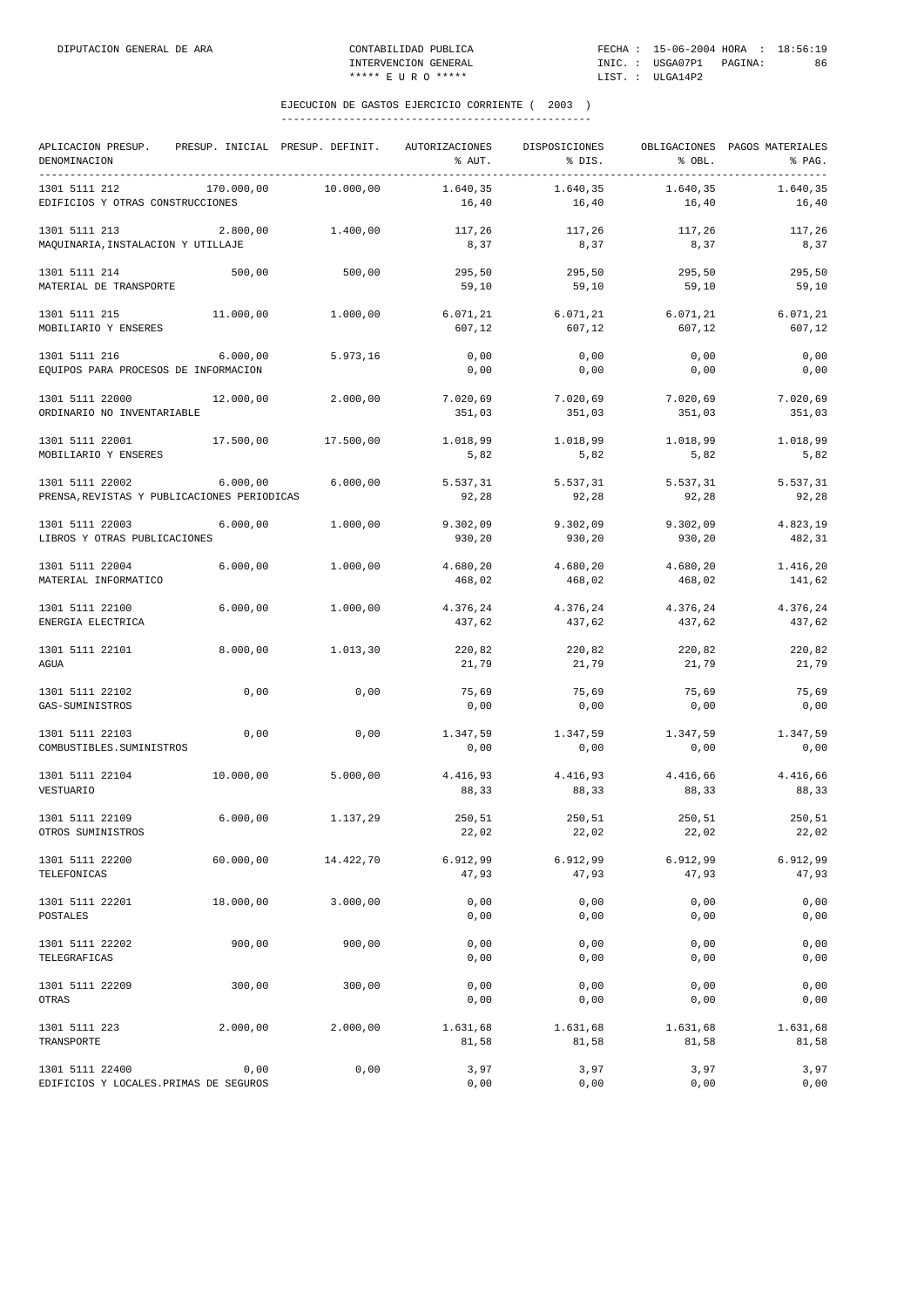DIPUTACION GENERAL DE ARA — CONTABILIDAD PUBLICA — INTERVENCION GENERAL — ***** E U R O ***** — FECHA : 15-06-2004 HORA : 18:56:19 — INIC. : USGA07P1 PAGINA: 86 — LIST. : ULGA14P2

## EJECUCION DE GASTOS EJERCICIO CORRIENTE ( 2003 )

| APLICACION PRESUP. DENOMINACION | PRESUP. INICIAL | PRESUP. DEFINIT. | AUTORIZACIONES % AUT. | DISPOSICIONES % DIS. | OBLIGACIONES % OBL. | PAGOS MATERIALES % PAG. |
|---|---|---|---|---|---|---|
| 1301 5111 212 EDIFICIOS Y OTRAS CONSTRUCCIONES | 170.000,00 | 10.000,00 | 1.640,35 16,40 | 1.640,35 16,40 | 1.640,35 16,40 | 1.640,35 16,40 |
| 1301 5111 213 MAQUINARIA,INSTALACION Y UTILLAJE | 2.800,00 | 1.400,00 | 117,26 8,37 | 117,26 8,37 | 117,26 8,37 | 117,26 8,37 |
| 1301 5111 214 MATERIAL DE TRANSPORTE | 500,00 | 500,00 | 295,50 59,10 | 295,50 59,10 | 295,50 59,10 | 295,50 59,10 |
| 1301 5111 215 MOBILIARIO Y ENSERES | 11.000,00 | 1.000,00 | 6.071,21 607,12 | 6.071,21 607,12 | 6.071,21 607,12 | 6.071,21 607,12 |
| 1301 5111 216 EQUIPOS PARA PROCESOS DE INFORMACION | 6.000,00 | 5.973,16 | 0,00 0,00 | 0,00 0,00 | 0,00 0,00 | 0,00 0,00 |
| 1301 5111 22000 ORDINARIO NO INVENTARIABLE | 12.000,00 | 2.000,00 | 7.020,69 351,03 | 7.020,69 351,03 | 7.020,69 351,03 | 7.020,69 351,03 |
| 1301 5111 22001 MOBILIARIO Y ENSERES | 17.500,00 | 17.500,00 | 1.018,99 5,82 | 1.018,99 5,82 | 1.018,99 5,82 | 1.018,99 5,82 |
| 1301 5111 22002 PRENSA,REVISTAS Y PUBLICACIONES PERIODICAS | 6.000,00 | 6.000,00 | 5.537,31 92,28 | 5.537,31 92,28 | 5.537,31 92,28 | 5.537,31 92,28 |
| 1301 5111 22003 LIBROS Y OTRAS PUBLICACIONES | 6.000,00 | 1.000,00 | 9.302,09 930,20 | 9.302,09 930,20 | 9.302,09 930,20 | 4.823,19 482,31 |
| 1301 5111 22004 MATERIAL INFORMATICO | 6.000,00 | 1.000,00 | 4.680,20 468,02 | 4.680,20 468,02 | 4.680,20 468,02 | 1.416,20 141,62 |
| 1301 5111 22100 ENERGIA ELECTRICA | 6.000,00 | 1.000,00 | 4.376,24 437,62 | 4.376,24 437,62 | 4.376,24 437,62 | 4.376,24 437,62 |
| 1301 5111 22101 AGUA | 8.000,00 | 1.013,30 | 220,82 21,79 | 220,82 21,79 | 220,82 21,79 | 220,82 21,79 |
| 1301 5111 22102 GAS-SUMINISTROS | 0,00 | 0,00 | 75,69 0,00 | 75,69 0,00 | 75,69 0,00 | 75,69 0,00 |
| 1301 5111 22103 COMBUSTIBLES.SUMINISTROS | 0,00 | 0,00 | 1.347,59 0,00 | 1.347,59 0,00 | 1.347,59 0,00 | 1.347,59 0,00 |
| 1301 5111 22104 VESTUARIO | 10.000,00 | 5.000,00 | 4.416,93 88,33 | 4.416,93 88,33 | 4.416,66 88,33 | 4.416,66 88,33 |
| 1301 5111 22109 OTROS SUMINISTROS | 6.000,00 | 1.137,29 | 250,51 22,02 | 250,51 22,02 | 250,51 22,02 | 250,51 22,02 |
| 1301 5111 22200 TELEFONICAS | 60.000,00 | 14.422,70 | 6.912,99 47,93 | 6.912,99 47,93 | 6.912,99 47,93 | 6.912,99 47,93 |
| 1301 5111 22201 POSTALES | 18.000,00 | 3.000,00 | 0,00 0,00 | 0,00 0,00 | 0,00 0,00 | 0,00 0,00 |
| 1301 5111 22202 TELEGRAFICAS | 900,00 | 900,00 | 0,00 0,00 | 0,00 0,00 | 0,00 0,00 | 0,00 0,00 |
| 1301 5111 22209 OTRAS | 300,00 | 300,00 | 0,00 0,00 | 0,00 0,00 | 0,00 0,00 | 0,00 0,00 |
| 1301 5111 223 TRANSPORTE | 2.000,00 | 2.000,00 | 1.631,68 81,58 | 1.631,68 81,58 | 1.631,68 81,58 | 1.631,68 81,58 |
| 1301 5111 22400 EDIFICIOS Y LOCALES.PRIMAS DE SEGUROS | 0,00 | 0,00 | 3,97 0,00 | 3,97 0,00 | 3,97 0,00 | 3,97 0,00 |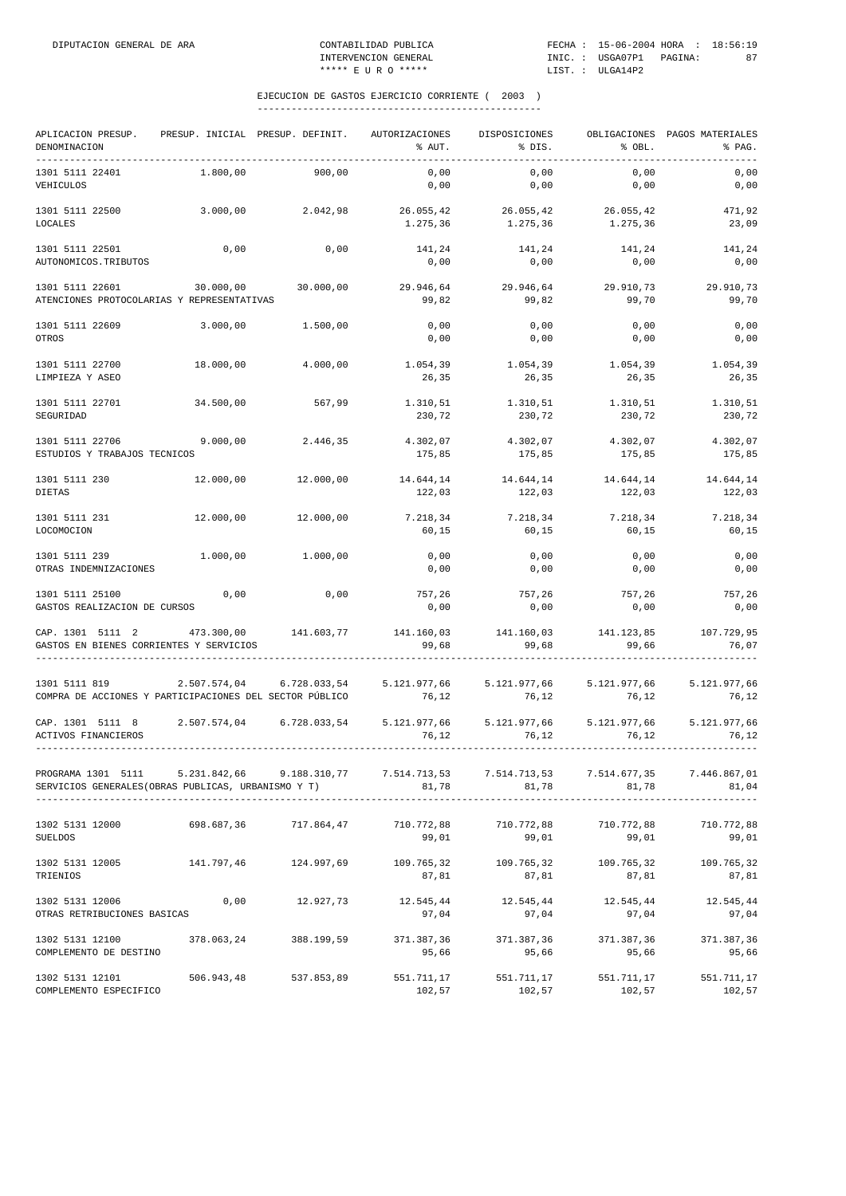DIPUTACION GENERAL DE ARA — CONTABILIDAD PUBLICA — INTERVENCION GENERAL — ***** E U R O ***** — FECHA : 15-06-2004 HORA : 18:56:19 — INIC. : USGA07P1 — LIST. : ULGA14P2

## EJECUCION DE GASTOS EJERCICIO CORRIENTE ( 2003 )

| APLICACION PRESUP. DENOMINACION | PRESUP. INICIAL | PRESUP. DEFINIT. | AUTORIZACIONES % AUT. | DISPOSICIONES % DIS. | OBLIGACIONES % OBL. | PAGOS MATERIALES % PAG. |
|---|---|---|---|---|---|---|
| 1301 5111 22401 VEHICULOS | 1.800,00 | 900,00 | 0,00 / 0,00 | 0,00 / 0,00 | 0,00 / 0,00 | 0,00 / 0,00 |
| 1301 5111 22500 LOCALES | 3.000,00 | 2.042,98 | 26.055,42 / 1.275,36 | 26.055,42 / 1.275,36 | 26.055,42 / 1.275,36 | 471,92 / 23,09 |
| 1301 5111 22501 AUTONOMICOS.TRIBUTOS | 0,00 | 0,00 | 141,24 / 0,00 | 141,24 / 0,00 | 141,24 / 0,00 | 141,24 / 0,00 |
| 1301 5111 22601 ATENCIONES PROTOCOLARIAS Y REPRESENTATIVAS | 30.000,00 | 30.000,00 | 29.946,64 / 99,82 | 29.946,64 / 99,82 | 29.910,73 / 99,70 | 29.910,73 / 99,70 |
| 1301 5111 22609 OTROS | 3.000,00 | 1.500,00 | 0,00 / 0,00 | 0,00 / 0,00 | 0,00 / 0,00 | 0,00 / 0,00 |
| 1301 5111 22700 LIMPIEZA Y ASEO | 18.000,00 | 4.000,00 | 1.054,39 / 26,35 | 1.054,39 / 26,35 | 1.054,39 / 26,35 | 1.054,39 / 26,35 |
| 1301 5111 22701 SEGURIDAD | 34.500,00 | 567,99 | 1.310,51 / 230,72 | 1.310,51 / 230,72 | 1.310,51 / 230,72 | 1.310,51 / 230,72 |
| 1301 5111 22706 ESTUDIOS Y TRABAJOS TECNICOS | 9.000,00 | 2.446,35 | 4.302,07 / 175,85 | 4.302,07 / 175,85 | 4.302,07 / 175,85 | 4.302,07 / 175,85 |
| 1301 5111 230 DIETAS | 12.000,00 | 12.000,00 | 14.644,14 / 122,03 | 14.644,14 / 122,03 | 14.644,14 / 122,03 | 14.644,14 / 122,03 |
| 1301 5111 231 LOCOMOCION | 12.000,00 | 12.000,00 | 7.218,34 / 60,15 | 7.218,34 / 60,15 | 7.218,34 / 60,15 | 7.218,34 / 60,15 |
| 1301 5111 239 OTRAS INDEMNIZACIONES | 1.000,00 | 1.000,00 | 0,00 / 0,00 | 0,00 / 0,00 | 0,00 / 0,00 | 0,00 / 0,00 |
| 1301 5111 25100 GASTOS REALIZACION DE CURSOS | 0,00 | 0,00 | 757,26 / 0,00 | 757,26 / 0,00 | 757,26 / 0,00 | 757,26 / 0,00 |
| CAP. 1301 5111 2 GASTOS EN BIENES CORRIENTES Y SERVICIOS | 473.300,00 | 141.603,77 | 141.160,03 / 99,68 | 141.160,03 / 99,68 | 141.123,85 / 99,66 | 107.729,95 / 76,07 |
| 1301 5111 819 COMPRA DE ACCIONES Y PARTICIPACIONES DEL SECTOR PÚBLICO | 2.507.574,04 | 6.728.033,54 | 5.121.977,66 / 76,12 | 5.121.977,66 / 76,12 | 5.121.977,66 / 76,12 | 5.121.977,66 / 76,12 |
| CAP. 1301 5111 8 ACTIVOS FINANCIEROS | 2.507.574,04 | 6.728.033,54 | 5.121.977,66 / 76,12 | 5.121.977,66 / 76,12 | 5.121.977,66 / 76,12 | 5.121.977,66 / 76,12 |
| PROGRAMA 1301 5111 SERVICIOS GENERALES(OBRAS PUBLICAS, URBANISMO Y T) | 5.231.842,66 | 9.188.310,77 | 7.514.713,53 / 81,78 | 7.514.713,53 / 81,78 | 7.514.677,35 / 81,78 | 7.446.867,01 / 81,04 |
| 1302 5131 12000 SUELDOS | 698.687,36 | 717.864,47 | 710.772,88 / 99,01 | 710.772,88 / 99,01 | 710.772,88 / 99,01 | 710.772,88 / 99,01 |
| 1302 5131 12005 TRIENIOS | 141.797,46 | 124.997,69 | 109.765,32 / 87,81 | 109.765,32 / 87,81 | 109.765,32 / 87,81 | 109.765,32 / 87,81 |
| 1302 5131 12006 OTRAS RETRIBUCIONES BASICAS | 0,00 | 12.927,73 | 12.545,44 / 97,04 | 12.545,44 / 97,04 | 12.545,44 / 97,04 | 12.545,44 / 97,04 |
| 1302 5131 12100 COMPLEMENTO DE DESTINO | 378.063,24 | 388.199,59 | 371.387,36 / 95,66 | 371.387,36 / 95,66 | 371.387,36 / 95,66 | 371.387,36 / 95,66 |
| 1302 5131 12101 COMPLEMENTO ESPECIFICO | 506.943,48 | 537.853,89 | 551.711,17 / 102,57 | 551.711,17 / 102,57 | 551.711,17 / 102,57 | 551.711,17 / 102,57 |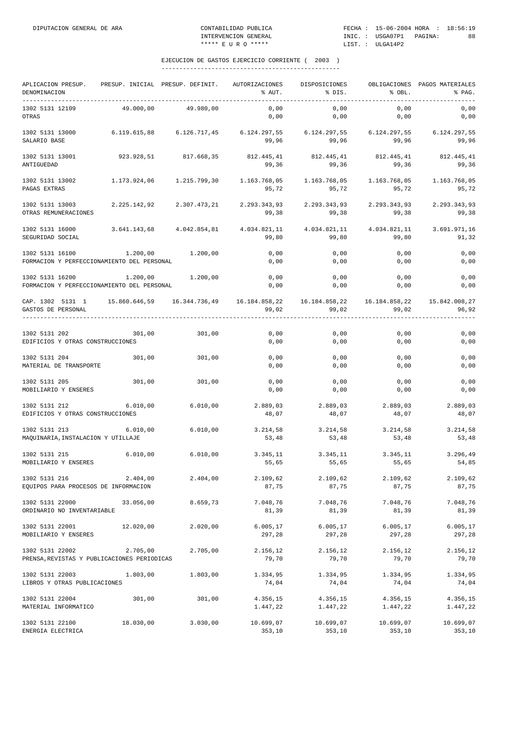## EJECUCION DE GASTOS EJERCICIO CORRIENTE ( 2003 )

| APLICACION PRESUP. DENOMINACION | PRESUP. INICIAL | PRESUP. DEFINIT. | AUTORIZACIONES % AUT. | DISPOSICIONES % DIS. | OBLIGACIONES % OBL. | PAGOS MATERIALES % PAG. |
|---|---|---|---|---|---|---|
| 1302 5131 12109 OTRAS | 49.000,00 | 49.980,00 | 0,00 / 0,00 | 0,00 / 0,00 | 0,00 / 0,00 | 0,00 / 0,00 |
| 1302 5131 13000 SALARIO BASE | 6.119.615,88 | 6.126.717,45 | 6.124.297,55 / 99,96 | 6.124.297,55 / 99,96 | 6.124.297,55 / 99,96 | 6.124.297,55 / 99,96 |
| 1302 5131 13001 ANTIGUEDAD | 923.928,51 | 817.668,35 | 812.445,41 / 99,36 | 812.445,41 / 99,36 | 812.445,41 / 99,36 | 812.445,41 / 99,36 |
| 1302 5131 13002 PAGAS EXTRAS | 1.173.924,06 | 1.215.799,30 | 1.163.768,05 / 95,72 | 1.163.768,05 / 95,72 | 1.163.768,05 / 95,72 | 1.163.768,05 / 95,72 |
| 1302 5131 13003 OTRAS REMUNERACIONES | 2.225.142,92 | 2.307.473,21 | 2.293.343,93 / 99,38 | 2.293.343,93 / 99,38 | 2.293.343,93 / 99,38 | 2.293.343,93 / 99,38 |
| 1302 5131 16000 SEGURIDAD SOCIAL | 3.641.143,68 | 4.042.854,81 | 4.034.821,11 / 99,80 | 4.034.821,11 / 99,80 | 4.034.821,11 / 99,80 | 3.691.971,16 / 91,32 |
| 1302 5131 16100 FORMACION Y PERFECCIONAMIENTO DEL PERSONAL | 1.200,00 | 1.200,00 | 0,00 / 0,00 | 0,00 / 0,00 | 0,00 / 0,00 | 0,00 / 0,00 |
| 1302 5131 16200 FORMACION Y PERFECCIONAMIENTO DEL PERSONAL | 1.200,00 | 1.200,00 | 0,00 / 0,00 | 0,00 / 0,00 | 0,00 / 0,00 | 0,00 / 0,00 |
| CAP. 1302 5131 1 GASTOS DE PERSONAL | 15.860.646,59 | 16.344.736,49 | 16.184.858,22 / 99,02 | 16.184.858,22 / 99,02 | 16.184.858,22 / 99,02 | 15.842.008,27 / 96,92 |
| 1302 5131 202 EDIFICIOS Y OTRAS CONSTRUCCIONES | 301,00 | 301,00 | 0,00 / 0,00 | 0,00 / 0,00 | 0,00 / 0,00 | 0,00 / 0,00 |
| 1302 5131 204 MATERIAL DE TRANSPORTE | 301,00 | 301,00 | 0,00 / 0,00 | 0,00 / 0,00 | 0,00 / 0,00 | 0,00 / 0,00 |
| 1302 5131 205 MOBILIARIO Y ENSERES | 301,00 | 301,00 | 0,00 / 0,00 | 0,00 / 0,00 | 0,00 / 0,00 | 0,00 / 0,00 |
| 1302 5131 212 EDIFICIOS Y OTRAS CONSTRUCCIONES | 6.010,00 | 6.010,00 | 2.889,03 / 48,07 | 2.889,03 / 48,07 | 2.889,03 / 48,07 | 2.889,03 / 48,07 |
| 1302 5131 213 MAQUINARIA,INSTALACION Y UTILLAJE | 6.010,00 | 6.010,00 | 3.214,58 / 53,48 | 3.214,58 / 53,48 | 3.214,58 / 53,48 | 3.214,58 / 53,48 |
| 1302 5131 215 MOBILIARIO Y ENSERES | 6.010,00 | 6.010,00 | 3.345,11 / 55,65 | 3.345,11 / 55,65 | 3.345,11 / 55,65 | 3.296,49 / 54,85 |
| 1302 5131 216 EQUIPOS PARA PROCESOS DE INFORMACION | 2.404,00 | 2.404,00 | 2.109,62 / 87,75 | 2.109,62 / 87,75 | 2.109,62 / 87,75 | 2.109,62 / 87,75 |
| 1302 5131 22000 ORDINARIO NO INVENTARIABLE | 33.056,00 | 8.659,73 | 7.048,76 / 81,39 | 7.048,76 / 81,39 | 7.048,76 / 81,39 | 7.048,76 / 81,39 |
| 1302 5131 22001 MOBILIARIO Y ENSERES | 12.020,00 | 2.020,00 | 6.005,17 / 297,28 | 6.005,17 / 297,28 | 6.005,17 / 297,28 | 6.005,17 / 297,28 |
| 1302 5131 22002 PRENSA,REVISTAS Y PUBLICACIONES PERIODICAS | 2.705,00 | 2.705,00 | 2.156,12 / 79,70 | 2.156,12 / 79,70 | 2.156,12 / 79,70 | 2.156,12 / 79,70 |
| 1302 5131 22003 LIBROS Y OTRAS PUBLICACIONES | 1.803,00 | 1.803,00 | 1.334,95 / 74,04 | 1.334,95 / 74,04 | 1.334,95 / 74,04 | 1.334,95 / 74,04 |
| 1302 5131 22004 MATERIAL INFORMATICO | 301,00 | 301,00 | 4.356,15 / 1.447,22 | 4.356,15 / 1.447,22 | 4.356,15 / 1.447,22 | 4.356,15 / 1.447,22 |
| 1302 5131 22100 ENERGIA ELECTRICA | 18.030,00 | 3.030,00 | 10.699,07 / 353,10 | 10.699,07 / 353,10 | 10.699,07 / 353,10 | 10.699,07 / 353,10 |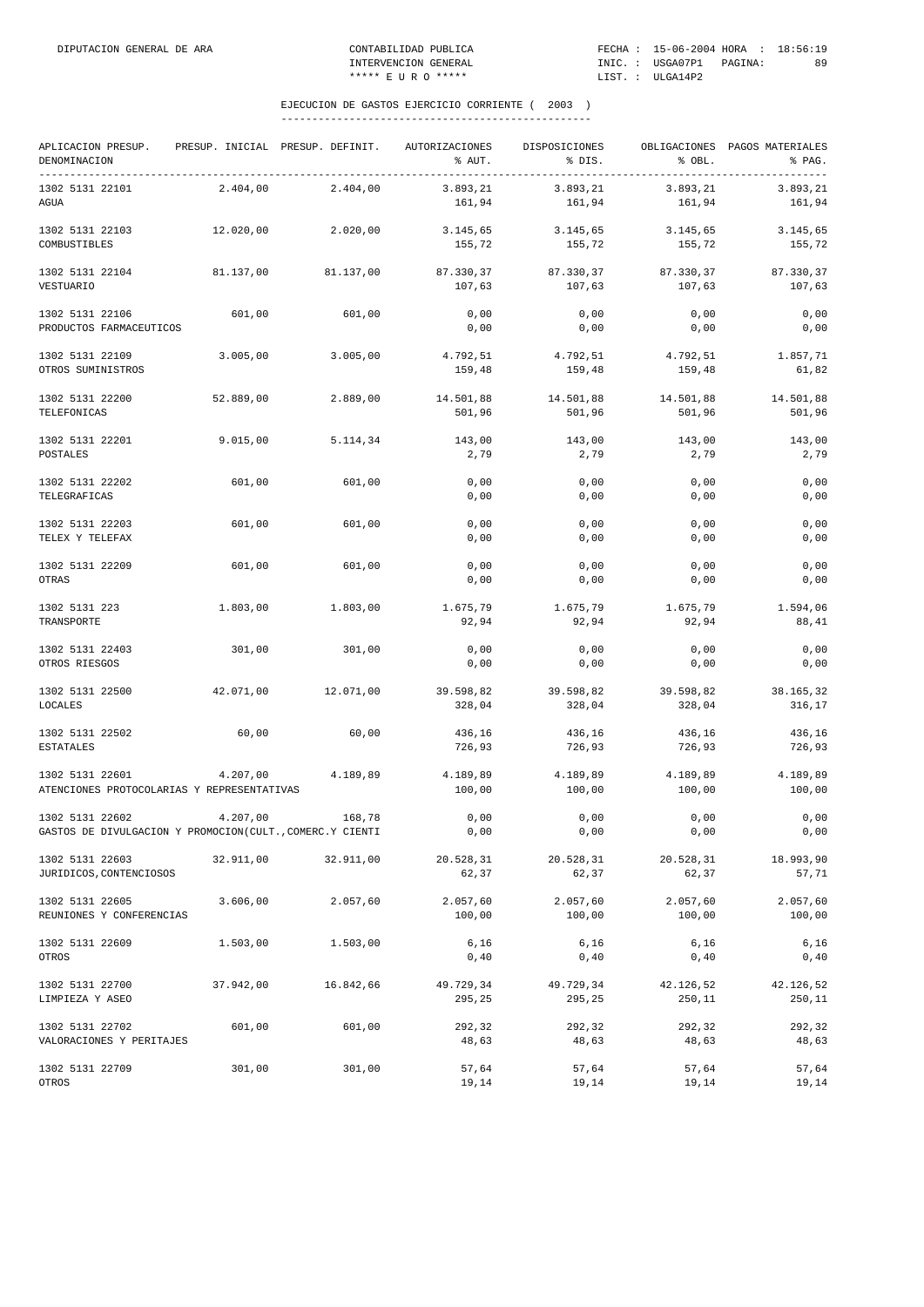EJECUCION DE GASTOS EJERCICIO CORRIENTE ( 2003 )

| APLICACION PRESUP. DENOMINACION | PRESUP. INICIAL | PRESUP. DEFINIT. | AUTORIZACIONES % AUT. | DISPOSICIONES % DIS. | OBLIGACIONES % OBL. | PAGOS MATERIALES % PAG. |
|---|---|---|---|---|---|---|
| 1302 5131 22101 AGUA | 2.404,00 | 2.404,00 | 3.893,21 161,94 | 3.893,21 161,94 | 3.893,21 161,94 | 3.893,21 161,94 |
| 1302 5131 22103 COMBUSTIBLES | 12.020,00 | 2.020,00 | 3.145,65 155,72 | 3.145,65 155,72 | 3.145,65 155,72 | 3.145,65 155,72 |
| 1302 5131 22104 VESTUARIO | 81.137,00 | 81.137,00 | 87.330,37 107,63 | 87.330,37 107,63 | 87.330,37 107,63 | 87.330,37 107,63 |
| 1302 5131 22106 PRODUCTOS FARMACEUTICOS | 601,00 | 601,00 | 0,00 0,00 | 0,00 0,00 | 0,00 0,00 | 0,00 0,00 |
| 1302 5131 22109 OTROS SUMINISTROS | 3.005,00 | 3.005,00 | 4.792,51 159,48 | 4.792,51 159,48 | 4.792,51 159,48 | 1.857,71 61,82 |
| 1302 5131 22200 TELEFONICAS | 52.889,00 | 2.889,00 | 14.501,88 501,96 | 14.501,88 501,96 | 14.501,88 501,96 | 14.501,88 501,96 |
| 1302 5131 22201 POSTALES | 9.015,00 | 5.114,34 | 143,00 2,79 | 143,00 2,79 | 143,00 2,79 | 143,00 2,79 |
| 1302 5131 22202 TELEGRAFICAS | 601,00 | 601,00 | 0,00 0,00 | 0,00 0,00 | 0,00 0,00 | 0,00 0,00 |
| 1302 5131 22203 TELEX Y TELEFAX | 601,00 | 601,00 | 0,00 0,00 | 0,00 0,00 | 0,00 0,00 | 0,00 0,00 |
| 1302 5131 22209 OTRAS | 601,00 | 601,00 | 0,00 0,00 | 0,00 0,00 | 0,00 0,00 | 0,00 0,00 |
| 1302 5131 223 TRANSPORTE | 1.803,00 | 1.803,00 | 1.675,79 92,94 | 1.675,79 92,94 | 1.675,79 92,94 | 1.594,06 88,41 |
| 1302 5131 22403 OTROS RIESGOS | 301,00 | 301,00 | 0,00 0,00 | 0,00 0,00 | 0,00 0,00 | 0,00 0,00 |
| 1302 5131 22500 LOCALES | 42.071,00 | 12.071,00 | 39.598,82 328,04 | 39.598,82 328,04 | 39.598,82 328,04 | 38.165,32 316,17 |
| 1302 5131 22502 ESTATALES | 60,00 | 60,00 | 436,16 726,93 | 436,16 726,93 | 436,16 726,93 | 436,16 726,93 |
| 1302 5131 22601 ATENCIONES PROTOCOLARIAS Y REPRESENTATIVAS | 4.207,00 | 4.189,89 | 4.189,89 100,00 | 4.189,89 100,00 | 4.189,89 100,00 | 4.189,89 100,00 |
| 1302 5131 22602 GASTOS DE DIVULGACION Y PROMOCION(CULT.,COMERC.Y CIENTI | 4.207,00 | 168,78 | 0,00 0,00 | 0,00 0,00 | 0,00 0,00 | 0,00 0,00 |
| 1302 5131 22603 JURIDICOS,CONTENCIOSOS | 32.911,00 | 32.911,00 | 20.528,31 62,37 | 20.528,31 62,37 | 20.528,31 62,37 | 18.993,90 57,71 |
| 1302 5131 22605 REUNIONES Y CONFERENCIAS | 3.606,00 | 2.057,60 | 2.057,60 100,00 | 2.057,60 100,00 | 2.057,60 100,00 | 2.057,60 100,00 |
| 1302 5131 22609 OTROS | 1.503,00 | 1.503,00 | 6,16 0,40 | 6,16 0,40 | 6,16 0,40 | 6,16 0,40 |
| 1302 5131 22700 LIMPIEZA Y ASEO | 37.942,00 | 16.842,66 | 49.729,34 295,25 | 49.729,34 295,25 | 42.126,52 250,11 | 42.126,52 250,11 |
| 1302 5131 22702 VALORACIONES Y PERITAJES | 601,00 | 601,00 | 292,32 48,63 | 292,32 48,63 | 292,32 48,63 | 292,32 48,63 |
| 1302 5131 22709 OTROS | 301,00 | 301,00 | 57,64 19,14 | 57,64 19,14 | 57,64 19,14 | 57,64 19,14 |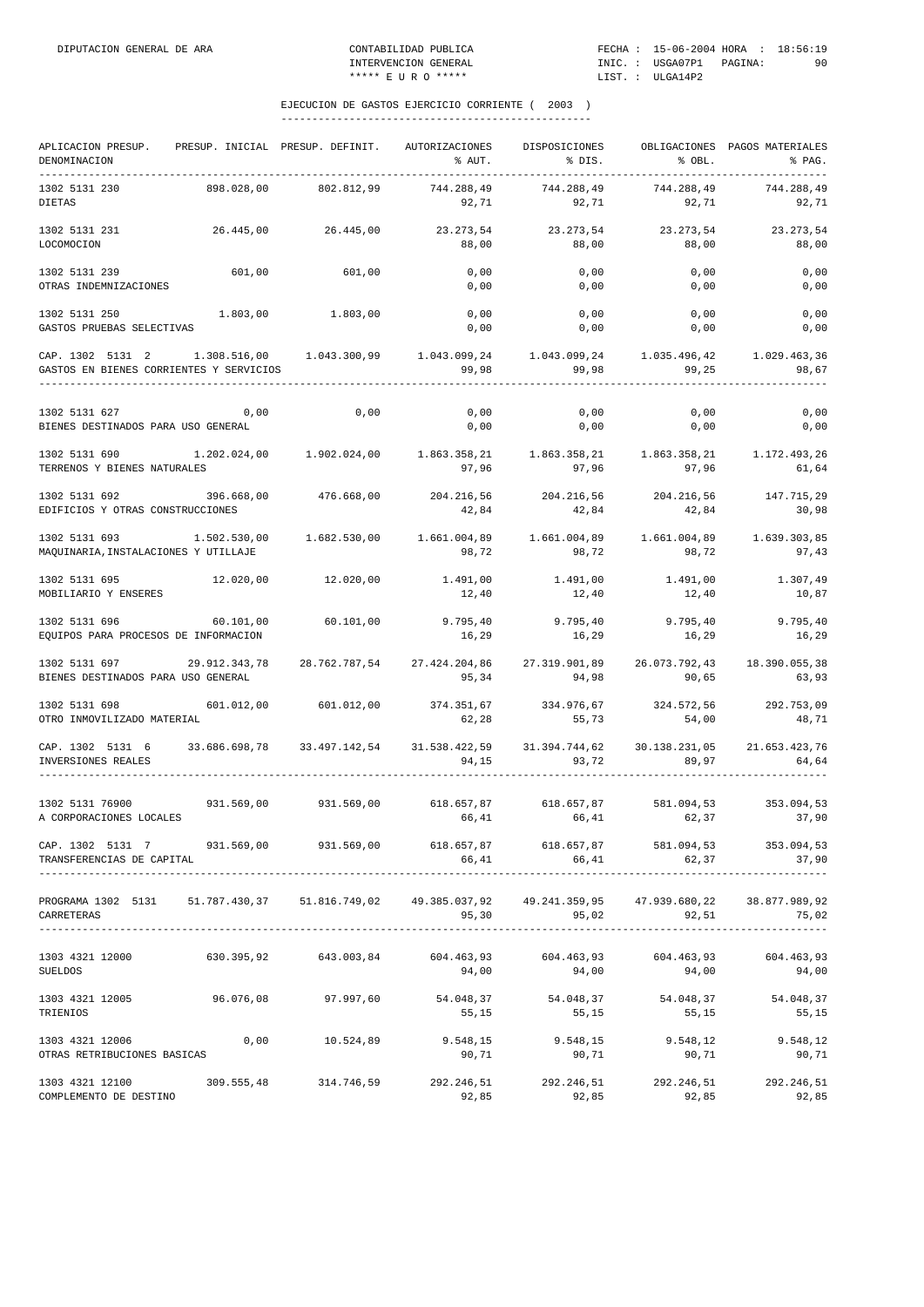## EJECUCION DE GASTOS EJERCICIO CORRIENTE ( 2003 )

| APLICACION PRESUP. DENOMINACION | PRESUP. INICIAL | PRESUP. DEFINIT. | AUTORIZACIONES % AUT. | DISPOSICIONES % DIS. | OBLIGACIONES % OBL. | PAGOS MATERIALES % PAG. |
|---|---|---|---|---|---|---|
| 1302 5131 230 DIETAS | 898.028,00 | 802.812,99 | 744.288,49 92,71 | 744.288,49 92,71 | 744.288,49 92,71 | 744.288,49 92,71 |
| 1302 5131 231 LOCOMOCION | 26.445,00 | 26.445,00 | 23.273,54 88,00 | 23.273,54 88,00 | 23.273,54 88,00 | 23.273,54 88,00 |
| 1302 5131 239 OTRAS INDEMNIZACIONES | 601,00 | 601,00 | 0,00 0,00 | 0,00 0,00 | 0,00 0,00 | 0,00 0,00 |
| 1302 5131 250 GASTOS PRUEBAS SELECTIVAS | 1.803,00 | 1.803,00 | 0,00 0,00 | 0,00 0,00 | 0,00 0,00 | 0,00 0,00 |
| CAP. 1302 5131 2 GASTOS EN BIENES CORRIENTES Y SERVICIOS | 1.308.516,00 | 1.043.300,99 | 1.043.099,24 99,98 | 1.043.099,24 99,98 | 1.035.496,42 99,25 | 1.029.463,36 98,67 |
| 1302 5131 627 BIENES DESTINADOS PARA USO GENERAL | 0,00 | 0,00 | 0,00 0,00 | 0,00 0,00 | 0,00 0,00 | 0,00 0,00 |
| 1302 5131 690 TERRENOS Y BIENES NATURALES | 1.202.024,00 | 1.902.024,00 | 1.863.358,21 97,96 | 1.863.358,21 97,96 | 1.863.358,21 97,96 | 1.172.493,26 61,64 |
| 1302 5131 692 EDIFICIOS Y OTRAS CONSTRUCCIONES | 396.668,00 | 476.668,00 | 204.216,56 42,84 | 204.216,56 42,84 | 204.216,56 42,84 | 147.715,29 30,98 |
| 1302 5131 693 MAQUINARIA,INSTALACIONES Y UTILLAJE | 1.502.530,00 | 1.682.530,00 | 1.661.004,89 98,72 | 1.661.004,89 98,72 | 1.661.004,89 98,72 | 1.639.303,85 97,43 |
| 1302 5131 695 MOBILIARIO Y ENSERES | 12.020,00 | 12.020,00 | 1.491,00 12,40 | 1.491,00 12,40 | 1.491,00 12,40 | 1.307,49 10,87 |
| 1302 5131 696 EQUIPOS PARA PROCESOS DE INFORMACION | 60.101,00 | 60.101,00 | 9.795,40 16,29 | 9.795,40 16,29 | 9.795,40 16,29 | 9.795,40 16,29 |
| 1302 5131 697 BIENES DESTINADOS PARA USO GENERAL | 29.912.343,78 | 28.762.787,54 | 27.424.204,86 95,34 | 27.319.901,89 94,98 | 26.073.792,43 90,65 | 18.390.055,38 63,93 |
| 1302 5131 698 OTRO INMOVILIZADO MATERIAL | 601.012,00 | 601.012,00 | 374.351,67 62,28 | 334.976,67 55,73 | 324.572,56 54,00 | 292.753,09 48,71 |
| CAP. 1302 5131 6 INVERSIONES REALES | 33.686.698,78 | 33.497.142,54 | 31.538.422,59 94,15 | 31.394.744,62 93,72 | 30.138.231,05 89,97 | 21.653.423,76 64,64 |
| 1302 5131 76900 A CORPORACIONES LOCALES | 931.569,00 | 931.569,00 | 618.657,87 66,41 | 618.657,87 66,41 | 581.094,53 62,37 | 353.094,53 37,90 |
| CAP. 1302 5131 7 TRANSFERENCIAS DE CAPITAL | 931.569,00 | 931.569,00 | 618.657,87 66,41 | 618.657,87 66,41 | 581.094,53 62,37 | 353.094,53 37,90 |
| PROGRAMA 1302 5131 CARRETERAS | 51.787.430,37 | 51.816.749,02 | 49.385.037,92 95,30 | 49.241.359,95 95,02 | 47.939.680,22 92,51 | 38.877.989,92 75,02 |
| 1303 4321 12000 SUELDOS | 630.395,92 | 643.003,84 | 604.463,93 94,00 | 604.463,93 94,00 | 604.463,93 94,00 | 604.463,93 94,00 |
| 1303 4321 12005 TRIENIOS | 96.076,08 | 97.997,60 | 54.048,37 55,15 | 54.048,37 55,15 | 54.048,37 55,15 | 54.048,37 55,15 |
| 1303 4321 12006 OTRAS RETRIBUCIONES BASICAS | 0,00 | 10.524,89 | 9.548,15 90,71 | 9.548,15 90,71 | 9.548,12 90,71 | 9.548,12 90,71 |
| 1303 4321 12100 COMPLEMENTO DE DESTINO | 309.555,48 | 314.746,59 | 292.246,51 92,85 | 292.246,51 92,85 | 292.246,51 92,85 | 292.246,51 92,85 |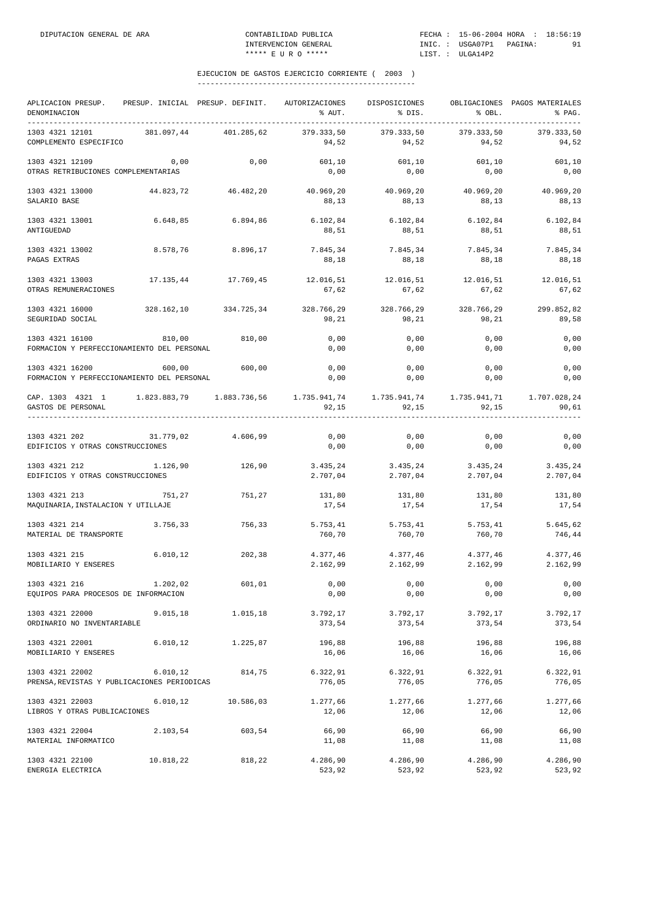EJECUCION DE GASTOS EJERCICIO CORRIENTE ( 2003 )

| APLICACION PRESUP. DENOMINACION | PRESUP. INICIAL | PRESUP. DEFINIT. | AUTORIZACIONES % AUT. | DISPOSICIONES % DIS. | OBLIGACIONES % OBL. | PAGOS MATERIALES % PAG. |
|---|---|---|---|---|---|---|
| 1303 4321 12101 COMPLEMENTO ESPECIFICO | 381.097,44 | 401.285,62 | 379.333,50 94,52 | 379.333,50 94,52 | 379.333,50 94,52 | 379.333,50 94,52 |
| 1303 4321 12109 OTRAS RETRIBUCIONES COMPLEMENTARIAS | 0,00 | 0,00 | 601,10 0,00 | 601,10 0,00 | 601,10 0,00 | 601,10 0,00 |
| 1303 4321 13000 SALARIO BASE | 44.823,72 | 46.482,20 | 40.969,20 88,13 | 40.969,20 88,13 | 40.969,20 88,13 | 40.969,20 88,13 |
| 1303 4321 13001 ANTIGUEDAD | 6.648,85 | 6.894,86 | 6.102,84 88,51 | 6.102,84 88,51 | 6.102,84 88,51 | 6.102,84 88,51 |
| 1303 4321 13002 PAGAS EXTRAS | 8.578,76 | 8.896,17 | 7.845,34 88,18 | 7.845,34 88,18 | 7.845,34 88,18 | 7.845,34 88,18 |
| 1303 4321 13003 OTRAS REMUNERACIONES | 17.135,44 | 17.769,45 | 12.016,51 67,62 | 12.016,51 67,62 | 12.016,51 67,62 | 12.016,51 67,62 |
| 1303 4321 16000 SEGURIDAD SOCIAL | 328.162,10 | 334.725,34 | 328.766,29 98,21 | 328.766,29 98,21 | 328.766,29 98,21 | 299.852,82 89,58 |
| 1303 4321 16100 FORMACION Y PERFECCIONAMIENTO DEL PERSONAL | 810,00 | 810,00 | 0,00 0,00 | 0,00 0,00 | 0,00 0,00 | 0,00 0,00 |
| 1303 4321 16200 FORMACION Y PERFECCIONAMIENTO DEL PERSONAL | 600,00 | 600,00 | 0,00 0,00 | 0,00 0,00 | 0,00 0,00 | 0,00 0,00 |
| CAP. 1303 4321 1 GASTOS DE PERSONAL | 1.823.883,79 | 1.883.736,56 | 1.735.941,74 92,15 | 1.735.941,74 92,15 | 1.735.941,71 92,15 | 1.707.028,24 90,61 |
| 1303 4321 202 EDIFICIOS Y OTRAS CONSTRUCCIONES | 31.779,02 | 4.606,99 | 0,00 0,00 | 0,00 0,00 | 0,00 0,00 | 0,00 0,00 |
| 1303 4321 212 EDIFICIOS Y OTRAS CONSTRUCCIONES | 1.126,90 | 126,90 | 3.435,24 2.707,04 | 3.435,24 2.707,04 | 3.435,24 2.707,04 | 3.435,24 2.707,04 |
| 1303 4321 213 MAQUINARIA,INSTALACION Y UTILLAJE | 751,27 | 751,27 | 131,80 17,54 | 131,80 17,54 | 131,80 17,54 | 131,80 17,54 |
| 1303 4321 214 MATERIAL DE TRANSPORTE | 3.756,33 | 756,33 | 5.753,41 760,70 | 5.753,41 760,70 | 5.753,41 760,70 | 5.645,62 746,44 |
| 1303 4321 215 MOBILIARIO Y ENSERES | 6.010,12 | 202,38 | 4.377,46 2.162,99 | 4.377,46 2.162,99 | 4.377,46 2.162,99 | 4.377,46 2.162,99 |
| 1303 4321 216 EQUIPOS PARA PROCESOS DE INFORMACION | 1.202,02 | 601,01 | 0,00 0,00 | 0,00 0,00 | 0,00 0,00 | 0,00 0,00 |
| 1303 4321 22000 ORDINARIO NO INVENTARIABLE | 9.015,18 | 1.015,18 | 3.792,17 373,54 | 3.792,17 373,54 | 3.792,17 373,54 | 3.792,17 373,54 |
| 1303 4321 22001 MOBILIARIO Y ENSERES | 6.010,12 | 1.225,87 | 196,88 16,06 | 196,88 16,06 | 196,88 16,06 | 196,88 16,06 |
| 1303 4321 22002 PRENSA,REVISTAS Y PUBLICACIONES PERIODICAS | 6.010,12 | 814,75 | 6.322,91 776,05 | 6.322,91 776,05 | 6.322,91 776,05 | 6.322,91 776,05 |
| 1303 4321 22003 LIBROS Y OTRAS PUBLICACIONES | 6.010,12 | 10.586,03 | 1.277,66 12,06 | 1.277,66 12,06 | 1.277,66 12,06 | 1.277,66 12,06 |
| 1303 4321 22004 MATERIAL INFORMATICO | 2.103,54 | 603,54 | 66,90 11,08 | 66,90 11,08 | 66,90 11,08 | 66,90 11,08 |
| 1303 4321 22100 ENERGIA ELECTRICA | 10.818,22 | 818,22 | 4.286,90 523,92 | 4.286,90 523,92 | 4.286,90 523,92 | 4.286,90 523,92 |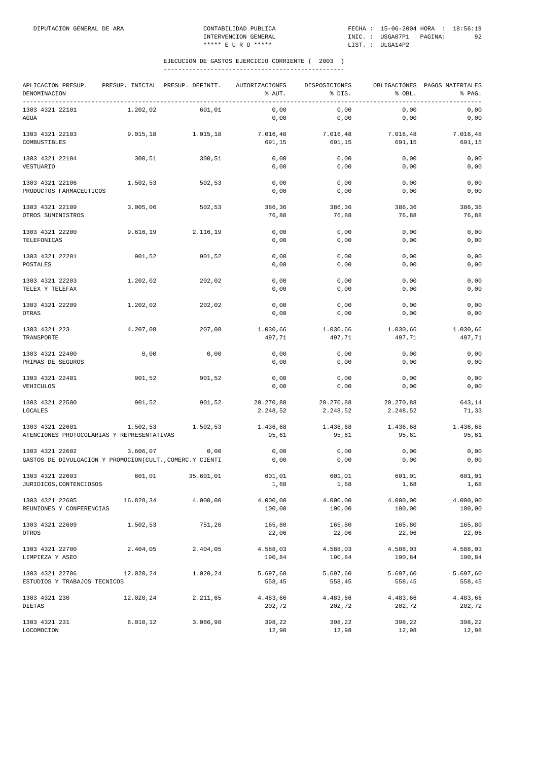## EJECUCION DE GASTOS EJERCICIO CORRIENTE ( 2003 )

| APLICACION PRESUP. DENOMINACION | PRESUP. INICIAL | PRESUP. DEFINIT. | AUTORIZACIONES % AUT. | DISPOSICIONES % DIS. | OBLIGACIONES % OBL. | PAGOS MATERIALES % PAG. |
|---|---|---|---|---|---|---|
| 1303 4321 22101 AGUA | 1.202,02 | 601,01 | 0,00 / 0,00 | 0,00 / 0,00 | 0,00 / 0,00 | 0,00 / 0,00 |
| 1303 4321 22103 COMBUSTIBLES | 9.015,18 | 1.015,18 | 7.016,48 / 691,15 | 7.016,48 / 691,15 | 7.016,48 / 691,15 | 7.016,48 / 691,15 |
| 1303 4321 22104 VESTUARIO | 300,51 | 300,51 | 0,00 / 0,00 | 0,00 / 0,00 | 0,00 / 0,00 | 0,00 / 0,00 |
| 1303 4321 22106 PRODUCTOS FARMACEUTICOS | 1.502,53 | 502,53 | 0,00 / 0,00 | 0,00 / 0,00 | 0,00 / 0,00 | 0,00 / 0,00 |
| 1303 4321 22109 OTROS SUMINISTROS | 3.005,06 | 502,53 | 386,36 / 76,88 | 386,36 / 76,88 | 386,36 / 76,88 | 386,36 / 76,88 |
| 1303 4321 22200 TELEFONICAS | 9.616,19 | 2.116,19 | 0,00 / 0,00 | 0,00 / 0,00 | 0,00 / 0,00 | 0,00 / 0,00 |
| 1303 4321 22201 POSTALES | 901,52 | 901,52 | 0,00 / 0,00 | 0,00 / 0,00 | 0,00 / 0,00 | 0,00 / 0,00 |
| 1303 4321 22203 TELEX Y TELEFAX | 1.202,02 | 202,02 | 0,00 / 0,00 | 0,00 / 0,00 | 0,00 / 0,00 | 0,00 / 0,00 |
| 1303 4321 22209 OTRAS | 1.202,02 | 202,02 | 0,00 / 0,00 | 0,00 / 0,00 | 0,00 / 0,00 | 0,00 / 0,00 |
| 1303 4321 223 TRANSPORTE | 4.207,08 | 207,08 | 1.030,66 / 497,71 | 1.030,66 / 497,71 | 1.030,66 / 497,71 | 1.030,66 / 497,71 |
| 1303 4321 22400 PRIMAS DE SEGUROS | 0,00 | 0,00 | 0,00 / 0,00 | 0,00 / 0,00 | 0,00 / 0,00 | 0,00 / 0,00 |
| 1303 4321 22401 VEHICULOS | 901,52 | 901,52 | 0,00 / 0,00 | 0,00 / 0,00 | 0,00 / 0,00 | 0,00 / 0,00 |
| 1303 4321 22500 LOCALES | 901,52 | 901,52 | 20.270,88 / 2.248,52 | 20.270,88 / 2.248,52 | 20.270,88 / 2.248,52 | 643,14 / 71,33 |
| 1303 4321 22601 ATENCIONES PROTOCOLARIAS Y REPRESENTATIVAS | 1.502,53 | 1.502,53 | 1.436,68 / 95,61 | 1.436,68 / 95,61 | 1.436,68 / 95,61 | 1.436,68 / 95,61 |
| 1303 4321 22602 GASTOS DE DIVULGACION Y PROMOCION(CULT.,COMERC.Y CIENTI | 3.606,07 | 0,00 | 0,00 / 0,00 | 0,00 / 0,00 | 0,00 / 0,00 | 0,00 / 0,00 |
| 1303 4321 22603 JURIDICOS,CONTENCIOSOS | 601,01 | 35.601,01 | 601,01 / 1,68 | 601,01 / 1,68 | 601,01 / 1,68 | 601,01 / 1,68 |
| 1303 4321 22605 REUNIONES Y CONFERENCIAS | 16.828,34 | 4.000,00 | 4.000,00 / 100,00 | 4.000,00 / 100,00 | 4.000,00 / 100,00 | 4.000,00 / 100,00 |
| 1303 4321 22609 OTROS | 1.502,53 | 751,26 | 165,80 / 22,06 | 165,80 / 22,06 | 165,80 / 22,06 | 165,80 / 22,06 |
| 1303 4321 22700 LIMPIEZA Y ASEO | 2.404,05 | 2.404,05 | 4.588,03 / 190,84 | 4.588,03 / 190,84 | 4.588,03 / 190,84 | 4.588,03 / 190,84 |
| 1303 4321 22706 ESTUDIOS Y TRABAJOS TECNICOS | 12.020,24 | 1.020,24 | 5.697,60 / 558,45 | 5.697,60 / 558,45 | 5.697,60 / 558,45 | 5.697,60 / 558,45 |
| 1303 4321 230 DIETAS | 12.020,24 | 2.211,65 | 4.483,66 / 202,72 | 4.483,66 / 202,72 | 4.483,66 / 202,72 | 4.483,66 / 202,72 |
| 1303 4321 231 LOCOMOCION | 6.010,12 | 3.066,98 | 398,22 / 12,98 | 398,22 / 12,98 | 398,22 / 12,98 | 398,22 / 12,98 |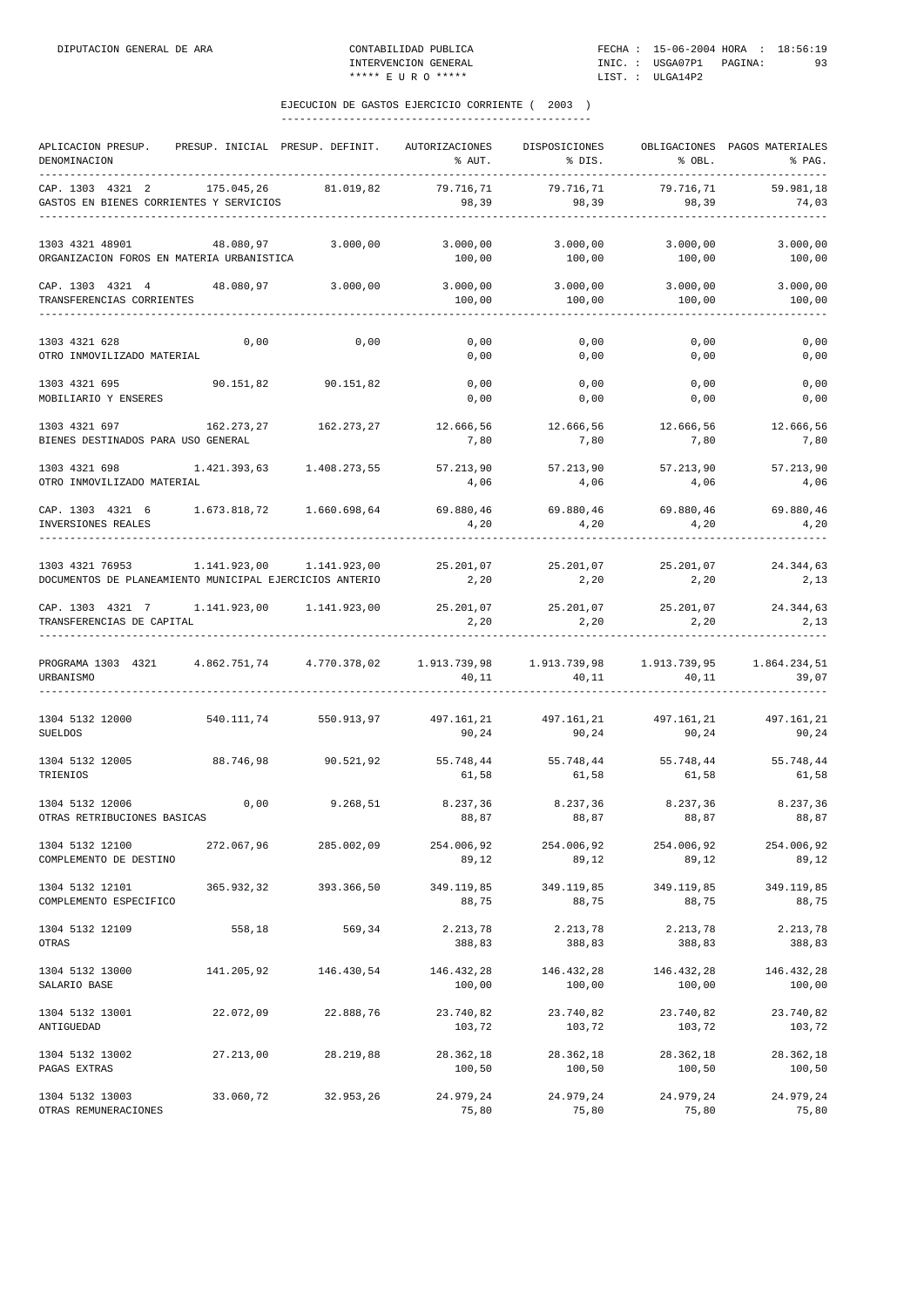DIPUTACION GENERAL DE ARA — CONTABILIDAD PUBLICA — INTERVENCION GENERAL — ***** E U R O ***** — FECHA : 15-06-2004 HORA : 18:56:19 — INIC. : USGA07P1 — LIST. : ULGA14P2

## EJECUCION DE GASTOS EJERCICIO CORRIENTE ( 2003 )

| APLICACION PRESUP. DENOMINACION | PRESUP. INICIAL | PRESUP. DEFINIT. | AUTORIZACIONES % AUT. | DISPOSICIONES % DIS. | OBLIGACIONES % OBL. | PAGOS MATERIALES % PAG. |
|---|---|---|---|---|---|---|
| CAP. 1303 4321 2 | 175.045,26 | 81.019,82 | 79.716,71 | 79.716,71 | 79.716,71 | 59.981,18 |
| GASTOS EN BIENES CORRIENTES Y SERVICIOS | | | 98,39 | 98,39 | 98,39 | 74,03 |
| 1303 4321 48901 | 48.080,97 | 3.000,00 | 3.000,00 | 3.000,00 | 3.000,00 | 3.000,00 |
| ORGANIZACION FOROS EN MATERIA URBANISTICA | | | 100,00 | 100,00 | 100,00 | 100,00 |
| CAP. 1303 4321 4 | 48.080,97 | 3.000,00 | 3.000,00 | 3.000,00 | 3.000,00 | 3.000,00 |
| TRANSFERENCIAS CORRIENTES | | | 100,00 | 100,00 | 100,00 | 100,00 |
| 1303 4321 628 | 0,00 | 0,00 | 0,00 | 0,00 | 0,00 | 0,00 |
| OTRO INMOVILIZADO MATERIAL | | | 0,00 | 0,00 | 0,00 | 0,00 |
| 1303 4321 695 | 90.151,82 | 90.151,82 | 0,00 | 0,00 | 0,00 | 0,00 |
| MOBILIARIO Y ENSERES | | | 0,00 | 0,00 | 0,00 | 0,00 |
| 1303 4321 697 | 162.273,27 | 162.273,27 | 12.666,56 | 12.666,56 | 12.666,56 | 12.666,56 |
| BIENES DESTINADOS PARA USO GENERAL | | | 7,80 | 7,80 | 7,80 | 7,80 |
| 1303 4321 698 | 1.421.393,63 | 1.408.273,55 | 57.213,90 | 57.213,90 | 57.213,90 | 57.213,90 |
| OTRO INMOVILIZADO MATERIAL | | | 4,06 | 4,06 | 4,06 | 4,06 |
| CAP. 1303 4321 6 | 1.673.818,72 | 1.660.698,64 | 69.880,46 | 69.880,46 | 69.880,46 | 69.880,46 |
| INVERSIONES REALES | | | 4,20 | 4,20 | 4,20 | 4,20 |
| 1303 4321 76953 | 1.141.923,00 | 1.141.923,00 | 25.201,07 | 25.201,07 | 25.201,07 | 24.344,63 |
| DOCUMENTOS DE PLANEAMIENTO MUNICIPAL EJERCICIOS ANTERIO | | | 2,20 | 2,20 | 2,20 | 2,13 |
| CAP. 1303 4321 7 | 1.141.923,00 | 1.141.923,00 | 25.201,07 | 25.201,07 | 25.201,07 | 24.344,63 |
| TRANSFERENCIAS DE CAPITAL | | | 2,20 | 2,20 | 2,20 | 2,13 |
| PROGRAMA 1303 4321 | 4.862.751,74 | 4.770.378,02 | 1.913.739,98 | 1.913.739,98 | 1.913.739,95 | 1.864.234,51 |
| URBANISMO | | | 40,11 | 40,11 | 40,11 | 39,07 |
| 1304 5132 12000 | 540.111,74 | 550.913,97 | 497.161,21 | 497.161,21 | 497.161,21 | 497.161,21 |
| SUELDOS | | | 90,24 | 90,24 | 90,24 | 90,24 |
| 1304 5132 12005 | 88.746,98 | 90.521,92 | 55.748,44 | 55.748,44 | 55.748,44 | 55.748,44 |
| TRIENIOS | | | 61,58 | 61,58 | 61,58 | 61,58 |
| 1304 5132 12006 | 0,00 | 9.268,51 | 8.237,36 | 8.237,36 | 8.237,36 | 8.237,36 |
| OTRAS RETRIBUCIONES BASICAS | | | 88,87 | 88,87 | 88,87 | 88,87 |
| 1304 5132 12100 | 272.067,96 | 285.002,09 | 254.006,92 | 254.006,92 | 254.006,92 | 254.006,92 |
| COMPLEMENTO DE DESTINO | | | 89,12 | 89,12 | 89,12 | 89,12 |
| 1304 5132 12101 | 365.932,32 | 393.366,50 | 349.119,85 | 349.119,85 | 349.119,85 | 349.119,85 |
| COMPLEMENTO ESPECIFICO | | | 88,75 | 88,75 | 88,75 | 88,75 |
| 1304 5132 12109 | 558,18 | 569,34 | 2.213,78 | 2.213,78 | 2.213,78 | 2.213,78 |
| OTRAS | | | 388,83 | 388,83 | 388,83 | 388,83 |
| 1304 5132 13000 | 141.205,92 | 146.430,54 | 146.432,28 | 146.432,28 | 146.432,28 | 146.432,28 |
| SALARIO BASE | | | 100,00 | 100,00 | 100,00 | 100,00 |
| 1304 5132 13001 | 22.072,09 | 22.888,76 | 23.740,82 | 23.740,82 | 23.740,82 | 23.740,82 |
| ANTIGUEDAD | | | 103,72 | 103,72 | 103,72 | 103,72 |
| 1304 5132 13002 | 27.213,00 | 28.219,88 | 28.362,18 | 28.362,18 | 28.362,18 | 28.362,18 |
| PAGAS EXTRAS | | | 100,50 | 100,50 | 100,50 | 100,50 |
| 1304 5132 13003 | 33.060,72 | 32.953,26 | 24.979,24 | 24.979,24 | 24.979,24 | 24.979,24 |
| OTRAS REMUNERACIONES | | | 75,80 | 75,80 | 75,80 | 75,80 |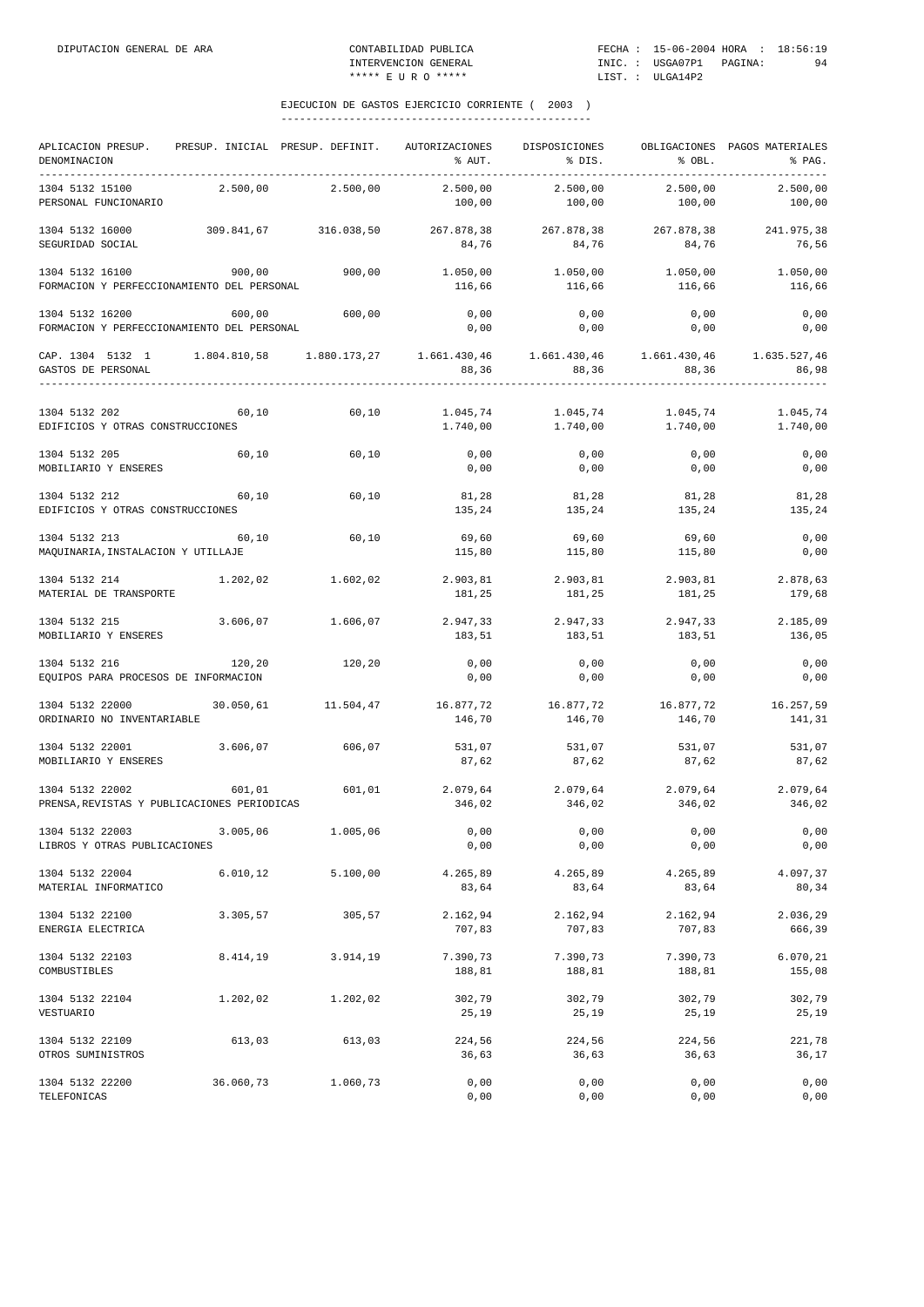## EJECUCION DE GASTOS EJERCICIO CORRIENTE ( 2003 )

| APLICACION PRESUP. DENOMINACION | PRESUP. INICIAL | PRESUP. DEFINIT. | AUTORIZACIONES % AUT. | DISPOSICIONES % DIS. | OBLIGACIONES % OBL. | PAGOS MATERIALES % PAG. |
|---|---|---|---|---|---|---|
| 1304 5132 15100 PERSONAL FUNCIONARIO | 2.500,00 | 2.500,00 | 2.500,00 100,00 | 2.500,00 100,00 | 2.500,00 100,00 | 2.500,00 100,00 |
| 1304 5132 16000 SEGURIDAD SOCIAL | 309.841,67 | 316.038,50 | 267.878,38 84,76 | 267.878,38 84,76 | 267.878,38 84,76 | 241.975,38 76,56 |
| 1304 5132 16100 FORMACION Y PERFECCIONAMIENTO DEL PERSONAL | 900,00 | 900,00 | 1.050,00 116,66 | 1.050,00 116,66 | 1.050,00 116,66 | 1.050,00 116,66 |
| 1304 5132 16200 FORMACION Y PERFECCIONAMIENTO DEL PERSONAL | 600,00 | 600,00 | 0,00 0,00 | 0,00 0,00 | 0,00 0,00 | 0,00 0,00 |
| CAP. 1304 5132 1 GASTOS DE PERSONAL | 1.804.810,58 | 1.880.173,27 | 1.661.430,46 88,36 | 1.661.430,46 88,36 | 1.661.430,46 88,36 | 1.635.527,46 86,98 |
| 1304 5132 202 EDIFICIOS Y OTRAS CONSTRUCCIONES | 60,10 | 60,10 | 1.045,74 1.740,00 | 1.045,74 1.740,00 | 1.045,74 1.740,00 | 1.045,74 1.740,00 |
| 1304 5132 205 MOBILIARIO Y ENSERES | 60,10 | 60,10 | 0,00 0,00 | 0,00 0,00 | 0,00 0,00 | 0,00 0,00 |
| 1304 5132 212 EDIFICIOS Y OTRAS CONSTRUCCIONES | 60,10 | 60,10 | 81,28 135,24 | 81,28 135,24 | 81,28 135,24 | 81,28 135,24 |
| 1304 5132 213 MAQUINARIA,INSTALACION Y UTILLAJE | 60,10 | 60,10 | 69,60 115,80 | 69,60 115,80 | 69,60 115,80 | 0,00 0,00 |
| 1304 5132 214 MATERIAL DE TRANSPORTE | 1.202,02 | 1.602,02 | 2.903,81 181,25 | 2.903,81 181,25 | 2.903,81 181,25 | 2.878,63 179,68 |
| 1304 5132 215 MOBILIARIO Y ENSERES | 3.606,07 | 1.606,07 | 2.947,33 183,51 | 2.947,33 183,51 | 2.947,33 183,51 | 2.185,09 136,05 |
| 1304 5132 216 EQUIPOS PARA PROCESOS DE INFORMACION | 120,20 | 120,20 | 0,00 0,00 | 0,00 0,00 | 0,00 0,00 | 0,00 0,00 |
| 1304 5132 22000 ORDINARIO NO INVENTARIABLE | 30.050,61 | 11.504,47 | 16.877,72 146,70 | 16.877,72 146,70 | 16.877,72 146,70 | 16.257,59 141,31 |
| 1304 5132 22001 MOBILIARIO Y ENSERES | 3.606,07 | 606,07 | 531,07 87,62 | 531,07 87,62 | 531,07 87,62 | 531,07 87,62 |
| 1304 5132 22002 PRENSA,REVISTAS Y PUBLICACIONES PERIODICAS | 601,01 | 601,01 | 2.079,64 346,02 | 2.079,64 346,02 | 2.079,64 346,02 | 2.079,64 346,02 |
| 1304 5132 22003 LIBROS Y OTRAS PUBLICACIONES | 3.005,06 | 1.005,06 | 0,00 0,00 | 0,00 0,00 | 0,00 0,00 | 0,00 0,00 |
| 1304 5132 22004 MATERIAL INFORMATICO | 6.010,12 | 5.100,00 | 4.265,89 83,64 | 4.265,89 83,64 | 4.265,89 83,64 | 4.097,37 80,34 |
| 1304 5132 22100 ENERGIA ELECTRICA | 3.305,57 | 305,57 | 2.162,94 707,83 | 2.162,94 707,83 | 2.162,94 707,83 | 2.036,29 666,39 |
| 1304 5132 22103 COMBUSTIBLES | 8.414,19 | 3.914,19 | 7.390,73 188,81 | 7.390,73 188,81 | 7.390,73 188,81 | 6.070,21 155,08 |
| 1304 5132 22104 VESTUARIO | 1.202,02 | 1.202,02 | 302,79 25,19 | 302,79 25,19 | 302,79 25,19 | 302,79 25,19 |
| 1304 5132 22109 OTROS SUMINISTROS | 613,03 | 613,03 | 224,56 36,63 | 224,56 36,63 | 224,56 36,63 | 221,78 36,17 |
| 1304 5132 22200 TELEFONICAS | 36.060,73 | 1.060,73 | 0,00 0,00 | 0,00 0,00 | 0,00 0,00 | 0,00 0,00 |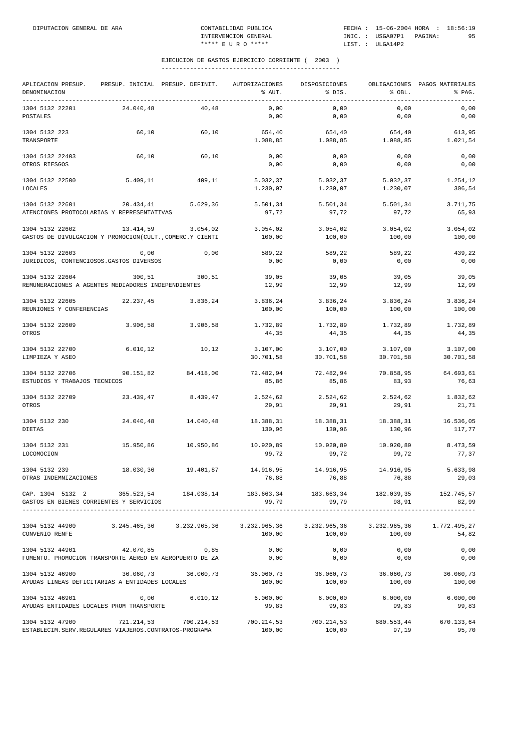## EJECUCION DE GASTOS EJERCICIO CORRIENTE ( 2003 )

| APLICACION PRESUP. DENOMINACION | PRESUP. INICIAL | PRESUP. DEFINIT. | AUTORIZACIONES % AUT. | DISPOSICIONES % DIS. | OBLIGACIONES % OBL. | PAGOS MATERIALES % PAG. |
|---|---|---|---|---|---|---|
| 1304 5132 22201 POSTALES | 24.040,48 | 40,48 | 0,00 / 0,00 | 0,00 / 0,00 | 0,00 / 0,00 | 0,00 / 0,00 |
| 1304 5132 223 TRANSPORTE | 60,10 | 60,10 | 654,40 / 1.088,85 | 654,40 / 1.088,85 | 654,40 / 1.088,85 | 613,95 / 1.021,54 |
| 1304 5132 22403 OTROS RIESGOS | 60,10 | 60,10 | 0,00 / 0,00 | 0,00 / 0,00 | 0,00 / 0,00 | 0,00 / 0,00 |
| 1304 5132 22500 LOCALES | 5.409,11 | 409,11 | 5.032,37 / 1.230,07 | 5.032,37 / 1.230,07 | 5.032,37 / 1.230,07 | 1.254,12 / 306,54 |
| 1304 5132 22601 ATENCIONES PROTOCOLARIAS Y REPRESENTATIVAS | 20.434,41 | 5.629,36 | 5.501,34 / 97,72 | 5.501,34 / 97,72 | 5.501,34 / 97,72 | 3.711,75 / 65,93 |
| 1304 5132 22602 GASTOS DE DIVULGACION Y PROMOCION(CULT.,COMERC.Y CIENTI | 13.414,59 | 3.054,02 | 3.054,02 / 100,00 | 3.054,02 / 100,00 | 3.054,02 / 100,00 | 3.054,02 / 100,00 |
| 1304 5132 22603 JURIDICOS, CONTENCIOSOS.GASTOS DIVERSOS | 0,00 | 0,00 | 589,22 / 0,00 | 589,22 / 0,00 | 589,22 / 0,00 | 439,22 / 0,00 |
| 1304 5132 22604 REMUNERACIONES A AGENTES MEDIADORES INDEPENDIENTES | 300,51 | 300,51 | 39,05 / 12,99 | 39,05 / 12,99 | 39,05 / 12,99 | 39,05 / 12,99 |
| 1304 5132 22605 REUNIONES Y CONFERENCIAS | 22.237,45 | 3.836,24 | 3.836,24 / 100,00 | 3.836,24 / 100,00 | 3.836,24 / 100,00 | 3.836,24 / 100,00 |
| 1304 5132 22609 OTROS | 3.906,58 | 3.906,58 | 1.732,89 / 44,35 | 1.732,89 / 44,35 | 1.732,89 / 44,35 | 1.732,89 / 44,35 |
| 1304 5132 22700 LIMPIEZA Y ASEO | 6.010,12 | 10,12 | 3.107,00 / 30.701,58 | 3.107,00 / 30.701,58 | 3.107,00 / 30.701,58 | 3.107,00 / 30.701,58 |
| 1304 5132 22706 ESTUDIOS Y TRABAJOS TECNICOS | 90.151,82 | 84.418,00 | 72.482,94 / 85,86 | 72.482,94 / 85,86 | 70.858,95 / 83,93 | 64.693,61 / 76,63 |
| 1304 5132 22709 OTROS | 23.439,47 | 8.439,47 | 2.524,62 / 29,91 | 2.524,62 / 29,91 | 2.524,62 / 29,91 | 1.832,62 / 21,71 |
| 1304 5132 230 DIETAS | 24.040,48 | 14.040,48 | 18.388,31 / 130,96 | 18.388,31 / 130,96 | 18.388,31 / 130,96 | 16.536,05 / 117,77 |
| 1304 5132 231 LOCOMOCION | 15.950,86 | 10.950,86 | 10.920,89 / 99,72 | 10.920,89 / 99,72 | 10.920,89 / 99,72 | 8.473,59 / 77,37 |
| 1304 5132 239 OTRAS INDEMNIZACIONES | 18.030,36 | 19.401,87 | 14.916,95 / 76,88 | 14.916,95 / 76,88 | 14.916,95 / 76,88 | 5.633,98 / 29,03 |
| CAP. 1304 5132 2 GASTOS EN BIENES CORRIENTES Y SERVICIOS | 365.523,54 | 184.038,14 | 183.663,34 / 99,79 | 183.663,34 / 99,79 | 182.039,35 / 98,91 | 152.745,57 / 82,99 |
| 1304 5132 44900 CONVENIO RENFE | 3.245.465,36 | 3.232.965,36 | 3.232.965,36 / 100,00 | 3.232.965,36 / 100,00 | 3.232.965,36 / 100,00 | 1.772.495,27 / 54,82 |
| 1304 5132 44901 FOMENTO. PROMOCION TRANSPORTE AEREO EN AEROPUERTO DE ZA | 42.070,85 | 0,85 | 0,00 / 0,00 | 0,00 / 0,00 | 0,00 / 0,00 | 0,00 / 0,00 |
| 1304 5132 46900 AYUDAS LINEAS DEFICITARIAS A ENTIDADES LOCALES | 36.060,73 | 36.060,73 | 36.060,73 / 100,00 | 36.060,73 / 100,00 | 36.060,73 / 100,00 | 36.060,73 / 100,00 |
| 1304 5132 46901 AYUDAS ENTIDADES LOCALES PROM TRANSPORTE | 0,00 | 6.010,12 | 6.000,00 / 99,83 | 6.000,00 / 99,83 | 6.000,00 / 99,83 | 6.000,00 / 99,83 |
| 1304 5132 47900 ESTABLECIM.SERV.REGULARES VIAJEROS.CONTRATOS-PROGRAMA | 721.214,53 | 700.214,53 | 700.214,53 / 100,00 | 700.214,53 / 100,00 | 680.553,44 / 97,19 | 670.133,64 / 95,70 |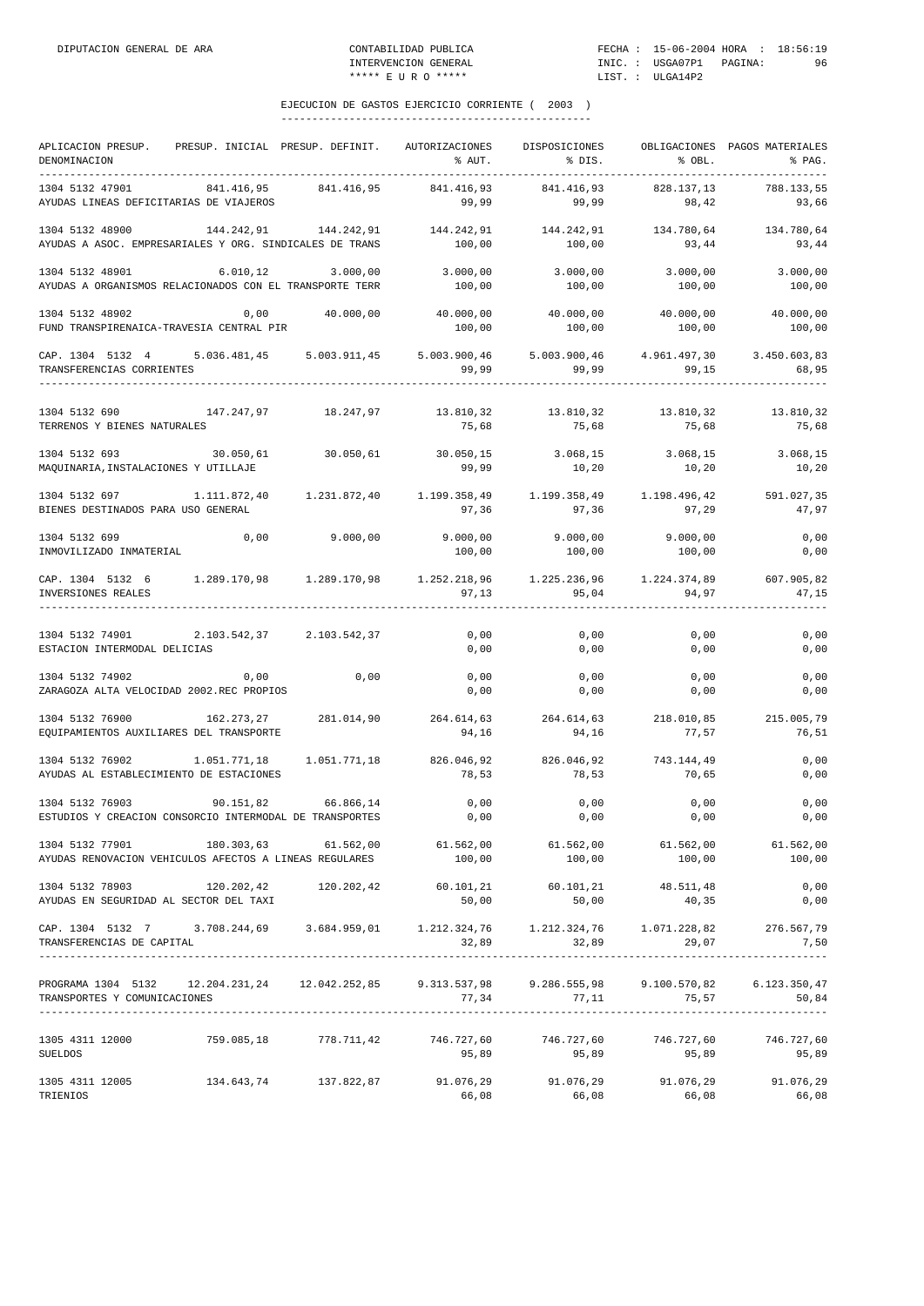## EJECUCION DE GASTOS EJERCICIO CORRIENTE ( 2003 )

| APLICACION PRESUP. DENOMINACION | PRESUP. INICIAL | PRESUP. DEFINIT. | AUTORIZACIONES % AUT. | DISPOSICIONES % DIS. | OBLIGACIONES % OBL. | PAGOS MATERIALES % PAG. |
|---|---|---|---|---|---|---|
| 1304 5132 47901 AYUDAS LINEAS DEFICITARIAS DE VIAJEROS | 841.416,95 | 841.416,95 | 841.416,93 99,99 | 841.416,93 99,99 | 828.137,13 98,42 | 788.133,55 93,66 |
| 1304 5132 48900 AYUDAS A ASOC. EMPRESARIALES Y ORG. SINDICALES DE TRANS | 144.242,91 | 144.242,91 | 144.242,91 100,00 | 144.242,91 100,00 | 134.780,64 93,44 | 134.780,64 93,44 |
| 1304 5132 48901 AYUDAS A ORGANISMOS RELACIONADOS CON EL TRANSPORTE TERR | 6.010,12 | 3.000,00 | 3.000,00 100,00 | 3.000,00 100,00 | 3.000,00 100,00 | 3.000,00 100,00 |
| 1304 5132 48902 FUND TRANSPIRENAICA-TRAVESIA CENTRAL PIR | 0,00 | 40.000,00 | 40.000,00 100,00 | 40.000,00 100,00 | 40.000,00 100,00 | 40.000,00 100,00 |
| CAP. 1304 5132 4 TRANSFERENCIAS CORRIENTES | 5.036.481,45 | 5.003.911,45 | 5.003.900,46 99,99 | 5.003.900,46 99,99 | 4.961.497,30 99,15 | 3.450.603,83 68,95 |
| 1304 5132 690 TERRENOS Y BIENES NATURALES | 147.247,97 | 18.247,97 | 13.810,32 75,68 | 13.810,32 75,68 | 13.810,32 75,68 | 13.810,32 75,68 |
| 1304 5132 693 MAQUINARIA,INSTALACIONES Y UTILLAJE | 30.050,61 | 30.050,61 | 30.050,15 99,99 | 3.068,15 10,20 | 3.068,15 10,20 | 3.068,15 10,20 |
| 1304 5132 697 BIENES DESTINADOS PARA USO GENERAL | 1.111.872,40 | 1.231.872,40 | 1.199.358,49 97,36 | 1.199.358,49 97,36 | 1.198.496,42 97,29 | 591.027,35 47,97 |
| 1304 5132 699 INMOVILIZADO INMATERIAL | 0,00 | 9.000,00 | 9.000,00 100,00 | 9.000,00 100,00 | 9.000,00 100,00 | 0,00 0,00 |
| CAP. 1304 5132 6 INVERSIONES REALES | 1.289.170,98 | 1.289.170,98 | 1.252.218,96 97,13 | 1.225.236,96 95,04 | 1.224.374,89 94,97 | 607.905,82 47,15 |
| 1304 5132 74901 ESTACION INTERMODAL DELICIAS | 2.103.542,37 | 2.103.542,37 | 0,00 0,00 | 0,00 0,00 | 0,00 0,00 | 0,00 0,00 |
| 1304 5132 74902 ZARAGOZA ALTA VELOCIDAD 2002.REC PROPIOS | 0,00 | 0,00 | 0,00 0,00 | 0,00 0,00 | 0,00 0,00 | 0,00 0,00 |
| 1304 5132 76900 EQUIPAMIENTOS AUXILIARES DEL TRANSPORTE | 162.273,27 | 281.014,90 | 264.614,63 94,16 | 264.614,63 94,16 | 218.010,85 77,57 | 215.005,79 76,51 |
| 1304 5132 76902 AYUDAS AL ESTABLECIMIENTO DE ESTACIONES | 1.051.771,18 | 1.051.771,18 | 826.046,92 78,53 | 826.046,92 78,53 | 743.144,49 70,65 | 0,00 0,00 |
| 1304 5132 76903 ESTUDIOS Y CREACION CONSORCIO INTERMODAL DE TRANSPORTES | 90.151,82 | 66.866,14 | 0,00 0,00 | 0,00 0,00 | 0,00 0,00 | 0,00 0,00 |
| 1304 5132 77901 AYUDAS RENOVACION VEHICULOS AFECTOS A LINEAS REGULARES | 180.303,63 | 61.562,00 | 61.562,00 100,00 | 61.562,00 100,00 | 61.562,00 100,00 | 61.562,00 100,00 |
| 1304 5132 78903 AYUDAS EN SEGURIDAD AL SECTOR DEL TAXI | 120.202,42 | 120.202,42 | 60.101,21 50,00 | 60.101,21 50,00 | 48.511,48 40,35 | 0,00 0,00 |
| CAP. 1304 5132 7 TRANSFERENCIAS DE CAPITAL | 3.708.244,69 | 3.684.959,01 | 1.212.324,76 32,89 | 1.212.324,76 32,89 | 1.071.228,82 29,07 | 276.567,79 7,50 |
| PROGRAMA 1304 5132 TRANSPORTES Y COMUNICACIONES | 12.204.231,24 | 12.042.252,85 | 9.313.537,98 77,34 | 9.286.555,98 77,11 | 9.100.570,82 75,57 | 6.123.350,47 50,84 |
| 1305 4311 12000 SUELDOS | 759.085,18 | 778.711,42 | 746.727,60 95,89 | 746.727,60 95,89 | 746.727,60 95,89 | 746.727,60 95,89 |
| 1305 4311 12005 TRIENIOS | 134.643,74 | 137.822,87 | 91.076,29 66,08 | 91.076,29 66,08 | 91.076,29 66,08 | 91.076,29 66,08 |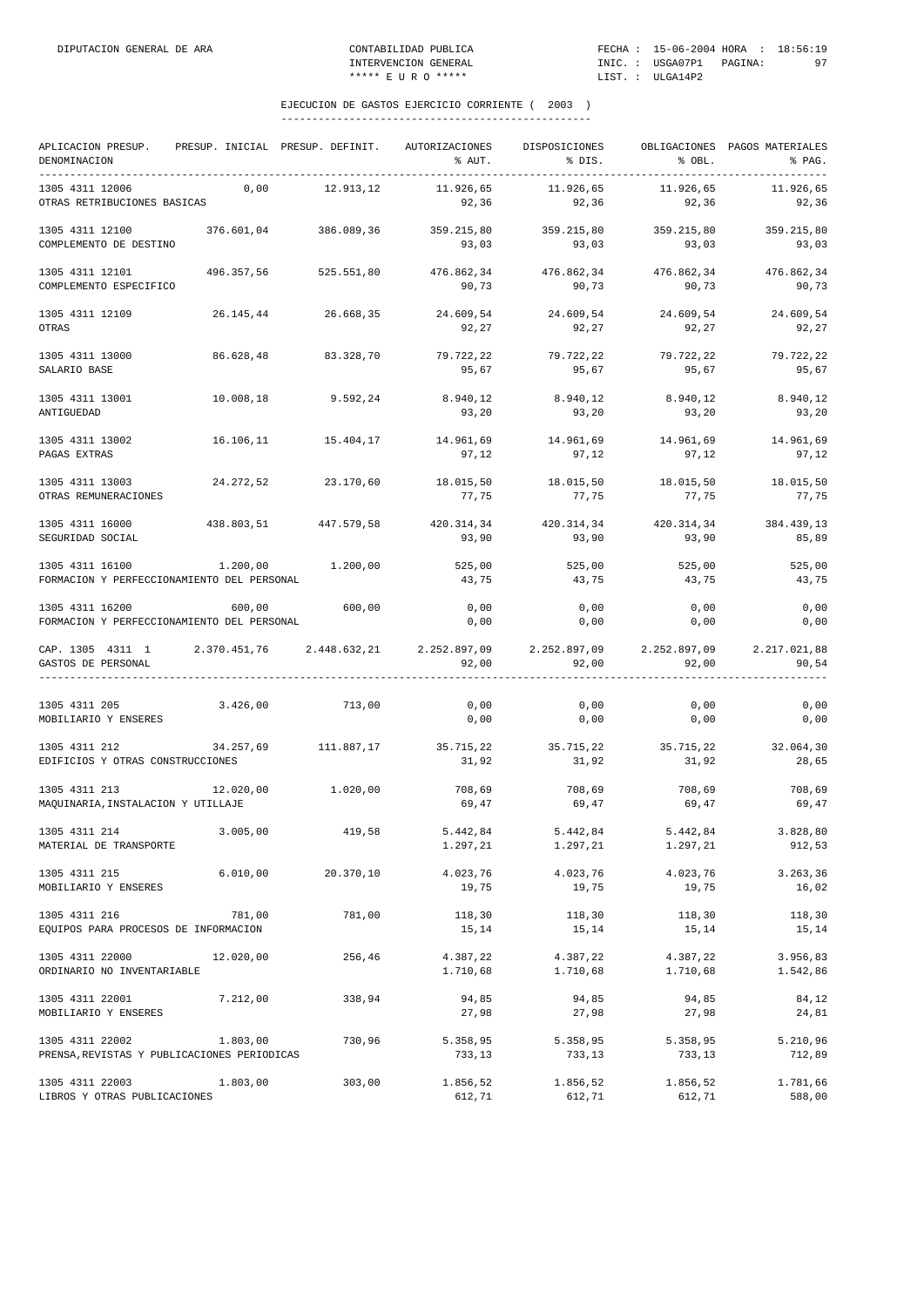## EJECUCION DE GASTOS EJERCICIO CORRIENTE ( 2003 )

| APLICACION PRESUP. DENOMINACION | PRESUP. INICIAL | PRESUP. DEFINIT. | AUTORIZACIONES % AUT. | DISPOSICIONES % DIS. | OBLIGACIONES % OBL. | PAGOS MATERIALES % PAG. |
|---|---|---|---|---|---|---|
| 1305 4311 12006 OTRAS RETRIBUCIONES BASICAS | 0,00 | 12.913,12 | 11.926,65 92,36 | 11.926,65 92,36 | 11.926,65 92,36 | 11.926,65 92,36 |
| 1305 4311 12100 COMPLEMENTO DE DESTINO | 376.601,04 | 386.089,36 | 359.215,80 93,03 | 359.215,80 93,03 | 359.215,80 93,03 | 359.215,80 93,03 |
| 1305 4311 12101 COMPLEMENTO ESPECIFICO | 496.357,56 | 525.551,80 | 476.862,34 90,73 | 476.862,34 90,73 | 476.862,34 90,73 | 476.862,34 90,73 |
| 1305 4311 12109 OTRAS | 26.145,44 | 26.668,35 | 24.609,54 92,27 | 24.609,54 92,27 | 24.609,54 92,27 | 24.609,54 92,27 |
| 1305 4311 13000 SALARIO BASE | 86.628,48 | 83.328,70 | 79.722,22 95,67 | 79.722,22 95,67 | 79.722,22 95,67 | 79.722,22 95,67 |
| 1305 4311 13001 ANTIGUEDAD | 10.008,18 | 9.592,24 | 8.940,12 93,20 | 8.940,12 93,20 | 8.940,12 93,20 | 8.940,12 93,20 |
| 1305 4311 13002 PAGAS EXTRAS | 16.106,11 | 15.404,17 | 14.961,69 97,12 | 14.961,69 97,12 | 14.961,69 97,12 | 14.961,69 97,12 |
| 1305 4311 13003 OTRAS REMUNERACIONES | 24.272,52 | 23.170,60 | 18.015,50 77,75 | 18.015,50 77,75 | 18.015,50 77,75 | 18.015,50 77,75 |
| 1305 4311 16000 SEGURIDAD SOCIAL | 438.803,51 | 447.579,58 | 420.314,34 93,90 | 420.314,34 93,90 | 420.314,34 93,90 | 384.439,13 85,89 |
| 1305 4311 16100 FORMACION Y PERFECCIONAMIENTO DEL PERSONAL | 1.200,00 | 1.200,00 | 525,00 43,75 | 525,00 43,75 | 525,00 43,75 | 525,00 43,75 |
| 1305 4311 16200 FORMACION Y PERFECCIONAMIENTO DEL PERSONAL | 600,00 | 600,00 | 0,00 0,00 | 0,00 0,00 | 0,00 0,00 | 0,00 0,00 |
| CAP. 1305 4311 1 GASTOS DE PERSONAL | 2.370.451,76 | 2.448.632,21 | 2.252.897,09 92,00 | 2.252.897,09 92,00 | 2.252.897,09 92,00 | 2.217.021,88 90,54 |
| 1305 4311 205 MOBILIARIO Y ENSERES | 3.426,00 | 713,00 | 0,00 0,00 | 0,00 0,00 | 0,00 0,00 | 0,00 0,00 |
| 1305 4311 212 EDIFICIOS Y OTRAS CONSTRUCCIONES | 34.257,69 | 111.887,17 | 35.715,22 31,92 | 35.715,22 31,92 | 35.715,22 31,92 | 32.064,30 28,65 |
| 1305 4311 213 MAQUINARIA,INSTALACION Y UTILLAJE | 12.020,00 | 1.020,00 | 708,69 69,47 | 708,69 69,47 | 708,69 69,47 | 708,69 69,47 |
| 1305 4311 214 MATERIAL DE TRANSPORTE | 3.005,00 | 419,58 | 5.442,84 1.297,21 | 5.442,84 1.297,21 | 5.442,84 1.297,21 | 3.828,80 912,53 |
| 1305 4311 215 MOBILIARIO Y ENSERES | 6.010,00 | 20.370,10 | 4.023,76 19,75 | 4.023,76 19,75 | 4.023,76 19,75 | 3.263,36 16,02 |
| 1305 4311 216 EQUIPOS PARA PROCESOS DE INFORMACION | 781,00 | 781,00 | 118,30 15,14 | 118,30 15,14 | 118,30 15,14 | 118,30 15,14 |
| 1305 4311 22000 ORDINARIO NO INVENTARIABLE | 12.020,00 | 256,46 | 4.387,22 1.710,68 | 4.387,22 1.710,68 | 4.387,22 1.710,68 | 3.956,83 1.542,86 |
| 1305 4311 22001 MOBILIARIO Y ENSERES | 7.212,00 | 338,94 | 94,85 27,98 | 94,85 27,98 | 94,85 27,98 | 84,12 24,81 |
| 1305 4311 22002 PRENSA,REVISTAS Y PUBLICACIONES PERIODICAS | 1.803,00 | 730,96 | 5.358,95 733,13 | 5.358,95 733,13 | 5.358,95 733,13 | 5.210,96 712,89 |
| 1305 4311 22003 LIBROS Y OTRAS PUBLICACIONES | 1.803,00 | 303,00 | 1.856,52 612,71 | 1.856,52 612,71 | 1.856,52 612,71 | 1.781,66 588,00 |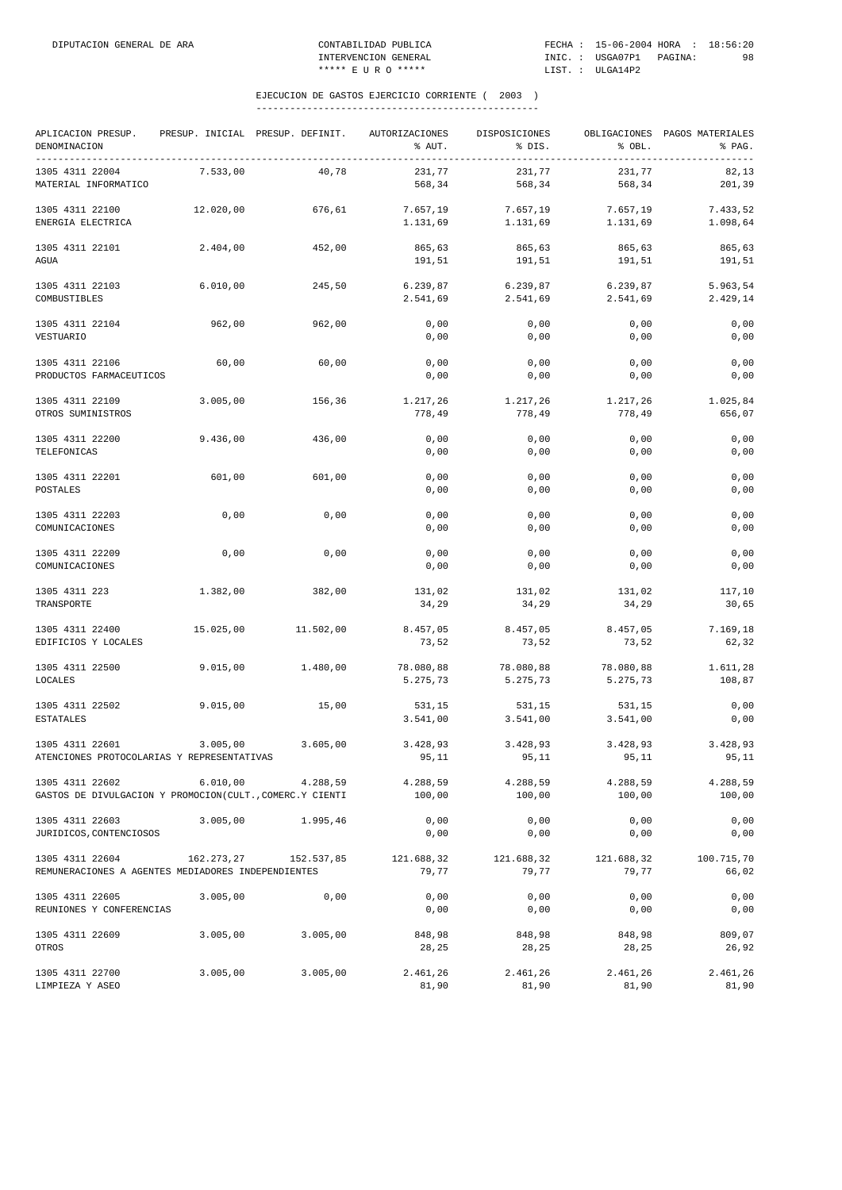DIPUTACION GENERAL DE ARA CONTABILIDAD PUBLICA FECHA : 15-06-2004 HORA : 18:56:20
INTERVENCION GENERAL INIC. : USGA07P1 PAGINA: 98
***** E U R O ***** LIST. : ULGA14P2

## EJECUCION DE GASTOS EJERCICIO CORRIENTE ( 2003 )

| APLICACION PRESUP. DENOMINACION | PRESUP. INICIAL | PRESUP. DEFINIT. | AUTORIZACIONES % AUT. | DISPOSICIONES % DIS. | OBLIGACIONES % OBL. | PAGOS MATERIALES % PAG. |
|---|---|---|---|---|---|---|
| 1305 4311 22004 MATERIAL INFORMATICO | 7.533,00 | 40,78 | 231,77 568,34 | 231,77 568,34 | 231,77 568,34 | 82,13 201,39 |
| 1305 4311 22100 ENERGIA ELECTRICA | 12.020,00 | 676,61 | 7.657,19 1.131,69 | 7.657,19 1.131,69 | 7.657,19 1.131,69 | 7.433,52 1.098,64 |
| 1305 4311 22101 AGUA | 2.404,00 | 452,00 | 865,63 191,51 | 865,63 191,51 | 865,63 191,51 | 865,63 191,51 |
| 1305 4311 22103 COMBUSTIBLES | 6.010,00 | 245,50 | 6.239,87 2.541,69 | 6.239,87 2.541,69 | 6.239,87 2.541,69 | 5.963,54 2.429,14 |
| 1305 4311 22104 VESTUARIO | 962,00 | 962,00 | 0,00 0,00 | 0,00 0,00 | 0,00 0,00 | 0,00 0,00 |
| 1305 4311 22106 PRODUCTOS FARMACEUTICOS | 60,00 | 60,00 | 0,00 0,00 | 0,00 0,00 | 0,00 0,00 | 0,00 0,00 |
| 1305 4311 22109 OTROS SUMINISTROS | 3.005,00 | 156,36 | 1.217,26 778,49 | 1.217,26 778,49 | 1.217,26 778,49 | 1.025,84 656,07 |
| 1305 4311 22200 TELEFONICAS | 9.436,00 | 436,00 | 0,00 0,00 | 0,00 0,00 | 0,00 0,00 | 0,00 0,00 |
| 1305 4311 22201 POSTALES | 601,00 | 601,00 | 0,00 0,00 | 0,00 0,00 | 0,00 0,00 | 0,00 0,00 |
| 1305 4311 22203 COMUNICACIONES | 0,00 | 0,00 | 0,00 0,00 | 0,00 0,00 | 0,00 0,00 | 0,00 0,00 |
| 1305 4311 22209 COMUNICACIONES | 0,00 | 0,00 | 0,00 0,00 | 0,00 0,00 | 0,00 0,00 | 0,00 0,00 |
| 1305 4311 223 TRANSPORTE | 1.382,00 | 382,00 | 131,02 34,29 | 131,02 34,29 | 131,02 34,29 | 117,10 30,65 |
| 1305 4311 22400 EDIFICIOS Y LOCALES | 15.025,00 | 11.502,00 | 8.457,05 73,52 | 8.457,05 73,52 | 8.457,05 73,52 | 7.169,18 62,32 |
| 1305 4311 22500 LOCALES | 9.015,00 | 1.480,00 | 78.080,88 5.275,73 | 78.080,88 5.275,73 | 78.080,88 5.275,73 | 1.611,28 108,87 |
| 1305 4311 22502 ESTATALES | 9.015,00 | 15,00 | 531,15 3.541,00 | 531,15 3.541,00 | 531,15 3.541,00 | 0,00 0,00 |
| 1305 4311 22601 ATENCIONES PROTOCOLARIAS Y REPRESENTATIVAS | 3.005,00 | 3.605,00 | 3.428,93 95,11 | 3.428,93 95,11 | 3.428,93 95,11 | 3.428,93 95,11 |
| 1305 4311 22602 GASTOS DE DIVULGACION Y PROMOCION(CULT.,COMERC.Y CIENTI | 6.010,00 | 4.288,59 | 4.288,59 100,00 | 4.288,59 100,00 | 4.288,59 100,00 | 4.288,59 100,00 |
| 1305 4311 22603 JURIDICOS,CONTENCIOSOS | 3.005,00 | 1.995,46 | 0,00 0,00 | 0,00 0,00 | 0,00 0,00 | 0,00 0,00 |
| 1305 4311 22604 REMUNERACIONES A AGENTES MEDIADORES INDEPENDIENTES | 162.273,27 | 152.537,85 | 121.688,32 79,77 | 121.688,32 79,77 | 121.688,32 79,77 | 100.715,70 66,02 |
| 1305 4311 22605 REUNIONES Y CONFERENCIAS | 3.005,00 | 0,00 | 0,00 0,00 | 0,00 0,00 | 0,00 0,00 | 0,00 0,00 |
| 1305 4311 22609 OTROS | 3.005,00 | 3.005,00 | 848,98 28,25 | 848,98 28,25 | 848,98 28,25 | 809,07 26,92 |
| 1305 4311 22700 LIMPIEZA Y ASEO | 3.005,00 | 3.005,00 | 2.461,26 81,90 | 2.461,26 81,90 | 2.461,26 81,90 | 2.461,26 81,90 |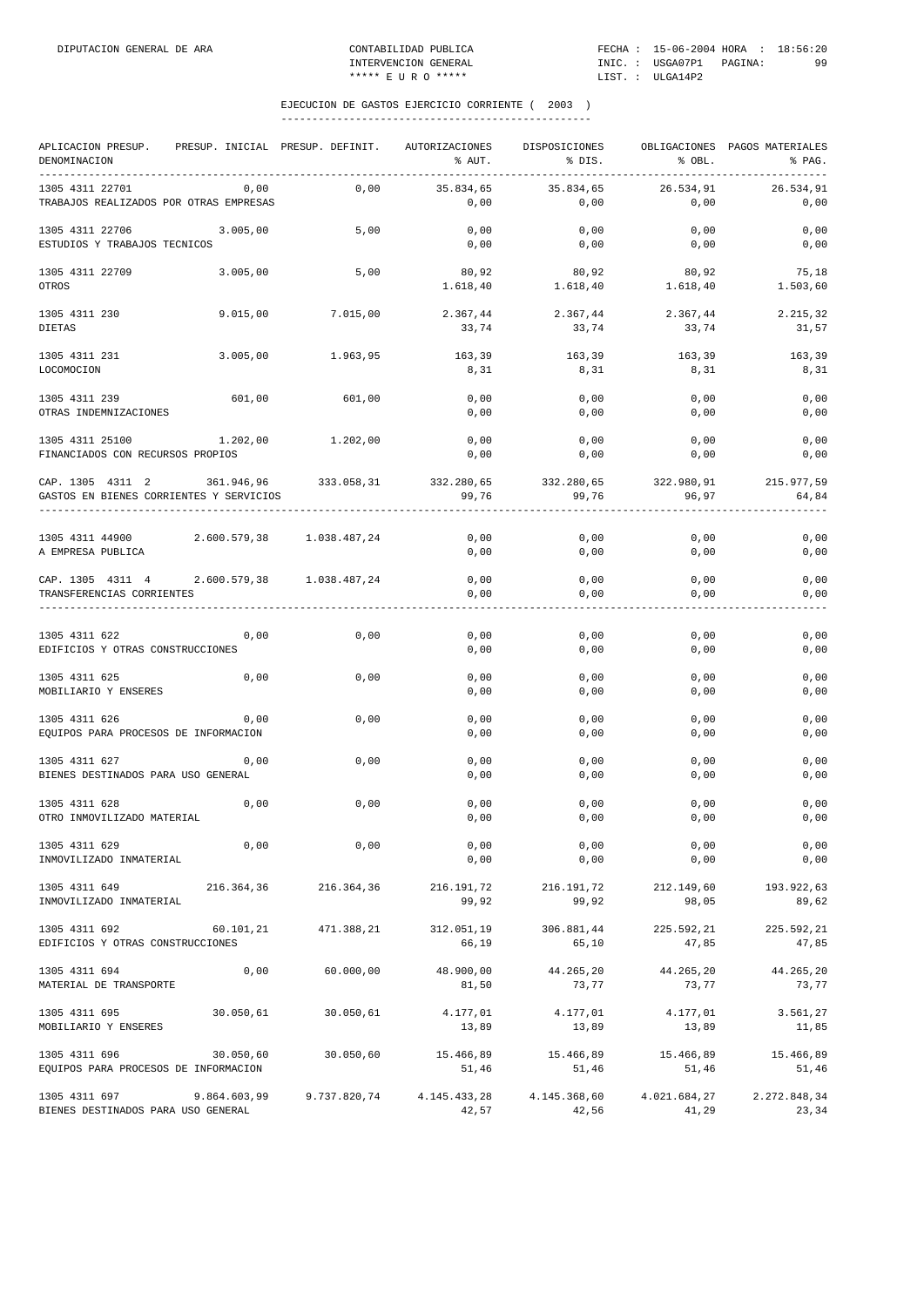## EJECUCION DE GASTOS EJERCICIO CORRIENTE ( 2003 )

| APLICACION PRESUP. DENOMINACION | PRESUP. INICIAL | PRESUP. DEFINIT. | AUTORIZACIONES % AUT. | DISPOSICIONES % DIS. | OBLIGACIONES % OBL. | PAGOS MATERIALES % PAG. |
|---|---|---|---|---|---|---|
| 1305 4311 22701 TRABAJOS REALIZADOS POR OTRAS EMPRESAS | 0,00 | 0,00 | 35.834,65 0,00 | 35.834,65 0,00 | 26.534,91 0,00 | 26.534,91 0,00 |
| 1305 4311 22706 ESTUDIOS Y TRABAJOS TECNICOS | 3.005,00 | 5,00 | 0,00 0,00 | 0,00 0,00 | 0,00 0,00 | 0,00 0,00 |
| 1305 4311 22709 OTROS | 3.005,00 | 5,00 | 80,92 1.618,40 | 80,92 1.618,40 | 80,92 1.618,40 | 75,18 1.503,60 |
| 1305 4311 230 DIETAS | 9.015,00 | 7.015,00 | 2.367,44 33,74 | 2.367,44 33,74 | 2.367,44 33,74 | 2.215,32 31,57 |
| 1305 4311 231 LOCOMOCION | 3.005,00 | 1.963,95 | 163,39 8,31 | 163,39 8,31 | 163,39 8,31 | 163,39 8,31 |
| 1305 4311 239 OTRAS INDEMNIZACIONES | 601,00 | 601,00 | 0,00 0,00 | 0,00 0,00 | 0,00 0,00 | 0,00 0,00 |
| 1305 4311 25100 FINANCIADOS CON RECURSOS PROPIOS | 1.202,00 | 1.202,00 | 0,00 0,00 | 0,00 0,00 | 0,00 0,00 | 0,00 0,00 |
| CAP. 1305 4311 2 GASTOS EN BIENES CORRIENTES Y SERVICIOS | 361.946,96 | 333.058,31 | 332.280,65 99,76 | 332.280,65 99,76 | 322.980,91 96,97 | 215.977,59 64,84 |
| 1305 4311 44900 A EMPRESA PUBLICA | 2.600.579,38 | 1.038.487,24 | 0,00 0,00 | 0,00 0,00 | 0,00 0,00 | 0,00 0,00 |
| CAP. 1305 4311 4 TRANSFERENCIAS CORRIENTES | 2.600.579,38 | 1.038.487,24 | 0,00 0,00 | 0,00 0,00 | 0,00 0,00 | 0,00 0,00 |
| 1305 4311 622 EDIFICIOS Y OTRAS CONSTRUCCIONES | 0,00 | 0,00 | 0,00 0,00 | 0,00 0,00 | 0,00 0,00 | 0,00 0,00 |
| 1305 4311 625 MOBILIARIO Y ENSERES | 0,00 | 0,00 | 0,00 0,00 | 0,00 0,00 | 0,00 0,00 | 0,00 0,00 |
| 1305 4311 626 EQUIPOS PARA PROCESOS DE INFORMACION | 0,00 | 0,00 | 0,00 0,00 | 0,00 0,00 | 0,00 0,00 | 0,00 0,00 |
| 1305 4311 627 BIENES DESTINADOS PARA USO GENERAL | 0,00 | 0,00 | 0,00 0,00 | 0,00 0,00 | 0,00 0,00 | 0,00 0,00 |
| 1305 4311 628 OTRO INMOVILIZADO MATERIAL | 0,00 | 0,00 | 0,00 0,00 | 0,00 0,00 | 0,00 0,00 | 0,00 0,00 |
| 1305 4311 629 INMOVILIZADO INMATERIAL | 0,00 | 0,00 | 0,00 0,00 | 0,00 0,00 | 0,00 0,00 | 0,00 0,00 |
| 1305 4311 649 INMOVILIZADO INMATERIAL | 216.364,36 | 216.364,36 | 216.191,72 99,92 | 216.191,72 99,92 | 212.149,60 98,05 | 193.922,63 89,62 |
| 1305 4311 692 EDIFICIOS Y OTRAS CONSTRUCCIONES | 60.101,21 | 471.388,21 | 312.051,19 66,19 | 306.881,44 65,10 | 225.592,21 47,85 | 225.592,21 47,85 |
| 1305 4311 694 MATERIAL DE TRANSPORTE | 0,00 | 60.000,00 | 48.900,00 81,50 | 44.265,20 73,77 | 44.265,20 73,77 | 44.265,20 73,77 |
| 1305 4311 695 MOBILIARIO Y ENSERES | 30.050,61 | 30.050,61 | 4.177,01 13,89 | 4.177,01 13,89 | 4.177,01 13,89 | 3.561,27 11,85 |
| 1305 4311 696 EQUIPOS PARA PROCESOS DE INFORMACION | 30.050,60 | 30.050,60 | 15.466,89 51,46 | 15.466,89 51,46 | 15.466,89 51,46 | 15.466,89 51,46 |
| 1305 4311 697 BIENES DESTINADOS PARA USO GENERAL | 9.864.603,99 | 9.737.820,74 | 4.145.433,28 42,57 | 4.145.368,60 42,56 | 4.021.684,27 41,29 | 2.272.848,34 23,34 |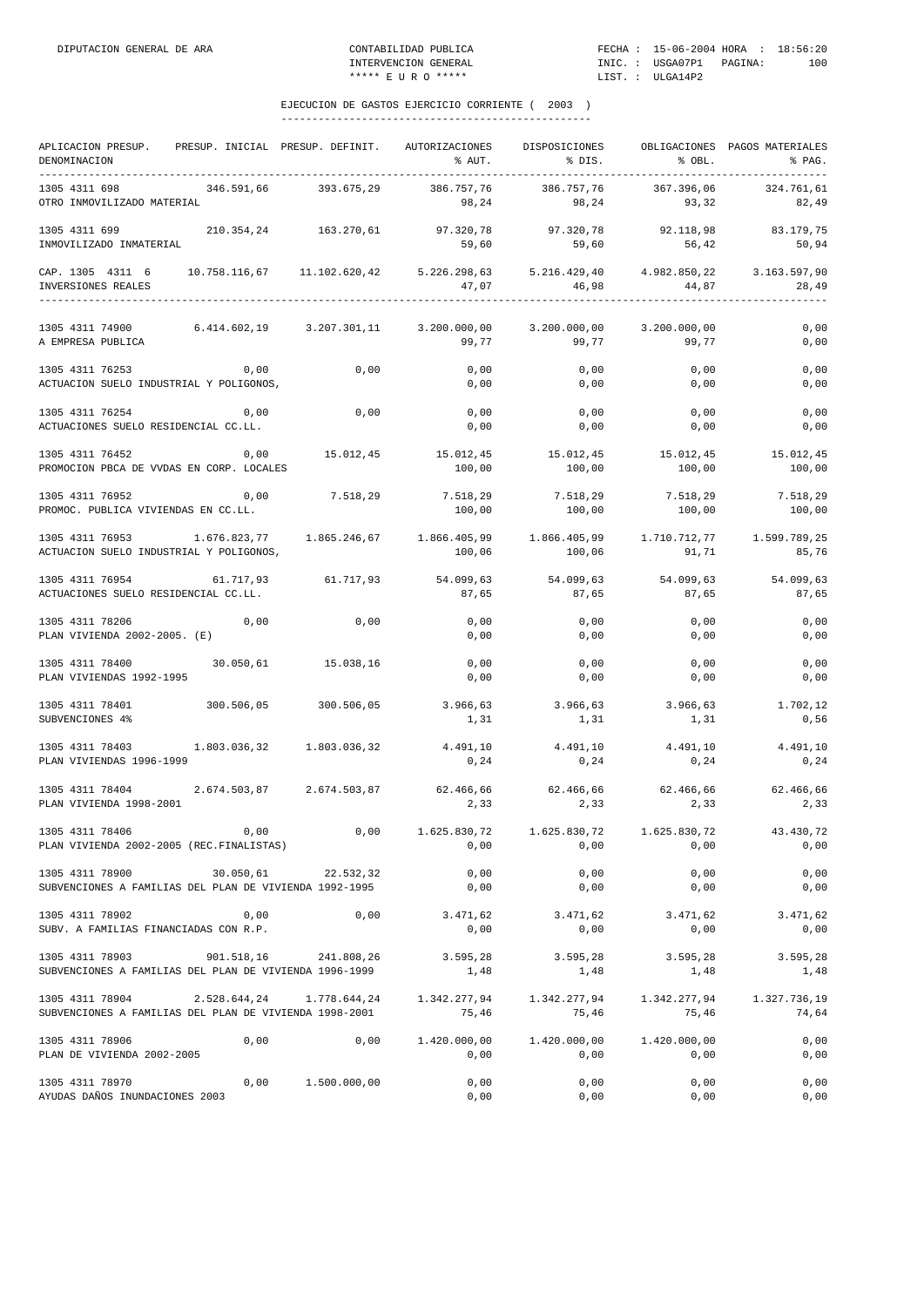DIPUTACION GENERAL DE ARA — CONTABILIDAD PUBLICA — INTERVENCION GENERAL — ***** E U R O ***** — FECHA : 15-06-2004 HORA : 18:56:20 — INIC. : USGA07P1 — LIST. : ULGA14P2

## EJECUCION DE GASTOS EJERCICIO CORRIENTE ( 2003 )

| APLICACION PRESUP. DENOMINACION | PRESUP. INICIAL | PRESUP. DEFINIT. | AUTORIZACIONES % AUT. | DISPOSICIONES % DIS. | OBLIGACIONES % OBL. | PAGOS MATERIALES % PAG. |
|---|---|---|---|---|---|---|
| 1305 4311 698 OTRO INMOVILIZADO MATERIAL | 346.591,66 | 393.675,29 | 386.757,76 / 98,24 | 386.757,76 / 98,24 | 367.396,06 / 93,32 | 324.761,61 / 82,49 |
| 1305 4311 699 INMOVILIZADO INMATERIAL | 210.354,24 | 163.270,61 | 97.320,78 / 59,60 | 97.320,78 / 59,60 | 92.118,98 / 56,42 | 83.179,75 / 50,94 |
| CAP. 1305 4311 6 INVERSIONES REALES | 10.758.116,67 | 11.102.620,42 | 5.226.298,63 / 47,07 | 5.216.429,40 / 46,98 | 4.982.850,22 / 44,87 | 3.163.597,90 / 28,49 |
| 1305 4311 74900 A EMPRESA PUBLICA | 6.414.602,19 | 3.207.301,11 | 3.200.000,00 / 99,77 | 3.200.000,00 / 99,77 | 3.200.000,00 / 99,77 | 0,00 / 0,00 |
| 1305 4311 76253 ACTUACION SUELO INDUSTRIAL Y POLIGONOS, | 0,00 | 0,00 | 0,00 / 0,00 | 0,00 / 0,00 | 0,00 / 0,00 | 0,00 / 0,00 |
| 1305 4311 76254 ACTUACIONES SUELO RESIDENCIAL CC.LL. | 0,00 | 0,00 | 0,00 / 0,00 | 0,00 / 0,00 | 0,00 / 0,00 | 0,00 / 0,00 |
| 1305 4311 76452 PROMOCION PBCA DE VVDAS EN CORP. LOCALES | 0,00 | 15.012,45 | 15.012,45 / 100,00 | 15.012,45 / 100,00 | 15.012,45 / 100,00 | 15.012,45 / 100,00 |
| 1305 4311 76952 PROMOC. PUBLICA VIVIENDAS EN CC.LL. | 0,00 | 7.518,29 | 7.518,29 / 100,00 | 7.518,29 / 100,00 | 7.518,29 / 100,00 | 7.518,29 / 100,00 |
| 1305 4311 76953 ACTUACION SUELO INDUSTRIAL Y POLIGONOS, | 1.676.823,77 | 1.865.246,67 | 1.866.405,99 / 100,06 | 1.866.405,99 / 100,06 | 1.710.712,77 / 91,71 | 1.599.789,25 / 85,76 |
| 1305 4311 76954 ACTUACIONES SUELO RESIDENCIAL CC.LL. | 61.717,93 | 61.717,93 | 54.099,63 / 87,65 | 54.099,63 / 87,65 | 54.099,63 / 87,65 | 54.099,63 / 87,65 |
| 1305 4311 78206 PLAN VIVIENDA 2002-2005. (E) | 0,00 | 0,00 | 0,00 / 0,00 | 0,00 / 0,00 | 0,00 / 0,00 | 0,00 / 0,00 |
| 1305 4311 78400 PLAN VIVIENDAS 1992-1995 | 30.050,61 | 15.038,16 | 0,00 / 0,00 | 0,00 / 0,00 | 0,00 / 0,00 | 0,00 / 0,00 |
| 1305 4311 78401 SUBVENCIONES 4% | 300.506,05 | 300.506,05 | 3.966,63 / 1,31 | 3.966,63 / 1,31 | 3.966,63 / 1,31 | 1.702,12 / 0,56 |
| 1305 4311 78403 PLAN VIVIENDAS 1996-1999 | 1.803.036,32 | 1.803.036,32 | 4.491,10 / 0,24 | 4.491,10 / 0,24 | 4.491,10 / 0,24 | 4.491,10 / 0,24 |
| 1305 4311 78404 PLAN VIVIENDA 1998-2001 | 2.674.503,87 | 2.674.503,87 | 62.466,66 / 2,33 | 62.466,66 / 2,33 | 62.466,66 / 2,33 | 62.466,66 / 2,33 |
| 1305 4311 78406 PLAN VIVIENDA 2002-2005 (REC.FINALISTAS) | 0,00 | 0,00 | 1.625.830,72 / 0,00 | 1.625.830,72 / 0,00 | 1.625.830,72 / 0,00 | 43.430,72 / 0,00 |
| 1305 4311 78900 SUBVENCIONES A FAMILIAS DEL PLAN DE VIVIENDA 1992-1995 | 30.050,61 | 22.532,32 | 0,00 / 0,00 | 0,00 / 0,00 | 0,00 / 0,00 | 0,00 / 0,00 |
| 1305 4311 78902 SUBV. A FAMILIAS FINANCIADAS CON R.P. | 0,00 | 0,00 | 3.471,62 / 0,00 | 3.471,62 / 0,00 | 3.471,62 / 0,00 | 3.471,62 / 0,00 |
| 1305 4311 78903 SUBVENCIONES A FAMILIAS DEL PLAN DE VIVIENDA 1996-1999 | 901.518,16 | 241.808,26 | 3.595,28 / 1,48 | 3.595,28 / 1,48 | 3.595,28 / 1,48 | 3.595,28 / 1,48 |
| 1305 4311 78904 SUBVENCIONES A FAMILIAS DEL PLAN DE VIVIENDA 1998-2001 | 2.528.644,24 | 1.778.644,24 | 1.342.277,94 / 75,46 | 1.342.277,94 / 75,46 | 1.342.277,94 / 75,46 | 1.327.736,19 / 74,64 |
| 1305 4311 78906 PLAN DE VIVIENDA 2002-2005 | 0,00 | 0,00 | 1.420.000,00 / 0,00 | 1.420.000,00 / 0,00 | 1.420.000,00 / 0,00 | 0,00 / 0,00 |
| 1305 4311 78970 AYUDAS DAÑOS INUNDACIONES 2003 | 0,00 | 1.500.000,00 | 0,00 / 0,00 | 0,00 / 0,00 | 0,00 / 0,00 | 0,00 / 0,00 |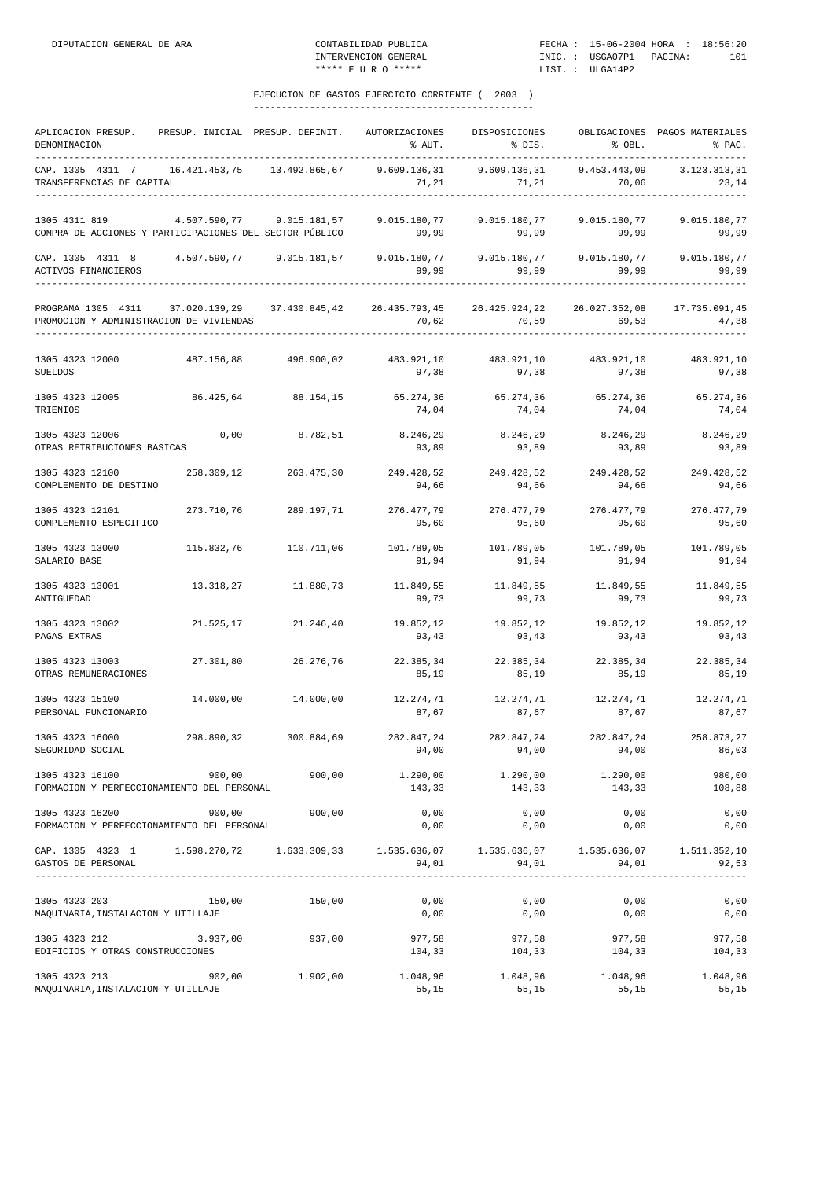EJECUCION DE GASTOS EJERCICIO CORRIENTE ( 2003 )

| APLICACION PRESUP. DENOMINACION | PRESUP. INICIAL | PRESUP. DEFINIT. | AUTORIZACIONES % AUT. | DISPOSICIONES % DIS. | OBLIGACIONES % OBL. | PAGOS MATERIALES % PAG. |
|---|---|---|---|---|---|---|
| CAP. 1305 4311 7 TRANSFERENCIAS DE CAPITAL | 16.421.453,75 | 13.492.865,67 | 9.609.136,31 71,21 | 9.609.136,31 71,21 | 9.453.443,09 70,06 | 3.123.313,31 23,14 |
| 1305 4311 819 COMPRA DE ACCIONES Y PARTICIPACIONES DEL SECTOR PÚBLICO | 4.507.590,77 | 9.015.181,57 | 9.015.180,77 99,99 | 9.015.180,77 99,99 | 9.015.180,77 99,99 | 9.015.180,77 99,99 |
| CAP. 1305 4311 8 ACTIVOS FINANCIEROS | 4.507.590,77 | 9.015.181,57 | 9.015.180,77 99,99 | 9.015.180,77 99,99 | 9.015.180,77 99,99 | 9.015.180,77 99,99 |
| PROGRAMA 1305 4311 PROMOCION Y ADMINISTRACION DE VIVIENDAS | 37.020.139,29 | 37.430.845,42 | 26.435.793,45 70,62 | 26.425.924,22 70,59 | 26.027.352,08 69,53 | 17.735.091,45 47,38 |
| 1305 4323 12000 SUELDOS | 487.156,88 | 496.900,02 | 483.921,10 97,38 | 483.921,10 97,38 | 483.921,10 97,38 | 483.921,10 97,38 |
| 1305 4323 12005 TRIENIOS | 86.425,64 | 88.154,15 | 65.274,36 74,04 | 65.274,36 74,04 | 65.274,36 74,04 | 65.274,36 74,04 |
| 1305 4323 12006 OTRAS RETRIBUCIONES BASICAS | 0,00 | 8.782,51 | 8.246,29 93,89 | 8.246,29 93,89 | 8.246,29 93,89 | 8.246,29 93,89 |
| 1305 4323 12100 COMPLEMENTO DE DESTINO | 258.309,12 | 263.475,30 | 249.428,52 94,66 | 249.428,52 94,66 | 249.428,52 94,66 | 249.428,52 94,66 |
| 1305 4323 12101 COMPLEMENTO ESPECIFICO | 273.710,76 | 289.197,71 | 276.477,79 95,60 | 276.477,79 95,60 | 276.477,79 95,60 | 276.477,79 95,60 |
| 1305 4323 13000 SALARIO BASE | 115.832,76 | 110.711,06 | 101.789,05 91,94 | 101.789,05 91,94 | 101.789,05 91,94 | 101.789,05 91,94 |
| 1305 4323 13001 ANTIGUEDAD | 13.318,27 | 11.880,73 | 11.849,55 99,73 | 11.849,55 99,73 | 11.849,55 99,73 | 11.849,55 99,73 |
| 1305 4323 13002 PAGAS EXTRAS | 21.525,17 | 21.246,40 | 19.852,12 93,43 | 19.852,12 93,43 | 19.852,12 93,43 | 19.852,12 93,43 |
| 1305 4323 13003 OTRAS REMUNERACIONES | 27.301,80 | 26.276,76 | 22.385,34 85,19 | 22.385,34 85,19 | 22.385,34 85,19 | 22.385,34 85,19 |
| 1305 4323 15100 PERSONAL FUNCIONARIO | 14.000,00 | 14.000,00 | 12.274,71 87,67 | 12.274,71 87,67 | 12.274,71 87,67 | 12.274,71 87,67 |
| 1305 4323 16000 SEGURIDAD SOCIAL | 298.890,32 | 300.884,69 | 282.847,24 94,00 | 282.847,24 94,00 | 282.847,24 94,00 | 258.873,27 86,03 |
| 1305 4323 16100 FORMACION Y PERFECCIONAMIENTO DEL PERSONAL | 900,00 | 900,00 | 1.290,00 143,33 | 1.290,00 143,33 | 1.290,00 143,33 | 980,00 108,88 |
| 1305 4323 16200 FORMACION Y PERFECCIONAMIENTO DEL PERSONAL | 900,00 | 900,00 | 0,00 0,00 | 0,00 0,00 | 0,00 0,00 | 0,00 0,00 |
| CAP. 1305 4323 1 GASTOS DE PERSONAL | 1.598.270,72 | 1.633.309,33 | 1.535.636,07 94,01 | 1.535.636,07 94,01 | 1.535.636,07 94,01 | 1.511.352,10 92,53 |
| 1305 4323 203 MAQUINARIA,INSTALACION Y UTILLAJE | 150,00 | 150,00 | 0,00 0,00 | 0,00 0,00 | 0,00 0,00 | 0,00 0,00 |
| 1305 4323 212 EDIFICIOS Y OTRAS CONSTRUCCIONES | 3.937,00 | 937,00 | 977,58 104,33 | 977,58 104,33 | 977,58 104,33 | 977,58 104,33 |
| 1305 4323 213 MAQUINARIA,INSTALACION Y UTILLAJE | 902,00 | 1.902,00 | 1.048,96 55,15 | 1.048,96 55,15 | 1.048,96 55,15 | 1.048,96 55,15 |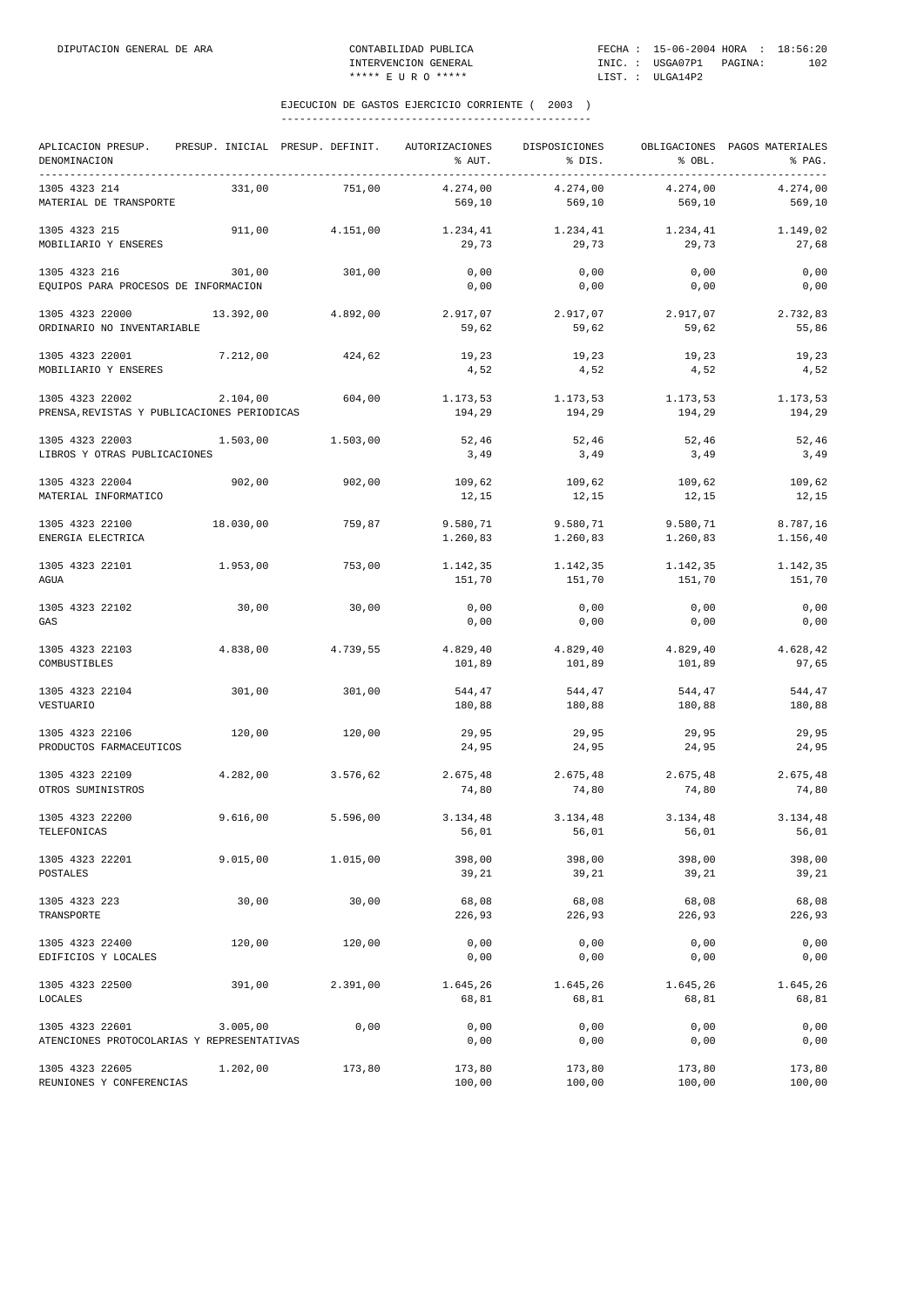## EJECUCION DE GASTOS EJERCICIO CORRIENTE ( 2003 )

| APLICACION PRESUP. DENOMINACION | PRESUP. INICIAL | PRESUP. DEFINIT. | AUTORIZACIONES % AUT. | DISPOSICIONES % DIS. | OBLIGACIONES % OBL. | PAGOS MATERIALES % PAG. |
|---|---|---|---|---|---|---|
| 1305 4323 214 MATERIAL DE TRANSPORTE | 331,00 | 751,00 | 4.274,00 569,10 | 4.274,00 569,10 | 4.274,00 569,10 | 4.274,00 569,10 |
| 1305 4323 215 MOBILIARIO Y ENSERES | 911,00 | 4.151,00 | 1.234,41 29,73 | 1.234,41 29,73 | 1.234,41 29,73 | 1.149,02 27,68 |
| 1305 4323 216 EQUIPOS PARA PROCESOS DE INFORMACION | 301,00 | 301,00 | 0,00 0,00 | 0,00 0,00 | 0,00 0,00 | 0,00 0,00 |
| 1305 4323 22000 ORDINARIO NO INVENTARIABLE | 13.392,00 | 4.892,00 | 2.917,07 59,62 | 2.917,07 59,62 | 2.917,07 59,62 | 2.732,83 55,86 |
| 1305 4323 22001 MOBILIARIO Y ENSERES | 7.212,00 | 424,62 | 19,23 4,52 | 19,23 4,52 | 19,23 4,52 | 19,23 4,52 |
| 1305 4323 22002 PRENSA,REVISTAS Y PUBLICACIONES PERIODICAS | 2.104,00 | 604,00 | 1.173,53 194,29 | 1.173,53 194,29 | 1.173,53 194,29 | 1.173,53 194,29 |
| 1305 4323 22003 LIBROS Y OTRAS PUBLICACIONES | 1.503,00 | 1.503,00 | 52,46 3,49 | 52,46 3,49 | 52,46 3,49 | 52,46 3,49 |
| 1305 4323 22004 MATERIAL INFORMATICO | 902,00 | 902,00 | 109,62 12,15 | 109,62 12,15 | 109,62 12,15 | 109,62 12,15 |
| 1305 4323 22100 ENERGIA ELECTRICA | 18.030,00 | 759,87 | 9.580,71 1.260,83 | 9.580,71 1.260,83 | 9.580,71 1.260,83 | 8.787,16 1.156,40 |
| 1305 4323 22101 AGUA | 1.953,00 | 753,00 | 1.142,35 151,70 | 1.142,35 151,70 | 1.142,35 151,70 | 1.142,35 151,70 |
| 1305 4323 22102 GAS | 30,00 | 30,00 | 0,00 0,00 | 0,00 0,00 | 0,00 0,00 | 0,00 0,00 |
| 1305 4323 22103 COMBUSTIBLES | 4.838,00 | 4.739,55 | 4.829,40 101,89 | 4.829,40 101,89 | 4.829,40 101,89 | 4.628,42 97,65 |
| 1305 4323 22104 VESTUARIO | 301,00 | 301,00 | 544,47 180,88 | 544,47 180,88 | 544,47 180,88 | 544,47 180,88 |
| 1305 4323 22106 PRODUCTOS FARMACEUTICOS | 120,00 | 120,00 | 29,95 24,95 | 29,95 24,95 | 29,95 24,95 | 29,95 24,95 |
| 1305 4323 22109 OTROS SUMINISTROS | 4.282,00 | 3.576,62 | 2.675,48 74,80 | 2.675,48 74,80 | 2.675,48 74,80 | 2.675,48 74,80 |
| 1305 4323 22200 TELEFONICAS | 9.616,00 | 5.596,00 | 3.134,48 56,01 | 3.134,48 56,01 | 3.134,48 56,01 | 3.134,48 56,01 |
| 1305 4323 22201 POSTALES | 9.015,00 | 1.015,00 | 398,00 39,21 | 398,00 39,21 | 398,00 39,21 | 398,00 39,21 |
| 1305 4323 223 TRANSPORTE | 30,00 | 30,00 | 68,08 226,93 | 68,08 226,93 | 68,08 226,93 | 68,08 226,93 |
| 1305 4323 22400 EDIFICIOS Y LOCALES | 120,00 | 120,00 | 0,00 0,00 | 0,00 0,00 | 0,00 0,00 | 0,00 0,00 |
| 1305 4323 22500 LOCALES | 391,00 | 2.391,00 | 1.645,26 68,81 | 1.645,26 68,81 | 1.645,26 68,81 | 1.645,26 68,81 |
| 1305 4323 22601 ATENCIONES PROTOCOLARIAS Y REPRESENTATIVAS | 3.005,00 | 0,00 | 0,00 0,00 | 0,00 0,00 | 0,00 0,00 | 0,00 0,00 |
| 1305 4323 22605 REUNIONES Y CONFERENCIAS | 1.202,00 | 173,80 | 173,80 100,00 | 173,80 100,00 | 173,80 100,00 | 173,80 100,00 |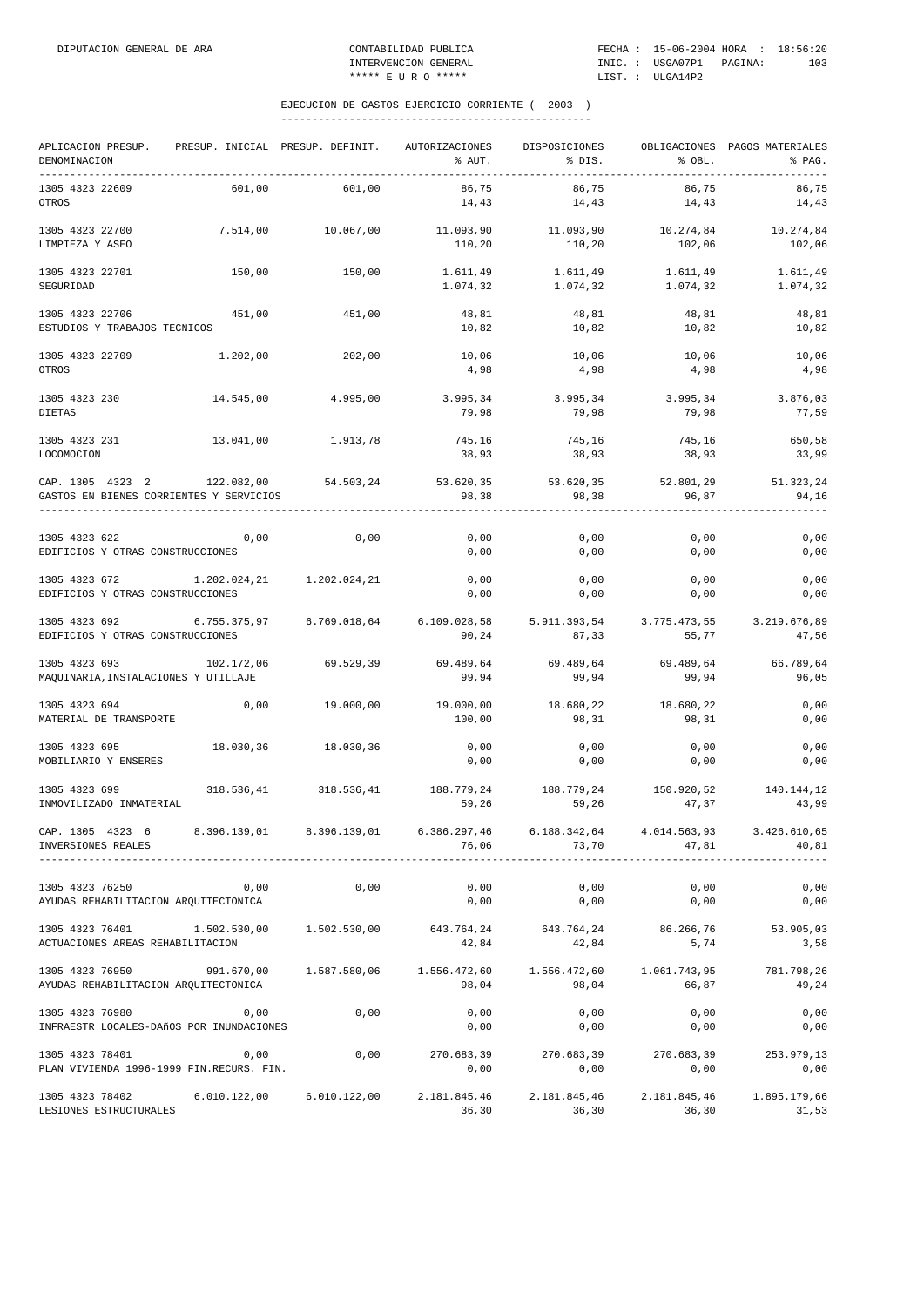## EJECUCION DE GASTOS EJERCICIO CORRIENTE ( 2003 )

| APLICACION PRESUP. DENOMINACION | PRESUP. INICIAL | PRESUP. DEFINIT. | AUTORIZACIONES % AUT. | DISPOSICIONES % DIS. | OBLIGACIONES % OBL. | PAGOS MATERIALES % PAG. |
|---|---|---|---|---|---|---|
| 1305 4323 22609 OTROS | 601,00 | 601,00 | 86,75 14,43 | 86,75 14,43 | 86,75 14,43 | 86,75 14,43 |
| 1305 4323 22700 LIMPIEZA Y ASEO | 7.514,00 | 10.067,00 | 11.093,90 110,20 | 11.093,90 110,20 | 10.274,84 102,06 | 10.274,84 102,06 |
| 1305 4323 22701 SEGURIDAD | 150,00 | 150,00 | 1.611,49 1.074,32 | 1.611,49 1.074,32 | 1.611,49 1.074,32 | 1.611,49 1.074,32 |
| 1305 4323 22706 ESTUDIOS Y TRABAJOS TECNICOS | 451,00 | 451,00 | 48,81 10,82 | 48,81 10,82 | 48,81 10,82 | 48,81 10,82 |
| 1305 4323 22709 OTROS | 1.202,00 | 202,00 | 10,06 4,98 | 10,06 4,98 | 10,06 4,98 | 10,06 4,98 |
| 1305 4323 230 DIETAS | 14.545,00 | 4.995,00 | 3.995,34 79,98 | 3.995,34 79,98 | 3.995,34 79,98 | 3.876,03 77,59 |
| 1305 4323 231 LOCOMOCION | 13.041,00 | 1.913,78 | 745,16 38,93 | 745,16 38,93 | 745,16 38,93 | 650,58 33,99 |
| CAP. 1305 4323 2 GASTOS EN BIENES CORRIENTES Y SERVICIOS | 122.082,00 | 54.503,24 | 53.620,35 98,38 | 53.620,35 98,38 | 52.801,29 96,87 | 51.323,24 94,16 |
| 1305 4323 622 EDIFICIOS Y OTRAS CONSTRUCCIONES | 0,00 | 0,00 | 0,00 0,00 | 0,00 0,00 | 0,00 0,00 | 0,00 0,00 |
| 1305 4323 672 EDIFICIOS Y OTRAS CONSTRUCCIONES | 1.202.024,21 | 1.202.024,21 | 0,00 0,00 | 0,00 0,00 | 0,00 0,00 | 0,00 0,00 |
| 1305 4323 692 EDIFICIOS Y OTRAS CONSTRUCCIONES | 6.755.375,97 | 6.769.018,64 | 6.109.028,58 90,24 | 5.911.393,54 87,33 | 3.775.473,55 55,77 | 3.219.676,89 47,56 |
| 1305 4323 693 MAQUINARIA,INSTALACIONES Y UTILLAJE | 102.172,06 | 69.529,39 | 69.489,64 99,94 | 69.489,64 99,94 | 69.489,64 99,94 | 66.789,64 96,05 |
| 1305 4323 694 MATERIAL DE TRANSPORTE | 0,00 | 19.000,00 | 19.000,00 100,00 | 18.680,22 98,31 | 18.680,22 98,31 | 0,00 0,00 |
| 1305 4323 695 MOBILIARIO Y ENSERES | 18.030,36 | 18.030,36 | 0,00 0,00 | 0,00 0,00 | 0,00 0,00 | 0,00 0,00 |
| 1305 4323 699 INMOVILIZADO INMATERIAL | 318.536,41 | 318.536,41 | 188.779,24 59,26 | 188.779,24 59,26 | 150.920,52 47,37 | 140.144,12 43,99 |
| CAP. 1305 4323 6 INVERSIONES REALES | 8.396.139,01 | 8.396.139,01 | 6.386.297,46 76,06 | 6.188.342,64 73,70 | 4.014.563,93 47,81 | 3.426.610,65 40,81 |
| 1305 4323 76250 AYUDAS REHABILITACION ARQUITECTONICA | 0,00 | 0,00 | 0,00 0,00 | 0,00 0,00 | 0,00 0,00 | 0,00 0,00 |
| 1305 4323 76401 ACTUACIONES AREAS REHABILITACION | 1.502.530,00 | 1.502.530,00 | 643.764,24 42,84 | 643.764,24 42,84 | 86.266,76 5,74 | 53.905,03 3,58 |
| 1305 4323 76950 AYUDAS REHABILITACION ARQUITECTONICA | 991.670,00 | 1.587.580,06 | 1.556.472,60 98,04 | 1.556.472,60 98,04 | 1.061.743,95 66,87 | 781.798,26 49,24 |
| 1305 4323 76980 INFRAESTR LOCALES-DAñOS POR INUNDACIONES | 0,00 | 0,00 | 0,00 0,00 | 0,00 0,00 | 0,00 0,00 | 0,00 0,00 |
| 1305 4323 78401 PLAN VIVIENDA 1996-1999 FIN.RECURS. FIN. | 0,00 | 0,00 | 270.683,39 0,00 | 270.683,39 0,00 | 270.683,39 0,00 | 253.979,13 0,00 |
| 1305 4323 78402 LESIONES ESTRUCTURALES | 6.010.122,00 | 6.010.122,00 | 2.181.845,46 36,30 | 2.181.845,46 36,30 | 2.181.845,46 36,30 | 1.895.179,66 31,53 |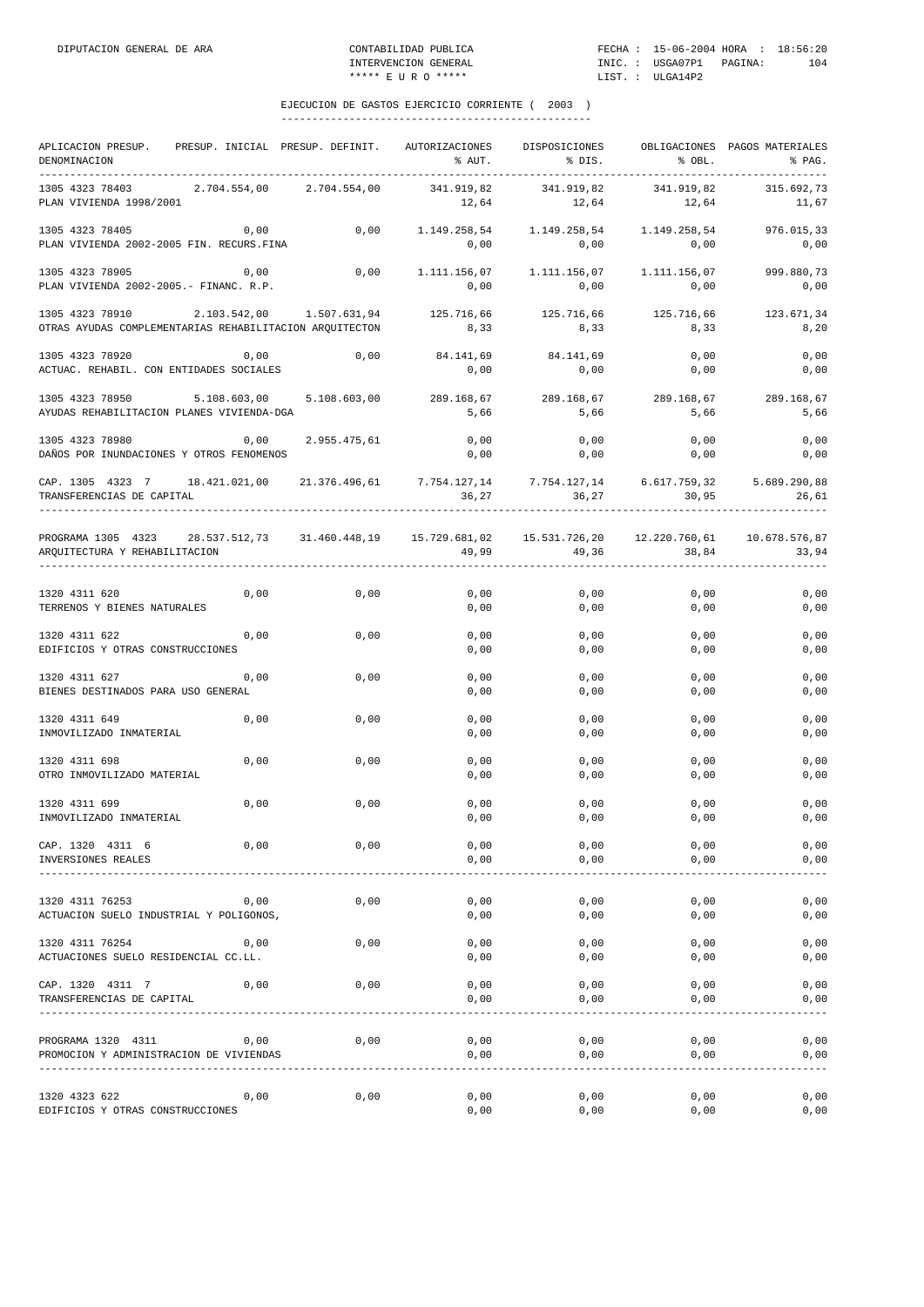## EJECUCION DE GASTOS EJERCICIO CORRIENTE ( 2003 )

| APLICACION PRESUP. DENOMINACION | PRESUP. INICIAL | PRESUP. DEFINIT. | AUTORIZACIONES % AUT. | DISPOSICIONES % DIS. | OBLIGACIONES % OBL. | PAGOS MATERIALES % PAG. |
|---|---|---|---|---|---|---|
| 1305 4323 78403<br>PLAN VIVIENDA 1998/2001 | 2.704.554,00 | 2.704.554,00 | 341.919,82<br>12,64 | 341.919,82<br>12,64 | 341.919,82<br>12,64 | 315.692,73<br>11,67 |
| 1305 4323 78405<br>PLAN VIVIENDA 2002-2005 FIN. RECURS.FINA | 0,00 | 0,00 | 1.149.258,54<br>0,00 | 1.149.258,54<br>0,00 | 1.149.258,54<br>0,00 | 976.015,33<br>0,00 |
| 1305 4323 78905<br>PLAN VIVIENDA 2002-2005.- FINANC. R.P. | 0,00 | 0,00 | 1.111.156,07<br>0,00 | 1.111.156,07<br>0,00 | 1.111.156,07<br>0,00 | 999.880,73<br>0,00 |
| 1305 4323 78910<br>OTRAS AYUDAS COMPLEMENTARIAS REHABILITACION ARQUITECTON | 2.103.542,00 | 1.507.631,94 | 125.716,66<br>8,33 | 125.716,66<br>8,33 | 125.716,66<br>8,33 | 123.671,34<br>8,20 |
| 1305 4323 78920<br>ACTUAC. REHABIL. CON ENTIDADES SOCIALES | 0,00 | 0,00 | 84.141,69<br>0,00 | 84.141,69<br>0,00 | 0,00<br>0,00 | 0,00<br>0,00 |
| 1305 4323 78950<br>AYUDAS REHABILITACION PLANES VIVIENDA-DGA | 5.108.603,00 | 5.108.603,00 | 289.168,67<br>5,66 | 289.168,67<br>5,66 | 289.168,67<br>5,66 | 289.168,67<br>5,66 |
| 1305 4323 78980<br>DAÑOS POR INUNDACIONES Y OTROS FENOMENOS | 0,00 | 2.955.475,61 | 0,00<br>0,00 | 0,00<br>0,00 | 0,00<br>0,00 | 0,00<br>0,00 |
| CAP. 1305 4323 7<br>TRANSFERENCIAS DE CAPITAL | 18.421.021,00 | 21.376.496,61 | 7.754.127,14<br>36,27 | 7.754.127,14<br>36,27 | 6.617.759,32<br>30,95 | 5.689.290,88<br>26,61 |
| PROGRAMA 1305 4323<br>ARQUITECTURA Y REHABILITACION | 28.537.512,73 | 31.460.448,19 | 15.729.681,02<br>49,99 | 15.531.726,20<br>49,36 | 12.220.760,61<br>38,84 | 10.678.576,87<br>33,94 |
| 1320 4311 620<br>TERRENOS Y BIENES NATURALES | 0,00 | 0,00 | 0,00<br>0,00 | 0,00<br>0,00 | 0,00<br>0,00 | 0,00<br>0,00 |
| 1320 4311 622<br>EDIFICIOS Y OTRAS CONSTRUCCIONES | 0,00 | 0,00 | 0,00<br>0,00 | 0,00<br>0,00 | 0,00<br>0,00 | 0,00<br>0,00 |
| 1320 4311 627<br>BIENES DESTINADOS PARA USO GENERAL | 0,00 | 0,00 | 0,00<br>0,00 | 0,00<br>0,00 | 0,00<br>0,00 | 0,00<br>0,00 |
| 1320 4311 649<br>INMOVILIZADO INMATERIAL | 0,00 | 0,00 | 0,00<br>0,00 | 0,00<br>0,00 | 0,00<br>0,00 | 0,00<br>0,00 |
| 1320 4311 698<br>OTRO INMOVILIZADO MATERIAL | 0,00 | 0,00 | 0,00<br>0,00 | 0,00<br>0,00 | 0,00<br>0,00 | 0,00<br>0,00 |
| 1320 4311 699<br>INMOVILIZADO INMATERIAL | 0,00 | 0,00 | 0,00<br>0,00 | 0,00<br>0,00 | 0,00<br>0,00 | 0,00<br>0,00 |
| CAP. 1320 4311 6<br>INVERSIONES REALES | 0,00 | 0,00 | 0,00<br>0,00 | 0,00<br>0,00 | 0,00<br>0,00 | 0,00<br>0,00 |
| 1320 4311 76253<br>ACTUACION SUELO INDUSTRIAL Y POLIGONOS, | 0,00 | 0,00 | 0,00<br>0,00 | 0,00<br>0,00 | 0,00<br>0,00 | 0,00<br>0,00 |
| 1320 4311 76254<br>ACTUACIONES SUELO RESIDENCIAL CC.LL. | 0,00 | 0,00 | 0,00<br>0,00 | 0,00<br>0,00 | 0,00<br>0,00 | 0,00<br>0,00 |
| CAP. 1320 4311 7<br>TRANSFERENCIAS DE CAPITAL | 0,00 | 0,00 | 0,00<br>0,00 | 0,00<br>0,00 | 0,00<br>0,00 | 0,00<br>0,00 |
| PROGRAMA 1320 4311<br>PROMOCION Y ADMINISTRACION DE VIVIENDAS | 0,00 | 0,00 | 0,00<br>0,00 | 0,00<br>0,00 | 0,00<br>0,00 | 0,00<br>0,00 |
| 1320 4323 622<br>EDIFICIOS Y OTRAS CONSTRUCCIONES | 0,00 | 0,00 | 0,00<br>0,00 | 0,00<br>0,00 | 0,00<br>0,00 | 0,00<br>0,00 |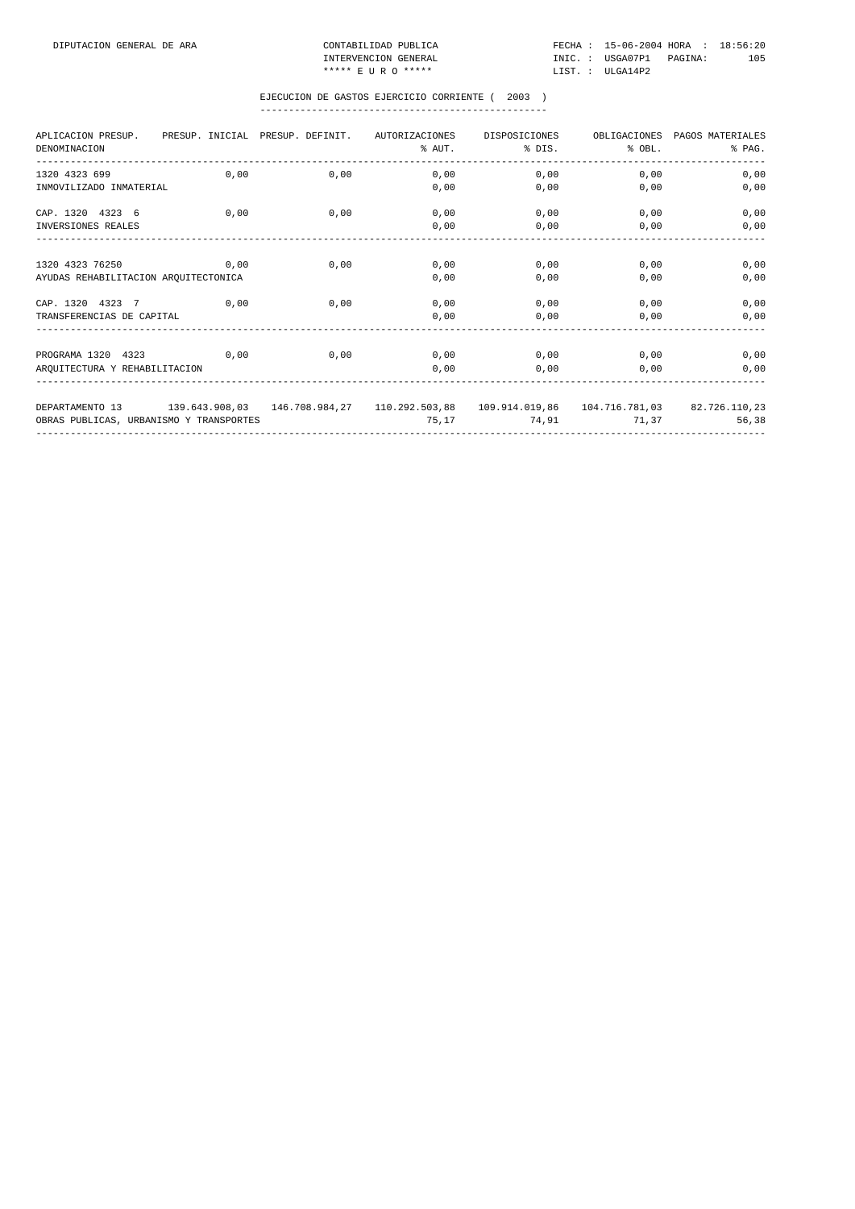DIPUTACION GENERAL DE ARA | CONTABILIDAD PUBLICA | FECHA : 15-06-2004 HORA : 18:56:20
INTERVENCION GENERAL | INIC. : USGA07P1 PAGINA: 105
***** E U R O ***** | LIST. : ULGA14P2

## EJECUCION DE GASTOS EJERCICIO CORRIENTE ( 2003 )

| APLICACION PRESUP. / DENOMINACION | PRESUP. INICIAL | PRESUP. DEFINIT. | AUTORIZACIONES / % AUT. | DISPOSICIONES / % DIS. | OBLIGACIONES / % OBL. | PAGOS MATERIALES / % PAG. |
|---|---|---|---|---|---|---|
| 1320 4323 699 | 0,00 | 0,00 | 0,00 | 0,00 | 0,00 | 0,00 |
| INMOVILIZADO INMATERIAL | | | 0,00 | 0,00 | 0,00 | 0,00 |
| CAP. 1320 4323 6 | 0,00 | 0,00 | 0,00 | 0,00 | 0,00 | 0,00 |
| INVERSIONES REALES | | | 0,00 | 0,00 | 0,00 | 0,00 |
| 1320 4323 76250 | 0,00 | 0,00 | 0,00 | 0,00 | 0,00 | 0,00 |
| AYUDAS REHABILITACION ARQUITECTONICA | | | 0,00 | 0,00 | 0,00 | 0,00 |
| CAP. 1320 4323 7 | 0,00 | 0,00 | 0,00 | 0,00 | 0,00 | 0,00 |
| TRANSFERENCIAS DE CAPITAL | | | 0,00 | 0,00 | 0,00 | 0,00 |
| PROGRAMA 1320 4323 | 0,00 | 0,00 | 0,00 | 0,00 | 0,00 | 0,00 |
| ARQUITECTURA Y REHABILITACION | | | 0,00 | 0,00 | 0,00 | 0,00 |
| DEPARTAMENTO 13 | 139.643.908,03 | 146.708.984,27 | 110.292.503,88 | 109.914.019,86 | 104.716.781,03 | 82.726.110,23 |
| OBRAS PUBLICAS, URBANISMO Y TRANSPORTES | | | 75,17 | 74,91 | 71,37 | 56,38 |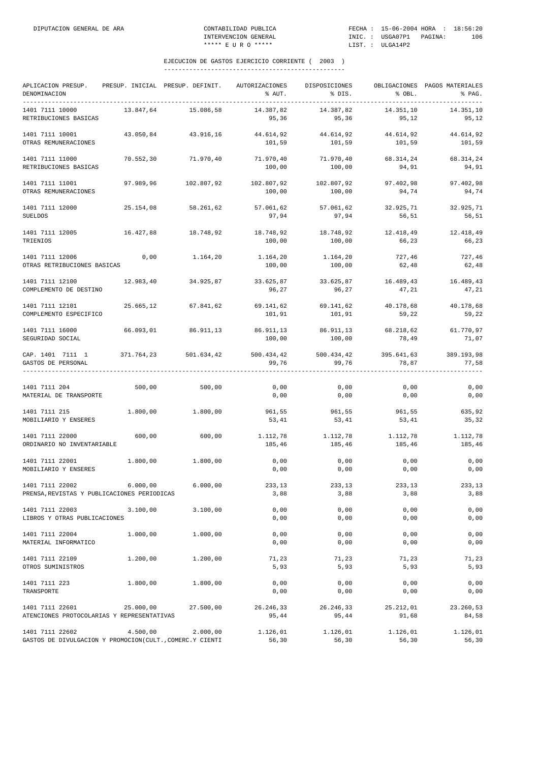EJECUCION DE GASTOS EJERCICIO CORRIENTE ( 2003 )

| APLICACION PRESUP. DENOMINACION | PRESUP. INICIAL | PRESUP. DEFINIT. | AUTORIZACIONES % AUT. | DISPOSICIONES % DIS. | OBLIGACIONES % OBL. | PAGOS MATERIALES % PAG. |
|---|---|---|---|---|---|---|
| 1401 7111 10000 RETRIBUCIONES BASICAS | 13.847,64 | 15.086,58 | 14.387,82 95,36 | 14.387,82 95,36 | 14.351,10 95,12 | 14.351,10 95,12 |
| 1401 7111 10001 OTRAS REMUNERACIONES | 43.050,84 | 43.916,16 | 44.614,92 101,59 | 44.614,92 101,59 | 44.614,92 101,59 | 44.614,92 101,59 |
| 1401 7111 11000 RETRIBUCIONES BASICAS | 70.552,30 | 71.970,40 | 71.970,40 100,00 | 71.970,40 100,00 | 68.314,24 94,91 | 68.314,24 94,91 |
| 1401 7111 11001 OTRAS REMUNERACIONES | 97.989,96 | 102.807,92 | 102.807,92 100,00 | 102.807,92 100,00 | 97.402,98 94,74 | 97.402,98 94,74 |
| 1401 7111 12000 SUELDOS | 25.154,08 | 58.261,62 | 57.061,62 97,94 | 57.061,62 97,94 | 32.925,71 56,51 | 32.925,71 56,51 |
| 1401 7111 12005 TRIENIOS | 16.427,88 | 18.748,92 | 18.748,92 100,00 | 18.748,92 100,00 | 12.418,49 66,23 | 12.418,49 66,23 |
| 1401 7111 12006 OTRAS RETRIBUCIONES BASICAS | 0,00 | 1.164,20 | 1.164,20 100,00 | 1.164,20 100,00 | 727,46 62,48 | 727,46 62,48 |
| 1401 7111 12100 COMPLEMENTO DE DESTINO | 12.983,40 | 34.925,87 | 33.625,87 96,27 | 33.625,87 96,27 | 16.489,43 47,21 | 16.489,43 47,21 |
| 1401 7111 12101 COMPLEMENTO ESPECIFICO | 25.665,12 | 67.841,62 | 69.141,62 101,91 | 69.141,62 101,91 | 40.178,68 59,22 | 40.178,68 59,22 |
| 1401 7111 16000 SEGURIDAD SOCIAL | 66.093,01 | 86.911,13 | 86.911,13 100,00 | 86.911,13 100,00 | 68.218,62 78,49 | 61.770,97 71,07 |
| CAP. 1401 7111 1 GASTOS DE PERSONAL | 371.764,23 | 501.634,42 | 500.434,42 99,76 | 500.434,42 99,76 | 395.641,63 78,87 | 389.193,98 77,58 |
| 1401 7111 204 MATERIAL DE TRANSPORTE | 500,00 | 500,00 | 0,00 0,00 | 0,00 0,00 | 0,00 0,00 | 0,00 0,00 |
| 1401 7111 215 MOBILIARIO Y ENSERES | 1.800,00 | 1.800,00 | 961,55 53,41 | 961,55 53,41 | 961,55 53,41 | 635,92 35,32 |
| 1401 7111 22000 ORDINARIO NO INVENTARIABLE | 600,00 | 600,00 | 1.112,78 185,46 | 1.112,78 185,46 | 1.112,78 185,46 | 1.112,78 185,46 |
| 1401 7111 22001 MOBILIARIO Y ENSERES | 1.800,00 | 1.800,00 | 0,00 0,00 | 0,00 0,00 | 0,00 0,00 | 0,00 0,00 |
| 1401 7111 22002 PRENSA,REVISTAS Y PUBLICACIONES PERIODICAS | 6.000,00 | 6.000,00 | 233,13 3,88 | 233,13 3,88 | 233,13 3,88 | 233,13 3,88 |
| 1401 7111 22003 LIBROS Y OTRAS PUBLICACIONES | 3.100,00 | 3.100,00 | 0,00 0,00 | 0,00 0,00 | 0,00 0,00 | 0,00 0,00 |
| 1401 7111 22004 MATERIAL INFORMATICO | 1.000,00 | 1.000,00 | 0,00 0,00 | 0,00 0,00 | 0,00 0,00 | 0,00 0,00 |
| 1401 7111 22109 OTROS SUMINISTROS | 1.200,00 | 1.200,00 | 71,23 5,93 | 71,23 5,93 | 71,23 5,93 | 71,23 5,93 |
| 1401 7111 223 TRANSPORTE | 1.800,00 | 1.800,00 | 0,00 0,00 | 0,00 0,00 | 0,00 0,00 | 0,00 0,00 |
| 1401 7111 22601 ATENCIONES PROTOCOLARIAS Y REPRESENTATIVAS | 25.000,00 | 27.500,00 | 26.246,33 95,44 | 26.246,33 95,44 | 25.212,01 91,68 | 23.260,53 84,58 |
| 1401 7111 22602 GASTOS DE DIVULGACION Y PROMOCION(CULT.,COMERC.Y CIENTI | 4.500,00 | 2.000,00 | 1.126,01 56,30 | 1.126,01 56,30 | 1.126,01 56,30 | 1.126,01 56,30 |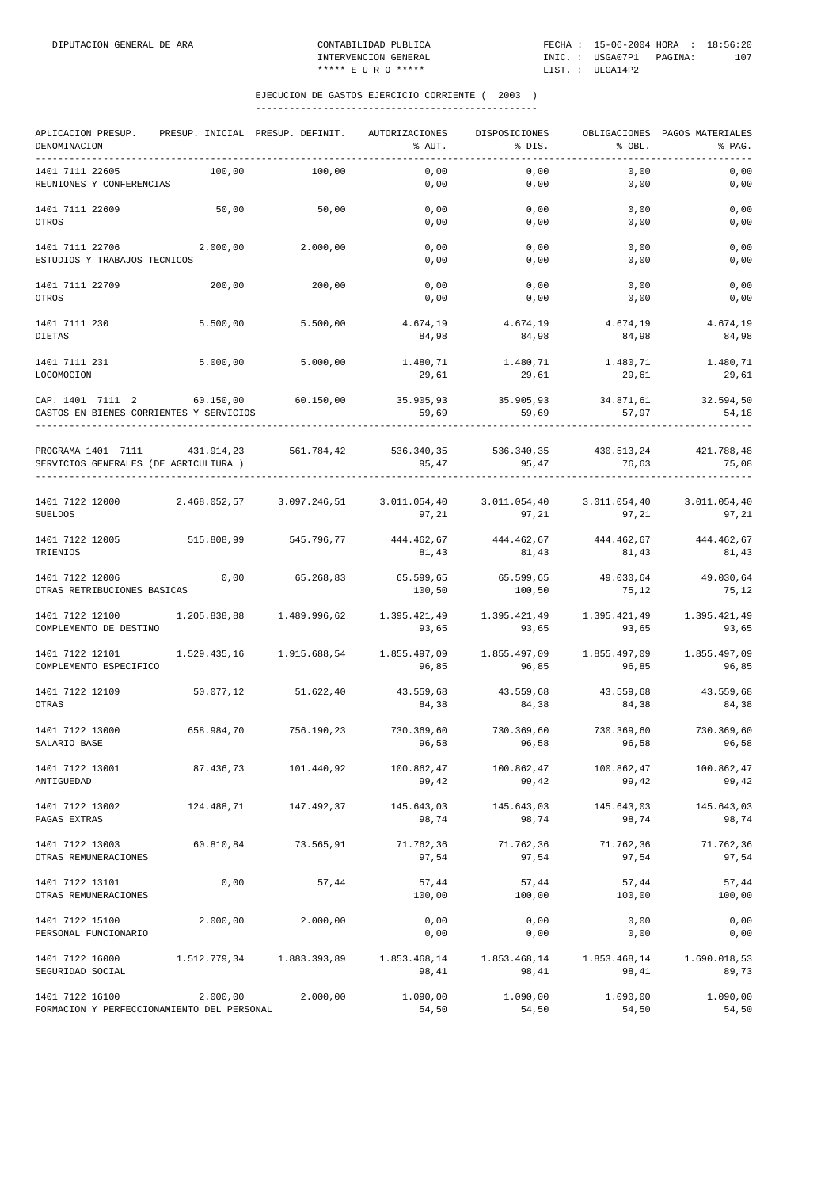DIPUTACION GENERAL DE ARA | CONTABILIDAD PUBLICA | FECHA : 15-06-2004 HORA : 18:56:20
INTERVENCION GENERAL | INIC. : USGA07P1 PAGINA: 107
***** E U R O ***** | LIST. : ULGA14P2

## EJECUCION DE GASTOS EJERCICIO CORRIENTE ( 2003 )

| APLICACION PRESUP. DENOMINACION | PRESUP. INICIAL | PRESUP. DEFINIT. | AUTORIZACIONES % AUT. | DISPOSICIONES % DIS. | OBLIGACIONES % OBL. | PAGOS MATERIALES % PAG. |
|---|---|---|---|---|---|---|
| 1401 7111 22605 REUNIONES Y CONFERENCIAS | 100,00 | 100,00 | 0,00 / 0,00 | 0,00 / 0,00 | 0,00 / 0,00 | 0,00 / 0,00 |
| 1401 7111 22609 OTROS | 50,00 | 50,00 | 0,00 / 0,00 | 0,00 / 0,00 | 0,00 / 0,00 | 0,00 / 0,00 |
| 1401 7111 22706 ESTUDIOS Y TRABAJOS TECNICOS | 2.000,00 | 2.000,00 | 0,00 / 0,00 | 0,00 / 0,00 | 0,00 / 0,00 | 0,00 / 0,00 |
| 1401 7111 22709 OTROS | 200,00 | 200,00 | 0,00 / 0,00 | 0,00 / 0,00 | 0,00 / 0,00 | 0,00 / 0,00 |
| 1401 7111 230 DIETAS | 5.500,00 | 5.500,00 | 4.674,19 / 84,98 | 4.674,19 / 84,98 | 4.674,19 / 84,98 | 4.674,19 / 84,98 |
| 1401 7111 231 LOCOMOCION | 5.000,00 | 5.000,00 | 1.480,71 / 29,61 | 1.480,71 / 29,61 | 1.480,71 / 29,61 | 1.480,71 / 29,61 |
| CAP. 1401 7111 2 GASTOS EN BIENES CORRIENTES Y SERVICIOS | 60.150,00 | 60.150,00 | 35.905,93 / 59,69 | 35.905,93 / 59,69 | 34.871,61 / 57,97 | 32.594,50 / 54,18 |
| PROGRAMA 1401 7111 SERVICIOS GENERALES (DE AGRICULTURA ) | 431.914,23 | 561.784,42 | 536.340,35 / 95,47 | 536.340,35 / 95,47 | 430.513,24 / 76,63 | 421.788,48 / 75,08 |
| 1401 7122 12000 SUELDOS | 2.468.052,57 | 3.097.246,51 | 3.011.054,40 / 97,21 | 3.011.054,40 / 97,21 | 3.011.054,40 / 97,21 | 3.011.054,40 / 97,21 |
| 1401 7122 12005 TRIENIOS | 515.808,99 | 545.796,77 | 444.462,67 / 81,43 | 444.462,67 / 81,43 | 444.462,67 / 81,43 | 444.462,67 / 81,43 |
| 1401 7122 12006 OTRAS RETRIBUCIONES BASICAS | 0,00 | 65.268,83 | 65.599,65 / 100,50 | 65.599,65 / 100,50 | 49.030,64 / 75,12 | 49.030,64 / 75,12 |
| 1401 7122 12100 COMPLEMENTO DE DESTINO | 1.205.838,88 | 1.489.996,62 | 1.395.421,49 / 93,65 | 1.395.421,49 / 93,65 | 1.395.421,49 / 93,65 | 1.395.421,49 / 93,65 |
| 1401 7122 12101 COMPLEMENTO ESPECIFICO | 1.529.435,16 | 1.915.688,54 | 1.855.497,09 / 96,85 | 1.855.497,09 / 96,85 | 1.855.497,09 / 96,85 | 1.855.497,09 / 96,85 |
| 1401 7122 12109 OTRAS | 50.077,12 | 51.622,40 | 43.559,68 / 84,38 | 43.559,68 / 84,38 | 43.559,68 / 84,38 | 43.559,68 / 84,38 |
| 1401 7122 13000 SALARIO BASE | 658.984,70 | 756.190,23 | 730.369,60 / 96,58 | 730.369,60 / 96,58 | 730.369,60 / 96,58 | 730.369,60 / 96,58 |
| 1401 7122 13001 ANTIGUEDAD | 87.436,73 | 101.440,92 | 100.862,47 / 99,42 | 100.862,47 / 99,42 | 100.862,47 / 99,42 | 100.862,47 / 99,42 |
| 1401 7122 13002 PAGAS EXTRAS | 124.488,71 | 147.492,37 | 145.643,03 / 98,74 | 145.643,03 / 98,74 | 145.643,03 / 98,74 | 145.643,03 / 98,74 |
| 1401 7122 13003 OTRAS REMUNERACIONES | 60.810,84 | 73.565,91 | 71.762,36 / 97,54 | 71.762,36 / 97,54 | 71.762,36 / 97,54 | 71.762,36 / 97,54 |
| 1401 7122 13101 OTRAS REMUNERACIONES | 0,00 | 57,44 | 57,44 / 100,00 | 57,44 / 100,00 | 57,44 / 100,00 | 57,44 / 100,00 |
| 1401 7122 15100 PERSONAL FUNCIONARIO | 2.000,00 | 2.000,00 | 0,00 / 0,00 | 0,00 / 0,00 | 0,00 / 0,00 | 0,00 / 0,00 |
| 1401 7122 16000 SEGURIDAD SOCIAL | 1.512.779,34 | 1.883.393,89 | 1.853.468,14 / 98,41 | 1.853.468,14 / 98,41 | 1.853.468,14 / 98,41 | 1.690.018,53 / 89,73 |
| 1401 7122 16100 FORMACION Y PERFECCIONAMIENTO DEL PERSONAL | 2.000,00 | 2.000,00 | 1.090,00 / 54,50 | 1.090,00 / 54,50 | 1.090,00 / 54,50 | 1.090,00 / 54,50 |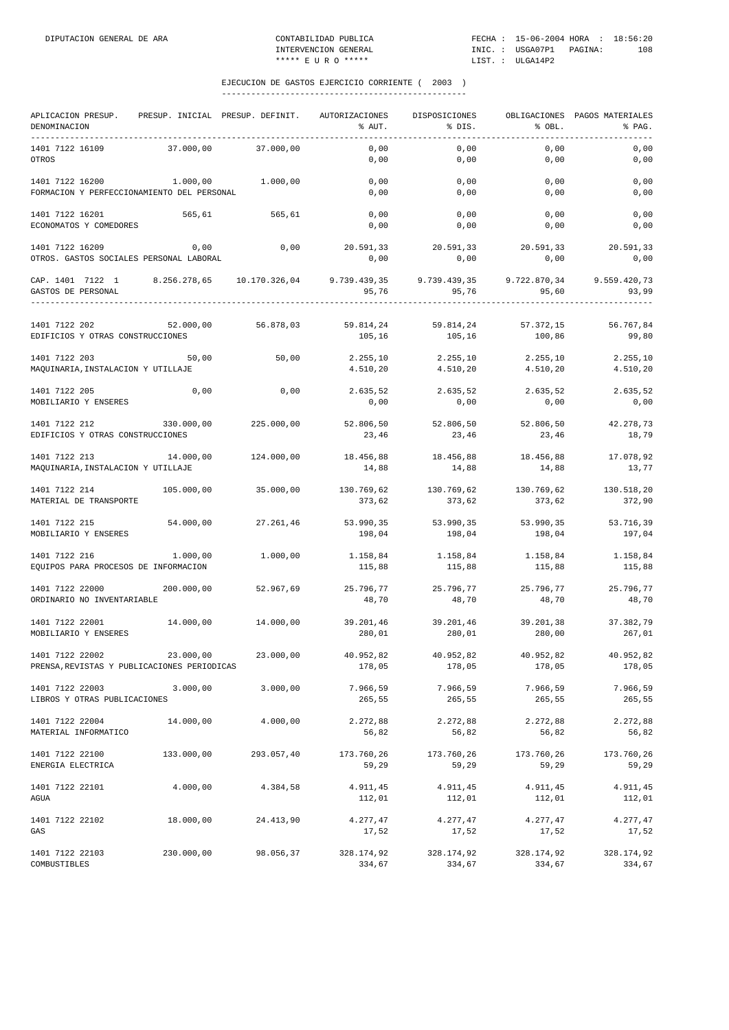DIPUTACION GENERAL DE ARA — CONTABILIDAD PUBLICA — INTERVENCION GENERAL — ***** E U R O ***** — FECHA : 15-06-2004 HORA : 18:56:20 — INIC. : USGA07P1 — LIST. : ULGA14P2

## EJECUCION DE GASTOS EJERCICIO CORRIENTE ( 2003 )

| APLICACION PRESUP. DENOMINACION | PRESUP. INICIAL | PRESUP. DEFINIT. | AUTORIZACIONES % AUT. | DISPOSICIONES % DIS. | OBLIGACIONES % OBL. | PAGOS MATERIALES % PAG. |
|---|---|---|---|---|---|---|
| 1401 7122 16109 OTROS | 37.000,00 | 37.000,00 | 0,00 / 0,00 | 0,00 / 0,00 | 0,00 / 0,00 | 0,00 / 0,00 |
| 1401 7122 16200 FORMACION Y PERFECCIONAMIENTO DEL PERSONAL | 1.000,00 | 1.000,00 | 0,00 / 0,00 | 0,00 / 0,00 | 0,00 / 0,00 | 0,00 / 0,00 |
| 1401 7122 16201 ECONOMATOS Y COMEDORES | 565,61 | 565,61 | 0,00 / 0,00 | 0,00 / 0,00 | 0,00 / 0,00 | 0,00 / 0,00 |
| 1401 7122 16209 OTROS. GASTOS SOCIALES PERSONAL LABORAL | 0,00 | 0,00 | 20.591,33 / 0,00 | 20.591,33 / 0,00 | 20.591,33 / 0,00 | 20.591,33 / 0,00 |
| CAP. 1401 7122 1 GASTOS DE PERSONAL | 8.256.278,65 | 10.170.326,04 | 9.739.439,35 / 95,76 | 9.739.439,35 / 95,76 | 9.722.870,34 / 95,60 | 9.559.420,73 / 93,99 |
| 1401 7122 202 EDIFICIOS Y OTRAS CONSTRUCCIONES | 52.000,00 | 56.878,03 | 59.814,24 / 105,16 | 59.814,24 / 105,16 | 57.372,15 / 100,86 | 56.767,84 / 99,80 |
| 1401 7122 203 MAQUINARIA,INSTALACION Y UTILLAJE | 50,00 | 50,00 | 2.255,10 / 4.510,20 | 2.255,10 / 4.510,20 | 2.255,10 / 4.510,20 | 2.255,10 / 4.510,20 |
| 1401 7122 205 MOBILIARIO Y ENSERES | 0,00 | 0,00 | 2.635,52 / 0,00 | 2.635,52 / 0,00 | 2.635,52 / 0,00 | 2.635,52 / 0,00 |
| 1401 7122 212 EDIFICIOS Y OTRAS CONSTRUCCIONES | 330.000,00 | 225.000,00 | 52.806,50 / 23,46 | 52.806,50 / 23,46 | 52.806,50 / 23,46 | 42.278,73 / 18,79 |
| 1401 7122 213 MAQUINARIA,INSTALACION Y UTILLAJE | 14.000,00 | 124.000,00 | 18.456,88 / 14,88 | 18.456,88 / 14,88 | 18.456,88 / 14,88 | 17.078,92 / 13,77 |
| 1401 7122 214 MATERIAL DE TRANSPORTE | 105.000,00 | 35.000,00 | 130.769,62 / 373,62 | 130.769,62 / 373,62 | 130.769,62 / 373,62 | 130.518,20 / 372,90 |
| 1401 7122 215 MOBILIARIO Y ENSERES | 54.000,00 | 27.261,46 | 53.990,35 / 198,04 | 53.990,35 / 198,04 | 53.990,35 / 198,04 | 53.716,39 / 197,04 |
| 1401 7122 216 EQUIPOS PARA PROCESOS DE INFORMACION | 1.000,00 | 1.000,00 | 1.158,84 / 115,88 | 1.158,84 / 115,88 | 1.158,84 / 115,88 | 1.158,84 / 115,88 |
| 1401 7122 22000 ORDINARIO NO INVENTARIABLE | 200.000,00 | 52.967,69 | 25.796,77 / 48,70 | 25.796,77 / 48,70 | 25.796,77 / 48,70 | 25.796,77 / 48,70 |
| 1401 7122 22001 MOBILIARIO Y ENSERES | 14.000,00 | 14.000,00 | 39.201,46 / 280,01 | 39.201,46 / 280,01 | 39.201,38 / 280,00 | 37.382,79 / 267,01 |
| 1401 7122 22002 PRENSA,REVISTAS Y PUBLICACIONES PERIODICAS | 23.000,00 | 23.000,00 | 40.952,82 / 178,05 | 40.952,82 / 178,05 | 40.952,82 / 178,05 | 40.952,82 / 178,05 |
| 1401 7122 22003 LIBROS Y OTRAS PUBLICACIONES | 3.000,00 | 3.000,00 | 7.966,59 / 265,55 | 7.966,59 / 265,55 | 7.966,59 / 265,55 | 7.966,59 / 265,55 |
| 1401 7122 22004 MATERIAL INFORMATICO | 14.000,00 | 4.000,00 | 2.272,88 / 56,82 | 2.272,88 / 56,82 | 2.272,88 / 56,82 | 2.272,88 / 56,82 |
| 1401 7122 22100 ENERGIA ELECTRICA | 133.000,00 | 293.057,40 | 173.760,26 / 59,29 | 173.760,26 / 59,29 | 173.760,26 / 59,29 | 173.760,26 / 59,29 |
| 1401 7122 22101 AGUA | 4.000,00 | 4.384,58 | 4.911,45 / 112,01 | 4.911,45 / 112,01 | 4.911,45 / 112,01 | 4.911,45 / 112,01 |
| 1401 7122 22102 GAS | 18.000,00 | 24.413,90 | 4.277,47 / 17,52 | 4.277,47 / 17,52 | 4.277,47 / 17,52 | 4.277,47 / 17,52 |
| 1401 7122 22103 COMBUSTIBLES | 230.000,00 | 98.056,37 | 328.174,92 / 334,67 | 328.174,92 / 334,67 | 328.174,92 / 334,67 | 328.174,92 / 334,67 |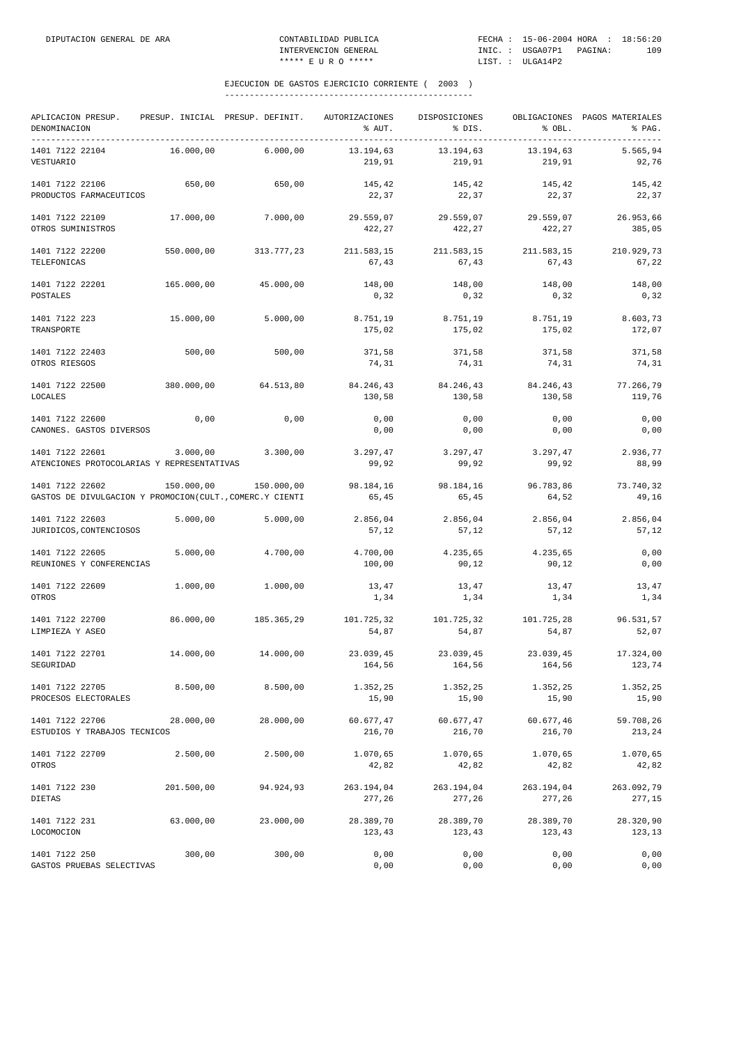EJECUCION DE GASTOS EJERCICIO CORRIENTE ( 2003 )

| APLICACION PRESUP. DENOMINACION | PRESUP. INICIAL | PRESUP. DEFINIT. | AUTORIZACIONES % AUT. | DISPOSICIONES % DIS. | OBLIGACIONES % OBL. | PAGOS MATERIALES % PAG. |
|---|---|---|---|---|---|---|
| 1401 7122 22104 VESTUARIO | 16.000,00 | 6.000,00 | 13.194,63 219,91 | 13.194,63 219,91 | 13.194,63 219,91 | 5.565,94 92,76 |
| 1401 7122 22106 PRODUCTOS FARMACEUTICOS | 650,00 | 650,00 | 145,42 22,37 | 145,42 22,37 | 145,42 22,37 | 145,42 22,37 |
| 1401 7122 22109 OTROS SUMINISTROS | 17.000,00 | 7.000,00 | 29.559,07 422,27 | 29.559,07 422,27 | 29.559,07 422,27 | 26.953,66 385,05 |
| 1401 7122 22200 TELEFONICAS | 550.000,00 | 313.777,23 | 211.583,15 67,43 | 211.583,15 67,43 | 211.583,15 67,43 | 210.929,73 67,22 |
| 1401 7122 22201 POSTALES | 165.000,00 | 45.000,00 | 148,00 0,32 | 148,00 0,32 | 148,00 0,32 | 148,00 0,32 |
| 1401 7122 223 TRANSPORTE | 15.000,00 | 5.000,00 | 8.751,19 175,02 | 8.751,19 175,02 | 8.751,19 175,02 | 8.603,73 172,07 |
| 1401 7122 22403 OTROS RIESGOS | 500,00 | 500,00 | 371,58 74,31 | 371,58 74,31 | 371,58 74,31 | 371,58 74,31 |
| 1401 7122 22500 LOCALES | 380.000,00 | 64.513,80 | 84.246,43 130,58 | 84.246,43 130,58 | 84.246,43 130,58 | 77.266,79 119,76 |
| 1401 7122 22600 CANONES. GASTOS DIVERSOS | 0,00 | 0,00 | 0,00 0,00 | 0,00 0,00 | 0,00 0,00 | 0,00 0,00 |
| 1401 7122 22601 ATENCIONES PROTOCOLARIAS Y REPRESENTATIVAS | 3.000,00 | 3.300,00 | 3.297,47 99,92 | 3.297,47 99,92 | 3.297,47 99,92 | 2.936,77 88,99 |
| 1401 7122 22602 GASTOS DE DIVULGACION Y PROMOCION(CULT.,COMERC.Y CIENTI | 150.000,00 | 150.000,00 | 98.184,16 65,45 | 98.184,16 65,45 | 96.783,86 64,52 | 73.740,32 49,16 |
| 1401 7122 22603 JURIDICOS,CONTENCIOSOS | 5.000,00 | 5.000,00 | 2.856,04 57,12 | 2.856,04 57,12 | 2.856,04 57,12 | 2.856,04 57,12 |
| 1401 7122 22605 REUNIONES Y CONFERENCIAS | 5.000,00 | 4.700,00 | 4.700,00 100,00 | 4.235,65 90,12 | 4.235,65 90,12 | 0,00 0,00 |
| 1401 7122 22609 OTROS | 1.000,00 | 1.000,00 | 13,47 1,34 | 13,47 1,34 | 13,47 1,34 | 13,47 1,34 |
| 1401 7122 22700 LIMPIEZA Y ASEO | 86.000,00 | 185.365,29 | 101.725,32 54,87 | 101.725,32 54,87 | 101.725,28 54,87 | 96.531,57 52,07 |
| 1401 7122 22701 SEGURIDAD | 14.000,00 | 14.000,00 | 23.039,45 164,56 | 23.039,45 164,56 | 23.039,45 164,56 | 17.324,00 123,74 |
| 1401 7122 22705 PROCESOS ELECTORALES | 8.500,00 | 8.500,00 | 1.352,25 15,90 | 1.352,25 15,90 | 1.352,25 15,90 | 1.352,25 15,90 |
| 1401 7122 22706 ESTUDIOS Y TRABAJOS TECNICOS | 28.000,00 | 28.000,00 | 60.677,47 216,70 | 60.677,47 216,70 | 60.677,46 216,70 | 59.708,26 213,24 |
| 1401 7122 22709 OTROS | 2.500,00 | 2.500,00 | 1.070,65 42,82 | 1.070,65 42,82 | 1.070,65 42,82 | 1.070,65 42,82 |
| 1401 7122 230 DIETAS | 201.500,00 | 94.924,93 | 263.194,04 277,26 | 263.194,04 277,26 | 263.194,04 277,26 | 263.092,79 277,15 |
| 1401 7122 231 LOCOMOCION | 63.000,00 | 23.000,00 | 28.389,70 123,43 | 28.389,70 123,43 | 28.389,70 123,43 | 28.320,90 123,13 |
| 1401 7122 250 GASTOS PRUEBAS SELECTIVAS | 300,00 | 300,00 | 0,00 0,00 | 0,00 0,00 | 0,00 0,00 | 0,00 0,00 |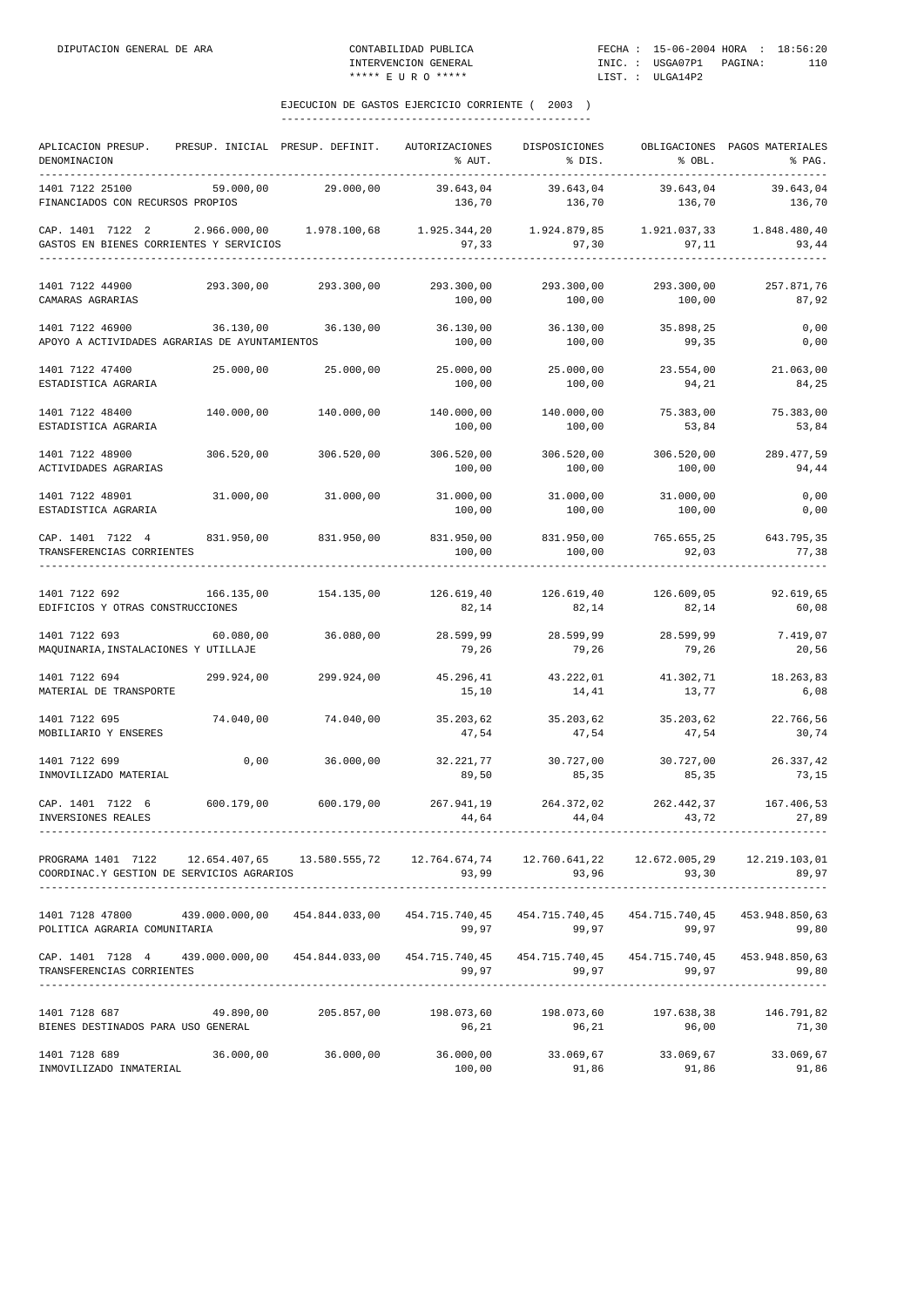## EJECUCION DE GASTOS EJERCICIO CORRIENTE ( 2003 )

| APLICACION PRESUP. DENOMINACION | PRESUP. INICIAL | PRESUP. DEFINIT. | AUTORIZACIONES % AUT. | DISPOSICIONES % DIS. | OBLIGACIONES % OBL. | PAGOS MATERIALES % PAG. |
|---|---|---|---|---|---|---|
| 1401 7122 25100 FINANCIADOS CON RECURSOS PROPIOS | 59.000,00 | 29.000,00 | 39.643,04 136,70 | 39.643,04 136,70 | 39.643,04 136,70 | 39.643,04 136,70 |
| CAP. 1401 7122 2 GASTOS EN BIENES CORRIENTES Y SERVICIOS | 2.966.000,00 | 1.978.100,68 | 1.925.344,20 97,33 | 1.924.879,85 97,30 | 1.921.037,33 97,11 | 1.848.480,40 93,44 |
| 1401 7122 44900 CAMARAS AGRARIAS | 293.300,00 | 293.300,00 | 293.300,00 100,00 | 293.300,00 100,00 | 293.300,00 100,00 | 257.871,76 87,92 |
| 1401 7122 46900 APOYO A ACTIVIDADES AGRARIAS DE AYUNTAMIENTOS | 36.130,00 | 36.130,00 | 36.130,00 100,00 | 36.130,00 100,00 | 35.898,25 99,35 | 0,00 0,00 |
| 1401 7122 47400 ESTADISTICA AGRARIA | 25.000,00 | 25.000,00 | 25.000,00 100,00 | 25.000,00 100,00 | 23.554,00 94,21 | 21.063,00 84,25 |
| 1401 7122 48400 ESTADISTICA AGRARIA | 140.000,00 | 140.000,00 | 140.000,00 100,00 | 140.000,00 100,00 | 75.383,00 53,84 | 75.383,00 53,84 |
| 1401 7122 48900 ACTIVIDADES AGRARIAS | 306.520,00 | 306.520,00 | 306.520,00 100,00 | 306.520,00 100,00 | 306.520,00 100,00 | 289.477,59 94,44 |
| 1401 7122 48901 ESTADISTICA AGRARIA | 31.000,00 | 31.000,00 | 31.000,00 100,00 | 31.000,00 100,00 | 31.000,00 100,00 | 0,00 0,00 |
| CAP. 1401 7122 4 TRANSFERENCIAS CORRIENTES | 831.950,00 | 831.950,00 | 831.950,00 100,00 | 831.950,00 100,00 | 765.655,25 92,03 | 643.795,35 77,38 |
| 1401 7122 692 EDIFICIOS Y OTRAS CONSTRUCCIONES | 166.135,00 | 154.135,00 | 126.619,40 82,14 | 126.619,40 82,14 | 126.609,05 82,14 | 92.619,65 60,08 |
| 1401 7122 693 MAQUINARIA,INSTALACIONES Y UTILLAJE | 60.080,00 | 36.080,00 | 28.599,99 79,26 | 28.599,99 79,26 | 28.599,99 79,26 | 7.419,07 20,56 |
| 1401 7122 694 MATERIAL DE TRANSPORTE | 299.924,00 | 299.924,00 | 45.296,41 15,10 | 43.222,01 14,41 | 41.302,71 13,77 | 18.263,83 6,08 |
| 1401 7122 695 MOBILIARIO Y ENSERES | 74.040,00 | 74.040,00 | 35.203,62 47,54 | 35.203,62 47,54 | 35.203,62 47,54 | 22.766,56 30,74 |
| 1401 7122 699 INMOVILIZADO MATERIAL | 0,00 | 36.000,00 | 32.221,77 89,50 | 30.727,00 85,35 | 30.727,00 85,35 | 26.337,42 73,15 |
| CAP. 1401 7122 6 INVERSIONES REALES | 600.179,00 | 600.179,00 | 267.941,19 44,64 | 264.372,02 44,04 | 262.442,37 43,72 | 167.406,53 27,89 |
| PROGRAMA 1401 7122 COORDINAC.Y GESTION DE SERVICIOS AGRARIOS | 12.654.407,65 | 13.580.555,72 | 12.764.674,74 93,99 | 12.760.641,22 93,96 | 12.672.005,29 93,30 | 12.219.103,01 89,97 |
| 1401 7128 47800 POLITICA AGRARIA COMUNITARIA | 439.000.000,00 | 454.844.033,00 | 454.715.740,45 99,97 | 454.715.740,45 99,97 | 454.715.740,45 99,97 | 453.948.850,63 99,80 |
| CAP. 1401 7128 4 TRANSFERENCIAS CORRIENTES | 439.000.000,00 | 454.844.033,00 | 454.715.740,45 99,97 | 454.715.740,45 99,97 | 454.715.740,45 99,97 | 453.948.850,63 99,80 |
| 1401 7128 687 BIENES DESTINADOS PARA USO GENERAL | 49.890,00 | 205.857,00 | 198.073,60 96,21 | 198.073,60 96,21 | 197.638,38 96,00 | 146.791,82 71,30 |
| 1401 7128 689 INMOVILIZADO INMATERIAL | 36.000,00 | 36.000,00 | 36.000,00 100,00 | 33.069,67 91,86 | 33.069,67 91,86 | 33.069,67 91,86 |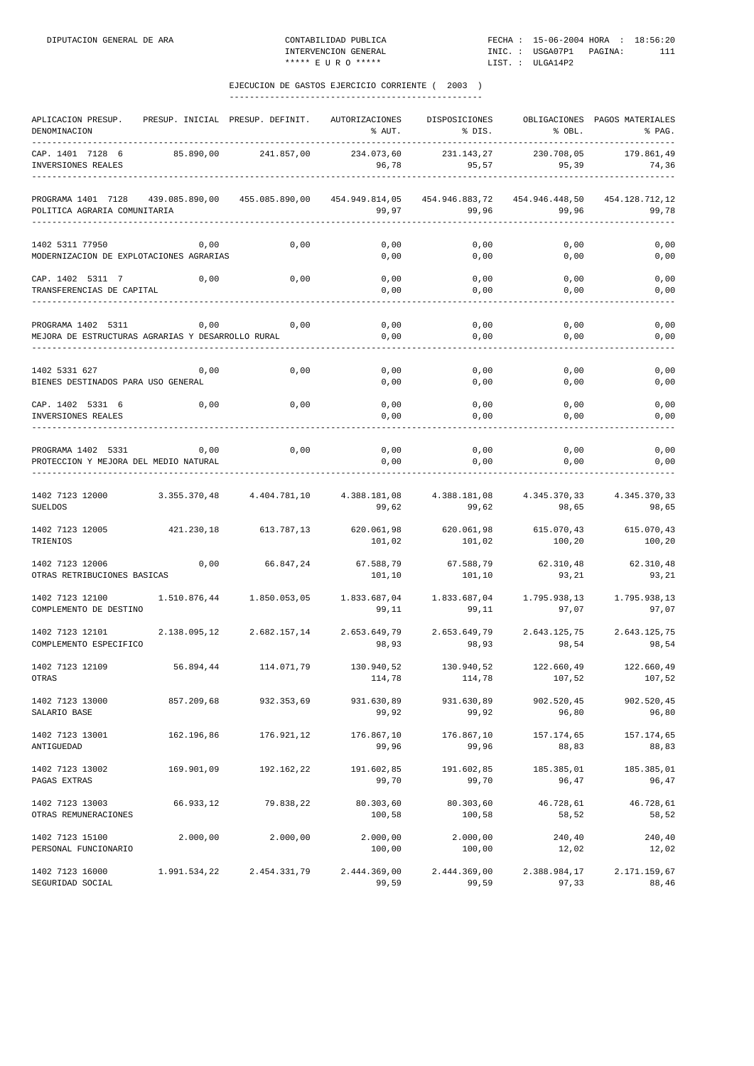## EJECUCION DE GASTOS EJERCICIO CORRIENTE ( 2003 )

| APLICACION PRESUP. DENOMINACION | PRESUP. INICIAL | PRESUP. DEFINIT. | AUTORIZACIONES % AUT. | DISPOSICIONES % DIS. | OBLIGACIONES % OBL. | PAGOS MATERIALES % PAG. |
|---|---|---|---|---|---|---|
| CAP. 1401 7128 6 INVERSIONES REALES | 85.890,00 | 241.857,00 | 234.073,60 96,78 | 231.143,27 95,57 | 230.708,05 95,39 | 179.861,49 74,36 |
| PROGRAMA 1401 7128 POLITICA AGRARIA COMUNITARIA | 439.085.890,00 | 455.085.890,00 | 454.949.814,05 99,97 | 454.946.883,72 99,96 | 454.946.448,50 99,96 | 454.128.712,12 99,78 |
| 1402 5311 77950 MODERNIZACION DE EXPLOTACIONES AGRARIAS | 0,00 | 0,00 | 0,00 0,00 | 0,00 0,00 | 0,00 0,00 | 0,00 0,00 |
| CAP. 1402 5311 7 TRANSFERENCIAS DE CAPITAL | 0,00 | 0,00 | 0,00 0,00 | 0,00 0,00 | 0,00 0,00 | 0,00 0,00 |
| PROGRAMA 1402 5311 MEJORA DE ESTRUCTURAS AGRARIAS Y DESARROLLO RURAL | 0,00 | 0,00 | 0,00 0,00 | 0,00 0,00 | 0,00 0,00 | 0,00 0,00 |
| 1402 5331 627 BIENES DESTINADOS PARA USO GENERAL | 0,00 | 0,00 | 0,00 0,00 | 0,00 0,00 | 0,00 0,00 | 0,00 0,00 |
| CAP. 1402 5331 6 INVERSIONES REALES | 0,00 | 0,00 | 0,00 0,00 | 0,00 0,00 | 0,00 0,00 | 0,00 0,00 |
| PROGRAMA 1402 5331 PROTECCION Y MEJORA DEL MEDIO NATURAL | 0,00 | 0,00 | 0,00 0,00 | 0,00 0,00 | 0,00 0,00 | 0,00 0,00 |
| 1402 7123 12000 SUELDOS | 3.355.370,48 | 4.404.781,10 | 4.388.181,08 99,62 | 4.388.181,08 99,62 | 4.345.370,33 98,65 | 4.345.370,33 98,65 |
| 1402 7123 12005 TRIENIOS | 421.230,18 | 613.787,13 | 620.061,98 101,02 | 620.061,98 101,02 | 615.070,43 100,20 | 615.070,43 100,20 |
| 1402 7123 12006 OTRAS RETRIBUCIONES BASICAS | 0,00 | 66.847,24 | 67.588,79 101,10 | 67.588,79 101,10 | 62.310,48 93,21 | 62.310,48 93,21 |
| 1402 7123 12100 COMPLEMENTO DE DESTINO | 1.510.876,44 | 1.850.053,05 | 1.833.687,04 99,11 | 1.833.687,04 99,11 | 1.795.938,13 97,07 | 1.795.938,13 97,07 |
| 1402 7123 12101 COMPLEMENTO ESPECIFICO | 2.138.095,12 | 2.682.157,14 | 2.653.649,79 98,93 | 2.653.649,79 98,93 | 2.643.125,75 98,54 | 2.643.125,75 98,54 |
| 1402 7123 12109 OTRAS | 56.894,44 | 114.071,79 | 130.940,52 114,78 | 130.940,52 114,78 | 122.660,49 107,52 | 122.660,49 107,52 |
| 1402 7123 13000 SALARIO BASE | 857.209,68 | 932.353,69 | 931.630,89 99,92 | 931.630,89 99,92 | 902.520,45 96,80 | 902.520,45 96,80 |
| 1402 7123 13001 ANTIGUEDAD | 162.196,86 | 176.921,12 | 176.867,10 99,96 | 176.867,10 99,96 | 157.174,65 88,83 | 157.174,65 88,83 |
| 1402 7123 13002 PAGAS EXTRAS | 169.901,09 | 192.162,22 | 191.602,85 99,70 | 191.602,85 99,70 | 185.385,01 96,47 | 185.385,01 96,47 |
| 1402 7123 13003 OTRAS REMUNERACIONES | 66.933,12 | 79.838,22 | 80.303,60 100,58 | 80.303,60 100,58 | 46.728,61 58,52 | 46.728,61 58,52 |
| 1402 7123 15100 PERSONAL FUNCIONARIO | 2.000,00 | 2.000,00 | 2.000,00 100,00 | 2.000,00 100,00 | 240,40 12,02 | 240,40 12,02 |
| 1402 7123 16000 SEGURIDAD SOCIAL | 1.991.534,22 | 2.454.331,79 | 2.444.369,00 99,59 | 2.444.369,00 99,59 | 2.388.984,17 97,33 | 2.171.159,67 88,46 |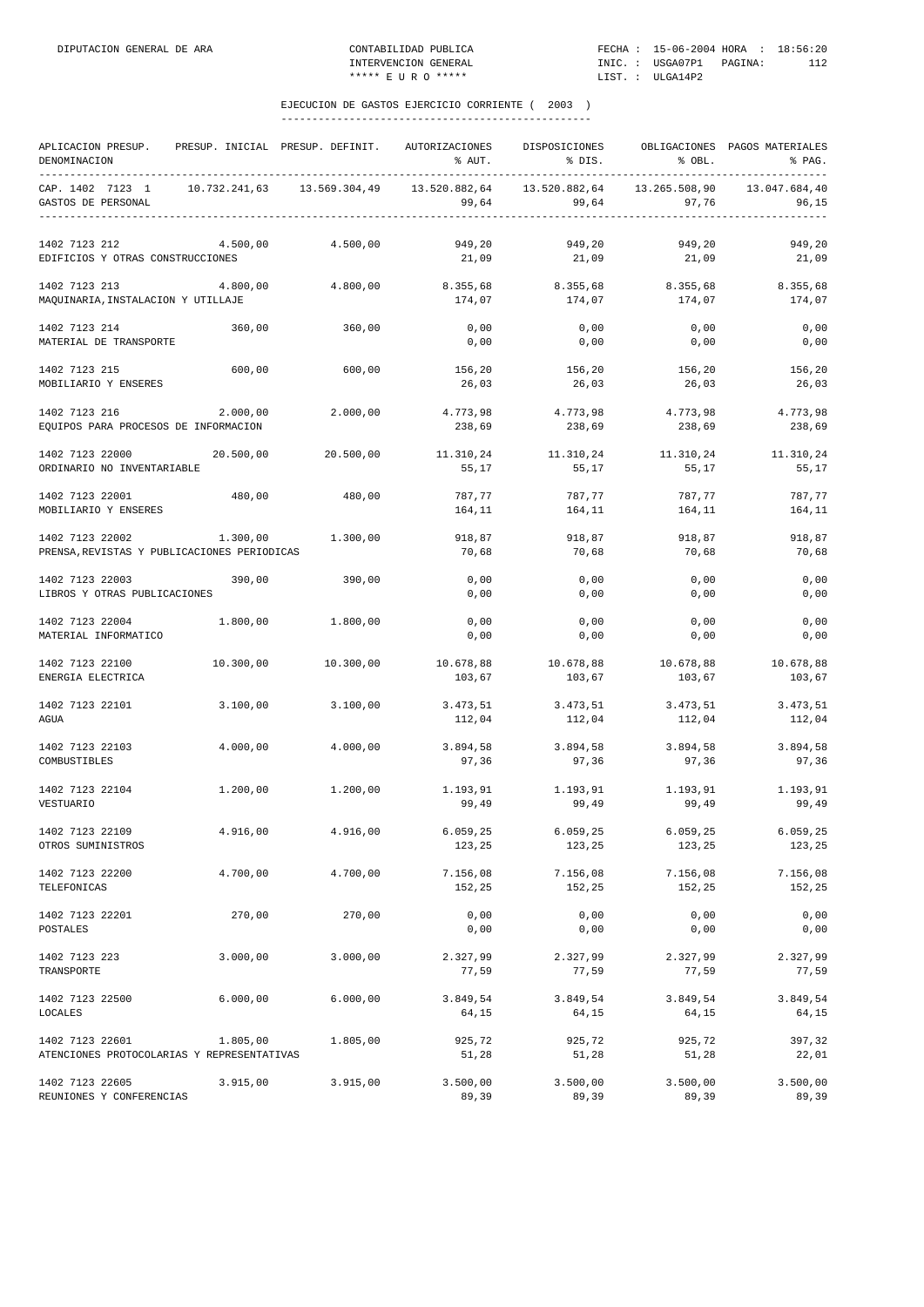## EJECUCION DE GASTOS EJERCICIO CORRIENTE ( 2003 )

| APLICACION PRESUP. DENOMINACION | PRESUP. INICIAL | PRESUP. DEFINIT. | AUTORIZACIONES % AUT. | DISPOSICIONES % DIS. | OBLIGACIONES % OBL. | PAGOS MATERIALES % PAG. |
|---|---|---|---|---|---|---|
| CAP. 1402 7123 1 GASTOS DE PERSONAL | 10.732.241,63 | 13.569.304,49 | 13.520.882,64 99,64 | 13.520.882,64 99,64 | 13.265.508,90 97,76 | 13.047.684,40 96,15 |
| 1402 7123 212 EDIFICIOS Y OTRAS CONSTRUCCIONES | 4.500,00 | 4.500,00 | 949,20 21,09 | 949,20 21,09 | 949,20 21,09 | 949,20 21,09 |
| 1402 7123 213 MAQUINARIA,INSTALACION Y UTILLAJE | 4.800,00 | 4.800,00 | 8.355,68 174,07 | 8.355,68 174,07 | 8.355,68 174,07 | 8.355,68 174,07 |
| 1402 7123 214 MATERIAL DE TRANSPORTE | 360,00 | 360,00 | 0,00 0,00 | 0,00 0,00 | 0,00 0,00 | 0,00 0,00 |
| 1402 7123 215 MOBILIARIO Y ENSERES | 600,00 | 600,00 | 156,20 26,03 | 156,20 26,03 | 156,20 26,03 | 156,20 26,03 |
| 1402 7123 216 EQUIPOS PARA PROCESOS DE INFORMACION | 2.000,00 | 2.000,00 | 4.773,98 238,69 | 4.773,98 238,69 | 4.773,98 238,69 | 4.773,98 238,69 |
| 1402 7123 22000 ORDINARIO NO INVENTARIABLE | 20.500,00 | 20.500,00 | 11.310,24 55,17 | 11.310,24 55,17 | 11.310,24 55,17 | 11.310,24 55,17 |
| 1402 7123 22001 MOBILIARIO Y ENSERES | 480,00 | 480,00 | 787,77 164,11 | 787,77 164,11 | 787,77 164,11 | 787,77 164,11 |
| 1402 7123 22002 PRENSA,REVISTAS Y PUBLICACIONES PERIODICAS | 1.300,00 | 1.300,00 | 918,87 70,68 | 918,87 70,68 | 918,87 70,68 | 918,87 70,68 |
| 1402 7123 22003 LIBROS Y OTRAS PUBLICACIONES | 390,00 | 390,00 | 0,00 0,00 | 0,00 0,00 | 0,00 0,00 | 0,00 0,00 |
| 1402 7123 22004 MATERIAL INFORMATICO | 1.800,00 | 1.800,00 | 0,00 0,00 | 0,00 0,00 | 0,00 0,00 | 0,00 0,00 |
| 1402 7123 22100 ENERGIA ELECTRICA | 10.300,00 | 10.300,00 | 10.678,88 103,67 | 10.678,88 103,67 | 10.678,88 103,67 | 10.678,88 103,67 |
| 1402 7123 22101 AGUA | 3.100,00 | 3.100,00 | 3.473,51 112,04 | 3.473,51 112,04 | 3.473,51 112,04 | 3.473,51 112,04 |
| 1402 7123 22103 COMBUSTIBLES | 4.000,00 | 4.000,00 | 3.894,58 97,36 | 3.894,58 97,36 | 3.894,58 97,36 | 3.894,58 97,36 |
| 1402 7123 22104 VESTUARIO | 1.200,00 | 1.200,00 | 1.193,91 99,49 | 1.193,91 99,49 | 1.193,91 99,49 | 1.193,91 99,49 |
| 1402 7123 22109 OTROS SUMINISTROS | 4.916,00 | 4.916,00 | 6.059,25 123,25 | 6.059,25 123,25 | 6.059,25 123,25 | 6.059,25 123,25 |
| 1402 7123 22200 TELEFONICAS | 4.700,00 | 4.700,00 | 7.156,08 152,25 | 7.156,08 152,25 | 7.156,08 152,25 | 7.156,08 152,25 |
| 1402 7123 22201 POSTALES | 270,00 | 270,00 | 0,00 0,00 | 0,00 0,00 | 0,00 0,00 | 0,00 0,00 |
| 1402 7123 223 TRANSPORTE | 3.000,00 | 3.000,00 | 2.327,99 77,59 | 2.327,99 77,59 | 2.327,99 77,59 | 2.327,99 77,59 |
| 1402 7123 22500 LOCALES | 6.000,00 | 6.000,00 | 3.849,54 64,15 | 3.849,54 64,15 | 3.849,54 64,15 | 3.849,54 64,15 |
| 1402 7123 22601 ATENCIONES PROTOCOLARIAS Y REPRESENTATIVAS | 1.805,00 | 1.805,00 | 925,72 51,28 | 925,72 51,28 | 925,72 51,28 | 397,32 22,01 |
| 1402 7123 22605 REUNIONES Y CONFERENCIAS | 3.915,00 | 3.915,00 | 3.500,00 89,39 | 3.500,00 89,39 | 3.500,00 89,39 | 3.500,00 89,39 |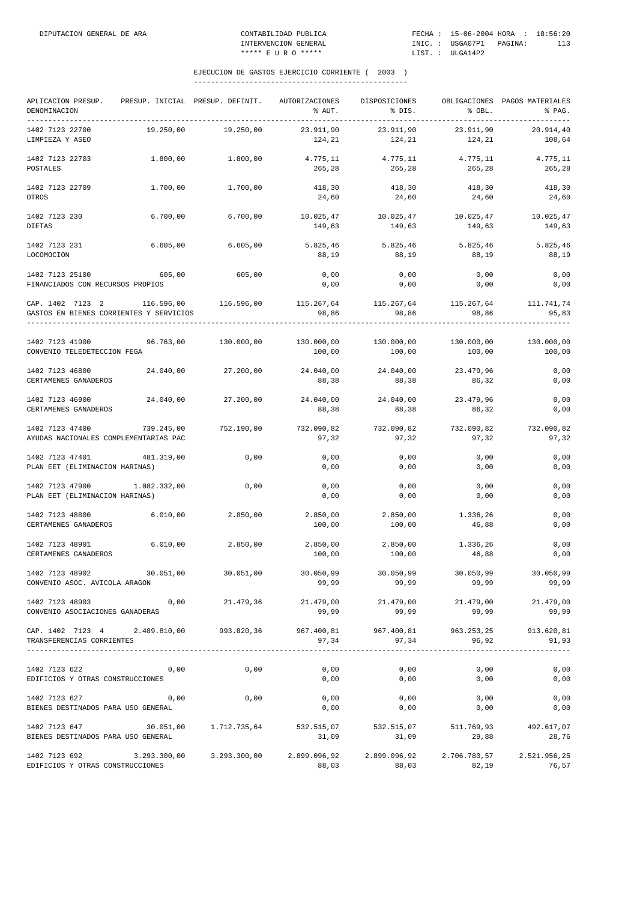EJECUCION DE GASTOS EJERCICIO CORRIENTE ( 2003 )

| APLICACION PRESUP. DENOMINACION | PRESUP. INICIAL | PRESUP. DEFINIT. | AUTORIZACIONES % AUT. | DISPOSICIONES % DIS. | OBLIGACIONES % OBL. | PAGOS MATERIALES % PAG. |
|---|---|---|---|---|---|---|
| 1402 7123 22700 LIMPIEZA Y ASEO | 19.250,00 | 19.250,00 | 23.911,90 124,21 | 23.911,90 124,21 | 23.911,90 124,21 | 20.914,40 108,64 |
| 1402 7123 22703 POSTALES | 1.800,00 | 1.800,00 | 4.775,11 265,28 | 4.775,11 265,28 | 4.775,11 265,28 | 4.775,11 265,28 |
| 1402 7123 22709 OTROS | 1.700,00 | 1.700,00 | 418,30 24,60 | 418,30 24,60 | 418,30 24,60 | 418,30 24,60 |
| 1402 7123 230 DIETAS | 6.700,00 | 6.700,00 | 10.025,47 149,63 | 10.025,47 149,63 | 10.025,47 149,63 | 10.025,47 149,63 |
| 1402 7123 231 LOCOMOCION | 6.605,00 | 6.605,00 | 5.825,46 88,19 | 5.825,46 88,19 | 5.825,46 88,19 | 5.825,46 88,19 |
| 1402 7123 25100 FINANCIADOS CON RECURSOS PROPIOS | 605,00 | 605,00 | 0,00 0,00 | 0,00 0,00 | 0,00 0,00 | 0,00 0,00 |
| CAP. 1402 7123 2 GASTOS EN BIENES CORRIENTES Y SERVICIOS | 116.596,00 | 116.596,00 | 115.267,64 98,86 | 115.267,64 98,86 | 115.267,64 98,86 | 111.741,74 95,83 |
| 1402 7123 41900 CONVENIO TELEDETECCION FEGA | 96.763,00 | 130.000,00 | 130.000,00 100,00 | 130.000,00 100,00 | 130.000,00 100,00 | 130.000,00 100,00 |
| 1402 7123 46800 CERTAMENES GANADEROS | 24.040,00 | 27.200,00 | 24.040,00 88,38 | 24.040,00 88,38 | 23.479,96 86,32 | 0,00 0,00 |
| 1402 7123 46900 CERTAMENES GANADEROS | 24.040,00 | 27.200,00 | 24.040,00 88,38 | 24.040,00 88,38 | 23.479,96 86,32 | 0,00 0,00 |
| 1402 7123 47400 AYUDAS NACIONALES COMPLEMENTARIAS PAC | 739.245,00 | 752.190,00 | 732.090,82 97,32 | 732.090,82 97,32 | 732.090,82 97,32 | 732.090,82 97,32 |
| 1402 7123 47401 PLAN EET (ELIMINACION HARINAS) | 481.319,00 | 0,00 | 0,00 0,00 | 0,00 0,00 | 0,00 0,00 | 0,00 0,00 |
| 1402 7123 47900 PLAN EET (ELIMINACION HARINAS) | 1.082.332,00 | 0,00 | 0,00 0,00 | 0,00 0,00 | 0,00 0,00 | 0,00 0,00 |
| 1402 7123 48800 CERTAMENES GANADEROS | 6.010,00 | 2.850,00 | 2.850,00 100,00 | 2.850,00 100,00 | 1.336,26 46,88 | 0,00 0,00 |
| 1402 7123 48901 CERTAMENES GANADEROS | 6.010,00 | 2.850,00 | 2.850,00 100,00 | 2.850,00 100,00 | 1.336,26 46,88 | 0,00 0,00 |
| 1402 7123 48902 CONVENIO ASOC. AVICOLA ARAGON | 30.051,00 | 30.051,00 | 30.050,99 99,99 | 30.050,99 99,99 | 30.050,99 99,99 | 30.050,99 99,99 |
| 1402 7123 48903 CONVENIO ASOCIACIONES GANADERAS | 0,00 | 21.479,36 | 21.479,00 99,99 | 21.479,00 99,99 | 21.479,00 99,99 | 21.479,00 99,99 |
| CAP. 1402 7123 4 TRANSFERENCIAS CORRIENTES | 2.489.810,00 | 993.820,36 | 967.400,81 97,34 | 967.400,81 97,34 | 963.253,25 96,92 | 913.620,81 91,93 |
| 1402 7123 622 EDIFICIOS Y OTRAS CONSTRUCCIONES | 0,00 | 0,00 | 0,00 0,00 | 0,00 0,00 | 0,00 0,00 | 0,00 0,00 |
| 1402 7123 627 BIENES DESTINADOS PARA USO GENERAL | 0,00 | 0,00 | 0,00 0,00 | 0,00 0,00 | 0,00 0,00 | 0,00 0,00 |
| 1402 7123 647 BIENES DESTINADOS PARA USO GENERAL | 30.051,00 | 1.712.735,64 | 532.515,07 31,09 | 532.515,07 31,09 | 511.769,93 29,88 | 492.617,07 28,76 |
| 1402 7123 692 EDIFICIOS Y OTRAS CONSTRUCCIONES | 3.293.300,00 | 3.293.300,00 | 2.899.096,92 88,03 | 2.899.096,92 88,03 | 2.706.780,57 82,19 | 2.521.956,25 76,57 |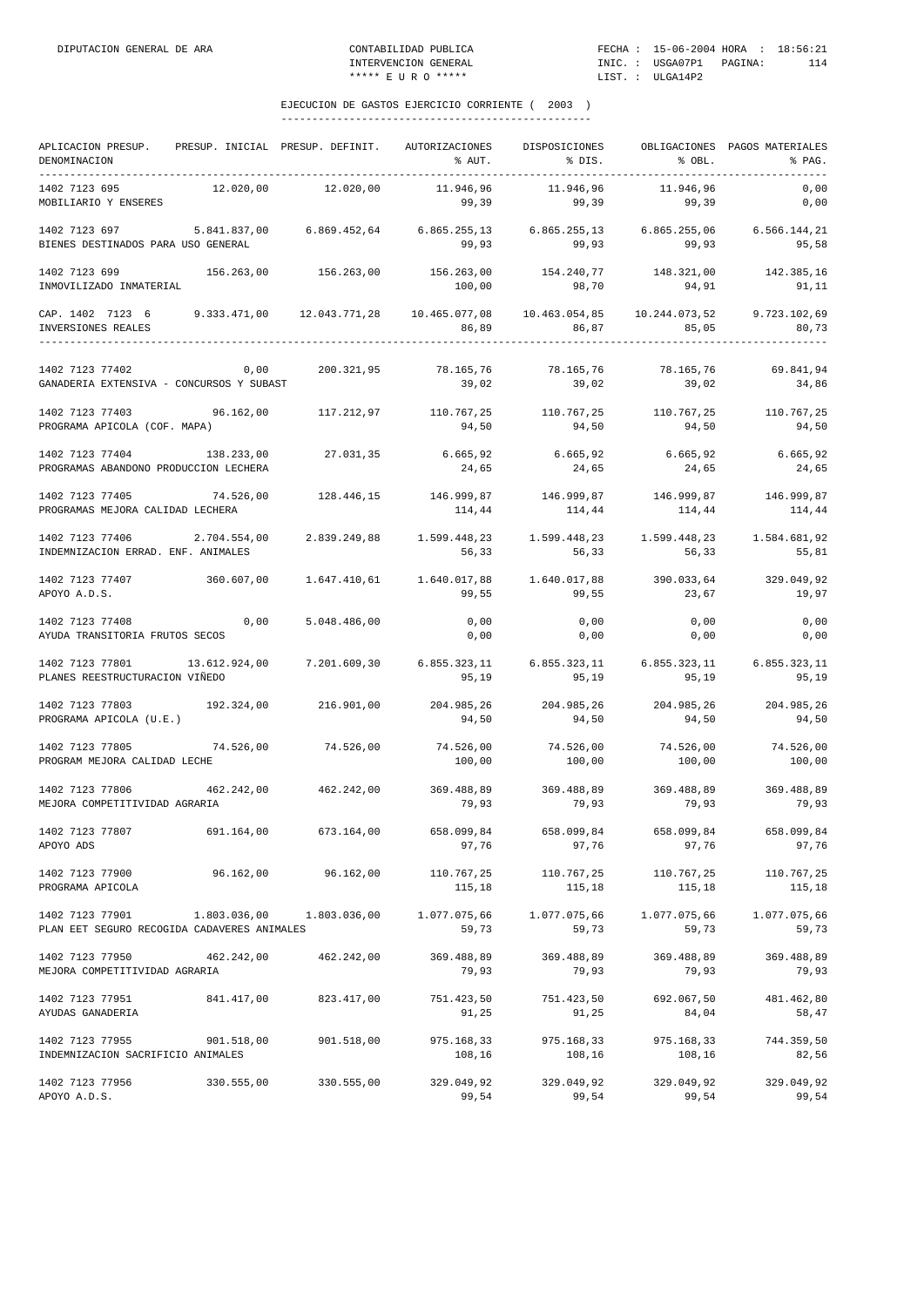EJECUCION DE GASTOS EJERCICIO CORRIENTE ( 2003 )

| APLICACION PRESUP. DENOMINACION | PRESUP. INICIAL | PRESUP. DEFINIT. | AUTORIZACIONES % AUT. | DISPOSICIONES % DIS. | OBLIGACIONES % OBL. | PAGOS MATERIALES % PAG. |
|---|---|---|---|---|---|---|
| 1402 7123 695 | 12.020,00 | 12.020,00 | 11.946,96 | 11.946,96 | 11.946,96 | 0,00 |
| MOBILIARIO Y ENSERES | | | 99,39 | 99,39 | 99,39 | 0,00 |
| 1402 7123 697 | 5.841.837,00 | 6.869.452,64 | 6.865.255,13 | 6.865.255,13 | 6.865.255,06 | 6.566.144,21 |
| BIENES DESTINADOS PARA USO GENERAL | | | 99,93 | 99,93 | 99,93 | 95,58 |
| 1402 7123 699 | 156.263,00 | 156.263,00 | 156.263,00 | 154.240,77 | 148.321,00 | 142.385,16 |
| INMOVILIZADO INMATERIAL | | | 100,00 | 98,70 | 94,91 | 91,11 |
| CAP. 1402 7123 6 | 9.333.471,00 | 12.043.771,28 | 10.465.077,08 | 10.463.054,85 | 10.244.073,52 | 9.723.102,69 |
| INVERSIONES REALES | | | 86,89 | 86,87 | 85,05 | 80,73 |
| 1402 7123 77402 | 0,00 | 200.321,95 | 78.165,76 | 78.165,76 | 78.165,76 | 69.841,94 |
| GANADERIA EXTENSIVA - CONCURSOS Y SUBAST | | | 39,02 | 39,02 | 39,02 | 34,86 |
| 1402 7123 77403 | 96.162,00 | 117.212,97 | 110.767,25 | 110.767,25 | 110.767,25 | 110.767,25 |
| PROGRAMA APICOLA (COF. MAPA) | | | 94,50 | 94,50 | 94,50 | 94,50 |
| 1402 7123 77404 | 138.233,00 | 27.031,35 | 6.665,92 | 6.665,92 | 6.665,92 | 6.665,92 |
| PROGRAMAS ABANDONO PRODUCCION LECHERA | | | 24,65 | 24,65 | 24,65 | 24,65 |
| 1402 7123 77405 | 74.526,00 | 128.446,15 | 146.999,87 | 146.999,87 | 146.999,87 | 146.999,87 |
| PROGRAMAS MEJORA CALIDAD LECHERA | | | 114,44 | 114,44 | 114,44 | 114,44 |
| 1402 7123 77406 | 2.704.554,00 | 2.839.249,88 | 1.599.448,23 | 1.599.448,23 | 1.599.448,23 | 1.584.681,92 |
| INDEMNIZACION ERRAD. ENF. ANIMALES | | | 56,33 | 56,33 | 56,33 | 55,81 |
| 1402 7123 77407 | 360.607,00 | 1.647.410,61 | 1.640.017,88 | 1.640.017,88 | 390.033,64 | 329.049,92 |
| APOYO A.D.S. | | | 99,55 | 99,55 | 23,67 | 19,97 |
| 1402 7123 77408 | 0,00 | 5.048.486,00 | 0,00 | 0,00 | 0,00 | 0,00 |
| AYUDA TRANSITORIA FRUTOS SECOS | | | 0,00 | 0,00 | 0,00 | 0,00 |
| 1402 7123 77801 | 13.612.924,00 | 7.201.609,30 | 6.855.323,11 | 6.855.323,11 | 6.855.323,11 | 6.855.323,11 |
| PLANES REESTRUCTURACION VIÑEDO | | | 95,19 | 95,19 | 95,19 | 95,19 |
| 1402 7123 77803 | 192.324,00 | 216.901,00 | 204.985,26 | 204.985,26 | 204.985,26 | 204.985,26 |
| PROGRAMA APICOLA (U.E.) | | | 94,50 | 94,50 | 94,50 | 94,50 |
| 1402 7123 77805 | 74.526,00 | 74.526,00 | 74.526,00 | 74.526,00 | 74.526,00 | 74.526,00 |
| PROGRAM MEJORA CALIDAD LECHE | | | 100,00 | 100,00 | 100,00 | 100,00 |
| 1402 7123 77806 | 462.242,00 | 462.242,00 | 369.488,89 | 369.488,89 | 369.488,89 | 369.488,89 |
| MEJORA COMPETITIVIDAD AGRARIA | | | 79,93 | 79,93 | 79,93 | 79,93 |
| 1402 7123 77807 | 691.164,00 | 673.164,00 | 658.099,84 | 658.099,84 | 658.099,84 | 658.099,84 |
| APOYO ADS | | | 97,76 | 97,76 | 97,76 | 97,76 |
| 1402 7123 77900 | 96.162,00 | 96.162,00 | 110.767,25 | 110.767,25 | 110.767,25 | 110.767,25 |
| PROGRAMA APICOLA | | | 115,18 | 115,18 | 115,18 | 115,18 |
| 1402 7123 77901 | 1.803.036,00 | 1.803.036,00 | 1.077.075,66 | 1.077.075,66 | 1.077.075,66 | 1.077.075,66 |
| PLAN EET SEGURO RECOGIDA CADAVERES ANIMALES | | | 59,73 | 59,73 | 59,73 | 59,73 |
| 1402 7123 77950 | 462.242,00 | 462.242,00 | 369.488,89 | 369.488,89 | 369.488,89 | 369.488,89 |
| MEJORA COMPETITIVIDAD AGRARIA | | | 79,93 | 79,93 | 79,93 | 79,93 |
| 1402 7123 77951 | 841.417,00 | 823.417,00 | 751.423,50 | 751.423,50 | 692.067,50 | 481.462,80 |
| AYUDAS GANADERIA | | | 91,25 | 91,25 | 84,04 | 58,47 |
| 1402 7123 77955 | 901.518,00 | 901.518,00 | 975.168,33 | 975.168,33 | 975.168,33 | 744.359,50 |
| INDEMNIZACION SACRIFICIO ANIMALES | | | 108,16 | 108,16 | 108,16 | 82,56 |
| 1402 7123 77956 | 330.555,00 | 330.555,00 | 329.049,92 | 329.049,92 | 329.049,92 | 329.049,92 |
| APOYO A.D.S. | | | 99,54 | 99,54 | 99,54 | 99,54 |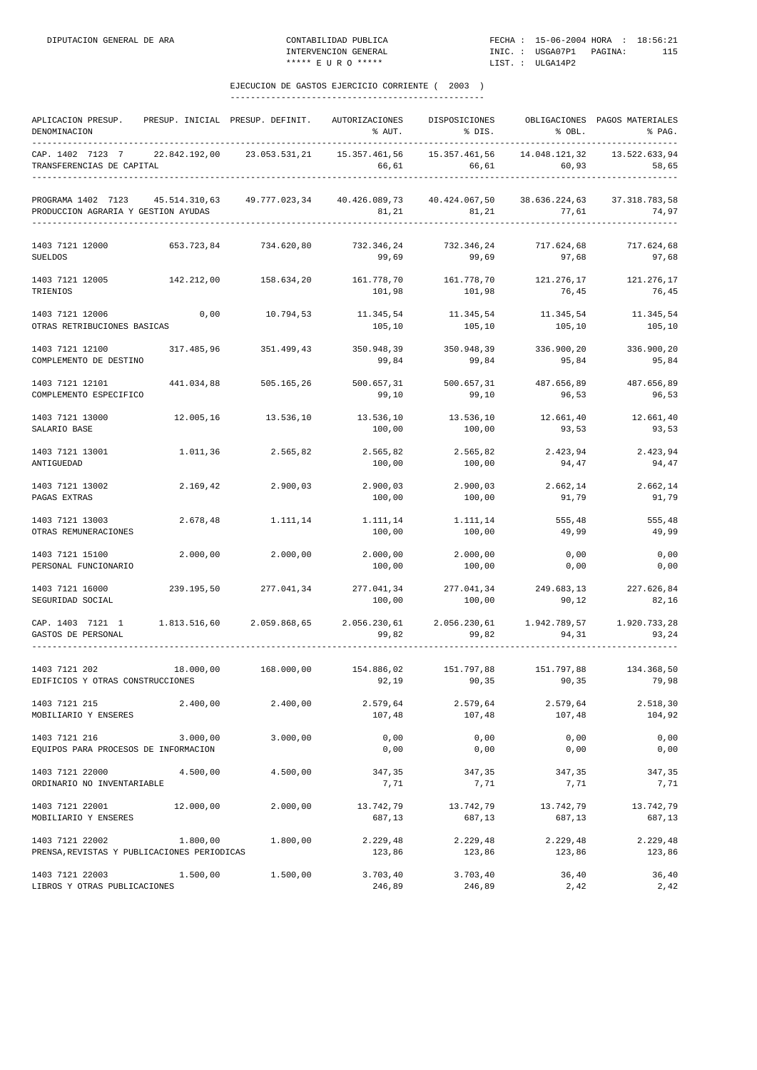## EJECUCION DE GASTOS EJERCICIO CORRIENTE ( 2003 )

| APLICACION PRESUP. DENOMINACION | PRESUP. INICIAL | PRESUP. DEFINIT. | AUTORIZACIONES % AUT. | DISPOSICIONES % DIS. | OBLIGACIONES % OBL. | PAGOS MATERIALES % PAG. |
|---|---|---|---|---|---|---|
| CAP. 1402 7123 7 | 22.842.192,00 | 23.053.531,21 | 15.357.461,56 | 15.357.461,56 | 14.048.121,32 | 13.522.633,94 |
| TRANSFERENCIAS DE CAPITAL | | | 66,61 | 66,61 | 60,93 | 58,65 |
| PROGRAMA 1402 7123 | 45.514.310,63 | 49.777.023,34 | 40.426.089,73 | 40.424.067,50 | 38.636.224,63 | 37.318.783,58 |
| PRODUCCION AGRARIA Y GESTION AYUDAS | | | 81,21 | 81,21 | 77,61 | 74,97 |
| 1403 7121 12000 | 653.723,84 | 734.620,80 | 732.346,24 | 732.346,24 | 717.624,68 | 717.624,68 |
| SUELDOS | | | 99,69 | 99,69 | 97,68 | 97,68 |
| 1403 7121 12005 | 142.212,00 | 158.634,20 | 161.778,70 | 161.778,70 | 121.276,17 | 121.276,17 |
| TRIENIOS | | | 101,98 | 101,98 | 76,45 | 76,45 |
| 1403 7121 12006 | 0,00 | 10.794,53 | 11.345,54 | 11.345,54 | 11.345,54 | 11.345,54 |
| OTRAS RETRIBUCIONES BASICAS | | | 105,10 | 105,10 | 105,10 | 105,10 |
| 1403 7121 12100 | 317.485,96 | 351.499,43 | 350.948,39 | 350.948,39 | 336.900,20 | 336.900,20 |
| COMPLEMENTO DE DESTINO | | | 99,84 | 99,84 | 95,84 | 95,84 |
| 1403 7121 12101 | 441.034,88 | 505.165,26 | 500.657,31 | 500.657,31 | 487.656,89 | 487.656,89 |
| COMPLEMENTO ESPECIFICO | | | 99,10 | 99,10 | 96,53 | 96,53 |
| 1403 7121 13000 | 12.005,16 | 13.536,10 | 13.536,10 | 13.536,10 | 12.661,40 | 12.661,40 |
| SALARIO BASE | | | 100,00 | 100,00 | 93,53 | 93,53 |
| 1403 7121 13001 | 1.011,36 | 2.565,82 | 2.565,82 | 2.565,82 | 2.423,94 | 2.423,94 |
| ANTIGUEDAD | | | 100,00 | 100,00 | 94,47 | 94,47 |
| 1403 7121 13002 | 2.169,42 | 2.900,03 | 2.900,03 | 2.900,03 | 2.662,14 | 2.662,14 |
| PAGAS EXTRAS | | | 100,00 | 100,00 | 91,79 | 91,79 |
| 1403 7121 13003 | 2.678,48 | 1.111,14 | 1.111,14 | 1.111,14 | 555,48 | 555,48 |
| OTRAS REMUNERACIONES | | | 100,00 | 100,00 | 49,99 | 49,99 |
| 1403 7121 15100 | 2.000,00 | 2.000,00 | 2.000,00 | 2.000,00 | 0,00 | 0,00 |
| PERSONAL FUNCIONARIO | | | 100,00 | 100,00 | 0,00 | 0,00 |
| 1403 7121 16000 | 239.195,50 | 277.041,34 | 277.041,34 | 277.041,34 | 249.683,13 | 227.626,84 |
| SEGURIDAD SOCIAL | | | 100,00 | 100,00 | 90,12 | 82,16 |
| CAP. 1403 7121 1 | 1.813.516,60 | 2.059.868,65 | 2.056.230,61 | 2.056.230,61 | 1.942.789,57 | 1.920.733,28 |
| GASTOS DE PERSONAL | | | 99,82 | 99,82 | 94,31 | 93,24 |
| 1403 7121 202 | 18.000,00 | 168.000,00 | 154.886,02 | 151.797,88 | 151.797,88 | 134.368,50 |
| EDIFICIOS Y OTRAS CONSTRUCCIONES | | | 92,19 | 90,35 | 90,35 | 79,98 |
| 1403 7121 215 | 2.400,00 | 2.400,00 | 2.579,64 | 2.579,64 | 2.579,64 | 2.518,30 |
| MOBILIARIO Y ENSERES | | | 107,48 | 107,48 | 107,48 | 104,92 |
| 1403 7121 216 | 3.000,00 | 3.000,00 | 0,00 | 0,00 | 0,00 | 0,00 |
| EQUIPOS PARA PROCESOS DE INFORMACION | | | 0,00 | 0,00 | 0,00 | 0,00 |
| 1403 7121 22000 | 4.500,00 | 4.500,00 | 347,35 | 347,35 | 347,35 | 347,35 |
| ORDINARIO NO INVENTARIABLE | | | 7,71 | 7,71 | 7,71 | 7,71 |
| 1403 7121 22001 | 12.000,00 | 2.000,00 | 13.742,79 | 13.742,79 | 13.742,79 | 13.742,79 |
| MOBILIARIO Y ENSERES | | | 687,13 | 687,13 | 687,13 | 687,13 |
| 1403 7121 22002 | 1.800,00 | 1.800,00 | 2.229,48 | 2.229,48 | 2.229,48 | 2.229,48 |
| PRENSA,REVISTAS Y PUBLICACIONES PERIODICAS | | | 123,86 | 123,86 | 123,86 | 123,86 |
| 1403 7121 22003 | 1.500,00 | 1.500,00 | 3.703,40 | 3.703,40 | 36,40 | 36,40 |
| LIBROS Y OTRAS PUBLICACIONES | | | 246,89 | 246,89 | 2,42 | 2,42 |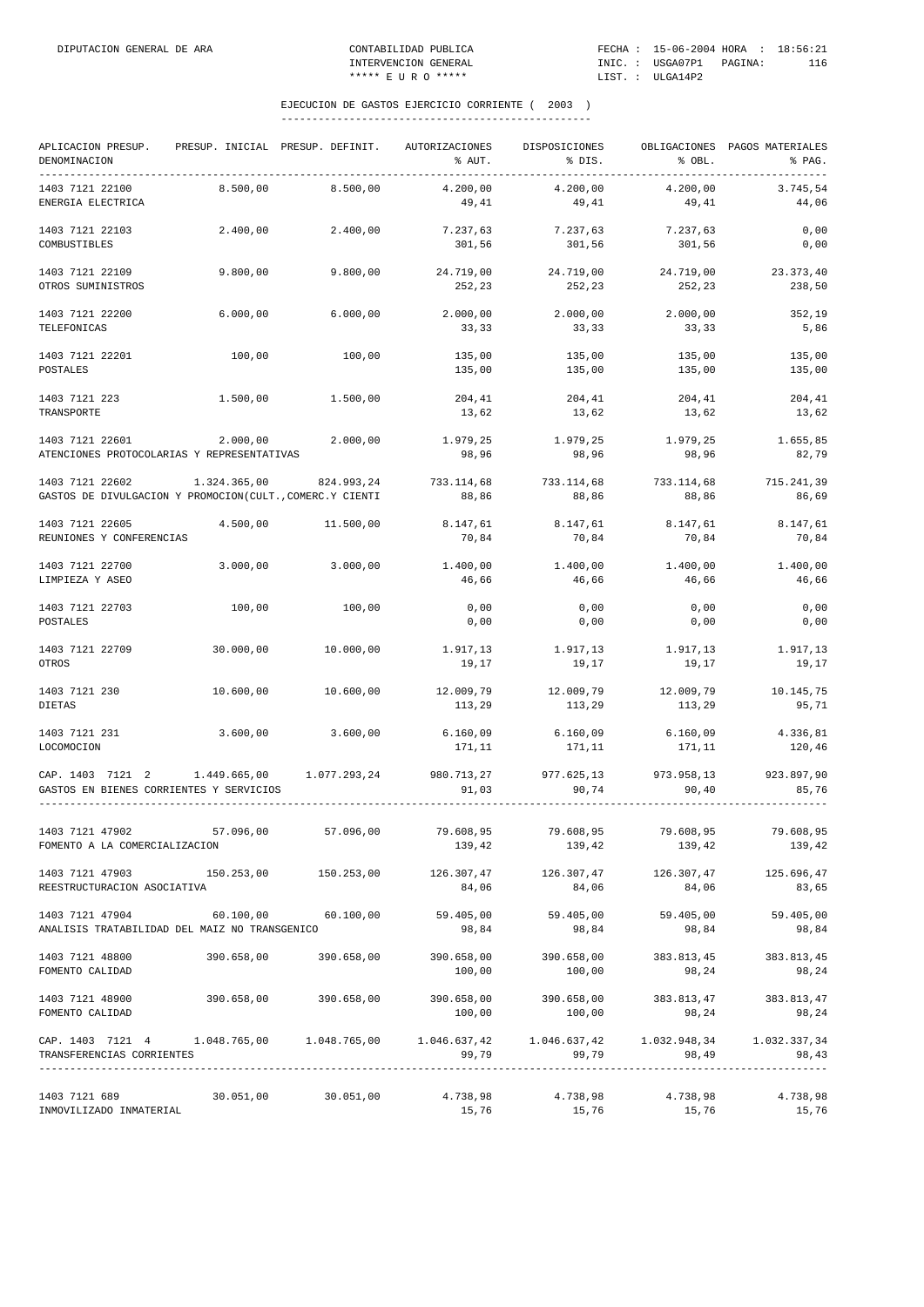## EJECUCION DE GASTOS EJERCICIO CORRIENTE ( 2003 )

| APLICACION PRESUP. DENOMINACION | PRESUP. INICIAL | PRESUP. DEFINIT. | AUTORIZACIONES % AUT. | DISPOSICIONES % DIS. | OBLIGACIONES % OBL. | PAGOS MATERIALES % PAG. |
|---|---|---|---|---|---|---|
| 1403 7121 22100 ENERGIA ELECTRICA | 8.500,00 | 8.500,00 | 4.200,00 49,41 | 4.200,00 49,41 | 4.200,00 49,41 | 3.745,54 44,06 |
| 1403 7121 22103 COMBUSTIBLES | 2.400,00 | 2.400,00 | 7.237,63 301,56 | 7.237,63 301,56 | 7.237,63 301,56 | 0,00 0,00 |
| 1403 7121 22109 OTROS SUMINISTROS | 9.800,00 | 9.800,00 | 24.719,00 252,23 | 24.719,00 252,23 | 24.719,00 252,23 | 23.373,40 238,50 |
| 1403 7121 22200 TELEFONICAS | 6.000,00 | 6.000,00 | 2.000,00 33,33 | 2.000,00 33,33 | 2.000,00 33,33 | 352,19 5,86 |
| 1403 7121 22201 POSTALES | 100,00 | 100,00 | 135,00 135,00 | 135,00 135,00 | 135,00 135,00 | 135,00 135,00 |
| 1403 7121 223 TRANSPORTE | 1.500,00 | 1.500,00 | 204,41 13,62 | 204,41 13,62 | 204,41 13,62 | 204,41 13,62 |
| 1403 7121 22601 ATENCIONES PROTOCOLARIAS Y REPRESENTATIVAS | 2.000,00 | 2.000,00 | 1.979,25 98,96 | 1.979,25 98,96 | 1.979,25 98,96 | 1.655,85 82,79 |
| 1403 7121 22602 GASTOS DE DIVULGACION Y PROMOCION(CULT.,COMERC.Y CIENTI | 1.324.365,00 | 824.993,24 | 733.114,68 88,86 | 733.114,68 88,86 | 733.114,68 88,86 | 715.241,39 86,69 |
| 1403 7121 22605 REUNIONES Y CONFERENCIAS | 4.500,00 | 11.500,00 | 8.147,61 70,84 | 8.147,61 70,84 | 8.147,61 70,84 | 8.147,61 70,84 |
| 1403 7121 22700 LIMPIEZA Y ASEO | 3.000,00 | 3.000,00 | 1.400,00 46,66 | 1.400,00 46,66 | 1.400,00 46,66 | 1.400,00 46,66 |
| 1403 7121 22703 POSTALES | 100,00 | 100,00 | 0,00 0,00 | 0,00 0,00 | 0,00 0,00 | 0,00 0,00 |
| 1403 7121 22709 OTROS | 30.000,00 | 10.000,00 | 1.917,13 19,17 | 1.917,13 19,17 | 1.917,13 19,17 | 1.917,13 19,17 |
| 1403 7121 230 DIETAS | 10.600,00 | 10.600,00 | 12.009,79 113,29 | 12.009,79 113,29 | 12.009,79 113,29 | 10.145,75 95,71 |
| 1403 7121 231 LOCOMOCION | 3.600,00 | 3.600,00 | 6.160,09 171,11 | 6.160,09 171,11 | 6.160,09 171,11 | 4.336,81 120,46 |
| CAP. 1403 7121 2 GASTOS EN BIENES CORRIENTES Y SERVICIOS | 1.449.665,00 | 1.077.293,24 | 980.713,27 91,03 | 977.625,13 90,74 | 973.958,13 90,40 | 923.897,90 85,76 |
| 1403 7121 47902 FOMENTO A LA COMERCIALIZACION | 57.096,00 | 57.096,00 | 79.608,95 139,42 | 79.608,95 139,42 | 79.608,95 139,42 | 79.608,95 139,42 |
| 1403 7121 47903 REESTRUCTURACION ASOCIATIVA | 150.253,00 | 150.253,00 | 126.307,47 84,06 | 126.307,47 84,06 | 126.307,47 84,06 | 125.696,47 83,65 |
| 1403 7121 47904 ANALISIS TRATABILIDAD DEL MAIZ NO TRANSGENICO | 60.100,00 | 60.100,00 | 59.405,00 98,84 | 59.405,00 98,84 | 59.405,00 98,84 | 59.405,00 98,84 |
| 1403 7121 48800 FOMENTO CALIDAD | 390.658,00 | 390.658,00 | 390.658,00 100,00 | 390.658,00 100,00 | 383.813,45 98,24 | 383.813,45 98,24 |
| 1403 7121 48900 FOMENTO CALIDAD | 390.658,00 | 390.658,00 | 390.658,00 100,00 | 390.658,00 100,00 | 383.813,47 98,24 | 383.813,47 98,24 |
| CAP. 1403 7121 4 TRANSFERENCIAS CORRIENTES | 1.048.765,00 | 1.048.765,00 | 1.046.637,42 99,79 | 1.046.637,42 99,79 | 1.032.948,34 98,49 | 1.032.337,34 98,43 |
| 1403 7121 689 INMOVILIZADO INMATERIAL | 30.051,00 | 30.051,00 | 4.738,98 15,76 | 4.738,98 15,76 | 4.738,98 15,76 | 4.738,98 15,76 |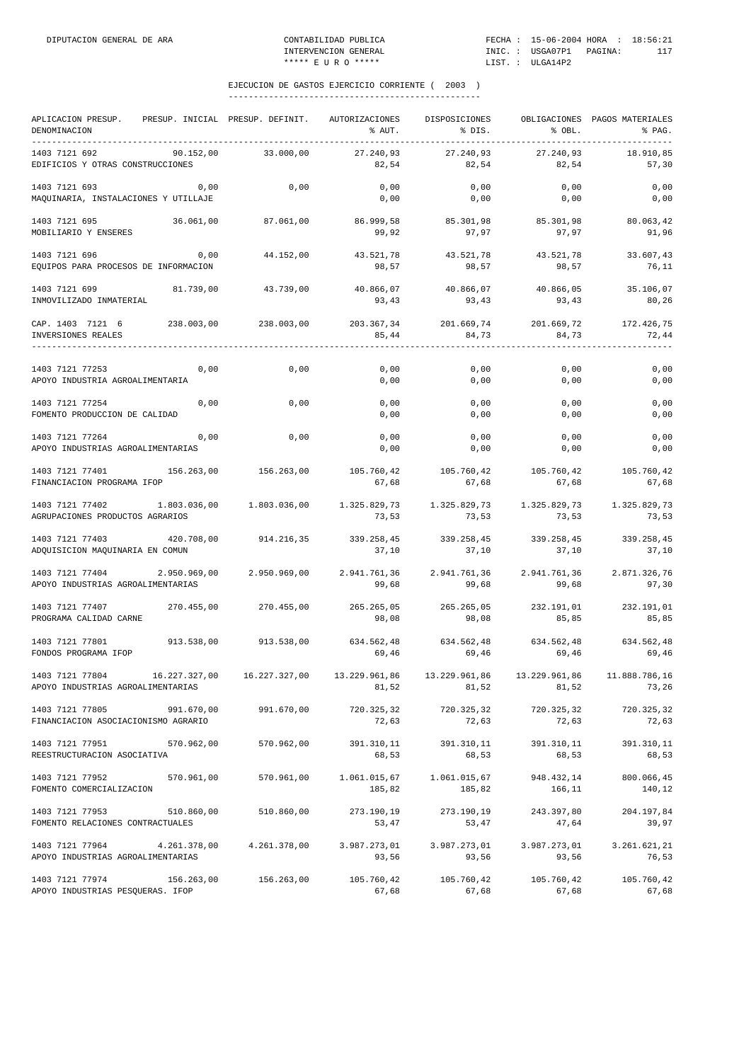## EJECUCION DE GASTOS EJERCICIO CORRIENTE ( 2003 )

| APLICACION PRESUP. DENOMINACION | PRESUP. INICIAL | PRESUP. DEFINIT. | AUTORIZACIONES % AUT. | DISPOSICIONES % DIS. | OBLIGACIONES % OBL. | PAGOS MATERIALES % PAG. |
|---|---|---|---|---|---|---|
| 1403 7121 692 EDIFICIOS Y OTRAS CONSTRUCCIONES | 90.152,00 | 33.000,00 | 27.240,93 82,54 | 27.240,93 82,54 | 27.240,93 82,54 | 18.910,85 57,30 |
| 1403 7121 693 MAQUINARIA, INSTALACIONES Y UTILLAJE | 0,00 | 0,00 | 0,00 0,00 | 0,00 0,00 | 0,00 0,00 | 0,00 0,00 |
| 1403 7121 695 MOBILIARIO Y ENSERES | 36.061,00 | 87.061,00 | 86.999,58 99,92 | 85.301,98 97,97 | 85.301,98 97,97 | 80.063,42 91,96 |
| 1403 7121 696 EQUIPOS PARA PROCESOS DE INFORMACION | 0,00 | 44.152,00 | 43.521,78 98,57 | 43.521,78 98,57 | 43.521,78 98,57 | 33.607,43 76,11 |
| 1403 7121 699 INMOVILIZADO INMATERIAL | 81.739,00 | 43.739,00 | 40.866,07 93,43 | 40.866,07 93,43 | 40.866,05 93,43 | 35.106,07 80,26 |
| CAP. 1403 7121 6 INVERSIONES REALES | 238.003,00 | 238.003,00 | 203.367,34 85,44 | 201.669,74 84,73 | 201.669,72 84,73 | 172.426,75 72,44 |
| 1403 7121 77253 APOYO INDUSTRIA AGROALIMENTARIA | 0,00 | 0,00 | 0,00 0,00 | 0,00 0,00 | 0,00 0,00 | 0,00 0,00 |
| 1403 7121 77254 FOMENTO PRODUCCION DE CALIDAD | 0,00 | 0,00 | 0,00 0,00 | 0,00 0,00 | 0,00 0,00 | 0,00 0,00 |
| 1403 7121 77264 APOYO INDUSTRIAS AGROALIMENTARIAS | 0,00 | 0,00 | 0,00 0,00 | 0,00 0,00 | 0,00 0,00 | 0,00 0,00 |
| 1403 7121 77401 FINANCIACION PROGRAMA IFOP | 156.263,00 | 156.263,00 | 105.760,42 67,68 | 105.760,42 67,68 | 105.760,42 67,68 | 105.760,42 67,68 |
| 1403 7121 77402 AGRUPACIONES PRODUCTOS AGRARIOS | 1.803.036,00 | 1.803.036,00 | 1.325.829,73 73,53 | 1.325.829,73 73,53 | 1.325.829,73 73,53 | 1.325.829,73 73,53 |
| 1403 7121 77403 ADQUISICION MAQUINARIA EN COMUN | 420.708,00 | 914.216,35 | 339.258,45 37,10 | 339.258,45 37,10 | 339.258,45 37,10 | 339.258,45 37,10 |
| 1403 7121 77404 APOYO INDUSTRIAS AGROALIMENTARIAS | 2.950.969,00 | 2.950.969,00 | 2.941.761,36 99,68 | 2.941.761,36 99,68 | 2.941.761,36 99,68 | 2.871.326,76 97,30 |
| 1403 7121 77407 PROGRAMA CALIDAD CARNE | 270.455,00 | 270.455,00 | 265.265,05 98,08 | 265.265,05 98,08 | 232.191,01 85,85 | 232.191,01 85,85 |
| 1403 7121 77801 FONDOS PROGRAMA IFOP | 913.538,00 | 913.538,00 | 634.562,48 69,46 | 634.562,48 69,46 | 634.562,48 69,46 | 634.562,48 69,46 |
| 1403 7121 77804 APOYO INDUSTRIAS AGROALIMENTARIAS | 16.227.327,00 | 16.227.327,00 | 13.229.961,86 81,52 | 13.229.961,86 81,52 | 13.229.961,86 81,52 | 11.888.786,16 73,26 |
| 1403 7121 77805 FINANCIACION ASOCIACIONISMO AGRARIO | 991.670,00 | 991.670,00 | 720.325,32 72,63 | 720.325,32 72,63 | 720.325,32 72,63 | 720.325,32 72,63 |
| 1403 7121 77951 REESTRUCTURACION ASOCIATIVA | 570.962,00 | 570.962,00 | 391.310,11 68,53 | 391.310,11 68,53 | 391.310,11 68,53 | 391.310,11 68,53 |
| 1403 7121 77952 FOMENTO COMERCIALIZACION | 570.961,00 | 570.961,00 | 1.061.015,67 185,82 | 1.061.015,67 185,82 | 948.432,14 166,11 | 800.066,45 140,12 |
| 1403 7121 77953 FOMENTO RELACIONES CONTRACTUALES | 510.860,00 | 510.860,00 | 273.190,19 53,47 | 273.190,19 53,47 | 243.397,80 47,64 | 204.197,84 39,97 |
| 1403 7121 77964 APOYO INDUSTRIAS AGROALIMENTARIAS | 4.261.378,00 | 4.261.378,00 | 3.987.273,01 93,56 | 3.987.273,01 93,56 | 3.987.273,01 93,56 | 3.261.621,21 76,53 |
| 1403 7121 77974 APOYO INDUSTRIAS PESQUERAS. IFOP | 156.263,00 | 156.263,00 | 105.760,42 67,68 | 105.760,42 67,68 | 105.760,42 67,68 | 105.760,42 67,68 |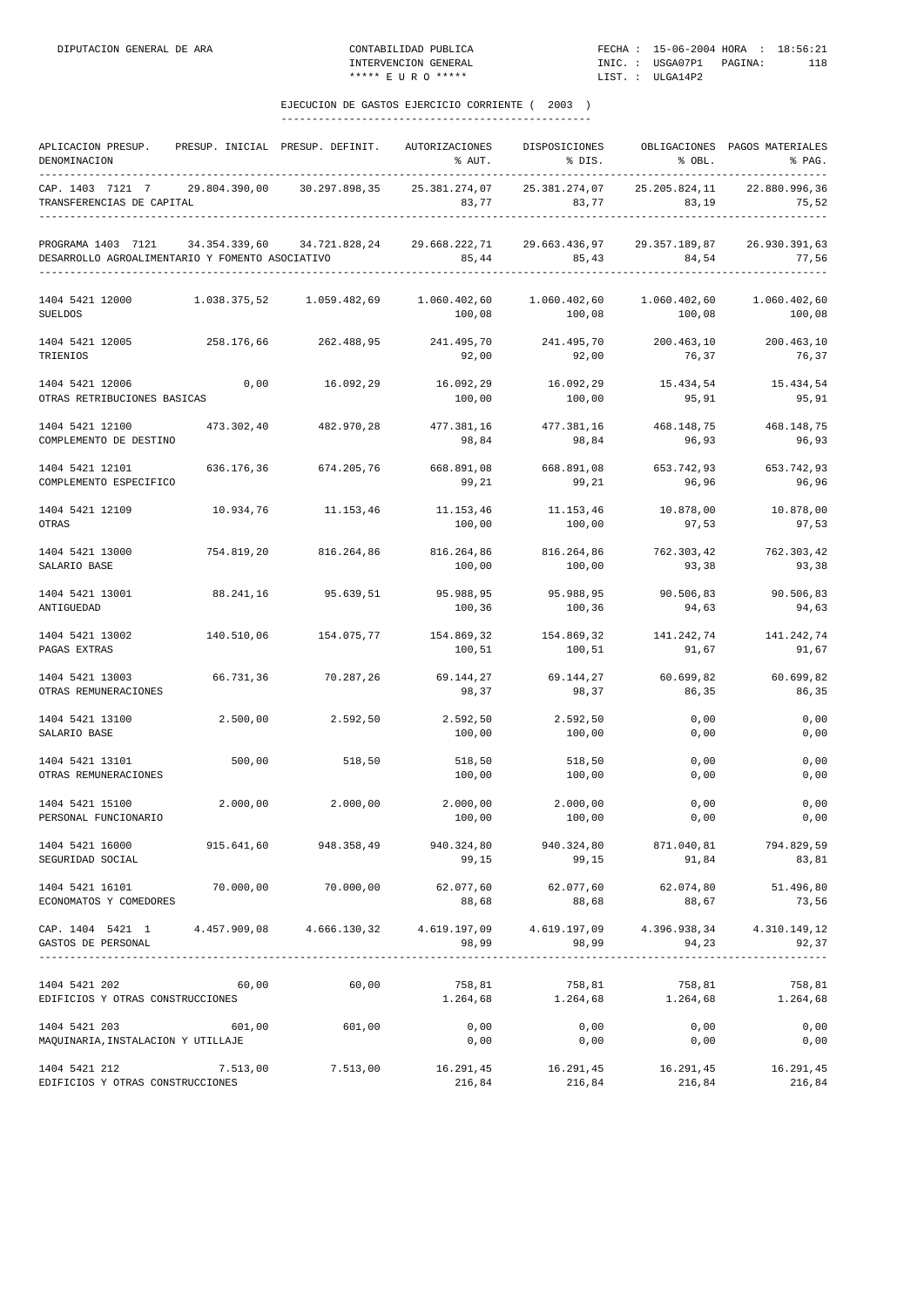EJECUCION DE GASTOS EJERCICIO CORRIENTE ( 2003 )

| APLICACION PRESUP. DENOMINACION | PRESUP. INICIAL | PRESUP. DEFINIT. | AUTORIZACIONES % AUT. | DISPOSICIONES % DIS. | OBLIGACIONES % OBL. | PAGOS MATERIALES % PAG. |
|---|---|---|---|---|---|---|
| CAP. 1403 7121 7 TRANSFERENCIAS DE CAPITAL | 29.804.390,00 | 30.297.898,35 | 25.381.274,07 83,77 | 25.381.274,07 83,77 | 25.205.824,11 83,19 | 22.880.996,36 75,52 |
| PROGRAMA 1403 7121 DESARROLLO AGROALIMENTARIO Y FOMENTO ASOCIATIVO | 34.354.339,60 | 34.721.828,24 | 29.668.222,71 85,44 | 29.663.436,97 85,43 | 29.357.189,87 84,54 | 26.930.391,63 77,56 |
| 1404 5421 12000 SUELDOS | 1.038.375,52 | 1.059.482,69 | 1.060.402,60 100,08 | 1.060.402,60 100,08 | 1.060.402,60 100,08 | 1.060.402,60 100,08 |
| 1404 5421 12005 TRIENIOS | 258.176,66 | 262.488,95 | 241.495,70 92,00 | 241.495,70 92,00 | 200.463,10 76,37 | 200.463,10 76,37 |
| 1404 5421 12006 OTRAS RETRIBUCIONES BASICAS | 0,00 | 16.092,29 | 16.092,29 100,00 | 16.092,29 100,00 | 15.434,54 95,91 | 15.434,54 95,91 |
| 1404 5421 12100 COMPLEMENTO DE DESTINO | 473.302,40 | 482.970,28 | 477.381,16 98,84 | 477.381,16 98,84 | 468.148,75 96,93 | 468.148,75 96,93 |
| 1404 5421 12101 COMPLEMENTO ESPECIFICO | 636.176,36 | 674.205,76 | 668.891,08 99,21 | 668.891,08 99,21 | 653.742,93 96,96 | 653.742,93 96,96 |
| 1404 5421 12109 OTRAS | 10.934,76 | 11.153,46 | 11.153,46 100,00 | 11.153,46 100,00 | 10.878,00 97,53 | 10.878,00 97,53 |
| 1404 5421 13000 SALARIO BASE | 754.819,20 | 816.264,86 | 816.264,86 100,00 | 816.264,86 100,00 | 762.303,42 93,38 | 762.303,42 93,38 |
| 1404 5421 13001 ANTIGUEDAD | 88.241,16 | 95.639,51 | 95.988,95 100,36 | 95.988,95 100,36 | 90.506,83 94,63 | 90.506,83 94,63 |
| 1404 5421 13002 PAGAS EXTRAS | 140.510,06 | 154.075,77 | 154.869,32 100,51 | 154.869,32 100,51 | 141.242,74 91,67 | 141.242,74 91,67 |
| 1404 5421 13003 OTRAS REMUNERACIONES | 66.731,36 | 70.287,26 | 69.144,27 98,37 | 69.144,27 98,37 | 60.699,82 86,35 | 60.699,82 86,35 |
| 1404 5421 13100 SALARIO BASE | 2.500,00 | 2.592,50 | 2.592,50 100,00 | 2.592,50 100,00 | 0,00 0,00 | 0,00 0,00 |
| 1404 5421 13101 OTRAS REMUNERACIONES | 500,00 | 518,50 | 518,50 100,00 | 518,50 100,00 | 0,00 0,00 | 0,00 0,00 |
| 1404 5421 15100 PERSONAL FUNCIONARIO | 2.000,00 | 2.000,00 | 2.000,00 100,00 | 2.000,00 100,00 | 0,00 0,00 | 0,00 0,00 |
| 1404 5421 16000 SEGURIDAD SOCIAL | 915.641,60 | 948.358,49 | 940.324,80 99,15 | 940.324,80 99,15 | 871.040,81 91,84 | 794.829,59 83,81 |
| 1404 5421 16101 ECONOMATOS Y COMEDORES | 70.000,00 | 70.000,00 | 62.077,60 88,68 | 62.077,60 88,68 | 62.074,80 88,67 | 51.496,80 73,56 |
| CAP. 1404 5421 1 GASTOS DE PERSONAL | 4.457.909,08 | 4.666.130,32 | 4.619.197,09 98,99 | 4.619.197,09 98,99 | 4.396.938,34 94,23 | 4.310.149,12 92,37 |
| 1404 5421 202 EDIFICIOS Y OTRAS CONSTRUCCIONES | 60,00 | 60,00 | 758,81 1.264,68 | 758,81 1.264,68 | 758,81 1.264,68 | 758,81 1.264,68 |
| 1404 5421 203 MAQUINARIA,INSTALACION Y UTILLAJE | 601,00 | 601,00 | 0,00 0,00 | 0,00 0,00 | 0,00 0,00 | 0,00 0,00 |
| 1404 5421 212 EDIFICIOS Y OTRAS CONSTRUCCIONES | 7.513,00 | 7.513,00 | 16.291,45 216,84 | 16.291,45 216,84 | 16.291,45 216,84 | 16.291,45 216,84 |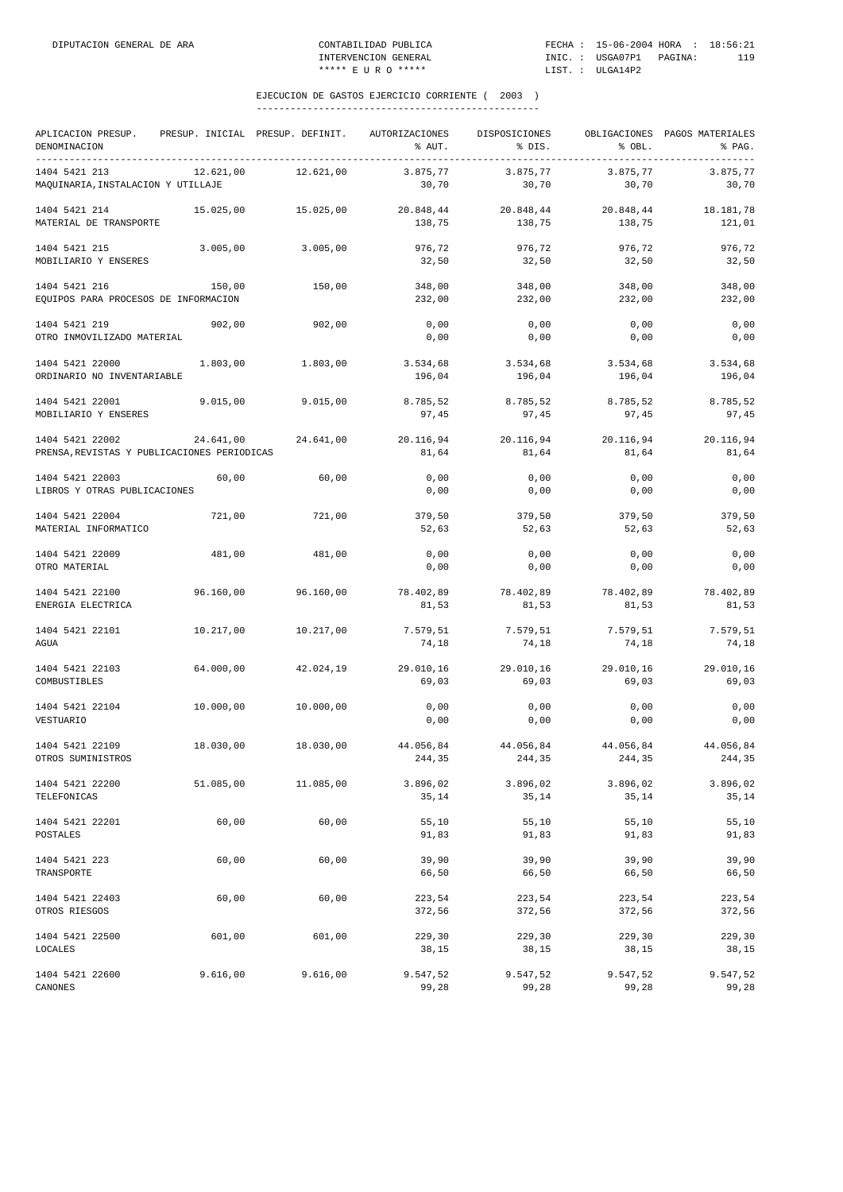## EJECUCION DE GASTOS EJERCICIO CORRIENTE ( 2003 )

| APLICACION PRESUP. DENOMINACION | PRESUP. INICIAL | PRESUP. DEFINIT. | AUTORIZACIONES % AUT. | DISPOSICIONES % DIS. | OBLIGACIONES % OBL. | PAGOS MATERIALES % PAG. |
|---|---|---|---|---|---|---|
| 1404 5421 213 MAQUINARIA,INSTALACION Y UTILLAJE | 12.621,00 | 12.621,00 | 3.875,77 30,70 | 3.875,77 30,70 | 3.875,77 30,70 | 3.875,77 30,70 |
| 1404 5421 214 MATERIAL DE TRANSPORTE | 15.025,00 | 15.025,00 | 20.848,44 138,75 | 20.848,44 138,75 | 20.848,44 138,75 | 18.181,78 121,01 |
| 1404 5421 215 MOBILIARIO Y ENSERES | 3.005,00 | 3.005,00 | 976,72 32,50 | 976,72 32,50 | 976,72 32,50 | 976,72 32,50 |
| 1404 5421 216 EQUIPOS PARA PROCESOS DE INFORMACION | 150,00 | 150,00 | 348,00 232,00 | 348,00 232,00 | 348,00 232,00 | 348,00 232,00 |
| 1404 5421 219 OTRO INMOVILIZADO MATERIAL | 902,00 | 902,00 | 0,00 0,00 | 0,00 0,00 | 0,00 0,00 | 0,00 0,00 |
| 1404 5421 22000 ORDINARIO NO INVENTARIABLE | 1.803,00 | 1.803,00 | 3.534,68 196,04 | 3.534,68 196,04 | 3.534,68 196,04 | 3.534,68 196,04 |
| 1404 5421 22001 MOBILIARIO Y ENSERES | 9.015,00 | 9.015,00 | 8.785,52 97,45 | 8.785,52 97,45 | 8.785,52 97,45 | 8.785,52 97,45 |
| 1404 5421 22002 PRENSA,REVISTAS Y PUBLICACIONES PERIODICAS | 24.641,00 | 24.641,00 | 20.116,94 81,64 | 20.116,94 81,64 | 20.116,94 81,64 | 20.116,94 81,64 |
| 1404 5421 22003 LIBROS Y OTRAS PUBLICACIONES | 60,00 | 60,00 | 0,00 0,00 | 0,00 0,00 | 0,00 0,00 | 0,00 0,00 |
| 1404 5421 22004 MATERIAL INFORMATICO | 721,00 | 721,00 | 379,50 52,63 | 379,50 52,63 | 379,50 52,63 | 379,50 52,63 |
| 1404 5421 22009 OTRO MATERIAL | 481,00 | 481,00 | 0,00 0,00 | 0,00 0,00 | 0,00 0,00 | 0,00 0,00 |
| 1404 5421 22100 ENERGIA ELECTRICA | 96.160,00 | 96.160,00 | 78.402,89 81,53 | 78.402,89 81,53 | 78.402,89 81,53 | 78.402,89 81,53 |
| 1404 5421 22101 AGUA | 10.217,00 | 10.217,00 | 7.579,51 74,18 | 7.579,51 74,18 | 7.579,51 74,18 | 7.579,51 74,18 |
| 1404 5421 22103 COMBUSTIBLES | 64.000,00 | 42.024,19 | 29.010,16 69,03 | 29.010,16 69,03 | 29.010,16 69,03 | 29.010,16 69,03 |
| 1404 5421 22104 VESTUARIO | 10.000,00 | 10.000,00 | 0,00 0,00 | 0,00 0,00 | 0,00 0,00 | 0,00 0,00 |
| 1404 5421 22109 OTROS SUMINISTROS | 18.030,00 | 18.030,00 | 44.056,84 244,35 | 44.056,84 244,35 | 44.056,84 244,35 | 44.056,84 244,35 |
| 1404 5421 22200 TELEFONICAS | 51.085,00 | 11.085,00 | 3.896,02 35,14 | 3.896,02 35,14 | 3.896,02 35,14 | 3.896,02 35,14 |
| 1404 5421 22201 POSTALES | 60,00 | 60,00 | 55,10 91,83 | 55,10 91,83 | 55,10 91,83 | 55,10 91,83 |
| 1404 5421 223 TRANSPORTE | 60,00 | 60,00 | 39,90 66,50 | 39,90 66,50 | 39,90 66,50 | 39,90 66,50 |
| 1404 5421 22403 OTROS RIESGOS | 60,00 | 60,00 | 223,54 372,56 | 223,54 372,56 | 223,54 372,56 | 223,54 372,56 |
| 1404 5421 22500 LOCALES | 601,00 | 601,00 | 229,30 38,15 | 229,30 38,15 | 229,30 38,15 | 229,30 38,15 |
| 1404 5421 22600 CANONES | 9.616,00 | 9.616,00 | 9.547,52 99,28 | 9.547,52 99,28 | 9.547,52 99,28 | 9.547,52 99,28 |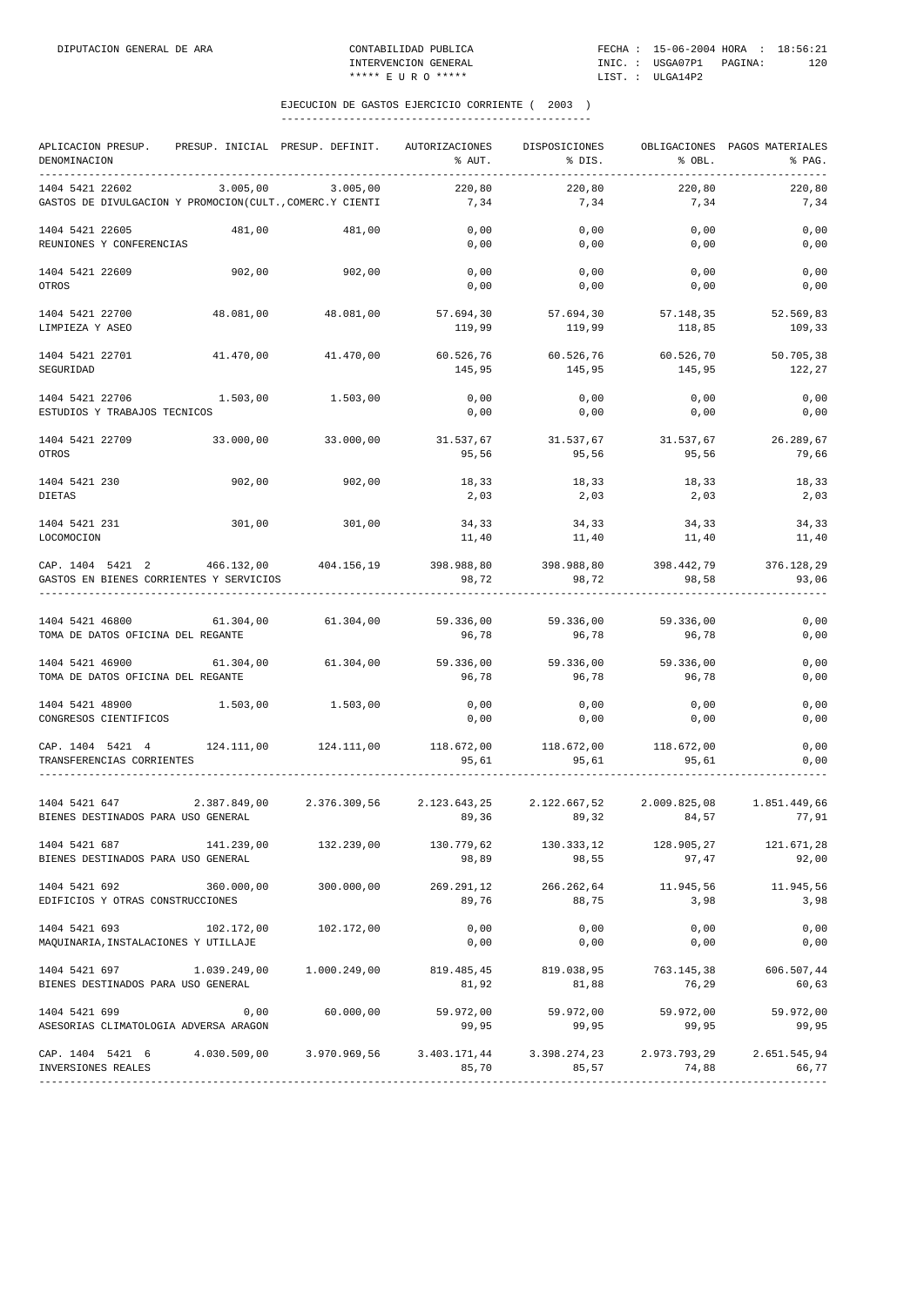EJECUCION DE GASTOS EJERCICIO CORRIENTE ( 2003 )

| APLICACION PRESUP. DENOMINACION | PRESUP. INICIAL | PRESUP. DEFINIT. | AUTORIZACIONES % AUT. | DISPOSICIONES % DIS. | OBLIGACIONES % OBL. | PAGOS MATERIALES % PAG. |
|---|---|---|---|---|---|---|
| 1404 5421 22602 | 3.005,00 | 3.005,00 | 220,80 | 220,80 | 220,80 | 220,80 |
| GASTOS DE DIVULGACION Y PROMOCION(CULT.,COMERC.Y CIENTI | | | 7,34 | 7,34 | 7,34 | 7,34 |
| 1404 5421 22605 | 481,00 | 481,00 | 0,00 | 0,00 | 0,00 | 0,00 |
| REUNIONES Y CONFERENCIAS | | | 0,00 | 0,00 | 0,00 | 0,00 |
| 1404 5421 22609 | 902,00 | 902,00 | 0,00 | 0,00 | 0,00 | 0,00 |
| OTROS | | | 0,00 | 0,00 | 0,00 | 0,00 |
| 1404 5421 22700 | 48.081,00 | 48.081,00 | 57.694,30 | 57.694,30 | 57.148,35 | 52.569,83 |
| LIMPIEZA Y ASEO | | | 119,99 | 119,99 | 118,85 | 109,33 |
| 1404 5421 22701 | 41.470,00 | 41.470,00 | 60.526,76 | 60.526,76 | 60.526,70 | 50.705,38 |
| SEGURIDAD | | | 145,95 | 145,95 | 145,95 | 122,27 |
| 1404 5421 22706 | 1.503,00 | 1.503,00 | 0,00 | 0,00 | 0,00 | 0,00 |
| ESTUDIOS Y TRABAJOS TECNICOS | | | 0,00 | 0,00 | 0,00 | 0,00 |
| 1404 5421 22709 | 33.000,00 | 33.000,00 | 31.537,67 | 31.537,67 | 31.537,67 | 26.289,67 |
| OTROS | | | 95,56 | 95,56 | 95,56 | 79,66 |
| 1404 5421 230 | 902,00 | 902,00 | 18,33 | 18,33 | 18,33 | 18,33 |
| DIETAS | | | 2,03 | 2,03 | 2,03 | 2,03 |
| 1404 5421 231 | 301,00 | 301,00 | 34,33 | 34,33 | 34,33 | 34,33 |
| LOCOMOCION | | | 11,40 | 11,40 | 11,40 | 11,40 |
| CAP. 1404 5421 2 | 466.132,00 | 404.156,19 | 398.988,80 | 398.988,80 | 398.442,79 | 376.128,29 |
| GASTOS EN BIENES CORRIENTES Y SERVICIOS | | | 98,72 | 98,72 | 98,58 | 93,06 |
| 1404 5421 46800 | 61.304,00 | 61.304,00 | 59.336,00 | 59.336,00 | 59.336,00 | 0,00 |
| TOMA DE DATOS OFICINA DEL REGANTE | | | 96,78 | 96,78 | 96,78 | 0,00 |
| 1404 5421 46900 | 61.304,00 | 61.304,00 | 59.336,00 | 59.336,00 | 59.336,00 | 0,00 |
| TOMA DE DATOS OFICINA DEL REGANTE | | | 96,78 | 96,78 | 96,78 | 0,00 |
| 1404 5421 48900 | 1.503,00 | 1.503,00 | 0,00 | 0,00 | 0,00 | 0,00 |
| CONGRESOS CIENTIFICOS | | | 0,00 | 0,00 | 0,00 | 0,00 |
| CAP. 1404 5421 4 | 124.111,00 | 124.111,00 | 118.672,00 | 118.672,00 | 118.672,00 | 0,00 |
| TRANSFERENCIAS CORRIENTES | | | 95,61 | 95,61 | 95,61 | 0,00 |
| 1404 5421 647 | 2.387.849,00 | 2.376.309,56 | 2.123.643,25 | 2.122.667,52 | 2.009.825,08 | 1.851.449,66 |
| BIENES DESTINADOS PARA USO GENERAL | | | 89,36 | 89,32 | 84,57 | 77,91 |
| 1404 5421 687 | 141.239,00 | 132.239,00 | 130.779,62 | 130.333,12 | 128.905,27 | 121.671,28 |
| BIENES DESTINADOS PARA USO GENERAL | | | 98,89 | 98,55 | 97,47 | 92,00 |
| 1404 5421 692 | 360.000,00 | 300.000,00 | 269.291,12 | 266.262,64 | 11.945,56 | 11.945,56 |
| EDIFICIOS Y OTRAS CONSTRUCCIONES | | | 89,76 | 88,75 | 3,98 | 3,98 |
| 1404 5421 693 | 102.172,00 | 102.172,00 | 0,00 | 0,00 | 0,00 | 0,00 |
| MAQUINARIA,INSTALACIONES Y UTILLAJE | | | 0,00 | 0,00 | 0,00 | 0,00 |
| 1404 5421 697 | 1.039.249,00 | 1.000.249,00 | 819.485,45 | 819.038,95 | 763.145,38 | 606.507,44 |
| BIENES DESTINADOS PARA USO GENERAL | | | 81,92 | 81,88 | 76,29 | 60,63 |
| 1404 5421 699 | 0,00 | 60.000,00 | 59.972,00 | 59.972,00 | 59.972,00 | 59.972,00 |
| ASESORIAS CLIMATOLOGIA ADVERSA ARAGON | | | 99,95 | 99,95 | 99,95 | 99,95 |
| CAP. 1404 5421 6 | 4.030.509,00 | 3.970.969,56 | 3.403.171,44 | 3.398.274,23 | 2.973.793,29 | 2.651.545,94 |
| INVERSIONES REALES | | | 85,70 | 85,57 | 74,88 | 66,77 |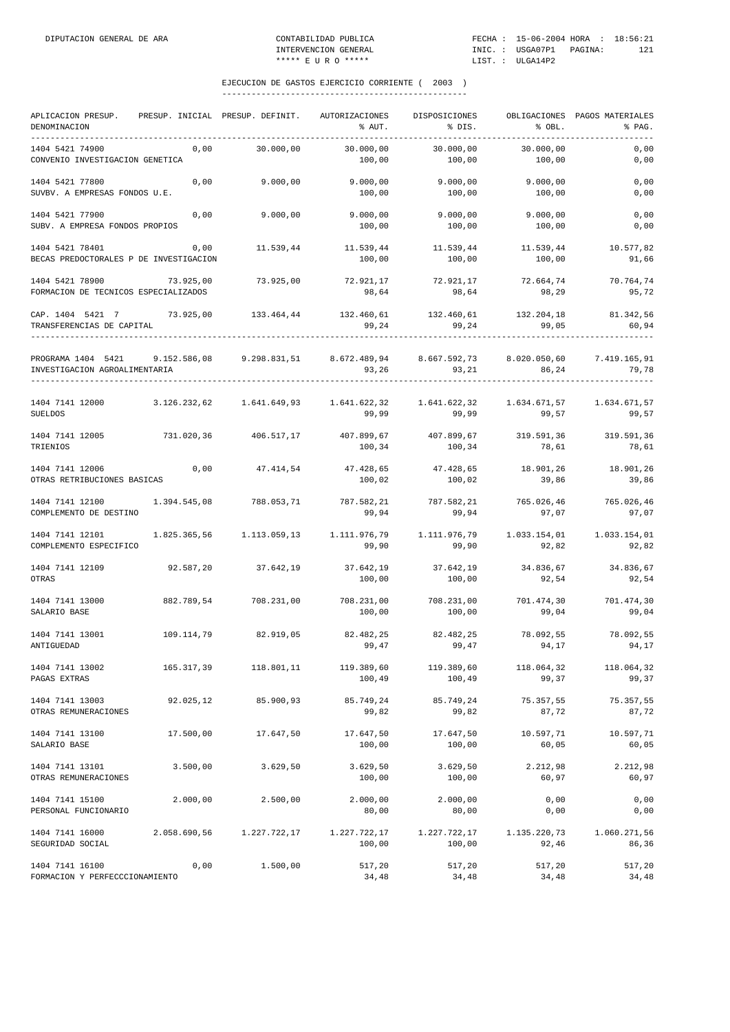## EJECUCION DE GASTOS EJERCICIO CORRIENTE ( 2003 )

| APLICACION PRESUP. DENOMINACION | PRESUP. INICIAL | PRESUP. DEFINIT. | AUTORIZACIONES % AUT. | DISPOSICIONES % DIS. | OBLIGACIONES % OBL. | PAGOS MATERIALES % PAG. |
|---|---|---|---|---|---|---|
| 1404 5421 74900 CONVENIO INVESTIGACION GENETICA | 0,00 | 30.000,00 | 30.000,00  100,00 | 30.000,00 100,00 | 30.000,00 100,00 | 0,00 0,00 |
| 1404 5421 77800 SUVBV. A EMPRESAS FONDOS U.E. | 0,00 | 9.000,00 | 9.000,00 100,00 | 9.000,00 100,00 | 9.000,00 100,00 | 0,00 0,00 |
| 1404 5421 77900 SUBV. A EMPRESA FONDOS PROPIOS | 0,00 | 9.000,00 | 9.000,00 100,00 | 9.000,00 100,00 | 9.000,00 100,00 | 0,00 0,00 |
| 1404 5421 78401 BECAS PREDOCTORALES P DE INVESTIGACION | 0,00 | 11.539,44 | 11.539,44 100,00 | 11.539,44 100,00 | 11.539,44 100,00 | 10.577,82 91,66 |
| 1404 5421 78900 FORMACION DE TECNICOS ESPECIALIZADOS | 73.925,00 | 73.925,00 | 72.921,17 98,64 | 72.921,17 98,64 | 72.664,74 98,29 | 70.764,74 95,72 |
| CAP. 1404 5421 7 TRANSFERENCIAS DE CAPITAL | 73.925,00 | 133.464,44 | 132.460,61 99,24 | 132.460,61 99,24 | 132.204,18 99,05 | 81.342,56 60,94 |
| PROGRAMA 1404 5421 INVESTIGACION AGROALIMENTARIA | 9.152.586,08 | 9.298.831,51 | 8.672.489,94 93,26 | 8.667.592,73 93,21 | 8.020.050,60 86,24 | 7.419.165,91 79,78 |
| 1404 7141 12000 SUELDOS | 3.126.232,62 | 1.641.649,93 | 1.641.622,32 99,99 | 1.641.622,32 99,99 | 1.634.671,57 99,57 | 1.634.671,57 99,57 |
| 1404 7141 12005 TRIENIOS | 731.020,36 | 406.517,17 | 407.899,67 100,34 | 407.899,67 100,34 | 319.591,36 78,61 | 319.591,36 78,61 |
| 1404 7141 12006 OTRAS RETRIBUCIONES BASICAS | 0,00 | 47.414,54 | 47.428,65 100,02 | 47.428,65 100,02 | 18.901,26 39,86 | 18.901,26 39,86 |
| 1404 7141 12100 COMPLEMENTO DE DESTINO | 1.394.545,08 | 788.053,71 | 787.582,21 99,94 | 787.582,21 99,94 | 765.026,46 97,07 | 765.026,46 97,07 |
| 1404 7141 12101 COMPLEMENTO ESPECIFICO | 1.825.365,56 | 1.113.059,13 | 1.111.976,79 99,90 | 1.111.976,79 99,90 | 1.033.154,01 92,82 | 1.033.154,01 92,82 |
| 1404 7141 12109 OTRAS | 92.587,20 | 37.642,19 | 37.642,19 100,00 | 37.642,19 100,00 | 34.836,67 92,54 | 34.836,67 92,54 |
| 1404 7141 13000 SALARIO BASE | 882.789,54 | 708.231,00 | 708.231,00 100,00 | 708.231,00 100,00 | 701.474,30 99,04 | 701.474,30 99,04 |
| 1404 7141 13001 ANTIGUEDAD | 109.114,79 | 82.919,05 | 82.482,25 99,47 | 82.482,25 99,47 | 78.092,55 94,17 | 78.092,55 94,17 |
| 1404 7141 13002 PAGAS EXTRAS | 165.317,39 | 118.801,11 | 119.389,60 100,49 | 119.389,60 100,49 | 118.064,32 99,37 | 118.064,32 99,37 |
| 1404 7141 13003 OTRAS REMUNERACIONES | 92.025,12 | 85.900,93 | 85.749,24 99,82 | 85.749,24 99,82 | 75.357,55 87,72 | 75.357,55 87,72 |
| 1404 7141 13100 SALARIO BASE | 17.500,00 | 17.647,50 | 17.647,50 100,00 | 17.647,50 100,00 | 10.597,71 60,05 | 10.597,71 60,05 |
| 1404 7141 13101 OTRAS REMUNERACIONES | 3.500,00 | 3.629,50 | 3.629,50 100,00 | 3.629,50 100,00 | 2.212,98 60,97 | 2.212,98 60,97 |
| 1404 7141 15100 PERSONAL FUNCIONARIO | 2.000,00 | 2.500,00 | 2.000,00 80,00 | 2.000,00 80,00 | 0,00 0,00 | 0,00 0,00 |
| 1404 7141 16000 SEGURIDAD SOCIAL | 2.058.690,56 | 1.227.722,17 | 1.227.722,17 100,00 | 1.227.722,17 100,00 | 1.135.220,73 92,46 | 1.060.271,56 86,36 |
| 1404 7141 16100 FORMACION Y PERFECCCIONAMIENTO | 0,00 | 1.500,00 | 517,20 34,48 | 517,20 34,48 | 517,20 34,48 | 517,20 34,48 |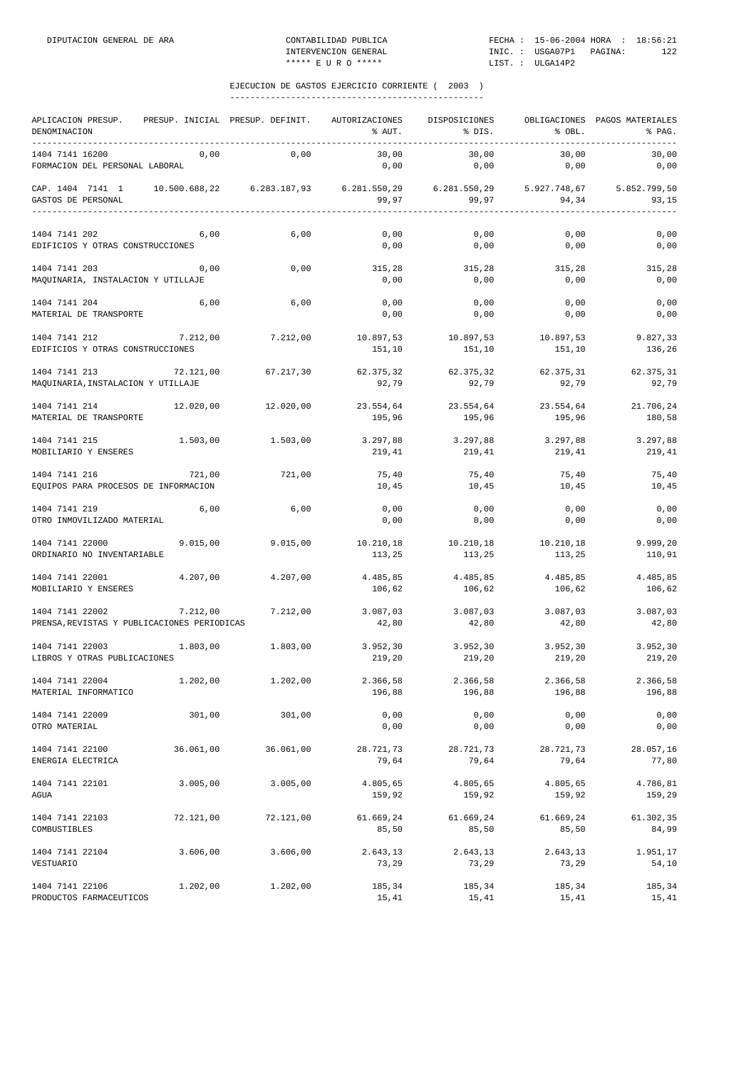## EJECUCION DE GASTOS EJERCICIO CORRIENTE ( 2003 )

| APLICACION PRESUP. DENOMINACION | PRESUP. INICIAL | PRESUP. DEFINIT. | AUTORIZACIONES % AUT. | DISPOSICIONES % DIS. | OBLIGACIONES % OBL. | PAGOS MATERIALES % PAG. |
|---|---|---|---|---|---|---|
| 1404 7141 16200 FORMACION DEL PERSONAL LABORAL | 0,00 | 0,00 | 30,00 / 0,00 | 30,00 / 0,00 | 30,00 / 0,00 | 30,00 / 0,00 |
| CAP. 1404 7141 1 GASTOS DE PERSONAL | 10.500.688,22 | 6.283.187,93 | 6.281.550,29 / 99,97 | 6.281.550,29 / 99,97 | 5.927.748,67 / 94,34 | 5.852.799,50 / 93,15 |
| 1404 7141 202 EDIFICIOS Y OTRAS CONSTRUCCIONES | 6,00 | 6,00 | 0,00 / 0,00 | 0,00 / 0,00 | 0,00 / 0,00 | 0,00 / 0,00 |
| 1404 7141 203 MAQUINARIA, INSTALACION Y UTILLAJE | 0,00 | 0,00 | 315,28 / 0,00 | 315,28 / 0,00 | 315,28 / 0,00 | 315,28 / 0,00 |
| 1404 7141 204 MATERIAL DE TRANSPORTE | 6,00 | 6,00 | 0,00 / 0,00 | 0,00 / 0,00 | 0,00 / 0,00 | 0,00 / 0,00 |
| 1404 7141 212 EDIFICIOS Y OTRAS CONSTRUCCIONES | 7.212,00 | 7.212,00 | 10.897,53 / 151,10 | 10.897,53 / 151,10 | 10.897,53 / 151,10 | 9.827,33 / 136,26 |
| 1404 7141 213 MAQUINARIA,INSTALACION Y UTILLAJE | 72.121,00 | 67.217,30 | 62.375,32 / 92,79 | 62.375,32 / 92,79 | 62.375,31 / 92,79 | 62.375,31 / 92,79 |
| 1404 7141 214 MATERIAL DE TRANSPORTE | 12.020,00 | 12.020,00 | 23.554,64 / 195,96 | 23.554,64 / 195,96 | 23.554,64 / 195,96 | 21.706,24 / 180,58 |
| 1404 7141 215 MOBILIARIO Y ENSERES | 1.503,00 | 1.503,00 | 3.297,88 / 219,41 | 3.297,88 / 219,41 | 3.297,88 / 219,41 | 3.297,88 / 219,41 |
| 1404 7141 216 EQUIPOS PARA PROCESOS DE INFORMACION | 721,00 | 721,00 | 75,40 / 10,45 | 75,40 / 10,45 | 75,40 / 10,45 | 75,40 / 10,45 |
| 1404 7141 219 OTRO INMOVILIZADO MATERIAL | 6,00 | 6,00 | 0,00 / 0,00 | 0,00 / 0,00 | 0,00 / 0,00 | 0,00 / 0,00 |
| 1404 7141 22000 ORDINARIO NO INVENTARIABLE | 9.015,00 | 9.015,00 | 10.210,18 / 113,25 | 10.210,18 / 113,25 | 10.210,18 / 113,25 | 9.999,20 / 110,91 |
| 1404 7141 22001 MOBILIARIO Y ENSERES | 4.207,00 | 4.207,00 | 4.485,85 / 106,62 | 4.485,85 / 106,62 | 4.485,85 / 106,62 | 4.485,85 / 106,62 |
| 1404 7141 22002 PRENSA,REVISTAS Y PUBLICACIONES PERIODICAS | 7.212,00 | 7.212,00 | 3.087,03 / 42,80 | 3.087,03 / 42,80 | 3.087,03 / 42,80 | 3.087,03 / 42,80 |
| 1404 7141 22003 LIBROS Y OTRAS PUBLICACIONES | 1.803,00 | 1.803,00 | 3.952,30 / 219,20 | 3.952,30 / 219,20 | 3.952,30 / 219,20 | 3.952,30 / 219,20 |
| 1404 7141 22004 MATERIAL INFORMATICO | 1.202,00 | 1.202,00 | 2.366,58 / 196,88 | 2.366,58 / 196,88 | 2.366,58 / 196,88 | 2.366,58 / 196,88 |
| 1404 7141 22009 OTRO MATERIAL | 301,00 | 301,00 | 0,00 / 0,00 | 0,00 / 0,00 | 0,00 / 0,00 | 0,00 / 0,00 |
| 1404 7141 22100 ENERGIA ELECTRICA | 36.061,00 | 36.061,00 | 28.721,73 / 79,64 | 28.721,73 / 79,64 | 28.721,73 / 79,64 | 28.057,16 / 77,80 |
| 1404 7141 22101 AGUA | 3.005,00 | 3.005,00 | 4.805,65 / 159,92 | 4.805,65 / 159,92 | 4.805,65 / 159,92 | 4.786,81 / 159,29 |
| 1404 7141 22103 COMBUSTIBLES | 72.121,00 | 72.121,00 | 61.669,24 / 85,50 | 61.669,24 / 85,50 | 61.669,24 / 85,50 | 61.302,35 / 84,99 |
| 1404 7141 22104 VESTUARIO | 3.606,00 | 3.606,00 | 2.643,13 / 73,29 | 2.643,13 / 73,29 | 2.643,13 / 73,29 | 1.951,17 / 54,10 |
| 1404 7141 22106 PRODUCTOS FARMACEUTICOS | 1.202,00 | 1.202,00 | 185,34 / 15,41 | 185,34 / 15,41 | 185,34 / 15,41 | 185,34 / 15,41 |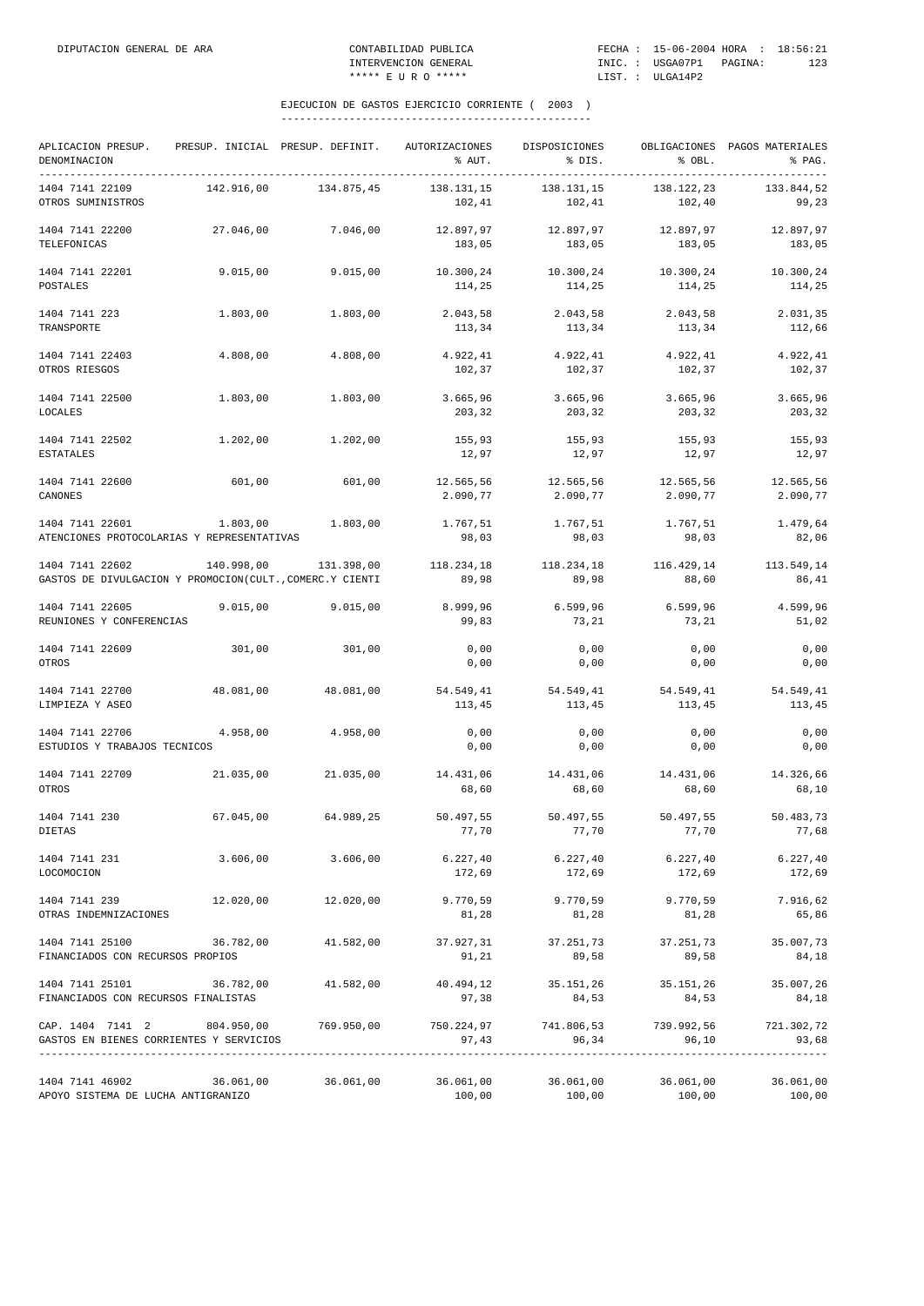## EJECUCION DE GASTOS EJERCICIO CORRIENTE ( 2003 )

| APLICACION PRESUP. DENOMINACION | PRESUP. INICIAL | PRESUP. DEFINIT. | AUTORIZACIONES % AUT. | DISPOSICIONES % DIS. | OBLIGACIONES % OBL. | PAGOS MATERIALES % PAG. |
|---|---|---|---|---|---|---|
| 1404 7141 22109 OTROS SUMINISTROS | 142.916,00 | 134.875,45 | 138.131,15 102,41 | 138.131,15 102,41 | 138.122,23 102,40 | 133.844,52 99,23 |
| 1404 7141 22200 TELEFONICAS | 27.046,00 | 7.046,00 | 12.897,97 183,05 | 12.897,97 183,05 | 12.897,97 183,05 | 12.897,97 183,05 |
| 1404 7141 22201 POSTALES | 9.015,00 | 9.015,00 | 10.300,24 114,25 | 10.300,24 114,25 | 10.300,24 114,25 | 10.300,24 114,25 |
| 1404 7141 223 TRANSPORTE | 1.803,00 | 1.803,00 | 2.043,58 113,34 | 2.043,58 113,34 | 2.043,58 113,34 | 2.031,35 112,66 |
| 1404 7141 22403 OTROS RIESGOS | 4.808,00 | 4.808,00 | 4.922,41 102,37 | 4.922,41 102,37 | 4.922,41 102,37 | 4.922,41 102,37 |
| 1404 7141 22500 LOCALES | 1.803,00 | 1.803,00 | 3.665,96 203,32 | 3.665,96 203,32 | 3.665,96 203,32 | 3.665,96 203,32 |
| 1404 7141 22502 ESTATALES | 1.202,00 | 1.202,00 | 155,93 12,97 | 155,93 12,97 | 155,93 12,97 | 155,93 12,97 |
| 1404 7141 22600 CANONES | 601,00 | 601,00 | 12.565,56 2.090,77 | 12.565,56 2.090,77 | 12.565,56 2.090,77 | 12.565,56 2.090,77 |
| 1404 7141 22601 ATENCIONES PROTOCOLARIAS Y REPRESENTATIVAS | 1.803,00 | 1.803,00 | 1.767,51 98,03 | 1.767,51 98,03 | 1.767,51 98,03 | 1.479,64 82,06 |
| 1404 7141 22602 GASTOS DE DIVULGACION Y PROMOCION(CULT.,COMERC.Y CIENTI | 140.998,00 | 131.398,00 | 118.234,18 89,98 | 118.234,18 89,98 | 116.429,14 88,60 | 113.549,14 86,41 |
| 1404 7141 22605 REUNIONES Y CONFERENCIAS | 9.015,00 | 9.015,00 | 8.999,96 99,83 | 6.599,96 73,21 | 6.599,96 73,21 | 4.599,96 51,02 |
| 1404 7141 22609 OTROS | 301,00 | 301,00 | 0,00 0,00 | 0,00 0,00 | 0,00 0,00 | 0,00 0,00 |
| 1404 7141 22700 LIMPIEZA Y ASEO | 48.081,00 | 48.081,00 | 54.549,41 113,45 | 54.549,41 113,45 | 54.549,41 113,45 | 54.549,41 113,45 |
| 1404 7141 22706 ESTUDIOS Y TRABAJOS TECNICOS | 4.958,00 | 4.958,00 | 0,00 0,00 | 0,00 0,00 | 0,00 0,00 | 0,00 0,00 |
| 1404 7141 22709 OTROS | 21.035,00 | 21.035,00 | 14.431,06 68,60 | 14.431,06 68,60 | 14.431,06 68,60 | 14.326,66 68,10 |
| 1404 7141 230 DIETAS | 67.045,00 | 64.989,25 | 50.497,55 77,70 | 50.497,55 77,70 | 50.497,55 77,70 | 50.483,73 77,68 |
| 1404 7141 231 LOCOMOCION | 3.606,00 | 3.606,00 | 6.227,40 172,69 | 6.227,40 172,69 | 6.227,40 172,69 | 6.227,40 172,69 |
| 1404 7141 239 OTRAS INDEMNIZACIONES | 12.020,00 | 12.020,00 | 9.770,59 81,28 | 9.770,59 81,28 | 9.770,59 81,28 | 7.916,62 65,86 |
| 1404 7141 25100 FINANCIADOS CON RECURSOS PROPIOS | 36.782,00 | 41.582,00 | 37.927,31 91,21 | 37.251,73 89,58 | 37.251,73 89,58 | 35.007,73 84,18 |
| 1404 7141 25101 FINANCIADOS CON RECURSOS FINALISTAS | 36.782,00 | 41.582,00 | 40.494,12 97,38 | 35.151,26 84,53 | 35.151,26 84,53 | 35.007,26 84,18 |
| CAP. 1404 7141 2 GASTOS EN BIENES CORRIENTES Y SERVICIOS | 804.950,00 | 769.950,00 | 750.224,97 97,43 | 741.806,53 96,34 | 739.992,56 96,10 | 721.302,72 93,68 |
| 1404 7141 46902 APOYO SISTEMA DE LUCHA ANTIGRANIZO | 36.061,00 | 36.061,00 | 36.061,00 100,00 | 36.061,00 100,00 | 36.061,00 100,00 | 36.061,00 100,00 |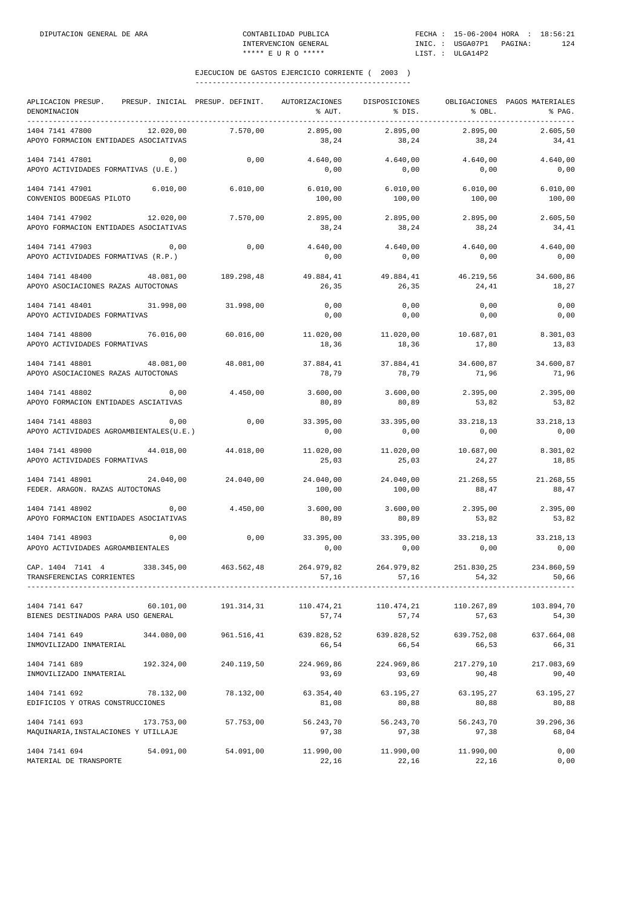## EJECUCION DE GASTOS EJERCICIO CORRIENTE ( 2003 )

| APLICACION PRESUP. DENOMINACION | PRESUP. INICIAL | PRESUP. DEFINIT. | AUTORIZACIONES % AUT. | DISPOSICIONES % DIS. | OBLIGACIONES % OBL. | PAGOS MATERIALES % PAG. |
|---|---|---|---|---|---|---|
| 1404 7141 47800 APOYO FORMACION ENTIDADES ASOCIATIVAS | 12.020,00 | 7.570,00 | 2.895,00 38,24 | 2.895,00 38,24 | 2.895,00 38,24 | 2.605,50 34,41 |
| 1404 7141 47801 APOYO ACTIVIDADES FORMATIVAS (U.E.) | 0,00 | 0,00 | 4.640,00 0,00 | 4.640,00 0,00 | 4.640,00 0,00 | 4.640,00 0,00 |
| 1404 7141 47901 CONVENIOS BODEGAS PILOTO | 6.010,00 | 6.010,00 | 6.010,00 100,00 | 6.010,00 100,00 | 6.010,00 100,00 | 6.010,00 100,00 |
| 1404 7141 47902 APOYO FORMACION ENTIDADES ASOCIATIVAS | 12.020,00 | 7.570,00 | 2.895,00 38,24 | 2.895,00 38,24 | 2.895,00 38,24 | 2.605,50 34,41 |
| 1404 7141 47903 APOYO ACTIVIDADES FORMATIVAS (R.P.) | 0,00 | 0,00 | 4.640,00 0,00 | 4.640,00 0,00 | 4.640,00 0,00 | 4.640,00 0,00 |
| 1404 7141 48400 APOYO ASOCIACIONES RAZAS AUTOCTONAS | 48.081,00 | 189.298,48 | 49.884,41 26,35 | 49.884,41 26,35 | 46.219,56 24,41 | 34.600,86 18,27 |
| 1404 7141 48401 APOYO ACTIVIDADES FORMATIVAS | 31.998,00 | 31.998,00 | 0,00 0,00 | 0,00 0,00 | 0,00 0,00 | 0,00 0,00 |
| 1404 7141 48800 APOYO ACTIVIDADES FORMATIVAS | 76.016,00 | 60.016,00 | 11.020,00 18,36 | 11.020,00 18,36 | 10.687,01 17,80 | 8.301,03 13,83 |
| 1404 7141 48801 APOYO ASOCIACIONES RAZAS AUTOCTONAS | 48.081,00 | 48.081,00 | 37.884,41 78,79 | 37.884,41 78,79 | 34.600,87 71,96 | 34.600,87 71,96 |
| 1404 7141 48802 APOYO FORMACION ENTIDADES ASCIATIVAS | 0,00 | 4.450,00 | 3.600,00 80,89 | 3.600,00 80,89 | 2.395,00 53,82 | 2.395,00 53,82 |
| 1404 7141 48803 APOYO ACTIVIDADES AGROAMBIENTALES(U.E.) | 0,00 | 0,00 | 33.395,00 0,00 | 33.395,00 0,00 | 33.218,13 0,00 | 33.218,13 0,00 |
| 1404 7141 48900 APOYO ACTIVIDADES FORMATIVAS | 44.018,00 | 44.018,00 | 11.020,00 25,03 | 11.020,00 25,03 | 10.687,00 24,27 | 8.301,02 18,85 |
| 1404 7141 48901 FEDER. ARAGON. RAZAS AUTOCTONAS | 24.040,00 | 24.040,00 | 24.040,00 100,00 | 24.040,00 100,00 | 21.268,55 88,47 | 21.268,55 88,47 |
| 1404 7141 48902 APOYO FORMACION ENTIDADES ASOCIATIVAS | 0,00 | 4.450,00 | 3.600,00 80,89 | 3.600,00 80,89 | 2.395,00 53,82 | 2.395,00 53,82 |
| 1404 7141 48903 APOYO ACTIVIDADES AGROAMBIENTALES | 0,00 | 0,00 | 33.395,00 0,00 | 33.395,00 0,00 | 33.218,13 0,00 | 33.218,13 0,00 |
| CAP. 1404 7141 4 TRANSFERENCIAS CORRIENTES | 338.345,00 | 463.562,48 | 264.979,82 57,16 | 264.979,82 57,16 | 251.830,25 54,32 | 234.860,59 50,66 |
| 1404 7141 647 BIENES DESTINADOS PARA USO GENERAL | 60.101,00 | 191.314,31 | 110.474,21 57,74 | 110.474,21 57,74 | 110.267,89 57,63 | 103.894,70 54,30 |
| 1404 7141 649 INMOVILIZADO INMATERIAL | 344.080,00 | 961.516,41 | 639.828,52 66,54 | 639.828,52 66,54 | 639.752,08 66,53 | 637.664,08 66,31 |
| 1404 7141 689 INMOVILIZADO INMATERIAL | 192.324,00 | 240.119,50 | 224.969,86 93,69 | 224.969,86 93,69 | 217.279,10 90,48 | 217.083,69 90,40 |
| 1404 7141 692 EDIFICIOS Y OTRAS CONSTRUCCIONES | 78.132,00 | 78.132,00 | 63.354,40 81,08 | 63.195,27 80,88 | 63.195,27 80,88 | 63.195,27 80,88 |
| 1404 7141 693 MAQUINARIA,INSTALACIONES Y UTILLAJE | 173.753,00 | 57.753,00 | 56.243,70 97,38 | 56.243,70 97,38 | 56.243,70 97,38 | 39.296,36 68,04 |
| 1404 7141 694 MATERIAL DE TRANSPORTE | 54.091,00 | 54.091,00 | 11.990,00 22,16 | 11.990,00 22,16 | 11.990,00 22,16 | 0,00 0,00 |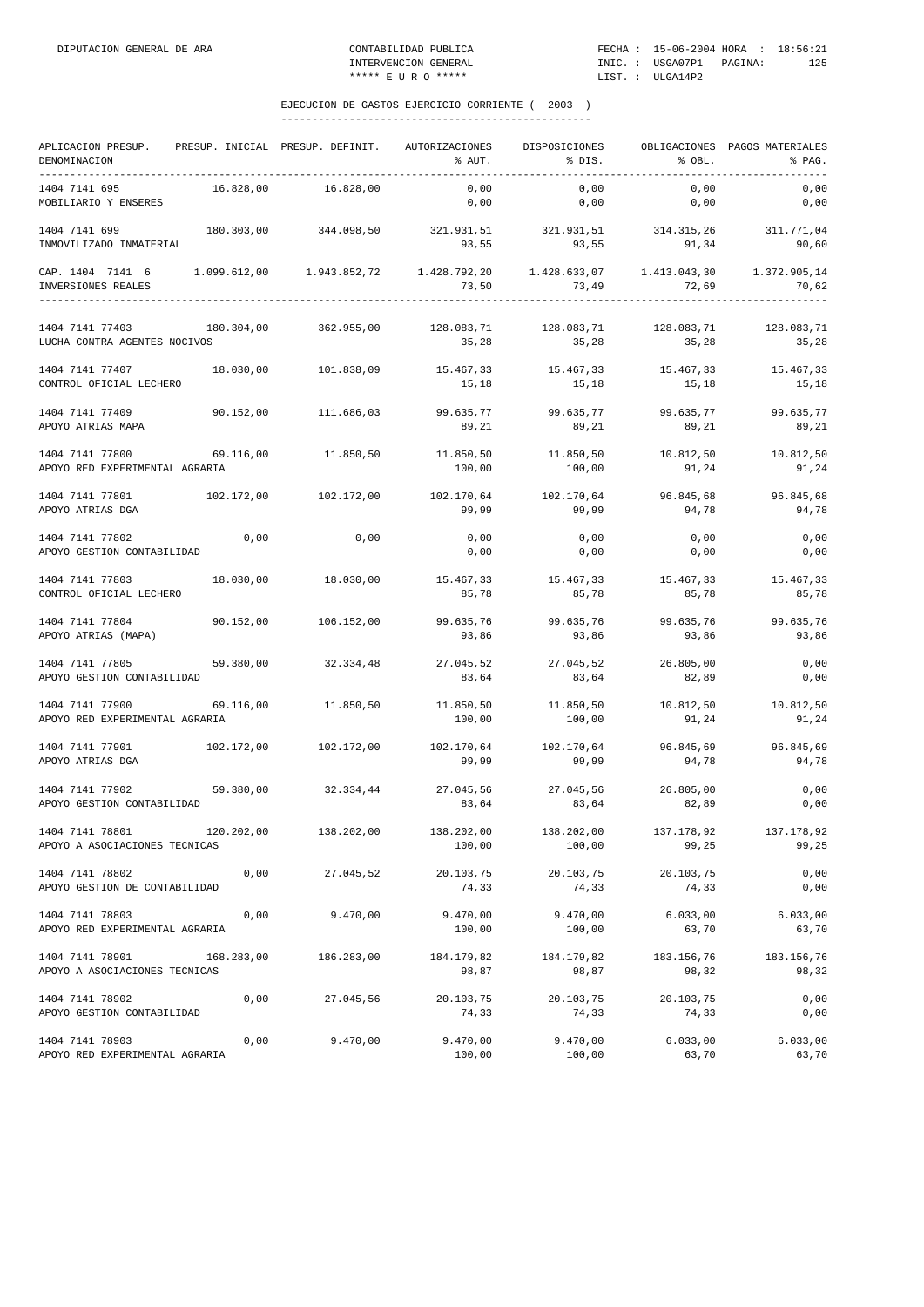DIPUTACION GENERAL DE ARA — CONTABILIDAD PUBLICA — INTERVENCION GENERAL — ***** E U R O ***** — FECHA : 15-06-2004 HORA : 18:56:21 — INIC. : USGA07P1 — LIST. : ULGA14P2

## EJECUCION DE GASTOS EJERCICIO CORRIENTE ( 2003 )

| APLICACION PRESUP. / DENOMINACION | PRESUP. INICIAL | PRESUP. DEFINIT. | AUTORIZACIONES / % AUT. | DISPOSICIONES / % DIS. | OBLIGACIONES / % OBL. | PAGOS MATERIALES / % PAG. |
|---|---|---|---|---|---|---|
| 1404 7141 695 | 16.828,00 | 16.828,00 | 0,00 | 0,00 | 0,00 | 0,00 |
| MOBILIARIO Y ENSERES | | | 0,00 | 0,00 | 0,00 | 0,00 |
| 1404 7141 699 | 180.303,00 | 344.098,50 | 321.931,51 | 321.931,51 | 314.315,26 | 311.771,04 |
| INMOVILIZADO INMATERIAL | | | 93,55 | 93,55 | 91,34 | 90,60 |
| CAP. 1404 7141 6 | 1.099.612,00 | 1.943.852,72 | 1.428.792,20 | 1.428.633,07 | 1.413.043,30 | 1.372.905,14 |
| INVERSIONES REALES | | | 73,50 | 73,49 | 72,69 | 70,62 |
| 1404 7141 77403 | 180.304,00 | 362.955,00 | 128.083,71 | 128.083,71 | 128.083,71 | 128.083,71 |
| LUCHA CONTRA AGENTES NOCIVOS | | | 35,28 | 35,28 | 35,28 | 35,28 |
| 1404 7141 77407 | 18.030,00 | 101.838,09 | 15.467,33 | 15.467,33 | 15.467,33 | 15.467,33 |
| CONTROL OFICIAL LECHERO | | | 15,18 | 15,18 | 15,18 | 15,18 |
| 1404 7141 77409 | 90.152,00 | 111.686,03 | 99.635,77 | 99.635,77 | 99.635,77 | 99.635,77 |
| APOYO ATRIAS MAPA | | | 89,21 | 89,21 | 89,21 | 89,21 |
| 1404 7141 77800 | 69.116,00 | 11.850,50 | 11.850,50 | 11.850,50 | 10.812,50 | 10.812,50 |
| APOYO RED EXPERIMENTAL AGRARIA | | | 100,00 | 100,00 | 91,24 | 91,24 |
| 1404 7141 77801 | 102.172,00 | 102.172,00 | 102.170,64 | 102.170,64 | 96.845,68 | 96.845,68 |
| APOYO ATRIAS DGA | | | 99,99 | 99,99 | 94,78 | 94,78 |
| 1404 7141 77802 | 0,00 | 0,00 | 0,00 | 0,00 | 0,00 | 0,00 |
| APOYO GESTION CONTABILIDAD | | | 0,00 | 0,00 | 0,00 | 0,00 |
| 1404 7141 77803 | 18.030,00 | 18.030,00 | 15.467,33 | 15.467,33 | 15.467,33 | 15.467,33 |
| CONTROL OFICIAL LECHERO | | | 85,78 | 85,78 | 85,78 | 85,78 |
| 1404 7141 77804 | 90.152,00 | 106.152,00 | 99.635,76 | 99.635,76 | 99.635,76 | 99.635,76 |
| APOYO ATRIAS (MAPA) | | | 93,86 | 93,86 | 93,86 | 93,86 |
| 1404 7141 77805 | 59.380,00 | 32.334,48 | 27.045,52 | 27.045,52 | 26.805,00 | 0,00 |
| APOYO GESTION CONTABILIDAD | | | 83,64 | 83,64 | 82,89 | 0,00 |
| 1404 7141 77900 | 69.116,00 | 11.850,50 | 11.850,50 | 11.850,50 | 10.812,50 | 10.812,50 |
| APOYO RED EXPERIMENTAL AGRARIA | | | 100,00 | 100,00 | 91,24 | 91,24 |
| 1404 7141 77901 | 102.172,00 | 102.172,00 | 102.170,64 | 102.170,64 | 96.845,69 | 96.845,69 |
| APOYO ATRIAS DGA | | | 99,99 | 99,99 | 94,78 | 94,78 |
| 1404 7141 77902 | 59.380,00 | 32.334,44 | 27.045,56 | 27.045,56 | 26.805,00 | 0,00 |
| APOYO GESTION CONTABILIDAD | | | 83,64 | 83,64 | 82,89 | 0,00 |
| 1404 7141 78801 | 120.202,00 | 138.202,00 | 138.202,00 | 138.202,00 | 137.178,92 | 137.178,92 |
| APOYO A ASOCIACIONES TECNICAS | | | 100,00 | 100,00 | 99,25 | 99,25 |
| 1404 7141 78802 | 0,00 | 27.045,52 | 20.103,75 | 20.103,75 | 20.103,75 | 0,00 |
| APOYO GESTION DE CONTABILIDAD | | | 74,33 | 74,33 | 74,33 | 0,00 |
| 1404 7141 78803 | 0,00 | 9.470,00 | 9.470,00 | 9.470,00 | 6.033,00 | 6.033,00 |
| APOYO RED EXPERIMENTAL AGRARIA | | | 100,00 | 100,00 | 63,70 | 63,70 |
| 1404 7141 78901 | 168.283,00 | 186.283,00 | 184.179,82 | 184.179,82 | 183.156,76 | 183.156,76 |
| APOYO A ASOCIACIONES TECNICAS | | | 98,87 | 98,87 | 98,32 | 98,32 |
| 1404 7141 78902 | 0,00 | 27.045,56 | 20.103,75 | 20.103,75 | 20.103,75 | 0,00 |
| APOYO GESTION CONTABILIDAD | | | 74,33 | 74,33 | 74,33 | 0,00 |
| 1404 7141 78903 | 0,00 | 9.470,00 | 9.470,00 | 9.470,00 | 6.033,00 | 6.033,00 |
| APOYO RED EXPERIMENTAL AGRARIA | | | 100,00 | 100,00 | 63,70 | 63,70 |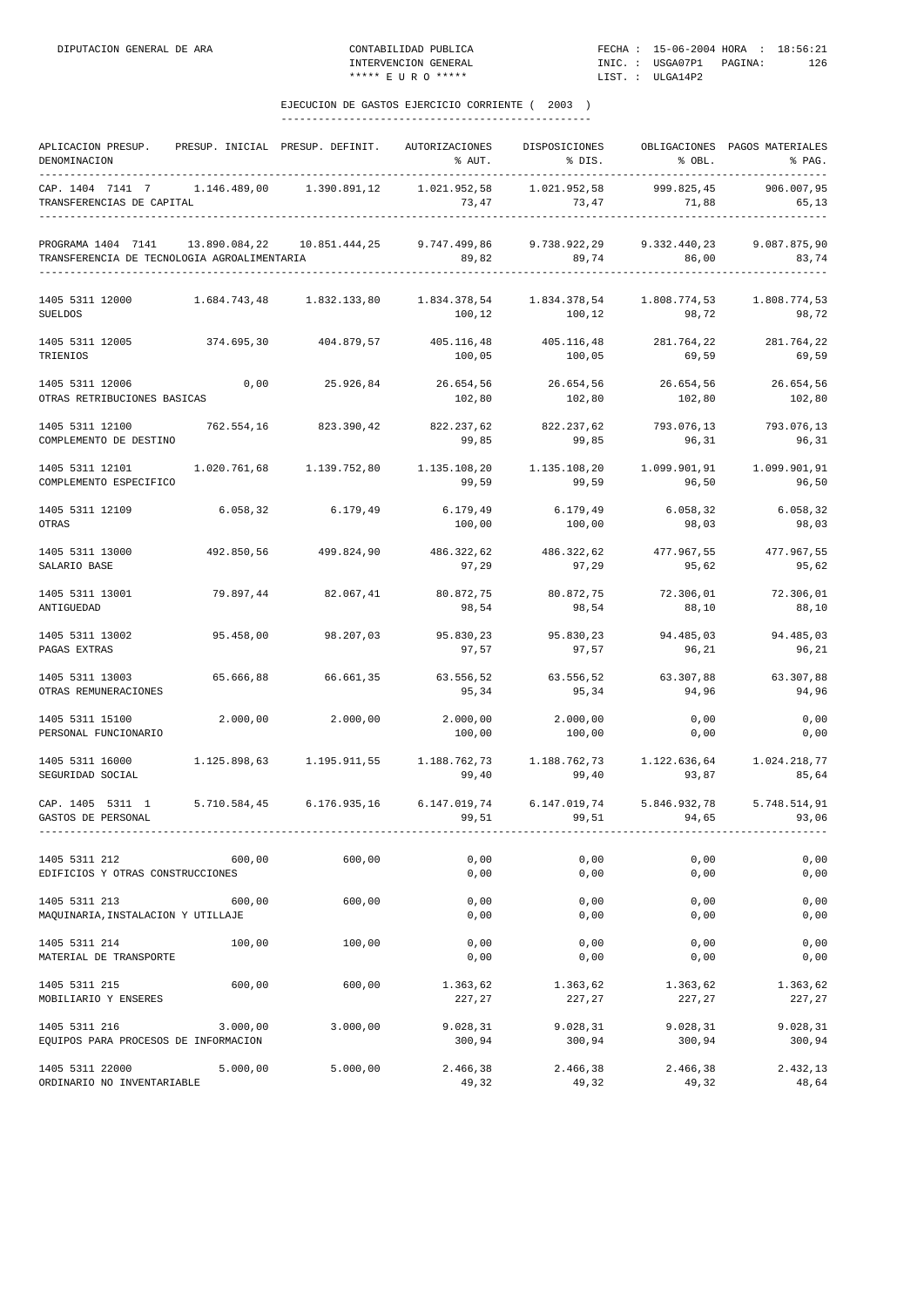DIPUTACION GENERAL DE ARA — CONTABILIDAD PUBLICA — INTERVENCION GENERAL — ***** E U R O ***** — FECHA : 15-06-2004 HORA : 18:56:21 — INIC. : USGA07P1 — LIST. : ULGA14P2

## EJECUCION DE GASTOS EJERCICIO CORRIENTE ( 2003 )

| APLICACION PRESUP. / DENOMINACION | PRESUP. INICIAL | PRESUP. DEFINIT. | AUTORIZACIONES / % AUT. | DISPOSICIONES / % DIS. | OBLIGACIONES / % OBL. | PAGOS MATERIALES / % PAG. |
|---|---|---|---|---|---|---|
| CAP. 1404 7141 7 | 1.146.489,00 | 1.390.891,12 | 1.021.952,58 | 1.021.952,58 | 999.825,45 | 906.007,95 |
| TRANSFERENCIAS DE CAPITAL | | | 73,47 | 73,47 | 71,88 | 65,13 |
| PROGRAMA 1404 7141 | 13.890.084,22 | 10.851.444,25 | 9.747.499,86 | 9.738.922,29 | 9.332.440,23 | 9.087.875,90 |
| TRANSFERENCIA DE TECNOLOGIA AGROALIMENTARIA | | | 89,82 | 89,74 | 86,00 | 83,74 |
| 1405 5311 12000 | 1.684.743,48 | 1.832.133,80 | 1.834.378,54 | 1.834.378,54 | 1.808.774,53 | 1.808.774,53 |
| SUELDOS | | | 100,12 | 100,12 | 98,72 | 98,72 |
| 1405 5311 12005 | 374.695,30 | 404.879,57 | 405.116,48 | 405.116,48 | 281.764,22 | 281.764,22 |
| TRIENIOS | | | 100,05 | 100,05 | 69,59 | 69,59 |
| 1405 5311 12006 | 0,00 | 25.926,84 | 26.654,56 | 26.654,56 | 26.654,56 | 26.654,56 |
| OTRAS RETRIBUCIONES BASICAS | | | 102,80 | 102,80 | 102,80 | 102,80 |
| 1405 5311 12100 | 762.554,16 | 823.390,42 | 822.237,62 | 822.237,62 | 793.076,13 | 793.076,13 |
| COMPLEMENTO DE DESTINO | | | 99,85 | 99,85 | 96,31 | 96,31 |
| 1405 5311 12101 | 1.020.761,68 | 1.139.752,80 | 1.135.108,20 | 1.135.108,20 | 1.099.901,91 | 1.099.901,91 |
| COMPLEMENTO ESPECIFICO | | | 99,59 | 99,59 | 96,50 | 96,50 |
| 1405 5311 12109 | 6.058,32 | 6.179,49 | 6.179,49 | 6.179,49 | 6.058,32 | 6.058,32 |
| OTRAS | | | 100,00 | 100,00 | 98,03 | 98,03 |
| 1405 5311 13000 | 492.850,56 | 499.824,90 | 486.322,62 | 486.322,62 | 477.967,55 | 477.967,55 |
| SALARIO BASE | | | 97,29 | 97,29 | 95,62 | 95,62 |
| 1405 5311 13001 | 79.897,44 | 82.067,41 | 80.872,75 | 80.872,75 | 72.306,01 | 72.306,01 |
| ANTIGUEDAD | | | 98,54 | 98,54 | 88,10 | 88,10 |
| 1405 5311 13002 | 95.458,00 | 98.207,03 | 95.830,23 | 95.830,23 | 94.485,03 | 94.485,03 |
| PAGAS EXTRAS | | | 97,57 | 97,57 | 96,21 | 96,21 |
| 1405 5311 13003 | 65.666,88 | 66.661,35 | 63.556,52 | 63.556,52 | 63.307,88 | 63.307,88 |
| OTRAS REMUNERACIONES | | | 95,34 | 95,34 | 94,96 | 94,96 |
| 1405 5311 15100 | 2.000,00 | 2.000,00 | 2.000,00 | 2.000,00 | 0,00 | 0,00 |
| PERSONAL FUNCIONARIO | | | 100,00 | 100,00 | 0,00 | 0,00 |
| 1405 5311 16000 | 1.125.898,63 | 1.195.911,55 | 1.188.762,73 | 1.188.762,73 | 1.122.636,64 | 1.024.218,77 |
| SEGURIDAD SOCIAL | | | 99,40 | 99,40 | 93,87 | 85,64 |
| CAP. 1405 5311 1 | 5.710.584,45 | 6.176.935,16 | 6.147.019,74 | 6.147.019,74 | 5.846.932,78 | 5.748.514,91 |
| GASTOS DE PERSONAL | | | 99,51 | 99,51 | 94,65 | 93,06 |
| 1405 5311 212 | 600,00 | 600,00 | 0,00 | 0,00 | 0,00 | 0,00 |
| EDIFICIOS Y OTRAS CONSTRUCCIONES | | | 0,00 | 0,00 | 0,00 | 0,00 |
| 1405 5311 213 | 600,00 | 600,00 | 0,00 | 0,00 | 0,00 | 0,00 |
| MAQUINARIA,INSTALACION Y UTILLAJE | | | 0,00 | 0,00 | 0,00 | 0,00 |
| 1405 5311 214 | 100,00 | 100,00 | 0,00 | 0,00 | 0,00 | 0,00 |
| MATERIAL DE TRANSPORTE | | | 0,00 | 0,00 | 0,00 | 0,00 |
| 1405 5311 215 | 600,00 | 600,00 | 1.363,62 | 1.363,62 | 1.363,62 | 1.363,62 |
| MOBILIARIO Y ENSERES | | | 227,27 | 227,27 | 227,27 | 227,27 |
| 1405 5311 216 | 3.000,00 | 3.000,00 | 9.028,31 | 9.028,31 | 9.028,31 | 9.028,31 |
| EQUIPOS PARA PROCESOS DE INFORMACION | | | 300,94 | 300,94 | 300,94 | 300,94 |
| 1405 5311 22000 | 5.000,00 | 5.000,00 | 2.466,38 | 2.466,38 | 2.466,38 | 2.432,13 |
| ORDINARIO NO INVENTARIABLE | | | 49,32 | 49,32 | 49,32 | 48,64 |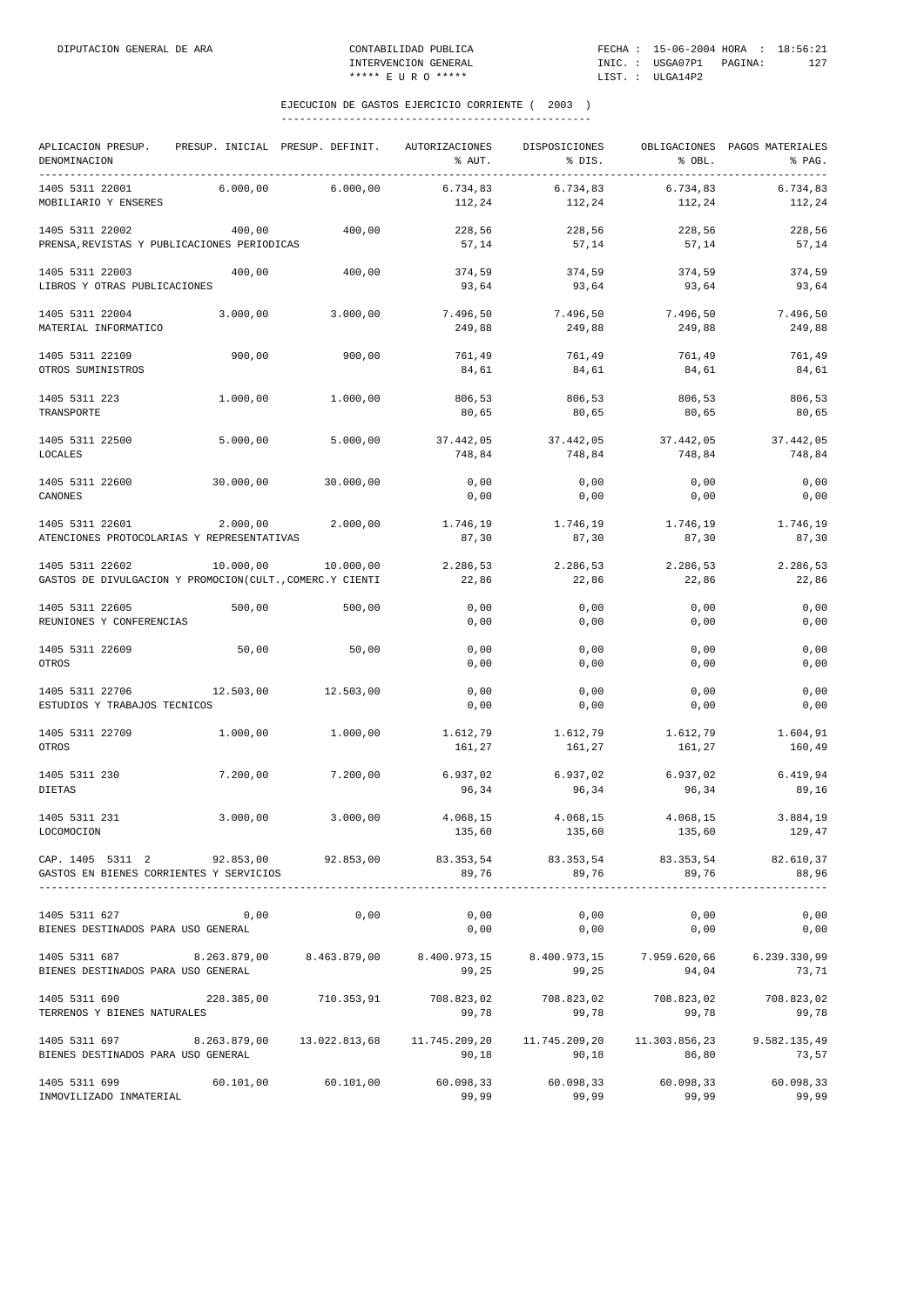DIPUTACION GENERAL DE ARA — CONTABILIDAD PUBLICA — INTERVENCION GENERAL — ***** E U R O ***** — FECHA : 15-06-2004 HORA : 18:56:21 — INIC. : USGA07P1 — LIST. : ULGA14P2

## EJECUCION DE GASTOS EJERCICIO CORRIENTE ( 2003 )

| APLICACION PRESUP. DENOMINACION | PRESUP. INICIAL | PRESUP. DEFINIT. | AUTORIZACIONES % AUT. | DISPOSICIONES % DIS. | OBLIGACIONES % OBL. | PAGOS MATERIALES % PAG. |
|---|---|---|---|---|---|---|
| 1405 5311 22001 MOBILIARIO Y ENSERES | 6.000,00 | 6.000,00 | 6.734,83 / 112,24 | 6.734,83 / 112,24 | 6.734,83 / 112,24 | 6.734,83 / 112,24 |
| 1405 5311 22002 PRENSA,REVISTAS Y PUBLICACIONES PERIODICAS | 400,00 | 400,00 | 228,56 / 57,14 | 228,56 / 57,14 | 228,56 / 57,14 | 228,56 / 57,14 |
| 1405 5311 22003 LIBROS Y OTRAS PUBLICACIONES | 400,00 | 400,00 | 374,59 / 93,64 | 374,59 / 93,64 | 374,59 / 93,64 | 374,59 / 93,64 |
| 1405 5311 22004 MATERIAL INFORMATICO | 3.000,00 | 3.000,00 | 7.496,50 / 249,88 | 7.496,50 / 249,88 | 7.496,50 / 249,88 | 7.496,50 / 249,88 |
| 1405 5311 22109 OTROS SUMINISTROS | 900,00 | 900,00 | 761,49 / 84,61 | 761,49 / 84,61 | 761,49 / 84,61 | 761,49 / 84,61 |
| 1405 5311 223 TRANSPORTE | 1.000,00 | 1.000,00 | 806,53 / 80,65 | 806,53 / 80,65 | 806,53 / 80,65 | 806,53 / 80,65 |
| 1405 5311 22500 LOCALES | 5.000,00 | 5.000,00 | 37.442,05 / 748,84 | 37.442,05 / 748,84 | 37.442,05 / 748,84 | 37.442,05 / 748,84 |
| 1405 5311 22600 CANONES | 30.000,00 | 30.000,00 | 0,00 / 0,00 | 0,00 / 0,00 | 0,00 / 0,00 | 0,00 / 0,00 |
| 1405 5311 22601 ATENCIONES PROTOCOLARIAS Y REPRESENTATIVAS | 2.000,00 | 2.000,00 | 1.746,19 / 87,30 | 1.746,19 / 87,30 | 1.746,19 / 87,30 | 1.746,19 / 87,30 |
| 1405 5311 22602 GASTOS DE DIVULGACION Y PROMOCION(CULT.,COMERC.Y CIENTI | 10.000,00 | 10.000,00 | 2.286,53 / 22,86 | 2.286,53 / 22,86 | 2.286,53 / 22,86 | 2.286,53 / 22,86 |
| 1405 5311 22605 REUNIONES Y CONFERENCIAS | 500,00 | 500,00 | 0,00 / 0,00 | 0,00 / 0,00 | 0,00 / 0,00 | 0,00 / 0,00 |
| 1405 5311 22609 OTROS | 50,00 | 50,00 | 0,00 / 0,00 | 0,00 / 0,00 | 0,00 / 0,00 | 0,00 / 0,00 |
| 1405 5311 22706 ESTUDIOS Y TRABAJOS TECNICOS | 12.503,00 | 12.503,00 | 0,00 / 0,00 | 0,00 / 0,00 | 0,00 / 0,00 | 0,00 / 0,00 |
| 1405 5311 22709 OTROS | 1.000,00 | 1.000,00 | 1.612,79 / 161,27 | 1.612,79 / 161,27 | 1.612,79 / 161,27 | 1.604,91 / 160,49 |
| 1405 5311 230 DIETAS | 7.200,00 | 7.200,00 | 6.937,02 / 96,34 | 6.937,02 / 96,34 | 6.937,02 / 96,34 | 6.419,94 / 89,16 |
| 1405 5311 231 LOCOMOCION | 3.000,00 | 3.000,00 | 4.068,15 / 135,60 | 4.068,15 / 135,60 | 4.068,15 / 135,60 | 3.884,19 / 129,47 |
| CAP. 1405 5311 2 GASTOS EN BIENES CORRIENTES Y SERVICIOS | 92.853,00 | 92.853,00 | 83.353,54 / 89,76 | 83.353,54 / 89,76 | 83.353,54 / 89,76 | 82.610,37 / 88,96 |
| 1405 5311 627 BIENES DESTINADOS PARA USO GENERAL | 0,00 | 0,00 | 0,00 / 0,00 | 0,00 / 0,00 | 0,00 / 0,00 | 0,00 / 0,00 |
| 1405 5311 687 BIENES DESTINADOS PARA USO GENERAL | 8.263.879,00 | 8.463.879,00 | 8.400.973,15 / 99,25 | 8.400.973,15 / 99,25 | 7.959.620,66 / 94,04 | 6.239.330,99 / 73,71 |
| 1405 5311 690 TERRENOS Y BIENES NATURALES | 228.385,00 | 710.353,91 | 708.823,02 / 99,78 | 708.823,02 / 99,78 | 708.823,02 / 99,78 | 708.823,02 / 99,78 |
| 1405 5311 697 BIENES DESTINADOS PARA USO GENERAL | 8.263.879,00 | 13.022.813,68 | 11.745.209,20 / 90,18 | 11.745.209,20 / 90,18 | 11.303.856,23 / 86,80 | 9.582.135,49 / 73,57 |
| 1405 5311 699 INMOVILIZADO INMATERIAL | 60.101,00 | 60.101,00 | 60.098,33 / 99,99 | 60.098,33 / 99,99 | 60.098,33 / 99,99 | 60.098,33 / 99,99 |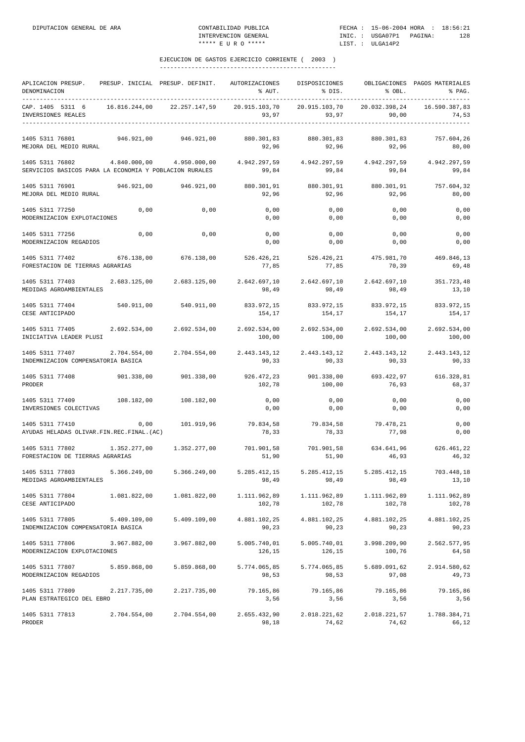## EJECUCION DE GASTOS EJERCICIO CORRIENTE ( 2003 )

| APLICACION PRESUP. DENOMINACION | PRESUP. INICIAL | PRESUP. DEFINIT. | AUTORIZACIONES % AUT. | DISPOSICIONES % DIS. | OBLIGACIONES % OBL. | PAGOS MATERIALES % PAG. |
|---|---|---|---|---|---|---|
| CAP. 1405 5311 6 INVERSIONES REALES | 16.816.244,00 | 22.257.147,59 | 20.915.103,70 93,97 | 20.915.103,70 93,97 | 20.032.398,24 90,00 | 16.590.387,83 74,53 |
| 1405 5311 76801 MEJORA DEL MEDIO RURAL | 946.921,00 | 946.921,00 | 880.301,83 92,96 | 880.301,83 92,96 | 880.301,83 92,96 | 757.604,26 80,00 |
| 1405 5311 76802 SERVICIOS BASICOS PARA LA ECONOMIA Y POBLACION RURALES | 4.840.000,00 | 4.950.000,00 | 4.942.297,59 99,84 | 4.942.297,59 99,84 | 4.942.297,59 99,84 | 4.942.297,59 99,84 |
| 1405 5311 76901 MEJORA DEL MEDIO RURAL | 946.921,00 | 946.921,00 | 880.301,91 92,96 | 880.301,91 92,96 | 880.301,91 92,96 | 757.604,32 80,00 |
| 1405 5311 77250 MODERNIZACION EXPLOTACIONES | 0,00 | 0,00 | 0,00 0,00 | 0,00 0,00 | 0,00 0,00 | 0,00 0,00 |
| 1405 5311 77256 MODERNIZACION REGADIOS | 0,00 | 0,00 | 0,00 0,00 | 0,00 0,00 | 0,00 0,00 | 0,00 0,00 |
| 1405 5311 77402 FORESTACION DE TIERRAS AGRARIAS | 676.138,00 | 676.138,00 | 526.426,21 77,85 | 526.426,21 77,85 | 475.981,70 70,39 | 469.846,13 69,48 |
| 1405 5311 77403 MEDIDAS AGROAMBIENTALES | 2.683.125,00 | 2.683.125,00 | 2.642.697,10 98,49 | 2.642.697,10 98,49 | 2.642.697,10 98,49 | 351.723,48 13,10 |
| 1405 5311 77404 CESE ANTICIPADO | 540.911,00 | 540.911,00 | 833.972,15 154,17 | 833.972,15 154,17 | 833.972,15 154,17 | 833.972,15 154,17 |
| 1405 5311 77405 INICIATIVA LEADER PLUSI | 2.692.534,00 | 2.692.534,00 | 2.692.534,00 100,00 | 2.692.534,00 100,00 | 2.692.534,00 100,00 | 2.692.534,00 100,00 |
| 1405 5311 77407 INDEMNIZACION COMPENSATORIA BASICA | 2.704.554,00 | 2.704.554,00 | 2.443.143,12 90,33 | 2.443.143,12 90,33 | 2.443.143,12 90,33 | 2.443.143,12 90,33 |
| 1405 5311 77408 PRODER | 901.338,00 | 901.338,00 | 926.472,23 102,78 | 901.338,00 100,00 | 693.422,97 76,93 | 616.328,81 68,37 |
| 1405 5311 77409 INVERSIONES COLECTIVAS | 108.182,00 | 108.182,00 | 0,00 0,00 | 0,00 0,00 | 0,00 0,00 | 0,00 0,00 |
| 1405 5311 77410 AYUDAS HELADAS OLIVAR.FIN.REC.FINAL.(AC) | 0,00 | 101.919,96 | 79.834,58 78,33 | 79.834,58 78,33 | 79.478,21 77,98 | 0,00 0,00 |
| 1405 5311 77802 FORESTACION DE TIERRAS AGRARIAS | 1.352.277,00 | 1.352.277,00 | 701.901,58 51,90 | 701.901,58 51,90 | 634.641,96 46,93 | 626.461,22 46,32 |
| 1405 5311 77803 MEDIDAS AGROAMBIENTALES | 5.366.249,00 | 5.366.249,00 | 5.285.412,15 98,49 | 5.285.412,15 98,49 | 5.285.412,15 98,49 | 703.448,18 13,10 |
| 1405 5311 77804 CESE ANTICIPADO | 1.081.822,00 | 1.081.822,00 | 1.111.962,89 102,78 | 1.111.962,89 102,78 | 1.111.962,89 102,78 | 1.111.962,89 102,78 |
| 1405 5311 77805 INDEMNIZACION COMPENSATORIA BASICA | 5.409.109,00 | 5.409.109,00 | 4.881.102,25 90,23 | 4.881.102,25 90,23 | 4.881.102,25 90,23 | 4.881.102,25 90,23 |
| 1405 5311 77806 MODERNIZACION EXPLOTACIONES | 3.967.882,00 | 3.967.882,00 | 5.005.740,01 126,15 | 5.005.740,01 126,15 | 3.998.209,90 100,76 | 2.562.577,95 64,58 |
| 1405 5311 77807 MODERNIZACION REGADIOS | 5.859.868,00 | 5.859.868,00 | 5.774.065,85 98,53 | 5.774.065,85 98,53 | 5.689.091,62 97,08 | 2.914.580,62 49,73 |
| 1405 5311 77809 PLAN ESTRATEGICO DEL EBRO | 2.217.735,00 | 2.217.735,00 | 79.165,86 3,56 | 79.165,86 3,56 | 79.165,86 3,56 | 79.165,86 3,56 |
| 1405 5311 77813 PRODER | 2.704.554,00 | 2.704.554,00 | 2.655.432,90 98,18 | 2.018.221,62 74,62 | 2.018.221,57 74,62 | 1.788.384,71 66,12 |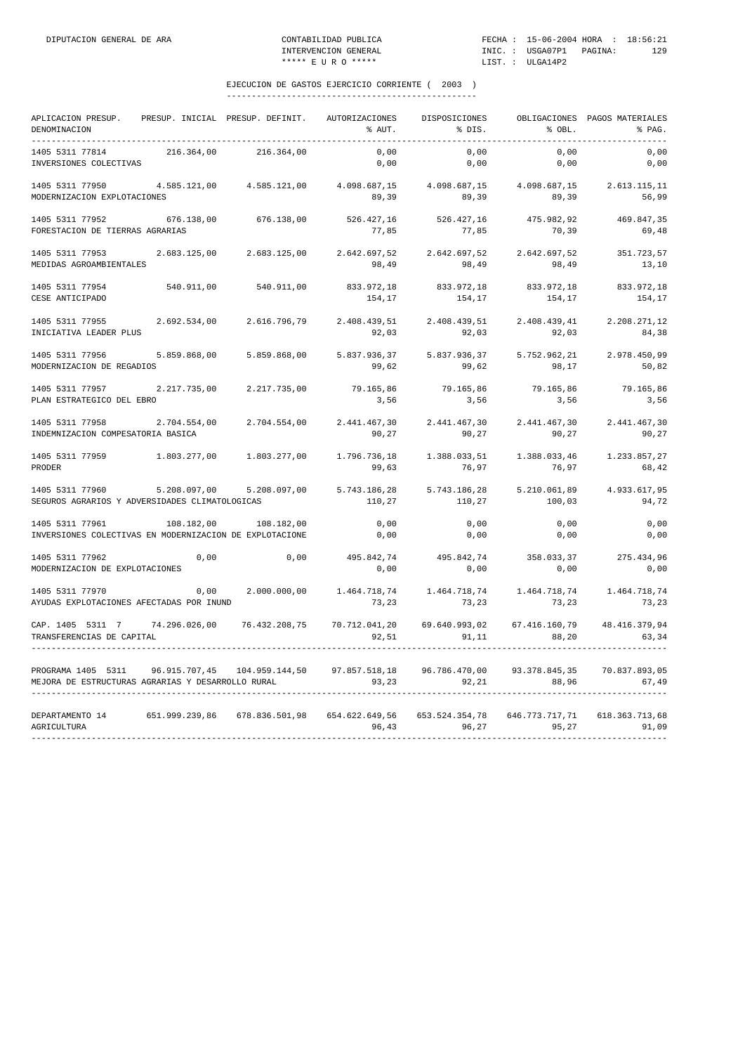EJECUCION DE GASTOS EJERCICIO CORRIENTE ( 2003 )

| APLICACION PRESUP. DENOMINACION | PRESUP. INICIAL | PRESUP. DEFINIT. | AUTORIZACIONES % AUT. | DISPOSICIONES % DIS. | OBLIGACIONES % OBL. | PAGOS MATERIALES % PAG. |
|---|---|---|---|---|---|---|
| 1405 5311 77814 | 216.364,00 | 216.364,00 | 0,00 | 0,00 | 0,00 | 0,00 |
| INVERSIONES COLECTIVAS | | | 0,00 | 0,00 | 0,00 | 0,00 |
| 1405 5311 77950 | 4.585.121,00 | 4.585.121,00 | 4.098.687,15 | 4.098.687,15 | 4.098.687,15 | 2.613.115,11 |
| MODERNIZACION EXPLOTACIONES | | | 89,39 | 89,39 | 89,39 | 56,99 |
| 1405 5311 77952 | 676.138,00 | 676.138,00 | 526.427,16 | 526.427,16 | 475.982,92 | 469.847,35 |
| FORESTACION DE TIERRAS AGRARIAS | | | 77,85 | 77,85 | 70,39 | 69,48 |
| 1405 5311 77953 | 2.683.125,00 | 2.683.125,00 | 2.642.697,52 | 2.642.697,52 | 2.642.697,52 | 351.723,57 |
| MEDIDAS AGROAMBIENTALES | | | 98,49 | 98,49 | 98,49 | 13,10 |
| 1405 5311 77954 | 540.911,00 | 540.911,00 | 833.972,18 | 833.972,18 | 833.972,18 | 833.972,18 |
| CESE ANTICIPADO | | | 154,17 | 154,17 | 154,17 | 154,17 |
| 1405 5311 77955 | 2.692.534,00 | 2.616.796,79 | 2.408.439,51 | 2.408.439,51 | 2.408.439,41 | 2.208.271,12 |
| INICIATIVA LEADER PLUS | | | 92,03 | 92,03 | 92,03 | 84,38 |
| 1405 5311 77956 | 5.859.868,00 | 5.859.868,00 | 5.837.936,37 | 5.837.936,37 | 5.752.962,21 | 2.978.450,99 |
| MODERNIZACION DE REGADIOS | | | 99,62 | 99,62 | 98,17 | 50,82 |
| 1405 5311 77957 | 2.217.735,00 | 2.217.735,00 | 79.165,86 | 79.165,86 | 79.165,86 | 79.165,86 |
| PLAN ESTRATEGICO DEL EBRO | | | 3,56 | 3,56 | 3,56 | 3,56 |
| 1405 5311 77958 | 2.704.554,00 | 2.704.554,00 | 2.441.467,30 | 2.441.467,30 | 2.441.467,30 | 2.441.467,30 |
| INDEMNIZACION COMPESATORIA BASICA | | | 90,27 | 90,27 | 90,27 | 90,27 |
| 1405 5311 77959 | 1.803.277,00 | 1.803.277,00 | 1.796.736,18 | 1.388.033,51 | 1.388.033,46 | 1.233.857,27 |
| PRODER | | | 99,63 | 76,97 | 76,97 | 68,42 |
| 1405 5311 77960 | 5.208.097,00 | 5.208.097,00 | 5.743.186,28 | 5.743.186,28 | 5.210.061,89 | 4.933.617,95 |
| SEGUROS AGRARIOS Y ADVERSIDADES CLIMATOLOGICAS | | | 110,27 | 110,27 | 100,03 | 94,72 |
| 1405 5311 77961 | 108.182,00 | 108.182,00 | 0,00 | 0,00 | 0,00 | 0,00 |
| INVERSIONES COLECTIVAS EN MODERNIZACION DE EXPLOTACIONE | | | 0,00 | 0,00 | 0,00 | 0,00 |
| 1405 5311 77962 | 0,00 | 0,00 | 495.842,74 | 495.842,74 | 358.033,37 | 275.434,96 |
| MODERNIZACION DE EXPLOTACIONES | | | 0,00 | 0,00 | 0,00 | 0,00 |
| 1405 5311 77970 | 0,00 | 2.000.000,00 | 1.464.718,74 | 1.464.718,74 | 1.464.718,74 | 1.464.718,74 |
| AYUDAS EXPLOTACIONES AFECTADAS POR INUND | | | 73,23 | 73,23 | 73,23 | 73,23 |
| CAP. 1405 5311 7 | 74.296.026,00 | 76.432.208,75 | 70.712.041,20 | 69.640.993,02 | 67.416.160,79 | 48.416.379,94 |
| TRANSFERENCIAS DE CAPITAL | | | 92,51 | 91,11 | 88,20 | 63,34 |
| PROGRAMA 1405 5311 | 96.915.707,45 | 104.959.144,50 | 97.857.518,18 | 96.786.470,00 | 93.378.845,35 | 70.837.893,05 |
| MEJORA DE ESTRUCTURAS AGRARIAS Y DESARROLLO RURAL | | | 93,23 | 92,21 | 88,96 | 67,49 |
| DEPARTAMENTO 14 | 651.999.239,86 | 678.836.501,98 | 654.622.649,56 | 653.524.354,78 | 646.773.717,71 | 618.363.713,68 |
| AGRICULTURA | | | 96,43 | 96,27 | 95,27 | 91,09 |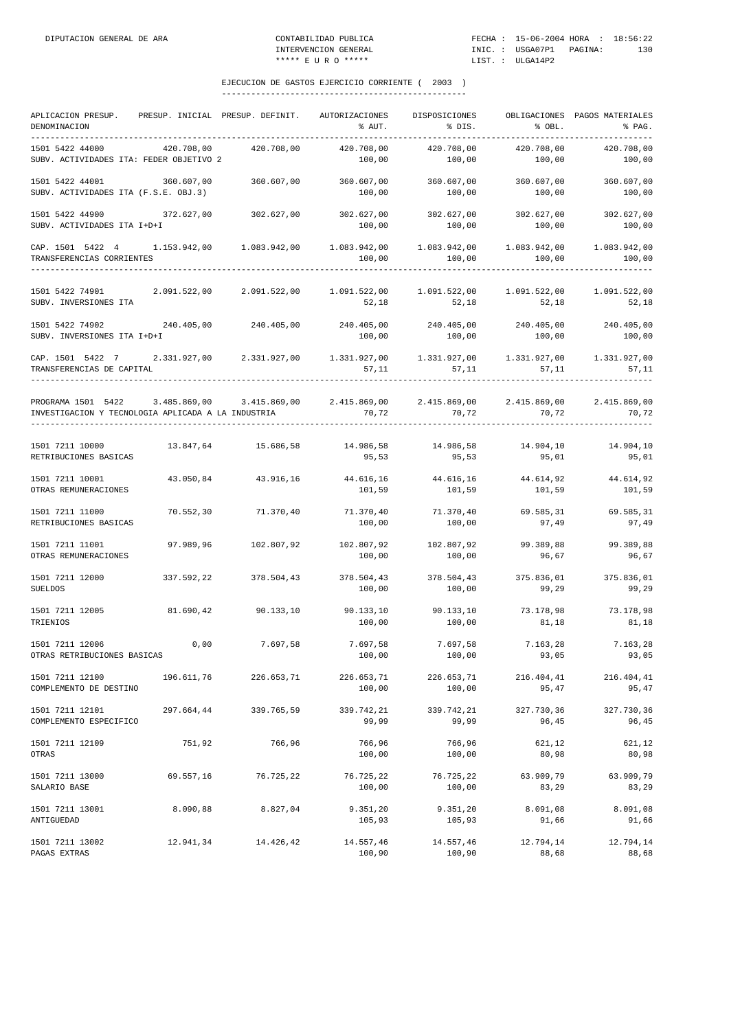## EJECUCION DE GASTOS EJERCICIO CORRIENTE ( 2003 )

| APLICACION PRESUP. DENOMINACION | PRESUP. INICIAL | PRESUP. DEFINIT. | AUTORIZACIONES % AUT. | DISPOSICIONES % DIS. | OBLIGACIONES % OBL. | PAGOS MATERIALES % PAG. |
|---|---|---|---|---|---|---|
| 1501 5422 44000 SUBV. ACTIVIDADES ITA: FEDER OBJETIVO 2 | 420.708,00 | 420.708,00 | 420.708,00 100,00 | 420.708,00 100,00 | 420.708,00 100,00 | 420.708,00 100,00 |
| 1501 5422 44001 SUBV. ACTIVIDADES ITA (F.S.E. OBJ.3) | 360.607,00 | 360.607,00 | 360.607,00 100,00 | 360.607,00 100,00 | 360.607,00 100,00 | 360.607,00 100,00 |
| 1501 5422 44900 SUBV. ACTIVIDADES ITA I+D+I | 372.627,00 | 302.627,00 | 302.627,00 100,00 | 302.627,00 100,00 | 302.627,00 100,00 | 302.627,00 100,00 |
| CAP. 1501 5422 4 TRANSFERENCIAS CORRIENTES | 1.153.942,00 | 1.083.942,00 | 1.083.942,00 100,00 | 1.083.942,00 100,00 | 1.083.942,00 100,00 | 1.083.942,00 100,00 |
| 1501 5422 74901 SUBV. INVERSIONES ITA | 2.091.522,00 | 2.091.522,00 | 1.091.522,00 52,18 | 1.091.522,00 52,18 | 1.091.522,00 52,18 | 1.091.522,00 52,18 |
| 1501 5422 74902 SUBV. INVERSIONES ITA I+D+I | 240.405,00 | 240.405,00 | 240.405,00 100,00 | 240.405,00 100,00 | 240.405,00 100,00 | 240.405,00 100,00 |
| CAP. 1501 5422 7 TRANSFERENCIAS DE CAPITAL | 2.331.927,00 | 2.331.927,00 | 1.331.927,00 57,11 | 1.331.927,00 57,11 | 1.331.927,00 57,11 | 1.331.927,00 57,11 |
| PROGRAMA 1501 5422 INVESTIGACION Y TECNOLOGIA APLICADA A LA INDUSTRIA | 3.485.869,00 | 3.415.869,00 | 2.415.869,00 70,72 | 2.415.869,00 70,72 | 2.415.869,00 70,72 | 2.415.869,00 70,72 |
| 1501 7211 10000 RETRIBUCIONES BASICAS | 13.847,64 | 15.686,58 | 14.986,58 95,53 | 14.986,58 95,53 | 14.904,10 95,01 | 14.904,10 95,01 |
| 1501 7211 10001 OTRAS REMUNERACIONES | 43.050,84 | 43.916,16 | 44.616,16 101,59 | 44.616,16 101,59 | 44.614,92 101,59 | 44.614,92 101,59 |
| 1501 7211 11000 RETRIBUCIONES BASICAS | 70.552,30 | 71.370,40 | 71.370,40 100,00 | 71.370,40 100,00 | 69.585,31 97,49 | 69.585,31 97,49 |
| 1501 7211 11001 OTRAS REMUNERACIONES | 97.989,96 | 102.807,92 | 102.807,92 100,00 | 102.807,92 100,00 | 99.389,88 96,67 | 99.389,88 96,67 |
| 1501 7211 12000 SUELDOS | 337.592,22 | 378.504,43 | 378.504,43 100,00 | 378.504,43 100,00 | 375.836,01 99,29 | 375.836,01 99,29 |
| 1501 7211 12005 TRIENIOS | 81.690,42 | 90.133,10 | 90.133,10 100,00 | 90.133,10 100,00 | 73.178,98 81,18 | 73.178,98 81,18 |
| 1501 7211 12006 OTRAS RETRIBUCIONES BASICAS | 0,00 | 7.697,58 | 7.697,58 100,00 | 7.697,58 100,00 | 7.163,28 93,05 | 7.163,28 93,05 |
| 1501 7211 12100 COMPLEMENTO DE DESTINO | 196.611,76 | 226.653,71 | 226.653,71 100,00 | 226.653,71 100,00 | 216.404,41 95,47 | 216.404,41 95,47 |
| 1501 7211 12101 COMPLEMENTO ESPECIFICO | 297.664,44 | 339.765,59 | 339.742,21 99,99 | 339.742,21 99,99 | 327.730,36 96,45 | 327.730,36 96,45 |
| 1501 7211 12109 OTRAS | 751,92 | 766,96 | 766,96 100,00 | 766,96 100,00 | 621,12 80,98 | 621,12 80,98 |
| 1501 7211 13000 SALARIO BASE | 69.557,16 | 76.725,22 | 76.725,22 100,00 | 76.725,22 100,00 | 63.909,79 83,29 | 63.909,79 83,29 |
| 1501 7211 13001 ANTIGUEDAD | 8.090,88 | 8.827,04 | 9.351,20 105,93 | 9.351,20 105,93 | 8.091,08 91,66 | 8.091,08 91,66 |
| 1501 7211 13002 PAGAS EXTRAS | 12.941,34 | 14.426,42 | 14.557,46 100,90 | 14.557,46 100,90 | 12.794,14 88,68 | 12.794,14 88,68 |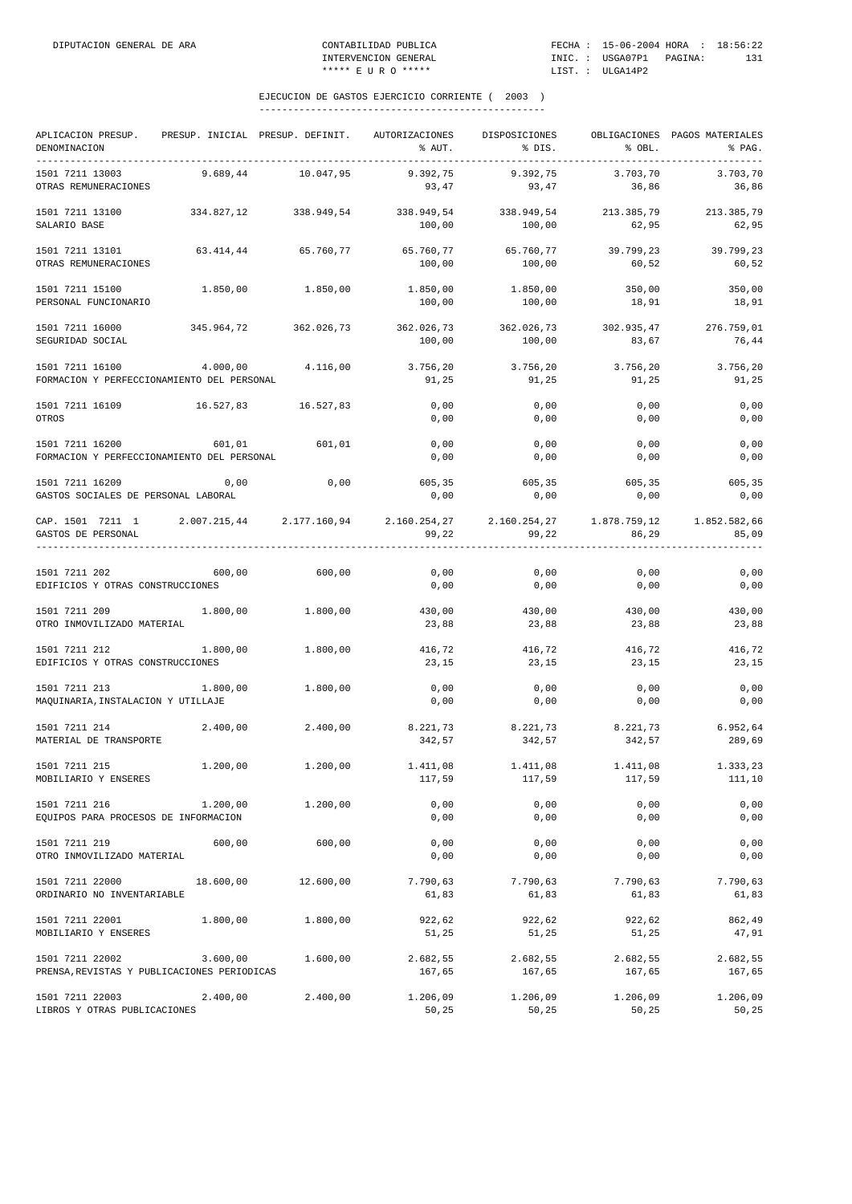EJECUCION DE GASTOS EJERCICIO CORRIENTE ( 2003 )

| APLICACION PRESUP. DENOMINACION | PRESUP. INICIAL | PRESUP. DEFINIT. | AUTORIZACIONES % AUT. | DISPOSICIONES % DIS. | OBLIGACIONES % OBL. | PAGOS MATERIALES % PAG. |
|---|---|---|---|---|---|---|
| 1501 7211 13003 OTRAS REMUNERACIONES | 9.689,44 | 10.047,95 | 9.392,75 93,47 | 9.392,75 93,47 | 3.703,70 36,86 | 3.703,70 36,86 |
| 1501 7211 13100 SALARIO BASE | 334.827,12 | 338.949,54 | 338.949,54 100,00 | 338.949,54 100,00 | 213.385,79 62,95 | 213.385,79 62,95 |
| 1501 7211 13101 OTRAS REMUNERACIONES | 63.414,44 | 65.760,77 | 65.760,77 100,00 | 65.760,77 100,00 | 39.799,23 60,52 | 39.799,23 60,52 |
| 1501 7211 15100 PERSONAL FUNCIONARIO | 1.850,00 | 1.850,00 | 1.850,00 100,00 | 1.850,00 100,00 | 350,00 18,91 | 350,00 18,91 |
| 1501 7211 16000 SEGURIDAD SOCIAL | 345.964,72 | 362.026,73 | 362.026,73 100,00 | 362.026,73 100,00 | 302.935,47 83,67 | 276.759,01 76,44 |
| 1501 7211 16100 FORMACION Y PERFECCIONAMIENTO DEL PERSONAL | 4.000,00 | 4.116,00 | 3.756,20 91,25 | 3.756,20 91,25 | 3.756,20 91,25 | 3.756,20 91,25 |
| 1501 7211 16109 OTROS | 16.527,83 | 16.527,83 | 0,00 0,00 | 0,00 0,00 | 0,00 0,00 | 0,00 0,00 |
| 1501 7211 16200 FORMACION Y PERFECCIONAMIENTO DEL PERSONAL | 601,01 | 601,01 | 0,00 0,00 | 0,00 0,00 | 0,00 0,00 | 0,00 0,00 |
| 1501 7211 16209 GASTOS SOCIALES DE PERSONAL LABORAL | 0,00 | 0,00 | 605,35 0,00 | 605,35 0,00 | 605,35 0,00 | 605,35 0,00 |
| CAP. 1501 7211 1 GASTOS DE PERSONAL | 2.007.215,44 | 2.177.160,94 | 2.160.254,27 99,22 | 2.160.254,27 99,22 | 1.878.759,12 86,29 | 1.852.582,66 85,09 |
| 1501 7211 202 EDIFICIOS Y OTRAS CONSTRUCCIONES | 600,00 | 600,00 | 0,00 0,00 | 0,00 0,00 | 0,00 0,00 | 0,00 0,00 |
| 1501 7211 209 OTRO INMOVILIZADO MATERIAL | 1.800,00 | 1.800,00 | 430,00 23,88 | 430,00 23,88 | 430,00 23,88 | 430,00 23,88 |
| 1501 7211 212 EDIFICIOS Y OTRAS CONSTRUCCIONES | 1.800,00 | 1.800,00 | 416,72 23,15 | 416,72 23,15 | 416,72 23,15 | 416,72 23,15 |
| 1501 7211 213 MAQUINARIA,INSTALACION Y UTILLAJE | 1.800,00 | 1.800,00 | 0,00 0,00 | 0,00 0,00 | 0,00 0,00 | 0,00 0,00 |
| 1501 7211 214 MATERIAL DE TRANSPORTE | 2.400,00 | 2.400,00 | 8.221,73 342,57 | 8.221,73 342,57 | 8.221,73 342,57 | 6.952,64 289,69 |
| 1501 7211 215 MOBILIARIO Y ENSERES | 1.200,00 | 1.200,00 | 1.411,08 117,59 | 1.411,08 117,59 | 1.411,08 117,59 | 1.333,23 111,10 |
| 1501 7211 216 EQUIPOS PARA PROCESOS DE INFORMACION | 1.200,00 | 1.200,00 | 0,00 0,00 | 0,00 0,00 | 0,00 0,00 | 0,00 0,00 |
| 1501 7211 219 OTRO INMOVILIZADO MATERIAL | 600,00 | 600,00 | 0,00 0,00 | 0,00 0,00 | 0,00 0,00 | 0,00 0,00 |
| 1501 7211 22000 ORDINARIO NO INVENTARIABLE | 18.600,00 | 12.600,00 | 7.790,63 61,83 | 7.790,63 61,83 | 7.790,63 61,83 | 7.790,63 61,83 |
| 1501 7211 22001 MOBILIARIO Y ENSERES | 1.800,00 | 1.800,00 | 922,62 51,25 | 922,62 51,25 | 922,62 51,25 | 862,49 47,91 |
| 1501 7211 22002 PRENSA,REVISTAS Y PUBLICACIONES PERIODICAS | 3.600,00 | 1.600,00 | 2.682,55 167,65 | 2.682,55 167,65 | 2.682,55 167,65 | 2.682,55 167,65 |
| 1501 7211 22003 LIBROS Y OTRAS PUBLICACIONES | 2.400,00 | 2.400,00 | 1.206,09 50,25 | 1.206,09 50,25 | 1.206,09 50,25 | 1.206,09 50,25 |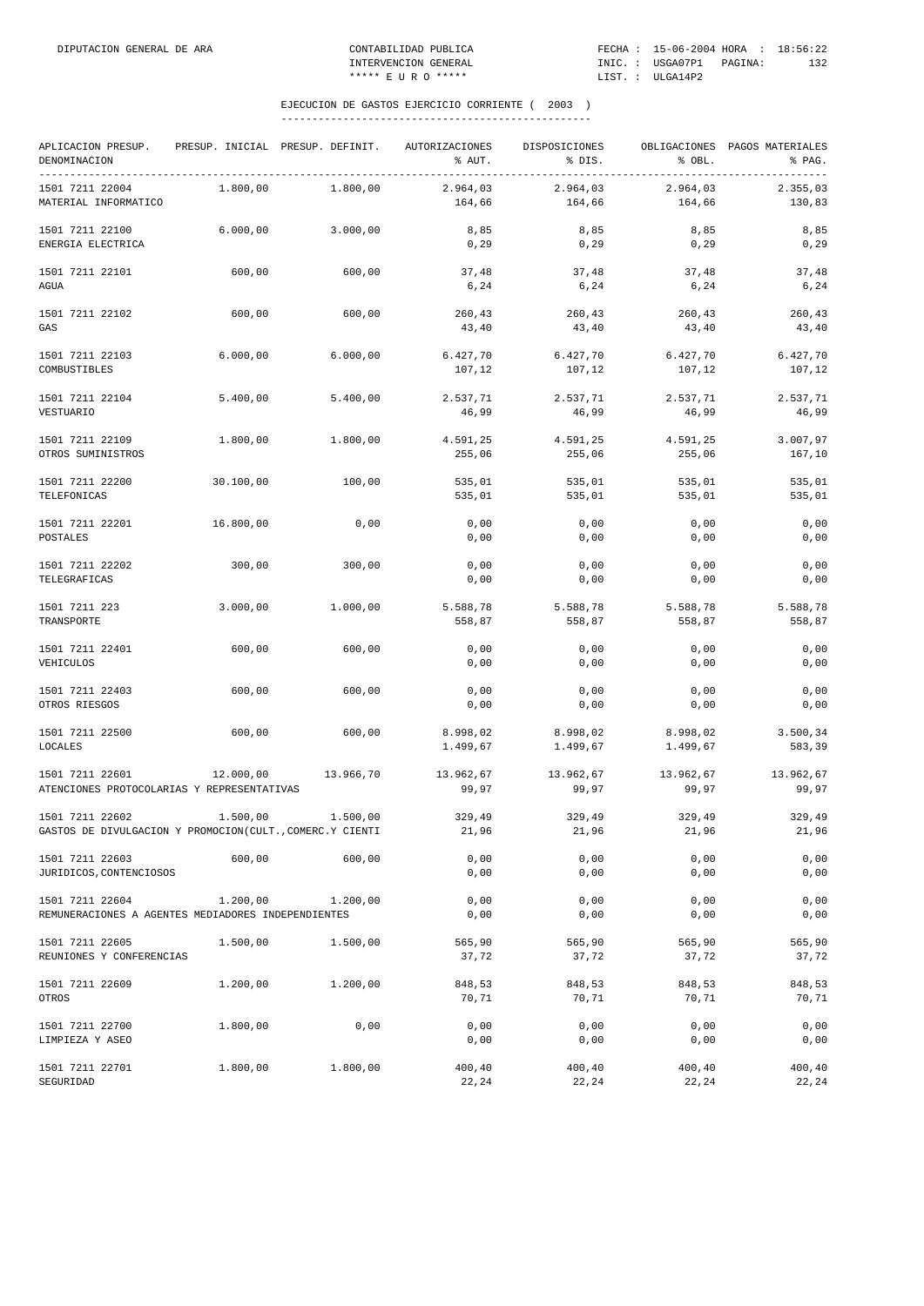## EJECUCION DE GASTOS EJERCICIO CORRIENTE ( 2003 )

| APLICACION PRESUP. DENOMINACION | PRESUP. INICIAL | PRESUP. DEFINIT. | AUTORIZACIONES % AUT. | DISPOSICIONES % DIS. | OBLIGACIONES % OBL. | PAGOS MATERIALES % PAG. |
|---|---|---|---|---|---|---|
| 1501 7211 22004 MATERIAL INFORMATICO | 1.800,00 | 1.800,00 | 2.964,03 164,66 | 2.964,03 164,66 | 2.964,03 164,66 | 2.355,03 130,83 |
| 1501 7211 22100 ENERGIA ELECTRICA | 6.000,00 | 3.000,00 | 8,85 0,29 | 8,85 0,29 | 8,85 0,29 | 8,85 0,29 |
| 1501 7211 22101 AGUA | 600,00 | 600,00 | 37,48 6,24 | 37,48 6,24 | 37,48 6,24 | 37,48 6,24 |
| 1501 7211 22102 GAS | 600,00 | 600,00 | 260,43 43,40 | 260,43 43,40 | 260,43 43,40 | 260,43 43,40 |
| 1501 7211 22103 COMBUSTIBLES | 6.000,00 | 6.000,00 | 6.427,70 107,12 | 6.427,70 107,12 | 6.427,70 107,12 | 6.427,70 107,12 |
| 1501 7211 22104 VESTUARIO | 5.400,00 | 5.400,00 | 2.537,71 46,99 | 2.537,71 46,99 | 2.537,71 46,99 | 2.537,71 46,99 |
| 1501 7211 22109 OTROS SUMINISTROS | 1.800,00 | 1.800,00 | 4.591,25 255,06 | 4.591,25 255,06 | 4.591,25 255,06 | 3.007,97 167,10 |
| 1501 7211 22200 TELEFONICAS | 30.100,00 | 100,00 | 535,01 535,01 | 535,01 535,01 | 535,01 535,01 | 535,01 535,01 |
| 1501 7211 22201 POSTALES | 16.800,00 | 0,00 | 0,00 0,00 | 0,00 0,00 | 0,00 0,00 | 0,00 0,00 |
| 1501 7211 22202 TELEGRAFICAS | 300,00 | 300,00 | 0,00 0,00 | 0,00 0,00 | 0,00 0,00 | 0,00 0,00 |
| 1501 7211 223 TRANSPORTE | 3.000,00 | 1.000,00 | 5.588,78 558,87 | 5.588,78 558,87 | 5.588,78 558,87 | 5.588,78 558,87 |
| 1501 7211 22401 VEHICULOS | 600,00 | 600,00 | 0,00 0,00 | 0,00 0,00 | 0,00 0,00 | 0,00 0,00 |
| 1501 7211 22403 OTROS RIESGOS | 600,00 | 600,00 | 0,00 0,00 | 0,00 0,00 | 0,00 0,00 | 0,00 0,00 |
| 1501 7211 22500 LOCALES | 600,00 | 600,00 | 8.998,02 1.499,67 | 8.998,02 1.499,67 | 8.998,02 1.499,67 | 3.500,34 583,39 |
| 1501 7211 22601 ATENCIONES PROTOCOLARIAS Y REPRESENTATIVAS | 12.000,00 | 13.966,70 | 13.962,67 99,97 | 13.962,67 99,97 | 13.962,67 99,97 | 13.962,67 99,97 |
| 1501 7211 22602 GASTOS DE DIVULGACION Y PROMOCION(CULT.,COMERC.Y CIENTI | 1.500,00 | 1.500,00 | 329,49 21,96 | 329,49 21,96 | 329,49 21,96 | 329,49 21,96 |
| 1501 7211 22603 JURIDICOS,CONTENCIOSOS | 600,00 | 600,00 | 0,00 0,00 | 0,00 0,00 | 0,00 0,00 | 0,00 0,00 |
| 1501 7211 22604 REMUNERACIONES A AGENTES MEDIADORES INDEPENDIENTES | 1.200,00 | 1.200,00 | 0,00 0,00 | 0,00 0,00 | 0,00 0,00 | 0,00 0,00 |
| 1501 7211 22605 REUNIONES Y CONFERENCIAS | 1.500,00 | 1.500,00 | 565,90 37,72 | 565,90 37,72 | 565,90 37,72 | 565,90 37,72 |
| 1501 7211 22609 OTROS | 1.200,00 | 1.200,00 | 848,53 70,71 | 848,53 70,71 | 848,53 70,71 | 848,53 70,71 |
| 1501 7211 22700 LIMPIEZA Y ASEO | 1.800,00 | 0,00 | 0,00 0,00 | 0,00 0,00 | 0,00 0,00 | 0,00 0,00 |
| 1501 7211 22701 SEGURIDAD | 1.800,00 | 1.800,00 | 400,40 22,24 | 400,40 22,24 | 400,40 22,24 | 400,40 22,24 |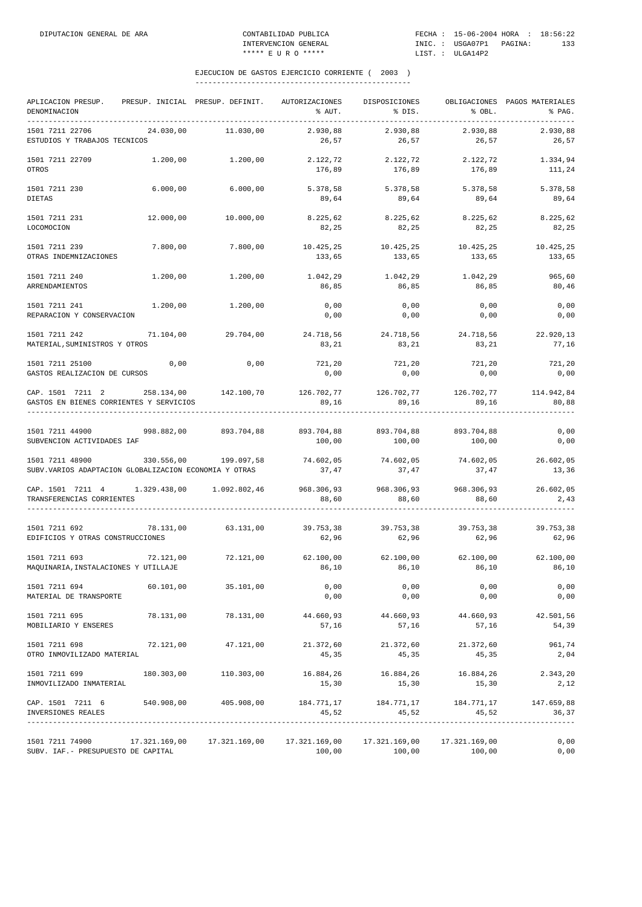EJECUCION DE GASTOS EJERCICIO CORRIENTE ( 2003 )

| APLICACION PRESUP. DENOMINACION | PRESUP. INICIAL | PRESUP. DEFINIT. | AUTORIZACIONES % AUT. | DISPOSICIONES % DIS. | OBLIGACIONES % OBL. | PAGOS MATERIALES % PAG. |
|---|---|---|---|---|---|---|
| 1501 7211 22706 ESTUDIOS Y TRABAJOS TECNICOS | 24.030,00 | 11.030,00 | 2.930,88 26,57 | 2.930,88 26,57 | 2.930,88 26,57 | 2.930,88 26,57 |
| 1501 7211 22709 OTROS | 1.200,00 | 1.200,00 | 2.122,72 176,89 | 2.122,72 176,89 | 2.122,72 176,89 | 1.334,94 111,24 |
| 1501 7211 230 DIETAS | 6.000,00 | 6.000,00 | 5.378,58 89,64 | 5.378,58 89,64 | 5.378,58 89,64 | 5.378,58 89,64 |
| 1501 7211 231 LOCOMOCION | 12.000,00 | 10.000,00 | 8.225,62 82,25 | 8.225,62 82,25 | 8.225,62 82,25 | 8.225,62 82,25 |
| 1501 7211 239 OTRAS INDEMNIZACIONES | 7.800,00 | 7.800,00 | 10.425,25 133,65 | 10.425,25 133,65 | 10.425,25 133,65 | 10.425,25 133,65 |
| 1501 7211 240 ARRENDAMIENTOS | 1.200,00 | 1.200,00 | 1.042,29 86,85 | 1.042,29 86,85 | 1.042,29 86,85 | 965,60 80,46 |
| 1501 7211 241 REPARACION Y CONSERVACION | 1.200,00 | 1.200,00 | 0,00 0,00 | 0,00 0,00 | 0,00 0,00 | 0,00 0,00 |
| 1501 7211 242 MATERIAL,SUMINISTROS Y OTROS | 71.104,00 | 29.704,00 | 24.718,56 83,21 | 24.718,56 83,21 | 24.718,56 83,21 | 22.920,13 77,16 |
| 1501 7211 25100 GASTOS REALIZACION DE CURSOS | 0,00 | 0,00 | 721,20 0,00 | 721,20 0,00 | 721,20 0,00 | 721,20 0,00 |
| CAP. 1501 7211 2 GASTOS EN BIENES CORRIENTES Y SERVICIOS | 258.134,00 | 142.100,70 | 126.702,77 89,16 | 126.702,77 89,16 | 126.702,77 89,16 | 114.942,84 80,88 |
| 1501 7211 44900 SUBVENCION ACTIVIDADES IAF | 998.882,00 | 893.704,88 | 893.704,88 100,00 | 893.704,88 100,00 | 893.704,88 100,00 | 0,00 0,00 |
| 1501 7211 48900 SUBV.VARIOS ADAPTACION GLOBALIZACION ECONOMIA Y OTRAS | 330.556,00 | 199.097,58 | 74.602,05 37,47 | 74.602,05 37,47 | 74.602,05 37,47 | 26.602,05 13,36 |
| CAP. 1501 7211 4 TRANSFERENCIAS CORRIENTES | 1.329.438,00 | 1.092.802,46 | 968.306,93 88,60 | 968.306,93 88,60 | 968.306,93 88,60 | 26.602,05 2,43 |
| 1501 7211 692 EDIFICIOS Y OTRAS CONSTRUCCIONES | 78.131,00 | 63.131,00 | 39.753,38 62,96 | 39.753,38 62,96 | 39.753,38 62,96 | 39.753,38 62,96 |
| 1501 7211 693 MAQUINARIA,INSTALACIONES Y UTILLAJE | 72.121,00 | 72.121,00 | 62.100,00 86,10 | 62.100,00 86,10 | 62.100,00 86,10 | 62.100,00 86,10 |
| 1501 7211 694 MATERIAL DE TRANSPORTE | 60.101,00 | 35.101,00 | 0,00 0,00 | 0,00 0,00 | 0,00 0,00 | 0,00 0,00 |
| 1501 7211 695 MOBILIARIO Y ENSERES | 78.131,00 | 78.131,00 | 44.660,93 57,16 | 44.660,93 57,16 | 44.660,93 57,16 | 42.501,56 54,39 |
| 1501 7211 698 OTRO INMOVILIZADO MATERIAL | 72.121,00 | 47.121,00 | 21.372,60 45,35 | 21.372,60 45,35 | 21.372,60 45,35 | 961,74 2,04 |
| 1501 7211 699 INMOVILIZADO INMATERIAL | 180.303,00 | 110.303,00 | 16.884,26 15,30 | 16.884,26 15,30 | 16.884,26 15,30 | 2.343,20 2,12 |
| CAP. 1501 7211 6 INVERSIONES REALES | 540.908,00 | 405.908,00 | 184.771,17 45,52 | 184.771,17 45,52 | 184.771,17 45,52 | 147.659,88 36,37 |
| 1501 7211 74900 SUBV. IAF.- PRESUPUESTO DE CAPITAL | 17.321.169,00 | 17.321.169,00 | 17.321.169,00 100,00 | 17.321.169,00 100,00 | 17.321.169,00 100,00 | 0,00 0,00 |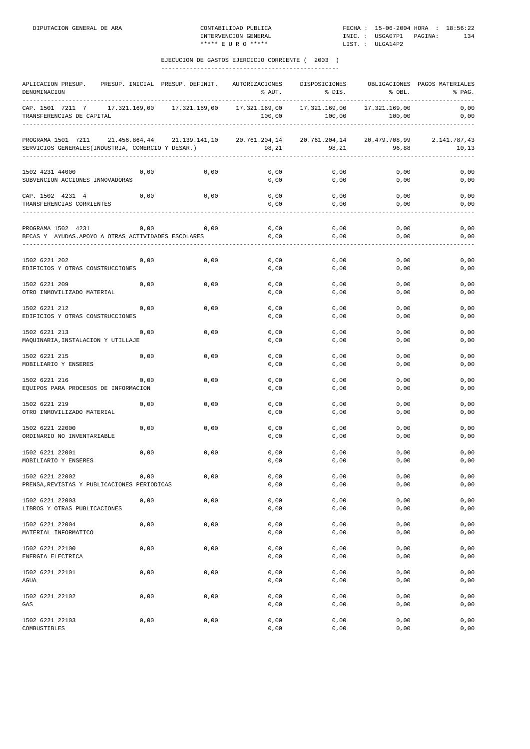## EJECUCION DE GASTOS EJERCICIO CORRIENTE ( 2003 )

| APLICACION PRESUP. DENOMINACION | PRESUP. INICIAL | PRESUP. DEFINIT. | AUTORIZACIONES % AUT. | DISPOSICIONES % DIS. | OBLIGACIONES % OBL. | PAGOS MATERIALES % PAG. |
|---|---|---|---|---|---|---|
| CAP. 1501 7211 7 TRANSFERENCIAS DE CAPITAL | 17.321.169,00 | 17.321.169,00 | 17.321.169,00 100,00 | 17.321.169,00 100,00 | 17.321.169,00 100,00 | 0,00 0,00 |
| PROGRAMA 1501 7211 SERVICIOS GENERALES(INDUSTRIA, COMERCIO Y DESAR.) | 21.456.864,44 | 21.139.141,10 | 20.761.204,14 98,21 | 20.761.204,14 98,21 | 20.479.708,99 96,88 | 2.141.787,43 10,13 |
| 1502 4231 44000 SUBVENCION ACCIONES INNOVADORAS | 0,00 | 0,00 | 0,00 0,00 | 0,00 0,00 | 0,00 0,00 | 0,00 0,00 |
| CAP. 1502 4231 4 TRANSFERENCIAS CORRIENTES | 0,00 | 0,00 | 0,00 0,00 | 0,00 0,00 | 0,00 0,00 | 0,00 0,00 |
| PROGRAMA 1502 4231 BECAS Y AYUDAS.APOYO A OTRAS ACTIVIDADES ESCOLARES | 0,00 | 0,00 | 0,00 0,00 | 0,00 0,00 | 0,00 0,00 | 0,00 0,00 |
| 1502 6221 202 EDIFICIOS Y OTRAS CONSTRUCCIONES | 0,00 | 0,00 | 0,00 0,00 | 0,00 0,00 | 0,00 0,00 | 0,00 0,00 |
| 1502 6221 209 OTRO INMOVILIZADO MATERIAL | 0,00 | 0,00 | 0,00 0,00 | 0,00 0,00 | 0,00 0,00 | 0,00 0,00 |
| 1502 6221 212 EDIFICIOS Y OTRAS CONSTRUCCIONES | 0,00 | 0,00 | 0,00 0,00 | 0,00 0,00 | 0,00 0,00 | 0,00 0,00 |
| 1502 6221 213 MAQUINARIA,INSTALACION Y UTILLAJE | 0,00 | 0,00 | 0,00 0,00 | 0,00 0,00 | 0,00 0,00 | 0,00 0,00 |
| 1502 6221 215 MOBILIARIO Y ENSERES | 0,00 | 0,00 | 0,00 0,00 | 0,00 0,00 | 0,00 0,00 | 0,00 0,00 |
| 1502 6221 216 EQUIPOS PARA PROCESOS DE INFORMACION | 0,00 | 0,00 | 0,00 0,00 | 0,00 0,00 | 0,00 0,00 | 0,00 0,00 |
| 1502 6221 219 OTRO INMOVILIZADO MATERIAL | 0,00 | 0,00 | 0,00 0,00 | 0,00 0,00 | 0,00 0,00 | 0,00 0,00 |
| 1502 6221 22000 ORDINARIO NO INVENTARIABLE | 0,00 | 0,00 | 0,00 0,00 | 0,00 0,00 | 0,00 0,00 | 0,00 0,00 |
| 1502 6221 22001 MOBILIARIO Y ENSERES | 0,00 | 0,00 | 0,00 0,00 | 0,00 0,00 | 0,00 0,00 | 0,00 0,00 |
| 1502 6221 22002 PRENSA,REVISTAS Y PUBLICACIONES PERIODICAS | 0,00 | 0,00 | 0,00 0,00 | 0,00 0,00 | 0,00 0,00 | 0,00 0,00 |
| 1502 6221 22003 LIBROS Y OTRAS PUBLICACIONES | 0,00 | 0,00 | 0,00 0,00 | 0,00 0,00 | 0,00 0,00 | 0,00 0,00 |
| 1502 6221 22004 MATERIAL INFORMATICO | 0,00 | 0,00 | 0,00 0,00 | 0,00 0,00 | 0,00 0,00 | 0,00 0,00 |
| 1502 6221 22100 ENERGIA ELECTRICA | 0,00 | 0,00 | 0,00 0,00 | 0,00 0,00 | 0,00 0,00 | 0,00 0,00 |
| 1502 6221 22101 AGUA | 0,00 | 0,00 | 0,00 0,00 | 0,00 0,00 | 0,00 0,00 | 0,00 0,00 |
| 1502 6221 22102 GAS | 0,00 | 0,00 | 0,00 0,00 | 0,00 0,00 | 0,00 0,00 | 0,00 0,00 |
| 1502 6221 22103 COMBUSTIBLES | 0,00 | 0,00 | 0,00 0,00 | 0,00 0,00 | 0,00 0,00 | 0,00 0,00 |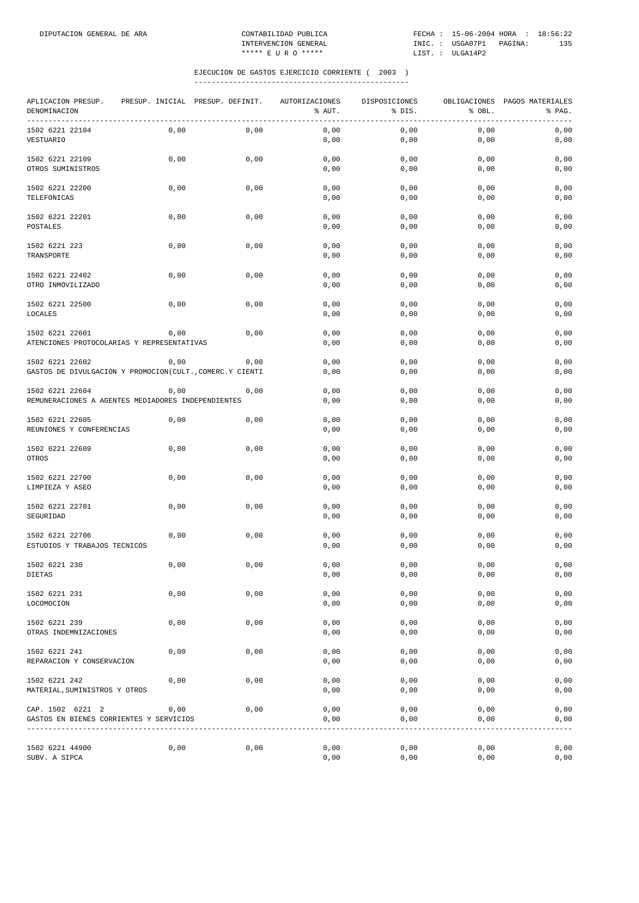DIPUTACION GENERAL DE ARA | CONTABILIDAD PUBLICA | FECHA : 15-06-2004 HORA : 18:56:22
INTERVENCION GENERAL | INC. : USGA07P1 PAGINA: 135
***** E U R O ***** | LIST. : ULGA14P2

## EJECUCION DE GASTOS EJERCICIO CORRIENTE ( 2003 )

| APLICACION PRESUP. DENOMINACION | PRESUP. INICIAL | PRESUP. DEFINIT. | AUTORIZACIONES % AUT. | DISPOSICIONES % DIS. | OBLIGACIONES % OBL. | PAGOS MATERIALES % PAG. |
|---|---|---|---|---|---|---|
| 1502 6221 22104 VESTUARIO | 0,00 | 0,00 | 0,00 / 0,00 | 0,00 / 0,00 | 0,00 / 0,00 | 0,00 / 0,00 |
| 1502 6221 22109 OTROS SUMINISTROS | 0,00 | 0,00 | 0,00 / 0,00 | 0,00 / 0,00 | 0,00 / 0,00 | 0,00 / 0,00 |
| 1502 6221 22200 TELEFONICAS | 0,00 | 0,00 | 0,00 / 0,00 | 0,00 / 0,00 | 0,00 / 0,00 | 0,00 / 0,00 |
| 1502 6221 22201 POSTALES | 0,00 | 0,00 | 0,00 / 0,00 | 0,00 / 0,00 | 0,00 / 0,00 | 0,00 / 0,00 |
| 1502 6221 223 TRANSPORTE | 0,00 | 0,00 | 0,00 / 0,00 | 0,00 / 0,00 | 0,00 / 0,00 | 0,00 / 0,00 |
| 1502 6221 22402 OTRO INMOVILIZADO | 0,00 | 0,00 | 0,00 / 0,00 | 0,00 / 0,00 | 0,00 / 0,00 | 0,00 / 0,00 |
| 1502 6221 22500 LOCALES | 0,00 | 0,00 | 0,00 / 0,00 | 0,00 / 0,00 | 0,00 / 0,00 | 0,00 / 0,00 |
| 1502 6221 22601 ATENCIONES PROTOCOLARIAS Y REPRESENTATIVAS | 0,00 | 0,00 | 0,00 / 0,00 | 0,00 / 0,00 | 0,00 / 0,00 | 0,00 / 0,00 |
| 1502 6221 22602 GASTOS DE DIVULGACION Y PROMOCION(CULT.,COMERC.Y CIENTI | 0,00 | 0,00 | 0,00 / 0,00 | 0,00 / 0,00 | 0,00 / 0,00 | 0,00 / 0,00 |
| 1502 6221 22604 REMUNERACIONES A AGENTES MEDIADORES INDEPENDIENTES | 0,00 | 0,00 | 0,00 / 0,00 | 0,00 / 0,00 | 0,00 / 0,00 | 0,00 / 0,00 |
| 1502 6221 22605 REUNIONES Y CONFERENCIAS | 0,00 | 0,00 | 0,00 / 0,00 | 0,00 / 0,00 | 0,00 / 0,00 | 0,00 / 0,00 |
| 1502 6221 22609 OTROS | 0,00 | 0,00 | 0,00 / 0,00 | 0,00 / 0,00 | 0,00 / 0,00 | 0,00 / 0,00 |
| 1502 6221 22700 LIMPIEZA Y ASEO | 0,00 | 0,00 | 0,00 / 0,00 | 0,00 / 0,00 | 0,00 / 0,00 | 0,00 / 0,00 |
| 1502 6221 22701 SEGURIDAD | 0,00 | 0,00 | 0,00 / 0,00 | 0,00 / 0,00 | 0,00 / 0,00 | 0,00 / 0,00 |
| 1502 6221 22706 ESTUDIOS Y TRABAJOS TECNICOS | 0,00 | 0,00 | 0,00 / 0,00 | 0,00 / 0,00 | 0,00 / 0,00 | 0,00 / 0,00 |
| 1502 6221 230 DIETAS | 0,00 | 0,00 | 0,00 / 0,00 | 0,00 / 0,00 | 0,00 / 0,00 | 0,00 / 0,00 |
| 1502 6221 231 LOCOMOCION | 0,00 | 0,00 | 0,00 / 0,00 | 0,00 / 0,00 | 0,00 / 0,00 | 0,00 / 0,00 |
| 1502 6221 239 OTRAS INDEMNIZACIONES | 0,00 | 0,00 | 0,00 / 0,00 | 0,00 / 0,00 | 0,00 / 0,00 | 0,00 / 0,00 |
| 1502 6221 241 REPARACION Y CONSERVACION | 0,00 | 0,00 | 0,00 / 0,00 | 0,00 / 0,00 | 0,00 / 0,00 | 0,00 / 0,00 |
| 1502 6221 242 MATERIAL,SUMINISTROS Y OTROS | 0,00 | 0,00 | 0,00 / 0,00 | 0,00 / 0,00 | 0,00 / 0,00 | 0,00 / 0,00 |
| CAP. 1502 6221 2 GASTOS EN BIENES CORRIENTES Y SERVICIOS | 0,00 | 0,00 | 0,00 / 0,00 | 0,00 / 0,00 | 0,00 / 0,00 | 0,00 / 0,00 |
| 1502 6221 44900 SUBV. A SIPCA | 0,00 | 0,00 | 0,00 / 0,00 | 0,00 / 0,00 | 0,00 / 0,00 | 0,00 / 0,00 |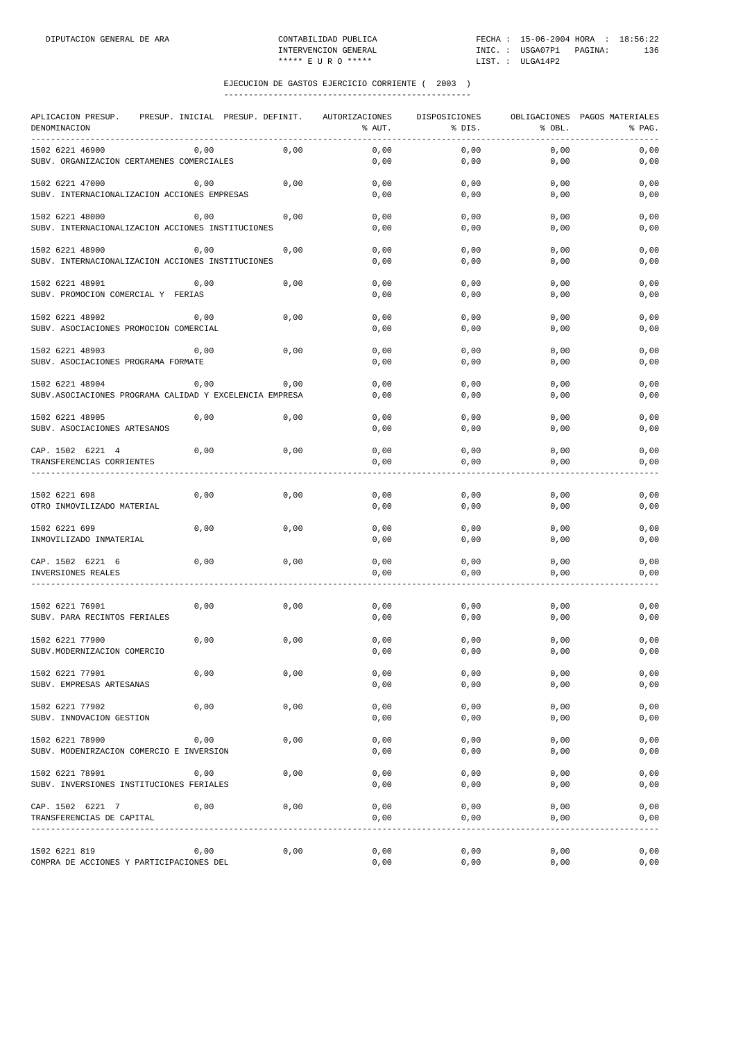EJECUCION DE GASTOS EJERCICIO CORRIENTE ( 2003 )

| APLICACION PRESUP. DENOMINACION | PRESUP. INICIAL | PRESUP. DEFINIT. | AUTORIZACIONES % AUT. | DISPOSICIONES % DIS. | OBLIGACIONES % OBL. | PAGOS MATERIALES % PAG. |
|---|---|---|---|---|---|---|
| 1502 6221 46900 | 0,00 | 0,00 | 0,00 | 0,00 | 0,00 | 0,00 |
| SUBV. ORGANIZACION CERTAMENES COMERCIALES | | | 0,00 | 0,00 | 0,00 | 0,00 |
| 1502 6221 47000 | 0,00 | 0,00 | 0,00 | 0,00 | 0,00 | 0,00 |
| SUBV. INTERNACIONALIZACION ACCIONES EMPRESAS | | | 0,00 | 0,00 | 0,00 | 0,00 |
| 1502 6221 48000 | 0,00 | 0,00 | 0,00 | 0,00 | 0,00 | 0,00 |
| SUBV. INTERNACIONALIZACION ACCIONES INSTITUCIONES | | | 0,00 | 0,00 | 0,00 | 0,00 |
| 1502 6221 48900 | 0,00 | 0,00 | 0,00 | 0,00 | 0,00 | 0,00 |
| SUBV. INTERNACIONALIZACION ACCIONES INSTITUCIONES | | | 0,00 | 0,00 | 0,00 | 0,00 |
| 1502 6221 48901 | 0,00 | 0,00 | 0,00 | 0,00 | 0,00 | 0,00 |
| SUBV. PROMOCION COMERCIAL Y FERIAS | | | 0,00 | 0,00 | 0,00 | 0,00 |
| 1502 6221 48902 | 0,00 | 0,00 | 0,00 | 0,00 | 0,00 | 0,00 |
| SUBV. ASOCIACIONES PROMOCION COMERCIAL | | | 0,00 | 0,00 | 0,00 | 0,00 |
| 1502 6221 48903 | 0,00 | 0,00 | 0,00 | 0,00 | 0,00 | 0,00 |
| SUBV. ASOCIACIONES PROGRAMA FORMATE | | | 0,00 | 0,00 | 0,00 | 0,00 |
| 1502 6221 48904 | 0,00 | 0,00 | 0,00 | 0,00 | 0,00 | 0,00 |
| SUBV.ASOCIACIONES PROGRAMA CALIDAD Y EXCELENCIA EMPRESA | | | 0,00 | 0,00 | 0,00 | 0,00 |
| 1502 6221 48905 | 0,00 | 0,00 | 0,00 | 0,00 | 0,00 | 0,00 |
| SUBV. ASOCIACIONES ARTESANOS | | | 0,00 | 0,00 | 0,00 | 0,00 |
| CAP. 1502 6221 4 | 0,00 | 0,00 | 0,00 | 0,00 | 0,00 | 0,00 |
| TRANSFERENCIAS CORRIENTES | | | 0,00 | 0,00 | 0,00 | 0,00 |
| 1502 6221 698 | 0,00 | 0,00 | 0,00 | 0,00 | 0,00 | 0,00 |
| OTRO INMOVILIZADO MATERIAL | | | 0,00 | 0,00 | 0,00 | 0,00 |
| 1502 6221 699 | 0,00 | 0,00 | 0,00 | 0,00 | 0,00 | 0,00 |
| INMOVILIZADO INMATERIAL | | | 0,00 | 0,00 | 0,00 | 0,00 |
| CAP. 1502 6221 6 | 0,00 | 0,00 | 0,00 | 0,00 | 0,00 | 0,00 |
| INVERSIONES REALES | | | 0,00 | 0,00 | 0,00 | 0,00 |
| 1502 6221 76901 | 0,00 | 0,00 | 0,00 | 0,00 | 0,00 | 0,00 |
| SUBV. PARA RECINTOS FERIALES | | | 0,00 | 0,00 | 0,00 | 0,00 |
| 1502 6221 77900 | 0,00 | 0,00 | 0,00 | 0,00 | 0,00 | 0,00 |
| SUBV.MODERNIZACION COMERCIO | | | 0,00 | 0,00 | 0,00 | 0,00 |
| 1502 6221 77901 | 0,00 | 0,00 | 0,00 | 0,00 | 0,00 | 0,00 |
| SUBV. EMPRESAS ARTESANAS | | | 0,00 | 0,00 | 0,00 | 0,00 |
| 1502 6221 77902 | 0,00 | 0,00 | 0,00 | 0,00 | 0,00 | 0,00 |
| SUBV. INNOVACION GESTION | | | 0,00 | 0,00 | 0,00 | 0,00 |
| 1502 6221 78900 | 0,00 | 0,00 | 0,00 | 0,00 | 0,00 | 0,00 |
| SUBV. MODENIRZACION COMERCIO E INVERSION | | | 0,00 | 0,00 | 0,00 | 0,00 |
| 1502 6221 78901 | 0,00 | 0,00 | 0,00 | 0,00 | 0,00 | 0,00 |
| SUBV. INVERSIONES INSTITUCIONES FERIALES | | | 0,00 | 0,00 | 0,00 | 0,00 |
| CAP. 1502 6221 7 | 0,00 | 0,00 | 0,00 | 0,00 | 0,00 | 0,00 |
| TRANSFERENCIAS DE CAPITAL | | | 0,00 | 0,00 | 0,00 | 0,00 |
| 1502 6221 819 | 0,00 | 0,00 | 0,00 | 0,00 | 0,00 | 0,00 |
| COMPRA DE ACCIONES Y PARTICIPACIONES DEL | | | 0,00 | 0,00 | 0,00 | 0,00 |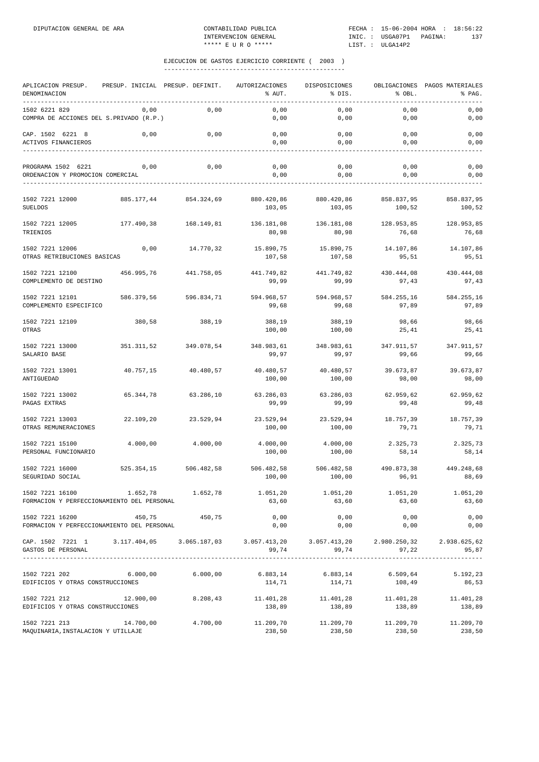EJECUCION DE GASTOS EJERCICIO CORRIENTE ( 2003 )

| APLICACION PRESUP. DENOMINACION | PRESUP. INICIAL | PRESUP. DEFINIT. | AUTORIZACIONES % AUT. | DISPOSICIONES % DIS. | OBLIGACIONES % OBL. | PAGOS MATERIALES % PAG. |
|---|---|---|---|---|---|---|
| 1502 6221 829 COMPRA DE ACCIONES DEL S.PRIVADO (R.P.) | 0,00 | 0,00 | 0,00 / 0,00 | 0,00 / 0,00 | 0,00 / 0,00 | 0,00 / 0,00 |
| CAP. 1502 6221 8 ACTIVOS FINANCIEROS | 0,00 | 0,00 | 0,00 / 0,00 | 0,00 / 0,00 | 0,00 / 0,00 | 0,00 / 0,00 |
| PROGRAMA 1502 6221 ORDENACION Y PROMOCION COMERCIAL | 0,00 | 0,00 | 0,00 / 0,00 | 0,00 / 0,00 | 0,00 / 0,00 | 0,00 / 0,00 |
| 1502 7221 12000 SUELDOS | 885.177,44 | 854.324,69 | 880.420,86 / 103,05 | 880.420,86 / 103,05 | 858.837,95 / 100,52 | 858.837,95 / 100,52 |
| 1502 7221 12005 TRIENIOS | 177.490,38 | 168.149,81 | 136.181,08 / 80,98 | 136.181,08 / 80,98 | 128.953,85 / 76,68 | 128.953,85 / 76,68 |
| 1502 7221 12006 OTRAS RETRIBUCIONES BASICAS | 0,00 | 14.770,32 | 15.890,75 / 107,58 | 15.890,75 / 107,58 | 14.107,86 / 95,51 | 14.107,86 / 95,51 |
| 1502 7221 12100 COMPLEMENTO DE DESTINO | 456.995,76 | 441.758,05 | 441.749,82 / 99,99 | 441.749,82 / 99,99 | 430.444,08 / 97,43 | 430.444,08 / 97,43 |
| 1502 7221 12101 COMPLEMENTO ESPECIFICO | 586.379,56 | 596.834,71 | 594.968,57 / 99,68 | 594.968,57 / 99,68 | 584.255,16 / 97,89 | 584.255,16 / 97,89 |
| 1502 7221 12109 OTRAS | 380,58 | 388,19 | 388,19 / 100,00 | 388,19 / 100,00 | 98,66 / 25,41 | 98,66 / 25,41 |
| 1502 7221 13000 SALARIO BASE | 351.311,52 | 349.078,54 | 348.983,61 / 99,97 | 348.983,61 / 99,97 | 347.911,57 / 99,66 | 347.911,57 / 99,66 |
| 1502 7221 13001 ANTIGUEDAD | 40.757,15 | 40.480,57 | 40.480,57 / 100,00 | 40.480,57 / 100,00 | 39.673,87 / 98,00 | 39.673,87 / 98,00 |
| 1502 7221 13002 PAGAS EXTRAS | 65.344,78 | 63.286,10 | 63.286,03 / 99,99 | 63.286,03 / 99,99 | 62.959,62 / 99,48 | 62.959,62 / 99,48 |
| 1502 7221 13003 OTRAS REMUNERACIONES | 22.109,20 | 23.529,94 | 23.529,94 / 100,00 | 23.529,94 / 100,00 | 18.757,39 / 79,71 | 18.757,39 / 79,71 |
| 1502 7221 15100 PERSONAL FUNCIONARIO | 4.000,00 | 4.000,00 | 4.000,00 / 100,00 | 4.000,00 / 100,00 | 2.325,73 / 58,14 | 2.325,73 / 58,14 |
| 1502 7221 16000 SEGURIDAD SOCIAL | 525.354,15 | 506.482,58 | 506.482,58 / 100,00 | 506.482,58 / 100,00 | 490.873,38 / 96,91 | 449.248,68 / 88,69 |
| 1502 7221 16100 FORMACION Y PERFECCIONAMIENTO DEL PERSONAL | 1.652,78 | 1.652,78 | 1.051,20 / 63,60 | 1.051,20 / 63,60 | 1.051,20 / 63,60 | 1.051,20 / 63,60 |
| 1502 7221 16200 FORMACION Y PERFECCIONAMIENTO DEL PERSONAL | 450,75 | 450,75 | 0,00 / 0,00 | 0,00 / 0,00 | 0,00 / 0,00 | 0,00 / 0,00 |
| CAP. 1502 7221 1 GASTOS DE PERSONAL | 3.117.404,05 | 3.065.187,03 | 3.057.413,20 / 99,74 | 3.057.413,20 / 99,74 | 2.980.250,32 / 97,22 | 2.938.625,62 / 95,87 |
| 1502 7221 202 EDIFICIOS Y OTRAS CONSTRUCCIONES | 6.000,00 | 6.000,00 | 6.883,14 / 114,71 | 6.883,14 / 114,71 | 6.509,64 / 108,49 | 5.192,23 / 86,53 |
| 1502 7221 212 EDIFICIOS Y OTRAS CONSTRUCCIONES | 12.900,00 | 8.208,43 | 11.401,28 / 138,89 | 11.401,28 / 138,89 | 11.401,28 / 138,89 | 11.401,28 / 138,89 |
| 1502 7221 213 MAQUINARIA,INSTALACION Y UTILLAJE | 14.700,00 | 4.700,00 | 11.209,70 / 238,50 | 11.209,70 / 238,50 | 11.209,70 / 238,50 | 11.209,70 / 238,50 |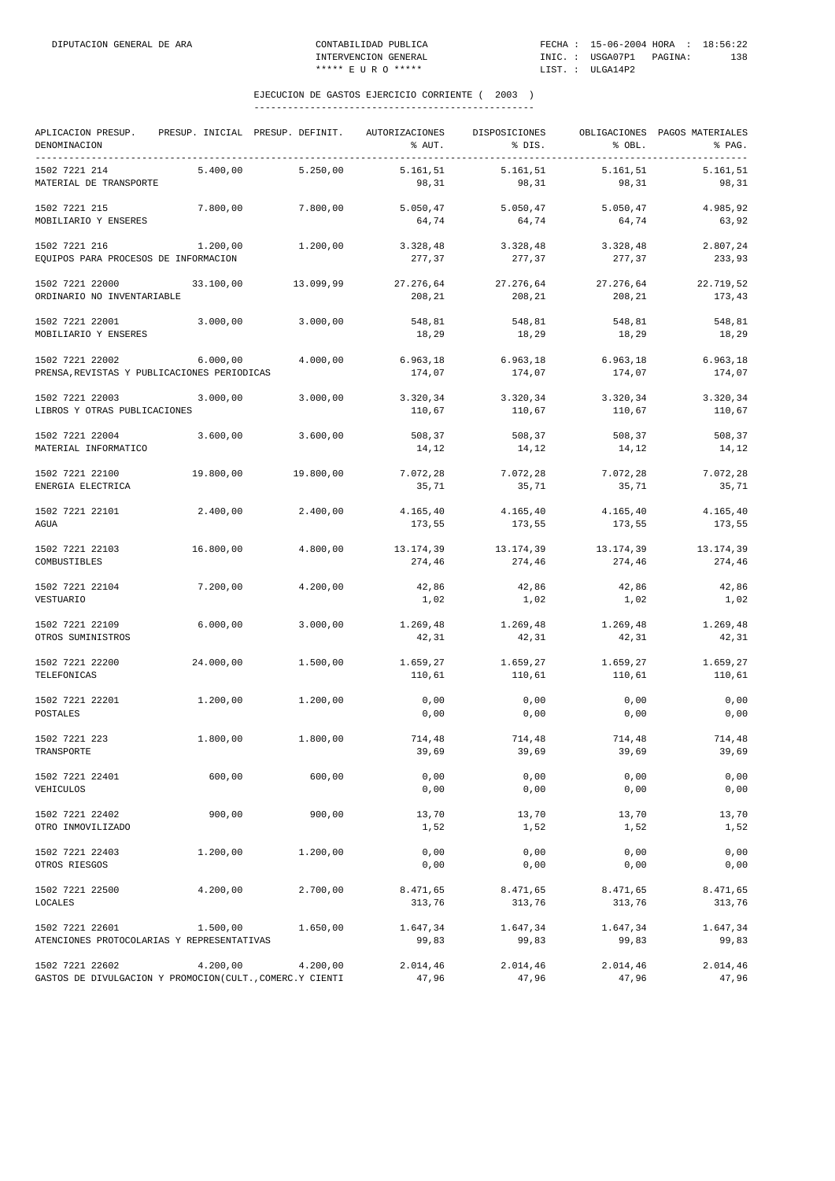## EJECUCION DE GASTOS EJERCICIO CORRIENTE ( 2003 )

| APLICACION PRESUP. DENOMINACION | PRESUP. INICIAL | PRESUP. DEFINIT. | AUTORIZACIONES % AUT. | DISPOSICIONES % DIS. | OBLIGACIONES % OBL. | PAGOS MATERIALES % PAG. |
|---|---|---|---|---|---|---|
| 1502 7221 214 MATERIAL DE TRANSPORTE | 5.400,00 | 5.250,00 | 5.161,51 98,31 | 5.161,51 98,31 | 5.161,51 98,31 | 5.161,51 98,31 |
| 1502 7221 215 MOBILIARIO Y ENSERES | 7.800,00 | 7.800,00 | 5.050,47 64,74 | 5.050,47 64,74 | 5.050,47 64,74 | 4.985,92 63,92 |
| 1502 7221 216 EQUIPOS PARA PROCESOS DE INFORMACION | 1.200,00 | 1.200,00 | 3.328,48 277,37 | 3.328,48 277,37 | 3.328,48 277,37 | 2.807,24 233,93 |
| 1502 7221 22000 ORDINARIO NO INVENTARIABLE | 33.100,00 | 13.099,99 | 27.276,64 208,21 | 27.276,64 208,21 | 27.276,64 208,21 | 22.719,52 173,43 |
| 1502 7221 22001 MOBILIARIO Y ENSERES | 3.000,00 | 3.000,00 | 548,81 18,29 | 548,81 18,29 | 548,81 18,29 | 548,81 18,29 |
| 1502 7221 22002 PRENSA,REVISTAS Y PUBLICACIONES PERIODICAS | 6.000,00 | 4.000,00 | 6.963,18 174,07 | 6.963,18 174,07 | 6.963,18 174,07 | 6.963,18 174,07 |
| 1502 7221 22003 LIBROS Y OTRAS PUBLICACIONES | 3.000,00 | 3.000,00 | 3.320,34 110,67 | 3.320,34 110,67 | 3.320,34 110,67 | 3.320,34 110,67 |
| 1502 7221 22004 MATERIAL INFORMATICO | 3.600,00 | 3.600,00 | 508,37 14,12 | 508,37 14,12 | 508,37 14,12 | 508,37 14,12 |
| 1502 7221 22100 ENERGIA ELECTRICA | 19.800,00 | 19.800,00 | 7.072,28 35,71 | 7.072,28 35,71 | 7.072,28 35,71 | 7.072,28 35,71 |
| 1502 7221 22101 AGUA | 2.400,00 | 2.400,00 | 4.165,40 173,55 | 4.165,40 173,55 | 4.165,40 173,55 | 4.165,40 173,55 |
| 1502 7221 22103 COMBUSTIBLES | 16.800,00 | 4.800,00 | 13.174,39 274,46 | 13.174,39 274,46 | 13.174,39 274,46 | 13.174,39 274,46 |
| 1502 7221 22104 VESTUARIO | 7.200,00 | 4.200,00 | 42,86 1,02 | 42,86 1,02 | 42,86 1,02 | 42,86 1,02 |
| 1502 7221 22109 OTROS SUMINISTROS | 6.000,00 | 3.000,00 | 1.269,48 42,31 | 1.269,48 42,31 | 1.269,48 42,31 | 1.269,48 42,31 |
| 1502 7221 22200 TELEFONICAS | 24.000,00 | 1.500,00 | 1.659,27 110,61 | 1.659,27 110,61 | 1.659,27 110,61 | 1.659,27 110,61 |
| 1502 7221 22201 POSTALES | 1.200,00 | 1.200,00 | 0,00 0,00 | 0,00 0,00 | 0,00 0,00 | 0,00 0,00 |
| 1502 7221 223 TRANSPORTE | 1.800,00 | 1.800,00 | 714,48 39,69 | 714,48 39,69 | 714,48 39,69 | 714,48 39,69 |
| 1502 7221 22401 VEHICULOS | 600,00 | 600,00 | 0,00 0,00 | 0,00 0,00 | 0,00 0,00 | 0,00 0,00 |
| 1502 7221 22402 OTRO INMOVILIZADO | 900,00 | 900,00 | 13,70 1,52 | 13,70 1,52 | 13,70 1,52 | 13,70 1,52 |
| 1502 7221 22403 OTROS RIESGOS | 1.200,00 | 1.200,00 | 0,00 0,00 | 0,00 0,00 | 0,00 0,00 | 0,00 0,00 |
| 1502 7221 22500 LOCALES | 4.200,00 | 2.700,00 | 8.471,65 313,76 | 8.471,65 313,76 | 8.471,65 313,76 | 8.471,65 313,76 |
| 1502 7221 22601 ATENCIONES PROTOCOLARIAS Y REPRESENTATIVAS | 1.500,00 | 1.650,00 | 1.647,34 99,83 | 1.647,34 99,83 | 1.647,34 99,83 | 1.647,34 99,83 |
| 1502 7221 22602 GASTOS DE DIVULGACION Y PROMOCION(CULT.,COMERC.Y CIENTI | 4.200,00 | 4.200,00 | 2.014,46 47,96 | 2.014,46 47,96 | 2.014,46 47,96 | 2.014,46 47,96 |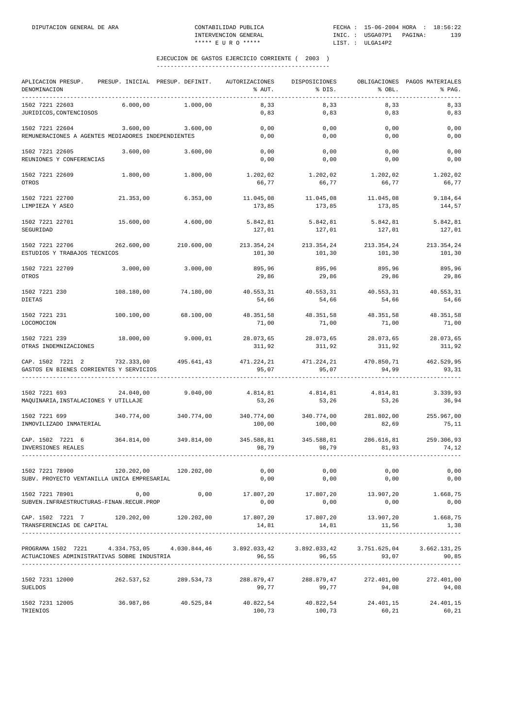DIPUTACION GENERAL DE ARA — CONTABILIDAD PUBLICA — INTERVENCION GENERAL — ***** E U R O ***** — FECHA : 15-06-2004 HORA : 18:56:22 — INIC. : USGA07P1 — LIST. : ULGA14P2

## EJECUCION DE GASTOS EJERCICIO CORRIENTE ( 2003 )

| APLICACION PRESUP. / DENOMINACION | PRESUP. INICIAL | PRESUP. DEFINIT. | AUTORIZACIONES / % AUT. | DISPOSICIONES / % DIS. | OBLIGACIONES / % OBL. | PAGOS MATERIALES / % PAG. |
|---|---|---|---|---|---|---|
| 1502 7221 22603 | 6.000,00 | 1.000,00 | 8,33 | 8,33 | 8,33 | 8,33 |
| JURIDICOS,CONTENCIOSOS | | | 0,83 | 0,83 | 0,83 | 0,83 |
| 1502 7221 22604 | 3.600,00 | 3.600,00 | 0,00 | 0,00 | 0,00 | 0,00 |
| REMUNERACIONES A AGENTES MEDIADORES INDEPENDIENTES | | | 0,00 | 0,00 | 0,00 | 0,00 |
| 1502 7221 22605 | 3.600,00 | 3.600,00 | 0,00 | 0,00 | 0,00 | 0,00 |
| REUNIONES Y CONFERENCIAS | | | 0,00 | 0,00 | 0,00 | 0,00 |
| 1502 7221 22609 | 1.800,00 | 1.800,00 | 1.202,02 | 1.202,02 | 1.202,02 | 1.202,02 |
| OTROS | | | 66,77 | 66,77 | 66,77 | 66,77 |
| 1502 7221 22700 | 21.353,00 | 6.353,00 | 11.045,08 | 11.045,08 | 11.045,08 | 9.184,64 |
| LIMPIEZA Y ASEO | | | 173,85 | 173,85 | 173,85 | 144,57 |
| 1502 7221 22701 | 15.600,00 | 4.600,00 | 5.842,81 | 5.842,81 | 5.842,81 | 5.842,81 |
| SEGURIDAD | | | 127,01 | 127,01 | 127,01 | 127,01 |
| 1502 7221 22706 | 262.600,00 | 210.600,00 | 213.354,24 | 213.354,24 | 213.354,24 | 213.354,24 |
| ESTUDIOS Y TRABAJOS TECNICOS | | | 101,30 | 101,30 | 101,30 | 101,30 |
| 1502 7221 22709 | 3.000,00 | 3.000,00 | 895,96 | 895,96 | 895,96 | 895,96 |
| OTROS | | | 29,86 | 29,86 | 29,86 | 29,86 |
| 1502 7221 230 | 108.180,00 | 74.180,00 | 40.553,31 | 40.553,31 | 40.553,31 | 40.553,31 |
| DIETAS | | | 54,66 | 54,66 | 54,66 | 54,66 |
| 1502 7221 231 | 100.100,00 | 68.100,00 | 48.351,58 | 48.351,58 | 48.351,58 | 48.351,58 |
| LOCOMOCION | | | 71,00 | 71,00 | 71,00 | 71,00 |
| 1502 7221 239 | 18.000,00 | 9.000,01 | 28.073,65 | 28.073,65 | 28.073,65 | 28.073,65 |
| OTRAS INDEMNIZACIONES | | | 311,92 | 311,92 | 311,92 | 311,92 |
| CAP. 1502 7221 2 | 732.333,00 | 495.641,43 | 471.224,21 | 471.224,21 | 470.850,71 | 462.529,95 |
| GASTOS EN BIENES CORRIENTES Y SERVICIOS | | | 95,07 | 95,07 | 94,99 | 93,31 |
| 1502 7221 693 | 24.040,00 | 9.040,00 | 4.814,81 | 4.814,81 | 4.814,81 | 3.339,93 |
| MAQUINARIA,INSTALACIONES Y UTILLAJE | | | 53,26 | 53,26 | 53,26 | 36,94 |
| 1502 7221 699 | 340.774,00 | 340.774,00 | 340.774,00 | 340.774,00 | 281.802,00 | 255.967,00 |
| INMOVILIZADO INMATERIAL | | | 100,00 | 100,00 | 82,69 | 75,11 |
| CAP. 1502 7221 6 | 364.814,00 | 349.814,00 | 345.588,81 | 345.588,81 | 286.616,81 | 259.306,93 |
| INVERSIONES REALES | | | 98,79 | 98,79 | 81,93 | 74,12 |
| 1502 7221 78900 | 120.202,00 | 120.202,00 | 0,00 | 0,00 | 0,00 | 0,00 |
| SUBV. PROYECTO VENTANILLA UNICA EMPRESARIAL | | | 0,00 | 0,00 | 0,00 | 0,00 |
| 1502 7221 78901 | 0,00 | 0,00 | 17.807,20 | 17.807,20 | 13.907,20 | 1.668,75 |
| SUBVEN.INFRAESTRUCTURAS-FINAN.RECUR.PROP | | | 0,00 | 0,00 | 0,00 | 0,00 |
| CAP. 1502 7221 7 | 120.202,00 | 120.202,00 | 17.807,20 | 17.807,20 | 13.907,20 | 1.668,75 |
| TRANSFERENCIAS DE CAPITAL | | | 14,81 | 14,81 | 11,56 | 1,38 |
| PROGRAMA 1502 7221 | 4.334.753,05 | 4.030.844,46 | 3.892.033,42 | 3.892.033,42 | 3.751.625,04 | 3.662.131,25 |
| ACTUACIONES ADMINISTRATIVAS SOBRE INDUSTRIA | | | 96,55 | 96,55 | 93,07 | 90,85 |
| 1502 7231 12000 | 262.537,52 | 289.534,73 | 288.879,47 | 288.879,47 | 272.401,00 | 272.401,00 |
| SUELDOS | | | 99,77 | 99,77 | 94,08 | 94,08 |
| 1502 7231 12005 | 36.987,86 | 40.525,84 | 40.822,54 | 40.822,54 | 24.401,15 | 24.401,15 |
| TRIENIOS | | | 100,73 | 100,73 | 60,21 | 60,21 |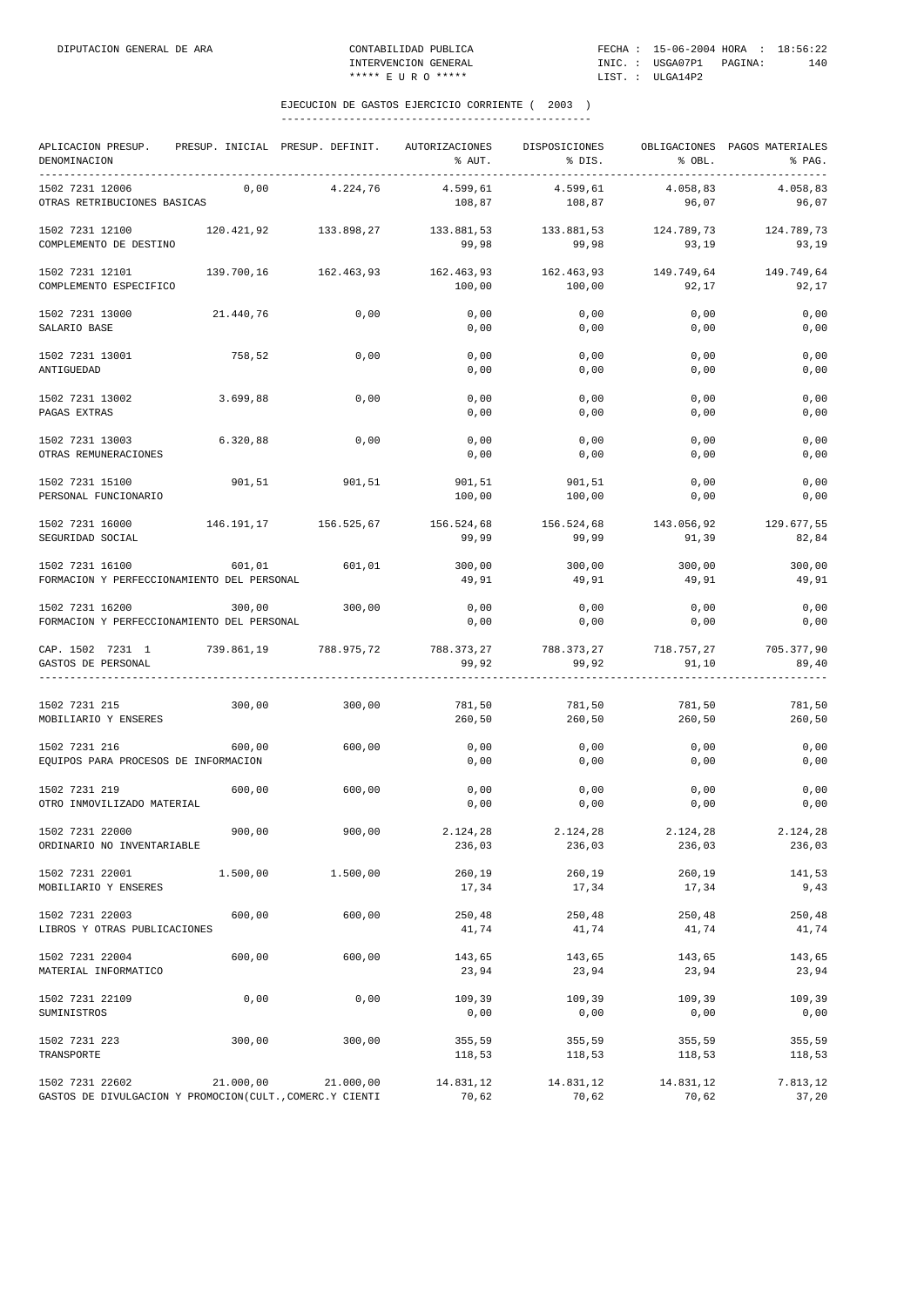DIPUTACION GENERAL DE ARA — CONTABILIDAD PUBLICA — INTERVENCION GENERAL — ***** E U R O ***** — FECHA : 15-06-2004 HORA : 18:56:22 — INIC. : USGA07P1 — LIST. : ULGA14P2

## EJECUCION DE GASTOS EJERCICIO CORRIENTE ( 2003 )

| APLICACION PRESUP. DENOMINACION | PRESUP. INICIAL | PRESUP. DEFINIT. | AUTORIZACIONES % AUT. | DISPOSICIONES % DIS. | OBLIGACIONES % OBL. | PAGOS MATERIALES % PAG. |
|---|---|---|---|---|---|---|
| 1502 7231 12006 OTRAS RETRIBUCIONES BASICAS | 0,00 | 4.224,76 | 4.599,61 / 108,87 | 4.599,61 / 108,87 | 4.058,83 / 96,07 | 4.058,83 / 96,07 |
| 1502 7231 12100 COMPLEMENTO DE DESTINO | 120.421,92 | 133.898,27 | 133.881,53 / 99,98 | 133.881,53 / 99,98 | 124.789,73 / 93,19 | 124.789,73 / 93,19 |
| 1502 7231 12101 COMPLEMENTO ESPECIFICO | 139.700,16 | 162.463,93 | 162.463,93 / 100,00 | 162.463,93 / 100,00 | 149.749,64 / 92,17 | 149.749,64 / 92,17 |
| 1502 7231 13000 SALARIO BASE | 21.440,76 | 0,00 | 0,00 / 0,00 | 0,00 / 0,00 | 0,00 / 0,00 | 0,00 / 0,00 |
| 1502 7231 13001 ANTIGUEDAD | 758,52 | 0,00 | 0,00 / 0,00 | 0,00 / 0,00 | 0,00 / 0,00 | 0,00 / 0,00 |
| 1502 7231 13002 PAGAS EXTRAS | 3.699,88 | 0,00 | 0,00 / 0,00 | 0,00 / 0,00 | 0,00 / 0,00 | 0,00 / 0,00 |
| 1502 7231 13003 OTRAS REMUNERACIONES | 6.320,88 | 0,00 | 0,00 / 0,00 | 0,00 / 0,00 | 0,00 / 0,00 | 0,00 / 0,00 |
| 1502 7231 15100 PERSONAL FUNCIONARIO | 901,51 | 901,51 | 901,51 / 100,00 | 901,51 / 100,00 | 0,00 / 0,00 | 0,00 / 0,00 |
| 1502 7231 16000 SEGURIDAD SOCIAL | 146.191,17 | 156.525,67 | 156.524,68 / 99,99 | 156.524,68 / 99,99 | 143.056,92 / 91,39 | 129.677,55 / 82,84 |
| 1502 7231 16100 FORMACION Y PERFECCIONAMIENTO DEL PERSONAL | 601,01 | 601,01 | 300,00 / 49,91 | 300,00 / 49,91 | 300,00 / 49,91 | 300,00 / 49,91 |
| 1502 7231 16200 FORMACION Y PERFECCIONAMIENTO DEL PERSONAL | 300,00 | 300,00 | 0,00 / 0,00 | 0,00 / 0,00 | 0,00 / 0,00 | 0,00 / 0,00 |
| CAP. 1502 7231 1 GASTOS DE PERSONAL | 739.861,19 | 788.975,72 | 788.373,27 / 99,92 | 788.373,27 / 99,92 | 718.757,27 / 91,10 | 705.377,90 / 89,40 |
| 1502 7231 215 MOBILIARIO Y ENSERES | 300,00 | 300,00 | 781,50 / 260,50 | 781,50 / 260,50 | 781,50 / 260,50 | 781,50 / 260,50 |
| 1502 7231 216 EQUIPOS PARA PROCESOS DE INFORMACION | 600,00 | 600,00 | 0,00 / 0,00 | 0,00 / 0,00 | 0,00 / 0,00 | 0,00 / 0,00 |
| 1502 7231 219 OTRO INMOVILIZADO MATERIAL | 600,00 | 600,00 | 0,00 / 0,00 | 0,00 / 0,00 | 0,00 / 0,00 | 0,00 / 0,00 |
| 1502 7231 22000 ORDINARIO NO INVENTARIABLE | 900,00 | 900,00 | 2.124,28 / 236,03 | 2.124,28 / 236,03 | 2.124,28 / 236,03 | 2.124,28 / 236,03 |
| 1502 7231 22001 MOBILIARIO Y ENSERES | 1.500,00 | 1.500,00 | 260,19 / 17,34 | 260,19 / 17,34 | 260,19 / 17,34 | 141,53 / 9,43 |
| 1502 7231 22003 LIBROS Y OTRAS PUBLICACIONES | 600,00 | 600,00 | 250,48 / 41,74 | 250,48 / 41,74 | 250,48 / 41,74 | 250,48 / 41,74 |
| 1502 7231 22004 MATERIAL INFORMATICO | 600,00 | 600,00 | 143,65 / 23,94 | 143,65 / 23,94 | 143,65 / 23,94 | 143,65 / 23,94 |
| 1502 7231 22109 SUMINISTROS | 0,00 | 0,00 | 109,39 / 0,00 | 109,39 / 0,00 | 109,39 / 0,00 | 109,39 / 0,00 |
| 1502 7231 223 TRANSPORTE | 300,00 | 300,00 | 355,59 / 118,53 | 355,59 / 118,53 | 355,59 / 118,53 | 355,59 / 118,53 |
| 1502 7231 22602 GASTOS DE DIVULGACION Y PROMOCION(CULT.,COMERC.Y CIENTI | 21.000,00 | 21.000,00 | 14.831,12 / 70,62 | 14.831,12 / 70,62 | 14.831,12 / 70,62 | 7.813,12 / 37,20 |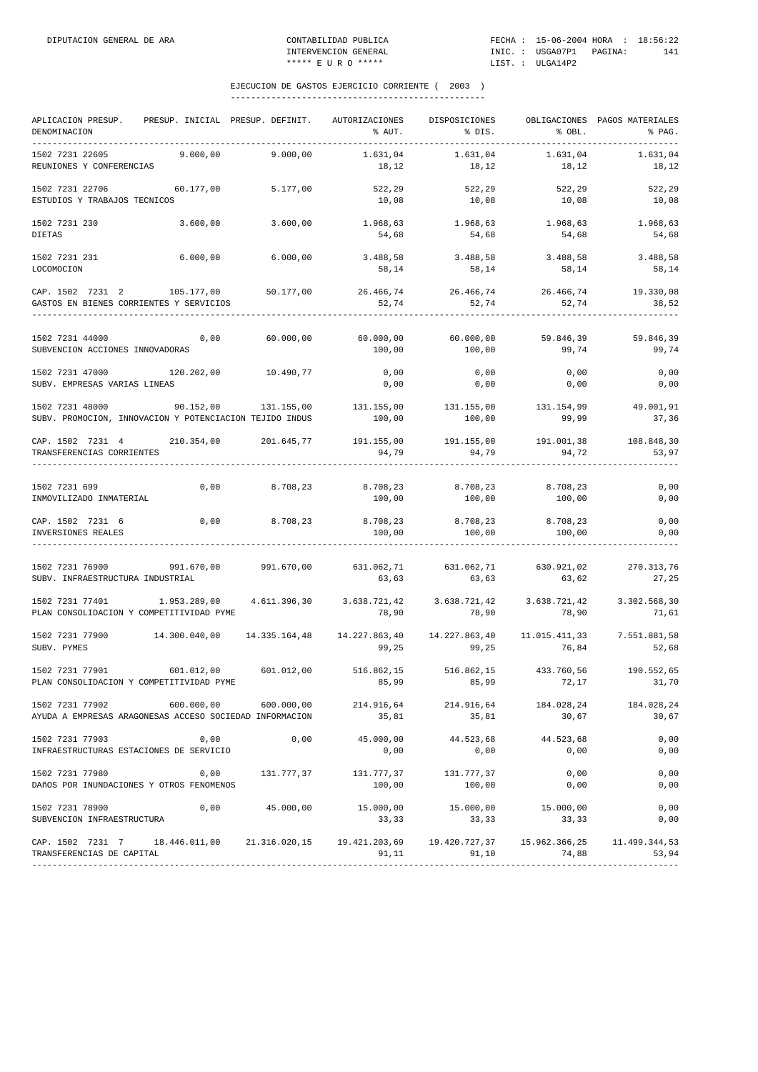DIPUTACION GENERAL DE ARA — CONTABILIDAD PUBLICA — INTERVENCION GENERAL — ***** E U R O ***** — FECHA : 15-06-2004 HORA : 18:56:22 — INIC. : USGA07P1 — LIST. : ULGA14P2

## EJECUCION DE GASTOS EJERCICIO CORRIENTE ( 2003 )

| APLICACION PRESUP. DENOMINACION | PRESUP. INICIAL | PRESUP. DEFINIT. | AUTORIZACIONES % AUT. | DISPOSICIONES % DIS. | OBLIGACIONES % OBL. | PAGOS MATERIALES % PAG. |
|---|---|---|---|---|---|---|
| 1502 7231 22605 | 9.000,00 | 9.000,00 | 1.631,04 | 1.631,04 | 1.631,04 | 1.631,04 |
| REUNIONES Y CONFERENCIAS | | | 18,12 | 18,12 | 18,12 | 18,12 |
| 1502 7231 22706 | 60.177,00 | 5.177,00 | 522,29 | 522,29 | 522,29 | 522,29 |
| ESTUDIOS Y TRABAJOS TECNICOS | | | 10,08 | 10,08 | 10,08 | 10,08 |
| 1502 7231 230 | 3.600,00 | 3.600,00 | 1.968,63 | 1.968,63 | 1.968,63 | 1.968,63 |
| DIETAS | | | 54,68 | 54,68 | 54,68 | 54,68 |
| 1502 7231 231 | 6.000,00 | 6.000,00 | 3.488,58 | 3.488,58 | 3.488,58 | 3.488,58 |
| LOCOMOCION | | | 58,14 | 58,14 | 58,14 | 58,14 |
| CAP. 1502 7231 2 | 105.177,00 | 50.177,00 | 26.466,74 | 26.466,74 | 26.466,74 | 19.330,08 |
| GASTOS EN BIENES CORRIENTES Y SERVICIOS | | | 52,74 | 52,74 | 52,74 | 38,52 |
| 1502 7231 44000 | 0,00 | 60.000,00 | 60.000,00 | 60.000,00 | 59.846,39 | 59.846,39 |
| SUBVENCION ACCIONES INNOVADORAS | | | 100,00 | 100,00 | 99,74 | 99,74 |
| 1502 7231 47000 | 120.202,00 | 10.490,77 | 0,00 | 0,00 | 0,00 | 0,00 |
| SUBV. EMPRESAS VARIAS LINEAS | | | 0,00 | 0,00 | 0,00 | 0,00 |
| 1502 7231 48000 | 90.152,00 | 131.155,00 | 131.155,00 | 131.155,00 | 131.154,99 | 49.001,91 |
| SUBV. PROMOCION, INNOVACION Y POTENCIACION TEJIDO INDUS | | | 100,00 | 100,00 | 99,99 | 37,36 |
| CAP. 1502 7231 4 | 210.354,00 | 201.645,77 | 191.155,00 | 191.155,00 | 191.001,38 | 108.848,30 |
| TRANSFERENCIAS CORRIENTES | | | 94,79 | 94,79 | 94,72 | 53,97 |
| 1502 7231 699 | 0,00 | 8.708,23 | 8.708,23 | 8.708,23 | 8.708,23 | 0,00 |
| INMOVILIZADO INMATERIAL | | | 100,00 | 100,00 | 100,00 | 0,00 |
| CAP. 1502 7231 6 | 0,00 | 8.708,23 | 8.708,23 | 8.708,23 | 8.708,23 | 0,00 |
| INVERSIONES REALES | | | 100,00 | 100,00 | 100,00 | 0,00 |
| 1502 7231 76900 | 991.670,00 | 991.670,00 | 631.062,71 | 631.062,71 | 630.921,02 | 270.313,76 |
| SUBV. INFRAESTRUCTURA INDUSTRIAL | | | 63,63 | 63,63 | 63,62 | 27,25 |
| 1502 7231 77401 | 1.953.289,00 | 4.611.396,30 | 3.638.721,42 | 3.638.721,42 | 3.638.721,42 | 3.302.568,30 |
| PLAN CONSOLIDACION Y COMPETITIVIDAD PYME | | | 78,90 | 78,90 | 78,90 | 71,61 |
| 1502 7231 77900 | 14.300.040,00 | 14.335.164,48 | 14.227.863,40 | 14.227.863,40 | 11.015.411,33 | 7.551.881,58 |
| SUBV. PYMES | | | 99,25 | 99,25 | 76,84 | 52,68 |
| 1502 7231 77901 | 601.012,00 | 601.012,00 | 516.862,15 | 516.862,15 | 433.760,56 | 190.552,65 |
| PLAN CONSOLIDACION Y COMPETITIVIDAD PYME | | | 85,99 | 85,99 | 72,17 | 31,70 |
| 1502 7231 77902 | 600.000,00 | 600.000,00 | 214.916,64 | 214.916,64 | 184.028,24 | 184.028,24 |
| AYUDA A EMPRESAS ARAGONESAS ACCESO SOCIEDAD INFORMACION | | | 35,81 | 35,81 | 30,67 | 30,67 |
| 1502 7231 77903 | 0,00 | 0,00 | 45.000,00 | 44.523,68 | 44.523,68 | 0,00 |
| INFRAESTRUCTURAS ESTACIONES DE SERVICIO | | | 0,00 | 0,00 | 0,00 | 0,00 |
| 1502 7231 77980 | 0,00 | 131.777,37 | 131.777,37 | 131.777,37 | 0,00 | 0,00 |
| DAñOS POR INUNDACIONES Y OTROS FENOMENOS | | | 100,00 | 100,00 | 0,00 | 0,00 |
| 1502 7231 78900 | 0,00 | 45.000,00 | 15.000,00 | 15.000,00 | 15.000,00 | 0,00 |
| SUBVENCION INFRAESTRUCTURA | | | 33,33 | 33,33 | 33,33 | 0,00 |
| CAP. 1502 7231 7 | 18.446.011,00 | 21.316.020,15 | 19.421.203,69 | 19.420.727,37 | 15.962.366,25 | 11.499.344,53 |
| TRANSFERENCIAS DE CAPITAL | | | 91,11 | 91,10 | 74,88 | 53,94 |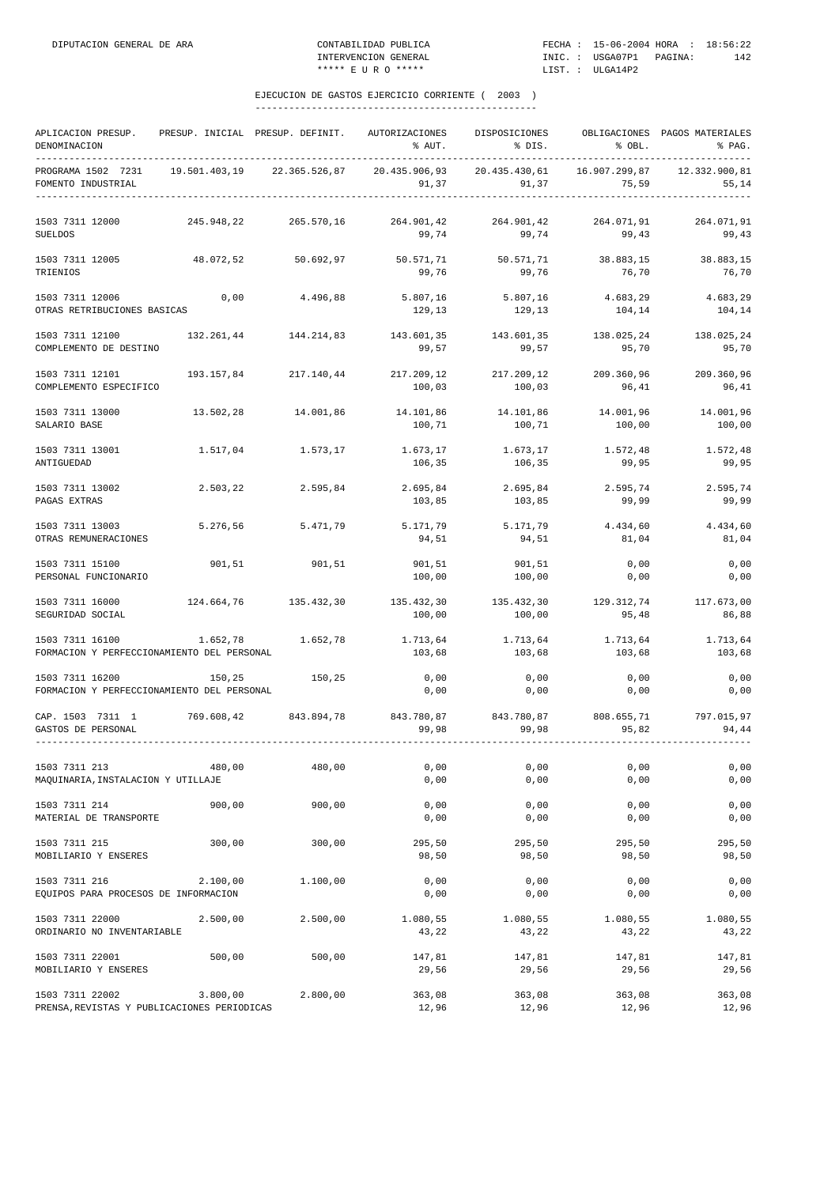## EJECUCION DE GASTOS EJERCICIO CORRIENTE ( 2003 )

| APLICACION PRESUP. DENOMINACION | PRESUP. INICIAL | PRESUP. DEFINIT. | AUTORIZACIONES % AUT. | DISPOSICIONES % DIS. | OBLIGACIONES % OBL. | PAGOS MATERIALES % PAG. |
|---|---|---|---|---|---|---|
| PROGRAMA 1502 7231 FOMENTO INDUSTRIAL | 19.501.403,19 | 22.365.526,87 | 20.435.906,93<br>91,37 | 20.435.430,61<br>91,37 | 16.907.299,87<br>75,59 | 12.332.900,81<br>55,14 |
| 1503 7311 12000 SUELDOS | 245.948,22 | 265.570,16 | 264.901,42<br>99,74 | 264.901,42<br>99,74 | 264.071,91<br>99,43 | 264.071,91<br>99,43 |
| 1503 7311 12005 TRIENIOS | 48.072,52 | 50.692,97 | 50.571,71<br>99,76 | 50.571,71<br>99,76 | 38.883,15<br>76,70 | 38.883,15<br>76,70 |
| 1503 7311 12006 OTRAS RETRIBUCIONES BASICAS | 0,00 | 4.496,88 | 5.807,16<br>129,13 | 5.807,16<br>129,13 | 4.683,29<br>104,14 | 4.683,29<br>104,14 |
| 1503 7311 12100 COMPLEMENTO DE DESTINO | 132.261,44 | 144.214,83 | 143.601,35<br>99,57 | 143.601,35<br>99,57 | 138.025,24<br>95,70 | 138.025,24<br>95,70 |
| 1503 7311 12101 COMPLEMENTO ESPECIFICO | 193.157,84 | 217.140,44 | 217.209,12<br>100,03 | 217.209,12<br>100,03 | 209.360,96<br>96,41 | 209.360,96<br>96,41 |
| 1503 7311 13000 SALARIO BASE | 13.502,28 | 14.001,86 | 14.101,86<br>100,71 | 14.101,86<br>100,71 | 14.001,96<br>100,00 | 14.001,96<br>100,00 |
| 1503 7311 13001 ANTIGUEDAD | 1.517,04 | 1.573,17 | 1.673,17<br>106,35 | 1.673,17<br>106,35 | 1.572,48<br>99,95 | 1.572,48<br>99,95 |
| 1503 7311 13002 PAGAS EXTRAS | 2.503,22 | 2.595,84 | 2.695,84<br>103,85 | 2.695,84<br>103,85 | 2.595,74<br>99,99 | 2.595,74<br>99,99 |
| 1503 7311 13003 OTRAS REMUNERACIONES | 5.276,56 | 5.471,79 | 5.171,79<br>94,51 | 5.171,79<br>94,51 | 4.434,60<br>81,04 | 4.434,60<br>81,04 |
| 1503 7311 15100 PERSONAL FUNCIONARIO | 901,51 | 901,51 | 901,51<br>100,00 | 901,51<br>100,00 | 0,00<br>0,00 | 0,00<br>0,00 |
| 1503 7311 16000 SEGURIDAD SOCIAL | 124.664,76 | 135.432,30 | 135.432,30<br>100,00 | 135.432,30<br>100,00 | 129.312,74<br>95,48 | 117.673,00<br>86,88 |
| 1503 7311 16100 FORMACION Y PERFECCIONAMIENTO DEL PERSONAL | 1.652,78 | 1.652,78 | 1.713,64<br>103,68 | 1.713,64<br>103,68 | 1.713,64<br>103,68 | 1.713,64<br>103,68 |
| 1503 7311 16200 FORMACION Y PERFECCIONAMIENTO DEL PERSONAL | 150,25 | 150,25 | 0,00<br>0,00 | 0,00<br>0,00 | 0,00<br>0,00 | 0,00<br>0,00 |
| CAP. 1503 7311 1 GASTOS DE PERSONAL | 769.608,42 | 843.894,78 | 843.780,87<br>99,98 | 843.780,87<br>99,98 | 808.655,71<br>95,82 | 797.015,97<br>94,44 |
| 1503 7311 213 MAQUINARIA,INSTALACION Y UTILLAJE | 480,00 | 480,00 | 0,00<br>0,00 | 0,00<br>0,00 | 0,00<br>0,00 | 0,00<br>0,00 |
| 1503 7311 214 MATERIAL DE TRANSPORTE | 900,00 | 900,00 | 0,00<br>0,00 | 0,00<br>0,00 | 0,00<br>0,00 | 0,00<br>0,00 |
| 1503 7311 215 MOBILIARIO Y ENSERES | 300,00 | 300,00 | 295,50<br>98,50 | 295,50<br>98,50 | 295,50<br>98,50 | 295,50<br>98,50 |
| 1503 7311 216 EQUIPOS PARA PROCESOS DE INFORMACION | 2.100,00 | 1.100,00 | 0,00<br>0,00 | 0,00<br>0,00 | 0,00<br>0,00 | 0,00<br>0,00 |
| 1503 7311 22000 ORDINARIO NO INVENTARIABLE | 2.500,00 | 2.500,00 | 1.080,55<br>43,22 | 1.080,55<br>43,22 | 1.080,55<br>43,22 | 1.080,55<br>43,22 |
| 1503 7311 22001 MOBILIARIO Y ENSERES | 500,00 | 500,00 | 147,81<br>29,56 | 147,81<br>29,56 | 147,81<br>29,56 | 147,81<br>29,56 |
| 1503 7311 22002 PRENSA,REVISTAS Y PUBLICACIONES PERIODICAS | 3.800,00 | 2.800,00 | 363,08<br>12,96 | 363,08<br>12,96 | 363,08<br>12,96 | 363,08<br>12,96 |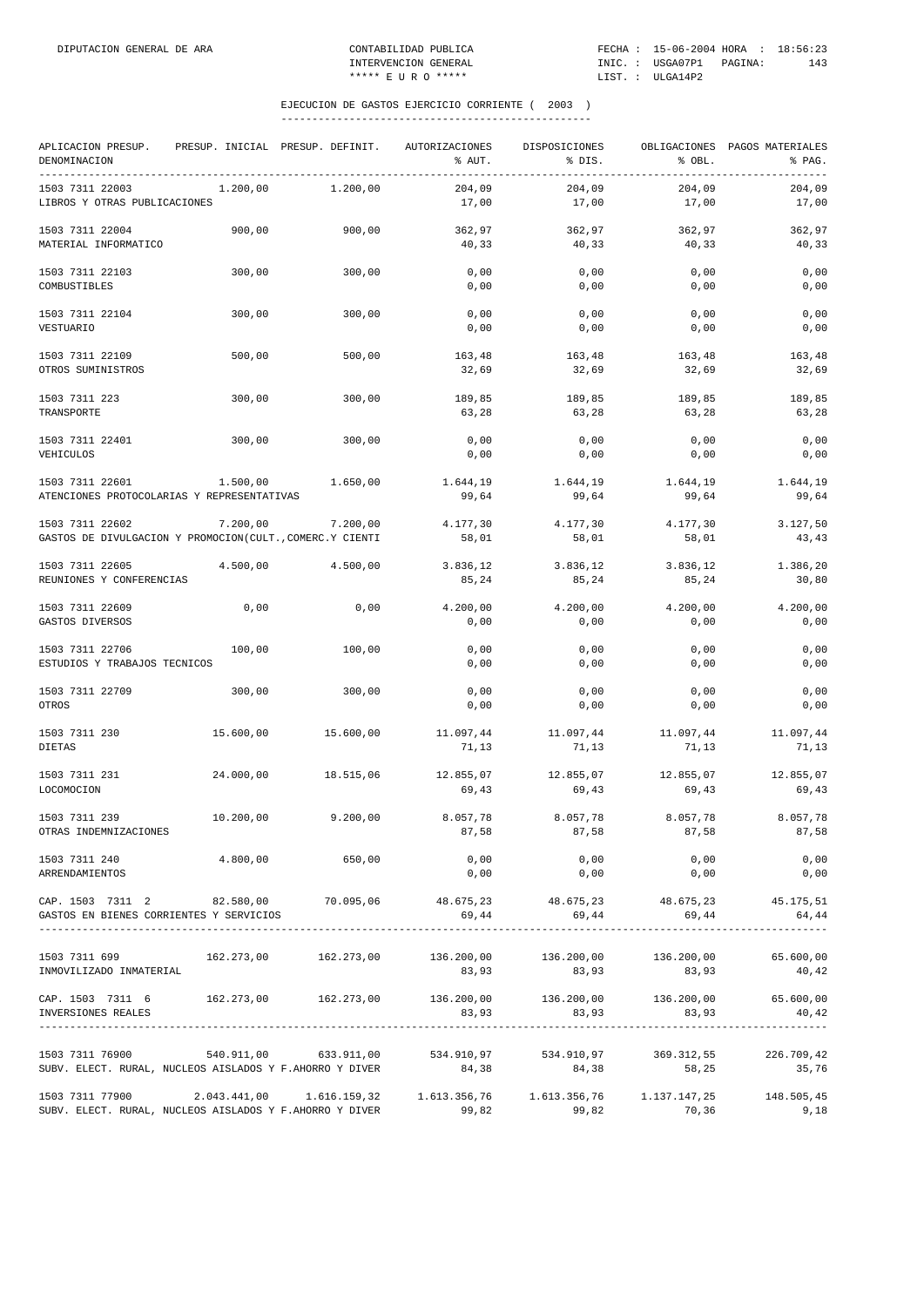DIPUTACION GENERAL DE ARA

CONTABILIDAD PUBLICA
INTERVENCION GENERAL
***** E U R O *****

FECHA : 15-06-2004 HORA : 18:56:23
INIC. : USGA07P1 PAGINA: 143
LIST. : ULGA14P2

## EJECUCION DE GASTOS EJERCICIO CORRIENTE ( 2003 )

| APLICACION PRESUP. DENOMINACION | PRESUP. INICIAL | PRESUP. DEFINIT. | AUTORIZACIONES % AUT. | DISPOSICIONES % DIS. | OBLIGACIONES % OBL. | PAGOS MATERIALES % PAG. |
|---|---|---|---|---|---|---|
| 1503 7311 22003 LIBROS Y OTRAS PUBLICACIONES | 1.200,00 | 1.200,00 | 204,09 17,00 | 204,09 17,00 | 204,09 17,00 | 204,09 17,00 |
| 1503 7311 22004 MATERIAL INFORMATICO | 900,00 | 900,00 | 362,97 40,33 | 362,97 40,33 | 362,97 40,33 | 362,97 40,33 |
| 1503 7311 22103 COMBUSTIBLES | 300,00 | 300,00 | 0,00 0,00 | 0,00 0,00 | 0,00 0,00 | 0,00 0,00 |
| 1503 7311 22104 VESTUARIO | 300,00 | 300,00 | 0,00 0,00 | 0,00 0,00 | 0,00 0,00 | 0,00 0,00 |
| 1503 7311 22109 OTROS SUMINISTROS | 500,00 | 500,00 | 163,48 32,69 | 163,48 32,69 | 163,48 32,69 | 163,48 32,69 |
| 1503 7311 223 TRANSPORTE | 300,00 | 300,00 | 189,85 63,28 | 189,85 63,28 | 189,85 63,28 | 189,85 63,28 |
| 1503 7311 22401 VEHICULOS | 300,00 | 300,00 | 0,00 0,00 | 0,00 0,00 | 0,00 0,00 | 0,00 0,00 |
| 1503 7311 22601 ATENCIONES PROTOCOLARIAS Y REPRESENTATIVAS | 1.500,00 | 1.650,00 | 1.644,19 99,64 | 1.644,19 99,64 | 1.644,19 99,64 | 1.644,19 99,64 |
| 1503 7311 22602 GASTOS DE DIVULGACION Y PROMOCION(CULT.,COMERC.Y CIENTI | 7.200,00 | 7.200,00 | 4.177,30 58,01 | 4.177,30 58,01 | 4.177,30 58,01 | 3.127,50 43,43 |
| 1503 7311 22605 REUNIONES Y CONFERENCIAS | 4.500,00 | 4.500,00 | 3.836,12 85,24 | 3.836,12 85,24 | 3.836,12 85,24 | 1.386,20 30,80 |
| 1503 7311 22609 GASTOS DIVERSOS | 0,00 | 0,00 | 4.200,00 0,00 | 4.200,00 0,00 | 4.200,00 0,00 | 4.200,00 0,00 |
| 1503 7311 22706 ESTUDIOS Y TRABAJOS TECNICOS | 100,00 | 100,00 | 0,00 0,00 | 0,00 0,00 | 0,00 0,00 | 0,00 0,00 |
| 1503 7311 22709 OTROS | 300,00 | 300,00 | 0,00 0,00 | 0,00 0,00 | 0,00 0,00 | 0,00 0,00 |
| 1503 7311 230 DIETAS | 15.600,00 | 15.600,00 | 11.097,44 71,13 | 11.097,44 71,13 | 11.097,44 71,13 | 11.097,44 71,13 |
| 1503 7311 231 LOCOMOCION | 24.000,00 | 18.515,06 | 12.855,07 69,43 | 12.855,07 69,43 | 12.855,07 69,43 | 12.855,07 69,43 |
| 1503 7311 239 OTRAS INDEMNIZACIONES | 10.200,00 | 9.200,00 | 8.057,78 87,58 | 8.057,78 87,58 | 8.057,78 87,58 | 8.057,78 87,58 |
| 1503 7311 240 ARRENDAMIENTOS | 4.800,00 | 650,00 | 0,00 0,00 | 0,00 0,00 | 0,00 0,00 | 0,00 0,00 |
| CAP. 1503 7311 2 GASTOS EN BIENES CORRIENTES Y SERVICIOS | 82.580,00 | 70.095,06 | 48.675,23 69,44 | 48.675,23 69,44 | 48.675,23 69,44 | 45.175,51 64,44 |
| 1503 7311 699 INMOVILIZADO INMATERIAL | 162.273,00 | 162.273,00 | 136.200,00 83,93 | 136.200,00 83,93 | 136.200,00 83,93 | 65.600,00 40,42 |
| CAP. 1503 7311 6 INVERSIONES REALES | 162.273,00 | 162.273,00 | 136.200,00 83,93 | 136.200,00 83,93 | 136.200,00 83,93 | 65.600,00 40,42 |
| 1503 7311 76900 SUBV. ELECT. RURAL, NUCLEOS AISLADOS Y F.AHORRO Y DIVER | 540.911,00 | 633.911,00 | 534.910,97 84,38 | 534.910,97 84,38 | 369.312,55 58,25 | 226.709,42 35,76 |
| 1503 7311 77900 SUBV. ELECT. RURAL, NUCLEOS AISLADOS Y F.AHORRO Y DIVER | 2.043.441,00 | 1.616.159,32 | 1.613.356,76 99,82 | 1.613.356,76 99,82 | 1.137.147,25 70,36 | 148.505,45 9,18 |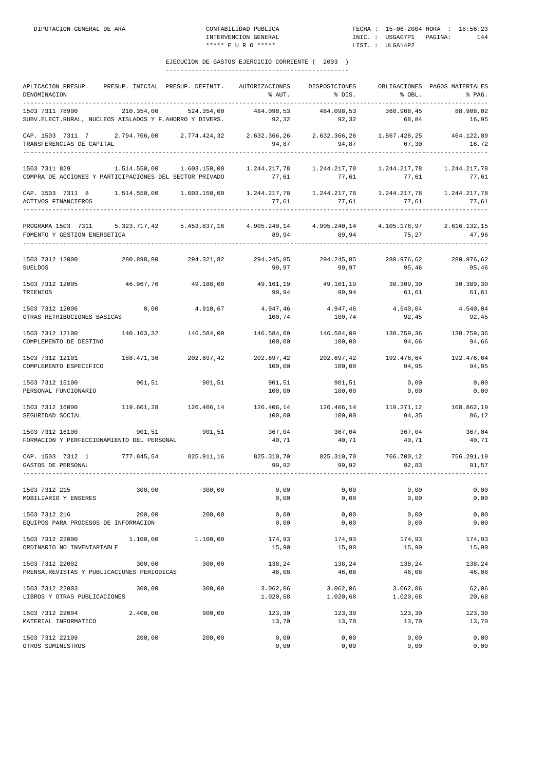DIPUTACION GENERAL DE ARA — CONTABILIDAD PUBLICA — INTERVENCION GENERAL — ***** E U R O ***** — FECHA : 15-06-2004 HORA : 18:56:23 — INIC. : USGA07P1 — LIST. : ULGA14P2

## EJECUCION DE GASTOS EJERCICIO CORRIENTE ( 2003 )

| APLICACION PRESUP. DENOMINACION | PRESUP. INICIAL | PRESUP. DEFINIT. | AUTORIZACIONES % AUT. | DISPOSICIONES % DIS. | OBLIGACIONES % OBL. | PAGOS MATERIALES % PAG. |
|---|---|---|---|---|---|---|
| 1503 7311 78900 SUBV.ELECT.RURAL, NUCLEOS AISLADOS Y F.AHORRO Y DIVERS. | 210.354,00 | 524.354,00 | 484.098,53 92,32 | 484.098,53 92,32 | 360.968,45 68,84 | 88.908,02 16,95 |
| CAP. 1503 7311 7 TRANSFERENCIAS DE CAPITAL | 2.794.706,00 | 2.774.424,32 | 2.632.366,26 94,87 | 2.632.366,26 94,87 | 1.867.428,25 67,30 | 464.122,89 16,72 |
| 1503 7311 829 COMPRA DE ACCIONES Y PARTICIPACIONES DEL SECTOR PRIVADO | 1.514.550,00 | 1.603.150,00 | 1.244.217,78 77,61 | 1.244.217,78 77,61 | 1.244.217,78 77,61 | 1.244.217,78 77,61 |
| CAP. 1503 7311 8 ACTIVOS FINANCIEROS | 1.514.550,00 | 1.603.150,00 | 1.244.217,78 77,61 | 1.244.217,78 77,61 | 1.244.217,78 77,61 | 1.244.217,78 77,61 |
| PROGRAMA 1503 7311 FOMENTO Y GESTION ENERGETICA | 5.323.717,42 | 5.453.837,16 | 4.905.240,14 89,94 | 4.905.240,14 89,94 | 4.105.176,97 75,27 | 2.616.132,15 47,96 |
| 1503 7312 12000 SUELDOS | 280.898,80 | 294.321,82 | 294.245,85 99,97 | 294.245,85 99,97 | 280.976,62 95,46 | 280.976,62 95,46 |
| 1503 7312 12005 TRIENIOS | 46.967,76 | 49.188,00 | 49.161,19 99,94 | 49.161,19 99,94 | 30.309,30 61,61 | 30.309,30 61,61 |
| 1503 7312 12006 OTRAS RETRIBUCIONES BASICAS | 0,00 | 4.910,67 | 4.947,46 100,74 | 4.947,46 100,74 | 4.540,04 92,45 | 4.540,04 92,45 |
| 1503 7312 12100 COMPLEMENTO DE DESTINO | 140.103,32 | 146.584,09 | 146.584,09 100,00 | 146.584,09 100,00 | 138.759,36 94,66 | 138.759,36 94,66 |
| 1503 7312 12101 COMPLEMENTO ESPECIFICO | 188.471,36 | 202.697,42 | 202.697,42 100,00 | 202.697,42 100,00 | 192.476,64 94,95 | 192.476,64 94,95 |
| 1503 7312 15100 PERSONAL FUNCIONARIO | 901,51 | 901,51 | 901,51 100,00 | 901,51 100,00 | 0,00 0,00 | 0,00 0,00 |
| 1503 7312 16000 SEGURIDAD SOCIAL | 119.601,28 | 126.406,14 | 126.406,14 100,00 | 126.406,14 100,00 | 119.271,12 94,35 | 108.862,19 86,12 |
| 1503 7312 16100 FORMACION Y PERFECCIONAMIENTO DEL PERSONAL | 901,51 | 901,51 | 367,04 40,71 | 367,04 40,71 | 367,04 40,71 | 367,04 40,71 |
| CAP. 1503 7312 1 GASTOS DE PERSONAL | 777.845,54 | 825.911,16 | 825.310,70 99,92 | 825.310,70 99,92 | 766.700,12 92,83 | 756.291,19 91,57 |
| 1503 7312 215 MOBILIARIO Y ENSERES | 300,00 | 300,00 | 0,00 0,00 | 0,00 0,00 | 0,00 0,00 | 0,00 0,00 |
| 1503 7312 216 EQUIPOS PARA PROCESOS DE INFORMACION | 200,00 | 200,00 | 0,00 0,00 | 0,00 0,00 | 0,00 0,00 | 0,00 0,00 |
| 1503 7312 22000 ORDINARIO NO INVENTARIABLE | 1.100,00 | 1.100,00 | 174,93 15,90 | 174,93 15,90 | 174,93 15,90 | 174,93 15,90 |
| 1503 7312 22002 PRENSA,REVISTAS Y PUBLICACIONES PERIODICAS | 300,00 | 300,00 | 138,24 46,08 | 138,24 46,08 | 138,24 46,08 | 138,24 46,08 |
| 1503 7312 22003 LIBROS Y OTRAS PUBLICACIONES | 300,00 | 300,00 | 3.062,06 1.020,68 | 3.062,06 1.020,68 | 3.062,06 1.020,68 | 62,06 20,68 |
| 1503 7312 22004 MATERIAL INFORMATICO | 2.400,00 | 900,00 | 123,30 13,70 | 123,30 13,70 | 123,30 13,70 | 123,30 13,70 |
| 1503 7312 22109 OTROS SUMINISTROS | 200,00 | 200,00 | 0,00 0,00 | 0,00 0,00 | 0,00 0,00 | 0,00 0,00 |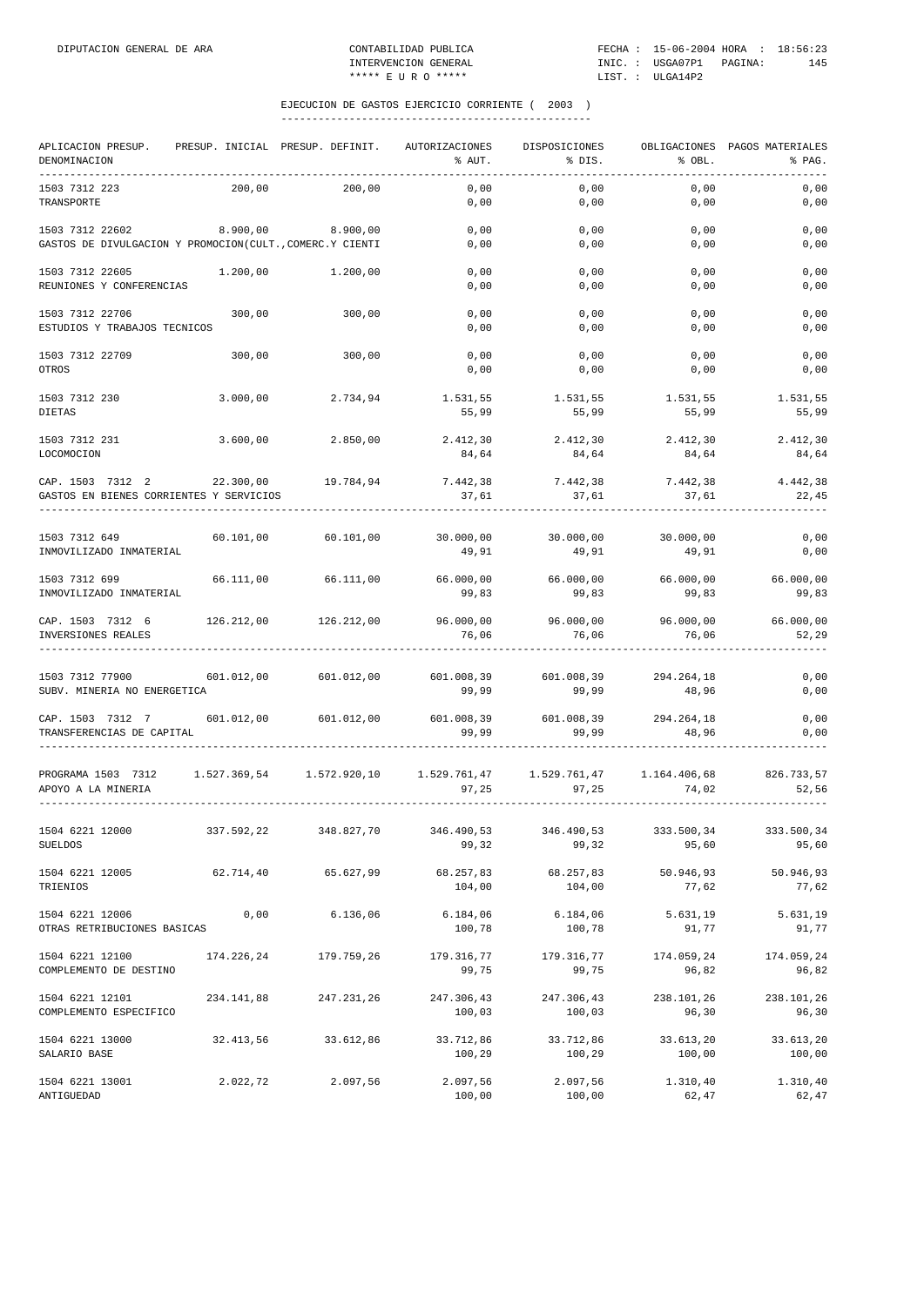DIPUTACION GENERAL DE ARA    CONTABILIDAD PUBLICA    FECHA : 15-06-2004 HORA : 18:56:23
INTERVENCION GENERAL    INIC. : USGA07P1 PAGINA: 145
***** E U R O *****    LIST. : ULGA14P2

## EJECUCION DE GASTOS EJERCICIO CORRIENTE ( 2003 )

| APLICACION PRESUP. DENOMINACION | PRESUP. INICIAL | PRESUP. DEFINIT. | AUTORIZACIONES % AUT. | DISPOSICIONES % DIS. | OBLIGACIONES % OBL. | PAGOS MATERIALES % PAG. |
|---|---|---|---|---|---|---|
| 1503 7312 223 TRANSPORTE | 200,00 | 200,00 | 0,00 / 0,00 | 0,00 / 0,00 | 0,00 / 0,00 | 0,00 / 0,00 |
| 1503 7312 22602 GASTOS DE DIVULGACION Y PROMOCION(CULT.,COMERC.Y CIENTI | 8.900,00 | 8.900,00 | 0,00 / 0,00 | 0,00 / 0,00 | 0,00 / 0,00 | 0,00 / 0,00 |
| 1503 7312 22605 REUNIONES Y CONFERENCIAS | 1.200,00 | 1.200,00 | 0,00 / 0,00 | 0,00 / 0,00 | 0,00 / 0,00 | 0,00 / 0,00 |
| 1503 7312 22706 ESTUDIOS Y TRABAJOS TECNICOS | 300,00 | 300,00 | 0,00 / 0,00 | 0,00 / 0,00 | 0,00 / 0,00 | 0,00 / 0,00 |
| 1503 7312 22709 OTROS | 300,00 | 300,00 | 0,00 / 0,00 | 0,00 / 0,00 | 0,00 / 0,00 | 0,00 / 0,00 |
| 1503 7312 230 DIETAS | 3.000,00 | 2.734,94 | 1.531,55 / 55,99 | 1.531,55 / 55,99 | 1.531,55 / 55,99 | 1.531,55 / 55,99 |
| 1503 7312 231 LOCOMOCION | 3.600,00 | 2.850,00 | 2.412,30 / 84,64 | 2.412,30 / 84,64 | 2.412,30 / 84,64 | 2.412,30 / 84,64 |
| CAP. 1503 7312 2 GASTOS EN BIENES CORRIENTES Y SERVICIOS | 22.300,00 | 19.784,94 | 7.442,38 / 37,61 | 7.442,38 / 37,61 | 7.442,38 / 37,61 | 4.442,38 / 22,45 |
| 1503 7312 649 INMOVILIZADO INMATERIAL | 60.101,00 | 60.101,00 | 30.000,00 / 49,91 | 30.000,00 / 49,91 | 30.000,00 / 49,91 | 0,00 / 0,00 |
| 1503 7312 699 INMOVILIZADO INMATERIAL | 66.111,00 | 66.111,00 | 66.000,00 / 99,83 | 66.000,00 / 99,83 | 66.000,00 / 99,83 | 66.000,00 / 99,83 |
| CAP. 1503 7312 6 INVERSIONES REALES | 126.212,00 | 126.212,00 | 96.000,00 / 76,06 | 96.000,00 / 76,06 | 96.000,00 / 76,06 | 66.000,00 / 52,29 |
| 1503 7312 77900 SUBV. MINERIA NO ENERGETICA | 601.012,00 | 601.012,00 | 601.008,39 / 99,99 | 601.008,39 / 99,99 | 294.264,18 / 48,96 | 0,00 / 0,00 |
| CAP. 1503 7312 7 TRANSFERENCIAS DE CAPITAL | 601.012,00 | 601.012,00 | 601.008,39 / 99,99 | 601.008,39 / 99,99 | 294.264,18 / 48,96 | 0,00 / 0,00 |
| PROGRAMA 1503 7312 APOYO A LA MINERIA | 1.527.369,54 | 1.572.920,10 | 1.529.761,47 / 97,25 | 1.529.761,47 / 97,25 | 1.164.406,68 / 74,02 | 826.733,57 / 52,56 |
| 1504 6221 12000 SUELDOS | 337.592,22 | 348.827,70 | 346.490,53 / 99,32 | 346.490,53 / 99,32 | 333.500,34 / 95,60 | 333.500,34 / 95,60 |
| 1504 6221 12005 TRIENIOS | 62.714,40 | 65.627,99 | 68.257,83 / 104,00 | 68.257,83 / 104,00 | 50.946,93 / 77,62 | 50.946,93 / 77,62 |
| 1504 6221 12006 OTRAS RETRIBUCIONES BASICAS | 0,00 | 6.136,06 | 6.184,06 / 100,78 | 6.184,06 / 100,78 | 5.631,19 / 91,77 | 5.631,19 / 91,77 |
| 1504 6221 12100 COMPLEMENTO DE DESTINO | 174.226,24 | 179.759,26 | 179.316,77 / 99,75 | 179.316,77 / 99,75 | 174.059,24 / 96,82 | 174.059,24 / 96,82 |
| 1504 6221 12101 COMPLEMENTO ESPECIFICO | 234.141,88 | 247.231,26 | 247.306,43 / 100,03 | 247.306,43 / 100,03 | 238.101,26 / 96,30 | 238.101,26 / 96,30 |
| 1504 6221 13000 SALARIO BASE | 32.413,56 | 33.612,86 | 33.712,86 / 100,29 | 33.712,86 / 100,29 | 33.613,20 / 100,00 | 33.613,20 / 100,00 |
| 1504 6221 13001 ANTIGUEDAD | 2.022,72 | 2.097,56 | 2.097,56 / 100,00 | 2.097,56 / 100,00 | 1.310,40 / 62,47 | 1.310,40 / 62,47 |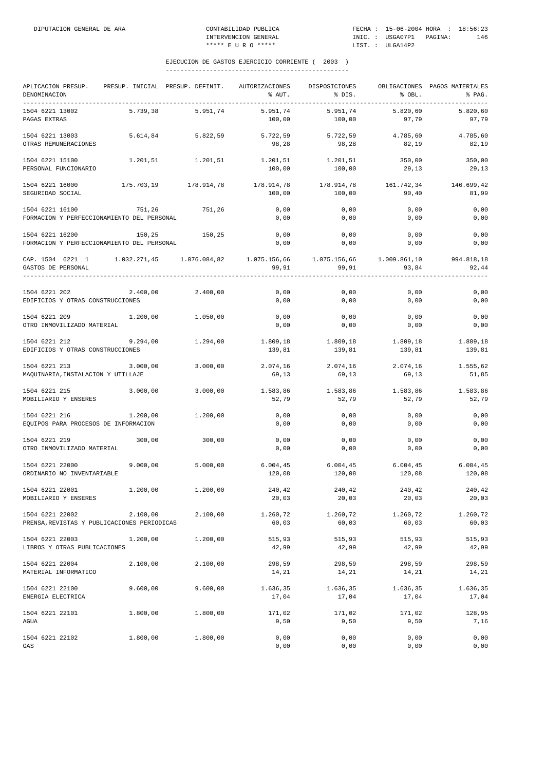## EJECUCION DE GASTOS EJERCICIO CORRIENTE ( 2003 )

| APLICACION PRESUP. DENOMINACION | PRESUP. INICIAL | PRESUP. DEFINIT. | AUTORIZACIONES % AUT. | DISPOSICIONES % DIS. | OBLIGACIONES % OBL. | PAGOS MATERIALES % PAG. |
|---|---|---|---|---|---|---|
| 1504 6221 13002 PAGAS EXTRAS | 5.739,38 | 5.951,74 | 5.951,74 100,00 | 5.951,74 100,00 | 5.820,60 97,79 | 5.820,60 97,79 |
| 1504 6221 13003 OTRAS REMUNERACIONES | 5.614,84 | 5.822,59 | 5.722,59 98,28 | 5.722,59 98,28 | 4.785,60 82,19 | 4.785,60 82,19 |
| 1504 6221 15100 PERSONAL FUNCIONARIO | 1.201,51 | 1.201,51 | 1.201,51 100,00 | 1.201,51 100,00 | 350,00 29,13 | 350,00 29,13 |
| 1504 6221 16000 SEGURIDAD SOCIAL | 175.703,19 | 178.914,78 | 178.914,78 100,00 | 178.914,78 100,00 | 161.742,34 90,40 | 146.699,42 81,99 |
| 1504 6221 16100 FORMACION Y PERFECCIONAMIENTO DEL PERSONAL | 751,26 | 751,26 | 0,00 0,00 | 0,00 0,00 | 0,00 0,00 | 0,00 0,00 |
| 1504 6221 16200 FORMACION Y PERFECCIONAMIENTO DEL PERSONAL | 150,25 | 150,25 | 0,00 0,00 | 0,00 0,00 | 0,00 0,00 | 0,00 0,00 |
| CAP. 1504 6221 1 GASTOS DE PERSONAL | 1.032.271,45 | 1.076.084,82 | 1.075.156,66 99,91 | 1.075.156,66 99,91 | 1.009.861,10 93,84 | 994.818,18 92,44 |
| 1504 6221 202 EDIFICIOS Y OTRAS CONSTRUCCIONES | 2.400,00 | 2.400,00 | 0,00 0,00 | 0,00 0,00 | 0,00 0,00 | 0,00 0,00 |
| 1504 6221 209 OTRO INMOVILIZADO MATERIAL | 1.200,00 | 1.050,00 | 0,00 0,00 | 0,00 0,00 | 0,00 0,00 | 0,00 0,00 |
| 1504 6221 212 EDIFICIOS Y OTRAS CONSTRUCCIONES | 9.294,00 | 1.294,00 | 1.809,18 139,81 | 1.809,18 139,81 | 1.809,18 139,81 | 1.809,18 139,81 |
| 1504 6221 213 MAQUINARIA,INSTALACION Y UTILLAJE | 3.000,00 | 3.000,00 | 2.074,16 69,13 | 2.074,16 69,13 | 2.074,16 69,13 | 1.555,62 51,85 |
| 1504 6221 215 MOBILIARIO Y ENSERES | 3.000,00 | 3.000,00 | 1.583,86 52,79 | 1.583,86 52,79 | 1.583,86 52,79 | 1.583,86 52,79 |
| 1504 6221 216 EQUIPOS PARA PROCESOS DE INFORMACION | 1.200,00 | 1.200,00 | 0,00 0,00 | 0,00 0,00 | 0,00 0,00 | 0,00 0,00 |
| 1504 6221 219 OTRO INMOVILIZADO MATERIAL | 300,00 | 300,00 | 0,00 0,00 | 0,00 0,00 | 0,00 0,00 | 0,00 0,00 |
| 1504 6221 22000 ORDINARIO NO INVENTARIABLE | 9.000,00 | 5.000,00 | 6.004,45 120,08 | 6.004,45 120,08 | 6.004,45 120,08 | 6.004,45 120,08 |
| 1504 6221 22001 MOBILIARIO Y ENSERES | 1.200,00 | 1.200,00 | 240,42 20,03 | 240,42 20,03 | 240,42 20,03 | 240,42 20,03 |
| 1504 6221 22002 PRENSA,REVISTAS Y PUBLICACIONES PERIODICAS | 2.100,00 | 2.100,00 | 1.260,72 60,03 | 1.260,72 60,03 | 1.260,72 60,03 | 1.260,72 60,03 |
| 1504 6221 22003 LIBROS Y OTRAS PUBLICACIONES | 1.200,00 | 1.200,00 | 515,93 42,99 | 515,93 42,99 | 515,93 42,99 | 515,93 42,99 |
| 1504 6221 22004 MATERIAL INFORMATICO | 2.100,00 | 2.100,00 | 298,59 14,21 | 298,59 14,21 | 298,59 14,21 | 298,59 14,21 |
| 1504 6221 22100 ENERGIA ELECTRICA | 9.600,00 | 9.600,00 | 1.636,35 17,04 | 1.636,35 17,04 | 1.636,35 17,04 | 1.636,35 17,04 |
| 1504 6221 22101 AGUA | 1.800,00 | 1.800,00 | 171,02 9,50 | 171,02 9,50 | 171,02 9,50 | 128,95 7,16 |
| 1504 6221 22102 GAS | 1.800,00 | 1.800,00 | 0,00 0,00 | 0,00 0,00 | 0,00 0,00 | 0,00 0,00 |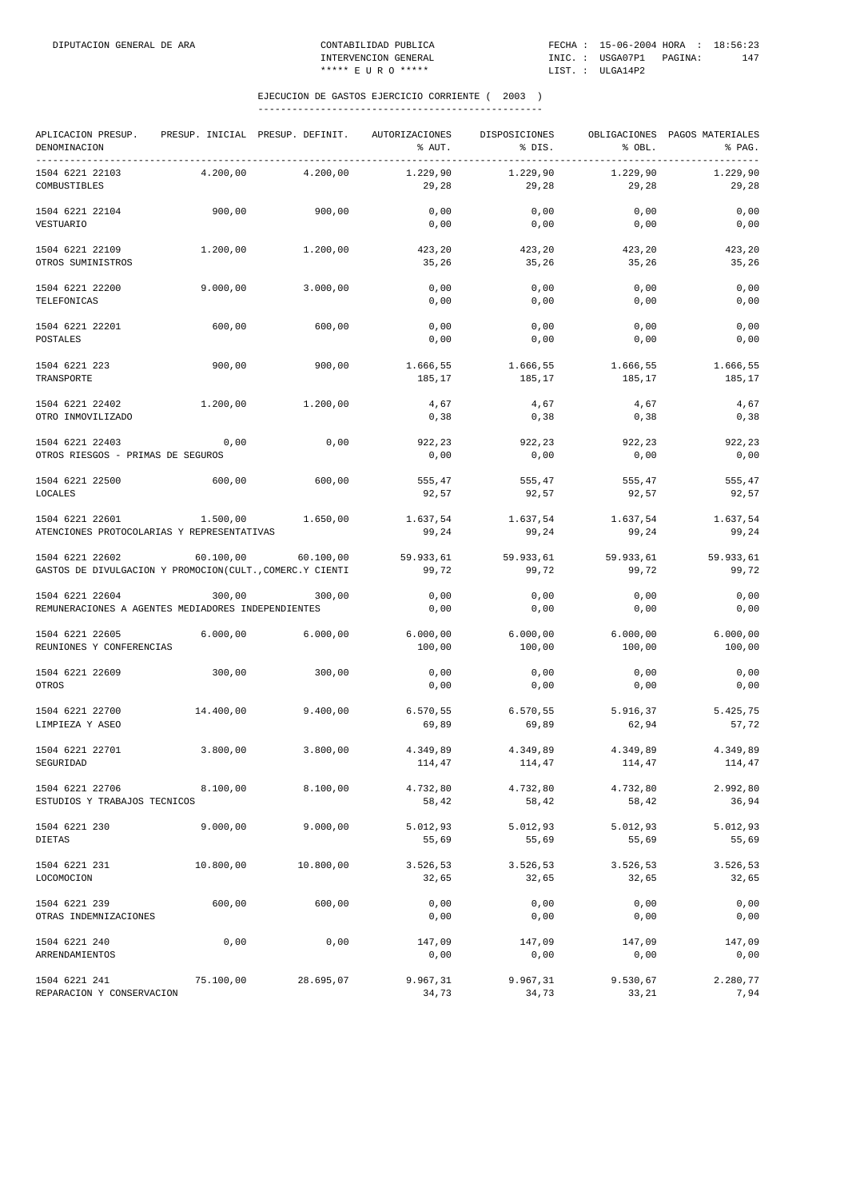DIPUTACION GENERAL DE ARA — CONTABILIDAD PUBLICA — INTERVENCION GENERAL — ***** E U R O ***** — FECHA : 15-06-2004 HORA : 18:56:23 — INIC. : USGA07P1 — LIST. : ULGA14P2

## EJECUCION DE GASTOS EJERCICIO CORRIENTE ( 2003 )

| APLICACION PRESUP. DENOMINACION | PRESUP. INICIAL | PRESUP. DEFINIT. | AUTORIZACIONES % AUT. | DISPOSICIONES % DIS. | OBLIGACIONES % OBL. | PAGOS MATERIALES % PAG. |
|---|---|---|---|---|---|---|
| 1504 6221 22103 COMBUSTIBLES | 4.200,00 | 4.200,00 | 1.229,90 29,28 | 1.229,90 29,28 | 1.229,90 29,28 | 1.229,90 29,28 |
| 1504 6221 22104 VESTUARIO | 900,00 | 900,00 | 0,00 0,00 | 0,00 0,00 | 0,00 0,00 | 0,00 0,00 |
| 1504 6221 22109 OTROS SUMINISTROS | 1.200,00 | 1.200,00 | 423,20 35,26 | 423,20 35,26 | 423,20 35,26 | 423,20 35,26 |
| 1504 6221 22200 TELEFONICAS | 9.000,00 | 3.000,00 | 0,00 0,00 | 0,00 0,00 | 0,00 0,00 | 0,00 0,00 |
| 1504 6221 22201 POSTALES | 600,00 | 600,00 | 0,00 0,00 | 0,00 0,00 | 0,00 0,00 | 0,00 0,00 |
| 1504 6221 223 TRANSPORTE | 900,00 | 900,00 | 1.666,55 185,17 | 1.666,55 185,17 | 1.666,55 185,17 | 1.666,55 185,17 |
| 1504 6221 22402 OTRO INMOVILIZADO | 1.200,00 | 1.200,00 | 4,67 0,38 | 4,67 0,38 | 4,67 0,38 | 4,67 0,38 |
| 1504 6221 22403 OTROS RIESGOS - PRIMAS DE SEGUROS | 0,00 | 0,00 | 922,23 0,00 | 922,23 0,00 | 922,23 0,00 | 922,23 0,00 |
| 1504 6221 22500 LOCALES | 600,00 | 600,00 | 555,47 92,57 | 555,47 92,57 | 555,47 92,57 | 555,47 92,57 |
| 1504 6221 22601 ATENCIONES PROTOCOLARIAS Y REPRESENTATIVAS | 1.500,00 | 1.650,00 | 1.637,54 99,24 | 1.637,54 99,24 | 1.637,54 99,24 | 1.637,54 99,24 |
| 1504 6221 22602 GASTOS DE DIVULGACION Y PROMOCION(CULT.,COMERC.Y CIENTI | 60.100,00 | 60.100,00 | 59.933,61 99,72 | 59.933,61 99,72 | 59.933,61 99,72 | 59.933,61 99,72 |
| 1504 6221 22604 REMUNERACIONES A AGENTES MEDIADORES INDEPENDIENTES | 300,00 | 300,00 | 0,00 0,00 | 0,00 0,00 | 0,00 0,00 | 0,00 0,00 |
| 1504 6221 22605 REUNIONES Y CONFERENCIAS | 6.000,00 | 6.000,00 | 6.000,00 100,00 | 6.000,00 100,00 | 6.000,00 100,00 | 6.000,00 100,00 |
| 1504 6221 22609 OTROS | 300,00 | 300,00 | 0,00 0,00 | 0,00 0,00 | 0,00 0,00 | 0,00 0,00 |
| 1504 6221 22700 LIMPIEZA Y ASEO | 14.400,00 | 9.400,00 | 6.570,55 69,89 | 6.570,55 69,89 | 5.916,37 62,94 | 5.425,75 57,72 |
| 1504 6221 22701 SEGURIDAD | 3.800,00 | 3.800,00 | 4.349,89 114,47 | 4.349,89 114,47 | 4.349,89 114,47 | 4.349,89 114,47 |
| 1504 6221 22706 ESTUDIOS Y TRABAJOS TECNICOS | 8.100,00 | 8.100,00 | 4.732,80 58,42 | 4.732,80 58,42 | 4.732,80 58,42 | 2.992,80 36,94 |
| 1504 6221 230 DIETAS | 9.000,00 | 9.000,00 | 5.012,93 55,69 | 5.012,93 55,69 | 5.012,93 55,69 | 5.012,93 55,69 |
| 1504 6221 231 LOCOMOCION | 10.800,00 | 10.800,00 | 3.526,53 32,65 | 3.526,53 32,65 | 3.526,53 32,65 | 3.526,53 32,65 |
| 1504 6221 239 OTRAS INDEMNIZACIONES | 600,00 | 600,00 | 0,00 0,00 | 0,00 0,00 | 0,00 0,00 | 0,00 0,00 |
| 1504 6221 240 ARRENDAMIENTOS | 0,00 | 0,00 | 147,09 0,00 | 147,09 0,00 | 147,09 0,00 | 147,09 0,00 |
| 1504 6221 241 REPARACION Y CONSERVACION | 75.100,00 | 28.695,07 | 9.967,31 34,73 | 9.967,31 34,73 | 9.530,67 33,21 | 2.280,77 7,94 |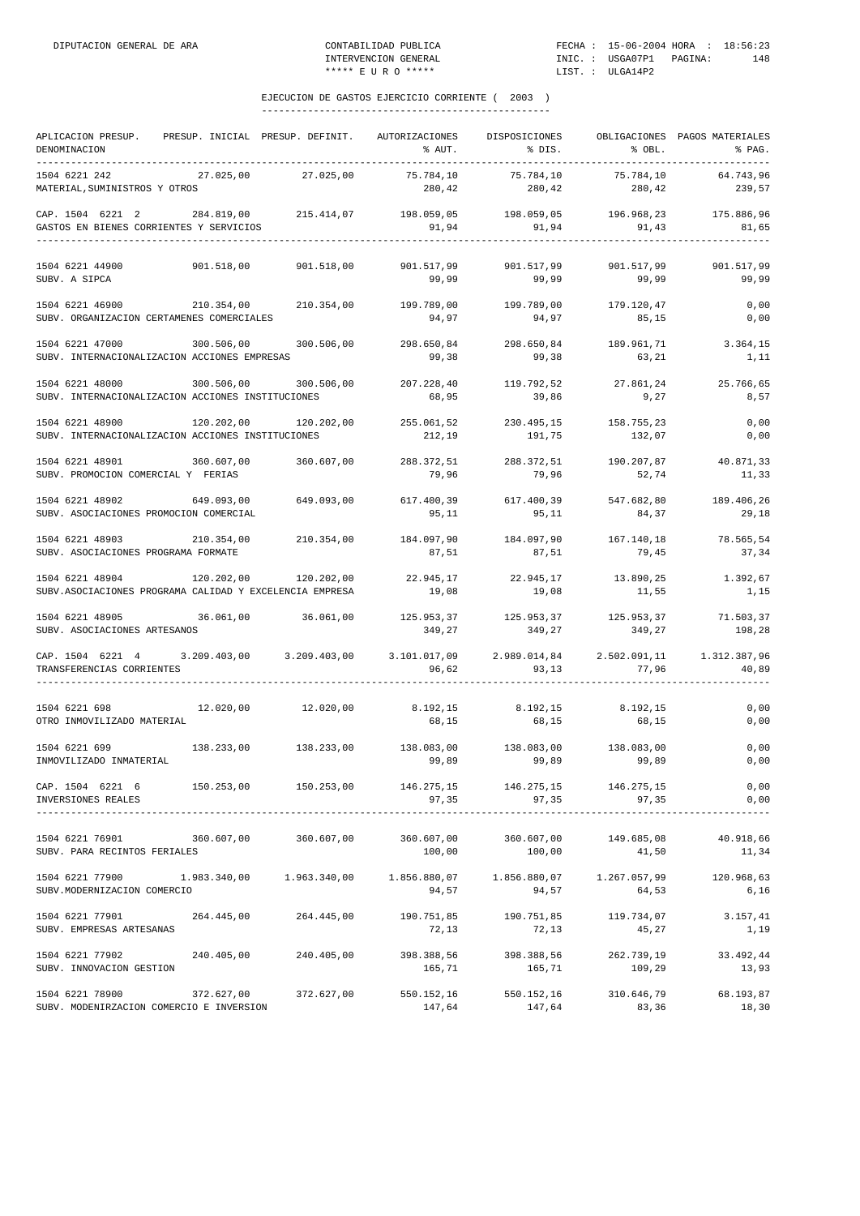## EJECUCION DE GASTOS EJERCICIO CORRIENTE ( 2003 )

| APLICACION PRESUP. DENOMINACION | PRESUP. INICIAL | PRESUP. DEFINIT. | AUTORIZACIONES % AUT. | DISPOSICIONES % DIS. | OBLIGACIONES % OBL. | PAGOS MATERIALES % PAG. |
|---|---|---|---|---|---|---|
| 1504 6221 242 MATERIAL,SUMINISTROS Y OTROS | 27.025,00 | 27.025,00 | 75.784,10 280,42 | 75.784,10 280,42 | 75.784,10 280,42 | 64.743,96 239,57 |
| CAP. 1504 6221 2 GASTOS EN BIENES CORRIENTES Y SERVICIOS | 284.819,00 | 215.414,07 | 198.059,05 91,94 | 198.059,05 91,94 | 196.968,23 91,43 | 175.886,96 81,65 |
| 1504 6221 44900 SUBV. A SIPCA | 901.518,00 | 901.518,00 | 901.517,99 99,99 | 901.517,99 99,99 | 901.517,99 99,99 | 901.517,99 99,99 |
| 1504 6221 46900 SUBV. ORGANIZACION CERTAMENES COMERCIALES | 210.354,00 | 210.354,00 | 199.789,00 94,97 | 199.789,00 94,97 | 179.120,47 85,15 | 0,00 0,00 |
| 1504 6221 47000 SUBV. INTERNACIONALIZACION ACCIONES EMPRESAS | 300.506,00 | 300.506,00 | 298.650,84 99,38 | 298.650,84 99,38 | 189.961,71 63,21 | 3.364,15 1,11 |
| 1504 6221 48000 SUBV. INTERNACIONALIZACION ACCIONES INSTITUCIONES | 300.506,00 | 300.506,00 | 207.228,40 68,95 | 119.792,52 39,86 | 27.861,24 9,27 | 25.766,65 8,57 |
| 1504 6221 48900 SUBV. INTERNACIONALIZACION ACCIONES INSTITUCIONES | 120.202,00 | 120.202,00 | 255.061,52 212,19 | 230.495,15 191,75 | 158.755,23 132,07 | 0,00 0,00 |
| 1504 6221 48901 SUBV. PROMOCION COMERCIAL Y FERIAS | 360.607,00 | 360.607,00 | 288.372,51 79,96 | 288.372,51 79,96 | 190.207,87 52,74 | 40.871,33 11,33 |
| 1504 6221 48902 SUBV. ASOCIACIONES PROMOCION COMERCIAL | 649.093,00 | 649.093,00 | 617.400,39 95,11 | 617.400,39 95,11 | 547.682,80 84,37 | 189.406,26 29,18 |
| 1504 6221 48903 SUBV. ASOCIACIONES PROGRAMA FORMATE | 210.354,00 | 210.354,00 | 184.097,90 87,51 | 184.097,90 87,51 | 167.140,18 79,45 | 78.565,54 37,34 |
| 1504 6221 48904 SUBV.ASOCIACIONES PROGRAMA CALIDAD Y EXCELENCIA EMPRESA | 120.202,00 | 120.202,00 | 22.945,17 19,08 | 22.945,17 19,08 | 13.890,25 11,55 | 1.392,67 1,15 |
| 1504 6221 48905 SUBV. ASOCIACIONES ARTESANOS | 36.061,00 | 36.061,00 | 125.953,37 349,27 | 125.953,37 349,27 | 125.953,37 349,27 | 71.503,37 198,28 |
| CAP. 1504 6221 4 TRANSFERENCIAS CORRIENTES | 3.209.403,00 | 3.209.403,00 | 3.101.017,09 96,62 | 2.989.014,84 93,13 | 2.502.091,11 77,96 | 1.312.387,96 40,89 |
| 1504 6221 698 OTRO INMOVILIZADO MATERIAL | 12.020,00 | 12.020,00 | 8.192,15 68,15 | 8.192,15 68,15 | 8.192,15 68,15 | 0,00 0,00 |
| 1504 6221 699 INMOVILIZADO INMATERIAL | 138.233,00 | 138.233,00 | 138.083,00 99,89 | 138.083,00 99,89 | 138.083,00 99,89 | 0,00 0,00 |
| CAP. 1504 6221 6 INVERSIONES REALES | 150.253,00 | 150.253,00 | 146.275,15 97,35 | 146.275,15 97,35 | 146.275,15 97,35 | 0,00 0,00 |
| 1504 6221 76901 SUBV. PARA RECINTOS FERIALES | 360.607,00 | 360.607,00 | 360.607,00 100,00 | 360.607,00 100,00 | 149.685,08 41,50 | 40.918,66 11,34 |
| 1504 6221 77900 SUBV.MODERNIZACION COMERCIO | 1.983.340,00 | 1.963.340,00 | 1.856.880,07 94,57 | 1.856.880,07 94,57 | 1.267.057,99 64,53 | 120.968,63 6,16 |
| 1504 6221 77901 SUBV. EMPRESAS ARTESANAS | 264.445,00 | 264.445,00 | 190.751,85 72,13 | 190.751,85 72,13 | 119.734,07 45,27 | 3.157,41 1,19 |
| 1504 6221 77902 SUBV. INNOVACION GESTION | 240.405,00 | 240.405,00 | 398.388,56 165,71 | 398.388,56 165,71 | 262.739,19 109,29 | 33.492,44 13,93 |
| 1504 6221 78900 SUBV. MODENIRZACION COMERCIO E INVERSION | 372.627,00 | 372.627,00 | 550.152,16 147,64 | 550.152,16 147,64 | 310.646,79 83,36 | 68.193,87 18,30 |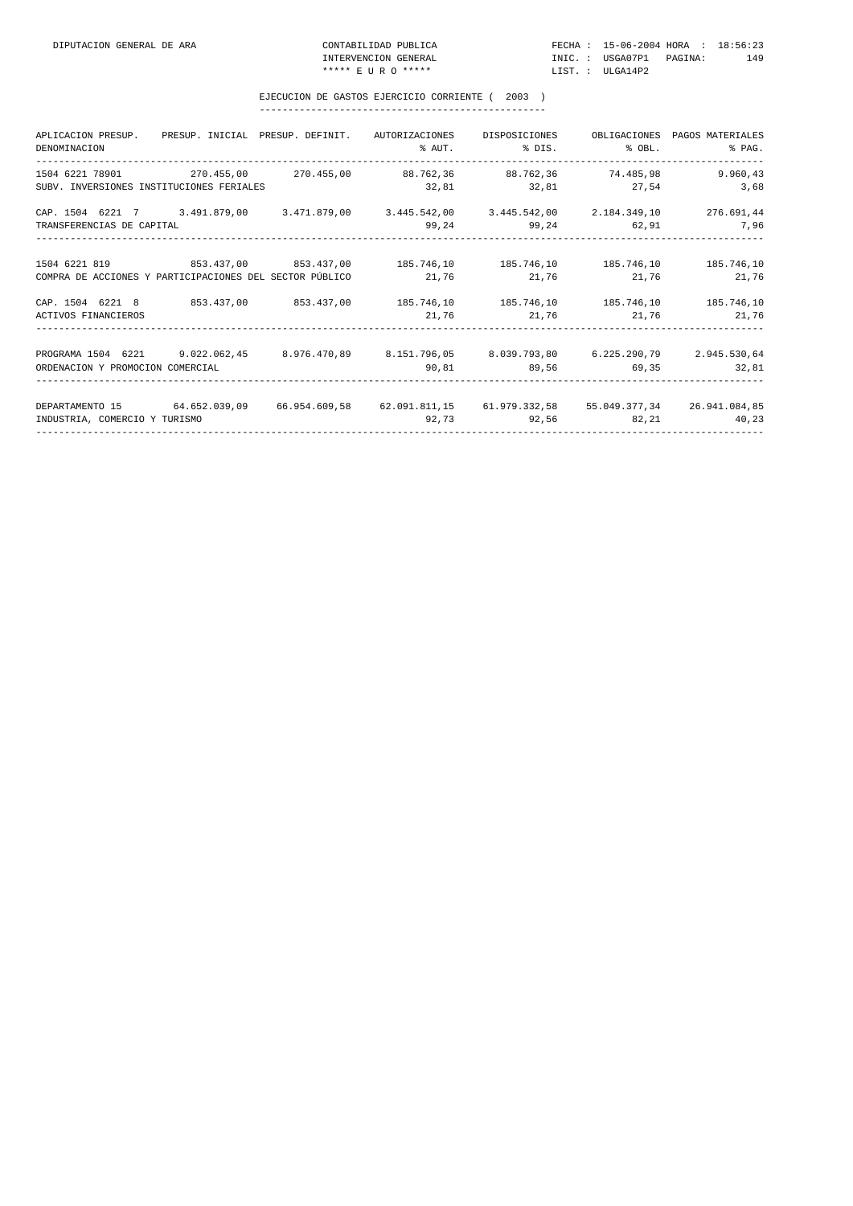DIPUTACION GENERAL DE ARA — CONTABILIDAD PUBLICA — INTERVENCION GENERAL — ***** E U R O *****

FECHA : 15-06-2004 HORA : 18:56:23 — INIC. : USGA07P1 — LIST. : ULGA14P2

## EJECUCION DE GASTOS EJERCICIO CORRIENTE ( 2003 )

| APLICACION PRESUP. / DENOMINACION | PRESUP. INICIAL | PRESUP. DEFINIT. | AUTORIZACIONES / % AUT. | DISPOSICIONES / % DIS. | OBLIGACIONES / % OBL. | PAGOS MATERIALES / % PAG. |
|---|---|---|---|---|---|---|
| 1504 6221 78901 | 270.455,00 | 270.455,00 | 88.762,36 | 88.762,36 | 74.485,98 | 9.960,43 |
| SUBV. INVERSIONES INSTITUCIONES FERIALES | | | 32,81 | 32,81 | 27,54 | 3,68 |
| CAP. 1504 6221 7 | 3.491.879,00 | 3.471.879,00 | 3.445.542,00 | 3.445.542,00 | 2.184.349,10 | 276.691,44 |
| TRANSFERENCIAS DE CAPITAL | | | 99,24 | 99,24 | 62,91 | 7,96 |
| 1504 6221 819 | 853.437,00 | 853.437,00 | 185.746,10 | 185.746,10 | 185.746,10 | 185.746,10 |
| COMPRA DE ACCIONES Y PARTICIPACIONES DEL SECTOR PÚBLICO | | | 21,76 | 21,76 | 21,76 | 21,76 |
| CAP. 1504 6221 8 | 853.437,00 | 853.437,00 | 185.746,10 | 185.746,10 | 185.746,10 | 185.746,10 |
| ACTIVOS FINANCIEROS | | | 21,76 | 21,76 | 21,76 | 21,76 |
| PROGRAMA 1504 6221 | 9.022.062,45 | 8.976.470,89 | 8.151.796,05 | 8.039.793,80 | 6.225.290,79 | 2.945.530,64 |
| ORDENACION Y PROMOCION COMERCIAL | | | 90,81 | 89,56 | 69,35 | 32,81 |
| DEPARTAMENTO 15 | 64.652.039,09 | 66.954.609,58 | 62.091.811,15 | 61.979.332,58 | 55.049.377,34 | 26.941.084,85 |
| INDUSTRIA, COMERCIO Y TURISMO | | | 92,73 | 92,56 | 82,21 | 40,23 |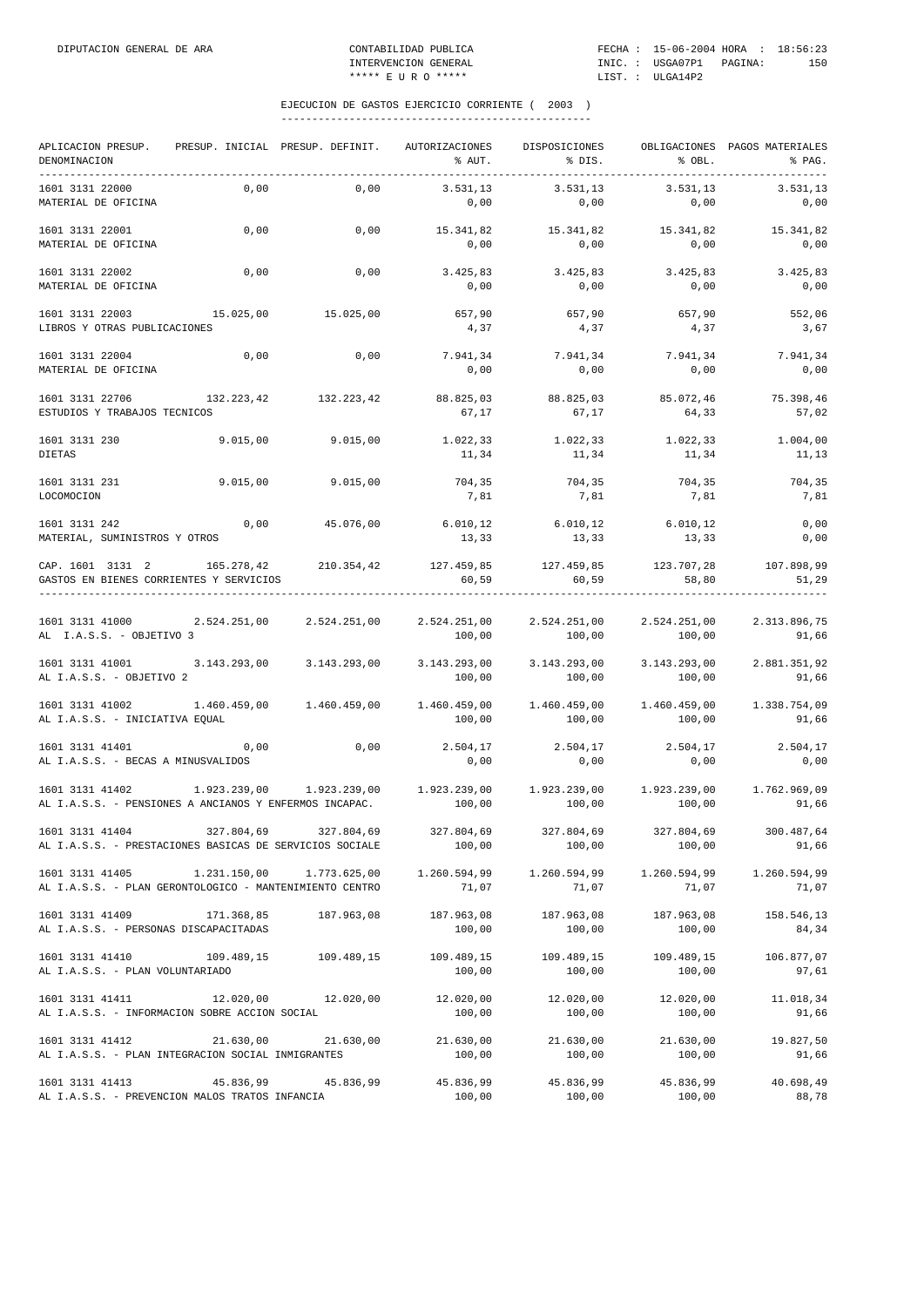EJECUCION DE GASTOS EJERCICIO CORRIENTE ( 2003 )

| APLICACION PRESUP. DENOMINACION | PRESUP. INICIAL | PRESUP. DEFINIT. | AUTORIZACIONES % AUT. | DISPOSICIONES % DIS. | OBLIGACIONES % OBL. | PAGOS MATERIALES % PAG. |
|---|---|---|---|---|---|---|
| 1601 3131 22000 MATERIAL DE OFICINA | 0,00 | 0,00 | 3.531,13 0,00 | 3.531,13 0,00 | 3.531,13 0,00 | 3.531,13 0,00 |
| 1601 3131 22001 MATERIAL DE OFICINA | 0,00 | 0,00 | 15.341,82 0,00 | 15.341,82 0,00 | 15.341,82 0,00 | 15.341,82 0,00 |
| 1601 3131 22002 MATERIAL DE OFICINA | 0,00 | 0,00 | 3.425,83 0,00 | 3.425,83 0,00 | 3.425,83 0,00 | 3.425,83 0,00 |
| 1601 3131 22003 LIBROS Y OTRAS PUBLICACIONES | 15.025,00 | 15.025,00 | 657,90 4,37 | 657,90 4,37 | 657,90 4,37 | 552,06 3,67 |
| 1601 3131 22004 MATERIAL DE OFICINA | 0,00 | 0,00 | 7.941,34 0,00 | 7.941,34 0,00 | 7.941,34 0,00 | 7.941,34 0,00 |
| 1601 3131 22706 ESTUDIOS Y TRABAJOS TECNICOS | 132.223,42 | 132.223,42 | 88.825,03 67,17 | 88.825,03 67,17 | 85.072,46 64,33 | 75.398,46 57,02 |
| 1601 3131 230 DIETAS | 9.015,00 | 9.015,00 | 1.022,33 11,34 | 1.022,33 11,34 | 1.022,33 11,34 | 1.004,00 11,13 |
| 1601 3131 231 LOCOMOCION | 9.015,00 | 9.015,00 | 704,35 7,81 | 704,35 7,81 | 704,35 7,81 | 704,35 7,81 |
| 1601 3131 242 MATERIAL, SUMINISTROS Y OTROS | 0,00 | 45.076,00 | 6.010,12 13,33 | 6.010,12 13,33 | 6.010,12 13,33 | 0,00 0,00 |
| CAP. 1601 3131 2 GASTOS EN BIENES CORRIENTES Y SERVICIOS | 165.278,42 | 210.354,42 | 127.459,85 60,59 | 127.459,85 60,59 | 123.707,28 58,80 | 107.898,99 51,29 |
| 1601 3131 41000 AL I.A.S.S. - OBJETIVO 3 | 2.524.251,00 | 2.524.251,00 | 2.524.251,00 100,00 | 2.524.251,00 100,00 | 2.524.251,00 100,00 | 2.313.896,75 91,66 |
| 1601 3131 41001 AL I.A.S.S. - OBJETIVO 2 | 3.143.293,00 | 3.143.293,00 | 3.143.293,00 100,00 | 3.143.293,00 100,00 | 3.143.293,00 100,00 | 2.881.351,92 91,66 |
| 1601 3131 41002 AL I.A.S.S. - INICIATIVA EQUAL | 1.460.459,00 | 1.460.459,00 | 1.460.459,00 100,00 | 1.460.459,00 100,00 | 1.460.459,00 100,00 | 1.338.754,09 91,66 |
| 1601 3131 41401 AL I.A.S.S. - BECAS A MINUSVALIDOS | 0,00 | 0,00 | 2.504,17 0,00 | 2.504,17 0,00 | 2.504,17 0,00 | 2.504,17 0,00 |
| 1601 3131 41402 AL I.A.S.S. - PENSIONES A ANCIANOS Y ENFERMOS INCAPAC. | 1.923.239,00 | 1.923.239,00 | 1.923.239,00 100,00 | 1.923.239,00 100,00 | 1.923.239,00 100,00 | 1.762.969,09 91,66 |
| 1601 3131 41404 AL I.A.S.S. - PRESTACIONES BASICAS DE SERVICIOS SOCIALE | 327.804,69 | 327.804,69 | 327.804,69 100,00 | 327.804,69 100,00 | 327.804,69 100,00 | 300.487,64 91,66 |
| 1601 3131 41405 AL I.A.S.S. - PLAN GERONTOLOGICO - MANTENIMIENTO CENTRO | 1.231.150,00 | 1.773.625,00 | 1.260.594,99 71,07 | 1.260.594,99 71,07 | 1.260.594,99 71,07 | 1.260.594,99 71,07 |
| 1601 3131 41409 AL I.A.S.S. - PERSONAS DISCAPACITADAS | 171.368,85 | 187.963,08 | 187.963,08 100,00 | 187.963,08 100,00 | 187.963,08 100,00 | 158.546,13 84,34 |
| 1601 3131 41410 AL I.A.S.S. - PLAN VOLUNTARIADO | 109.489,15 | 109.489,15 | 109.489,15 100,00 | 109.489,15 100,00 | 109.489,15 100,00 | 106.877,07 97,61 |
| 1601 3131 41411 AL I.A.S.S. - INFORMACION SOBRE ACCION SOCIAL | 12.020,00 | 12.020,00 | 12.020,00 100,00 | 12.020,00 100,00 | 12.020,00 100,00 | 11.018,34 91,66 |
| 1601 3131 41412 AL I.A.S.S. - PLAN INTEGRACION SOCIAL INMIGRANTES | 21.630,00 | 21.630,00 | 21.630,00 100,00 | 21.630,00 100,00 | 21.630,00 100,00 | 19.827,50 91,66 |
| 1601 3131 41413 AL I.A.S.S. - PREVENCION MALOS TRATOS INFANCIA | 45.836,99 | 45.836,99 | 45.836,99 100,00 | 45.836,99 100,00 | 45.836,99 100,00 | 40.698,49 88,78 |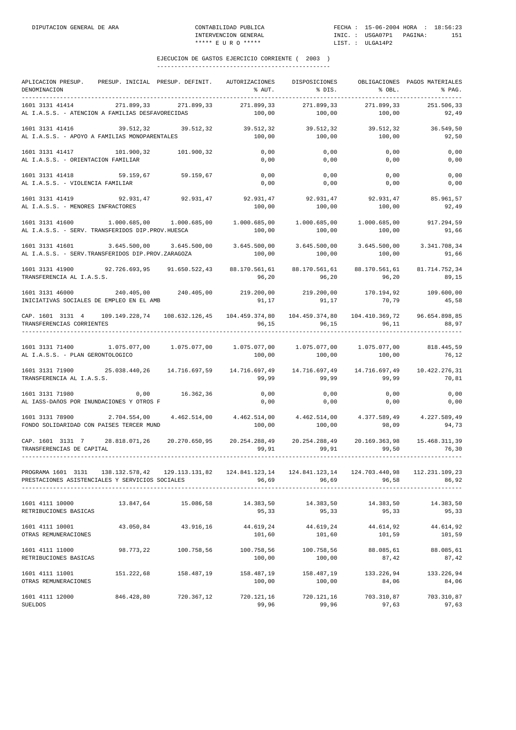## EJECUCION DE GASTOS EJERCICIO CORRIENTE ( 2003 )

| APLICACION PRESUP. DENOMINACION | PRESUP. INICIAL | PRESUP. DEFINIT. | AUTORIZACIONES % AUT. | DISPOSICIONES % DIS. | OBLIGACIONES % OBL. | PAGOS MATERIALES % PAG. |
|---|---|---|---|---|---|---|
| 1601 3131 41414 AL I.A.S.S. - ATENCION A FAMILIAS DESFAVORECIDAS | 271.899,33 | 271.899,33 | 271.899,33 100,00 | 271.899,33 100,00 | 271.899,33 100,00 | 251.506,33 92,49 |
| 1601 3131 41416 AL I.A.S.S. - APOYO A FAMILIAS MONOPARENTALES | 39.512,32 | 39.512,32 | 39.512,32 100,00 | 39.512,32 100,00 | 39.512,32 100,00 | 36.549,50 92,50 |
| 1601 3131 41417 AL I.A.S.S. - ORIENTACION FAMILIAR | 101.900,32 | 101.900,32 | 0,00 0,00 | 0,00 0,00 | 0,00 0,00 | 0,00 0,00 |
| 1601 3131 41418 AL I.A.S.S. - VIOLENCIA FAMILIAR | 59.159,67 | 59.159,67 | 0,00 0,00 | 0,00 0,00 | 0,00 0,00 | 0,00 0,00 |
| 1601 3131 41419 AL I.A.S.S. - MENORES INFRACTORES | 92.931,47 | 92.931,47 | 92.931,47 100,00 | 92.931,47 100,00 | 92.931,47 100,00 | 85.961,57 92,49 |
| 1601 3131 41600 AL I.A.S.S. - SERV. TRANSFERIDOS DIP.PROV.HUESCA | 1.000.685,00 | 1.000.685,00 | 1.000.685,00 100,00 | 1.000.685,00 100,00 | 1.000.685,00 100,00 | 917.294,59 91,66 |
| 1601 3131 41601 AL I.A.S.S. - SERV.TRANSFERIDOS DIP.PROV.ZARAGOZA | 3.645.500,00 | 3.645.500,00 | 3.645.500,00 100,00 | 3.645.500,00 100,00 | 3.645.500,00 100,00 | 3.341.708,34 91,66 |
| 1601 3131 41900 TRANSFERENCIA AL I.A.S.S. | 92.726.693,95 | 91.650.522,43 | 88.170.561,61 96,20 | 88.170.561,61 96,20 | 88.170.561,61 96,20 | 81.714.752,34 89,15 |
| 1601 3131 46000 INICIATIVAS SOCIALES DE EMPLEO EN EL AMB | 240.405,00 | 240.405,00 | 219.200,00 91,17 | 219.200,00 91,17 | 170.194,92 70,79 | 109.600,00 45,58 |
| CAP. 1601 3131 4 TRANSFERENCIAS CORRIENTES | 109.149.228,74 | 108.632.126,45 | 104.459.374,80 96,15 | 104.459.374,80 96,15 | 104.410.369,72 96,11 | 96.654.898,85 88,97 |
| 1601 3131 71400 AL I.A.S.S. - PLAN GERONTOLOGICO | 1.075.077,00 | 1.075.077,00 | 1.075.077,00 100,00 | 1.075.077,00 100,00 | 1.075.077,00 100,00 | 818.445,59 76,12 |
| 1601 3131 71900 TRANSFERENCIA AL I.A.S.S. | 25.038.440,26 | 14.716.697,59 | 14.716.697,49 99,99 | 14.716.697,49 99,99 | 14.716.697,49 99,99 | 10.422.276,31 70,81 |
| 1601 3131 71980 AL IASS-DAñOS POR INUNDACIONES Y OTROS F | 0,00 | 16.362,36 | 0,00 0,00 | 0,00 0,00 | 0,00 0,00 | 0,00 0,00 |
| 1601 3131 78900 FONDO SOLIDARIDAD CON PAISES TERCER MUND | 2.704.554,00 | 4.462.514,00 | 4.462.514,00 100,00 | 4.462.514,00 100,00 | 4.377.589,49 98,09 | 4.227.589,49 94,73 |
| CAP. 1601 3131 7 TRANSFERENCIAS DE CAPITAL | 28.818.071,26 | 20.270.650,95 | 20.254.288,49 99,91 | 20.254.288,49 99,91 | 20.169.363,98 99,50 | 15.468.311,39 76,30 |
| PROGRAMA 1601 3131 PRESTACIONES ASISTENCIALES Y SERVICIOS SOCIALES | 138.132.578,42 | 129.113.131,82 | 124.841.123,14 96,69 | 124.841.123,14 96,69 | 124.703.440,98 96,58 | 112.231.109,23 86,92 |
| 1601 4111 10000 RETRIBUCIONES BASICAS | 13.847,64 | 15.086,58 | 14.383,50 95,33 | 14.383,50 95,33 | 14.383,50 95,33 | 14.383,50 95,33 |
| 1601 4111 10001 OTRAS REMUNERACIONES | 43.050,84 | 43.916,16 | 44.619,24 101,60 | 44.619,24 101,60 | 44.614,92 101,59 | 44.614,92 101,59 |
| 1601 4111 11000 RETRIBUCIONES BASICAS | 98.773,22 | 100.758,56 | 100.758,56 100,00 | 100.758,56 100,00 | 88.085,61 87,42 | 88.085,61 87,42 |
| 1601 4111 11001 OTRAS REMUNERACIONES | 151.222,68 | 158.487,19 | 158.487,19 100,00 | 158.487,19 100,00 | 133.226,94 84,06 | 133.226,94 84,06 |
| 1601 4111 12000 SUELDOS | 846.428,80 | 720.367,12 | 720.121,16 99,96 | 720.121,16 99,96 | 703.310,87 97,63 | 703.310,87 97,63 |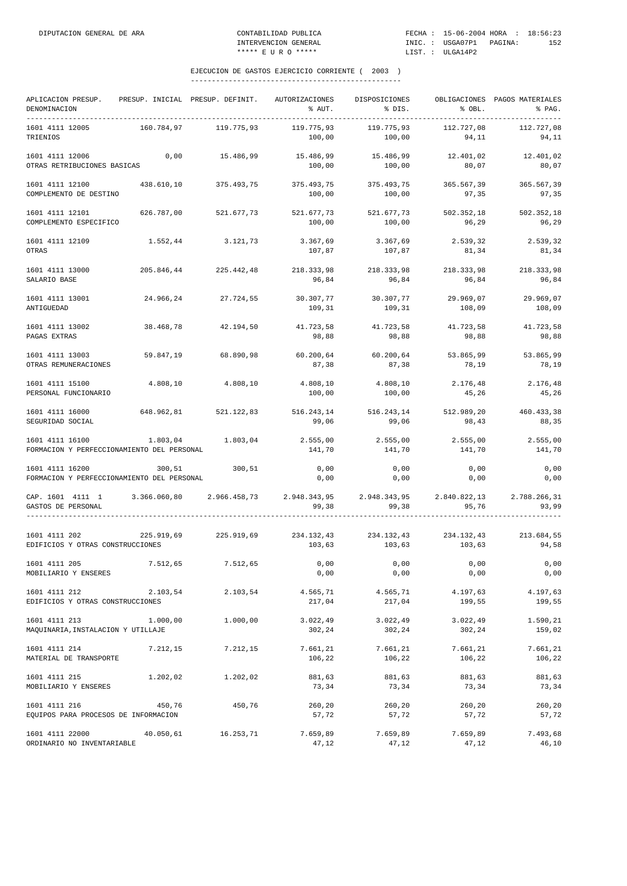## EJECUCION DE GASTOS EJERCICIO CORRIENTE ( 2003 )

| APLICACION PRESUP. DENOMINACION | PRESUP. INICIAL | PRESUP. DEFINIT. | AUTORIZACIONES % AUT. | DISPOSICIONES % DIS. | OBLIGACIONES % OBL. | PAGOS MATERIALES % PAG. |
|---|---|---|---|---|---|---|
| 1601 4111 12005 TRIENIOS | 160.784,97 | 119.775,93 | 119.775,93 100,00 | 119.775,93 100,00 | 112.727,08 94,11 | 112.727,08 94,11 |
| 1601 4111 12006 OTRAS RETRIBUCIONES BASICAS | 0,00 | 15.486,99 | 15.486,99 100,00 | 15.486,99 100,00 | 12.401,02 80,07 | 12.401,02 80,07 |
| 1601 4111 12100 COMPLEMENTO DE DESTINO | 438.610,10 | 375.493,75 | 375.493,75 100,00 | 375.493,75 100,00 | 365.567,39 97,35 | 365.567,39 97,35 |
| 1601 4111 12101 COMPLEMENTO ESPECIFICO | 626.787,00 | 521.677,73 | 521.677,73 100,00 | 521.677,73 100,00 | 502.352,18 96,29 | 502.352,18 96,29 |
| 1601 4111 12109 OTRAS | 1.552,44 | 3.121,73 | 3.367,69 107,87 | 3.367,69 107,87 | 2.539,32 81,34 | 2.539,32 81,34 |
| 1601 4111 13000 SALARIO BASE | 205.846,44 | 225.442,48 | 218.333,98 96,84 | 218.333,98 96,84 | 218.333,98 96,84 | 218.333,98 96,84 |
| 1601 4111 13001 ANTIGUEDAD | 24.966,24 | 27.724,55 | 30.307,77 109,31 | 30.307,77 109,31 | 29.969,07 108,09 | 29.969,07 108,09 |
| 1601 4111 13002 PAGAS EXTRAS | 38.468,78 | 42.194,50 | 41.723,58 98,88 | 41.723,58 98,88 | 41.723,58 98,88 | 41.723,58 98,88 |
| 1601 4111 13003 OTRAS REMUNERACIONES | 59.847,19 | 68.890,98 | 60.200,64 87,38 | 60.200,64 87,38 | 53.865,99 78,19 | 53.865,99 78,19 |
| 1601 4111 15100 PERSONAL FUNCIONARIO | 4.808,10 | 4.808,10 | 4.808,10 100,00 | 4.808,10 100,00 | 2.176,48 45,26 | 2.176,48 45,26 |
| 1601 4111 16000 SEGURIDAD SOCIAL | 648.962,81 | 521.122,83 | 516.243,14 99,06 | 516.243,14 99,06 | 512.989,20 98,43 | 460.433,38 88,35 |
| 1601 4111 16100 FORMACION Y PERFECCIONAMIENTO DEL PERSONAL | 1.803,04 | 1.803,04 | 2.555,00 141,70 | 2.555,00 141,70 | 2.555,00 141,70 | 2.555,00 141,70 |
| 1601 4111 16200 FORMACION Y PERFECCIONAMIENTO DEL PERSONAL | 300,51 | 300,51 | 0,00 0,00 | 0,00 0,00 | 0,00 0,00 | 0,00 0,00 |
| CAP. 1601 4111 1 GASTOS DE PERSONAL | 3.366.060,80 | 2.966.458,73 | 2.948.343,95 99,38 | 2.948.343,95 99,38 | 2.840.822,13 95,76 | 2.788.266,31 93,99 |
| 1601 4111 202 EDIFICIOS Y OTRAS CONSTRUCCIONES | 225.919,69 | 225.919,69 | 234.132,43 103,63 | 234.132,43 103,63 | 234.132,43 103,63 | 213.684,55 94,58 |
| 1601 4111 205 MOBILIARIO Y ENSERES | 7.512,65 | 7.512,65 | 0,00 0,00 | 0,00 0,00 | 0,00 0,00 | 0,00 0,00 |
| 1601 4111 212 EDIFICIOS Y OTRAS CONSTRUCCIONES | 2.103,54 | 2.103,54 | 4.565,71 217,04 | 4.565,71 217,04 | 4.197,63 199,55 | 4.197,63 199,55 |
| 1601 4111 213 MAQUINARIA,INSTALACION Y UTILLAJE | 1.000,00 | 1.000,00 | 3.022,49 302,24 | 3.022,49 302,24 | 3.022,49 302,24 | 1.590,21 159,02 |
| 1601 4111 214 MATERIAL DE TRANSPORTE | 7.212,15 | 7.212,15 | 7.661,21 106,22 | 7.661,21 106,22 | 7.661,21 106,22 | 7.661,21 106,22 |
| 1601 4111 215 MOBILIARIO Y ENSERES | 1.202,02 | 1.202,02 | 881,63 73,34 | 881,63 73,34 | 881,63 73,34 | 881,63 73,34 |
| 1601 4111 216 EQUIPOS PARA PROCESOS DE INFORMACION | 450,76 | 450,76 | 260,20 57,72 | 260,20 57,72 | 260,20 57,72 | 260,20 57,72 |
| 1601 4111 22000 ORDINARIO NO INVENTARIABLE | 40.050,61 | 16.253,71 | 7.659,89 47,12 | 7.659,89 47,12 | 7.659,89 47,12 | 7.493,68 46,10 |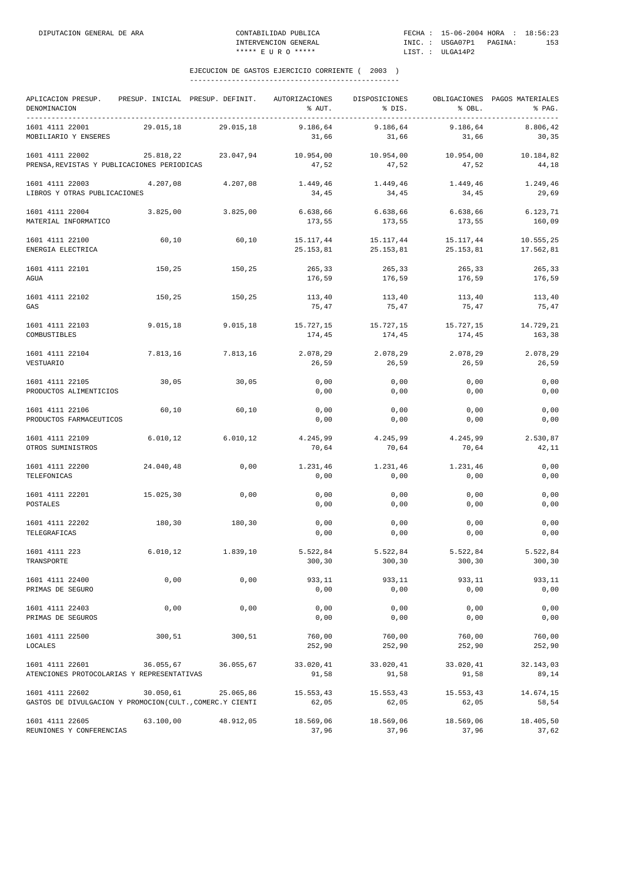DIPUTACION GENERAL DE ARA — CONTABILIDAD PUBLICA — INTERVENCION GENERAL — ***** E U R O ***** — FECHA : 15-06-2004 HORA : 18:56:23 — INIC. : USGA07P1 PAGINA: 153 — LIST. : ULGA14P2

## EJECUCION DE GASTOS EJERCICIO CORRIENTE ( 2003 )

| APLICACION PRESUP. DENOMINACION | PRESUP. INICIAL | PRESUP. DEFINIT. | AUTORIZACIONES % AUT. | DISPOSICIONES % DIS. | OBLIGACIONES % OBL. | PAGOS MATERIALES % PAG. |
|---|---|---|---|---|---|---|
| 1601 4111 22001 MOBILIARIO Y ENSERES | 29.015,18 | 29.015,18 | 9.186,64 / 31,66 | 9.186,64 / 31,66 | 9.186,64 / 31,66 | 8.806,42 / 30,35 |
| 1601 4111 22002 PRENSA,REVISTAS Y PUBLICACIONES PERIODICAS | 25.818,22 | 23.047,94 | 10.954,00 / 47,52 | 10.954,00 / 47,52 | 10.954,00 / 47,52 | 10.184,82 / 44,18 |
| 1601 4111 22003 LIBROS Y OTRAS PUBLICACIONES | 4.207,08 | 4.207,08 | 1.449,46 / 34,45 | 1.449,46 / 34,45 | 1.449,46 / 34,45 | 1.249,46 / 29,69 |
| 1601 4111 22004 MATERIAL INFORMATICO | 3.825,00 | 3.825,00 | 6.638,66 / 173,55 | 6.638,66 / 173,55 | 6.638,66 / 173,55 | 6.123,71 / 160,09 |
| 1601 4111 22100 ENERGIA ELECTRICA | 60,10 | 60,10 | 15.117,44 / 25.153,81 | 15.117,44 / 25.153,81 | 15.117,44 / 25.153,81 | 10.555,25 / 17.562,81 |
| 1601 4111 22101 AGUA | 150,25 | 150,25 | 265,33 / 176,59 | 265,33 / 176,59 | 265,33 / 176,59 | 265,33 / 176,59 |
| 1601 4111 22102 GAS | 150,25 | 150,25 | 113,40 / 75,47 | 113,40 / 75,47 | 113,40 / 75,47 | 113,40 / 75,47 |
| 1601 4111 22103 COMBUSTIBLES | 9.015,18 | 9.015,18 | 15.727,15 / 174,45 | 15.727,15 / 174,45 | 15.727,15 / 174,45 | 14.729,21 / 163,38 |
| 1601 4111 22104 VESTUARIO | 7.813,16 | 7.813,16 | 2.078,29 / 26,59 | 2.078,29 / 26,59 | 2.078,29 / 26,59 | 2.078,29 / 26,59 |
| 1601 4111 22105 PRODUCTOS ALIMENTICIOS | 30,05 | 30,05 | 0,00 / 0,00 | 0,00 / 0,00 | 0,00 / 0,00 | 0,00 / 0,00 |
| 1601 4111 22106 PRODUCTOS FARMACEUTICOS | 60,10 | 60,10 | 0,00 / 0,00 | 0,00 / 0,00 | 0,00 / 0,00 | 0,00 / 0,00 |
| 1601 4111 22109 OTROS SUMINISTROS | 6.010,12 | 6.010,12 | 4.245,99 / 70,64 | 4.245,99 / 70,64 | 4.245,99 / 70,64 | 2.530,87 / 42,11 |
| 1601 4111 22200 TELEFONICAS | 24.040,48 | 0,00 | 1.231,46 / 0,00 | 1.231,46 / 0,00 | 1.231,46 / 0,00 | 0,00 / 0,00 |
| 1601 4111 22201 POSTALES | 15.025,30 | 0,00 | 0,00 / 0,00 | 0,00 / 0,00 | 0,00 / 0,00 | 0,00 / 0,00 |
| 1601 4111 22202 TELEGRAFICAS | 180,30 | 180,30 | 0,00 / 0,00 | 0,00 / 0,00 | 0,00 / 0,00 | 0,00 / 0,00 |
| 1601 4111 223 TRANSPORTE | 6.010,12 | 1.839,10 | 5.522,84 / 300,30 | 5.522,84 / 300,30 | 5.522,84 / 300,30 | 5.522,84 / 300,30 |
| 1601 4111 22400 PRIMAS DE SEGURO | 0,00 | 0,00 | 933,11 / 0,00 | 933,11 / 0,00 | 933,11 / 0,00 | 933,11 / 0,00 |
| 1601 4111 22403 PRIMAS DE SEGUROS | 0,00 | 0,00 | 0,00 / 0,00 | 0,00 / 0,00 | 0,00 / 0,00 | 0,00 / 0,00 |
| 1601 4111 22500 LOCALES | 300,51 | 300,51 | 760,00 / 252,90 | 760,00 / 252,90 | 760,00 / 252,90 | 760,00 / 252,90 |
| 1601 4111 22601 ATENCIONES PROTOCOLARIAS Y REPRESENTATIVAS | 36.055,67 | 36.055,67 | 33.020,41 / 91,58 | 33.020,41 / 91,58 | 33.020,41 / 91,58 | 32.143,03 / 89,14 |
| 1601 4111 22602 GASTOS DE DIVULGACION Y PROMOCION(CULT.,COMERC.Y CIENTI | 30.050,61 | 25.065,86 | 15.553,43 / 62,05 | 15.553,43 / 62,05 | 15.553,43 / 62,05 | 14.674,15 / 58,54 |
| 1601 4111 22605 REUNIONES Y CONFERENCIAS | 63.100,00 | 48.912,05 | 18.569,06 / 37,96 | 18.569,06 / 37,96 | 18.569,06 / 37,96 | 18.405,50 / 37,62 |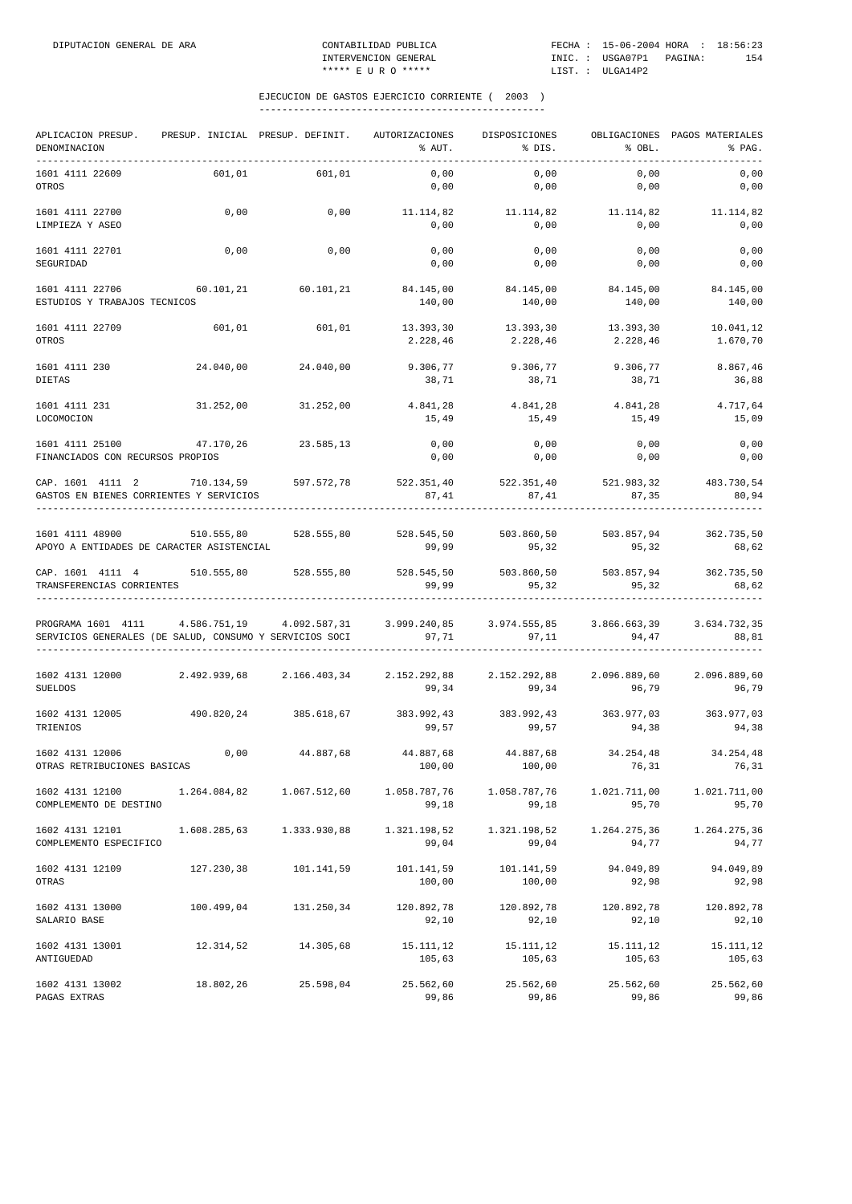## EJECUCION DE GASTOS EJERCICIO CORRIENTE ( 2003 )

| APLICACION PRESUP. DENOMINACION | PRESUP. INICIAL | PRESUP. DEFINIT. | AUTORIZACIONES % AUT. | DISPOSICIONES % DIS. | OBLIGACIONES % OBL. | PAGOS MATERIALES % PAG. |
|---|---|---|---|---|---|---|
| 1601 4111 22609 OTROS | 601,01 | 601,01 | 0,00 / 0,00 | 0,00 / 0,00 | 0,00 / 0,00 | 0,00 / 0,00 |
| 1601 4111 22700 LIMPIEZA Y ASEO | 0,00 | 0,00 | 11.114,82 / 0,00 | 11.114,82 / 0,00 | 11.114,82 / 0,00 | 11.114,82 / 0,00 |
| 1601 4111 22701 SEGURIDAD | 0,00 | 0,00 | 0,00 / 0,00 | 0,00 / 0,00 | 0,00 / 0,00 | 0,00 / 0,00 |
| 1601 4111 22706 ESTUDIOS Y TRABAJOS TECNICOS | 60.101,21 | 60.101,21 | 84.145,00 / 140,00 | 84.145,00 / 140,00 | 84.145,00 / 140,00 | 84.145,00 / 140,00 |
| 1601 4111 22709 OTROS | 601,01 | 601,01 | 13.393,30 / 2.228,46 | 13.393,30 / 2.228,46 | 13.393,30 / 2.228,46 | 10.041,12 / 1.670,70 |
| 1601 4111 230 DIETAS | 24.040,00 | 24.040,00 | 9.306,77 / 38,71 | 9.306,77 / 38,71 | 9.306,77 / 38,71 | 8.867,46 / 36,88 |
| 1601 4111 231 LOCOMOCION | 31.252,00 | 31.252,00 | 4.841,28 / 15,49 | 4.841,28 / 15,49 | 4.841,28 / 15,49 | 4.717,64 / 15,09 |
| 1601 4111 25100 FINANCIADOS CON RECURSOS PROPIOS | 47.170,26 | 23.585,13 | 0,00 / 0,00 | 0,00 / 0,00 | 0,00 / 0,00 | 0,00 / 0,00 |
| CAP. 1601 4111 2 GASTOS EN BIENES CORRIENTES Y SERVICIOS | 710.134,59 | 597.572,78 | 522.351,40 / 87,41 | 522.351,40 / 87,41 | 521.983,32 / 87,35 | 483.730,54 / 80,94 |
| 1601 4111 48900 APOYO A ENTIDADES DE CARACTER ASISTENCIAL | 510.555,80 | 528.555,80 | 528.545,50 / 99,99 | 503.860,50 / 95,32 | 503.857,94 / 95,32 | 362.735,50 / 68,62 |
| CAP. 1601 4111 4 TRANSFERENCIAS CORRIENTES | 510.555,80 | 528.555,80 | 528.545,50 / 99,99 | 503.860,50 / 95,32 | 503.857,94 / 95,32 | 362.735,50 / 68,62 |
| PROGRAMA 1601 4111 SERVICIOS GENERALES (DE SALUD, CONSUMO Y SERVICIOS SOCI | 4.586.751,19 | 4.092.587,31 | 3.999.240,85 / 97,71 | 3.974.555,85 / 97,11 | 3.866.663,39 / 94,47 | 3.634.732,35 / 88,81 |
| 1602 4131 12000 SUELDOS | 2.492.939,68 | 2.166.403,34 | 2.152.292,88 / 99,34 | 2.152.292,88 / 99,34 | 2.096.889,60 / 96,79 | 2.096.889,60 / 96,79 |
| 1602 4131 12005 TRIENIOS | 490.820,24 | 385.618,67 | 383.992,43 / 99,57 | 383.992,43 / 99,57 | 363.977,03 / 94,38 | 363.977,03 / 94,38 |
| 1602 4131 12006 OTRAS RETRIBUCIONES BASICAS | 0,00 | 44.887,68 | 44.887,68 / 100,00 | 44.887,68 / 100,00 | 34.254,48 / 76,31 | 34.254,48 / 76,31 |
| 1602 4131 12100 COMPLEMENTO DE DESTINO | 1.264.084,82 | 1.067.512,60 | 1.058.787,76 / 99,18 | 1.058.787,76 / 99,18 | 1.021.711,00 / 95,70 | 1.021.711,00 / 95,70 |
| 1602 4131 12101 COMPLEMENTO ESPECIFICO | 1.608.285,63 | 1.333.930,88 | 1.321.198,52 / 99,04 | 1.321.198,52 / 99,04 | 1.264.275,36 / 94,77 | 1.264.275,36 / 94,77 |
| 1602 4131 12109 OTRAS | 127.230,38 | 101.141,59 | 101.141,59 / 100,00 | 101.141,59 / 100,00 | 94.049,89 / 92,98 | 94.049,89 / 92,98 |
| 1602 4131 13000 SALARIO BASE | 100.499,04 | 131.250,34 | 120.892,78 / 92,10 | 120.892,78 / 92,10 | 120.892,78 / 92,10 | 120.892,78 / 92,10 |
| 1602 4131 13001 ANTIGUEDAD | 12.314,52 | 14.305,68 | 15.111,12 / 105,63 | 15.111,12 / 105,63 | 15.111,12 / 105,63 | 15.111,12 / 105,63 |
| 1602 4131 13002 PAGAS EXTRAS | 18.802,26 | 25.598,04 | 25.562,60 / 99,86 | 25.562,60 / 99,86 | 25.562,60 / 99,86 | 25.562,60 / 99,86 |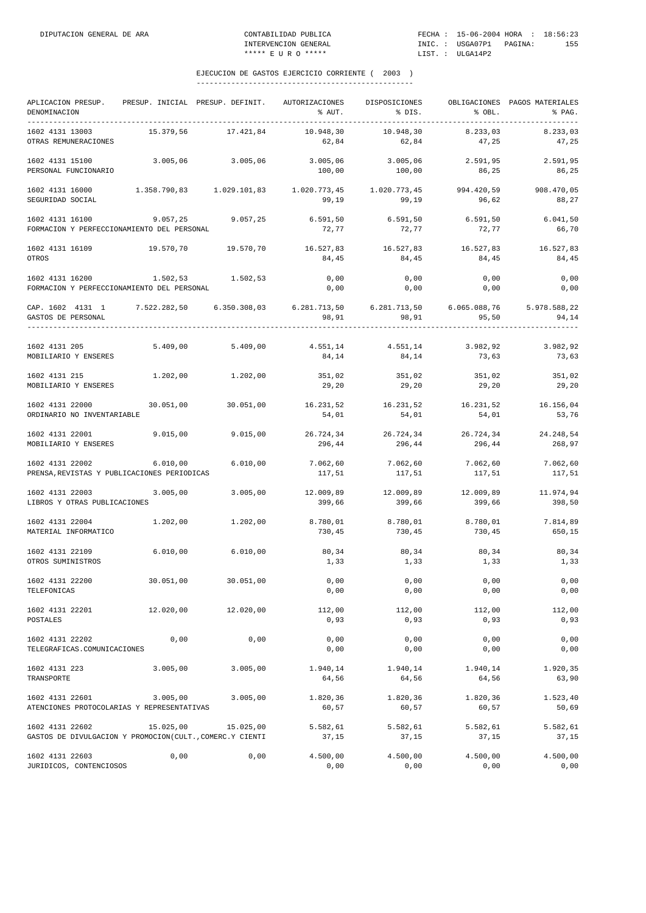EJECUCION DE GASTOS EJERCICIO CORRIENTE ( 2003 )

| APLICACION PRESUP. DENOMINACION | PRESUP. INICIAL | PRESUP. DEFINIT. | AUTORIZACIONES % AUT. | DISPOSICIONES % DIS. | OBLIGACIONES % OBL. | PAGOS MATERIALES % PAG. |
|---|---|---|---|---|---|---|
| 1602 4131 13003 OTRAS REMUNERACIONES | 15.379,56 | 17.421,84 | 10.948,30 62,84 | 10.948,30 62,84 | 8.233,03 47,25 | 8.233,03 47,25 |
| 1602 4131 15100 PERSONAL FUNCIONARIO | 3.005,06 | 3.005,06 | 3.005,06 100,00 | 3.005,06 100,00 | 2.591,95 86,25 | 2.591,95 86,25 |
| 1602 4131 16000 SEGURIDAD SOCIAL | 1.358.790,83 | 1.029.101,83 | 1.020.773,45 99,19 | 1.020.773,45 99,19 | 994.420,59 96,62 | 908.470,05 88,27 |
| 1602 4131 16100 FORMACION Y PERFECCIONAMIENTO DEL PERSONAL | 9.057,25 | 9.057,25 | 6.591,50 72,77 | 6.591,50 72,77 | 6.591,50 72,77 | 6.041,50 66,70 |
| 1602 4131 16109 OTROS | 19.570,70 | 19.570,70 | 16.527,83 84,45 | 16.527,83 84,45 | 16.527,83 84,45 | 16.527,83 84,45 |
| 1602 4131 16200 FORMACION Y PERFECCIONAMIENTO DEL PERSONAL | 1.502,53 | 1.502,53 | 0,00 0,00 | 0,00 0,00 | 0,00 0,00 | 0,00 0,00 |
| CAP. 1602 4131 1 GASTOS DE PERSONAL | 7.522.282,50 | 6.350.308,03 | 6.281.713,50 98,91 | 6.281.713,50 98,91 | 6.065.088,76 95,50 | 5.978.588,22 94,14 |
| 1602 4131 205 MOBILIARIO Y ENSERES | 5.409,00 | 5.409,00 | 4.551,14 84,14 | 4.551,14 84,14 | 3.982,92 73,63 | 3.982,92 73,63 |
| 1602 4131 215 MOBILIARIO Y ENSERES | 1.202,00 | 1.202,00 | 351,02 29,20 | 351,02 29,20 | 351,02 29,20 | 351,02 29,20 |
| 1602 4131 22000 ORDINARIO NO INVENTARIABLE | 30.051,00 | 30.051,00 | 16.231,52 54,01 | 16.231,52 54,01 | 16.231,52 54,01 | 16.156,04 53,76 |
| 1602 4131 22001 MOBILIARIO Y ENSERES | 9.015,00 | 9.015,00 | 26.724,34 296,44 | 26.724,34 296,44 | 26.724,34 296,44 | 24.248,54 268,97 |
| 1602 4131 22002 PRENSA,REVISTAS Y PUBLICACIONES PERIODICAS | 6.010,00 | 6.010,00 | 7.062,60 117,51 | 7.062,60 117,51 | 7.062,60 117,51 | 7.062,60 117,51 |
| 1602 4131 22003 LIBROS Y OTRAS PUBLICACIONES | 3.005,00 | 3.005,00 | 12.009,89 399,66 | 12.009,89 399,66 | 12.009,89 399,66 | 11.974,94 398,50 |
| 1602 4131 22004 MATERIAL INFORMATICO | 1.202,00 | 1.202,00 | 8.780,01 730,45 | 8.780,01 730,45 | 8.780,01 730,45 | 7.814,89 650,15 |
| 1602 4131 22109 OTROS SUMINISTROS | 6.010,00 | 6.010,00 | 80,34 1,33 | 80,34 1,33 | 80,34 1,33 | 80,34 1,33 |
| 1602 4131 22200 TELEFONICAS | 30.051,00 | 30.051,00 | 0,00 0,00 | 0,00 0,00 | 0,00 0,00 | 0,00 0,00 |
| 1602 4131 22201 POSTALES | 12.020,00 | 12.020,00 | 112,00 0,93 | 112,00 0,93 | 112,00 0,93 | 112,00 0,93 |
| 1602 4131 22202 TELEGRAFICAS.COMUNICACIONES | 0,00 | 0,00 | 0,00 0,00 | 0,00 0,00 | 0,00 0,00 | 0,00 0,00 |
| 1602 4131 223 TRANSPORTE | 3.005,00 | 3.005,00 | 1.940,14 64,56 | 1.940,14 64,56 | 1.940,14 64,56 | 1.920,35 63,90 |
| 1602 4131 22601 ATENCIONES PROTOCOLARIAS Y REPRESENTATIVAS | 3.005,00 | 3.005,00 | 1.820,36 60,57 | 1.820,36 60,57 | 1.820,36 60,57 | 1.523,40 50,69 |
| 1602 4131 22602 GASTOS DE DIVULGACION Y PROMOCION(CULT.,COMERC.Y CIENTI | 15.025,00 | 15.025,00 | 5.582,61 37,15 | 5.582,61 37,15 | 5.582,61 37,15 | 5.582,61 37,15 |
| 1602 4131 22603 JURIDICOS, CONTENCIOSOS | 0,00 | 0,00 | 4.500,00 0,00 | 4.500,00 0,00 | 4.500,00 0,00 | 4.500,00 0,00 |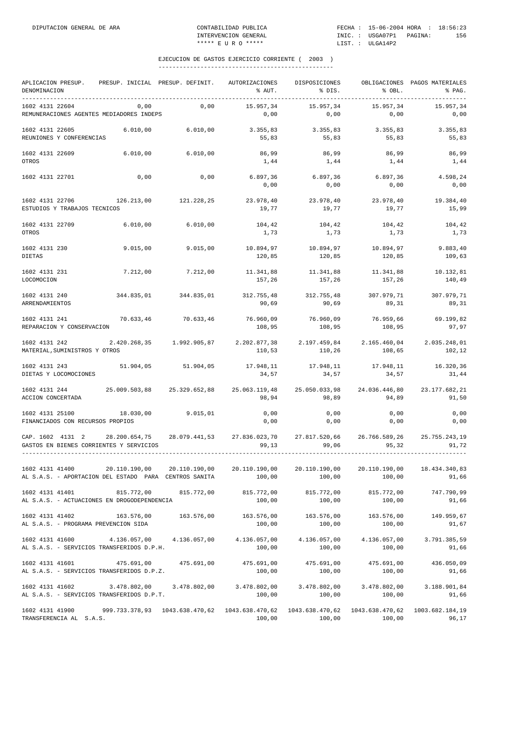## EJECUCION DE GASTOS EJERCICIO CORRIENTE ( 2003 )

| APLICACION PRESUP. DENOMINACION | PRESUP. INICIAL | PRESUP. DEFINIT. | AUTORIZACIONES % AUT. | DISPOSICIONES % DIS. | OBLIGACIONES % OBL. | PAGOS MATERIALES % PAG. |
|---|---|---|---|---|---|---|
| 1602 4131 22604 REMUNERACIONES AGENTES MEDIADORES INDEPS | 0,00 | 0,00 | 15.957,34 / 0,00 | 15.957,34 / 0,00 | 15.957,34 / 0,00 | 15.957,34 / 0,00 |
| 1602 4131 22605 REUNIONES Y CONFERENCIAS | 6.010,00 | 6.010,00 | 3.355,83 / 55,83 | 3.355,83 / 55,83 | 3.355,83 / 55,83 | 3.355,83 / 55,83 |
| 1602 4131 22609 OTROS | 6.010,00 | 6.010,00 | 86,99 / 1,44 | 86,99 / 1,44 | 86,99 / 1,44 | 86,99 / 1,44 |
| 1602 4131 22701 | 0,00 | 0,00 | 6.897,36 / 0,00 | 6.897,36 / 0,00 | 6.897,36 / 0,00 | 4.598,24 / 0,00 |
| 1602 4131 22706 ESTUDIOS Y TRABAJOS TECNICOS | 126.213,00 | 121.228,25 | 23.978,40 / 19,77 | 23.978,40 / 19,77 | 23.978,40 / 19,77 | 19.384,40 / 15,99 |
| 1602 4131 22709 OTROS | 6.010,00 | 6.010,00 | 104,42 / 1,73 | 104,42 / 1,73 | 104,42 / 1,73 | 104,42 / 1,73 |
| 1602 4131 230 DIETAS | 9.015,00 | 9.015,00 | 10.894,97 / 120,85 | 10.894,97 / 120,85 | 10.894,97 / 120,85 | 9.883,40 / 109,63 |
| 1602 4131 231 LOCOMOCION | 7.212,00 | 7.212,00 | 11.341,88 / 157,26 | 11.341,88 / 157,26 | 11.341,88 / 157,26 | 10.132,81 / 140,49 |
| 1602 4131 240 ARRENDAMIENTOS | 344.835,01 | 344.835,01 | 312.755,48 / 90,69 | 312.755,48 / 90,69 | 307.979,71 / 89,31 | 307.979,71 / 89,31 |
| 1602 4131 241 REPARACION Y CONSERVACION | 70.633,46 | 70.633,46 | 76.960,09 / 108,95 | 76.960,09 / 108,95 | 76.959,66 / 108,95 | 69.199,82 / 97,97 |
| 1602 4131 242 MATERIAL,SUMINISTROS Y OTROS | 2.420.268,35 | 1.992.905,87 | 2.202.877,38 / 110,53 | 2.197.459,84 / 110,26 | 2.165.460,04 / 108,65 | 2.035.248,01 / 102,12 |
| 1602 4131 243 DIETAS Y LOCOMOCIONES | 51.904,05 | 51.904,05 | 17.948,11 / 34,57 | 17.948,11 / 34,57 | 17.948,11 / 34,57 | 16.320,36 / 31,44 |
| 1602 4131 244 ACCION CONCERTADA | 25.009.503,88 | 25.329.652,88 | 25.063.119,48 / 98,94 | 25.050.033,98 / 98,89 | 24.036.446,80 / 94,89 | 23.177.682,21 / 91,50 |
| 1602 4131 25100 FINANCIADOS CON RECURSOS PROPIOS | 18.030,00 | 9.015,01 | 0,00 / 0,00 | 0,00 / 0,00 | 0,00 / 0,00 | 0,00 / 0,00 |
| CAP. 1602 4131 2 GASTOS EN BIENES CORRIENTES Y SERVICIOS | 28.200.654,75 | 28.079.441,53 | 27.836.023,70 / 99,13 | 27.817.520,66 / 99,06 | 26.766.589,26 / 95,32 | 25.755.243,19 / 91,72 |
| 1602 4131 41400 AL S.A.S. - APORTACION DEL ESTADO PARA CENTROS SANITA | 20.110.190,00 | 20.110.190,00 | 20.110.190,00 / 100,00 | 20.110.190,00 / 100,00 | 20.110.190,00 / 100,00 | 18.434.340,83 / 91,66 |
| 1602 4131 41401 AL S.A.S. - ACTUACIONES EN DROGODEPENDENCIA | 815.772,00 | 815.772,00 | 815.772,00 / 100,00 | 815.772,00 / 100,00 | 815.772,00 / 100,00 | 747.790,99 / 91,66 |
| 1602 4131 41402 AL S.A.S. - PROGRAMA PREVENCION SIDA | 163.576,00 | 163.576,00 | 163.576,00 / 100,00 | 163.576,00 / 100,00 | 163.576,00 / 100,00 | 149.959,67 / 91,67 |
| 1602 4131 41600 AL S.A.S. - SERVICIOS TRANSFERIDOS D.P.H. | 4.136.057,00 | 4.136.057,00 | 4.136.057,00 / 100,00 | 4.136.057,00 / 100,00 | 4.136.057,00 / 100,00 | 3.791.385,59 / 91,66 |
| 1602 4131 41601 AL S.A.S. - SERVICIOS TRANSFERIDOS D.P.Z. | 475.691,00 | 475.691,00 | 475.691,00 / 100,00 | 475.691,00 / 100,00 | 475.691,00 / 100,00 | 436.050,09 / 91,66 |
| 1602 4131 41602 AL S.A.S. - SERVICIOS TRANSFERIDOS D.P.T. | 3.478.802,00 | 3.478.802,00 | 3.478.802,00 / 100,00 | 3.478.802,00 / 100,00 | 3.478.802,00 / 100,00 | 3.188.901,84 / 91,66 |
| 1602 4131 41900 TRANSFERENCIA AL S.A.S. | 999.733.378,93 | 1043.638.470,62 | 1043.638.470,62 / 100,00 | 1043.638.470,62 / 100,00 | 1043.638.470,62 / 100,00 | 1003.682.184,19 / 96,17 |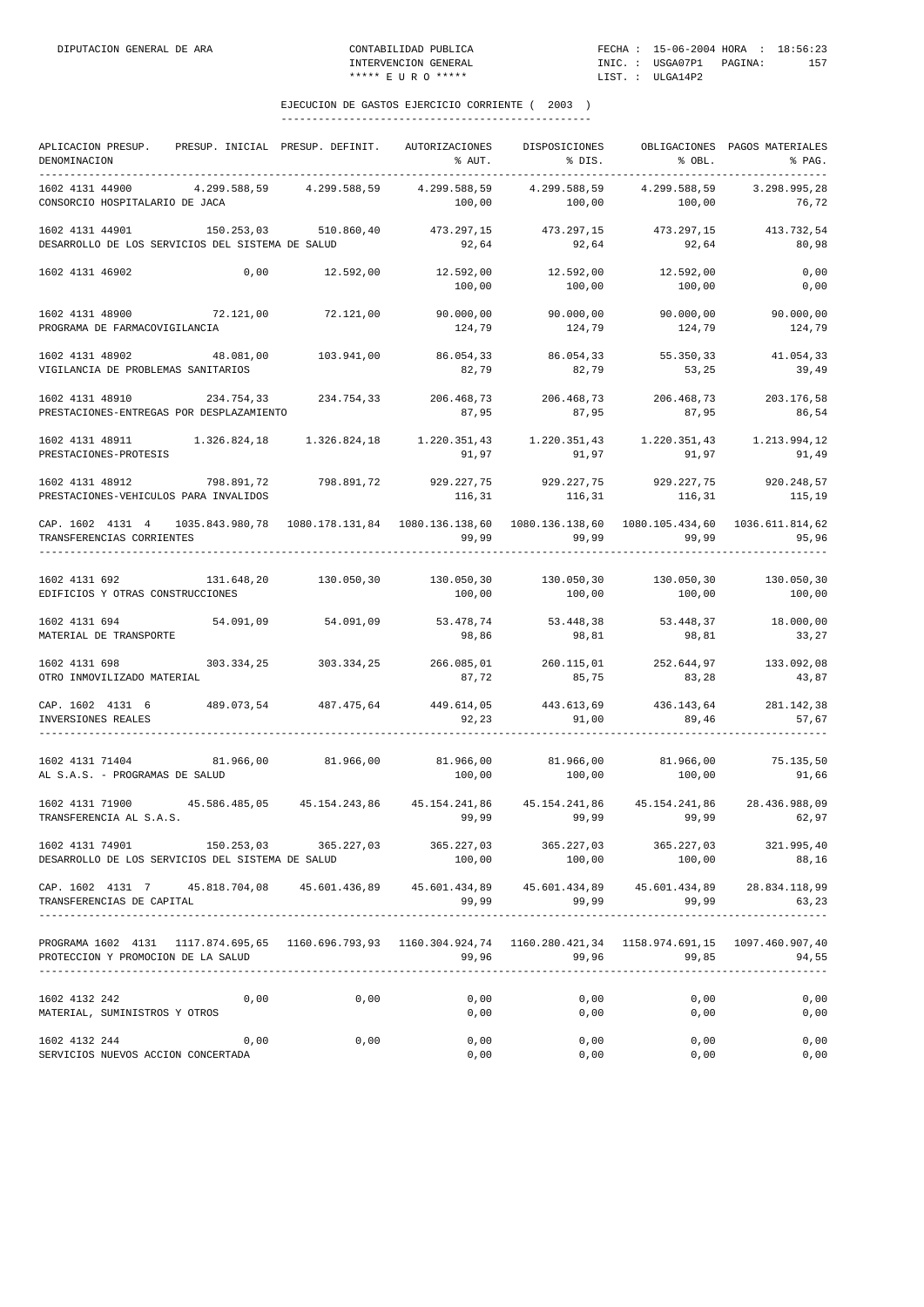DIPUTACION GENERAL DE ARA    CONTABILIDAD PUBLICA    FECHA : 15-06-2004 HORA : 18:56:23
INTERVENCION GENERAL    INIC. : USGA07P1 PAGINA: 157
***** E U R O *****    LIST. : ULGA14P2

## EJECUCION DE GASTOS EJERCICIO CORRIENTE ( 2003 )

| APLICACION PRESUP. DENOMINACION | PRESUP. INICIAL | PRESUP. DEFINIT. | AUTORIZACIONES % AUT. | DISPOSICIONES % DIS. | OBLIGACIONES % OBL. | PAGOS MATERIALES % PAG. |
|---|---|---|---|---|---|---|
| 1602 4131 44900 CONSORCIO HOSPITALARIO DE JACA | 4.299.588,59 | 4.299.588,59 | 4.299.588,59 100,00 | 4.299.588,59 100,00 | 4.299.588,59 100,00 | 3.298.995,28 76,72 |
| 1602 4131 44901 DESARROLLO DE LOS SERVICIOS DEL SISTEMA DE SALUD | 150.253,03 | 510.860,40 | 473.297,15 92,64 | 473.297,15 92,64 | 473.297,15 92,64 | 413.732,54 80,98 |
| 1602 4131 46902 | 0,00 | 12.592,00 | 12.592,00 100,00 | 12.592,00 100,00 | 12.592,00 100,00 | 0,00 0,00 |
| 1602 4131 48900 PROGRAMA DE FARMACOVIGILANCIA | 72.121,00 | 72.121,00 | 90.000,00 124,79 | 90.000,00 124,79 | 90.000,00 124,79 | 90.000,00 124,79 |
| 1602 4131 48902 VIGILANCIA DE PROBLEMAS SANITARIOS | 48.081,00 | 103.941,00 | 86.054,33 82,79 | 86.054,33 82,79 | 55.350,33 53,25 | 41.054,33 39,49 |
| 1602 4131 48910 PRESTACIONES-ENTREGAS POR DESPLAZAMIENTO | 234.754,33 | 234.754,33 | 206.468,73 87,95 | 206.468,73 87,95 | 206.468,73 87,95 | 203.176,58 86,54 |
| 1602 4131 48911 PRESTACIONES-PROTESIS | 1.326.824,18 | 1.326.824,18 | 1.220.351,43 91,97 | 1.220.351,43 91,97 | 1.220.351,43 91,97 | 1.213.994,12 91,49 |
| 1602 4131 48912 PRESTACIONES-VEHICULOS PARA INVALIDOS | 798.891,72 | 798.891,72 | 929.227,75 116,31 | 929.227,75 116,31 | 929.227,75 116,31 | 920.248,57 115,19 |
| CAP. 1602 4131 4 TRANSFERENCIAS CORRIENTES | 1035.843.980,78 | 1080.178.131,84 | 1080.136.138,60 99,99 | 1080.136.138,60 99,99 | 1080.105.434,60 99,99 | 1036.611.814,62 95,96 |
| 1602 4131 692 EDIFICIOS Y OTRAS CONSTRUCCIONES | 131.648,20 | 130.050,30 | 130.050,30 100,00 | 130.050,30 100,00 | 130.050,30 100,00 | 130.050,30 100,00 |
| 1602 4131 694 MATERIAL DE TRANSPORTE | 54.091,09 | 54.091,09 | 53.478,74 98,86 | 53.448,38 98,81 | 53.448,37 98,81 | 18.000,00 33,27 |
| 1602 4131 698 OTRO INMOVILIZADO MATERIAL | 303.334,25 | 303.334,25 | 266.085,01 87,72 | 260.115,01 85,75 | 252.644,97 83,28 | 133.092,08 43,87 |
| CAP. 1602 4131 6 INVERSIONES REALES | 489.073,54 | 487.475,64 | 449.614,05 92,23 | 443.613,69 91,00 | 436.143,64 89,46 | 281.142,38 57,67 |
| 1602 4131 71404 AL S.A.S. - PROGRAMAS DE SALUD | 81.966,00 | 81.966,00 | 81.966,00 100,00 | 81.966,00 100,00 | 81.966,00 100,00 | 75.135,50 91,66 |
| 1602 4131 71900 TRANSFERENCIA AL S.A.S. | 45.586.485,05 | 45.154.243,86 | 45.154.241,86 99,99 | 45.154.241,86 99,99 | 45.154.241,86 99,99 | 28.436.988,09 62,97 |
| 1602 4131 74901 DESARROLLO DE LOS SERVICIOS DEL SISTEMA DE SALUD | 150.253,03 | 365.227,03 | 365.227,03 100,00 | 365.227,03 100,00 | 365.227,03 100,00 | 321.995,40 88,16 |
| CAP. 1602 4131 7 TRANSFERENCIAS DE CAPITAL | 45.818.704,08 | 45.601.436,89 | 45.601.434,89 99,99 | 45.601.434,89 99,99 | 45.601.434,89 99,99 | 28.834.118,99 63,23 |
| PROGRAMA 1602 4131 PROTECCION Y PROMOCION DE LA SALUD | 1117.874.695,65 | 1160.696.793,93 | 1160.304.924,74 99,96 | 1160.280.421,34 99,96 | 1158.974.691,15 99,85 | 1097.460.907,40 94,55 |
| 1602 4132 242 MATERIAL, SUMINISTROS Y OTROS | 0,00 | 0,00 | 0,00 0,00 | 0,00 0,00 | 0,00 0,00 | 0,00 0,00 |
| 1602 4132 244 SERVICIOS NUEVOS ACCION CONCERTADA | 0,00 | 0,00 | 0,00 0,00 | 0,00 0,00 | 0,00 0,00 | 0,00 0,00 |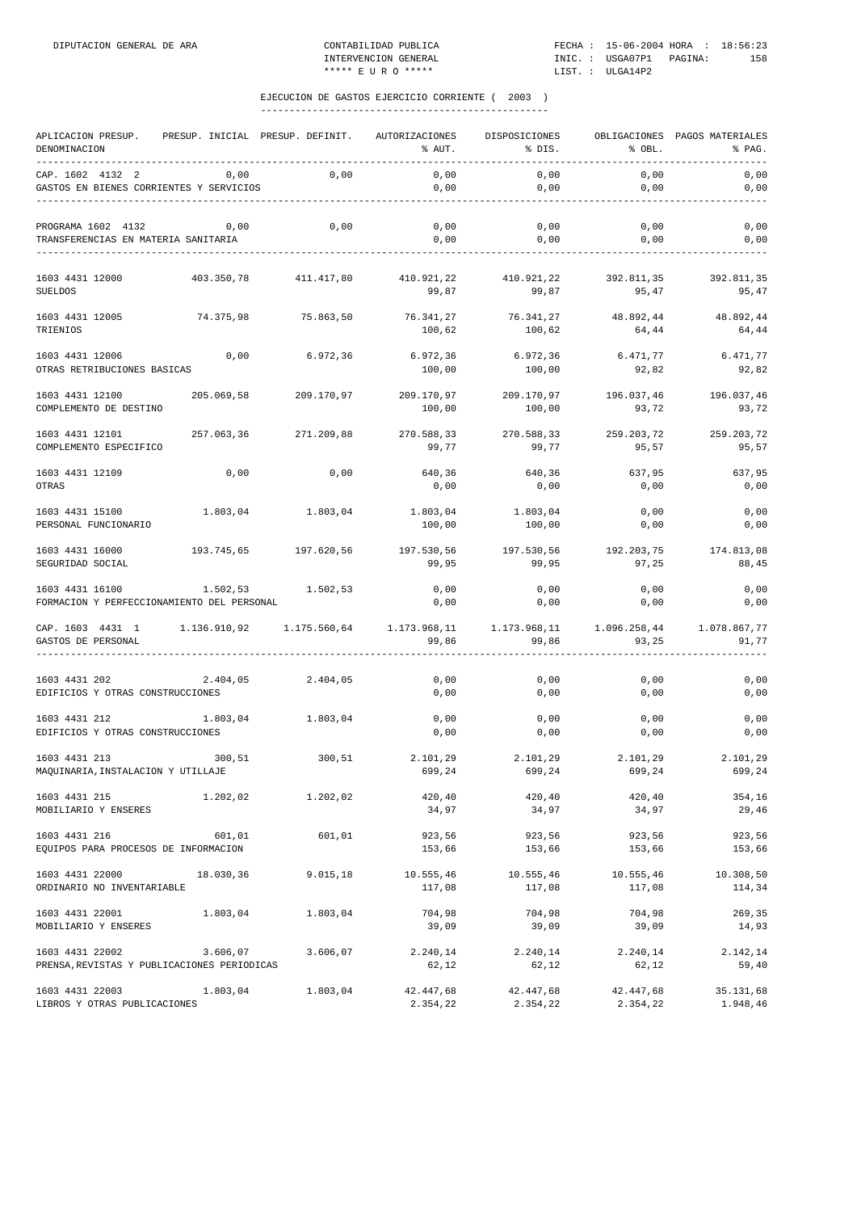EJECUCION DE GASTOS EJERCICIO CORRIENTE ( 2003 )

| APLICACION PRESUP. DENOMINACION | PRESUP. INICIAL | PRESUP. DEFINIT. | AUTORIZACIONES % AUT. | DISPOSICIONES % DIS. | OBLIGACIONES % OBL. | PAGOS MATERIALES % PAG. |
|---|---|---|---|---|---|---|
| CAP. 1602 4132 2 GASTOS EN BIENES CORRIENTES Y SERVICIOS | 0,00 | 0,00 | 0,00 / 0,00 | 0,00 / 0,00 | 0,00 / 0,00 | 0,00 / 0,00 |
| PROGRAMA 1602 4132 TRANSFERENCIAS EN MATERIA SANITARIA | 0,00 | 0,00 | 0,00 / 0,00 | 0,00 / 0,00 | 0,00 / 0,00 | 0,00 / 0,00 |
| 1603 4431 12000 SUELDOS | 403.350,78 | 411.417,80 | 410.921,22 / 99,87 | 410.921,22 / 99,87 | 392.811,35 / 95,47 | 392.811,35 / 95,47 |
| 1603 4431 12005 TRIENIOS | 74.375,98 | 75.863,50 | 76.341,27 / 100,62 | 76.341,27 / 100,62 | 48.892,44 / 64,44 | 48.892,44 / 64,44 |
| 1603 4431 12006 OTRAS RETRIBUCIONES BASICAS | 0,00 | 6.972,36 | 6.972,36 / 100,00 | 6.972,36 / 100,00 | 6.471,77 / 92,82 | 6.471,77 / 92,82 |
| 1603 4431 12100 COMPLEMENTO DE DESTINO | 205.069,58 | 209.170,97 | 209.170,97 / 100,00 | 209.170,97 / 100,00 | 196.037,46 / 93,72 | 196.037,46 / 93,72 |
| 1603 4431 12101 COMPLEMENTO ESPECIFICO | 257.063,36 | 271.209,88 | 270.588,33 / 99,77 | 270.588,33 / 99,77 | 259.203,72 / 95,57 | 259.203,72 / 95,57 |
| 1603 4431 12109 OTRAS | 0,00 | 0,00 | 640,36 / 0,00 | 640,36 / 0,00 | 637,95 / 0,00 | 637,95 / 0,00 |
| 1603 4431 15100 PERSONAL FUNCIONARIO | 1.803,04 | 1.803,04 | 1.803,04 / 100,00 | 1.803,04 / 100,00 | 0,00 / 0,00 | 0,00 / 0,00 |
| 1603 4431 16000 SEGURIDAD SOCIAL | 193.745,65 | 197.620,56 | 197.530,56 / 99,95 | 197.530,56 / 99,95 | 192.203,75 / 97,25 | 174.813,08 / 88,45 |
| 1603 4431 16100 FORMACION Y PERFECCIONAMIENTO DEL PERSONAL | 1.502,53 | 1.502,53 | 0,00 / 0,00 | 0,00 / 0,00 | 0,00 / 0,00 | 0,00 / 0,00 |
| CAP. 1603 4431 1 GASTOS DE PERSONAL | 1.136.910,92 | 1.175.560,64 | 1.173.968,11 / 99,86 | 1.173.968,11 / 99,86 | 1.096.258,44 / 93,25 | 1.078.867,77 / 91,77 |
| 1603 4431 202 EDIFICIOS Y OTRAS CONSTRUCCIONES | 2.404,05 | 2.404,05 | 0,00 / 0,00 | 0,00 / 0,00 | 0,00 / 0,00 | 0,00 / 0,00 |
| 1603 4431 212 EDIFICIOS Y OTRAS CONSTRUCCIONES | 1.803,04 | 1.803,04 | 0,00 / 0,00 | 0,00 / 0,00 | 0,00 / 0,00 | 0,00 / 0,00 |
| 1603 4431 213 MAQUINARIA,INSTALACION Y UTILLAJE | 300,51 | 300,51 | 2.101,29 / 699,24 | 2.101,29 / 699,24 | 2.101,29 / 699,24 | 2.101,29 / 699,24 |
| 1603 4431 215 MOBILIARIO Y ENSERES | 1.202,02 | 1.202,02 | 420,40 / 34,97 | 420,40 / 34,97 | 420,40 / 34,97 | 354,16 / 29,46 |
| 1603 4431 216 EQUIPOS PARA PROCESOS DE INFORMACION | 601,01 | 601,01 | 923,56 / 153,66 | 923,56 / 153,66 | 923,56 / 153,66 | 923,56 / 153,66 |
| 1603 4431 22000 ORDINARIO NO INVENTARIABLE | 18.030,36 | 9.015,18 | 10.555,46 / 117,08 | 10.555,46 / 117,08 | 10.555,46 / 117,08 | 10.308,50 / 114,34 |
| 1603 4431 22001 MOBILIARIO Y ENSERES | 1.803,04 | 1.803,04 | 704,98 / 39,09 | 704,98 / 39,09 | 704,98 / 39,09 | 269,35 / 14,93 |
| 1603 4431 22002 PRENSA,REVISTAS Y PUBLICACIONES PERIODICAS | 3.606,07 | 3.606,07 | 2.240,14 / 62,12 | 2.240,14 / 62,12 | 2.240,14 / 62,12 | 2.142,14 / 59,40 |
| 1603 4431 22003 LIBROS Y OTRAS PUBLICACIONES | 1.803,04 | 1.803,04 | 42.447,68 / 2.354,22 | 42.447,68 / 2.354,22 | 42.447,68 / 2.354,22 | 35.131,68 / 1.948,46 |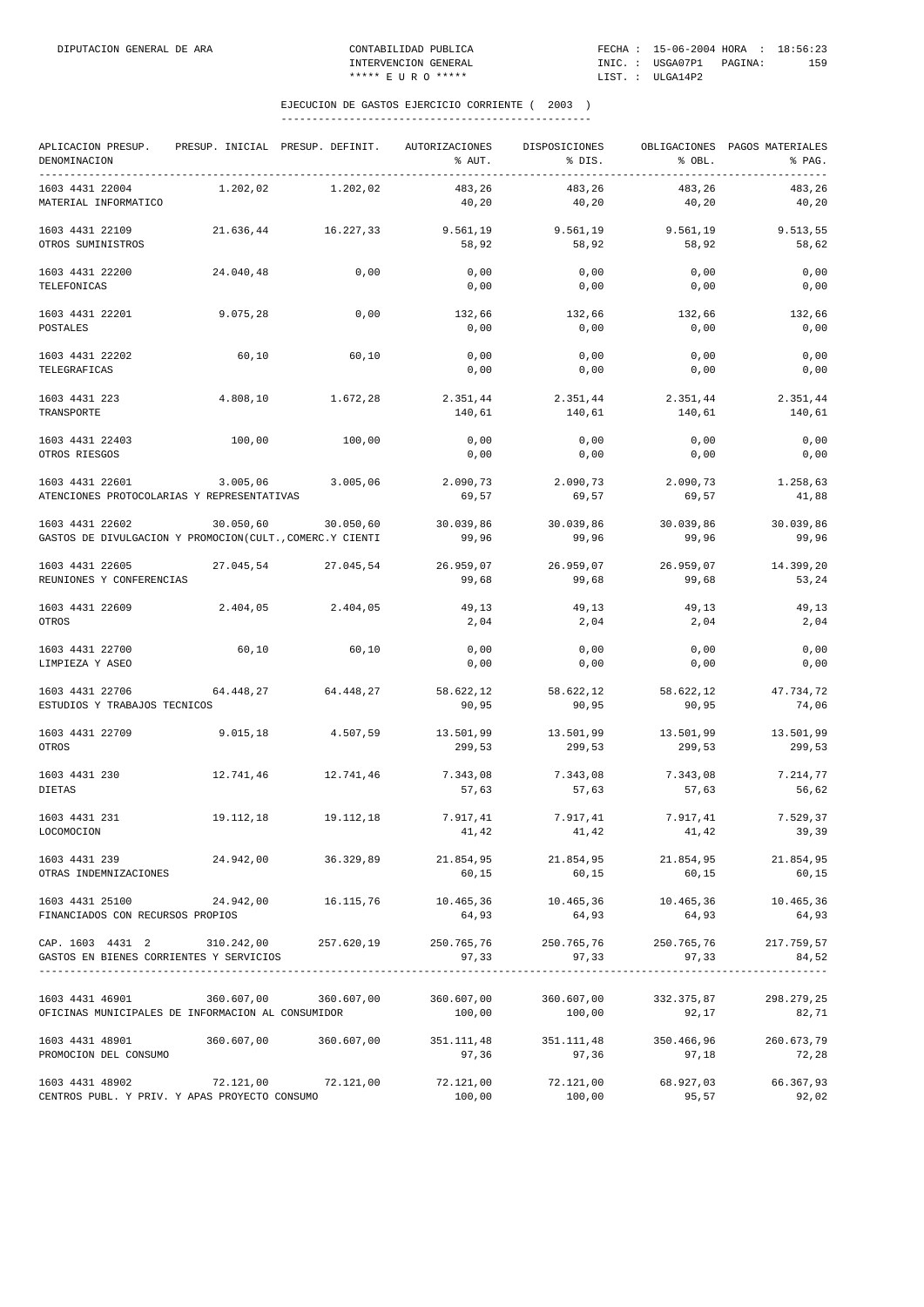DIPUTACION GENERAL DE ARA — CONTABILIDAD PUBLICA — INTERVENCION GENERAL — ***** E U R O ***** — FECHA : 15-06-2004 HORA : 18:56:23 — INIC. : USGA07P1 — LIST. : ULGA14P2

## EJECUCION DE GASTOS EJERCICIO CORRIENTE ( 2003 )

| APLICACION PRESUP. DENOMINACION | PRESUP. INICIAL | PRESUP. DEFINIT. | AUTORIZACIONES % AUT. | DISPOSICIONES % DIS. | OBLIGACIONES % OBL. | PAGOS MATERIALES % PAG. |
|---|---|---|---|---|---|---|
| 1603 4431 22004 MATERIAL INFORMATICO | 1.202,02 | 1.202,02 | 483,26 / 40,20 | 483,26 / 40,20 | 483,26 / 40,20 | 483,26 / 40,20 |
| 1603 4431 22109 OTROS SUMINISTROS | 21.636,44 | 16.227,33 | 9.561,19 / 58,92 | 9.561,19 / 58,92 | 9.561,19 / 58,92 | 9.513,55 / 58,62 |
| 1603 4431 22200 TELEFONICAS | 24.040,48 | 0,00 | 0,00 / 0,00 | 0,00 / 0,00 | 0,00 / 0,00 | 0,00 / 0,00 |
| 1603 4431 22201 POSTALES | 9.075,28 | 0,00 | 132,66 / 0,00 | 132,66 / 0,00 | 132,66 / 0,00 | 132,66 / 0,00 |
| 1603 4431 22202 TELEGRAFICAS | 60,10 | 60,10 | 0,00 / 0,00 | 0,00 / 0,00 | 0,00 / 0,00 | 0,00 / 0,00 |
| 1603 4431 223 TRANSPORTE | 4.808,10 | 1.672,28 | 2.351,44 / 140,61 | 2.351,44 / 140,61 | 2.351,44 / 140,61 | 2.351,44 / 140,61 |
| 1603 4431 22403 OTROS RIESGOS | 100,00 | 100,00 | 0,00 / 0,00 | 0,00 / 0,00 | 0,00 / 0,00 | 0,00 / 0,00 |
| 1603 4431 22601 ATENCIONES PROTOCOLARIAS Y REPRESENTATIVAS | 3.005,06 | 3.005,06 | 2.090,73 / 69,57 | 2.090,73 / 69,57 | 2.090,73 / 69,57 | 1.258,63 / 41,88 |
| 1603 4431 22602 GASTOS DE DIVULGACION Y PROMOCION(CULT.,COMERC.Y CIENTI | 30.050,60 | 30.050,60 | 30.039,86 / 99,96 | 30.039,86 / 99,96 | 30.039,86 / 99,96 | 30.039,86 / 99,96 |
| 1603 4431 22605 REUNIONES Y CONFERENCIAS | 27.045,54 | 27.045,54 | 26.959,07 / 99,68 | 26.959,07 / 99,68 | 26.959,07 / 99,68 | 14.399,20 / 53,24 |
| 1603 4431 22609 OTROS | 2.404,05 | 2.404,05 | 49,13 / 2,04 | 49,13 / 2,04 | 49,13 / 2,04 | 49,13 / 2,04 |
| 1603 4431 22700 LIMPIEZA Y ASEO | 60,10 | 60,10 | 0,00 / 0,00 | 0,00 / 0,00 | 0,00 / 0,00 | 0,00 / 0,00 |
| 1603 4431 22706 ESTUDIOS Y TRABAJOS TECNICOS | 64.448,27 | 64.448,27 | 58.622,12 / 90,95 | 58.622,12 / 90,95 | 58.622,12 / 90,95 | 47.734,72 / 74,06 |
| 1603 4431 22709 OTROS | 9.015,18 | 4.507,59 | 13.501,99 / 299,53 | 13.501,99 / 299,53 | 13.501,99 / 299,53 | 13.501,99 / 299,53 |
| 1603 4431 230 DIETAS | 12.741,46 | 12.741,46 | 7.343,08 / 57,63 | 7.343,08 / 57,63 | 7.343,08 / 57,63 | 7.214,77 / 56,62 |
| 1603 4431 231 LOCOMOCION | 19.112,18 | 19.112,18 | 7.917,41 / 41,42 | 7.917,41 / 41,42 | 7.917,41 / 41,42 | 7.529,37 / 39,39 |
| 1603 4431 239 OTRAS INDEMNIZACIONES | 24.942,00 | 36.329,89 | 21.854,95 / 60,15 | 21.854,95 / 60,15 | 21.854,95 / 60,15 | 21.854,95 / 60,15 |
| 1603 4431 25100 FINANCIADOS CON RECURSOS PROPIOS | 24.942,00 | 16.115,76 | 10.465,36 / 64,93 | 10.465,36 / 64,93 | 10.465,36 / 64,93 | 10.465,36 / 64,93 |
| CAP. 1603 4431 2 GASTOS EN BIENES CORRIENTES Y SERVICIOS | 310.242,00 | 257.620,19 | 250.765,76 / 97,33 | 250.765,76 / 97,33 | 250.765,76 / 97,33 | 217.759,57 / 84,52 |
| 1603 4431 46901 OFICINAS MUNICIPALES DE INFORMACION AL CONSUMIDOR | 360.607,00 | 360.607,00 | 360.607,00 / 100,00 | 360.607,00 / 100,00 | 332.375,87 / 92,17 | 298.279,25 / 82,71 |
| 1603 4431 48901 PROMOCION DEL CONSUMO | 360.607,00 | 360.607,00 | 351.111,48 / 97,36 | 351.111,48 / 97,36 | 350.466,96 / 97,18 | 260.673,79 / 72,28 |
| 1603 4431 48902 CENTROS PUBL. Y PRIV. Y APAS PROYECTO CONSUMO | 72.121,00 | 72.121,00 | 72.121,00 / 100,00 | 72.121,00 / 100,00 | 68.927,03 / 95,57 | 66.367,93 / 92,02 |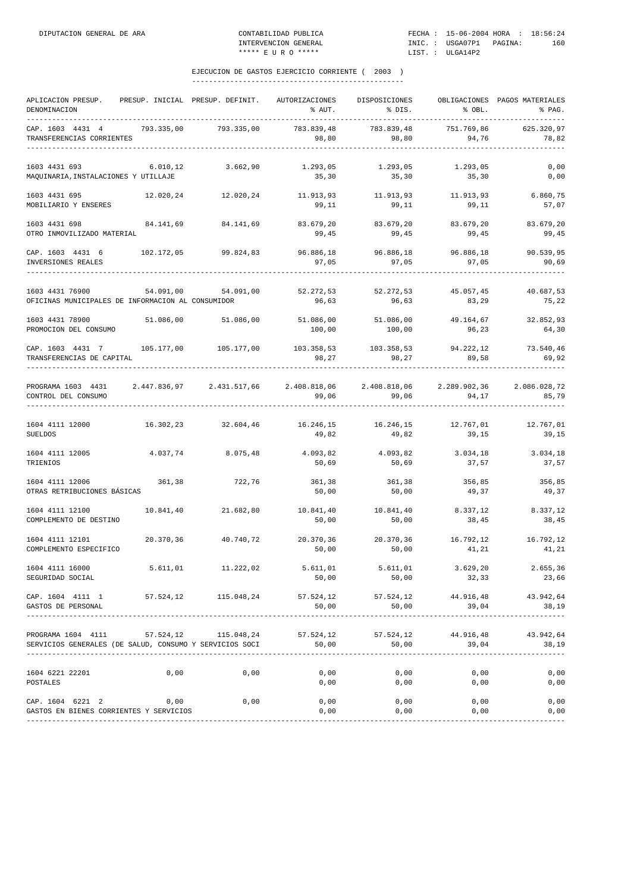## EJECUCION DE GASTOS EJERCICIO CORRIENTE ( 2003 )

| APLICACION PRESUP. DENOMINACION | PRESUP. INICIAL | PRESUP. DEFINIT. | AUTORIZACIONES % AUT. | DISPOSICIONES % DIS. | OBLIGACIONES % OBL. | PAGOS MATERIALES % PAG. |
|---|---|---|---|---|---|---|
| CAP. 1603 4431 4 | 793.335,00 | 793.335,00 | 783.839,48 | 783.839,48 | 751.769,86 | 625.320,97 |
| TRANSFERENCIAS CORRIENTES | | | 98,80 | 98,80 | 94,76 | 78,82 |
| 1603 4431 693 | 6.010,12 | 3.662,90 | 1.293,05 | 1.293,05 | 1.293,05 | 0,00 |
| MAQUINARIA,INSTALACIONES Y UTILLAJE | | | 35,30 | 35,30 | 35,30 | 0,00 |
| 1603 4431 695 | 12.020,24 | 12.020,24 | 11.913,93 | 11.913,93 | 11.913,93 | 6.860,75 |
| MOBILIARIO Y ENSERES | | | 99,11 | 99,11 | 99,11 | 57,07 |
| 1603 4431 698 | 84.141,69 | 84.141,69 | 83.679,20 | 83.679,20 | 83.679,20 | 83.679,20 |
| OTRO INMOVILIZADO MATERIAL | | | 99,45 | 99,45 | 99,45 | 99,45 |
| CAP. 1603 4431 6 | 102.172,05 | 99.824,83 | 96.886,18 | 96.886,18 | 96.886,18 | 90.539,95 |
| INVERSIONES REALES | | | 97,05 | 97,05 | 97,05 | 90,69 |
| 1603 4431 76900 | 54.091,00 | 54.091,00 | 52.272,53 | 52.272,53 | 45.057,45 | 40.687,53 |
| OFICINAS MUNICIPALES DE INFORMACION AL CONSUMIDOR | | | 96,63 | 96,63 | 83,29 | 75,22 |
| 1603 4431 78900 | 51.086,00 | 51.086,00 | 51.086,00 | 51.086,00 | 49.164,67 | 32.852,93 |
| PROMOCION DEL CONSUMO | | | 100,00 | 100,00 | 96,23 | 64,30 |
| CAP. 1603 4431 7 | 105.177,00 | 105.177,00 | 103.358,53 | 103.358,53 | 94.222,12 | 73.540,46 |
| TRANSFERENCIAS DE CAPITAL | | | 98,27 | 98,27 | 89,58 | 69,92 |
| PROGRAMA 1603 4431 | 2.447.836,97 | 2.431.517,66 | 2.408.818,06 | 2.408.818,06 | 2.289.902,36 | 2.086.028,72 |
| CONTROL DEL CONSUMO | | | 99,06 | 99,06 | 94,17 | 85,79 |
| 1604 4111 12000 | 16.302,23 | 32.604,46 | 16.246,15 | 16.246,15 | 12.767,01 | 12.767,01 |
| SUELDOS | | | 49,82 | 49,82 | 39,15 | 39,15 |
| 1604 4111 12005 | 4.037,74 | 8.075,48 | 4.093,82 | 4.093,82 | 3.034,18 | 3.034,18 |
| TRIENIOS | | | 50,69 | 50,69 | 37,57 | 37,57 |
| 1604 4111 12006 | 361,38 | 722,76 | 361,38 | 361,38 | 356,85 | 356,85 |
| OTRAS RETRIBUCIONES BÁSICAS | | | 50,00 | 50,00 | 49,37 | 49,37 |
| 1604 4111 12100 | 10.841,40 | 21.682,80 | 10.841,40 | 10.841,40 | 8.337,12 | 8.337,12 |
| COMPLEMENTO DE DESTINO | | | 50,00 | 50,00 | 38,45 | 38,45 |
| 1604 4111 12101 | 20.370,36 | 40.740,72 | 20.370,36 | 20.370,36 | 16.792,12 | 16.792,12 |
| COMPLEMENTO ESPECIFICO | | | 50,00 | 50,00 | 41,21 | 41,21 |
| 1604 4111 16000 | 5.611,01 | 11.222,02 | 5.611,01 | 5.611,01 | 3.629,20 | 2.655,36 |
| SEGURIDAD SOCIAL | | | 50,00 | 50,00 | 32,33 | 23,66 |
| CAP. 1604 4111 1 | 57.524,12 | 115.048,24 | 57.524,12 | 57.524,12 | 44.916,48 | 43.942,64 |
| GASTOS DE PERSONAL | | | 50,00 | 50,00 | 39,04 | 38,19 |
| PROGRAMA 1604 4111 | 57.524,12 | 115.048,24 | 57.524,12 | 57.524,12 | 44.916,48 | 43.942,64 |
| SERVICIOS GENERALES (DE SALUD, CONSUMO Y SERVICIOS SOCI | | | 50,00 | 50,00 | 39,04 | 38,19 |
| 1604 6221 22201 | 0,00 | 0,00 | 0,00 | 0,00 | 0,00 | 0,00 |
| POSTALES | | | 0,00 | 0,00 | 0,00 | 0,00 |
| CAP. 1604 6221 2 | 0,00 | 0,00 | 0,00 | 0,00 | 0,00 | 0,00 |
| GASTOS EN BIENES CORRIENTES Y SERVICIOS | | | 0,00 | 0,00 | 0,00 | 0,00 |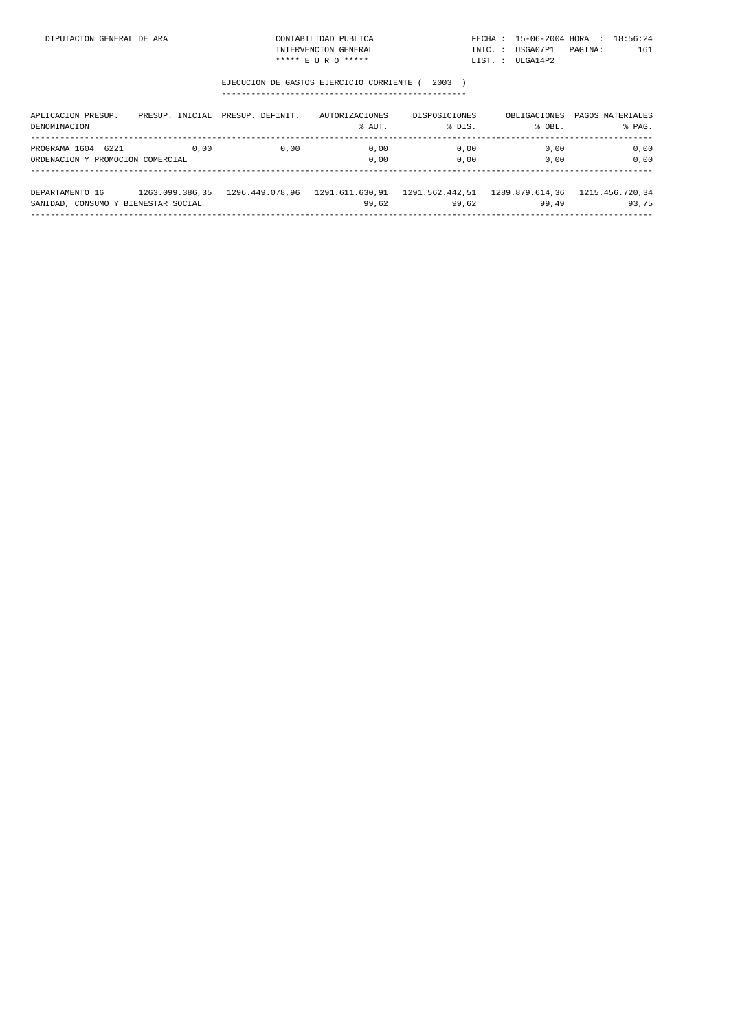## EJECUCION DE GASTOS EJERCICIO CORRIENTE ( 2003 )

| APLICACION PRESUP. DENOMINACION | PRESUP. INICIAL | PRESUP. DEFINIT. | AUTORIZACIONES % AUT. | DISPOSICIONES % DIS. | OBLIGACIONES % OBL. | PAGOS MATERIALES % PAG. |
|---|---|---|---|---|---|---|
| PROGRAMA 1604 6221 | 0,00 | 0,00 | 0,00 | 0,00 | 0,00 | 0,00 |
| ORDENACION Y PROMOCION COMERCIAL | | | 0,00 | 0,00 | 0,00 | 0,00 |
| DEPARTAMENTO 16 | 1263.099.386,35 | 1296.449.078,96 | 1291.611.630,91 | 1291.562.442,51 | 1289.879.614,36 | 1215.456.720,34 |
| SANIDAD, CONSUMO Y BIENESTAR SOCIAL | | | 99,62 | 99,62 | 99,49 | 93,75 |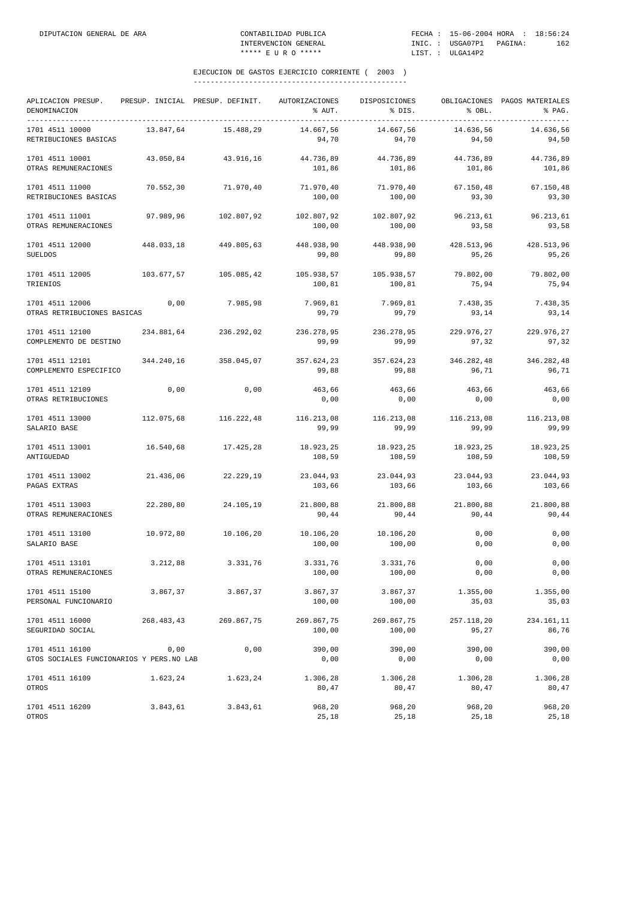EJECUCION DE GASTOS EJERCICIO CORRIENTE ( 2003 )

| APLICACION PRESUP. DENOMINACION | PRESUP. INICIAL | PRESUP. DEFINIT. | AUTORIZACIONES % AUT. | DISPOSICIONES % DIS. | OBLIGACIONES % OBL. | PAGOS MATERIALES % PAG. |
|---|---|---|---|---|---|---|
| 1701 4511 10000 RETRIBUCIONES BASICAS | 13.847,64 | 15.488,29 | 14.667,56 94,70 | 14.667,56 94,70 | 14.636,56 94,50 | 14.636,56 94,50 |
| 1701 4511 10001 OTRAS REMUNERACIONES | 43.050,84 | 43.916,16 | 44.736,89 101,86 | 44.736,89 101,86 | 44.736,89 101,86 | 44.736,89 101,86 |
| 1701 4511 11000 RETRIBUCIONES BASICAS | 70.552,30 | 71.970,40 | 71.970,40 100,00 | 71.970,40 100,00 | 67.150,48 93,30 | 67.150,48 93,30 |
| 1701 4511 11001 OTRAS REMUNERACIONES | 97.989,96 | 102.807,92 | 102.807,92 100,00 | 102.807,92 100,00 | 96.213,61 93,58 | 96.213,61 93,58 |
| 1701 4511 12000 SUELDOS | 448.033,18 | 449.805,63 | 448.938,90 99,80 | 448.938,90 99,80 | 428.513,96 95,26 | 428.513,96 95,26 |
| 1701 4511 12005 TRIENIOS | 103.677,57 | 105.085,42 | 105.938,57 100,81 | 105.938,57 100,81 | 79.802,00 75,94 | 79.802,00 75,94 |
| 1701 4511 12006 OTRAS RETRIBUCIONES BASICAS | 0,00 | 7.985,98 | 7.969,81 99,79 | 7.969,81 99,79 | 7.438,35 93,14 | 7.438,35 93,14 |
| 1701 4511 12100 COMPLEMENTO DE DESTINO | 234.881,64 | 236.292,02 | 236.278,95 99,99 | 236.278,95 99,99 | 229.976,27 97,32 | 229.976,27 97,32 |
| 1701 4511 12101 COMPLEMENTO ESPECIFICO | 344.240,16 | 358.045,07 | 357.624,23 99,88 | 357.624,23 99,88 | 346.282,48 96,71 | 346.282,48 96,71 |
| 1701 4511 12109 OTRAS RETRIBUCIONES | 0,00 | 0,00 | 463,66 0,00 | 463,66 0,00 | 463,66 0,00 | 463,66 0,00 |
| 1701 4511 13000 SALARIO BASE | 112.075,68 | 116.222,48 | 116.213,08 99,99 | 116.213,08 99,99 | 116.213,08 99,99 | 116.213,08 99,99 |
| 1701 4511 13001 ANTIGUEDAD | 16.540,68 | 17.425,28 | 18.923,25 108,59 | 18.923,25 108,59 | 18.923,25 108,59 | 18.923,25 108,59 |
| 1701 4511 13002 PAGAS EXTRAS | 21.436,06 | 22.229,19 | 23.044,93 103,66 | 23.044,93 103,66 | 23.044,93 103,66 | 23.044,93 103,66 |
| 1701 4511 13003 OTRAS REMUNERACIONES | 22.280,80 | 24.105,19 | 21.800,88 90,44 | 21.800,88 90,44 | 21.800,88 90,44 | 21.800,88 90,44 |
| 1701 4511 13100 SALARIO BASE | 10.972,80 | 10.106,20 | 10.106,20 100,00 | 10.106,20 100,00 | 0,00 0,00 | 0,00 0,00 |
| 1701 4511 13101 OTRAS REMUNERACIONES | 3.212,88 | 3.331,76 | 3.331,76 100,00 | 3.331,76 100,00 | 0,00 0,00 | 0,00 0,00 |
| 1701 4511 15100 PERSONAL FUNCIONARIO | 3.867,37 | 3.867,37 | 3.867,37 100,00 | 3.867,37 100,00 | 1.355,00 35,03 | 1.355,00 35,03 |
| 1701 4511 16000 SEGURIDAD SOCIAL | 268.483,43 | 269.867,75 | 269.867,75 100,00 | 269.867,75 100,00 | 257.118,20 95,27 | 234.161,11 86,76 |
| 1701 4511 16100 GTOS SOCIALES FUNCIONARIOS Y PERS.NO LAB | 0,00 | 0,00 | 390,00 0,00 | 390,00 0,00 | 390,00 0,00 | 390,00 0,00 |
| 1701 4511 16109 OTROS | 1.623,24 | 1.623,24 | 1.306,28 80,47 | 1.306,28 80,47 | 1.306,28 80,47 | 1.306,28 80,47 |
| 1701 4511 16209 OTROS | 3.843,61 | 3.843,61 | 968,20 25,18 | 968,20 25,18 | 968,20 25,18 | 968,20 25,18 |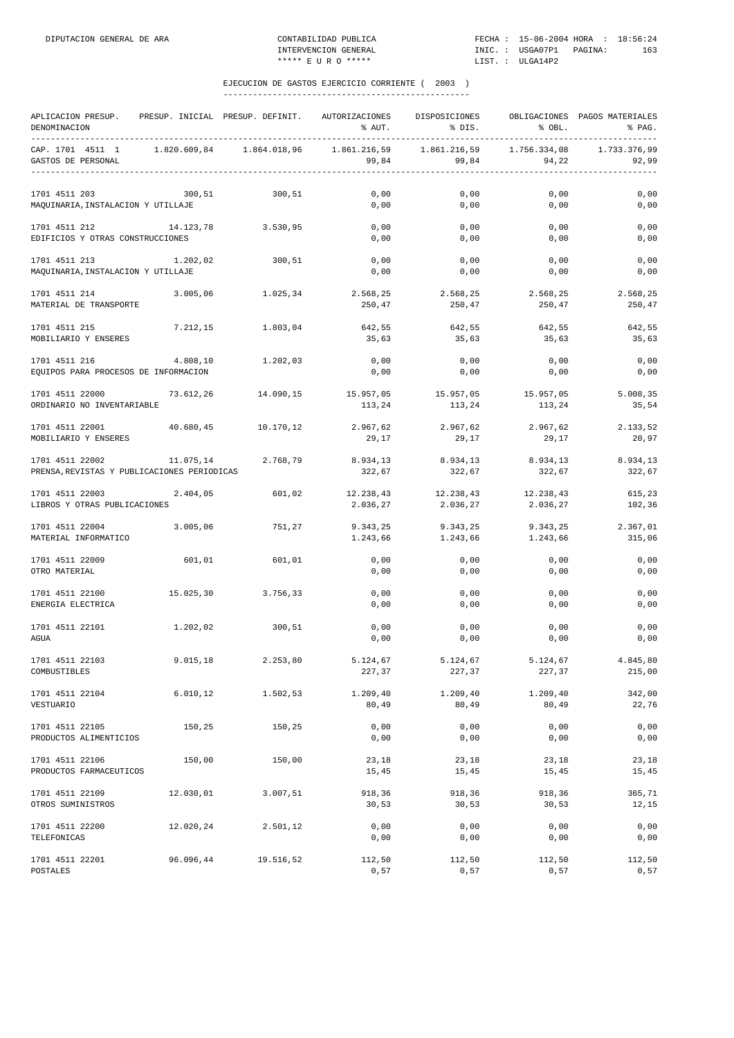EJECUCION DE GASTOS EJERCICIO CORRIENTE ( 2003 )

| APLICACION PRESUP. DENOMINACION | PRESUP. INICIAL | PRESUP. DEFINIT. | AUTORIZACIONES % AUT. | DISPOSICIONES % DIS. | OBLIGACIONES % OBL. | PAGOS MATERIALES % PAG. |
|---|---|---|---|---|---|---|
| CAP. 1701 4511 1 GASTOS DE PERSONAL | 1.820.609,84 | 1.864.018,96 | 1.861.216,59 99,84 | 1.861.216,59 99,84 | 1.756.334,08 94,22 | 1.733.376,99 92,99 |
| 1701 4511 203 MAQUINARIA,INSTALACION Y UTILLAJE | 300,51 | 300,51 | 0,00 0,00 | 0,00 0,00 | 0,00 0,00 | 0,00 0,00 |
| 1701 4511 212 EDIFICIOS Y OTRAS CONSTRUCCIONES | 14.123,78 | 3.530,95 | 0,00 0,00 | 0,00 0,00 | 0,00 0,00 | 0,00 0,00 |
| 1701 4511 213 MAQUINARIA,INSTALACION Y UTILLAJE | 1.202,02 | 300,51 | 0,00 0,00 | 0,00 0,00 | 0,00 0,00 | 0,00 0,00 |
| 1701 4511 214 MATERIAL DE TRANSPORTE | 3.005,06 | 1.025,34 | 2.568,25 250,47 | 2.568,25 250,47 | 2.568,25 250,47 | 2.568,25 250,47 |
| 1701 4511 215 MOBILIARIO Y ENSERES | 7.212,15 | 1.803,04 | 642,55 35,63 | 642,55 35,63 | 642,55 35,63 | 642,55 35,63 |
| 1701 4511 216 EQUIPOS PARA PROCESOS DE INFORMACION | 4.808,10 | 1.202,03 | 0,00 0,00 | 0,00 0,00 | 0,00 0,00 | 0,00 0,00 |
| 1701 4511 22000 ORDINARIO NO INVENTARIABLE | 73.612,26 | 14.090,15 | 15.957,05 113,24 | 15.957,05 113,24 | 15.957,05 113,24 | 5.008,35 35,54 |
| 1701 4511 22001 MOBILIARIO Y ENSERES | 40.680,45 | 10.170,12 | 2.967,62 29,17 | 2.967,62 29,17 | 2.967,62 29,17 | 2.133,52 20,97 |
| 1701 4511 22002 PRENSA,REVISTAS Y PUBLICACIONES PERIODICAS | 11.075,14 | 2.768,79 | 8.934,13 322,67 | 8.934,13 322,67 | 8.934,13 322,67 | 8.934,13 322,67 |
| 1701 4511 22003 LIBROS Y OTRAS PUBLICACIONES | 2.404,05 | 601,02 | 12.238,43 2.036,27 | 12.238,43 2.036,27 | 12.238,43 2.036,27 | 615,23 102,36 |
| 1701 4511 22004 MATERIAL INFORMATICO | 3.005,06 | 751,27 | 9.343,25 1.243,66 | 9.343,25 1.243,66 | 9.343,25 1.243,66 | 2.367,01 315,06 |
| 1701 4511 22009 OTRO MATERIAL | 601,01 | 601,01 | 0,00 0,00 | 0,00 0,00 | 0,00 0,00 | 0,00 0,00 |
| 1701 4511 22100 ENERGIA ELECTRICA | 15.025,30 | 3.756,33 | 0,00 0,00 | 0,00 0,00 | 0,00 0,00 | 0,00 0,00 |
| 1701 4511 22101 AGUA | 1.202,02 | 300,51 | 0,00 0,00 | 0,00 0,00 | 0,00 0,00 | 0,00 0,00 |
| 1701 4511 22103 COMBUSTIBLES | 9.015,18 | 2.253,80 | 5.124,67 227,37 | 5.124,67 227,37 | 5.124,67 227,37 | 4.845,80 215,00 |
| 1701 4511 22104 VESTUARIO | 6.010,12 | 1.502,53 | 1.209,40 80,49 | 1.209,40 80,49 | 1.209,40 80,49 | 342,00 22,76 |
| 1701 4511 22105 PRODUCTOS ALIMENTICIOS | 150,25 | 150,25 | 0,00 0,00 | 0,00 0,00 | 0,00 0,00 | 0,00 0,00 |
| 1701 4511 22106 PRODUCTOS FARMACEUTICOS | 150,00 | 150,00 | 23,18 15,45 | 23,18 15,45 | 23,18 15,45 | 23,18 15,45 |
| 1701 4511 22109 OTROS SUMINISTROS | 12.030,01 | 3.007,51 | 918,36 30,53 | 918,36 30,53 | 918,36 30,53 | 365,71 12,15 |
| 1701 4511 22200 TELEFONICAS | 12.020,24 | 2.501,12 | 0,00 0,00 | 0,00 0,00 | 0,00 0,00 | 0,00 0,00 |
| 1701 4511 22201 POSTALES | 96.096,44 | 19.516,52 | 112,50 0,57 | 112,50 0,57 | 112,50 0,57 | 112,50 0,57 |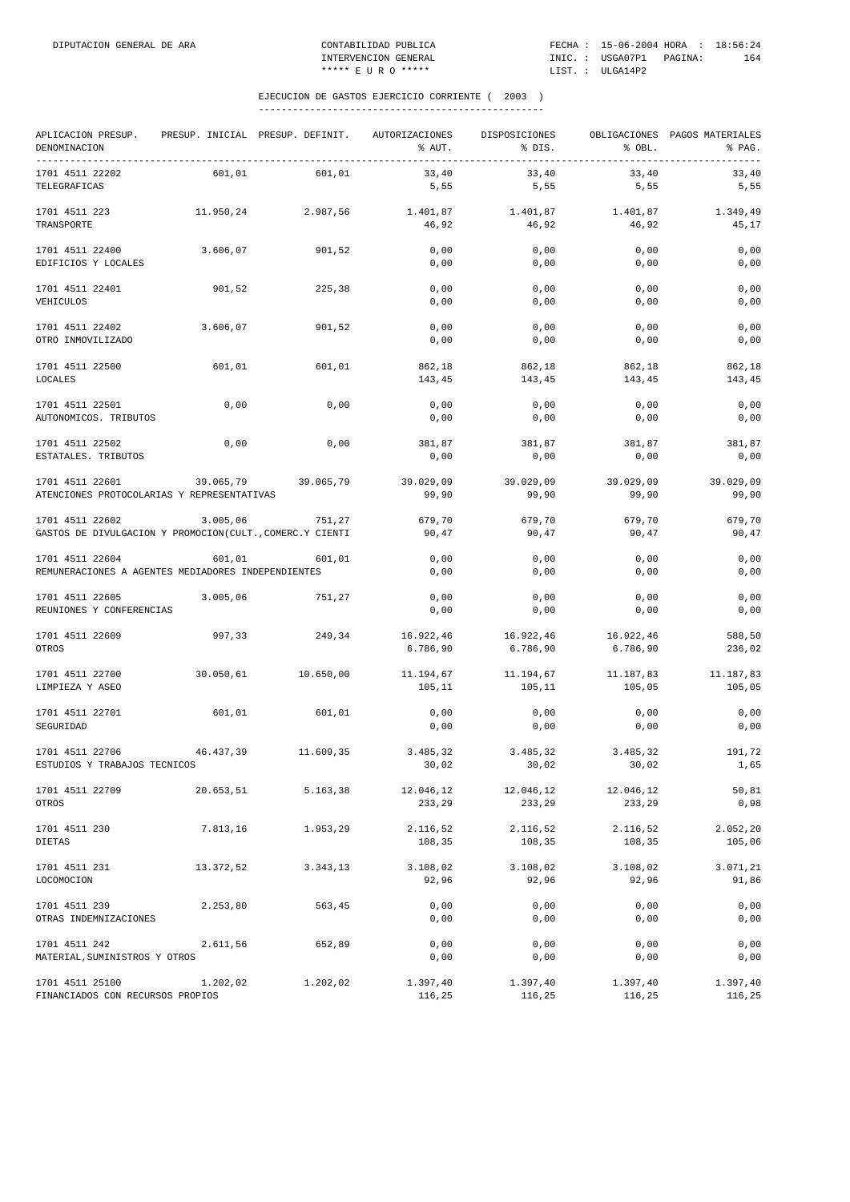EJECUCION DE GASTOS EJERCICIO CORRIENTE ( 2003 )

| APLICACION PRESUP. DENOMINACION | PRESUP. INICIAL | PRESUP. DEFINIT. | AUTORIZACIONES % AUT. | DISPOSICIONES % DIS. | OBLIGACIONES % OBL. | PAGOS MATERIALES % PAG. |
|---|---|---|---|---|---|---|
| 1701 4511 22202 TELEGRAFICAS | 601,01 | 601,01 | 33,40<br>5,55 | 33,40<br>5,55 | 33,40<br>5,55 | 33,40<br>5,55 |
| 1701 4511 223 TRANSPORTE | 11.950,24 | 2.987,56 | 1.401,87<br>46,92 | 1.401,87<br>46,92 | 1.401,87<br>46,92 | 1.349,49<br>45,17 |
| 1701 4511 22400 EDIFICIOS Y LOCALES | 3.606,07 | 901,52 | 0,00<br>0,00 | 0,00<br>0,00 | 0,00<br>0,00 | 0,00<br>0,00 |
| 1701 4511 22401 VEHICULOS | 901,52 | 225,38 | 0,00<br>0,00 | 0,00<br>0,00 | 0,00<br>0,00 | 0,00<br>0,00 |
| 1701 4511 22402 OTRO INMOVILIZADO | 3.606,07 | 901,52 | 0,00<br>0,00 | 0,00<br>0,00 | 0,00<br>0,00 | 0,00<br>0,00 |
| 1701 4511 22500 LOCALES | 601,01 | 601,01 | 862,18<br>143,45 | 862,18<br>143,45 | 862,18<br>143,45 | 862,18<br>143,45 |
| 1701 4511 22501 AUTONOMICOS. TRIBUTOS | 0,00 | 0,00 | 0,00<br>0,00 | 0,00<br>0,00 | 0,00<br>0,00 | 0,00<br>0,00 |
| 1701 4511 22502 ESTATALES. TRIBUTOS | 0,00 | 0,00 | 381,87<br>0,00 | 381,87<br>0,00 | 381,87<br>0,00 | 381,87<br>0,00 |
| 1701 4511 22601 ATENCIONES PROTOCOLARIAS Y REPRESENTATIVAS | 39.065,79 | 39.065,79 | 39.029,09<br>99,90 | 39.029,09<br>99,90 | 39.029,09<br>99,90 | 39.029,09<br>99,90 |
| 1701 4511 22602 GASTOS DE DIVULGACION Y PROMOCION(CULT.,COMERC.Y CIENTI | 3.005,06 | 751,27 | 679,70<br>90,47 | 679,70<br>90,47 | 679,70<br>90,47 | 679,70<br>90,47 |
| 1701 4511 22604 REMUNERACIONES A AGENTES MEDIADORES INDEPENDIENTES | 601,01 | 601,01 | 0,00<br>0,00 | 0,00<br>0,00 | 0,00<br>0,00 | 0,00<br>0,00 |
| 1701 4511 22605 REUNIONES Y CONFERENCIAS | 3.005,06 | 751,27 | 0,00<br>0,00 | 0,00<br>0,00 | 0,00<br>0,00 | 0,00<br>0,00 |
| 1701 4511 22609 OTROS | 997,33 | 249,34 | 16.922,46<br>6.786,90 | 16.922,46<br>6.786,90 | 16.922,46<br>6.786,90 | 588,50<br>236,02 |
| 1701 4511 22700 LIMPIEZA Y ASEO | 30.050,61 | 10.650,00 | 11.194,67<br>105,11 | 11.194,67<br>105,11 | 11.187,83<br>105,05 | 11.187,83<br>105,05 |
| 1701 4511 22701 SEGURIDAD | 601,01 | 601,01 | 0,00<br>0,00 | 0,00<br>0,00 | 0,00<br>0,00 | 0,00<br>0,00 |
| 1701 4511 22706 ESTUDIOS Y TRABAJOS TECNICOS | 46.437,39 | 11.609,35 | 3.485,32<br>30,02 | 3.485,32<br>30,02 | 3.485,32<br>30,02 | 191,72<br>1,65 |
| 1701 4511 22709 OTROS | 20.653,51 | 5.163,38 | 12.046,12<br>233,29 | 12.046,12<br>233,29 | 12.046,12<br>233,29 | 50,81<br>0,98 |
| 1701 4511 230 DIETAS | 7.813,16 | 1.953,29 | 2.116,52<br>108,35 | 2.116,52<br>108,35 | 2.116,52<br>108,35 | 2.052,20<br>105,06 |
| 1701 4511 231 LOCOMOCION | 13.372,52 | 3.343,13 | 3.108,02<br>92,96 | 3.108,02<br>92,96 | 3.108,02<br>92,96 | 3.071,21<br>91,86 |
| 1701 4511 239 OTRAS INDEMNIZACIONES | 2.253,80 | 563,45 | 0,00<br>0,00 | 0,00<br>0,00 | 0,00<br>0,00 | 0,00<br>0,00 |
| 1701 4511 242 MATERIAL,SUMINISTROS Y OTROS | 2.611,56 | 652,89 | 0,00<br>0,00 | 0,00<br>0,00 | 0,00<br>0,00 | 0,00<br>0,00 |
| 1701 4511 25100 FINANCIADOS CON RECURSOS PROPIOS | 1.202,02 | 1.202,02 | 1.397,40<br>116,25 | 1.397,40<br>116,25 | 1.397,40<br>116,25 | 1.397,40<br>116,25 |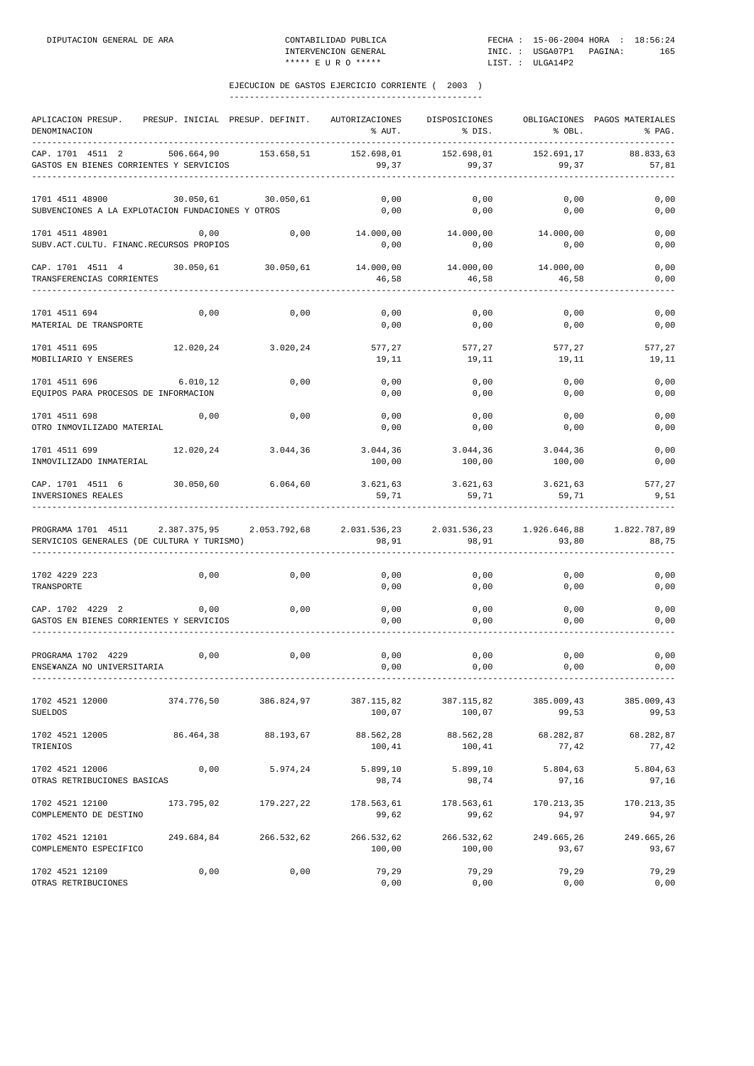## EJECUCION DE GASTOS EJERCICIO CORRIENTE ( 2003 )

| APLICACION PRESUP. DENOMINACION | PRESUP. INICIAL | PRESUP. DEFINIT. | AUTORIZACIONES % AUT. | DISPOSICIONES % DIS. | OBLIGACIONES % OBL. | PAGOS MATERIALES % PAG. |
|---|---|---|---|---|---|---|
| CAP. 1701 4511 2 | 506.664,90 | 153.658,51 | 152.698,01 | 152.698,01 | 152.691,17 | 88.833,63 |
| GASTOS EN BIENES CORRIENTES Y SERVICIOS | | | 99,37 | 99,37 | 99,37 | 57,81 |
| 1701 4511 48900 | 30.050,61 | 30.050,61 | 0,00 | 0,00 | 0,00 | 0,00 |
| SUBVENCIONES A LA EXPLOTACION FUNDACIONES Y OTROS | | | 0,00 | 0,00 | 0,00 | 0,00 |
| 1701 4511 48901 | 0,00 | 0,00 | 14.000,00 | 14.000,00 | 14.000,00 | 0,00 |
| SUBV.ACT.CULTU. FINANC.RECURSOS PROPIOS | | | 0,00 | 0,00 | 0,00 | 0,00 |
| CAP. 1701 4511 4 | 30.050,61 | 30.050,61 | 14.000,00 | 14.000,00 | 14.000,00 | 0,00 |
| TRANSFERENCIAS CORRIENTES | | | 46,58 | 46,58 | 46,58 | 0,00 |
| 1701 4511 694 | 0,00 | 0,00 | 0,00 | 0,00 | 0,00 | 0,00 |
| MATERIAL DE TRANSPORTE | | | 0,00 | 0,00 | 0,00 | 0,00 |
| 1701 4511 695 | 12.020,24 | 3.020,24 | 577,27 | 577,27 | 577,27 | 577,27 |
| MOBILIARIO Y ENSERES | | | 19,11 | 19,11 | 19,11 | 19,11 |
| 1701 4511 696 | 6.010,12 | 0,00 | 0,00 | 0,00 | 0,00 | 0,00 |
| EQUIPOS PARA PROCESOS DE INFORMACION | | | 0,00 | 0,00 | 0,00 | 0,00 |
| 1701 4511 698 | 0,00 | 0,00 | 0,00 | 0,00 | 0,00 | 0,00 |
| OTRO INMOVILIZADO MATERIAL | | | 0,00 | 0,00 | 0,00 | 0,00 |
| 1701 4511 699 | 12.020,24 | 3.044,36 | 3.044,36 | 3.044,36 | 3.044,36 | 0,00 |
| INMOVILIZADO INMATERIAL | | | 100,00 | 100,00 | 100,00 | 0,00 |
| CAP. 1701 4511 6 | 30.050,60 | 6.064,60 | 3.621,63 | 3.621,63 | 3.621,63 | 577,27 |
| INVERSIONES REALES | | | 59,71 | 59,71 | 59,71 | 9,51 |
| PROGRAMA 1701 4511 | 2.387.375,95 | 2.053.792,68 | 2.031.536,23 | 2.031.536,23 | 1.926.646,88 | 1.822.787,89 |
| SERVICIOS GENERALES (DE CULTURA Y TURISMO) | | | 98,91 | 98,91 | 93,80 | 88,75 |
| 1702 4229 223 | 0,00 | 0,00 | 0,00 | 0,00 | 0,00 | 0,00 |
| TRANSPORTE | | | 0,00 | 0,00 | 0,00 | 0,00 |
| CAP. 1702 4229 2 | 0,00 | 0,00 | 0,00 | 0,00 | 0,00 | 0,00 |
| GASTOS EN BIENES CORRIENTES Y SERVICIOS | | | 0,00 | 0,00 | 0,00 | 0,00 |
| PROGRAMA 1702 4229 | 0,00 | 0,00 | 0,00 | 0,00 | 0,00 | 0,00 |
| ENSE¥ANZA NO UNIVERSITARIA | | | 0,00 | 0,00 | 0,00 | 0,00 |
| 1702 4521 12000 | 374.776,50 | 386.824,97 | 387.115,82 | 387.115,82 | 385.009,43 | 385.009,43 |
| SUELDOS | | | 100,07 | 100,07 | 99,53 | 99,53 |
| 1702 4521 12005 | 86.464,38 | 88.193,67 | 88.562,28 | 88.562,28 | 68.282,87 | 68.282,87 |
| TRIENIOS | | | 100,41 | 100,41 | 77,42 | 77,42 |
| 1702 4521 12006 | 0,00 | 5.974,24 | 5.899,10 | 5.899,10 | 5.804,63 | 5.804,63 |
| OTRAS RETRIBUCIONES BASICAS | | | 98,74 | 98,74 | 97,16 | 97,16 |
| 1702 4521 12100 | 173.795,02 | 179.227,22 | 178.563,61 | 178.563,61 | 170.213,35 | 170.213,35 |
| COMPLEMENTO DE DESTINO | | | 99,62 | 99,62 | 94,97 | 94,97 |
| 1702 4521 12101 | 249.684,84 | 266.532,62 | 266.532,62 | 266.532,62 | 249.665,26 | 249.665,26 |
| COMPLEMENTO ESPECIFICO | | | 100,00 | 100,00 | 93,67 | 93,67 |
| 1702 4521 12109 | 0,00 | 0,00 | 79,29 | 79,29 | 79,29 | 79,29 |
| OTRAS RETRIBUCIONES | | | 0,00 | 0,00 | 0,00 | 0,00 |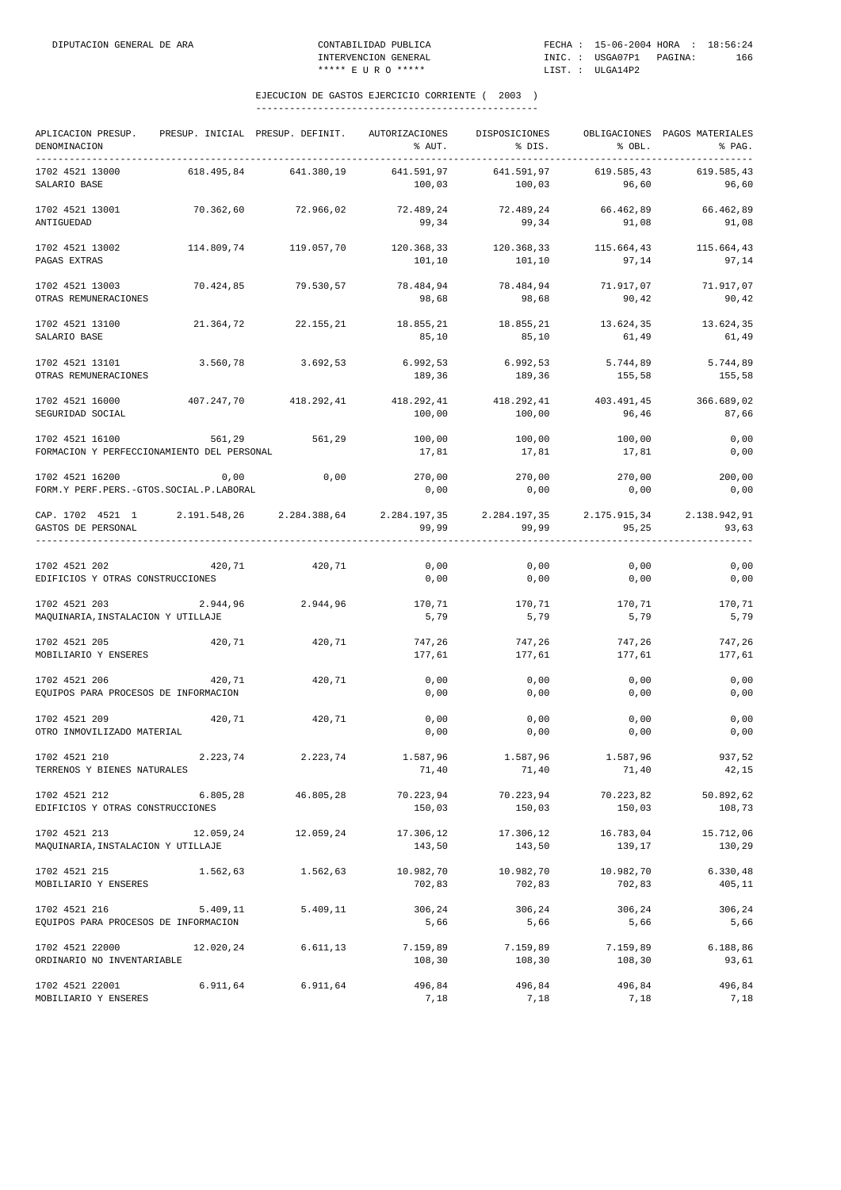## EJECUCION DE GASTOS EJERCICIO CORRIENTE ( 2003 )

| APLICACION PRESUP. DENOMINACION | PRESUP. INICIAL | PRESUP. DEFINIT. | AUTORIZACIONES % AUT. | DISPOSICIONES % DIS. | OBLIGACIONES % OBL. | PAGOS MATERIALES % PAG. |
|---|---|---|---|---|---|---|
| 1702 4521 13000 SALARIO BASE | 618.495,84 | 641.380,19 | 641.591,97 100,03 | 641.591,97 100,03 | 619.585,43 96,60 | 619.585,43 96,60 |
| 1702 4521 13001 ANTIGUEDAD | 70.362,60 | 72.966,02 | 72.489,24 99,34 | 72.489,24 99,34 | 66.462,89 91,08 | 66.462,89 91,08 |
| 1702 4521 13002 PAGAS EXTRAS | 114.809,74 | 119.057,70 | 120.368,33 101,10 | 120.368,33 101,10 | 115.664,43 97,14 | 115.664,43 97,14 |
| 1702 4521 13003 OTRAS REMUNERACIONES | 70.424,85 | 79.530,57 | 78.484,94 98,68 | 78.484,94 98,68 | 71.917,07 90,42 | 71.917,07 90,42 |
| 1702 4521 13100 SALARIO BASE | 21.364,72 | 22.155,21 | 18.855,21 85,10 | 18.855,21 85,10 | 13.624,35 61,49 | 13.624,35 61,49 |
| 1702 4521 13101 OTRAS REMUNERACIONES | 3.560,78 | 3.692,53 | 6.992,53 189,36 | 6.992,53 189,36 | 5.744,89 155,58 | 5.744,89 155,58 |
| 1702 4521 16000 SEGURIDAD SOCIAL | 407.247,70 | 418.292,41 | 418.292,41 100,00 | 418.292,41 100,00 | 403.491,45 96,46 | 366.689,02 87,66 |
| 1702 4521 16100 FORMACION Y PERFECCIONAMIENTO DEL PERSONAL | 561,29 | 561,29 | 100,00 17,81 | 100,00 17,81 | 100,00 17,81 | 0,00 0,00 |
| 1702 4521 16200 FORM.Y PERF.PERS.-GTOS.SOCIAL.P.LABORAL | 0,00 | 0,00 | 270,00 0,00 | 270,00 0,00 | 270,00 0,00 | 200,00 0,00 |
| CAP. 1702 4521 1 GASTOS DE PERSONAL | 2.191.548,26 | 2.284.388,64 | 2.284.197,35 99,99 | 2.284.197,35 99,99 | 2.175.915,34 95,25 | 2.138.942,91 93,63 |
| 1702 4521 202 EDIFICIOS Y OTRAS CONSTRUCCIONES | 420,71 | 420,71 | 0,00 0,00 | 0,00 0,00 | 0,00 0,00 | 0,00 0,00 |
| 1702 4521 203 MAQUINARIA,INSTALACION Y UTILLAJE | 2.944,96 | 2.944,96 | 170,71 5,79 | 170,71 5,79 | 170,71 5,79 | 170,71 5,79 |
| 1702 4521 205 MOBILIARIO Y ENSERES | 420,71 | 420,71 | 747,26 177,61 | 747,26 177,61 | 747,26 177,61 | 747,26 177,61 |
| 1702 4521 206 EQUIPOS PARA PROCESOS DE INFORMACION | 420,71 | 420,71 | 0,00 0,00 | 0,00 0,00 | 0,00 0,00 | 0,00 0,00 |
| 1702 4521 209 OTRO INMOVILIZADO MATERIAL | 420,71 | 420,71 | 0,00 0,00 | 0,00 0,00 | 0,00 0,00 | 0,00 0,00 |
| 1702 4521 210 TERRENOS Y BIENES NATURALES | 2.223,74 | 2.223,74 | 1.587,96 71,40 | 1.587,96 71,40 | 1.587,96 71,40 | 937,52 42,15 |
| 1702 4521 212 EDIFICIOS Y OTRAS CONSTRUCCIONES | 6.805,28 | 46.805,28 | 70.223,94 150,03 | 70.223,94 150,03 | 70.223,82 150,03 | 50.892,62 108,73 |
| 1702 4521 213 MAQUINARIA,INSTALACION Y UTILLAJE | 12.059,24 | 12.059,24 | 17.306,12 143,50 | 17.306,12 143,50 | 16.783,04 139,17 | 15.712,06 130,29 |
| 1702 4521 215 MOBILIARIO Y ENSERES | 1.562,63 | 1.562,63 | 10.982,70 702,83 | 10.982,70 702,83 | 10.982,70 702,83 | 6.330,48 405,11 |
| 1702 4521 216 EQUIPOS PARA PROCESOS DE INFORMACION | 5.409,11 | 5.409,11 | 306,24 5,66 | 306,24 5,66 | 306,24 5,66 | 306,24 5,66 |
| 1702 4521 22000 ORDINARIO NO INVENTARIABLE | 12.020,24 | 6.611,13 | 7.159,89 108,30 | 7.159,89 108,30 | 7.159,89 108,30 | 6.188,86 93,61 |
| 1702 4521 22001 MOBILIARIO Y ENSERES | 6.911,64 | 6.911,64 | 496,84 7,18 | 496,84 7,18 | 496,84 7,18 | 496,84 7,18 |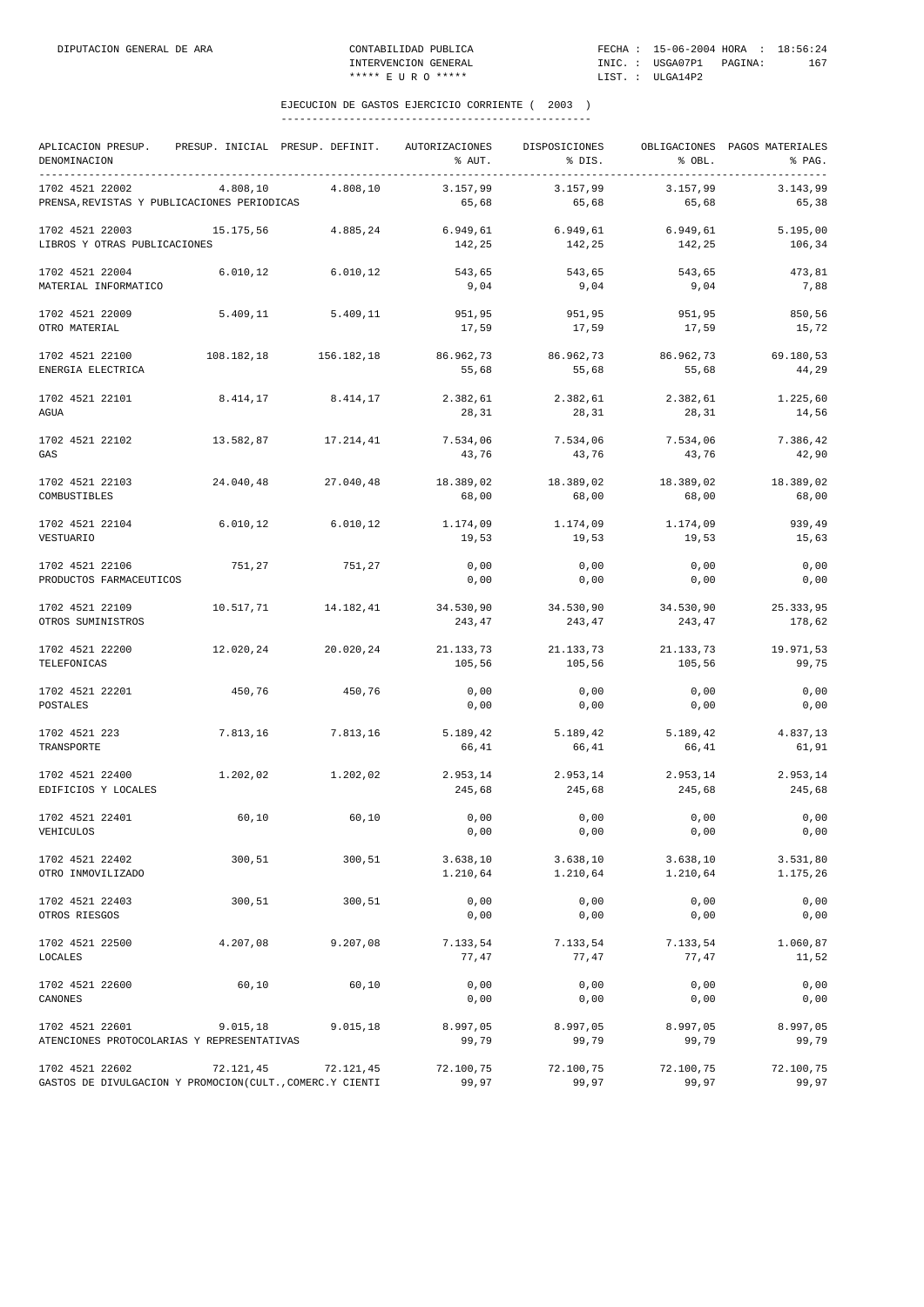## EJECUCION DE GASTOS EJERCICIO CORRIENTE ( 2003 )

| APLICACION PRESUP. DENOMINACION | PRESUP. INICIAL | PRESUP. DEFINIT. | AUTORIZACIONES % AUT. | DISPOSICIONES % DIS. | OBLIGACIONES % OBL. | PAGOS MATERIALES % PAG. |
|---|---|---|---|---|---|---|
| 1702 4521 22002 PRENSA,REVISTAS Y PUBLICACIONES PERIODICAS | 4.808,10 | 4.808,10 | 3.157,99 65,68 | 3.157,99 65,68 | 3.157,99 65,68 | 3.143,99 65,38 |
| 1702 4521 22003 LIBROS Y OTRAS PUBLICACIONES | 15.175,56 | 4.885,24 | 6.949,61 142,25 | 6.949,61 142,25 | 6.949,61 142,25 | 5.195,00 106,34 |
| 1702 4521 22004 MATERIAL INFORMATICO | 6.010,12 | 6.010,12 | 543,65 9,04 | 543,65 9,04 | 543,65 9,04 | 473,81 7,88 |
| 1702 4521 22009 OTRO MATERIAL | 5.409,11 | 5.409,11 | 951,95 17,59 | 951,95 17,59 | 951,95 17,59 | 850,56 15,72 |
| 1702 4521 22100 ENERGIA ELECTRICA | 108.182,18 | 156.182,18 | 86.962,73 55,68 | 86.962,73 55,68 | 86.962,73 55,68 | 69.180,53 44,29 |
| 1702 4521 22101 AGUA | 8.414,17 | 8.414,17 | 2.382,61 28,31 | 2.382,61 28,31 | 2.382,61 28,31 | 1.225,60 14,56 |
| 1702 4521 22102 GAS | 13.582,87 | 17.214,41 | 7.534,06 43,76 | 7.534,06 43,76 | 7.534,06 43,76 | 7.386,42 42,90 |
| 1702 4521 22103 COMBUSTIBLES | 24.040,48 | 27.040,48 | 18.389,02 68,00 | 18.389,02 68,00 | 18.389,02 68,00 | 18.389,02 68,00 |
| 1702 4521 22104 VESTUARIO | 6.010,12 | 6.010,12 | 1.174,09 19,53 | 1.174,09 19,53 | 1.174,09 19,53 | 939,49 15,63 |
| 1702 4521 22106 PRODUCTOS FARMACEUTICOS | 751,27 | 751,27 | 0,00 0,00 | 0,00 0,00 | 0,00 0,00 | 0,00 0,00 |
| 1702 4521 22109 OTROS SUMINISTROS | 10.517,71 | 14.182,41 | 34.530,90 243,47 | 34.530,90 243,47 | 34.530,90 243,47 | 25.333,95 178,62 |
| 1702 4521 22200 TELEFONICAS | 12.020,24 | 20.020,24 | 21.133,73 105,56 | 21.133,73 105,56 | 21.133,73 105,56 | 19.971,53 99,75 |
| 1702 4521 22201 POSTALES | 450,76 | 450,76 | 0,00 0,00 | 0,00 0,00 | 0,00 0,00 | 0,00 0,00 |
| 1702 4521 223 TRANSPORTE | 7.813,16 | 7.813,16 | 5.189,42 66,41 | 5.189,42 66,41 | 5.189,42 66,41 | 4.837,13 61,91 |
| 1702 4521 22400 EDIFICIOS Y LOCALES | 1.202,02 | 1.202,02 | 2.953,14 245,68 | 2.953,14 245,68 | 2.953,14 245,68 | 2.953,14 245,68 |
| 1702 4521 22401 VEHICULOS | 60,10 | 60,10 | 0,00 0,00 | 0,00 0,00 | 0,00 0,00 | 0,00 0,00 |
| 1702 4521 22402 OTRO INMOVILIZADO | 300,51 | 300,51 | 3.638,10 1.210,64 | 3.638,10 1.210,64 | 3.638,10 1.210,64 | 3.531,80 1.175,26 |
| 1702 4521 22403 OTROS RIESGOS | 300,51 | 300,51 | 0,00 0,00 | 0,00 0,00 | 0,00 0,00 | 0,00 0,00 |
| 1702 4521 22500 LOCALES | 4.207,08 | 9.207,08 | 7.133,54 77,47 | 7.133,54 77,47 | 7.133,54 77,47 | 1.060,87 11,52 |
| 1702 4521 22600 CANONES | 60,10 | 60,10 | 0,00 0,00 | 0,00 0,00 | 0,00 0,00 | 0,00 0,00 |
| 1702 4521 22601 ATENCIONES PROTOCOLARIAS Y REPRESENTATIVAS | 9.015,18 | 9.015,18 | 8.997,05 99,79 | 8.997,05 99,79 | 8.997,05 99,79 | 8.997,05 99,79 |
| 1702 4521 22602 GASTOS DE DIVULGACION Y PROMOCION(CULT.,COMERC.Y CIENTI | 72.121,45 | 72.121,45 | 72.100,75 99,97 | 72.100,75 99,97 | 72.100,75 99,97 | 72.100,75 99,97 |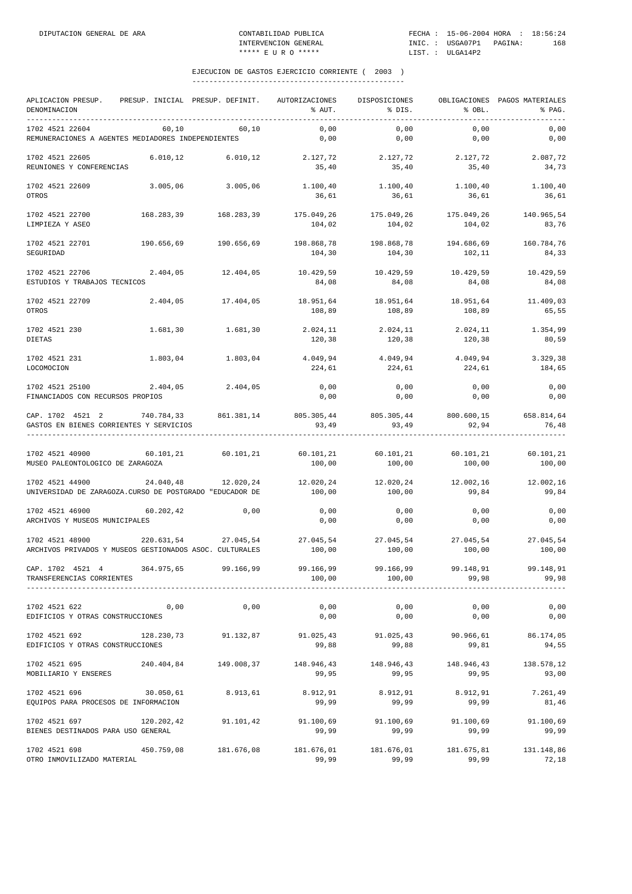DIPUTACION GENERAL DE ARA — CONTABILIDAD PUBLICA — INTERVENCION GENERAL — ***** E U R O *****

FECHA : 15-06-2004 HORA : 18:56:24 — INIC. : USGA07P1 — LIST. : ULGA14P2

## EJECUCION DE GASTOS EJERCICIO CORRIENTE ( 2003 )

| APLICACION PRESUP. DENOMINACION | PRESUP. INICIAL | PRESUP. DEFINIT. | AUTORIZACIONES % AUT. | DISPOSICIONES % DIS. | OBLIGACIONES % OBL. | PAGOS MATERIALES % PAG. |
|---|---|---|---|---|---|---|
| 1702 4521 22604 | 60,10 | 60,10 | 0,00 | 0,00 | 0,00 | 0,00 |
| REMUNERACIONES A AGENTES MEDIADORES INDEPENDIENTES | | | 0,00 | 0,00 | 0,00 | 0,00 |
| 1702 4521 22605 | 6.010,12 | 6.010,12 | 2.127,72 | 2.127,72 | 2.127,72 | 2.087,72 |
| REUNIONES Y CONFERENCIAS | | | 35,40 | 35,40 | 35,40 | 34,73 |
| 1702 4521 22609 | 3.005,06 | 3.005,06 | 1.100,40 | 1.100,40 | 1.100,40 | 1.100,40 |
| OTROS | | | 36,61 | 36,61 | 36,61 | 36,61 |
| 1702 4521 22700 | 168.283,39 | 168.283,39 | 175.049,26 | 175.049,26 | 175.049,26 | 140.965,54 |
| LIMPIEZA Y ASEO | | | 104,02 | 104,02 | 104,02 | 83,76 |
| 1702 4521 22701 | 190.656,69 | 190.656,69 | 198.868,78 | 198.868,78 | 194.686,69 | 160.784,76 |
| SEGURIDAD | | | 104,30 | 104,30 | 102,11 | 84,33 |
| 1702 4521 22706 | 2.404,05 | 12.404,05 | 10.429,59 | 10.429,59 | 10.429,59 | 10.429,59 |
| ESTUDIOS Y TRABAJOS TECNICOS | | | 84,08 | 84,08 | 84,08 | 84,08 |
| 1702 4521 22709 | 2.404,05 | 17.404,05 | 18.951,64 | 18.951,64 | 18.951,64 | 11.409,03 |
| OTROS | | | 108,89 | 108,89 | 108,89 | 65,55 |
| 1702 4521 230 | 1.681,30 | 1.681,30 | 2.024,11 | 2.024,11 | 2.024,11 | 1.354,99 |
| DIETAS | | | 120,38 | 120,38 | 120,38 | 80,59 |
| 1702 4521 231 | 1.803,04 | 1.803,04 | 4.049,94 | 4.049,94 | 4.049,94 | 3.329,38 |
| LOCOMOCION | | | 224,61 | 224,61 | 224,61 | 184,65 |
| 1702 4521 25100 | 2.404,05 | 2.404,05 | 0,00 | 0,00 | 0,00 | 0,00 |
| FINANCIADOS CON RECURSOS PROPIOS | | | 0,00 | 0,00 | 0,00 | 0,00 |
| CAP. 1702 4521 2 | 740.784,33 | 861.381,14 | 805.305,44 | 805.305,44 | 800.600,15 | 658.814,64 |
| GASTOS EN BIENES CORRIENTES Y SERVICIOS | | | 93,49 | 93,49 | 92,94 | 76,48 |
| 1702 4521 40900 | 60.101,21 | 60.101,21 | 60.101,21 | 60.101,21 | 60.101,21 | 60.101,21 |
| MUSEO PALEONTOLOGICO DE ZARAGOZA | | | 100,00 | 100,00 | 100,00 | 100,00 |
| 1702 4521 44900 | 24.040,48 | 12.020,24 | 12.020,24 | 12.020,24 | 12.002,16 | 12.002,16 |
| UNIVERSIDAD DE ZARAGOZA.CURSO DE POSTGRADO "EDUCADOR DE | | | 100,00 | 100,00 | 99,84 | 99,84 |
| 1702 4521 46900 | 60.202,42 | 0,00 | 0,00 | 0,00 | 0,00 | 0,00 |
| ARCHIVOS Y MUSEOS MUNICIPALES | | | 0,00 | 0,00 | 0,00 | 0,00 |
| 1702 4521 48900 | 220.631,54 | 27.045,54 | 27.045,54 | 27.045,54 | 27.045,54 | 27.045,54 |
| ARCHIVOS PRIVADOS Y MUSEOS GESTIONADOS ASOC. CULTURALES | | | 100,00 | 100,00 | 100,00 | 100,00 |
| CAP. 1702 4521 4 | 364.975,65 | 99.166,99 | 99.166,99 | 99.166,99 | 99.148,91 | 99.148,91 |
| TRANSFERENCIAS CORRIENTES | | | 100,00 | 100,00 | 99,98 | 99,98 |
| 1702 4521 622 | 0,00 | 0,00 | 0,00 | 0,00 | 0,00 | 0,00 |
| EDIFICIOS Y OTRAS CONSTRUCCIONES | | | 0,00 | 0,00 | 0,00 | 0,00 |
| 1702 4521 692 | 128.230,73 | 91.132,87 | 91.025,43 | 91.025,43 | 90.966,61 | 86.174,05 |
| EDIFICIOS Y OTRAS CONSTRUCCIONES | | | 99,88 | 99,88 | 99,81 | 94,55 |
| 1702 4521 695 | 240.404,84 | 149.008,37 | 148.946,43 | 148.946,43 | 148.946,43 | 138.578,12 |
| MOBILIARIO Y ENSERES | | | 99,95 | 99,95 | 99,95 | 93,00 |
| 1702 4521 696 | 30.050,61 | 8.913,61 | 8.912,91 | 8.912,91 | 8.912,91 | 7.261,49 |
| EQUIPOS PARA PROCESOS DE INFORMACION | | | 99,99 | 99,99 | 99,99 | 81,46 |
| 1702 4521 697 | 120.202,42 | 91.101,42 | 91.100,69 | 91.100,69 | 91.100,69 | 91.100,69 |
| BIENES DESTINADOS PARA USO GENERAL | | | 99,99 | 99,99 | 99,99 | 99,99 |
| 1702 4521 698 | 450.759,08 | 181.676,08 | 181.676,01 | 181.676,01 | 181.675,81 | 131.148,86 |
| OTRO INMOVILIZADO MATERIAL | | | 99,99 | 99,99 | 99,99 | 72,18 |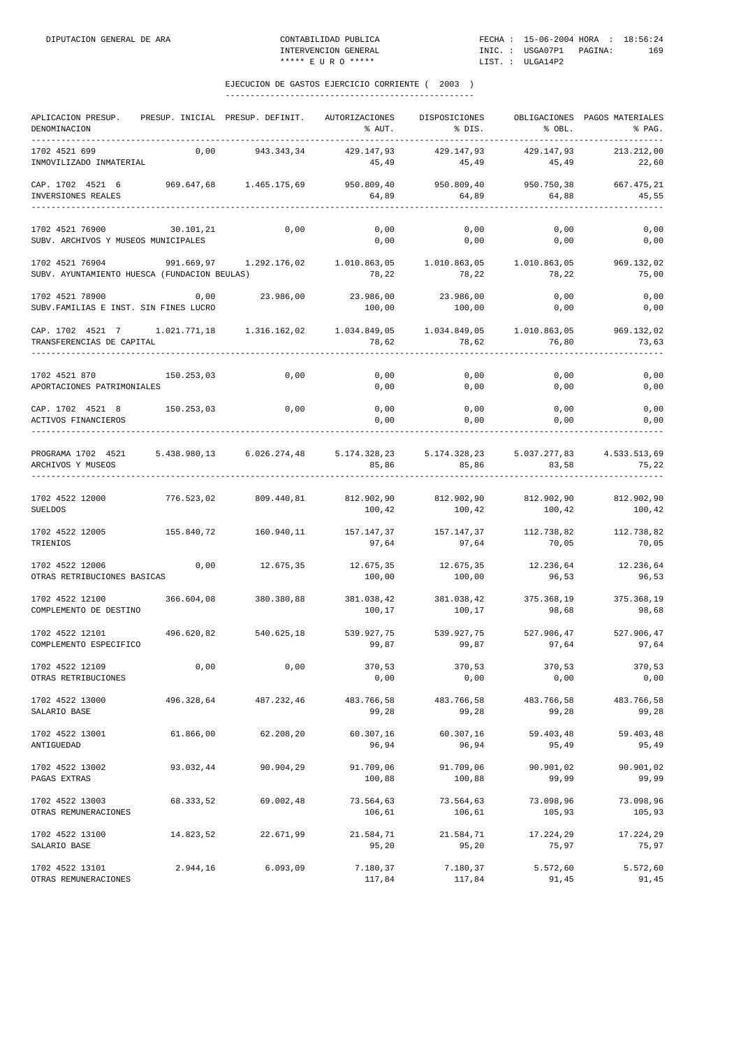## EJECUCION DE GASTOS EJERCICIO CORRIENTE ( 2003 )

| APLICACION PRESUP. DENOMINACION | PRESUP. INICIAL | PRESUP. DEFINIT. | AUTORIZACIONES % AUT. | DISPOSICIONES % DIS. | OBLIGACIONES % OBL. | PAGOS MATERIALES % PAG. |
|---|---|---|---|---|---|---|
| 1702 4521 699 INMOVILIZADO INMATERIAL | 0,00 | 943.343,34 | 429.147,93 45,49 | 429.147,93 45,49 | 429.147,93 45,49 | 213.212,00 22,60 |
| CAP. 1702 4521 6 INVERSIONES REALES | 969.647,68 | 1.465.175,69 | 950.809,40 64,89 | 950.809,40 64,89 | 950.750,38 64,88 | 667.475,21 45,55 |
| 1702 4521 76900 SUBV. ARCHIVOS Y MUSEOS MUNICIPALES | 30.101,21 | 0,00 | 0,00 0,00 | 0,00 0,00 | 0,00 0,00 | 0,00 0,00 |
| 1702 4521 76904 SUBV. AYUNTAMIENTO HUESCA (FUNDACION BEULAS) | 991.669,97 | 1.292.176,02 | 1.010.863,05 78,22 | 1.010.863,05 78,22 | 1.010.863,05 78,22 | 969.132,02 75,00 |
| 1702 4521 78900 SUBV.FAMILIAS E INST. SIN FINES LUCRO | 0,00 | 23.986,00 | 23.986,00 100,00 | 23.986,00 100,00 | 0,00 0,00 | 0,00 0,00 |
| CAP. 1702 4521 7 TRANSFERENCIAS DE CAPITAL | 1.021.771,18 | 1.316.162,02 | 1.034.849,05 78,62 | 1.034.849,05 78,62 | 1.010.863,05 76,80 | 969.132,02 73,63 |
| 1702 4521 870 APORTACIONES PATRIMONIALES | 150.253,03 | 0,00 | 0,00 0,00 | 0,00 0,00 | 0,00 0,00 | 0,00 0,00 |
| CAP. 1702 4521 8 ACTIVOS FINANCIEROS | 150.253,03 | 0,00 | 0,00 0,00 | 0,00 0,00 | 0,00 0,00 | 0,00 0,00 |
| PROGRAMA 1702 4521 ARCHIVOS Y MUSEOS | 5.438.980,13 | 6.026.274,48 | 5.174.328,23 85,86 | 5.174.328,23 85,86 | 5.037.277,83 83,58 | 4.533.513,69 75,22 |
| 1702 4522 12000 SUELDOS | 776.523,02 | 809.440,81 | 812.902,90 100,42 | 812.902,90 100,42 | 812.902,90 100,42 | 812.902,90 100,42 |
| 1702 4522 12005 TRIENIOS | 155.840,72 | 160.940,11 | 157.147,37 97,64 | 157.147,37 97,64 | 112.738,82 70,05 | 112.738,82 70,05 |
| 1702 4522 12006 OTRAS RETRIBUCIONES BASICAS | 0,00 | 12.675,35 | 12.675,35 100,00 | 12.675,35 100,00 | 12.236,64 96,53 | 12.236,64 96,53 |
| 1702 4522 12100 COMPLEMENTO DE DESTINO | 366.604,08 | 380.380,88 | 381.038,42 100,17 | 381.038,42 100,17 | 375.368,19 98,68 | 375.368,19 98,68 |
| 1702 4522 12101 COMPLEMENTO ESPECIFICO | 496.620,82 | 540.625,18 | 539.927,75 99,87 | 539.927,75 99,87 | 527.906,47 97,64 | 527.906,47 97,64 |
| 1702 4522 12109 OTRAS RETRIBUCIONES | 0,00 | 0,00 | 370,53 0,00 | 370,53 0,00 | 370,53 0,00 | 370,53 0,00 |
| 1702 4522 13000 SALARIO BASE | 496.328,64 | 487.232,46 | 483.766,58 99,28 | 483.766,58 99,28 | 483.766,58 99,28 | 483.766,58 99,28 |
| 1702 4522 13001 ANTIGUEDAD | 61.866,00 | 62.208,20 | 60.307,16 96,94 | 60.307,16 96,94 | 59.403,48 95,49 | 59.403,48 95,49 |
| 1702 4522 13002 PAGAS EXTRAS | 93.032,44 | 90.904,29 | 91.709,06 100,88 | 91.709,06 100,88 | 90.901,02 99,99 | 90.901,02 99,99 |
| 1702 4522 13003 OTRAS REMUNERACIONES | 68.333,52 | 69.002,48 | 73.564,63 106,61 | 73.564,63 106,61 | 73.098,96 105,93 | 73.098,96 105,93 |
| 1702 4522 13100 SALARIO BASE | 14.823,52 | 22.671,99 | 21.584,71 95,20 | 21.584,71 95,20 | 17.224,29 75,97 | 17.224,29 75,97 |
| 1702 4522 13101 OTRAS REMUNERACIONES | 2.944,16 | 6.093,09 | 7.180,37 117,84 | 7.180,37 117,84 | 5.572,60 91,45 | 5.572,60 91,45 |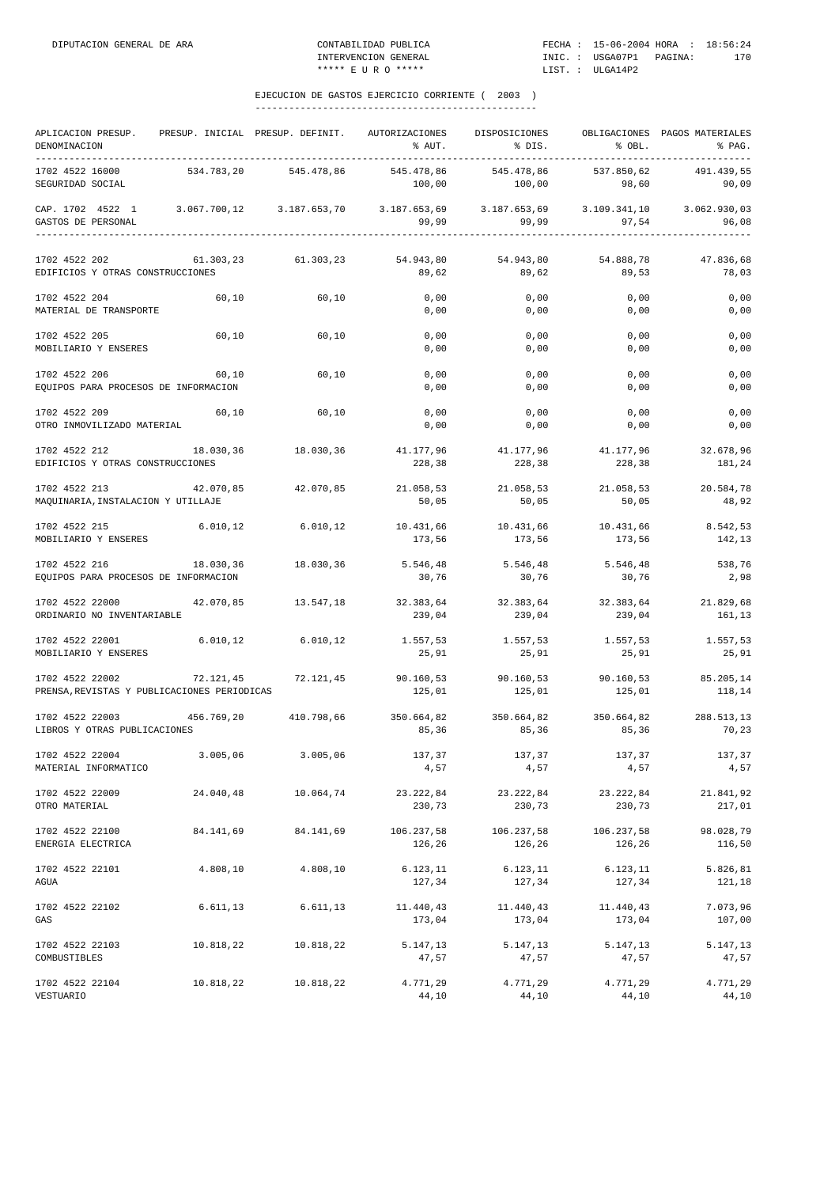EJECUCION DE GASTOS EJERCICIO CORRIENTE ( 2003 )

| APLICACION PRESUP. DENOMINACION | PRESUP. INICIAL | PRESUP. DEFINIT. | AUTORIZACIONES % AUT. | DISPOSICIONES % DIS. | OBLIGACIONES % OBL. | PAGOS MATERIALES % PAG. |
|---|---|---|---|---|---|---|
| 1702 4522 16000 SEGURIDAD SOCIAL | 534.783,20 | 545.478,86 | 545.478,86<br>100,00 | 545.478,86<br>100,00 | 537.850,62<br>98,60 | 491.439,55<br>90,09 |
| CAP. 1702 4522 1 GASTOS DE PERSONAL | 3.067.700,12 | 3.187.653,70 | 3.187.653,69<br>99,99 | 3.187.653,69<br>99,99 | 3.109.341,10<br>97,54 | 3.062.930,03<br>96,08 |
| 1702 4522 202 EDIFICIOS Y OTRAS CONSTRUCCIONES | 61.303,23 | 61.303,23 | 54.943,80<br>89,62 | 54.943,80<br>89,62 | 54.888,78<br>89,53 | 47.836,68<br>78,03 |
| 1702 4522 204 MATERIAL DE TRANSPORTE | 60,10 | 60,10 | 0,00<br>0,00 | 0,00<br>0,00 | 0,00<br>0,00 | 0,00<br>0,00 |
| 1702 4522 205 MOBILIARIO Y ENSERES | 60,10 | 60,10 | 0,00<br>0,00 | 0,00<br>0,00 | 0,00<br>0,00 | 0,00<br>0,00 |
| 1702 4522 206 EQUIPOS PARA PROCESOS DE INFORMACION | 60,10 | 60,10 | 0,00<br>0,00 | 0,00<br>0,00 | 0,00<br>0,00 | 0,00<br>0,00 |
| 1702 4522 209 OTRO INMOVILIZADO MATERIAL | 60,10 | 60,10 | 0,00<br>0,00 | 0,00<br>0,00 | 0,00<br>0,00 | 0,00<br>0,00 |
| 1702 4522 212 EDIFICIOS Y OTRAS CONSTRUCCIONES | 18.030,36 | 18.030,36 | 41.177,96<br>228,38 | 41.177,96<br>228,38 | 41.177,96<br>228,38 | 32.678,96<br>181,24 |
| 1702 4522 213 MAQUINARIA,INSTALACION Y UTILLAJE | 42.070,85 | 42.070,85 | 21.058,53<br>50,05 | 21.058,53<br>50,05 | 21.058,53<br>50,05 | 20.584,78<br>48,92 |
| 1702 4522 215 MOBILIARIO Y ENSERES | 6.010,12 | 6.010,12 | 10.431,66<br>173,56 | 10.431,66<br>173,56 | 10.431,66<br>173,56 | 8.542,53<br>142,13 |
| 1702 4522 216 EQUIPOS PARA PROCESOS DE INFORMACION | 18.030,36 | 18.030,36 | 5.546,48<br>30,76 | 5.546,48<br>30,76 | 5.546,48<br>30,76 | 538,76<br>2,98 |
| 1702 4522 22000 ORDINARIO NO INVENTARIABLE | 42.070,85 | 13.547,18 | 32.383,64<br>239,04 | 32.383,64<br>239,04 | 32.383,64<br>239,04 | 21.829,68<br>161,13 |
| 1702 4522 22001 MOBILIARIO Y ENSERES | 6.010,12 | 6.010,12 | 1.557,53<br>25,91 | 1.557,53<br>25,91 | 1.557,53<br>25,91 | 1.557,53<br>25,91 |
| 1702 4522 22002 PRENSA,REVISTAS Y PUBLICACIONES PERIODICAS | 72.121,45 | 72.121,45 | 90.160,53<br>125,01 | 90.160,53<br>125,01 | 90.160,53<br>125,01 | 85.205,14<br>118,14 |
| 1702 4522 22003 LIBROS Y OTRAS PUBLICACIONES | 456.769,20 | 410.798,66 | 350.664,82<br>85,36 | 350.664,82<br>85,36 | 350.664,82<br>85,36 | 288.513,13<br>70,23 |
| 1702 4522 22004 MATERIAL INFORMATICO | 3.005,06 | 3.005,06 | 137,37<br>4,57 | 137,37<br>4,57 | 137,37<br>4,57 | 137,37<br>4,57 |
| 1702 4522 22009 OTRO MATERIAL | 24.040,48 | 10.064,74 | 23.222,84<br>230,73 | 23.222,84<br>230,73 | 23.222,84<br>230,73 | 21.841,92<br>217,01 |
| 1702 4522 22100 ENERGIA ELECTRICA | 84.141,69 | 84.141,69 | 106.237,58<br>126,26 | 106.237,58<br>126,26 | 106.237,58<br>126,26 | 98.028,79<br>116,50 |
| 1702 4522 22101 AGUA | 4.808,10 | 4.808,10 | 6.123,11<br>127,34 | 6.123,11<br>127,34 | 6.123,11<br>127,34 | 5.826,81<br>121,18 |
| 1702 4522 22102 GAS | 6.611,13 | 6.611,13 | 11.440,43<br>173,04 | 11.440,43<br>173,04 | 11.440,43<br>173,04 | 7.073,96<br>107,00 |
| 1702 4522 22103 COMBUSTIBLES | 10.818,22 | 10.818,22 | 5.147,13<br>47,57 | 5.147,13<br>47,57 | 5.147,13<br>47,57 | 5.147,13<br>47,57 |
| 1702 4522 22104 VESTUARIO | 10.818,22 | 10.818,22 | 4.771,29<br>44,10 | 4.771,29<br>44,10 | 4.771,29<br>44,10 | 4.771,29<br>44,10 |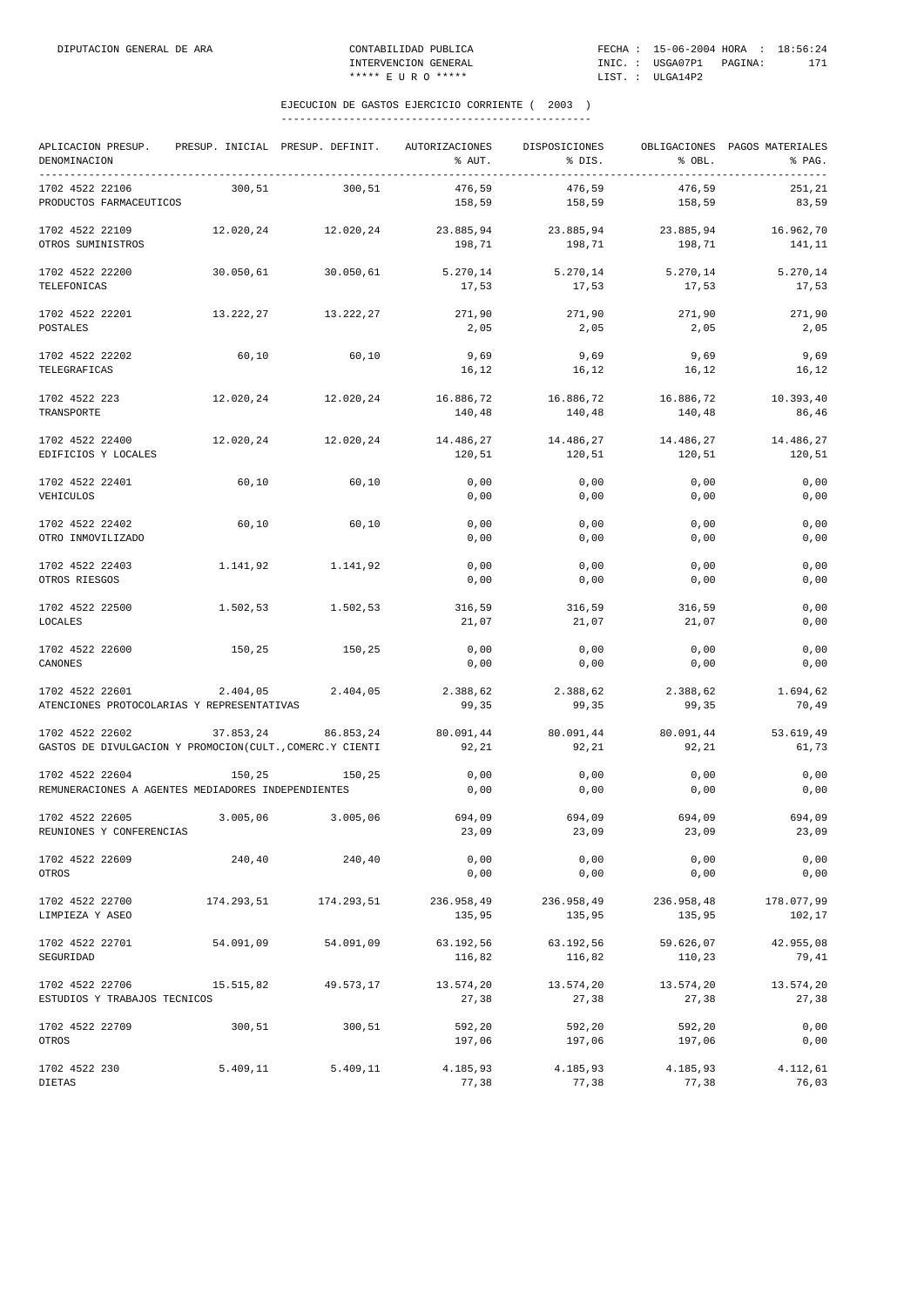## EJECUCION DE GASTOS EJERCICIO CORRIENTE ( 2003 )

| APLICACION PRESUP. DENOMINACION | PRESUP. INICIAL | PRESUP. DEFINIT. | AUTORIZACIONES % AUT. | DISPOSICIONES % DIS. | OBLIGACIONES % OBL. | PAGOS MATERIALES % PAG. |
|---|---|---|---|---|---|---|
| 1702 4522 22106 PRODUCTOS FARMACEUTICOS | 300,51 | 300,51 | 476,59 158,59 | 476,59 158,59 | 476,59 158,59 | 251,21 83,59 |
| 1702 4522 22109 OTROS SUMINISTROS | 12.020,24 | 12.020,24 | 23.885,94 198,71 | 23.885,94 198,71 | 23.885,94 198,71 | 16.962,70 141,11 |
| 1702 4522 22200 TELEFONICAS | 30.050,61 | 30.050,61 | 5.270,14 17,53 | 5.270,14 17,53 | 5.270,14 17,53 | 5.270,14 17,53 |
| 1702 4522 22201 POSTALES | 13.222,27 | 13.222,27 | 271,90 2,05 | 271,90 2,05 | 271,90 2,05 | 271,90 2,05 |
| 1702 4522 22202 TELEGRAFICAS | 60,10 | 60,10 | 9,69 16,12 | 9,69 16,12 | 9,69 16,12 | 9,69 16,12 |
| 1702 4522 223 TRANSPORTE | 12.020,24 | 12.020,24 | 16.886,72 140,48 | 16.886,72 140,48 | 16.886,72 140,48 | 10.393,40 86,46 |
| 1702 4522 22400 EDIFICIOS Y LOCALES | 12.020,24 | 12.020,24 | 14.486,27 120,51 | 14.486,27 120,51 | 14.486,27 120,51 | 14.486,27 120,51 |
| 1702 4522 22401 VEHICULOS | 60,10 | 60,10 | 0,00 0,00 | 0,00 0,00 | 0,00 0,00 | 0,00 0,00 |
| 1702 4522 22402 OTRO INMOVILIZADO | 60,10 | 60,10 | 0,00 0,00 | 0,00 0,00 | 0,00 0,00 | 0,00 0,00 |
| 1702 4522 22403 OTROS RIESGOS | 1.141,92 | 1.141,92 | 0,00 0,00 | 0,00 0,00 | 0,00 0,00 | 0,00 0,00 |
| 1702 4522 22500 LOCALES | 1.502,53 | 1.502,53 | 316,59 21,07 | 316,59 21,07 | 316,59 21,07 | 0,00 0,00 |
| 1702 4522 22600 CANONES | 150,25 | 150,25 | 0,00 0,00 | 0,00 0,00 | 0,00 0,00 | 0,00 0,00 |
| 1702 4522 22601 ATENCIONES PROTOCOLARIAS Y REPRESENTATIVAS | 2.404,05 | 2.404,05 | 2.388,62 99,35 | 2.388,62 99,35 | 2.388,62 99,35 | 1.694,62 70,49 |
| 1702 4522 22602 GASTOS DE DIVULGACION Y PROMOCION(CULT.,COMERC.Y CIENTI | 37.853,24 | 86.853,24 | 80.091,44 92,21 | 80.091,44 92,21 | 80.091,44 92,21 | 53.619,49 61,73 |
| 1702 4522 22604 REMUNERACIONES A AGENTES MEDIADORES INDEPENDIENTES | 150,25 | 150,25 | 0,00 0,00 | 0,00 0,00 | 0,00 0,00 | 0,00 0,00 |
| 1702 4522 22605 REUNIONES Y CONFERENCIAS | 3.005,06 | 3.005,06 | 694,09 23,09 | 694,09 23,09 | 694,09 23,09 | 694,09 23,09 |
| 1702 4522 22609 OTROS | 240,40 | 240,40 | 0,00 0,00 | 0,00 0,00 | 0,00 0,00 | 0,00 0,00 |
| 1702 4522 22700 LIMPIEZA Y ASEO | 174.293,51 | 174.293,51 | 236.958,49 135,95 | 236.958,49 135,95 | 236.958,48 135,95 | 178.077,99 102,17 |
| 1702 4522 22701 SEGURIDAD | 54.091,09 | 54.091,09 | 63.192,56 116,82 | 63.192,56 116,82 | 59.626,07 110,23 | 42.955,08 79,41 |
| 1702 4522 22706 ESTUDIOS Y TRABAJOS TECNICOS | 15.515,82 | 49.573,17 | 13.574,20 27,38 | 13.574,20 27,38 | 13.574,20 27,38 | 13.574,20 27,38 |
| 1702 4522 22709 OTROS | 300,51 | 300,51 | 592,20 197,06 | 592,20 197,06 | 592,20 197,06 | 0,00 0,00 |
| 1702 4522 230 DIETAS | 5.409,11 | 5.409,11 | 4.185,93 77,38 | 4.185,93 77,38 | 4.185,93 77,38 | 4.112,61 76,03 |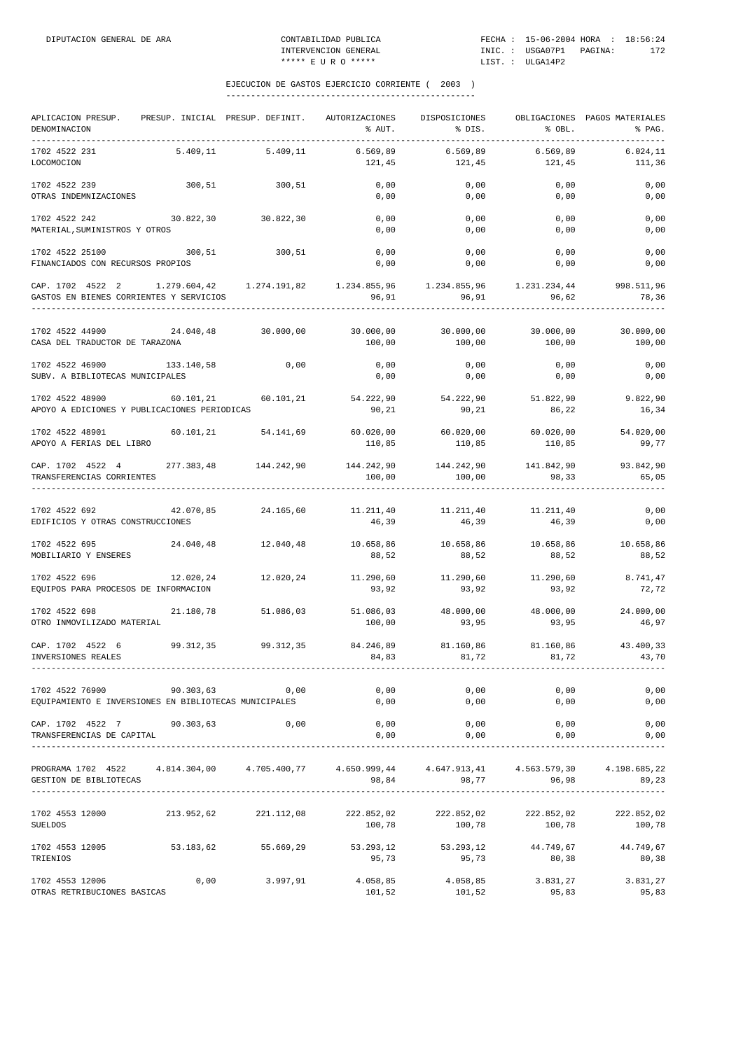## EJECUCION DE GASTOS EJERCICIO CORRIENTE ( 2003 )

| APLICACION PRESUP. DENOMINACION | PRESUP. INICIAL | PRESUP. DEFINIT. | AUTORIZACIONES % AUT. | DISPOSICIONES % DIS. | OBLIGACIONES % OBL. | PAGOS MATERIALES % PAG. |
|---|---|---|---|---|---|---|
| 1702 4522 231 LOCOMOCION | 5.409,11 | 5.409,11 | 6.569,89 121,45 | 6.569,89 121,45 | 6.569,89 121,45 | 6.024,11 111,36 |
| 1702 4522 239 OTRAS INDEMNIZACIONES | 300,51 | 300,51 | 0,00 0,00 | 0,00 0,00 | 0,00 0,00 | 0,00 0,00 |
| 1702 4522 242 MATERIAL,SUMINISTROS Y OTROS | 30.822,30 | 30.822,30 | 0,00 0,00 | 0,00 0,00 | 0,00 0,00 | 0,00 0,00 |
| 1702 4522 25100 FINANCIADOS CON RECURSOS PROPIOS | 300,51 | 300,51 | 0,00 0,00 | 0,00 0,00 | 0,00 0,00 | 0,00 0,00 |
| CAP. 1702 4522 2 GASTOS EN BIENES CORRIENTES Y SERVICIOS | 1.279.604,42 | 1.274.191,82 | 1.234.855,96 96,91 | 1.234.855,96 96,91 | 1.231.234,44 96,62 | 998.511,96 78,36 |
| 1702 4522 44900 CASA DEL TRADUCTOR DE TARAZONA | 24.040,48 | 30.000,00 | 30.000,00 100,00 | 30.000,00 100,00 | 30.000,00 100,00 | 30.000,00 100,00 |
| 1702 4522 46900 SUBV. A BIBLIOTECAS MUNICIPALES | 133.140,58 | 0,00 | 0,00 0,00 | 0,00 0,00 | 0,00 0,00 | 0,00 0,00 |
| 1702 4522 48900 APOYO A EDICIONES Y PUBLICACIONES PERIODICAS | 60.101,21 | 60.101,21 | 54.222,90 90,21 | 54.222,90 90,21 | 51.822,90 86,22 | 9.822,90 16,34 |
| 1702 4522 48901 APOYO A FERIAS DEL LIBRO | 60.101,21 | 54.141,69 | 60.020,00 110,85 | 60.020,00 110,85 | 60.020,00 110,85 | 54.020,00 99,77 |
| CAP. 1702 4522 4 TRANSFERENCIAS CORRIENTES | 277.383,48 | 144.242,90 | 144.242,90 100,00 | 144.242,90 100,00 | 141.842,90 98,33 | 93.842,90 65,05 |
| 1702 4522 692 EDIFICIOS Y OTRAS CONSTRUCCIONES | 42.070,85 | 24.165,60 | 11.211,40 46,39 | 11.211,40 46,39 | 11.211,40 46,39 | 0,00 0,00 |
| 1702 4522 695 MOBILIARIO Y ENSERES | 24.040,48 | 12.040,48 | 10.658,86 88,52 | 10.658,86 88,52 | 10.658,86 88,52 | 10.658,86 88,52 |
| 1702 4522 696 EQUIPOS PARA PROCESOS DE INFORMACION | 12.020,24 | 12.020,24 | 11.290,60 93,92 | 11.290,60 93,92 | 11.290,60 93,92 | 8.741,47 72,72 |
| 1702 4522 698 OTRO INMOVILIZADO MATERIAL | 21.180,78 | 51.086,03 | 51.086,03 100,00 | 48.000,00 93,95 | 48.000,00 93,95 | 24.000,00 46,97 |
| CAP. 1702 4522 6 INVERSIONES REALES | 99.312,35 | 99.312,35 | 84.246,89 84,83 | 81.160,86 81,72 | 81.160,86 81,72 | 43.400,33 43,70 |
| 1702 4522 76900 EQUIPAMIENTO E INVERSIONES EN BIBLIOTECAS MUNICIPALES | 90.303,63 | 0,00 | 0,00 0,00 | 0,00 0,00 | 0,00 0,00 | 0,00 0,00 |
| CAP. 1702 4522 7 TRANSFERENCIAS DE CAPITAL | 90.303,63 | 0,00 | 0,00 0,00 | 0,00 0,00 | 0,00 0,00 | 0,00 0,00 |
| PROGRAMA 1702 4522 GESTION DE BIBLIOTECAS | 4.814.304,00 | 4.705.400,77 | 4.650.999,44 98,84 | 4.647.913,41 98,77 | 4.563.579,30 96,98 | 4.198.685,22 89,23 |
| 1702 4553 12000 SUELDOS | 213.952,62 | 221.112,08 | 222.852,02 100,78 | 222.852,02 100,78 | 222.852,02 100,78 | 222.852,02 100,78 |
| 1702 4553 12005 TRIENIOS | 53.183,62 | 55.669,29 | 53.293,12 95,73 | 53.293,12 95,73 | 44.749,67 80,38 | 44.749,67 80,38 |
| 1702 4553 12006 OTRAS RETRIBUCIONES BASICAS | 0,00 | 3.997,91 | 4.058,85 101,52 | 4.058,85 101,52 | 3.831,27 95,83 | 3.831,27 95,83 |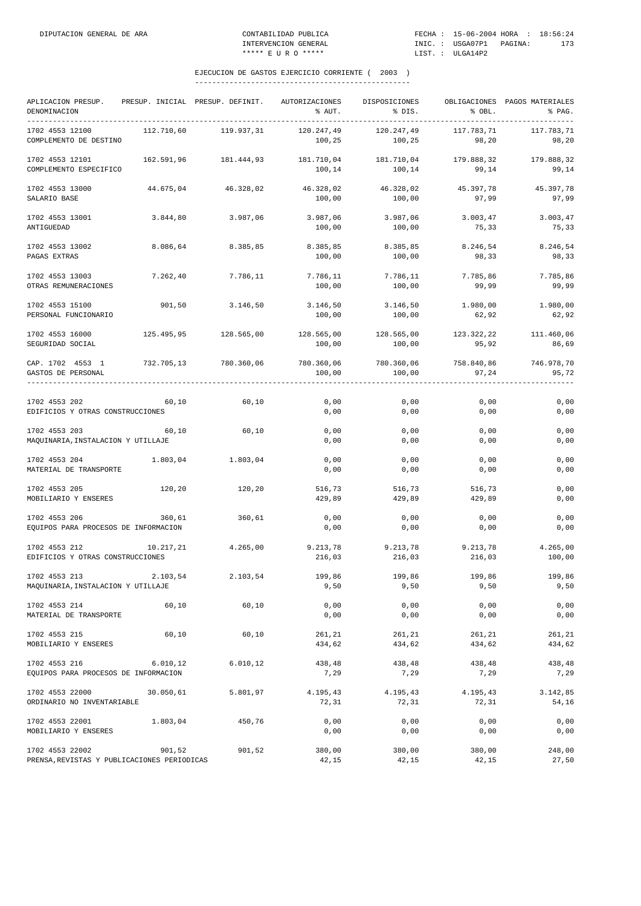EJECUCION DE GASTOS EJERCICIO CORRIENTE ( 2003 )

| APLICACION PRESUP. DENOMINACION | PRESUP. INICIAL | PRESUP. DEFINIT. | AUTORIZACIONES % AUT. | DISPOSICIONES % DIS. | OBLIGACIONES % OBL. | PAGOS MATERIALES % PAG. |
|---|---|---|---|---|---|---|
| 1702 4553 12100 COMPLEMENTO DE DESTINO | 112.710,60 | 119.937,31 | 120.247,49 100,25 | 120.247,49 100,25 | 117.783,71 98,20 | 117.783,71 98,20 |
| 1702 4553 12101 COMPLEMENTO ESPECIFICO | 162.591,96 | 181.444,93 | 181.710,04 100,14 | 181.710,04 100,14 | 179.888,32 99,14 | 179.888,32 99,14 |
| 1702 4553 13000 SALARIO BASE | 44.675,04 | 46.328,02 | 46.328,02 100,00 | 46.328,02 100,00 | 45.397,78 97,99 | 45.397,78 97,99 |
| 1702 4553 13001 ANTIGUEDAD | 3.844,80 | 3.987,06 | 3.987,06 100,00 | 3.987,06 100,00 | 3.003,47 75,33 | 3.003,47 75,33 |
| 1702 4553 13002 PAGAS EXTRAS | 8.086,64 | 8.385,85 | 8.385,85 100,00 | 8.385,85 100,00 | 8.246,54 98,33 | 8.246,54 98,33 |
| 1702 4553 13003 OTRAS REMUNERACIONES | 7.262,40 | 7.786,11 | 7.786,11 100,00 | 7.786,11 100,00 | 7.785,86 99,99 | 7.785,86 99,99 |
| 1702 4553 15100 PERSONAL FUNCIONARIO | 901,50 | 3.146,50 | 3.146,50 100,00 | 3.146,50 100,00 | 1.980,00 62,92 | 1.980,00 62,92 |
| 1702 4553 16000 SEGURIDAD SOCIAL | 125.495,95 | 128.565,00 | 128.565,00 100,00 | 128.565,00 100,00 | 123.322,22 95,92 | 111.460,06 86,69 |
| CAP. 1702 4553 1 GASTOS DE PERSONAL | 732.705,13 | 780.360,06 | 780.360,06 100,00 | 780.360,06 100,00 | 758.840,86 97,24 | 746.978,70 95,72 |
| 1702 4553 202 EDIFICIOS Y OTRAS CONSTRUCCIONES | 60,10 | 60,10 | 0,00 0,00 | 0,00 0,00 | 0,00 0,00 | 0,00 0,00 |
| 1702 4553 203 MAQUINARIA,INSTALACION Y UTILLAJE | 60,10 | 60,10 | 0,00 0,00 | 0,00 0,00 | 0,00 0,00 | 0,00 0,00 |
| 1702 4553 204 MATERIAL DE TRANSPORTE | 1.803,04 | 1.803,04 | 0,00 0,00 | 0,00 0,00 | 0,00 0,00 | 0,00 0,00 |
| 1702 4553 205 MOBILIARIO Y ENSERES | 120,20 | 120,20 | 516,73 429,89 | 516,73 429,89 | 516,73 429,89 | 0,00 0,00 |
| 1702 4553 206 EQUIPOS PARA PROCESOS DE INFORMACION | 360,61 | 360,61 | 0,00 0,00 | 0,00 0,00 | 0,00 0,00 | 0,00 0,00 |
| 1702 4553 212 EDIFICIOS Y OTRAS CONSTRUCCIONES | 10.217,21 | 4.265,00 | 9.213,78 216,03 | 9.213,78 216,03 | 9.213,78 216,03 | 4.265,00 100,00 |
| 1702 4553 213 MAQUINARIA,INSTALACION Y UTILLAJE | 2.103,54 | 2.103,54 | 199,86 9,50 | 199,86 9,50 | 199,86 9,50 | 199,86 9,50 |
| 1702 4553 214 MATERIAL DE TRANSPORTE | 60,10 | 60,10 | 0,00 0,00 | 0,00 0,00 | 0,00 0,00 | 0,00 0,00 |
| 1702 4553 215 MOBILIARIO Y ENSERES | 60,10 | 60,10 | 261,21 434,62 | 261,21 434,62 | 261,21 434,62 | 261,21 434,62 |
| 1702 4553 216 EQUIPOS PARA PROCESOS DE INFORMACION | 6.010,12 | 6.010,12 | 438,48 7,29 | 438,48 7,29 | 438,48 7,29 | 438,48 7,29 |
| 1702 4553 22000 ORDINARIO NO INVENTARIABLE | 30.050,61 | 5.801,97 | 4.195,43 72,31 | 4.195,43 72,31 | 4.195,43 72,31 | 3.142,85 54,16 |
| 1702 4553 22001 MOBILIARIO Y ENSERES | 1.803,04 | 450,76 | 0,00 0,00 | 0,00 0,00 | 0,00 0,00 | 0,00 0,00 |
| 1702 4553 22002 PRENSA,REVISTAS Y PUBLICACIONES PERIODICAS | 901,52 | 901,52 | 380,00 42,15 | 380,00 42,15 | 380,00 42,15 | 248,00 27,50 |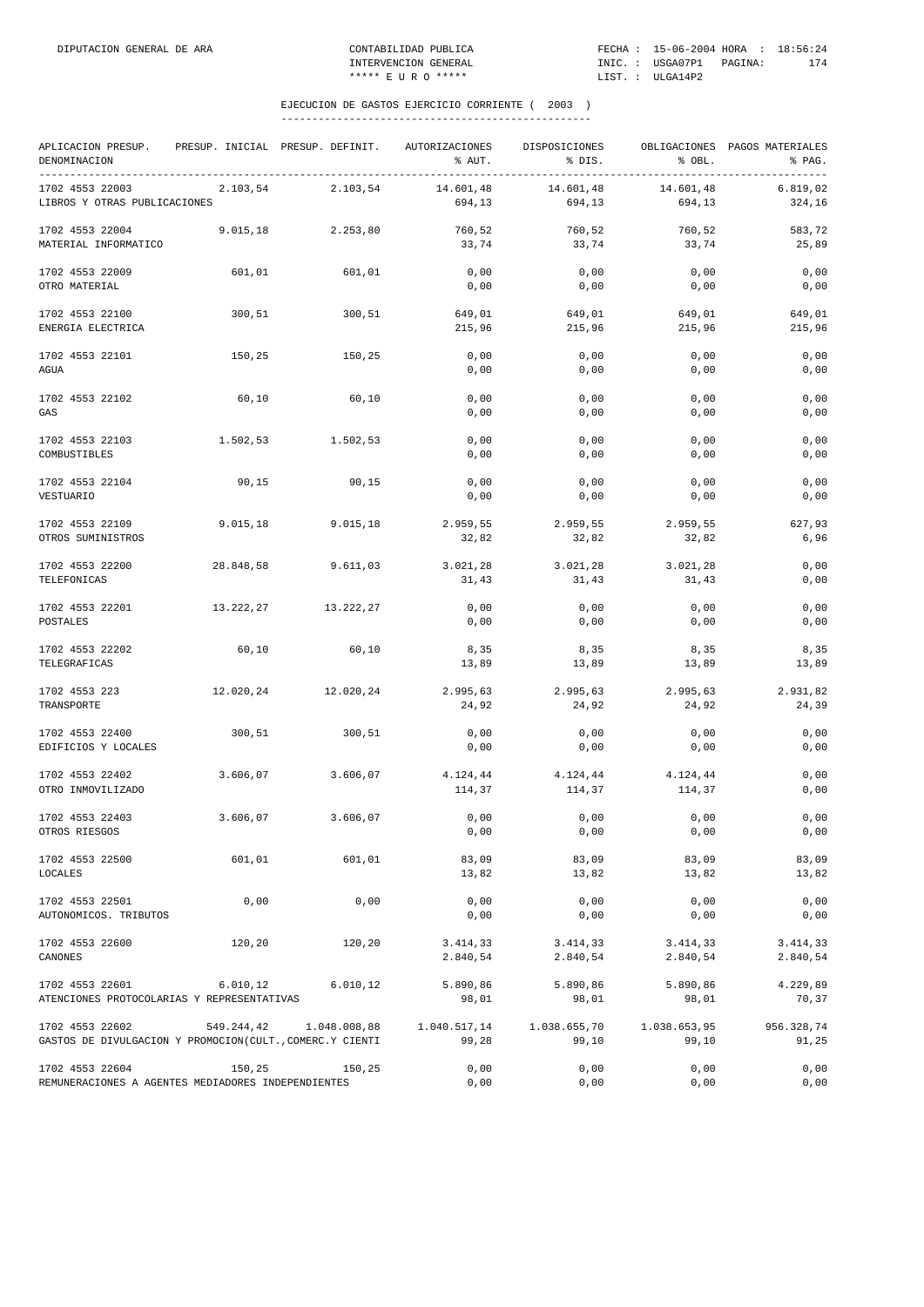EJECUCION DE GASTOS EJERCICIO CORRIENTE ( 2003 )

| APLICACION PRESUP. DENOMINACION | PRESUP. INICIAL | PRESUP. DEFINIT. | AUTORIZACIONES % AUT. | DISPOSICIONES % DIS. | OBLIGACIONES % OBL. | PAGOS MATERIALES % PAG. |
|---|---|---|---|---|---|---|
| 1702 4553 22003 LIBROS Y OTRAS PUBLICACIONES | 2.103,54 | 2.103,54 | 14.601,48 694,13 | 14.601,48 694,13 | 14.601,48 694,13 | 6.819,02 324,16 |
| 1702 4553 22004 MATERIAL INFORMATICO | 9.015,18 | 2.253,80 | 760,52 33,74 | 760,52 33,74 | 760,52 33,74 | 583,72 25,89 |
| 1702 4553 22009 OTRO MATERIAL | 601,01 | 601,01 | 0,00 0,00 | 0,00 0,00 | 0,00 0,00 | 0,00 0,00 |
| 1702 4553 22100 ENERGIA ELECTRICA | 300,51 | 300,51 | 649,01 215,96 | 649,01 215,96 | 649,01 215,96 | 649,01 215,96 |
| 1702 4553 22101 AGUA | 150,25 | 150,25 | 0,00 0,00 | 0,00 0,00 | 0,00 0,00 | 0,00 0,00 |
| 1702 4553 22102 GAS | 60,10 | 60,10 | 0,00 0,00 | 0,00 0,00 | 0,00 0,00 | 0,00 0,00 |
| 1702 4553 22103 COMBUSTIBLES | 1.502,53 | 1.502,53 | 0,00 0,00 | 0,00 0,00 | 0,00 0,00 | 0,00 0,00 |
| 1702 4553 22104 VESTUARIO | 90,15 | 90,15 | 0,00 0,00 | 0,00 0,00 | 0,00 0,00 | 0,00 0,00 |
| 1702 4553 22109 OTROS SUMINISTROS | 9.015,18 | 9.015,18 | 2.959,55 32,82 | 2.959,55 32,82 | 2.959,55 32,82 | 627,93 6,96 |
| 1702 4553 22200 TELEFONICAS | 28.848,58 | 9.611,03 | 3.021,28 31,43 | 3.021,28 31,43 | 3.021,28 31,43 | 0,00 0,00 |
| 1702 4553 22201 POSTALES | 13.222,27 | 13.222,27 | 0,00 0,00 | 0,00 0,00 | 0,00 0,00 | 0,00 0,00 |
| 1702 4553 22202 TELEGRAFICAS | 60,10 | 60,10 | 8,35 13,89 | 8,35 13,89 | 8,35 13,89 | 8,35 13,89 |
| 1702 4553 223 TRANSPORTE | 12.020,24 | 12.020,24 | 2.995,63 24,92 | 2.995,63 24,92 | 2.995,63 24,92 | 2.931,82 24,39 |
| 1702 4553 22400 EDIFICIOS Y LOCALES | 300,51 | 300,51 | 0,00 0,00 | 0,00 0,00 | 0,00 0,00 | 0,00 0,00 |
| 1702 4553 22402 OTRO INMOVILIZADO | 3.606,07 | 3.606,07 | 4.124,44 114,37 | 4.124,44 114,37 | 4.124,44 114,37 | 0,00 0,00 |
| 1702 4553 22403 OTROS RIESGOS | 3.606,07 | 3.606,07 | 0,00 0,00 | 0,00 0,00 | 0,00 0,00 | 0,00 0,00 |
| 1702 4553 22500 LOCALES | 601,01 | 601,01 | 83,09 13,82 | 83,09 13,82 | 83,09 13,82 | 83,09 13,82 |
| 1702 4553 22501 AUTONOMICOS. TRIBUTOS | 0,00 | 0,00 | 0,00 0,00 | 0,00 0,00 | 0,00 0,00 | 0,00 0,00 |
| 1702 4553 22600 CANONES | 120,20 | 120,20 | 3.414,33 2.840,54 | 3.414,33 2.840,54 | 3.414,33 2.840,54 | 3.414,33 2.840,54 |
| 1702 4553 22601 ATENCIONES PROTOCOLARIAS Y REPRESENTATIVAS | 6.010,12 | 6.010,12 | 5.890,86 98,01 | 5.890,86 98,01 | 5.890,86 98,01 | 4.229,89 70,37 |
| 1702 4553 22602 GASTOS DE DIVULGACION Y PROMOCION(CULT.,COMERC.Y CIENTI | 549.244,42 | 1.048.008,88 | 1.040.517,14 99,28 | 1.038.655,70 99,10 | 1.038.653,95 99,10 | 956.328,74 91,25 |
| 1702 4553 22604 REMUNERACIONES A AGENTES MEDIADORES INDEPENDIENTES | 150,25 | 150,25 | 0,00 0,00 | 0,00 0,00 | 0,00 0,00 | 0,00 0,00 |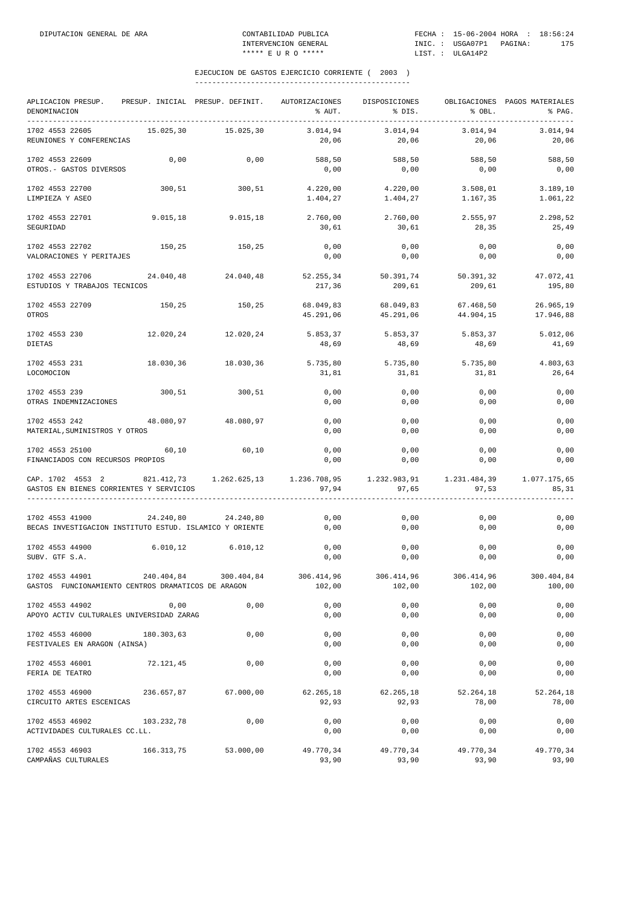EJECUCION DE GASTOS EJERCICIO CORRIENTE ( 2003 )

| APLICACION PRESUP. DENOMINACION | PRESUP. INICIAL | PRESUP. DEFINIT. | AUTORIZACIONES % AUT. | DISPOSICIONES % DIS. | OBLIGACIONES % OBL. | PAGOS MATERIALES % PAG. |
|---|---|---|---|---|---|---|
| 1702 4553 22605 REUNIONES Y CONFERENCIAS | 15.025,30 | 15.025,30 | 3.014,94 / 20,06 | 3.014,94 / 20,06 | 3.014,94 / 20,06 | 3.014,94 / 20,06 |
| 1702 4553 22609 OTROS.- GASTOS DIVERSOS | 0,00 | 0,00 | 588,50 / 0,00 | 588,50 / 0,00 | 588,50 / 0,00 | 588,50 / 0,00 |
| 1702 4553 22700 LIMPIEZA Y ASEO | 300,51 | 300,51 | 4.220,00 / 1.404,27 | 4.220,00 / 1.404,27 | 3.508,01 / 1.167,35 | 3.189,10 / 1.061,22 |
| 1702 4553 22701 SEGURIDAD | 9.015,18 | 9.015,18 | 2.760,00 / 30,61 | 2.760,00 / 30,61 | 2.555,97 / 28,35 | 2.298,52 / 25,49 |
| 1702 4553 22702 VALORACIONES Y PERITAJES | 150,25 | 150,25 | 0,00 / 0,00 | 0,00 / 0,00 | 0,00 / 0,00 | 0,00 / 0,00 |
| 1702 4553 22706 ESTUDIOS Y TRABAJOS TECNICOS | 24.040,48 | 24.040,48 | 52.255,34 / 217,36 | 50.391,74 / 209,61 | 50.391,32 / 209,61 | 47.072,41 / 195,80 |
| 1702 4553 22709 OTROS | 150,25 | 150,25 | 68.049,83 / 45.291,06 | 68.049,83 / 45.291,06 | 67.468,50 / 44.904,15 | 26.965,19 / 17.946,88 |
| 1702 4553 230 DIETAS | 12.020,24 | 12.020,24 | 5.853,37 / 48,69 | 5.853,37 / 48,69 | 5.853,37 / 48,69 | 5.012,06 / 41,69 |
| 1702 4553 231 LOCOMOCION | 18.030,36 | 18.030,36 | 5.735,80 / 31,81 | 5.735,80 / 31,81 | 5.735,80 / 31,81 | 4.803,63 / 26,64 |
| 1702 4553 239 OTRAS INDEMNIZACIONES | 300,51 | 300,51 | 0,00 / 0,00 | 0,00 / 0,00 | 0,00 / 0,00 | 0,00 / 0,00 |
| 1702 4553 242 MATERIAL,SUMINISTROS Y OTROS | 48.080,97 | 48.080,97 | 0,00 / 0,00 | 0,00 / 0,00 | 0,00 / 0,00 | 0,00 / 0,00 |
| 1702 4553 25100 FINANCIADOS CON RECURSOS PROPIOS | 60,10 | 60,10 | 0,00 / 0,00 | 0,00 / 0,00 | 0,00 / 0,00 | 0,00 / 0,00 |
| CAP. 1702 4553 2 GASTOS EN BIENES CORRIENTES Y SERVICIOS | 821.412,73 | 1.262.625,13 | 1.236.708,95 / 97,94 | 1.232.983,91 / 97,65 | 1.231.484,39 / 97,53 | 1.077.175,65 / 85,31 |
| 1702 4553 41900 BECAS INVESTIGACION INSTITUTO ESTUD. ISLAMICO Y ORIENTE | 24.240,80 | 24.240,80 | 0,00 / 0,00 | 0,00 / 0,00 | 0,00 / 0,00 | 0,00 / 0,00 |
| 1702 4553 44900 SUBV. GTF S.A. | 6.010,12 | 6.010,12 | 0,00 / 0,00 | 0,00 / 0,00 | 0,00 / 0,00 | 0,00 / 0,00 |
| 1702 4553 44901 GASTOS FUNCIONAMIENTO CENTROS DRAMATICOS DE ARAGON | 240.404,84 | 300.404,84 | 306.414,96 / 102,00 | 306.414,96 / 102,00 | 306.414,96 / 102,00 | 300.404,84 / 100,00 |
| 1702 4553 44902 APOYO ACTIV CULTURALES UNIVERSIDAD ZARAG | 0,00 | 0,00 | 0,00 / 0,00 | 0,00 / 0,00 | 0,00 / 0,00 | 0,00 / 0,00 |
| 1702 4553 46000 FESTIVALES EN ARAGON (AINSA) | 180.303,63 | 0,00 | 0,00 / 0,00 | 0,00 / 0,00 | 0,00 / 0,00 | 0,00 / 0,00 |
| 1702 4553 46001 FERIA DE TEATRO | 72.121,45 | 0,00 | 0,00 / 0,00 | 0,00 / 0,00 | 0,00 / 0,00 | 0,00 / 0,00 |
| 1702 4553 46900 CIRCUITO ARTES ESCENICAS | 236.657,87 | 67.000,00 | 62.265,18 / 92,93 | 62.265,18 / 92,93 | 52.264,18 / 78,00 | 52.264,18 / 78,00 |
| 1702 4553 46902 ACTIVIDADES CULTURALES CC.LL. | 103.232,78 | 0,00 | 0,00 / 0,00 | 0,00 / 0,00 | 0,00 / 0,00 | 0,00 / 0,00 |
| 1702 4553 46903 CAMPAÑAS CULTURALES | 166.313,75 | 53.000,00 | 49.770,34 / 93,90 | 49.770,34 / 93,90 | 49.770,34 / 93,90 | 49.770,34 / 93,90 |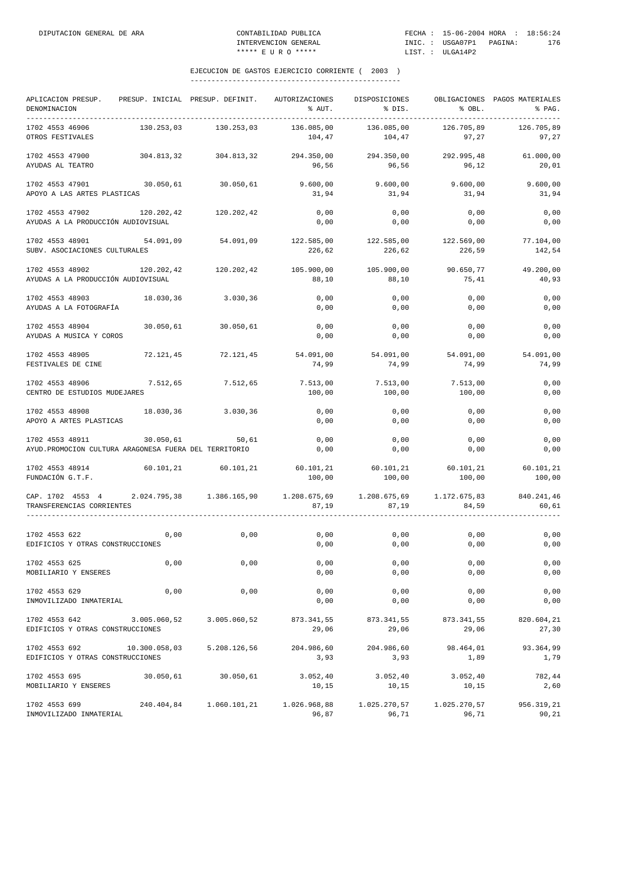## EJECUCION DE GASTOS EJERCICIO CORRIENTE ( 2003 )

| APLICACION PRESUP. DENOMINACION | PRESUP. INICIAL | PRESUP. DEFINIT. | AUTORIZACIONES % AUT. | DISPOSICIONES % DIS. | OBLIGACIONES % OBL. | PAGOS MATERIALES % PAG. |
|---|---|---|---|---|---|---|
| 1702 4553 46906 OTROS FESTIVALES | 130.253,03 | 130.253,03 | 136.085,00 104,47 | 136.085,00 104,47 | 126.705,89 97,27 | 126.705,89 97,27 |
| 1702 4553 47900 AYUDAS AL TEATRO | 304.813,32 | 304.813,32 | 294.350,00 96,56 | 294.350,00 96,56 | 292.995,48 96,12 | 61.000,00 20,01 |
| 1702 4553 47901 APOYO A LAS ARTES PLASTICAS | 30.050,61 | 30.050,61 | 9.600,00 31,94 | 9.600,00 31,94 | 9.600,00 31,94 | 9.600,00 31,94 |
| 1702 4553 47902 AYUDAS A LA PRODUCCIÓN AUDIOVISUAL | 120.202,42 | 120.202,42 | 0,00 0,00 | 0,00 0,00 | 0,00 0,00 | 0,00 0,00 |
| 1702 4553 48901 SUBV. ASOCIACIONES CULTURALES | 54.091,09 | 54.091,09 | 122.585,00 226,62 | 122.585,00 226,62 | 122.569,00 226,59 | 77.104,00 142,54 |
| 1702 4553 48902 AYUDAS A LA PRODUCCIÓN AUDIOVISUAL | 120.202,42 | 120.202,42 | 105.900,00 88,10 | 105.900,00 88,10 | 90.650,77 75,41 | 49.200,00 40,93 |
| 1702 4553 48903 AYUDAS A LA FOTOGRAFÍA | 18.030,36 | 3.030,36 | 0,00 0,00 | 0,00 0,00 | 0,00 0,00 | 0,00 0,00 |
| 1702 4553 48904 AYUDAS A MUSICA Y COROS | 30.050,61 | 30.050,61 | 0,00 0,00 | 0,00 0,00 | 0,00 0,00 | 0,00 0,00 |
| 1702 4553 48905 FESTIVALES DE CINE | 72.121,45 | 72.121,45 | 54.091,00 74,99 | 54.091,00 74,99 | 54.091,00 74,99 | 54.091,00 74,99 |
| 1702 4553 48906 CENTRO DE ESTUDIOS MUDEJARES | 7.512,65 | 7.512,65 | 7.513,00 100,00 | 7.513,00 100,00 | 7.513,00 100,00 | 0,00 0,00 |
| 1702 4553 48908 APOYO A ARTES PLASTICAS | 18.030,36 | 3.030,36 | 0,00 0,00 | 0,00 0,00 | 0,00 0,00 | 0,00 0,00 |
| 1702 4553 48911 AYUD.PROMOCION CULTURA ARAGONESA FUERA DEL TERRITORIO | 30.050,61 | 50,61 | 0,00 0,00 | 0,00 0,00 | 0,00 0,00 | 0,00 0,00 |
| 1702 4553 48914 FUNDACIÓN G.T.F. | 60.101,21 | 60.101,21 | 60.101,21 100,00 | 60.101,21 100,00 | 60.101,21 100,00 | 60.101,21 100,00 |
| CAP. 1702 4553 4 TRANSFERENCIAS CORRIENTES | 2.024.795,38 | 1.386.165,90 | 1.208.675,69 87,19 | 1.208.675,69 87,19 | 1.172.675,83 84,59 | 840.241,46 60,61 |
| 1702 4553 622 EDIFICIOS Y OTRAS CONSTRUCCIONES | 0,00 | 0,00 | 0,00 0,00 | 0,00 0,00 | 0,00 0,00 | 0,00 0,00 |
| 1702 4553 625 MOBILIARIO Y ENSERES | 0,00 | 0,00 | 0,00 0,00 | 0,00 0,00 | 0,00 0,00 | 0,00 0,00 |
| 1702 4553 629 INMOVILIZADO INMATERIAL | 0,00 | 0,00 | 0,00 0,00 | 0,00 0,00 | 0,00 0,00 | 0,00 0,00 |
| 1702 4553 642 EDIFICIOS Y OTRAS CONSTRUCCIONES | 3.005.060,52 | 3.005.060,52 | 873.341,55 29,06 | 873.341,55 29,06 | 873.341,55 29,06 | 820.604,21 27,30 |
| 1702 4553 692 EDIFICIOS Y OTRAS CONSTRUCCIONES | 10.300.058,03 | 5.208.126,56 | 204.986,60 3,93 | 204.986,60 3,93 | 98.464,01 1,89 | 93.364,99 1,79 |
| 1702 4553 695 MOBILIARIO Y ENSERES | 30.050,61 | 30.050,61 | 3.052,40 10,15 | 3.052,40 10,15 | 3.052,40 10,15 | 782,44 2,60 |
| 1702 4553 699 INMOVILIZADO INMATERIAL | 240.404,84 | 1.060.101,21 | 1.026.968,88 96,87 | 1.025.270,57 96,71 | 1.025.270,57 96,71 | 956.319,21 90,21 |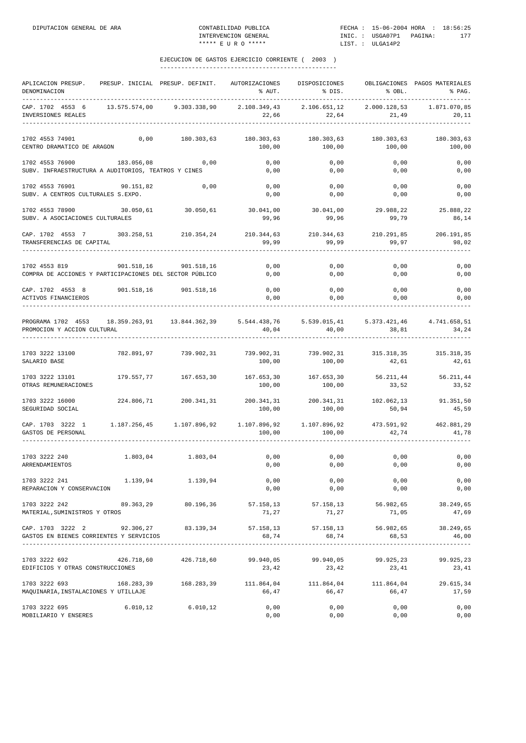## EJECUCION DE GASTOS EJERCICIO CORRIENTE ( 2003 )

| APLICACION PRESUP. DENOMINACION | PRESUP. INICIAL | PRESUP. DEFINIT. | AUTORIZACIONES % AUT. | DISPOSICIONES % DIS. | OBLIGACIONES % OBL. | PAGOS MATERIALES % PAG. |
|---|---|---|---|---|---|---|
| CAP. 1702 4553 6 INVERSIONES REALES | 13.575.574,00 | 9.303.338,90 | 2.108.349,43 22,66 | 2.106.651,12 22,64 | 2.000.128,53 21,49 | 1.871.070,85 20,11 |
| 1702 4553 74901 CENTRO DRAMATICO DE ARAGON | 0,00 | 180.303,63 | 180.303,63 100,00 | 180.303,63 100,00 | 180.303,63 100,00 | 180.303,63 100,00 |
| 1702 4553 76900 SUBV. INFRAESTRUCTURA A AUDITORIOS, TEATROS Y CINES | 183.056,08 | 0,00 | 0,00 0,00 | 0,00 0,00 | 0,00 0,00 | 0,00 0,00 |
| 1702 4553 76901 SUBV. A CENTROS CULTURALES S.EXPO. | 90.151,82 | 0,00 | 0,00 0,00 | 0,00 0,00 | 0,00 0,00 | 0,00 0,00 |
| 1702 4553 78900 SUBV. A ASOCIACIONES CULTURALES | 30.050,61 | 30.050,61 | 30.041,00 99,96 | 30.041,00 99,96 | 29.988,22 99,79 | 25.888,22 86,14 |
| CAP. 1702 4553 7 TRANSFERENCIAS DE CAPITAL | 303.258,51 | 210.354,24 | 210.344,63 99,99 | 210.344,63 99,99 | 210.291,85 99,97 | 206.191,85 98,02 |
| 1702 4553 819 COMPRA DE ACCIONES Y PARTICIPACIONES DEL SECTOR PÚBLICO | 901.518,16 | 901.518,16 | 0,00 0,00 | 0,00 0,00 | 0,00 0,00 | 0,00 0,00 |
| CAP. 1702 4553 8 ACTIVOS FINANCIEROS | 901.518,16 | 901.518,16 | 0,00 0,00 | 0,00 0,00 | 0,00 0,00 | 0,00 0,00 |
| PROGRAMA 1702 4553 PROMOCION Y ACCION CULTURAL | 18.359.263,91 | 13.844.362,39 | 5.544.438,76 40,04 | 5.539.015,41 40,00 | 5.373.421,46 38,81 | 4.741.658,51 34,24 |
| 1703 3222 13100 SALARIO BASE | 782.891,97 | 739.902,31 | 739.902,31 100,00 | 739.902,31 100,00 | 315.318,35 42,61 | 315.318,35 42,61 |
| 1703 3222 13101 OTRAS REMUNERACIONES | 179.557,77 | 167.653,30 | 167.653,30 100,00 | 167.653,30 100,00 | 56.211,44 33,52 | 56.211,44 33,52 |
| 1703 3222 16000 SEGURIDAD SOCIAL | 224.806,71 | 200.341,31 | 200.341,31 100,00 | 200.341,31 100,00 | 102.062,13 50,94 | 91.351,50 45,59 |
| CAP. 1703 3222 1 GASTOS DE PERSONAL | 1.187.256,45 | 1.107.896,92 | 1.107.896,92 100,00 | 1.107.896,92 100,00 | 473.591,92 42,74 | 462.881,29 41,78 |
| 1703 3222 240 ARRENDAMIENTOS | 1.803,04 | 1.803,04 | 0,00 0,00 | 0,00 0,00 | 0,00 0,00 | 0,00 0,00 |
| 1703 3222 241 REPARACION Y CONSERVACION | 1.139,94 | 1.139,94 | 0,00 0,00 | 0,00 0,00 | 0,00 0,00 | 0,00 0,00 |
| 1703 3222 242 MATERIAL,SUMINISTROS Y OTROS | 89.363,29 | 80.196,36 | 57.158,13 71,27 | 57.158,13 71,27 | 56.982,65 71,05 | 38.249,65 47,69 |
| CAP. 1703 3222 2 GASTOS EN BIENES CORRIENTES Y SERVICIOS | 92.306,27 | 83.139,34 | 57.158,13 68,74 | 57.158,13 68,74 | 56.982,65 68,53 | 38.249,65 46,00 |
| 1703 3222 692 EDIFICIOS Y OTRAS CONSTRUCCIONES | 426.718,60 | 426.718,60 | 99.940,05 23,42 | 99.940,05 23,42 | 99.925,23 23,41 | 99.925,23 23,41 |
| 1703 3222 693 MAQUINARIA,INSTALACIONES Y UTILLAJE | 168.283,39 | 168.283,39 | 111.864,04 66,47 | 111.864,04 66,47 | 111.864,04 66,47 | 29.615,34 17,59 |
| 1703 3222 695 MOBILIARIO Y ENSERES | 6.010,12 | 6.010,12 | 0,00 0,00 | 0,00 0,00 | 0,00 0,00 | 0,00 0,00 |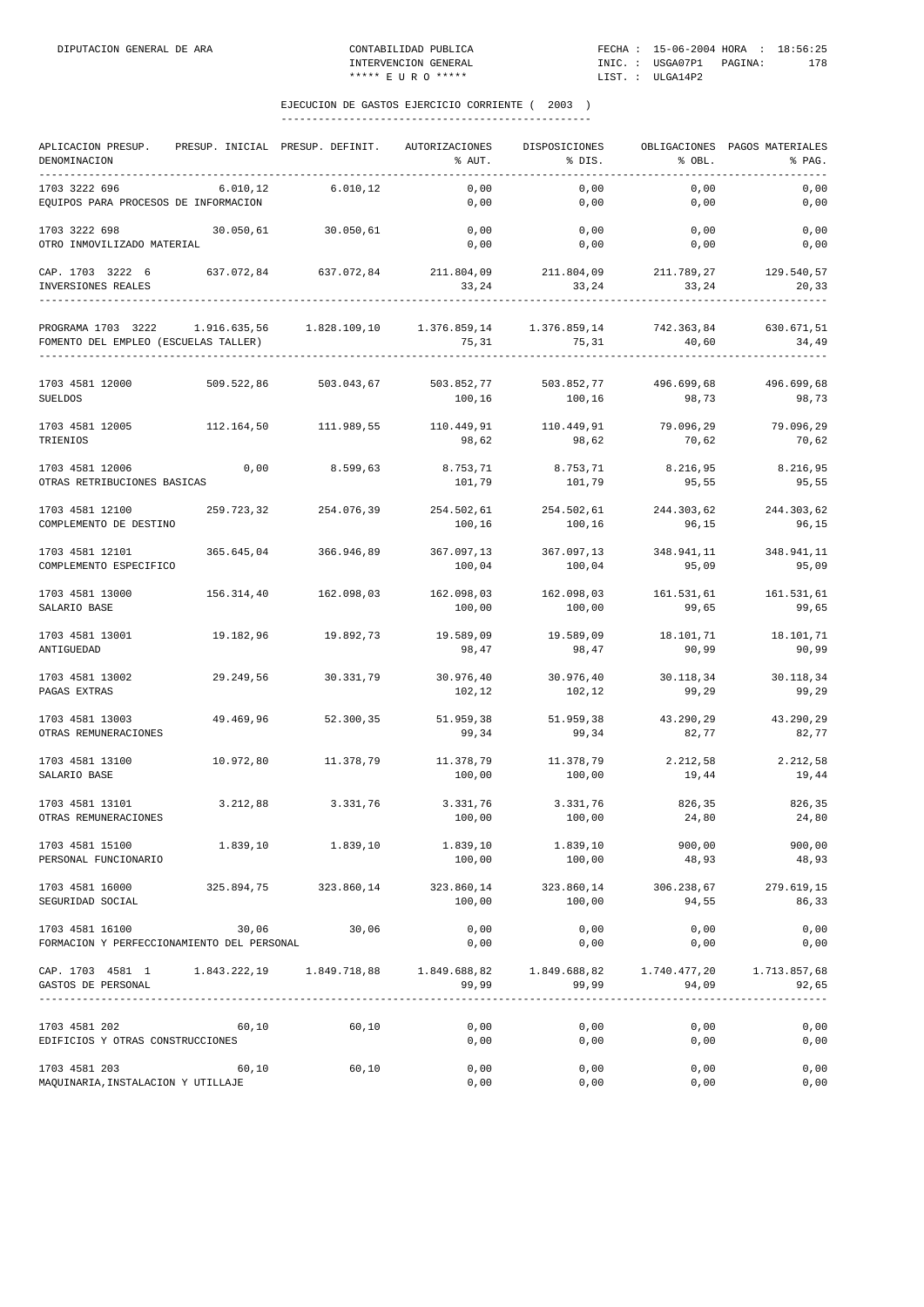DIPUTACION GENERAL DE ARA — CONTABILIDAD PUBLICA — INTERVENCION GENERAL — ***** E U R O ***** — FECHA : 15-06-2004 HORA : 18:56:25 — INIC. : USGA07P1 PAGINA: 178 — LIST. : ULGA14P2

## EJECUCION DE GASTOS EJERCICIO CORRIENTE ( 2003 )

| APLICACION PRESUP. DENOMINACION | PRESUP. INICIAL | PRESUP. DEFINIT. | AUTORIZACIONES % AUT. | DISPOSICIONES % DIS. | OBLIGACIONES % OBL. | PAGOS MATERIALES % PAG. |
|---|---|---|---|---|---|---|
| 1703 3222 696 | 6.010,12 | 6.010,12 | 0,00 | 0,00 | 0,00 | 0,00 |
| EQUIPOS PARA PROCESOS DE INFORMACION | | | 0,00 | 0,00 | 0,00 | 0,00 |
| 1703 3222 698 | 30.050,61 | 30.050,61 | 0,00 | 0,00 | 0,00 | 0,00 |
| OTRO INMOVILIZADO MATERIAL | | | 0,00 | 0,00 | 0,00 | 0,00 |
| CAP. 1703 3222 6 | 637.072,84 | 637.072,84 | 211.804,09 | 211.804,09 | 211.789,27 | 129.540,57 |
| INVERSIONES REALES | | | 33,24 | 33,24 | 33,24 | 20,33 |
| PROGRAMA 1703 3222 | 1.916.635,56 | 1.828.109,10 | 1.376.859,14 | 1.376.859,14 | 742.363,84 | 630.671,51 |
| FOMENTO DEL EMPLEO (ESCUELAS TALLER) | | | 75,31 | 75,31 | 40,60 | 34,49 |
| 1703 4581 12000 | 509.522,86 | 503.043,67 | 503.852,77 | 503.852,77 | 496.699,68 | 496.699,68 |
| SUELDOS | | | 100,16 | 100,16 | 98,73 | 98,73 |
| 1703 4581 12005 | 112.164,50 | 111.989,55 | 110.449,91 | 110.449,91 | 79.096,29 | 79.096,29 |
| TRIENIOS | | | 98,62 | 98,62 | 70,62 | 70,62 |
| 1703 4581 12006 | 0,00 | 8.599,63 | 8.753,71 | 8.753,71 | 8.216,95 | 8.216,95 |
| OTRAS RETRIBUCIONES BASICAS | | | 101,79 | 101,79 | 95,55 | 95,55 |
| 1703 4581 12100 | 259.723,32 | 254.076,39 | 254.502,61 | 254.502,61 | 244.303,62 | 244.303,62 |
| COMPLEMENTO DE DESTINO | | | 100,16 | 100,16 | 96,15 | 96,15 |
| 1703 4581 12101 | 365.645,04 | 366.946,89 | 367.097,13 | 367.097,13 | 348.941,11 | 348.941,11 |
| COMPLEMENTO ESPECIFICO | | | 100,04 | 100,04 | 95,09 | 95,09 |
| 1703 4581 13000 | 156.314,40 | 162.098,03 | 162.098,03 | 162.098,03 | 161.531,61 | 161.531,61 |
| SALARIO BASE | | | 100,00 | 100,00 | 99,65 | 99,65 |
| 1703 4581 13001 | 19.182,96 | 19.892,73 | 19.589,09 | 19.589,09 | 18.101,71 | 18.101,71 |
| ANTIGUEDAD | | | 98,47 | 98,47 | 90,99 | 90,99 |
| 1703 4581 13002 | 29.249,56 | 30.331,79 | 30.976,40 | 30.976,40 | 30.118,34 | 30.118,34 |
| PAGAS EXTRAS | | | 102,12 | 102,12 | 99,29 | 99,29 |
| 1703 4581 13003 | 49.469,96 | 52.300,35 | 51.959,38 | 51.959,38 | 43.290,29 | 43.290,29 |
| OTRAS REMUNERACIONES | | | 99,34 | 99,34 | 82,77 | 82,77 |
| 1703 4581 13100 | 10.972,80 | 11.378,79 | 11.378,79 | 11.378,79 | 2.212,58 | 2.212,58 |
| SALARIO BASE | | | 100,00 | 100,00 | 19,44 | 19,44 |
| 1703 4581 13101 | 3.212,88 | 3.331,76 | 3.331,76 | 3.331,76 | 826,35 | 826,35 |
| OTRAS REMUNERACIONES | | | 100,00 | 100,00 | 24,80 | 24,80 |
| 1703 4581 15100 | 1.839,10 | 1.839,10 | 1.839,10 | 1.839,10 | 900,00 | 900,00 |
| PERSONAL FUNCIONARIO | | | 100,00 | 100,00 | 48,93 | 48,93 |
| 1703 4581 16000 | 325.894,75 | 323.860,14 | 323.860,14 | 323.860,14 | 306.238,67 | 279.619,15 |
| SEGURIDAD SOCIAL | | | 100,00 | 100,00 | 94,55 | 86,33 |
| 1703 4581 16100 | 30,06 | 30,06 | 0,00 | 0,00 | 0,00 | 0,00 |
| FORMACION Y PERFECCIONAMIENTO DEL PERSONAL | | | 0,00 | 0,00 | 0,00 | 0,00 |
| CAP. 1703 4581 1 | 1.843.222,19 | 1.849.718,88 | 1.849.688,82 | 1.849.688,82 | 1.740.477,20 | 1.713.857,68 |
| GASTOS DE PERSONAL | | | 99,99 | 99,99 | 94,09 | 92,65 |
| 1703 4581 202 | 60,10 | 60,10 | 0,00 | 0,00 | 0,00 | 0,00 |
| EDIFICIOS Y OTRAS CONSTRUCCIONES | | | 0,00 | 0,00 | 0,00 | 0,00 |
| 1703 4581 203 | 60,10 | 60,10 | 0,00 | 0,00 | 0,00 | 0,00 |
| MAQUINARIA,INSTALACION Y UTILLAJE | | | 0,00 | 0,00 | 0,00 | 0,00 |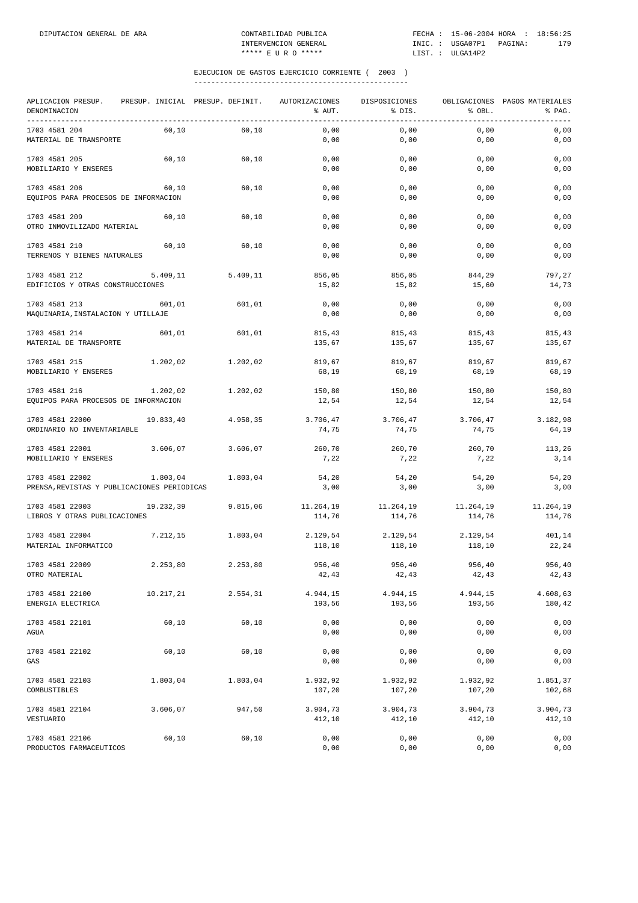## EJECUCION DE GASTOS EJERCICIO CORRIENTE ( 2003 )

| APLICACION PRESUP. DENOMINACION | PRESUP. INICIAL | PRESUP. DEFINIT. | AUTORIZACIONES % AUT. | DISPOSICIONES % DIS. | OBLIGACIONES % OBL. | PAGOS MATERIALES % PAG. |
|---|---|---|---|---|---|---|
| 1703 4581 204 MATERIAL DE TRANSPORTE | 60,10 | 60,10 | 0,00 / 0,00 | 0,00 / 0,00 | 0,00 / 0,00 | 0,00 / 0,00 |
| 1703 4581 205 MOBILIARIO Y ENSERES | 60,10 | 60,10 | 0,00 / 0,00 | 0,00 / 0,00 | 0,00 / 0,00 | 0,00 / 0,00 |
| 1703 4581 206 EQUIPOS PARA PROCESOS DE INFORMACION | 60,10 | 60,10 | 0,00 / 0,00 | 0,00 / 0,00 | 0,00 / 0,00 | 0,00 / 0,00 |
| 1703 4581 209 OTRO INMOVILIZADO MATERIAL | 60,10 | 60,10 | 0,00 / 0,00 | 0,00 / 0,00 | 0,00 / 0,00 | 0,00 / 0,00 |
| 1703 4581 210 TERRENOS Y BIENES NATURALES | 60,10 | 60,10 | 0,00 / 0,00 | 0,00 / 0,00 | 0,00 / 0,00 | 0,00 / 0,00 |
| 1703 4581 212 EDIFICIOS Y OTRAS CONSTRUCCIONES | 5.409,11 | 5.409,11 | 856,05 / 15,82 | 856,05 / 15,82 | 844,29 / 15,60 | 797,27 / 14,73 |
| 1703 4581 213 MAQUINARIA,INSTALACION Y UTILLAJE | 601,01 | 601,01 | 0,00 / 0,00 | 0,00 / 0,00 | 0,00 / 0,00 | 0,00 / 0,00 |
| 1703 4581 214 MATERIAL DE TRANSPORTE | 601,01 | 601,01 | 815,43 / 135,67 | 815,43 / 135,67 | 815,43 / 135,67 | 815,43 / 135,67 |
| 1703 4581 215 MOBILIARIO Y ENSERES | 1.202,02 | 1.202,02 | 819,67 / 68,19 | 819,67 / 68,19 | 819,67 / 68,19 | 819,67 / 68,19 |
| 1703 4581 216 EQUIPOS PARA PROCESOS DE INFORMACION | 1.202,02 | 1.202,02 | 150,80 / 12,54 | 150,80 / 12,54 | 150,80 / 12,54 | 150,80 / 12,54 |
| 1703 4581 22000 ORDINARIO NO INVENTARIABLE | 19.833,40 | 4.958,35 | 3.706,47 / 74,75 | 3.706,47 / 74,75 | 3.706,47 / 74,75 | 3.182,98 / 64,19 |
| 1703 4581 22001 MOBILIARIO Y ENSERES | 3.606,07 | 3.606,07 | 260,70 / 7,22 | 260,70 / 7,22 | 260,70 / 7,22 | 113,26 / 3,14 |
| 1703 4581 22002 PRENSA,REVISTAS Y PUBLICACIONES PERIODICAS | 1.803,04 | 1.803,04 | 54,20 / 3,00 | 54,20 / 3,00 | 54,20 / 3,00 | 54,20 / 3,00 |
| 1703 4581 22003 LIBROS Y OTRAS PUBLICACIONES | 19.232,39 | 9.815,06 | 11.264,19 / 114,76 | 11.264,19 / 114,76 | 11.264,19 / 114,76 | 11.264,19 / 114,76 |
| 1703 4581 22004 MATERIAL INFORMATICO | 7.212,15 | 1.803,04 | 2.129,54 / 118,10 | 2.129,54 / 118,10 | 2.129,54 / 118,10 | 401,14 / 22,24 |
| 1703 4581 22009 OTRO MATERIAL | 2.253,80 | 2.253,80 | 956,40 / 42,43 | 956,40 / 42,43 | 956,40 / 42,43 | 956,40 / 42,43 |
| 1703 4581 22100 ENERGIA ELECTRICA | 10.217,21 | 2.554,31 | 4.944,15 / 193,56 | 4.944,15 / 193,56 | 4.944,15 / 193,56 | 4.608,63 / 180,42 |
| 1703 4581 22101 AGUA | 60,10 | 60,10 | 0,00 / 0,00 | 0,00 / 0,00 | 0,00 / 0,00 | 0,00 / 0,00 |
| 1703 4581 22102 GAS | 60,10 | 60,10 | 0,00 / 0,00 | 0,00 / 0,00 | 0,00 / 0,00 | 0,00 / 0,00 |
| 1703 4581 22103 COMBUSTIBLES | 1.803,04 | 1.803,04 | 1.932,92 / 107,20 | 1.932,92 / 107,20 | 1.932,92 / 107,20 | 1.851,37 / 102,68 |
| 1703 4581 22104 VESTUARIO | 3.606,07 | 947,50 | 3.904,73 / 412,10 | 3.904,73 / 412,10 | 3.904,73 / 412,10 | 3.904,73 / 412,10 |
| 1703 4581 22106 PRODUCTOS FARMACEUTICOS | 60,10 | 60,10 | 0,00 / 0,00 | 0,00 / 0,00 | 0,00 / 0,00 | 0,00 / 0,00 |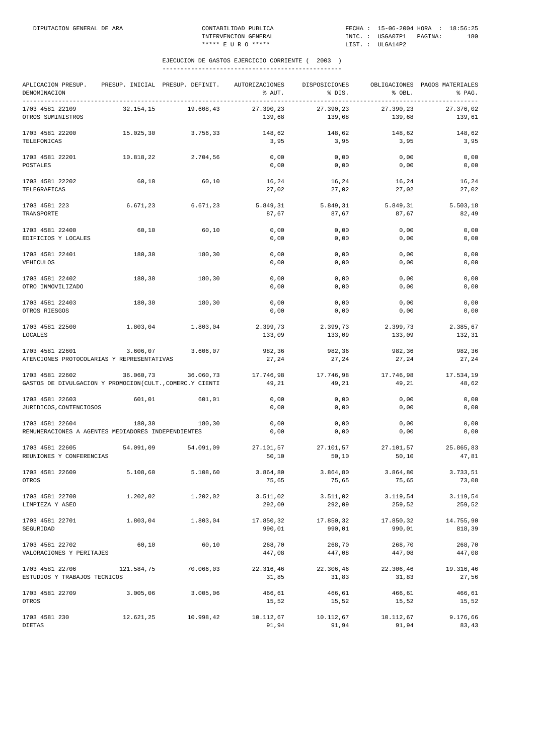## EJECUCION DE GASTOS EJERCICIO CORRIENTE ( 2003 )

| APLICACION PRESUP. DENOMINACION | PRESUP. INICIAL | PRESUP. DEFINIT. | AUTORIZACIONES % AUT. | DISPOSICIONES % DIS. | OBLIGACIONES % OBL. | PAGOS MATERIALES % PAG. |
|---|---|---|---|---|---|---|
| 1703 4581 22109 OTROS SUMINISTROS | 32.154,15 | 19.608,43 | 27.390,23 139,68 | 27.390,23 139,68 | 27.390,23 139,68 | 27.376,02 139,61 |
| 1703 4581 22200 TELEFONICAS | 15.025,30 | 3.756,33 | 148,62 3,95 | 148,62 3,95 | 148,62 3,95 | 148,62 3,95 |
| 1703 4581 22201 POSTALES | 10.818,22 | 2.704,56 | 0,00 0,00 | 0,00 0,00 | 0,00 0,00 | 0,00 0,00 |
| 1703 4581 22202 TELEGRAFICAS | 60,10 | 60,10 | 16,24 27,02 | 16,24 27,02 | 16,24 27,02 | 16,24 27,02 |
| 1703 4581 223 TRANSPORTE | 6.671,23 | 6.671,23 | 5.849,31 87,67 | 5.849,31 87,67 | 5.849,31 87,67 | 5.503,18 82,49 |
| 1703 4581 22400 EDIFICIOS Y LOCALES | 60,10 | 60,10 | 0,00 0,00 | 0,00 0,00 | 0,00 0,00 | 0,00 0,00 |
| 1703 4581 22401 VEHICULOS | 180,30 | 180,30 | 0,00 0,00 | 0,00 0,00 | 0,00 0,00 | 0,00 0,00 |
| 1703 4581 22402 OTRO INMOVILIZADO | 180,30 | 180,30 | 0,00 0,00 | 0,00 0,00 | 0,00 0,00 | 0,00 0,00 |
| 1703 4581 22403 OTROS RIESGOS | 180,30 | 180,30 | 0,00 0,00 | 0,00 0,00 | 0,00 0,00 | 0,00 0,00 |
| 1703 4581 22500 LOCALES | 1.803,04 | 1.803,04 | 2.399,73 133,09 | 2.399,73 133,09 | 2.399,73 133,09 | 2.385,67 132,31 |
| 1703 4581 22601 ATENCIONES PROTOCOLARIAS Y REPRESENTATIVAS | 3.606,07 | 3.606,07 | 982,36 27,24 | 982,36 27,24 | 982,36 27,24 | 982,36 27,24 |
| 1703 4581 22602 GASTOS DE DIVULGACION Y PROMOCION(CULT.,COMERC.Y CIENTI | 36.060,73 | 36.060,73 | 17.746,98 49,21 | 17.746,98 49,21 | 17.746,98 49,21 | 17.534,19 48,62 |
| 1703 4581 22603 JURIDICOS,CONTENCIOSOS | 601,01 | 601,01 | 0,00 0,00 | 0,00 0,00 | 0,00 0,00 | 0,00 0,00 |
| 1703 4581 22604 REMUNERACIONES A AGENTES MEDIADORES INDEPENDIENTES | 180,30 | 180,30 | 0,00 0,00 | 0,00 0,00 | 0,00 0,00 | 0,00 0,00 |
| 1703 4581 22605 REUNIONES Y CONFERENCIAS | 54.091,09 | 54.091,09 | 27.101,57 50,10 | 27.101,57 50,10 | 27.101,57 50,10 | 25.865,83 47,81 |
| 1703 4581 22609 OTROS | 5.108,60 | 5.108,60 | 3.864,80 75,65 | 3.864,80 75,65 | 3.864,80 75,65 | 3.733,51 73,08 |
| 1703 4581 22700 LIMPIEZA Y ASEO | 1.202,02 | 1.202,02 | 3.511,02 292,09 | 3.511,02 292,09 | 3.119,54 259,52 | 3.119,54 259,52 |
| 1703 4581 22701 SEGURIDAD | 1.803,04 | 1.803,04 | 17.850,32 990,01 | 17.850,32 990,01 | 17.850,32 990,01 | 14.755,90 818,39 |
| 1703 4581 22702 VALORACIONES Y PERITAJES | 60,10 | 60,10 | 268,70 447,08 | 268,70 447,08 | 268,70 447,08 | 268,70 447,08 |
| 1703 4581 22706 ESTUDIOS Y TRABAJOS TECNICOS | 121.584,75 | 70.066,03 | 22.316,46 31,85 | 22.306,46 31,83 | 22.306,46 31,83 | 19.316,46 27,56 |
| 1703 4581 22709 OTROS | 3.005,06 | 3.005,06 | 466,61 15,52 | 466,61 15,52 | 466,61 15,52 | 466,61 15,52 |
| 1703 4581 230 DIETAS | 12.621,25 | 10.998,42 | 10.112,67 91,94 | 10.112,67 91,94 | 10.112,67 91,94 | 9.176,66 83,43 |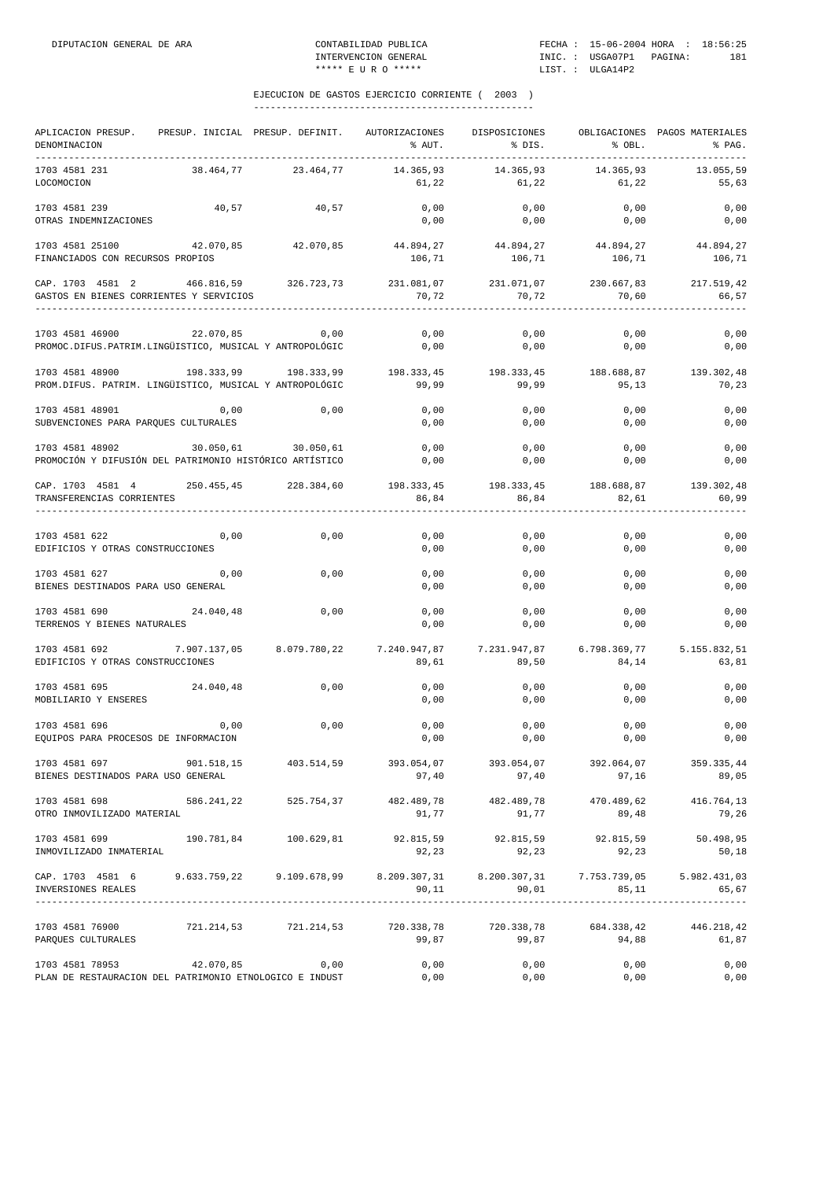## EJECUCION DE GASTOS EJERCICIO CORRIENTE ( 2003 )

| APLICACION PRESUP. DENOMINACION | PRESUP. INICIAL | PRESUP. DEFINIT. | AUTORIZACIONES % AUT. | DISPOSICIONES % DIS. | OBLIGACIONES % OBL. | PAGOS MATERIALES % PAG. |
|---|---|---|---|---|---|---|
| 1703 4581 231 LOCOMOCION | 38.464,77 | 23.464,77 | 14.365,93 61,22 | 14.365,93 61,22 | 14.365,93 61,22 | 13.055,59 55,63 |
| 1703 4581 239 OTRAS INDEMNIZACIONES | 40,57 | 40,57 | 0,00 0,00 | 0,00 0,00 | 0,00 0,00 | 0,00 0,00 |
| 1703 4581 25100 FINANCIADOS CON RECURSOS PROPIOS | 42.070,85 | 42.070,85 | 44.894,27 106,71 | 44.894,27 106,71 | 44.894,27 106,71 | 44.894,27 106,71 |
| CAP. 1703 4581 2 GASTOS EN BIENES CORRIENTES Y SERVICIOS | 466.816,59 | 326.723,73 | 231.081,07 70,72 | 231.071,07 70,72 | 230.667,83 70,60 | 217.519,42 66,57 |
| 1703 4581 46900 PROMOC.DIFUS.PATRIM.LINGÜISTICO, MUSICAL Y ANTROPOLÓGIC | 22.070,85 | 0,00 | 0,00 0,00 | 0,00 0,00 | 0,00 0,00 | 0,00 0,00 |
| 1703 4581 48900 PROM.DIFUS. PATRIM. LINGÜISTICO, MUSICAL Y ANTROPOLÓGIC | 198.333,99 | 198.333,99 | 198.333,45 99,99 | 198.333,45 99,99 | 188.688,87 95,13 | 139.302,48 70,23 |
| 1703 4581 48901 SUBVENCIONES PARA PARQUES CULTURALES | 0,00 | 0,00 | 0,00 0,00 | 0,00 0,00 | 0,00 0,00 | 0,00 0,00 |
| 1703 4581 48902 PROMOCIÓN Y DIFUSIÓN DEL PATRIMONIO HISTÓRICO ARTÍSTICO | 30.050,61 | 30.050,61 | 0,00 0,00 | 0,00 0,00 | 0,00 0,00 | 0,00 0,00 |
| CAP. 1703 4581 4 TRANSFERENCIAS CORRIENTES | 250.455,45 | 228.384,60 | 198.333,45 86,84 | 198.333,45 86,84 | 188.688,87 82,61 | 139.302,48 60,99 |
| 1703 4581 622 EDIFICIOS Y OTRAS CONSTRUCCIONES | 0,00 | 0,00 | 0,00 0,00 | 0,00 0,00 | 0,00 0,00 | 0,00 0,00 |
| 1703 4581 627 BIENES DESTINADOS PARA USO GENERAL | 0,00 | 0,00 | 0,00 0,00 | 0,00 0,00 | 0,00 0,00 | 0,00 0,00 |
| 1703 4581 690 TERRENOS Y BIENES NATURALES | 24.040,48 | 0,00 | 0,00 0,00 | 0,00 0,00 | 0,00 0,00 | 0,00 0,00 |
| 1703 4581 692 EDIFICIOS Y OTRAS CONSTRUCCIONES | 7.907.137,05 | 8.079.780,22 | 7.240.947,87 89,61 | 7.231.947,87 89,50 | 6.798.369,77 84,14 | 5.155.832,51 63,81 |
| 1703 4581 695 MOBILIARIO Y ENSERES | 24.040,48 | 0,00 | 0,00 0,00 | 0,00 0,00 | 0,00 0,00 | 0,00 0,00 |
| 1703 4581 696 EQUIPOS PARA PROCESOS DE INFORMACION | 0,00 | 0,00 | 0,00 0,00 | 0,00 0,00 | 0,00 0,00 | 0,00 0,00 |
| 1703 4581 697 BIENES DESTINADOS PARA USO GENERAL | 901.518,15 | 403.514,59 | 393.054,07 97,40 | 393.054,07 97,40 | 392.064,07 97,16 | 359.335,44 89,05 |
| 1703 4581 698 OTRO INMOVILIZADO MATERIAL | 586.241,22 | 525.754,37 | 482.489,78 91,77 | 482.489,78 91,77 | 470.489,62 89,48 | 416.764,13 79,26 |
| 1703 4581 699 INMOVILIZADO INMATERIAL | 190.781,84 | 100.629,81 | 92.815,59 92,23 | 92.815,59 92,23 | 92.815,59 92,23 | 50.498,95 50,18 |
| CAP. 1703 4581 6 INVERSIONES REALES | 9.633.759,22 | 9.109.678,99 | 8.209.307,31 90,11 | 8.200.307,31 90,01 | 7.753.739,05 85,11 | 5.982.431,03 65,67 |
| 1703 4581 76900 PARQUES CULTURALES | 721.214,53 | 721.214,53 | 720.338,78 99,87 | 720.338,78 99,87 | 684.338,42 94,88 | 446.218,42 61,87 |
| 1703 4581 78953 PLAN DE RESTAURACION DEL PATRIMONIO ETNOLOGICO E INDUST | 42.070,85 | 0,00 | 0,00 0,00 | 0,00 0,00 | 0,00 0,00 | 0,00 0,00 |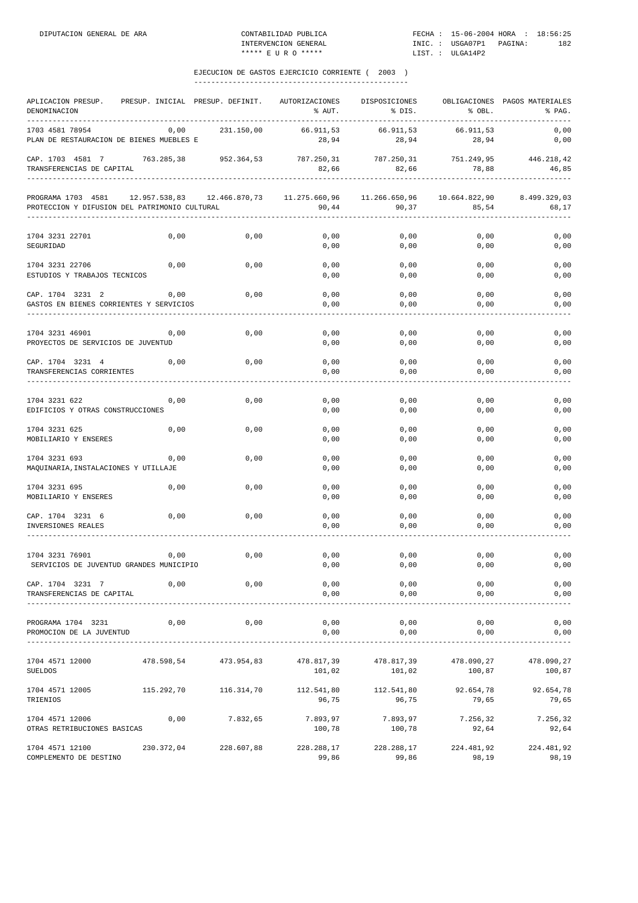## EJECUCION DE GASTOS EJERCICIO CORRIENTE ( 2003 )

| APLICACION PRESUP. DENOMINACION | PRESUP. INICIAL | PRESUP. DEFINIT. | AUTORIZACIONES % AUT. | DISPOSICIONES % DIS. | OBLIGACIONES % OBL. | PAGOS MATERIALES % PAG. |
|---|---|---|---|---|---|---|
| 1703 4581 78954 PLAN DE RESTAURACION DE BIENES MUEBLES E | 0,00 | 231.150,00 | 66.911,53 28,94 | 66.911,53 28,94 | 66.911,53 28,94 | 0,00 0,00 |
| CAP. 1703 4581 7 TRANSFERENCIAS DE CAPITAL | 763.285,38 | 952.364,53 | 787.250,31 82,66 | 787.250,31 82,66 | 751.249,95 78,88 | 446.218,42 46,85 |
| PROGRAMA 1703 4581 PROTECCION Y DIFUSION DEL PATRIMONIO CULTURAL | 12.957.538,83 | 12.466.870,73 | 11.275.660,96 90,44 | 11.266.650,96 90,37 | 10.664.822,90 85,54 | 8.499.329,03 68,17 |
| 1704 3231 22701 SEGURIDAD | 0,00 | 0,00 | 0,00 0,00 | 0,00 0,00 | 0,00 0,00 | 0,00 0,00 |
| 1704 3231 22706 ESTUDIOS Y TRABAJOS TECNICOS | 0,00 | 0,00 | 0,00 0,00 | 0,00 0,00 | 0,00 0,00 | 0,00 0,00 |
| CAP. 1704 3231 2 GASTOS EN BIENES CORRIENTES Y SERVICIOS | 0,00 | 0,00 | 0,00 0,00 | 0,00 0,00 | 0,00 0,00 | 0,00 0,00 |
| 1704 3231 46901 PROYECTOS DE SERVICIOS DE JUVENTUD | 0,00 | 0,00 | 0,00 0,00 | 0,00 0,00 | 0,00 0,00 | 0,00 0,00 |
| CAP. 1704 3231 4 TRANSFERENCIAS CORRIENTES | 0,00 | 0,00 | 0,00 0,00 | 0,00 0,00 | 0,00 0,00 | 0,00 0,00 |
| 1704 3231 622 EDIFICIOS Y OTRAS CONSTRUCCIONES | 0,00 | 0,00 | 0,00 0,00 | 0,00 0,00 | 0,00 0,00 | 0,00 0,00 |
| 1704 3231 625 MOBILIARIO Y ENSERES | 0,00 | 0,00 | 0,00 0,00 | 0,00 0,00 | 0,00 0,00 | 0,00 0,00 |
| 1704 3231 693 MAQUINARIA,INSTALACIONES Y UTILLAJE | 0,00 | 0,00 | 0,00 0,00 | 0,00 0,00 | 0,00 0,00 | 0,00 0,00 |
| 1704 3231 695 MOBILIARIO Y ENSERES | 0,00 | 0,00 | 0,00 0,00 | 0,00 0,00 | 0,00 0,00 | 0,00 0,00 |
| CAP. 1704 3231 6 INVERSIONES REALES | 0,00 | 0,00 | 0,00 0,00 | 0,00 0,00 | 0,00 0,00 | 0,00 0,00 |
| 1704 3231 76901 SERVICIOS DE JUVENTUD GRANDES MUNICIPIO | 0,00 | 0,00 | 0,00 0,00 | 0,00 0,00 | 0,00 0,00 | 0,00 0,00 |
| CAP. 1704 3231 7 TRANSFERENCIAS DE CAPITAL | 0,00 | 0,00 | 0,00 0,00 | 0,00 0,00 | 0,00 0,00 | 0,00 0,00 |
| PROGRAMA 1704 3231 PROMOCION DE LA JUVENTUD | 0,00 | 0,00 | 0,00 0,00 | 0,00 0,00 | 0,00 0,00 | 0,00 0,00 |
| 1704 4571 12000 SUELDOS | 478.598,54 | 473.954,83 | 478.817,39 101,02 | 478.817,39 101,02 | 478.090,27 100,87 | 478.090,27 100,87 |
| 1704 4571 12005 TRIENIOS | 115.292,70 | 116.314,70 | 112.541,80 96,75 | 112.541,80 96,75 | 92.654,78 79,65 | 92.654,78 79,65 |
| 1704 4571 12006 OTRAS RETRIBUCIONES BASICAS | 0,00 | 7.832,65 | 7.893,97 100,78 | 7.893,97 100,78 | 7.256,32 92,64 | 7.256,32 92,64 |
| 1704 4571 12100 COMPLEMENTO DE DESTINO | 230.372,04 | 228.607,88 | 228.288,17 99,86 | 228.288,17 99,86 | 224.481,92 98,19 | 224.481,92 98,19 |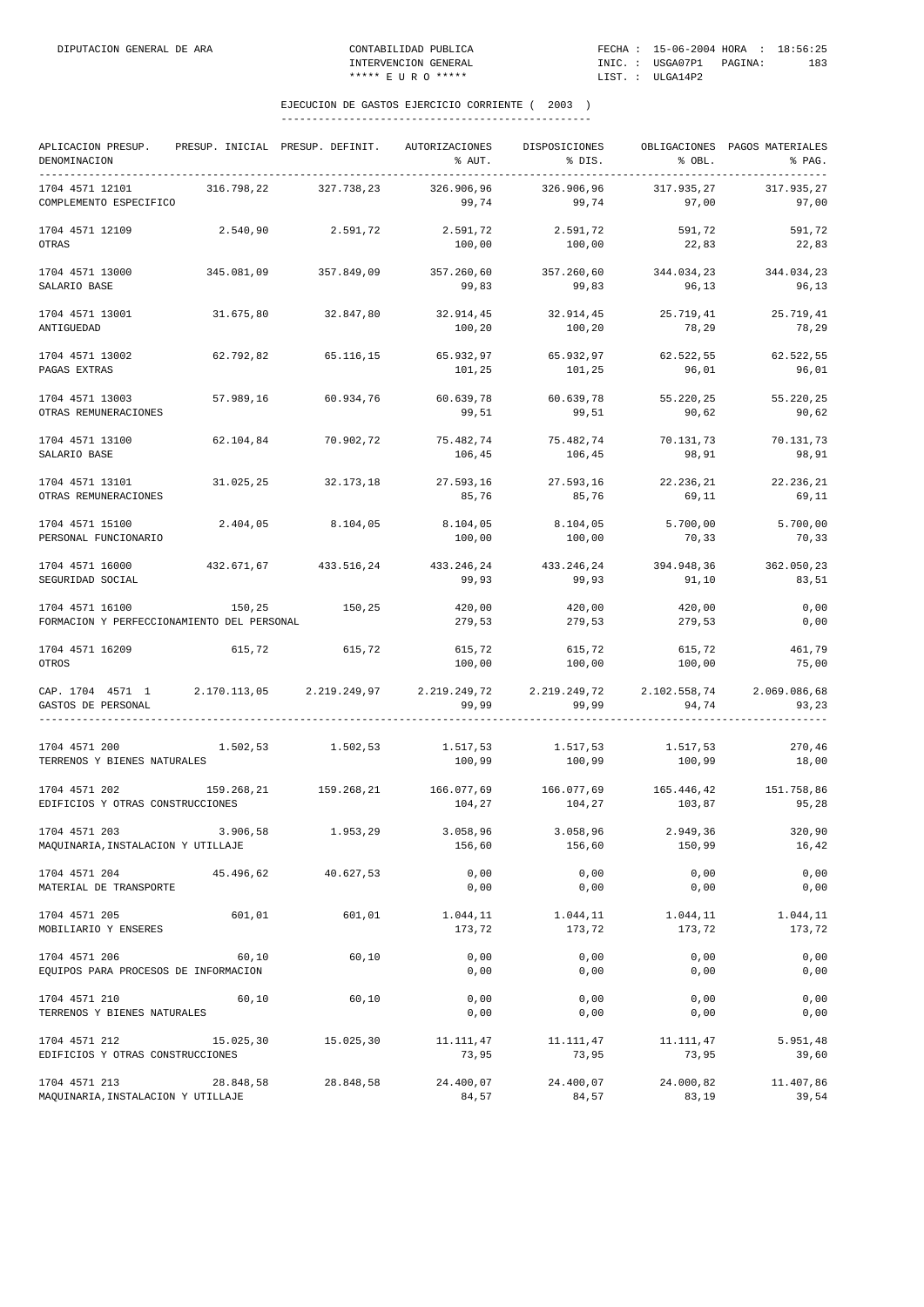EJECUCION DE GASTOS EJERCICIO CORRIENTE ( 2003 )

| APLICACION PRESUP. DENOMINACION | PRESUP. INICIAL | PRESUP. DEFINIT. | AUTORIZACIONES % AUT. | DISPOSICIONES % DIS. | OBLIGACIONES % OBL. | PAGOS MATERIALES % PAG. |
|---|---|---|---|---|---|---|
| 1704 4571 12101 COMPLEMENTO ESPECIFICO | 316.798,22 | 327.738,23 | 326.906,96 99,74 | 326.906,96 99,74 | 317.935,27 97,00 | 317.935,27 97,00 |
| 1704 4571 12109 OTRAS | 2.540,90 | 2.591,72 | 2.591,72 100,00 | 2.591,72 100,00 | 591,72 22,83 | 591,72 22,83 |
| 1704 4571 13000 SALARIO BASE | 345.081,09 | 357.849,09 | 357.260,60 99,83 | 357.260,60 99,83 | 344.034,23 96,13 | 344.034,23 96,13 |
| 1704 4571 13001 ANTIGUEDAD | 31.675,80 | 32.847,80 | 32.914,45 100,20 | 32.914,45 100,20 | 25.719,41 78,29 | 25.719,41 78,29 |
| 1704 4571 13002 PAGAS EXTRAS | 62.792,82 | 65.116,15 | 65.932,97 101,25 | 65.932,97 101,25 | 62.522,55 96,01 | 62.522,55 96,01 |
| 1704 4571 13003 OTRAS REMUNERACIONES | 57.989,16 | 60.934,76 | 60.639,78 99,51 | 60.639,78 99,51 | 55.220,25 90,62 | 55.220,25 90,62 |
| 1704 4571 13100 SALARIO BASE | 62.104,84 | 70.902,72 | 75.482,74 106,45 | 75.482,74 106,45 | 70.131,73 98,91 | 70.131,73 98,91 |
| 1704 4571 13101 OTRAS REMUNERACIONES | 31.025,25 | 32.173,18 | 27.593,16 85,76 | 27.593,16 85,76 | 22.236,21 69,11 | 22.236,21 69,11 |
| 1704 4571 15100 PERSONAL FUNCIONARIO | 2.404,05 | 8.104,05 | 8.104,05 100,00 | 8.104,05 100,00 | 5.700,00 70,33 | 5.700,00 70,33 |
| 1704 4571 16000 SEGURIDAD SOCIAL | 432.671,67 | 433.516,24 | 433.246,24 99,93 | 433.246,24 99,93 | 394.948,36 91,10 | 362.050,23 83,51 |
| 1704 4571 16100 FORMACION Y PERFECCIONAMIENTO DEL PERSONAL | 150,25 | 150,25 | 420,00 279,53 | 420,00 279,53 | 420,00 279,53 | 0,00 0,00 |
| 1704 4571 16209 OTROS | 615,72 | 615,72 | 615,72 100,00 | 615,72 100,00 | 615,72 100,00 | 461,79 75,00 |
| CAP. 1704 4571 1 GASTOS DE PERSONAL | 2.170.113,05 | 2.219.249,97 | 2.219.249,72 99,99 | 2.219.249,72 99,99 | 2.102.558,74 94,74 | 2.069.086,68 93,23 |
| 1704 4571 200 TERRENOS Y BIENES NATURALES | 1.502,53 | 1.502,53 | 1.517,53 100,99 | 1.517,53 100,99 | 1.517,53 100,99 | 270,46 18,00 |
| 1704 4571 202 EDIFICIOS Y OTRAS CONSTRUCCIONES | 159.268,21 | 159.268,21 | 166.077,69 104,27 | 166.077,69 104,27 | 165.446,42 103,87 | 151.758,86 95,28 |
| 1704 4571 203 MAQUINARIA,INSTALACION Y UTILLAJE | 3.906,58 | 1.953,29 | 3.058,96 156,60 | 3.058,96 156,60 | 2.949,36 150,99 | 320,90 16,42 |
| 1704 4571 204 MATERIAL DE TRANSPORTE | 45.496,62 | 40.627,53 | 0,00 0,00 | 0,00 0,00 | 0,00 0,00 | 0,00 0,00 |
| 1704 4571 205 MOBILIARIO Y ENSERES | 601,01 | 601,01 | 1.044,11 173,72 | 1.044,11 173,72 | 1.044,11 173,72 | 1.044,11 173,72 |
| 1704 4571 206 EQUIPOS PARA PROCESOS DE INFORMACION | 60,10 | 60,10 | 0,00 0,00 | 0,00 0,00 | 0,00 0,00 | 0,00 0,00 |
| 1704 4571 210 TERRENOS Y BIENES NATURALES | 60,10 | 60,10 | 0,00 0,00 | 0,00 0,00 | 0,00 0,00 | 0,00 0,00 |
| 1704 4571 212 EDIFICIOS Y OTRAS CONSTRUCCIONES | 15.025,30 | 15.025,30 | 11.111,47 73,95 | 11.111,47 73,95 | 11.111,47 73,95 | 5.951,48 39,60 |
| 1704 4571 213 MAQUINARIA,INSTALACION Y UTILLAJE | 28.848,58 | 28.848,58 | 24.400,07 84,57 | 24.400,07 84,57 | 24.000,82 83,19 | 11.407,86 39,54 |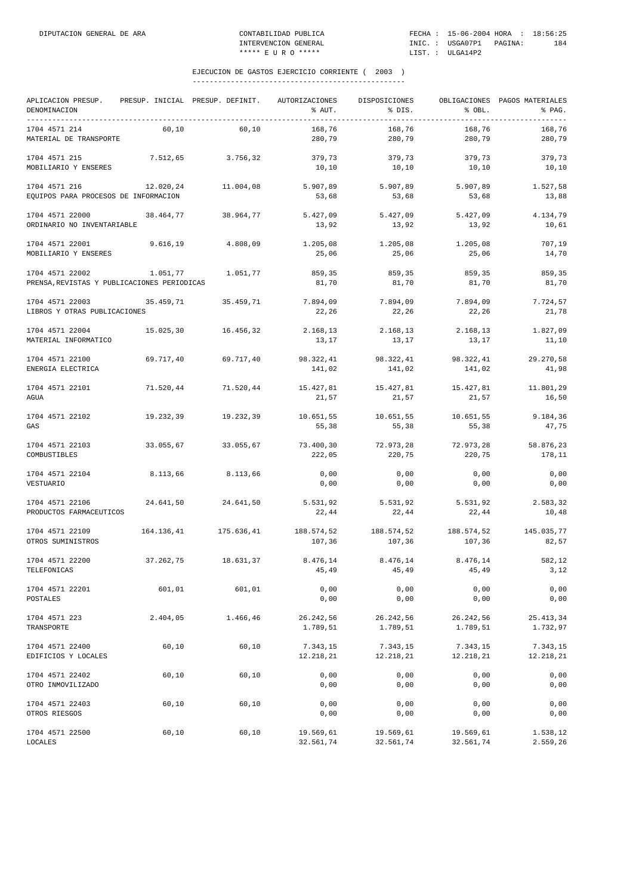EJECUCION DE GASTOS EJERCICIO CORRIENTE ( 2003 )

| APLICACION PRESUP. DENOMINACION | PRESUP. INICIAL | PRESUP. DEFINIT. | AUTORIZACIONES % AUT. | DISPOSICIONES % DIS. | OBLIGACIONES % OBL. | PAGOS MATERIALES % PAG. |
|---|---|---|---|---|---|---|
| 1704 4571 214 MATERIAL DE TRANSPORTE | 60,10 | 60,10 | 168,76 280,79 | 168,76 280,79 | 168,76 280,79 | 168,76 280,79 |
| 1704 4571 215 MOBILIARIO Y ENSERES | 7.512,65 | 3.756,32 | 379,73 10,10 | 379,73 10,10 | 379,73 10,10 | 379,73 10,10 |
| 1704 4571 216 EQUIPOS PARA PROCESOS DE INFORMACION | 12.020,24 | 11.004,08 | 5.907,89 53,68 | 5.907,89 53,68 | 5.907,89 53,68 | 1.527,58 13,88 |
| 1704 4571 22000 ORDINARIO NO INVENTARIABLE | 38.464,77 | 38.964,77 | 5.427,09 13,92 | 5.427,09 13,92 | 5.427,09 13,92 | 4.134,79 10,61 |
| 1704 4571 22001 MOBILIARIO Y ENSERES | 9.616,19 | 4.808,09 | 1.205,08 25,06 | 1.205,08 25,06 | 1.205,08 25,06 | 707,19 14,70 |
| 1704 4571 22002 PRENSA,REVISTAS Y PUBLICACIONES PERIODICAS | 1.051,77 | 1.051,77 | 859,35 81,70 | 859,35 81,70 | 859,35 81,70 | 859,35 81,70 |
| 1704 4571 22003 LIBROS Y OTRAS PUBLICACIONES | 35.459,71 | 35.459,71 | 7.894,09 22,26 | 7.894,09 22,26 | 7.894,09 22,26 | 7.724,57 21,78 |
| 1704 4571 22004 MATERIAL INFORMATICO | 15.025,30 | 16.456,32 | 2.168,13 13,17 | 2.168,13 13,17 | 2.168,13 13,17 | 1.827,09 11,10 |
| 1704 4571 22100 ENERGIA ELECTRICA | 69.717,40 | 69.717,40 | 98.322,41 141,02 | 98.322,41 141,02 | 98.322,41 141,02 | 29.270,58 41,98 |
| 1704 4571 22101 AGUA | 71.520,44 | 71.520,44 | 15.427,81 21,57 | 15.427,81 21,57 | 15.427,81 21,57 | 11.801,29 16,50 |
| 1704 4571 22102 GAS | 19.232,39 | 19.232,39 | 10.651,55 55,38 | 10.651,55 55,38 | 10.651,55 55,38 | 9.184,36 47,75 |
| 1704 4571 22103 COMBUSTIBLES | 33.055,67 | 33.055,67 | 73.400,30 222,05 | 72.973,28 220,75 | 72.973,28 220,75 | 58.876,23 178,11 |
| 1704 4571 22104 VESTUARIO | 8.113,66 | 8.113,66 | 0,00 0,00 | 0,00 0,00 | 0,00 0,00 | 0,00 0,00 |
| 1704 4571 22106 PRODUCTOS FARMACEUTICOS | 24.641,50 | 24.641,50 | 5.531,92 22,44 | 5.531,92 22,44 | 5.531,92 22,44 | 2.583,32 10,48 |
| 1704 4571 22109 OTROS SUMINISTROS | 164.136,41 | 175.636,41 | 188.574,52 107,36 | 188.574,52 107,36 | 188.574,52 107,36 | 145.035,77 82,57 |
| 1704 4571 22200 TELEFONICAS | 37.262,75 | 18.631,37 | 8.476,14 45,49 | 8.476,14 45,49 | 8.476,14 45,49 | 582,12 3,12 |
| 1704 4571 22201 POSTALES | 601,01 | 601,01 | 0,00 0,00 | 0,00 0,00 | 0,00 0,00 | 0,00 0,00 |
| 1704 4571 223 TRANSPORTE | 2.404,05 | 1.466,46 | 26.242,56 1.789,51 | 26.242,56 1.789,51 | 26.242,56 1.789,51 | 25.413,34 1.732,97 |
| 1704 4571 22400 EDIFICIOS Y LOCALES | 60,10 | 60,10 | 7.343,15 12.218,21 | 7.343,15 12.218,21 | 7.343,15 12.218,21 | 7.343,15 12.218,21 |
| 1704 4571 22402 OTRO INMOVILIZADO | 60,10 | 60,10 | 0,00 0,00 | 0,00 0,00 | 0,00 0,00 | 0,00 0,00 |
| 1704 4571 22403 OTROS RIESGOS | 60,10 | 60,10 | 0,00 0,00 | 0,00 0,00 | 0,00 0,00 | 0,00 0,00 |
| 1704 4571 22500 LOCALES | 60,10 | 60,10 | 19.569,61 32.561,74 | 19.569,61 32.561,74 | 19.569,61 32.561,74 | 1.538,12 2.559,26 |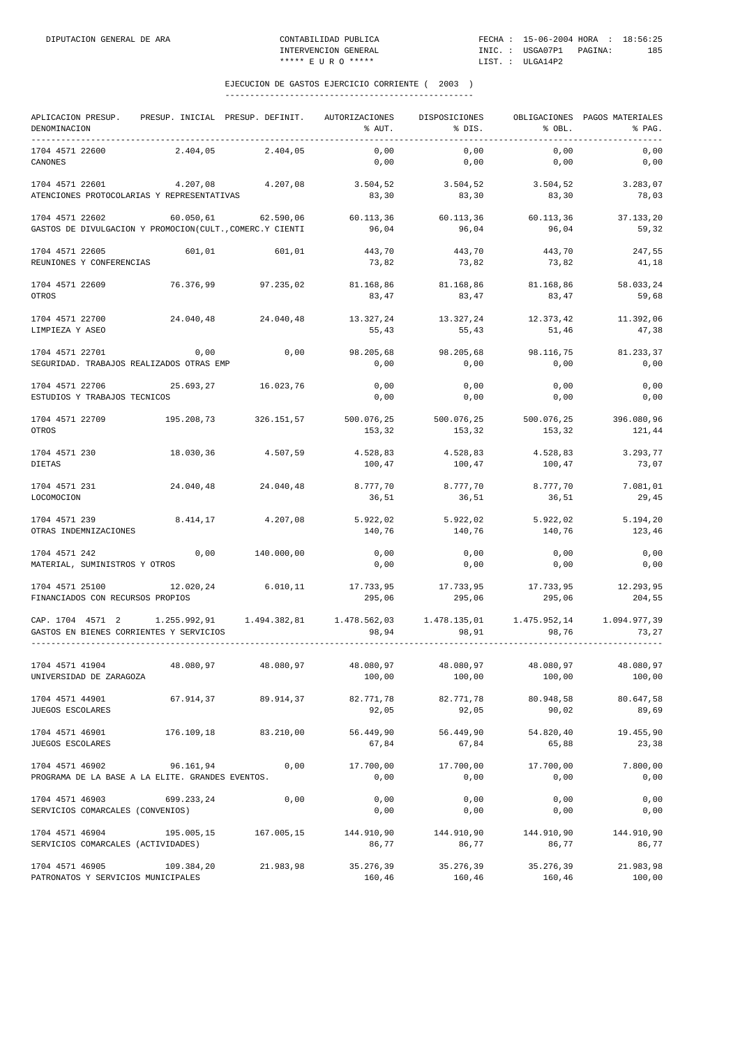DIPUTACION GENERAL DE ARA — CONTABILIDAD PUBLICA — INTERVENCION GENERAL — ***** E U R O ***** — FECHA : 15-06-2004 HORA : 18:56:25 — INIC. : USGA07P1 — LIST. : ULGA14P2

## EJECUCION DE GASTOS EJERCICIO CORRIENTE ( 2003 )

| APLICACION PRESUP. DENOMINACION | PRESUP. INICIAL | PRESUP. DEFINIT. | AUTORIZACIONES % AUT. | DISPOSICIONES % DIS. | OBLIGACIONES % OBL. | PAGOS MATERIALES % PAG. |
|---|---|---|---|---|---|---|
| 1704 4571 22600 | 2.404,05 | 2.404,05 | 0,00 | 0,00 | 0,00 | 0,00 |
| CANONES | | | 0,00 | 0,00 | 0,00 | 0,00 |
| 1704 4571 22601 | 4.207,08 | 4.207,08 | 3.504,52 | 3.504,52 | 3.504,52 | 3.283,07 |
| ATENCIONES PROTOCOLARIAS Y REPRESENTATIVAS | | | 83,30 | 83,30 | 83,30 | 78,03 |
| 1704 4571 22602 | 60.050,61 | 62.590,06 | 60.113,36 | 60.113,36 | 60.113,36 | 37.133,20 |
| GASTOS DE DIVULGACION Y PROMOCION(CULT.,COMERC.Y CIENTI | | | 96,04 | 96,04 | 96,04 | 59,32 |
| 1704 4571 22605 | 601,01 | 601,01 | 443,70 | 443,70 | 443,70 | 247,55 |
| REUNIONES Y CONFERENCIAS | | | 73,82 | 73,82 | 73,82 | 41,18 |
| 1704 4571 22609 | 76.376,99 | 97.235,02 | 81.168,86 | 81.168,86 | 81.168,86 | 58.033,24 |
| OTROS | | | 83,47 | 83,47 | 83,47 | 59,68 |
| 1704 4571 22700 | 24.040,48 | 24.040,48 | 13.327,24 | 13.327,24 | 12.373,42 | 11.392,06 |
| LIMPIEZA Y ASEO | | | 55,43 | 55,43 | 51,46 | 47,38 |
| 1704 4571 22701 | 0,00 | 0,00 | 98.205,68 | 98.205,68 | 98.116,75 | 81.233,37 |
| SEGURIDAD. TRABAJOS REALIZADOS OTRAS EMP | | | 0,00 | 0,00 | 0,00 | 0,00 |
| 1704 4571 22706 | 25.693,27 | 16.023,76 | 0,00 | 0,00 | 0,00 | 0,00 |
| ESTUDIOS Y TRABAJOS TECNICOS | | | 0,00 | 0,00 | 0,00 | 0,00 |
| 1704 4571 22709 | 195.208,73 | 326.151,57 | 500.076,25 | 500.076,25 | 500.076,25 | 396.080,96 |
| OTROS | | | 153,32 | 153,32 | 153,32 | 121,44 |
| 1704 4571 230 | 18.030,36 | 4.507,59 | 4.528,83 | 4.528,83 | 4.528,83 | 3.293,77 |
| DIETAS | | | 100,47 | 100,47 | 100,47 | 73,07 |
| 1704 4571 231 | 24.040,48 | 24.040,48 | 8.777,70 | 8.777,70 | 8.777,70 | 7.081,01 |
| LOCOMOCION | | | 36,51 | 36,51 | 36,51 | 29,45 |
| 1704 4571 239 | 8.414,17 | 4.207,08 | 5.922,02 | 5.922,02 | 5.922,02 | 5.194,20 |
| OTRAS INDEMNIZACIONES | | | 140,76 | 140,76 | 140,76 | 123,46 |
| 1704 4571 242 | 0,00 | 140.000,00 | 0,00 | 0,00 | 0,00 | 0,00 |
| MATERIAL, SUMINISTROS Y OTROS | | | 0,00 | 0,00 | 0,00 | 0,00 |
| 1704 4571 25100 | 12.020,24 | 6.010,11 | 17.733,95 | 17.733,95 | 17.733,95 | 12.293,95 |
| FINANCIADOS CON RECURSOS PROPIOS | | | 295,06 | 295,06 | 295,06 | 204,55 |
| CAP. 1704 4571 2 | 1.255.992,91 | 1.494.382,81 | 1.478.562,03 | 1.478.135,01 | 1.475.952,14 | 1.094.977,39 |
| GASTOS EN BIENES CORRIENTES Y SERVICIOS | | | 98,94 | 98,91 | 98,76 | 73,27 |
| 1704 4571 41904 | 48.080,97 | 48.080,97 | 48.080,97 | 48.080,97 | 48.080,97 | 48.080,97 |
| UNIVERSIDAD DE ZARAGOZA | | | 100,00 | 100,00 | 100,00 | 100,00 |
| 1704 4571 44901 | 67.914,37 | 89.914,37 | 82.771,78 | 82.771,78 | 80.948,58 | 80.647,58 |
| JUEGOS ESCOLARES | | | 92,05 | 92,05 | 90,02 | 89,69 |
| 1704 4571 46901 | 176.109,18 | 83.210,00 | 56.449,90 | 56.449,90 | 54.820,40 | 19.455,90 |
| JUEGOS ESCOLARES | | | 67,84 | 67,84 | 65,88 | 23,38 |
| 1704 4571 46902 | 96.161,94 | 0,00 | 17.700,00 | 17.700,00 | 17.700,00 | 7.800,00 |
| PROGRAMA DE LA BASE A LA ELITE. GRANDES EVENTOS. | | | 0,00 | 0,00 | 0,00 | 0,00 |
| 1704 4571 46903 | 699.233,24 | 0,00 | 0,00 | 0,00 | 0,00 | 0,00 |
| SERVICIOS COMARCALES (CONVENIOS) | | | 0,00 | 0,00 | 0,00 | 0,00 |
| 1704 4571 46904 | 195.005,15 | 167.005,15 | 144.910,90 | 144.910,90 | 144.910,90 | 144.910,90 |
| SERVICIOS COMARCALES (ACTIVIDADES) | | | 86,77 | 86,77 | 86,77 | 86,77 |
| 1704 4571 46905 | 109.384,20 | 21.983,98 | 35.276,39 | 35.276,39 | 35.276,39 | 21.983,98 |
| PATRONATOS Y SERVICIOS MUNICIPALES | | | 160,46 | 160,46 | 160,46 | 100,00 |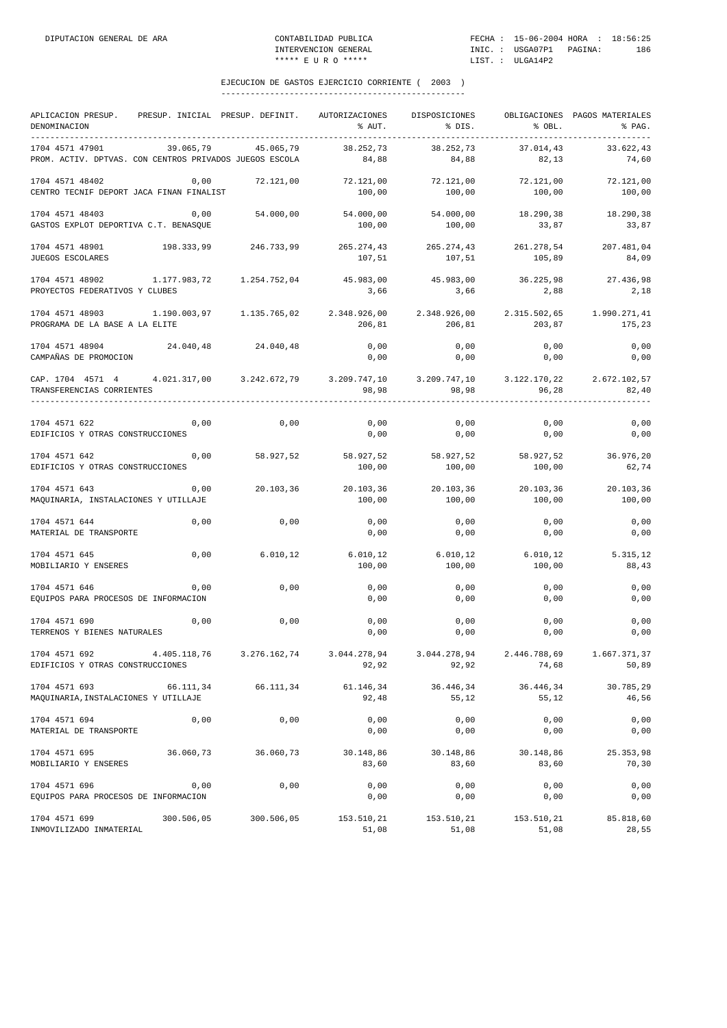## EJECUCION DE GASTOS EJERCICIO CORRIENTE ( 2003 )

| APLICACION PRESUP. DENOMINACION | PRESUP. INICIAL | PRESUP. DEFINIT. | AUTORIZACIONES % AUT. | DISPOSICIONES % DIS. | OBLIGACIONES % OBL. | PAGOS MATERIALES % PAG. |
|---|---|---|---|---|---|---|
| 1704 4571 47901 PROM. ACTIV. DPTVAS. CON CENTROS PRIVADOS JUEGOS ESCOLA | 39.065,79 | 45.065,79 | 38.252,73 84,88 | 38.252,73 84,88 | 37.014,43 82,13 | 33.622,43 74,60 |
| 1704 4571 48402 CENTRO TECNIF DEPORT JACA FINAN FINALIST | 0,00 | 72.121,00 | 72.121,00 100,00 | 72.121,00 100,00 | 72.121,00 100,00 | 72.121,00 100,00 |
| 1704 4571 48403 GASTOS EXPLOT DEPORTIVA C.T. BENASQUE | 0,00 | 54.000,00 | 54.000,00 100,00 | 54.000,00 100,00 | 18.290,38 33,87 | 18.290,38 33,87 |
| 1704 4571 48901 JUEGOS ESCOLARES | 198.333,99 | 246.733,99 | 265.274,43 107,51 | 265.274,43 107,51 | 261.278,54 105,89 | 207.481,04 84,09 |
| 1704 4571 48902 PROYECTOS FEDERATIVOS Y CLUBES | 1.177.983,72 | 1.254.752,04 | 45.983,00 3,66 | 45.983,00 3,66 | 36.225,98 2,88 | 27.436,98 2,18 |
| 1704 4571 48903 PROGRAMA DE LA BASE A LA ELITE | 1.190.003,97 | 1.135.765,02 | 2.348.926,00 206,81 | 2.348.926,00 206,81 | 2.315.502,65 203,87 | 1.990.271,41 175,23 |
| 1704 4571 48904 CAMPAÑAS DE PROMOCION | 24.040,48 | 24.040,48 | 0,00 0,00 | 0,00 0,00 | 0,00 0,00 | 0,00 0,00 |
| CAP. 1704 4571 4 TRANSFERENCIAS CORRIENTES | 4.021.317,00 | 3.242.672,79 | 3.209.747,10 98,98 | 3.209.747,10 98,98 | 3.122.170,22 96,28 | 2.672.102,57 82,40 |
| 1704 4571 622 EDIFICIOS Y OTRAS CONSTRUCCIONES | 0,00 | 0,00 | 0,00 0,00 | 0,00 0,00 | 0,00 0,00 | 0,00 0,00 |
| 1704 4571 642 EDIFICIOS Y OTRAS CONSTRUCCIONES | 0,00 | 58.927,52 | 58.927,52 100,00 | 58.927,52 100,00 | 58.927,52 100,00 | 36.976,20 62,74 |
| 1704 4571 643 MAQUINARIA, INSTALACIONES Y UTILLAJE | 0,00 | 20.103,36 | 20.103,36 100,00 | 20.103,36 100,00 | 20.103,36 100,00 | 20.103,36 100,00 |
| 1704 4571 644 MATERIAL DE TRANSPORTE | 0,00 | 0,00 | 0,00 0,00 | 0,00 0,00 | 0,00 0,00 | 0,00 0,00 |
| 1704 4571 645 MOBILIARIO Y ENSERES | 0,00 | 6.010,12 | 6.010,12 100,00 | 6.010,12 100,00 | 6.010,12 100,00 | 5.315,12 88,43 |
| 1704 4571 646 EQUIPOS PARA PROCESOS DE INFORMACION | 0,00 | 0,00 | 0,00 0,00 | 0,00 0,00 | 0,00 0,00 | 0,00 0,00 |
| 1704 4571 690 TERRENOS Y BIENES NATURALES | 0,00 | 0,00 | 0,00 0,00 | 0,00 0,00 | 0,00 0,00 | 0,00 0,00 |
| 1704 4571 692 EDIFICIOS Y OTRAS CONSTRUCCIONES | 4.405.118,76 | 3.276.162,74 | 3.044.278,94 92,92 | 3.044.278,94 92,92 | 2.446.788,69 74,68 | 1.667.371,37 50,89 |
| 1704 4571 693 MAQUINARIA,INSTALACIONES Y UTILLAJE | 66.111,34 | 66.111,34 | 61.146,34 92,48 | 36.446,34 55,12 | 36.446,34 55,12 | 30.785,29 46,56 |
| 1704 4571 694 MATERIAL DE TRANSPORTE | 0,00 | 0,00 | 0,00 0,00 | 0,00 0,00 | 0,00 0,00 | 0,00 0,00 |
| 1704 4571 695 MOBILIARIO Y ENSERES | 36.060,73 | 36.060,73 | 30.148,86 83,60 | 30.148,86 83,60 | 30.148,86 83,60 | 25.353,98 70,30 |
| 1704 4571 696 EQUIPOS PARA PROCESOS DE INFORMACION | 0,00 | 0,00 | 0,00 0,00 | 0,00 0,00 | 0,00 0,00 | 0,00 0,00 |
| 1704 4571 699 INMOVILIZADO INMATERIAL | 300.506,05 | 300.506,05 | 153.510,21 51,08 | 153.510,21 51,08 | 153.510,21 51,08 | 85.818,60 28,55 |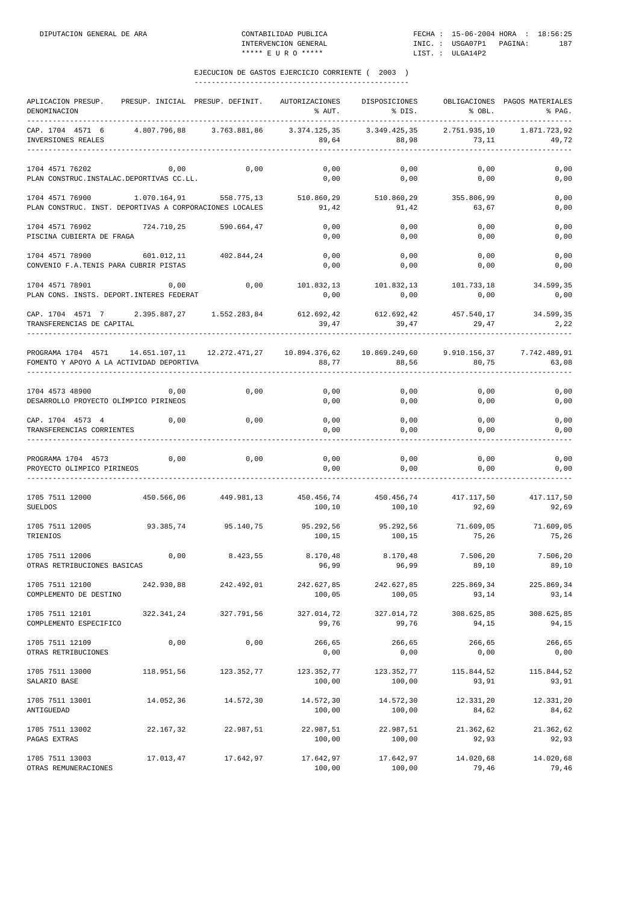## EJECUCION DE GASTOS EJERCICIO CORRIENTE ( 2003 )

| APLICACION PRESUP. DENOMINACION | PRESUP. INICIAL | PRESUP. DEFINIT. | AUTORIZACIONES % AUT. | DISPOSICIONES % DIS. | OBLIGACIONES % OBL. | PAGOS MATERIALES % PAG. |
|---|---|---|---|---|---|---|
| CAP. 1704 4571 6 INVERSIONES REALES | 4.807.796,88 | 3.763.881,86 | 3.374.125,35 89,64 | 3.349.425,35 88,98 | 2.751.935,10 73,11 | 1.871.723,92 49,72 |
| 1704 4571 76202 PLAN CONSTRUC.INSTALAC.DEPORTIVAS CC.LL. | 0,00 | 0,00 | 0,00 0,00 | 0,00 0,00 | 0,00 0,00 | 0,00 0,00 |
| 1704 4571 76900 PLAN CONSTRUC. INST. DEPORTIVAS A CORPORACIONES LOCALES | 1.070.164,91 | 558.775,13 | 510.860,29 91,42 | 510.860,29 91,42 | 355.806,99 63,67 | 0,00 0,00 |
| 1704 4571 76902 PISCINA CUBIERTA DE FRAGA | 724.710,25 | 590.664,47 | 0,00 0,00 | 0,00 0,00 | 0,00 0,00 | 0,00 0,00 |
| 1704 4571 78900 CONVENIO F.A.TENIS PARA CUBRIR PISTAS | 601.012,11 | 402.844,24 | 0,00 0,00 | 0,00 0,00 | 0,00 0,00 | 0,00 0,00 |
| 1704 4571 78901 PLAN CONS. INSTS. DEPORT.INTERES FEDERAT | 0,00 | 0,00 | 101.832,13 0,00 | 101.832,13 0,00 | 101.733,18 0,00 | 34.599,35 0,00 |
| CAP. 1704 4571 7 TRANSFERENCIAS DE CAPITAL | 2.395.887,27 | 1.552.283,84 | 612.692,42 39,47 | 612.692,42 39,47 | 457.540,17 29,47 | 34.599,35 2,22 |
| PROGRAMA 1704 4571 FOMENTO Y APOYO A LA ACTIVIDAD DEPORTIVA | 14.651.107,11 | 12.272.471,27 | 10.894.376,62 88,77 | 10.869.249,60 88,56 | 9.910.156,37 80,75 | 7.742.489,91 63,08 |
| 1704 4573 48900 DESARROLLO PROYECTO OLÍMPICO PIRINEOS | 0,00 | 0,00 | 0,00 0,00 | 0,00 0,00 | 0,00 0,00 | 0,00 0,00 |
| CAP. 1704 4573 4 TRANSFERENCIAS CORRIENTES | 0,00 | 0,00 | 0,00 0,00 | 0,00 0,00 | 0,00 0,00 | 0,00 0,00 |
| PROGRAMA 1704 4573 PROYECTO OLIMPICO PIRINEOS | 0,00 | 0,00 | 0,00 0,00 | 0,00 0,00 | 0,00 0,00 | 0,00 0,00 |
| 1705 7511 12000 SUELDOS | 450.566,06 | 449.981,13 | 450.456,74 100,10 | 450.456,74 100,10 | 417.117,50 92,69 | 417.117,50 92,69 |
| 1705 7511 12005 TRIENIOS | 93.385,74 | 95.140,75 | 95.292,56 100,15 | 95.292,56 100,15 | 71.609,05 75,26 | 71.609,05 75,26 |
| 1705 7511 12006 OTRAS RETRIBUCIONES BASICAS | 0,00 | 8.423,55 | 8.170,48 96,99 | 8.170,48 96,99 | 7.506,20 89,10 | 7.506,20 89,10 |
| 1705 7511 12100 COMPLEMENTO DE DESTINO | 242.930,88 | 242.492,01 | 242.627,85 100,05 | 242.627,85 100,05 | 225.869,34 93,14 | 225.869,34 93,14 |
| 1705 7511 12101 COMPLEMENTO ESPECIFICO | 322.341,24 | 327.791,56 | 327.014,72 99,76 | 327.014,72 99,76 | 308.625,85 94,15 | 308.625,85 94,15 |
| 1705 7511 12109 OTRAS RETRIBUCIONES | 0,00 | 0,00 | 266,65 0,00 | 266,65 0,00 | 266,65 0,00 | 266,65 0,00 |
| 1705 7511 13000 SALARIO BASE | 118.951,56 | 123.352,77 | 123.352,77 100,00 | 123.352,77 100,00 | 115.844,52 93,91 | 115.844,52 93,91 |
| 1705 7511 13001 ANTIGUEDAD | 14.052,36 | 14.572,30 | 14.572,30 100,00 | 14.572,30 100,00 | 12.331,20 84,62 | 12.331,20 84,62 |
| 1705 7511 13002 PAGAS EXTRAS | 22.167,32 | 22.987,51 | 22.987,51 100,00 | 22.987,51 100,00 | 21.362,62 92,93 | 21.362,62 92,93 |
| 1705 7511 13003 OTRAS REMUNERACIONES | 17.013,47 | 17.642,97 | 17.642,97 100,00 | 17.642,97 100,00 | 14.020,68 79,46 | 14.020,68 79,46 |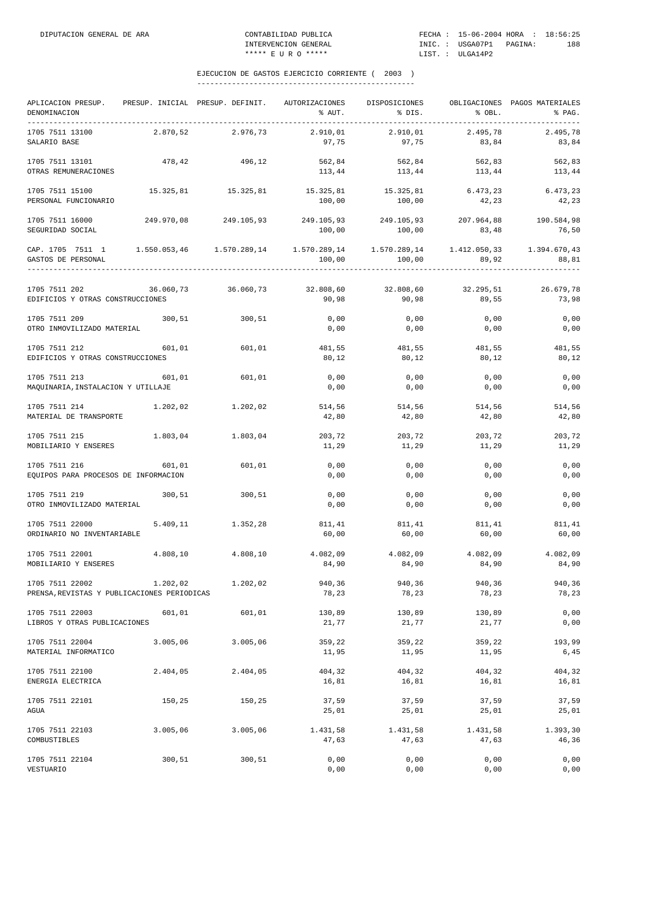## EJECUCION DE GASTOS EJERCICIO CORRIENTE ( 2003 )

| APLICACION PRESUP. DENOMINACION | PRESUP. INICIAL | PRESUP. DEFINIT. | AUTORIZACIONES % AUT. | DISPOSICIONES % DIS. | OBLIGACIONES % OBL. | PAGOS MATERIALES % PAG. |
|---|---|---|---|---|---|---|
| 1705 7511 13100 SALARIO BASE | 2.870,52 | 2.976,73 | 2.910,01 97,75 | 2.910,01 97,75 | 2.495,78 83,84 | 2.495,78 83,84 |
| 1705 7511 13101 OTRAS REMUNERACIONES | 478,42 | 496,12 | 562,84 113,44 | 562,84 113,44 | 562,83 113,44 | 562,83 113,44 |
| 1705 7511 15100 PERSONAL FUNCIONARIO | 15.325,81 | 15.325,81 | 15.325,81 100,00 | 15.325,81 100,00 | 6.473,23 42,23 | 6.473,23 42,23 |
| 1705 7511 16000 SEGURIDAD SOCIAL | 249.970,08 | 249.105,93 | 249.105,93 100,00 | 249.105,93 100,00 | 207.964,88 83,48 | 190.584,98 76,50 |
| CAP. 1705 7511 1 GASTOS DE PERSONAL | 1.550.053,46 | 1.570.289,14 | 1.570.289,14 100,00 | 1.570.289,14 100,00 | 1.412.050,33 89,92 | 1.394.670,43 88,81 |
| 1705 7511 202 EDIFICIOS Y OTRAS CONSTRUCCIONES | 36.060,73 | 36.060,73 | 32.808,60 90,98 | 32.808,60 90,98 | 32.295,51 89,55 | 26.679,78 73,98 |
| 1705 7511 209 OTRO INMOVILIZADO MATERIAL | 300,51 | 300,51 | 0,00 0,00 | 0,00 0,00 | 0,00 0,00 | 0,00 0,00 |
| 1705 7511 212 EDIFICIOS Y OTRAS CONSTRUCCIONES | 601,01 | 601,01 | 481,55 80,12 | 481,55 80,12 | 481,55 80,12 | 481,55 80,12 |
| 1705 7511 213 MAQUINARIA,INSTALACION Y UTILLAJE | 601,01 | 601,01 | 0,00 0,00 | 0,00 0,00 | 0,00 0,00 | 0,00 0,00 |
| 1705 7511 214 MATERIAL DE TRANSPORTE | 1.202,02 | 1.202,02 | 514,56 42,80 | 514,56 42,80 | 514,56 42,80 | 514,56 42,80 |
| 1705 7511 215 MOBILIARIO Y ENSERES | 1.803,04 | 1.803,04 | 203,72 11,29 | 203,72 11,29 | 203,72 11,29 | 203,72 11,29 |
| 1705 7511 216 EQUIPOS PARA PROCESOS DE INFORMACION | 601,01 | 601,01 | 0,00 0,00 | 0,00 0,00 | 0,00 0,00 | 0,00 0,00 |
| 1705 7511 219 OTRO INMOVILIZADO MATERIAL | 300,51 | 300,51 | 0,00 0,00 | 0,00 0,00 | 0,00 0,00 | 0,00 0,00 |
| 1705 7511 22000 ORDINARIO NO INVENTARIABLE | 5.409,11 | 1.352,28 | 811,41 60,00 | 811,41 60,00 | 811,41 60,00 | 811,41 60,00 |
| 1705 7511 22001 MOBILIARIO Y ENSERES | 4.808,10 | 4.808,10 | 4.082,09 84,90 | 4.082,09 84,90 | 4.082,09 84,90 | 4.082,09 84,90 |
| 1705 7511 22002 PRENSA,REVISTAS Y PUBLICACIONES PERIODICAS | 1.202,02 | 1.202,02 | 940,36 78,23 | 940,36 78,23 | 940,36 78,23 | 940,36 78,23 |
| 1705 7511 22003 LIBROS Y OTRAS PUBLICACIONES | 601,01 | 601,01 | 130,89 21,77 | 130,89 21,77 | 130,89 21,77 | 0,00 0,00 |
| 1705 7511 22004 MATERIAL INFORMATICO | 3.005,06 | 3.005,06 | 359,22 11,95 | 359,22 11,95 | 359,22 11,95 | 193,99 6,45 |
| 1705 7511 22100 ENERGIA ELECTRICA | 2.404,05 | 2.404,05 | 404,32 16,81 | 404,32 16,81 | 404,32 16,81 | 404,32 16,81 |
| 1705 7511 22101 AGUA | 150,25 | 150,25 | 37,59 25,01 | 37,59 25,01 | 37,59 25,01 | 37,59 25,01 |
| 1705 7511 22103 COMBUSTIBLES | 3.005,06 | 3.005,06 | 1.431,58 47,63 | 1.431,58 47,63 | 1.431,58 47,63 | 1.393,30 46,36 |
| 1705 7511 22104 VESTUARIO | 300,51 | 300,51 | 0,00 0,00 | 0,00 0,00 | 0,00 0,00 | 0,00 0,00 |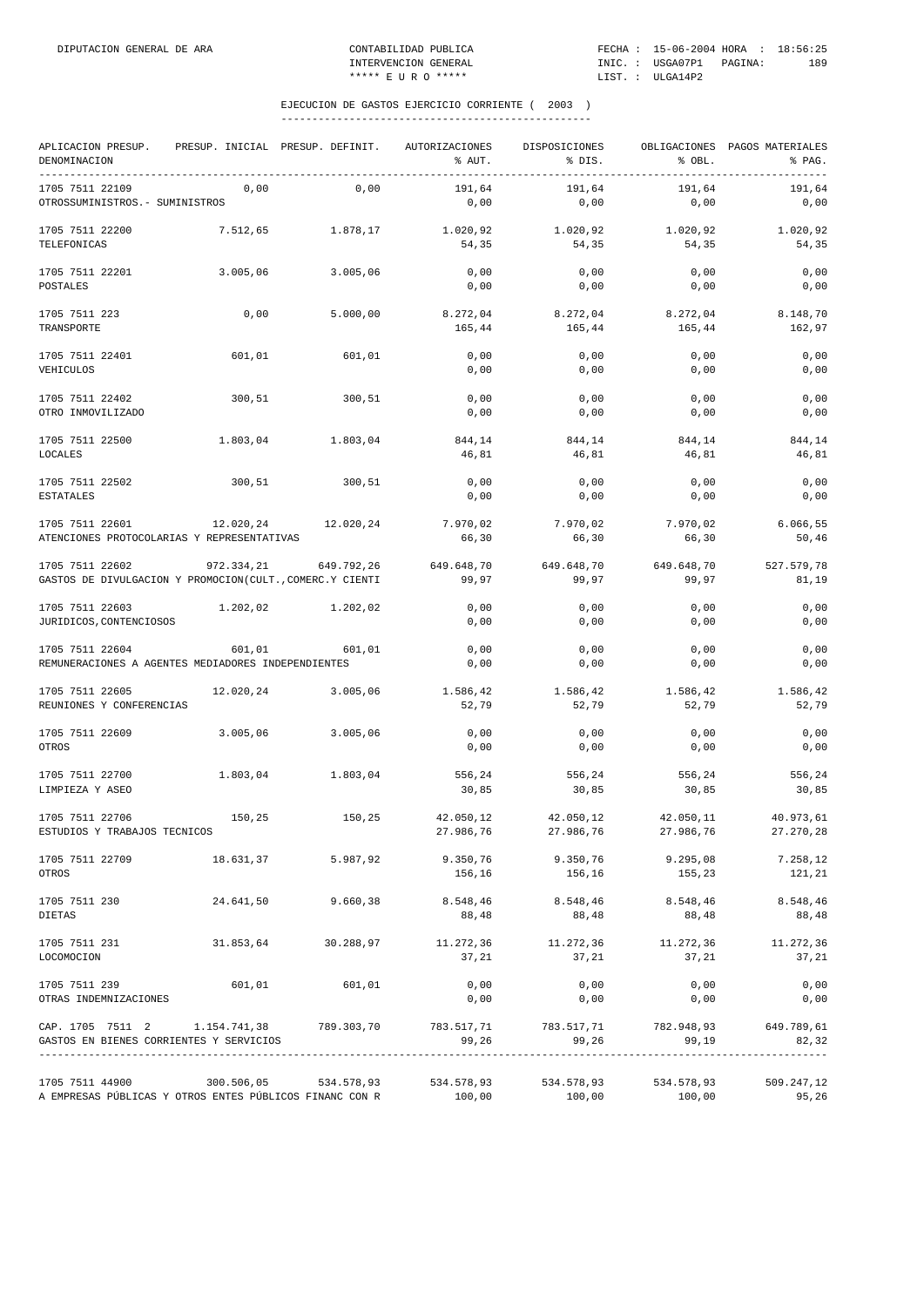## EJECUCION DE GASTOS EJERCICIO CORRIENTE ( 2003 )

| APLICACION PRESUP. DENOMINACION | PRESUP. INICIAL | PRESUP. DEFINIT. | AUTORIZACIONES % AUT. | DISPOSICIONES % DIS. | OBLIGACIONES % OBL. | PAGOS MATERIALES % PAG. |
|---|---|---|---|---|---|---|
| 1705 7511 22109 OTROSSUMINISTROS.- SUMINISTROS | 0,00 | 0,00 | 191,64 / 0,00 | 191,64 / 0,00 | 191,64 / 0,00 | 191,64 / 0,00 |
| 1705 7511 22200 TELEFONICAS | 7.512,65 | 1.878,17 | 1.020,92 / 54,35 | 1.020,92 / 54,35 | 1.020,92 / 54,35 | 1.020,92 / 54,35 |
| 1705 7511 22201 POSTALES | 3.005,06 | 3.005,06 | 0,00 / 0,00 | 0,00 / 0,00 | 0,00 / 0,00 | 0,00 / 0,00 |
| 1705 7511 223 TRANSPORTE | 0,00 | 5.000,00 | 8.272,04 / 165,44 | 8.272,04 / 165,44 | 8.272,04 / 165,44 | 8.148,70 / 162,97 |
| 1705 7511 22401 VEHICULOS | 601,01 | 601,01 | 0,00 / 0,00 | 0,00 / 0,00 | 0,00 / 0,00 | 0,00 / 0,00 |
| 1705 7511 22402 OTRO INMOVILIZADO | 300,51 | 300,51 | 0,00 / 0,00 | 0,00 / 0,00 | 0,00 / 0,00 | 0,00 / 0,00 |
| 1705 7511 22500 LOCALES | 1.803,04 | 1.803,04 | 844,14 / 46,81 | 844,14 / 46,81 | 844,14 / 46,81 | 844,14 / 46,81 |
| 1705 7511 22502 ESTATALES | 300,51 | 300,51 | 0,00 / 0,00 | 0,00 / 0,00 | 0,00 / 0,00 | 0,00 / 0,00 |
| 1705 7511 22601 ATENCIONES PROTOCOLARIAS Y REPRESENTATIVAS | 12.020,24 | 12.020,24 | 7.970,02 / 66,30 | 7.970,02 / 66,30 | 7.970,02 / 66,30 | 6.066,55 / 50,46 |
| 1705 7511 22602 GASTOS DE DIVULGACION Y PROMOCION(CULT.,COMERC.Y CIENTI | 972.334,21 | 649.792,26 | 649.648,70 / 99,97 | 649.648,70 / 99,97 | 649.648,70 / 99,97 | 527.579,78 / 81,19 |
| 1705 7511 22603 JURIDICOS,CONTENCIOSOS | 1.202,02 | 1.202,02 | 0,00 / 0,00 | 0,00 / 0,00 | 0,00 / 0,00 | 0,00 / 0,00 |
| 1705 7511 22604 REMUNERACIONES A AGENTES MEDIADORES INDEPENDIENTES | 601,01 | 601,01 | 0,00 / 0,00 | 0,00 / 0,00 | 0,00 / 0,00 | 0,00 / 0,00 |
| 1705 7511 22605 REUNIONES Y CONFERENCIAS | 12.020,24 | 3.005,06 | 1.586,42 / 52,79 | 1.586,42 / 52,79 | 1.586,42 / 52,79 | 1.586,42 / 52,79 |
| 1705 7511 22609 OTROS | 3.005,06 | 3.005,06 | 0,00 / 0,00 | 0,00 / 0,00 | 0,00 / 0,00 | 0,00 / 0,00 |
| 1705 7511 22700 LIMPIEZA Y ASEO | 1.803,04 | 1.803,04 | 556,24 / 30,85 | 556,24 / 30,85 | 556,24 / 30,85 | 556,24 / 30,85 |
| 1705 7511 22706 ESTUDIOS Y TRABAJOS TECNICOS | 150,25 | 150,25 | 42.050,12 / 27.986,76 | 42.050,12 / 27.986,76 | 42.050,11 / 27.986,76 | 40.973,61 / 27.270,28 |
| 1705 7511 22709 OTROS | 18.631,37 | 5.987,92 | 9.350,76 / 156,16 | 9.350,76 / 156,16 | 9.295,08 / 155,23 | 7.258,12 / 121,21 |
| 1705 7511 230 DIETAS | 24.641,50 | 9.660,38 | 8.548,46 / 88,48 | 8.548,46 / 88,48 | 8.548,46 / 88,48 | 8.548,46 / 88,48 |
| 1705 7511 231 LOCOMOCION | 31.853,64 | 30.288,97 | 11.272,36 / 37,21 | 11.272,36 / 37,21 | 11.272,36 / 37,21 | 11.272,36 / 37,21 |
| 1705 7511 239 OTRAS INDEMNIZACIONES | 601,01 | 601,01 | 0,00 / 0,00 | 0,00 / 0,00 | 0,00 / 0,00 | 0,00 / 0,00 |
| CAP. 1705 7511 2 GASTOS EN BIENES CORRIENTES Y SERVICIOS | 1.154.741,38 | 789.303,70 | 783.517,71 / 99,26 | 783.517,71 / 99,26 | 782.948,93 / 99,19 | 649.789,61 / 82,32 |
| 1705 7511 44900 A EMPRESAS PÚBLICAS Y OTROS ENTES PÚBLICOS FINANC CON R | 300.506,05 | 534.578,93 | 534.578,93 / 100,00 | 534.578,93 / 100,00 | 534.578,93 / 100,00 | 509.247,12 / 95,26 |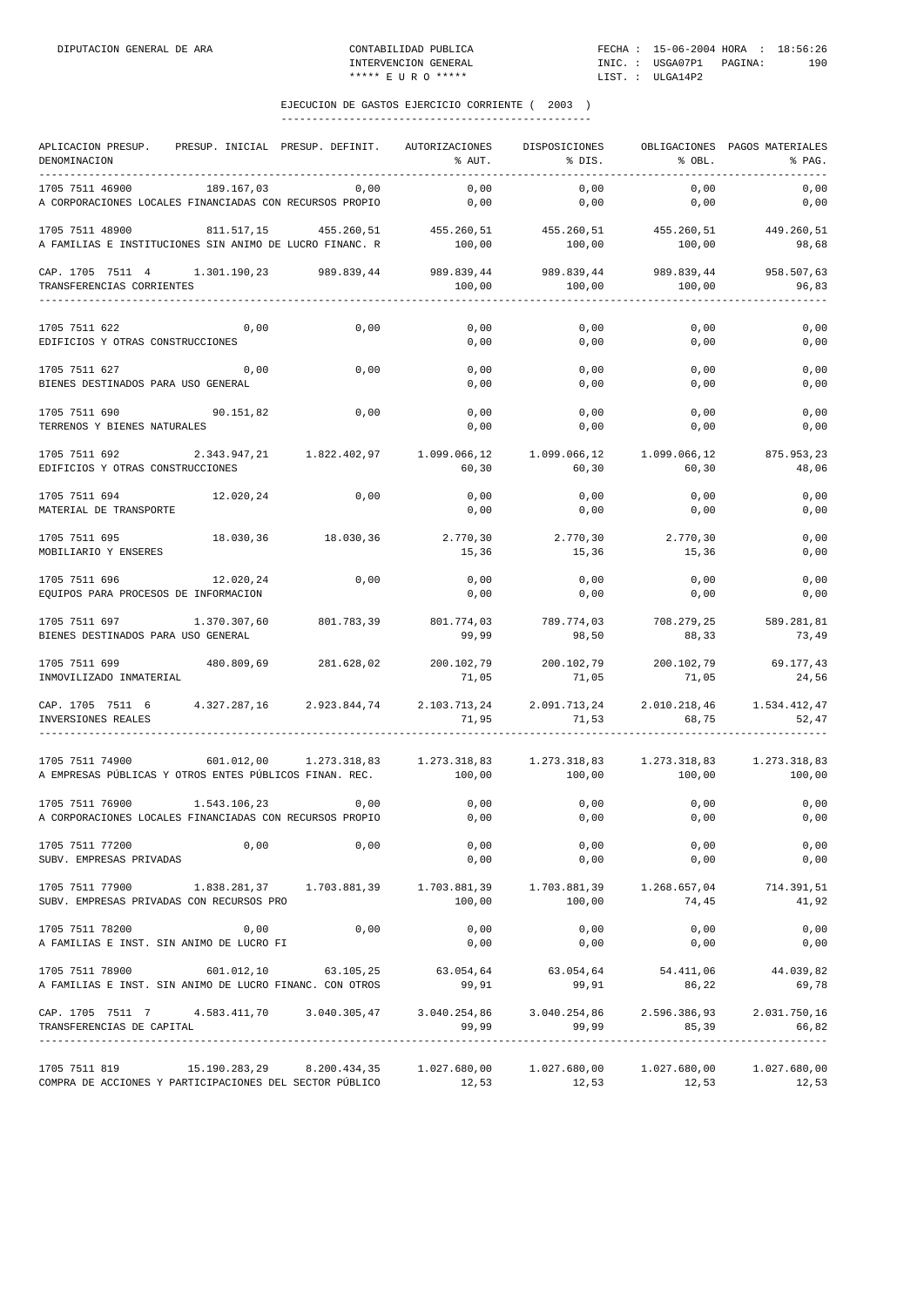## EJECUCION DE GASTOS EJERCICIO CORRIENTE ( 2003 )

| APLICACION PRESUP. DENOMINACION | PRESUP. INICIAL | PRESUP. DEFINIT. | AUTORIZACIONES % AUT. | DISPOSICIONES % DIS. | OBLIGACIONES % OBL. | PAGOS MATERIALES % PAG. |
|---|---|---|---|---|---|---|
| 1705 7511 46900 | 189.167,03 | 0,00 | 0,00 | 0,00 | 0,00 | 0,00 |
| A CORPORACIONES LOCALES FINANCIADAS CON RECURSOS PROPIO | | | 0,00 | 0,00 | 0,00 | 0,00 |
| 1705 7511 48900 | 811.517,15 | 455.260,51 | 455.260,51 | 455.260,51 | 455.260,51 | 449.260,51 |
| A FAMILIAS E INSTITUCIONES SIN ANIMO DE LUCRO FINANC. R | | | 100,00 | 100,00 | 100,00 | 98,68 |
| CAP. 1705 7511 4 | 1.301.190,23 | 989.839,44 | 989.839,44 | 989.839,44 | 989.839,44 | 958.507,63 |
| TRANSFERENCIAS CORRIENTES | | | 100,00 | 100,00 | 100,00 | 96,83 |
| 1705 7511 622 | 0,00 | 0,00 | 0,00 | 0,00 | 0,00 | 0,00 |
| EDIFICIOS Y OTRAS CONSTRUCCIONES | | | 0,00 | 0,00 | 0,00 | 0,00 |
| 1705 7511 627 | 0,00 | 0,00 | 0,00 | 0,00 | 0,00 | 0,00 |
| BIENES DESTINADOS PARA USO GENERAL | | | 0,00 | 0,00 | 0,00 | 0,00 |
| 1705 7511 690 | 90.151,82 | 0,00 | 0,00 | 0,00 | 0,00 | 0,00 |
| TERRENOS Y BIENES NATURALES | | | 0,00 | 0,00 | 0,00 | 0,00 |
| 1705 7511 692 | 2.343.947,21 | 1.822.402,97 | 1.099.066,12 | 1.099.066,12 | 1.099.066,12 | 875.953,23 |
| EDIFICIOS Y OTRAS CONSTRUCCIONES | | | 60,30 | 60,30 | 60,30 | 48,06 |
| 1705 7511 694 | 12.020,24 | 0,00 | 0,00 | 0,00 | 0,00 | 0,00 |
| MATERIAL DE TRANSPORTE | | | 0,00 | 0,00 | 0,00 | 0,00 |
| 1705 7511 695 | 18.030,36 | 18.030,36 | 2.770,30 | 2.770,30 | 2.770,30 | 0,00 |
| MOBILIARIO Y ENSERES | | | 15,36 | 15,36 | 15,36 | 0,00 |
| 1705 7511 696 | 12.020,24 | 0,00 | 0,00 | 0,00 | 0,00 | 0,00 |
| EQUIPOS PARA PROCESOS DE INFORMACION | | | 0,00 | 0,00 | 0,00 | 0,00 |
| 1705 7511 697 | 1.370.307,60 | 801.783,39 | 801.774,03 | 789.774,03 | 708.279,25 | 589.281,81 |
| BIENES DESTINADOS PARA USO GENERAL | | | 99,99 | 98,50 | 88,33 | 73,49 |
| 1705 7511 699 | 480.809,69 | 281.628,02 | 200.102,79 | 200.102,79 | 200.102,79 | 69.177,43 |
| INMOVILIZADO INMATERIAL | | | 71,05 | 71,05 | 71,05 | 24,56 |
| CAP. 1705 7511 6 | 4.327.287,16 | 2.923.844,74 | 2.103.713,24 | 2.091.713,24 | 2.010.218,46 | 1.534.412,47 |
| INVERSIONES REALES | | | 71,95 | 71,53 | 68,75 | 52,47 |
| 1705 7511 74900 | 601.012,00 | 1.273.318,83 | 1.273.318,83 | 1.273.318,83 | 1.273.318,83 | 1.273.318,83 |
| A EMPRESAS PÚBLICAS Y OTROS ENTES PÚBLICOS FINAN. REC. | | | 100,00 | 100,00 | 100,00 | 100,00 |
| 1705 7511 76900 | 1.543.106,23 | 0,00 | 0,00 | 0,00 | 0,00 | 0,00 |
| A CORPORACIONES LOCALES FINANCIADAS CON RECURSOS PROPIO | | | 0,00 | 0,00 | 0,00 | 0,00 |
| 1705 7511 77200 | 0,00 | 0,00 | 0,00 | 0,00 | 0,00 | 0,00 |
| SUBV. EMPRESAS PRIVADAS | | | 0,00 | 0,00 | 0,00 | 0,00 |
| 1705 7511 77900 | 1.838.281,37 | 1.703.881,39 | 1.703.881,39 | 1.703.881,39 | 1.268.657,04 | 714.391,51 |
| SUBV. EMPRESAS PRIVADAS CON RECURSOS PRO | | | 100,00 | 100,00 | 74,45 | 41,92 |
| 1705 7511 78200 | 0,00 | 0,00 | 0,00 | 0,00 | 0,00 | 0,00 |
| A FAMILIAS E INST. SIN ANIMO DE LUCRO FI | | | 0,00 | 0,00 | 0,00 | 0,00 |
| 1705 7511 78900 | 601.012,10 | 63.105,25 | 63.054,64 | 63.054,64 | 54.411,06 | 44.039,82 |
| A FAMILIAS E INST. SIN ANIMO DE LUCRO FINANC. CON OTROS | | | 99,91 | 99,91 | 86,22 | 69,78 |
| CAP. 1705 7511 7 | 4.583.411,70 | 3.040.305,47 | 3.040.254,86 | 3.040.254,86 | 2.596.386,93 | 2.031.750,16 |
| TRANSFERENCIAS DE CAPITAL | | | 99,99 | 99,99 | 85,39 | 66,82 |
| 1705 7511 819 | 15.190.283,29 | 8.200.434,35 | 1.027.680,00 | 1.027.680,00 | 1.027.680,00 | 1.027.680,00 |
| COMPRA DE ACCIONES Y PARTICIPACIONES DEL SECTOR PÚBLICO | | | 12,53 | 12,53 | 12,53 | 12,53 |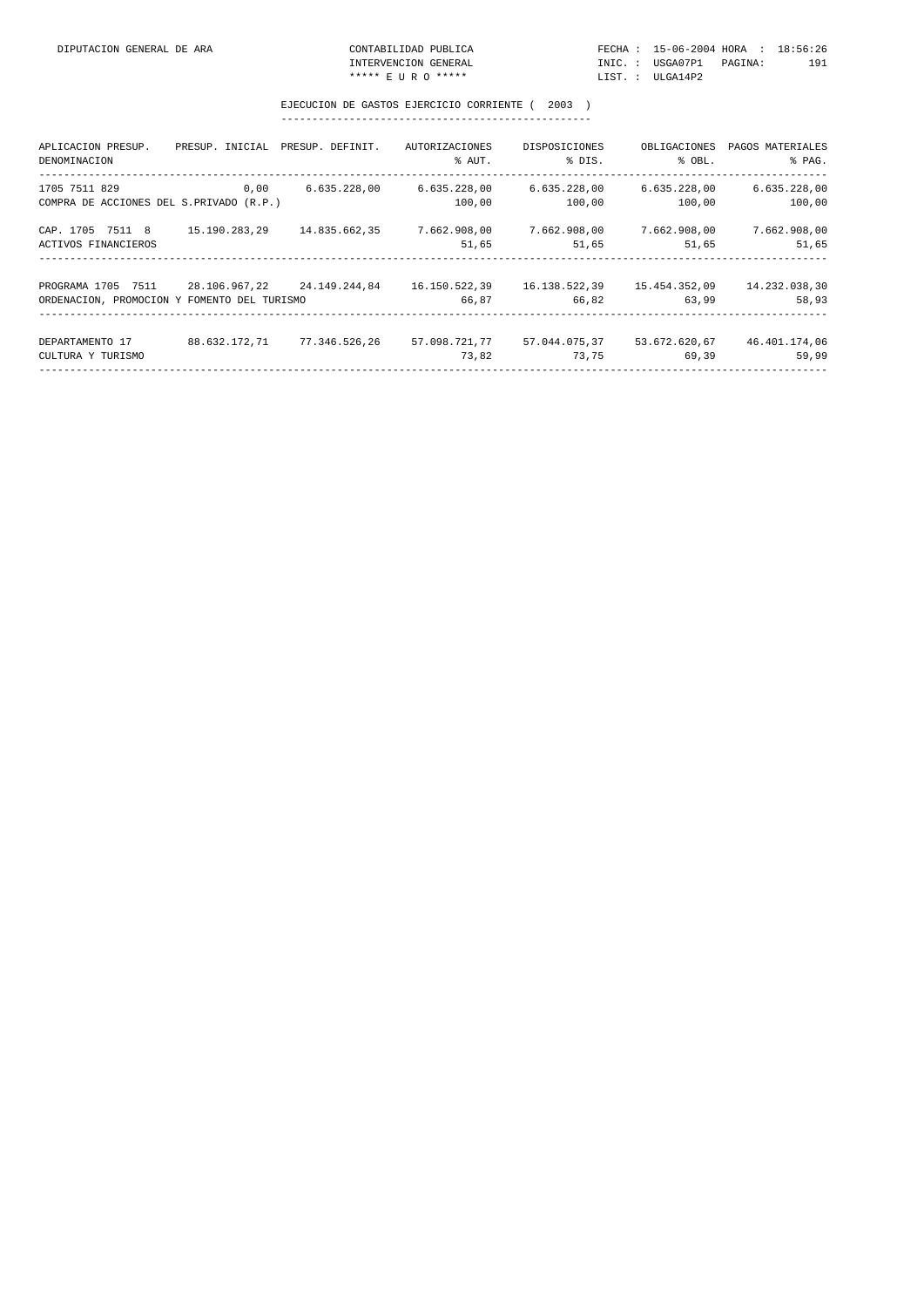DIPUTACION GENERAL DE ARA — CONTABILIDAD PUBLICA — INTERVENCION GENERAL — ***** E U R O *****

FECHA : 15-06-2004 HORA : 18:56:26 — INIC. : USGA07P1 — LIST. : ULGA14P2

## EJECUCION DE GASTOS EJERCICIO CORRIENTE ( 2003 )

| APLICACION PRESUP. DENOMINACION | PRESUP. INICIAL | PRESUP. DEFINIT. | AUTORIZACIONES % AUT. | DISPOSICIONES % DIS. | OBLIGACIONES % OBL. | PAGOS MATERIALES % PAG. |
|---|---|---|---|---|---|---|
| 1705 7511 829 | 0,00 | 6.635.228,00 | 6.635.228,00 | 6.635.228,00 | 6.635.228,00 | 6.635.228,00 |
| COMPRA DE ACCIONES DEL S.PRIVADO (R.P.) | | | 100,00 | 100,00 | 100,00 | 100,00 |
| CAP. 1705 7511 8 | 15.190.283,29 | 14.835.662,35 | 7.662.908,00 | 7.662.908,00 | 7.662.908,00 | 7.662.908,00 |
| ACTIVOS FINANCIEROS | | | 51,65 | 51,65 | 51,65 | 51,65 |
| PROGRAMA 1705 7511 | 28.106.967,22 | 24.149.244,84 | 16.150.522,39 | 16.138.522,39 | 15.454.352,09 | 14.232.038,30 |
| ORDENACION, PROMOCION Y FOMENTO DEL TURISMO | | | 66,87 | 66,82 | 63,99 | 58,93 |
| DEPARTAMENTO 17 | 88.632.172,71 | 77.346.526,26 | 57.098.721,77 | 57.044.075,37 | 53.672.620,67 | 46.401.174,06 |
| CULTURA Y TURISMO | | | 73,82 | 73,75 | 69,39 | 59,99 |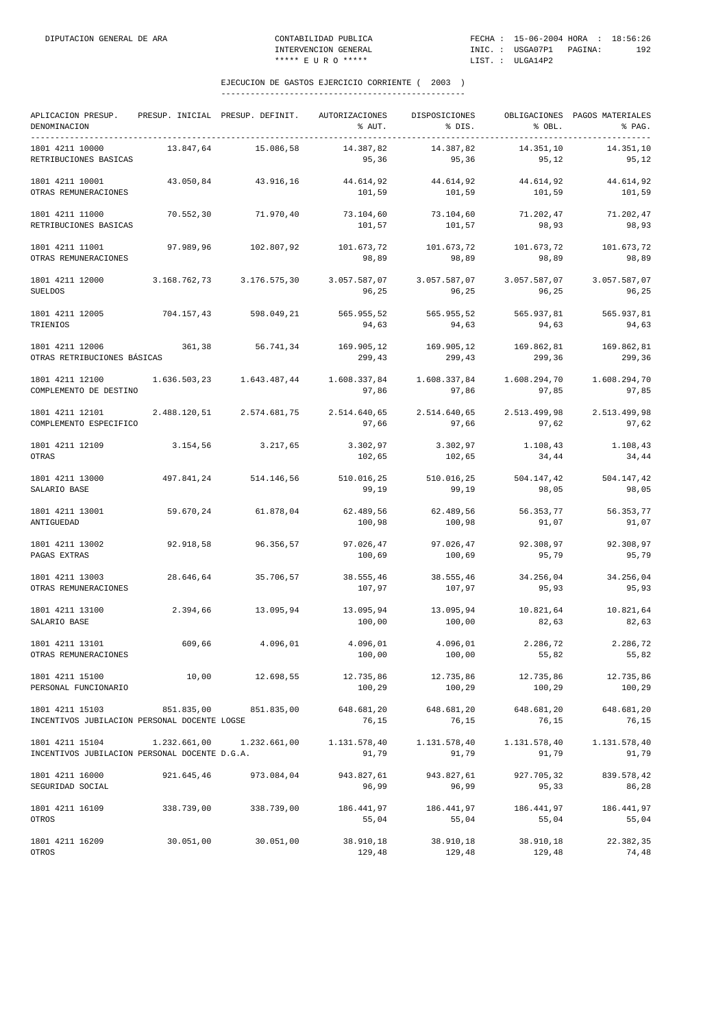## EJECUCION DE GASTOS EJERCICIO CORRIENTE ( 2003 )

| APLICACION PRESUP. DENOMINACION | PRESUP. INICIAL | PRESUP. DEFINIT. | AUTORIZACIONES % AUT. | DISPOSICIONES % DIS. | OBLIGACIONES % OBL. | PAGOS MATERIALES % PAG. |
|---|---|---|---|---|---|---|
| 1801 4211 10000 RETRIBUCIONES BASICAS | 13.847,64 | 15.086,58 | 14.387,82 95,36 | 14.387,82 95,36 | 14.351,10 95,12 | 14.351,10 95,12 |
| 1801 4211 10001 OTRAS REMUNERACIONES | 43.050,84 | 43.916,16 | 44.614,92 101,59 | 44.614,92 101,59 | 44.614,92 101,59 | 44.614,92 101,59 |
| 1801 4211 11000 RETRIBUCIONES BASICAS | 70.552,30 | 71.970,40 | 73.104,60 101,57 | 73.104,60 101,57 | 71.202,47 98,93 | 71.202,47 98,93 |
| 1801 4211 11001 OTRAS REMUNERACIONES | 97.989,96 | 102.807,92 | 101.673,72 98,89 | 101.673,72 98,89 | 101.673,72 98,89 | 101.673,72 98,89 |
| 1801 4211 12000 SUELDOS | 3.168.762,73 | 3.176.575,30 | 3.057.587,07 96,25 | 3.057.587,07 96,25 | 3.057.587,07 96,25 | 3.057.587,07 96,25 |
| 1801 4211 12005 TRIENIOS | 704.157,43 | 598.049,21 | 565.955,52 94,63 | 565.955,52 94,63 | 565.937,81 94,63 | 565.937,81 94,63 |
| 1801 4211 12006 OTRAS RETRIBUCIONES BÁSICAS | 361,38 | 56.741,34 | 169.905,12 299,43 | 169.905,12 299,43 | 169.862,81 299,36 | 169.862,81 299,36 |
| 1801 4211 12100 COMPLEMENTO DE DESTINO | 1.636.503,23 | 1.643.487,44 | 1.608.337,84 97,86 | 1.608.337,84 97,86 | 1.608.294,70 97,85 | 1.608.294,70 97,85 |
| 1801 4211 12101 COMPLEMENTO ESPECIFICO | 2.488.120,51 | 2.574.681,75 | 2.514.640,65 97,66 | 2.514.640,65 97,66 | 2.513.499,98 97,62 | 2.513.499,98 97,62 |
| 1801 4211 12109 OTRAS | 3.154,56 | 3.217,65 | 3.302,97 102,65 | 3.302,97 102,65 | 1.108,43 34,44 | 1.108,43 34,44 |
| 1801 4211 13000 SALARIO BASE | 497.841,24 | 514.146,56 | 510.016,25 99,19 | 510.016,25 99,19 | 504.147,42 98,05 | 504.147,42 98,05 |
| 1801 4211 13001 ANTIGUEDAD | 59.670,24 | 61.878,04 | 62.489,56 100,98 | 62.489,56 100,98 | 56.353,77 91,07 | 56.353,77 91,07 |
| 1801 4211 13002 PAGAS EXTRAS | 92.918,58 | 96.356,57 | 97.026,47 100,69 | 97.026,47 100,69 | 92.308,97 95,79 | 92.308,97 95,79 |
| 1801 4211 13003 OTRAS REMUNERACIONES | 28.646,64 | 35.706,57 | 38.555,46 107,97 | 38.555,46 107,97 | 34.256,04 95,93 | 34.256,04 95,93 |
| 1801 4211 13100 SALARIO BASE | 2.394,66 | 13.095,94 | 13.095,94 100,00 | 13.095,94 100,00 | 10.821,64 82,63 | 10.821,64 82,63 |
| 1801 4211 13101 OTRAS REMUNERACIONES | 609,66 | 4.096,01 | 4.096,01 100,00 | 4.096,01 100,00 | 2.286,72 55,82 | 2.286,72 55,82 |
| 1801 4211 15100 PERSONAL FUNCIONARIO | 10,00 | 12.698,55 | 12.735,86 100,29 | 12.735,86 100,29 | 12.735,86 100,29 | 12.735,86 100,29 |
| 1801 4211 15103 INCENTIVOS JUBILACION PERSONAL DOCENTE LOGSE | 851.835,00 | 851.835,00 | 648.681,20 76,15 | 648.681,20 76,15 | 648.681,20 76,15 | 648.681,20 76,15 |
| 1801 4211 15104 INCENTIVOS JUBILACION PERSONAL DOCENTE D.G.A. | 1.232.661,00 | 1.232.661,00 | 1.131.578,40 91,79 | 1.131.578,40 91,79 | 1.131.578,40 91,79 | 1.131.578,40 91,79 |
| 1801 4211 16000 SEGURIDAD SOCIAL | 921.645,46 | 973.084,04 | 943.827,61 96,99 | 943.827,61 96,99 | 927.705,32 95,33 | 839.578,42 86,28 |
| 1801 4211 16109 OTROS | 338.739,00 | 338.739,00 | 186.441,97 55,04 | 186.441,97 55,04 | 186.441,97 55,04 | 186.441,97 55,04 |
| 1801 4211 16209 OTROS | 30.051,00 | 30.051,00 | 38.910,18 129,48 | 38.910,18 129,48 | 38.910,18 129,48 | 22.382,35 74,48 |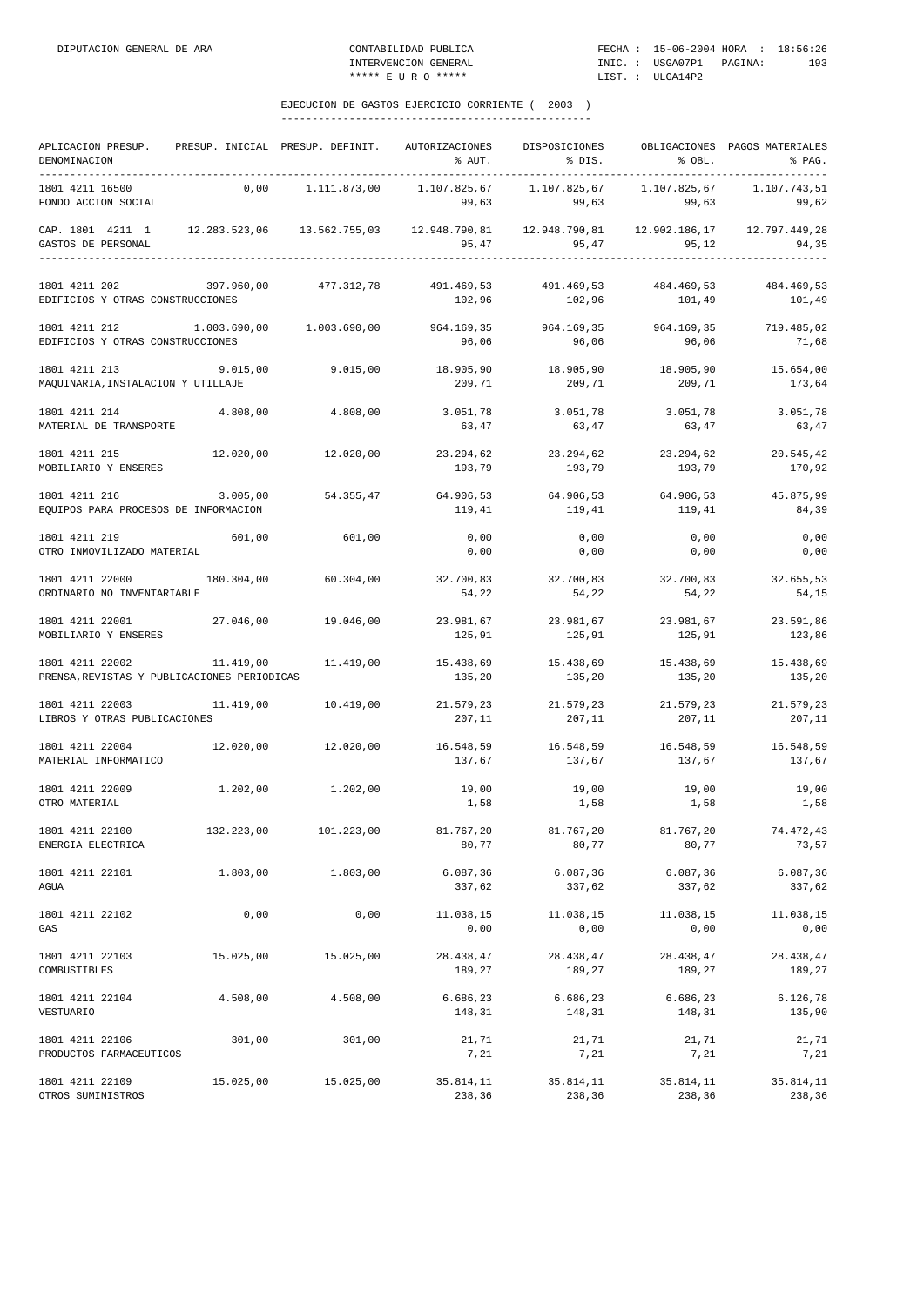EJECUCION DE GASTOS EJERCICIO CORRIENTE ( 2003 )

| APLICACION PRESUP. DENOMINACION | PRESUP. INICIAL | PRESUP. DEFINIT. | AUTORIZACIONES % AUT. | DISPOSICIONES % DIS. | OBLIGACIONES % OBL. | PAGOS MATERIALES % PAG. |
|---|---|---|---|---|---|---|
| 1801 4211 16500 FONDO ACCION SOCIAL | 0,00 | 1.111.873,00 | 1.107.825,67 99,63 | 1.107.825,67 99,63 | 1.107.825,67 99,63 | 1.107.743,51 99,62 |
| CAP. 1801 4211 1 GASTOS DE PERSONAL | 12.283.523,06 | 13.562.755,03 | 12.948.790,81 95,47 | 12.948.790,81 95,47 | 12.902.186,17 95,12 | 12.797.449,28 94,35 |
| 1801 4211 202 EDIFICIOS Y OTRAS CONSTRUCCIONES | 397.960,00 | 477.312,78 | 491.469,53 102,96 | 491.469,53 102,96 | 484.469,53 101,49 | 484.469,53 101,49 |
| 1801 4211 212 EDIFICIOS Y OTRAS CONSTRUCCIONES | 1.003.690,00 | 1.003.690,00 | 964.169,35 96,06 | 964.169,35 96,06 | 964.169,35 96,06 | 719.485,02 71,68 |
| 1801 4211 213 MAQUINARIA,INSTALACION Y UTILLAJE | 9.015,00 | 9.015,00 | 18.905,90 209,71 | 18.905,90 209,71 | 18.905,90 209,71 | 15.654,00 173,64 |
| 1801 4211 214 MATERIAL DE TRANSPORTE | 4.808,00 | 4.808,00 | 3.051,78 63,47 | 3.051,78 63,47 | 3.051,78 63,47 | 3.051,78 63,47 |
| 1801 4211 215 MOBILIARIO Y ENSERES | 12.020,00 | 12.020,00 | 23.294,62 193,79 | 23.294,62 193,79 | 23.294,62 193,79 | 20.545,42 170,92 |
| 1801 4211 216 EQUIPOS PARA PROCESOS DE INFORMACION | 3.005,00 | 54.355,47 | 64.906,53 119,41 | 64.906,53 119,41 | 64.906,53 119,41 | 45.875,99 84,39 |
| 1801 4211 219 OTRO INMOVILIZADO MATERIAL | 601,00 | 601,00 | 0,00 0,00 | 0,00 0,00 | 0,00 0,00 | 0,00 0,00 |
| 1801 4211 22000 ORDINARIO NO INVENTARIABLE | 180.304,00 | 60.304,00 | 32.700,83 54,22 | 32.700,83 54,22 | 32.700,83 54,22 | 32.655,53 54,15 |
| 1801 4211 22001 MOBILIARIO Y ENSERES | 27.046,00 | 19.046,00 | 23.981,67 125,91 | 23.981,67 125,91 | 23.981,67 125,91 | 23.591,86 123,86 |
| 1801 4211 22002 PRENSA,REVISTAS Y PUBLICACIONES PERIODICAS | 11.419,00 | 11.419,00 | 15.438,69 135,20 | 15.438,69 135,20 | 15.438,69 135,20 | 15.438,69 135,20 |
| 1801 4211 22003 LIBROS Y OTRAS PUBLICACIONES | 11.419,00 | 10.419,00 | 21.579,23 207,11 | 21.579,23 207,11 | 21.579,23 207,11 | 21.579,23 207,11 |
| 1801 4211 22004 MATERIAL INFORMATICO | 12.020,00 | 12.020,00 | 16.548,59 137,67 | 16.548,59 137,67 | 16.548,59 137,67 | 16.548,59 137,67 |
| 1801 4211 22009 OTRO MATERIAL | 1.202,00 | 1.202,00 | 19,00 1,58 | 19,00 1,58 | 19,00 1,58 | 19,00 1,58 |
| 1801 4211 22100 ENERGIA ELECTRICA | 132.223,00 | 101.223,00 | 81.767,20 80,77 | 81.767,20 80,77 | 81.767,20 80,77 | 74.472,43 73,57 |
| 1801 4211 22101 AGUA | 1.803,00 | 1.803,00 | 6.087,36 337,62 | 6.087,36 337,62 | 6.087,36 337,62 | 6.087,36 337,62 |
| 1801 4211 22102 GAS | 0,00 | 0,00 | 11.038,15 0,00 | 11.038,15 0,00 | 11.038,15 0,00 | 11.038,15 0,00 |
| 1801 4211 22103 COMBUSTIBLES | 15.025,00 | 15.025,00 | 28.438,47 189,27 | 28.438,47 189,27 | 28.438,47 189,27 | 28.438,47 189,27 |
| 1801 4211 22104 VESTUARIO | 4.508,00 | 4.508,00 | 6.686,23 148,31 | 6.686,23 148,31 | 6.686,23 148,31 | 6.126,78 135,90 |
| 1801 4211 22106 PRODUCTOS FARMACEUTICOS | 301,00 | 301,00 | 21,71 7,21 | 21,71 7,21 | 21,71 7,21 | 21,71 7,21 |
| 1801 4211 22109 OTROS SUMINISTROS | 15.025,00 | 15.025,00 | 35.814,11 238,36 | 35.814,11 238,36 | 35.814,11 238,36 | 35.814,11 238,36 |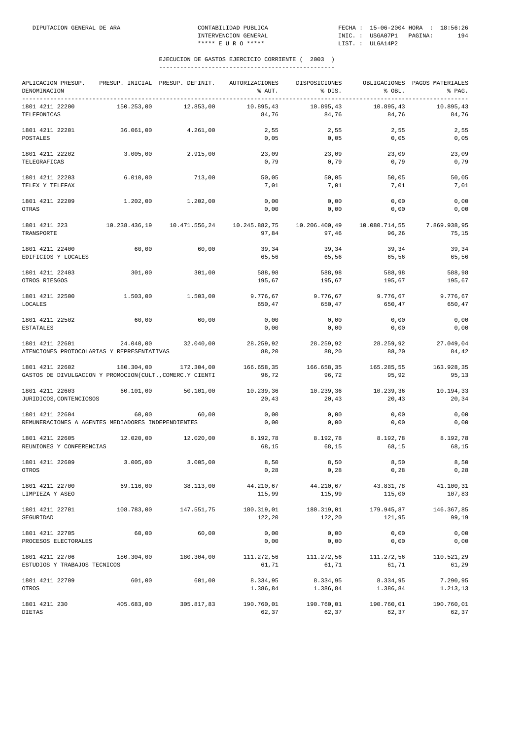## EJECUCION DE GASTOS EJERCICIO CORRIENTE ( 2003 )

| APLICACION PRESUP. DENOMINACION | PRESUP. INICIAL | PRESUP. DEFINIT. | AUTORIZACIONES % AUT. | DISPOSICIONES % DIS. | OBLIGACIONES % OBL. | PAGOS MATERIALES % PAG. |
|---|---|---|---|---|---|---|
| 1801 4211 22200 TELEFONICAS | 150.253,00 | 12.853,00 | 10.895,43 84,76 | 10.895,43 84,76 | 10.895,43 84,76 | 10.895,43 84,76 |
| 1801 4211 22201 POSTALES | 36.061,00 | 4.261,00 | 2,55 0,05 | 2,55 0,05 | 2,55 0,05 | 2,55 0,05 |
| 1801 4211 22202 TELEGRAFICAS | 3.005,00 | 2.915,00 | 23,09 0,79 | 23,09 0,79 | 23,09 0,79 | 23,09 0,79 |
| 1801 4211 22203 TELEX Y TELEFAX | 6.010,00 | 713,00 | 50,05 7,01 | 50,05 7,01 | 50,05 7,01 | 50,05 7,01 |
| 1801 4211 22209 OTRAS | 1.202,00 | 1.202,00 | 0,00 0,00 | 0,00 0,00 | 0,00 0,00 | 0,00 0,00 |
| 1801 4211 223 TRANSPORTE | 10.238.436,19 | 10.471.556,24 | 10.245.882,75 97,84 | 10.206.400,49 97,46 | 10.080.714,55 96,26 | 7.869.938,95 75,15 |
| 1801 4211 22400 EDIFICIOS Y LOCALES | 60,00 | 60,00 | 39,34 65,56 | 39,34 65,56 | 39,34 65,56 | 39,34 65,56 |
| 1801 4211 22403 OTROS RIESGOS | 301,00 | 301,00 | 588,98 195,67 | 588,98 195,67 | 588,98 195,67 | 588,98 195,67 |
| 1801 4211 22500 LOCALES | 1.503,00 | 1.503,00 | 9.776,67 650,47 | 9.776,67 650,47 | 9.776,67 650,47 | 9.776,67 650,47 |
| 1801 4211 22502 ESTATALES | 60,00 | 60,00 | 0,00 0,00 | 0,00 0,00 | 0,00 0,00 | 0,00 0,00 |
| 1801 4211 22601 ATENCIONES PROTOCOLARIAS Y REPRESENTATIVAS | 24.040,00 | 32.040,00 | 28.259,92 88,20 | 28.259,92 88,20 | 28.259,92 88,20 | 27.049,04 84,42 |
| 1801 4211 22602 GASTOS DE DIVULGACION Y PROMOCION(CULT.,COMERC.Y CIENTI | 180.304,00 | 172.304,00 | 166.658,35 96,72 | 166.658,35 96,72 | 165.285,55 95,92 | 163.928,35 95,13 |
| 1801 4211 22603 JURIDICOS,CONTENCIOSOS | 60.101,00 | 50.101,00 | 10.239,36 20,43 | 10.239,36 20,43 | 10.239,36 20,43 | 10.194,33 20,34 |
| 1801 4211 22604 REMUNERACIONES A AGENTES MEDIADORES INDEPENDIENTES | 60,00 | 60,00 | 0,00 0,00 | 0,00 0,00 | 0,00 0,00 | 0,00 0,00 |
| 1801 4211 22605 REUNIONES Y CONFERENCIAS | 12.020,00 | 12.020,00 | 8.192,78 68,15 | 8.192,78 68,15 | 8.192,78 68,15 | 8.192,78 68,15 |
| 1801 4211 22609 OTROS | 3.005,00 | 3.005,00 | 8,50 0,28 | 8,50 0,28 | 8,50 0,28 | 8,50 0,28 |
| 1801 4211 22700 LIMPIEZA Y ASEO | 69.116,00 | 38.113,00 | 44.210,67 115,99 | 44.210,67 115,99 | 43.831,78 115,00 | 41.100,31 107,83 |
| 1801 4211 22701 SEGURIDAD | 108.783,00 | 147.551,75 | 180.319,01 122,20 | 180.319,01 122,20 | 179.945,87 121,95 | 146.367,85 99,19 |
| 1801 4211 22705 PROCESOS ELECTORALES | 60,00 | 60,00 | 0,00 0,00 | 0,00 0,00 | 0,00 0,00 | 0,00 0,00 |
| 1801 4211 22706 ESTUDIOS Y TRABAJOS TECNICOS | 180.304,00 | 180.304,00 | 111.272,56 61,71 | 111.272,56 61,71 | 111.272,56 61,71 | 110.521,29 61,29 |
| 1801 4211 22709 OTROS | 601,00 | 601,00 | 8.334,95 1.386,84 | 8.334,95 1.386,84 | 8.334,95 1.386,84 | 7.290,95 1.213,13 |
| 1801 4211 230 DIETAS | 405.683,00 | 305.817,83 | 190.760,01 62,37 | 190.760,01 62,37 | 190.760,01 62,37 | 190.760,01 62,37 |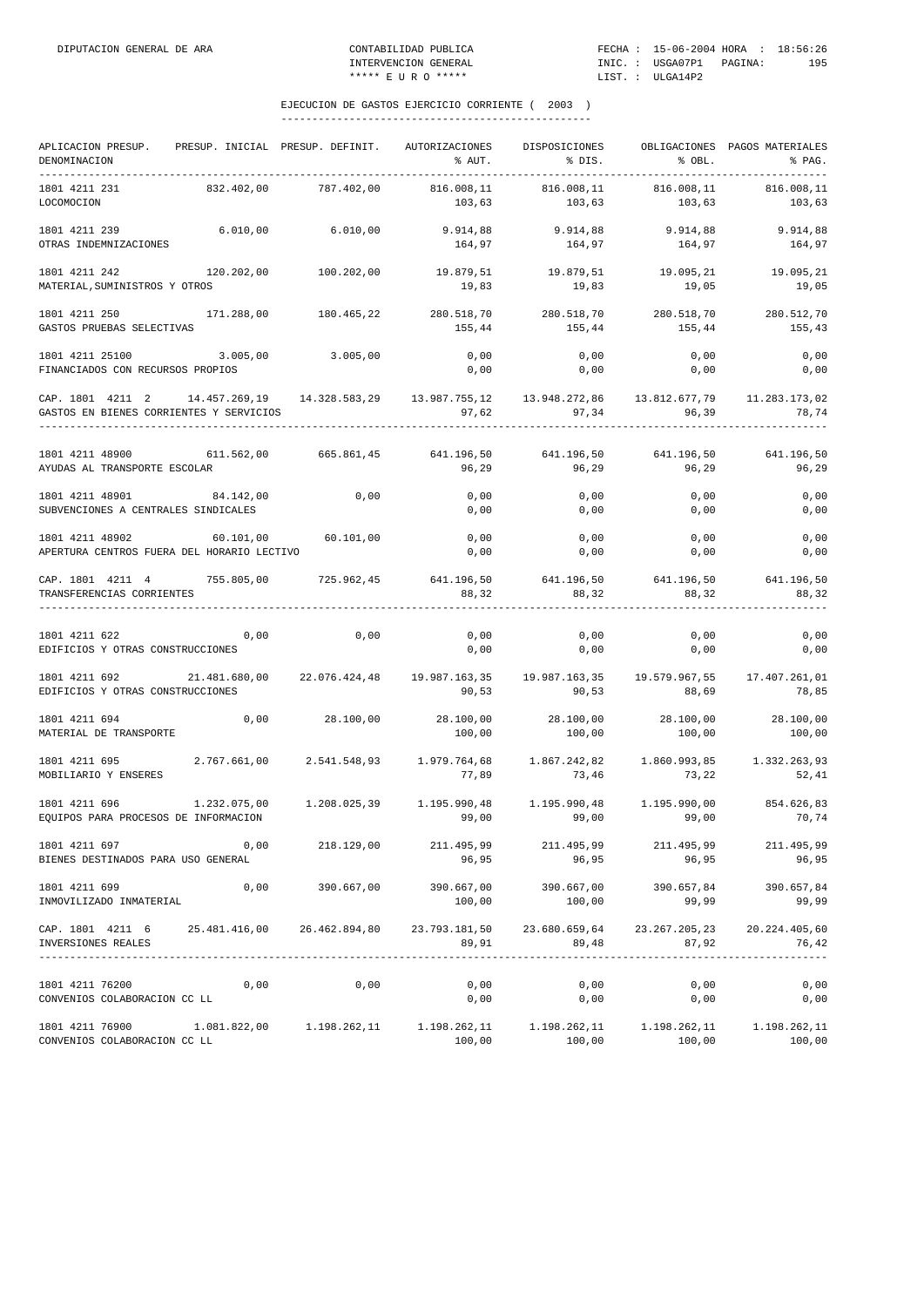DIPUTACION GENERAL DE ARA — CONTABILIDAD PUBLICA — INTERVENCION GENERAL — ***** E U R O *****

FECHA : 15-06-2004 HORA : 18:56:26 — INIC. : USGA07P1 PAGINA: 195 — LIST. : ULGA14P2

## EJECUCION DE GASTOS EJERCICIO CORRIENTE ( 2003 )

| APLICACION PRESUP. DENOMINACION | PRESUP. INICIAL | PRESUP. DEFINIT. | AUTORIZACIONES % AUT. | DISPOSICIONES % DIS. | OBLIGACIONES % OBL. | PAGOS MATERIALES % PAG. |
|---|---|---|---|---|---|---|
| 1801 4211 231 LOCOMOCION | 832.402,00 | 787.402,00 | 816.008,11 103,63 | 816.008,11 103,63 | 816.008,11 103,63 | 816.008,11 103,63 |
| 1801 4211 239 OTRAS INDEMNIZACIONES | 6.010,00 | 6.010,00 | 9.914,88 164,97 | 9.914,88 164,97 | 9.914,88 164,97 | 9.914,88 164,97 |
| 1801 4211 242 MATERIAL,SUMINISTROS Y OTROS | 120.202,00 | 100.202,00 | 19.879,51 19,83 | 19.879,51 19,83 | 19.095,21 19,05 | 19.095,21 19,05 |
| 1801 4211 250 GASTOS PRUEBAS SELECTIVAS | 171.288,00 | 180.465,22 | 280.518,70 155,44 | 280.518,70 155,44 | 280.518,70 155,44 | 280.512,70 155,43 |
| 1801 4211 25100 FINANCIADOS CON RECURSOS PROPIOS | 3.005,00 | 3.005,00 | 0,00 0,00 | 0,00 0,00 | 0,00 0,00 | 0,00 0,00 |
| CAP. 1801 4211 2 GASTOS EN BIENES CORRIENTES Y SERVICIOS | 14.457.269,19 | 14.328.583,29 | 13.987.755,12 97,62 | 13.948.272,86 97,34 | 13.812.677,79 96,39 | 11.283.173,02 78,74 |
| 1801 4211 48900 AYUDAS AL TRANSPORTE ESCOLAR | 611.562,00 | 665.861,45 | 641.196,50 96,29 | 641.196,50 96,29 | 641.196,50 96,29 | 641.196,50 96,29 |
| 1801 4211 48901 SUBVENCIONES A CENTRALES SINDICALES | 84.142,00 | 0,00 | 0,00 0,00 | 0,00 0,00 | 0,00 0,00 | 0,00 0,00 |
| 1801 4211 48902 APERTURA CENTROS FUERA DEL HORARIO LECTIVO | 60.101,00 | 60.101,00 | 0,00 0,00 | 0,00 0,00 | 0,00 0,00 | 0,00 0,00 |
| CAP. 1801 4211 4 TRANSFERENCIAS CORRIENTES | 755.805,00 | 725.962,45 | 641.196,50 88,32 | 641.196,50 88,32 | 641.196,50 88,32 | 641.196,50 88,32 |
| 1801 4211 622 EDIFICIOS Y OTRAS CONSTRUCCIONES | 0,00 | 0,00 | 0,00 0,00 | 0,00 0,00 | 0,00 0,00 | 0,00 0,00 |
| 1801 4211 692 EDIFICIOS Y OTRAS CONSTRUCCIONES | 21.481.680,00 | 22.076.424,48 | 19.987.163,35 90,53 | 19.987.163,35 90,53 | 19.579.967,55 88,69 | 17.407.261,01 78,85 |
| 1801 4211 694 MATERIAL DE TRANSPORTE | 0,00 | 28.100,00 | 28.100,00 100,00 | 28.100,00 100,00 | 28.100,00 100,00 | 28.100,00 100,00 |
| 1801 4211 695 MOBILIARIO Y ENSERES | 2.767.661,00 | 2.541.548,93 | 1.979.764,68 77,89 | 1.867.242,82 73,46 | 1.860.993,85 73,22 | 1.332.263,93 52,41 |
| 1801 4211 696 EQUIPOS PARA PROCESOS DE INFORMACION | 1.232.075,00 | 1.208.025,39 | 1.195.990,48 99,00 | 1.195.990,48 99,00 | 1.195.990,00 99,00 | 854.626,83 70,74 |
| 1801 4211 697 BIENES DESTINADOS PARA USO GENERAL | 0,00 | 218.129,00 | 211.495,99 96,95 | 211.495,99 96,95 | 211.495,99 96,95 | 211.495,99 96,95 |
| 1801 4211 699 INMOVILIZADO INMATERIAL | 0,00 | 390.667,00 | 390.667,00 100,00 | 390.667,00 100,00 | 390.657,84 99,99 | 390.657,84 99,99 |
| CAP. 1801 4211 6 INVERSIONES REALES | 25.481.416,00 | 26.462.894,80 | 23.793.181,50 89,91 | 23.680.659,64 89,48 | 23.267.205,23 87,92 | 20.224.405,60 76,42 |
| 1801 4211 76200 CONVENIOS COLABORACION CC LL | 0,00 | 0,00 | 0,00 0,00 | 0,00 0,00 | 0,00 0,00 | 0,00 0,00 |
| 1801 4211 76900 CONVENIOS COLABORACION CC LL | 1.081.822,00 | 1.198.262,11 | 1.198.262,11 100,00 | 1.198.262,11 100,00 | 1.198.262,11 100,00 | 1.198.262,11 100,00 |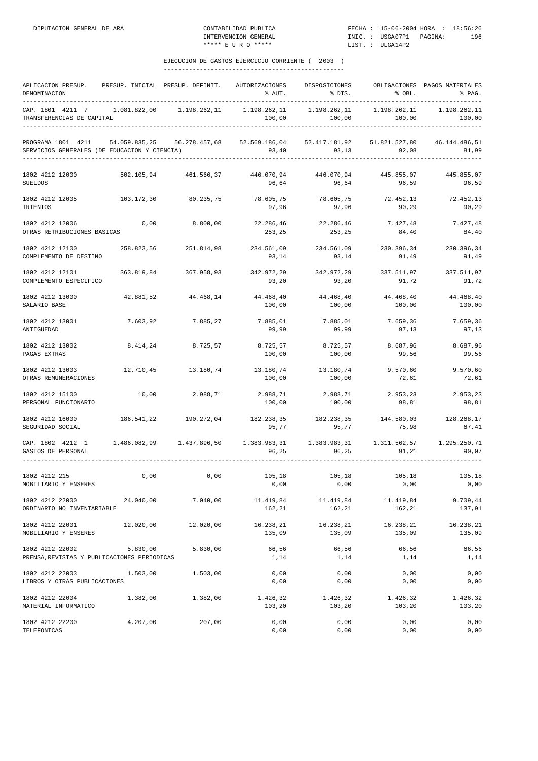EJECUCION DE GASTOS EJERCICIO CORRIENTE ( 2003 )

| APLICACION PRESUP. DENOMINACION | PRESUP. INICIAL | PRESUP. DEFINIT. | AUTORIZACIONES % AUT. | DISPOSICIONES % DIS. | OBLIGACIONES % OBL. | PAGOS MATERIALES % PAG. |
|---|---|---|---|---|---|---|
| CAP. 1801 4211 7 TRANSFERENCIAS DE CAPITAL | 1.081.822,00 | 1.198.262,11 | 1.198.262,11 100,00 | 1.198.262,11 100,00 | 1.198.262,11 100,00 | 1.198.262,11 100,00 |
| PROGRAMA 1801 4211 SERVICIOS GENERALES (DE EDUCACION Y CIENCIA) | 54.059.835,25 | 56.278.457,68 | 52.569.186,04 93,40 | 52.417.181,92 93,13 | 51.821.527,80 92,08 | 46.144.486,51 81,99 |
| 1802 4212 12000 SUELDOS | 502.105,94 | 461.566,37 | 446.070,94 96,64 | 446.070,94 96,64 | 445.855,07 96,59 | 445.855,07 96,59 |
| 1802 4212 12005 TRIENIOS | 103.172,30 | 80.235,75 | 78.605,75 97,96 | 78.605,75 97,96 | 72.452,13 90,29 | 72.452,13 90,29 |
| 1802 4212 12006 OTRAS RETRIBUCIONES BASICAS | 0,00 | 8.800,00 | 22.286,46 253,25 | 22.286,46 253,25 | 7.427,48 84,40 | 7.427,48 84,40 |
| 1802 4212 12100 COMPLEMENTO DE DESTINO | 258.823,56 | 251.814,98 | 234.561,09 93,14 | 234.561,09 93,14 | 230.396,34 91,49 | 230.396,34 91,49 |
| 1802 4212 12101 COMPLEMENTO ESPECIFICO | 363.819,84 | 367.958,93 | 342.972,29 93,20 | 342.972,29 93,20 | 337.511,97 91,72 | 337.511,97 91,72 |
| 1802 4212 13000 SALARIO BASE | 42.881,52 | 44.468,14 | 44.468,40 100,00 | 44.468,40 100,00 | 44.468,40 100,00 | 44.468,40 100,00 |
| 1802 4212 13001 ANTIGUEDAD | 7.603,92 | 7.885,27 | 7.885,01 99,99 | 7.885,01 99,99 | 7.659,36 97,13 | 7.659,36 97,13 |
| 1802 4212 13002 PAGAS EXTRAS | 8.414,24 | 8.725,57 | 8.725,57 100,00 | 8.725,57 100,00 | 8.687,96 99,56 | 8.687,96 99,56 |
| 1802 4212 13003 OTRAS REMUNERACIONES | 12.710,45 | 13.180,74 | 13.180,74 100,00 | 13.180,74 100,00 | 9.570,60 72,61 | 9.570,60 72,61 |
| 1802 4212 15100 PERSONAL FUNCIONARIO | 10,00 | 2.988,71 | 2.988,71 100,00 | 2.988,71 100,00 | 2.953,23 98,81 | 2.953,23 98,81 |
| 1802 4212 16000 SEGURIDAD SOCIAL | 186.541,22 | 190.272,04 | 182.238,35 95,77 | 182.238,35 95,77 | 144.580,03 75,98 | 128.268,17 67,41 |
| CAP. 1802 4212 1 GASTOS DE PERSONAL | 1.486.082,99 | 1.437.896,50 | 1.383.983,31 96,25 | 1.383.983,31 96,25 | 1.311.562,57 91,21 | 1.295.250,71 90,07 |
| 1802 4212 215 MOBILIARIO Y ENSERES | 0,00 | 0,00 | 105,18 0,00 | 105,18 0,00 | 105,18 0,00 | 105,18 0,00 |
| 1802 4212 22000 ORDINARIO NO INVENTARIABLE | 24.040,00 | 7.040,00 | 11.419,84 162,21 | 11.419,84 162,21 | 11.419,84 162,21 | 9.709,44 137,91 |
| 1802 4212 22001 MOBILIARIO Y ENSERES | 12.020,00 | 12.020,00 | 16.238,21 135,09 | 16.238,21 135,09 | 16.238,21 135,09 | 16.238,21 135,09 |
| 1802 4212 22002 PRENSA,REVISTAS Y PUBLICACIONES PERIODICAS | 5.830,00 | 5.830,00 | 66,56 1,14 | 66,56 1,14 | 66,56 1,14 | 66,56 1,14 |
| 1802 4212 22003 LIBROS Y OTRAS PUBLICACIONES | 1.503,00 | 1.503,00 | 0,00 0,00 | 0,00 0,00 | 0,00 0,00 | 0,00 0,00 |
| 1802 4212 22004 MATERIAL INFORMATICO | 1.382,00 | 1.382,00 | 1.426,32 103,20 | 1.426,32 103,20 | 1.426,32 103,20 | 1.426,32 103,20 |
| 1802 4212 22200 TELEFONICAS | 4.207,00 | 207,00 | 0,00 0,00 | 0,00 0,00 | 0,00 0,00 | 0,00 0,00 |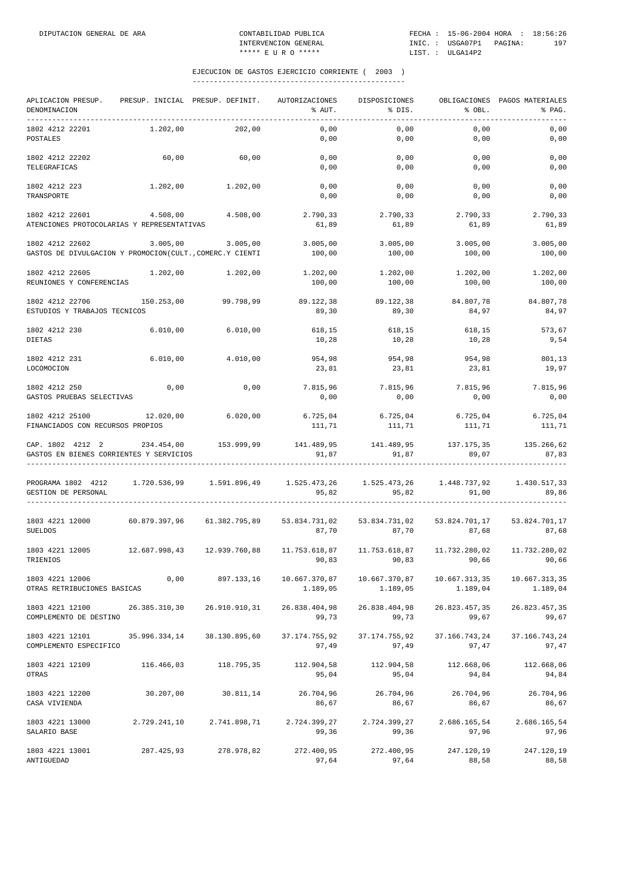## EJECUCION DE GASTOS EJERCICIO CORRIENTE ( 2003 )

| APLICACION PRESUP. DENOMINACION | PRESUP. INICIAL | PRESUP. DEFINIT. | AUTORIZACIONES % AUT. | DISPOSICIONES % DIS. | OBLIGACIONES % OBL. | PAGOS MATERIALES % PAG. |
|---|---|---|---|---|---|---|
| 1802 4212 22201 POSTALES | 1.202,00 | 202,00 | 0,00 / 0,00 | 0,00 / 0,00 | 0,00 / 0,00 | 0,00 / 0,00 |
| 1802 4212 22202 TELEGRAFICAS | 60,00 | 60,00 | 0,00 / 0,00 | 0,00 / 0,00 | 0,00 / 0,00 | 0,00 / 0,00 |
| 1802 4212 223 TRANSPORTE | 1.202,00 | 1.202,00 | 0,00 / 0,00 | 0,00 / 0,00 | 0,00 / 0,00 | 0,00 / 0,00 |
| 1802 4212 22601 ATENCIONES PROTOCOLARIAS Y REPRESENTATIVAS | 4.508,00 | 4.508,00 | 2.790,33 / 61,89 | 2.790,33 / 61,89 | 2.790,33 / 61,89 | 2.790,33 / 61,89 |
| 1802 4212 22602 GASTOS DE DIVULGACION Y PROMOCION(CULT.,COMERC.Y CIENTI | 3.005,00 | 3.005,00 | 3.005,00 / 100,00 | 3.005,00 / 100,00 | 3.005,00 / 100,00 | 3.005,00 / 100,00 |
| 1802 4212 22605 REUNIONES Y CONFERENCIAS | 1.202,00 | 1.202,00 | 1.202,00 / 100,00 | 1.202,00 / 100,00 | 1.202,00 / 100,00 | 1.202,00 / 100,00 |
| 1802 4212 22706 ESTUDIOS Y TRABAJOS TECNICOS | 150.253,00 | 99.798,99 | 89.122,38 / 89,30 | 89.122,38 / 89,30 | 84.807,78 / 84,97 | 84.807,78 / 84,97 |
| 1802 4212 230 DIETAS | 6.010,00 | 6.010,00 | 618,15 / 10,28 | 618,15 / 10,28 | 618,15 / 10,28 | 573,67 / 9,54 |
| 1802 4212 231 LOCOMOCION | 6.010,00 | 4.010,00 | 954,98 / 23,81 | 954,98 / 23,81 | 954,98 / 23,81 | 801,13 / 19,97 |
| 1802 4212 250 GASTOS PRUEBAS SELECTIVAS | 0,00 | 0,00 | 7.815,96 / 0,00 | 7.815,96 / 0,00 | 7.815,96 / 0,00 | 7.815,96 / 0,00 |
| 1802 4212 25100 FINANCIADOS CON RECURSOS PROPIOS | 12.020,00 | 6.020,00 | 6.725,04 / 111,71 | 6.725,04 / 111,71 | 6.725,04 / 111,71 | 6.725,04 / 111,71 |
| CAP. 1802 4212 2 GASTOS EN BIENES CORRIENTES Y SERVICIOS | 234.454,00 | 153.999,99 | 141.489,95 / 91,87 | 141.489,95 / 91,87 | 137.175,35 / 89,07 | 135.266,62 / 87,83 |
| PROGRAMA 1802 4212 GESTION DE PERSONAL | 1.720.536,99 | 1.591.896,49 | 1.525.473,26 / 95,82 | 1.525.473,26 / 95,82 | 1.448.737,92 / 91,00 | 1.430.517,33 / 89,86 |
| 1803 4221 12000 SUELDOS | 60.879.397,96 | 61.382.795,89 | 53.834.731,02 / 87,70 | 53.834.731,02 / 87,70 | 53.824.701,17 / 87,68 | 53.824.701,17 / 87,68 |
| 1803 4221 12005 TRIENIOS | 12.687.998,43 | 12.939.760,88 | 11.753.618,87 / 90,83 | 11.753.618,87 / 90,83 | 11.732.280,02 / 90,66 | 11.732.280,02 / 90,66 |
| 1803 4221 12006 OTRAS RETRIBUCIONES BASICAS | 0,00 | 897.133,16 | 10.667.370,87 / 1.189,05 | 10.667.370,87 / 1.189,05 | 10.667.313,35 / 1.189,04 | 10.667.313,35 / 1.189,04 |
| 1803 4221 12100 COMPLEMENTO DE DESTINO | 26.385.310,30 | 26.910.910,31 | 26.838.404,98 / 99,73 | 26.838.404,98 / 99,73 | 26.823.457,35 / 99,67 | 26.823.457,35 / 99,67 |
| 1803 4221 12101 COMPLEMENTO ESPECIFICO | 35.996.334,14 | 38.130.895,60 | 37.174.755,92 / 97,49 | 37.174.755,92 / 97,49 | 37.166.743,24 / 97,47 | 37.166.743,24 / 97,47 |
| 1803 4221 12109 OTRAS | 116.466,03 | 118.795,35 | 112.904,58 / 95,04 | 112.904,58 / 95,04 | 112.668,06 / 94,84 | 112.668,06 / 94,84 |
| 1803 4221 12200 CASA VIVIENDA | 30.207,00 | 30.811,14 | 26.704,96 / 86,67 | 26.704,96 / 86,67 | 26.704,96 / 86,67 | 26.704,96 / 86,67 |
| 1803 4221 13000 SALARIO BASE | 2.729.241,10 | 2.741.898,71 | 2.724.399,27 / 99,36 | 2.724.399,27 / 99,36 | 2.686.165,54 / 97,96 | 2.686.165,54 / 97,96 |
| 1803 4221 13001 ANTIGUEDAD | 287.425,93 | 278.978,82 | 272.400,95 / 97,64 | 272.400,95 / 97,64 | 247.120,19 / 88,58 | 247.120,19 / 88,58 |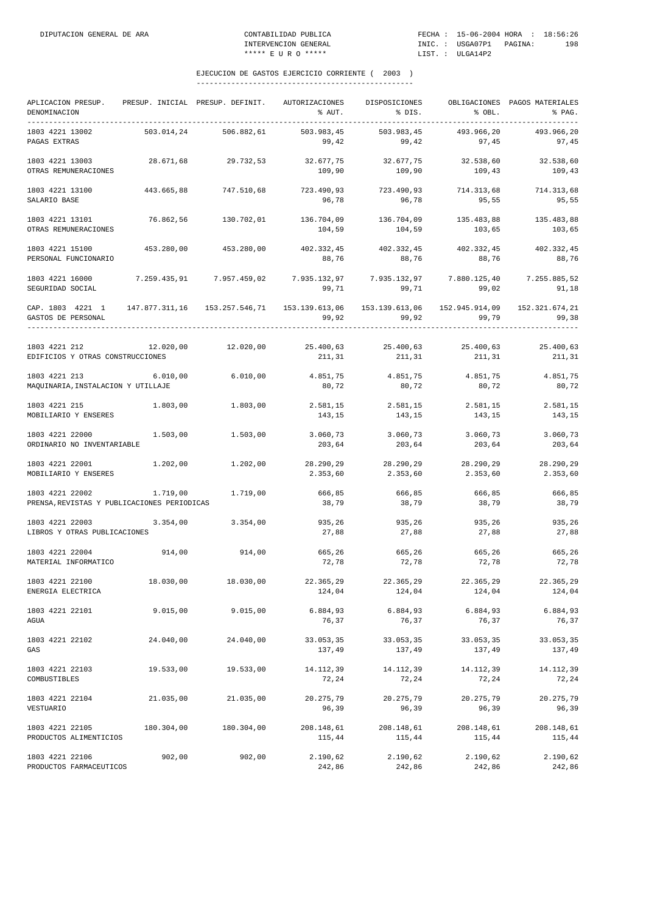## EJECUCION DE GASTOS EJERCICIO CORRIENTE ( 2003 )

| APLICACION PRESUP. DENOMINACION | PRESUP. INICIAL | PRESUP. DEFINIT. | AUTORIZACIONES % AUT. | DISPOSICIONES % DIS. | OBLIGACIONES % OBL. | PAGOS MATERIALES % PAG. |
|---|---|---|---|---|---|---|
| 1803 4221 13002 PAGAS EXTRAS | 503.014,24 | 506.882,61 | 503.983,45 99,42 | 503.983,45 99,42 | 493.966,20 97,45 | 493.966,20 97,45 |
| 1803 4221 13003 OTRAS REMUNERACIONES | 28.671,68 | 29.732,53 | 32.677,75 109,90 | 32.677,75 109,90 | 32.538,60 109,43 | 32.538,60 109,43 |
| 1803 4221 13100 SALARIO BASE | 443.665,88 | 747.510,68 | 723.490,93 96,78 | 723.490,93 96,78 | 714.313,68 95,55 | 714.313,68 95,55 |
| 1803 4221 13101 OTRAS REMUNERACIONES | 76.862,56 | 130.702,01 | 136.704,09 104,59 | 136.704,09 104,59 | 135.483,88 103,65 | 135.483,88 103,65 |
| 1803 4221 15100 PERSONAL FUNCIONARIO | 453.280,00 | 453.280,00 | 402.332,45 88,76 | 402.332,45 88,76 | 402.332,45 88,76 | 402.332,45 88,76 |
| 1803 4221 16000 SEGURIDAD SOCIAL | 7.259.435,91 | 7.957.459,02 | 7.935.132,97 99,71 | 7.935.132,97 99,71 | 7.880.125,40 99,02 | 7.255.885,52 91,18 |
| CAP. 1803 4221 1 GASTOS DE PERSONAL | 147.877.311,16 | 153.257.546,71 | 153.139.613,06 99,92 | 153.139.613,06 99,92 | 152.945.914,09 99,79 | 152.321.674,21 99,38 |
| 1803 4221 212 EDIFICIOS Y OTRAS CONSTRUCCIONES | 12.020,00 | 12.020,00 | 25.400,63 211,31 | 25.400,63 211,31 | 25.400,63 211,31 | 25.400,63 211,31 |
| 1803 4221 213 MAQUINARIA,INSTALACION Y UTILLAJE | 6.010,00 | 6.010,00 | 4.851,75 80,72 | 4.851,75 80,72 | 4.851,75 80,72 | 4.851,75 80,72 |
| 1803 4221 215 MOBILIARIO Y ENSERES | 1.803,00 | 1.803,00 | 2.581,15 143,15 | 2.581,15 143,15 | 2.581,15 143,15 | 2.581,15 143,15 |
| 1803 4221 22000 ORDINARIO NO INVENTARIABLE | 1.503,00 | 1.503,00 | 3.060,73 203,64 | 3.060,73 203,64 | 3.060,73 203,64 | 3.060,73 203,64 |
| 1803 4221 22001 MOBILIARIO Y ENSERES | 1.202,00 | 1.202,00 | 28.290,29 2.353,60 | 28.290,29 2.353,60 | 28.290,29 2.353,60 | 28.290,29 2.353,60 |
| 1803 4221 22002 PRENSA,REVISTAS Y PUBLICACIONES PERIODICAS | 1.719,00 | 1.719,00 | 666,85 38,79 | 666,85 38,79 | 666,85 38,79 | 666,85 38,79 |
| 1803 4221 22003 LIBROS Y OTRAS PUBLICACIONES | 3.354,00 | 3.354,00 | 935,26 27,88 | 935,26 27,88 | 935,26 27,88 | 935,26 27,88 |
| 1803 4221 22004 MATERIAL INFORMATICO | 914,00 | 914,00 | 665,26 72,78 | 665,26 72,78 | 665,26 72,78 | 665,26 72,78 |
| 1803 4221 22100 ENERGIA ELECTRICA | 18.030,00 | 18.030,00 | 22.365,29 124,04 | 22.365,29 124,04 | 22.365,29 124,04 | 22.365,29 124,04 |
| 1803 4221 22101 AGUA | 9.015,00 | 9.015,00 | 6.884,93 76,37 | 6.884,93 76,37 | 6.884,93 76,37 | 6.884,93 76,37 |
| 1803 4221 22102 GAS | 24.040,00 | 24.040,00 | 33.053,35 137,49 | 33.053,35 137,49 | 33.053,35 137,49 | 33.053,35 137,49 |
| 1803 4221 22103 COMBUSTIBLES | 19.533,00 | 19.533,00 | 14.112,39 72,24 | 14.112,39 72,24 | 14.112,39 72,24 | 14.112,39 72,24 |
| 1803 4221 22104 VESTUARIO | 21.035,00 | 21.035,00 | 20.275,79 96,39 | 20.275,79 96,39 | 20.275,79 96,39 | 20.275,79 96,39 |
| 1803 4221 22105 PRODUCTOS ALIMENTICIOS | 180.304,00 | 180.304,00 | 208.148,61 115,44 | 208.148,61 115,44 | 208.148,61 115,44 | 208.148,61 115,44 |
| 1803 4221 22106 PRODUCTOS FARMACEUTICOS | 902,00 | 902,00 | 2.190,62 242,86 | 2.190,62 242,86 | 2.190,62 242,86 | 2.190,62 242,86 |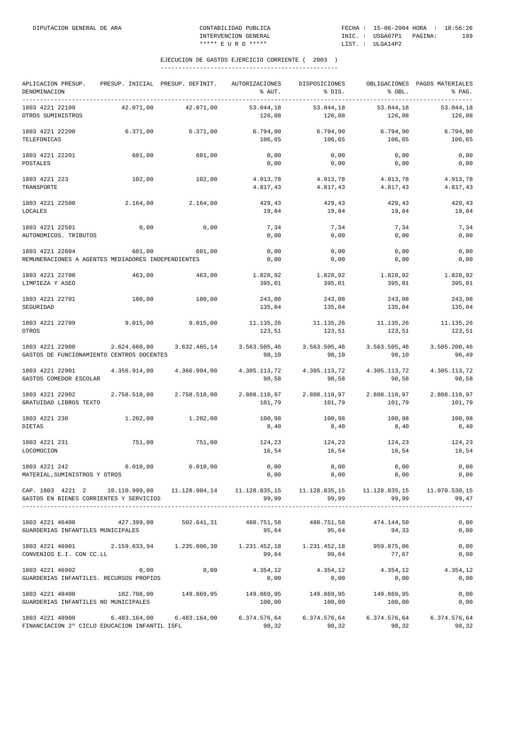## EJECUCION DE GASTOS EJERCICIO CORRIENTE ( 2003 )

| APLICACION PRESUP. DENOMINACION | PRESUP. INICIAL | PRESUP. DEFINIT. | AUTORIZACIONES % AUT. | DISPOSICIONES % DIS. | OBLIGACIONES % OBL. | PAGOS MATERIALES % PAG. |
|---|---|---|---|---|---|---|
| 1803 4221 22109 OTROS SUMINISTROS | 42.071,00 | 42.071,00 | 53.044,18 126,08 | 53.044,18 126,08 | 53.044,18 126,08 | 53.044,18 126,08 |
| 1803 4221 22200 TELEFONICAS | 6.371,00 | 6.371,00 | 6.794,90 106,65 | 6.794,90 106,65 | 6.794,90 106,65 | 6.794,90 106,65 |
| 1803 4221 22201 POSTALES | 601,00 | 601,00 | 0,00 0,00 | 0,00 0,00 | 0,00 0,00 | 0,00 0,00 |
| 1803 4221 223 TRANSPORTE | 102,00 | 102,00 | 4.913,78 4.817,43 | 4.913,78 4.817,43 | 4.913,78 4.817,43 | 4.913,78 4.817,43 |
| 1803 4221 22500 LOCALES | 2.164,00 | 2.164,00 | 429,43 19,84 | 429,43 19,84 | 429,43 19,84 | 429,43 19,84 |
| 1803 4221 22501 AUTONOMICOS. TRIBUTOS | 0,00 | 0,00 | 7,34 0,00 | 7,34 0,00 | 7,34 0,00 | 7,34 0,00 |
| 1803 4221 22604 REMUNERACIONES A AGENTES MEDIADORES INDEPENDIENTES | 601,00 | 601,00 | 0,00 0,00 | 0,00 0,00 | 0,00 0,00 | 0,00 0,00 |
| 1803 4221 22700 LIMPIEZA Y ASEO | 463,00 | 463,00 | 1.828,92 395,01 | 1.828,92 395,01 | 1.828,92 395,01 | 1.828,92 395,01 |
| 1803 4221 22701 SEGURIDAD | 180,00 | 180,00 | 243,08 135,04 | 243,08 135,04 | 243,08 135,04 | 243,08 135,04 |
| 1803 4221 22709 OTROS | 9.015,00 | 9.015,00 | 11.135,26 123,51 | 11.135,26 123,51 | 11.135,26 123,51 | 11.135,26 123,51 |
| 1803 4221 22900 GASTOS DE FUNCIONAMIENTO CENTROS DOCENTES | 2.624.660,00 | 3.632.485,14 | 3.563.505,46 98,10 | 3.563.505,46 98,10 | 3.563.505,46 98,10 | 3.505.200,46 96,49 |
| 1803 4221 22901 GASTOS COMEDOR ESCOLAR | 4.356.914,00 | 4.366.994,00 | 4.305.113,72 98,58 | 4.305.113,72 98,58 | 4.305.113,72 98,58 | 4.305.113,72 98,58 |
| 1803 4221 22902 GRATUIDAD LIBROS TEXTO | 2.758.510,00 | 2.758.510,00 | 2.808.110,97 101,79 | 2.808.110,97 101,79 | 2.808.110,97 101,79 | 2.808.110,97 101,79 |
| 1803 4221 230 DIETAS | 1.202,00 | 1.202,00 | 100,98 8,40 | 100,98 8,40 | 100,98 8,40 | 100,98 8,40 |
| 1803 4221 231 LOCOMOCION | 751,00 | 751,00 | 124,23 16,54 | 124,23 16,54 | 124,23 16,54 | 124,23 16,54 |
| 1803 4221 242 MATERIAL,SUMINISTROS Y OTROS | 6.010,00 | 6.010,00 | 0,00 0,00 | 0,00 0,00 | 0,00 0,00 | 0,00 0,00 |
| CAP. 1803 4221 2 GASTOS EN BIENES CORRIENTES Y SERVICIOS | 10.110.999,00 | 11.128.904,14 | 11.128.835,15 99,99 | 11.128.835,15 99,99 | 11.128.835,15 99,99 | 11.070.530,15 99,47 |
| 1803 4221 46400 GUARDERIAS INFANTILES MUNICIPALES | 427.399,00 | 502.641,31 | 480.751,58 95,64 | 480.751,58 95,64 | 474.144,50 94,33 | 0,00 0,00 |
| 1803 4221 46901 CONVENIOS E.I. CON CC.LL | 2.159.633,94 | 1.235.806,30 | 1.231.452,18 99,64 | 1.231.452,18 99,64 | 959.875,06 77,67 | 0,00 0,00 |
| 1803 4221 46902 GUARDERIAS INFANTILES. RECURSOS PROPIOS | 0,00 | 0,00 | 4.354,12 0,00 | 4.354,12 0,00 | 4.354,12 0,00 | 4.354,12 0,00 |
| 1803 4221 48400 GUARDERIAS INFANTILES NO MUNICIPALES | 182.708,00 | 149.869,95 | 149.869,95 100,00 | 149.869,95 100,00 | 149.869,95 100,00 | 0,00 0,00 |
| 1803 4221 48900 FINANCIACION 2º CICLO EDUCACION INFANTIL ISFL | 6.483.164,00 | 6.483.164,00 | 6.374.576,64 98,32 | 6.374.576,64 98,32 | 6.374.576,64 98,32 | 6.374.576,64 98,32 |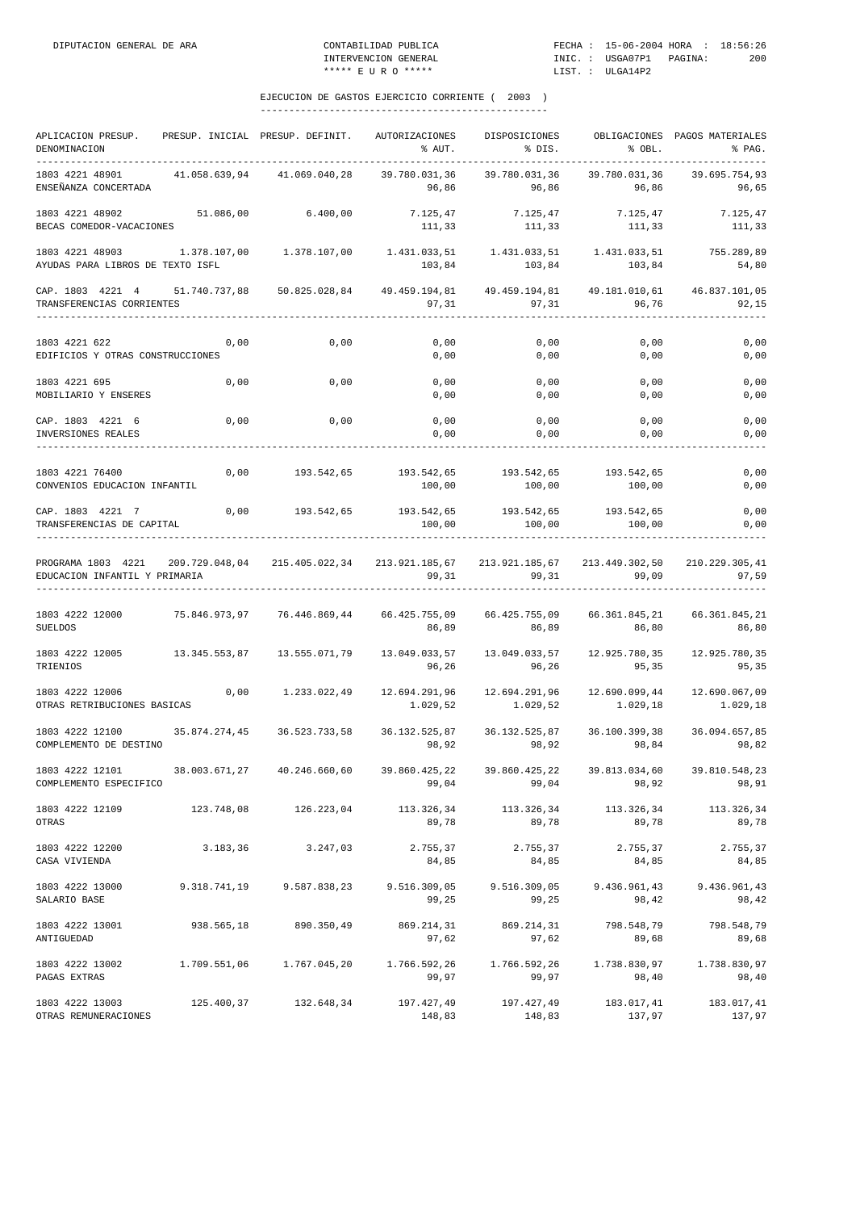DIPUTACION GENERAL DE ARA — CONTABILIDAD PUBLICA — INTERVENCION GENERAL — ***** E U R O ***** — FECHA : 15-06-2004 HORA : 18:56:26 — INIC. : USGA07P1 PAGINA: 200 — LIST. : ULGA14P2

## EJECUCION DE GASTOS EJERCICIO CORRIENTE ( 2003 )

| APLICACION PRESUP. DENOMINACION | PRESUP. INICIAL | PRESUP. DEFINIT. | AUTORIZACIONES % AUT. | DISPOSICIONES % DIS. | OBLIGACIONES % OBL. | PAGOS MATERIALES % PAG. |
|---|---|---|---|---|---|---|
| 1803 4221 48901 ENSEÑANZA CONCERTADA | 41.058.639,94 | 41.069.040,28 | 39.780.031,36 96,86 | 39.780.031,36 96,86 | 39.780.031,36 96,86 | 39.695.754,93 96,65 |
| 1803 4221 48902 BECAS COMEDOR-VACACIONES | 51.086,00 | 6.400,00 | 7.125,47 111,33 | 7.125,47 111,33 | 7.125,47 111,33 | 7.125,47 111,33 |
| 1803 4221 48903 AYUDAS PARA LIBROS DE TEXTO ISFL | 1.378.107,00 | 1.378.107,00 | 1.431.033,51 103,84 | 1.431.033,51 103,84 | 1.431.033,51 103,84 | 755.289,89 54,80 |
| CAP. 1803 4221 4 TRANSFERENCIAS CORRIENTES | 51.740.737,88 | 50.825.028,84 | 49.459.194,81 97,31 | 49.459.194,81 97,31 | 49.181.010,61 96,76 | 46.837.101,05 92,15 |
| 1803 4221 622 EDIFICIOS Y OTRAS CONSTRUCCIONES | 0,00 | 0,00 | 0,00 0,00 | 0,00 0,00 | 0,00 0,00 | 0,00 0,00 |
| 1803 4221 695 MOBILIARIO Y ENSERES | 0,00 | 0,00 | 0,00 0,00 | 0,00 0,00 | 0,00 0,00 | 0,00 0,00 |
| CAP. 1803 4221 6 INVERSIONES REALES | 0,00 | 0,00 | 0,00 0,00 | 0,00 0,00 | 0,00 0,00 | 0,00 0,00 |
| 1803 4221 76400 CONVENIOS EDUCACION INFANTIL | 0,00 | 193.542,65 | 193.542,65 100,00 | 193.542,65 100,00 | 193.542,65 100,00 | 0,00 0,00 |
| CAP. 1803 4221 7 TRANSFERENCIAS DE CAPITAL | 0,00 | 193.542,65 | 193.542,65 100,00 | 193.542,65 100,00 | 193.542,65 100,00 | 0,00 0,00 |
| PROGRAMA 1803 4221 EDUCACION INFANTIL Y PRIMARIA | 209.729.048,04 | 215.405.022,34 | 213.921.185,67 99,31 | 213.921.185,67 99,31 | 213.449.302,50 99,09 | 210.229.305,41 97,59 |
| 1803 4222 12000 SUELDOS | 75.846.973,97 | 76.446.869,44 | 66.425.755,09 86,89 | 66.425.755,09 86,89 | 66.361.845,21 86,80 | 66.361.845,21 86,80 |
| 1803 4222 12005 TRIENIOS | 13.345.553,87 | 13.555.071,79 | 13.049.033,57 96,26 | 13.049.033,57 96,26 | 12.925.780,35 95,35 | 12.925.780,35 95,35 |
| 1803 4222 12006 OTRAS RETRIBUCIONES BASICAS | 0,00 | 1.233.022,49 | 12.694.291,96 1.029,52 | 12.694.291,96 1.029,52 | 12.690.099,44 1.029,18 | 12.690.067,09 1.029,18 |
| 1803 4222 12100 COMPLEMENTO DE DESTINO | 35.874.274,45 | 36.523.733,58 | 36.132.525,87 98,92 | 36.132.525,87 98,92 | 36.100.399,38 98,84 | 36.094.657,85 98,82 |
| 1803 4222 12101 COMPLEMENTO ESPECIFICO | 38.003.671,27 | 40.246.660,60 | 39.860.425,22 99,04 | 39.860.425,22 99,04 | 39.813.034,60 98,92 | 39.810.548,23 98,91 |
| 1803 4222 12109 OTRAS | 123.748,08 | 126.223,04 | 113.326,34 89,78 | 113.326,34 89,78 | 113.326,34 89,78 | 113.326,34 89,78 |
| 1803 4222 12200 CASA VIVIENDA | 3.183,36 | 3.247,03 | 2.755,37 84,85 | 2.755,37 84,85 | 2.755,37 84,85 | 2.755,37 84,85 |
| 1803 4222 13000 SALARIO BASE | 9.318.741,19 | 9.587.838,23 | 9.516.309,05 99,25 | 9.516.309,05 99,25 | 9.436.961,43 98,42 | 9.436.961,43 98,42 |
| 1803 4222 13001 ANTIGUEDAD | 938.565,18 | 890.350,49 | 869.214,31 97,62 | 869.214,31 97,62 | 798.548,79 89,68 | 798.548,79 89,68 |
| 1803 4222 13002 PAGAS EXTRAS | 1.709.551,06 | 1.767.045,20 | 1.766.592,26 99,97 | 1.766.592,26 99,97 | 1.738.830,97 98,40 | 1.738.830,97 98,40 |
| 1803 4222 13003 OTRAS REMUNERACIONES | 125.400,37 | 132.648,34 | 197.427,49 148,83 | 197.427,49 148,83 | 183.017,41 137,97 | 183.017,41 137,97 |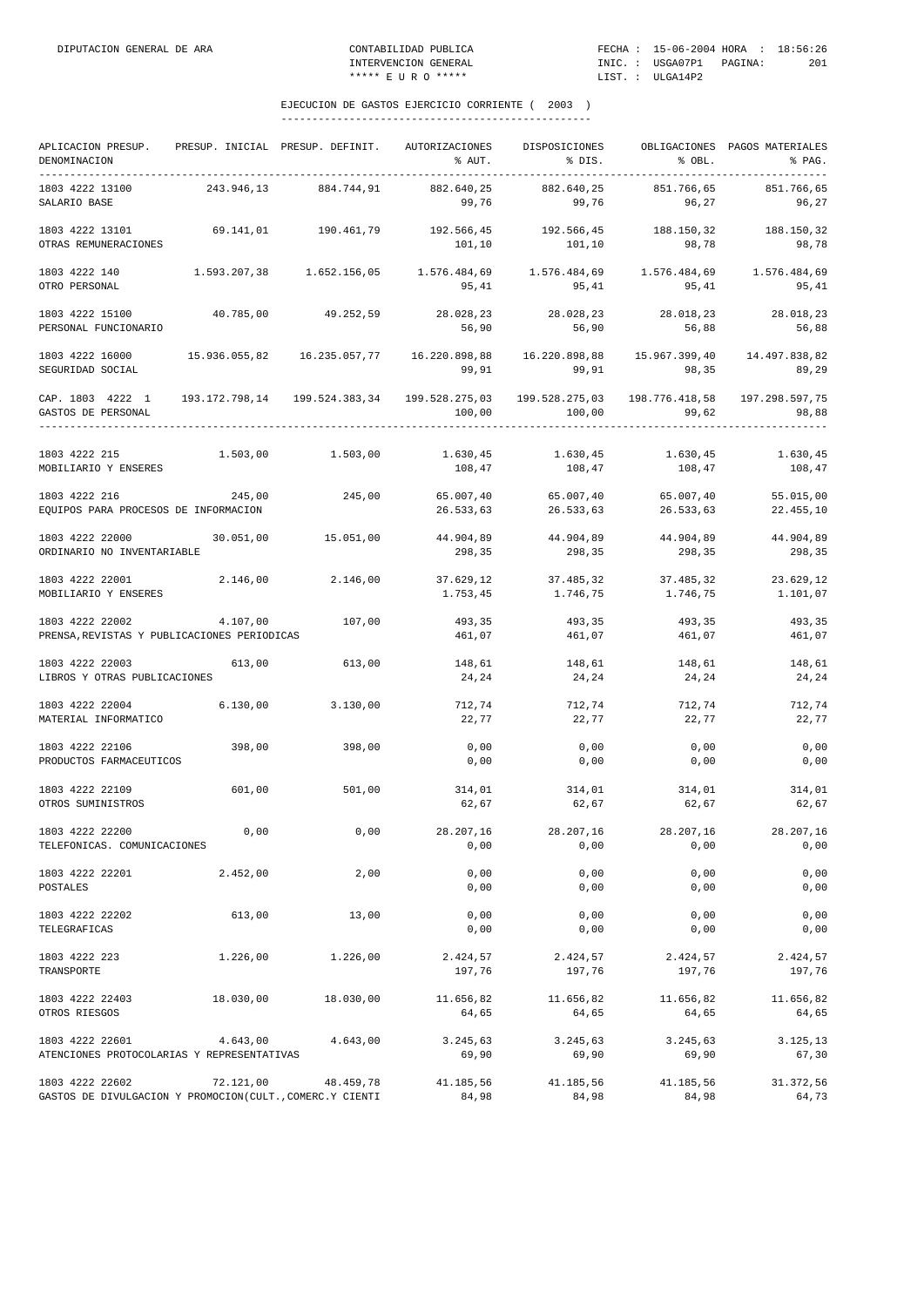EJECUCION DE GASTOS EJERCICIO CORRIENTE ( 2003 )

| APLICACION PRESUP. DENOMINACION | PRESUP. INICIAL | PRESUP. DEFINIT. | AUTORIZACIONES % AUT. | DISPOSICIONES % DIS. | OBLIGACIONES % OBL. | PAGOS MATERIALES % PAG. |
|---|---|---|---|---|---|---|
| 1803 4222 13100 SALARIO BASE | 243.946,13 | 884.744,91 | 882.640,25 99,76 | 882.640,25 99,76 | 851.766,65 96,27 | 851.766,65 96,27 |
| 1803 4222 13101 OTRAS REMUNERACIONES | 69.141,01 | 190.461,79 | 192.566,45 101,10 | 192.566,45 101,10 | 188.150,32 98,78 | 188.150,32 98,78 |
| 1803 4222 140 OTRO PERSONAL | 1.593.207,38 | 1.652.156,05 | 1.576.484,69 95,41 | 1.576.484,69 95,41 | 1.576.484,69 95,41 | 1.576.484,69 95,41 |
| 1803 4222 15100 PERSONAL FUNCIONARIO | 40.785,00 | 49.252,59 | 28.028,23 56,90 | 28.028,23 56,90 | 28.018,23 56,88 | 28.018,23 56,88 |
| 1803 4222 16000 SEGURIDAD SOCIAL | 15.936.055,82 | 16.235.057,77 | 16.220.898,88 99,91 | 16.220.898,88 99,91 | 15.967.399,40 98,35 | 14.497.838,82 89,29 |
| CAP. 1803 4222 1 GASTOS DE PERSONAL | 193.172.798,14 | 199.524.383,34 | 199.528.275,03 100,00 | 199.528.275,03 100,00 | 198.776.418,58 99,62 | 197.298.597,75 98,88 |
| 1803 4222 215 MOBILIARIO Y ENSERES | 1.503,00 | 1.503,00 | 1.630,45 108,47 | 1.630,45 108,47 | 1.630,45 108,47 | 1.630,45 108,47 |
| 1803 4222 216 EQUIPOS PARA PROCESOS DE INFORMACION | 245,00 | 245,00 | 65.007,40 26.533,63 | 65.007,40 26.533,63 | 65.007,40 26.533,63 | 55.015,00 22.455,10 |
| 1803 4222 22000 ORDINARIO NO INVENTARIABLE | 30.051,00 | 15.051,00 | 44.904,89 298,35 | 44.904,89 298,35 | 44.904,89 298,35 | 44.904,89 298,35 |
| 1803 4222 22001 MOBILIARIO Y ENSERES | 2.146,00 | 2.146,00 | 37.629,12 1.753,45 | 37.485,32 1.746,75 | 37.485,32 1.746,75 | 23.629,12 1.101,07 |
| 1803 4222 22002 PRENSA,REVISTAS Y PUBLICACIONES PERIODICAS | 4.107,00 | 107,00 | 493,35 461,07 | 493,35 461,07 | 493,35 461,07 | 493,35 461,07 |
| 1803 4222 22003 LIBROS Y OTRAS PUBLICACIONES | 613,00 | 613,00 | 148,61 24,24 | 148,61 24,24 | 148,61 24,24 | 148,61 24,24 |
| 1803 4222 22004 MATERIAL INFORMATICO | 6.130,00 | 3.130,00 | 712,74 22,77 | 712,74 22,77 | 712,74 22,77 | 712,74 22,77 |
| 1803 4222 22106 PRODUCTOS FARMACEUTICOS | 398,00 | 398,00 | 0,00 0,00 | 0,00 0,00 | 0,00 0,00 | 0,00 0,00 |
| 1803 4222 22109 OTROS SUMINISTROS | 601,00 | 501,00 | 314,01 62,67 | 314,01 62,67 | 314,01 62,67 | 314,01 62,67 |
| 1803 4222 22200 TELEFONICAS. COMUNICACIONES | 0,00 | 0,00 | 28.207,16 0,00 | 28.207,16 0,00 | 28.207,16 0,00 | 28.207,16 0,00 |
| 1803 4222 22201 POSTALES | 2.452,00 | 2,00 | 0,00 0,00 | 0,00 0,00 | 0,00 0,00 | 0,00 0,00 |
| 1803 4222 22202 TELEGRAFICAS | 613,00 | 13,00 | 0,00 0,00 | 0,00 0,00 | 0,00 0,00 | 0,00 0,00 |
| 1803 4222 223 TRANSPORTE | 1.226,00 | 1.226,00 | 2.424,57 197,76 | 2.424,57 197,76 | 2.424,57 197,76 | 2.424,57 197,76 |
| 1803 4222 22403 OTROS RIESGOS | 18.030,00 | 18.030,00 | 11.656,82 64,65 | 11.656,82 64,65 | 11.656,82 64,65 | 11.656,82 64,65 |
| 1803 4222 22601 ATENCIONES PROTOCOLARIAS Y REPRESENTATIVAS | 4.643,00 | 4.643,00 | 3.245,63 69,90 | 3.245,63 69,90 | 3.245,63 69,90 | 3.125,13 67,30 |
| 1803 4222 22602 GASTOS DE DIVULGACION Y PROMOCION(CULT.,COMERC.Y CIENTI | 72.121,00 | 48.459,78 | 41.185,56 84,98 | 41.185,56 84,98 | 41.185,56 84,98 | 31.372,56 64,73 |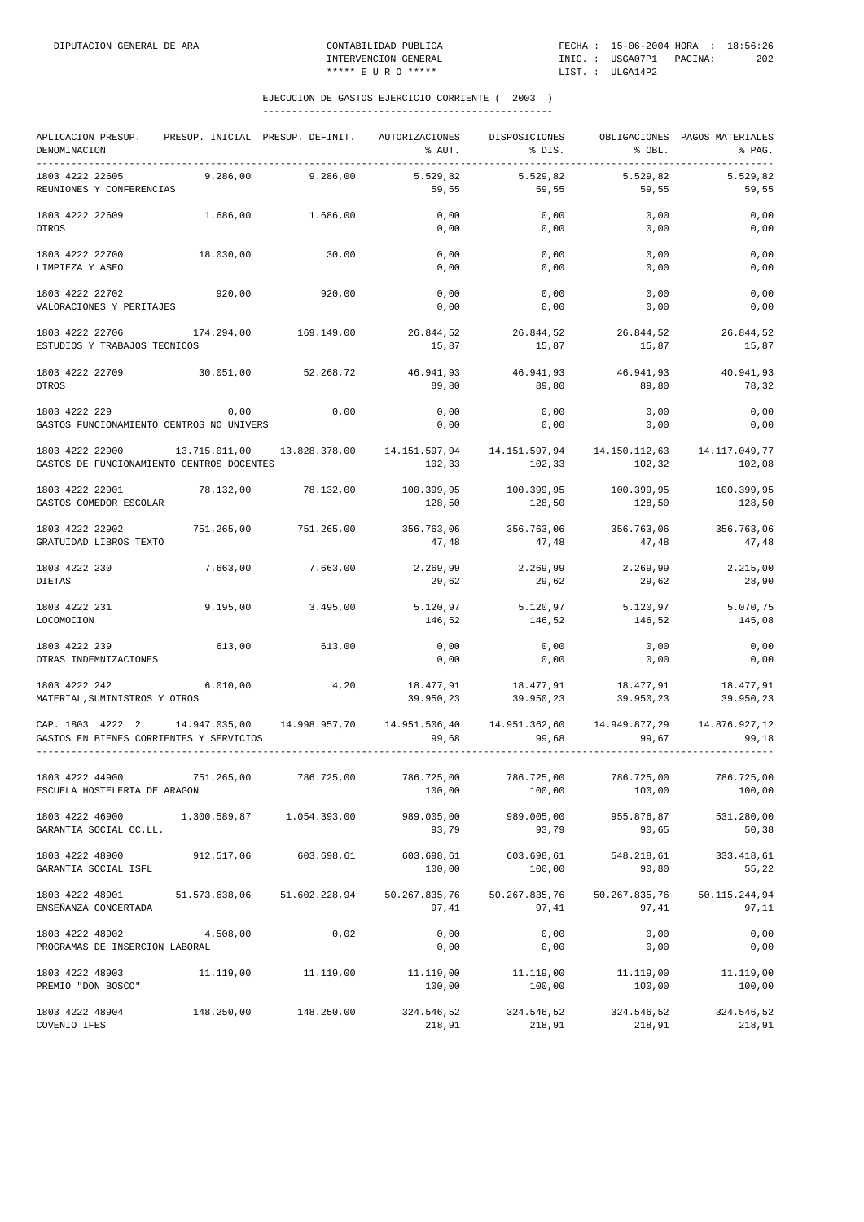EJECUCION DE GASTOS EJERCICIO CORRIENTE ( 2003 )

| APLICACION PRESUP. DENOMINACION | PRESUP. INICIAL | PRESUP. DEFINIT. | AUTORIZACIONES % AUT. | DISPOSICIONES % DIS. | OBLIGACIONES % OBL. | PAGOS MATERIALES % PAG. |
|---|---|---|---|---|---|---|
| 1803 4222 22605 REUNIONES Y CONFERENCIAS | 9.286,00 | 9.286,00 | 5.529,82 59,55 | 5.529,82 59,55 | 5.529,82 59,55 | 5.529,82 59,55 |
| 1803 4222 22609 OTROS | 1.686,00 | 1.686,00 | 0,00 0,00 | 0,00 0,00 | 0,00 0,00 | 0,00 0,00 |
| 1803 4222 22700 LIMPIEZA Y ASEO | 18.030,00 | 30,00 | 0,00 0,00 | 0,00 0,00 | 0,00 0,00 | 0,00 0,00 |
| 1803 4222 22702 VALORACIONES Y PERITAJES | 920,00 | 920,00 | 0,00 0,00 | 0,00 0,00 | 0,00 0,00 | 0,00 0,00 |
| 1803 4222 22706 ESTUDIOS Y TRABAJOS TECNICOS | 174.294,00 | 169.149,00 | 26.844,52 15,87 | 26.844,52 15,87 | 26.844,52 15,87 | 26.844,52 15,87 |
| 1803 4222 22709 OTROS | 30.051,00 | 52.268,72 | 46.941,93 89,80 | 46.941,93 89,80 | 46.941,93 89,80 | 40.941,93 78,32 |
| 1803 4222 229 GASTOS FUNCIONAMIENTO CENTROS NO UNIVERS | 0,00 | 0,00 | 0,00 0,00 | 0,00 0,00 | 0,00 0,00 | 0,00 0,00 |
| 1803 4222 22900 GASTOS DE FUNCIONAMIENTO CENTROS DOCENTES | 13.715.011,00 | 13.828.378,00 | 14.151.597,94 102,33 | 14.151.597,94 102,33 | 14.150.112,63 102,32 | 14.117.049,77 102,08 |
| 1803 4222 22901 GASTOS COMEDOR ESCOLAR | 78.132,00 | 78.132,00 | 100.399,95 128,50 | 100.399,95 128,50 | 100.399,95 128,50 | 100.399,95 128,50 |
| 1803 4222 22902 GRATUIDAD LIBROS TEXTO | 751.265,00 | 751.265,00 | 356.763,06 47,48 | 356.763,06 47,48 | 356.763,06 47,48 | 356.763,06 47,48 |
| 1803 4222 230 DIETAS | 7.663,00 | 7.663,00 | 2.269,99 29,62 | 2.269,99 29,62 | 2.269,99 29,62 | 2.215,00 28,90 |
| 1803 4222 231 LOCOMOCION | 9.195,00 | 3.495,00 | 5.120,97 146,52 | 5.120,97 146,52 | 5.120,97 146,52 | 5.070,75 145,08 |
| 1803 4222 239 OTRAS INDEMNIZACIONES | 613,00 | 613,00 | 0,00 0,00 | 0,00 0,00 | 0,00 0,00 | 0,00 0,00 |
| 1803 4222 242 MATERIAL,SUMINISTROS Y OTROS | 6.010,00 | 4,20 | 18.477,91 39.950,23 | 18.477,91 39.950,23 | 18.477,91 39.950,23 | 18.477,91 39.950,23 |
| CAP. 1803 4222 2 GASTOS EN BIENES CORRIENTES Y SERVICIOS | 14.947.035,00 | 14.998.957,70 | 14.951.506,40 99,68 | 14.951.362,60 99,68 | 14.949.877,29 99,67 | 14.876.927,12 99,18 |
| 1803 4222 44900 ESCUELA HOSTELERIA DE ARAGON | 751.265,00 | 786.725,00 | 786.725,00 100,00 | 786.725,00 100,00 | 786.725,00 100,00 | 786.725,00 100,00 |
| 1803 4222 46900 GARANTIA SOCIAL CC.LL. | 1.300.589,87 | 1.054.393,00 | 989.005,00 93,79 | 989.005,00 93,79 | 955.876,87 90,65 | 531.280,00 50,38 |
| 1803 4222 48900 GARANTIA SOCIAL ISFL | 912.517,06 | 603.698,61 | 603.698,61 100,00 | 603.698,61 100,00 | 548.218,61 90,80 | 333.418,61 55,22 |
| 1803 4222 48901 ENSEÑANZA CONCERTADA | 51.573.638,06 | 51.602.228,94 | 50.267.835,76 97,41 | 50.267.835,76 97,41 | 50.267.835,76 97,41 | 50.115.244,94 97,11 |
| 1803 4222 48902 PROGRAMAS DE INSERCION LABORAL | 4.508,00 | 0,02 | 0,00 0,00 | 0,00 0,00 | 0,00 0,00 | 0,00 0,00 |
| 1803 4222 48903 PREMIO "DON BOSCO" | 11.119,00 | 11.119,00 | 11.119,00 100,00 | 11.119,00 100,00 | 11.119,00 100,00 | 11.119,00 100,00 |
| 1803 4222 48904 COVENIO IFES | 148.250,00 | 148.250,00 | 324.546,52 218,91 | 324.546,52 218,91 | 324.546,52 218,91 | 324.546,52 218,91 |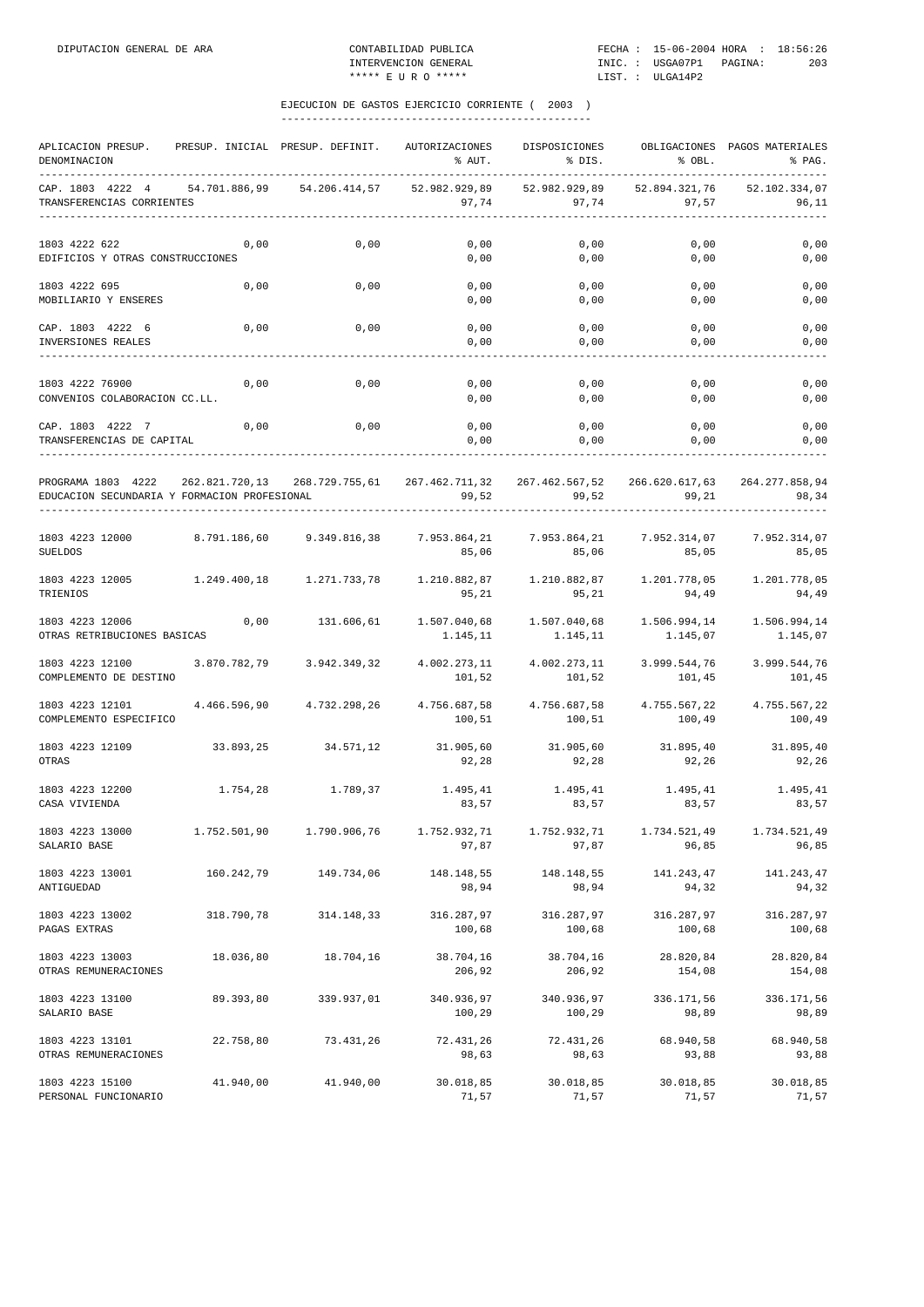## EJECUCION DE GASTOS EJERCICIO CORRIENTE ( 2003 )

| APLICACION PRESUP. DENOMINACION | PRESUP. INICIAL | PRESUP. DEFINIT. | AUTORIZACIONES % AUT. | DISPOSICIONES % DIS. | OBLIGACIONES % OBL. | PAGOS MATERIALES % PAG. |
|---|---|---|---|---|---|---|
| CAP. 1803 4222 4 TRANSFERENCIAS CORRIENTES | 54.701.886,99 | 54.206.414,57 | 52.982.929,89 97,74 | 52.982.929,89 97,74 | 52.894.321,76 97,57 | 52.102.334,07 96,11 |
| 1803 4222 622 EDIFICIOS Y OTRAS CONSTRUCCIONES | 0,00 | 0,00 | 0,00 0,00 | 0,00 0,00 | 0,00 0,00 | 0,00 0,00 |
| 1803 4222 695 MOBILIARIO Y ENSERES | 0,00 | 0,00 | 0,00 0,00 | 0,00 0,00 | 0,00 0,00 | 0,00 0,00 |
| CAP. 1803 4222 6 INVERSIONES REALES | 0,00 | 0,00 | 0,00 0,00 | 0,00 0,00 | 0,00 0,00 | 0,00 0,00 |
| 1803 4222 76900 CONVENIOS COLABORACION CC.LL. | 0,00 | 0,00 | 0,00 0,00 | 0,00 0,00 | 0,00 0,00 | 0,00 0,00 |
| CAP. 1803 4222 7 TRANSFERENCIAS DE CAPITAL | 0,00 | 0,00 | 0,00 0,00 | 0,00 0,00 | 0,00 0,00 | 0,00 0,00 |
| PROGRAMA 1803 4222 EDUCACION SECUNDARIA Y FORMACION PROFESIONAL | 262.821.720,13 | 268.729.755,61 | 267.462.711,32 99,52 | 267.462.567,52 99,52 | 266.620.617,63 99,21 | 264.277.858,94 98,34 |
| 1803 4223 12000 SUELDOS | 8.791.186,60 | 9.349.816,38 | 7.953.864,21 85,06 | 7.953.864,21 85,06 | 7.952.314,07 85,05 | 7.952.314,07 85,05 |
| 1803 4223 12005 TRIENIOS | 1.249.400,18 | 1.271.733,78 | 1.210.882,87 95,21 | 1.210.882,87 95,21 | 1.201.778,05 94,49 | 1.201.778,05 94,49 |
| 1803 4223 12006 OTRAS RETRIBUCIONES BASICAS | 0,00 | 131.606,61 | 1.507.040,68 1.145,11 | 1.507.040,68 1.145,11 | 1.506.994,14 1.145,07 | 1.506.994,14 1.145,07 |
| 1803 4223 12100 COMPLEMENTO DE DESTINO | 3.870.782,79 | 3.942.349,32 | 4.002.273,11 101,52 | 4.002.273,11 101,52 | 3.999.544,76 101,45 | 3.999.544,76 101,45 |
| 1803 4223 12101 COMPLEMENTO ESPECIFICO | 4.466.596,90 | 4.732.298,26 | 4.756.687,58 100,51 | 4.756.687,58 100,51 | 4.755.567,22 100,49 | 4.755.567,22 100,49 |
| 1803 4223 12109 OTRAS | 33.893,25 | 34.571,12 | 31.905,60 92,28 | 31.905,60 92,28 | 31.895,40 92,26 | 31.895,40 92,26 |
| 1803 4223 12200 CASA VIVIENDA | 1.754,28 | 1.789,37 | 1.495,41 83,57 | 1.495,41 83,57 | 1.495,41 83,57 | 1.495,41 83,57 |
| 1803 4223 13000 SALARIO BASE | 1.752.501,90 | 1.790.906,76 | 1.752.932,71 97,87 | 1.752.932,71 97,87 | 1.734.521,49 96,85 | 1.734.521,49 96,85 |
| 1803 4223 13001 ANTIGUEDAD | 160.242,79 | 149.734,06 | 148.148,55 98,94 | 148.148,55 98,94 | 141.243,47 94,32 | 141.243,47 94,32 |
| 1803 4223 13002 PAGAS EXTRAS | 318.790,78 | 314.148,33 | 316.287,97 100,68 | 316.287,97 100,68 | 316.287,97 100,68 | 316.287,97 100,68 |
| 1803 4223 13003 OTRAS REMUNERACIONES | 18.036,80 | 18.704,16 | 38.704,16 206,92 | 38.704,16 206,92 | 28.820,84 154,08 | 28.820,84 154,08 |
| 1803 4223 13100 SALARIO BASE | 89.393,80 | 339.937,01 | 340.936,97 100,29 | 340.936,97 100,29 | 336.171,56 98,89 | 336.171,56 98,89 |
| 1803 4223 13101 OTRAS REMUNERACIONES | 22.758,80 | 73.431,26 | 72.431,26 98,63 | 72.431,26 98,63 | 68.940,58 93,88 | 68.940,58 93,88 |
| 1803 4223 15100 PERSONAL FUNCIONARIO | 41.940,00 | 41.940,00 | 30.018,85 71,57 | 30.018,85 71,57 | 30.018,85 71,57 | 30.018,85 71,57 |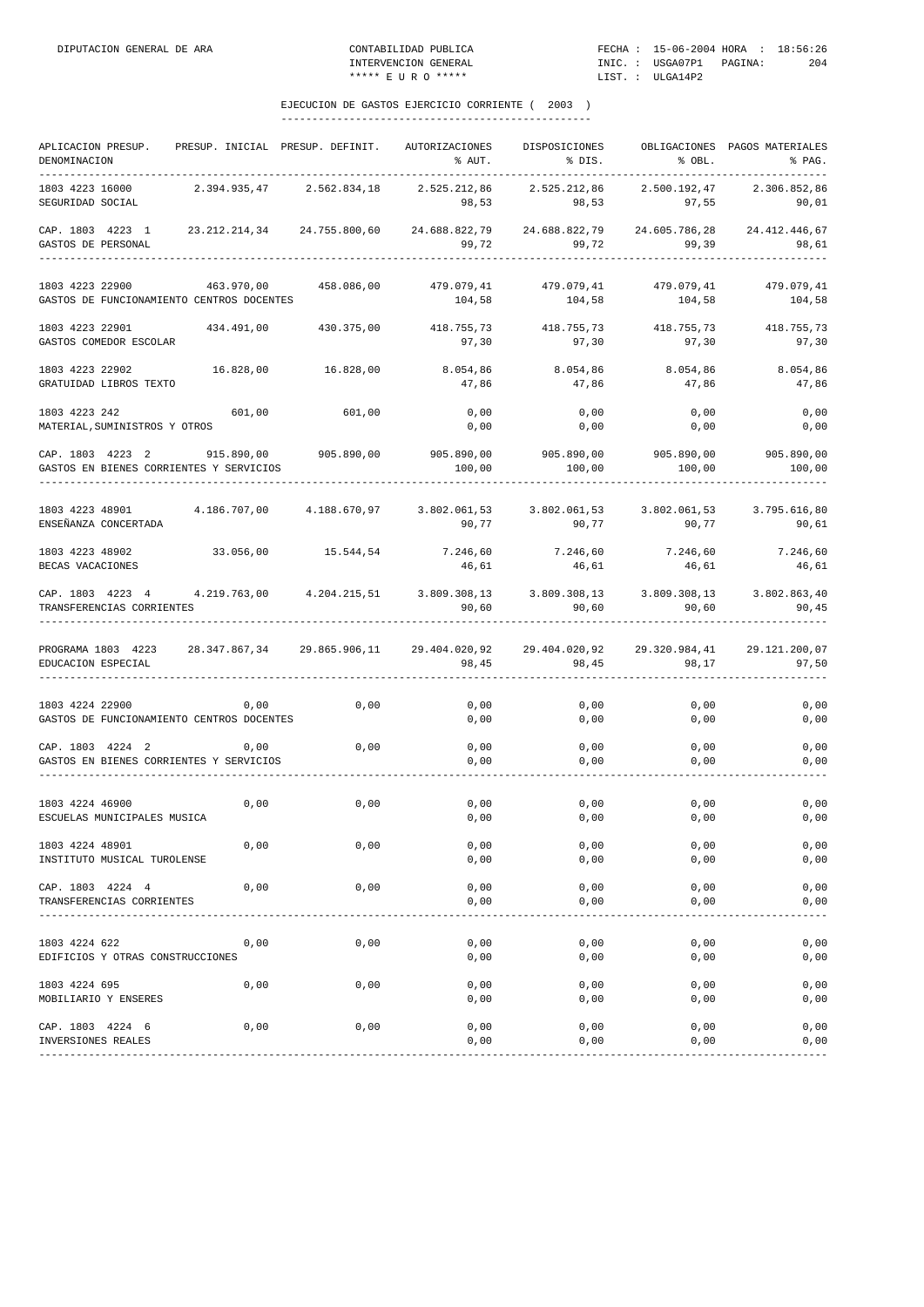# EJECUCION DE GASTOS EJERCICIO CORRIENTE ( 2003 )

| APLICACION PRESUP. DENOMINACION | PRESUP. INICIAL | PRESUP. DEFINIT. | AUTORIZACIONES % AUT. | DISPOSICIONES % DIS. | OBLIGACIONES % OBL. | PAGOS MATERIALES % PAG. |
|---|---|---|---|---|---|---|
| 1803 4223 16000 SEGURIDAD SOCIAL | 2.394.935,47 | 2.562.834,18 | 2.525.212,86 98,53 | 2.525.212,86 98,53 | 2.500.192,47 97,55 | 2.306.852,86 90,01 |
| CAP. 1803 4223 1 GASTOS DE PERSONAL | 23.212.214,34 | 24.755.800,60 | 24.688.822,79 99,72 | 24.688.822,79 99,72 | 24.605.786,28 99,39 | 24.412.446,67 98,61 |
| 1803 4223 22900 GASTOS DE FUNCIONAMIENTO CENTROS DOCENTES | 463.970,00 | 458.086,00 | 479.079,41 104,58 | 479.079,41 104,58 | 479.079,41 104,58 | 479.079,41 104,58 |
| 1803 4223 22901 GASTOS COMEDOR ESCOLAR | 434.491,00 | 430.375,00 | 418.755,73 97,30 | 418.755,73 97,30 | 418.755,73 97,30 | 418.755,73 97,30 |
| 1803 4223 22902 GRATUIDAD LIBROS TEXTO | 16.828,00 | 16.828,00 | 8.054,86 47,86 | 8.054,86 47,86 | 8.054,86 47,86 | 8.054,86 47,86 |
| 1803 4223 242 MATERIAL,SUMINISTROS Y OTROS | 601,00 | 601,00 | 0,00 0,00 | 0,00 0,00 | 0,00 0,00 | 0,00 0,00 |
| CAP. 1803 4223 2 GASTOS EN BIENES CORRIENTES Y SERVICIOS | 915.890,00 | 905.890,00 | 905.890,00 100,00 | 905.890,00 100,00 | 905.890,00 100,00 | 905.890,00 100,00 |
| 1803 4223 48901 ENSEÑANZA CONCERTADA | 4.186.707,00 | 4.188.670,97 | 3.802.061,53 90,77 | 3.802.061,53 90,77 | 3.802.061,53 90,77 | 3.795.616,80 90,61 |
| 1803 4223 48902 BECAS VACACIONES | 33.056,00 | 15.544,54 | 7.246,60 46,61 | 7.246,60 46,61 | 7.246,60 46,61 | 7.246,60 46,61 |
| CAP. 1803 4223 4 TRANSFERENCIAS CORRIENTES | 4.219.763,00 | 4.204.215,51 | 3.809.308,13 90,60 | 3.809.308,13 90,60 | 3.809.308,13 90,60 | 3.802.863,40 90,45 |
| PROGRAMA 1803 4223 EDUCACION ESPECIAL | 28.347.867,34 | 29.865.906,11 | 29.404.020,92 98,45 | 29.404.020,92 98,45 | 29.320.984,41 98,17 | 29.121.200,07 97,50 |
| 1803 4224 22900 GASTOS DE FUNCIONAMIENTO CENTROS DOCENTES | 0,00 | 0,00 | 0,00 0,00 | 0,00 0,00 | 0,00 0,00 | 0,00 0,00 |
| CAP. 1803 4224 2 GASTOS EN BIENES CORRIENTES Y SERVICIOS | 0,00 | 0,00 | 0,00 0,00 | 0,00 0,00 | 0,00 0,00 | 0,00 0,00 |
| 1803 4224 46900 ESCUELAS MUNICIPALES MUSICA | 0,00 | 0,00 | 0,00 0,00 | 0,00 0,00 | 0,00 0,00 | 0,00 0,00 |
| 1803 4224 48901 INSTITUTO MUSICAL TUROLENSE | 0,00 | 0,00 | 0,00 0,00 | 0,00 0,00 | 0,00 0,00 | 0,00 0,00 |
| CAP. 1803 4224 4 TRANSFERENCIAS CORRIENTES | 0,00 | 0,00 | 0,00 0,00 | 0,00 0,00 | 0,00 0,00 | 0,00 0,00 |
| 1803 4224 622 EDIFICIOS Y OTRAS CONSTRUCCIONES | 0,00 | 0,00 | 0,00 0,00 | 0,00 0,00 | 0,00 0,00 | 0,00 0,00 |
| 1803 4224 695 MOBILIARIO Y ENSERES | 0,00 | 0,00 | 0,00 0,00 | 0,00 0,00 | 0,00 0,00 | 0,00 0,00 |
| CAP. 1803 4224 6 INVERSIONES REALES | 0,00 | 0,00 | 0,00 0,00 | 0,00 0,00 | 0,00 0,00 | 0,00 0,00 |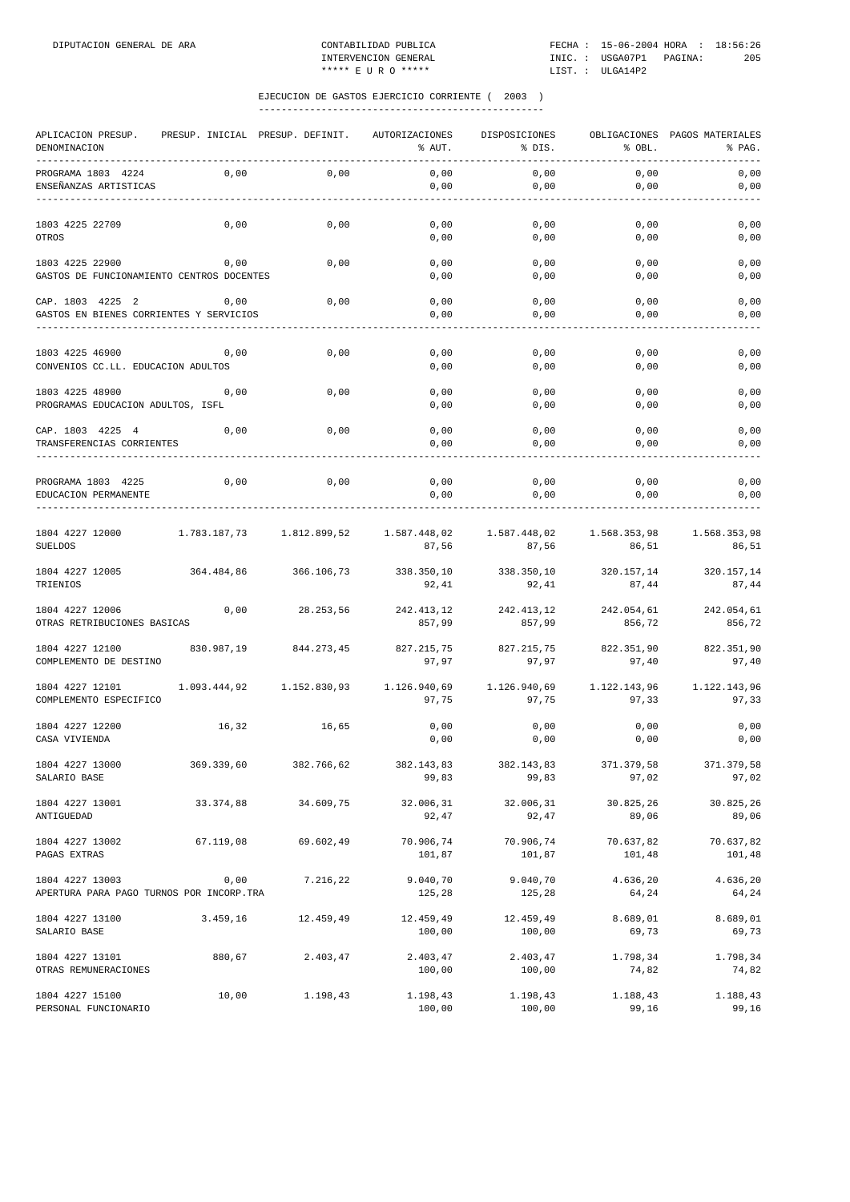DIPUTACION GENERAL DE ARA — CONTABILIDAD PUBLICA — INTERVENCION GENERAL — ***** E U R O ***** — FECHA : 15-06-2004 HORA : 18:56:26 — INIC. : USGA07P1 — LIST. : ULGA14P2

## EJECUCION DE GASTOS EJERCICIO CORRIENTE ( 2003 )

| APLICACION PRESUP. DENOMINACION | PRESUP. INICIAL | PRESUP. DEFINIT. | AUTORIZACIONES % AUT. | DISPOSICIONES % DIS. | OBLIGACIONES % OBL. | PAGOS MATERIALES % PAG. |
|---|---|---|---|---|---|---|
| PROGRAMA 1803 4224 ENSEÑANZAS ARTISTICAS | 0,00 | 0,00 | 0,00 / 0,00 | 0,00 / 0,00 | 0,00 / 0,00 | 0,00 / 0,00 |
| 1803 4225 22709 OTROS | 0,00 | 0,00 | 0,00 / 0,00 | 0,00 / 0,00 | 0,00 / 0,00 | 0,00 / 0,00 |
| 1803 4225 22900 GASTOS DE FUNCIONAMIENTO CENTROS DOCENTES | 0,00 | 0,00 | 0,00 / 0,00 | 0,00 / 0,00 | 0,00 / 0,00 | 0,00 / 0,00 |
| CAP. 1803 4225 2 GASTOS EN BIENES CORRIENTES Y SERVICIOS | 0,00 | 0,00 | 0,00 / 0,00 | 0,00 / 0,00 | 0,00 / 0,00 | 0,00 / 0,00 |
| 1803 4225 46900 CONVENIOS CC.LL. EDUCACION ADULTOS | 0,00 | 0,00 | 0,00 / 0,00 | 0,00 / 0,00 | 0,00 / 0,00 | 0,00 / 0,00 |
| 1803 4225 48900 PROGRAMAS EDUCACION ADULTOS, ISFL | 0,00 | 0,00 | 0,00 / 0,00 | 0,00 / 0,00 | 0,00 / 0,00 | 0,00 / 0,00 |
| CAP. 1803 4225 4 TRANSFERENCIAS CORRIENTES | 0,00 | 0,00 | 0,00 / 0,00 | 0,00 / 0,00 | 0,00 / 0,00 | 0,00 / 0,00 |
| PROGRAMA 1803 4225 EDUCACION PERMANENTE | 0,00 | 0,00 | 0,00 / 0,00 | 0,00 / 0,00 | 0,00 / 0,00 | 0,00 / 0,00 |
| 1804 4227 12000 SUELDOS | 1.783.187,73 | 1.812.899,52 | 1.587.448,02 / 87,56 | 1.587.448,02 / 87,56 | 1.568.353,98 / 86,51 | 1.568.353,98 / 86,51 |
| 1804 4227 12005 TRIENIOS | 364.484,86 | 366.106,73 | 338.350,10 / 92,41 | 338.350,10 / 92,41 | 320.157,14 / 87,44 | 320.157,14 / 87,44 |
| 1804 4227 12006 OTRAS RETRIBUCIONES BASICAS | 0,00 | 28.253,56 | 242.413,12 / 857,99 | 242.413,12 / 857,99 | 242.054,61 / 856,72 | 242.054,61 / 856,72 |
| 1804 4227 12100 COMPLEMENTO DE DESTINO | 830.987,19 | 844.273,45 | 827.215,75 / 97,97 | 827.215,75 / 97,97 | 822.351,90 / 97,40 | 822.351,90 / 97,40 |
| 1804 4227 12101 COMPLEMENTO ESPECIFICO | 1.093.444,92 | 1.152.830,93 | 1.126.940,69 / 97,75 | 1.126.940,69 / 97,75 | 1.122.143,96 / 97,33 | 1.122.143,96 / 97,33 |
| 1804 4227 12200 CASA VIVIENDA | 16,32 | 16,65 | 0,00 / 0,00 | 0,00 / 0,00 | 0,00 / 0,00 | 0,00 / 0,00 |
| 1804 4227 13000 SALARIO BASE | 369.339,60 | 382.766,62 | 382.143,83 / 99,83 | 382.143,83 / 99,83 | 371.379,58 / 97,02 | 371.379,58 / 97,02 |
| 1804 4227 13001 ANTIGUEDAD | 33.374,88 | 34.609,75 | 32.006,31 / 92,47 | 32.006,31 / 92,47 | 30.825,26 / 89,06 | 30.825,26 / 89,06 |
| 1804 4227 13002 PAGAS EXTRAS | 67.119,08 | 69.602,49 | 70.906,74 / 101,87 | 70.906,74 / 101,87 | 70.637,82 / 101,48 | 70.637,82 / 101,48 |
| 1804 4227 13003 APERTURA PARA PAGO TURNOS POR INCORP.TRA | 0,00 | 7.216,22 | 9.040,70 / 125,28 | 9.040,70 / 125,28 | 4.636,20 / 64,24 | 4.636,20 / 64,24 |
| 1804 4227 13100 SALARIO BASE | 3.459,16 | 12.459,49 | 12.459,49 / 100,00 | 12.459,49 / 100,00 | 8.689,01 / 69,73 | 8.689,01 / 69,73 |
| 1804 4227 13101 OTRAS REMUNERACIONES | 880,67 | 2.403,47 | 2.403,47 / 100,00 | 2.403,47 / 100,00 | 1.798,34 / 74,82 | 1.798,34 / 74,82 |
| 1804 4227 15100 PERSONAL FUNCIONARIO | 10,00 | 1.198,43 | 1.198,43 / 100,00 | 1.198,43 / 100,00 | 1.188,43 / 99,16 | 1.188,43 / 99,16 |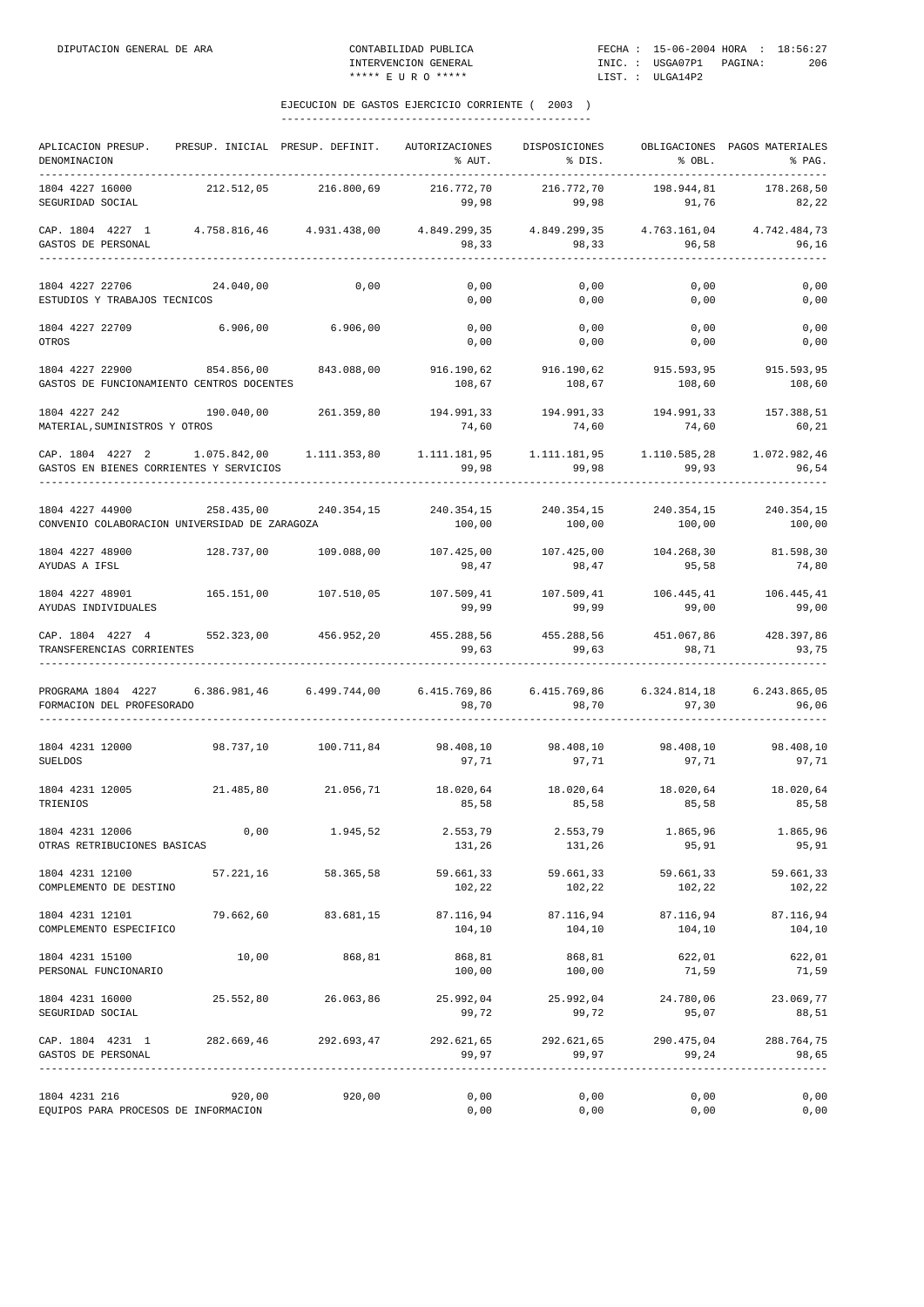## EJECUCION DE GASTOS EJERCICIO CORRIENTE ( 2003 )

| APLICACION PRESUP. DENOMINACION | PRESUP. INICIAL | PRESUP. DEFINIT. | AUTORIZACIONES % AUT. | DISPOSICIONES % DIS. | OBLIGACIONES % OBL. | PAGOS MATERIALES % PAG. |
|---|---|---|---|---|---|---|
| 1804 4227 16000 SEGURIDAD SOCIAL | 212.512,05 | 216.800,69 | 216.772,70 99,98 | 216.772,70 99,98 | 198.944,81 91,76 | 178.268,50 82,22 |
| CAP. 1804 4227 1 GASTOS DE PERSONAL | 4.758.816,46 | 4.931.438,00 | 4.849.299,35 98,33 | 4.849.299,35 98,33 | 4.763.161,04 96,58 | 4.742.484,73 96,16 |
| 1804 4227 22706 ESTUDIOS Y TRABAJOS TECNICOS | 24.040,00 | 0,00 | 0,00 0,00 | 0,00 0,00 | 0,00 0,00 | 0,00 0,00 |
| 1804 4227 22709 OTROS | 6.906,00 | 6.906,00 | 0,00 0,00 | 0,00 0,00 | 0,00 0,00 | 0,00 0,00 |
| 1804 4227 22900 GASTOS DE FUNCIONAMIENTO CENTROS DOCENTES | 854.856,00 | 843.088,00 | 916.190,62 108,67 | 916.190,62 108,67 | 915.593,95 108,60 | 915.593,95 108,60 |
| 1804 4227 242 MATERIAL,SUMINISTROS Y OTROS | 190.040,00 | 261.359,80 | 194.991,33 74,60 | 194.991,33 74,60 | 194.991,33 74,60 | 157.388,51 60,21 |
| CAP. 1804 4227 2 GASTOS EN BIENES CORRIENTES Y SERVICIOS | 1.075.842,00 | 1.111.353,80 | 1.111.181,95 99,98 | 1.111.181,95 99,98 | 1.110.585,28 99,93 | 1.072.982,46 96,54 |
| 1804 4227 44900 CONVENIO COLABORACION UNIVERSIDAD DE ZARAGOZA | 258.435,00 | 240.354,15 | 240.354,15 100,00 | 240.354,15 100,00 | 240.354,15 100,00 | 240.354,15 100,00 |
| 1804 4227 48900 AYUDAS A IFSL | 128.737,00 | 109.088,00 | 107.425,00 98,47 | 107.425,00 98,47 | 104.268,30 95,58 | 81.598,30 74,80 |
| 1804 4227 48901 AYUDAS INDIVIDUALES | 165.151,00 | 107.510,05 | 107.509,41 99,99 | 107.509,41 99,99 | 106.445,41 99,00 | 106.445,41 99,00 |
| CAP. 1804 4227 4 TRANSFERENCIAS CORRIENTES | 552.323,00 | 456.952,20 | 455.288,56 99,63 | 455.288,56 99,63 | 451.067,86 98,71 | 428.397,86 93,75 |
| PROGRAMA 1804 4227 FORMACION DEL PROFESORADO | 6.386.981,46 | 6.499.744,00 | 6.415.769,86 98,70 | 6.415.769,86 98,70 | 6.324.814,18 97,30 | 6.243.865,05 96,06 |
| 1804 4231 12000 SUELDOS | 98.737,10 | 100.711,84 | 98.408,10 97,71 | 98.408,10 97,71 | 98.408,10 97,71 | 98.408,10 97,71 |
| 1804 4231 12005 TRIENIOS | 21.485,80 | 21.056,71 | 18.020,64 85,58 | 18.020,64 85,58 | 18.020,64 85,58 | 18.020,64 85,58 |
| 1804 4231 12006 OTRAS RETRIBUCIONES BASICAS | 0,00 | 1.945,52 | 2.553,79 131,26 | 2.553,79 131,26 | 1.865,96 95,91 | 1.865,96 95,91 |
| 1804 4231 12100 COMPLEMENTO DE DESTINO | 57.221,16 | 58.365,58 | 59.661,33 102,22 | 59.661,33 102,22 | 59.661,33 102,22 | 59.661,33 102,22 |
| 1804 4231 12101 COMPLEMENTO ESPECIFICO | 79.662,60 | 83.681,15 | 87.116,94 104,10 | 87.116,94 104,10 | 87.116,94 104,10 | 87.116,94 104,10 |
| 1804 4231 15100 PERSONAL FUNCIONARIO | 10,00 | 868,81 | 868,81 100,00 | 868,81 100,00 | 622,01 71,59 | 622,01 71,59 |
| 1804 4231 16000 SEGURIDAD SOCIAL | 25.552,80 | 26.063,86 | 25.992,04 99,72 | 25.992,04 99,72 | 24.780,06 95,07 | 23.069,77 88,51 |
| CAP. 1804 4231 1 GASTOS DE PERSONAL | 282.669,46 | 292.693,47 | 292.621,65 99,97 | 292.621,65 99,97 | 290.475,04 99,24 | 288.764,75 98,65 |
| 1804 4231 216 EQUIPOS PARA PROCESOS DE INFORMACION | 920,00 | 920,00 | 0,00 0,00 | 0,00 0,00 | 0,00 0,00 | 0,00 0,00 |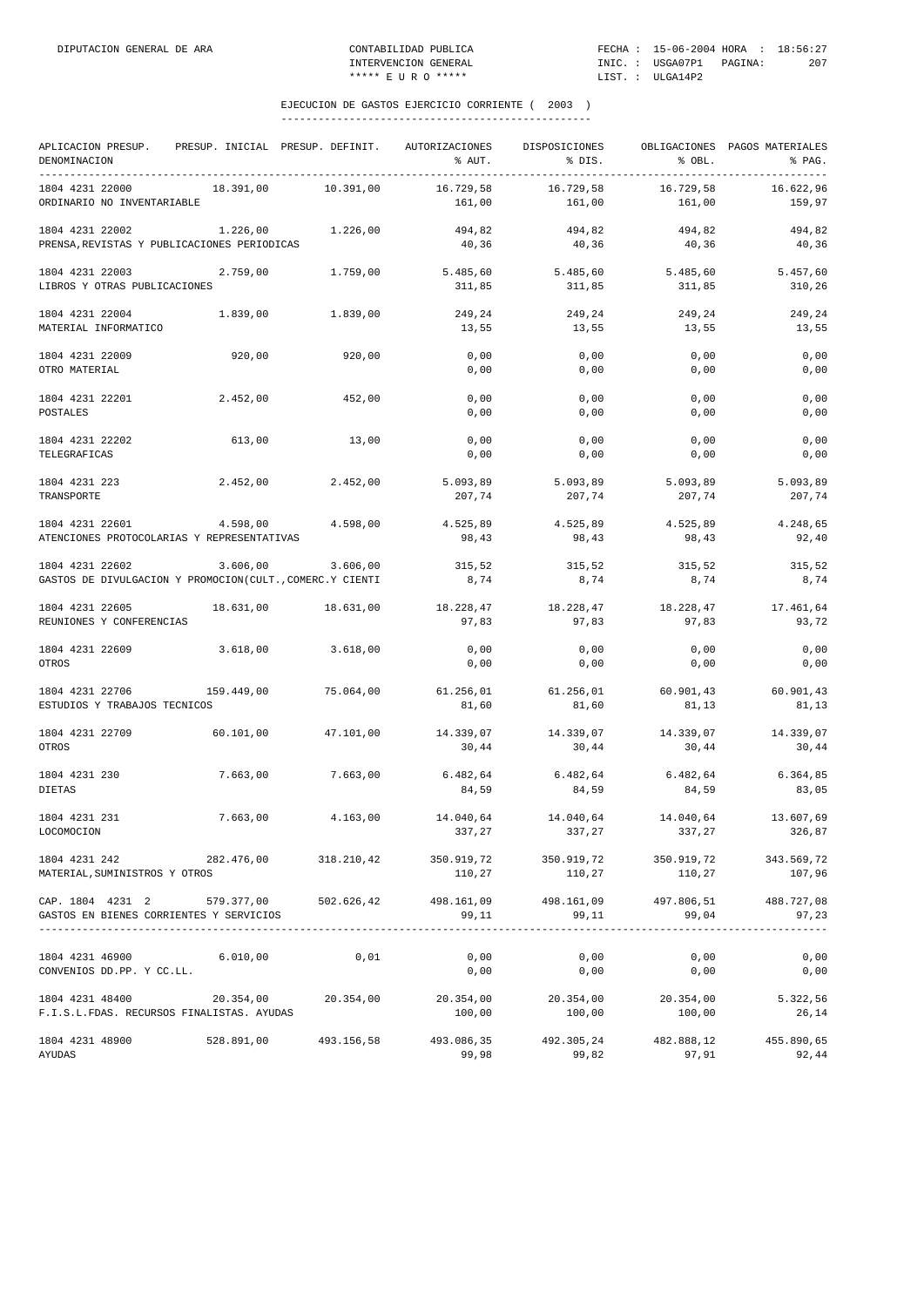## EJECUCION DE GASTOS EJERCICIO CORRIENTE ( 2003 )

| APLICACION PRESUP. DENOMINACION | PRESUP. INICIAL | PRESUP. DEFINIT. | AUTORIZACIONES % AUT. | DISPOSICIONES % DIS. | OBLIGACIONES % OBL. | PAGOS MATERIALES % PAG. |
|---|---|---|---|---|---|---|
| 1804 4231 22000 ORDINARIO NO INVENTARIABLE | 18.391,00 | 10.391,00 | 16.729,58 161,00 | 16.729,58 161,00 | 16.729,58 161,00 | 16.622,96 159,97 |
| 1804 4231 22002 PRENSA,REVISTAS Y PUBLICACIONES PERIODICAS | 1.226,00 | 1.226,00 | 494,82 40,36 | 494,82 40,36 | 494,82 40,36 | 494,82 40,36 |
| 1804 4231 22003 LIBROS Y OTRAS PUBLICACIONES | 2.759,00 | 1.759,00 | 5.485,60 311,85 | 5.485,60 311,85 | 5.485,60 311,85 | 5.457,60 310,26 |
| 1804 4231 22004 MATERIAL INFORMATICO | 1.839,00 | 1.839,00 | 249,24 13,55 | 249,24 13,55 | 249,24 13,55 | 249,24 13,55 |
| 1804 4231 22009 OTRO MATERIAL | 920,00 | 920,00 | 0,00 0,00 | 0,00 0,00 | 0,00 0,00 | 0,00 0,00 |
| 1804 4231 22201 POSTALES | 2.452,00 | 452,00 | 0,00 0,00 | 0,00 0,00 | 0,00 0,00 | 0,00 0,00 |
| 1804 4231 22202 TELEGRAFICAS | 613,00 | 13,00 | 0,00 0,00 | 0,00 0,00 | 0,00 0,00 | 0,00 0,00 |
| 1804 4231 223 TRANSPORTE | 2.452,00 | 2.452,00 | 5.093,89 207,74 | 5.093,89 207,74 | 5.093,89 207,74 | 5.093,89 207,74 |
| 1804 4231 22601 ATENCIONES PROTOCOLARIAS Y REPRESENTATIVAS | 4.598,00 | 4.598,00 | 4.525,89 98,43 | 4.525,89 98,43 | 4.525,89 98,43 | 4.248,65 92,40 |
| 1804 4231 22602 GASTOS DE DIVULGACION Y PROMOCION(CULT.,COMERC.Y CIENTI | 3.606,00 | 3.606,00 | 315,52 8,74 | 315,52 8,74 | 315,52 8,74 | 315,52 8,74 |
| 1804 4231 22605 REUNIONES Y CONFERENCIAS | 18.631,00 | 18.631,00 | 18.228,47 97,83 | 18.228,47 97,83 | 18.228,47 97,83 | 17.461,64 93,72 |
| 1804 4231 22609 OTROS | 3.618,00 | 3.618,00 | 0,00 0,00 | 0,00 0,00 | 0,00 0,00 | 0,00 0,00 |
| 1804 4231 22706 ESTUDIOS Y TRABAJOS TECNICOS | 159.449,00 | 75.064,00 | 61.256,01 81,60 | 61.256,01 81,60 | 60.901,43 81,13 | 60.901,43 81,13 |
| 1804 4231 22709 OTROS | 60.101,00 | 47.101,00 | 14.339,07 30,44 | 14.339,07 30,44 | 14.339,07 30,44 | 14.339,07 30,44 |
| 1804 4231 230 DIETAS | 7.663,00 | 7.663,00 | 6.482,64 84,59 | 6.482,64 84,59 | 6.482,64 84,59 | 6.364,85 83,05 |
| 1804 4231 231 LOCOMOCION | 7.663,00 | 4.163,00 | 14.040,64 337,27 | 14.040,64 337,27 | 14.040,64 337,27 | 13.607,69 326,87 |
| 1804 4231 242 MATERIAL,SUMINISTROS Y OTROS | 282.476,00 | 318.210,42 | 350.919,72 110,27 | 350.919,72 110,27 | 350.919,72 110,27 | 343.569,72 107,96 |
| CAP. 1804 4231 2 GASTOS EN BIENES CORRIENTES Y SERVICIOS | 579.377,00 | 502.626,42 | 498.161,09 99,11 | 498.161,09 99,11 | 497.806,51 99,04 | 488.727,08 97,23 |
| 1804 4231 46900 CONVENIOS DD.PP. Y CC.LL. | 6.010,00 | 0,01 | 0,00 0,00 | 0,00 0,00 | 0,00 0,00 | 0,00 0,00 |
| 1804 4231 48400 F.I.S.L.FDAS. RECURSOS FINALISTAS. AYUDAS | 20.354,00 | 20.354,00 | 20.354,00 100,00 | 20.354,00 100,00 | 20.354,00 100,00 | 5.322,56 26,14 |
| 1804 4231 48900 AYUDAS | 528.891,00 | 493.156,58 | 493.086,35 99,98 | 492.305,24 99,82 | 482.888,12 97,91 | 455.890,65 92,44 |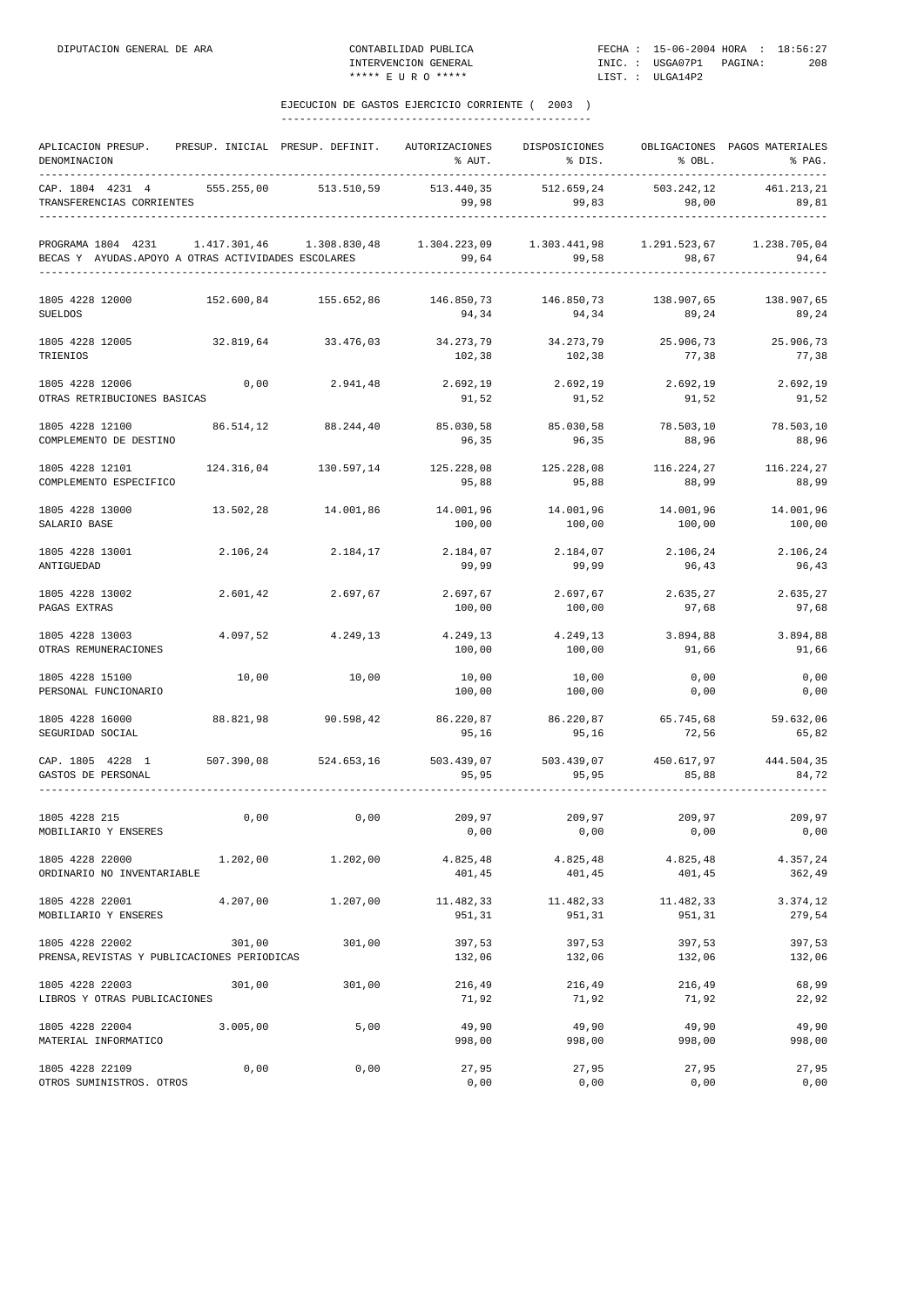DIPUTACION GENERAL DE ARA — CONTABILIDAD PUBLICA — INTERVENCION GENERAL — ***** E U R O ***** — FECHA : 15-06-2004 HORA : 18:56:27 — INIC. : USGA07P1 — LIST. : ULGA14P2

## EJECUCION DE GASTOS EJERCICIO CORRIENTE ( 2003 )

| APLICACION PRESUP. DENOMINACION | PRESUP. INICIAL | PRESUP. DEFINIT. | AUTORIZACIONES % AUT. | DISPOSICIONES % DIS. | OBLIGACIONES % OBL. | PAGOS MATERIALES % PAG. |
|---|---|---|---|---|---|---|
| CAP. 1804 4231 4 | 555.255,00 | 513.510,59 | 513.440,35 | 512.659,24 | 503.242,12 | 461.213,21 |
| TRANSFERENCIAS CORRIENTES | | | 99,98 | 99,83 | 98,00 | 89,81 |
| PROGRAMA 1804 4231 | 1.417.301,46 | 1.308.830,48 | 1.304.223,09 | 1.303.441,98 | 1.291.523,67 | 1.238.705,04 |
| BECAS Y AYUDAS.APOYO A OTRAS ACTIVIDADES ESCOLARES | | | 99,64 | 99,58 | 98,67 | 94,64 |
| 1805 4228 12000 | 152.600,84 | 155.652,86 | 146.850,73 | 146.850,73 | 138.907,65 | 138.907,65 |
| SUELDOS | | | 94,34 | 94,34 | 89,24 | 89,24 |
| 1805 4228 12005 | 32.819,64 | 33.476,03 | 34.273,79 | 34.273,79 | 25.906,73 | 25.906,73 |
| TRIENIOS | | | 102,38 | 102,38 | 77,38 | 77,38 |
| 1805 4228 12006 | 0,00 | 2.941,48 | 2.692,19 | 2.692,19 | 2.692,19 | 2.692,19 |
| OTRAS RETRIBUCIONES BASICAS | | | 91,52 | 91,52 | 91,52 | 91,52 |
| 1805 4228 12100 | 86.514,12 | 88.244,40 | 85.030,58 | 85.030,58 | 78.503,10 | 78.503,10 |
| COMPLEMENTO DE DESTINO | | | 96,35 | 96,35 | 88,96 | 88,96 |
| 1805 4228 12101 | 124.316,04 | 130.597,14 | 125.228,08 | 125.228,08 | 116.224,27 | 116.224,27 |
| COMPLEMENTO ESPECIFICO | | | 95,88 | 95,88 | 88,99 | 88,99 |
| 1805 4228 13000 | 13.502,28 | 14.001,86 | 14.001,96 | 14.001,96 | 14.001,96 | 14.001,96 |
| SALARIO BASE | | | 100,00 | 100,00 | 100,00 | 100,00 |
| 1805 4228 13001 | 2.106,24 | 2.184,17 | 2.184,07 | 2.184,07 | 2.106,24 | 2.106,24 |
| ANTIGUEDAD | | | 99,99 | 99,99 | 96,43 | 96,43 |
| 1805 4228 13002 | 2.601,42 | 2.697,67 | 2.697,67 | 2.697,67 | 2.635,27 | 2.635,27 |
| PAGAS EXTRAS | | | 100,00 | 100,00 | 97,68 | 97,68 |
| 1805 4228 13003 | 4.097,52 | 4.249,13 | 4.249,13 | 4.249,13 | 3.894,88 | 3.894,88 |
| OTRAS REMUNERACIONES | | | 100,00 | 100,00 | 91,66 | 91,66 |
| 1805 4228 15100 | 10,00 | 10,00 | 10,00 | 10,00 | 0,00 | 0,00 |
| PERSONAL FUNCIONARIO | | | 100,00 | 100,00 | 0,00 | 0,00 |
| 1805 4228 16000 | 88.821,98 | 90.598,42 | 86.220,87 | 86.220,87 | 65.745,68 | 59.632,06 |
| SEGURIDAD SOCIAL | | | 95,16 | 95,16 | 72,56 | 65,82 |
| CAP. 1805 4228 1 | 507.390,08 | 524.653,16 | 503.439,07 | 503.439,07 | 450.617,97 | 444.504,35 |
| GASTOS DE PERSONAL | | | 95,95 | 95,95 | 85,88 | 84,72 |
| 1805 4228 215 | 0,00 | 0,00 | 209,97 | 209,97 | 209,97 | 209,97 |
| MOBILIARIO Y ENSERES | | | 0,00 | 0,00 | 0,00 | 0,00 |
| 1805 4228 22000 | 1.202,00 | 1.202,00 | 4.825,48 | 4.825,48 | 4.825,48 | 4.357,24 |
| ORDINARIO NO INVENTARIABLE | | | 401,45 | 401,45 | 401,45 | 362,49 |
| 1805 4228 22001 | 4.207,00 | 1.207,00 | 11.482,33 | 11.482,33 | 11.482,33 | 3.374,12 |
| MOBILIARIO Y ENSERES | | | 951,31 | 951,31 | 951,31 | 279,54 |
| 1805 4228 22002 | 301,00 | 301,00 | 397,53 | 397,53 | 397,53 | 397,53 |
| PRENSA,REVISTAS Y PUBLICACIONES PERIODICAS | | | 132,06 | 132,06 | 132,06 | 132,06 |
| 1805 4228 22003 | 301,00 | 301,00 | 216,49 | 216,49 | 216,49 | 68,99 |
| LIBROS Y OTRAS PUBLICACIONES | | | 71,92 | 71,92 | 71,92 | 22,92 |
| 1805 4228 22004 | 3.005,00 | 5,00 | 49,90 | 49,90 | 49,90 | 49,90 |
| MATERIAL INFORMATICO | | | 998,00 | 998,00 | 998,00 | 998,00 |
| 1805 4228 22109 | 0,00 | 0,00 | 27,95 | 27,95 | 27,95 | 27,95 |
| OTROS SUMINISTROS. OTROS | | | 0,00 | 0,00 | 0,00 | 0,00 |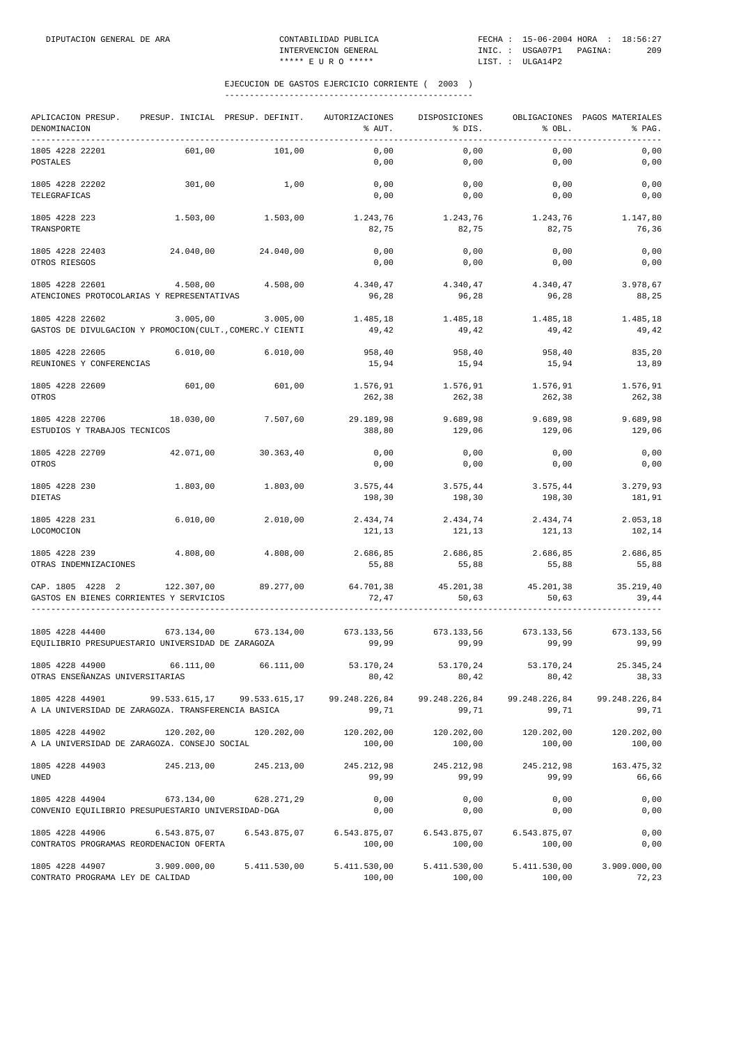DIPUTACION GENERAL DE ARA — CONTABILIDAD PUBLICA — INTERVENCION GENERAL — ***** E U R O ***** — FECHA : 15-06-2004 HORA : 18:56:27 — INIC. : USGA07P1 PAGINA: 209 — LIST. : ULGA14P2

## EJECUCION DE GASTOS EJERCICIO CORRIENTE ( 2003 )

| APLICACION PRESUP. DENOMINACION | PRESUP. INICIAL | PRESUP. DEFINIT. | AUTORIZACIONES % AUT. | DISPOSICIONES % DIS. | OBLIGACIONES % OBL. | PAGOS MATERIALES % PAG. |
|---|---|---|---|---|---|---|
| 1805 4228 22201 POSTALES | 601,00 | 101,00 | 0,00 / 0,00 | 0,00 / 0,00 | 0,00 / 0,00 | 0,00 / 0,00 |
| 1805 4228 22202 TELEGRAFICAS | 301,00 | 1,00 | 0,00 / 0,00 | 0,00 / 0,00 | 0,00 / 0,00 | 0,00 / 0,00 |
| 1805 4228 223 TRANSPORTE | 1.503,00 | 1.503,00 | 1.243,76 / 82,75 | 1.243,76 / 82,75 | 1.243,76 / 82,75 | 1.147,80 / 76,36 |
| 1805 4228 22403 OTROS RIESGOS | 24.040,00 | 24.040,00 | 0,00 / 0,00 | 0,00 / 0,00 | 0,00 / 0,00 | 0,00 / 0,00 |
| 1805 4228 22601 ATENCIONES PROTOCOLARIAS Y REPRESENTATIVAS | 4.508,00 | 4.508,00 | 4.340,47 / 96,28 | 4.340,47 / 96,28 | 4.340,47 / 96,28 | 3.978,67 / 88,25 |
| 1805 4228 22602 GASTOS DE DIVULGACION Y PROMOCION(CULT.,COMERC.Y CIENTI | 3.005,00 | 3.005,00 | 1.485,18 / 49,42 | 1.485,18 / 49,42 | 1.485,18 / 49,42 | 1.485,18 / 49,42 |
| 1805 4228 22605 REUNIONES Y CONFERENCIAS | 6.010,00 | 6.010,00 | 958,40 / 15,94 | 958,40 / 15,94 | 958,40 / 15,94 | 835,20 / 13,89 |
| 1805 4228 22609 OTROS | 601,00 | 601,00 | 1.576,91 / 262,38 | 1.576,91 / 262,38 | 1.576,91 / 262,38 | 1.576,91 / 262,38 |
| 1805 4228 22706 ESTUDIOS Y TRABAJOS TECNICOS | 18.030,00 | 7.507,60 | 29.189,98 / 388,80 | 9.689,98 / 129,06 | 9.689,98 / 129,06 | 9.689,98 / 129,06 |
| 1805 4228 22709 OTROS | 42.071,00 | 30.363,40 | 0,00 / 0,00 | 0,00 / 0,00 | 0,00 / 0,00 | 0,00 / 0,00 |
| 1805 4228 230 DIETAS | 1.803,00 | 1.803,00 | 3.575,44 / 198,30 | 3.575,44 / 198,30 | 3.575,44 / 198,30 | 3.279,93 / 181,91 |
| 1805 4228 231 LOCOMOCION | 6.010,00 | 2.010,00 | 2.434,74 / 121,13 | 2.434,74 / 121,13 | 2.434,74 / 121,13 | 2.053,18 / 102,14 |
| 1805 4228 239 OTRAS INDEMNIZACIONES | 4.808,00 | 4.808,00 | 2.686,85 / 55,88 | 2.686,85 / 55,88 | 2.686,85 / 55,88 | 2.686,85 / 55,88 |
| CAP. 1805 4228 2 GASTOS EN BIENES CORRIENTES Y SERVICIOS | 122.307,00 | 89.277,00 | 64.701,38 / 72,47 | 45.201,38 / 50,63 | 45.201,38 / 50,63 | 35.219,40 / 39,44 |
| 1805 4228 44400 EQUILIBRIO PRESUPUESTARIO UNIVERSIDAD DE ZARAGOZA | 673.134,00 | 673.134,00 | 673.133,56 / 99,99 | 673.133,56 / 99,99 | 673.133,56 / 99,99 | 673.133,56 / 99,99 |
| 1805 4228 44900 OTRAS ENSEÑANZAS UNIVERSITARIAS | 66.111,00 | 66.111,00 | 53.170,24 / 80,42 | 53.170,24 / 80,42 | 53.170,24 / 80,42 | 25.345,24 / 38,33 |
| 1805 4228 44901 A LA UNIVERSIDAD DE ZARAGOZA. TRANSFERENCIA BASICA | 99.533.615,17 | 99.533.615,17 | 99.248.226,84 / 99,71 | 99.248.226,84 / 99,71 | 99.248.226,84 / 99,71 | 99.248.226,84 / 99,71 |
| 1805 4228 44902 A LA UNIVERSIDAD DE ZARAGOZA. CONSEJO SOCIAL | 120.202,00 | 120.202,00 | 120.202,00 / 100,00 | 120.202,00 / 100,00 | 120.202,00 / 100,00 | 120.202,00 / 100,00 |
| 1805 4228 44903 UNED | 245.213,00 | 245.213,00 | 245.212,98 / 99,99 | 245.212,98 / 99,99 | 245.212,98 / 99,99 | 163.475,32 / 66,66 |
| 1805 4228 44904 CONVENIO EQUILIBRIO PRESUPUESTARIO UNIVERSIDAD-DGA | 673.134,00 | 628.271,29 | 0,00 / 0,00 | 0,00 / 0,00 | 0,00 / 0,00 | 0,00 / 0,00 |
| 1805 4228 44906 CONTRATOS PROGRAMAS REORDENACION OFERTA | 6.543.875,07 | 6.543.875,07 | 6.543.875,07 / 100,00 | 6.543.875,07 / 100,00 | 6.543.875,07 / 100,00 | 0,00 / 0,00 |
| 1805 4228 44907 CONTRATO PROGRAMA LEY DE CALIDAD | 3.909.000,00 | 5.411.530,00 | 5.411.530,00 / 100,00 | 5.411.530,00 / 100,00 | 5.411.530,00 / 100,00 | 3.909.000,00 / 72,23 |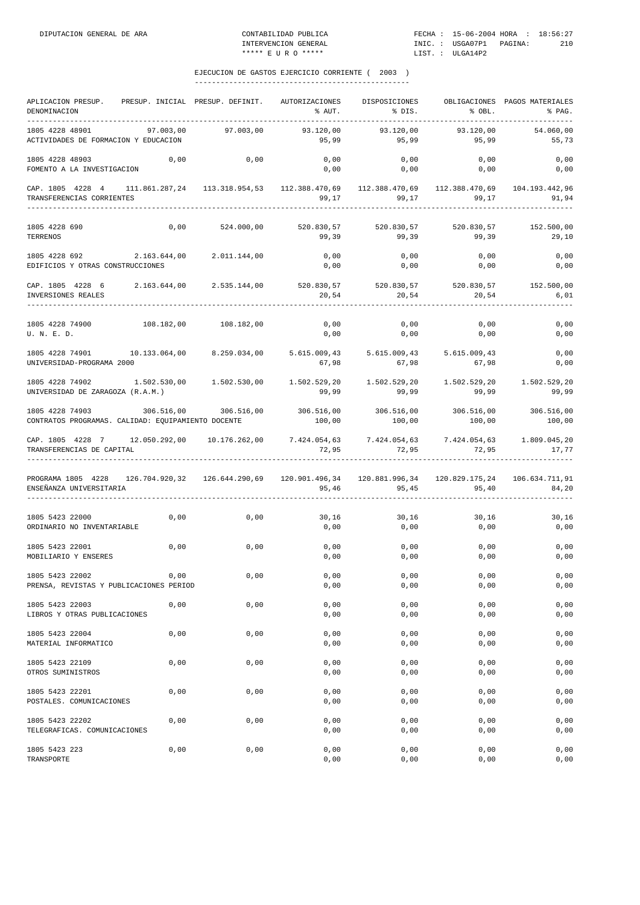EJECUCION DE GASTOS EJERCICIO CORRIENTE ( 2003 )

| APLICACION PRESUP. DENOMINACION | PRESUP. INICIAL | PRESUP. DEFINIT. | AUTORIZACIONES % AUT. | DISPOSICIONES % DIS. | OBLIGACIONES % OBL. | PAGOS MATERIALES % PAG. |
|---|---|---|---|---|---|---|
| 1805 4228 48901 ACTIVIDADES DE FORMACION Y EDUCACION | 97.003,00 | 97.003,00 | 93.120,00 95,99 | 93.120,00 95,99 | 93.120,00 95,99 | 54.060,00 55,73 |
| 1805 4228 48903 FOMENTO A LA INVESTIGACION | 0,00 | 0,00 | 0,00 0,00 | 0,00 0,00 | 0,00 0,00 | 0,00 0,00 |
| CAP. 1805 4228 4 TRANSFERENCIAS CORRIENTES | 111.861.287,24 | 113.318.954,53 | 112.388.470,69 99,17 | 112.388.470,69 99,17 | 112.388.470,69 99,17 | 104.193.442,96 91,94 |
| 1805 4228 690 TERRENOS | 0,00 | 524.000,00 | 520.830,57 99,39 | 520.830,57 99,39 | 520.830,57 99,39 | 152.500,00 29,10 |
| 1805 4228 692 EDIFICIOS Y OTRAS CONSTRUCCIONES | 2.163.644,00 | 2.011.144,00 | 0,00 0,00 | 0,00 0,00 | 0,00 0,00 | 0,00 0,00 |
| CAP. 1805 4228 6 INVERSIONES REALES | 2.163.644,00 | 2.535.144,00 | 520.830,57 20,54 | 520.830,57 20,54 | 520.830,57 20,54 | 152.500,00 6,01 |
| 1805 4228 74900 U. N. E. D. | 108.182,00 | 108.182,00 | 0,00 0,00 | 0,00 0,00 | 0,00 0,00 | 0,00 0,00 |
| 1805 4228 74901 UNIVERSIDAD-PROGRAMA 2000 | 10.133.064,00 | 8.259.034,00 | 5.615.009,43 67,98 | 5.615.009,43 67,98 | 5.615.009,43 67,98 | 0,00 0,00 |
| 1805 4228 74902 UNIVERSIDAD DE ZARAGOZA (R.A.M.) | 1.502.530,00 | 1.502.530,00 | 1.502.529,20 99,99 | 1.502.529,20 99,99 | 1.502.529,20 99,99 | 1.502.529,20 99,99 |
| 1805 4228 74903 CONTRATOS PROGRAMAS. CALIDAD: EQUIPAMIENTO DOCENTE | 306.516,00 | 306.516,00 | 306.516,00 100,00 | 306.516,00 100,00 | 306.516,00 100,00 | 306.516,00 100,00 |
| CAP. 1805 4228 7 TRANSFERENCIAS DE CAPITAL | 12.050.292,00 | 10.176.262,00 | 7.424.054,63 72,95 | 7.424.054,63 72,95 | 7.424.054,63 72,95 | 1.809.045,20 17,77 |
| PROGRAMA 1805 4228 ENSEÑANZA UNIVERSITARIA | 126.704.920,32 | 126.644.290,69 | 120.901.496,34 95,46 | 120.881.996,34 95,45 | 120.829.175,24 95,40 | 106.634.711,91 84,20 |
| 1805 5423 22000 ORDINARIO NO INVENTARIABLE | 0,00 | 0,00 | 30,16 0,00 | 30,16 0,00 | 30,16 0,00 | 30,16 0,00 |
| 1805 5423 22001 MOBILIARIO Y ENSERES | 0,00 | 0,00 | 0,00 0,00 | 0,00 0,00 | 0,00 0,00 | 0,00 0,00 |
| 1805 5423 22002 PRENSA, REVISTAS Y PUBLICACIONES PERIOD | 0,00 | 0,00 | 0,00 0,00 | 0,00 0,00 | 0,00 0,00 | 0,00 0,00 |
| 1805 5423 22003 LIBROS Y OTRAS PUBLICACIONES | 0,00 | 0,00 | 0,00 0,00 | 0,00 0,00 | 0,00 0,00 | 0,00 0,00 |
| 1805 5423 22004 MATERIAL INFORMATICO | 0,00 | 0,00 | 0,00 0,00 | 0,00 0,00 | 0,00 0,00 | 0,00 0,00 |
| 1805 5423 22109 OTROS SUMINISTROS | 0,00 | 0,00 | 0,00 0,00 | 0,00 0,00 | 0,00 0,00 | 0,00 0,00 |
| 1805 5423 22201 POSTALES. COMUNICACIONES | 0,00 | 0,00 | 0,00 0,00 | 0,00 0,00 | 0,00 0,00 | 0,00 0,00 |
| 1805 5423 22202 TELEGRAFICAS. COMUNICACIONES | 0,00 | 0,00 | 0,00 0,00 | 0,00 0,00 | 0,00 0,00 | 0,00 0,00 |
| 1805 5423 223 TRANSPORTE | 0,00 | 0,00 | 0,00 0,00 | 0,00 0,00 | 0,00 0,00 | 0,00 0,00 |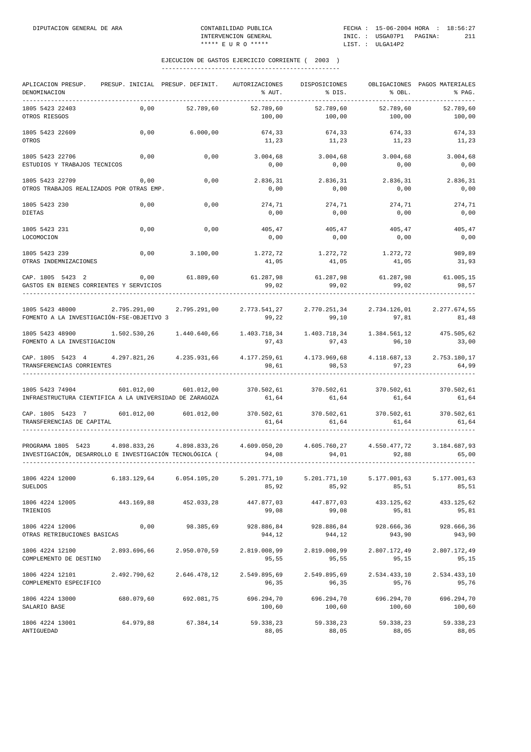EJECUCION DE GASTOS EJERCICIO CORRIENTE ( 2003 )

| APLICACION PRESUP. DENOMINACION | PRESUP. INICIAL | PRESUP. DEFINIT. | AUTORIZACIONES % AUT. | DISPOSICIONES % DIS. | OBLIGACIONES % OBL. | PAGOS MATERIALES % PAG. |
|---|---|---|---|---|---|---|
| 1805 5423 22403 OTROS RIESGOS | 0,00 | 52.789,60 | 52.789,60 100,00 | 52.789,60 100,00 | 52.789,60 100,00 | 52.789,60 100,00 |
| 1805 5423 22609 OTROS | 0,00 | 6.000,00 | 674,33 11,23 | 674,33 11,23 | 674,33 11,23 | 674,33 11,23 |
| 1805 5423 22706 ESTUDIOS Y TRABAJOS TECNICOS | 0,00 | 0,00 | 3.004,68 0,00 | 3.004,68 0,00 | 3.004,68 0,00 | 3.004,68 0,00 |
| 1805 5423 22709 OTROS TRABAJOS REALIZADOS POR OTRAS EMP. | 0,00 | 0,00 | 2.836,31 0,00 | 2.836,31 0,00 | 2.836,31 0,00 | 2.836,31 0,00 |
| 1805 5423 230 DIETAS | 0,00 | 0,00 | 274,71 0,00 | 274,71 0,00 | 274,71 0,00 | 274,71 0,00 |
| 1805 5423 231 LOCOMOCION | 0,00 | 0,00 | 405,47 0,00 | 405,47 0,00 | 405,47 0,00 | 405,47 0,00 |
| 1805 5423 239 OTRAS INDEMNIZACIONES | 0,00 | 3.100,00 | 1.272,72 41,05 | 1.272,72 41,05 | 1.272,72 41,05 | 989,89 31,93 |
| CAP. 1805 5423 2 GASTOS EN BIENES CORRIENTES Y SERVICIOS | 0,00 | 61.889,60 | 61.287,98 99,02 | 61.287,98 99,02 | 61.287,98 99,02 | 61.005,15 98,57 |
| 1805 5423 48000 FOMENTO A LA INVESTIGACIÓN-FSE-OBJETIVO 3 | 2.795.291,00 | 2.795.291,00 | 2.773.541,27 99,22 | 2.770.251,34 99,10 | 2.734.126,01 97,81 | 2.277.674,55 81,48 |
| 1805 5423 48900 FOMENTO A LA INVESTIGACION | 1.502.530,26 | 1.440.640,66 | 1.403.718,34 97,43 | 1.403.718,34 97,43 | 1.384.561,12 96,10 | 475.505,62 33,00 |
| CAP. 1805 5423 4 TRANSFERENCIAS CORRIENTES | 4.297.821,26 | 4.235.931,66 | 4.177.259,61 98,61 | 4.173.969,68 98,53 | 4.118.687,13 97,23 | 2.753.180,17 64,99 |
| 1805 5423 74904 INFRAESTRUCTURA CIENTIFICA A LA UNIVERSIDAD DE ZARAGOZA | 601.012,00 | 601.012,00 | 370.502,61 61,64 | 370.502,61 61,64 | 370.502,61 61,64 | 370.502,61 61,64 |
| CAP. 1805 5423 7 TRANSFERENCIAS DE CAPITAL | 601.012,00 | 601.012,00 | 370.502,61 61,64 | 370.502,61 61,64 | 370.502,61 61,64 | 370.502,61 61,64 |
| PROGRAMA 1805 5423 INVESTIGACIÓN, DESARROLLO E INVESTIGACIÓN TECNOLÓGICA ( | 4.898.833,26 | 4.898.833,26 | 4.609.050,20 94,08 | 4.605.760,27 94,01 | 4.550.477,72 92,88 | 3.184.687,93 65,00 |
| 1806 4224 12000 SUELDOS | 6.183.129,64 | 6.054.105,20 | 5.201.771,10 85,92 | 5.201.771,10 85,92 | 5.177.001,63 85,51 | 5.177.001,63 85,51 |
| 1806 4224 12005 TRIENIOS | 443.169,88 | 452.033,28 | 447.877,03 99,08 | 447.877,03 99,08 | 433.125,62 95,81 | 433.125,62 95,81 |
| 1806 4224 12006 OTRAS RETRIBUCIONES BASICAS | 0,00 | 98.385,69 | 928.886,84 944,12 | 928.886,84 944,12 | 928.666,36 943,90 | 928.666,36 943,90 |
| 1806 4224 12100 COMPLEMENTO DE DESTINO | 2.893.696,66 | 2.950.070,59 | 2.819.008,99 95,55 | 2.819.008,99 95,55 | 2.807.172,49 95,15 | 2.807.172,49 95,15 |
| 1806 4224 12101 COMPLEMENTO ESPECIFICO | 2.492.790,62 | 2.646.478,12 | 2.549.895,69 96,35 | 2.549.895,69 96,35 | 2.534.433,10 95,76 | 2.534.433,10 95,76 |
| 1806 4224 13000 SALARIO BASE | 680.079,60 | 692.081,75 | 696.294,70 100,60 | 696.294,70 100,60 | 696.294,70 100,60 | 696.294,70 100,60 |
| 1806 4224 13001 ANTIGUEDAD | 64.979,88 | 67.384,14 | 59.338,23 88,05 | 59.338,23 88,05 | 59.338,23 88,05 | 59.338,23 88,05 |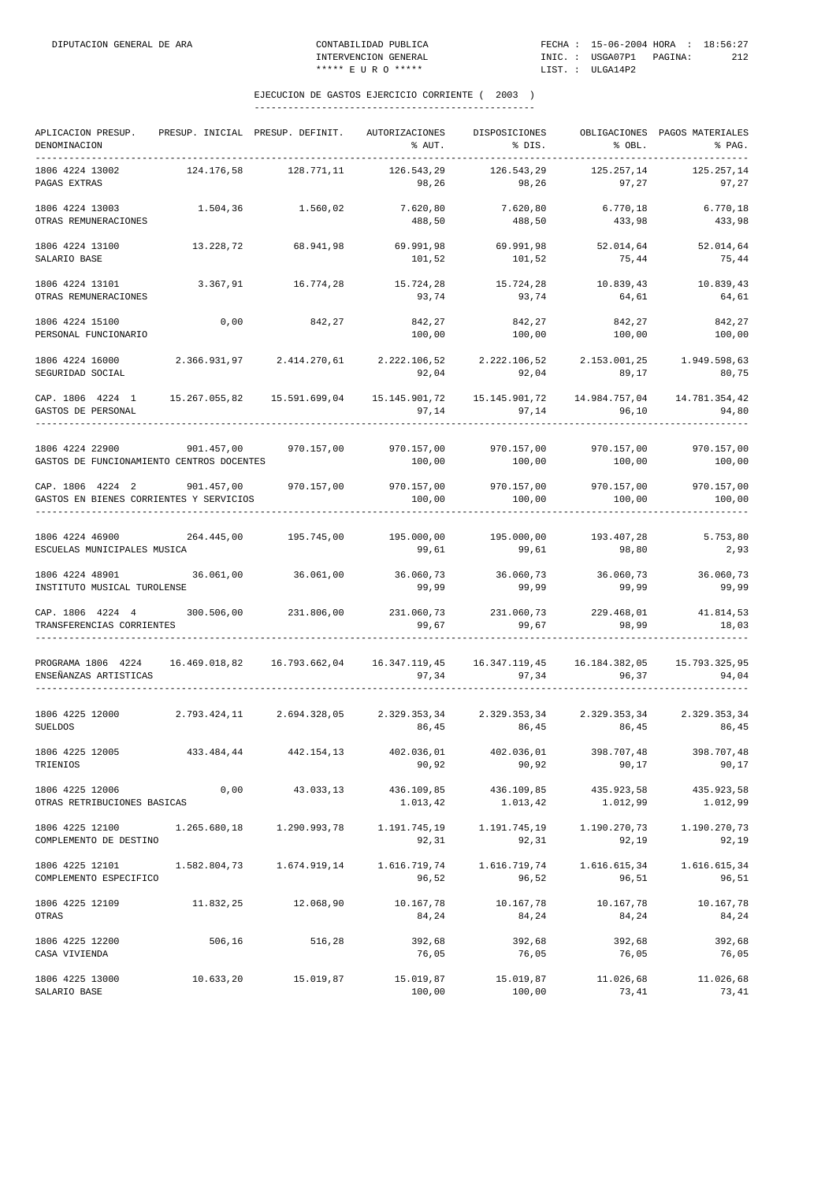## EJECUCION DE GASTOS EJERCICIO CORRIENTE ( 2003 )

| APLICACION PRESUP. DENOMINACION | PRESUP. INICIAL | PRESUP. DEFINIT. | AUTORIZACIONES % AUT. | DISPOSICIONES % DIS. | OBLIGACIONES % OBL. | PAGOS MATERIALES % PAG. |
|---|---|---|---|---|---|---|
| 1806 4224 13002 PAGAS EXTRAS | 124.176,58 | 128.771,11 | 126.543,29 98,26 | 126.543,29 98,26 | 125.257,14 97,27 | 125.257,14 97,27 |
| 1806 4224 13003 OTRAS REMUNERACIONES | 1.504,36 | 1.560,02 | 7.620,80 488,50 | 7.620,80 488,50 | 6.770,18 433,98 | 6.770,18 433,98 |
| 1806 4224 13100 SALARIO BASE | 13.228,72 | 68.941,98 | 69.991,98 101,52 | 69.991,98 101,52 | 52.014,64 75,44 | 52.014,64 75,44 |
| 1806 4224 13101 OTRAS REMUNERACIONES | 3.367,91 | 16.774,28 | 15.724,28 93,74 | 15.724,28 93,74 | 10.839,43 64,61 | 10.839,43 64,61 |
| 1806 4224 15100 PERSONAL FUNCIONARIO | 0,00 | 842,27 | 842,27 100,00 | 842,27 100,00 | 842,27 100,00 | 842,27 100,00 |
| 1806 4224 16000 SEGURIDAD SOCIAL | 2.366.931,97 | 2.414.270,61 | 2.222.106,52 92,04 | 2.222.106,52 92,04 | 2.153.001,25 89,17 | 1.949.598,63 80,75 |
| CAP. 1806 4224 1 GASTOS DE PERSONAL | 15.267.055,82 | 15.591.699,04 | 15.145.901,72 97,14 | 15.145.901,72 97,14 | 14.984.757,04 96,10 | 14.781.354,42 94,80 |
| 1806 4224 22900 GASTOS DE FUNCIONAMIENTO CENTROS DOCENTES | 901.457,00 | 970.157,00 | 970.157,00 100,00 | 970.157,00 100,00 | 970.157,00 100,00 | 970.157,00 100,00 |
| CAP. 1806 4224 2 GASTOS EN BIENES CORRIENTES Y SERVICIOS | 901.457,00 | 970.157,00 | 970.157,00 100,00 | 970.157,00 100,00 | 970.157,00 100,00 | 970.157,00 100,00 |
| 1806 4224 46900 ESCUELAS MUNICIPALES MUSICA | 264.445,00 | 195.745,00 | 195.000,00 99,61 | 195.000,00 99,61 | 193.407,28 98,80 | 5.753,80 2,93 |
| 1806 4224 48901 INSTITUTO MUSICAL TUROLENSE | 36.061,00 | 36.061,00 | 36.060,73 99,99 | 36.060,73 99,99 | 36.060,73 99,99 | 36.060,73 99,99 |
| CAP. 1806 4224 4 TRANSFERENCIAS CORRIENTES | 300.506,00 | 231.806,00 | 231.060,73 99,67 | 231.060,73 99,67 | 229.468,01 98,99 | 41.814,53 18,03 |
| PROGRAMA 1806 4224 ENSEÑANZAS ARTISTICAS | 16.469.018,82 | 16.793.662,04 | 16.347.119,45 97,34 | 16.347.119,45 97,34 | 16.184.382,05 96,37 | 15.793.325,95 94,04 |
| 1806 4225 12000 SUELDOS | 2.793.424,11 | 2.694.328,05 | 2.329.353,34 86,45 | 2.329.353,34 86,45 | 2.329.353,34 86,45 | 2.329.353,34 86,45 |
| 1806 4225 12005 TRIENIOS | 433.484,44 | 442.154,13 | 402.036,01 90,92 | 402.036,01 90,92 | 398.707,48 90,17 | 398.707,48 90,17 |
| 1806 4225 12006 OTRAS RETRIBUCIONES BASICAS | 0,00 | 43.033,13 | 436.109,85 1.013,42 | 436.109,85 1.013,42 | 435.923,58 1.012,99 | 435.923,58 1.012,99 |
| 1806 4225 12100 COMPLEMENTO DE DESTINO | 1.265.680,18 | 1.290.993,78 | 1.191.745,19 92,31 | 1.191.745,19 92,31 | 1.190.270,73 92,19 | 1.190.270,73 92,19 |
| 1806 4225 12101 COMPLEMENTO ESPECIFICO | 1.582.804,73 | 1.674.919,14 | 1.616.719,74 96,52 | 1.616.719,74 96,52 | 1.616.615,34 96,51 | 1.616.615,34 96,51 |
| 1806 4225 12109 OTRAS | 11.832,25 | 12.068,90 | 10.167,78 84,24 | 10.167,78 84,24 | 10.167,78 84,24 | 10.167,78 84,24 |
| 1806 4225 12200 CASA VIVIENDA | 506,16 | 516,28 | 392,68 76,05 | 392,68 76,05 | 392,68 76,05 | 392,68 76,05 |
| 1806 4225 13000 SALARIO BASE | 10.633,20 | 15.019,87 | 15.019,87 100,00 | 15.019,87 100,00 | 11.026,68 73,41 | 11.026,68 73,41 |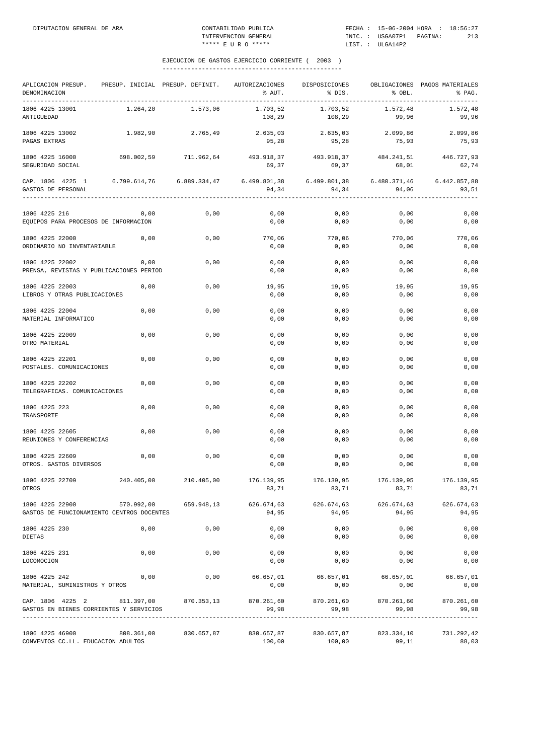DIPUTACION GENERAL DE ARA — CONTABILIDAD PUBLICA — INTERVENCION GENERAL — ***** E U R O ***** — FECHA : 15-06-2004 HORA : 18:56:27 — INIC. : USGA07P1 — LIST. : ULGA14P2

## EJECUCION DE GASTOS EJERCICIO CORRIENTE ( 2003 )

| APLICACION PRESUP. DENOMINACION | PRESUP. INICIAL | PRESUP. DEFINIT. | AUTORIZACIONES % AUT. | DISPOSICIONES % DIS. | OBLIGACIONES % OBL. | PAGOS MATERIALES % PAG. |
|---|---|---|---|---|---|---|
| 1806 4225 13001 ANTIGUEDAD | 1.264,20 | 1.573,06 | 1.703,52 / 108,29 | 1.703,52 / 108,29 | 1.572,48 / 99,96 | 1.572,48 / 99,96 |
| 1806 4225 13002 PAGAS EXTRAS | 1.982,90 | 2.765,49 | 2.635,03 / 95,28 | 2.635,03 / 95,28 | 2.099,86 / 75,93 | 2.099,86 / 75,93 |
| 1806 4225 16000 SEGURIDAD SOCIAL | 698.002,59 | 711.962,64 | 493.918,37 / 69,37 | 493.918,37 / 69,37 | 484.241,51 / 68,01 | 446.727,93 / 62,74 |
| CAP. 1806 4225 1 GASTOS DE PERSONAL | 6.799.614,76 | 6.889.334,47 | 6.499.801,38 / 94,34 | 6.499.801,38 / 94,34 | 6.480.371,46 / 94,06 | 6.442.857,88 / 93,51 |
| 1806 4225 216 EQUIPOS PARA PROCESOS DE INFORMACION | 0,00 | 0,00 | 0,00 / 0,00 | 0,00 / 0,00 | 0,00 / 0,00 | 0,00 / 0,00 |
| 1806 4225 22000 ORDINARIO NO INVENTARIABLE | 0,00 | 0,00 | 770,06 / 0,00 | 770,06 / 0,00 | 770,06 / 0,00 | 770,06 / 0,00 |
| 1806 4225 22002 PRENSA, REVISTAS Y PUBLICACIONES PERIOD | 0,00 | 0,00 | 0,00 / 0,00 | 0,00 / 0,00 | 0,00 / 0,00 | 0,00 / 0,00 |
| 1806 4225 22003 LIBROS Y OTRAS PUBLICACIONES | 0,00 | 0,00 | 19,95 / 0,00 | 19,95 / 0,00 | 19,95 / 0,00 | 19,95 / 0,00 |
| 1806 4225 22004 MATERIAL INFORMATICO | 0,00 | 0,00 | 0,00 / 0,00 | 0,00 / 0,00 | 0,00 / 0,00 | 0,00 / 0,00 |
| 1806 4225 22009 OTRO MATERIAL | 0,00 | 0,00 | 0,00 / 0,00 | 0,00 / 0,00 | 0,00 / 0,00 | 0,00 / 0,00 |
| 1806 4225 22201 POSTALES. COMUNICACIONES | 0,00 | 0,00 | 0,00 / 0,00 | 0,00 / 0,00 | 0,00 / 0,00 | 0,00 / 0,00 |
| 1806 4225 22202 TELEGRAFICAS. COMUNICACIONES | 0,00 | 0,00 | 0,00 / 0,00 | 0,00 / 0,00 | 0,00 / 0,00 | 0,00 / 0,00 |
| 1806 4225 223 TRANSPORTE | 0,00 | 0,00 | 0,00 / 0,00 | 0,00 / 0,00 | 0,00 / 0,00 | 0,00 / 0,00 |
| 1806 4225 22605 REUNIONES Y CONFERENCIAS | 0,00 | 0,00 | 0,00 / 0,00 | 0,00 / 0,00 | 0,00 / 0,00 | 0,00 / 0,00 |
| 1806 4225 22609 OTROS. GASTOS DIVERSOS | 0,00 | 0,00 | 0,00 / 0,00 | 0,00 / 0,00 | 0,00 / 0,00 | 0,00 / 0,00 |
| 1806 4225 22709 OTROS | 240.405,00 | 210.405,00 | 176.139,95 / 83,71 | 176.139,95 / 83,71 | 176.139,95 / 83,71 | 176.139,95 / 83,71 |
| 1806 4225 22900 GASTOS DE FUNCIONAMIENTO CENTROS DOCENTES | 570.992,00 | 659.948,13 | 626.674,63 / 94,95 | 626.674,63 / 94,95 | 626.674,63 / 94,95 | 626.674,63 / 94,95 |
| 1806 4225 230 DIETAS | 0,00 | 0,00 | 0,00 / 0,00 | 0,00 / 0,00 | 0,00 / 0,00 | 0,00 / 0,00 |
| 1806 4225 231 LOCOMOCION | 0,00 | 0,00 | 0,00 / 0,00 | 0,00 / 0,00 | 0,00 / 0,00 | 0,00 / 0,00 |
| 1806 4225 242 MATERIAL, SUMINISTROS Y OTROS | 0,00 | 0,00 | 66.657,01 / 0,00 | 66.657,01 / 0,00 | 66.657,01 / 0,00 | 66.657,01 / 0,00 |
| CAP. 1806 4225 2 GASTOS EN BIENES CORRIENTES Y SERVICIOS | 811.397,00 | 870.353,13 | 870.261,60 / 99,98 | 870.261,60 / 99,98 | 870.261,60 / 99,98 | 870.261,60 / 99,98 |
| 1806 4225 46900 CONVENIOS CC.LL. EDUCACION ADULTOS | 808.361,00 | 830.657,87 | 830.657,87 / 100,00 | 830.657,87 / 100,00 | 823.334,10 / 99,11 | 731.292,42 / 88,03 |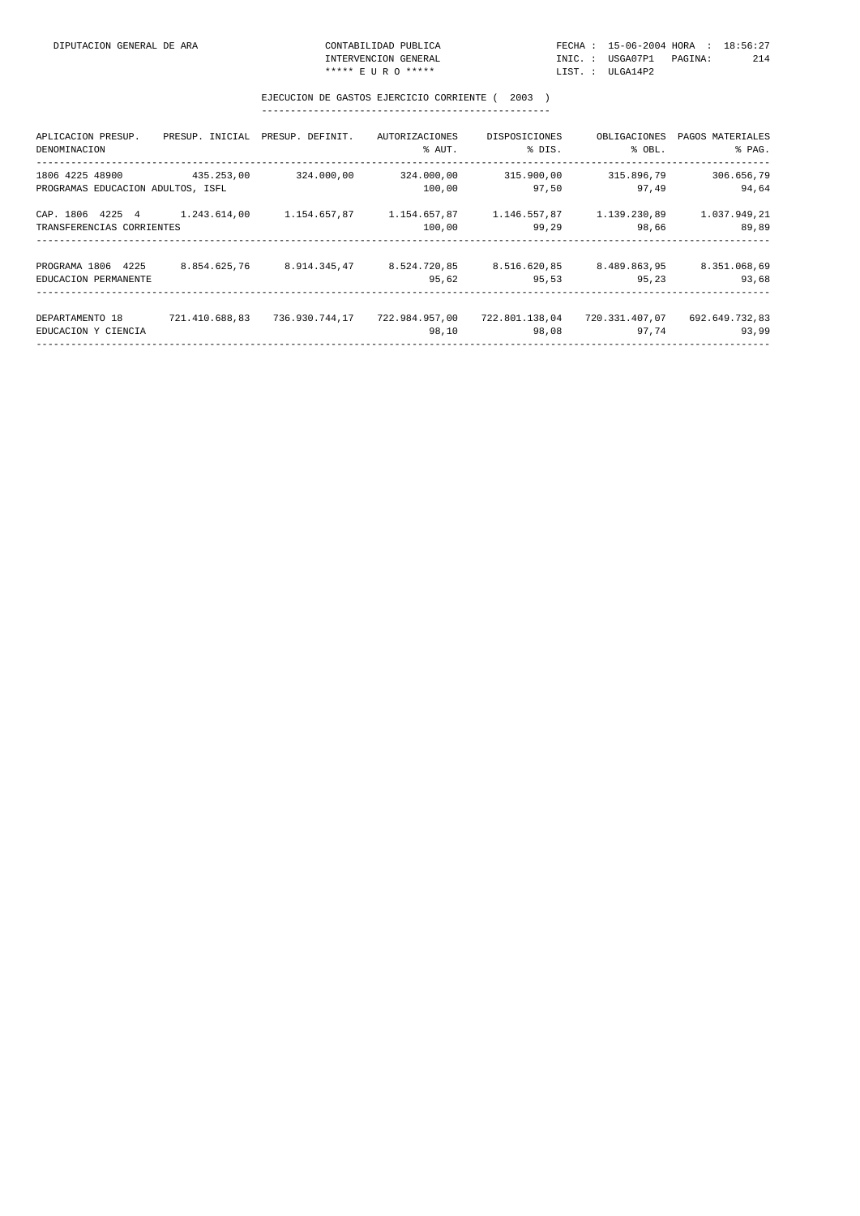EJECUCION DE GASTOS EJERCICIO CORRIENTE ( 2003 )

| APLICACION PRESUP. DENOMINACION | PRESUP. INICIAL | PRESUP. DEFINIT. | AUTORIZACIONES % AUT. | DISPOSICIONES % DIS. | OBLIGACIONES % OBL. | PAGOS MATERIALES % PAG. |
|---|---|---|---|---|---|---|
| 1806 4225 48900 | 435.253,00 | 324.000,00 | 324.000,00 | 315.900,00 | 315.896,79 | 306.656,79 |
| PROGRAMAS EDUCACION ADULTOS, ISFL | | | 100,00 | 97,50 | 97,49 | 94,64 |
| CAP. 1806 4225 4 | 1.243.614,00 | 1.154.657,87 | 1.154.657,87 | 1.146.557,87 | 1.139.230,89 | 1.037.949,21 |
| TRANSFERENCIAS CORRIENTES | | | 100,00 | 99,29 | 98,66 | 89,89 |
| PROGRAMA 1806 4225 | 8.854.625,76 | 8.914.345,47 | 8.524.720,85 | 8.516.620,85 | 8.489.863,95 | 8.351.068,69 |
| EDUCACION PERMANENTE | | | 95,62 | 95,53 | 95,23 | 93,68 |
| DEPARTAMENTO 18 | 721.410.688,83 | 736.930.744,17 | 722.984.957,00 | 722.801.138,04 | 720.331.407,07 | 692.649.732,83 |
| EDUCACION Y CIENCIA | | | 98,10 | 98,08 | 97,74 | 93,99 |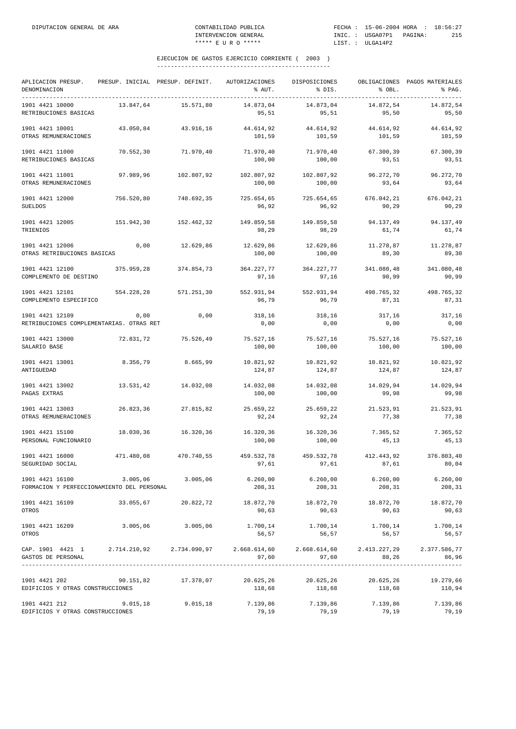EJECUCION DE GASTOS EJERCICIO CORRIENTE ( 2003 )

| APLICACION PRESUP. DENOMINACION | PRESUP. INICIAL | PRESUP. DEFINIT. | AUTORIZACIONES % AUT. | DISPOSICIONES % DIS. | OBLIGACIONES % OBL. | PAGOS MATERIALES % PAG. |
|---|---|---|---|---|---|---|
| 1901 4421 10000 RETRIBUCIONES BASICAS | 13.847,64 | 15.571,80 | 14.873,04 95,51 | 14.873,04 95,51 | 14.872,54 95,50 | 14.872,54 95,50 |
| 1901 4421 10001 OTRAS REMUNERACIONES | 43.050,84 | 43.916,16 | 44.614,92 101,59 | 44.614,92 101,59 | 44.614,92 101,59 | 44.614,92 101,59 |
| 1901 4421 11000 RETRIBUCIONES BASICAS | 70.552,30 | 71.970,40 | 71.970,40 100,00 | 71.970,40 100,00 | 67.300,39 93,51 | 67.300,39 93,51 |
| 1901 4421 11001 OTRAS REMUNERACIONES | 97.989,96 | 102.807,92 | 102.807,92 100,00 | 102.807,92 100,00 | 96.272,70 93,64 | 96.272,70 93,64 |
| 1901 4421 12000 SUELDOS | 756.520,80 | 748.692,35 | 725.654,65 96,92 | 725.654,65 96,92 | 676.042,21 90,29 | 676.042,21 90,29 |
| 1901 4421 12005 TRIENIOS | 151.942,30 | 152.462,32 | 149.859,58 98,29 | 149.859,58 98,29 | 94.137,49 61,74 | 94.137,49 61,74 |
| 1901 4421 12006 OTRAS RETRIBUCIONES BASICAS | 0,00 | 12.629,86 | 12.629,86 100,00 | 12.629,86 100,00 | 11.278,87 89,30 | 11.278,87 89,30 |
| 1901 4421 12100 COMPLEMENTO DE DESTINO | 375.959,28 | 374.854,73 | 364.227,77 97,16 | 364.227,77 97,16 | 341.080,48 90,99 | 341.080,48 90,99 |
| 1901 4421 12101 COMPLEMENTO ESPECIFICO | 554.228,28 | 571.251,30 | 552.931,94 96,79 | 552.931,94 96,79 | 498.765,32 87,31 | 498.765,32 87,31 |
| 1901 4421 12109 RETRIBUCIONES COMPLEMENTARIAS. OTRAS RET | 0,00 | 0,00 | 318,16 0,00 | 318,16 0,00 | 317,16 0,00 | 317,16 0,00 |
| 1901 4421 13000 SALARIO BASE | 72.831,72 | 75.526,49 | 75.527,16 100,00 | 75.527,16 100,00 | 75.527,16 100,00 | 75.527,16 100,00 |
| 1901 4421 13001 ANTIGUEDAD | 8.356,79 | 8.665,99 | 10.821,92 124,87 | 10.821,92 124,87 | 10.821,92 124,87 | 10.821,92 124,87 |
| 1901 4421 13002 PAGAS EXTRAS | 13.531,42 | 14.032,08 | 14.032,08 100,00 | 14.032,08 100,00 | 14.029,94 99,98 | 14.029,94 99,98 |
| 1901 4421 13003 OTRAS REMUNERACIONES | 26.823,36 | 27.815,82 | 25.659,22 92,24 | 25.659,22 92,24 | 21.523,91 77,38 | 21.523,91 77,38 |
| 1901 4421 15100 PERSONAL FUNCIONARIO | 18.030,36 | 16.320,36 | 16.320,36 100,00 | 16.320,36 100,00 | 7.365,52 45,13 | 7.365,52 45,13 |
| 1901 4421 16000 SEGURIDAD SOCIAL | 471.480,08 | 470.740,55 | 459.532,78 97,61 | 459.532,78 97,61 | 412.443,92 87,61 | 376.803,40 80,04 |
| 1901 4421 16100 FORMACION Y PERFECCIONAMIENTO DEL PERSONAL | 3.005,06 | 3.005,06 | 6.260,00 208,31 | 6.260,00 208,31 | 6.260,00 208,31 | 6.260,00 208,31 |
| 1901 4421 16109 OTROS | 33.055,67 | 20.822,72 | 18.872,70 90,63 | 18.872,70 90,63 | 18.872,70 90,63 | 18.872,70 90,63 |
| 1901 4421 16209 OTROS | 3.005,06 | 3.005,06 | 1.700,14 56,57 | 1.700,14 56,57 | 1.700,14 56,57 | 1.700,14 56,57 |
| CAP. 1901 4421 1 GASTOS DE PERSONAL | 2.714.210,92 | 2.734.090,97 | 2.668.614,60 97,60 | 2.668.614,60 97,60 | 2.413.227,29 88,26 | 2.377.586,77 86,96 |
| 1901 4421 202 EDIFICIOS Y OTRAS CONSTRUCCIONES | 90.151,82 | 17.378,07 | 20.625,26 118,68 | 20.625,26 118,68 | 20.625,26 118,68 | 19.279,66 110,94 |
| 1901 4421 212 EDIFICIOS Y OTRAS CONSTRUCCIONES | 9.015,18 | 9.015,18 | 7.139,86 79,19 | 7.139,86 79,19 | 7.139,86 79,19 | 7.139,86 79,19 |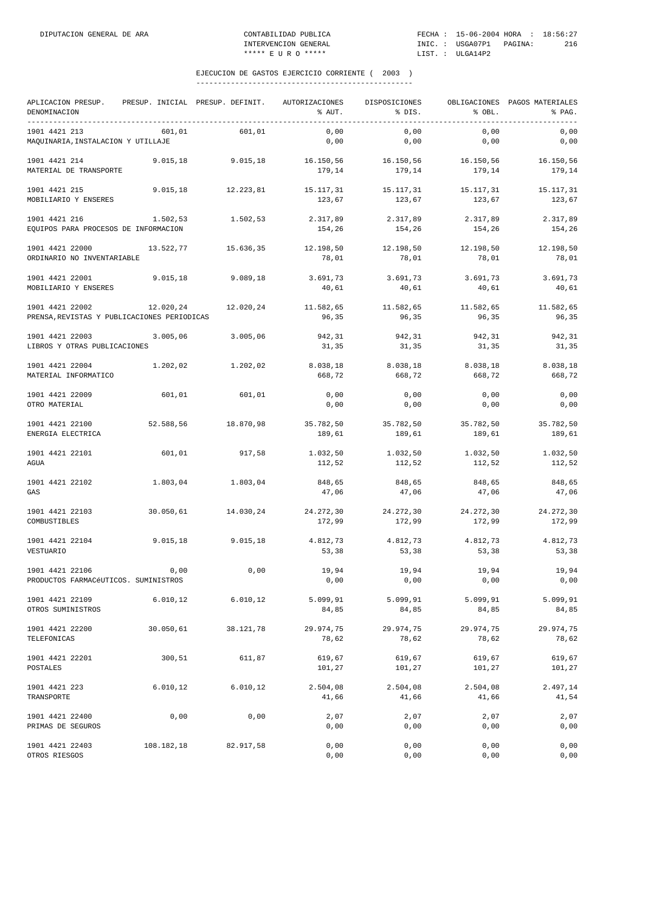## EJECUCION DE GASTOS EJERCICIO CORRIENTE ( 2003 )

| APLICACION PRESUP. DENOMINACION | PRESUP. INICIAL | PRESUP. DEFINIT. | AUTORIZACIONES % AUT. | DISPOSICIONES % DIS. | OBLIGACIONES % OBL. | PAGOS MATERIALES % PAG. |
|---|---|---|---|---|---|---|
| 1901 4421 213 | 601,01 | 601,01 | 0,00 | 0,00 | 0,00 | 0,00 |
| MAQUINARIA,INSTALACION Y UTILLAJE | | | 0,00 | 0,00 | 0,00 | 0,00 |
| 1901 4421 214 | 9.015,18 | 9.015,18 | 16.150,56 | 16.150,56 | 16.150,56 | 16.150,56 |
| MATERIAL DE TRANSPORTE | | | 179,14 | 179,14 | 179,14 | 179,14 |
| 1901 4421 215 | 9.015,18 | 12.223,81 | 15.117,31 | 15.117,31 | 15.117,31 | 15.117,31 |
| MOBILIARIO Y ENSERES | | | 123,67 | 123,67 | 123,67 | 123,67 |
| 1901 4421 216 | 1.502,53 | 1.502,53 | 2.317,89 | 2.317,89 | 2.317,89 | 2.317,89 |
| EQUIPOS PARA PROCESOS DE INFORMACION | | | 154,26 | 154,26 | 154,26 | 154,26 |
| 1901 4421 22000 | 13.522,77 | 15.636,35 | 12.198,50 | 12.198,50 | 12.198,50 | 12.198,50 |
| ORDINARIO NO INVENTARIABLE | | | 78,01 | 78,01 | 78,01 | 78,01 |
| 1901 4421 22001 | 9.015,18 | 9.089,18 | 3.691,73 | 3.691,73 | 3.691,73 | 3.691,73 |
| MOBILIARIO Y ENSERES | | | 40,61 | 40,61 | 40,61 | 40,61 |
| 1901 4421 22002 | 12.020,24 | 12.020,24 | 11.582,65 | 11.582,65 | 11.582,65 | 11.582,65 |
| PRENSA,REVISTAS Y PUBLICACIONES PERIODICAS | | | 96,35 | 96,35 | 96,35 | 96,35 |
| 1901 4421 22003 | 3.005,06 | 3.005,06 | 942,31 | 942,31 | 942,31 | 942,31 |
| LIBROS Y OTRAS PUBLICACIONES | | | 31,35 | 31,35 | 31,35 | 31,35 |
| 1901 4421 22004 | 1.202,02 | 1.202,02 | 8.038,18 | 8.038,18 | 8.038,18 | 8.038,18 |
| MATERIAL INFORMATICO | | | 668,72 | 668,72 | 668,72 | 668,72 |
| 1901 4421 22009 | 601,01 | 601,01 | 0,00 | 0,00 | 0,00 | 0,00 |
| OTRO MATERIAL | | | 0,00 | 0,00 | 0,00 | 0,00 |
| 1901 4421 22100 | 52.588,56 | 18.870,98 | 35.782,50 | 35.782,50 | 35.782,50 | 35.782,50 |
| ENERGIA ELECTRICA | | | 189,61 | 189,61 | 189,61 | 189,61 |
| 1901 4421 22101 | 601,01 | 917,58 | 1.032,50 | 1.032,50 | 1.032,50 | 1.032,50 |
| AGUA | | | 112,52 | 112,52 | 112,52 | 112,52 |
| 1901 4421 22102 | 1.803,04 | 1.803,04 | 848,65 | 848,65 | 848,65 | 848,65 |
| GAS | | | 47,06 | 47,06 | 47,06 | 47,06 |
| 1901 4421 22103 | 30.050,61 | 14.030,24 | 24.272,30 | 24.272,30 | 24.272,30 | 24.272,30 |
| COMBUSTIBLES | | | 172,99 | 172,99 | 172,99 | 172,99 |
| 1901 4421 22104 | 9.015,18 | 9.015,18 | 4.812,73 | 4.812,73 | 4.812,73 | 4.812,73 |
| VESTUARIO | | | 53,38 | 53,38 | 53,38 | 53,38 |
| 1901 4421 22106 | 0,00 | 0,00 | 19,94 | 19,94 | 19,94 | 19,94 |
| PRODUCTOS FARMACéUTICOS. SUMINISTROS | | | 0,00 | 0,00 | 0,00 | 0,00 |
| 1901 4421 22109 | 6.010,12 | 6.010,12 | 5.099,91 | 5.099,91 | 5.099,91 | 5.099,91 |
| OTROS SUMINISTROS | | | 84,85 | 84,85 | 84,85 | 84,85 |
| 1901 4421 22200 | 30.050,61 | 38.121,78 | 29.974,75 | 29.974,75 | 29.974,75 | 29.974,75 |
| TELEFONICAS | | | 78,62 | 78,62 | 78,62 | 78,62 |
| 1901 4421 22201 | 300,51 | 611,87 | 619,67 | 619,67 | 619,67 | 619,67 |
| POSTALES | | | 101,27 | 101,27 | 101,27 | 101,27 |
| 1901 4421 223 | 6.010,12 | 6.010,12 | 2.504,08 | 2.504,08 | 2.504,08 | 2.497,14 |
| TRANSPORTE | | | 41,66 | 41,66 | 41,66 | 41,54 |
| 1901 4421 22400 | 0,00 | 0,00 | 2,07 | 2,07 | 2,07 | 2,07 |
| PRIMAS DE SEGUROS | | | 0,00 | 0,00 | 0,00 | 0,00 |
| 1901 4421 22403 | 108.182,18 | 82.917,58 | 0,00 | 0,00 | 0,00 | 0,00 |
| OTROS RIESGOS | | | 0,00 | 0,00 | 0,00 | 0,00 |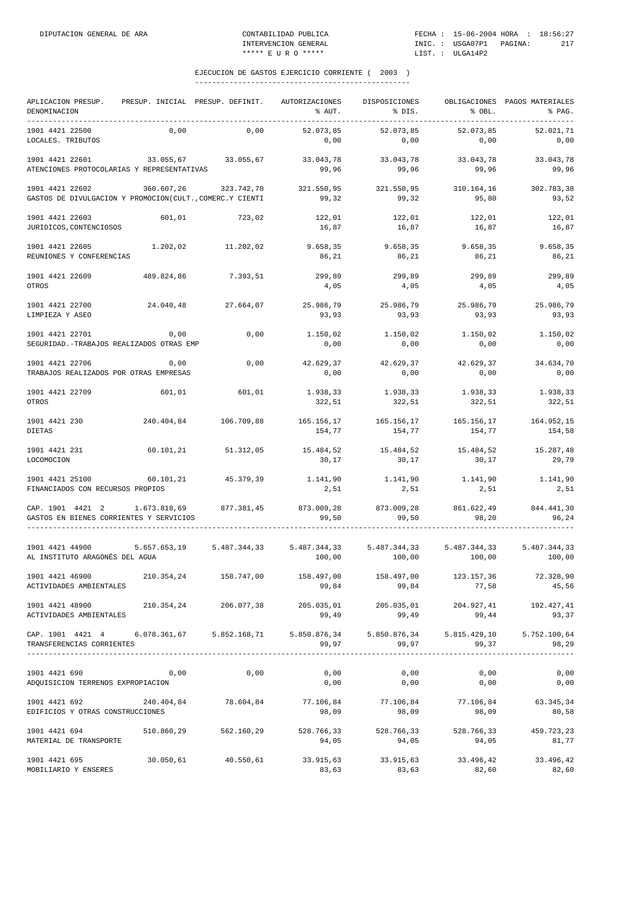EJECUCION DE GASTOS EJERCICIO CORRIENTE ( 2003 )

| APLICACION PRESUP. DENOMINACION | PRESUP. INICIAL | PRESUP. DEFINIT. | AUTORIZACIONES % AUT. | DISPOSICIONES % DIS. | OBLIGACIONES % OBL. | PAGOS MATERIALES % PAG. |
|---|---|---|---|---|---|---|
| 1901 4421 22500 | 0,00 | 0,00 | 52.073,85 | 52.073,85 | 52.073,85 | 52.021,71 |
| LOCALES. TRIBUTOS | | | 0,00 | 0,00 | 0,00 | 0,00 |
| 1901 4421 22601 | 33.055,67 | 33.055,67 | 33.043,78 | 33.043,78 | 33.043,78 | 33.043,78 |
| ATENCIONES PROTOCOLARIAS Y REPRESENTATIVAS | | | 99,96 | 99,96 | 99,96 | 99,96 |
| 1901 4421 22602 | 360.607,26 | 323.742,70 | 321.550,95 | 321.550,95 | 310.164,16 | 302.783,38 |
| GASTOS DE DIVULGACION Y PROMOCION(CULT.,COMERC.Y CIENTI | | | 99,32 | 99,32 | 95,80 | 93,52 |
| 1901 4421 22603 | 601,01 | 723,02 | 122,01 | 122,01 | 122,01 | 122,01 |
| JURIDICOS,CONTENCIOSOS | | | 16,87 | 16,87 | 16,87 | 16,87 |
| 1901 4421 22605 | 1.202,02 | 11.202,02 | 9.658,35 | 9.658,35 | 9.658,35 | 9.658,35 |
| REUNIONES Y CONFERENCIAS | | | 86,21 | 86,21 | 86,21 | 86,21 |
| 1901 4421 22609 | 489.824,86 | 7.393,51 | 299,89 | 299,89 | 299,89 | 299,89 |
| OTROS | | | 4,05 | 4,05 | 4,05 | 4,05 |
| 1901 4421 22700 | 24.040,48 | 27.664,07 | 25.986,79 | 25.986,79 | 25.986,79 | 25.986,79 |
| LIMPIEZA Y ASEO | | | 93,93 | 93,93 | 93,93 | 93,93 |
| 1901 4421 22701 | 0,00 | 0,00 | 1.150,02 | 1.150,02 | 1.150,02 | 1.150,02 |
| SEGURIDAD.-TRABAJOS REALIZADOS OTRAS EMP | | | 0,00 | 0,00 | 0,00 | 0,00 |
| 1901 4421 22706 | 0,00 | 0,00 | 42.629,37 | 42.629,37 | 42.629,37 | 34.634,70 |
| TRABAJOS REALIZADOS POR OTRAS EMPRESAS | | | 0,00 | 0,00 | 0,00 | 0,00 |
| 1901 4421 22709 | 601,01 | 601,01 | 1.938,33 | 1.938,33 | 1.938,33 | 1.938,33 |
| OTROS | | | 322,51 | 322,51 | 322,51 | 322,51 |
| 1901 4421 230 | 240.404,84 | 106.709,88 | 165.156,17 | 165.156,17 | 165.156,17 | 164.952,15 |
| DIETAS | | | 154,77 | 154,77 | 154,77 | 154,58 |
| 1901 4421 231 | 60.101,21 | 51.312,05 | 15.484,52 | 15.484,52 | 15.484,52 | 15.287,48 |
| LOCOMOCION | | | 30,17 | 30,17 | 30,17 | 29,79 |
| 1901 4421 25100 | 60.101,21 | 45.379,39 | 1.141,90 | 1.141,90 | 1.141,90 | 1.141,90 |
| FINANCIADOS CON RECURSOS PROPIOS | | | 2,51 | 2,51 | 2,51 | 2,51 |
| CAP. 1901 4421 2 | 1.673.818,69 | 877.381,45 | 873.009,28 | 873.009,28 | 861.622,49 | 844.441,30 |
| GASTOS EN BIENES CORRIENTES Y SERVICIOS | | | 99,50 | 99,50 | 98,20 | 96,24 |
| 1901 4421 44900 | 5.657.653,19 | 5.487.344,33 | 5.487.344,33 | 5.487.344,33 | 5.487.344,33 | 5.487.344,33 |
| AL INSTITUTO ARAGONÉS DEL AGUA | | | 100,00 | 100,00 | 100,00 | 100,00 |
| 1901 4421 46900 | 210.354,24 | 158.747,00 | 158.497,00 | 158.497,00 | 123.157,36 | 72.328,90 |
| ACTIVIDADES AMBIENTALES | | | 99,84 | 99,84 | 77,58 | 45,56 |
| 1901 4421 48900 | 210.354,24 | 206.077,38 | 205.035,01 | 205.035,01 | 204.927,41 | 192.427,41 |
| ACTIVIDADES AMBIENTALES | | | 99,49 | 99,49 | 99,44 | 93,37 |
| CAP. 1901 4421 4 | 6.078.361,67 | 5.852.168,71 | 5.850.876,34 | 5.850.876,34 | 5.815.429,10 | 5.752.100,64 |
| TRANSFERENCIAS CORRIENTES | | | 99,97 | 99,97 | 99,37 | 98,29 |
| 1901 4421 690 | 0,00 | 0,00 | 0,00 | 0,00 | 0,00 | 0,00 |
| ADQUISICION TERRENOS EXPROPIACION | | | 0,00 | 0,00 | 0,00 | 0,00 |
| 1901 4421 692 | 240.404,84 | 78.604,84 | 77.106,84 | 77.106,84 | 77.106,84 | 63.345,34 |
| EDIFICIOS Y OTRAS CONSTRUCCIONES | | | 98,09 | 98,09 | 98,09 | 80,58 |
| 1901 4421 694 | 510.860,29 | 562.160,29 | 528.766,33 | 528.766,33 | 528.766,33 | 459.723,23 |
| MATERIAL DE TRANSPORTE | | | 94,05 | 94,05 | 94,05 | 81,77 |
| 1901 4421 695 | 30.050,61 | 40.550,61 | 33.915,63 | 33.915,63 | 33.496,42 | 33.496,42 |
| MOBILIARIO Y ENSERES | | | 83,63 | 83,63 | 82,60 | 82,60 |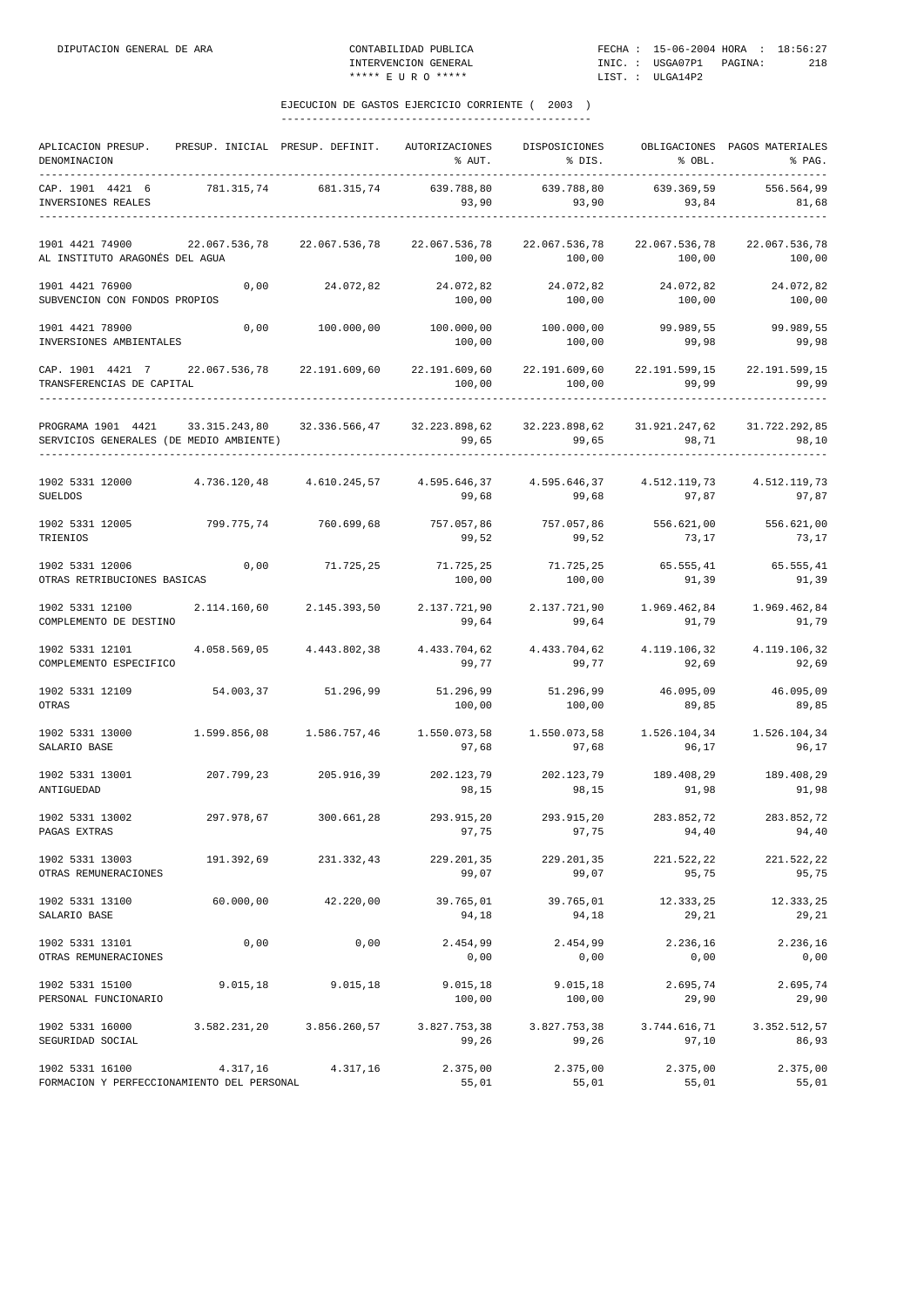EJECUCION DE GASTOS EJERCICIO CORRIENTE ( 2003 )

| APLICACION PRESUP. DENOMINACION | PRESUP. INICIAL | PRESUP. DEFINIT. | AUTORIZACIONES % AUT. | DISPOSICIONES % DIS. | OBLIGACIONES % OBL. | PAGOS MATERIALES % PAG. |
|---|---|---|---|---|---|---|
| CAP. 1901 4421 6 INVERSIONES REALES | 781.315,74 | 681.315,74 | 639.788,80 93,90 | 639.788,80 93,90 | 639.369,59 93,84 | 556.564,99 81,68 |
| 1901 4421 74900 AL INSTITUTO ARAGONÉS DEL AGUA | 22.067.536,78 | 22.067.536,78 | 22.067.536,78 100,00 | 22.067.536,78 100,00 | 22.067.536,78 100,00 | 22.067.536,78 100,00 |
| 1901 4421 76900 SUBVENCION CON FONDOS PROPIOS | 0,00 | 24.072,82 | 24.072,82 100,00 | 24.072,82 100,00 | 24.072,82 100,00 | 24.072,82 100,00 |
| 1901 4421 78900 INVERSIONES AMBIENTALES | 0,00 | 100.000,00 | 100.000,00 100,00 | 100.000,00 100,00 | 99.989,55 99,98 | 99.989,55 99,98 |
| CAP. 1901 4421 7 TRANSFERENCIAS DE CAPITAL | 22.067.536,78 | 22.191.609,60 | 22.191.609,60 100,00 | 22.191.609,60 100,00 | 22.191.599,15 99,99 | 22.191.599,15 99,99 |
| PROGRAMA 1901 4421 SERVICIOS GENERALES (DE MEDIO AMBIENTE) | 33.315.243,80 | 32.336.566,47 | 32.223.898,62 99,65 | 32.223.898,62 99,65 | 31.921.247,62 98,71 | 31.722.292,85 98,10 |
| 1902 5331 12000 SUELDOS | 4.736.120,48 | 4.610.245,57 | 4.595.646,37 99,68 | 4.595.646,37 99,68 | 4.512.119,73 97,87 | 4.512.119,73 97,87 |
| 1902 5331 12005 TRIENIOS | 799.775,74 | 760.699,68 | 757.057,86 99,52 | 757.057,86 99,52 | 556.621,00 73,17 | 556.621,00 73,17 |
| 1902 5331 12006 OTRAS RETRIBUCIONES BASICAS | 0,00 | 71.725,25 | 71.725,25 100,00 | 71.725,25 100,00 | 65.555,41 91,39 | 65.555,41 91,39 |
| 1902 5331 12100 COMPLEMENTO DE DESTINO | 2.114.160,60 | 2.145.393,50 | 2.137.721,90 99,64 | 2.137.721,90 99,64 | 1.969.462,84 91,79 | 1.969.462,84 91,79 |
| 1902 5331 12101 COMPLEMENTO ESPECIFICO | 4.058.569,05 | 4.443.802,38 | 4.433.704,62 99,77 | 4.433.704,62 99,77 | 4.119.106,32 92,69 | 4.119.106,32 92,69 |
| 1902 5331 12109 OTRAS | 54.003,37 | 51.296,99 | 51.296,99 100,00 | 51.296,99 100,00 | 46.095,09 89,85 | 46.095,09 89,85 |
| 1902 5331 13000 SALARIO BASE | 1.599.856,08 | 1.586.757,46 | 1.550.073,58 97,68 | 1.550.073,58 97,68 | 1.526.104,34 96,17 | 1.526.104,34 96,17 |
| 1902 5331 13001 ANTIGUEDAD | 207.799,23 | 205.916,39 | 202.123,79 98,15 | 202.123,79 98,15 | 189.408,29 91,98 | 189.408,29 91,98 |
| 1902 5331 13002 PAGAS EXTRAS | 297.978,67 | 300.661,28 | 293.915,20 97,75 | 293.915,20 97,75 | 283.852,72 94,40 | 283.852,72 94,40 |
| 1902 5331 13003 OTRAS REMUNERACIONES | 191.392,69 | 231.332,43 | 229.201,35 99,07 | 229.201,35 99,07 | 221.522,22 95,75 | 221.522,22 95,75 |
| 1902 5331 13100 SALARIO BASE | 60.000,00 | 42.220,00 | 39.765,01 94,18 | 39.765,01 94,18 | 12.333,25 29,21 | 12.333,25 29,21 |
| 1902 5331 13101 OTRAS REMUNERACIONES | 0,00 | 0,00 | 2.454,99 0,00 | 2.454,99 0,00 | 2.236,16 0,00 | 2.236,16 0,00 |
| 1902 5331 15100 PERSONAL FUNCIONARIO | 9.015,18 | 9.015,18 | 9.015,18 100,00 | 9.015,18 100,00 | 2.695,74 29,90 | 2.695,74 29,90 |
| 1902 5331 16000 SEGURIDAD SOCIAL | 3.582.231,20 | 3.856.260,57 | 3.827.753,38 99,26 | 3.827.753,38 99,26 | 3.744.616,71 97,10 | 3.352.512,57 86,93 |
| 1902 5331 16100 FORMACION Y PERFECCIONAMIENTO DEL PERSONAL | 4.317,16 | 4.317,16 | 2.375,00 55,01 | 2.375,00 55,01 | 2.375,00 55,01 | 2.375,00 55,01 |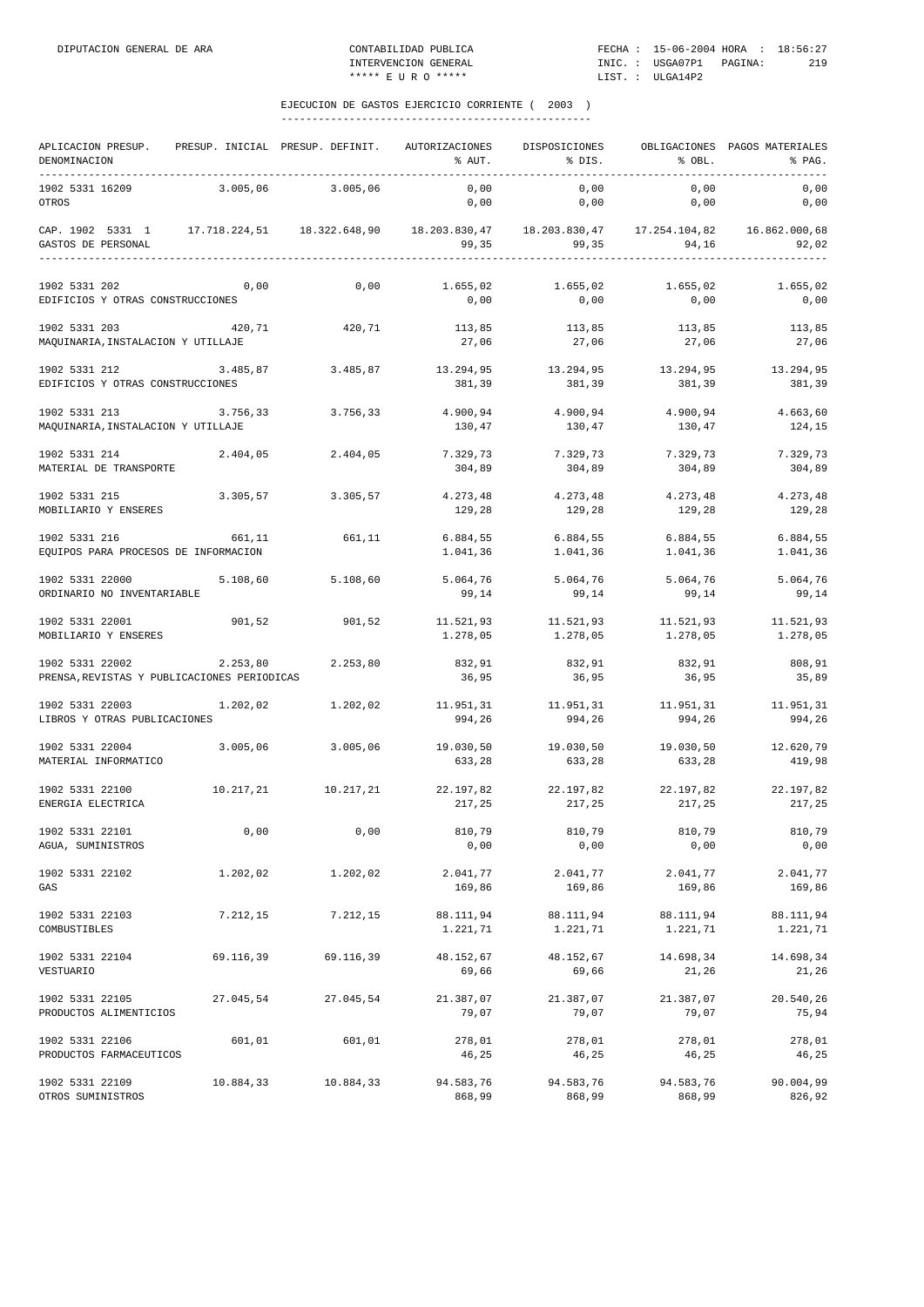EJECUCION DE GASTOS EJERCICIO CORRIENTE ( 2003 )

| APLICACION PRESUP. DENOMINACION | PRESUP. INICIAL | PRESUP. DEFINIT. | AUTORIZACIONES % AUT. | DISPOSICIONES % DIS. | OBLIGACIONES % OBL. | PAGOS MATERIALES % PAG. |
|---|---|---|---|---|---|---|
| 1902 5331 16209 | 3.005,06 | 3.005,06 | 0,00 | 0,00 | 0,00 | 0,00 |
| OTROS | | | 0,00 | 0,00 | 0,00 | 0,00 |
| CAP. 1902 5331 1 | 17.718.224,51 | 18.322.648,90 | 18.203.830,47 | 18.203.830,47 | 17.254.104,82 | 16.862.000,68 |
| GASTOS DE PERSONAL | | | 99,35 | 99,35 | 94,16 | 92,02 |
| 1902 5331 202 | 0,00 | 0,00 | 1.655,02 | 1.655,02 | 1.655,02 | 1.655,02 |
| EDIFICIOS Y OTRAS CONSTRUCCIONES | | | 0,00 | 0,00 | 0,00 | 0,00 |
| 1902 5331 203 | 420,71 | 420,71 | 113,85 | 113,85 | 113,85 | 113,85 |
| MAQUINARIA,INSTALACION Y UTILLAJE | | | 27,06 | 27,06 | 27,06 | 27,06 |
| 1902 5331 212 | 3.485,87 | 3.485,87 | 13.294,95 | 13.294,95 | 13.294,95 | 13.294,95 |
| EDIFICIOS Y OTRAS CONSTRUCCIONES | | | 381,39 | 381,39 | 381,39 | 381,39 |
| 1902 5331 213 | 3.756,33 | 3.756,33 | 4.900,94 | 4.900,94 | 4.900,94 | 4.663,60 |
| MAQUINARIA,INSTALACION Y UTILLAJE | | | 130,47 | 130,47 | 130,47 | 124,15 |
| 1902 5331 214 | 2.404,05 | 2.404,05 | 7.329,73 | 7.329,73 | 7.329,73 | 7.329,73 |
| MATERIAL DE TRANSPORTE | | | 304,89 | 304,89 | 304,89 | 304,89 |
| 1902 5331 215 | 3.305,57 | 3.305,57 | 4.273,48 | 4.273,48 | 4.273,48 | 4.273,48 |
| MOBILIARIO Y ENSERES | | | 129,28 | 129,28 | 129,28 | 129,28 |
| 1902 5331 216 | 661,11 | 661,11 | 6.884,55 | 6.884,55 | 6.884,55 | 6.884,55 |
| EQUIPOS PARA PROCESOS DE INFORMACION | | | 1.041,36 | 1.041,36 | 1.041,36 | 1.041,36 |
| 1902 5331 22000 | 5.108,60 | 5.108,60 | 5.064,76 | 5.064,76 | 5.064,76 | 5.064,76 |
| ORDINARIO NO INVENTARIABLE | | | 99,14 | 99,14 | 99,14 | 99,14 |
| 1902 5331 22001 | 901,52 | 901,52 | 11.521,93 | 11.521,93 | 11.521,93 | 11.521,93 |
| MOBILIARIO Y ENSERES | | | 1.278,05 | 1.278,05 | 1.278,05 | 1.278,05 |
| 1902 5331 22002 | 2.253,80 | 2.253,80 | 832,91 | 832,91 | 832,91 | 808,91 |
| PRENSA,REVISTAS Y PUBLICACIONES PERIODICAS | | | 36,95 | 36,95 | 36,95 | 35,89 |
| 1902 5331 22003 | 1.202,02 | 1.202,02 | 11.951,31 | 11.951,31 | 11.951,31 | 11.951,31 |
| LIBROS Y OTRAS PUBLICACIONES | | | 994,26 | 994,26 | 994,26 | 994,26 |
| 1902 5331 22004 | 3.005,06 | 3.005,06 | 19.030,50 | 19.030,50 | 19.030,50 | 12.620,79 |
| MATERIAL INFORMATICO | | | 633,28 | 633,28 | 633,28 | 419,98 |
| 1902 5331 22100 | 10.217,21 | 10.217,21 | 22.197,82 | 22.197,82 | 22.197,82 | 22.197,82 |
| ENERGIA ELECTRICA | | | 217,25 | 217,25 | 217,25 | 217,25 |
| 1902 5331 22101 | 0,00 | 0,00 | 810,79 | 810,79 | 810,79 | 810,79 |
| AGUA, SUMINISTROS | | | 0,00 | 0,00 | 0,00 | 0,00 |
| 1902 5331 22102 | 1.202,02 | 1.202,02 | 2.041,77 | 2.041,77 | 2.041,77 | 2.041,77 |
| GAS | | | 169,86 | 169,86 | 169,86 | 169,86 |
| 1902 5331 22103 | 7.212,15 | 7.212,15 | 88.111,94 | 88.111,94 | 88.111,94 | 88.111,94 |
| COMBUSTIBLES | | | 1.221,71 | 1.221,71 | 1.221,71 | 1.221,71 |
| 1902 5331 22104 | 69.116,39 | 69.116,39 | 48.152,67 | 48.152,67 | 14.698,34 | 14.698,34 |
| VESTUARIO | | | 69,66 | 69,66 | 21,26 | 21,26 |
| 1902 5331 22105 | 27.045,54 | 27.045,54 | 21.387,07 | 21.387,07 | 21.387,07 | 20.540,26 |
| PRODUCTOS ALIMENTICIOS | | | 79,07 | 79,07 | 79,07 | 75,94 |
| 1902 5331 22106 | 601,01 | 601,01 | 278,01 | 278,01 | 278,01 | 278,01 |
| PRODUCTOS FARMACEUTICOS | | | 46,25 | 46,25 | 46,25 | 46,25 |
| 1902 5331 22109 | 10.884,33 | 10.884,33 | 94.583,76 | 94.583,76 | 94.583,76 | 90.004,99 |
| OTROS SUMINISTROS | | | 868,99 | 868,99 | 868,99 | 826,92 |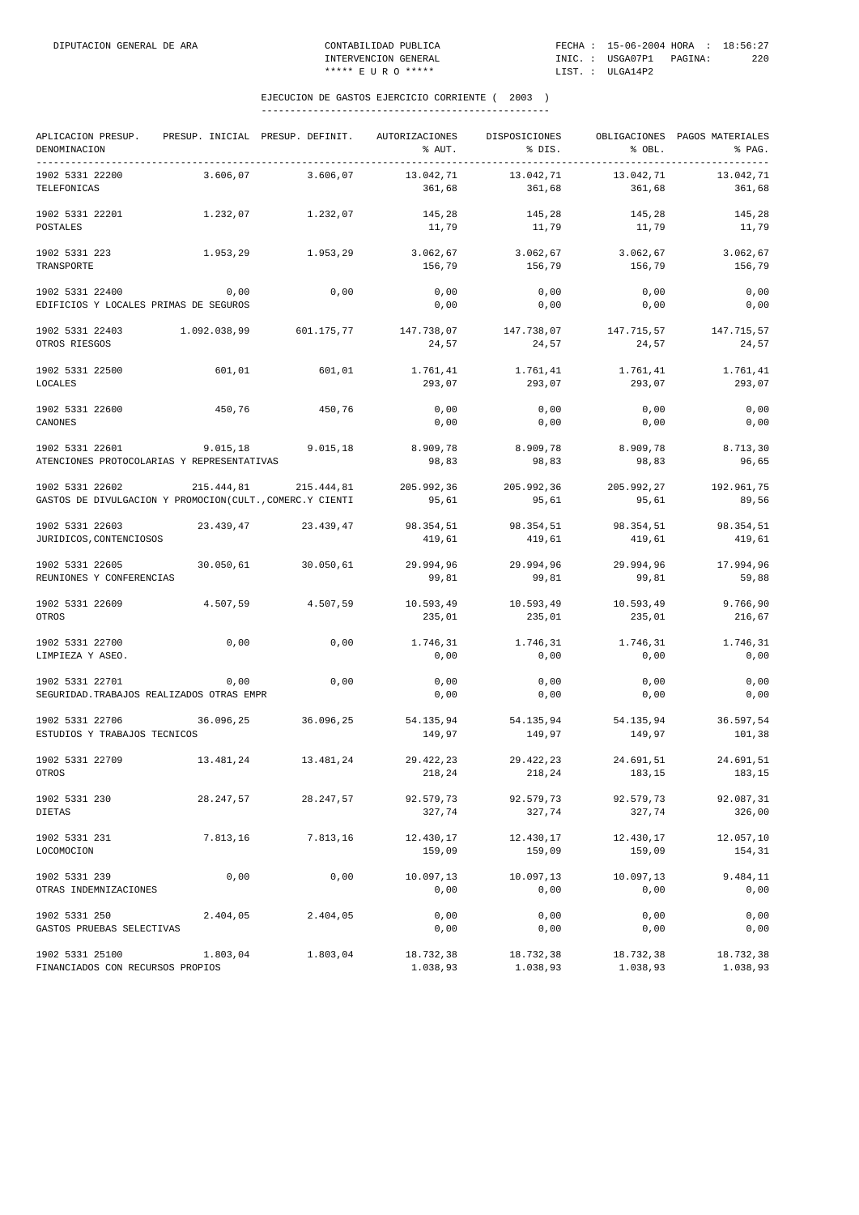EJECUCION DE GASTOS EJERCICIO CORRIENTE ( 2003 )

| APLICACION PRESUP. DENOMINACION | PRESUP. INICIAL | PRESUP. DEFINIT. | AUTORIZACIONES % AUT. | DISPOSICIONES % DIS. | OBLIGACIONES % OBL. | PAGOS MATERIALES % PAG. |
|---|---|---|---|---|---|---|
| 1902 5331 22200 TELEFONICAS | 3.606,07 | 3.606,07 | 13.042,71 361,68 | 13.042,71 361,68 | 13.042,71 361,68 | 13.042,71 361,68 |
| 1902 5331 22201 POSTALES | 1.232,07 | 1.232,07 | 145,28 11,79 | 145,28 11,79 | 145,28 11,79 | 145,28 11,79 |
| 1902 5331 223 TRANSPORTE | 1.953,29 | 1.953,29 | 3.062,67 156,79 | 3.062,67 156,79 | 3.062,67 156,79 | 3.062,67 156,79 |
| 1902 5331 22400 EDIFICIOS Y LOCALES PRIMAS DE SEGUROS | 0,00 | 0,00 | 0,00 0,00 | 0,00 0,00 | 0,00 0,00 | 0,00 0,00 |
| 1902 5331 22403 OTROS RIESGOS | 1.092.038,99 | 601.175,77 | 147.738,07 24,57 | 147.738,07 24,57 | 147.715,57 24,57 | 147.715,57 24,57 |
| 1902 5331 22500 LOCALES | 601,01 | 601,01 | 1.761,41 293,07 | 1.761,41 293,07 | 1.761,41 293,07 | 1.761,41 293,07 |
| 1902 5331 22600 CANONES | 450,76 | 450,76 | 0,00 0,00 | 0,00 0,00 | 0,00 0,00 | 0,00 0,00 |
| 1902 5331 22601 ATENCIONES PROTOCOLARIAS Y REPRESENTATIVAS | 9.015,18 | 9.015,18 | 8.909,78 98,83 | 8.909,78 98,83 | 8.909,78 98,83 | 8.713,30 96,65 |
| 1902 5331 22602 GASTOS DE DIVULGACION Y PROMOCION(CULT.,COMERC.Y CIENTI | 215.444,81 | 215.444,81 | 205.992,36 95,61 | 205.992,36 95,61 | 205.992,27 95,61 | 192.961,75 89,56 |
| 1902 5331 22603 JURIDICOS,CONTENCIOSOS | 23.439,47 | 23.439,47 | 98.354,51 419,61 | 98.354,51 419,61 | 98.354,51 419,61 | 98.354,51 419,61 |
| 1902 5331 22605 REUNIONES Y CONFERENCIAS | 30.050,61 | 30.050,61 | 29.994,96 99,81 | 29.994,96 99,81 | 29.994,96 99,81 | 17.994,96 59,88 |
| 1902 5331 22609 OTROS | 4.507,59 | 4.507,59 | 10.593,49 235,01 | 10.593,49 235,01 | 10.593,49 235,01 | 9.766,90 216,67 |
| 1902 5331 22700 LIMPIEZA Y ASEO. | 0,00 | 0,00 | 1.746,31 0,00 | 1.746,31 0,00 | 1.746,31 0,00 | 1.746,31 0,00 |
| 1902 5331 22701 SEGURIDAD.TRABAJOS REALIZADOS OTRAS EMPR | 0,00 | 0,00 | 0,00 0,00 | 0,00 0,00 | 0,00 0,00 | 0,00 0,00 |
| 1902 5331 22706 ESTUDIOS Y TRABAJOS TECNICOS | 36.096,25 | 36.096,25 | 54.135,94 149,97 | 54.135,94 149,97 | 54.135,94 149,97 | 36.597,54 101,38 |
| 1902 5331 22709 OTROS | 13.481,24 | 13.481,24 | 29.422,23 218,24 | 29.422,23 218,24 | 24.691,51 183,15 | 24.691,51 183,15 |
| 1902 5331 230 DIETAS | 28.247,57 | 28.247,57 | 92.579,73 327,74 | 92.579,73 327,74 | 92.579,73 327,74 | 92.087,31 326,00 |
| 1902 5331 231 LOCOMOCION | 7.813,16 | 7.813,16 | 12.430,17 159,09 | 12.430,17 159,09 | 12.430,17 159,09 | 12.057,10 154,31 |
| 1902 5331 239 OTRAS INDEMNIZACIONES | 0,00 | 0,00 | 10.097,13 0,00 | 10.097,13 0,00 | 10.097,13 0,00 | 9.484,11 0,00 |
| 1902 5331 250 GASTOS PRUEBAS SELECTIVAS | 2.404,05 | 2.404,05 | 0,00 0,00 | 0,00 0,00 | 0,00 0,00 | 0,00 0,00 |
| 1902 5331 25100 FINANCIADOS CON RECURSOS PROPIOS | 1.803,04 | 1.803,04 | 18.732,38 1.038,93 | 18.732,38 1.038,93 | 18.732,38 1.038,93 | 18.732,38 1.038,93 |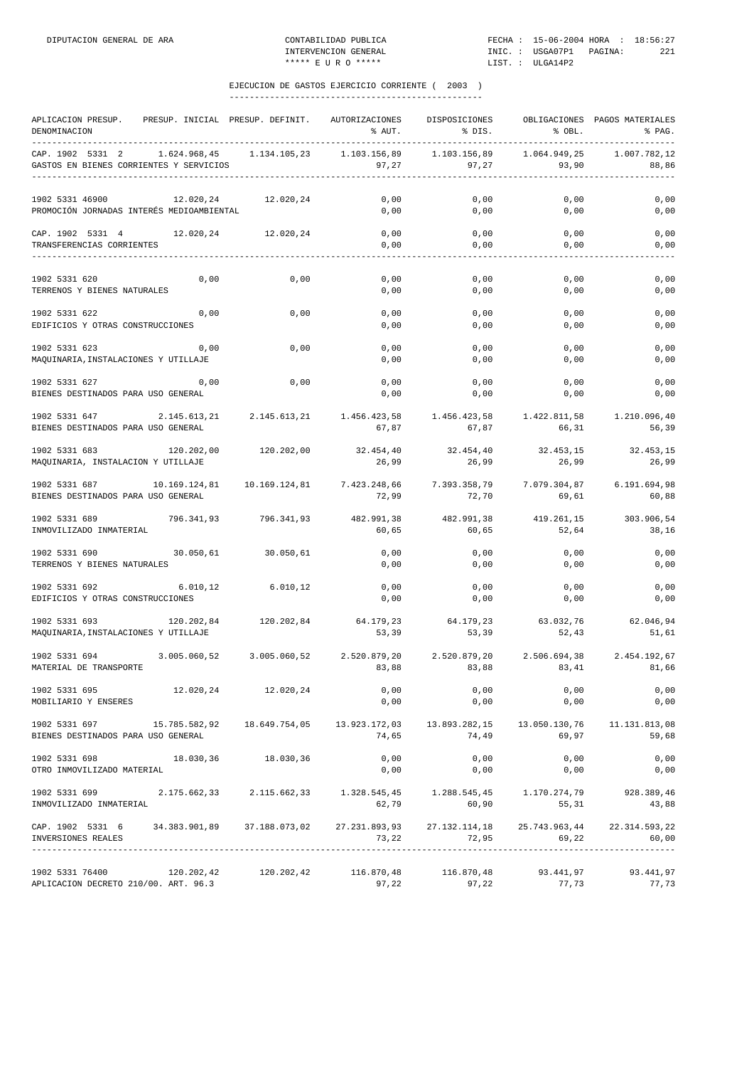## EJECUCION DE GASTOS EJERCICIO CORRIENTE ( 2003 )

| APLICACION PRESUP. DENOMINACION | PRESUP. INICIAL | PRESUP. DEFINIT. | AUTORIZACIONES % AUT. | DISPOSICIONES % DIS. | OBLIGACIONES % OBL. | PAGOS MATERIALES % PAG. |
|---|---|---|---|---|---|---|
| CAP. 1902 5331 2 GASTOS EN BIENES CORRIENTES Y SERVICIOS | 1.624.968,45 | 1.134.105,23 | 1.103.156,89  97,27 | 1.103.156,89 97,27 | 1.064.949,25 93,90 | 1.007.782,12 88,86 |
| 1902 5331 46900 PROMOCIÓN JORNADAS INTERÉS MEDIOAMBIENTAL | 12.020,24 | 12.020,24 | 0,00 0,00 | 0,00 0,00 | 0,00 0,00 | 0,00 0,00 |
| CAP. 1902 5331 4 TRANSFERENCIAS CORRIENTES | 12.020,24 | 12.020,24 | 0,00 0,00 | 0,00 0,00 | 0,00 0,00 | 0,00 0,00 |
| 1902 5331 620 TERRENOS Y BIENES NATURALES | 0,00 | 0,00 | 0,00 0,00 | 0,00 0,00 | 0,00 0,00 | 0,00 0,00 |
| 1902 5331 622 EDIFICIOS Y OTRAS CONSTRUCCIONES | 0,00 | 0,00 | 0,00 0,00 | 0,00 0,00 | 0,00 0,00 | 0,00 0,00 |
| 1902 5331 623 MAQUINARIA,INSTALACIONES Y UTILLAJE | 0,00 | 0,00 | 0,00 0,00 | 0,00 0,00 | 0,00 0,00 | 0,00 0,00 |
| 1902 5331 627 BIENES DESTINADOS PARA USO GENERAL | 0,00 | 0,00 | 0,00 0,00 | 0,00 0,00 | 0,00 0,00 | 0,00 0,00 |
| 1902 5331 647 BIENES DESTINADOS PARA USO GENERAL | 2.145.613,21 | 2.145.613,21 | 1.456.423,58 67,87 | 1.456.423,58 67,87 | 1.422.811,58 66,31 | 1.210.096,40 56,39 |
| 1902 5331 683 MAQUINARIA, INSTALACION Y UTILLAJE | 120.202,00 | 120.202,00 | 32.454,40 26,99 | 32.454,40 26,99 | 32.453,15 26,99 | 32.453,15 26,99 |
| 1902 5331 687 BIENES DESTINADOS PARA USO GENERAL | 10.169.124,81 | 10.169.124,81 | 7.423.248,66 72,99 | 7.393.358,79 72,70 | 7.079.304,87 69,61 | 6.191.694,98 60,88 |
| 1902 5331 689 INMOVILIZADO INMATERIAL | 796.341,93 | 796.341,93 | 482.991,38 60,65 | 482.991,38 60,65 | 419.261,15 52,64 | 303.906,54 38,16 |
| 1902 5331 690 TERRENOS Y BIENES NATURALES | 30.050,61 | 30.050,61 | 0,00 0,00 | 0,00 0,00 | 0,00 0,00 | 0,00 0,00 |
| 1902 5331 692 EDIFICIOS Y OTRAS CONSTRUCCIONES | 6.010,12 | 6.010,12 | 0,00 0,00 | 0,00 0,00 | 0,00 0,00 | 0,00 0,00 |
| 1902 5331 693 MAQUINARIA,INSTALACIONES Y UTILLAJE | 120.202,84 | 120.202,84 | 64.179,23 53,39 | 64.179,23 53,39 | 63.032,76 52,43 | 62.046,94 51,61 |
| 1902 5331 694 MATERIAL DE TRANSPORTE | 3.005.060,52 | 3.005.060,52 | 2.520.879,20 83,88 | 2.520.879,20 83,88 | 2.506.694,38 83,41 | 2.454.192,67 81,66 |
| 1902 5331 695 MOBILIARIO Y ENSERES | 12.020,24 | 12.020,24 | 0,00 0,00 | 0,00 0,00 | 0,00 0,00 | 0,00 0,00 |
| 1902 5331 697 BIENES DESTINADOS PARA USO GENERAL | 15.785.582,92 | 18.649.754,05 | 13.923.172,03 74,65 | 13.893.282,15 74,49 | 13.050.130,76 69,97 | 11.131.813,08 59,68 |
| 1902 5331 698 OTRO INMOVILIZADO MATERIAL | 18.030,36 | 18.030,36 | 0,00 0,00 | 0,00 0,00 | 0,00 0,00 | 0,00 0,00 |
| 1902 5331 699 INMOVILIZADO INMATERIAL | 2.175.662,33 | 2.115.662,33 | 1.328.545,45 62,79 | 1.288.545,45 60,90 | 1.170.274,79 55,31 | 928.389,46 43,88 |
| CAP. 1902 5331 6 INVERSIONES REALES | 34.383.901,89 | 37.188.073,02 | 27.231.893,93 73,22 | 27.132.114,18 72,95 | 25.743.963,44 69,22 | 22.314.593,22 60,00 |
| 1902 5331 76400 APLICACION DECRETO 210/00. ART. 96.3 | 120.202,42 | 120.202,42 | 116.870,48 97,22 | 116.870,48 97,22 | 93.441,97 77,73 | 93.441,97 77,73 |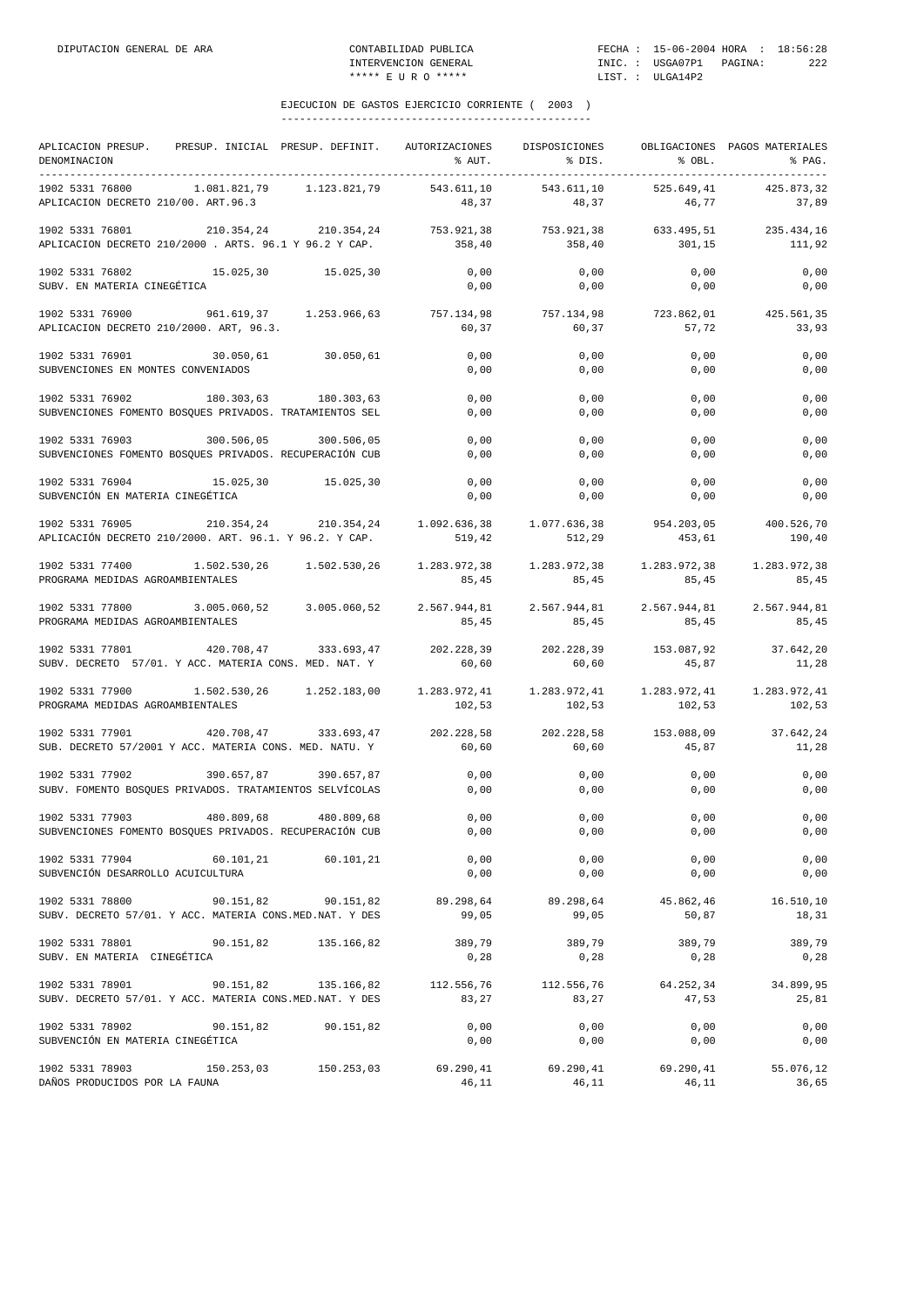## EJECUCION DE GASTOS EJERCICIO CORRIENTE ( 2003 )

| APLICACION PRESUP. DENOMINACION | PRESUP. INICIAL | PRESUP. DEFINIT. | AUTORIZACIONES % AUT. | DISPOSICIONES % DIS. | OBLIGACIONES % OBL. | PAGOS MATERIALES % PAG. |
|---|---|---|---|---|---|---|
| 1902 5331 76800 APLICACION DECRETO 210/00. ART.96.3 | 1.081.821,79 | 1.123.821,79 | 543.611,10 48,37 | 543.611,10 48,37 | 525.649,41 46,77 | 425.873,32 37,89 |
| 1902 5331 76801 APLICACION DECRETO 210/2000 . ARTS. 96.1 Y 96.2 Y CAP. | 210.354,24 | 210.354,24 | 753.921,38 358,40 | 753.921,38 358,40 | 633.495,51 301,15 | 235.434,16 111,92 |
| 1902 5331 76802 SUBV. EN MATERIA CINEGÉTICA | 15.025,30 | 15.025,30 | 0,00 0,00 | 0,00 0,00 | 0,00 0,00 | 0,00 0,00 |
| 1902 5331 76900 APLICACION DECRETO 210/2000. ART, 96.3. | 961.619,37 | 1.253.966,63 | 757.134,98 60,37 | 757.134,98 60,37 | 723.862,01 57,72 | 425.561,35 33,93 |
| 1902 5331 76901 SUBVENCIONES EN MONTES CONVENIADOS | 30.050,61 | 30.050,61 | 0,00 0,00 | 0,00 0,00 | 0,00 0,00 | 0,00 0,00 |
| 1902 5331 76902 SUBVENCIONES FOMENTO BOSQUES PRIVADOS. TRATAMIENTOS SEL | 180.303,63 | 180.303,63 | 0,00 0,00 | 0,00 0,00 | 0,00 0,00 | 0,00 0,00 |
| 1902 5331 76903 SUBVENCIONES FOMENTO BOSQUES PRIVADOS. RECUPERACIÓN CUB | 300.506,05 | 300.506,05 | 0,00 0,00 | 0,00 0,00 | 0,00 0,00 | 0,00 0,00 |
| 1902 5331 76904 SUBVENCIÓN EN MATERIA CINEGÉTICA | 15.025,30 | 15.025,30 | 0,00 0,00 | 0,00 0,00 | 0,00 0,00 | 0,00 0,00 |
| 1902 5331 76905 APLICACIÓN DECRETO 210/2000. ART. 96.1. Y 96.2. Y CAP. | 210.354,24 | 210.354,24 | 1.092.636,38 519,42 | 1.077.636,38 512,29 | 954.203,05 453,61 | 400.526,70 190,40 |
| 1902 5331 77400 PROGRAMA MEDIDAS AGROAMBIENTALES | 1.502.530,26 | 1.502.530,26 | 1.283.972,38 85,45 | 1.283.972,38 85,45 | 1.283.972,38 85,45 | 1.283.972,38 85,45 |
| 1902 5331 77800 PROGRAMA MEDIDAS AGROAMBIENTALES | 3.005.060,52 | 3.005.060,52 | 2.567.944,81 85,45 | 2.567.944,81 85,45 | 2.567.944,81 85,45 | 2.567.944,81 85,45 |
| 1902 5331 77801 SUBV. DECRETO 57/01. Y ACC. MATERIA CONS. MED. NAT. Y | 420.708,47 | 333.693,47 | 202.228,39 60,60 | 202.228,39 60,60 | 153.087,92 45,87 | 37.642,20 11,28 |
| 1902 5331 77900 PROGRAMA MEDIDAS AGROAMBIENTALES | 1.502.530,26 | 1.252.183,00 | 1.283.972,41 102,53 | 1.283.972,41 102,53 | 1.283.972,41 102,53 | 1.283.972,41 102,53 |
| 1902 5331 77901 SUB. DECRETO 57/2001 Y ACC. MATERIA CONS. MED. NATU. Y | 420.708,47 | 333.693,47 | 202.228,58 60,60 | 202.228,58 60,60 | 153.088,09 45,87 | 37.642,24 11,28 |
| 1902 5331 77902 SUBV. FOMENTO BOSQUES PRIVADOS. TRATAMIENTOS SELVÍCOLAS | 390.657,87 | 390.657,87 | 0,00 0,00 | 0,00 0,00 | 0,00 0,00 | 0,00 0,00 |
| 1902 5331 77903 SUBVENCIONES FOMENTO BOSQUES PRIVADOS. RECUPERACIÓN CUB | 480.809,68 | 480.809,68 | 0,00 0,00 | 0,00 0,00 | 0,00 0,00 | 0,00 0,00 |
| 1902 5331 77904 SUBVENCIÓN DESARROLLO ACUICULTURA | 60.101,21 | 60.101,21 | 0,00 0,00 | 0,00 0,00 | 0,00 0,00 | 0,00 0,00 |
| 1902 5331 78800 SUBV. DECRETO 57/01. Y ACC. MATERIA CONS.MED.NAT. Y DES | 90.151,82 | 90.151,82 | 89.298,64 99,05 | 89.298,64 99,05 | 45.862,46 50,87 | 16.510,10 18,31 |
| 1902 5331 78801 SUBV. EN MATERIA CINEGÉTICA | 90.151,82 | 135.166,82 | 389,79 0,28 | 389,79 0,28 | 389,79 0,28 | 389,79 0,28 |
| 1902 5331 78901 SUBV. DECRETO 57/01. Y ACC. MATERIA CONS.MED.NAT. Y DES | 90.151,82 | 135.166,82 | 112.556,76 83,27 | 112.556,76 83,27 | 64.252,34 47,53 | 34.899,95 25,81 |
| 1902 5331 78902 SUBVENCIÓN EN MATERIA CINEGÉTICA | 90.151,82 | 90.151,82 | 0,00 0,00 | 0,00 0,00 | 0,00 0,00 | 0,00 0,00 |
| 1902 5331 78903 DAÑOS PRODUCIDOS POR LA FAUNA | 150.253,03 | 150.253,03 | 69.290,41 46,11 | 69.290,41 46,11 | 69.290,41 46,11 | 55.076,12 36,65 |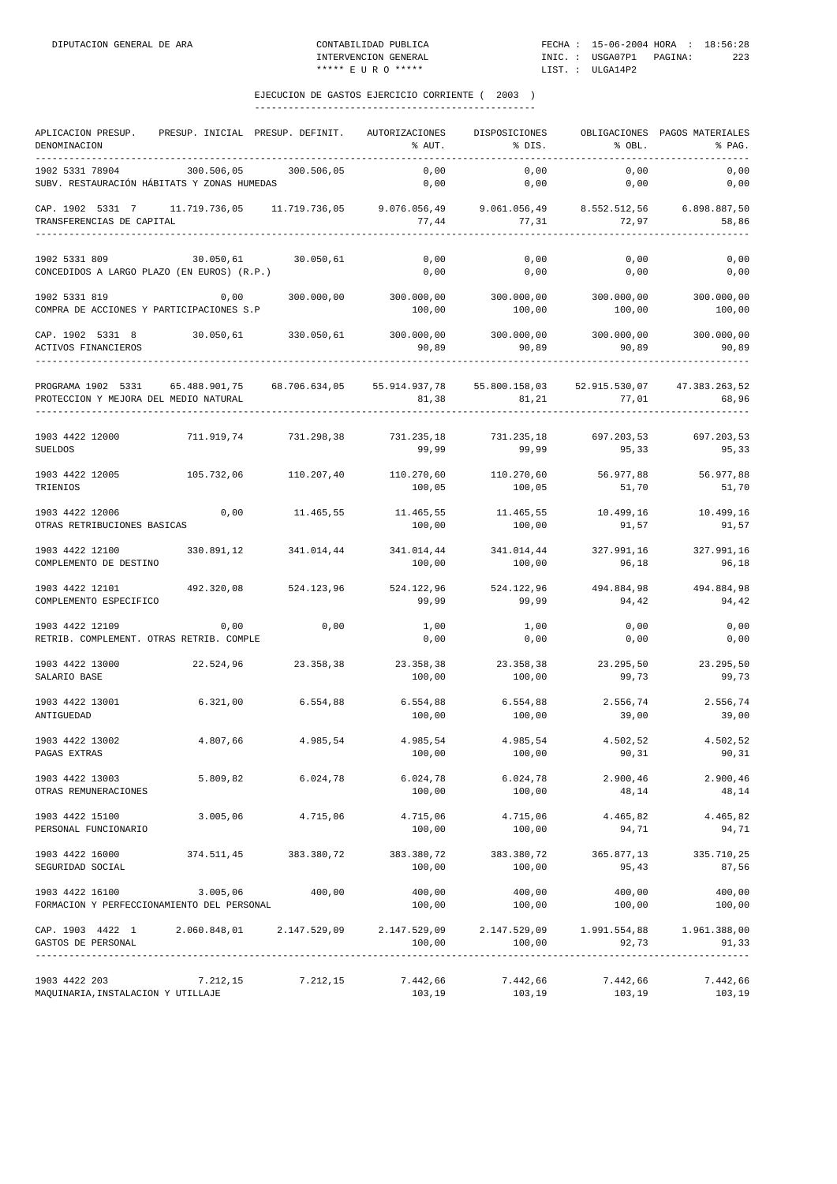## EJECUCION DE GASTOS EJERCICIO CORRIENTE ( 2003 )

| APLICACION PRESUP. DENOMINACION | PRESUP. INICIAL | PRESUP. DEFINIT. | AUTORIZACIONES % AUT. | DISPOSICIONES % DIS. | OBLIGACIONES % OBL. | PAGOS MATERIALES % PAG. |
|---|---|---|---|---|---|---|
| 1902 5331 78904 SUBV. RESTAURACIÓN HÁBITATS Y ZONAS HUMEDAS | 300.506,05 | 300.506,05 | 0,00 / 0,00 | 0,00 / 0,00 | 0,00 / 0,00 | 0,00 / 0,00 |
| CAP. 1902 5331 7 TRANSFERENCIAS DE CAPITAL | 11.719.736,05 | 11.719.736,05 | 9.076.056,49 / 77,44 | 9.061.056,49 / 77,31 | 8.552.512,56 / 72,97 | 6.898.887,50 / 58,86 |
| 1902 5331 809 CONCEDIDOS A LARGO PLAZO (EN EUROS) (R.P.) | 30.050,61 | 30.050,61 | 0,00 / 0,00 | 0,00 / 0,00 | 0,00 / 0,00 | 0,00 / 0,00 |
| 1902 5331 819 COMPRA DE ACCIONES Y PARTICIPACIONES S.P | 0,00 | 300.000,00 | 300.000,00 / 100,00 | 300.000,00 / 100,00 | 300.000,00 / 100,00 | 300.000,00 / 100,00 |
| CAP. 1902 5331 8 ACTIVOS FINANCIEROS | 30.050,61 | 330.050,61 | 300.000,00 / 90,89 | 300.000,00 / 90,89 | 300.000,00 / 90,89 | 300.000,00 / 90,89 |
| PROGRAMA 1902 5331 PROTECCION Y MEJORA DEL MEDIO NATURAL | 65.488.901,75 | 68.706.634,05 | 55.914.937,78 / 81,38 | 55.800.158,03 / 81,21 | 52.915.530,07 / 77,01 | 47.383.263,52 / 68,96 |
| 1903 4422 12000 SUELDOS | 711.919,74 | 731.298,38 | 731.235,18 / 99,99 | 731.235,18 / 99,99 | 697.203,53 / 95,33 | 697.203,53 / 95,33 |
| 1903 4422 12005 TRIENIOS | 105.732,06 | 110.207,40 | 110.270,60 / 100,05 | 110.270,60 / 100,05 | 56.977,88 / 51,70 | 56.977,88 / 51,70 |
| 1903 4422 12006 OTRAS RETRIBUCIONES BASICAS | 0,00 | 11.465,55 | 11.465,55 / 100,00 | 11.465,55 / 100,00 | 10.499,16 / 91,57 | 10.499,16 / 91,57 |
| 1903 4422 12100 COMPLEMENTO DE DESTINO | 330.891,12 | 341.014,44 | 341.014,44 / 100,00 | 341.014,44 / 100,00 | 327.991,16 / 96,18 | 327.991,16 / 96,18 |
| 1903 4422 12101 COMPLEMENTO ESPECIFICO | 492.320,08 | 524.123,96 | 524.122,96 / 99,99 | 524.122,96 / 99,99 | 494.884,98 / 94,42 | 494.884,98 / 94,42 |
| 1903 4422 12109 RETRIB. COMPLEMENT. OTRAS RETRIB. COMPLE | 0,00 | 0,00 | 1,00 / 0,00 | 1,00 / 0,00 | 0,00 / 0,00 | 0,00 / 0,00 |
| 1903 4422 13000 SALARIO BASE | 22.524,96 | 23.358,38 | 23.358,38 / 100,00 | 23.358,38 / 100,00 | 23.295,50 / 99,73 | 23.295,50 / 99,73 |
| 1903 4422 13001 ANTIGUEDAD | 6.321,00 | 6.554,88 | 6.554,88 / 100,00 | 6.554,88 / 100,00 | 2.556,74 / 39,00 | 2.556,74 / 39,00 |
| 1903 4422 13002 PAGAS EXTRAS | 4.807,66 | 4.985,54 | 4.985,54 / 100,00 | 4.985,54 / 100,00 | 4.502,52 / 90,31 | 4.502,52 / 90,31 |
| 1903 4422 13003 OTRAS REMUNERACIONES | 5.809,82 | 6.024,78 | 6.024,78 / 100,00 | 6.024,78 / 100,00 | 2.900,46 / 48,14 | 2.900,46 / 48,14 |
| 1903 4422 15100 PERSONAL FUNCIONARIO | 3.005,06 | 4.715,06 | 4.715,06 / 100,00 | 4.715,06 / 100,00 | 4.465,82 / 94,71 | 4.465,82 / 94,71 |
| 1903 4422 16000 SEGURIDAD SOCIAL | 374.511,45 | 383.380,72 | 383.380,72 / 100,00 | 383.380,72 / 100,00 | 365.877,13 / 95,43 | 335.710,25 / 87,56 |
| 1903 4422 16100 FORMACION Y PERFECCIONAMIENTO DEL PERSONAL | 3.005,06 | 400,00 | 400,00 / 100,00 | 400,00 / 100,00 | 400,00 / 100,00 | 400,00 / 100,00 |
| CAP. 1903 4422 1 GASTOS DE PERSONAL | 2.060.848,01 | 2.147.529,09 | 2.147.529,09 / 100,00 | 2.147.529,09 / 100,00 | 1.991.554,88 / 92,73 | 1.961.388,00 / 91,33 |
| 1903 4422 203 MAQUINARIA,INSTALACION Y UTILLAJE | 7.212,15 | 7.212,15 | 7.442,66 / 103,19 | 7.442,66 / 103,19 | 7.442,66 / 103,19 | 7.442,66 / 103,19 |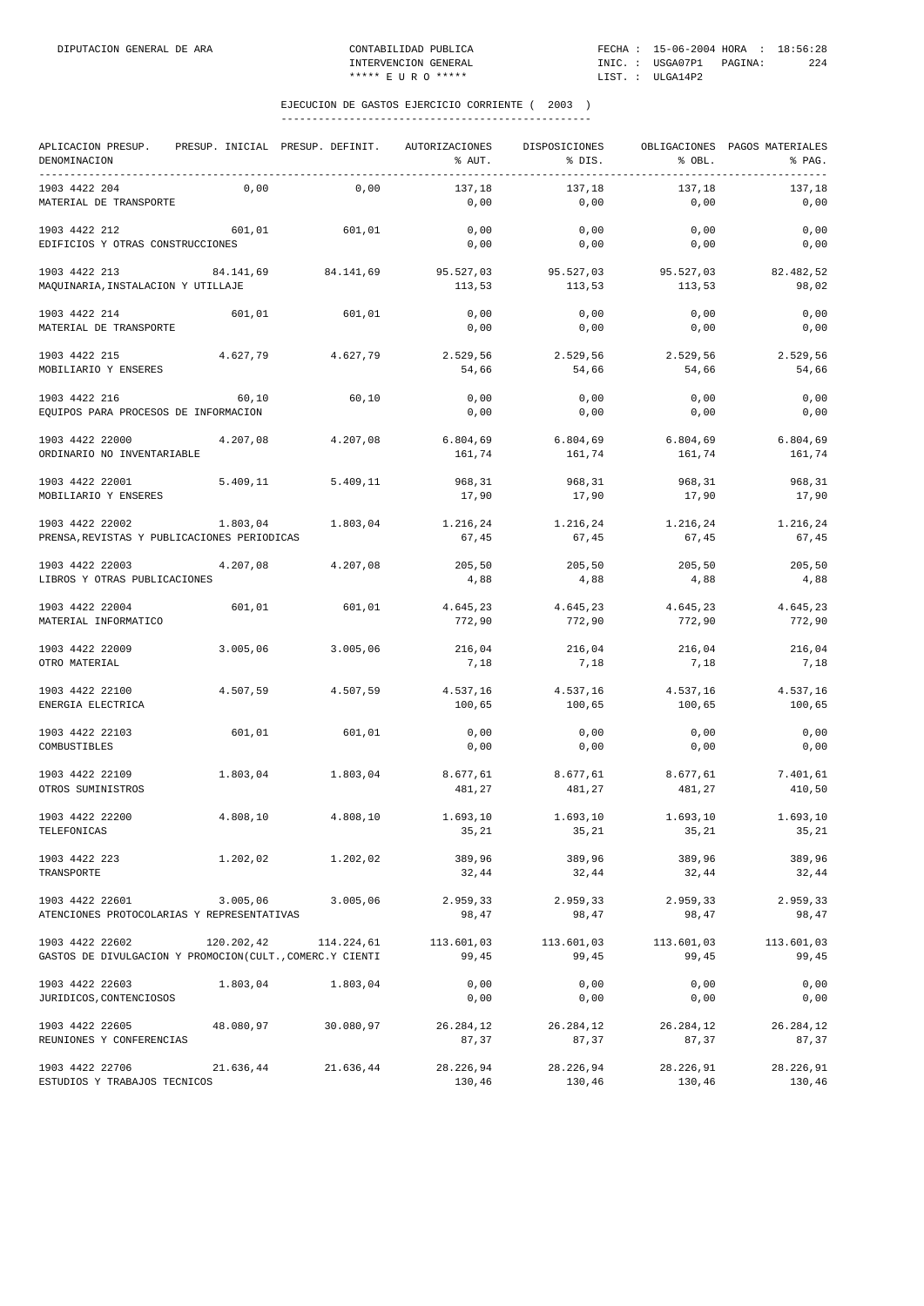## EJECUCION DE GASTOS EJERCICIO CORRIENTE ( 2003 )

| APLICACION PRESUP. DENOMINACION | PRESUP. INICIAL | PRESUP. DEFINIT. | AUTORIZACIONES % AUT. | DISPOSICIONES % DIS. | OBLIGACIONES % OBL. | PAGOS MATERIALES % PAG. |
|---|---|---|---|---|---|---|
| 1903 4422 204 MATERIAL DE TRANSPORTE | 0,00 | 0,00 | 137,18 / 0,00 | 137,18 / 0,00 | 137,18 / 0,00 | 137,18 / 0,00 |
| 1903 4422 212 EDIFICIOS Y OTRAS CONSTRUCCIONES | 601,01 | 601,01 | 0,00 / 0,00 | 0,00 / 0,00 | 0,00 / 0,00 | 0,00 / 0,00 |
| 1903 4422 213 MAQUINARIA,INSTALACION Y UTILLAJE | 84.141,69 | 84.141,69 | 95.527,03 / 113,53 | 95.527,03 / 113,53 | 95.527,03 / 113,53 | 82.482,52 / 98,02 |
| 1903 4422 214 MATERIAL DE TRANSPORTE | 601,01 | 601,01 | 0,00 / 0,00 | 0,00 / 0,00 | 0,00 / 0,00 | 0,00 / 0,00 |
| 1903 4422 215 MOBILIARIO Y ENSERES | 4.627,79 | 4.627,79 | 2.529,56 / 54,66 | 2.529,56 / 54,66 | 2.529,56 / 54,66 | 2.529,56 / 54,66 |
| 1903 4422 216 EQUIPOS PARA PROCESOS DE INFORMACION | 60,10 | 60,10 | 0,00 / 0,00 | 0,00 / 0,00 | 0,00 / 0,00 | 0,00 / 0,00 |
| 1903 4422 22000 ORDINARIO NO INVENTARIABLE | 4.207,08 | 4.207,08 | 6.804,69 / 161,74 | 6.804,69 / 161,74 | 6.804,69 / 161,74 | 6.804,69 / 161,74 |
| 1903 4422 22001 MOBILIARIO Y ENSERES | 5.409,11 | 5.409,11 | 968,31 / 17,90 | 968,31 / 17,90 | 968,31 / 17,90 | 968,31 / 17,90 |
| 1903 4422 22002 PRENSA,REVISTAS Y PUBLICACIONES PERIODICAS | 1.803,04 | 1.803,04 | 1.216,24 / 67,45 | 1.216,24 / 67,45 | 1.216,24 / 67,45 | 1.216,24 / 67,45 |
| 1903 4422 22003 LIBROS Y OTRAS PUBLICACIONES | 4.207,08 | 4.207,08 | 205,50 / 4,88 | 205,50 / 4,88 | 205,50 / 4,88 | 205,50 / 4,88 |
| 1903 4422 22004 MATERIAL INFORMATICO | 601,01 | 601,01 | 4.645,23 / 772,90 | 4.645,23 / 772,90 | 4.645,23 / 772,90 | 4.645,23 / 772,90 |
| 1903 4422 22009 OTRO MATERIAL | 3.005,06 | 3.005,06 | 216,04 / 7,18 | 216,04 / 7,18 | 216,04 / 7,18 | 216,04 / 7,18 |
| 1903 4422 22100 ENERGIA ELECTRICA | 4.507,59 | 4.507,59 | 4.537,16 / 100,65 | 4.537,16 / 100,65 | 4.537,16 / 100,65 | 4.537,16 / 100,65 |
| 1903 4422 22103 COMBUSTIBLES | 601,01 | 601,01 | 0,00 / 0,00 | 0,00 / 0,00 | 0,00 / 0,00 | 0,00 / 0,00 |
| 1903 4422 22109 OTROS SUMINISTROS | 1.803,04 | 1.803,04 | 8.677,61 / 481,27 | 8.677,61 / 481,27 | 8.677,61 / 481,27 | 7.401,61 / 410,50 |
| 1903 4422 22200 TELEFONICAS | 4.808,10 | 4.808,10 | 1.693,10 / 35,21 | 1.693,10 / 35,21 | 1.693,10 / 35,21 | 1.693,10 / 35,21 |
| 1903 4422 223 TRANSPORTE | 1.202,02 | 1.202,02 | 389,96 / 32,44 | 389,96 / 32,44 | 389,96 / 32,44 | 389,96 / 32,44 |
| 1903 4422 22601 ATENCIONES PROTOCOLARIAS Y REPRESENTATIVAS | 3.005,06 | 3.005,06 | 2.959,33 / 98,47 | 2.959,33 / 98,47 | 2.959,33 / 98,47 | 2.959,33 / 98,47 |
| 1903 4422 22602 GASTOS DE DIVULGACION Y PROMOCION(CULT.,COMERC.Y CIENTI | 120.202,42 | 114.224,61 | 113.601,03 / 99,45 | 113.601,03 / 99,45 | 113.601,03 / 99,45 | 113.601,03 / 99,45 |
| 1903 4422 22603 JURIDICOS,CONTENCIOSOS | 1.803,04 | 1.803,04 | 0,00 / 0,00 | 0,00 / 0,00 | 0,00 / 0,00 | 0,00 / 0,00 |
| 1903 4422 22605 REUNIONES Y CONFERENCIAS | 48.080,97 | 30.080,97 | 26.284,12 / 87,37 | 26.284,12 / 87,37 | 26.284,12 / 87,37 | 26.284,12 / 87,37 |
| 1903 4422 22706 ESTUDIOS Y TRABAJOS TECNICOS | 21.636,44 | 21.636,44 | 28.226,94 / 130,46 | 28.226,94 / 130,46 | 28.226,91 / 130,46 | 28.226,91 / 130,46 |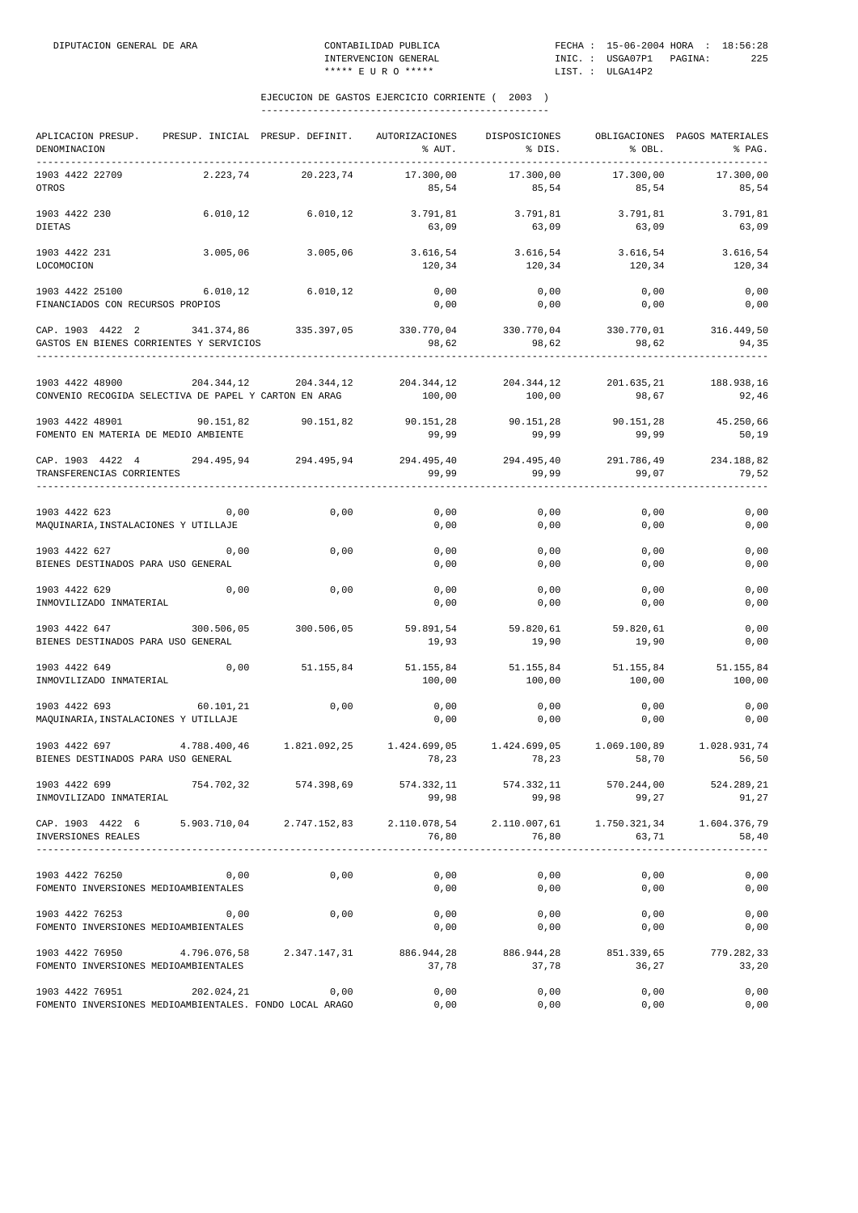DIPUTACION GENERAL DE ARA — CONTABILIDAD PUBLICA — INTERVENCION GENERAL — ***** E U R O ***** — FECHA : 15-06-2004 HORA : 18:56:28 — INIC. : USGA07P1 — LIST. : ULGA14P2

## EJECUCION DE GASTOS EJERCICIO CORRIENTE ( 2003 )

| APLICACION PRESUP. DENOMINACION | PRESUP. INICIAL | PRESUP. DEFINIT. | AUTORIZACIONES % AUT. | DISPOSICIONES % DIS. | OBLIGACIONES % OBL. | PAGOS MATERIALES % PAG. |
|---|---|---|---|---|---|---|
| 1903 4422 22709 OTROS | 2.223,74 | 20.223,74 | 17.300,00 / 85,54 | 17.300,00 / 85,54 | 17.300,00 / 85,54 | 17.300,00 / 85,54 |
| 1903 4422 230 DIETAS | 6.010,12 | 6.010,12 | 3.791,81 / 63,09 | 3.791,81 / 63,09 | 3.791,81 / 63,09 | 3.791,81 / 63,09 |
| 1903 4422 231 LOCOMOCION | 3.005,06 | 3.005,06 | 3.616,54 / 120,34 | 3.616,54 / 120,34 | 3.616,54 / 120,34 | 3.616,54 / 120,34 |
| 1903 4422 25100 FINANCIADOS CON RECURSOS PROPIOS | 6.010,12 | 6.010,12 | 0,00 / 0,00 | 0,00 / 0,00 | 0,00 / 0,00 | 0,00 / 0,00 |
| CAP. 1903 4422 2 GASTOS EN BIENES CORRIENTES Y SERVICIOS | 341.374,86 | 335.397,05 | 330.770,04 / 98,62 | 330.770,04 / 98,62 | 330.770,01 / 98,62 | 316.449,50 / 94,35 |
| 1903 4422 48900 CONVENIO RECOGIDA SELECTIVA DE PAPEL Y CARTON EN ARAG | 204.344,12 | 204.344,12 | 204.344,12 / 100,00 | 204.344,12 / 100,00 | 201.635,21 / 98,67 | 188.938,16 / 92,46 |
| 1903 4422 48901 FOMENTO EN MATERIA DE MEDIO AMBIENTE | 90.151,82 | 90.151,82 | 90.151,28 / 99,99 | 90.151,28 / 99,99 | 90.151,28 / 99,99 | 45.250,66 / 50,19 |
| CAP. 1903 4422 4 TRANSFERENCIAS CORRIENTES | 294.495,94 | 294.495,94 | 294.495,40 / 99,99 | 294.495,40 / 99,99 | 291.786,49 / 99,07 | 234.188,82 / 79,52 |
| 1903 4422 623 MAQUINARIA,INSTALACIONES Y UTILLAJE | 0,00 | 0,00 | 0,00 / 0,00 | 0,00 / 0,00 | 0,00 / 0,00 | 0,00 / 0,00 |
| 1903 4422 627 BIENES DESTINADOS PARA USO GENERAL | 0,00 | 0,00 | 0,00 / 0,00 | 0,00 / 0,00 | 0,00 / 0,00 | 0,00 / 0,00 |
| 1903 4422 629 INMOVILIZADO INMATERIAL | 0,00 | 0,00 | 0,00 / 0,00 | 0,00 / 0,00 | 0,00 / 0,00 | 0,00 / 0,00 |
| 1903 4422 647 BIENES DESTINADOS PARA USO GENERAL | 300.506,05 | 300.506,05 | 59.891,54 / 19,93 | 59.820,61 / 19,90 | 59.820,61 / 19,90 | 0,00 / 0,00 |
| 1903 4422 649 INMOVILIZADO INMATERIAL | 0,00 | 51.155,84 | 51.155,84 / 100,00 | 51.155,84 / 100,00 | 51.155,84 / 100,00 | 51.155,84 / 100,00 |
| 1903 4422 693 MAQUINARIA,INSTALACIONES Y UTILLAJE | 60.101,21 | 0,00 | 0,00 / 0,00 | 0,00 / 0,00 | 0,00 / 0,00 | 0,00 / 0,00 |
| 1903 4422 697 BIENES DESTINADOS PARA USO GENERAL | 4.788.400,46 | 1.821.092,25 | 1.424.699,05 / 78,23 | 1.424.699,05 / 78,23 | 1.069.100,89 / 58,70 | 1.028.931,74 / 56,50 |
| 1903 4422 699 INMOVILIZADO INMATERIAL | 754.702,32 | 574.398,69 | 574.332,11 / 99,98 | 574.332,11 / 99,98 | 570.244,00 / 99,27 | 524.289,21 / 91,27 |
| CAP. 1903 4422 6 INVERSIONES REALES | 5.903.710,04 | 2.747.152,83 | 2.110.078,54 / 76,80 | 2.110.007,61 / 76,80 | 1.750.321,34 / 63,71 | 1.604.376,79 / 58,40 |
| 1903 4422 76250 FOMENTO INVERSIONES MEDIOAMBIENTALES | 0,00 | 0,00 | 0,00 / 0,00 | 0,00 / 0,00 | 0,00 / 0,00 | 0,00 / 0,00 |
| 1903 4422 76253 FOMENTO INVERSIONES MEDIOAMBIENTALES | 0,00 | 0,00 | 0,00 / 0,00 | 0,00 / 0,00 | 0,00 / 0,00 | 0,00 / 0,00 |
| 1903 4422 76950 FOMENTO INVERSIONES MEDIOAMBIENTALES | 4.796.076,58 | 2.347.147,31 | 886.944,28 / 37,78 | 886.944,28 / 37,78 | 851.339,65 / 36,27 | 779.282,33 / 33,20 |
| 1903 4422 76951 FOMENTO INVERSIONES MEDIOAMBIENTALES. FONDO LOCAL ARAGO | 202.024,21 | 0,00 | 0,00 / 0,00 | 0,00 / 0,00 | 0,00 / 0,00 | 0,00 / 0,00 |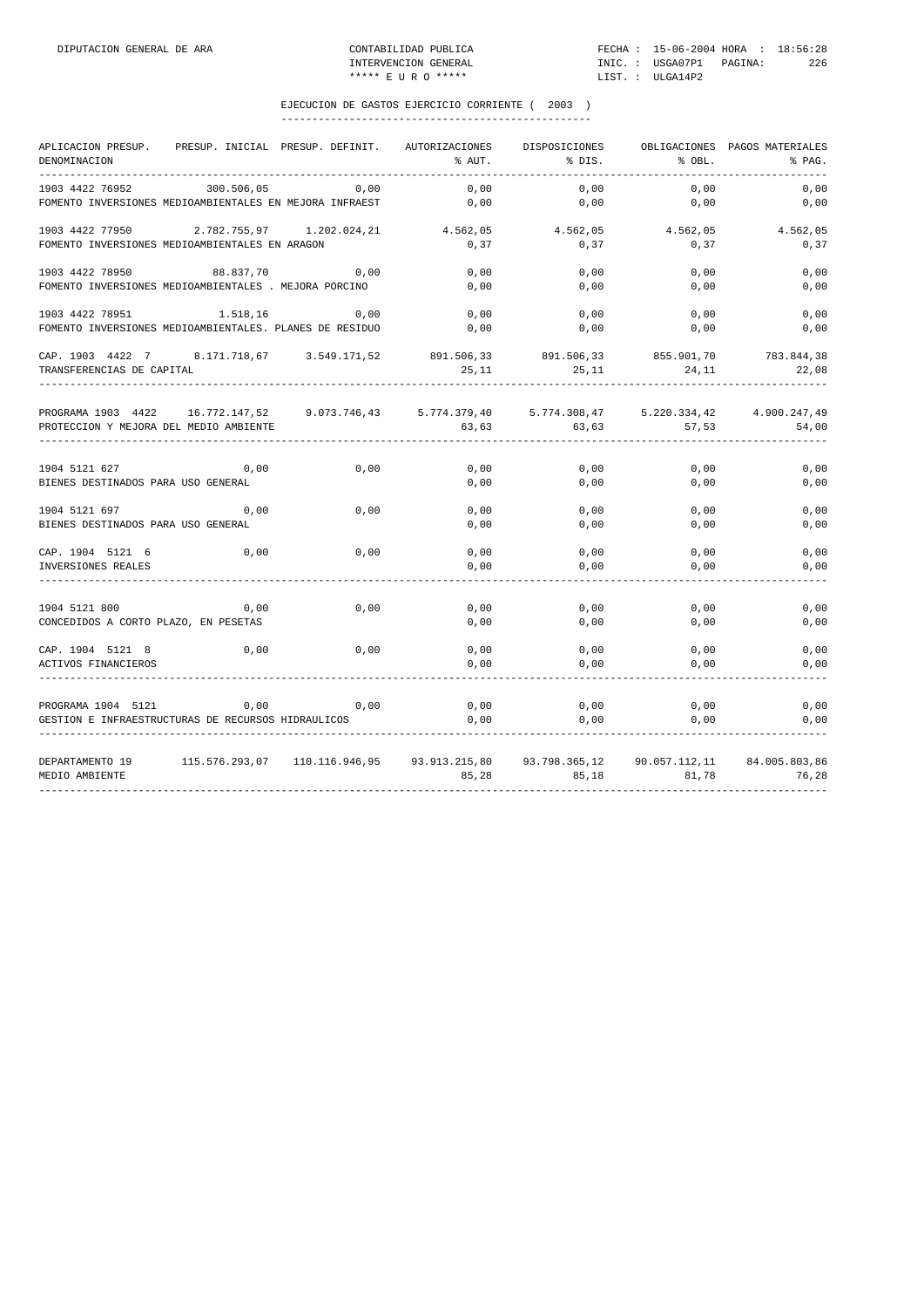DIPUTACION GENERAL DE ARA — CONTABILIDAD PUBLICA — INTERVENCION GENERAL — ***** E U R O ***** — FECHA : 15-06-2004 HORA : 18:56:28 — INIC. : USGA07P1 — LIST. : ULGA14P2

## EJECUCION DE GASTOS EJERCICIO CORRIENTE ( 2003 )

| APLICACION PRESUP. / DENOMINACION | PRESUP. INICIAL | PRESUP. DEFINIT. | AUTORIZACIONES / % AUT. | DISPOSICIONES / % DIS. | OBLIGACIONES / % OBL. | PAGOS MATERIALES / % PAG. |
|---|---|---|---|---|---|---|
| 1903 4422 76952 | 300.506,05 | 0,00 | 0,00 | 0,00 | 0,00 | 0,00 |
| FOMENTO INVERSIONES MEDIOAMBIENTALES EN MEJORA INFRAEST | | | 0,00 | 0,00 | 0,00 | 0,00 |
| 1903 4422 77950 | 2.782.755,97 | 1.202.024,21 | 4.562,05 | 4.562,05 | 4.562,05 | 4.562,05 |
| FOMENTO INVERSIONES MEDIOAMBIENTALES EN ARAGON | | | 0,37 | 0,37 | 0,37 | 0,37 |
| 1903 4422 78950 | 88.837,70 | 0,00 | 0,00 | 0,00 | 0,00 | 0,00 |
| FOMENTO INVERSIONES MEDIOAMBIENTALES . MEJORA PORCINO | | | 0,00 | 0,00 | 0,00 | 0,00 |
| 1903 4422 78951 | 1.518,16 | 0,00 | 0,00 | 0,00 | 0,00 | 0,00 |
| FOMENTO INVERSIONES MEDIOAMBIENTALES. PLANES DE RESIDUO | | | 0,00 | 0,00 | 0,00 | 0,00 |
| CAP. 1903 4422 7 | 8.171.718,67 | 3.549.171,52 | 891.506,33 | 891.506,33 | 855.901,70 | 783.844,38 |
| TRANSFERENCIAS DE CAPITAL | | | 25,11 | 25,11 | 24,11 | 22,08 |
| PROGRAMA 1903 4422 | 16.772.147,52 | 9.073.746,43 | 5.774.379,40 | 5.774.308,47 | 5.220.334,42 | 4.900.247,49 |
| PROTECCION Y MEJORA DEL MEDIO AMBIENTE | | | 63,63 | 63,63 | 57,53 | 54,00 |
| 1904 5121 627 | 0,00 | 0,00 | 0,00 | 0,00 | 0,00 | 0,00 |
| BIENES DESTINADOS PARA USO GENERAL | | | 0,00 | 0,00 | 0,00 | 0,00 |
| 1904 5121 697 | 0,00 | 0,00 | 0,00 | 0,00 | 0,00 | 0,00 |
| BIENES DESTINADOS PARA USO GENERAL | | | 0,00 | 0,00 | 0,00 | 0,00 |
| CAP. 1904 5121 6 | 0,00 | 0,00 | 0,00 | 0,00 | 0,00 | 0,00 |
| INVERSIONES REALES | | | 0,00 | 0,00 | 0,00 | 0,00 |
| 1904 5121 800 | 0,00 | 0,00 | 0,00 | 0,00 | 0,00 | 0,00 |
| CONCEDIDOS A CORTO PLAZO, EN PESETAS | | | 0,00 | 0,00 | 0,00 | 0,00 |
| CAP. 1904 5121 8 | 0,00 | 0,00 | 0,00 | 0,00 | 0,00 | 0,00 |
| ACTIVOS FINANCIEROS | | | 0,00 | 0,00 | 0,00 | 0,00 |
| PROGRAMA 1904 5121 | 0,00 | 0,00 | 0,00 | 0,00 | 0,00 | 0,00 |
| GESTION E INFRAESTRUCTURAS DE RECURSOS HIDRAULICOS | | | 0,00 | 0,00 | 0,00 | 0,00 |
| DEPARTAMENTO 19 | 115.576.293,07 | 110.116.946,95 | 93.913.215,80 | 93.798.365,12 | 90.057.112,11 | 84.005.803,86 |
| MEDIO AMBIENTE | | | 85,28 | 85,18 | 81,78 | 76,28 |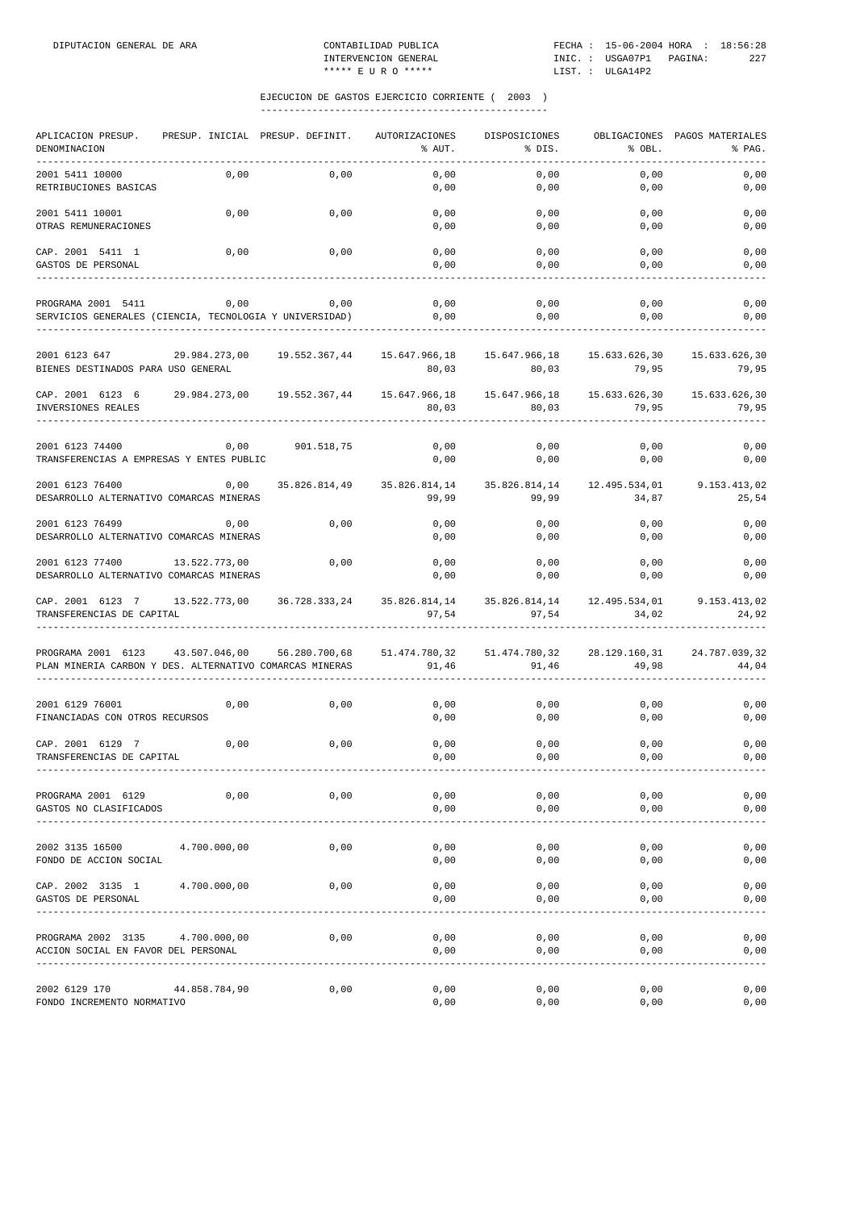## EJECUCION DE GASTOS EJERCICIO CORRIENTE ( 2003 )

| APLICACION PRESUP. DENOMINACION | PRESUP. INICIAL | PRESUP. DEFINIT. | AUTORIZACIONES % AUT. | DISPOSICIONES % DIS. | OBLIGACIONES % OBL. | PAGOS MATERIALES % PAG. |
|---|---|---|---|---|---|---|
| 2001 5411 10000 RETRIBUCIONES BASICAS | 0,00 | 0,00 | 0,00 / 0,00 | 0,00 / 0,00 | 0,00 / 0,00 | 0,00 / 0,00 |
| 2001 5411 10001 OTRAS REMUNERACIONES | 0,00 | 0,00 | 0,00 / 0,00 | 0,00 / 0,00 | 0,00 / 0,00 | 0,00 / 0,00 |
| CAP. 2001 5411 1 GASTOS DE PERSONAL | 0,00 | 0,00 | 0,00 / 0,00 | 0,00 / 0,00 | 0,00 / 0,00 | 0,00 / 0,00 |
| PROGRAMA 2001 5411 SERVICIOS GENERALES (CIENCIA, TECNOLOGIA Y UNIVERSIDAD) | 0,00 | 0,00 | 0,00 / 0,00 | 0,00 / 0,00 | 0,00 / 0,00 | 0,00 / 0,00 |
| 2001 6123 647 BIENES DESTINADOS PARA USO GENERAL | 29.984.273,00 | 19.552.367,44 | 15.647.966,18 / 80,03 | 15.647.966,18 / 80,03 | 15.633.626,30 / 79,95 | 15.633.626,30 / 79,95 |
| CAP. 2001 6123 6 INVERSIONES REALES | 29.984.273,00 | 19.552.367,44 | 15.647.966,18 / 80,03 | 15.647.966,18 / 80,03 | 15.633.626,30 / 79,95 | 15.633.626,30 / 79,95 |
| 2001 6123 74400 TRANSFERENCIAS A EMPRESAS Y ENTES PUBLIC | 0,00 | 901.518,75 | 0,00 / 0,00 | 0,00 / 0,00 | 0,00 / 0,00 | 0,00 / 0,00 |
| 2001 6123 76400 DESARROLLO ALTERNATIVO COMARCAS MINERAS | 0,00 | 35.826.814,49 | 35.826.814,14 / 99,99 | 35.826.814,14 / 99,99 | 12.495.534,01 / 34,87 | 9.153.413,02 / 25,54 |
| 2001 6123 76499 DESARROLLO ALTERNATIVO COMARCAS MINERAS | 0,00 | 0,00 | 0,00 / 0,00 | 0,00 / 0,00 | 0,00 / 0,00 | 0,00 / 0,00 |
| 2001 6123 77400 DESARROLLO ALTERNATIVO COMARCAS MINERAS | 13.522.773,00 | 0,00 | 0,00 / 0,00 | 0,00 / 0,00 | 0,00 / 0,00 | 0,00 / 0,00 |
| CAP. 2001 6123 7 TRANSFERENCIAS DE CAPITAL | 13.522.773,00 | 36.728.333,24 | 35.826.814,14 / 97,54 | 35.826.814,14 / 97,54 | 12.495.534,01 / 34,02 | 9.153.413,02 / 24,92 |
| PROGRAMA 2001 6123 PLAN MINERIA CARBON Y DES. ALTERNATIVO COMARCAS MINERAS | 43.507.046,00 | 56.280.700,68 | 51.474.780,32 / 91,46 | 51.474.780,32 / 91,46 | 28.129.160,31 / 49,98 | 24.787.039,32 / 44,04 |
| 2001 6129 76001 FINANCIADAS CON OTROS RECURSOS | 0,00 | 0,00 | 0,00 / 0,00 | 0,00 / 0,00 | 0,00 / 0,00 | 0,00 / 0,00 |
| CAP. 2001 6129 7 TRANSFERENCIAS DE CAPITAL | 0,00 | 0,00 | 0,00 / 0,00 | 0,00 / 0,00 | 0,00 / 0,00 | 0,00 / 0,00 |
| PROGRAMA 2001 6129 GASTOS NO CLASIFICADOS | 0,00 | 0,00 | 0,00 / 0,00 | 0,00 / 0,00 | 0,00 / 0,00 | 0,00 / 0,00 |
| 2002 3135 16500 FONDO DE ACCION SOCIAL | 4.700.000,00 | 0,00 | 0,00 / 0,00 | 0,00 / 0,00 | 0,00 / 0,00 | 0,00 / 0,00 |
| CAP. 2002 3135 1 GASTOS DE PERSONAL | 4.700.000,00 | 0,00 | 0,00 / 0,00 | 0,00 / 0,00 | 0,00 / 0,00 | 0,00 / 0,00 |
| PROGRAMA 2002 3135 ACCION SOCIAL EN FAVOR DEL PERSONAL | 4.700.000,00 | 0,00 | 0,00 / 0,00 | 0,00 / 0,00 | 0,00 / 0,00 | 0,00 / 0,00 |
| 2002 6129 170 FONDO INCREMENTO NORMATIVO | 44.858.784,90 | 0,00 | 0,00 / 0,00 | 0,00 / 0,00 | 0,00 / 0,00 | 0,00 / 0,00 |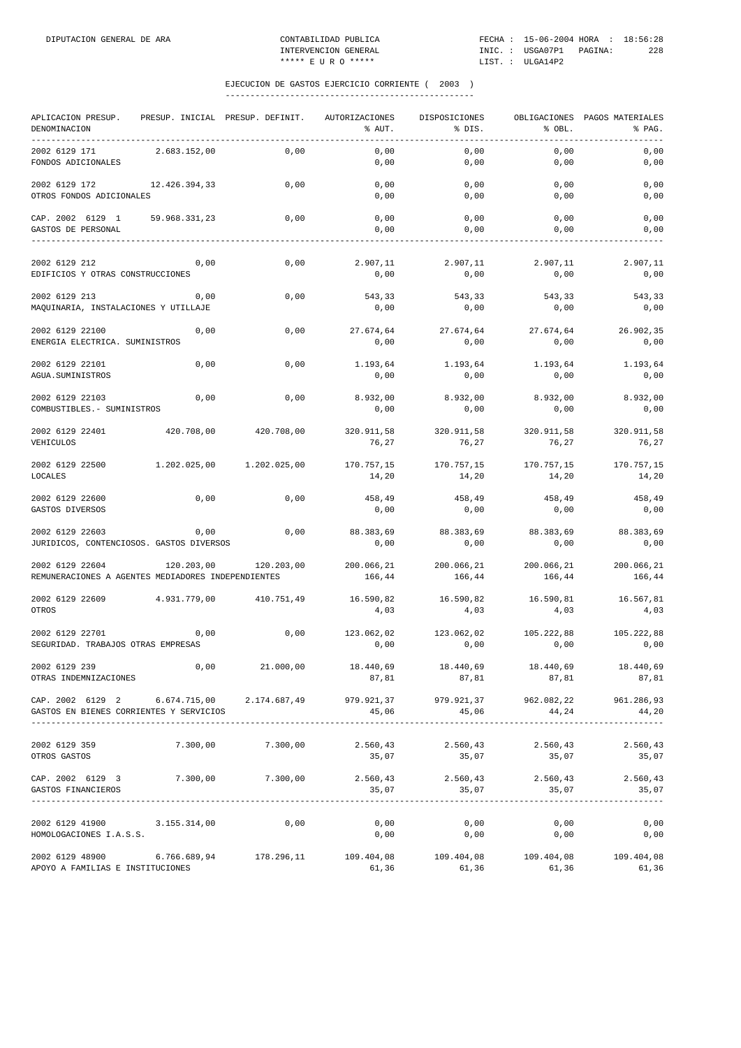DIPUTACION GENERAL DE ARA — CONTABILIDAD PUBLICA — INTERVENCION GENERAL — ***** E U R O *****

FECHA : 15-06-2004 HORA : 18:56:28 — INIC. : USGA07P1 PAGINA: 228 — LIST. : ULGA14P2

## EJECUCION DE GASTOS EJERCICIO CORRIENTE ( 2003 )

| APLICACION PRESUP. / DENOMINACION | PRESUP. INICIAL | PRESUP. DEFINIT. | AUTORIZACIONES / % AUT. | DISPOSICIONES / % DIS. | OBLIGACIONES / % OBL. | PAGOS MATERIALES / % PAG. |
|---|---|---|---|---|---|---|
| 2002 6129 171 FONDOS ADICIONALES | 2.683.152,00 | 0,00 | 0,00 / 0,00 | 0,00 / 0,00 | 0,00 / 0,00 | 0,00 / 0,00 |
| 2002 6129 172 OTROS FONDOS ADICIONALES | 12.426.394,33 | 0,00 | 0,00 / 0,00 | 0,00 / 0,00 | 0,00 / 0,00 | 0,00 / 0,00 |
| CAP. 2002 6129 1 GASTOS DE PERSONAL | 59.968.331,23 | 0,00 | 0,00 / 0,00 | 0,00 / 0,00 | 0,00 / 0,00 | 0,00 / 0,00 |
| 2002 6129 212 EDIFICIOS Y OTRAS CONSTRUCCIONES | 0,00 | 0,00 | 2.907,11 / 0,00 | 2.907,11 / 0,00 | 2.907,11 / 0,00 | 2.907,11 / 0,00 |
| 2002 6129 213 MAQUINARIA, INSTALACIONES Y UTILLAJE | 0,00 | 0,00 | 543,33 / 0,00 | 543,33 / 0,00 | 543,33 / 0,00 | 543,33 / 0,00 |
| 2002 6129 22100 ENERGIA ELECTRICA. SUMINISTROS | 0,00 | 0,00 | 27.674,64 / 0,00 | 27.674,64 / 0,00 | 27.674,64 / 0,00 | 26.902,35 / 0,00 |
| 2002 6129 22101 AGUA.SUMINISTROS | 0,00 | 0,00 | 1.193,64 / 0,00 | 1.193,64 / 0,00 | 1.193,64 / 0,00 | 1.193,64 / 0,00 |
| 2002 6129 22103 COMBUSTIBLES.- SUMINISTROS | 0,00 | 0,00 | 8.932,00 / 0,00 | 8.932,00 / 0,00 | 8.932,00 / 0,00 | 8.932,00 / 0,00 |
| 2002 6129 22401 VEHICULOS | 420.708,00 | 420.708,00 | 320.911,58 / 76,27 | 320.911,58 / 76,27 | 320.911,58 / 76,27 | 320.911,58 / 76,27 |
| 2002 6129 22500 LOCALES | 1.202.025,00 | 1.202.025,00 | 170.757,15 / 14,20 | 170.757,15 / 14,20 | 170.757,15 / 14,20 | 170.757,15 / 14,20 |
| 2002 6129 22600 GASTOS DIVERSOS | 0,00 | 0,00 | 458,49 / 0,00 | 458,49 / 0,00 | 458,49 / 0,00 | 458,49 / 0,00 |
| 2002 6129 22603 JURIDICOS, CONTENCIOSOS. GASTOS DIVERSOS | 0,00 | 0,00 | 88.383,69 / 0,00 | 88.383,69 / 0,00 | 88.383,69 / 0,00 | 88.383,69 / 0,00 |
| 2002 6129 22604 REMUNERACIONES A AGENTES MEDIADORES INDEPENDIENTES | 120.203,00 | 120.203,00 | 200.066,21 / 166,44 | 200.066,21 / 166,44 | 200.066,21 / 166,44 | 200.066,21 / 166,44 |
| 2002 6129 22609 OTROS | 4.931.779,00 | 410.751,49 | 16.590,82 / 4,03 | 16.590,82 / 4,03 | 16.590,81 / 4,03 | 16.567,81 / 4,03 |
| 2002 6129 22701 SEGURIDAD. TRABAJOS OTRAS EMPRESAS | 0,00 | 0,00 | 123.062,02 / 0,00 | 123.062,02 / 0,00 | 105.222,88 / 0,00 | 105.222,88 / 0,00 |
| 2002 6129 239 OTRAS INDEMNIZACIONES | 0,00 | 21.000,00 | 18.440,69 / 87,81 | 18.440,69 / 87,81 | 18.440,69 / 87,81 | 18.440,69 / 87,81 |
| CAP. 2002 6129 2 GASTOS EN BIENES CORRIENTES Y SERVICIOS | 6.674.715,00 | 2.174.687,49 | 979.921,37 / 45,06 | 979.921,37 / 45,06 | 962.082,22 / 44,24 | 961.286,93 / 44,20 |
| 2002 6129 359 OTROS GASTOS | 7.300,00 | 7.300,00 | 2.560,43 / 35,07 | 2.560,43 / 35,07 | 2.560,43 / 35,07 | 2.560,43 / 35,07 |
| CAP. 2002 6129 3 GASTOS FINANCIEROS | 7.300,00 | 7.300,00 | 2.560,43 / 35,07 | 2.560,43 / 35,07 | 2.560,43 / 35,07 | 2.560,43 / 35,07 |
| 2002 6129 41900 HOMOLOGACIONES I.A.S.S. | 3.155.314,00 | 0,00 | 0,00 / 0,00 | 0,00 / 0,00 | 0,00 / 0,00 | 0,00 / 0,00 |
| 2002 6129 48900 APOYO A FAMILIAS E INSTITUCIONES | 6.766.689,94 | 178.296,11 | 109.404,08 / 61,36 | 109.404,08 / 61,36 | 109.404,08 / 61,36 | 109.404,08 / 61,36 |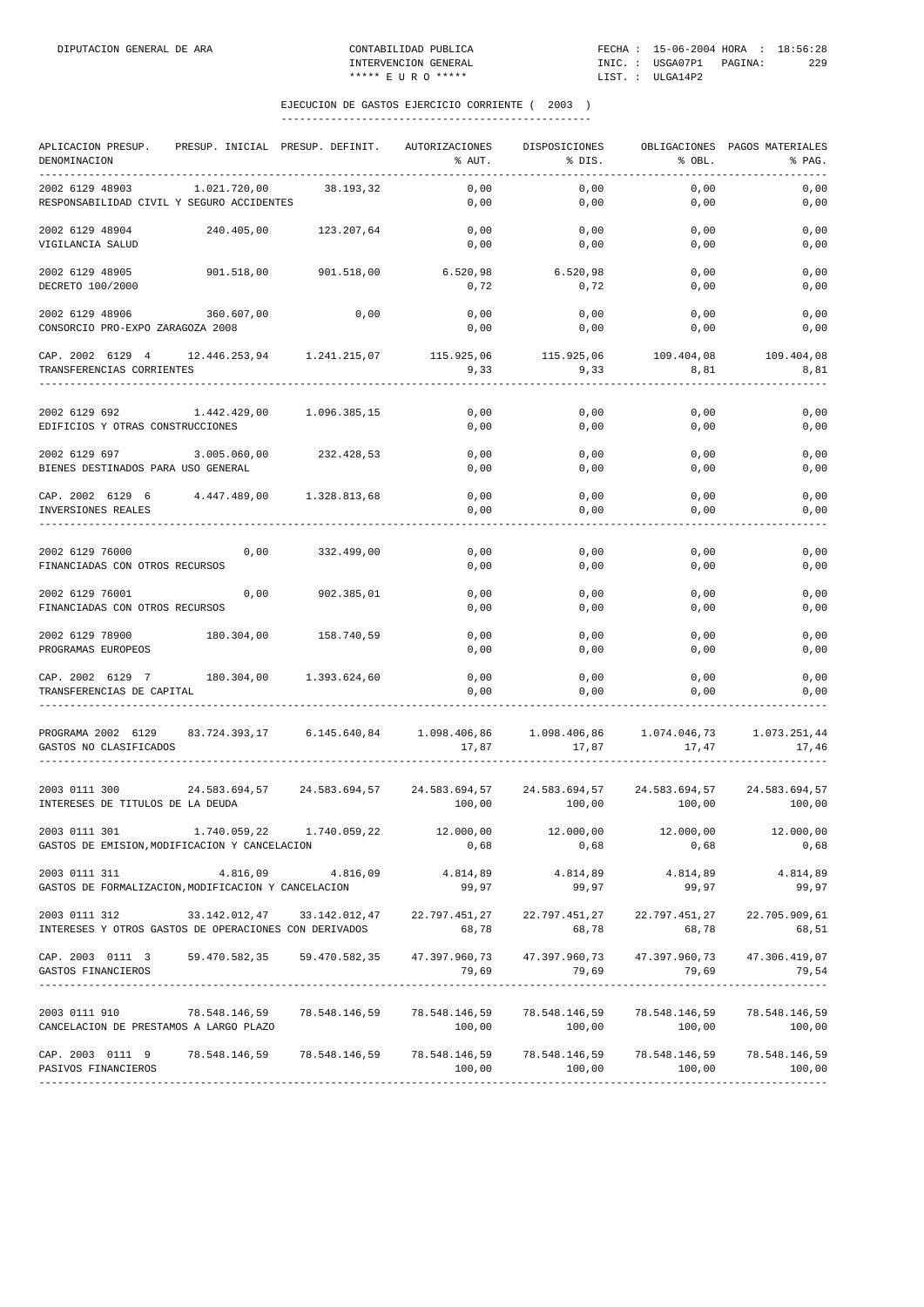## EJECUCION DE GASTOS EJERCICIO CORRIENTE ( 2003 )

| APLICACION PRESUP. DENOMINACION | PRESUP. INICIAL | PRESUP. DEFINIT. | AUTORIZACIONES % AUT. | DISPOSICIONES % DIS. | OBLIGACIONES % OBL. | PAGOS MATERIALES % PAG. |
|---|---|---|---|---|---|---|
| 2002 6129 48903 RESPONSABILIDAD CIVIL Y SEGURO ACCIDENTES | 1.021.720,00 | 38.193,32 | 0,00 / 0,00 | 0,00 / 0,00 | 0,00 / 0,00 | 0,00 / 0,00 |
| 2002 6129 48904 VIGILANCIA SALUD | 240.405,00 | 123.207,64 | 0,00 / 0,00 | 0,00 / 0,00 | 0,00 / 0,00 | 0,00 / 0,00 |
| 2002 6129 48905 DECRETO 100/2000 | 901.518,00 | 901.518,00 | 6.520,98 / 0,72 | 6.520,98 / 0,72 | 0,00 / 0,00 | 0,00 / 0,00 |
| 2002 6129 48906 CONSORCIO PRO-EXPO ZARAGOZA 2008 | 360.607,00 | 0,00 | 0,00 / 0,00 | 0,00 / 0,00 | 0,00 / 0,00 | 0,00 / 0,00 |
| CAP. 2002 6129 4 TRANSFERENCIAS CORRIENTES | 12.446.253,94 | 1.241.215,07 | 115.925,06 / 9,33 | 115.925,06 / 9,33 | 109.404,08 / 8,81 | 109.404,08 / 8,81 |
| 2002 6129 692 EDIFICIOS Y OTRAS CONSTRUCCIONES | 1.442.429,00 | 1.096.385,15 | 0,00 / 0,00 | 0,00 / 0,00 | 0,00 / 0,00 | 0,00 / 0,00 |
| 2002 6129 697 BIENES DESTINADOS PARA USO GENERAL | 3.005.060,00 | 232.428,53 | 0,00 / 0,00 | 0,00 / 0,00 | 0,00 / 0,00 | 0,00 / 0,00 |
| CAP. 2002 6129 6 INVERSIONES REALES | 4.447.489,00 | 1.328.813,68 | 0,00 / 0,00 | 0,00 / 0,00 | 0,00 / 0,00 | 0,00 / 0,00 |
| 2002 6129 76000 FINANCIADAS CON OTROS RECURSOS | 0,00 | 332.499,00 | 0,00 / 0,00 | 0,00 / 0,00 | 0,00 / 0,00 | 0,00 / 0,00 |
| 2002 6129 76001 FINANCIADAS CON OTROS RECURSOS | 0,00 | 902.385,01 | 0,00 / 0,00 | 0,00 / 0,00 | 0,00 / 0,00 | 0,00 / 0,00 |
| 2002 6129 78900 PROGRAMAS EUROPEOS | 180.304,00 | 158.740,59 | 0,00 / 0,00 | 0,00 / 0,00 | 0,00 / 0,00 | 0,00 / 0,00 |
| CAP. 2002 6129 7 TRANSFERENCIAS DE CAPITAL | 180.304,00 | 1.393.624,60 | 0,00 / 0,00 | 0,00 / 0,00 | 0,00 / 0,00 | 0,00 / 0,00 |
| PROGRAMA 2002 6129 GASTOS NO CLASIFICADOS | 83.724.393,17 | 6.145.640,84 | 1.098.406,86 / 17,87 | 1.098.406,86 / 17,87 | 1.074.046,73 / 17,47 | 1.073.251,44 / 17,46 |
| 2003 0111 300 INTERESES DE TITULOS DE LA DEUDA | 24.583.694,57 | 24.583.694,57 | 24.583.694,57 / 100,00 | 24.583.694,57 / 100,00 | 24.583.694,57 / 100,00 | 24.583.694,57 / 100,00 |
| 2003 0111 301 GASTOS DE EMISION,MODIFICACION Y CANCELACION | 1.740.059,22 | 1.740.059,22 | 12.000,00 / 0,68 | 12.000,00 / 0,68 | 12.000,00 / 0,68 | 12.000,00 / 0,68 |
| 2003 0111 311 GASTOS DE FORMALIZACION,MODIFICACION Y CANCELACION | 4.816,09 | 4.816,09 | 4.814,89 / 99,97 | 4.814,89 / 99,97 | 4.814,89 / 99,97 | 4.814,89 / 99,97 |
| 2003 0111 312 INTERESES Y OTROS GASTOS DE OPERACIONES CON DERIVADOS | 33.142.012,47 | 33.142.012,47 | 22.797.451,27 / 68,78 | 22.797.451,27 / 68,78 | 22.797.451,27 / 68,78 | 22.705.909,61 / 68,51 |
| CAP. 2003 0111 3 GASTOS FINANCIEROS | 59.470.582,35 | 59.470.582,35 | 47.397.960,73 / 79,69 | 47.397.960,73 / 79,69 | 47.397.960,73 / 79,69 | 47.306.419,07 / 79,54 |
| 2003 0111 910 CANCELACION DE PRESTAMOS A LARGO PLAZO | 78.548.146,59 | 78.548.146,59 | 78.548.146,59 / 100,00 | 78.548.146,59 / 100,00 | 78.548.146,59 / 100,00 | 78.548.146,59 / 100,00 |
| CAP. 2003 0111 9 PASIVOS FINANCIEROS | 78.548.146,59 | 78.548.146,59 | 78.548.146,59 / 100,00 | 78.548.146,59 / 100,00 | 78.548.146,59 / 100,00 | 78.548.146,59 / 100,00 |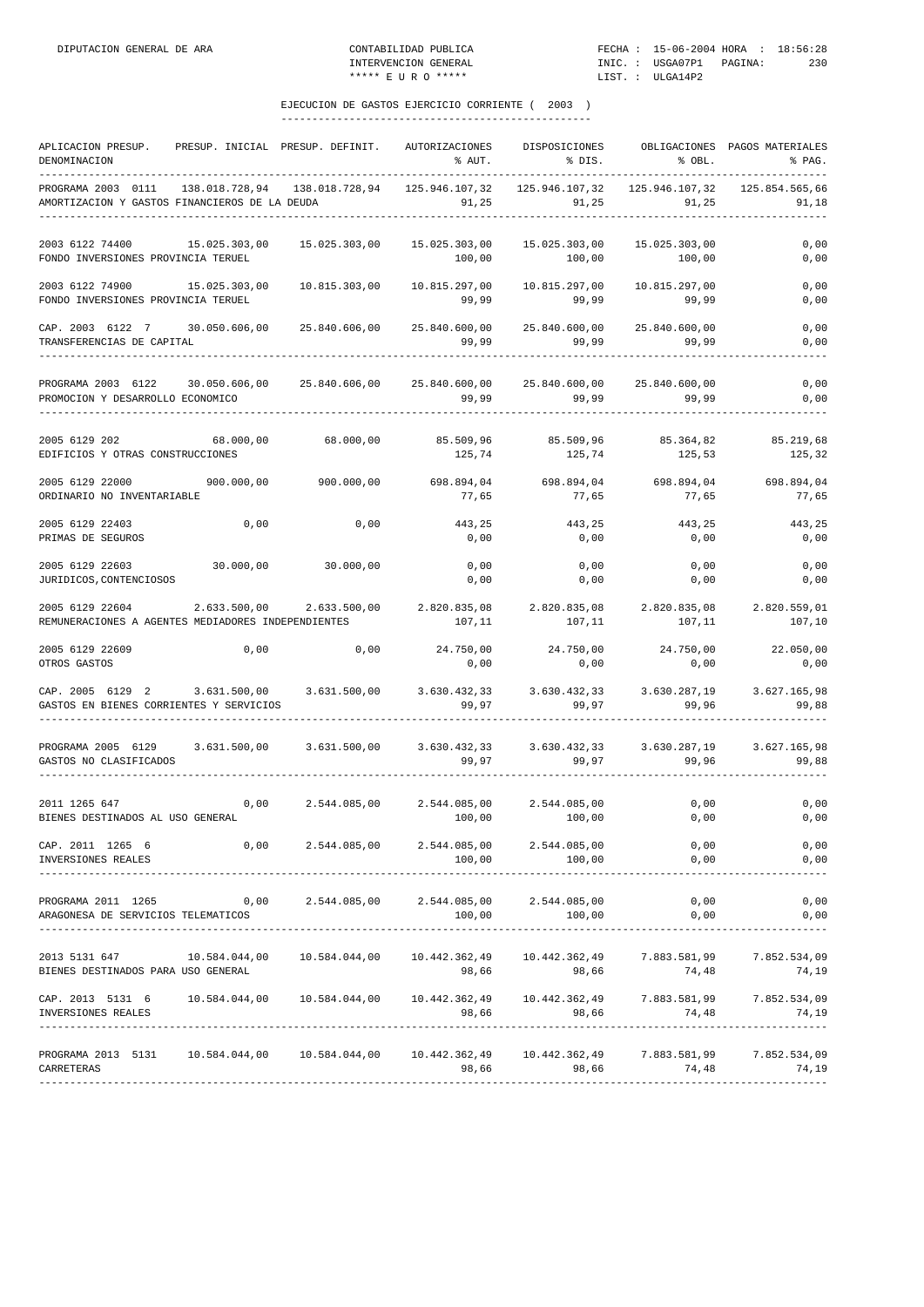EJECUCION DE GASTOS EJERCICIO CORRIENTE ( 2003 )

| APLICACION PRESUP. DENOMINACION | PRESUP. INICIAL | PRESUP. DEFINIT. | AUTORIZACIONES % AUT. | DISPOSICIONES % DIS. | OBLIGACIONES % OBL. | PAGOS MATERIALES % PAG. |
|---|---|---|---|---|---|---|
| PROGRAMA 2003 0111 AMORTIZACION Y GASTOS FINANCIEROS DE LA DEUDA | 138.018.728,94 | 138.018.728,94 | 125.946.107,32 91,25 | 125.946.107,32 91,25 | 125.946.107,32 91,25 | 125.854.565,66 91,18 |
| 2003 6122 74400 FONDO INVERSIONES PROVINCIA TERUEL | 15.025.303,00 | 15.025.303,00 | 15.025.303,00 100,00 | 15.025.303,00 100,00 | 15.025.303,00 100,00 | 0,00 0,00 |
| 2003 6122 74900 FONDO INVERSIONES PROVINCIA TERUEL | 15.025.303,00 | 10.815.303,00 | 10.815.297,00 99,99 | 10.815.297,00 99,99 | 10.815.297,00 99,99 | 0,00 0,00 |
| CAP. 2003 6122 7 TRANSFERENCIAS DE CAPITAL | 30.050.606,00 | 25.840.606,00 | 25.840.600,00 99,99 | 25.840.600,00 99,99 | 25.840.600,00 99,99 | 0,00 0,00 |
| PROGRAMA 2003 6122 PROMOCION Y DESARROLLO ECONOMICO | 30.050.606,00 | 25.840.606,00 | 25.840.600,00 99,99 | 25.840.600,00 99,99 | 25.840.600,00 99,99 | 0,00 0,00 |
| 2005 6129 202 EDIFICIOS Y OTRAS CONSTRUCCIONES | 68.000,00 | 68.000,00 | 85.509,96 125,74 | 85.509,96 125,74 | 85.364,82 125,53 | 85.219,68 125,32 |
| 2005 6129 22000 ORDINARIO NO INVENTARIABLE | 900.000,00 | 900.000,00 | 698.894,04 77,65 | 698.894,04 77,65 | 698.894,04 77,65 | 698.894,04 77,65 |
| 2005 6129 22403 PRIMAS DE SEGUROS | 0,00 | 0,00 | 443,25 0,00 | 443,25 0,00 | 443,25 0,00 | 443,25 0,00 |
| 2005 6129 22603 JURIDICOS,CONTENCIOSOS | 30.000,00 | 30.000,00 | 0,00 0,00 | 0,00 0,00 | 0,00 0,00 | 0,00 0,00 |
| 2005 6129 22604 REMUNERACIONES A AGENTES MEDIADORES INDEPENDIENTES | 2.633.500,00 | 2.633.500,00 | 2.820.835,08 107,11 | 2.820.835,08 107,11 | 2.820.835,08 107,11 | 2.820.559,01 107,10 |
| 2005 6129 22609 OTROS GASTOS | 0,00 | 0,00 | 24.750,00 0,00 | 24.750,00 0,00 | 24.750,00 0,00 | 22.050,00 0,00 |
| CAP. 2005 6129 2 GASTOS EN BIENES CORRIENTES Y SERVICIOS | 3.631.500,00 | 3.631.500,00 | 3.630.432,33 99,97 | 3.630.432,33 99,97 | 3.630.287,19 99,96 | 3.627.165,98 99,88 |
| PROGRAMA 2005 6129 GASTOS NO CLASIFICADOS | 3.631.500,00 | 3.631.500,00 | 3.630.432,33 99,97 | 3.630.432,33 99,97 | 3.630.287,19 99,96 | 3.627.165,98 99,88 |
| 2011 1265 647 BIENES DESTINADOS AL USO GENERAL | 0,00 | 2.544.085,00 | 2.544.085,00 100,00 | 2.544.085,00 100,00 | 0,00 0,00 | 0,00 0,00 |
| CAP. 2011 1265 6 INVERSIONES REALES | 0,00 | 2.544.085,00 | 2.544.085,00 100,00 | 2.544.085,00 100,00 | 0,00 0,00 | 0,00 0,00 |
| PROGRAMA 2011 1265 ARAGONESA DE SERVICIOS TELEMATICOS | 0,00 | 2.544.085,00 | 2.544.085,00 100,00 | 2.544.085,00 100,00 | 0,00 0,00 | 0,00 0,00 |
| 2013 5131 647 BIENES DESTINADOS PARA USO GENERAL | 10.584.044,00 | 10.584.044,00 | 10.442.362,49 98,66 | 10.442.362,49 98,66 | 7.883.581,99 74,48 | 7.852.534,09 74,19 |
| CAP. 2013 5131 6 INVERSIONES REALES | 10.584.044,00 | 10.584.044,00 | 10.442.362,49 98,66 | 10.442.362,49 98,66 | 7.883.581,99 74,48 | 7.852.534,09 74,19 |
| PROGRAMA 2013 5131 CARRETERAS | 10.584.044,00 | 10.584.044,00 | 10.442.362,49 98,66 | 10.442.362,49 98,66 | 7.883.581,99 74,48 | 7.852.534,09 74,19 |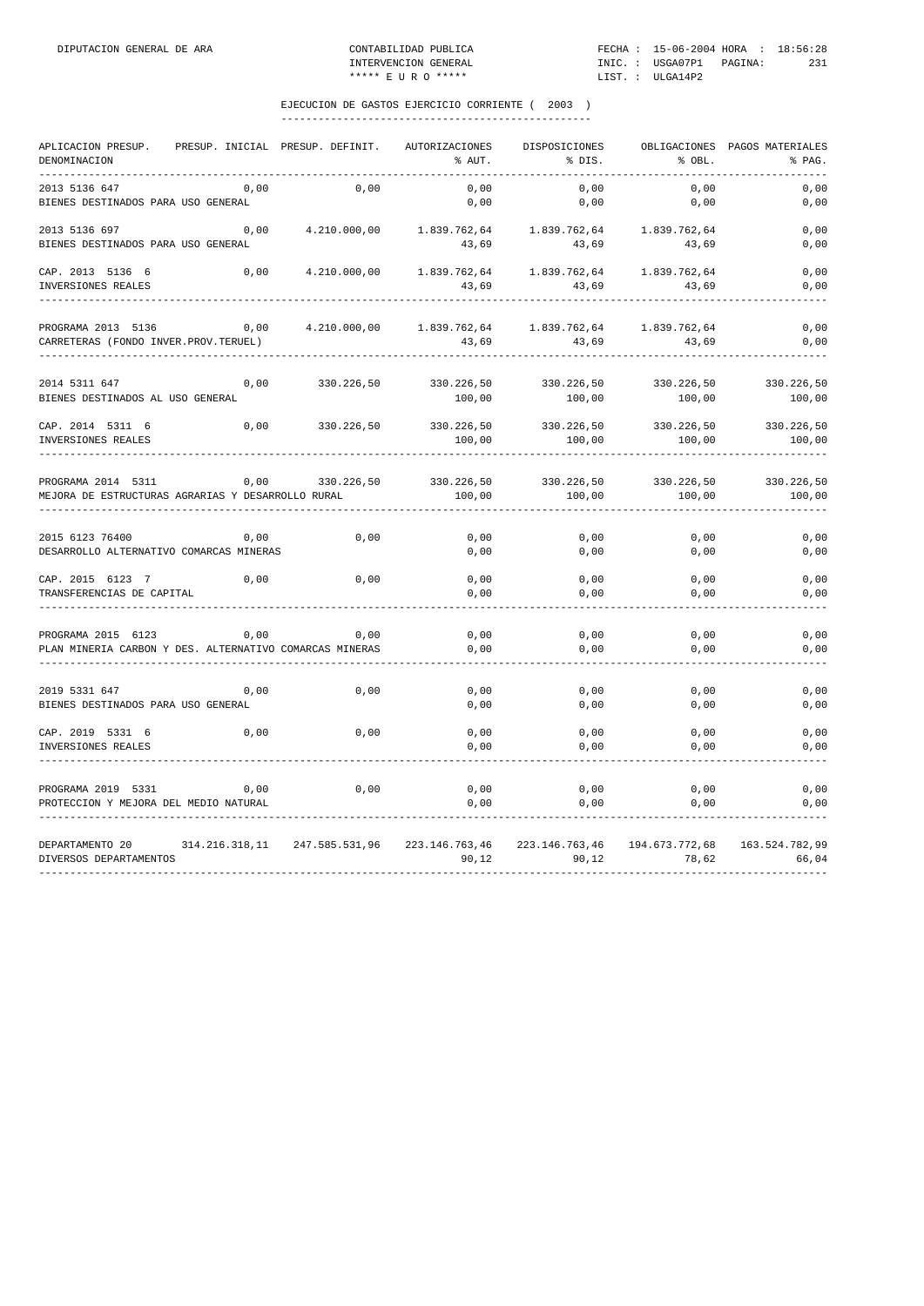## EJECUCION DE GASTOS EJERCICIO CORRIENTE ( 2003 )

| APLICACION PRESUP. DENOMINACION | PRESUP. INICIAL | PRESUP. DEFINIT. | AUTORIZACIONES % AUT. | DISPOSICIONES % DIS. | OBLIGACIONES % OBL. | PAGOS MATERIALES % PAG. |
|---|---|---|---|---|---|---|
| 2013 5136 647 | 0,00 | 0,00 | 0,00 | 0,00 | 0,00 | 0,00 |
| BIENES DESTINADOS PARA USO GENERAL | | | 0,00 | 0,00 | 0,00 | 0,00 |
| 2013 5136 697 | 0,00 | 4.210.000,00 | 1.839.762,64 | 1.839.762,64 | 1.839.762,64 | 0,00 |
| BIENES DESTINADOS PARA USO GENERAL | | | 43,69 | 43,69 | 43,69 | 0,00 |
| CAP. 2013 5136 6 | 0,00 | 4.210.000,00 | 1.839.762,64 | 1.839.762,64 | 1.839.762,64 | 0,00 |
| INVERSIONES REALES | | | 43,69 | 43,69 | 43,69 | 0,00 |
| PROGRAMA 2013 5136 | 0,00 | 4.210.000,00 | 1.839.762,64 | 1.839.762,64 | 1.839.762,64 | 0,00 |
| CARRETERAS (FONDO INVER.PROV.TERUEL) | | | 43,69 | 43,69 | 43,69 | 0,00 |
| 2014 5311 647 | 0,00 | 330.226,50 | 330.226,50 | 330.226,50 | 330.226,50 | 330.226,50 |
| BIENES DESTINADOS AL USO GENERAL | | | 100,00 | 100,00 | 100,00 | 100,00 |
| CAP. 2014 5311 6 | 0,00 | 330.226,50 | 330.226,50 | 330.226,50 | 330.226,50 | 330.226,50 |
| INVERSIONES REALES | | | 100,00 | 100,00 | 100,00 | 100,00 |
| PROGRAMA 2014 5311 | 0,00 | 330.226,50 | 330.226,50 | 330.226,50 | 330.226,50 | 330.226,50 |
| MEJORA DE ESTRUCTURAS AGRARIAS Y DESARROLLO RURAL | | | 100,00 | 100,00 | 100,00 | 100,00 |
| 2015 6123 76400 | 0,00 | 0,00 | 0,00 | 0,00 | 0,00 | 0,00 |
| DESARROLLO ALTERNATIVO COMARCAS MINERAS | | | 0,00 | 0,00 | 0,00 | 0,00 |
| CAP. 2015 6123 7 | 0,00 | 0,00 | 0,00 | 0,00 | 0,00 | 0,00 |
| TRANSFERENCIAS DE CAPITAL | | | 0,00 | 0,00 | 0,00 | 0,00 |
| PROGRAMA 2015 6123 | 0,00 | 0,00 | 0,00 | 0,00 | 0,00 | 0,00 |
| PLAN MINERIA CARBON Y DES. ALTERNATIVO COMARCAS MINERAS | | | 0,00 | 0,00 | 0,00 | 0,00 |
| 2019 5331 647 | 0,00 | 0,00 | 0,00 | 0,00 | 0,00 | 0,00 |
| BIENES DESTINADOS PARA USO GENERAL | | | 0,00 | 0,00 | 0,00 | 0,00 |
| CAP. 2019 5331 6 | 0,00 | 0,00 | 0,00 | 0,00 | 0,00 | 0,00 |
| INVERSIONES REALES | | | 0,00 | 0,00 | 0,00 | 0,00 |
| PROGRAMA 2019 5331 | 0,00 | 0,00 | 0,00 | 0,00 | 0,00 | 0,00 |
| PROTECCION Y MEJORA DEL MEDIO NATURAL | | | 0,00 | 0,00 | 0,00 | 0,00 |
| DEPARTAMENTO 20 | 314.216.318,11 | 247.585.531,96 | 223.146.763,46 | 223.146.763,46 | 194.673.772,68 | 163.524.782,99 |
| DIVERSOS DEPARTAMENTOS | | | 90,12 | 90,12 | 78,62 | 66,04 |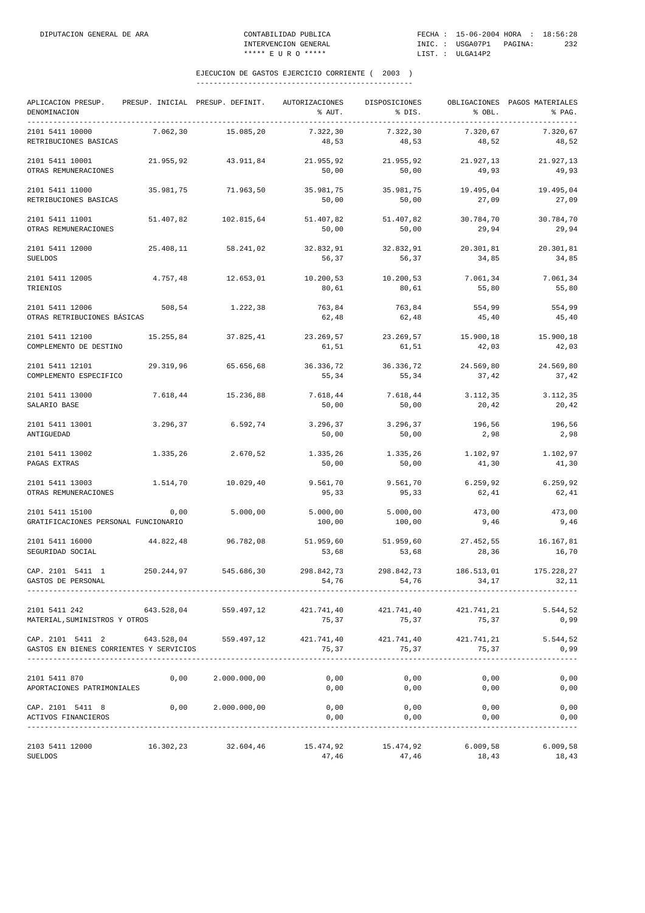DIPUTACION GENERAL DE ARA — CONTABILIDAD PUBLICA — INTERVENCION GENERAL — ***** E U R O ***** — FECHA : 15-06-2004 HORA : 18:56:28 — INIC. : USGA07P1 — LIST. : ULGA14P2

## EJECUCION DE GASTOS EJERCICIO CORRIENTE ( 2003 )

| APLICACION PRESUP. DENOMINACION | PRESUP. INICIAL | PRESUP. DEFINIT. | AUTORIZACIONES % AUT. | DISPOSICIONES % DIS. | OBLIGACIONES % OBL. | PAGOS MATERIALES % PAG. |
|---|---|---|---|---|---|---|
| 2101 5411 10000 RETRIBUCIONES BASICAS | 7.062,30 | 15.085,20 | 7.322,30 48,53 | 7.322,30 48,53 | 7.320,67 48,52 | 7.320,67 48,52 |
| 2101 5411 10001 OTRAS REMUNERACIONES | 21.955,92 | 43.911,84 | 21.955,92 50,00 | 21.955,92 50,00 | 21.927,13 49,93 | 21.927,13 49,93 |
| 2101 5411 11000 RETRIBUCIONES BASICAS | 35.981,75 | 71.963,50 | 35.981,75 50,00 | 35.981,75 50,00 | 19.495,04 27,09 | 19.495,04 27,09 |
| 2101 5411 11001 OTRAS REMUNERACIONES | 51.407,82 | 102.815,64 | 51.407,82 50,00 | 51.407,82 50,00 | 30.784,70 29,94 | 30.784,70 29,94 |
| 2101 5411 12000 SUELDOS | 25.408,11 | 58.241,02 | 32.832,91 56,37 | 32.832,91 56,37 | 20.301,81 34,85 | 20.301,81 34,85 |
| 2101 5411 12005 TRIENIOS | 4.757,48 | 12.653,01 | 10.200,53 80,61 | 10.200,53 80,61 | 7.061,34 55,80 | 7.061,34 55,80 |
| 2101 5411 12006 OTRAS RETRIBUCIONES BÁSICAS | 508,54 | 1.222,38 | 763,84 62,48 | 763,84 62,48 | 554,99 45,40 | 554,99 45,40 |
| 2101 5411 12100 COMPLEMENTO DE DESTINO | 15.255,84 | 37.825,41 | 23.269,57 61,51 | 23.269,57 61,51 | 15.900,18 42,03 | 15.900,18 42,03 |
| 2101 5411 12101 COMPLEMENTO ESPECIFICO | 29.319,96 | 65.656,68 | 36.336,72 55,34 | 36.336,72 55,34 | 24.569,80 37,42 | 24.569,80 37,42 |
| 2101 5411 13000 SALARIO BASE | 7.618,44 | 15.236,88 | 7.618,44 50,00 | 7.618,44 50,00 | 3.112,35 20,42 | 3.112,35 20,42 |
| 2101 5411 13001 ANTIGUEDAD | 3.296,37 | 6.592,74 | 3.296,37 50,00 | 3.296,37 50,00 | 196,56 2,98 | 196,56 2,98 |
| 2101 5411 13002 PAGAS EXTRAS | 1.335,26 | 2.670,52 | 1.335,26 50,00 | 1.335,26 50,00 | 1.102,97 41,30 | 1.102,97 41,30 |
| 2101 5411 13003 OTRAS REMUNERACIONES | 1.514,70 | 10.029,40 | 9.561,70 95,33 | 9.561,70 95,33 | 6.259,92 62,41 | 6.259,92 62,41 |
| 2101 5411 15100 GRATIFICACIONES PERSONAL FUNCIONARIO | 0,00 | 5.000,00 | 5.000,00 100,00 | 5.000,00 100,00 | 473,00 9,46 | 473,00 9,46 |
| 2101 5411 16000 SEGURIDAD SOCIAL | 44.822,48 | 96.782,08 | 51.959,60 53,68 | 51.959,60 53,68 | 27.452,55 28,36 | 16.167,81 16,70 |
| CAP. 2101 5411 1 GASTOS DE PERSONAL | 250.244,97 | 545.686,30 | 298.842,73 54,76 | 298.842,73 54,76 | 186.513,01 34,17 | 175.228,27 32,11 |
| 2101 5411 242 MATERIAL,SUMINISTROS Y OTROS | 643.528,04 | 559.497,12 | 421.741,40 75,37 | 421.741,40 75,37 | 421.741,21 75,37 | 5.544,52 0,99 |
| CAP. 2101 5411 2 GASTOS EN BIENES CORRIENTES Y SERVICIOS | 643.528,04 | 559.497,12 | 421.741,40 75,37 | 421.741,40 75,37 | 421.741,21 75,37 | 5.544,52 0,99 |
| 2101 5411 870 APORTACIONES PATRIMONIALES | 0,00 | 2.000.000,00 | 0,00 0,00 | 0,00 0,00 | 0,00 0,00 | 0,00 0,00 |
| CAP. 2101 5411 8 ACTIVOS FINANCIEROS | 0,00 | 2.000.000,00 | 0,00 0,00 | 0,00 0,00 | 0,00 0,00 | 0,00 0,00 |
| 2103 5411 12000 SUELDOS | 16.302,23 | 32.604,46 | 15.474,92 47,46 | 15.474,92 47,46 | 6.009,58 18,43 | 6.009,58 18,43 |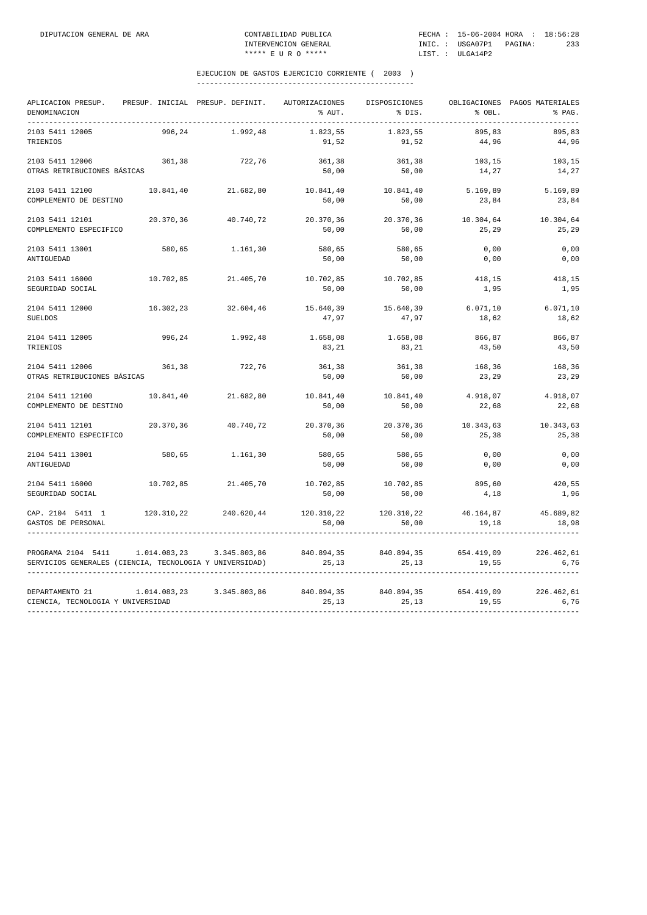## EJECUCION DE GASTOS EJERCICIO CORRIENTE ( 2003 )

| APLICACION PRESUP. DENOMINACION | PRESUP. INICIAL | PRESUP. DEFINIT. | AUTORIZACIONES % AUT. | DISPOSICIONES % DIS. | OBLIGACIONES % OBL. | PAGOS MATERIALES % PAG. |
|---|---|---|---|---|---|---|
| 2103 5411 12005 TRIENIOS | 996,24 | 1.992,48 | 1.823,55 91,52 | 1.823,55 91,52 | 895,83 44,96 | 895,83 44,96 |
| 2103 5411 12006 OTRAS RETRIBUCIONES BÁSICAS | 361,38 | 722,76 | 361,38 50,00 | 361,38 50,00 | 103,15 14,27 | 103,15 14,27 |
| 2103 5411 12100 COMPLEMENTO DE DESTINO | 10.841,40 | 21.682,80 | 10.841,40 50,00 | 10.841,40 50,00 | 5.169,89 23,84 | 5.169,89 23,84 |
| 2103 5411 12101 COMPLEMENTO ESPECIFICO | 20.370,36 | 40.740,72 | 20.370,36 50,00 | 20.370,36 50,00 | 10.304,64 25,29 | 10.304,64 25,29 |
| 2103 5411 13001 ANTIGUEDAD | 580,65 | 1.161,30 | 580,65 50,00 | 580,65 50,00 | 0,00 0,00 | 0,00 0,00 |
| 2103 5411 16000 SEGURIDAD SOCIAL | 10.702,85 | 21.405,70 | 10.702,85 50,00 | 10.702,85 50,00 | 418,15 1,95 | 418,15 1,95 |
| 2104 5411 12000 SUELDOS | 16.302,23 | 32.604,46 | 15.640,39 47,97 | 15.640,39 47,97 | 6.071,10 18,62 | 6.071,10 18,62 |
| 2104 5411 12005 TRIENIOS | 996,24 | 1.992,48 | 1.658,08 83,21 | 1.658,08 83,21 | 866,87 43,50 | 866,87 43,50 |
| 2104 5411 12006 OTRAS RETRIBUCIONES BÁSICAS | 361,38 | 722,76 | 361,38 50,00 | 361,38 50,00 | 168,36 23,29 | 168,36 23,29 |
| 2104 5411 12100 COMPLEMENTO DE DESTINO | 10.841,40 | 21.682,80 | 10.841,40 50,00 | 10.841,40 50,00 | 4.918,07 22,68 | 4.918,07 22,68 |
| 2104 5411 12101 COMPLEMENTO ESPECIFICO | 20.370,36 | 40.740,72 | 20.370,36 50,00 | 20.370,36 50,00 | 10.343,63 25,38 | 10.343,63 25,38 |
| 2104 5411 13001 ANTIGUEDAD | 580,65 | 1.161,30 | 580,65 50,00 | 580,65 50,00 | 0,00 0,00 | 0,00 0,00 |
| 2104 5411 16000 SEGURIDAD SOCIAL | 10.702,85 | 21.405,70 | 10.702,85 50,00 | 10.702,85 50,00 | 895,60 4,18 | 420,55 1,96 |
| CAP. 2104 5411 1 GASTOS DE PERSONAL | 120.310,22 | 240.620,44 | 120.310,22 50,00 | 120.310,22 50,00 | 46.164,87 19,18 | 45.689,82 18,98 |
| PROGRAMA 2104 5411 SERVICIOS GENERALES (CIENCIA, TECNOLOGIA Y UNIVERSIDAD) | 1.014.083,23 | 3.345.803,86 | 840.894,35 25,13 | 840.894,35 25,13 | 654.419,09 19,55 | 226.462,61 6,76 |
| DEPARTAMENTO 21 CIENCIA, TECNOLOGIA Y UNIVERSIDAD | 1.014.083,23 | 3.345.803,86 | 840.894,35 25,13 | 840.894,35 25,13 | 654.419,09 19,55 | 226.462,61 6,76 |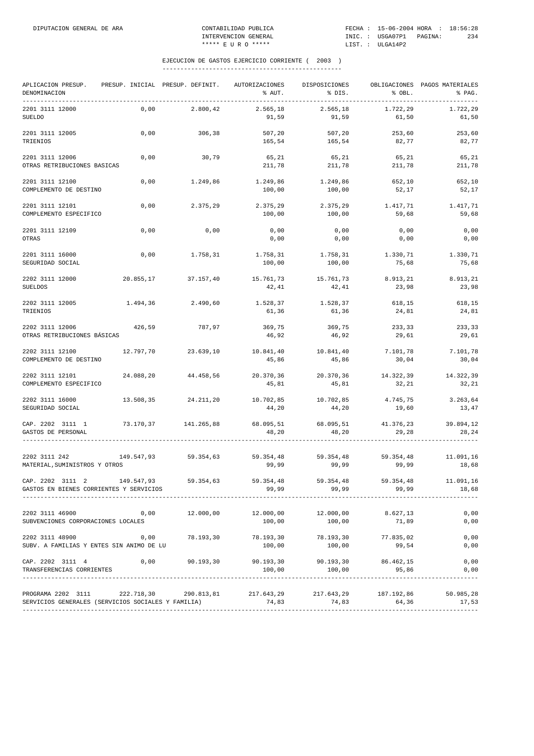## EJECUCION DE GASTOS EJERCICIO CORRIENTE ( 2003 )

| APLICACION PRESUP. DENOMINACION | PRESUP. INICIAL | PRESUP. DEFINIT. | AUTORIZACIONES % AUT. | DISPOSICIONES % DIS. | OBLIGACIONES % OBL. | PAGOS MATERIALES % PAG. |
|---|---|---|---|---|---|---|
| 2201 3111 12000 SUELDO | 0,00 | 2.800,42 | 2.565,18 91,59 | 2.565,18 91,59 | 1.722,29 61,50 | 1.722,29 61,50 |
| 2201 3111 12005 TRIENIOS | 0,00 | 306,38 | 507,20 165,54 | 507,20 165,54 | 253,60 82,77 | 253,60 82,77 |
| 2201 3111 12006 OTRAS RETRIBUCIONES BASICAS | 0,00 | 30,79 | 65,21 211,78 | 65,21 211,78 | 65,21 211,78 | 65,21 211,78 |
| 2201 3111 12100 COMPLEMENTO DE DESTINO | 0,00 | 1.249,86 | 1.249,86 100,00 | 1.249,86 100,00 | 652,10 52,17 | 652,10 52,17 |
| 2201 3111 12101 COMPLEMENTO ESPECIFICO | 0,00 | 2.375,29 | 2.375,29 100,00 | 2.375,29 100,00 | 1.417,71 59,68 | 1.417,71 59,68 |
| 2201 3111 12109 OTRAS | 0,00 | 0,00 | 0,00 0,00 | 0,00 0,00 | 0,00 0,00 | 0,00 0,00 |
| 2201 3111 16000 SEGURIDAD SOCIAL | 0,00 | 1.758,31 | 1.758,31 100,00 | 1.758,31 100,00 | 1.330,71 75,68 | 1.330,71 75,68 |
| 2202 3111 12000 SUELDOS | 20.855,17 | 37.157,40 | 15.761,73 42,41 | 15.761,73 42,41 | 8.913,21 23,98 | 8.913,21 23,98 |
| 2202 3111 12005 TRIENIOS | 1.494,36 | 2.490,60 | 1.528,37 61,36 | 1.528,37 61,36 | 618,15 24,81 | 618,15 24,81 |
| 2202 3111 12006 OTRAS RETRIBUCIONES BÁSICAS | 426,59 | 787,97 | 369,75 46,92 | 369,75 46,92 | 233,33 29,61 | 233,33 29,61 |
| 2202 3111 12100 COMPLEMENTO DE DESTINO | 12.797,70 | 23.639,10 | 10.841,40 45,86 | 10.841,40 45,86 | 7.101,78 30,04 | 7.101,78 30,04 |
| 2202 3111 12101 COMPLEMENTO ESPECIFICO | 24.088,20 | 44.458,56 | 20.370,36 45,81 | 20.370,36 45,81 | 14.322,39 32,21 | 14.322,39 32,21 |
| 2202 3111 16000 SEGURIDAD SOCIAL | 13.508,35 | 24.211,20 | 10.702,85 44,20 | 10.702,85 44,20 | 4.745,75 19,60 | 3.263,64 13,47 |
| CAP. 2202 3111 1 GASTOS DE PERSONAL | 73.170,37 | 141.265,88 | 68.095,51 48,20 | 68.095,51 48,20 | 41.376,23 29,28 | 39.894,12 28,24 |
| 2202 3111 242 MATERIAL,SUMINISTROS Y OTROS | 149.547,93 | 59.354,63 | 59.354,48 99,99 | 59.354,48 99,99 | 59.354,48 99,99 | 11.091,16 18,68 |
| CAP. 2202 3111 2 GASTOS EN BIENES CORRIENTES Y SERVICIOS | 149.547,93 | 59.354,63 | 59.354,48 99,99 | 59.354,48 99,99 | 59.354,48 99,99 | 11.091,16 18,68 |
| 2202 3111 46900 SUBVENCIONES CORPORACIONES LOCALES | 0,00 | 12.000,00 | 12.000,00 100,00 | 12.000,00 100,00 | 8.627,13 71,89 | 0,00 0,00 |
| 2202 3111 48900 SUBV. A FAMILIAS Y ENTES SIN ANIMO DE LU | 0,00 | 78.193,30 | 78.193,30 100,00 | 78.193,30 100,00 | 77.835,02 99,54 | 0,00 0,00 |
| CAP. 2202 3111 4 TRANSFERENCIAS CORRIENTES | 0,00 | 90.193,30 | 90.193,30 100,00 | 90.193,30 100,00 | 86.462,15 95,86 | 0,00 0,00 |
| PROGRAMA 2202 3111 SERVICIOS GENERALES (SERVICIOS SOCIALES Y FAMILIA) | 222.718,30 | 290.813,81 | 217.643,29 74,83 | 217.643,29 74,83 | 187.192,86 64,36 | 50.985,28 17,53 |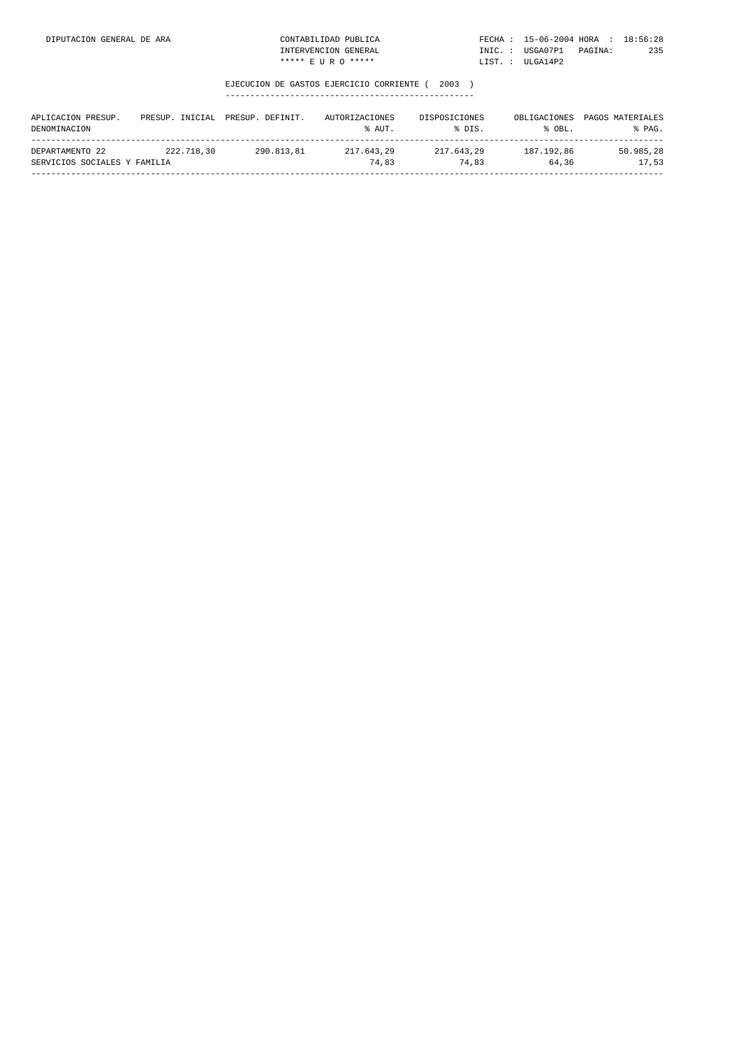DIPUTACION GENERAL DE ARA

CONTABILIDAD PUBLICA
INTERVENCION GENERAL
***** E U R O *****

FECHA : 15-06-2004 HORA : 18:56:28
INIC. : USGA07P1 PAGINA: 235
LIST. : ULGA14P2

## EJECUCION DE GASTOS EJERCICIO CORRIENTE ( 2003 )

| APLICACION PRESUP. DENOMINACION | PRESUP. INICIAL | PRESUP. DEFINIT. | AUTORIZACIONES % AUT. | DISPOSICIONES % DIS. | OBLIGACIONES % OBL. | PAGOS MATERIALES % PAG. |
|---|---|---|---|---|---|---|
| DEPARTAMENTO 22 | 222.718,30 | 290.813,81 | 217.643,29 | 217.643,29 | 187.192,86 | 50.985,28 |
| SERVICIOS SOCIALES Y FAMILIA | | | 74,83 | 74,83 | 64,36 | 17,53 |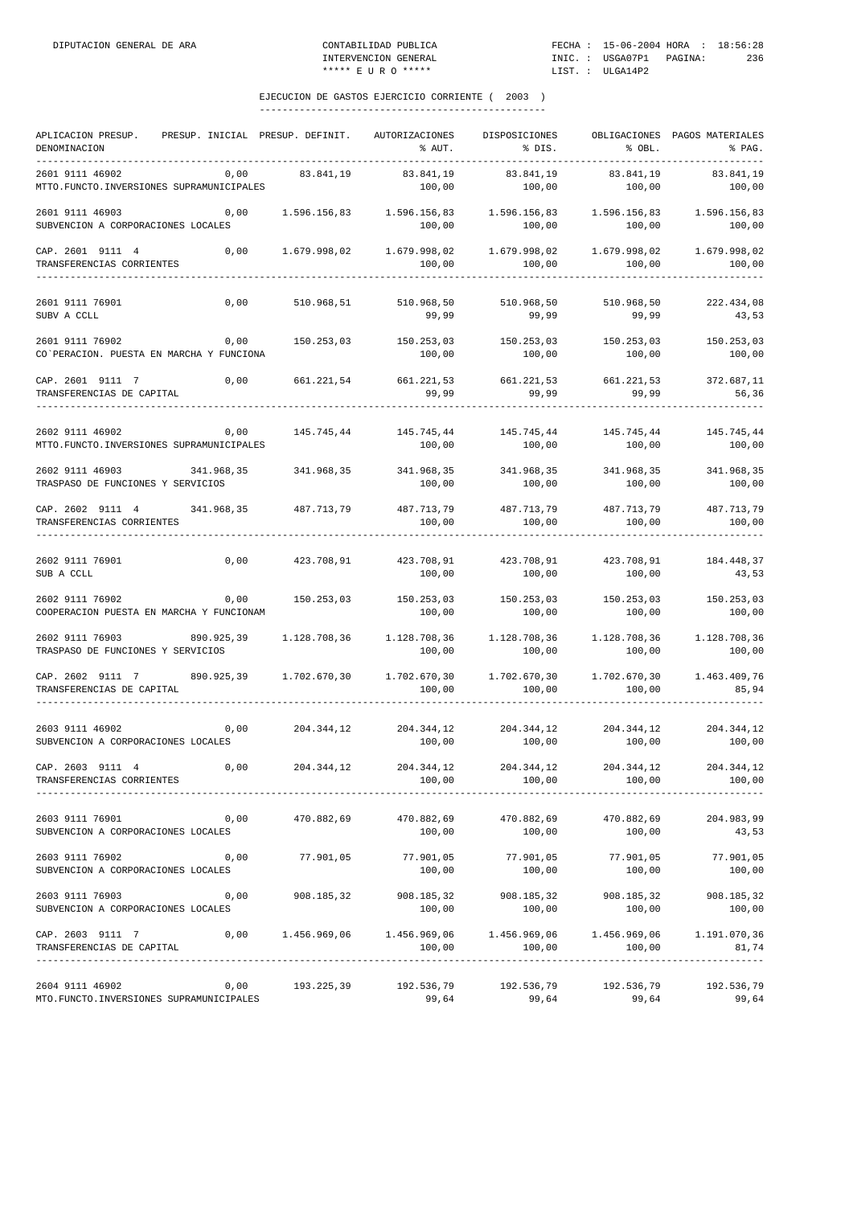EJECUCION DE GASTOS EJERCICIO CORRIENTE ( 2003 )

| APLICACION PRESUP. DENOMINACION | PRESUP. INICIAL | PRESUP. DEFINIT. | AUTORIZACIONES % AUT. | DISPOSICIONES % DIS. | OBLIGACIONES % OBL. | PAGOS MATERIALES % PAG. |
|---|---|---|---|---|---|---|
| 2601 9111 46902 MTTO.FUNCTO.INVERSIONES SUPRAMUNICIPALES | 0,00 | 83.841,19 | 83.841,19 100,00 | 83.841,19 100,00 | 83.841,19 100,00 | 83.841,19 100,00 |
| 2601 9111 46903 SUBVENCION A CORPORACIONES LOCALES | 0,00 | 1.596.156,83 | 1.596.156,83 100,00 | 1.596.156,83 100,00 | 1.596.156,83 100,00 | 1.596.156,83 100,00 |
| CAP. 2601 9111 4 TRANSFERENCIAS CORRIENTES | 0,00 | 1.679.998,02 | 1.679.998,02 100,00 | 1.679.998,02 100,00 | 1.679.998,02 100,00 | 1.679.998,02 100,00 |
| 2601 9111 76901 SUBV A CCLL | 0,00 | 510.968,51 | 510.968,50 99,99 | 510.968,50 99,99 | 510.968,50 99,99 | 222.434,08 43,53 |
| 2601 9111 76902 CO`PERACION. PUESTA EN MARCHA Y FUNCIONA | 0,00 | 150.253,03 | 150.253,03 100,00 | 150.253,03 100,00 | 150.253,03 100,00 | 150.253,03 100,00 |
| CAP. 2601 9111 7 TRANSFERENCIAS DE CAPITAL | 0,00 | 661.221,54 | 661.221,53 99,99 | 661.221,53 99,99 | 661.221,53 99,99 | 372.687,11 56,36 |
| 2602 9111 46902 MTTO.FUNCTO.INVERSIONES SUPRAMUNICIPALES | 0,00 | 145.745,44 | 145.745,44 100,00 | 145.745,44 100,00 | 145.745,44 100,00 | 145.745,44 100,00 |
| 2602 9111 46903 TRASPASO DE FUNCIONES Y SERVICIOS | 341.968,35 | 341.968,35 | 341.968,35 100,00 | 341.968,35 100,00 | 341.968,35 100,00 | 341.968,35 100,00 |
| CAP. 2602 9111 4 TRANSFERENCIAS CORRIENTES | 341.968,35 | 487.713,79 | 487.713,79 100,00 | 487.713,79 100,00 | 487.713,79 100,00 | 487.713,79 100,00 |
| 2602 9111 76901 SUB A CCLL | 0,00 | 423.708,91 | 423.708,91 100,00 | 423.708,91 100,00 | 423.708,91 100,00 | 184.448,37 43,53 |
| 2602 9111 76902 COOPERACION PUESTA EN MARCHA Y FUNCIONAM | 0,00 | 150.253,03 | 150.253,03 100,00 | 150.253,03 100,00 | 150.253,03 100,00 | 150.253,03 100,00 |
| 2602 9111 76903 TRASPASO DE FUNCIONES Y SERVICIOS | 890.925,39 | 1.128.708,36 | 1.128.708,36 100,00 | 1.128.708,36 100,00 | 1.128.708,36 100,00 | 1.128.708,36 100,00 |
| CAP. 2602 9111 7 TRANSFERENCIAS DE CAPITAL | 890.925,39 | 1.702.670,30 | 1.702.670,30 100,00 | 1.702.670,30 100,00 | 1.702.670,30 100,00 | 1.463.409,76 85,94 |
| 2603 9111 46902 SUBVENCION A CORPORACIONES LOCALES | 0,00 | 204.344,12 | 204.344,12 100,00 | 204.344,12 100,00 | 204.344,12 100,00 | 204.344,12 100,00 |
| CAP. 2603 9111 4 TRANSFERENCIAS CORRIENTES | 0,00 | 204.344,12 | 204.344,12 100,00 | 204.344,12 100,00 | 204.344,12 100,00 | 204.344,12 100,00 |
| 2603 9111 76901 SUBVENCION A CORPORACIONES LOCALES | 0,00 | 470.882,69 | 470.882,69 100,00 | 470.882,69 100,00 | 470.882,69 100,00 | 204.983,99 43,53 |
| 2603 9111 76902 SUBVENCION A CORPORACIONES LOCALES | 0,00 | 77.901,05 | 77.901,05 100,00 | 77.901,05 100,00 | 77.901,05 100,00 | 77.901,05 100,00 |
| 2603 9111 76903 SUBVENCION A CORPORACIONES LOCALES | 0,00 | 908.185,32 | 908.185,32 100,00 | 908.185,32 100,00 | 908.185,32 100,00 | 908.185,32 100,00 |
| CAP. 2603 9111 7 TRANSFERENCIAS DE CAPITAL | 0,00 | 1.456.969,06 | 1.456.969,06 100,00 | 1.456.969,06 100,00 | 1.456.969,06 100,00 | 1.191.070,36 81,74 |
| 2604 9111 46902 MTO.FUNCTO.INVERSIONES SUPRAMUNICIPALES | 0,00 | 193.225,39 | 192.536,79 99,64 | 192.536,79 99,64 | 192.536,79 99,64 | 192.536,79 99,64 |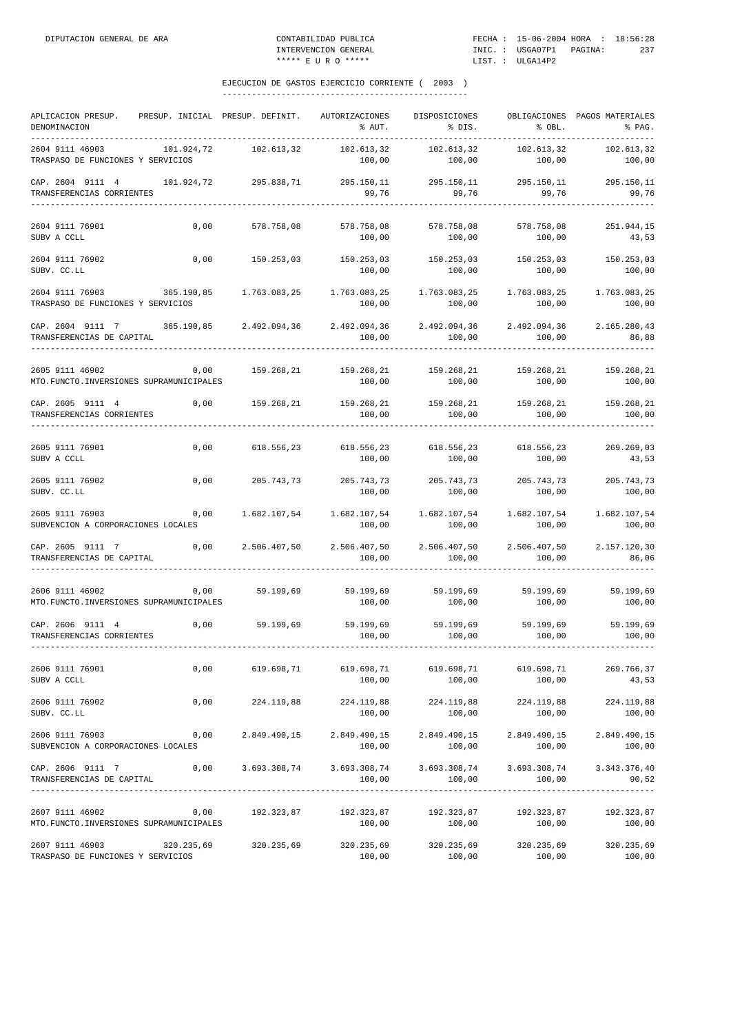DIPUTACION GENERAL DE ARA — CONTABILIDAD PUBLICA — INTERVENCION GENERAL — ***** E U R O ***** — FECHA : 15-06-2004 HORA : 18:56:28 — INIC. : USGA07P1 — LIST. : ULGA14P2

## EJECUCION DE GASTOS EJERCICIO CORRIENTE ( 2003 )

| APLICACION PRESUP. DENOMINACION | PRESUP. INICIAL | PRESUP. DEFINIT. | AUTORIZACIONES % AUT. | DISPOSICIONES % DIS. | OBLIGACIONES % OBL. | PAGOS MATERIALES % PAG. |
|---|---|---|---|---|---|---|
| 2604 9111 46903 TRASPASO DE FUNCIONES Y SERVICIOS | 101.924,72 | 102.613,32 | 102.613,32 100,00 | 102.613,32 100,00 | 102.613,32 100,00 | 102.613,32 100,00 |
| CAP. 2604 9111 4 TRANSFERENCIAS CORRIENTES | 101.924,72 | 295.838,71 | 295.150,11 99,76 | 295.150,11 99,76 | 295.150,11 99,76 | 295.150,11 99,76 |
| 2604 9111 76901 SUBV A CCLL | 0,00 | 578.758,08 | 578.758,08 100,00 | 578.758,08 100,00 | 578.758,08 100,00 | 251.944,15 43,53 |
| 2604 9111 76902 SUBV. CC.LL | 0,00 | 150.253,03 | 150.253,03 100,00 | 150.253,03 100,00 | 150.253,03 100,00 | 150.253,03 100,00 |
| 2604 9111 76903 TRASPASO DE FUNCIONES Y SERVICIOS | 365.190,85 | 1.763.083,25 | 1.763.083,25 100,00 | 1.763.083,25 100,00 | 1.763.083,25 100,00 | 1.763.083,25 100,00 |
| CAP. 2604 9111 7 TRANSFERENCIAS DE CAPITAL | 365.190,85 | 2.492.094,36 | 2.492.094,36 100,00 | 2.492.094,36 100,00 | 2.492.094,36 100,00 | 2.165.280,43 86,88 |
| 2605 9111 46902 MTO.FUNCTO.INVERSIONES SUPRAMUNICIPALES | 0,00 | 159.268,21 | 159.268,21 100,00 | 159.268,21 100,00 | 159.268,21 100,00 | 159.268,21 100,00 |
| CAP. 2605 9111 4 TRANSFERENCIAS CORRIENTES | 0,00 | 159.268,21 | 159.268,21 100,00 | 159.268,21 100,00 | 159.268,21 100,00 | 159.268,21 100,00 |
| 2605 9111 76901 SUBV A CCLL | 0,00 | 618.556,23 | 618.556,23 100,00 | 618.556,23 100,00 | 618.556,23 100,00 | 269.269,03 43,53 |
| 2605 9111 76902 SUBV. CC.LL | 0,00 | 205.743,73 | 205.743,73 100,00 | 205.743,73 100,00 | 205.743,73 100,00 | 205.743,73 100,00 |
| 2605 9111 76903 SUBVENCION A CORPORACIONES LOCALES | 0,00 | 1.682.107,54 | 1.682.107,54 100,00 | 1.682.107,54 100,00 | 1.682.107,54 100,00 | 1.682.107,54 100,00 |
| CAP. 2605 9111 7 TRANSFERENCIAS DE CAPITAL | 0,00 | 2.506.407,50 | 2.506.407,50 100,00 | 2.506.407,50 100,00 | 2.506.407,50 100,00 | 2.157.120,30 86,06 |
| 2606 9111 46902 MTO.FUNCTO.INVERSIONES SUPRAMUNICIPALES | 0,00 | 59.199,69 | 59.199,69 100,00 | 59.199,69 100,00 | 59.199,69 100,00 | 59.199,69 100,00 |
| CAP. 2606 9111 4 TRANSFERENCIAS CORRIENTES | 0,00 | 59.199,69 | 59.199,69 100,00 | 59.199,69 100,00 | 59.199,69 100,00 | 59.199,69 100,00 |
| 2606 9111 76901 SUBV A CCLL | 0,00 | 619.698,71 | 619.698,71 100,00 | 619.698,71 100,00 | 619.698,71 100,00 | 269.766,37 43,53 |
| 2606 9111 76902 SUBV. CC.LL | 0,00 | 224.119,88 | 224.119,88 100,00 | 224.119,88 100,00 | 224.119,88 100,00 | 224.119,88 100,00 |
| 2606 9111 76903 SUBVENCION A CORPORACIONES LOCALES | 0,00 | 2.849.490,15 | 2.849.490,15 100,00 | 2.849.490,15 100,00 | 2.849.490,15 100,00 | 2.849.490,15 100,00 |
| CAP. 2606 9111 7 TRANSFERENCIAS DE CAPITAL | 0,00 | 3.693.308,74 | 3.693.308,74 100,00 | 3.693.308,74 100,00 | 3.693.308,74 100,00 | 3.343.376,40 90,52 |
| 2607 9111 46902 MTO.FUNCTO.INVERSIONES SUPRAMUNICIPALES | 0,00 | 192.323,87 | 192.323,87 100,00 | 192.323,87 100,00 | 192.323,87 100,00 | 192.323,87 100,00 |
| 2607 9111 46903 TRASPASO DE FUNCIONES Y SERVICIOS | 320.235,69 | 320.235,69 | 320.235,69 100,00 | 320.235,69 100,00 | 320.235,69 100,00 | 320.235,69 100,00 |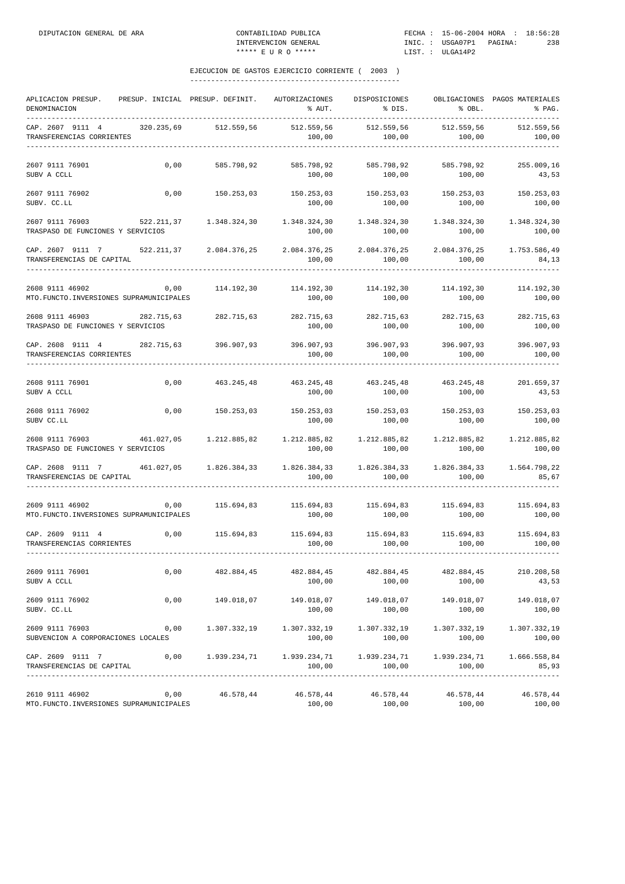DIPUTACION GENERAL DE ARA — CONTABILIDAD PUBLICA — INTERVENCION GENERAL — ***** E U R O ***** — FECHA : 15-06-2004 HORA : 18:56:28 — INIC. : USGA07P1 PAGINA: 238 — LIST. : ULGA14P2

## EJECUCION DE GASTOS EJERCICIO CORRIENTE ( 2003 )

| APLICACION PRESUP. DENOMINACION | PRESUP. INICIAL | PRESUP. DEFINIT. | AUTORIZACIONES % AUT. | DISPOSICIONES % DIS. | OBLIGACIONES % OBL. | PAGOS MATERIALES % PAG. |
|---|---|---|---|---|---|---|
| CAP. 2607 9111 4 TRANSFERENCIAS CORRIENTES | 320.235,69 | 512.559,56 | 512.559,56 100,00 | 512.559,56 100,00 | 512.559,56 100,00 | 512.559,56 100,00 |
| 2607 9111 76901 SUBV A CCLL | 0,00 | 585.798,92 | 585.798,92 100,00 | 585.798,92 100,00 | 585.798,92 100,00 | 255.009,16 43,53 |
| 2607 9111 76902 SUBV. CC.LL | 0,00 | 150.253,03 | 150.253,03 100,00 | 150.253,03 100,00 | 150.253,03 100,00 | 150.253,03 100,00 |
| 2607 9111 76903 TRASPASO DE FUNCIONES Y SERVICIOS | 522.211,37 | 1.348.324,30 | 1.348.324,30 100,00 | 1.348.324,30 100,00 | 1.348.324,30 100,00 | 1.348.324,30 100,00 |
| CAP. 2607 9111 7 TRANSFERENCIAS DE CAPITAL | 522.211,37 | 2.084.376,25 | 2.084.376,25 100,00 | 2.084.376,25 100,00 | 2.084.376,25 100,00 | 1.753.586,49 84,13 |
| 2608 9111 46902 MTO.FUNCTO.INVERSIONES SUPRAMUNICIPALES | 0,00 | 114.192,30 | 114.192,30 100,00 | 114.192,30 100,00 | 114.192,30 100,00 | 114.192,30 100,00 |
| 2608 9111 46903 TRASPASO DE FUNCIONES Y SERVICIOS | 282.715,63 | 282.715,63 | 282.715,63 100,00 | 282.715,63 100,00 | 282.715,63 100,00 | 282.715,63 100,00 |
| CAP. 2608 9111 4 TRANSFERENCIAS CORRIENTES | 282.715,63 | 396.907,93 | 396.907,93 100,00 | 396.907,93 100,00 | 396.907,93 100,00 | 396.907,93 100,00 |
| 2608 9111 76901 SUBV A CCLL | 0,00 | 463.245,48 | 463.245,48 100,00 | 463.245,48 100,00 | 463.245,48 100,00 | 201.659,37 43,53 |
| 2608 9111 76902 SUBV CC.LL | 0,00 | 150.253,03 | 150.253,03 100,00 | 150.253,03 100,00 | 150.253,03 100,00 | 150.253,03 100,00 |
| 2608 9111 76903 TRASPASO DE FUNCIONES Y SERVICIOS | 461.027,05 | 1.212.885,82 | 1.212.885,82 100,00 | 1.212.885,82 100,00 | 1.212.885,82 100,00 | 1.212.885,82 100,00 |
| CAP. 2608 9111 7 TRANSFERENCIAS DE CAPITAL | 461.027,05 | 1.826.384,33 | 1.826.384,33 100,00 | 1.826.384,33 100,00 | 1.826.384,33 100,00 | 1.564.798,22 85,67 |
| 2609 9111 46902 MTO.FUNCTO.INVERSIONES SUPRAMUNICIPALES | 0,00 | 115.694,83 | 115.694,83 100,00 | 115.694,83 100,00 | 115.694,83 100,00 | 115.694,83 100,00 |
| CAP. 2609 9111 4 TRANSFERENCIAS CORRIENTES | 0,00 | 115.694,83 | 115.694,83 100,00 | 115.694,83 100,00 | 115.694,83 100,00 | 115.694,83 100,00 |
| 2609 9111 76901 SUBV A CCLL | 0,00 | 482.884,45 | 482.884,45 100,00 | 482.884,45 100,00 | 482.884,45 100,00 | 210.208,58 43,53 |
| 2609 9111 76902 SUBV. CC.LL | 0,00 | 149.018,07 | 149.018,07 100,00 | 149.018,07 100,00 | 149.018,07 100,00 | 149.018,07 100,00 |
| 2609 9111 76903 SUBVENCION A CORPORACIONES LOCALES | 0,00 | 1.307.332,19 | 1.307.332,19 100,00 | 1.307.332,19 100,00 | 1.307.332,19 100,00 | 1.307.332,19 100,00 |
| CAP. 2609 9111 7 TRANSFERENCIAS DE CAPITAL | 0,00 | 1.939.234,71 | 1.939.234,71 100,00 | 1.939.234,71 100,00 | 1.939.234,71 100,00 | 1.666.558,84 85,93 |
| 2610 9111 46902 MTO.FUNCTO.INVERSIONES SUPRAMUNICIPALES | 0,00 | 46.578,44 | 46.578,44 100,00 | 46.578,44 100,00 | 46.578,44 100,00 | 46.578,44 100,00 |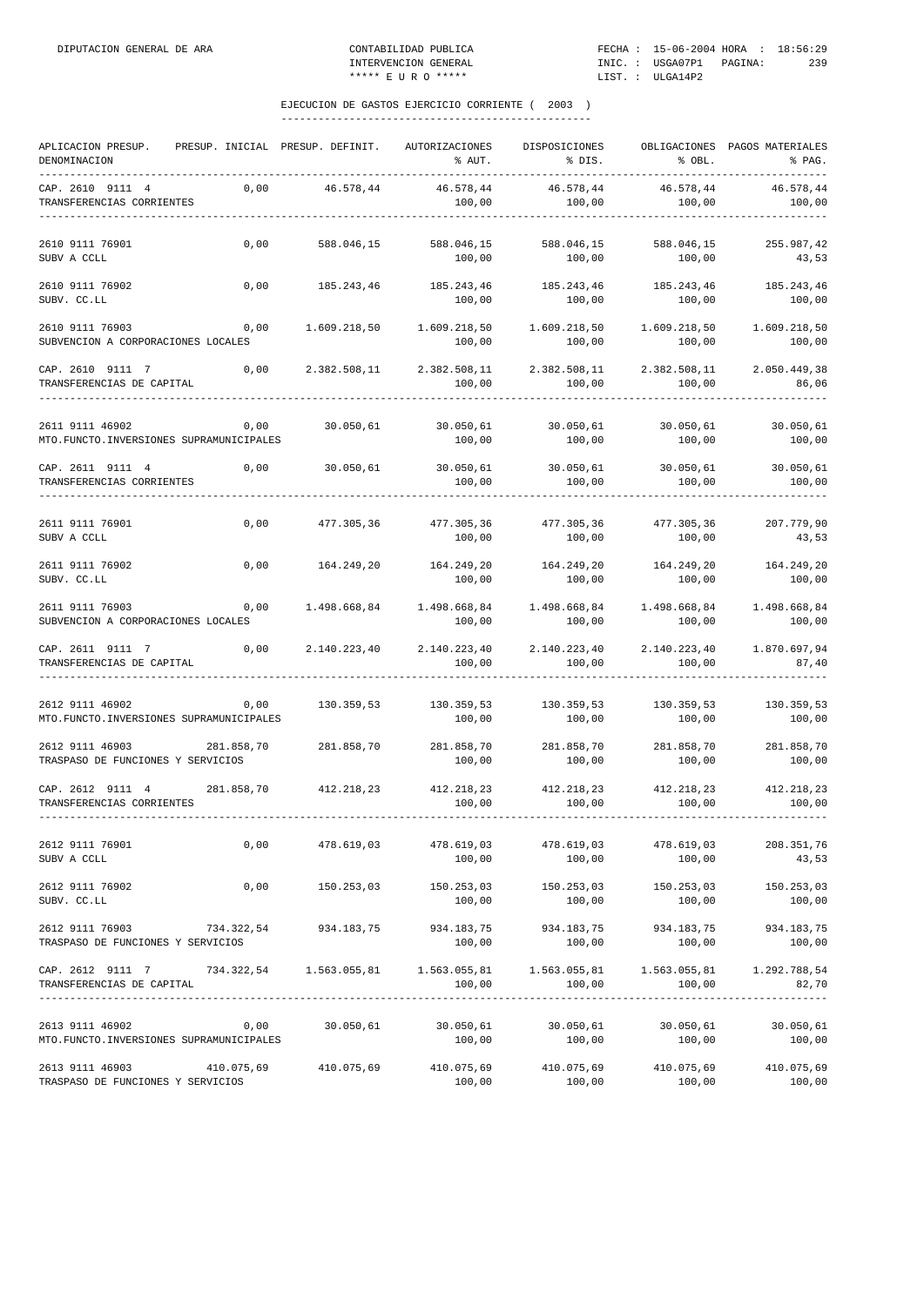DIPUTACION GENERAL DE ARA — CONTABILIDAD PUBLICA — INTERVENCION GENERAL — ***** E U R O ***** — FECHA : 15-06-2004 HORA : 18:56:29 — INIC. : USGA07P1 — LIST. : ULGA14P2

## EJECUCION DE GASTOS EJERCICIO CORRIENTE ( 2003 )

| APLICACION PRESUP. DENOMINACION | PRESUP. INICIAL | PRESUP. DEFINIT. | AUTORIZACIONES % AUT. | DISPOSICIONES % DIS. | OBLIGACIONES % OBL. | PAGOS MATERIALES % PAG. |
|---|---|---|---|---|---|---|
| CAP. 2610 9111 4 TRANSFERENCIAS CORRIENTES | 0,00 | 46.578,44 | 46.578,44 100,00 | 46.578,44 100,00 | 46.578,44 100,00 | 46.578,44 100,00 |
| 2610 9111 76901 SUBV A CCLL | 0,00 | 588.046,15 | 588.046,15 100,00 | 588.046,15 100,00 | 588.046,15 100,00 | 255.987,42 43,53 |
| 2610 9111 76902 SUBV. CC.LL | 0,00 | 185.243,46 | 185.243,46 100,00 | 185.243,46 100,00 | 185.243,46 100,00 | 185.243,46 100,00 |
| 2610 9111 76903 SUBVENCION A CORPORACIONES LOCALES | 0,00 | 1.609.218,50 | 1.609.218,50 100,00 | 1.609.218,50 100,00 | 1.609.218,50 100,00 | 1.609.218,50 100,00 |
| CAP. 2610 9111 7 TRANSFERENCIAS DE CAPITAL | 0,00 | 2.382.508,11 | 2.382.508,11 100,00 | 2.382.508,11 100,00 | 2.382.508,11 100,00 | 2.050.449,38 86,06 |
| 2611 9111 46902 MTO.FUNCTO.INVERSIONES SUPRAMUNICIPALES | 0,00 | 30.050,61 | 30.050,61 100,00 | 30.050,61 100,00 | 30.050,61 100,00 | 30.050,61 100,00 |
| CAP. 2611 9111 4 TRANSFERENCIAS CORRIENTES | 0,00 | 30.050,61 | 30.050,61 100,00 | 30.050,61 100,00 | 30.050,61 100,00 | 30.050,61 100,00 |
| 2611 9111 76901 SUBV A CCLL | 0,00 | 477.305,36 | 477.305,36 100,00 | 477.305,36 100,00 | 477.305,36 100,00 | 207.779,90 43,53 |
| 2611 9111 76902 SUBV. CC.LL | 0,00 | 164.249,20 | 164.249,20 100,00 | 164.249,20 100,00 | 164.249,20 100,00 | 164.249,20 100,00 |
| 2611 9111 76903 SUBVENCION A CORPORACIONES LOCALES | 0,00 | 1.498.668,84 | 1.498.668,84 100,00 | 1.498.668,84 100,00 | 1.498.668,84 100,00 | 1.498.668,84 100,00 |
| CAP. 2611 9111 7 TRANSFERENCIAS DE CAPITAL | 0,00 | 2.140.223,40 | 2.140.223,40 100,00 | 2.140.223,40 100,00 | 2.140.223,40 100,00 | 1.870.697,94 87,40 |
| 2612 9111 46902 MTO.FUNCTO.INVERSIONES SUPRAMUNICIPALES | 0,00 | 130.359,53 | 130.359,53 100,00 | 130.359,53 100,00 | 130.359,53 100,00 | 130.359,53 100,00 |
| 2612 9111 46903 TRASPASO DE FUNCIONES Y SERVICIOS | 281.858,70 | 281.858,70 | 281.858,70 100,00 | 281.858,70 100,00 | 281.858,70 100,00 | 281.858,70 100,00 |
| CAP. 2612 9111 4 TRANSFERENCIAS CORRIENTES | 281.858,70 | 412.218,23 | 412.218,23 100,00 | 412.218,23 100,00 | 412.218,23 100,00 | 412.218,23 100,00 |
| 2612 9111 76901 SUBV A CCLL | 0,00 | 478.619,03 | 478.619,03 100,00 | 478.619,03 100,00 | 478.619,03 100,00 | 208.351,76 43,53 |
| 2612 9111 76902 SUBV. CC.LL | 0,00 | 150.253,03 | 150.253,03 100,00 | 150.253,03 100,00 | 150.253,03 100,00 | 150.253,03 100,00 |
| 2612 9111 76903 TRASPASO DE FUNCIONES Y SERVICIOS | 734.322,54 | 934.183,75 | 934.183,75 100,00 | 934.183,75 100,00 | 934.183,75 100,00 | 934.183,75 100,00 |
| CAP. 2612 9111 7 TRANSFERENCIAS DE CAPITAL | 734.322,54 | 1.563.055,81 | 1.563.055,81 100,00 | 1.563.055,81 100,00 | 1.563.055,81 100,00 | 1.292.788,54 82,70 |
| 2613 9111 46902 MTO.FUNCTO.INVERSIONES SUPRAMUNICIPALES | 0,00 | 30.050,61 | 30.050,61 100,00 | 30.050,61 100,00 | 30.050,61 100,00 | 30.050,61 100,00 |
| 2613 9111 46903 TRASPASO DE FUNCIONES Y SERVICIOS | 410.075,69 | 410.075,69 | 410.075,69 100,00 | 410.075,69 100,00 | 410.075,69 100,00 | 410.075,69 100,00 |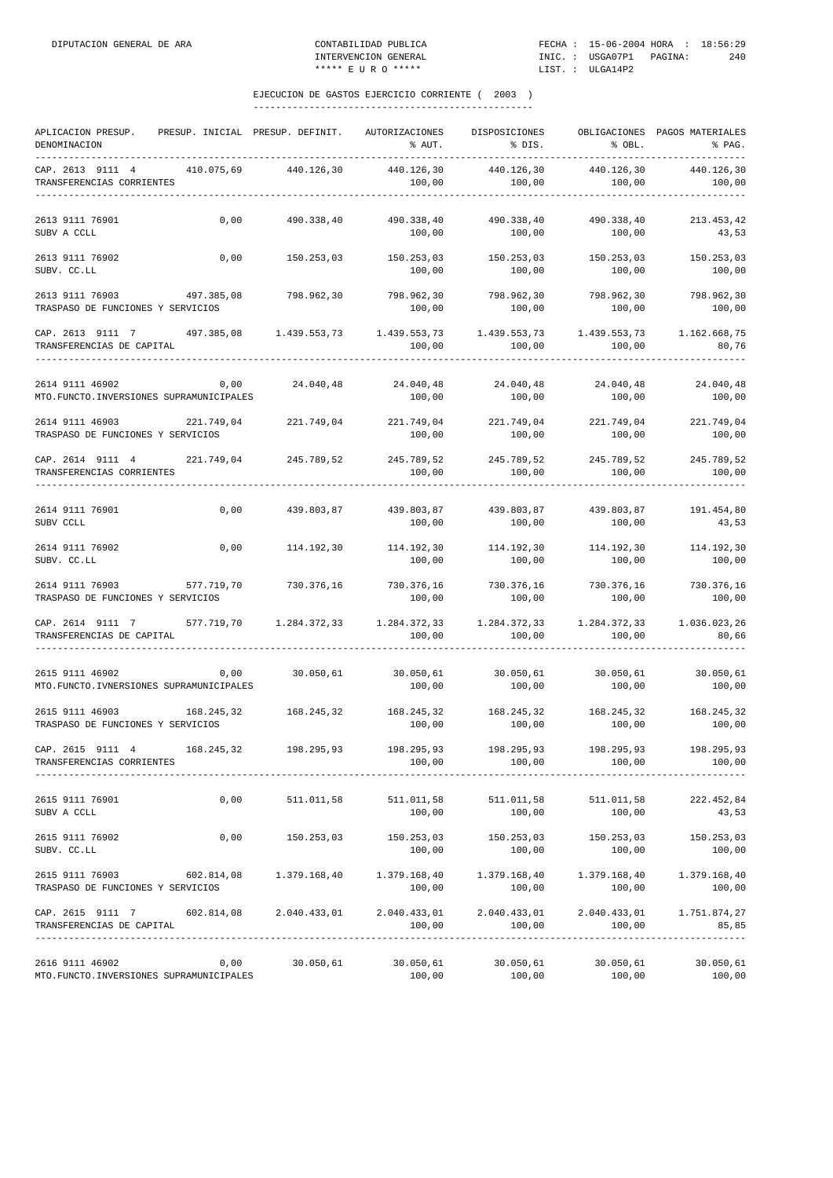## EJECUCION DE GASTOS EJERCICIO CORRIENTE ( 2003 )

| APLICACION PRESUP. DENOMINACION | PRESUP. INICIAL | PRESUP. DEFINIT. | AUTORIZACIONES % AUT. | DISPOSICIONES % DIS. | OBLIGACIONES % OBL. | PAGOS MATERIALES % PAG. |
|---|---|---|---|---|---|---|
| CAP. 2613 9111 4 TRANSFERENCIAS CORRIENTES | 410.075,69 | 440.126,30 | 440.126,30 100,00 | 440.126,30 100,00 | 440.126,30 100,00 | 440.126,30 100,00 |
| 2613 9111 76901 SUBV A CCLL | 0,00 | 490.338,40 | 490.338,40 100,00 | 490.338,40 100,00 | 490.338,40 100,00 | 213.453,42 43,53 |
| 2613 9111 76902 SUBV. CC.LL | 0,00 | 150.253,03 | 150.253,03 100,00 | 150.253,03 100,00 | 150.253,03 100,00 | 150.253,03 100,00 |
| 2613 9111 76903 TRASPASO DE FUNCIONES Y SERVICIOS | 497.385,08 | 798.962,30 | 798.962,30 100,00 | 798.962,30 100,00 | 798.962,30 100,00 | 798.962,30 100,00 |
| CAP. 2613 9111 7 TRANSFERENCIAS DE CAPITAL | 497.385,08 | 1.439.553,73 | 1.439.553,73 100,00 | 1.439.553,73 100,00 | 1.439.553,73 100,00 | 1.162.668,75 80,76 |
| 2614 9111 46902 MTO.FUNCTO.INVERSIONES SUPRAMUNICIPALES | 0,00 | 24.040,48 | 24.040,48 100,00 | 24.040,48 100,00 | 24.040,48 100,00 | 24.040,48 100,00 |
| 2614 9111 46903 TRASPASO DE FUNCIONES Y SERVICIOS | 221.749,04 | 221.749,04 | 221.749,04 100,00 | 221.749,04 100,00 | 221.749,04 100,00 | 221.749,04 100,00 |
| CAP. 2614 9111 4 TRANSFERENCIAS CORRIENTES | 221.749,04 | 245.789,52 | 245.789,52 100,00 | 245.789,52 100,00 | 245.789,52 100,00 | 245.789,52 100,00 |
| 2614 9111 76901 SUBV CCLL | 0,00 | 439.803,87 | 439.803,87 100,00 | 439.803,87 100,00 | 439.803,87 100,00 | 191.454,80 43,53 |
| 2614 9111 76902 SUBV. CC.LL | 0,00 | 114.192,30 | 114.192,30 100,00 | 114.192,30 100,00 | 114.192,30 100,00 | 114.192,30 100,00 |
| 2614 9111 76903 TRASPASO DE FUNCIONES Y SERVICIOS | 577.719,70 | 730.376,16 | 730.376,16 100,00 | 730.376,16 100,00 | 730.376,16 100,00 | 730.376,16 100,00 |
| CAP. 2614 9111 7 TRANSFERENCIAS DE CAPITAL | 577.719,70 | 1.284.372,33 | 1.284.372,33 100,00 | 1.284.372,33 100,00 | 1.284.372,33 100,00 | 1.036.023,26 80,66 |
| 2615 9111 46902 MTO.FUNCTO.IVNERSIONES SUPRAMUNICIPALES | 0,00 | 30.050,61 | 30.050,61 100,00 | 30.050,61 100,00 | 30.050,61 100,00 | 30.050,61 100,00 |
| 2615 9111 46903 TRASPASO DE FUNCIONES Y SERVICIOS | 168.245,32 | 168.245,32 | 168.245,32 100,00 | 168.245,32 100,00 | 168.245,32 100,00 | 168.245,32 100,00 |
| CAP. 2615 9111 4 TRANSFERENCIAS CORRIENTES | 168.245,32 | 198.295,93 | 198.295,93 100,00 | 198.295,93 100,00 | 198.295,93 100,00 | 198.295,93 100,00 |
| 2615 9111 76901 SUBV A CCLL | 0,00 | 511.011,58 | 511.011,58 100,00 | 511.011,58 100,00 | 511.011,58 100,00 | 222.452,84 43,53 |
| 2615 9111 76902 SUBV. CC.LL | 0,00 | 150.253,03 | 150.253,03 100,00 | 150.253,03 100,00 | 150.253,03 100,00 | 150.253,03 100,00 |
| 2615 9111 76903 TRASPASO DE FUNCIONES Y SERVICIOS | 602.814,08 | 1.379.168,40 | 1.379.168,40 100,00 | 1.379.168,40 100,00 | 1.379.168,40 100,00 | 1.379.168,40 100,00 |
| CAP. 2615 9111 7 TRANSFERENCIAS DE CAPITAL | 602.814,08 | 2.040.433,01 | 2.040.433,01 100,00 | 2.040.433,01 100,00 | 2.040.433,01 100,00 | 1.751.874,27 85,85 |
| 2616 9111 46902 MTO.FUNCTO.INVERSIONES SUPRAMUNICIPALES | 0,00 | 30.050,61 | 30.050,61 100,00 | 30.050,61 100,00 | 30.050,61 100,00 | 30.050,61 100,00 |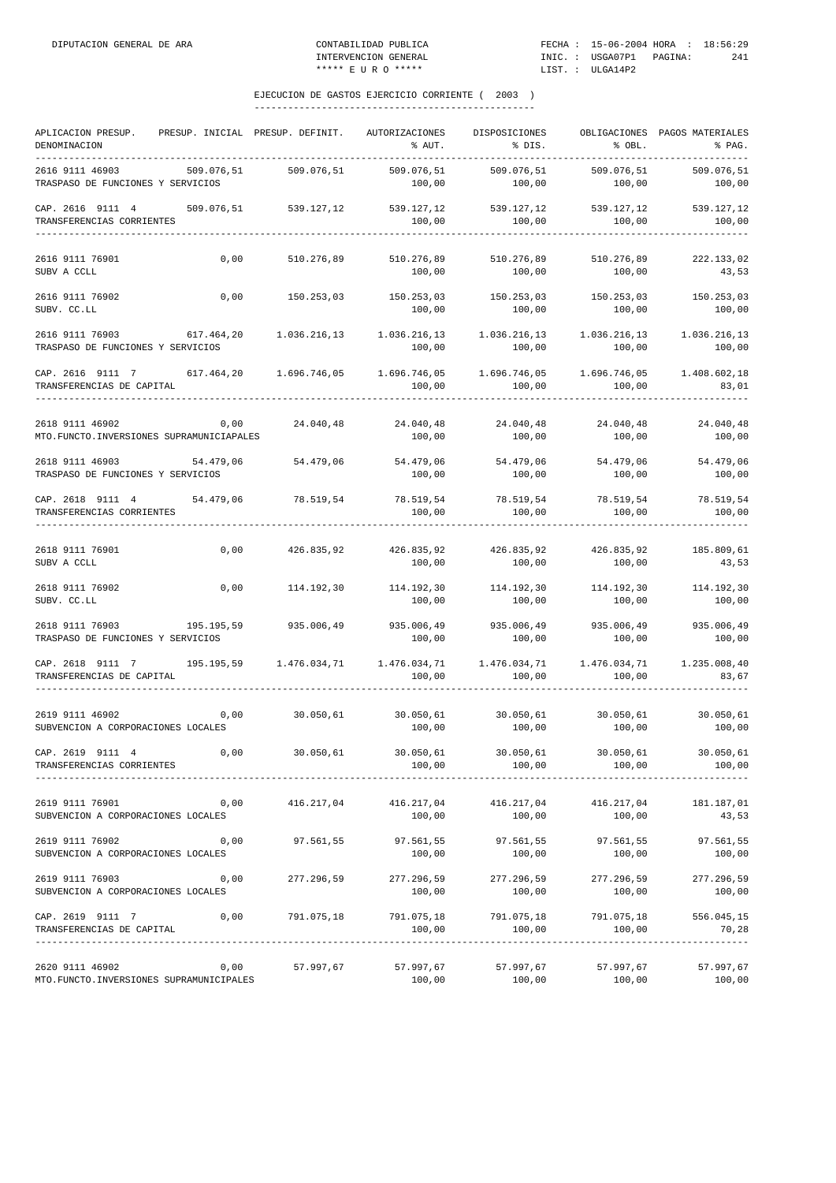## EJECUCION DE GASTOS EJERCICIO CORRIENTE ( 2003 )

| APLICACION PRESUP. DENOMINACION | PRESUP. INICIAL | PRESUP. DEFINIT. | AUTORIZACIONES % AUT. | DISPOSICIONES % DIS. | OBLIGACIONES % OBL. | PAGOS MATERIALES % PAG. |
|---|---|---|---|---|---|---|
| 2616 9111 46903 TRASPASO DE FUNCIONES Y SERVICIOS | 509.076,51 | 509.076,51 | 509.076,51 100,00 | 509.076,51 100,00 | 509.076,51 100,00 | 509.076,51 100,00 |
| CAP. 2616 9111 4 TRANSFERENCIAS CORRIENTES | 509.076,51 | 539.127,12 | 539.127,12 100,00 | 539.127,12 100,00 | 539.127,12 100,00 | 539.127,12 100,00 |
| 2616 9111 76901 SUBV A CCLL | 0,00 | 510.276,89 | 510.276,89 100,00 | 510.276,89 100,00 | 510.276,89 100,00 | 222.133,02 43,53 |
| 2616 9111 76902 SUBV. CC.LL | 0,00 | 150.253,03 | 150.253,03 100,00 | 150.253,03 100,00 | 150.253,03 100,00 | 150.253,03 100,00 |
| 2616 9111 76903 TRASPASO DE FUNCIONES Y SERVICIOS | 617.464,20 | 1.036.216,13 | 1.036.216,13 100,00 | 1.036.216,13 100,00 | 1.036.216,13 100,00 | 1.036.216,13 100,00 |
| CAP. 2616 9111 7 TRANSFERENCIAS DE CAPITAL | 617.464,20 | 1.696.746,05 | 1.696.746,05 100,00 | 1.696.746,05 100,00 | 1.696.746,05 100,00 | 1.408.602,18 83,01 |
| 2618 9111 46902 MTO.FUNCTO.INVERSIONES SUPRAMUNICIAPALES | 0,00 | 24.040,48 | 24.040,48 100,00 | 24.040,48 100,00 | 24.040,48 100,00 | 24.040,48 100,00 |
| 2618 9111 46903 TRASPASO DE FUNCIONES Y SERVICIOS | 54.479,06 | 54.479,06 | 54.479,06 100,00 | 54.479,06 100,00 | 54.479,06 100,00 | 54.479,06 100,00 |
| CAP. 2618 9111 4 TRANSFERENCIAS CORRIENTES | 54.479,06 | 78.519,54 | 78.519,54 100,00 | 78.519,54 100,00 | 78.519,54 100,00 | 78.519,54 100,00 |
| 2618 9111 76901 SUBV A CCLL | 0,00 | 426.835,92 | 426.835,92 100,00 | 426.835,92 100,00 | 426.835,92 100,00 | 185.809,61 43,53 |
| 2618 9111 76902 SUBV. CC.LL | 0,00 | 114.192,30 | 114.192,30 100,00 | 114.192,30 100,00 | 114.192,30 100,00 | 114.192,30 100,00 |
| 2618 9111 76903 TRASPASO DE FUNCIONES Y SERVICIOS | 195.195,59 | 935.006,49 | 935.006,49 100,00 | 935.006,49 100,00 | 935.006,49 100,00 | 935.006,49 100,00 |
| CAP. 2618 9111 7 TRANSFERENCIAS DE CAPITAL | 195.195,59 | 1.476.034,71 | 1.476.034,71 100,00 | 1.476.034,71 100,00 | 1.476.034,71 100,00 | 1.235.008,40 83,67 |
| 2619 9111 46902 SUBVENCION A CORPORACIONES LOCALES | 0,00 | 30.050,61 | 30.050,61 100,00 | 30.050,61 100,00 | 30.050,61 100,00 | 30.050,61 100,00 |
| CAP. 2619 9111 4 TRANSFERENCIAS CORRIENTES | 0,00 | 30.050,61 | 30.050,61 100,00 | 30.050,61 100,00 | 30.050,61 100,00 | 30.050,61 100,00 |
| 2619 9111 76901 SUBVENCION A CORPORACIONES LOCALES | 0,00 | 416.217,04 | 416.217,04 100,00 | 416.217,04 100,00 | 416.217,04 100,00 | 181.187,01 43,53 |
| 2619 9111 76902 SUBVENCION A CORPORACIONES LOCALES | 0,00 | 97.561,55 | 97.561,55 100,00 | 97.561,55 100,00 | 97.561,55 100,00 | 97.561,55 100,00 |
| 2619 9111 76903 SUBVENCION A CORPORACIONES LOCALES | 0,00 | 277.296,59 | 277.296,59 100,00 | 277.296,59 100,00 | 277.296,59 100,00 | 277.296,59 100,00 |
| CAP. 2619 9111 7 TRANSFERENCIAS DE CAPITAL | 0,00 | 791.075,18 | 791.075,18 100,00 | 791.075,18 100,00 | 791.075,18 100,00 | 556.045,15 70,28 |
| 2620 9111 46902 MTO.FUNCTO.INVERSIONES SUPRAMUNICIPALES | 0,00 | 57.997,67 | 57.997,67 100,00 | 57.997,67 100,00 | 57.997,67 100,00 | 57.997,67 100,00 |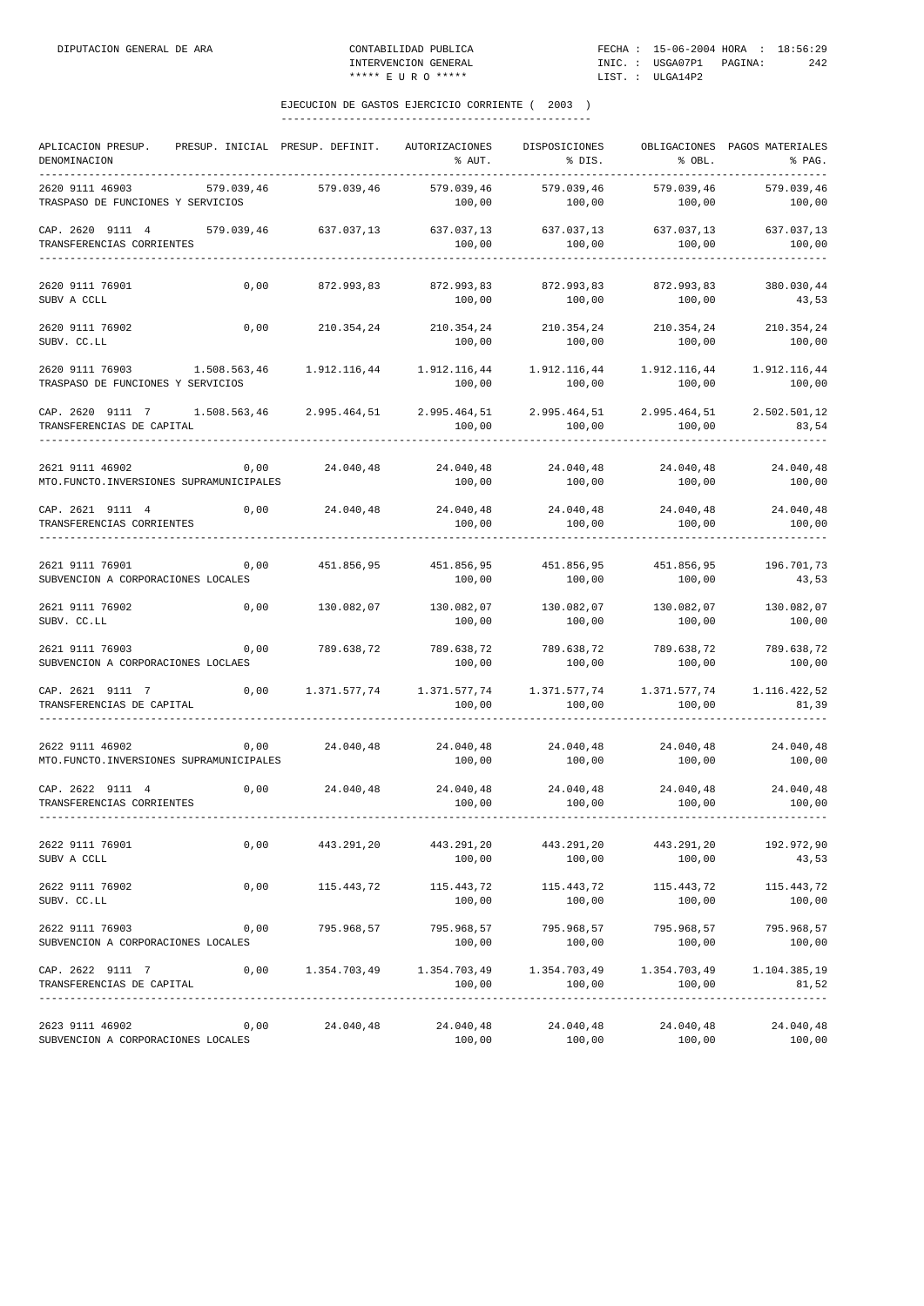EJECUCION DE GASTOS EJERCICIO CORRIENTE ( 2003 )

| APLICACION PRESUP. DENOMINACION | PRESUP. INICIAL | PRESUP. DEFINIT. | AUTORIZACIONES % AUT. | DISPOSICIONES % DIS. | OBLIGACIONES % OBL. | PAGOS MATERIALES % PAG. |
|---|---|---|---|---|---|---|
| 2620 9111 46903 TRASPASO DE FUNCIONES Y SERVICIOS | 579.039,46 | 579.039,46 | 579.039,46 100,00 | 579.039,46 100,00 | 579.039,46 100,00 | 579.039,46 100,00 |
| CAP. 2620 9111 4 TRANSFERENCIAS CORRIENTES | 579.039,46 | 637.037,13 | 637.037,13 100,00 | 637.037,13 100,00 | 637.037,13 100,00 | 637.037,13 100,00 |
| 2620 9111 76901 SUBV A CCLL | 0,00 | 872.993,83 | 872.993,83 100,00 | 872.993,83 100,00 | 872.993,83 100,00 | 380.030,44 43,53 |
| 2620 9111 76902 SUBV. CC.LL | 0,00 | 210.354,24 | 210.354,24 100,00 | 210.354,24 100,00 | 210.354,24 100,00 | 210.354,24 100,00 |
| 2620 9111 76903 TRASPASO DE FUNCIONES Y SERVICIOS | 1.508.563,46 | 1.912.116,44 | 1.912.116,44 100,00 | 1.912.116,44 100,00 | 1.912.116,44 100,00 | 1.912.116,44 100,00 |
| CAP. 2620 9111 7 TRANSFERENCIAS DE CAPITAL | 1.508.563,46 | 2.995.464,51 | 2.995.464,51 100,00 | 2.995.464,51 100,00 | 2.995.464,51 100,00 | 2.502.501,12 83,54 |
| 2621 9111 46902 MTO.FUNCTO.INVERSIONES SUPRAMUNICIPALES | 0,00 | 24.040,48 | 24.040,48 100,00 | 24.040,48 100,00 | 24.040,48 100,00 | 24.040,48 100,00 |
| CAP. 2621 9111 4 TRANSFERENCIAS CORRIENTES | 0,00 | 24.040,48 | 24.040,48 100,00 | 24.040,48 100,00 | 24.040,48 100,00 | 24.040,48 100,00 |
| 2621 9111 76901 SUBVENCION A CORPORACIONES LOCALES | 0,00 | 451.856,95 | 451.856,95 100,00 | 451.856,95 100,00 | 451.856,95 100,00 | 196.701,73 43,53 |
| 2621 9111 76902 SUBV. CC.LL | 0,00 | 130.082,07 | 130.082,07 100,00 | 130.082,07 100,00 | 130.082,07 100,00 | 130.082,07 100,00 |
| 2621 9111 76903 SUBVENCION A CORPORACIONES LOCLAES | 0,00 | 789.638,72 | 789.638,72 100,00 | 789.638,72 100,00 | 789.638,72 100,00 | 789.638,72 100,00 |
| CAP. 2621 9111 7 TRANSFERENCIAS DE CAPITAL | 0,00 | 1.371.577,74 | 1.371.577,74 100,00 | 1.371.577,74 100,00 | 1.371.577,74 100,00 | 1.116.422,52 81,39 |
| 2622 9111 46902 MTO.FUNCTO.INVERSIONES SUPRAMUNICIPALES | 0,00 | 24.040,48 | 24.040,48 100,00 | 24.040,48 100,00 | 24.040,48 100,00 | 24.040,48 100,00 |
| CAP. 2622 9111 4 TRANSFERENCIAS CORRIENTES | 0,00 | 24.040,48 | 24.040,48 100,00 | 24.040,48 100,00 | 24.040,48 100,00 | 24.040,48 100,00 |
| 2622 9111 76901 SUBV A CCLL | 0,00 | 443.291,20 | 443.291,20 100,00 | 443.291,20 100,00 | 443.291,20 100,00 | 192.972,90 43,53 |
| 2622 9111 76902 SUBV. CC.LL | 0,00 | 115.443,72 | 115.443,72 100,00 | 115.443,72 100,00 | 115.443,72 100,00 | 115.443,72 100,00 |
| 2622 9111 76903 SUBVENCION A CORPORACIONES LOCALES | 0,00 | 795.968,57 | 795.968,57 100,00 | 795.968,57 100,00 | 795.968,57 100,00 | 795.968,57 100,00 |
| CAP. 2622 9111 7 TRANSFERENCIAS DE CAPITAL | 0,00 | 1.354.703,49 | 1.354.703,49 100,00 | 1.354.703,49 100,00 | 1.354.703,49 100,00 | 1.104.385,19 81,52 |
| 2623 9111 46902 SUBVENCION A CORPORACIONES LOCALES | 0,00 | 24.040,48 | 24.040,48 100,00 | 24.040,48 100,00 | 24.040,48 100,00 | 24.040,48 100,00 |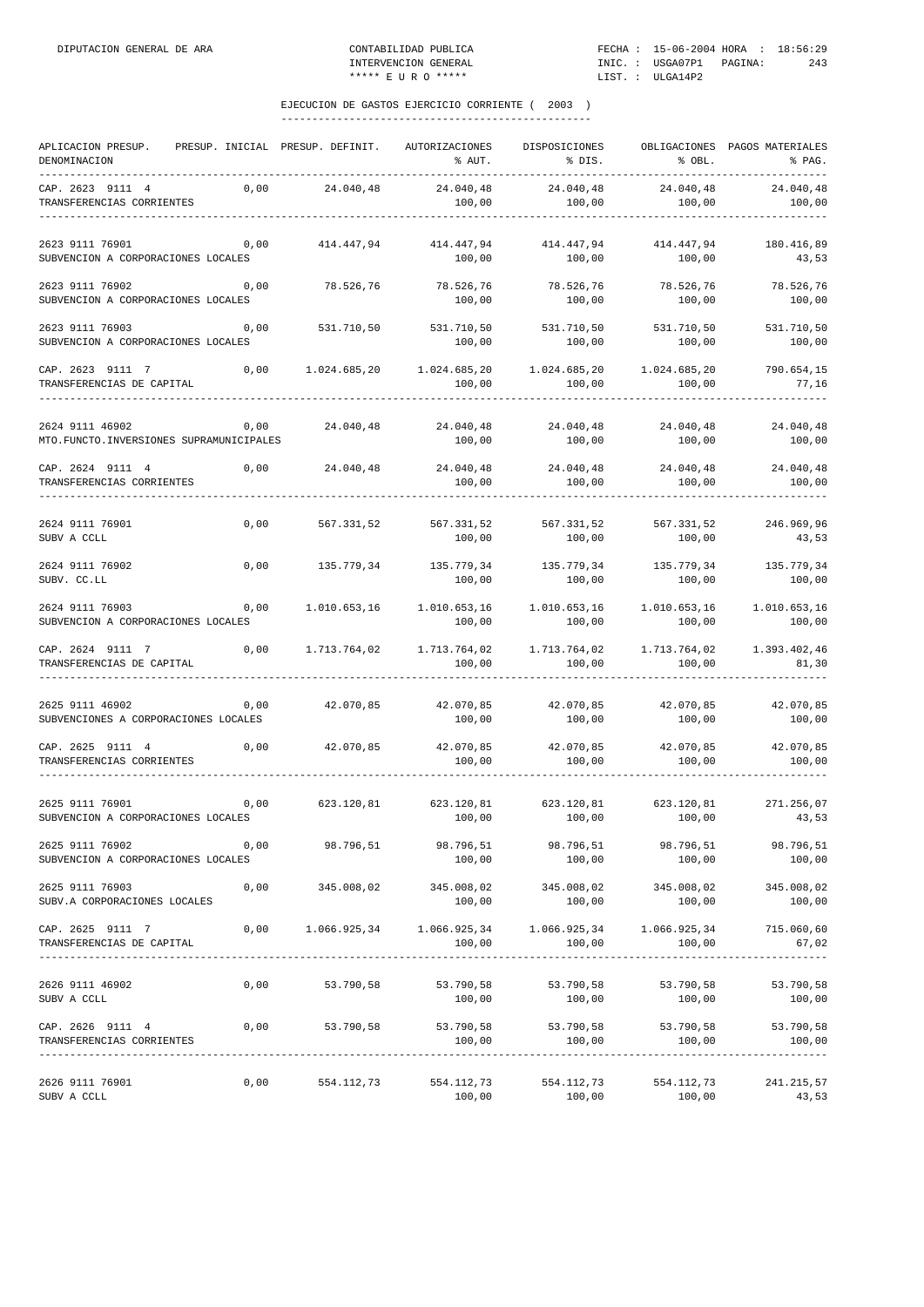## EJECUCION DE GASTOS EJERCICIO CORRIENTE ( 2003 )

| APLICACION PRESUP. DENOMINACION | PRESUP. INICIAL | PRESUP. DEFINIT. | AUTORIZACIONES % AUT. | DISPOSICIONES % DIS. | OBLIGACIONES % OBL. | PAGOS MATERIALES % PAG. |
|---|---|---|---|---|---|---|
| CAP. 2623 9111 4 TRANSFERENCIAS CORRIENTES | 0,00 | 24.040,48 | 24.040,48 100,00 | 24.040,48 100,00 | 24.040,48 100,00 | 24.040,48 100,00 |
| 2623 9111 76901 SUBVENCION A CORPORACIONES LOCALES | 0,00 | 414.447,94 | 414.447,94 100,00 | 414.447,94 100,00 | 414.447,94 100,00 | 180.416,89 43,53 |
| 2623 9111 76902 SUBVENCION A CORPORACIONES LOCALES | 0,00 | 78.526,76 | 78.526,76 100,00 | 78.526,76 100,00 | 78.526,76 100,00 | 78.526,76 100,00 |
| 2623 9111 76903 SUBVENCION A CORPORACIONES LOCALES | 0,00 | 531.710,50 | 531.710,50 100,00 | 531.710,50 100,00 | 531.710,50 100,00 | 531.710,50 100,00 |
| CAP. 2623 9111 7 TRANSFERENCIAS DE CAPITAL | 0,00 | 1.024.685,20 | 1.024.685,20 100,00 | 1.024.685,20 100,00 | 1.024.685,20 100,00 | 790.654,15 77,16 |
| 2624 9111 46902 MTO.FUNCTO.INVERSIONES SUPRAMUNICIPALES | 0,00 | 24.040,48 | 24.040,48 100,00 | 24.040,48 100,00 | 24.040,48 100,00 | 24.040,48 100,00 |
| CAP. 2624 9111 4 TRANSFERENCIAS CORRIENTES | 0,00 | 24.040,48 | 24.040,48 100,00 | 24.040,48 100,00 | 24.040,48 100,00 | 24.040,48 100,00 |
| 2624 9111 76901 SUBV A CCLL | 0,00 | 567.331,52 | 567.331,52 100,00 | 567.331,52 100,00 | 567.331,52 100,00 | 246.969,96 43,53 |
| 2624 9111 76902 SUBV. CC.LL | 0,00 | 135.779,34 | 135.779,34 100,00 | 135.779,34 100,00 | 135.779,34 100,00 | 135.779,34 100,00 |
| 2624 9111 76903 SUBVENCION A CORPORACIONES LOCALES | 0,00 | 1.010.653,16 | 1.010.653,16 100,00 | 1.010.653,16 100,00 | 1.010.653,16 100,00 | 1.010.653,16 100,00 |
| CAP. 2624 9111 7 TRANSFERENCIAS DE CAPITAL | 0,00 | 1.713.764,02 | 1.713.764,02 100,00 | 1.713.764,02 100,00 | 1.713.764,02 100,00 | 1.393.402,46 81,30 |
| 2625 9111 46902 SUBVENCIONES A CORPORACIONES LOCALES | 0,00 | 42.070,85 | 42.070,85 100,00 | 42.070,85 100,00 | 42.070,85 100,00 | 42.070,85 100,00 |
| CAP. 2625 9111 4 TRANSFERENCIAS CORRIENTES | 0,00 | 42.070,85 | 42.070,85 100,00 | 42.070,85 100,00 | 42.070,85 100,00 | 42.070,85 100,00 |
| 2625 9111 76901 SUBVENCION A CORPORACIONES LOCALES | 0,00 | 623.120,81 | 623.120,81 100,00 | 623.120,81 100,00 | 623.120,81 100,00 | 271.256,07 43,53 |
| 2625 9111 76902 SUBVENCION A CORPORACIONES LOCALES | 0,00 | 98.796,51 | 98.796,51 100,00 | 98.796,51 100,00 | 98.796,51 100,00 | 98.796,51 100,00 |
| 2625 9111 76903 SUBV.A CORPORACIONES LOCALES | 0,00 | 345.008,02 | 345.008,02 100,00 | 345.008,02 100,00 | 345.008,02 100,00 | 345.008,02 100,00 |
| CAP. 2625 9111 7 TRANSFERENCIAS DE CAPITAL | 0,00 | 1.066.925,34 | 1.066.925,34 100,00 | 1.066.925,34 100,00 | 1.066.925,34 100,00 | 715.060,60 67,02 |
| 2626 9111 46902 SUBV A CCLL | 0,00 | 53.790,58 | 53.790,58 100,00 | 53.790,58 100,00 | 53.790,58 100,00 | 53.790,58 100,00 |
| CAP. 2626 9111 4 TRANSFERENCIAS CORRIENTES | 0,00 | 53.790,58 | 53.790,58 100,00 | 53.790,58 100,00 | 53.790,58 100,00 | 53.790,58 100,00 |
| 2626 9111 76901 SUBV A CCLL | 0,00 | 554.112,73 | 554.112,73 100,00 | 554.112,73 100,00 | 554.112,73 100,00 | 241.215,57 43,53 |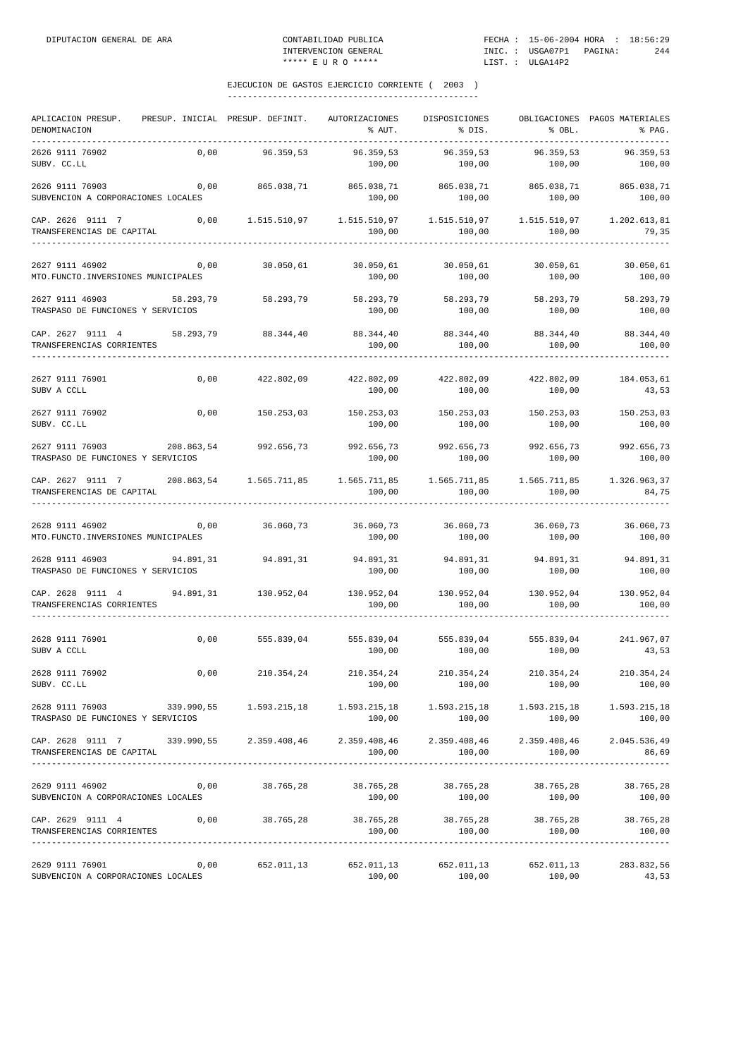EJECUCION DE GASTOS EJERCICIO CORRIENTE ( 2003 )

| APLICACION PRESUP. DENOMINACION | PRESUP. INICIAL | PRESUP. DEFINIT. | AUTORIZACIONES % AUT. | DISPOSICIONES % DIS. | OBLIGACIONES % OBL. | PAGOS MATERIALES % PAG. |
|---|---|---|---|---|---|---|
| 2626 9111 76902 SUBV. CC.LL | 0,00 | 96.359,53 | 96.359,53 100,00 | 96.359,53 100,00 | 96.359,53 100,00 | 96.359,53 100,00 |
| 2626 9111 76903 SUBVENCION A CORPORACIONES LOCALES | 0,00 | 865.038,71 | 865.038,71 100,00 | 865.038,71 100,00 | 865.038,71 100,00 | 865.038,71 100,00 |
| CAP. 2626 9111 7 TRANSFERENCIAS DE CAPITAL | 0,00 | 1.515.510,97 | 1.515.510,97 100,00 | 1.515.510,97 100,00 | 1.515.510,97 100,00 | 1.202.613,81 79,35 |
| 2627 9111 46902 MTO.FUNCTO.INVERSIONES MUNICIPALES | 0,00 | 30.050,61 | 30.050,61 100,00 | 30.050,61 100,00 | 30.050,61 100,00 | 30.050,61 100,00 |
| 2627 9111 46903 TRASPASO DE FUNCIONES Y SERVICIOS | 58.293,79 | 58.293,79 | 58.293,79 100,00 | 58.293,79 100,00 | 58.293,79 100,00 | 58.293,79 100,00 |
| CAP. 2627 9111 4 TRANSFERENCIAS CORRIENTES | 58.293,79 | 88.344,40 | 88.344,40 100,00 | 88.344,40 100,00 | 88.344,40 100,00 | 88.344,40 100,00 |
| 2627 9111 76901 SUBV A CCLL | 0,00 | 422.802,09 | 422.802,09 100,00 | 422.802,09 100,00 | 422.802,09 100,00 | 184.053,61 43,53 |
| 2627 9111 76902 SUBV. CC.LL | 0,00 | 150.253,03 | 150.253,03 100,00 | 150.253,03 100,00 | 150.253,03 100,00 | 150.253,03 100,00 |
| 2627 9111 76903 TRASPASO DE FUNCIONES Y SERVICIOS | 208.863,54 | 992.656,73 | 992.656,73 100,00 | 992.656,73 100,00 | 992.656,73 100,00 | 992.656,73 100,00 |
| CAP. 2627 9111 7 TRANSFERENCIAS DE CAPITAL | 208.863,54 | 1.565.711,85 | 1.565.711,85 100,00 | 1.565.711,85 100,00 | 1.565.711,85 100,00 | 1.326.963,37 84,75 |
| 2628 9111 46902 MTO.FUNCTO.INVERSIONES MUNICIPALES | 0,00 | 36.060,73 | 36.060,73 100,00 | 36.060,73 100,00 | 36.060,73 100,00 | 36.060,73 100,00 |
| 2628 9111 46903 TRASPASO DE FUNCIONES Y SERVICIOS | 94.891,31 | 94.891,31 | 94.891,31 100,00 | 94.891,31 100,00 | 94.891,31 100,00 | 94.891,31 100,00 |
| CAP. 2628 9111 4 TRANSFERENCIAS CORRIENTES | 94.891,31 | 130.952,04 | 130.952,04 100,00 | 130.952,04 100,00 | 130.952,04 100,00 | 130.952,04 100,00 |
| 2628 9111 76901 SUBV A CCLL | 0,00 | 555.839,04 | 555.839,04 100,00 | 555.839,04 100,00 | 555.839,04 100,00 | 241.967,07 43,53 |
| 2628 9111 76902 SUBV. CC.LL | 0,00 | 210.354,24 | 210.354,24 100,00 | 210.354,24 100,00 | 210.354,24 100,00 | 210.354,24 100,00 |
| 2628 9111 76903 TRASPASO DE FUNCIONES Y SERVICIOS | 339.990,55 | 1.593.215,18 | 1.593.215,18 100,00 | 1.593.215,18 100,00 | 1.593.215,18 100,00 | 1.593.215,18 100,00 |
| CAP. 2628 9111 7 TRANSFERENCIAS DE CAPITAL | 339.990,55 | 2.359.408,46 | 2.359.408,46 100,00 | 2.359.408,46 100,00 | 2.359.408,46 100,00 | 2.045.536,49 86,69 |
| 2629 9111 46902 SUBVENCION A CORPORACIONES LOCALES | 0,00 | 38.765,28 | 38.765,28 100,00 | 38.765,28 100,00 | 38.765,28 100,00 | 38.765,28 100,00 |
| CAP. 2629 9111 4 TRANSFERENCIAS CORRIENTES | 0,00 | 38.765,28 | 38.765,28 100,00 | 38.765,28 100,00 | 38.765,28 100,00 | 38.765,28 100,00 |
| 2629 9111 76901 SUBVENCION A CORPORACIONES LOCALES | 0,00 | 652.011,13 | 652.011,13 100,00 | 652.011,13 100,00 | 652.011,13 100,00 | 283.832,56 43,53 |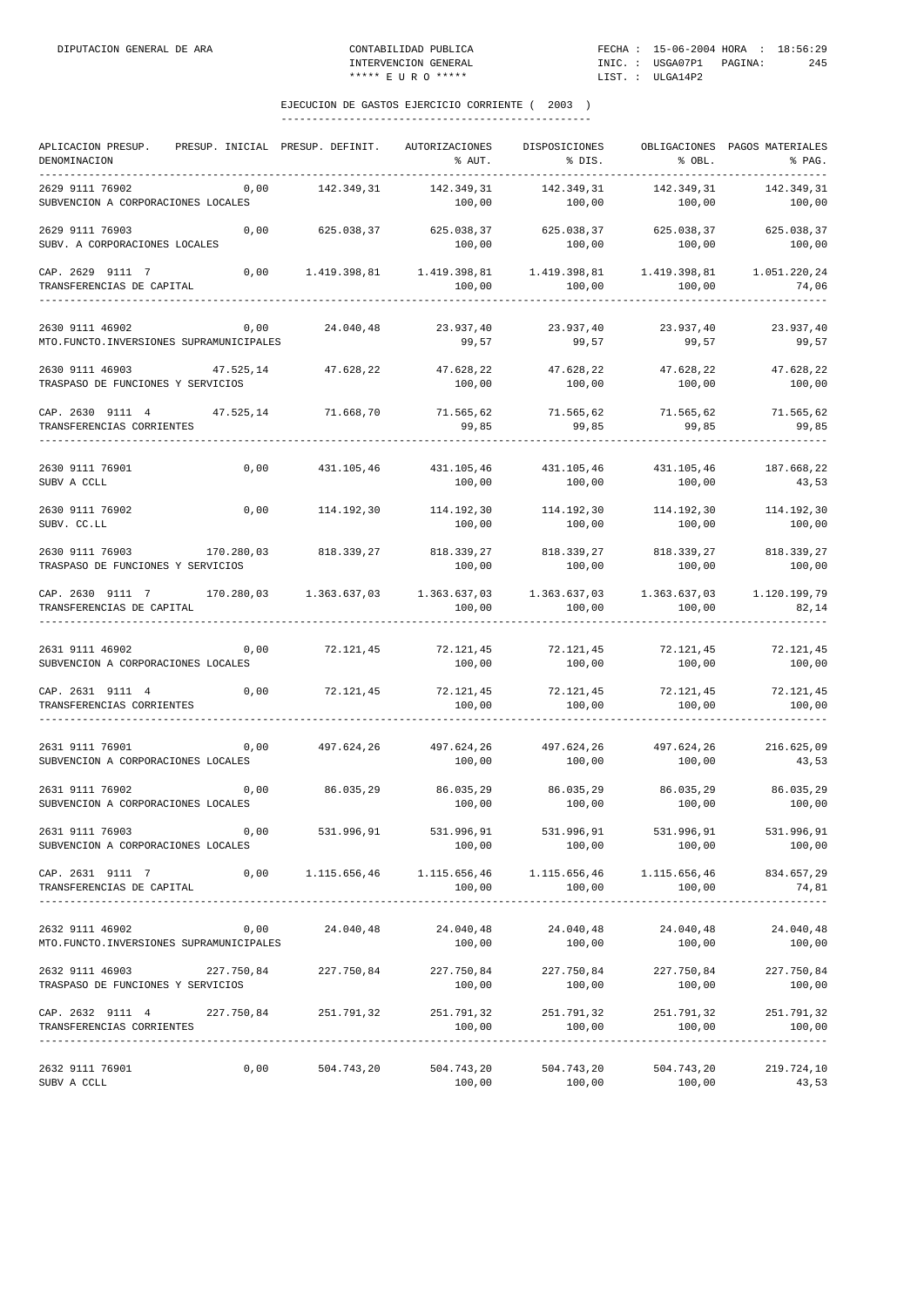EJECUCION DE GASTOS EJERCICIO CORRIENTE ( 2003 )

| APLICACION PRESUP. DENOMINACION | PRESUP. INICIAL | PRESUP. DEFINIT. | AUTORIZACIONES % AUT. | DISPOSICIONES % DIS. | OBLIGACIONES % OBL. | PAGOS MATERIALES % PAG. |
|---|---|---|---|---|---|---|
| 2629 9111 76902 SUBVENCION A CORPORACIONES LOCALES | 0,00 | 142.349,31 | 142.349,31 100,00 | 142.349,31 100,00 | 142.349,31 100,00 | 142.349,31 100,00 |
| 2629 9111 76903 SUBV. A CORPORACIONES LOCALES | 0,00 | 625.038,37 | 625.038,37 100,00 | 625.038,37 100,00 | 625.038,37 100,00 | 625.038,37 100,00 |
| CAP. 2629 9111 7 TRANSFERENCIAS DE CAPITAL | 0,00 | 1.419.398,81 | 1.419.398,81 100,00 | 1.419.398,81 100,00 | 1.419.398,81 100,00 | 1.051.220,24 74,06 |
| 2630 9111 46902 MTO.FUNCTO.INVERSIONES SUPRAMUNICIPALES | 0,00 | 24.040,48 | 23.937,40 99,57 | 23.937,40 99,57 | 23.937,40 99,57 | 23.937,40 99,57 |
| 2630 9111 46903 TRASPASO DE FUNCIONES Y SERVICIOS | 47.525,14 | 47.628,22 | 47.628,22 100,00 | 47.628,22 100,00 | 47.628,22 100,00 | 47.628,22 100,00 |
| CAP. 2630 9111 4 TRANSFERENCIAS CORRIENTES | 47.525,14 | 71.668,70 | 71.565,62 99,85 | 71.565,62 99,85 | 71.565,62 99,85 | 71.565,62 99,85 |
| 2630 9111 76901 SUBV A CCLL | 0,00 | 431.105,46 | 431.105,46 100,00 | 431.105,46 100,00 | 431.105,46 100,00 | 187.668,22 43,53 |
| 2630 9111 76902 SUBV. CC.LL | 0,00 | 114.192,30 | 114.192,30 100,00 | 114.192,30 100,00 | 114.192,30 100,00 | 114.192,30 100,00 |
| 2630 9111 76903 TRASPASO DE FUNCIONES Y SERVICIOS | 170.280,03 | 818.339,27 | 818.339,27 100,00 | 818.339,27 100,00 | 818.339,27 100,00 | 818.339,27 100,00 |
| CAP. 2630 9111 7 TRANSFERENCIAS DE CAPITAL | 170.280,03 | 1.363.637,03 | 1.363.637,03 100,00 | 1.363.637,03 100,00 | 1.363.637,03 100,00 | 1.120.199,79 82,14 |
| 2631 9111 46902 SUBVENCION A CORPORACIONES LOCALES | 0,00 | 72.121,45 | 72.121,45 100,00 | 72.121,45 100,00 | 72.121,45 100,00 | 72.121,45 100,00 |
| CAP. 2631 9111 4 TRANSFERENCIAS CORRIENTES | 0,00 | 72.121,45 | 72.121,45 100,00 | 72.121,45 100,00 | 72.121,45 100,00 | 72.121,45 100,00 |
| 2631 9111 76901 SUBVENCION A CORPORACIONES LOCALES | 0,00 | 497.624,26 | 497.624,26 100,00 | 497.624,26 100,00 | 497.624,26 100,00 | 216.625,09 43,53 |
| 2631 9111 76902 SUBVENCION A CORPORACIONES LOCALES | 0,00 | 86.035,29 | 86.035,29 100,00 | 86.035,29 100,00 | 86.035,29 100,00 | 86.035,29 100,00 |
| 2631 9111 76903 SUBVENCION A CORPORACIONES LOCALES | 0,00 | 531.996,91 | 531.996,91 100,00 | 531.996,91 100,00 | 531.996,91 100,00 | 531.996,91 100,00 |
| CAP. 2631 9111 7 TRANSFERENCIAS DE CAPITAL | 0,00 | 1.115.656,46 | 1.115.656,46 100,00 | 1.115.656,46 100,00 | 1.115.656,46 100,00 | 834.657,29 74,81 |
| 2632 9111 46902 MTO.FUNCTO.INVERSIONES SUPRAMUNICIPALES | 0,00 | 24.040,48 | 24.040,48 100,00 | 24.040,48 100,00 | 24.040,48 100,00 | 24.040,48 100,00 |
| 2632 9111 46903 TRASPASO DE FUNCIONES Y SERVICIOS | 227.750,84 | 227.750,84 | 227.750,84 100,00 | 227.750,84 100,00 | 227.750,84 100,00 | 227.750,84 100,00 |
| CAP. 2632 9111 4 TRANSFERENCIAS CORRIENTES | 227.750,84 | 251.791,32 | 251.791,32 100,00 | 251.791,32 100,00 | 251.791,32 100,00 | 251.791,32 100,00 |
| 2632 9111 76901 SUBV A CCLL | 0,00 | 504.743,20 | 504.743,20 100,00 | 504.743,20 100,00 | 504.743,20 100,00 | 219.724,10 43,53 |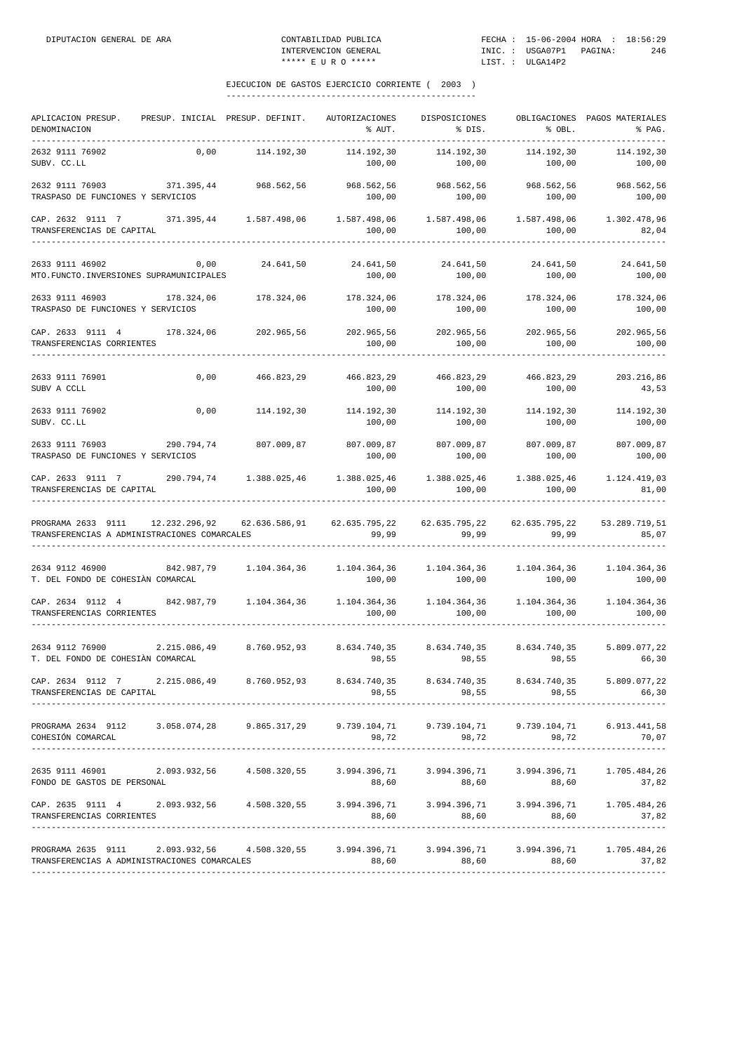## EJECUCION DE GASTOS EJERCICIO CORRIENTE ( 2003 )

| APLICACION PRESUP. DENOMINACION | PRESUP. INICIAL | PRESUP. DEFINIT. | AUTORIZACIONES % AUT. | DISPOSICIONES % DIS. | OBLIGACIONES % OBL. | PAGOS MATERIALES % PAG. |
|---|---|---|---|---|---|---|
| 2632 9111 76902 SUBV. CC.LL | 0,00 | 114.192,30 | 114.192,30 100,00 | 114.192,30 100,00 | 114.192,30 100,00 | 114.192,30 100,00 |
| 2632 9111 76903 TRASPASO DE FUNCIONES Y SERVICIOS | 371.395,44 | 968.562,56 | 968.562,56 100,00 | 968.562,56 100,00 | 968.562,56 100,00 | 968.562,56 100,00 |
| CAP. 2632 9111 7 TRANSFERENCIAS DE CAPITAL | 371.395,44 | 1.587.498,06 | 1.587.498,06 100,00 | 1.587.498,06 100,00 | 1.587.498,06 100,00 | 1.302.478,96 82,04 |
| 2633 9111 46902 MTO.FUNCTO.INVERSIONES SUPRAMUNICIPALES | 0,00 | 24.641,50 | 24.641,50 100,00 | 24.641,50 100,00 | 24.641,50 100,00 | 24.641,50 100,00 |
| 2633 9111 46903 TRASPASO DE FUNCIONES Y SERVICIOS | 178.324,06 | 178.324,06 | 178.324,06 100,00 | 178.324,06 100,00 | 178.324,06 100,00 | 178.324,06 100,00 |
| CAP. 2633 9111 4 TRANSFERENCIAS CORRIENTES | 178.324,06 | 202.965,56 | 202.965,56 100,00 | 202.965,56 100,00 | 202.965,56 100,00 | 202.965,56 100,00 |
| 2633 9111 76901 SUBV A CCLL | 0,00 | 466.823,29 | 466.823,29 100,00 | 466.823,29 100,00 | 466.823,29 100,00 | 203.216,86 43,53 |
| 2633 9111 76902 SUBV. CC.LL | 0,00 | 114.192,30 | 114.192,30 100,00 | 114.192,30 100,00 | 114.192,30 100,00 | 114.192,30 100,00 |
| 2633 9111 76903 TRASPASO DE FUNCIONES Y SERVICIOS | 290.794,74 | 807.009,87 | 807.009,87 100,00 | 807.009,87 100,00 | 807.009,87 100,00 | 807.009,87 100,00 |
| CAP. 2633 9111 7 TRANSFERENCIAS DE CAPITAL | 290.794,74 | 1.388.025,46 | 1.388.025,46 100,00 | 1.388.025,46 100,00 | 1.388.025,46 100,00 | 1.124.419,03 81,00 |
| PROGRAMA 2633 9111 TRANSFERENCIAS A ADMINISTRACIONES COMARCALES | 12.232.296,92 | 62.636.586,91 | 62.635.795,22 99,99 | 62.635.795,22 99,99 | 62.635.795,22 99,99 | 53.289.719,51 85,07 |
| 2634 9112 46900 T. DEL FONDO DE COHESIÀN COMARCAL | 842.987,79 | 1.104.364,36 | 1.104.364,36 100,00 | 1.104.364,36 100,00 | 1.104.364,36 100,00 | 1.104.364,36 100,00 |
| CAP. 2634 9112 4 TRANSFERENCIAS CORRIENTES | 842.987,79 | 1.104.364,36 | 1.104.364,36 100,00 | 1.104.364,36 100,00 | 1.104.364,36 100,00 | 1.104.364,36 100,00 |
| 2634 9112 76900 T. DEL FONDO DE COHESIÀN COMARCAL | 2.215.086,49 | 8.760.952,93 | 8.634.740,35 98,55 | 8.634.740,35 98,55 | 8.634.740,35 98,55 | 5.809.077,22 66,30 |
| CAP. 2634 9112 7 TRANSFERENCIAS DE CAPITAL | 2.215.086,49 | 8.760.952,93 | 8.634.740,35 98,55 | 8.634.740,35 98,55 | 8.634.740,35 98,55 | 5.809.077,22 66,30 |
| PROGRAMA 2634 9112 COHESIÓN COMARCAL | 3.058.074,28 | 9.865.317,29 | 9.739.104,71 98,72 | 9.739.104,71 98,72 | 9.739.104,71 98,72 | 6.913.441,58 70,07 |
| 2635 9111 46901 FONDO DE GASTOS DE PERSONAL | 2.093.932,56 | 4.508.320,55 | 3.994.396,71 88,60 | 3.994.396,71 88,60 | 3.994.396,71 88,60 | 1.705.484,26 37,82 |
| CAP. 2635 9111 4 TRANSFERENCIAS CORRIENTES | 2.093.932,56 | 4.508.320,55 | 3.994.396,71 88,60 | 3.994.396,71 88,60 | 3.994.396,71 88,60 | 1.705.484,26 37,82 |
| PROGRAMA 2635 9111 TRANSFERENCIAS A ADMINISTRACIONES COMARCALES | 2.093.932,56 | 4.508.320,55 | 3.994.396,71 88,60 | 3.994.396,71 88,60 | 3.994.396,71 88,60 | 1.705.484,26 37,82 |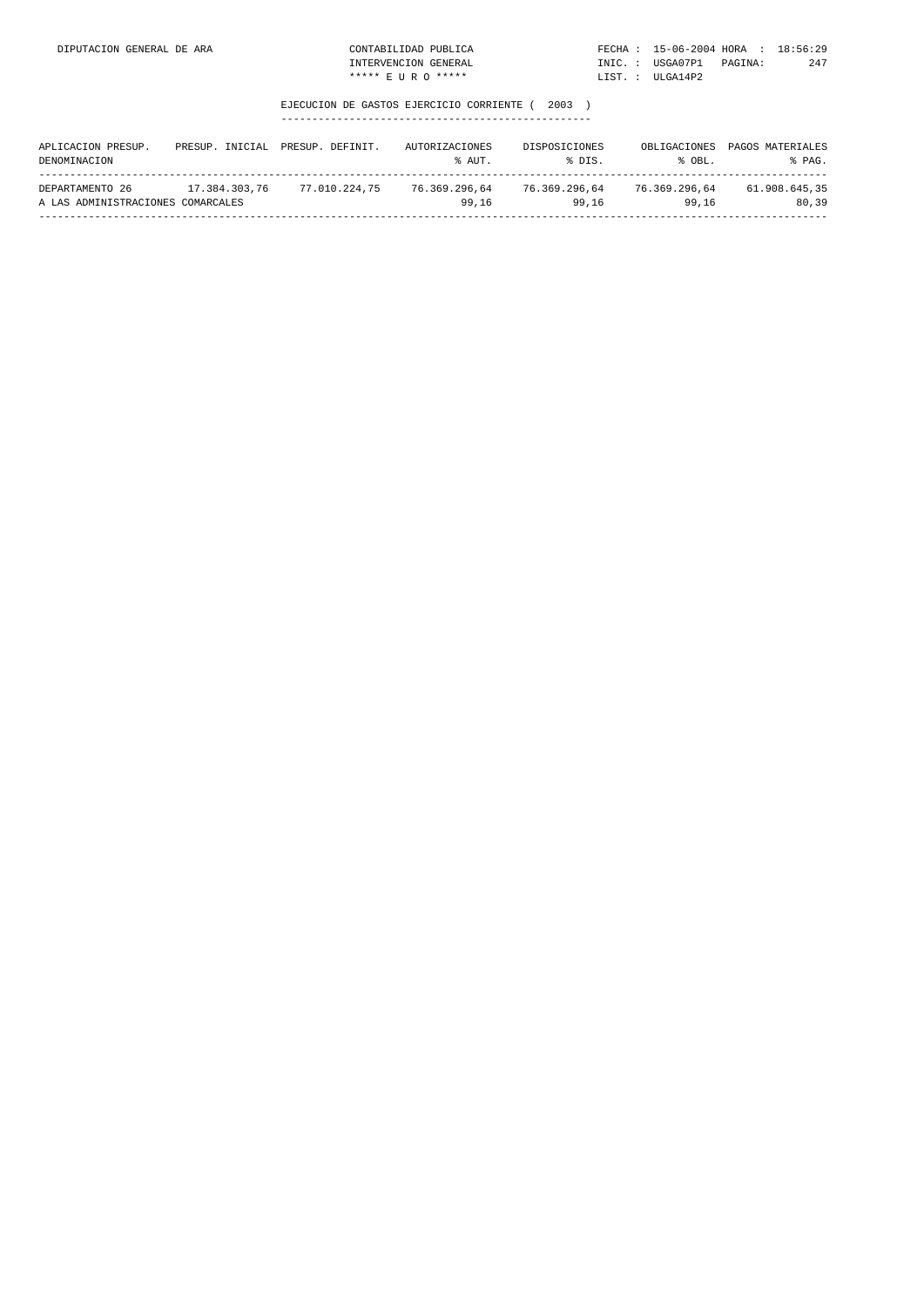## EJECUCION DE GASTOS EJERCICIO CORRIENTE ( 2003 )

| APLICACION PRESUP. DENOMINACION | PRESUP. INICIAL | PRESUP. DEFINIT. | AUTORIZACIONES % AUT. | DISPOSICIONES % DIS. | OBLIGACIONES % OBL. | PAGOS MATERIALES % PAG. |
|---|---|---|---|---|---|---|
| DEPARTAMENTO 26 A LAS ADMINISTRACIONES COMARCALES | 17.384.303,76 | 77.010.224,75 | 76.369.296,64 99,16 | 76.369.296,64 99,16 | 76.369.296,64 99,16 | 61.908.645,35 80,39 |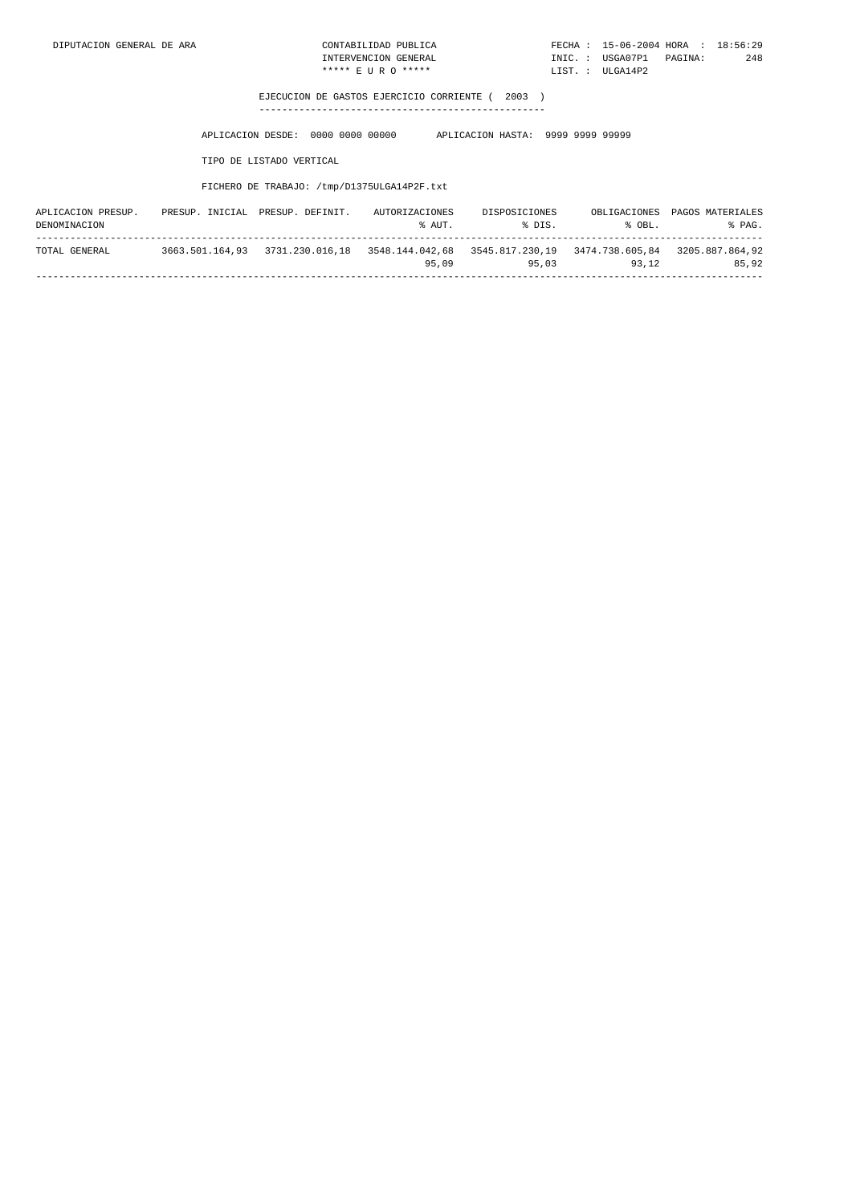DIPUTACION GENERAL DE ARA    CONTABILIDAD PUBLICA    FECHA : 15-06-2004 HORA : 18:56:29
INTERVENCION GENERAL    INIC. : USGA07P1 PAGINA: 248
***** E U R O *****    LIST. : ULGA14P2

## EJECUCION DE GASTOS EJERCICIO CORRIENTE ( 2003 )

APLICACION DESDE: 0000 0000 00000    APLICACION HASTA: 9999 9999 99999

TIPO DE LISTADO VERTICAL

FICHERO DE TRABAJO: /tmp/D1375ULGA14P2F.txt

| APLICACION PRESUP. DENOMINACION | PRESUP. INICIAL | PRESUP. DEFINIT. | AUTORIZACIONES % AUT. | DISPOSICIONES % DIS. | OBLIGACIONES % OBL. | PAGOS MATERIALES % PAG. |
|---|---|---|---|---|---|---|
| TOTAL GENERAL | 3663.501.164,93 | 3731.230.016,18 | 3548.144.042,68 | 3545.817.230,19 | 3474.738.605,84 | 3205.887.864,92 |
| | | | 95,09 | 95,03 | 93,12 | 85,92 |